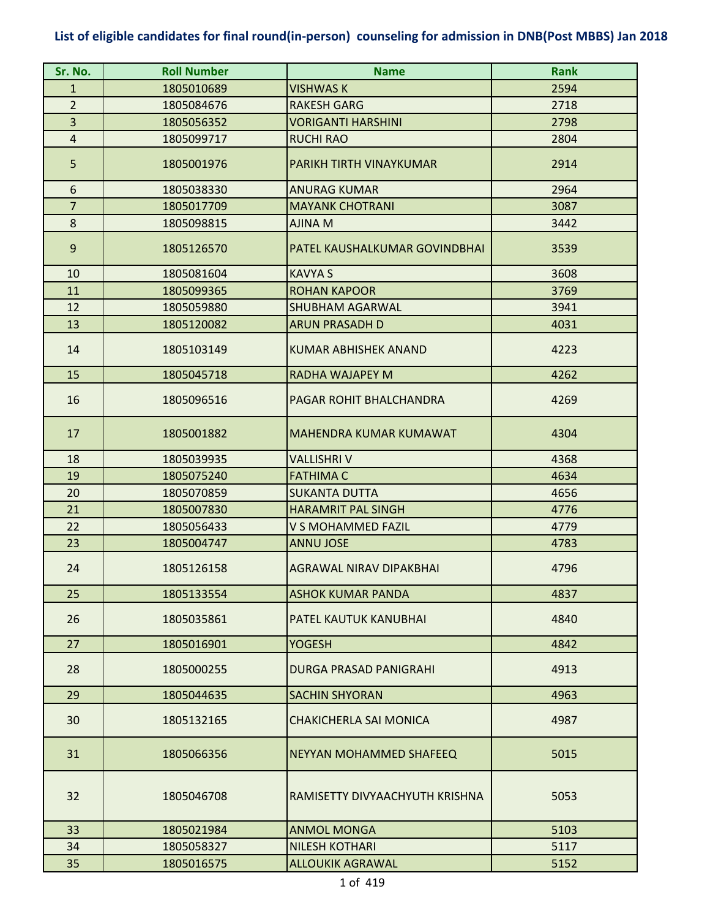# List of eligible candidates for final round(in-person) counseling for admission in DNB(Post MBBS) Jan 2018

| Sr. No. | Roll Number | Name | Rank |
|---|---|---|---|
| 1 | 1805010689 | VISHWAS K | 2594 |
| 2 | 1805084676 | RAKESH GARG | 2718 |
| 3 | 1805056352 | VORIGANTI HARSHINI | 2798 |
| 4 | 1805099717 | RUCHI RAO | 2804 |
| 5 | 1805001976 | PARIKH TIRTH VINAYKUMAR | 2914 |
| 6 | 1805038330 | ANURAG KUMAR | 2964 |
| 7 | 1805017709 | MAYANK CHOTRANI | 3087 |
| 8 | 1805098815 | AJINA M | 3442 |
| 9 | 1805126570 | PATEL KAUSHALKUMAR GOVINDBHAI | 3539 |
| 10 | 1805081604 | KAVYA S | 3608 |
| 11 | 1805099365 | ROHAN KAPOOR | 3769 |
| 12 | 1805059880 | SHUBHAM AGARWAL | 3941 |
| 13 | 1805120082 | ARUN PRASADH D | 4031 |
| 14 | 1805103149 | KUMAR ABHISHEK ANAND | 4223 |
| 15 | 1805045718 | RADHA WAJAPEY M | 4262 |
| 16 | 1805096516 | PAGAR ROHIT BHALCHANDRA | 4269 |
| 17 | 1805001882 | MAHENDRA KUMAR KUMAWAT | 4304 |
| 18 | 1805039935 | VALLISHRI V | 4368 |
| 19 | 1805075240 | FATHIMA C | 4634 |
| 20 | 1805070859 | SUKANTA DUTTA | 4656 |
| 21 | 1805007830 | HARAMRIT PAL SINGH | 4776 |
| 22 | 1805056433 | V S MOHAMMED FAZIL | 4779 |
| 23 | 1805004747 | ANNU JOSE | 4783 |
| 24 | 1805126158 | AGRAWAL NIRAV DIPAKBHAI | 4796 |
| 25 | 1805133554 | ASHOK KUMAR PANDA | 4837 |
| 26 | 1805035861 | PATEL KAUTUK KANUBHAI | 4840 |
| 27 | 1805016901 | YOGESH | 4842 |
| 28 | 1805000255 | DURGA PRASAD PANIGRAHI | 4913 |
| 29 | 1805044635 | SACHIN SHYORAN | 4963 |
| 30 | 1805132165 | CHAKICHERLA SAI MONICA | 4987 |
| 31 | 1805066356 | NEYYAN MOHAMMED SHAFEEQ | 5015 |
| 32 | 1805046708 | RAMISETTY DIVYAACHYUTH KRISHNA | 5053 |
| 33 | 1805021984 | ANMOL MONGA | 5103 |
| 34 | 1805058327 | NILESH KOTHARI | 5117 |
| 35 | 1805016575 | ALLOUKIK AGRAWAL | 5152 |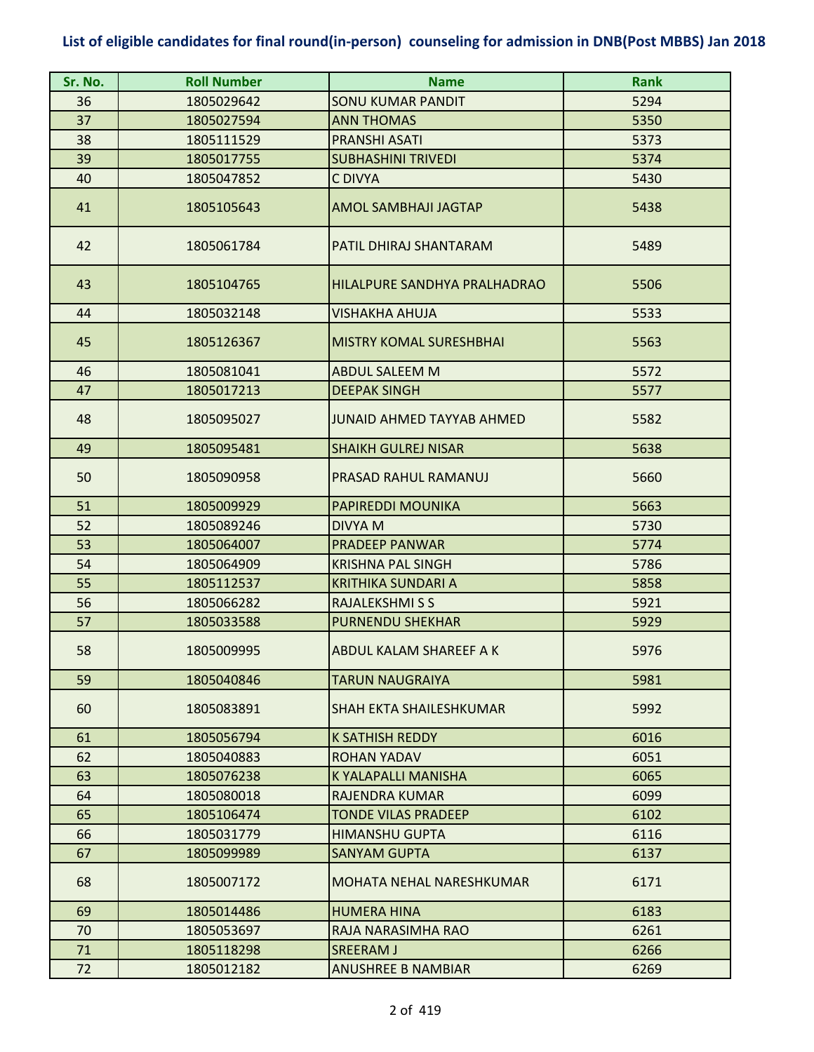**List of eligible candidates for final round(in-person) counseling for admission in DNB(Post MBBS) Jan 2018**

| Sr. No. | Roll Number | Name | Rank |
|---|---|---|---|
| 36 | 1805029642 | SONU KUMAR PANDIT | 5294 |
| 37 | 1805027594 | ANN THOMAS | 5350 |
| 38 | 1805111529 | PRANSHI ASATI | 5373 |
| 39 | 1805017755 | SUBHASHINI TRIVEDI | 5374 |
| 40 | 1805047852 | C DIVYA | 5430 |
| 41 | 1805105643 | AMOL SAMBHAJI JAGTAP | 5438 |
| 42 | 1805061784 | PATIL DHIRAJ SHANTARAM | 5489 |
| 43 | 1805104765 | HILALPURE SANDHYA PRALHADRAO | 5506 |
| 44 | 1805032148 | VISHAKHA AHUJA | 5533 |
| 45 | 1805126367 | MISTRY KOMAL SURESHBHAI | 5563 |
| 46 | 1805081041 | ABDUL SALEEM M | 5572 |
| 47 | 1805017213 | DEEPAK SINGH | 5577 |
| 48 | 1805095027 | JUNAID AHMED TAYYAB AHMED | 5582 |
| 49 | 1805095481 | SHAIKH GULREJ NISAR | 5638 |
| 50 | 1805090958 | PRASAD RAHUL RAMANUJ | 5660 |
| 51 | 1805009929 | PAPIREDDI MOUNIKA | 5663 |
| 52 | 1805089246 | DIVYA M | 5730 |
| 53 | 1805064007 | PRADEEP PANWAR | 5774 |
| 54 | 1805064909 | KRISHNA PAL SINGH | 5786 |
| 55 | 1805112537 | KRITHIKA SUNDARI A | 5858 |
| 56 | 1805066282 | RAJALEKSHMI S S | 5921 |
| 57 | 1805033588 | PURNENDU SHEKHAR | 5929 |
| 58 | 1805009995 | ABDUL KALAM SHAREEF A K | 5976 |
| 59 | 1805040846 | TARUN NAUGRAIYA | 5981 |
| 60 | 1805083891 | SHAH EKTA SHAILESHKUMAR | 5992 |
| 61 | 1805056794 | K SATHISH REDDY | 6016 |
| 62 | 1805040883 | ROHAN YADAV | 6051 |
| 63 | 1805076238 | K YALAPALLI MANISHA | 6065 |
| 64 | 1805080018 | RAJENDRA KUMAR | 6099 |
| 65 | 1805106474 | TONDE VILAS PRADEEP | 6102 |
| 66 | 1805031779 | HIMANSHU GUPTA | 6116 |
| 67 | 1805099989 | SANYAM GUPTA | 6137 |
| 68 | 1805007172 | MOHATA NEHAL NARESHKUMAR | 6171 |
| 69 | 1805014486 | HUMERA HINA | 6183 |
| 70 | 1805053697 | RAJA NARASIMHA RAO | 6261 |
| 71 | 1805118298 | SREERAM J | 6266 |
| 72 | 1805012182 | ANUSHREE B NAMBIAR | 6269 |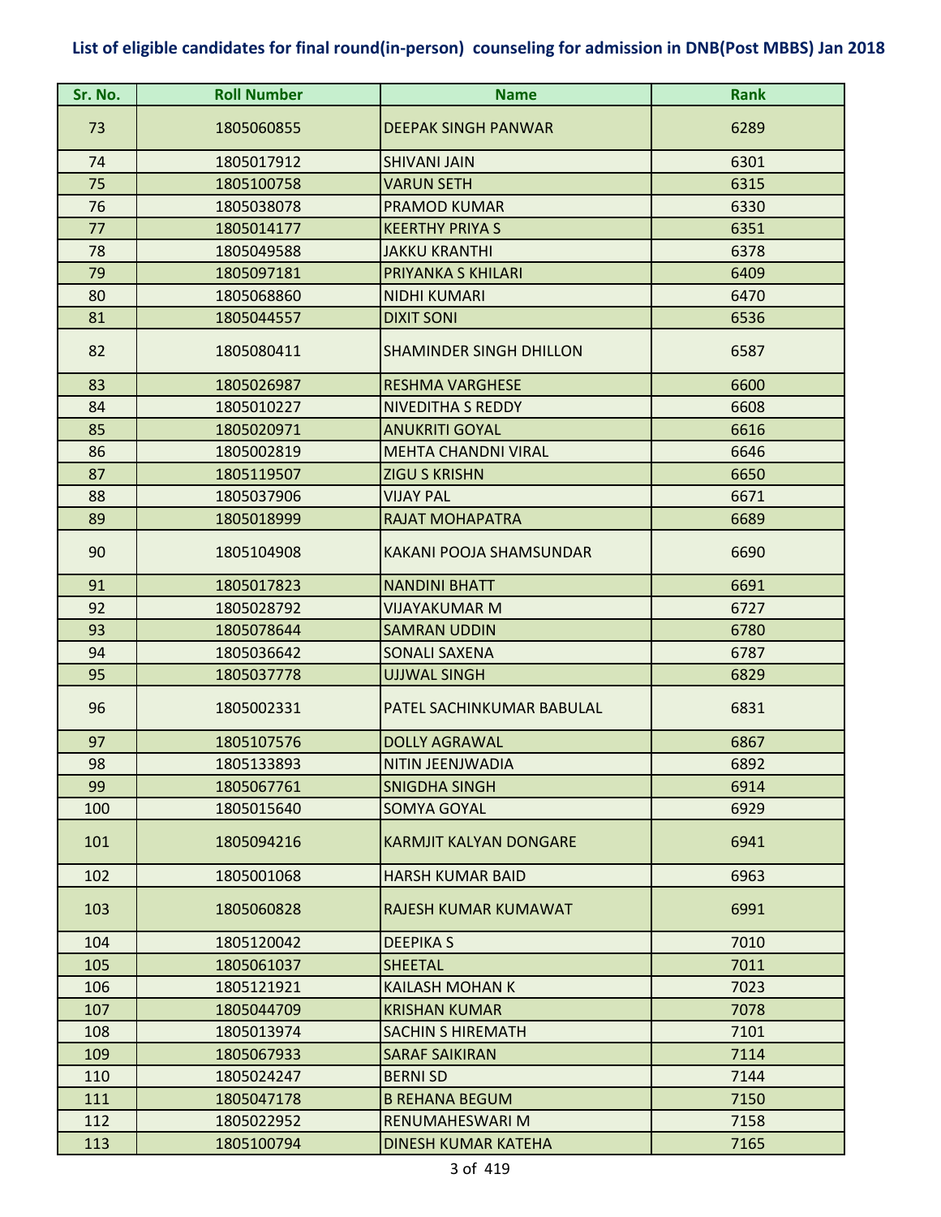**List of eligible candidates for final round(in-person) counseling for admission in DNB(Post MBBS) Jan 2018**

| Sr. No. | Roll Number | Name | Rank |
|---|---|---|---|
| 73 | 1805060855 | DEEPAK SINGH PANWAR | 6289 |
| 74 | 1805017912 | SHIVANI JAIN | 6301 |
| 75 | 1805100758 | VARUN SETH | 6315 |
| 76 | 1805038078 | PRAMOD KUMAR | 6330 |
| 77 | 1805014177 | KEERTHY PRIYA S | 6351 |
| 78 | 1805049588 | JAKKU KRANTHI | 6378 |
| 79 | 1805097181 | PRIYANKA S KHILARI | 6409 |
| 80 | 1805068860 | NIDHI KUMARI | 6470 |
| 81 | 1805044557 | DIXIT SONI | 6536 |
| 82 | 1805080411 | SHAMINDER SINGH DHILLON | 6587 |
| 83 | 1805026987 | RESHMA VARGHESE | 6600 |
| 84 | 1805010227 | NIVEDITHA S REDDY | 6608 |
| 85 | 1805020971 | ANUKRITI GOYAL | 6616 |
| 86 | 1805002819 | MEHTA CHANDNI VIRAL | 6646 |
| 87 | 1805119507 | ZIGU S KRISHN | 6650 |
| 88 | 1805037906 | VIJAY PAL | 6671 |
| 89 | 1805018999 | RAJAT MOHAPATRA | 6689 |
| 90 | 1805104908 | KAKANI POOJA SHAMSUNDAR | 6690 |
| 91 | 1805017823 | NANDINI BHATT | 6691 |
| 92 | 1805028792 | VIJAYAKUMAR M | 6727 |
| 93 | 1805078644 | SAMRAN UDDIN | 6780 |
| 94 | 1805036642 | SONALI SAXENA | 6787 |
| 95 | 1805037778 | UJJWAL SINGH | 6829 |
| 96 | 1805002331 | PATEL SACHINKUMAR BABULAL | 6831 |
| 97 | 1805107576 | DOLLY AGRAWAL | 6867 |
| 98 | 1805133893 | NITIN JEENJWADIA | 6892 |
| 99 | 1805067761 | SNIGDHA SINGH | 6914 |
| 100 | 1805015640 | SOMYA GOYAL | 6929 |
| 101 | 1805094216 | KARMJIT KALYAN DONGARE | 6941 |
| 102 | 1805001068 | HARSH KUMAR BAID | 6963 |
| 103 | 1805060828 | RAJESH KUMAR KUMAWAT | 6991 |
| 104 | 1805120042 | DEEPIKA S | 7010 |
| 105 | 1805061037 | SHEETAL | 7011 |
| 106 | 1805121921 | KAILASH MOHAN K | 7023 |
| 107 | 1805044709 | KRISHAN KUMAR | 7078 |
| 108 | 1805013974 | SACHIN S HIREMATH | 7101 |
| 109 | 1805067933 | SARAF SAIKIRAN | 7114 |
| 110 | 1805024247 | BERNI SD | 7144 |
| 111 | 1805047178 | B REHANA BEGUM | 7150 |
| 112 | 1805022952 | RENUMAHESWARI M | 7158 |
| 113 | 1805100794 | DINESH KUMAR KATEHA | 7165 |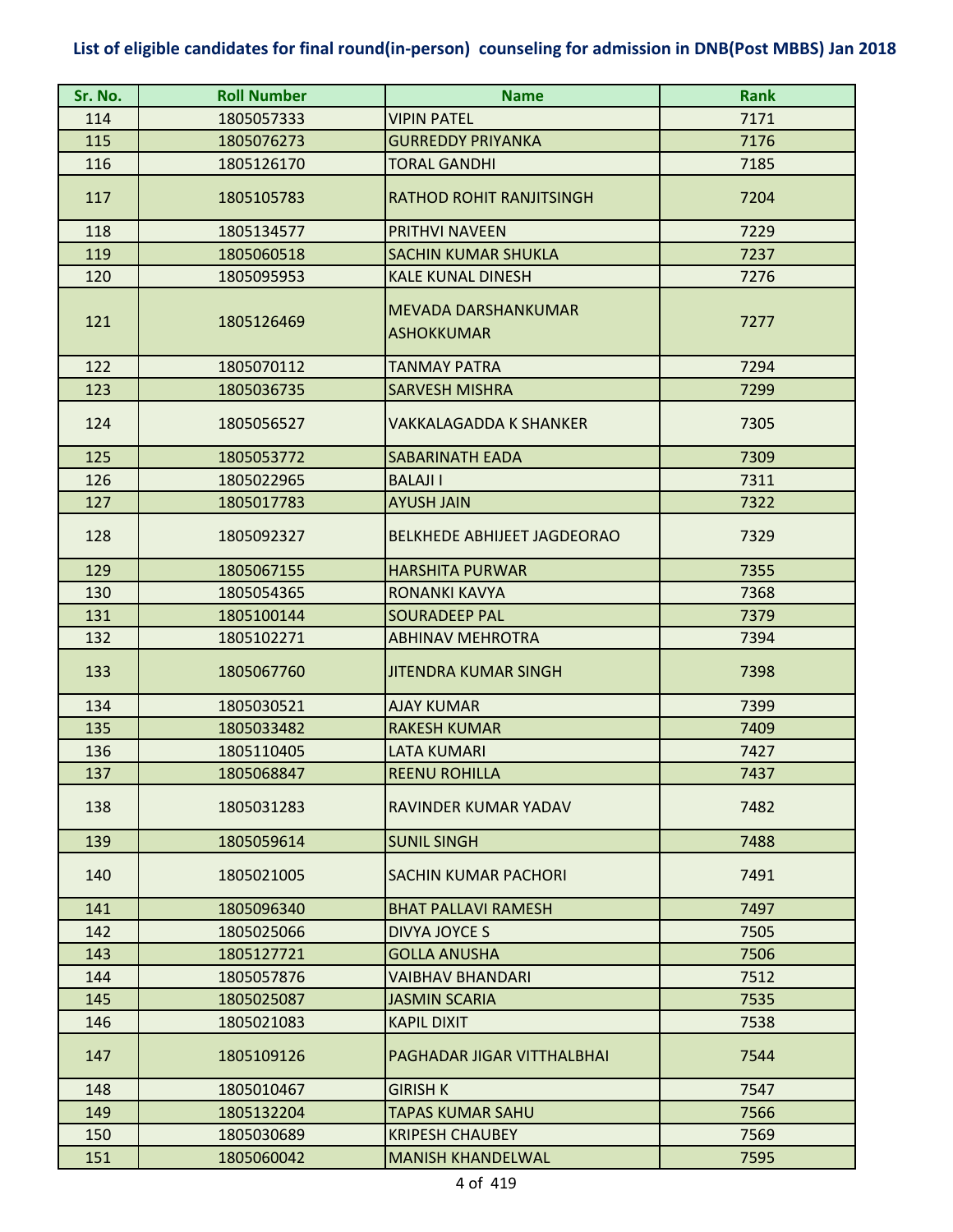**List of eligible candidates for final round(in-person) counseling for admission in DNB(Post MBBS) Jan 2018**

| Sr. No. | Roll Number | Name | Rank |
|---|---|---|---|
| 114 | 1805057333 | VIPIN PATEL | 7171 |
| 115 | 1805076273 | GURREDDY PRIYANKA | 7176 |
| 116 | 1805126170 | TORAL GANDHI | 7185 |
| 117 | 1805105783 | RATHOD ROHIT RANJITSINGH | 7204 |
| 118 | 1805134577 | PRITHVI NAVEEN | 7229 |
| 119 | 1805060518 | SACHIN KUMAR SHUKLA | 7237 |
| 120 | 1805095953 | KALE KUNAL DINESH | 7276 |
| 121 | 1805126469 | MEVADA DARSHANKUMAR ASHOKKUMAR | 7277 |
| 122 | 1805070112 | TANMAY PATRA | 7294 |
| 123 | 1805036735 | SARVESH MISHRA | 7299 |
| 124 | 1805056527 | VAKKALAGADDA K SHANKER | 7305 |
| 125 | 1805053772 | SABARINATH EADA | 7309 |
| 126 | 1805022965 | BALAJI I | 7311 |
| 127 | 1805017783 | AYUSH JAIN | 7322 |
| 128 | 1805092327 | BELKHEDE ABHIJEET JAGDEORAO | 7329 |
| 129 | 1805067155 | HARSHITA PURWAR | 7355 |
| 130 | 1805054365 | RONANKI KAVYA | 7368 |
| 131 | 1805100144 | SOURADEEP PAL | 7379 |
| 132 | 1805102271 | ABHINAV MEHROTRA | 7394 |
| 133 | 1805067760 | JITENDRA KUMAR SINGH | 7398 |
| 134 | 1805030521 | AJAY KUMAR | 7399 |
| 135 | 1805033482 | RAKESH KUMAR | 7409 |
| 136 | 1805110405 | LATA KUMARI | 7427 |
| 137 | 1805068847 | REENU ROHILLA | 7437 |
| 138 | 1805031283 | RAVINDER KUMAR YADAV | 7482 |
| 139 | 1805059614 | SUNIL SINGH | 7488 |
| 140 | 1805021005 | SACHIN KUMAR PACHORI | 7491 |
| 141 | 1805096340 | BHAT PALLAVI RAMESH | 7497 |
| 142 | 1805025066 | DIVYA JOYCE S | 7505 |
| 143 | 1805127721 | GOLLA ANUSHA | 7506 |
| 144 | 1805057876 | VAIBHAV BHANDARI | 7512 |
| 145 | 1805025087 | JASMIN SCARIA | 7535 |
| 146 | 1805021083 | KAPIL DIXIT | 7538 |
| 147 | 1805109126 | PAGHADAR JIGAR VITTHALBHAI | 7544 |
| 148 | 1805010467 | GIRISH K | 7547 |
| 149 | 1805132204 | TAPAS KUMAR SAHU | 7566 |
| 150 | 1805030689 | KRIPESH CHAUBEY | 7569 |
| 151 | 1805060042 | MANISH KHANDELWAL | 7595 |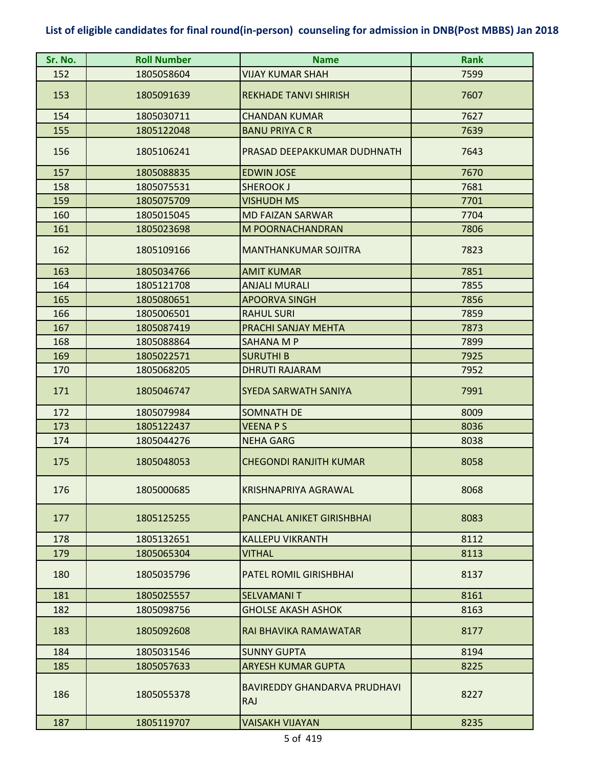# List of eligible candidates for final round(in-person) counseling for admission in DNB(Post MBBS) Jan 2018

| Sr. No. | Roll Number | Name | Rank |
|---|---|---|---|
| 152 | 1805058604 | VIJAY KUMAR SHAH | 7599 |
| 153 | 1805091639 | REKHADE TANVI SHIRISH | 7607 |
| 154 | 1805030711 | CHANDAN KUMAR | 7627 |
| 155 | 1805122048 | BANU PRIYA C R | 7639 |
| 156 | 1805106241 | PRASAD DEEPAKKUMAR DUDHNATH | 7643 |
| 157 | 1805088835 | EDWIN JOSE | 7670 |
| 158 | 1805075531 | SHEROOK J | 7681 |
| 159 | 1805075709 | VISHUDH MS | 7701 |
| 160 | 1805015045 | MD FAIZAN SARWAR | 7704 |
| 161 | 1805023698 | M POORNACHANDRAN | 7806 |
| 162 | 1805109166 | MANTHANKUMAR SOJITRA | 7823 |
| 163 | 1805034766 | AMIT KUMAR | 7851 |
| 164 | 1805121708 | ANJALI MURALI | 7855 |
| 165 | 1805080651 | APOORVA SINGH | 7856 |
| 166 | 1805006501 | RAHUL SURI | 7859 |
| 167 | 1805087419 | PRACHI SANJAY MEHTA | 7873 |
| 168 | 1805088864 | SAHANA M P | 7899 |
| 169 | 1805022571 | SURUTHI B | 7925 |
| 170 | 1805068205 | DHRUTI RAJARAM | 7952 |
| 171 | 1805046747 | SYEDA SARWATH SANIYA | 7991 |
| 172 | 1805079984 | SOMNATH DE | 8009 |
| 173 | 1805122437 | VEENA P S | 8036 |
| 174 | 1805044276 | NEHA GARG | 8038 |
| 175 | 1805048053 | CHEGONDI RANJITH KUMAR | 8058 |
| 176 | 1805000685 | KRISHNAPRIYA AGRAWAL | 8068 |
| 177 | 1805125255 | PANCHAL ANIKET GIRISHBHAI | 8083 |
| 178 | 1805132651 | KALLEPU VIKRANTH | 8112 |
| 179 | 1805065304 | VITHAL | 8113 |
| 180 | 1805035796 | PATEL ROMIL GIRISHBHAI | 8137 |
| 181 | 1805025557 | SELVAMANI T | 8161 |
| 182 | 1805098756 | GHOLSE AKASH ASHOK | 8163 |
| 183 | 1805092608 | RAI BHAVIKA RAMAWATAR | 8177 |
| 184 | 1805031546 | SUNNY GUPTA | 8194 |
| 185 | 1805057633 | ARYESH KUMAR GUPTA | 8225 |
| 186 | 1805055378 | BAVIREDDY GHANDARVA PRUDHAVI RAJ | 8227 |
| 187 | 1805119707 | VAISAKH VIJAYAN | 8235 |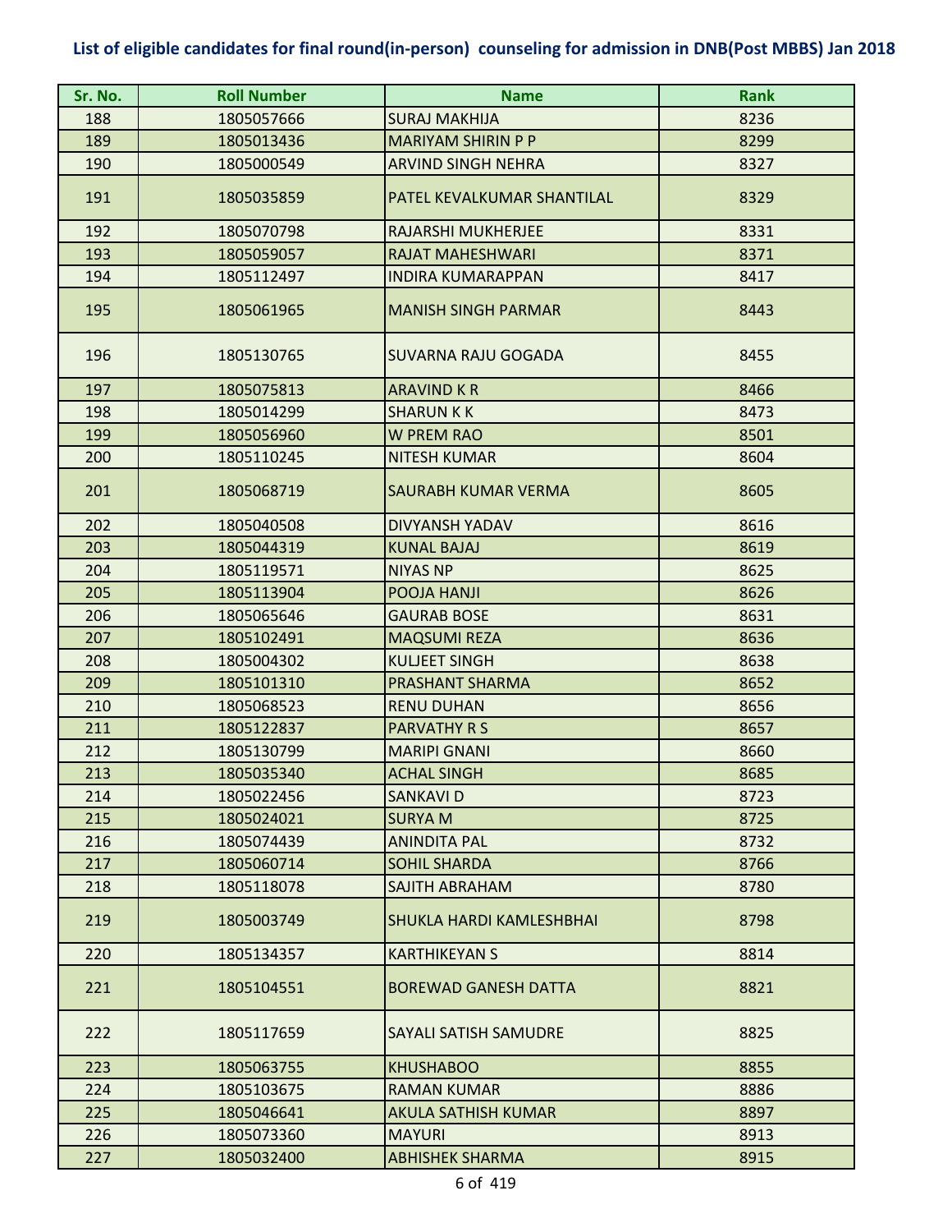**List of eligible candidates for final round(in-person) counseling for admission in DNB(Post MBBS) Jan 2018**

| Sr. No. | Roll Number | Name | Rank |
|---|---|---|---|
| 188 | 1805057666 | SURAJ MAKHIJA | 8236 |
| 189 | 1805013436 | MARIYAM SHIRIN P P | 8299 |
| 190 | 1805000549 | ARVIND SINGH NEHRA | 8327 |
| 191 | 1805035859 | PATEL KEVALKUMAR SHANTILAL | 8329 |
| 192 | 1805070798 | RAJARSHI MUKHERJEE | 8331 |
| 193 | 1805059057 | RAJAT MAHESHWARI | 8371 |
| 194 | 1805112497 | INDIRA KUMARAPPAN | 8417 |
| 195 | 1805061965 | MANISH SINGH PARMAR | 8443 |
| 196 | 1805130765 | SUVARNA RAJU GOGADA | 8455 |
| 197 | 1805075813 | ARAVIND K R | 8466 |
| 198 | 1805014299 | SHARUN K K | 8473 |
| 199 | 1805056960 | W PREM RAO | 8501 |
| 200 | 1805110245 | NITESH KUMAR | 8604 |
| 201 | 1805068719 | SAURABH KUMAR VERMA | 8605 |
| 202 | 1805040508 | DIVYANSH YADAV | 8616 |
| 203 | 1805044319 | KUNAL BAJAJ | 8619 |
| 204 | 1805119571 | NIYAS NP | 8625 |
| 205 | 1805113904 | POOJA HANJI | 8626 |
| 206 | 1805065646 | GAURAB BOSE | 8631 |
| 207 | 1805102491 | MAQSUMI REZA | 8636 |
| 208 | 1805004302 | KULJEET SINGH | 8638 |
| 209 | 1805101310 | PRASHANT SHARMA | 8652 |
| 210 | 1805068523 | RENU DUHAN | 8656 |
| 211 | 1805122837 | PARVATHY R S | 8657 |
| 212 | 1805130799 | MARIPI GNANI | 8660 |
| 213 | 1805035340 | ACHAL SINGH | 8685 |
| 214 | 1805022456 | SANKAVI D | 8723 |
| 215 | 1805024021 | SURYA M | 8725 |
| 216 | 1805074439 | ANINDITA PAL | 8732 |
| 217 | 1805060714 | SOHIL SHARDA | 8766 |
| 218 | 1805118078 | SAJITH ABRAHAM | 8780 |
| 219 | 1805003749 | SHUKLA HARDI KAMLESHBHAI | 8798 |
| 220 | 1805134357 | KARTHIKEYAN S | 8814 |
| 221 | 1805104551 | BOREWAD GANESH DATTA | 8821 |
| 222 | 1805117659 | SAYALI SATISH SAMUDRE | 8825 |
| 223 | 1805063755 | KHUSHABOO | 8855 |
| 224 | 1805103675 | RAMAN KUMAR | 8886 |
| 225 | 1805046641 | AKULA SATHISH KUMAR | 8897 |
| 226 | 1805073360 | MAYURI | 8913 |
| 227 | 1805032400 | ABHISHEK SHARMA | 8915 |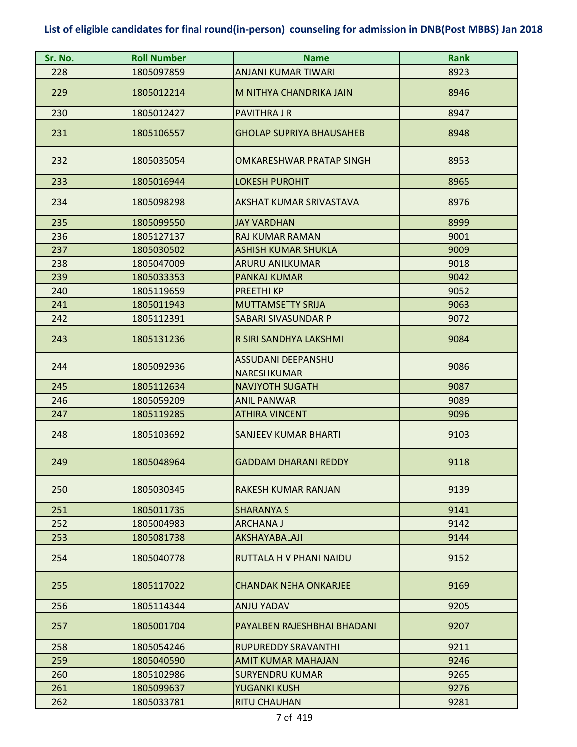**List of eligible candidates for final round(in-person) counseling for admission in DNB(Post MBBS) Jan 2018**

| Sr. No. | Roll Number | Name | Rank |
|---|---|---|---|
| 228 | 1805097859 | ANJANI KUMAR TIWARI | 8923 |
| 229 | 1805012214 | M NITHYA CHANDRIKA JAIN | 8946 |
| 230 | 1805012427 | PAVITHRA J R | 8947 |
| 231 | 1805106557 | GHOLAP SUPRIYA BHAUSAHEB | 8948 |
| 232 | 1805035054 | OMKARESHWAR PRATAP SINGH | 8953 |
| 233 | 1805016944 | LOKESH PUROHIT | 8965 |
| 234 | 1805098298 | AKSHAT KUMAR SRIVASTAVA | 8976 |
| 235 | 1805099550 | JAY VARDHAN | 8999 |
| 236 | 1805127137 | RAJ KUMAR RAMAN | 9001 |
| 237 | 1805030502 | ASHISH KUMAR SHUKLA | 9009 |
| 238 | 1805047009 | ARURU ANILKUMAR | 9018 |
| 239 | 1805033353 | PANKAJ KUMAR | 9042 |
| 240 | 1805119659 | PREETHI KP | 9052 |
| 241 | 1805011943 | MUTTAMSETTY SRIJA | 9063 |
| 242 | 1805112391 | SABARI SIVASUNDAR P | 9072 |
| 243 | 1805131236 | R SIRI SANDHYA LAKSHMI | 9084 |
| 244 | 1805092936 | ASSUDANI DEEPANSHU NARESHKUMAR | 9086 |
| 245 | 1805112634 | NAVJYOTH SUGATH | 9087 |
| 246 | 1805059209 | ANIL PANWAR | 9089 |
| 247 | 1805119285 | ATHIRA VINCENT | 9096 |
| 248 | 1805103692 | SANJEEV KUMAR BHARTI | 9103 |
| 249 | 1805048964 | GADDAM DHARANI REDDY | 9118 |
| 250 | 1805030345 | RAKESH KUMAR RANJAN | 9139 |
| 251 | 1805011735 | SHARANYA S | 9141 |
| 252 | 1805004983 | ARCHANA J | 9142 |
| 253 | 1805081738 | AKSHAYABALAJI | 9144 |
| 254 | 1805040778 | RUTTALA H V PHANI NAIDU | 9152 |
| 255 | 1805117022 | CHANDAK NEHA ONKARJEE | 9169 |
| 256 | 1805114344 | ANJU YADAV | 9205 |
| 257 | 1805001704 | PAYALBEN RAJESHBHAI BHADANI | 9207 |
| 258 | 1805054246 | RUPUREDDY SRAVANTHI | 9211 |
| 259 | 1805040590 | AMIT KUMAR MAHAJAN | 9246 |
| 260 | 1805102986 | SURYENDRU KUMAR | 9265 |
| 261 | 1805099637 | YUGANKI KUSH | 9276 |
| 262 | 1805033781 | RITU CHAUHAN | 9281 |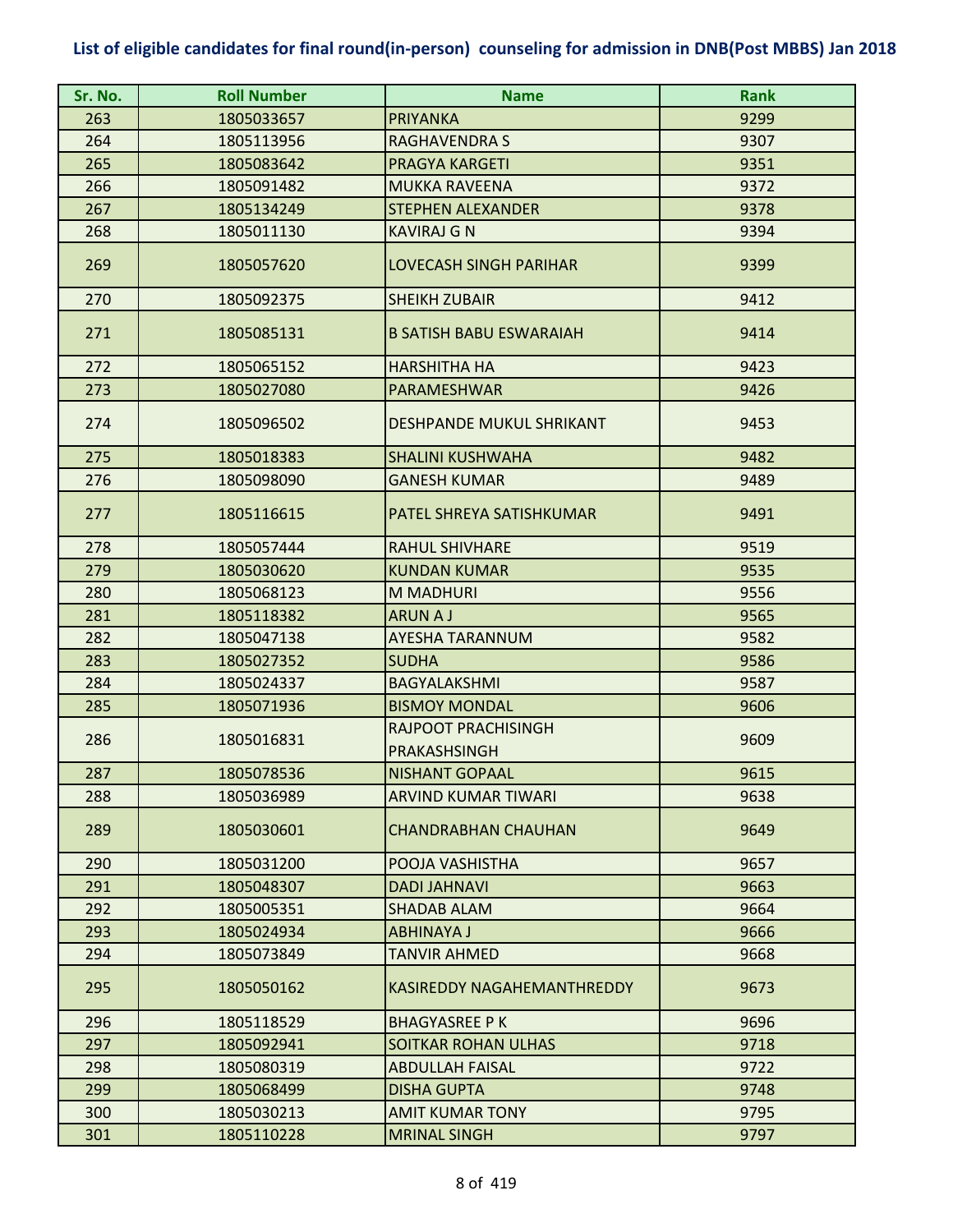## List of eligible candidates for final round(in-person) counseling for admission in DNB(Post MBBS) Jan 2018

| Sr. No. | Roll Number | Name | Rank |
|---|---|---|---|
| 263 | 1805033657 | PRIYANKA | 9299 |
| 264 | 1805113956 | RAGHAVENDRA S | 9307 |
| 265 | 1805083642 | PRAGYA KARGETI | 9351 |
| 266 | 1805091482 | MUKKA RAVEENA | 9372 |
| 267 | 1805134249 | STEPHEN ALEXANDER | 9378 |
| 268 | 1805011130 | KAVIRAJ G N | 9394 |
| 269 | 1805057620 | LOVECASH SINGH PARIHAR | 9399 |
| 270 | 1805092375 | SHEIKH ZUBAIR | 9412 |
| 271 | 1805085131 | B SATISH BABU ESWARAIAH | 9414 |
| 272 | 1805065152 | HARSHITHA HA | 9423 |
| 273 | 1805027080 | PARAMESHWAR | 9426 |
| 274 | 1805096502 | DESHPANDE MUKUL SHRIKANT | 9453 |
| 275 | 1805018383 | SHALINI KUSHWAHA | 9482 |
| 276 | 1805098090 | GANESH KUMAR | 9489 |
| 277 | 1805116615 | PATEL SHREYA SATISHKUMAR | 9491 |
| 278 | 1805057444 | RAHUL SHIVHARE | 9519 |
| 279 | 1805030620 | KUNDAN KUMAR | 9535 |
| 280 | 1805068123 | M MADHURI | 9556 |
| 281 | 1805118382 | ARUN A J | 9565 |
| 282 | 1805047138 | AYESHA TARANNUM | 9582 |
| 283 | 1805027352 | SUDHA | 9586 |
| 284 | 1805024337 | BAGYALAKSHMI | 9587 |
| 285 | 1805071936 | BISMOY MONDAL | 9606 |
| 286 | 1805016831 | RAJPOOT PRACHISINGH PRAKASHSINGH | 9609 |
| 287 | 1805078536 | NISHANT GOPAAL | 9615 |
| 288 | 1805036989 | ARVIND KUMAR TIWARI | 9638 |
| 289 | 1805030601 | CHANDRABHAN CHAUHAN | 9649 |
| 290 | 1805031200 | POOJA VASHISTHA | 9657 |
| 291 | 1805048307 | DADI JAHNAVI | 9663 |
| 292 | 1805005351 | SHADAB ALAM | 9664 |
| 293 | 1805024934 | ABHINAYA J | 9666 |
| 294 | 1805073849 | TANVIR AHMED | 9668 |
| 295 | 1805050162 | KASIREDDY NAGAHEMANTHREDDY | 9673 |
| 296 | 1805118529 | BHAGYASREE P K | 9696 |
| 297 | 1805092941 | SOITKAR ROHAN ULHAS | 9718 |
| 298 | 1805080319 | ABDULLAH FAISAL | 9722 |
| 299 | 1805068499 | DISHA GUPTA | 9748 |
| 300 | 1805030213 | AMIT KUMAR TONY | 9795 |
| 301 | 1805110228 | MRINAL SINGH | 9797 |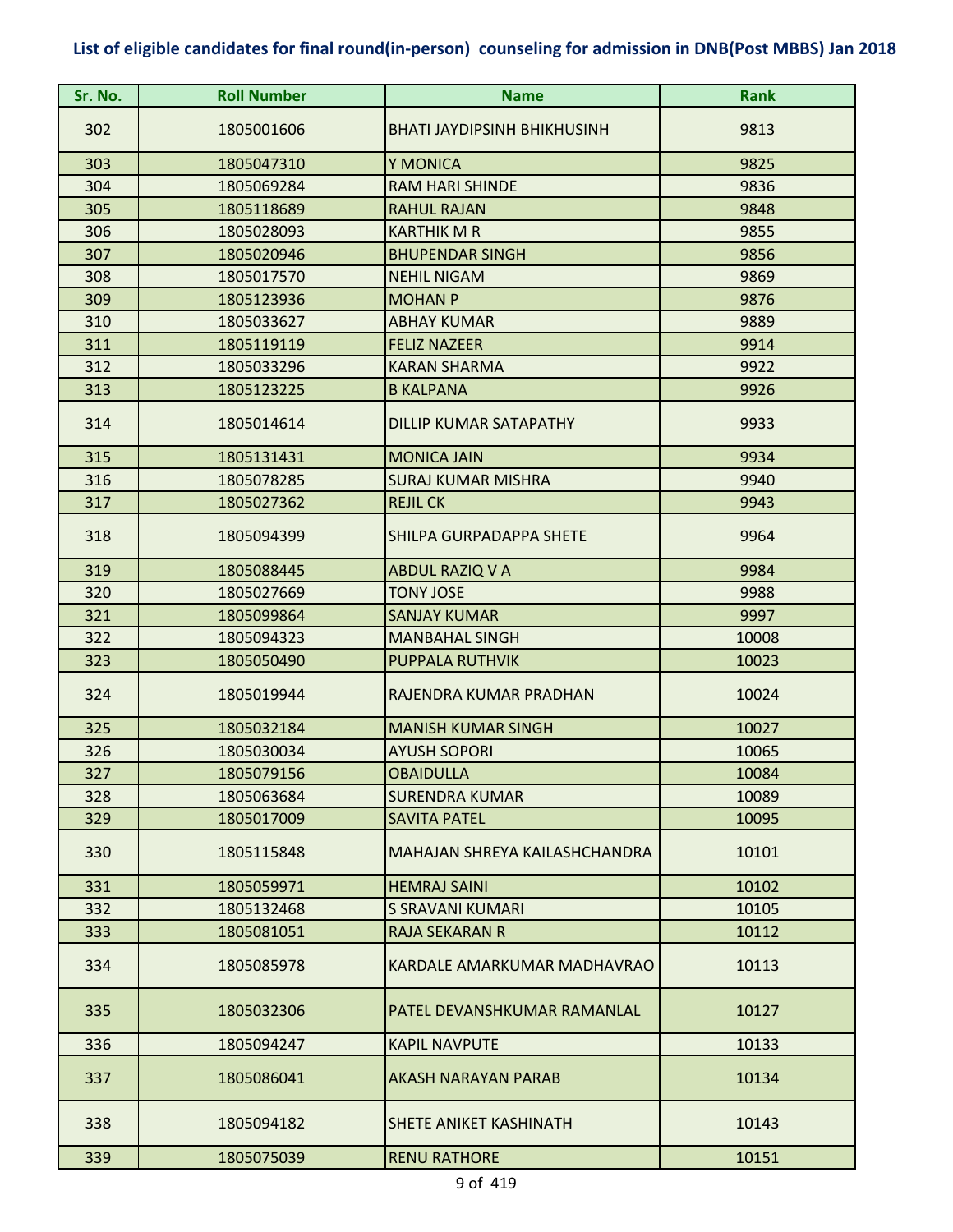# List of eligible candidates for final round(in-person) counseling for admission in DNB(Post MBBS) Jan 2018

| Sr. No. | Roll Number | Name | Rank |
|---|---|---|---|
| 302 | 1805001606 | BHATI JAYDIPSINH BHIKHUSINH | 9813 |
| 303 | 1805047310 | Y MONICA | 9825 |
| 304 | 1805069284 | RAM HARI SHINDE | 9836 |
| 305 | 1805118689 | RAHUL RAJAN | 9848 |
| 306 | 1805028093 | KARTHIK M R | 9855 |
| 307 | 1805020946 | BHUPENDAR SINGH | 9856 |
| 308 | 1805017570 | NEHIL NIGAM | 9869 |
| 309 | 1805123936 | MOHAN P | 9876 |
| 310 | 1805033627 | ABHAY KUMAR | 9889 |
| 311 | 1805119119 | FELIZ NAZEER | 9914 |
| 312 | 1805033296 | KARAN SHARMA | 9922 |
| 313 | 1805123225 | B KALPANA | 9926 |
| 314 | 1805014614 | DILLIP KUMAR SATAPATHY | 9933 |
| 315 | 1805131431 | MONICA JAIN | 9934 |
| 316 | 1805078285 | SURAJ KUMAR MISHRA | 9940 |
| 317 | 1805027362 | REJIL CK | 9943 |
| 318 | 1805094399 | SHILPA GURPADAPPA SHETE | 9964 |
| 319 | 1805088445 | ABDUL RAZIQ V A | 9984 |
| 320 | 1805027669 | TONY JOSE | 9988 |
| 321 | 1805099864 | SANJAY KUMAR | 9997 |
| 322 | 1805094323 | MANBAHAL SINGH | 10008 |
| 323 | 1805050490 | PUPPALA RUTHVIK | 10023 |
| 324 | 1805019944 | RAJENDRA KUMAR PRADHAN | 10024 |
| 325 | 1805032184 | MANISH KUMAR SINGH | 10027 |
| 326 | 1805030034 | AYUSH SOPORI | 10065 |
| 327 | 1805079156 | OBAIDULLA | 10084 |
| 328 | 1805063684 | SURENDRA KUMAR | 10089 |
| 329 | 1805017009 | SAVITA PATEL | 10095 |
| 330 | 1805115848 | MAHAJAN SHREYA KAILASHCHANDRA | 10101 |
| 331 | 1805059971 | HEMRAJ SAINI | 10102 |
| 332 | 1805132468 | S SRAVANI KUMARI | 10105 |
| 333 | 1805081051 | RAJA SEKARAN R | 10112 |
| 334 | 1805085978 | KARDALE AMARKUMAR MADHAVRAO | 10113 |
| 335 | 1805032306 | PATEL DEVANSHKUMAR RAMANLAL | 10127 |
| 336 | 1805094247 | KAPIL NAVPUTE | 10133 |
| 337 | 1805086041 | AKASH NARAYAN PARAB | 10134 |
| 338 | 1805094182 | SHETE ANIKET KASHINATH | 10143 |
| 339 | 1805075039 | RENU RATHORE | 10151 |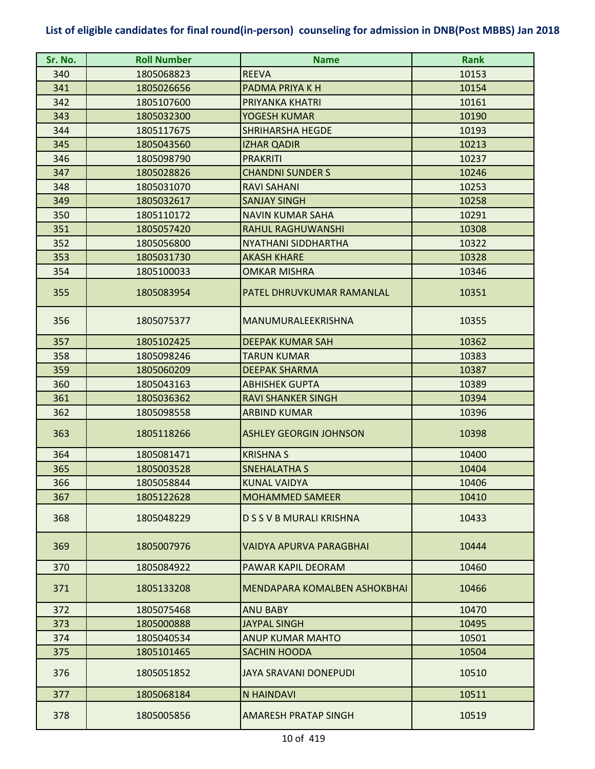# List of eligible candidates for final round(in-person) counseling for admission in DNB(Post MBBS) Jan 2018

| Sr. No. | Roll Number | Name | Rank |
|---|---|---|---|
| 340 | 1805068823 | REEVA | 10153 |
| 341 | 1805026656 | PADMA PRIYA K H | 10154 |
| 342 | 1805107600 | PRIYANKA KHATRI | 10161 |
| 343 | 1805032300 | YOGESH KUMAR | 10190 |
| 344 | 1805117675 | SHRIHARSHA HEGDE | 10193 |
| 345 | 1805043560 | IZHAR QADIR | 10213 |
| 346 | 1805098790 | PRAKRITI | 10237 |
| 347 | 1805028826 | CHANDNI SUNDER S | 10246 |
| 348 | 1805031070 | RAVI SAHANI | 10253 |
| 349 | 1805032617 | SANJAY SINGH | 10258 |
| 350 | 1805110172 | NAVIN KUMAR SAHA | 10291 |
| 351 | 1805057420 | RAHUL RAGHUWANSHI | 10308 |
| 352 | 1805056800 | NYATHANI SIDDHARTHA | 10322 |
| 353 | 1805031730 | AKASH KHARE | 10328 |
| 354 | 1805100033 | OMKAR MISHRA | 10346 |
| 355 | 1805083954 | PATEL DHRUVKUMAR RAMANLAL | 10351 |
| 356 | 1805075377 | MANUMURALEEKRISHNA | 10355 |
| 357 | 1805102425 | DEEPAK KUMAR SAH | 10362 |
| 358 | 1805098246 | TARUN KUMAR | 10383 |
| 359 | 1805060209 | DEEPAK SHARMA | 10387 |
| 360 | 1805043163 | ABHISHEK GUPTA | 10389 |
| 361 | 1805036362 | RAVI SHANKER SINGH | 10394 |
| 362 | 1805098558 | ARBIND KUMAR | 10396 |
| 363 | 1805118266 | ASHLEY GEORGIN JOHNSON | 10398 |
| 364 | 1805081471 | KRISHNA S | 10400 |
| 365 | 1805003528 | SNEHALATHA S | 10404 |
| 366 | 1805058844 | KUNAL VAIDYA | 10406 |
| 367 | 1805122628 | MOHAMMED SAMEER | 10410 |
| 368 | 1805048229 | D S S V B MURALI KRISHNA | 10433 |
| 369 | 1805007976 | VAIDYA APURVA PARAGBHAI | 10444 |
| 370 | 1805084922 | PAWAR KAPIL DEORAM | 10460 |
| 371 | 1805133208 | MENDAPARA KOMALBEN ASHOKBHAI | 10466 |
| 372 | 1805075468 | ANU BABY | 10470 |
| 373 | 1805000888 | JAYPAL SINGH | 10495 |
| 374 | 1805040534 | ANUP KUMAR MAHTO | 10501 |
| 375 | 1805101465 | SACHIN HOODA | 10504 |
| 376 | 1805051852 | JAYA SRAVANI DONEPUDI | 10510 |
| 377 | 1805068184 | N HAINDAVI | 10511 |
| 378 | 1805005856 | AMARESH PRATAP SINGH | 10519 |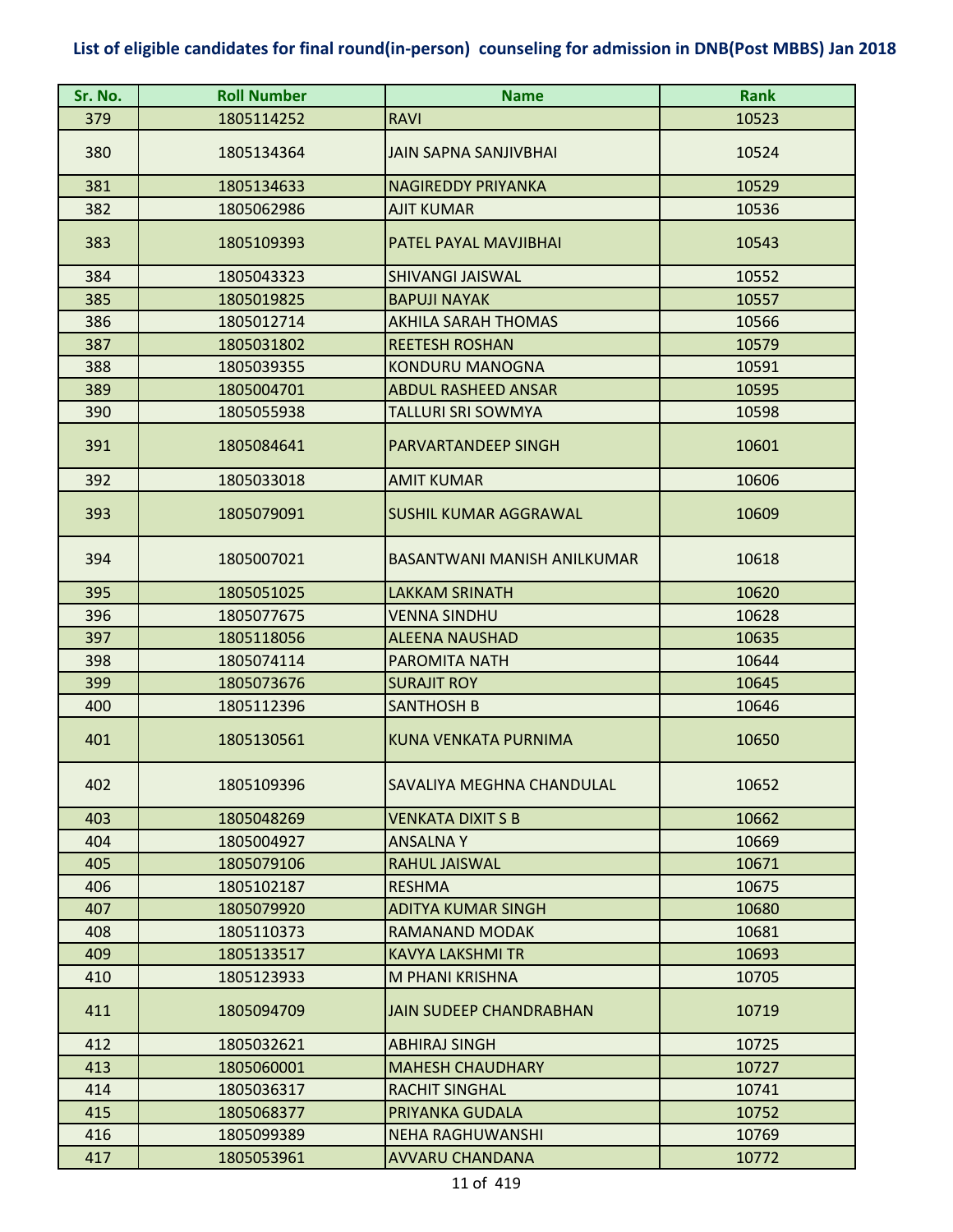**List of eligible candidates for final round(in-person) counseling for admission in DNB(Post MBBS) Jan 2018**

| Sr. No. | Roll Number | Name | Rank |
|---|---|---|---|
| 379 | 1805114252 | RAVI | 10523 |
| 380 | 1805134364 | JAIN SAPNA SANJIVBHAI | 10524 |
| 381 | 1805134633 | NAGIREDDY PRIYANKA | 10529 |
| 382 | 1805062986 | AJIT KUMAR | 10536 |
| 383 | 1805109393 | PATEL PAYAL MAVJIBHAI | 10543 |
| 384 | 1805043323 | SHIVANGI JAISWAL | 10552 |
| 385 | 1805019825 | BAPUJI NAYAK | 10557 |
| 386 | 1805012714 | AKHILA SARAH THOMAS | 10566 |
| 387 | 1805031802 | REETESH ROSHAN | 10579 |
| 388 | 1805039355 | KONDURU MANOGNA | 10591 |
| 389 | 1805004701 | ABDUL RASHEED ANSAR | 10595 |
| 390 | 1805055938 | TALLURI SRI SOWMYA | 10598 |
| 391 | 1805084641 | PARVARTANDEEP SINGH | 10601 |
| 392 | 1805033018 | AMIT KUMAR | 10606 |
| 393 | 1805079091 | SUSHIL KUMAR AGGRAWAL | 10609 |
| 394 | 1805007021 | BASANTWANI MANISH ANILKUMAR | 10618 |
| 395 | 1805051025 | LAKKAM SRINATH | 10620 |
| 396 | 1805077675 | VENNA SINDHU | 10628 |
| 397 | 1805118056 | ALEENA NAUSHAD | 10635 |
| 398 | 1805074114 | PAROMITA NATH | 10644 |
| 399 | 1805073676 | SURAJIT ROY | 10645 |
| 400 | 1805112396 | SANTHOSH B | 10646 |
| 401 | 1805130561 | KUNA VENKATA PURNIMA | 10650 |
| 402 | 1805109396 | SAVALIYA MEGHNA CHANDULAL | 10652 |
| 403 | 1805048269 | VENKATA DIXIT S B | 10662 |
| 404 | 1805004927 | ANSALNA Y | 10669 |
| 405 | 1805079106 | RAHUL JAISWAL | 10671 |
| 406 | 1805102187 | RESHMA | 10675 |
| 407 | 1805079920 | ADITYA KUMAR SINGH | 10680 |
| 408 | 1805110373 | RAMANAND MODAK | 10681 |
| 409 | 1805133517 | KAVYA LAKSHMI TR | 10693 |
| 410 | 1805123933 | M PHANI KRISHNA | 10705 |
| 411 | 1805094709 | JAIN SUDEEP CHANDRABHAN | 10719 |
| 412 | 1805032621 | ABHIRAJ SINGH | 10725 |
| 413 | 1805060001 | MAHESH CHAUDHARY | 10727 |
| 414 | 1805036317 | RACHIT SINGHAL | 10741 |
| 415 | 1805068377 | PRIYANKA GUDALA | 10752 |
| 416 | 1805099389 | NEHA RAGHUWANSHI | 10769 |
| 417 | 1805053961 | AVVARU CHANDANA | 10772 |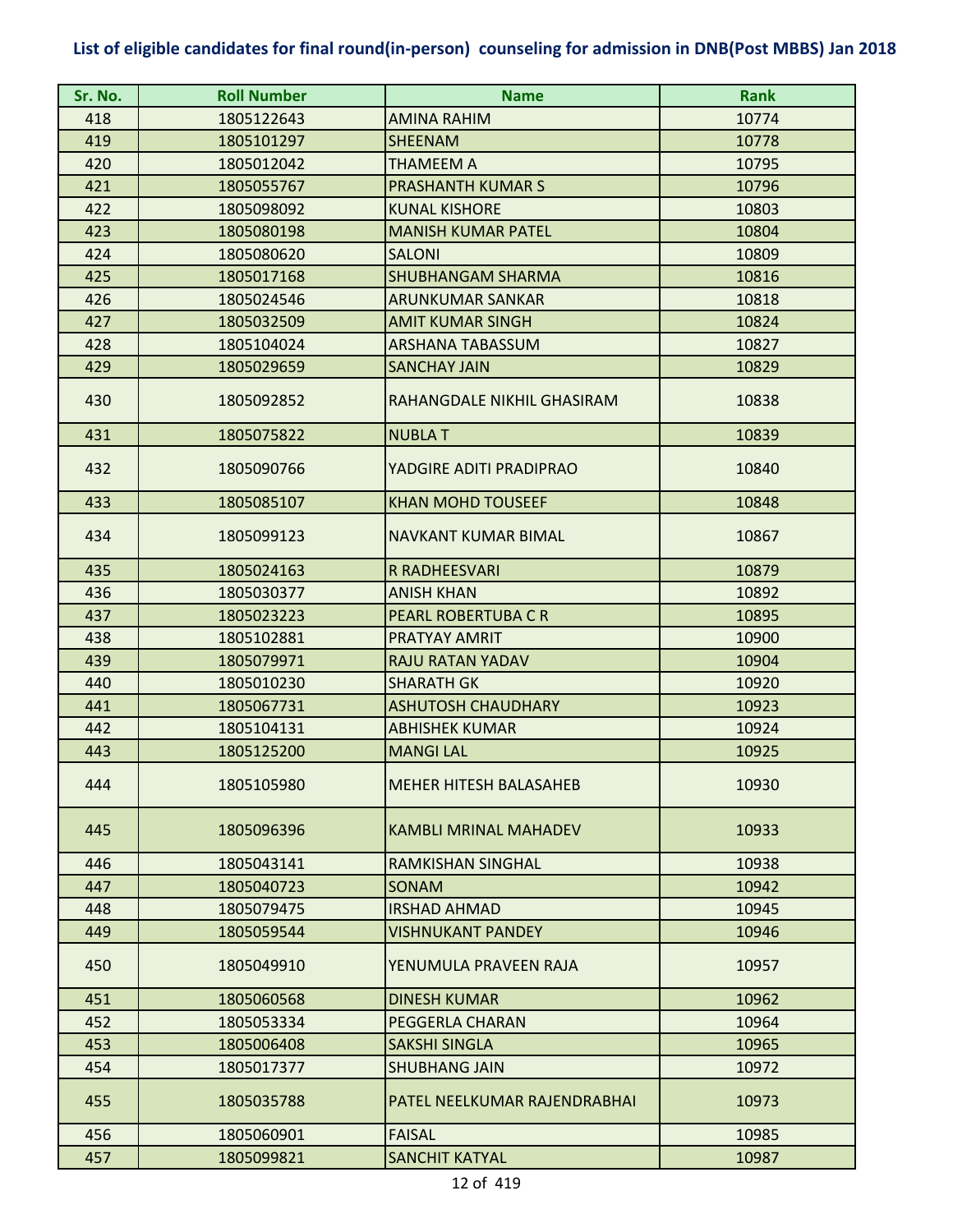# List of eligible candidates for final round(in-person) counseling for admission in DNB(Post MBBS) Jan 2018

| Sr. No. | Roll Number | Name | Rank |
|---|---|---|---|
| 418 | 1805122643 | AMINA RAHIM | 10774 |
| 419 | 1805101297 | SHEENAM | 10778 |
| 420 | 1805012042 | THAMEEM A | 10795 |
| 421 | 1805055767 | PRASHANTH KUMAR S | 10796 |
| 422 | 1805098092 | KUNAL KISHORE | 10803 |
| 423 | 1805080198 | MANISH KUMAR PATEL | 10804 |
| 424 | 1805080620 | SALONI | 10809 |
| 425 | 1805017168 | SHUBHANGAM SHARMA | 10816 |
| 426 | 1805024546 | ARUNKUMAR SANKAR | 10818 |
| 427 | 1805032509 | AMIT KUMAR SINGH | 10824 |
| 428 | 1805104024 | ARSHANA TABASSUM | 10827 |
| 429 | 1805029659 | SANCHAY JAIN | 10829 |
| 430 | 1805092852 | RAHANGDALE NIKHIL GHASIRAM | 10838 |
| 431 | 1805075822 | NUBLA T | 10839 |
| 432 | 1805090766 | YADGIRE ADITI PRADIPRAO | 10840 |
| 433 | 1805085107 | KHAN MOHD TOUSEEF | 10848 |
| 434 | 1805099123 | NAVKANT KUMAR BIMAL | 10867 |
| 435 | 1805024163 | R RADHEESVARI | 10879 |
| 436 | 1805030377 | ANISH KHAN | 10892 |
| 437 | 1805023223 | PEARL ROBERTUBA C R | 10895 |
| 438 | 1805102881 | PRATYAY AMRIT | 10900 |
| 439 | 1805079971 | RAJU RATAN YADAV | 10904 |
| 440 | 1805010230 | SHARATH GK | 10920 |
| 441 | 1805067731 | ASHUTOSH CHAUDHARY | 10923 |
| 442 | 1805104131 | ABHISHEK KUMAR | 10924 |
| 443 | 1805125200 | MANGI LAL | 10925 |
| 444 | 1805105980 | MEHER HITESH BALASAHEB | 10930 |
| 445 | 1805096396 | KAMBLI MRINAL MAHADEV | 10933 |
| 446 | 1805043141 | RAMKISHAN SINGHAL | 10938 |
| 447 | 1805040723 | SONAM | 10942 |
| 448 | 1805079475 | IRSHAD AHMAD | 10945 |
| 449 | 1805059544 | VISHNUKANT PANDEY | 10946 |
| 450 | 1805049910 | YENUMULA PRAVEEN RAJA | 10957 |
| 451 | 1805060568 | DINESH KUMAR | 10962 |
| 452 | 1805053334 | PEGGERLA CHARAN | 10964 |
| 453 | 1805006408 | SAKSHI SINGLA | 10965 |
| 454 | 1805017377 | SHUBHANG JAIN | 10972 |
| 455 | 1805035788 | PATEL NEELKUMAR RAJENDRABHAI | 10973 |
| 456 | 1805060901 | FAISAL | 10985 |
| 457 | 1805099821 | SANCHIT KATYAL | 10987 |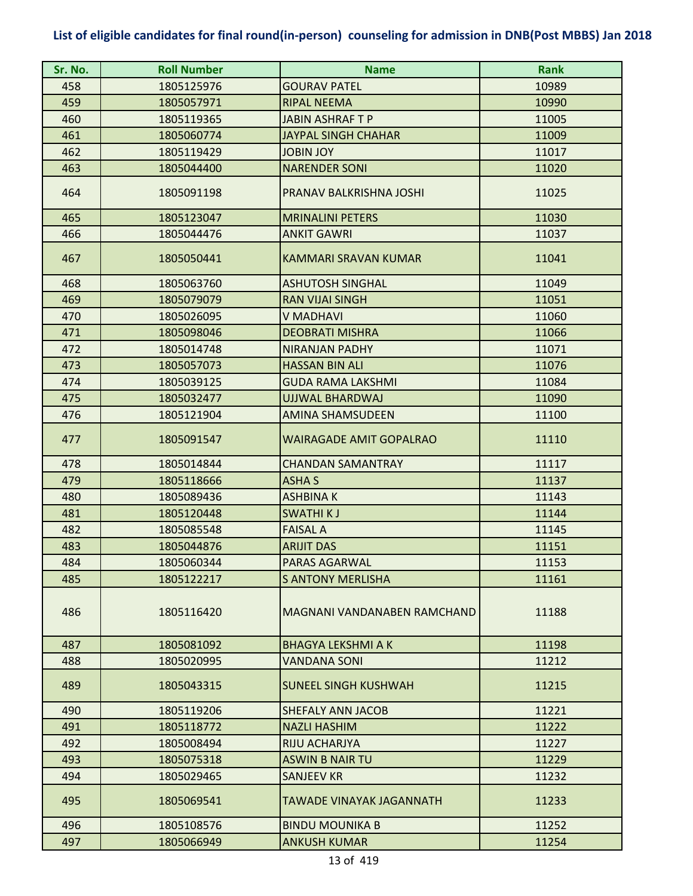# List of eligible candidates for final round(in-person) counseling for admission in DNB(Post MBBS) Jan 2018

| Sr. No. | Roll Number | Name | Rank |
|---|---|---|---|
| 458 | 1805125976 | GOURAV PATEL | 10989 |
| 459 | 1805057971 | RIPAL NEEMA | 10990 |
| 460 | 1805119365 | JABIN ASHRAF T P | 11005 |
| 461 | 1805060774 | JAYPAL SINGH CHAHAR | 11009 |
| 462 | 1805119429 | JOBIN JOY | 11017 |
| 463 | 1805044400 | NARENDER SONI | 11020 |
| 464 | 1805091198 | PRANAV BALKRISHNA JOSHI | 11025 |
| 465 | 1805123047 | MRINALINI PETERS | 11030 |
| 466 | 1805044476 | ANKIT GAWRI | 11037 |
| 467 | 1805050441 | KAMMARI SRAVAN KUMAR | 11041 |
| 468 | 1805063760 | ASHUTOSH SINGHAL | 11049 |
| 469 | 1805079079 | RAN VIJAI SINGH | 11051 |
| 470 | 1805026095 | V MADHAVI | 11060 |
| 471 | 1805098046 | DEOBRATI MISHRA | 11066 |
| 472 | 1805014748 | NIRANJAN PADHY | 11071 |
| 473 | 1805057073 | HASSAN BIN ALI | 11076 |
| 474 | 1805039125 | GUDA RAMA LAKSHMI | 11084 |
| 475 | 1805032477 | UJJWAL BHARDWAJ | 11090 |
| 476 | 1805121904 | AMINA SHAMSUDEEN | 11100 |
| 477 | 1805091547 | WAIRAGADE AMIT GOPALRAO | 11110 |
| 478 | 1805014844 | CHANDAN SAMANTRAY | 11117 |
| 479 | 1805118666 | ASHA S | 11137 |
| 480 | 1805089436 | ASHBINA K | 11143 |
| 481 | 1805120448 | SWATHI K J | 11144 |
| 482 | 1805085548 | FAISAL A | 11145 |
| 483 | 1805044876 | ARIJIT DAS | 11151 |
| 484 | 1805060344 | PARAS AGARWAL | 11153 |
| 485 | 1805122217 | S ANTONY MERLISHA | 11161 |
| 486 | 1805116420 | MAGNANI VANDANABEN RAMCHAND | 11188 |
| 487 | 1805081092 | BHAGYA LEKSHMI A K | 11198 |
| 488 | 1805020995 | VANDANA SONI | 11212 |
| 489 | 1805043315 | SUNEEL SINGH KUSHWAH | 11215 |
| 490 | 1805119206 | SHEFALY ANN JACOB | 11221 |
| 491 | 1805118772 | NAZLI HASHIM | 11222 |
| 492 | 1805008494 | RIJU ACHARJYA | 11227 |
| 493 | 1805075318 | ASWIN B NAIR TU | 11229 |
| 494 | 1805029465 | SANJEEV KR | 11232 |
| 495 | 1805069541 | TAWADE VINAYAK JAGANNATH | 11233 |
| 496 | 1805108576 | BINDU MOUNIKA B | 11252 |
| 497 | 1805066949 | ANKUSH KUMAR | 11254 |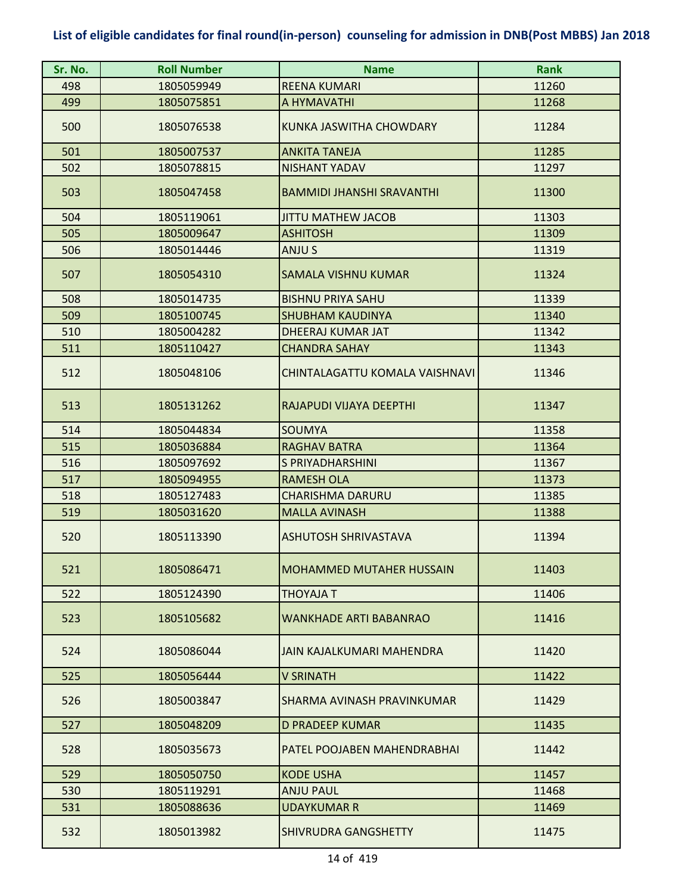## List of eligible candidates for final round(in-person) counseling for admission in DNB(Post MBBS) Jan 2018

| Sr. No. | Roll Number | Name | Rank |
|---|---|---|---|
| 498 | 1805059949 | REENA KUMARI | 11260 |
| 499 | 1805075851 | A HYMAVATHI | 11268 |
| 500 | 1805076538 | KUNKA JASWITHA CHOWDARY | 11284 |
| 501 | 1805007537 | ANKITA TANEJA | 11285 |
| 502 | 1805078815 | NISHANT YADAV | 11297 |
| 503 | 1805047458 | BAMMIDI JHANSHI SRAVANTHI | 11300 |
| 504 | 1805119061 | JITTU MATHEW JACOB | 11303 |
| 505 | 1805009647 | ASHITOSH | 11309 |
| 506 | 1805014446 | ANJU S | 11319 |
| 507 | 1805054310 | SAMALA VISHNU KUMAR | 11324 |
| 508 | 1805014735 | BISHNU PRIYA SAHU | 11339 |
| 509 | 1805100745 | SHUBHAM KAUDINYA | 11340 |
| 510 | 1805004282 | DHEERAJ KUMAR JAT | 11342 |
| 511 | 1805110427 | CHANDRA SAHAY | 11343 |
| 512 | 1805048106 | CHINTALAGATTU KOMALA VAISHNAVI | 11346 |
| 513 | 1805131262 | RAJAPUDI VIJAYA DEEPTHI | 11347 |
| 514 | 1805044834 | SOUMYA | 11358 |
| 515 | 1805036884 | RAGHAV BATRA | 11364 |
| 516 | 1805097692 | S PRIYADHARSHINI | 11367 |
| 517 | 1805094955 | RAMESH OLA | 11373 |
| 518 | 1805127483 | CHARISHMA DARURU | 11385 |
| 519 | 1805031620 | MALLA AVINASH | 11388 |
| 520 | 1805113390 | ASHUTOSH SHRIVASTAVA | 11394 |
| 521 | 1805086471 | MOHAMMED MUTAHER HUSSAIN | 11403 |
| 522 | 1805124390 | THOYAJA T | 11406 |
| 523 | 1805105682 | WANKHADE ARTI BABANRAO | 11416 |
| 524 | 1805086044 | JAIN KAJALKUMARI MAHENDRA | 11420 |
| 525 | 1805056444 | V SRINATH | 11422 |
| 526 | 1805003847 | SHARMA AVINASH PRAVINKUMAR | 11429 |
| 527 | 1805048209 | D PRADEEP KUMAR | 11435 |
| 528 | 1805035673 | PATEL POOJABEN MAHENDRABHAI | 11442 |
| 529 | 1805050750 | KODE USHA | 11457 |
| 530 | 1805119291 | ANJU PAUL | 11468 |
| 531 | 1805088636 | UDAYKUMAR R | 11469 |
| 532 | 1805013982 | SHIVRUDRA GANGSHETTY | 11475 |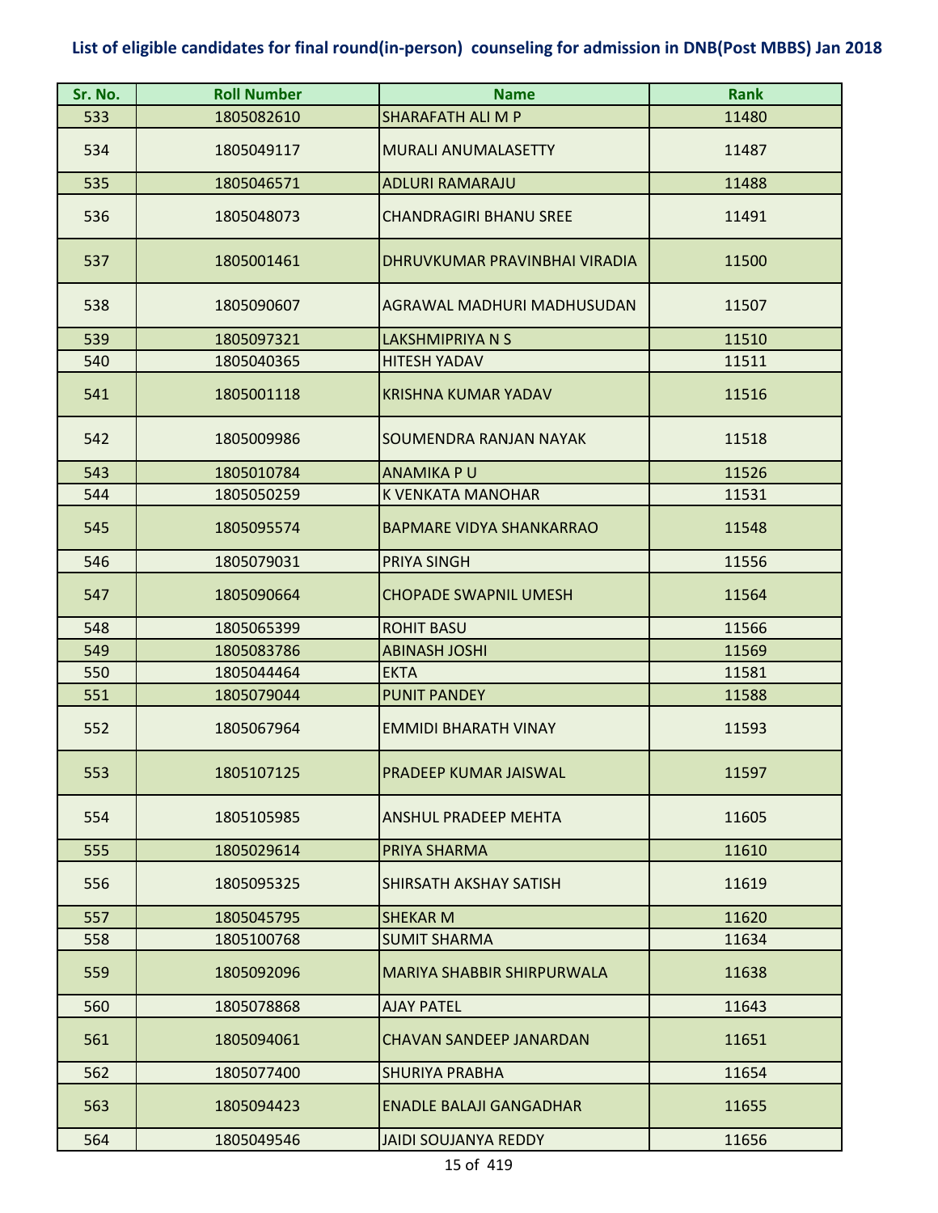# List of eligible candidates for final round(in-person) counseling for admission in DNB(Post MBBS) Jan 2018

| Sr. No. | Roll Number | Name | Rank |
|---|---|---|---|
| 533 | 1805082610 | SHARAFATH ALI M P | 11480 |
| 534 | 1805049117 | MURALI ANUMALASETTY | 11487 |
| 535 | 1805046571 | ADLURI RAMARAJU | 11488 |
| 536 | 1805048073 | CHANDRAGIRI BHANU SREE | 11491 |
| 537 | 1805001461 | DHRUVKUMAR PRAVINBHAI VIRADIA | 11500 |
| 538 | 1805090607 | AGRAWAL MADHURI MADHUSUDAN | 11507 |
| 539 | 1805097321 | LAKSHMIPRIYA N S | 11510 |
| 540 | 1805040365 | HITESH YADAV | 11511 |
| 541 | 1805001118 | KRISHNA KUMAR YADAV | 11516 |
| 542 | 1805009986 | SOUMENDRA RANJAN NAYAK | 11518 |
| 543 | 1805010784 | ANAMIKA P U | 11526 |
| 544 | 1805050259 | K VENKATA MANOHAR | 11531 |
| 545 | 1805095574 | BAPMARE VIDYA SHANKARRAO | 11548 |
| 546 | 1805079031 | PRIYA SINGH | 11556 |
| 547 | 1805090664 | CHOPADE SWAPNIL UMESH | 11564 |
| 548 | 1805065399 | ROHIT BASU | 11566 |
| 549 | 1805083786 | ABINASH JOSHI | 11569 |
| 550 | 1805044464 | EKTA | 11581 |
| 551 | 1805079044 | PUNIT PANDEY | 11588 |
| 552 | 1805067964 | EMMIDI BHARATH VINAY | 11593 |
| 553 | 1805107125 | PRADEEP KUMAR JAISWAL | 11597 |
| 554 | 1805105985 | ANSHUL PRADEEP MEHTA | 11605 |
| 555 | 1805029614 | PRIYA SHARMA | 11610 |
| 556 | 1805095325 | SHIRSATH AKSHAY SATISH | 11619 |
| 557 | 1805045795 | SHEKAR M | 11620 |
| 558 | 1805100768 | SUMIT SHARMA | 11634 |
| 559 | 1805092096 | MARIYA SHABBIR SHIRPURWALA | 11638 |
| 560 | 1805078868 | AJAY PATEL | 11643 |
| 561 | 1805094061 | CHAVAN SANDEEP JANARDAN | 11651 |
| 562 | 1805077400 | SHURIYA PRABHA | 11654 |
| 563 | 1805094423 | ENADLE BALAJI GANGADHAR | 11655 |
| 564 | 1805049546 | JAIDI SOUJANYA REDDY | 11656 |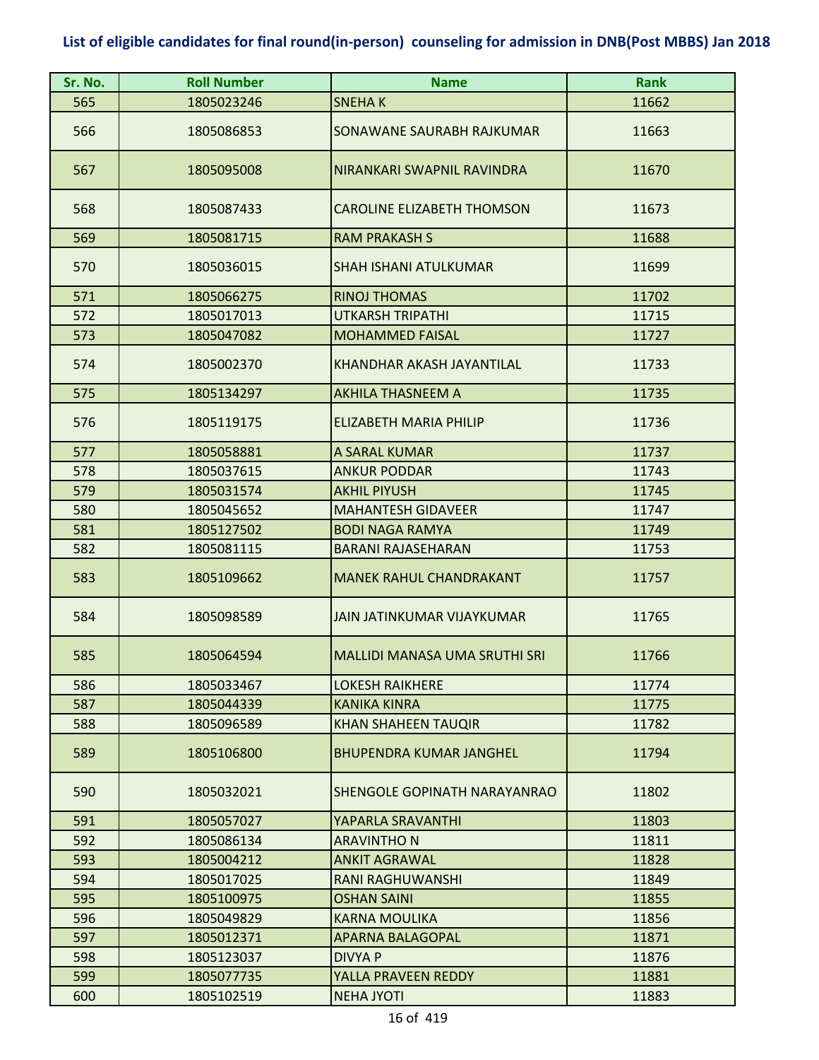**List of eligible candidates for final round(in-person) counseling for admission in DNB(Post MBBS) Jan 2018**

| Sr. No. | Roll Number | Name | Rank |
|---|---|---|---|
| 565 | 1805023246 | SNEHA K | 11662 |
| 566 | 1805086853 | SONAWANE SAURABH RAJKUMAR | 11663 |
| 567 | 1805095008 | NIRANKARI SWAPNIL RAVINDRA | 11670 |
| 568 | 1805087433 | CAROLINE ELIZABETH THOMSON | 11673 |
| 569 | 1805081715 | RAM PRAKASH S | 11688 |
| 570 | 1805036015 | SHAH ISHANI ATULKUMAR | 11699 |
| 571 | 1805066275 | RINOJ THOMAS | 11702 |
| 572 | 1805017013 | UTKARSH TRIPATHI | 11715 |
| 573 | 1805047082 | MOHAMMED FAISAL | 11727 |
| 574 | 1805002370 | KHANDHAR AKASH JAYANTILAL | 11733 |
| 575 | 1805134297 | AKHILA THASNEEM A | 11735 |
| 576 | 1805119175 | ELIZABETH MARIA PHILIP | 11736 |
| 577 | 1805058881 | A SARAL KUMAR | 11737 |
| 578 | 1805037615 | ANKUR PODDAR | 11743 |
| 579 | 1805031574 | AKHIL PIYUSH | 11745 |
| 580 | 1805045652 | MAHANTESH GIDAVEER | 11747 |
| 581 | 1805127502 | BODI NAGA RAMYA | 11749 |
| 582 | 1805081115 | BARANI RAJASEHARAN | 11753 |
| 583 | 1805109662 | MANEK RAHUL CHANDRAKANT | 11757 |
| 584 | 1805098589 | JAIN JATINKUMAR VIJAYKUMAR | 11765 |
| 585 | 1805064594 | MALLIDI MANASA UMA SRUTHI SRI | 11766 |
| 586 | 1805033467 | LOKESH RAIKHERE | 11774 |
| 587 | 1805044339 | KANIKA KINRA | 11775 |
| 588 | 1805096589 | KHAN SHAHEEN TAUQIR | 11782 |
| 589 | 1805106800 | BHUPENDRA KUMAR JANGHEL | 11794 |
| 590 | 1805032021 | SHENGOLE GOPINATH NARAYANRAO | 11802 |
| 591 | 1805057027 | YAPARLA SRAVANTHI | 11803 |
| 592 | 1805086134 | ARAVINTHO N | 11811 |
| 593 | 1805004212 | ANKIT AGRAWAL | 11828 |
| 594 | 1805017025 | RANI RAGHUWANSHI | 11849 |
| 595 | 1805100975 | OSHAN SAINI | 11855 |
| 596 | 1805049829 | KARNA MOULIKA | 11856 |
| 597 | 1805012371 | APARNA BALAGOPAL | 11871 |
| 598 | 1805123037 | DIVYA P | 11876 |
| 599 | 1805077735 | YALLA PRAVEEN REDDY | 11881 |
| 600 | 1805102519 | NEHA JYOTI | 11883 |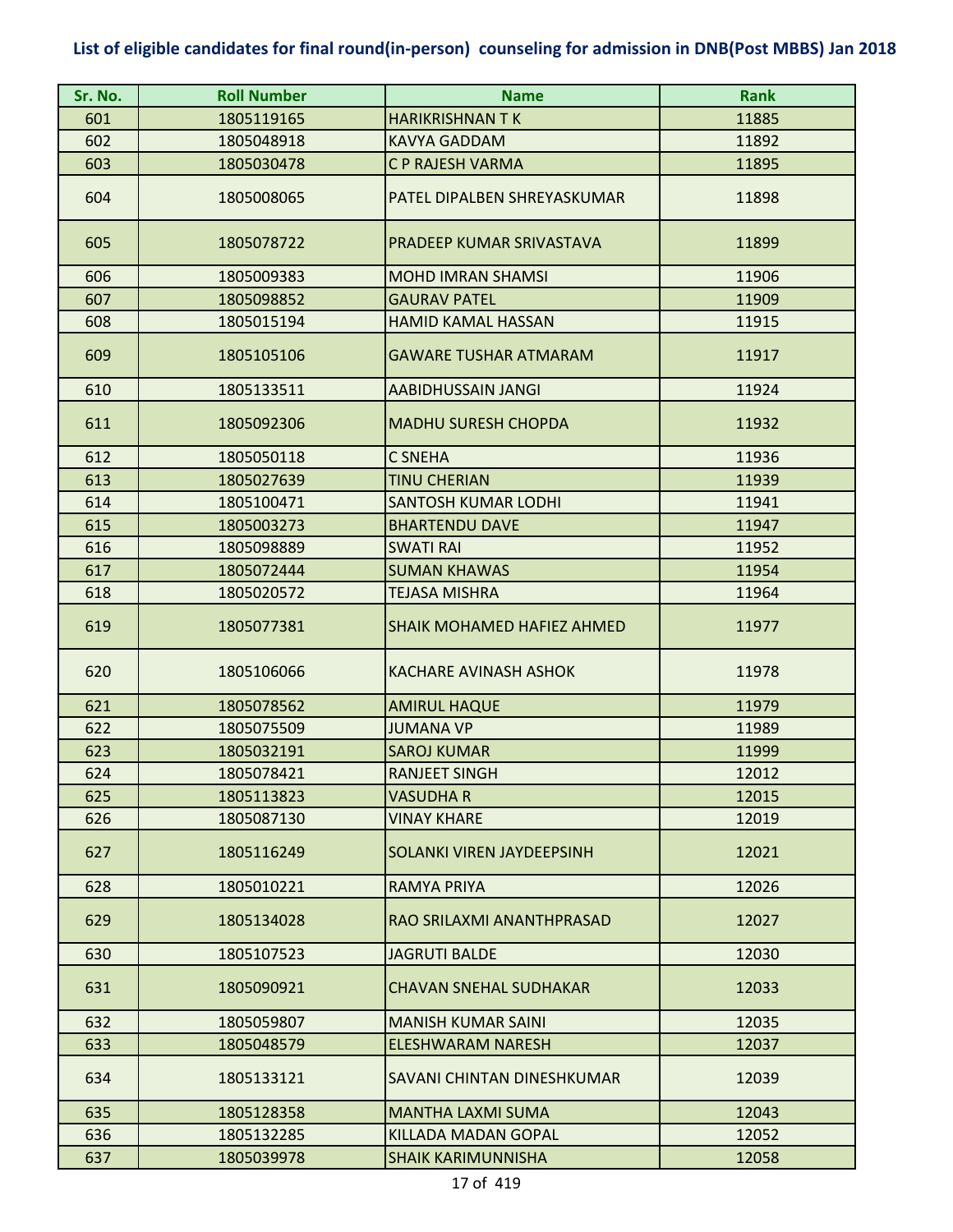**List of eligible candidates for final round(in-person) counseling for admission in DNB(Post MBBS) Jan 2018**

| Sr. No. | Roll Number | Name | Rank |
|---|---|---|---|
| 601 | 1805119165 | HARIKRISHNAN T K | 11885 |
| 602 | 1805048918 | KAVYA GADDAM | 11892 |
| 603 | 1805030478 | C P RAJESH VARMA | 11895 |
| 604 | 1805008065 | PATEL DIPALBEN SHREYASKUMAR | 11898 |
| 605 | 1805078722 | PRADEEP KUMAR SRIVASTAVA | 11899 |
| 606 | 1805009383 | MOHD IMRAN SHAMSI | 11906 |
| 607 | 1805098852 | GAURAV PATEL | 11909 |
| 608 | 1805015194 | HAMID KAMAL HASSAN | 11915 |
| 609 | 1805105106 | GAWARE TUSHAR ATMARAM | 11917 |
| 610 | 1805133511 | AABIDHUSSAIN JANGI | 11924 |
| 611 | 1805092306 | MADHU SURESH CHOPDA | 11932 |
| 612 | 1805050118 | C SNEHA | 11936 |
| 613 | 1805027639 | TINU CHERIAN | 11939 |
| 614 | 1805100471 | SANTOSH KUMAR LODHI | 11941 |
| 615 | 1805003273 | BHARTENDU DAVE | 11947 |
| 616 | 1805098889 | SWATI RAI | 11952 |
| 617 | 1805072444 | SUMAN KHAWAS | 11954 |
| 618 | 1805020572 | TEJASA MISHRA | 11964 |
| 619 | 1805077381 | SHAIK MOHAMED HAFIEZ AHMED | 11977 |
| 620 | 1805106066 | KACHARE AVINASH ASHOK | 11978 |
| 621 | 1805078562 | AMIRUL HAQUE | 11979 |
| 622 | 1805075509 | JUMANA VP | 11989 |
| 623 | 1805032191 | SAROJ KUMAR | 11999 |
| 624 | 1805078421 | RANJEET SINGH | 12012 |
| 625 | 1805113823 | VASUDHA R | 12015 |
| 626 | 1805087130 | VINAY KHARE | 12019 |
| 627 | 1805116249 | SOLANKI VIREN JAYDEEPSINH | 12021 |
| 628 | 1805010221 | RAMYA PRIYA | 12026 |
| 629 | 1805134028 | RAO SRILAXMI ANANTHPRASAD | 12027 |
| 630 | 1805107523 | JAGRUTI BALDE | 12030 |
| 631 | 1805090921 | CHAVAN SNEHAL SUDHAKAR | 12033 |
| 632 | 1805059807 | MANISH KUMAR SAINI | 12035 |
| 633 | 1805048579 | ELESHWARAM NARESH | 12037 |
| 634 | 1805133121 | SAVANI CHINTAN DINESHKUMAR | 12039 |
| 635 | 1805128358 | MANTHA LAXMI SUMA | 12043 |
| 636 | 1805132285 | KILLADA MADAN GOPAL | 12052 |
| 637 | 1805039978 | SHAIK KARIMUNNISHA | 12058 |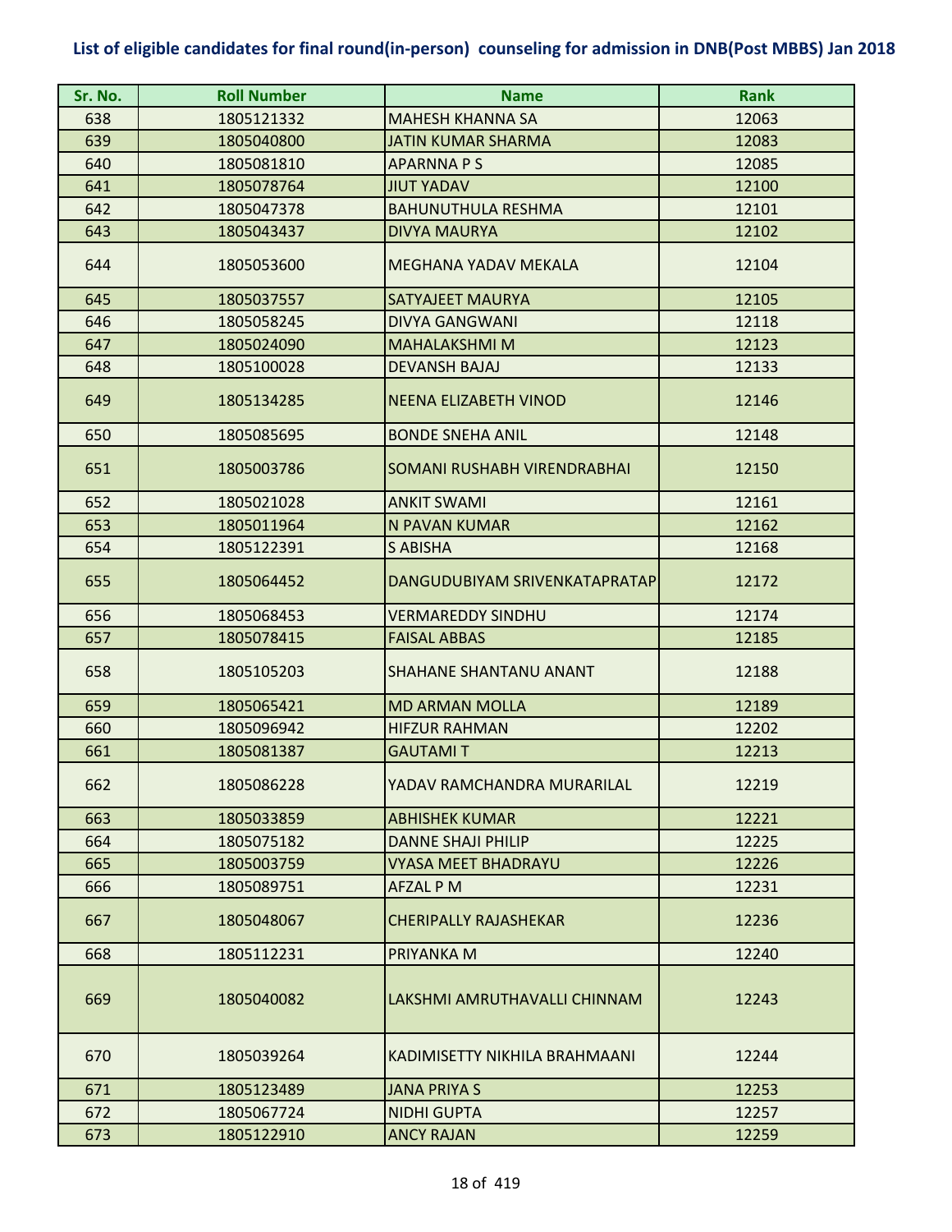# List of eligible candidates for final round(in-person) counseling for admission in DNB(Post MBBS) Jan 2018

| Sr. No. | Roll Number | Name | Rank |
|---|---|---|---|
| 638 | 1805121332 | MAHESH KHANNA SA | 12063 |
| 639 | 1805040800 | JATIN KUMAR SHARMA | 12083 |
| 640 | 1805081810 | APARNNA P S | 12085 |
| 641 | 1805078764 | JIUT YADAV | 12100 |
| 642 | 1805047378 | BAHUNUTHULA RESHMA | 12101 |
| 643 | 1805043437 | DIVYA MAURYA | 12102 |
| 644 | 1805053600 | MEGHANA YADAV MEKALA | 12104 |
| 645 | 1805037557 | SATYAJEET MAURYA | 12105 |
| 646 | 1805058245 | DIVYA GANGWANI | 12118 |
| 647 | 1805024090 | MAHALAKSHMI M | 12123 |
| 648 | 1805100028 | DEVANSH BAJAJ | 12133 |
| 649 | 1805134285 | NEENA ELIZABETH VINOD | 12146 |
| 650 | 1805085695 | BONDE SNEHA ANIL | 12148 |
| 651 | 1805003786 | SOMANI RUSHABH VIRENDRABHAI | 12150 |
| 652 | 1805021028 | ANKIT SWAMI | 12161 |
| 653 | 1805011964 | N PAVAN KUMAR | 12162 |
| 654 | 1805122391 | S ABISHA | 12168 |
| 655 | 1805064452 | DANGUDUBIYAM SRIVENKATAPRATAP | 12172 |
| 656 | 1805068453 | VERMAREDDY SINDHU | 12174 |
| 657 | 1805078415 | FAISAL ABBAS | 12185 |
| 658 | 1805105203 | SHAHANE SHANTANU ANANT | 12188 |
| 659 | 1805065421 | MD ARMAN MOLLA | 12189 |
| 660 | 1805096942 | HIFZUR RAHMAN | 12202 |
| 661 | 1805081387 | GAUTAMI T | 12213 |
| 662 | 1805086228 | YADAV RAMCHANDRA MURARILAL | 12219 |
| 663 | 1805033859 | ABHISHEK KUMAR | 12221 |
| 664 | 1805075182 | DANNE SHAJI PHILIP | 12225 |
| 665 | 1805003759 | VYASA MEET BHADRAYU | 12226 |
| 666 | 1805089751 | AFZAL P M | 12231 |
| 667 | 1805048067 | CHERIPALLY RAJASHEKAR | 12236 |
| 668 | 1805112231 | PRIYANKA M | 12240 |
| 669 | 1805040082 | LAKSHMI AMRUTHAVALLI CHINNAM | 12243 |
| 670 | 1805039264 | KADIMISETTY NIKHILA BRAHMAANI | 12244 |
| 671 | 1805123489 | JANA PRIYA S | 12253 |
| 672 | 1805067724 | NIDHI GUPTA | 12257 |
| 673 | 1805122910 | ANCY RAJAN | 12259 |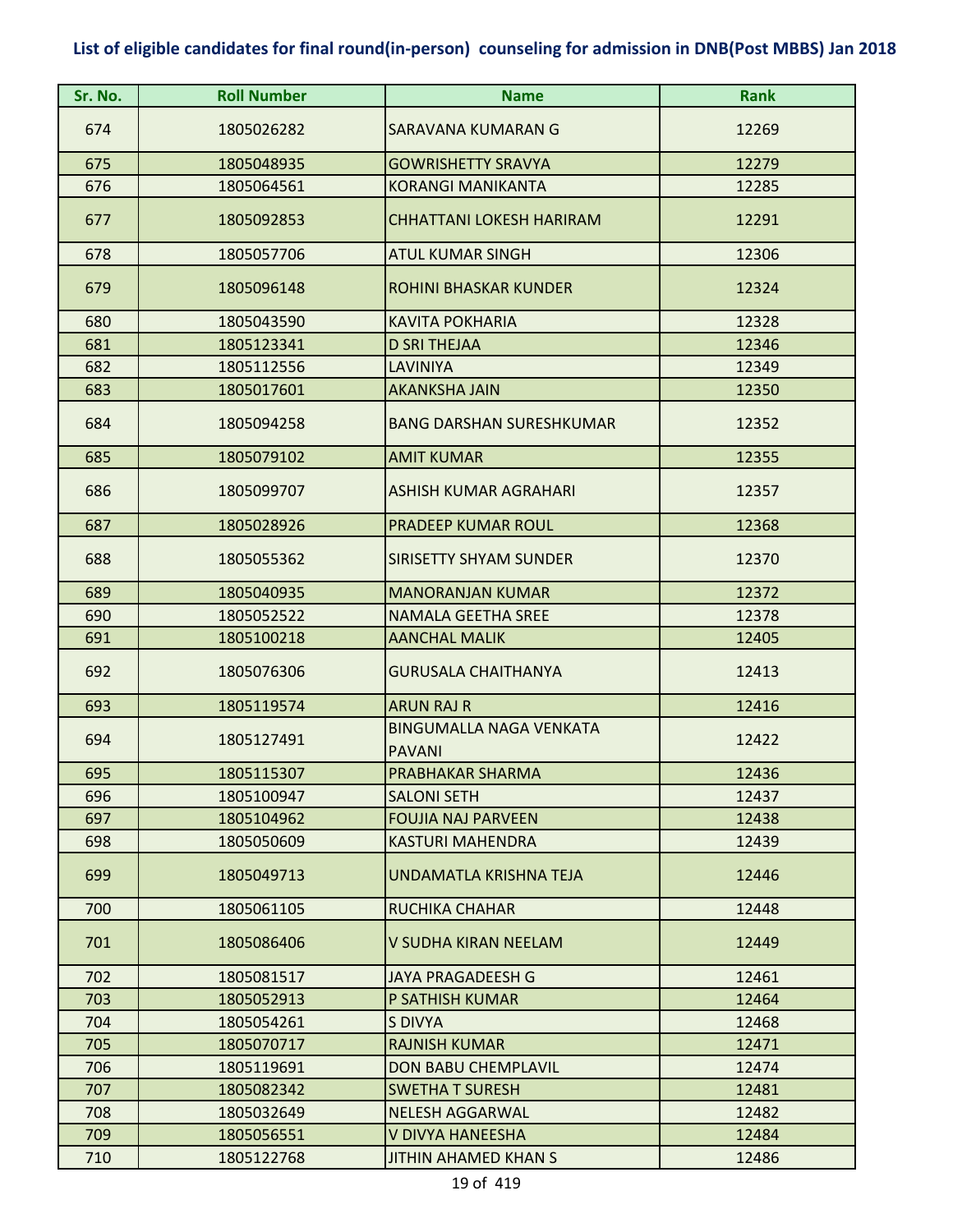## List of eligible candidates for final round(in-person) counseling for admission in DNB(Post MBBS) Jan 2018

| Sr. No. | Roll Number | Name | Rank |
|---|---|---|---|
| 674 | 1805026282 | SARAVANA KUMARAN G | 12269 |
| 675 | 1805048935 | GOWRISHETTY SRAVYA | 12279 |
| 676 | 1805064561 | KORANGI MANIKANTA | 12285 |
| 677 | 1805092853 | CHHATTANI LOKESH HARIRAM | 12291 |
| 678 | 1805057706 | ATUL KUMAR SINGH | 12306 |
| 679 | 1805096148 | ROHINI BHASKAR KUNDER | 12324 |
| 680 | 1805043590 | KAVITA POKHARIA | 12328 |
| 681 | 1805123341 | D SRI THEJAA | 12346 |
| 682 | 1805112556 | LAVINIYA | 12349 |
| 683 | 1805017601 | AKANKSHA JAIN | 12350 |
| 684 | 1805094258 | BANG DARSHAN SURESHKUMAR | 12352 |
| 685 | 1805079102 | AMIT KUMAR | 12355 |
| 686 | 1805099707 | ASHISH KUMAR AGRAHARI | 12357 |
| 687 | 1805028926 | PRADEEP KUMAR ROUL | 12368 |
| 688 | 1805055362 | SIRISETTY SHYAM SUNDER | 12370 |
| 689 | 1805040935 | MANORANJAN KUMAR | 12372 |
| 690 | 1805052522 | NAMALA GEETHA SREE | 12378 |
| 691 | 1805100218 | AANCHAL MALIK | 12405 |
| 692 | 1805076306 | GURUSALA CHAITHANYA | 12413 |
| 693 | 1805119574 | ARUN RAJ R | 12416 |
| 694 | 1805127491 | BINGUMALLA NAGA VENKATA PAVANI | 12422 |
| 695 | 1805115307 | PRABHAKAR SHARMA | 12436 |
| 696 | 1805100947 | SALONI SETH | 12437 |
| 697 | 1805104962 | FOUJIA NAJ PARVEEN | 12438 |
| 698 | 1805050609 | KASTURI MAHENDRA | 12439 |
| 699 | 1805049713 | UNDAMATLA KRISHNA TEJA | 12446 |
| 700 | 1805061105 | RUCHIKA CHAHAR | 12448 |
| 701 | 1805086406 | V SUDHA KIRAN NEELAM | 12449 |
| 702 | 1805081517 | JAYA PRAGADEESH G | 12461 |
| 703 | 1805052913 | P SATHISH KUMAR | 12464 |
| 704 | 1805054261 | S DIVYA | 12468 |
| 705 | 1805070717 | RAJNISH KUMAR | 12471 |
| 706 | 1805119691 | DON BABU CHEMPLAVIL | 12474 |
| 707 | 1805082342 | SWETHA T SURESH | 12481 |
| 708 | 1805032649 | NELESH AGGARWAL | 12482 |
| 709 | 1805056551 | V DIVYA HANEESHA | 12484 |
| 710 | 1805122768 | JITHIN AHAMED KHAN S | 12486 |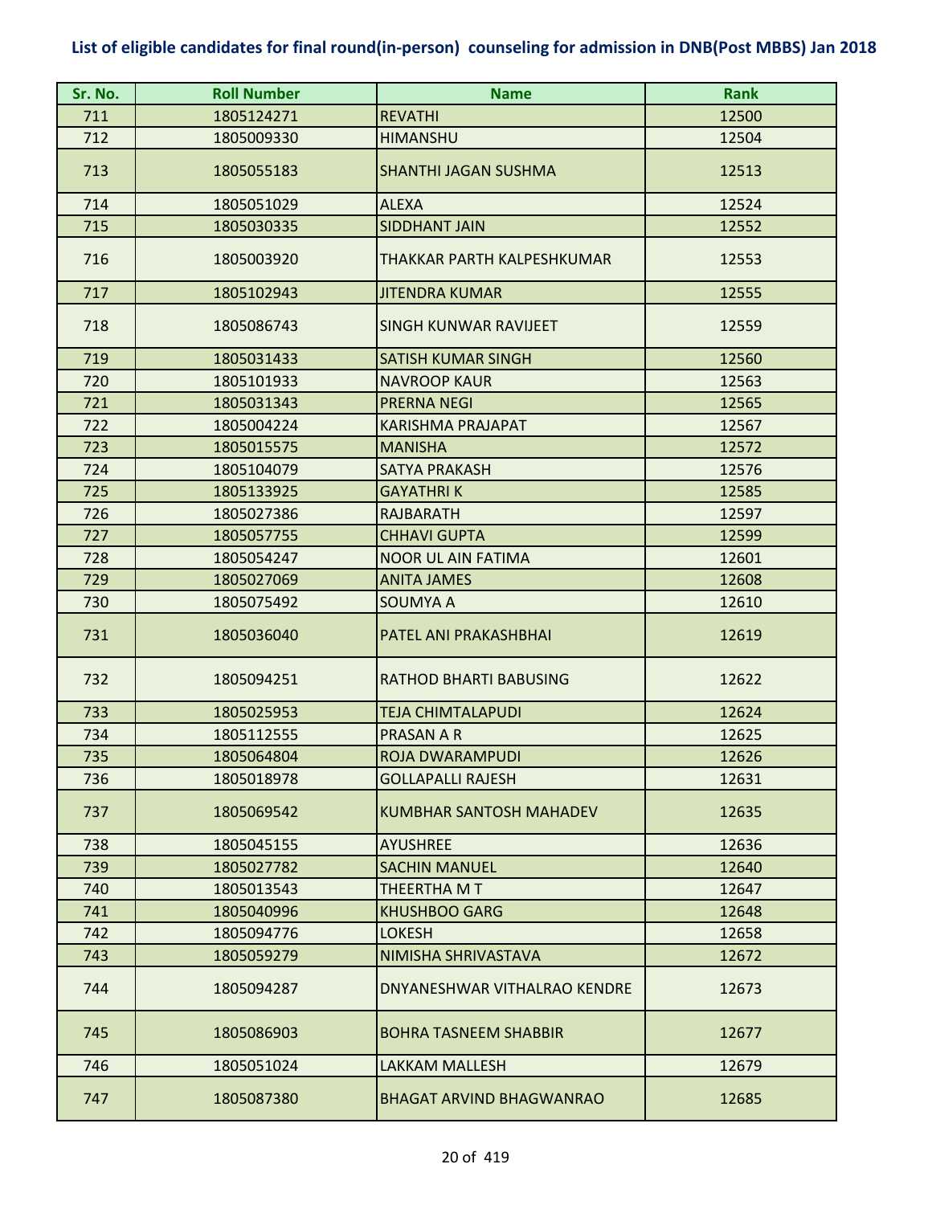**List of eligible candidates for final round(in-person) counseling for admission in DNB(Post MBBS) Jan 2018**

| Sr. No. | Roll Number | Name | Rank |
|---|---|---|---|
| 711 | 1805124271 | REVATHI | 12500 |
| 712 | 1805009330 | HIMANSHU | 12504 |
| 713 | 1805055183 | SHANTHI JAGAN SUSHMA | 12513 |
| 714 | 1805051029 | ALEXA | 12524 |
| 715 | 1805030335 | SIDDHANT JAIN | 12552 |
| 716 | 1805003920 | THAKKAR PARTH KALPESHKUMAR | 12553 |
| 717 | 1805102943 | JITENDRA KUMAR | 12555 |
| 718 | 1805086743 | SINGH KUNWAR RAVIJEET | 12559 |
| 719 | 1805031433 | SATISH KUMAR SINGH | 12560 |
| 720 | 1805101933 | NAVROOP KAUR | 12563 |
| 721 | 1805031343 | PRERNA NEGI | 12565 |
| 722 | 1805004224 | KARISHMA PRAJAPAT | 12567 |
| 723 | 1805015575 | MANISHA | 12572 |
| 724 | 1805104079 | SATYA PRAKASH | 12576 |
| 725 | 1805133925 | GAYATHRI K | 12585 |
| 726 | 1805027386 | RAJBARATH | 12597 |
| 727 | 1805057755 | CHHAVI GUPTA | 12599 |
| 728 | 1805054247 | NOOR UL AIN FATIMA | 12601 |
| 729 | 1805027069 | ANITA JAMES | 12608 |
| 730 | 1805075492 | SOUMYA A | 12610 |
| 731 | 1805036040 | PATEL ANI PRAKASHBHAI | 12619 |
| 732 | 1805094251 | RATHOD BHARTI BABUSING | 12622 |
| 733 | 1805025953 | TEJA CHIMTALAPUDI | 12624 |
| 734 | 1805112555 | PRASAN A R | 12625 |
| 735 | 1805064804 | ROJA DWARAMPUDI | 12626 |
| 736 | 1805018978 | GOLLAPALLI RAJESH | 12631 |
| 737 | 1805069542 | KUMBHAR SANTOSH MAHADEV | 12635 |
| 738 | 1805045155 | AYUSHREE | 12636 |
| 739 | 1805027782 | SACHIN MANUEL | 12640 |
| 740 | 1805013543 | THEERTHA M T | 12647 |
| 741 | 1805040996 | KHUSHBOO GARG | 12648 |
| 742 | 1805094776 | LOKESH | 12658 |
| 743 | 1805059279 | NIMISHA SHRIVASTAVA | 12672 |
| 744 | 1805094287 | DNYANESHWAR VITHALRAO KENDRE | 12673 |
| 745 | 1805086903 | BOHRA TASNEEM SHABBIR | 12677 |
| 746 | 1805051024 | LAKKAM MALLESH | 12679 |
| 747 | 1805087380 | BHAGAT ARVIND BHAGWANRAO | 12685 |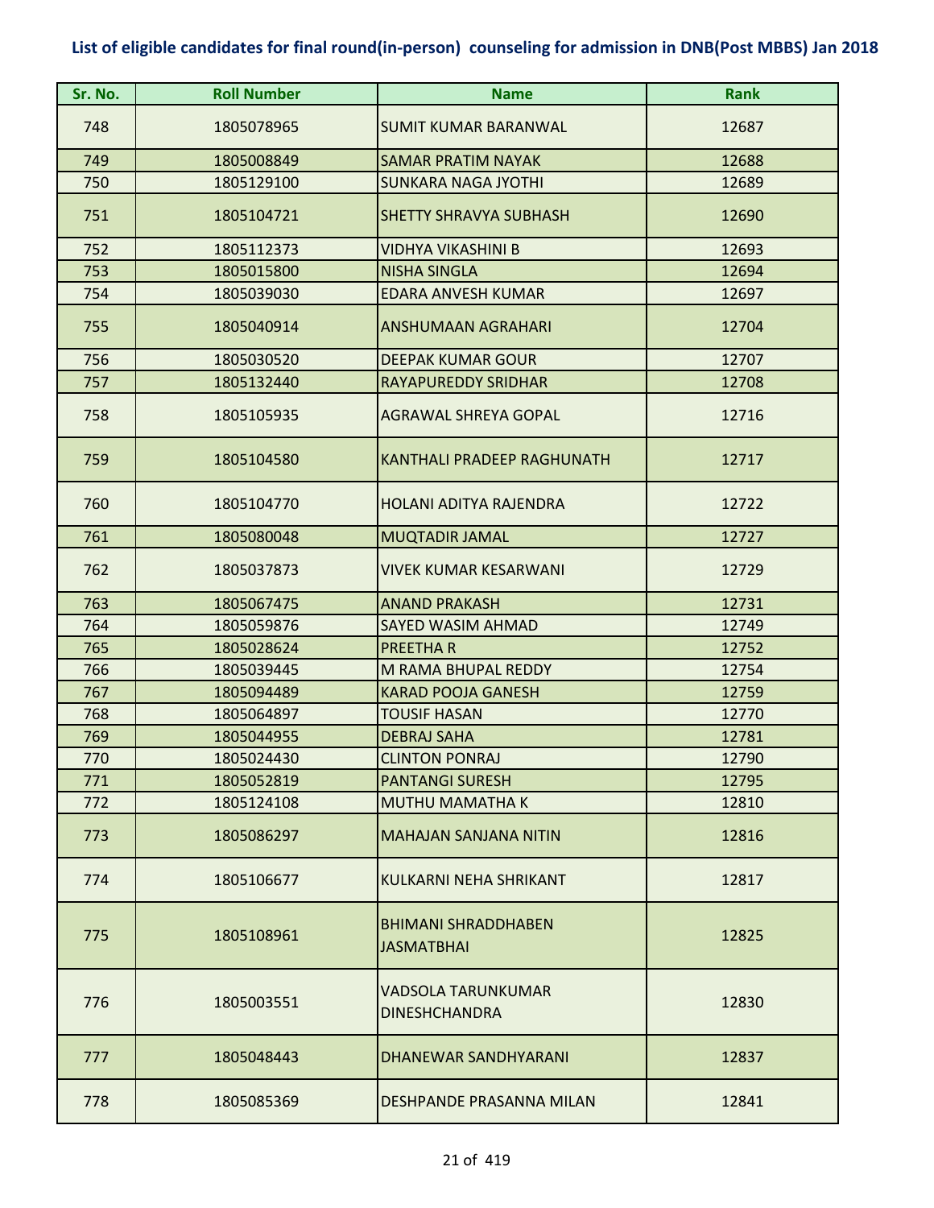## List of eligible candidates for final round(in-person) counseling for admission in DNB(Post MBBS) Jan 2018

| Sr. No. | Roll Number | Name | Rank |
|---|---|---|---|
| 748 | 1805078965 | SUMIT KUMAR BARANWAL | 12687 |
| 749 | 1805008849 | SAMAR PRATIM NAYAK | 12688 |
| 750 | 1805129100 | SUNKARA NAGA JYOTHI | 12689 |
| 751 | 1805104721 | SHETTY SHRAVYA SUBHASH | 12690 |
| 752 | 1805112373 | VIDHYA VIKASHINI B | 12693 |
| 753 | 1805015800 | NISHA SINGLA | 12694 |
| 754 | 1805039030 | EDARA ANVESH KUMAR | 12697 |
| 755 | 1805040914 | ANSHUMAAN AGRAHARI | 12704 |
| 756 | 1805030520 | DEEPAK KUMAR GOUR | 12707 |
| 757 | 1805132440 | RAYAPUREDDY SRIDHAR | 12708 |
| 758 | 1805105935 | AGRAWAL SHREYA GOPAL | 12716 |
| 759 | 1805104580 | KANTHALI PRADEEP RAGHUNATH | 12717 |
| 760 | 1805104770 | HOLANI ADITYA RAJENDRA | 12722 |
| 761 | 1805080048 | MUQTADIR JAMAL | 12727 |
| 762 | 1805037873 | VIVEK KUMAR KESARWANI | 12729 |
| 763 | 1805067475 | ANAND PRAKASH | 12731 |
| 764 | 1805059876 | SAYED WASIM AHMAD | 12749 |
| 765 | 1805028624 | PREETHA R | 12752 |
| 766 | 1805039445 | M RAMA BHUPAL REDDY | 12754 |
| 767 | 1805094489 | KARAD POOJA GANESH | 12759 |
| 768 | 1805064897 | TOUSIF HASAN | 12770 |
| 769 | 1805044955 | DEBRAJ SAHA | 12781 |
| 770 | 1805024430 | CLINTON PONRAJ | 12790 |
| 771 | 1805052819 | PANTANGI SURESH | 12795 |
| 772 | 1805124108 | MUTHU MAMATHA K | 12810 |
| 773 | 1805086297 | MAHAJAN SANJANA NITIN | 12816 |
| 774 | 1805106677 | KULKARNI NEHA SHRIKANT | 12817 |
| 775 | 1805108961 | BHIMANI SHRADDHABEN JASMATBHAI | 12825 |
| 776 | 1805003551 | VADSOLA TARUNKUMAR DINESHCHANDRA | 12830 |
| 777 | 1805048443 | DHANEWAR SANDHYARANI | 12837 |
| 778 | 1805085369 | DESHPANDE PRASANNA MILAN | 12841 |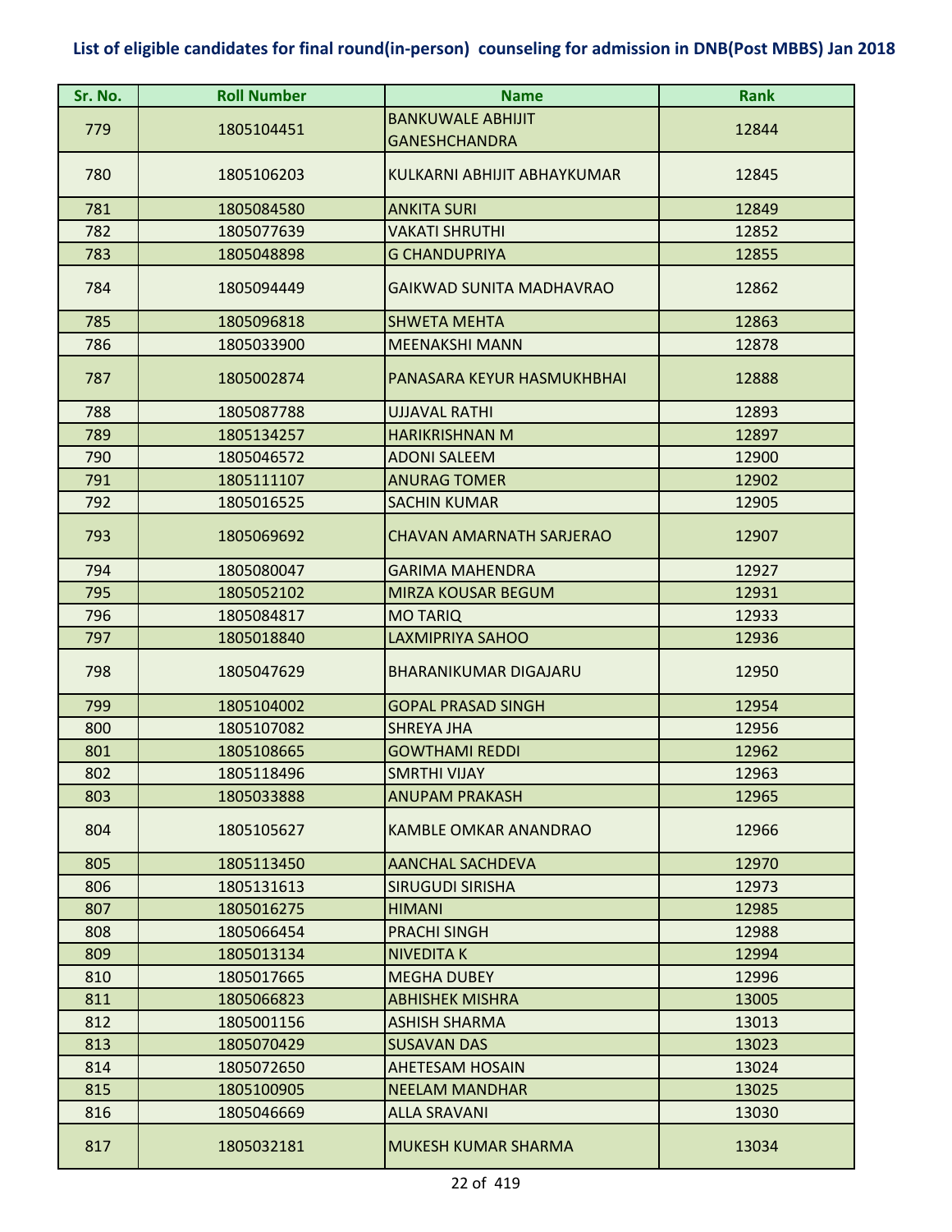# List of eligible candidates for final round(in-person) counseling for admission in DNB(Post MBBS) Jan 2018

| Sr. No. | Roll Number | Name | Rank |
|---|---|---|---|
| 779 | 1805104451 | BANKUWALE ABHIJIT GANESHCHANDRA | 12844 |
| 780 | 1805106203 | KULKARNI ABHIJIT ABHAYKUMAR | 12845 |
| 781 | 1805084580 | ANKITA SURI | 12849 |
| 782 | 1805077639 | VAKATI SHRUTHI | 12852 |
| 783 | 1805048898 | G CHANDUPRIYA | 12855 |
| 784 | 1805094449 | GAIKWAD SUNITA MADHAVRAO | 12862 |
| 785 | 1805096818 | SHWETA MEHTA | 12863 |
| 786 | 1805033900 | MEENAKSHI MANN | 12878 |
| 787 | 1805002874 | PANASARA KEYUR HASMUKHBHAI | 12888 |
| 788 | 1805087788 | UJJAVAL RATHI | 12893 |
| 789 | 1805134257 | HARIKRISHNAN M | 12897 |
| 790 | 1805046572 | ADONI SALEEM | 12900 |
| 791 | 1805111107 | ANURAG TOMER | 12902 |
| 792 | 1805016525 | SACHIN KUMAR | 12905 |
| 793 | 1805069692 | CHAVAN AMARNATH SARJERAO | 12907 |
| 794 | 1805080047 | GARIMA MAHENDRA | 12927 |
| 795 | 1805052102 | MIRZA KOUSAR BEGUM | 12931 |
| 796 | 1805084817 | MO TARIQ | 12933 |
| 797 | 1805018840 | LAXMIPRIYA SAHOO | 12936 |
| 798 | 1805047629 | BHARANIKUMAR DIGAJARU | 12950 |
| 799 | 1805104002 | GOPAL PRASAD SINGH | 12954 |
| 800 | 1805107082 | SHREYA JHA | 12956 |
| 801 | 1805108665 | GOWTHAMI REDDI | 12962 |
| 802 | 1805118496 | SMRTHI VIJAY | 12963 |
| 803 | 1805033888 | ANUPAM PRAKASH | 12965 |
| 804 | 1805105627 | KAMBLE OMKAR ANANDRAO | 12966 |
| 805 | 1805113450 | AANCHAL SACHDEVA | 12970 |
| 806 | 1805131613 | SIRUGUDI SIRISHA | 12973 |
| 807 | 1805016275 | HIMANI | 12985 |
| 808 | 1805066454 | PRACHI SINGH | 12988 |
| 809 | 1805013134 | NIVEDITA K | 12994 |
| 810 | 1805017665 | MEGHA DUBEY | 12996 |
| 811 | 1805066823 | ABHISHEK MISHRA | 13005 |
| 812 | 1805001156 | ASHISH SHARMA | 13013 |
| 813 | 1805070429 | SUSAVAN DAS | 13023 |
| 814 | 1805072650 | AHETESAM HOSAIN | 13024 |
| 815 | 1805100905 | NEELAM MANDHAR | 13025 |
| 816 | 1805046669 | ALLA SRAVANI | 13030 |
| 817 | 1805032181 | MUKESH KUMAR SHARMA | 13034 |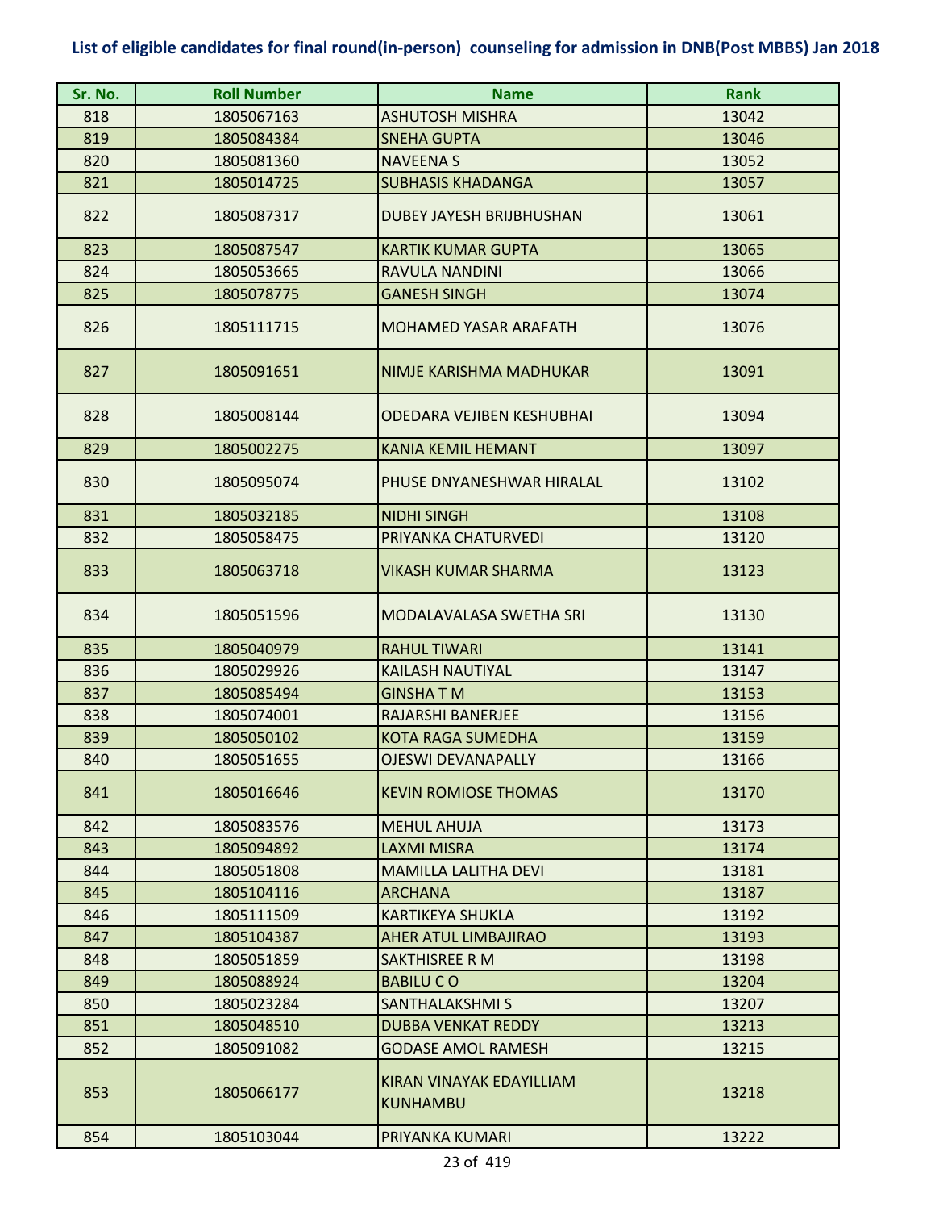# List of eligible candidates for final round(in-person) counseling for admission in DNB(Post MBBS) Jan 2018

| Sr. No. | Roll Number | Name | Rank |
|---|---|---|---|
| 818 | 1805067163 | ASHUTOSH MISHRA | 13042 |
| 819 | 1805084384 | SNEHA GUPTA | 13046 |
| 820 | 1805081360 | NAVEENA S | 13052 |
| 821 | 1805014725 | SUBHASIS KHADANGA | 13057 |
| 822 | 1805087317 | DUBEY JAYESH BRIJBHUSHAN | 13061 |
| 823 | 1805087547 | KARTIK KUMAR GUPTA | 13065 |
| 824 | 1805053665 | RAVULA NANDINI | 13066 |
| 825 | 1805078775 | GANESH SINGH | 13074 |
| 826 | 1805111715 | MOHAMED YASAR ARAFATH | 13076 |
| 827 | 1805091651 | NIMJE KARISHMA MADHUKAR | 13091 |
| 828 | 1805008144 | ODEDARA VEJIBEN KESHUBHAI | 13094 |
| 829 | 1805002275 | KANIA KEMIL HEMANT | 13097 |
| 830 | 1805095074 | PHUSE DNYANESHWAR HIRALAL | 13102 |
| 831 | 1805032185 | NIDHI SINGH | 13108 |
| 832 | 1805058475 | PRIYANKA CHATURVEDI | 13120 |
| 833 | 1805063718 | VIKASH KUMAR SHARMA | 13123 |
| 834 | 1805051596 | MODALAVALASA SWETHA SRI | 13130 |
| 835 | 1805040979 | RAHUL TIWARI | 13141 |
| 836 | 1805029926 | KAILASH NAUTIYAL | 13147 |
| 837 | 1805085494 | GINSHA T M | 13153 |
| 838 | 1805074001 | RAJARSHI BANERJEE | 13156 |
| 839 | 1805050102 | KOTA RAGA SUMEDHA | 13159 |
| 840 | 1805051655 | OJESWI DEVANAPALLY | 13166 |
| 841 | 1805016646 | KEVIN ROMIOSE THOMAS | 13170 |
| 842 | 1805083576 | MEHUL AHUJA | 13173 |
| 843 | 1805094892 | LAXMI MISRA | 13174 |
| 844 | 1805051808 | MAMILLA LALITHA DEVI | 13181 |
| 845 | 1805104116 | ARCHANA | 13187 |
| 846 | 1805111509 | KARTIKEYA SHUKLA | 13192 |
| 847 | 1805104387 | AHER ATUL LIMBAJIRAO | 13193 |
| 848 | 1805051859 | SAKTHISREE R M | 13198 |
| 849 | 1805088924 | BABILU C O | 13204 |
| 850 | 1805023284 | SANTHALAKSHMI S | 13207 |
| 851 | 1805048510 | DUBBA VENKAT REDDY | 13213 |
| 852 | 1805091082 | GODASE AMOL RAMESH | 13215 |
| 853 | 1805066177 | KIRAN VINAYAK EDAYILLIAM KUNHAMBU | 13218 |
| 854 | 1805103044 | PRIYANKA KUMARI | 13222 |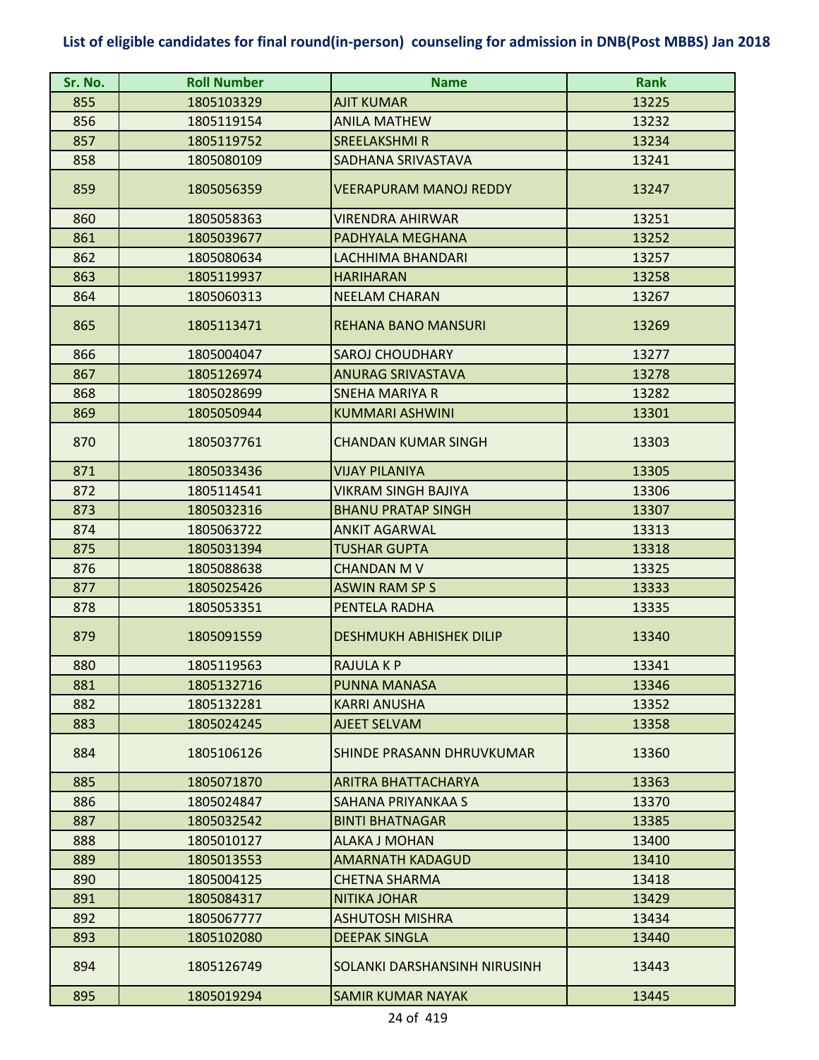## List of eligible candidates for final round(in-person) counseling for admission in DNB(Post MBBS) Jan 2018

| Sr. No. | Roll Number | Name | Rank |
|---|---|---|---|
| 855 | 1805103329 | AJIT KUMAR | 13225 |
| 856 | 1805119154 | ANILA MATHEW | 13232 |
| 857 | 1805119752 | SREELAKSHMI R | 13234 |
| 858 | 1805080109 | SADHANA SRIVASTAVA | 13241 |
| 859 | 1805056359 | VEERAPURAM MANOJ REDDY | 13247 |
| 860 | 1805058363 | VIRENDRA AHIRWAR | 13251 |
| 861 | 1805039677 | PADHYALA MEGHANA | 13252 |
| 862 | 1805080634 | LACHHIMA BHANDARI | 13257 |
| 863 | 1805119937 | HARIHARAN | 13258 |
| 864 | 1805060313 | NEELAM CHARAN | 13267 |
| 865 | 1805113471 | REHANA BANO MANSURI | 13269 |
| 866 | 1805004047 | SAROJ CHOUDHARY | 13277 |
| 867 | 1805126974 | ANURAG SRIVASTAVA | 13278 |
| 868 | 1805028699 | SNEHA MARIYA R | 13282 |
| 869 | 1805050944 | KUMMARI ASHWINI | 13301 |
| 870 | 1805037761 | CHANDAN KUMAR SINGH | 13303 |
| 871 | 1805033436 | VIJAY PILANIYA | 13305 |
| 872 | 1805114541 | VIKRAM SINGH BAJIYA | 13306 |
| 873 | 1805032316 | BHANU PRATAP SINGH | 13307 |
| 874 | 1805063722 | ANKIT AGARWAL | 13313 |
| 875 | 1805031394 | TUSHAR GUPTA | 13318 |
| 876 | 1805088638 | CHANDAN M V | 13325 |
| 877 | 1805025426 | ASWIN RAM SP S | 13333 |
| 878 | 1805053351 | PENTELA RADHA | 13335 |
| 879 | 1805091559 | DESHMUKH ABHISHEK DILIP | 13340 |
| 880 | 1805119563 | RAJULA K P | 13341 |
| 881 | 1805132716 | PUNNA MANASA | 13346 |
| 882 | 1805132281 | KARRI ANUSHA | 13352 |
| 883 | 1805024245 | AJEET SELVAM | 13358 |
| 884 | 1805106126 | SHINDE PRASANN DHRUVKUMAR | 13360 |
| 885 | 1805071870 | ARITRA BHATTACHARYA | 13363 |
| 886 | 1805024847 | SAHANA PRIYANKAA S | 13370 |
| 887 | 1805032542 | BINTI BHATNAGAR | 13385 |
| 888 | 1805010127 | ALAKA J MOHAN | 13400 |
| 889 | 1805013553 | AMARNATH KADAGUD | 13410 |
| 890 | 1805004125 | CHETNA SHARMA | 13418 |
| 891 | 1805084317 | NITIKA JOHAR | 13429 |
| 892 | 1805067777 | ASHUTOSH MISHRA | 13434 |
| 893 | 1805102080 | DEEPAK SINGLA | 13440 |
| 894 | 1805126749 | SOLANKI DARSHANSINH NIRUSINH | 13443 |
| 895 | 1805019294 | SAMIR KUMAR NAYAK | 13445 |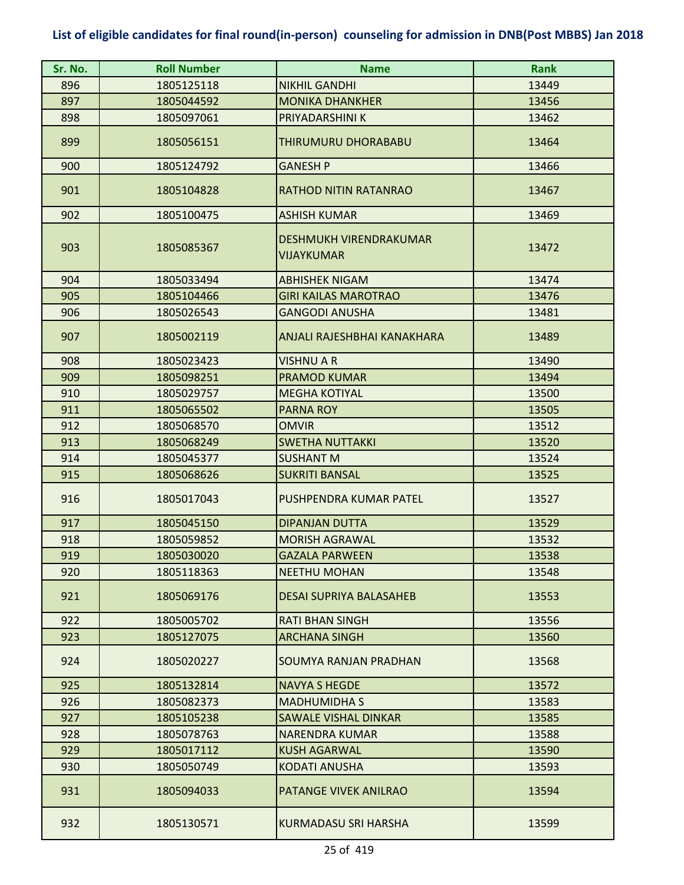**List of eligible candidates for final round(in-person) counseling for admission in DNB(Post MBBS) Jan 2018**

| Sr. No. | Roll Number | Name | Rank |
|---|---|---|---|
| 896 | 1805125118 | NIKHIL GANDHI | 13449 |
| 897 | 1805044592 | MONIKA DHANKHER | 13456 |
| 898 | 1805097061 | PRIYADARSHINI K | 13462 |
| 899 | 1805056151 | THIRUMURU DHORABABU | 13464 |
| 900 | 1805124792 | GANESH P | 13466 |
| 901 | 1805104828 | RATHOD NITIN RATANRAO | 13467 |
| 902 | 1805100475 | ASHISH KUMAR | 13469 |
| 903 | 1805085367 | DESHMUKH VIRENDRAKUMAR VIJAYKUMAR | 13472 |
| 904 | 1805033494 | ABHISHEK NIGAM | 13474 |
| 905 | 1805104466 | GIRI KAILAS MAROTRAO | 13476 |
| 906 | 1805026543 | GANGODI ANUSHA | 13481 |
| 907 | 1805002119 | ANJALI RAJESHBHAI KANAKHARA | 13489 |
| 908 | 1805023423 | VISHNU A R | 13490 |
| 909 | 1805098251 | PRAMOD KUMAR | 13494 |
| 910 | 1805029757 | MEGHA KOTIYAL | 13500 |
| 911 | 1805065502 | PARNA ROY | 13505 |
| 912 | 1805068570 | OMVIR | 13512 |
| 913 | 1805068249 | SWETHA NUTTAKKI | 13520 |
| 914 | 1805045377 | SUSHANT M | 13524 |
| 915 | 1805068626 | SUKRITI BANSAL | 13525 |
| 916 | 1805017043 | PUSHPENDRA KUMAR PATEL | 13527 |
| 917 | 1805045150 | DIPANJAN DUTTA | 13529 |
| 918 | 1805059852 | MORISH AGRAWAL | 13532 |
| 919 | 1805030020 | GAZALA PARWEEN | 13538 |
| 920 | 1805118363 | NEETHU MOHAN | 13548 |
| 921 | 1805069176 | DESAI SUPRIYA BALASAHEB | 13553 |
| 922 | 1805005702 | RATI BHAN SINGH | 13556 |
| 923 | 1805127075 | ARCHANA SINGH | 13560 |
| 924 | 1805020227 | SOUMYA RANJAN PRADHAN | 13568 |
| 925 | 1805132814 | NAVYA S HEGDE | 13572 |
| 926 | 1805082373 | MADHUMIDHA S | 13583 |
| 927 | 1805105238 | SAWALE VISHAL DINKAR | 13585 |
| 928 | 1805078763 | NARENDRA KUMAR | 13588 |
| 929 | 1805017112 | KUSH AGARWAL | 13590 |
| 930 | 1805050749 | KODATI ANUSHA | 13593 |
| 931 | 1805094033 | PATANGE VIVEK ANILRAO | 13594 |
| 932 | 1805130571 | KURMADASU SRI HARSHA | 13599 |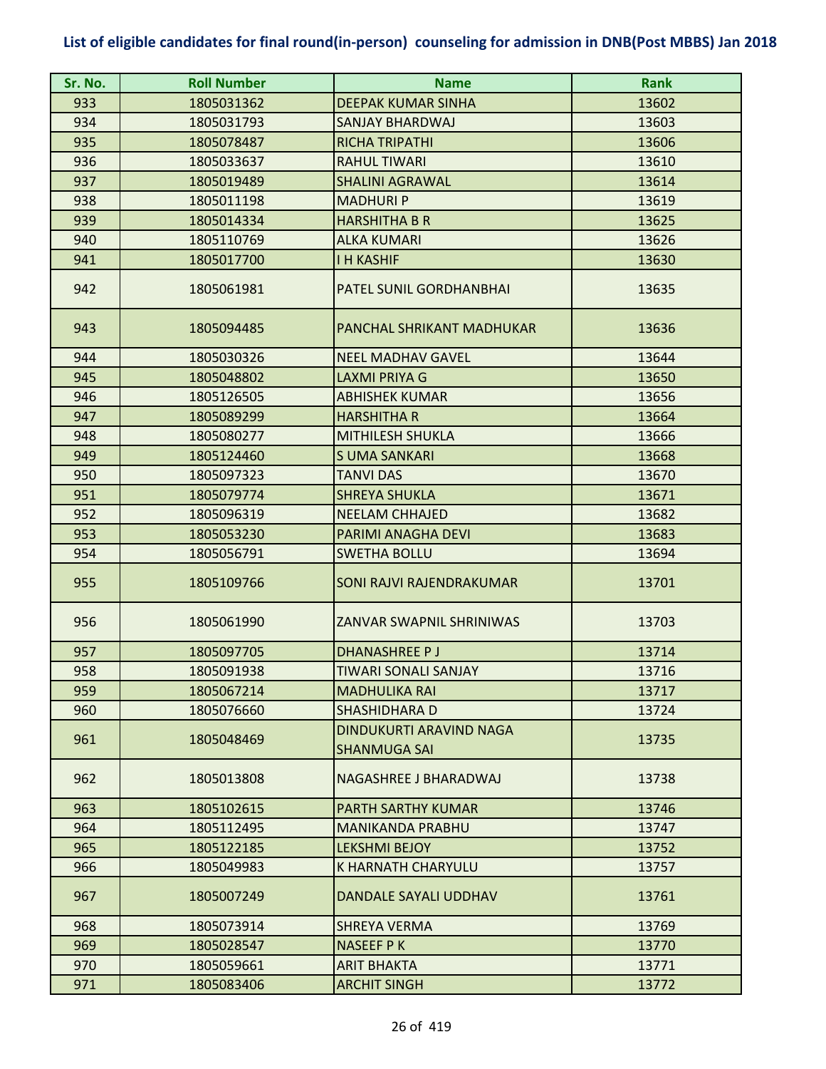## List of eligible candidates for final round(in-person) counseling for admission in DNB(Post MBBS) Jan 2018

| Sr. No. | Roll Number | Name | Rank |
|---|---|---|---|
| 933 | 1805031362 | DEEPAK KUMAR SINHA | 13602 |
| 934 | 1805031793 | SANJAY BHARDWAJ | 13603 |
| 935 | 1805078487 | RICHA TRIPATHI | 13606 |
| 936 | 1805033637 | RAHUL TIWARI | 13610 |
| 937 | 1805019489 | SHALINI AGRAWAL | 13614 |
| 938 | 1805011198 | MADHURI P | 13619 |
| 939 | 1805014334 | HARSHITHA B R | 13625 |
| 940 | 1805110769 | ALKA KUMARI | 13626 |
| 941 | 1805017700 | I H KASHIF | 13630 |
| 942 | 1805061981 | PATEL SUNIL GORDHANBHAI | 13635 |
| 943 | 1805094485 | PANCHAL SHRIKANT MADHUKAR | 13636 |
| 944 | 1805030326 | NEEL MADHAV GAVEL | 13644 |
| 945 | 1805048802 | LAXMI PRIYA G | 13650 |
| 946 | 1805126505 | ABHISHEK KUMAR | 13656 |
| 947 | 1805089299 | HARSHITHA R | 13664 |
| 948 | 1805080277 | MITHILESH SHUKLA | 13666 |
| 949 | 1805124460 | S UMA SANKARI | 13668 |
| 950 | 1805097323 | TANVI DAS | 13670 |
| 951 | 1805079774 | SHREYA SHUKLA | 13671 |
| 952 | 1805096319 | NEELAM CHHAJED | 13682 |
| 953 | 1805053230 | PARIMI ANAGHA DEVI | 13683 |
| 954 | 1805056791 | SWETHA BOLLU | 13694 |
| 955 | 1805109766 | SONI RAJVI RAJENDRAKUMAR | 13701 |
| 956 | 1805061990 | ZANVAR SWAPNIL SHRINIWAS | 13703 |
| 957 | 1805097705 | DHANASHREE P J | 13714 |
| 958 | 1805091938 | TIWARI SONALI SANJAY | 13716 |
| 959 | 1805067214 | MADHULIKA RAI | 13717 |
| 960 | 1805076660 | SHASHIDHARA D | 13724 |
| 961 | 1805048469 | DINDUKURTI ARAVIND NAGA SHANMUGA SAI | 13735 |
| 962 | 1805013808 | NAGASHREE J BHARADWAJ | 13738 |
| 963 | 1805102615 | PARTH SARTHY KUMAR | 13746 |
| 964 | 1805112495 | MANIKANDA PRABHU | 13747 |
| 965 | 1805122185 | LEKSHMI BEJOY | 13752 |
| 966 | 1805049983 | K HARNATH CHARYULU | 13757 |
| 967 | 1805007249 | DANDALE SAYALI UDDHAV | 13761 |
| 968 | 1805073914 | SHREYA VERMA | 13769 |
| 969 | 1805028547 | NASEEF P K | 13770 |
| 970 | 1805059661 | ARIT BHAKTA | 13771 |
| 971 | 1805083406 | ARCHIT SINGH | 13772 |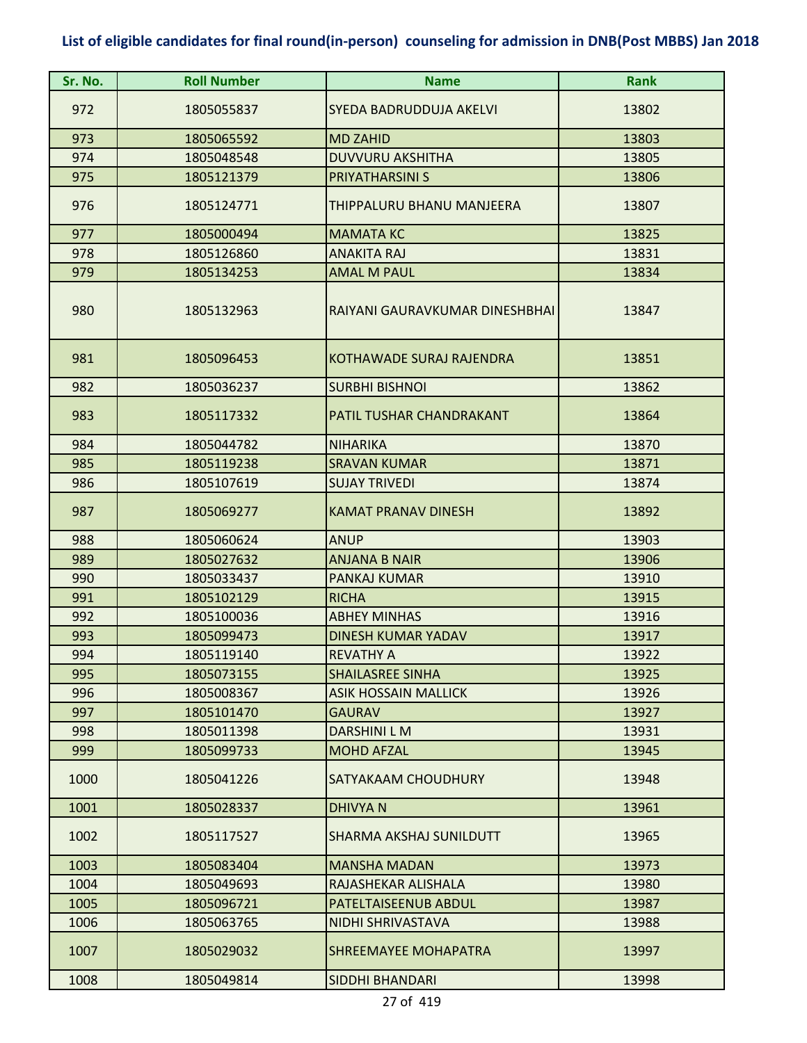**List of eligible candidates for final round(in-person) counseling for admission in DNB(Post MBBS) Jan 2018**

| Sr. No. | Roll Number | Name | Rank |
|---|---|---|---|
| 972 | 1805055837 | SYEDA BADRUDDUJA AKELVI | 13802 |
| 973 | 1805065592 | MD ZAHID | 13803 |
| 974 | 1805048548 | DUVVURU AKSHITHA | 13805 |
| 975 | 1805121379 | PRIYATHARSINI S | 13806 |
| 976 | 1805124771 | THIPPALURU BHANU MANJEERA | 13807 |
| 977 | 1805000494 | MAMATA KC | 13825 |
| 978 | 1805126860 | ANAKITA RAJ | 13831 |
| 979 | 1805134253 | AMAL M PAUL | 13834 |
| 980 | 1805132963 | RAIYANI GAURAVKUMAR DINESHBHAI | 13847 |
| 981 | 1805096453 | KOTHAWADE SURAJ RAJENDRA | 13851 |
| 982 | 1805036237 | SURBHI BISHNOI | 13862 |
| 983 | 1805117332 | PATIL TUSHAR CHANDRAKANT | 13864 |
| 984 | 1805044782 | NIHARIKA | 13870 |
| 985 | 1805119238 | SRAVAN KUMAR | 13871 |
| 986 | 1805107619 | SUJAY TRIVEDI | 13874 |
| 987 | 1805069277 | KAMAT PRANAV DINESH | 13892 |
| 988 | 1805060624 | ANUP | 13903 |
| 989 | 1805027632 | ANJANA B NAIR | 13906 |
| 990 | 1805033437 | PANKAJ KUMAR | 13910 |
| 991 | 1805102129 | RICHA | 13915 |
| 992 | 1805100036 | ABHEY MINHAS | 13916 |
| 993 | 1805099473 | DINESH KUMAR YADAV | 13917 |
| 994 | 1805119140 | REVATHY A | 13922 |
| 995 | 1805073155 | SHAILASREE SINHA | 13925 |
| 996 | 1805008367 | ASIK HOSSAIN MALLICK | 13926 |
| 997 | 1805101470 | GAURAV | 13927 |
| 998 | 1805011398 | DARSHINI L M | 13931 |
| 999 | 1805099733 | MOHD AFZAL | 13945 |
| 1000 | 1805041226 | SATYAKAAM CHOUDHURY | 13948 |
| 1001 | 1805028337 | DHIVYA N | 13961 |
| 1002 | 1805117527 | SHARMA AKSHAJ SUNILDUTT | 13965 |
| 1003 | 1805083404 | MANSHA MADAN | 13973 |
| 1004 | 1805049693 | RAJASHEKAR ALISHALA | 13980 |
| 1005 | 1805096721 | PATELTAISEENUB ABDUL | 13987 |
| 1006 | 1805063765 | NIDHI SHRIVASTAVA | 13988 |
| 1007 | 1805029032 | SHREEMAYEE MOHAPATRA | 13997 |
| 1008 | 1805049814 | SIDDHI BHANDARI | 13998 |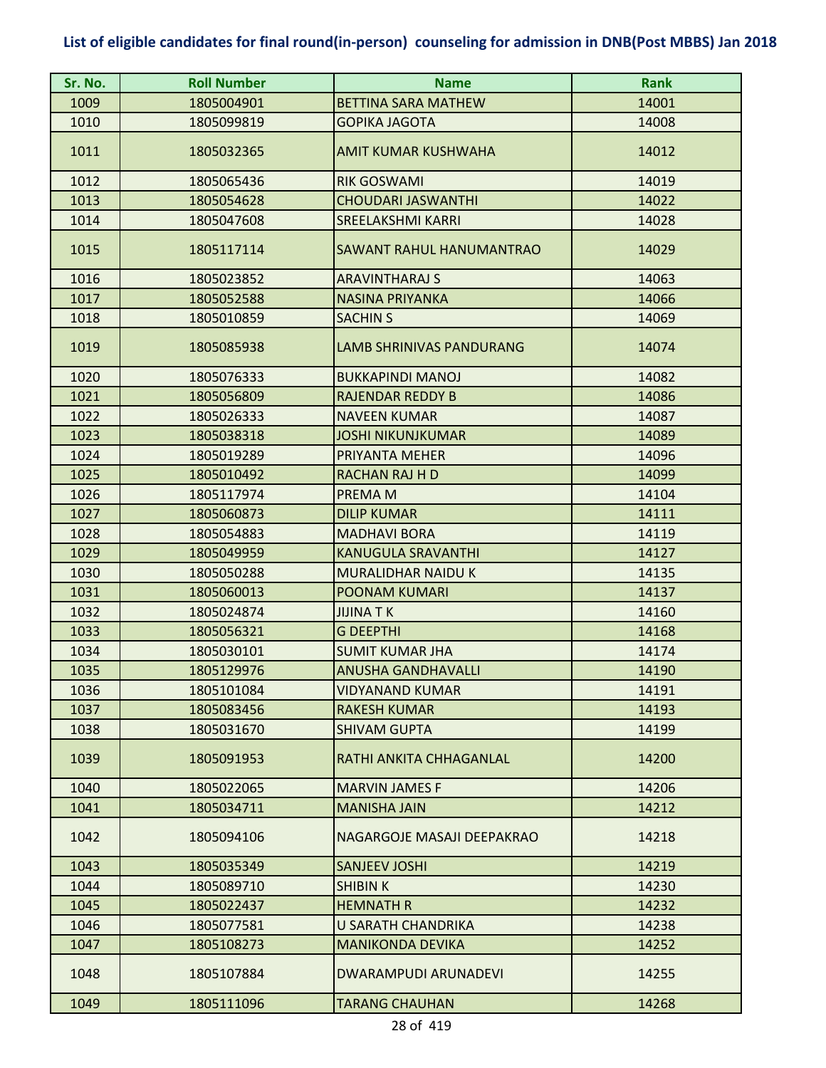## List of eligible candidates for final round(in-person) counseling for admission in DNB(Post MBBS) Jan 2018

| Sr. No. | Roll Number | Name | Rank |
|---|---|---|---|
| 1009 | 1805004901 | BETTINA SARA MATHEW | 14001 |
| 1010 | 1805099819 | GOPIKA JAGOTA | 14008 |
| 1011 | 1805032365 | AMIT KUMAR KUSHWAHA | 14012 |
| 1012 | 1805065436 | RIK GOSWAMI | 14019 |
| 1013 | 1805054628 | CHOUDARI JASWANTHI | 14022 |
| 1014 | 1805047608 | SREELAKSHMI KARRI | 14028 |
| 1015 | 1805117114 | SAWANT RAHUL HANUMANTRAO | 14029 |
| 1016 | 1805023852 | ARAVINTHARAJ S | 14063 |
| 1017 | 1805052588 | NASINA PRIYANKA | 14066 |
| 1018 | 1805010859 | SACHIN S | 14069 |
| 1019 | 1805085938 | LAMB SHRINIVAS PANDURANG | 14074 |
| 1020 | 1805076333 | BUKKAPINDI MANOJ | 14082 |
| 1021 | 1805056809 | RAJENDAR REDDY B | 14086 |
| 1022 | 1805026333 | NAVEEN KUMAR | 14087 |
| 1023 | 1805038318 | JOSHI NIKUNJKUMAR | 14089 |
| 1024 | 1805019289 | PRIYANTA MEHER | 14096 |
| 1025 | 1805010492 | RACHAN RAJ H D | 14099 |
| 1026 | 1805117974 | PREMA M | 14104 |
| 1027 | 1805060873 | DILIP KUMAR | 14111 |
| 1028 | 1805054883 | MADHAVI BORA | 14119 |
| 1029 | 1805049959 | KANUGULA SRAVANTHI | 14127 |
| 1030 | 1805050288 | MURALIDHAR NAIDU K | 14135 |
| 1031 | 1805060013 | POONAM KUMARI | 14137 |
| 1032 | 1805024874 | JIJINA T K | 14160 |
| 1033 | 1805056321 | G DEEPTHI | 14168 |
| 1034 | 1805030101 | SUMIT KUMAR JHA | 14174 |
| 1035 | 1805129976 | ANUSHA GANDHAVALLI | 14190 |
| 1036 | 1805101084 | VIDYANAND KUMAR | 14191 |
| 1037 | 1805083456 | RAKESH KUMAR | 14193 |
| 1038 | 1805031670 | SHIVAM GUPTA | 14199 |
| 1039 | 1805091953 | RATHI ANKITA CHHAGANLAL | 14200 |
| 1040 | 1805022065 | MARVIN JAMES F | 14206 |
| 1041 | 1805034711 | MANISHA JAIN | 14212 |
| 1042 | 1805094106 | NAGARGOJE MASAJI DEEPAKRAO | 14218 |
| 1043 | 1805035349 | SANJEEV JOSHI | 14219 |
| 1044 | 1805089710 | SHIBIN K | 14230 |
| 1045 | 1805022437 | HEMNATH R | 14232 |
| 1046 | 1805077581 | U SARATH CHANDRIKA | 14238 |
| 1047 | 1805108273 | MANIKONDA DEVIKA | 14252 |
| 1048 | 1805107884 | DWARAMPUDI ARUNADEVI | 14255 |
| 1049 | 1805111096 | TARANG CHAUHAN | 14268 |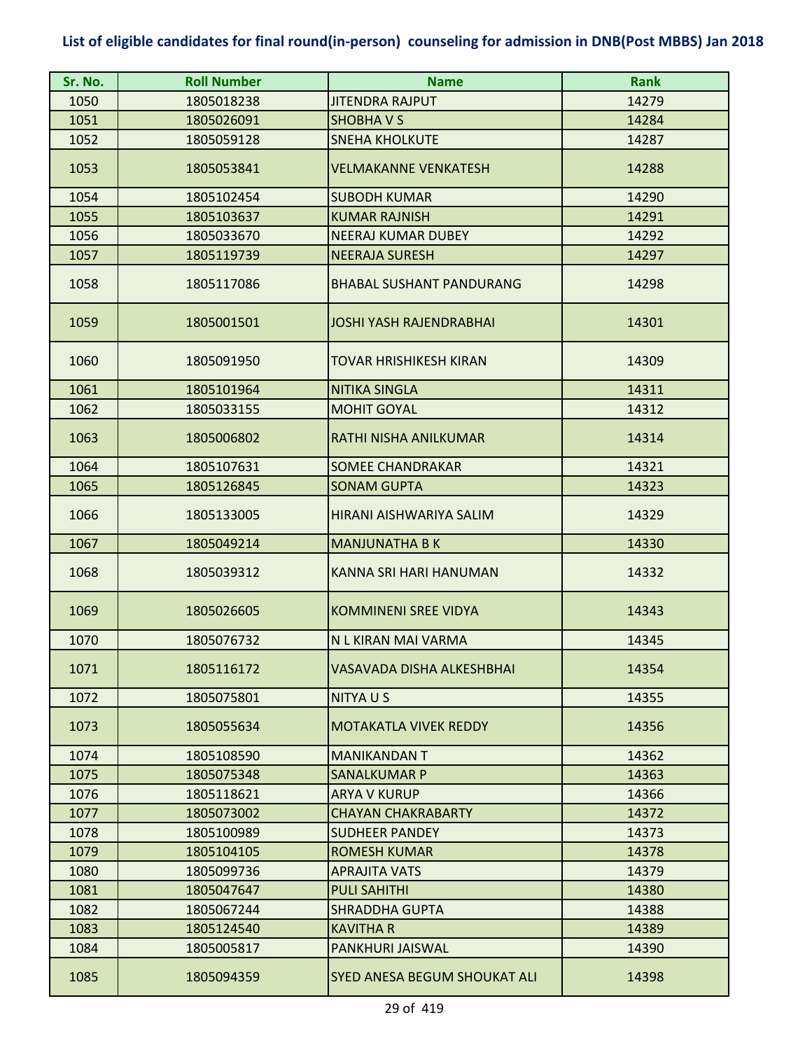## List of eligible candidates for final round(in-person) counseling for admission in DNB(Post MBBS) Jan 2018

| Sr. No. | Roll Number | Name | Rank |
|---|---|---|---|
| 1050 | 1805018238 | JITENDRA RAJPUT | 14279 |
| 1051 | 1805026091 | SHOBHA V S | 14284 |
| 1052 | 1805059128 | SNEHA KHOLKUTE | 14287 |
| 1053 | 1805053841 | VELMAKANNE VENKATESH | 14288 |
| 1054 | 1805102454 | SUBODH KUMAR | 14290 |
| 1055 | 1805103637 | KUMAR RAJNISH | 14291 |
| 1056 | 1805033670 | NEERAJ KUMAR DUBEY | 14292 |
| 1057 | 1805119739 | NEERAJA SURESH | 14297 |
| 1058 | 1805117086 | BHABAL SUSHANT PANDURANG | 14298 |
| 1059 | 1805001501 | JOSHI YASH RAJENDRABHAI | 14301 |
| 1060 | 1805091950 | TOVAR HRISHIKESH KIRAN | 14309 |
| 1061 | 1805101964 | NITIKA SINGLA | 14311 |
| 1062 | 1805033155 | MOHIT GOYAL | 14312 |
| 1063 | 1805006802 | RATHI NISHA ANILKUMAR | 14314 |
| 1064 | 1805107631 | SOMEE CHANDRAKAR | 14321 |
| 1065 | 1805126845 | SONAM GUPTA | 14323 |
| 1066 | 1805133005 | HIRANI AISHWARIYA SALIM | 14329 |
| 1067 | 1805049214 | MANJUNATHA B K | 14330 |
| 1068 | 1805039312 | KANNA SRI HARI HANUMAN | 14332 |
| 1069 | 1805026605 | KOMMINENI SREE VIDYA | 14343 |
| 1070 | 1805076732 | N L KIRAN MAI VARMA | 14345 |
| 1071 | 1805116172 | VASAVADA DISHA ALKESHBHAI | 14354 |
| 1072 | 1805075801 | NITYA U S | 14355 |
| 1073 | 1805055634 | MOTAKATLA VIVEK REDDY | 14356 |
| 1074 | 1805108590 | MANIKANDAN T | 14362 |
| 1075 | 1805075348 | SANALKUMAR P | 14363 |
| 1076 | 1805118621 | ARYA V KURUP | 14366 |
| 1077 | 1805073002 | CHAYAN CHAKRABARTY | 14372 |
| 1078 | 1805100989 | SUDHEER PANDEY | 14373 |
| 1079 | 1805104105 | ROMESH KUMAR | 14378 |
| 1080 | 1805099736 | APRAJITA VATS | 14379 |
| 1081 | 1805047647 | PULI SAHITHI | 14380 |
| 1082 | 1805067244 | SHRADDHA GUPTA | 14388 |
| 1083 | 1805124540 | KAVITHA R | 14389 |
| 1084 | 1805005817 | PANKHURI JAISWAL | 14390 |
| 1085 | 1805094359 | SYED ANESA BEGUM SHOUKAT ALI | 14398 |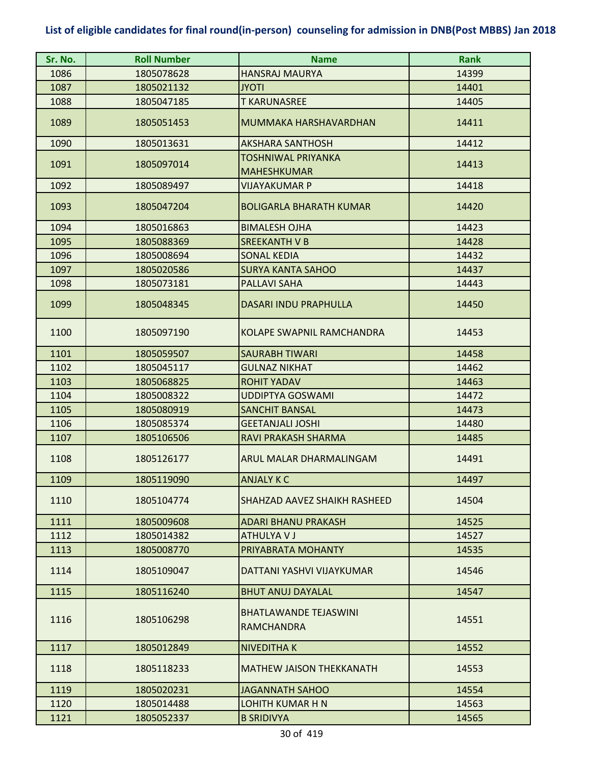# List of eligible candidates for final round(in-person) counseling for admission in DNB(Post MBBS) Jan 2018

| Sr. No. | Roll Number | Name | Rank |
|---|---|---|---|
| 1086 | 1805078628 | HANSRAJ MAURYA | 14399 |
| 1087 | 1805021132 | JYOTI | 14401 |
| 1088 | 1805047185 | T KARUNASREE | 14405 |
| 1089 | 1805051453 | MUMMAKA HARSHAVARDHAN | 14411 |
| 1090 | 1805013631 | AKSHARA SANTHOSH | 14412 |
| 1091 | 1805097014 | TOSHNIWAL PRIYANKA MAHESHKUMAR | 14413 |
| 1092 | 1805089497 | VIJAYAKUMAR P | 14418 |
| 1093 | 1805047204 | BOLIGARLA BHARATH KUMAR | 14420 |
| 1094 | 1805016863 | BIMALESH OJHA | 14423 |
| 1095 | 1805088369 | SREEKANTH V B | 14428 |
| 1096 | 1805008694 | SONAL KEDIA | 14432 |
| 1097 | 1805020586 | SURYA KANTA SAHOO | 14437 |
| 1098 | 1805073181 | PALLAVI SAHA | 14443 |
| 1099 | 1805048345 | DASARI INDU PRAPHULLA | 14450 |
| 1100 | 1805097190 | KOLAPE SWAPNIL RAMCHANDRA | 14453 |
| 1101 | 1805059507 | SAURABH TIWARI | 14458 |
| 1102 | 1805045117 | GULNAZ NIKHAT | 14462 |
| 1103 | 1805068825 | ROHIT YADAV | 14463 |
| 1104 | 1805008322 | UDDIPTYA GOSWAMI | 14472 |
| 1105 | 1805080919 | SANCHIT BANSAL | 14473 |
| 1106 | 1805085374 | GEETANJALI JOSHI | 14480 |
| 1107 | 1805106506 | RAVI PRAKASH SHARMA | 14485 |
| 1108 | 1805126177 | ARUL MALAR DHARMALINGAM | 14491 |
| 1109 | 1805119090 | ANJALY K C | 14497 |
| 1110 | 1805104774 | SHAHZAD AAVEZ SHAIKH RASHEED | 14504 |
| 1111 | 1805009608 | ADARI BHANU PRAKASH | 14525 |
| 1112 | 1805014382 | ATHULYA V J | 14527 |
| 1113 | 1805008770 | PRIYABRATA MOHANTY | 14535 |
| 1114 | 1805109047 | DATTANI YASHVI VIJAYKUMAR | 14546 |
| 1115 | 1805116240 | BHUT ANUJ DAYALAL | 14547 |
| 1116 | 1805106298 | BHATLAWANDE TEJASWINI RAMCHANDRA | 14551 |
| 1117 | 1805012849 | NIVEDITHA K | 14552 |
| 1118 | 1805118233 | MATHEW JAISON THEKKANATH | 14553 |
| 1119 | 1805020231 | JAGANNATH SAHOO | 14554 |
| 1120 | 1805014488 | LOHITH KUMAR H N | 14563 |
| 1121 | 1805052337 | B SRIDIVYA | 14565 |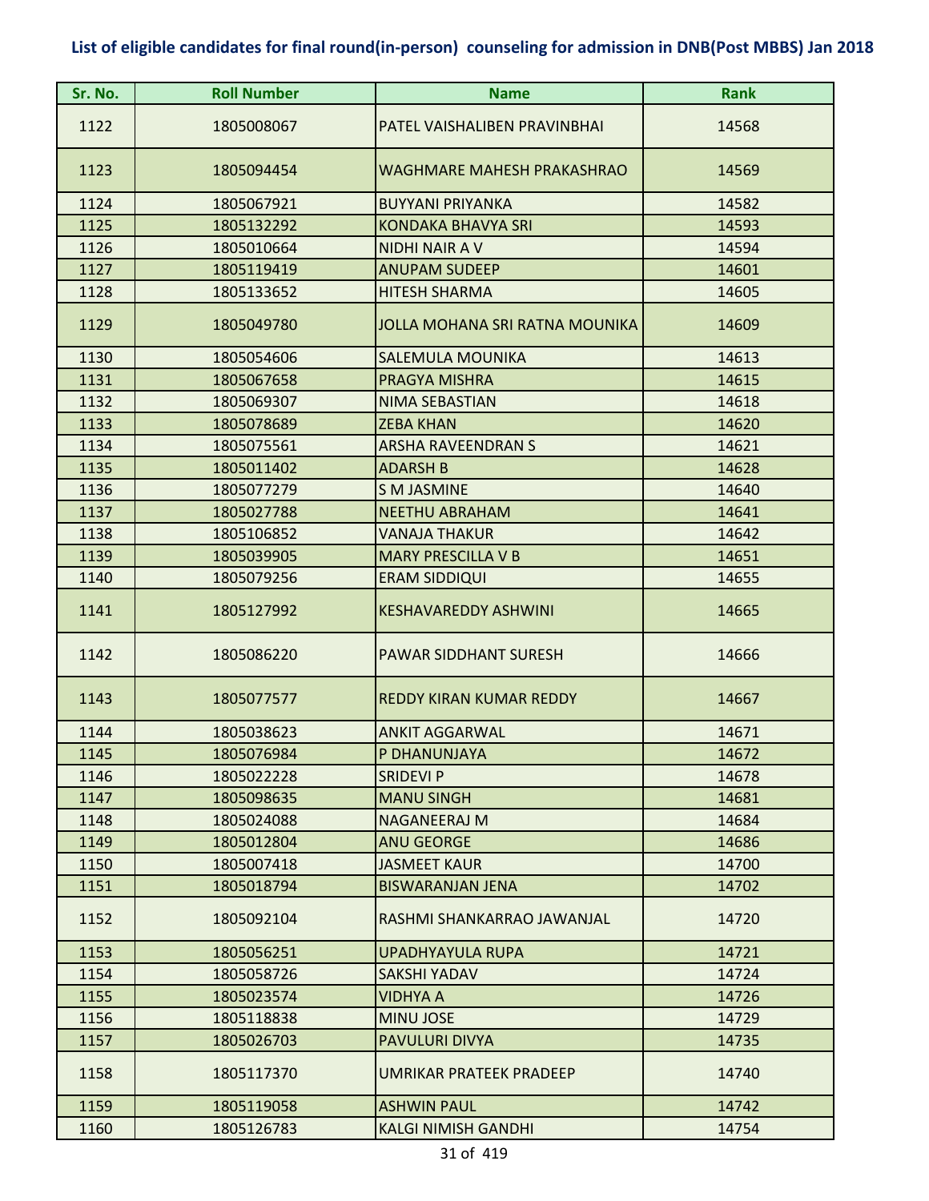# List of eligible candidates for final round(in-person) counseling for admission in DNB(Post MBBS) Jan 2018

| Sr. No. | Roll Number | Name | Rank |
|---|---|---|---|
| 1122 | 1805008067 | PATEL VAISHALIBEN PRAVINBHAI | 14568 |
| 1123 | 1805094454 | WAGHMARE MAHESH PRAKASHRAO | 14569 |
| 1124 | 1805067921 | BUYYANI PRIYANKA | 14582 |
| 1125 | 1805132292 | KONDAKA BHAVYA SRI | 14593 |
| 1126 | 1805010664 | NIDHI NAIR A V | 14594 |
| 1127 | 1805119419 | ANUPAM SUDEEP | 14601 |
| 1128 | 1805133652 | HITESH SHARMA | 14605 |
| 1129 | 1805049780 | JOLLA MOHANA SRI RATNA MOUNIKA | 14609 |
| 1130 | 1805054606 | SALEMULA MOUNIKA | 14613 |
| 1131 | 1805067658 | PRAGYA MISHRA | 14615 |
| 1132 | 1805069307 | NIMA SEBASTIAN | 14618 |
| 1133 | 1805078689 | ZEBA KHAN | 14620 |
| 1134 | 1805075561 | ARSHA RAVEENDRAN S | 14621 |
| 1135 | 1805011402 | ADARSH B | 14628 |
| 1136 | 1805077279 | S M JASMINE | 14640 |
| 1137 | 1805027788 | NEETHU ABRAHAM | 14641 |
| 1138 | 1805106852 | VANAJA THAKUR | 14642 |
| 1139 | 1805039905 | MARY PRESCILLA V B | 14651 |
| 1140 | 1805079256 | ERAM SIDDIQUI | 14655 |
| 1141 | 1805127992 | KESHAVAREDDY ASHWINI | 14665 |
| 1142 | 1805086220 | PAWAR SIDDHANT SURESH | 14666 |
| 1143 | 1805077577 | REDDY KIRAN KUMAR REDDY | 14667 |
| 1144 | 1805038623 | ANKIT AGGARWAL | 14671 |
| 1145 | 1805076984 | P DHANUNJAYA | 14672 |
| 1146 | 1805022228 | SRIDEVI P | 14678 |
| 1147 | 1805098635 | MANU SINGH | 14681 |
| 1148 | 1805024088 | NAGANEERAJ M | 14684 |
| 1149 | 1805012804 | ANU GEORGE | 14686 |
| 1150 | 1805007418 | JASMEET KAUR | 14700 |
| 1151 | 1805018794 | BISWARANJAN JENA | 14702 |
| 1152 | 1805092104 | RASHMI SHANKARRAO JAWANJAL | 14720 |
| 1153 | 1805056251 | UPADHYAYULA RUPA | 14721 |
| 1154 | 1805058726 | SAKSHI YADAV | 14724 |
| 1155 | 1805023574 | VIDHYA A | 14726 |
| 1156 | 1805118838 | MINU JOSE | 14729 |
| 1157 | 1805026703 | PAVULURI DIVYA | 14735 |
| 1158 | 1805117370 | UMRIKAR PRATEEK PRADEEP | 14740 |
| 1159 | 1805119058 | ASHWIN PAUL | 14742 |
| 1160 | 1805126783 | KALGI NIMISH GANDHI | 14754 |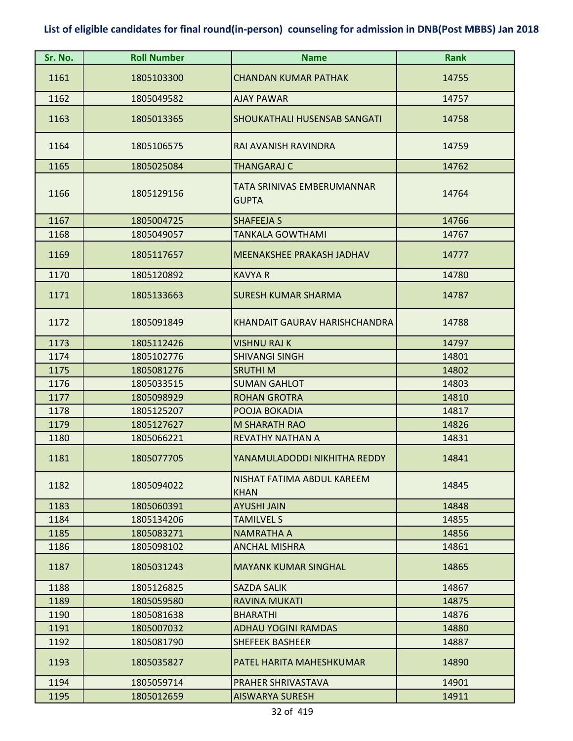## List of eligible candidates for final round(in-person) counseling for admission in DNB(Post MBBS) Jan 2018

| Sr. No. | Roll Number | Name | Rank |
|---|---|---|---|
| 1161 | 1805103300 | CHANDAN KUMAR PATHAK | 14755 |
| 1162 | 1805049582 | AJAY PAWAR | 14757 |
| 1163 | 1805013365 | SHOUKATHALI HUSENSAB SANGATI | 14758 |
| 1164 | 1805106575 | RAI AVANISH RAVINDRA | 14759 |
| 1165 | 1805025084 | THANGARAJ C | 14762 |
| 1166 | 1805129156 | TATA SRINIVAS EMBERUMANNAR GUPTA | 14764 |
| 1167 | 1805004725 | SHAFEEJA S | 14766 |
| 1168 | 1805049057 | TANKALA GOWTHAMI | 14767 |
| 1169 | 1805117657 | MEENAKSHEE PRAKASH JADHAV | 14777 |
| 1170 | 1805120892 | KAVYA R | 14780 |
| 1171 | 1805133663 | SURESH KUMAR SHARMA | 14787 |
| 1172 | 1805091849 | KHANDAIT GAURAV HARISHCHANDRA | 14788 |
| 1173 | 1805112426 | VISHNU RAJ K | 14797 |
| 1174 | 1805102776 | SHIVANGI SINGH | 14801 |
| 1175 | 1805081276 | SRUTHI M | 14802 |
| 1176 | 1805033515 | SUMAN GAHLOT | 14803 |
| 1177 | 1805098929 | ROHAN GROTRA | 14810 |
| 1178 | 1805125207 | POOJA BOKADIA | 14817 |
| 1179 | 1805127627 | M SHARATH RAO | 14826 |
| 1180 | 1805066221 | REVATHY NATHAN A | 14831 |
| 1181 | 1805077705 | YANAMULADODDI NIKHITHA REDDY | 14841 |
| 1182 | 1805094022 | NISHAT FATIMA ABDUL KAREEM KHAN | 14845 |
| 1183 | 1805060391 | AYUSHI JAIN | 14848 |
| 1184 | 1805134206 | TAMILVEL S | 14855 |
| 1185 | 1805083271 | NAMRATHA A | 14856 |
| 1186 | 1805098102 | ANCHAL MISHRA | 14861 |
| 1187 | 1805031243 | MAYANK KUMAR SINGHAL | 14865 |
| 1188 | 1805126825 | SAZDA SALIK | 14867 |
| 1189 | 1805059580 | RAVINA MUKATI | 14875 |
| 1190 | 1805081638 | BHARATHI | 14876 |
| 1191 | 1805007032 | ADHAU YOGINI RAMDAS | 14880 |
| 1192 | 1805081790 | SHEFEEK BASHEER | 14887 |
| 1193 | 1805035827 | PATEL HARITA MAHESHKUMAR | 14890 |
| 1194 | 1805059714 | PRAHER SHRIVASTAVA | 14901 |
| 1195 | 1805012659 | AISWARYA SURESH | 14911 |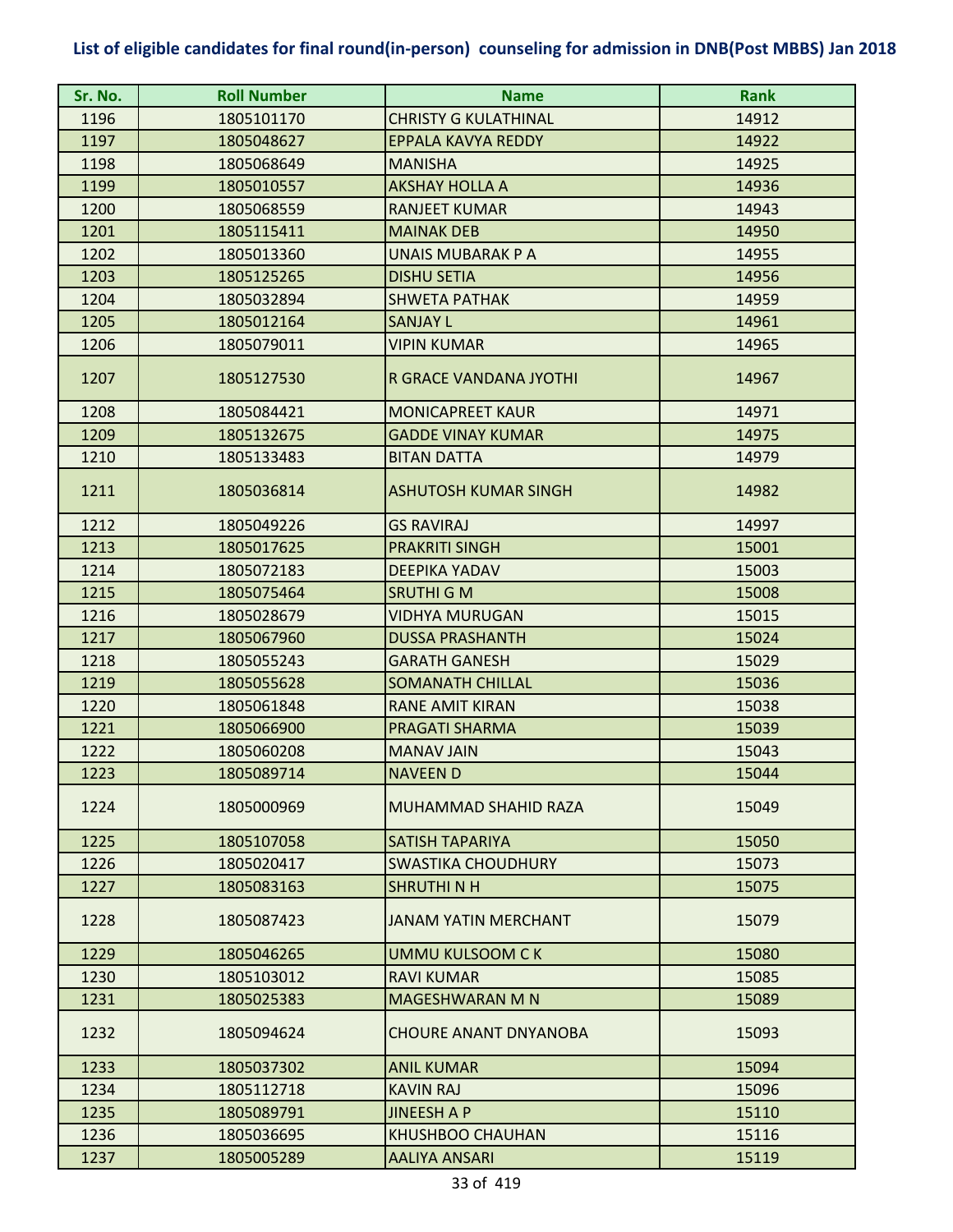## List of eligible candidates for final round(in-person) counseling for admission in DNB(Post MBBS) Jan 2018

| Sr. No. | Roll Number | Name | Rank |
|---|---|---|---|
| 1196 | 1805101170 | CHRISTY G KULATHINAL | 14912 |
| 1197 | 1805048627 | EPPALA KAVYA REDDY | 14922 |
| 1198 | 1805068649 | MANISHA | 14925 |
| 1199 | 1805010557 | AKSHAY HOLLA A | 14936 |
| 1200 | 1805068559 | RANJEET KUMAR | 14943 |
| 1201 | 1805115411 | MAINAK DEB | 14950 |
| 1202 | 1805013360 | UNAIS MUBARAK P A | 14955 |
| 1203 | 1805125265 | DISHU SETIA | 14956 |
| 1204 | 1805032894 | SHWETA PATHAK | 14959 |
| 1205 | 1805012164 | SANJAY L | 14961 |
| 1206 | 1805079011 | VIPIN KUMAR | 14965 |
| 1207 | 1805127530 | R GRACE VANDANA JYOTHI | 14967 |
| 1208 | 1805084421 | MONICAPREET KAUR | 14971 |
| 1209 | 1805132675 | GADDE VINAY KUMAR | 14975 |
| 1210 | 1805133483 | BITAN DATTA | 14979 |
| 1211 | 1805036814 | ASHUTOSH KUMAR SINGH | 14982 |
| 1212 | 1805049226 | GS RAVIRAJ | 14997 |
| 1213 | 1805017625 | PRAKRITI SINGH | 15001 |
| 1214 | 1805072183 | DEEPIKA YADAV | 15003 |
| 1215 | 1805075464 | SRUTHI G M | 15008 |
| 1216 | 1805028679 | VIDHYA MURUGAN | 15015 |
| 1217 | 1805067960 | DUSSA PRASHANTH | 15024 |
| 1218 | 1805055243 | GARATH GANESH | 15029 |
| 1219 | 1805055628 | SOMANATH CHILLAL | 15036 |
| 1220 | 1805061848 | RANE AMIT KIRAN | 15038 |
| 1221 | 1805066900 | PRAGATI SHARMA | 15039 |
| 1222 | 1805060208 | MANAV JAIN | 15043 |
| 1223 | 1805089714 | NAVEEN D | 15044 |
| 1224 | 1805000969 | MUHAMMAD SHAHID RAZA | 15049 |
| 1225 | 1805107058 | SATISH TAPARIYA | 15050 |
| 1226 | 1805020417 | SWASTIKA CHOUDHURY | 15073 |
| 1227 | 1805083163 | SHRUTHI N H | 15075 |
| 1228 | 1805087423 | JANAM YATIN MERCHANT | 15079 |
| 1229 | 1805046265 | UMMU KULSOOM C K | 15080 |
| 1230 | 1805103012 | RAVI KUMAR | 15085 |
| 1231 | 1805025383 | MAGESHWARAN M N | 15089 |
| 1232 | 1805094624 | CHOURE ANANT DNYANOBA | 15093 |
| 1233 | 1805037302 | ANIL KUMAR | 15094 |
| 1234 | 1805112718 | KAVIN RAJ | 15096 |
| 1235 | 1805089791 | JINEESH A P | 15110 |
| 1236 | 1805036695 | KHUSHBOO CHAUHAN | 15116 |
| 1237 | 1805005289 | AALIYA ANSARI | 15119 |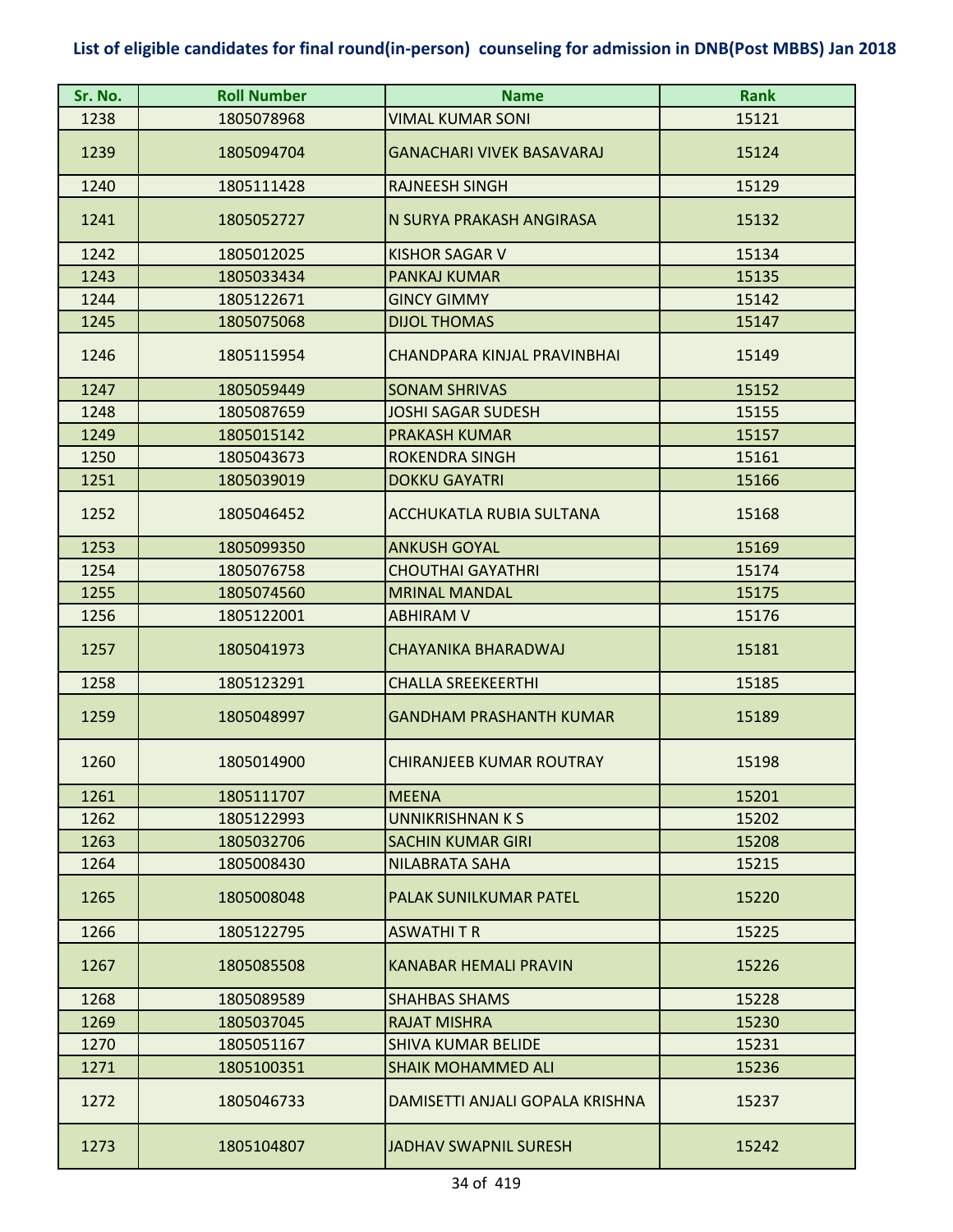## List of eligible candidates for final round(in-person) counseling for admission in DNB(Post MBBS) Jan 2018

| Sr. No. | Roll Number | Name | Rank |
|---|---|---|---|
| 1238 | 1805078968 | VIMAL KUMAR SONI | 15121 |
| 1239 | 1805094704 | GANACHARI VIVEK BASAVARAJ | 15124 |
| 1240 | 1805111428 | RAJNEESH SINGH | 15129 |
| 1241 | 1805052727 | N SURYA PRAKASH ANGIRASA | 15132 |
| 1242 | 1805012025 | KISHOR SAGAR V | 15134 |
| 1243 | 1805033434 | PANKAJ KUMAR | 15135 |
| 1244 | 1805122671 | GINCY GIMMY | 15142 |
| 1245 | 1805075068 | DIJOL THOMAS | 15147 |
| 1246 | 1805115954 | CHANDPARA KINJAL PRAVINBHAI | 15149 |
| 1247 | 1805059449 | SONAM SHRIVAS | 15152 |
| 1248 | 1805087659 | JOSHI SAGAR SUDESH | 15155 |
| 1249 | 1805015142 | PRAKASH KUMAR | 15157 |
| 1250 | 1805043673 | ROKENDRA SINGH | 15161 |
| 1251 | 1805039019 | DOKKU GAYATRI | 15166 |
| 1252 | 1805046452 | ACCHUKATLA RUBIA SULTANA | 15168 |
| 1253 | 1805099350 | ANKUSH GOYAL | 15169 |
| 1254 | 1805076758 | CHOUTHAI GAYATHRI | 15174 |
| 1255 | 1805074560 | MRINAL MANDAL | 15175 |
| 1256 | 1805122001 | ABHIRAM V | 15176 |
| 1257 | 1805041973 | CHAYANIKA BHARADWAJ | 15181 |
| 1258 | 1805123291 | CHALLA SREEKEERTHI | 15185 |
| 1259 | 1805048997 | GANDHAM PRASHANTH KUMAR | 15189 |
| 1260 | 1805014900 | CHIRANJEEB KUMAR ROUTRAY | 15198 |
| 1261 | 1805111707 | MEENA | 15201 |
| 1262 | 1805122993 | UNNIKRISHNAN K S | 15202 |
| 1263 | 1805032706 | SACHIN KUMAR GIRI | 15208 |
| 1264 | 1805008430 | NILABRATA SAHA | 15215 |
| 1265 | 1805008048 | PALAK SUNILKUMAR PATEL | 15220 |
| 1266 | 1805122795 | ASWATHI T R | 15225 |
| 1267 | 1805085508 | KANABAR HEMALI PRAVIN | 15226 |
| 1268 | 1805089589 | SHAHBAS SHAMS | 15228 |
| 1269 | 1805037045 | RAJAT MISHRA | 15230 |
| 1270 | 1805051167 | SHIVA KUMAR BELIDE | 15231 |
| 1271 | 1805100351 | SHAIK MOHAMMED ALI | 15236 |
| 1272 | 1805046733 | DAMISETTI ANJALI GOPALA KRISHNA | 15237 |
| 1273 | 1805104807 | JADHAV SWAPNIL SURESH | 15242 |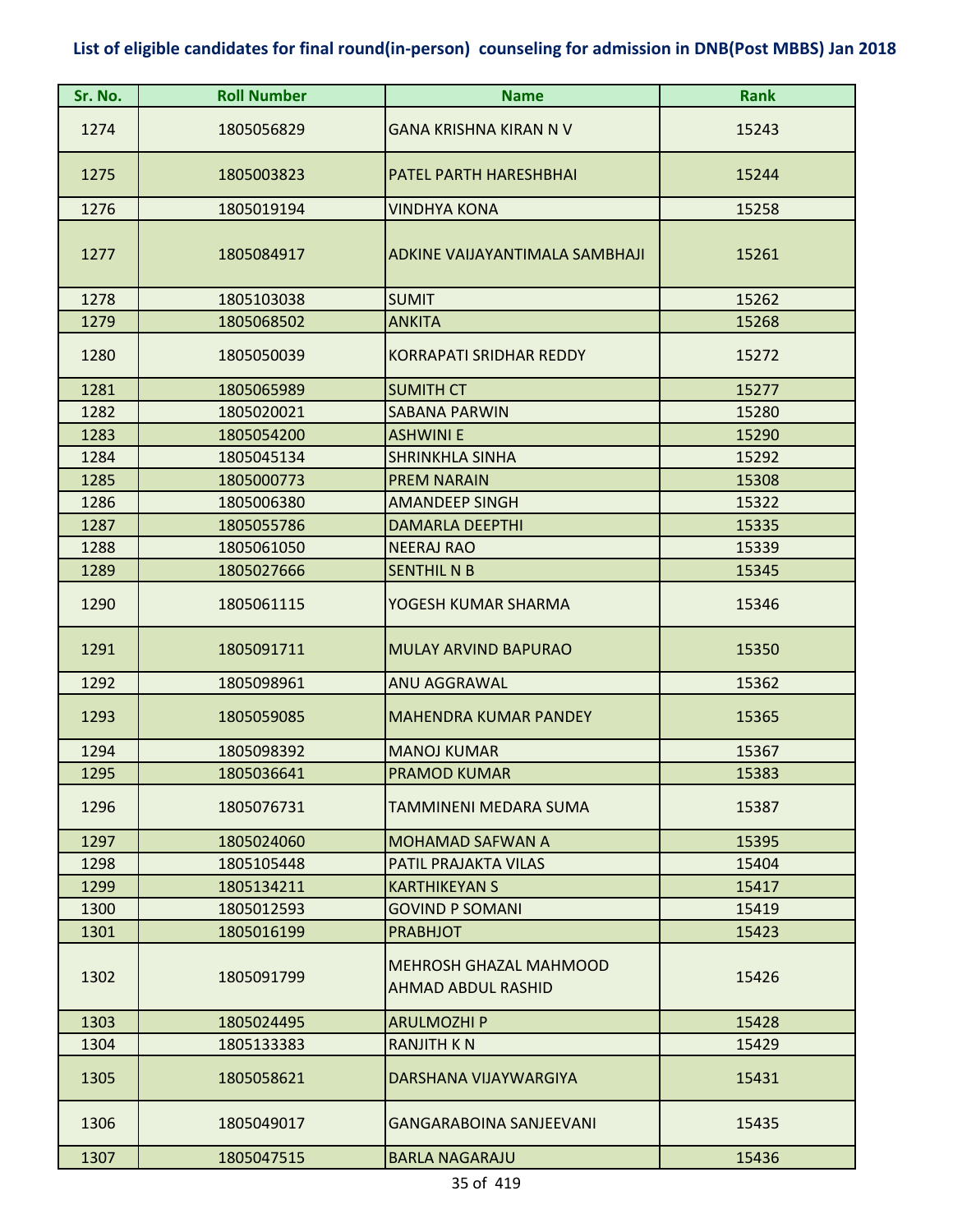**List of eligible candidates for final round(in-person) counseling for admission in DNB(Post MBBS) Jan 2018**

| Sr. No. | Roll Number | Name | Rank |
|---|---|---|---|
| 1274 | 1805056829 | GANA KRISHNA KIRAN N V | 15243 |
| 1275 | 1805003823 | PATEL PARTH HARESHBHAI | 15244 |
| 1276 | 1805019194 | VINDHYA KONA | 15258 |
| 1277 | 1805084917 | ADKINE VAIJAYANTIMALA SAMBHAJI | 15261 |
| 1278 | 1805103038 | SUMIT | 15262 |
| 1279 | 1805068502 | ANKITA | 15268 |
| 1280 | 1805050039 | KORRAPATI SRIDHAR REDDY | 15272 |
| 1281 | 1805065989 | SUMITH CT | 15277 |
| 1282 | 1805020021 | SABANA PARWIN | 15280 |
| 1283 | 1805054200 | ASHWINI E | 15290 |
| 1284 | 1805045134 | SHRINKHLA SINHA | 15292 |
| 1285 | 1805000773 | PREM NARAIN | 15308 |
| 1286 | 1805006380 | AMANDEEP SINGH | 15322 |
| 1287 | 1805055786 | DAMARLA DEEPTHI | 15335 |
| 1288 | 1805061050 | NEERAJ RAO | 15339 |
| 1289 | 1805027666 | SENTHIL N B | 15345 |
| 1290 | 1805061115 | YOGESH KUMAR SHARMA | 15346 |
| 1291 | 1805091711 | MULAY ARVIND BAPURAO | 15350 |
| 1292 | 1805098961 | ANU AGGRAWAL | 15362 |
| 1293 | 1805059085 | MAHENDRA KUMAR PANDEY | 15365 |
| 1294 | 1805098392 | MANOJ KUMAR | 15367 |
| 1295 | 1805036641 | PRAMOD KUMAR | 15383 |
| 1296 | 1805076731 | TAMMINENI MEDARA SUMA | 15387 |
| 1297 | 1805024060 | MOHAMAD SAFWAN A | 15395 |
| 1298 | 1805105448 | PATIL PRAJAKTA VILAS | 15404 |
| 1299 | 1805134211 | KARTHIKEYAN S | 15417 |
| 1300 | 1805012593 | GOVIND P SOMANI | 15419 |
| 1301 | 1805016199 | PRABHJOT | 15423 |
| 1302 | 1805091799 | MEHROSH GHAZAL MAHMOOD AHMAD ABDUL RASHID | 15426 |
| 1303 | 1805024495 | ARULMOZHI P | 15428 |
| 1304 | 1805133383 | RANJITH K N | 15429 |
| 1305 | 1805058621 | DARSHANA VIJAYWARGIYA | 15431 |
| 1306 | 1805049017 | GANGARABOINA SANJEEVANI | 15435 |
| 1307 | 1805047515 | BARLA NAGARAJU | 15436 |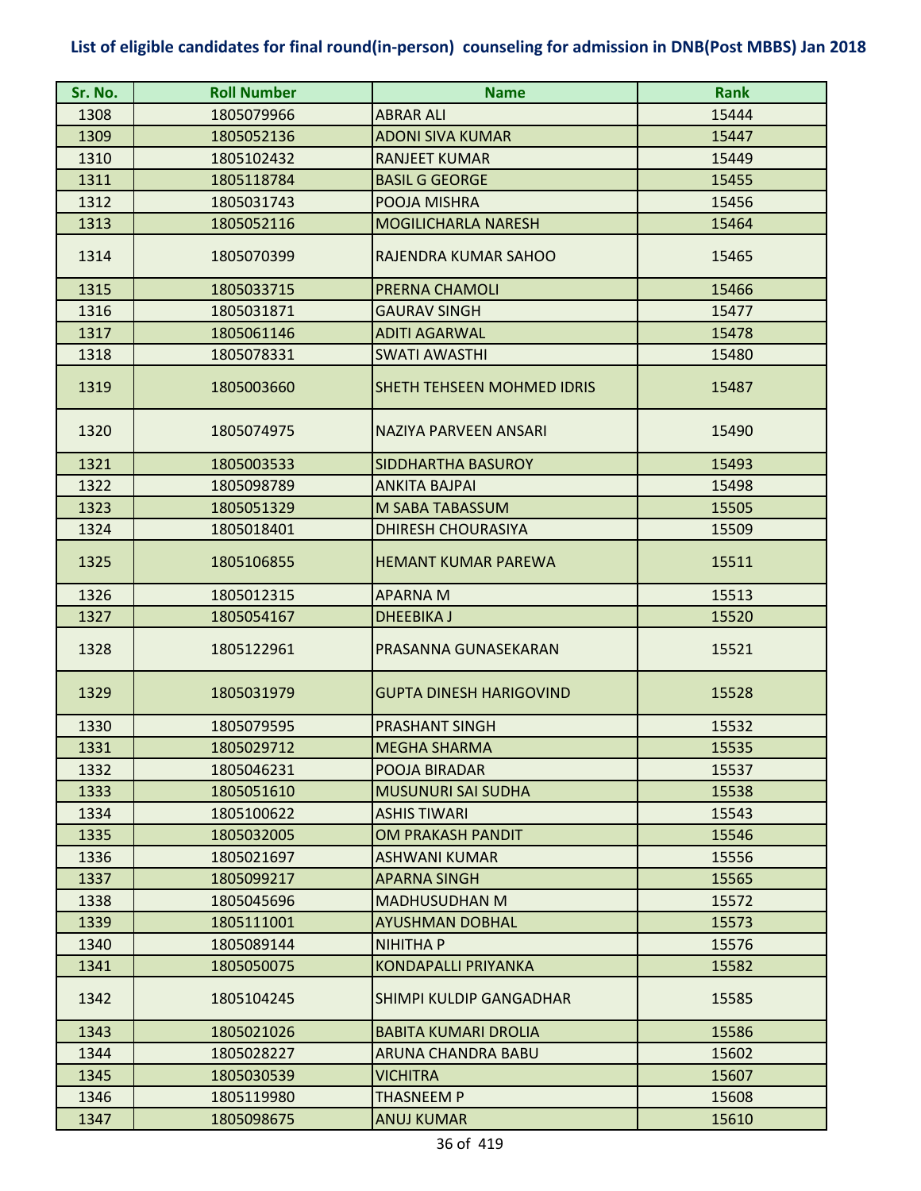## List of eligible candidates for final round(in-person) counseling for admission in DNB(Post MBBS) Jan 2018

| Sr. No. | Roll Number | Name | Rank |
|---|---|---|---|
| 1308 | 1805079966 | ABRAR ALI | 15444 |
| 1309 | 1805052136 | ADONI SIVA KUMAR | 15447 |
| 1310 | 1805102432 | RANJEET KUMAR | 15449 |
| 1311 | 1805118784 | BASIL G GEORGE | 15455 |
| 1312 | 1805031743 | POOJA MISHRA | 15456 |
| 1313 | 1805052116 | MOGILICHARLA NARESH | 15464 |
| 1314 | 1805070399 | RAJENDRA KUMAR SAHOO | 15465 |
| 1315 | 1805033715 | PRERNA CHAMOLI | 15466 |
| 1316 | 1805031871 | GAURAV SINGH | 15477 |
| 1317 | 1805061146 | ADITI AGARWAL | 15478 |
| 1318 | 1805078331 | SWATI AWASTHI | 15480 |
| 1319 | 1805003660 | SHETH TEHSEEN MOHMED IDRIS | 15487 |
| 1320 | 1805074975 | NAZIYA PARVEEN ANSARI | 15490 |
| 1321 | 1805003533 | SIDDHARTHA BASUROY | 15493 |
| 1322 | 1805098789 | ANKITA BAJPAI | 15498 |
| 1323 | 1805051329 | M SABA TABASSUM | 15505 |
| 1324 | 1805018401 | DHIRESH CHOURASIYA | 15509 |
| 1325 | 1805106855 | HEMANT KUMAR PAREWA | 15511 |
| 1326 | 1805012315 | APARNA M | 15513 |
| 1327 | 1805054167 | DHEEBIKA J | 15520 |
| 1328 | 1805122961 | PRASANNA GUNASEKARAN | 15521 |
| 1329 | 1805031979 | GUPTA DINESH HARIGOVIND | 15528 |
| 1330 | 1805079595 | PRASHANT SINGH | 15532 |
| 1331 | 1805029712 | MEGHA SHARMA | 15535 |
| 1332 | 1805046231 | POOJA BIRADAR | 15537 |
| 1333 | 1805051610 | MUSUNURI SAI SUDHA | 15538 |
| 1334 | 1805100622 | ASHIS TIWARI | 15543 |
| 1335 | 1805032005 | OM PRAKASH PANDIT | 15546 |
| 1336 | 1805021697 | ASHWANI KUMAR | 15556 |
| 1337 | 1805099217 | APARNA SINGH | 15565 |
| 1338 | 1805045696 | MADHUSUDHAN M | 15572 |
| 1339 | 1805111001 | AYUSHMAN DOBHAL | 15573 |
| 1340 | 1805089144 | NIHITHA P | 15576 |
| 1341 | 1805050075 | KONDAPALLI PRIYANKA | 15582 |
| 1342 | 1805104245 | SHIMPI KULDIP GANGADHAR | 15585 |
| 1343 | 1805021026 | BABITA KUMARI DROLIA | 15586 |
| 1344 | 1805028227 | ARUNA CHANDRA BABU | 15602 |
| 1345 | 1805030539 | VICHITRA | 15607 |
| 1346 | 1805119980 | THASNEEM P | 15608 |
| 1347 | 1805098675 | ANUJ KUMAR | 15610 |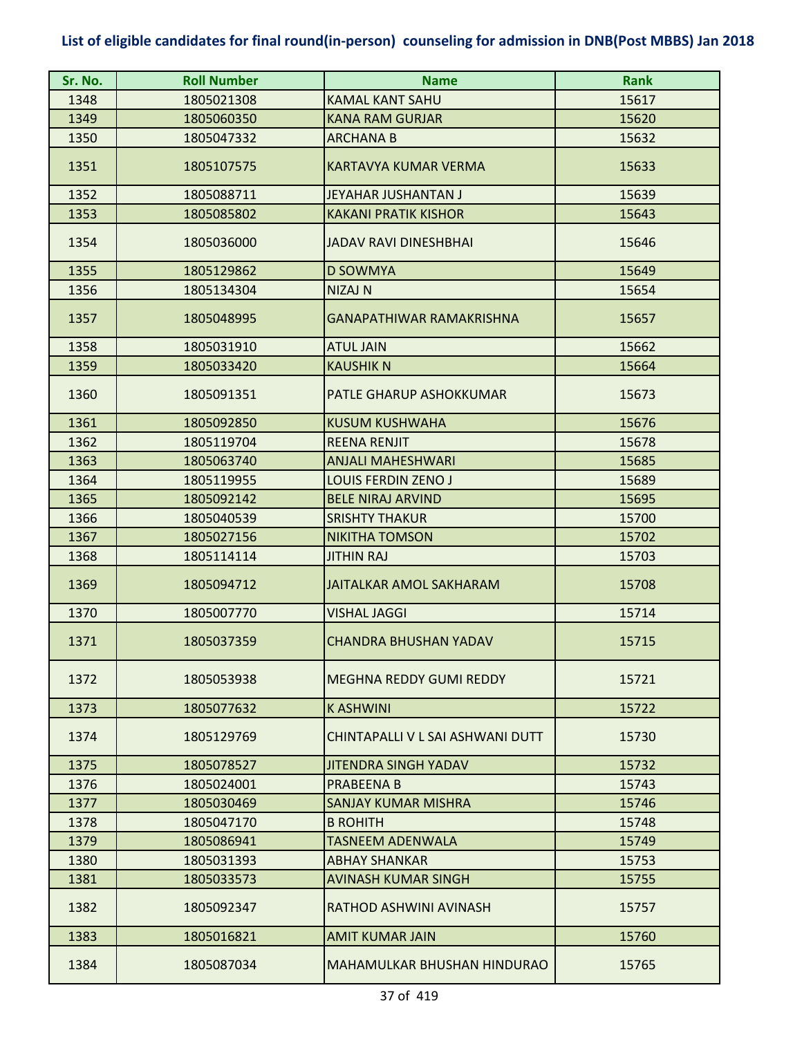# List of eligible candidates for final round(in-person) counseling for admission in DNB(Post MBBS) Jan 2018

| Sr. No. | Roll Number | Name | Rank |
|---|---|---|---|
| 1348 | 1805021308 | KAMAL KANT SAHU | 15617 |
| 1349 | 1805060350 | KANA RAM GURJAR | 15620 |
| 1350 | 1805047332 | ARCHANA B | 15632 |
| 1351 | 1805107575 | KARTAVYA KUMAR VERMA | 15633 |
| 1352 | 1805088711 | JEYAHAR JUSHANTAN J | 15639 |
| 1353 | 1805085802 | KAKANI PRATIK KISHOR | 15643 |
| 1354 | 1805036000 | JADAV RAVI DINESHBHAI | 15646 |
| 1355 | 1805129862 | D SOWMYA | 15649 |
| 1356 | 1805134304 | NIZAJ N | 15654 |
| 1357 | 1805048995 | GANAPATHIWAR RAMAKRISHNA | 15657 |
| 1358 | 1805031910 | ATUL JAIN | 15662 |
| 1359 | 1805033420 | KAUSHIK N | 15664 |
| 1360 | 1805091351 | PATLE GHARUP ASHOKKUMAR | 15673 |
| 1361 | 1805092850 | KUSUM KUSHWAHA | 15676 |
| 1362 | 1805119704 | REENA RENJIT | 15678 |
| 1363 | 1805063740 | ANJALI MAHESHWARI | 15685 |
| 1364 | 1805119955 | LOUIS FERDIN ZENO J | 15689 |
| 1365 | 1805092142 | BELE NIRAJ ARVIND | 15695 |
| 1366 | 1805040539 | SRISHTY THAKUR | 15700 |
| 1367 | 1805027156 | NIKITHA TOMSON | 15702 |
| 1368 | 1805114114 | JITHIN RAJ | 15703 |
| 1369 | 1805094712 | JAITALKAR AMOL SAKHARAM | 15708 |
| 1370 | 1805007770 | VISHAL JAGGI | 15714 |
| 1371 | 1805037359 | CHANDRA BHUSHAN YADAV | 15715 |
| 1372 | 1805053938 | MEGHNA REDDY GUMI REDDY | 15721 |
| 1373 | 1805077632 | K ASHWINI | 15722 |
| 1374 | 1805129769 | CHINTAPALLI V L SAI ASHWANI DUTT | 15730 |
| 1375 | 1805078527 | JITENDRA SINGH YADAV | 15732 |
| 1376 | 1805024001 | PRABEENA B | 15743 |
| 1377 | 1805030469 | SANJAY KUMAR MISHRA | 15746 |
| 1378 | 1805047170 | B ROHITH | 15748 |
| 1379 | 1805086941 | TASNEEM ADENWALA | 15749 |
| 1380 | 1805031393 | ABHAY SHANKAR | 15753 |
| 1381 | 1805033573 | AVINASH KUMAR SINGH | 15755 |
| 1382 | 1805092347 | RATHOD ASHWINI AVINASH | 15757 |
| 1383 | 1805016821 | AMIT KUMAR JAIN | 15760 |
| 1384 | 1805087034 | MAHAMULKAR BHUSHAN HINDURAO | 15765 |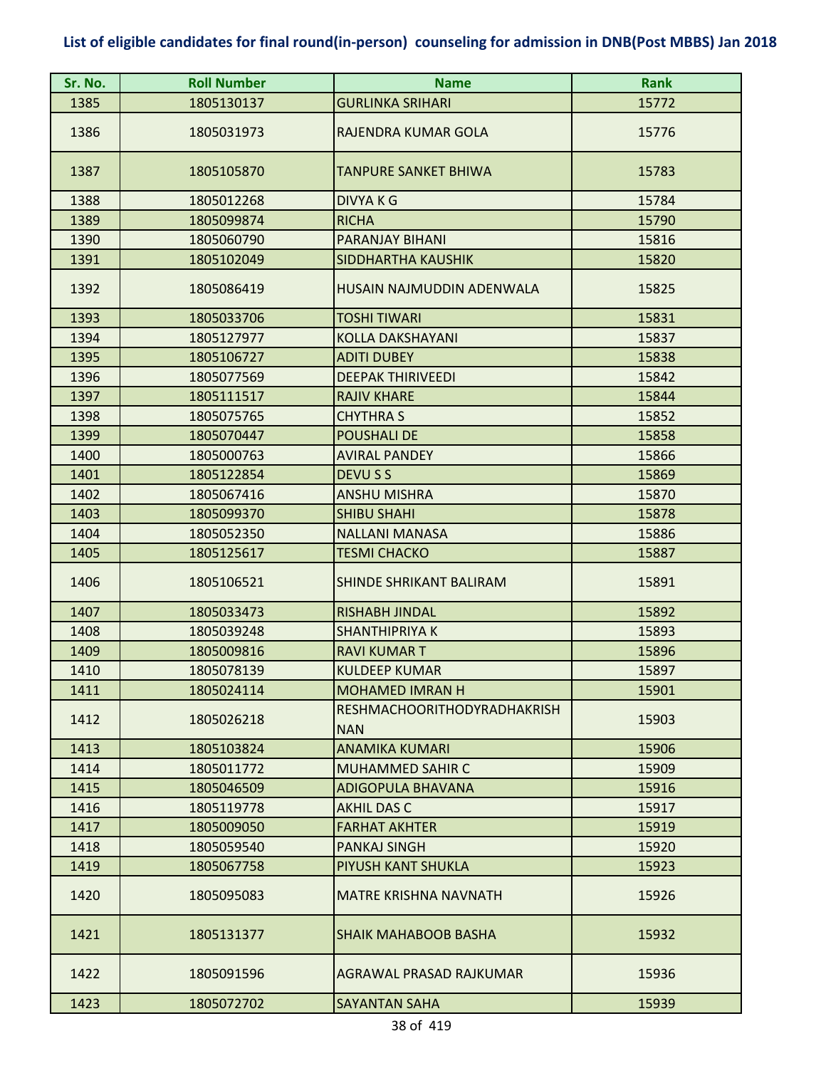**List of eligible candidates for final round(in-person) counseling for admission in DNB(Post MBBS) Jan 2018**

| Sr. No. | Roll Number | Name | Rank |
|---|---|---|---|
| 1385 | 1805130137 | GURLINKA SRIHARI | 15772 |
| 1386 | 1805031973 | RAJENDRA KUMAR GOLA | 15776 |
| 1387 | 1805105870 | TANPURE SANKET BHIWA | 15783 |
| 1388 | 1805012268 | DIVYA K G | 15784 |
| 1389 | 1805099874 | RICHA | 15790 |
| 1390 | 1805060790 | PARANJAY BIHANI | 15816 |
| 1391 | 1805102049 | SIDDHARTHA KAUSHIK | 15820 |
| 1392 | 1805086419 | HUSAIN NAJMUDDIN ADENWALA | 15825 |
| 1393 | 1805033706 | TOSHI TIWARI | 15831 |
| 1394 | 1805127977 | KOLLA DAKSHAYANI | 15837 |
| 1395 | 1805106727 | ADITI DUBEY | 15838 |
| 1396 | 1805077569 | DEEPAK THIRIVEEDI | 15842 |
| 1397 | 1805111517 | RAJIV KHARE | 15844 |
| 1398 | 1805075765 | CHYTHRA S | 15852 |
| 1399 | 1805070447 | POUSHALI DE | 15858 |
| 1400 | 1805000763 | AVIRAL PANDEY | 15866 |
| 1401 | 1805122854 | DEVU S S | 15869 |
| 1402 | 1805067416 | ANSHU MISHRA | 15870 |
| 1403 | 1805099370 | SHIBU SHAHI | 15878 |
| 1404 | 1805052350 | NALLANI MANASA | 15886 |
| 1405 | 1805125617 | TESMI CHACKO | 15887 |
| 1406 | 1805106521 | SHINDE SHRIKANT BALIRAM | 15891 |
| 1407 | 1805033473 | RISHABH JINDAL | 15892 |
| 1408 | 1805039248 | SHANTHIPRIYA K | 15893 |
| 1409 | 1805009816 | RAVI KUMAR T | 15896 |
| 1410 | 1805078139 | KULDEEP KUMAR | 15897 |
| 1411 | 1805024114 | MOHAMED IMRAN H | 15901 |
| 1412 | 1805026218 | RESHMACHOORITHODYRADHAKRISHNAN | 15903 |
| 1413 | 1805103824 | ANAMIKA KUMARI | 15906 |
| 1414 | 1805011772 | MUHAMMED SAHIR C | 15909 |
| 1415 | 1805046509 | ADIGOPULA BHAVANA | 15916 |
| 1416 | 1805119778 | AKHIL DAS C | 15917 |
| 1417 | 1805009050 | FARHAT AKHTER | 15919 |
| 1418 | 1805059540 | PANKAJ SINGH | 15920 |
| 1419 | 1805067758 | PIYUSH KANT SHUKLA | 15923 |
| 1420 | 1805095083 | MATRE KRISHNA NAVNATH | 15926 |
| 1421 | 1805131377 | SHAIK MAHABOOB BASHA | 15932 |
| 1422 | 1805091596 | AGRAWAL PRASAD RAJKUMAR | 15936 |
| 1423 | 1805072702 | SAYANTAN SAHA | 15939 |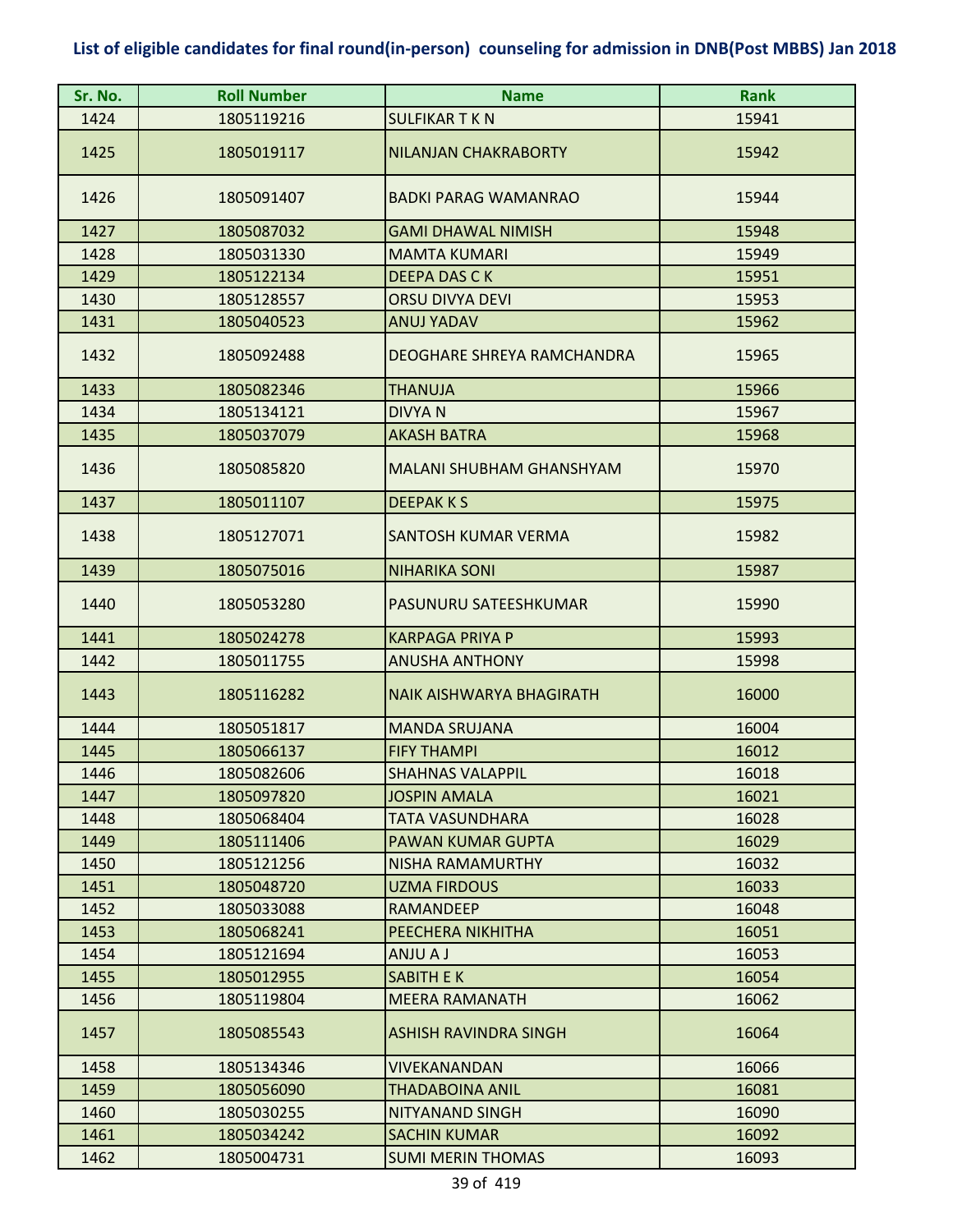## List of eligible candidates for final round(in-person) counseling for admission in DNB(Post MBBS) Jan 2018

| Sr. No. | Roll Number | Name | Rank |
|---|---|---|---|
| 1424 | 1805119216 | SULFIKAR T K N | 15941 |
| 1425 | 1805019117 | NILANJAN CHAKRABORTY | 15942 |
| 1426 | 1805091407 | BADKI PARAG WAMANRAO | 15944 |
| 1427 | 1805087032 | GAMI DHAWAL NIMISH | 15948 |
| 1428 | 1805031330 | MAMTA KUMARI | 15949 |
| 1429 | 1805122134 | DEEPA DAS C K | 15951 |
| 1430 | 1805128557 | ORSU DIVYA DEVI | 15953 |
| 1431 | 1805040523 | ANUJ YADAV | 15962 |
| 1432 | 1805092488 | DEOGHARE SHREYA RAMCHANDRA | 15965 |
| 1433 | 1805082346 | THANUJA | 15966 |
| 1434 | 1805134121 | DIVYA N | 15967 |
| 1435 | 1805037079 | AKASH BATRA | 15968 |
| 1436 | 1805085820 | MALANI SHUBHAM GHANSHYAM | 15970 |
| 1437 | 1805011107 | DEEPAK K S | 15975 |
| 1438 | 1805127071 | SANTOSH KUMAR VERMA | 15982 |
| 1439 | 1805075016 | NIHARIKA SONI | 15987 |
| 1440 | 1805053280 | PASUNURU SATEESHKUMAR | 15990 |
| 1441 | 1805024278 | KARPAGA PRIYA P | 15993 |
| 1442 | 1805011755 | ANUSHA ANTHONY | 15998 |
| 1443 | 1805116282 | NAIK AISHWARYA BHAGIRATH | 16000 |
| 1444 | 1805051817 | MANDA SRUJANA | 16004 |
| 1445 | 1805066137 | FIFY THAMPI | 16012 |
| 1446 | 1805082606 | SHAHNAS VALAPPIL | 16018 |
| 1447 | 1805097820 | JOSPIN AMALA | 16021 |
| 1448 | 1805068404 | TATA VASUNDHARA | 16028 |
| 1449 | 1805111406 | PAWAN KUMAR GUPTA | 16029 |
| 1450 | 1805121256 | NISHA RAMAMURTHY | 16032 |
| 1451 | 1805048720 | UZMA FIRDOUS | 16033 |
| 1452 | 1805033088 | RAMANDEEP | 16048 |
| 1453 | 1805068241 | PEECHERA NIKHITHA | 16051 |
| 1454 | 1805121694 | ANJU A J | 16053 |
| 1455 | 1805012955 | SABITH E K | 16054 |
| 1456 | 1805119804 | MEERA RAMANATH | 16062 |
| 1457 | 1805085543 | ASHISH RAVINDRA SINGH | 16064 |
| 1458 | 1805134346 | VIVEKANANDAN | 16066 |
| 1459 | 1805056090 | THADABOINA ANIL | 16081 |
| 1460 | 1805030255 | NITYANAND SINGH | 16090 |
| 1461 | 1805034242 | SACHIN KUMAR | 16092 |
| 1462 | 1805004731 | SUMI MERIN THOMAS | 16093 |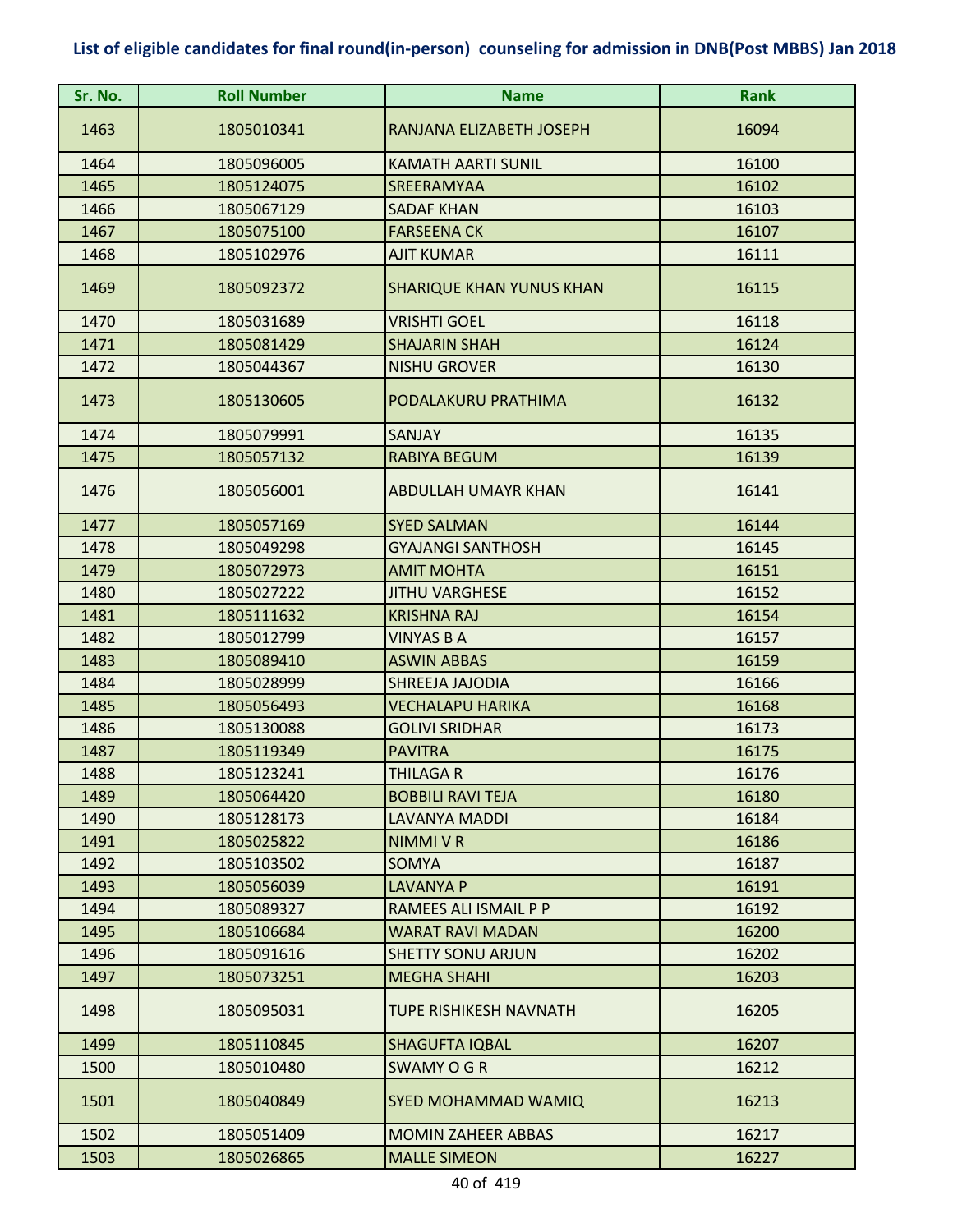# List of eligible candidates for final round(in-person) counseling for admission in DNB(Post MBBS) Jan 2018

| Sr. No. | Roll Number | Name | Rank |
|---|---|---|---|
| 1463 | 1805010341 | RANJANA ELIZABETH JOSEPH | 16094 |
| 1464 | 1805096005 | KAMATH AARTI SUNIL | 16100 |
| 1465 | 1805124075 | SREERAMYAA | 16102 |
| 1466 | 1805067129 | SADAF KHAN | 16103 |
| 1467 | 1805075100 | FARSEENA CK | 16107 |
| 1468 | 1805102976 | AJIT KUMAR | 16111 |
| 1469 | 1805092372 | SHARIQUE KHAN YUNUS KHAN | 16115 |
| 1470 | 1805031689 | VRISHTI GOEL | 16118 |
| 1471 | 1805081429 | SHAJARIN SHAH | 16124 |
| 1472 | 1805044367 | NISHU GROVER | 16130 |
| 1473 | 1805130605 | PODALAKURU PRATHIMA | 16132 |
| 1474 | 1805079991 | SANJAY | 16135 |
| 1475 | 1805057132 | RABIYA BEGUM | 16139 |
| 1476 | 1805056001 | ABDULLAH UMAYR KHAN | 16141 |
| 1477 | 1805057169 | SYED SALMAN | 16144 |
| 1478 | 1805049298 | GYAJANGI SANTHOSH | 16145 |
| 1479 | 1805072973 | AMIT MOHTA | 16151 |
| 1480 | 1805027222 | JITHU VARGHESE | 16152 |
| 1481 | 1805111632 | KRISHNA RAJ | 16154 |
| 1482 | 1805012799 | VINYAS B A | 16157 |
| 1483 | 1805089410 | ASWIN ABBAS | 16159 |
| 1484 | 1805028999 | SHREEJA JAJODIA | 16166 |
| 1485 | 1805056493 | VECHALAPU HARIKA | 16168 |
| 1486 | 1805130088 | GOLIVI SRIDHAR | 16173 |
| 1487 | 1805119349 | PAVITRA | 16175 |
| 1488 | 1805123241 | THILAGA R | 16176 |
| 1489 | 1805064420 | BOBBILI RAVI TEJA | 16180 |
| 1490 | 1805128173 | LAVANYA MADDI | 16184 |
| 1491 | 1805025822 | NIMMI V R | 16186 |
| 1492 | 1805103502 | SOMYA | 16187 |
| 1493 | 1805056039 | LAVANYA P | 16191 |
| 1494 | 1805089327 | RAMEES ALI ISMAIL P P | 16192 |
| 1495 | 1805106684 | WARAT RAVI MADAN | 16200 |
| 1496 | 1805091616 | SHETTY SONU ARJUN | 16202 |
| 1497 | 1805073251 | MEGHA SHAHI | 16203 |
| 1498 | 1805095031 | TUPE RISHIKESH NAVNATH | 16205 |
| 1499 | 1805110845 | SHAGUFTA IQBAL | 16207 |
| 1500 | 1805010480 | SWAMY O G R | 16212 |
| 1501 | 1805040849 | SYED MOHAMMAD WAMIQ | 16213 |
| 1502 | 1805051409 | MOMIN ZAHEER ABBAS | 16217 |
| 1503 | 1805026865 | MALLE SIMEON | 16227 |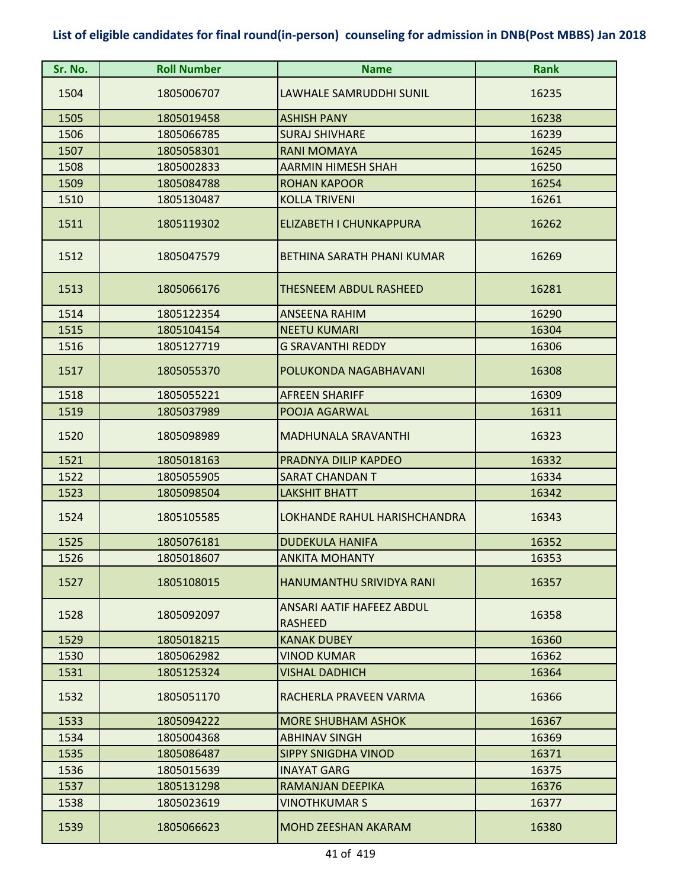**List of eligible candidates for final round(in-person) counseling for admission in DNB(Post MBBS) Jan 2018**

| Sr. No. | Roll Number | Name | Rank |
|---|---|---|---|
| 1504 | 1805006707 | LAWHALE SAMRUDDHI SUNIL | 16235 |
| 1505 | 1805019458 | ASHISH PANY | 16238 |
| 1506 | 1805066785 | SURAJ SHIVHARE | 16239 |
| 1507 | 1805058301 | RANI MOMAYA | 16245 |
| 1508 | 1805002833 | AARMIN HIMESH SHAH | 16250 |
| 1509 | 1805084788 | ROHAN KAPOOR | 16254 |
| 1510 | 1805130487 | KOLLA TRIVENI | 16261 |
| 1511 | 1805119302 | ELIZABETH I CHUNKAPPURA | 16262 |
| 1512 | 1805047579 | BETHINA SARATH PHANI KUMAR | 16269 |
| 1513 | 1805066176 | THESNEEM ABDUL RASHEED | 16281 |
| 1514 | 1805122354 | ANSEENA RAHIM | 16290 |
| 1515 | 1805104154 | NEETU KUMARI | 16304 |
| 1516 | 1805127719 | G SRAVANTHI REDDY | 16306 |
| 1517 | 1805055370 | POLUKONDA NAGABHAVANI | 16308 |
| 1518 | 1805055221 | AFREEN SHARIFF | 16309 |
| 1519 | 1805037989 | POOJA AGARWAL | 16311 |
| 1520 | 1805098989 | MADHUNALA SRAVANTHI | 16323 |
| 1521 | 1805018163 | PRADNYA DILIP KAPDEO | 16332 |
| 1522 | 1805055905 | SARAT CHANDAN T | 16334 |
| 1523 | 1805098504 | LAKSHIT BHATT | 16342 |
| 1524 | 1805105585 | LOKHANDE RAHUL HARISHCHANDRA | 16343 |
| 1525 | 1805076181 | DUDEKULA HANIFA | 16352 |
| 1526 | 1805018607 | ANKITA MOHANTY | 16353 |
| 1527 | 1805108015 | HANUMANTHU SRIVIDYA RANI | 16357 |
| 1528 | 1805092097 | ANSARI AATIF HAFEEZ ABDUL RASHEED | 16358 |
| 1529 | 1805018215 | KANAK DUBEY | 16360 |
| 1530 | 1805062982 | VINOD KUMAR | 16362 |
| 1531 | 1805125324 | VISHAL DADHICH | 16364 |
| 1532 | 1805051170 | RACHERLA PRAVEEN VARMA | 16366 |
| 1533 | 1805094222 | MORE SHUBHAM ASHOK | 16367 |
| 1534 | 1805004368 | ABHINAV SINGH | 16369 |
| 1535 | 1805086487 | SIPPY SNIGDHA VINOD | 16371 |
| 1536 | 1805015639 | INAYAT GARG | 16375 |
| 1537 | 1805131298 | RAMANJAN DEEPIKA | 16376 |
| 1538 | 1805023619 | VINOTHKUMAR S | 16377 |
| 1539 | 1805066623 | MOHD ZEESHAN AKARAM | 16380 |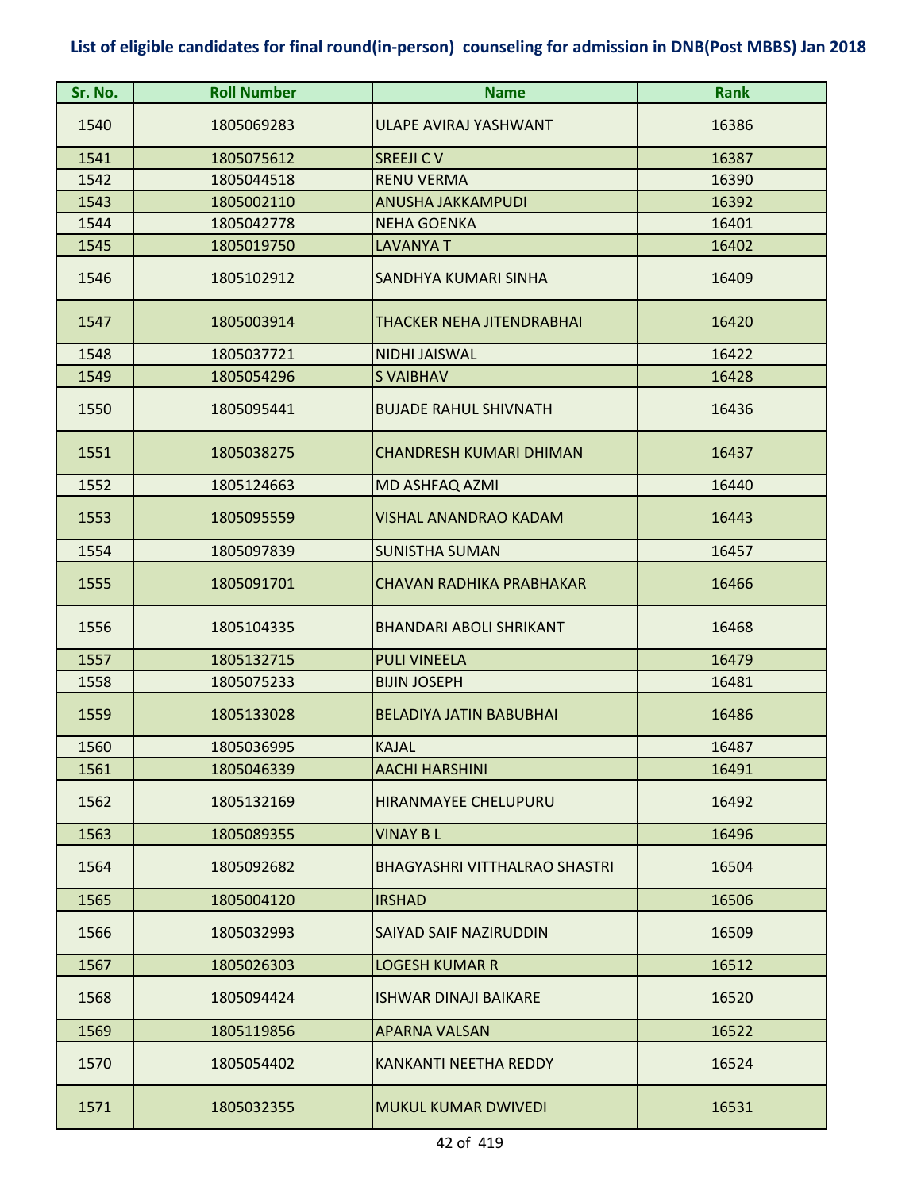**List of eligible candidates for final round(in-person) counseling for admission in DNB(Post MBBS) Jan 2018**

| Sr. No. | Roll Number | Name | Rank |
|---|---|---|---|
| 1540 | 1805069283 | ULAPE AVIRAJ YASHWANT | 16386 |
| 1541 | 1805075612 | SREEJI C V | 16387 |
| 1542 | 1805044518 | RENU VERMA | 16390 |
| 1543 | 1805002110 | ANUSHA JAKKAMPUDI | 16392 |
| 1544 | 1805042778 | NEHA GOENKA | 16401 |
| 1545 | 1805019750 | LAVANYA T | 16402 |
| 1546 | 1805102912 | SANDHYA KUMARI SINHA | 16409 |
| 1547 | 1805003914 | THACKER NEHA JITENDRABHAI | 16420 |
| 1548 | 1805037721 | NIDHI JAISWAL | 16422 |
| 1549 | 1805054296 | S VAIBHAV | 16428 |
| 1550 | 1805095441 | BUJADE RAHUL SHIVNATH | 16436 |
| 1551 | 1805038275 | CHANDRESH KUMARI DHIMAN | 16437 |
| 1552 | 1805124663 | MD ASHFAQ AZMI | 16440 |
| 1553 | 1805095559 | VISHAL ANANDRAO KADAM | 16443 |
| 1554 | 1805097839 | SUNISTHA SUMAN | 16457 |
| 1555 | 1805091701 | CHAVAN RADHIKA PRABHAKAR | 16466 |
| 1556 | 1805104335 | BHANDARI ABOLI SHRIKANT | 16468 |
| 1557 | 1805132715 | PULI VINEELA | 16479 |
| 1558 | 1805075233 | BIJIN JOSEPH | 16481 |
| 1559 | 1805133028 | BELADIYA JATIN BABUBHAI | 16486 |
| 1560 | 1805036995 | KAJAL | 16487 |
| 1561 | 1805046339 | AACHI HARSHINI | 16491 |
| 1562 | 1805132169 | HIRANMAYEE CHELUPURU | 16492 |
| 1563 | 1805089355 | VINAY B L | 16496 |
| 1564 | 1805092682 | BHAGYASHRI VITTHALRAO SHASTRI | 16504 |
| 1565 | 1805004120 | IRSHAD | 16506 |
| 1566 | 1805032993 | SAIYAD SAIF NAZIRUDDIN | 16509 |
| 1567 | 1805026303 | LOGESH KUMAR R | 16512 |
| 1568 | 1805094424 | ISHWAR DINAJI BAIKARE | 16520 |
| 1569 | 1805119856 | APARNA VALSAN | 16522 |
| 1570 | 1805054402 | KANKANTI NEETHA REDDY | 16524 |
| 1571 | 1805032355 | MUKUL KUMAR DWIVEDI | 16531 |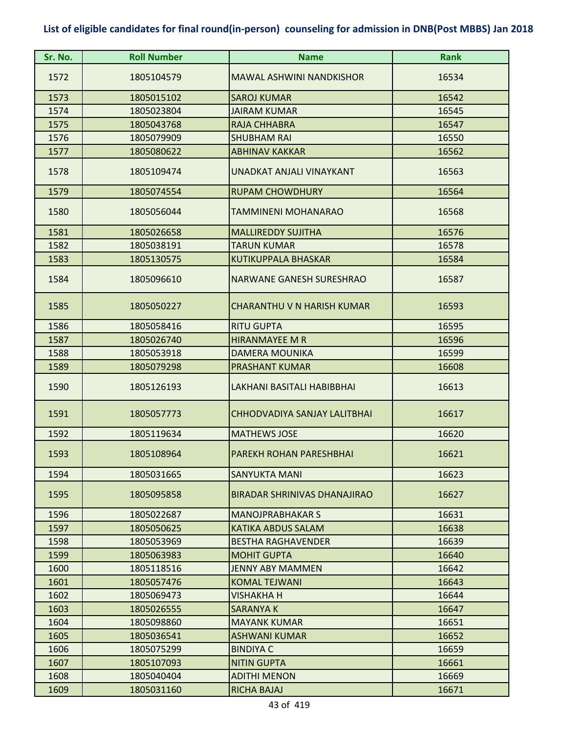# List of eligible candidates for final round(in-person) counseling for admission in DNB(Post MBBS) Jan 2018

| Sr. No. | Roll Number | Name | Rank |
|---|---|---|---|
| 1572 | 1805104579 | MAWAL ASHWINI NANDKISHOR | 16534 |
| 1573 | 1805015102 | SAROJ KUMAR | 16542 |
| 1574 | 1805023804 | JAIRAM KUMAR | 16545 |
| 1575 | 1805043768 | RAJA CHHABRA | 16547 |
| 1576 | 1805079909 | SHUBHAM RAI | 16550 |
| 1577 | 1805080622 | ABHINAV KAKKAR | 16562 |
| 1578 | 1805109474 | UNADKAT ANJALI VINAYKANT | 16563 |
| 1579 | 1805074554 | RUPAM CHOWDHURY | 16564 |
| 1580 | 1805056044 | TAMMINENI MOHANARAO | 16568 |
| 1581 | 1805026658 | MALLIREDDY SUJITHA | 16576 |
| 1582 | 1805038191 | TARUN KUMAR | 16578 |
| 1583 | 1805130575 | KUTIKUPPALA BHASKAR | 16584 |
| 1584 | 1805096610 | NARWANE GANESH SURESHRAO | 16587 |
| 1585 | 1805050227 | CHARANTHU V N HARISH KUMAR | 16593 |
| 1586 | 1805058416 | RITU GUPTA | 16595 |
| 1587 | 1805026740 | HIRANMAYEE M R | 16596 |
| 1588 | 1805053918 | DAMERA MOUNIKA | 16599 |
| 1589 | 1805079298 | PRASHANT KUMAR | 16608 |
| 1590 | 1805126193 | LAKHANI BASITALI HABIBBHAI | 16613 |
| 1591 | 1805057773 | CHHODVADIYA SANJAY LALITBHAI | 16617 |
| 1592 | 1805119634 | MATHEWS JOSE | 16620 |
| 1593 | 1805108964 | PAREKH ROHAN PARESHBHAI | 16621 |
| 1594 | 1805031665 | SANYUKTA MANI | 16623 |
| 1595 | 1805095858 | BIRADAR SHRINIVAS DHANAJIRAO | 16627 |
| 1596 | 1805022687 | MANOJPRABHAKAR S | 16631 |
| 1597 | 1805050625 | KATIKA ABDUS SALAM | 16638 |
| 1598 | 1805053969 | BESTHA RAGHAVENDER | 16639 |
| 1599 | 1805063983 | MOHIT GUPTA | 16640 |
| 1600 | 1805118516 | JENNY ABY MAMMEN | 16642 |
| 1601 | 1805057476 | KOMAL TEJWANI | 16643 |
| 1602 | 1805069473 | VISHAKHA H | 16644 |
| 1603 | 1805026555 | SARANYA K | 16647 |
| 1604 | 1805098860 | MAYANK KUMAR | 16651 |
| 1605 | 1805036541 | ASHWANI KUMAR | 16652 |
| 1606 | 1805075299 | BINDIYA C | 16659 |
| 1607 | 1805107093 | NITIN GUPTA | 16661 |
| 1608 | 1805040404 | ADITHI MENON | 16669 |
| 1609 | 1805031160 | RICHA BAJAJ | 16671 |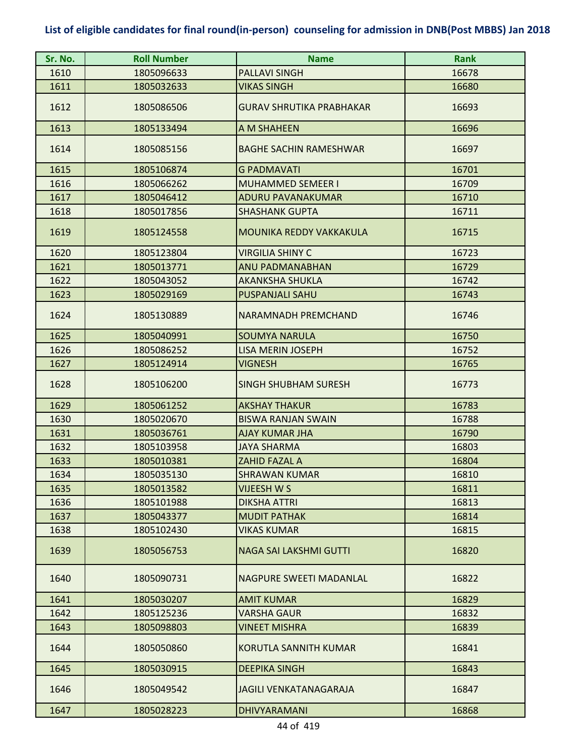# List of eligible candidates for final round(in-person) counseling for admission in DNB(Post MBBS) Jan 2018

| Sr. No. | Roll Number | Name | Rank |
|---|---|---|---|
| 1610 | 1805096633 | PALLAVI SINGH | 16678 |
| 1611 | 1805032633 | VIKAS SINGH | 16680 |
| 1612 | 1805086506 | GURAV SHRUTIKA PRABHAKAR | 16693 |
| 1613 | 1805133494 | A M SHAHEEN | 16696 |
| 1614 | 1805085156 | BAGHE SACHIN RAMESHWAR | 16697 |
| 1615 | 1805106874 | G PADMAVATI | 16701 |
| 1616 | 1805066262 | MUHAMMED SEMEER I | 16709 |
| 1617 | 1805046412 | ADURU PAVANAKUMAR | 16710 |
| 1618 | 1805017856 | SHASHANK GUPTA | 16711 |
| 1619 | 1805124558 | MOUNIKA REDDY VAKKAKULA | 16715 |
| 1620 | 1805123804 | VIRGILIA SHINY C | 16723 |
| 1621 | 1805013771 | ANU PADMANABHAN | 16729 |
| 1622 | 1805043052 | AKANKSHA SHUKLA | 16742 |
| 1623 | 1805029169 | PUSPANJALI SAHU | 16743 |
| 1624 | 1805130889 | NARAMNADH PREMCHAND | 16746 |
| 1625 | 1805040991 | SOUMYA NARULA | 16750 |
| 1626 | 1805086252 | LISA MERIN JOSEPH | 16752 |
| 1627 | 1805124914 | VIGNESH | 16765 |
| 1628 | 1805106200 | SINGH SHUBHAM SURESH | 16773 |
| 1629 | 1805061252 | AKSHAY THAKUR | 16783 |
| 1630 | 1805020670 | BISWA RANJAN SWAIN | 16788 |
| 1631 | 1805036761 | AJAY KUMAR JHA | 16790 |
| 1632 | 1805103958 | JAYA SHARMA | 16803 |
| 1633 | 1805010381 | ZAHID FAZAL A | 16804 |
| 1634 | 1805035130 | SHRAWAN KUMAR | 16810 |
| 1635 | 1805013582 | VIJEESH W S | 16811 |
| 1636 | 1805101988 | DIKSHA ATTRI | 16813 |
| 1637 | 1805043377 | MUDIT PATHAK | 16814 |
| 1638 | 1805102430 | VIKAS KUMAR | 16815 |
| 1639 | 1805056753 | NAGA SAI LAKSHMI GUTTI | 16820 |
| 1640 | 1805090731 | NAGPURE SWEETI MADANLAL | 16822 |
| 1641 | 1805030207 | AMIT KUMAR | 16829 |
| 1642 | 1805125236 | VARSHA GAUR | 16832 |
| 1643 | 1805098803 | VINEET MISHRA | 16839 |
| 1644 | 1805050860 | KORUTLA SANNITH KUMAR | 16841 |
| 1645 | 1805030915 | DEEPIKA SINGH | 16843 |
| 1646 | 1805049542 | JAGILI VENKATANAGARAJA | 16847 |
| 1647 | 1805028223 | DHIVYARAMANI | 16868 |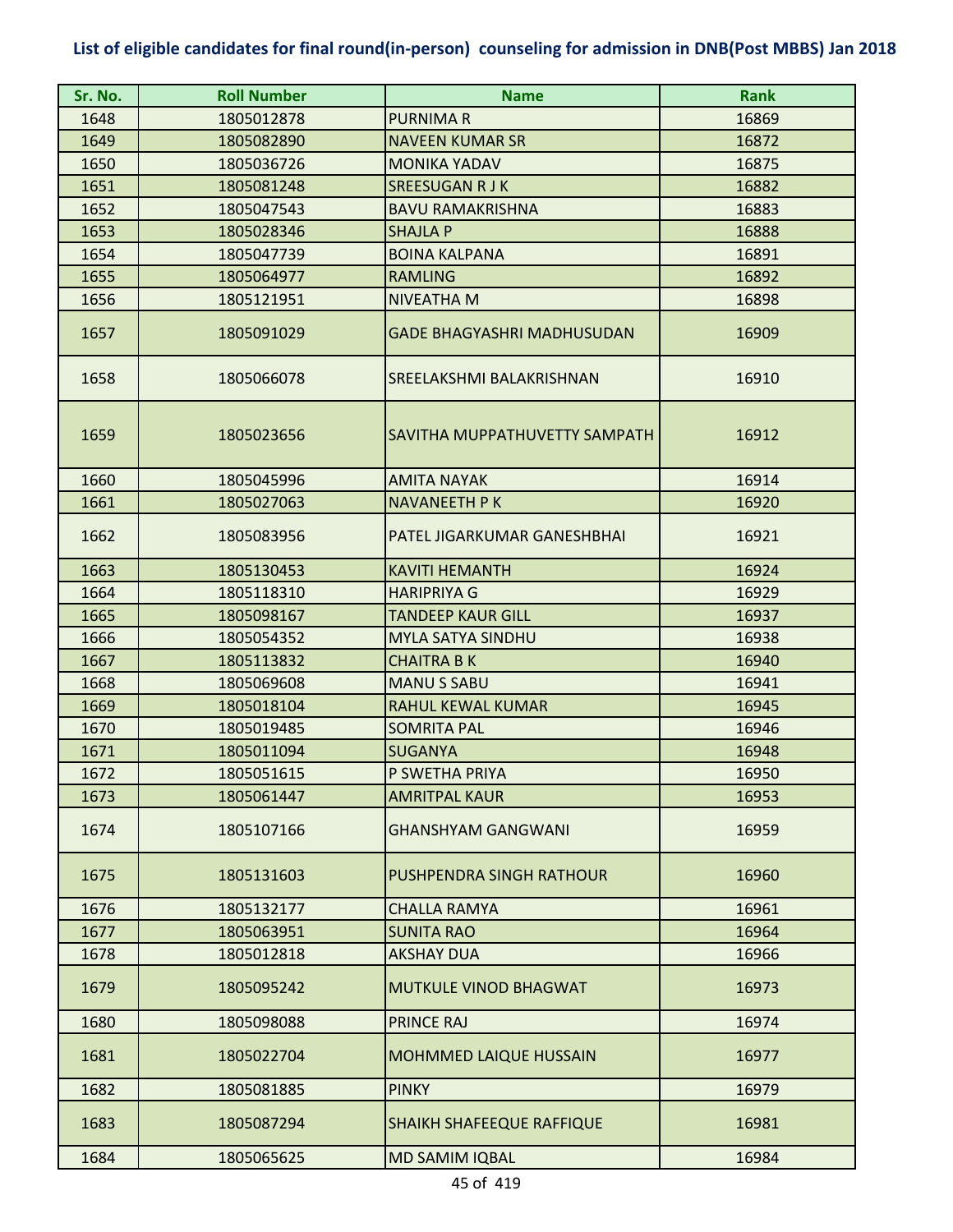# List of eligible candidates for final round(in-person) counseling for admission in DNB(Post MBBS) Jan 2018

| Sr. No. | Roll Number | Name | Rank |
|---|---|---|---|
| 1648 | 1805012878 | PURNIMA R | 16869 |
| 1649 | 1805082890 | NAVEEN KUMAR SR | 16872 |
| 1650 | 1805036726 | MONIKA YADAV | 16875 |
| 1651 | 1805081248 | SREESUGAN R J K | 16882 |
| 1652 | 1805047543 | BAVU RAMAKRISHNA | 16883 |
| 1653 | 1805028346 | SHAJLA P | 16888 |
| 1654 | 1805047739 | BOINA KALPANA | 16891 |
| 1655 | 1805064977 | RAMLING | 16892 |
| 1656 | 1805121951 | NIVEATHA M | 16898 |
| 1657 | 1805091029 | GADE BHAGYASHRI MADHUSUDAN | 16909 |
| 1658 | 1805066078 | SREELAKSHMI BALAKRISHNAN | 16910 |
| 1659 | 1805023656 | SAVITHA MUPPATHUVETTY SAMPATH | 16912 |
| 1660 | 1805045996 | AMITA NAYAK | 16914 |
| 1661 | 1805027063 | NAVANEETH P K | 16920 |
| 1662 | 1805083956 | PATEL JIGARKUMAR GANESHBHAI | 16921 |
| 1663 | 1805130453 | KAVITI HEMANTH | 16924 |
| 1664 | 1805118310 | HARIPRIYA G | 16929 |
| 1665 | 1805098167 | TANDEEP KAUR GILL | 16937 |
| 1666 | 1805054352 | MYLA SATYA SINDHU | 16938 |
| 1667 | 1805113832 | CHAITRA B K | 16940 |
| 1668 | 1805069608 | MANU S SABU | 16941 |
| 1669 | 1805018104 | RAHUL KEWAL KUMAR | 16945 |
| 1670 | 1805019485 | SOMRITA PAL | 16946 |
| 1671 | 1805011094 | SUGANYA | 16948 |
| 1672 | 1805051615 | P SWETHA PRIYA | 16950 |
| 1673 | 1805061447 | AMRITPAL KAUR | 16953 |
| 1674 | 1805107166 | GHANSHYAM GANGWANI | 16959 |
| 1675 | 1805131603 | PUSHPENDRA SINGH RATHOUR | 16960 |
| 1676 | 1805132177 | CHALLA RAMYA | 16961 |
| 1677 | 1805063951 | SUNITA RAO | 16964 |
| 1678 | 1805012818 | AKSHAY DUA | 16966 |
| 1679 | 1805095242 | MUTKULE VINOD BHAGWAT | 16973 |
| 1680 | 1805098088 | PRINCE RAJ | 16974 |
| 1681 | 1805022704 | MOHMMED LAIQUE HUSSAIN | 16977 |
| 1682 | 1805081885 | PINKY | 16979 |
| 1683 | 1805087294 | SHAIKH SHAFEEQUE RAFFIQUE | 16981 |
| 1684 | 1805065625 | MD SAMIM IQBAL | 16984 |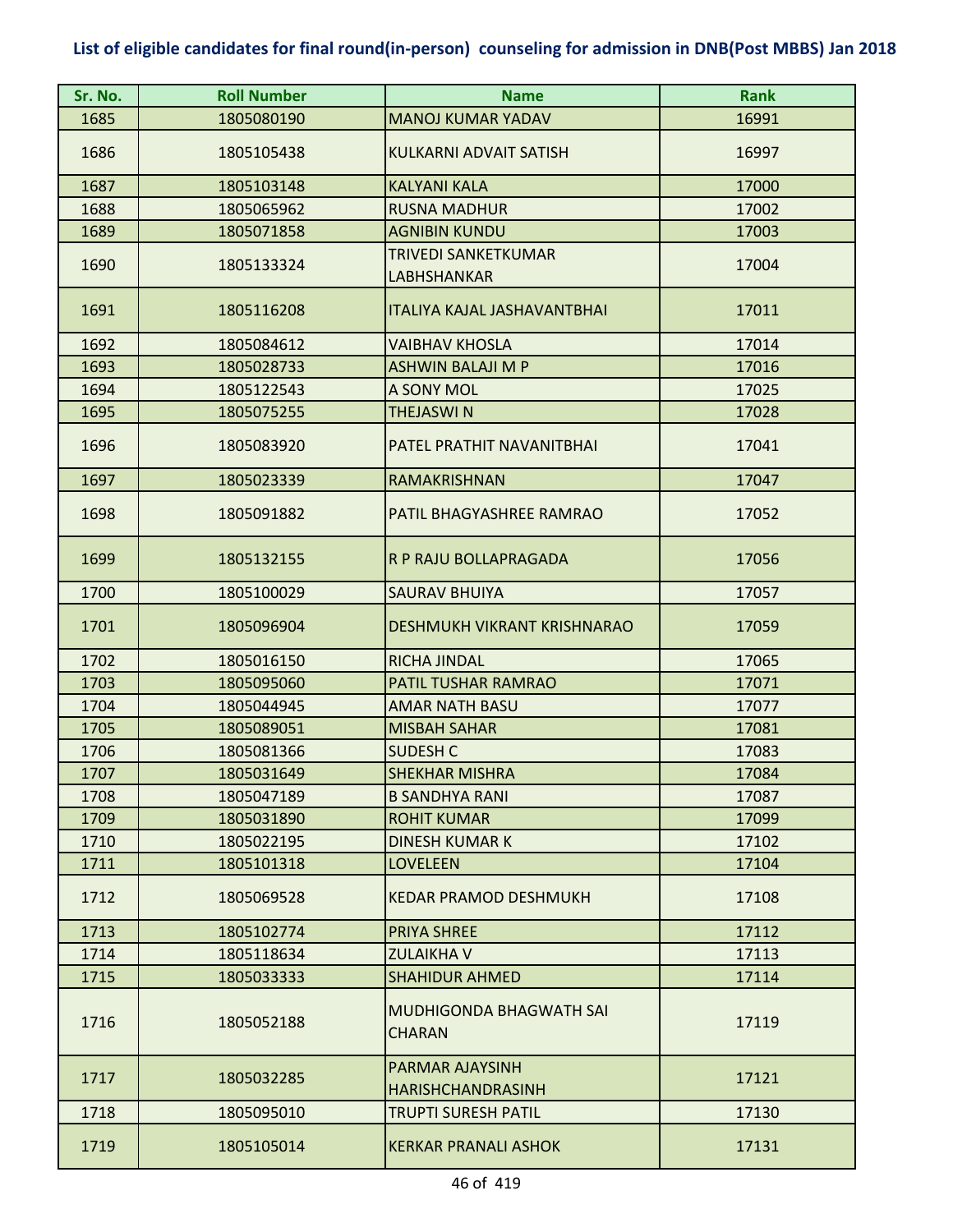**List of eligible candidates for final round(in-person) counseling for admission in DNB(Post MBBS) Jan 2018**

| Sr. No. | Roll Number | Name | Rank |
|---|---|---|---|
| 1685 | 1805080190 | MANOJ KUMAR YADAV | 16991 |
| 1686 | 1805105438 | KULKARNI ADVAIT SATISH | 16997 |
| 1687 | 1805103148 | KALYANI KALA | 17000 |
| 1688 | 1805065962 | RUSNA MADHUR | 17002 |
| 1689 | 1805071858 | AGNIBIN KUNDU | 17003 |
| 1690 | 1805133324 | TRIVEDI SANKETKUMAR LABHSHANKAR | 17004 |
| 1691 | 1805116208 | ITALIYA KAJAL JASHAVANTBHAI | 17011 |
| 1692 | 1805084612 | VAIBHAV KHOSLA | 17014 |
| 1693 | 1805028733 | ASHWIN BALAJI M P | 17016 |
| 1694 | 1805122543 | A SONY MOL | 17025 |
| 1695 | 1805075255 | THEJASWI N | 17028 |
| 1696 | 1805083920 | PATEL PRATHIT NAVANITBHAI | 17041 |
| 1697 | 1805023339 | RAMAKRISHNAN | 17047 |
| 1698 | 1805091882 | PATIL BHAGYASHREE RAMRAO | 17052 |
| 1699 | 1805132155 | R P RAJU BOLLAPRAGADA | 17056 |
| 1700 | 1805100029 | SAURAV BHUIYA | 17057 |
| 1701 | 1805096904 | DESHMUKH VIKRANT KRISHNARAO | 17059 |
| 1702 | 1805016150 | RICHA JINDAL | 17065 |
| 1703 | 1805095060 | PATIL TUSHAR RAMRAO | 17071 |
| 1704 | 1805044945 | AMAR NATH BASU | 17077 |
| 1705 | 1805089051 | MISBAH SAHAR | 17081 |
| 1706 | 1805081366 | SUDESH C | 17083 |
| 1707 | 1805031649 | SHEKHAR MISHRA | 17084 |
| 1708 | 1805047189 | B SANDHYA RANI | 17087 |
| 1709 | 1805031890 | ROHIT KUMAR | 17099 |
| 1710 | 1805022195 | DINESH KUMAR K | 17102 |
| 1711 | 1805101318 | LOVELEEN | 17104 |
| 1712 | 1805069528 | KEDAR PRAMOD DESHMUKH | 17108 |
| 1713 | 1805102774 | PRIYA SHREE | 17112 |
| 1714 | 1805118634 | ZULAIKHA V | 17113 |
| 1715 | 1805033333 | SHAHIDUR AHMED | 17114 |
| 1716 | 1805052188 | MUDHIGONDA BHAGWATH SAI CHARAN | 17119 |
| 1717 | 1805032285 | PARMAR AJAYSINH HARISHCHANDRASINH | 17121 |
| 1718 | 1805095010 | TRUPTI SURESH PATIL | 17130 |
| 1719 | 1805105014 | KERKAR PRANALI ASHOK | 17131 |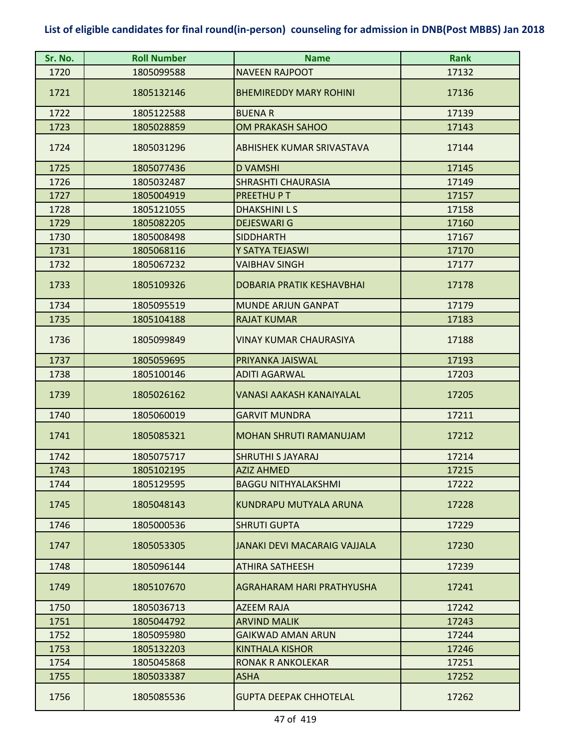**List of eligible candidates for final round(in-person) counseling for admission in DNB(Post MBBS) Jan 2018**

| Sr. No. | Roll Number | Name | Rank |
|---|---|---|---|
| 1720 | 1805099588 | NAVEEN RAJPOOT | 17132 |
| 1721 | 1805132146 | BHEMIREDDY MARY ROHINI | 17136 |
| 1722 | 1805122588 | BUENA R | 17139 |
| 1723 | 1805028859 | OM PRAKASH SAHOO | 17143 |
| 1724 | 1805031296 | ABHISHEK KUMAR SRIVASTAVA | 17144 |
| 1725 | 1805077436 | D VAMSHI | 17145 |
| 1726 | 1805032487 | SHRASHTI CHAURASIA | 17149 |
| 1727 | 1805004919 | PREETHU P T | 17157 |
| 1728 | 1805121055 | DHAKSHINI L S | 17158 |
| 1729 | 1805082205 | DEJESWARI G | 17160 |
| 1730 | 1805008498 | SIDDHARTH | 17167 |
| 1731 | 1805068116 | Y SATYA TEJASWI | 17170 |
| 1732 | 1805067232 | VAIBHAV SINGH | 17177 |
| 1733 | 1805109326 | DOBARIA PRATIK KESHAVBHAI | 17178 |
| 1734 | 1805095519 | MUNDE ARJUN GANPAT | 17179 |
| 1735 | 1805104188 | RAJAT KUMAR | 17183 |
| 1736 | 1805099849 | VINAY KUMAR CHAURASIYA | 17188 |
| 1737 | 1805059695 | PRIYANKA JAISWAL | 17193 |
| 1738 | 1805100146 | ADITI AGARWAL | 17203 |
| 1739 | 1805026162 | VANASI AAKASH KANAIYALAL | 17205 |
| 1740 | 1805060019 | GARVIT MUNDRA | 17211 |
| 1741 | 1805085321 | MOHAN SHRUTI RAMANUJAM | 17212 |
| 1742 | 1805075717 | SHRUTHI S JAYARAJ | 17214 |
| 1743 | 1805102195 | AZIZ AHMED | 17215 |
| 1744 | 1805129595 | BAGGU NITHYALAKSHMI | 17222 |
| 1745 | 1805048143 | KUNDRAPU MUTYALA ARUNA | 17228 |
| 1746 | 1805000536 | SHRUTI GUPTA | 17229 |
| 1747 | 1805053305 | JANAKI DEVI MACARAIG VAJJALA | 17230 |
| 1748 | 1805096144 | ATHIRA SATHEESH | 17239 |
| 1749 | 1805107670 | AGRAHARAM HARI PRATHYUSHA | 17241 |
| 1750 | 1805036713 | AZEEM RAJA | 17242 |
| 1751 | 1805044792 | ARVIND MALIK | 17243 |
| 1752 | 1805095980 | GAIKWAD AMAN ARUN | 17244 |
| 1753 | 1805132203 | KINTHALA KISHOR | 17246 |
| 1754 | 1805045868 | RONAK R ANKOLEKAR | 17251 |
| 1755 | 1805033387 | ASHA | 17252 |
| 1756 | 1805085536 | GUPTA DEEPAK CHHOTELAL | 17262 |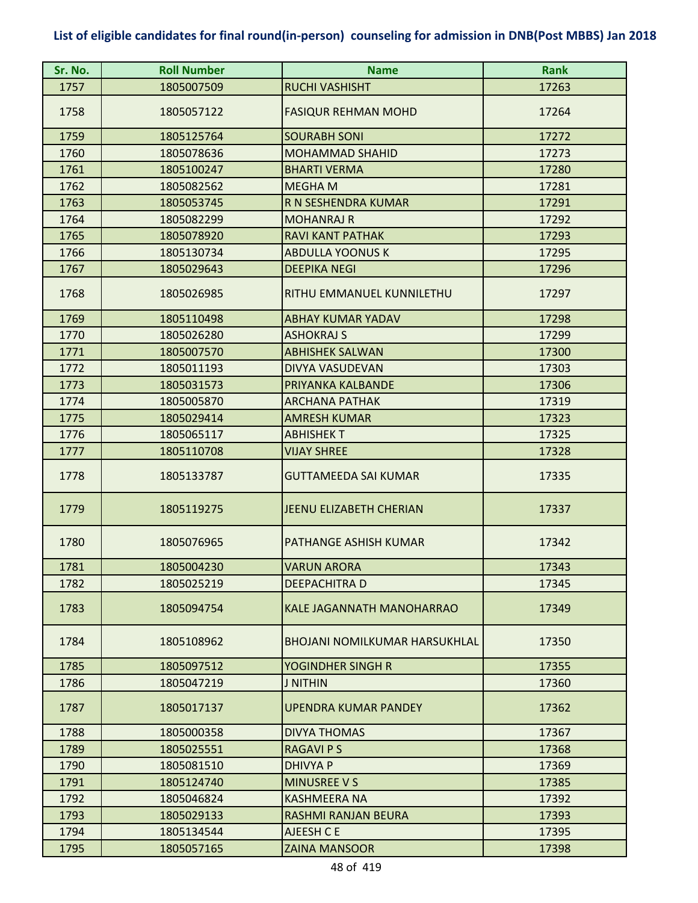# List of eligible candidates for final round(in-person) counseling for admission in DNB(Post MBBS) Jan 2018

| Sr. No. | Roll Number | Name | Rank |
|---|---|---|---|
| 1757 | 1805007509 | RUCHI VASHISHT | 17263 |
| 1758 | 1805057122 | FASIQUR REHMAN MOHD | 17264 |
| 1759 | 1805125764 | SOURABH SONI | 17272 |
| 1760 | 1805078636 | MOHAMMAD SHAHID | 17273 |
| 1761 | 1805100247 | BHARTI VERMA | 17280 |
| 1762 | 1805082562 | MEGHA M | 17281 |
| 1763 | 1805053745 | R N SESHENDRA KUMAR | 17291 |
| 1764 | 1805082299 | MOHANRAJ R | 17292 |
| 1765 | 1805078920 | RAVI KANT PATHAK | 17293 |
| 1766 | 1805130734 | ABDULLA YOONUS K | 17295 |
| 1767 | 1805029643 | DEEPIKA NEGI | 17296 |
| 1768 | 1805026985 | RITHU EMMANUEL KUNNILETHU | 17297 |
| 1769 | 1805110498 | ABHAY KUMAR YADAV | 17298 |
| 1770 | 1805026280 | ASHOKRAJ S | 17299 |
| 1771 | 1805007570 | ABHISHEK SALWAN | 17300 |
| 1772 | 1805011193 | DIVYA VASUDEVAN | 17303 |
| 1773 | 1805031573 | PRIYANKA KALBANDE | 17306 |
| 1774 | 1805005870 | ARCHANA PATHAK | 17319 |
| 1775 | 1805029414 | AMRESH KUMAR | 17323 |
| 1776 | 1805065117 | ABHISHEK T | 17325 |
| 1777 | 1805110708 | VIJAY SHREE | 17328 |
| 1778 | 1805133787 | GUTTAMEEDA SAI KUMAR | 17335 |
| 1779 | 1805119275 | JEENU ELIZABETH CHERIAN | 17337 |
| 1780 | 1805076965 | PATHANGE ASHISH KUMAR | 17342 |
| 1781 | 1805004230 | VARUN ARORA | 17343 |
| 1782 | 1805025219 | DEEPACHITRA D | 17345 |
| 1783 | 1805094754 | KALE JAGANNATH MANOHARRAO | 17349 |
| 1784 | 1805108962 | BHOJANI NOMILKUMAR HARSUKHLAL | 17350 |
| 1785 | 1805097512 | YOGINDHER SINGH R | 17355 |
| 1786 | 1805047219 | J NITHIN | 17360 |
| 1787 | 1805017137 | UPENDRA KUMAR PANDEY | 17362 |
| 1788 | 1805000358 | DIVYA THOMAS | 17367 |
| 1789 | 1805025551 | RAGAVI P S | 17368 |
| 1790 | 1805081510 | DHIVYA P | 17369 |
| 1791 | 1805124740 | MINUSREE V S | 17385 |
| 1792 | 1805046824 | KASHMEERA NA | 17392 |
| 1793 | 1805029133 | RASHMI RANJAN BEURA | 17393 |
| 1794 | 1805134544 | AJEESH C E | 17395 |
| 1795 | 1805057165 | ZAINA MANSOOR | 17398 |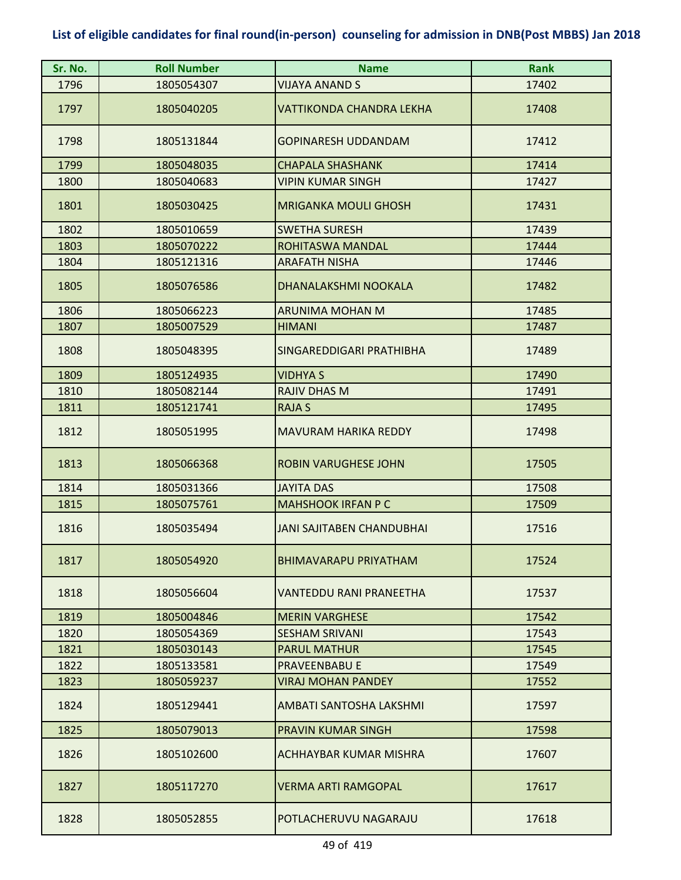**List of eligible candidates for final round(in-person) counseling for admission in DNB(Post MBBS) Jan 2018**

| Sr. No. | Roll Number | Name | Rank |
|---|---|---|---|
| 1796 | 1805054307 | VIJAYA ANAND S | 17402 |
| 1797 | 1805040205 | VATTIKONDA CHANDRA LEKHA | 17408 |
| 1798 | 1805131844 | GOPINARESH UDDANDAM | 17412 |
| 1799 | 1805048035 | CHAPALA SHASHANK | 17414 |
| 1800 | 1805040683 | VIPIN KUMAR SINGH | 17427 |
| 1801 | 1805030425 | MRIGANKA MOULI GHOSH | 17431 |
| 1802 | 1805010659 | SWETHA SURESH | 17439 |
| 1803 | 1805070222 | ROHITASWA MANDAL | 17444 |
| 1804 | 1805121316 | ARAFATH NISHA | 17446 |
| 1805 | 1805076586 | DHANALAKSHMI NOOKALA | 17482 |
| 1806 | 1805066223 | ARUNIMA MOHAN M | 17485 |
| 1807 | 1805007529 | HIMANI | 17487 |
| 1808 | 1805048395 | SINGAREDDIGARI PRATHIBHA | 17489 |
| 1809 | 1805124935 | VIDHYA S | 17490 |
| 1810 | 1805082144 | RAJIV DHAS M | 17491 |
| 1811 | 1805121741 | RAJA S | 17495 |
| 1812 | 1805051995 | MAVURAM HARIKA REDDY | 17498 |
| 1813 | 1805066368 | ROBIN VARUGHESE JOHN | 17505 |
| 1814 | 1805031366 | JAYITA DAS | 17508 |
| 1815 | 1805075761 | MAHSHOOK IRFAN P C | 17509 |
| 1816 | 1805035494 | JANI SAJITABEN CHANDUBHAI | 17516 |
| 1817 | 1805054920 | BHIMAVARAPU PRIYATHAM | 17524 |
| 1818 | 1805056604 | VANTEDDU RANI PRANEETHA | 17537 |
| 1819 | 1805004846 | MERIN VARGHESE | 17542 |
| 1820 | 1805054369 | SESHAM SRIVANI | 17543 |
| 1821 | 1805030143 | PARUL MATHUR | 17545 |
| 1822 | 1805133581 | PRAVEENBABU E | 17549 |
| 1823 | 1805059237 | VIRAJ MOHAN PANDEY | 17552 |
| 1824 | 1805129441 | AMBATI SANTOSHA LAKSHMI | 17597 |
| 1825 | 1805079013 | PRAVIN KUMAR SINGH | 17598 |
| 1826 | 1805102600 | ACHHAYBAR KUMAR MISHRA | 17607 |
| 1827 | 1805117270 | VERMA ARTI RAMGOPAL | 17617 |
| 1828 | 1805052855 | POTLACHERUVU NAGARAJU | 17618 |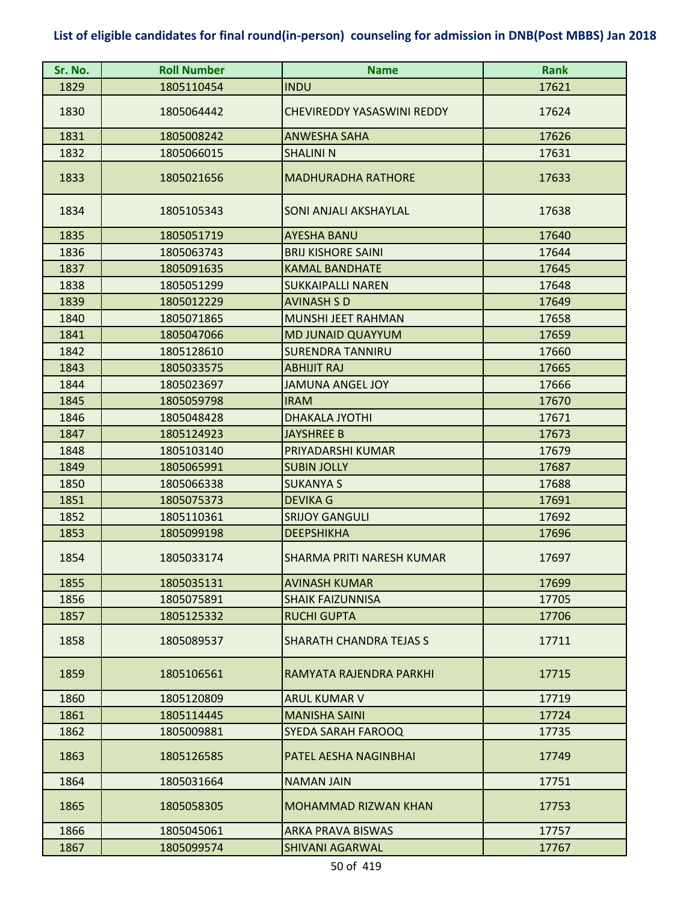**List of eligible candidates for final round(in-person) counseling for admission in DNB(Post MBBS) Jan 2018**

| Sr. No. | Roll Number | Name | Rank |
|---|---|---|---|
| 1829 | 1805110454 | INDU | 17621 |
| 1830 | 1805064442 | CHEVIREDDY YASASWINI REDDY | 17624 |
| 1831 | 1805008242 | ANWESHA SAHA | 17626 |
| 1832 | 1805066015 | SHALINI N | 17631 |
| 1833 | 1805021656 | MADHURADHA RATHORE | 17633 |
| 1834 | 1805105343 | SONI ANJALI AKSHAYLAL | 17638 |
| 1835 | 1805051719 | AYESHA BANU | 17640 |
| 1836 | 1805063743 | BRIJ KISHORE SAINI | 17644 |
| 1837 | 1805091635 | KAMAL BANDHATE | 17645 |
| 1838 | 1805051299 | SUKKAIPALLI NAREN | 17648 |
| 1839 | 1805012229 | AVINASH S D | 17649 |
| 1840 | 1805071865 | MUNSHI JEET RAHMAN | 17658 |
| 1841 | 1805047066 | MD JUNAID QUAYYUM | 17659 |
| 1842 | 1805128610 | SURENDRA TANNIRU | 17660 |
| 1843 | 1805033575 | ABHIJIT RAJ | 17665 |
| 1844 | 1805023697 | JAMUNA ANGEL JOY | 17666 |
| 1845 | 1805059798 | IRAM | 17670 |
| 1846 | 1805048428 | DHAKALA JYOTHI | 17671 |
| 1847 | 1805124923 | JAYSHREE B | 17673 |
| 1848 | 1805103140 | PRIYADARSHI KUMAR | 17679 |
| 1849 | 1805065991 | SUBIN JOLLY | 17687 |
| 1850 | 1805066338 | SUKANYA S | 17688 |
| 1851 | 1805075373 | DEVIKA G | 17691 |
| 1852 | 1805110361 | SRIJOY GANGULI | 17692 |
| 1853 | 1805099198 | DEEPSHIKHA | 17696 |
| 1854 | 1805033174 | SHARMA PRITI NARESH KUMAR | 17697 |
| 1855 | 1805035131 | AVINASH KUMAR | 17699 |
| 1856 | 1805075891 | SHAIK FAIZUNNISA | 17705 |
| 1857 | 1805125332 | RUCHI GUPTA | 17706 |
| 1858 | 1805089537 | SHARATH CHANDRA TEJAS S | 17711 |
| 1859 | 1805106561 | RAMYATA RAJENDRA PARKHI | 17715 |
| 1860 | 1805120809 | ARUL KUMAR V | 17719 |
| 1861 | 1805114445 | MANISHA SAINI | 17724 |
| 1862 | 1805009881 | SYEDA SARAH FAROOQ | 17735 |
| 1863 | 1805126585 | PATEL AESHA NAGINBHAI | 17749 |
| 1864 | 1805031664 | NAMAN JAIN | 17751 |
| 1865 | 1805058305 | MOHAMMAD RIZWAN KHAN | 17753 |
| 1866 | 1805045061 | ARKA PRAVA BISWAS | 17757 |
| 1867 | 1805099574 | SHIVANI AGARWAL | 17767 |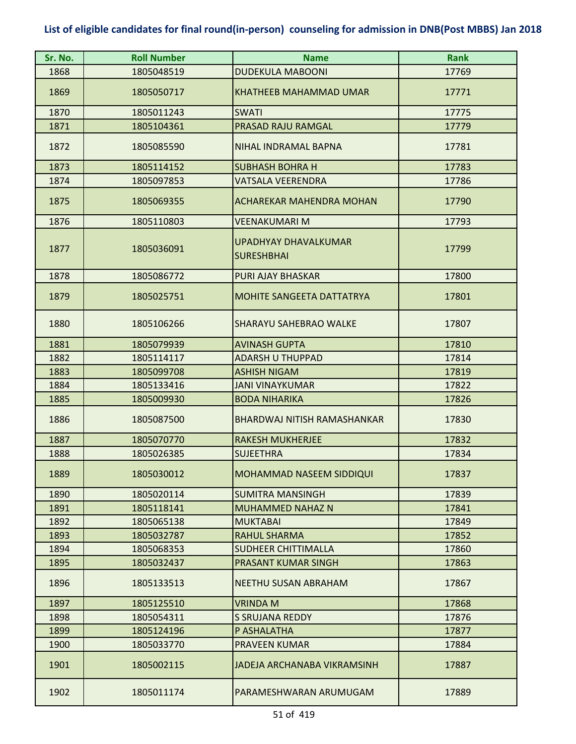# List of eligible candidates for final round(in-person) counseling for admission in DNB(Post MBBS) Jan 2018

| Sr. No. | Roll Number | Name | Rank |
|---|---|---|---|
| 1868 | 1805048519 | DUDEKULA MABOONI | 17769 |
| 1869 | 1805050717 | KHATHEEB MAHAMMAD UMAR | 17771 |
| 1870 | 1805011243 | SWATI | 17775 |
| 1871 | 1805104361 | PRASAD RAJU RAMGAL | 17779 |
| 1872 | 1805085590 | NIHAL INDRAMAL BAPNA | 17781 |
| 1873 | 1805114152 | SUBHASH BOHRA H | 17783 |
| 1874 | 1805097853 | VATSALA VEERENDRA | 17786 |
| 1875 | 1805069355 | ACHAREKAR MAHENDRA MOHAN | 17790 |
| 1876 | 1805110803 | VEENAKUMARI M | 17793 |
| 1877 | 1805036091 | UPADHYAY DHAVALKUMAR SURESHBHAI | 17799 |
| 1878 | 1805086772 | PURI AJAY BHASKAR | 17800 |
| 1879 | 1805025751 | MOHITE SANGEETA DATTATRYA | 17801 |
| 1880 | 1805106266 | SHARAYU SAHEBRAO WALKE | 17807 |
| 1881 | 1805079939 | AVINASH GUPTA | 17810 |
| 1882 | 1805114117 | ADARSH U THUPPAD | 17814 |
| 1883 | 1805099708 | ASHISH NIGAM | 17819 |
| 1884 | 1805133416 | JANI VINAYKUMAR | 17822 |
| 1885 | 1805009930 | BODA NIHARIKA | 17826 |
| 1886 | 1805087500 | BHARDWAJ NITISH RAMASHANKAR | 17830 |
| 1887 | 1805070770 | RAKESH MUKHERJEE | 17832 |
| 1888 | 1805026385 | SUJEETHRA | 17834 |
| 1889 | 1805030012 | MOHAMMAD NASEEM SIDDIQUI | 17837 |
| 1890 | 1805020114 | SUMITRA MANSINGH | 17839 |
| 1891 | 1805118141 | MUHAMMED NAHAZ N | 17841 |
| 1892 | 1805065138 | MUKTABAI | 17849 |
| 1893 | 1805032787 | RAHUL SHARMA | 17852 |
| 1894 | 1805068353 | SUDHEER CHITTIMALLA | 17860 |
| 1895 | 1805032437 | PRASANT KUMAR SINGH | 17863 |
| 1896 | 1805133513 | NEETHU SUSAN ABRAHAM | 17867 |
| 1897 | 1805125510 | VRINDA M | 17868 |
| 1898 | 1805054311 | S SRUJANA REDDY | 17876 |
| 1899 | 1805124196 | P ASHALATHA | 17877 |
| 1900 | 1805033770 | PRAVEEN KUMAR | 17884 |
| 1901 | 1805002115 | JADEJA ARCHANABA VIKRAMSINH | 17887 |
| 1902 | 1805011174 | PARAMESHWARAN ARUMUGAM | 17889 |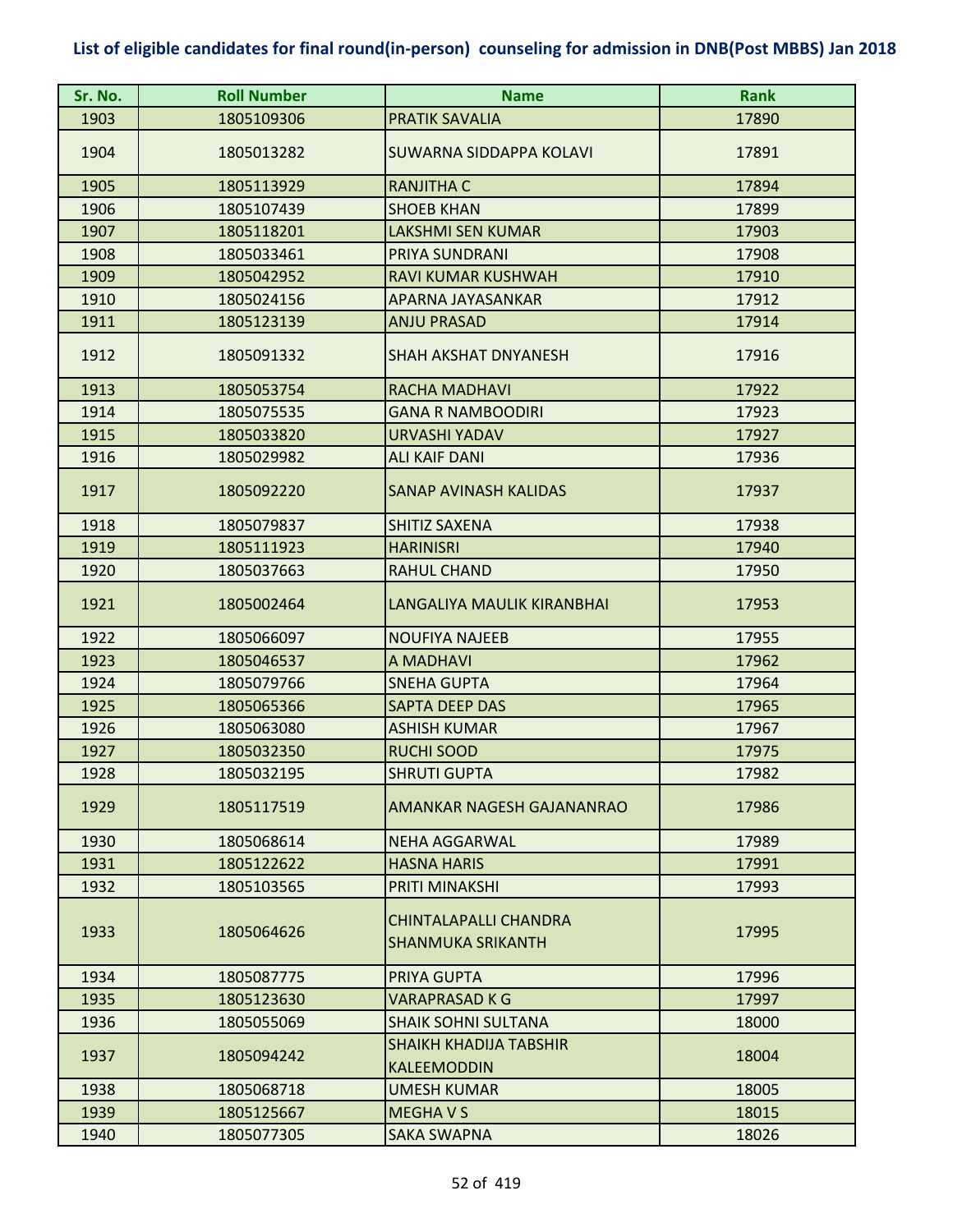# List of eligible candidates for final round(in-person) counseling for admission in DNB(Post MBBS) Jan 2018

| Sr. No. | Roll Number | Name | Rank |
|---|---|---|---|
| 1903 | 1805109306 | PRATIK SAVALIA | 17890 |
| 1904 | 1805013282 | SUWARNA SIDDAPPA KOLAVI | 17891 |
| 1905 | 1805113929 | RANJITHA C | 17894 |
| 1906 | 1805107439 | SHOEB KHAN | 17899 |
| 1907 | 1805118201 | LAKSHMI SEN KUMAR | 17903 |
| 1908 | 1805033461 | PRIYA SUNDRANI | 17908 |
| 1909 | 1805042952 | RAVI KUMAR KUSHWAH | 17910 |
| 1910 | 1805024156 | APARNA JAYASANKAR | 17912 |
| 1911 | 1805123139 | ANJU PRASAD | 17914 |
| 1912 | 1805091332 | SHAH AKSHAT DNYANESH | 17916 |
| 1913 | 1805053754 | RACHA MADHAVI | 17922 |
| 1914 | 1805075535 | GANA R NAMBOODIRI | 17923 |
| 1915 | 1805033820 | URVASHI YADAV | 17927 |
| 1916 | 1805029982 | ALI KAIF DANI | 17936 |
| 1917 | 1805092220 | SANAP AVINASH KALIDAS | 17937 |
| 1918 | 1805079837 | SHITIZ SAXENA | 17938 |
| 1919 | 1805111923 | HARINISRI | 17940 |
| 1920 | 1805037663 | RAHUL CHAND | 17950 |
| 1921 | 1805002464 | LANGALIYA MAULIK KIRANBHAI | 17953 |
| 1922 | 1805066097 | NOUFIYA NAJEEB | 17955 |
| 1923 | 1805046537 | A MADHAVI | 17962 |
| 1924 | 1805079766 | SNEHA GUPTA | 17964 |
| 1925 | 1805065366 | SAPTA DEEP DAS | 17965 |
| 1926 | 1805063080 | ASHISH KUMAR | 17967 |
| 1927 | 1805032350 | RUCHI SOOD | 17975 |
| 1928 | 1805032195 | SHRUTI GUPTA | 17982 |
| 1929 | 1805117519 | AMANKAR NAGESH GAJANANRAO | 17986 |
| 1930 | 1805068614 | NEHA AGGARWAL | 17989 |
| 1931 | 1805122622 | HASNA HARIS | 17991 |
| 1932 | 1805103565 | PRITI MINAKSHI | 17993 |
| 1933 | 1805064626 | CHINTALAPALLI CHANDRA SHANMUKA SRIKANTH | 17995 |
| 1934 | 1805087775 | PRIYA GUPTA | 17996 |
| 1935 | 1805123630 | VARAPRASAD K G | 17997 |
| 1936 | 1805055069 | SHAIK SOHNI SULTANA | 18000 |
| 1937 | 1805094242 | SHAIKH KHADIJA TABSHIR KALEEMODDIN | 18004 |
| 1938 | 1805068718 | UMESH KUMAR | 18005 |
| 1939 | 1805125667 | MEGHA V S | 18015 |
| 1940 | 1805077305 | SAKA SWAPNA | 18026 |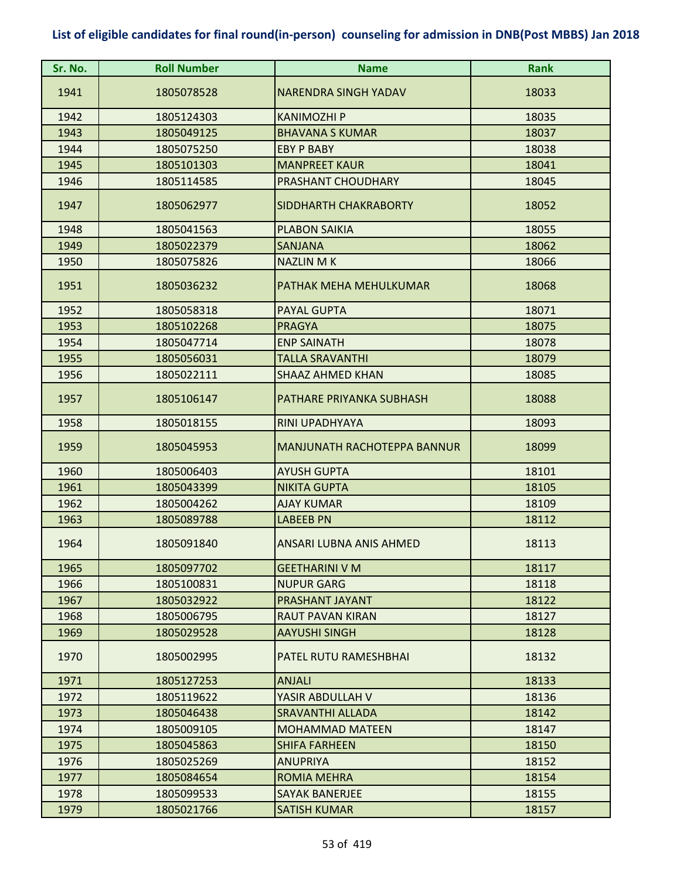**List of eligible candidates for final round(in-person) counseling for admission in DNB(Post MBBS) Jan 2018**

| Sr. No. | Roll Number | Name | Rank |
|---|---|---|---|
| 1941 | 1805078528 | NARENDRA SINGH YADAV | 18033 |
| 1942 | 1805124303 | KANIMOZHI P | 18035 |
| 1943 | 1805049125 | BHAVANA S KUMAR | 18037 |
| 1944 | 1805075250 | EBY P BABY | 18038 |
| 1945 | 1805101303 | MANPREET KAUR | 18041 |
| 1946 | 1805114585 | PRASHANT CHOUDHARY | 18045 |
| 1947 | 1805062977 | SIDDHARTH CHAKRABORTY | 18052 |
| 1948 | 1805041563 | PLABON SAIKIA | 18055 |
| 1949 | 1805022379 | SANJANA | 18062 |
| 1950 | 1805075826 | NAZLIN M K | 18066 |
| 1951 | 1805036232 | PATHAK MEHA MEHULKUMAR | 18068 |
| 1952 | 1805058318 | PAYAL GUPTA | 18071 |
| 1953 | 1805102268 | PRAGYA | 18075 |
| 1954 | 1805047714 | ENP SAINATH | 18078 |
| 1955 | 1805056031 | TALLA SRAVANTHI | 18079 |
| 1956 | 1805022111 | SHAAZ AHMED KHAN | 18085 |
| 1957 | 1805106147 | PATHARE PRIYANKA SUBHASH | 18088 |
| 1958 | 1805018155 | RINI UPADHYAYA | 18093 |
| 1959 | 1805045953 | MANJUNATH RACHOTEPPA BANNUR | 18099 |
| 1960 | 1805006403 | AYUSH GUPTA | 18101 |
| 1961 | 1805043399 | NIKITA GUPTA | 18105 |
| 1962 | 1805004262 | AJAY KUMAR | 18109 |
| 1963 | 1805089788 | LABEEB PN | 18112 |
| 1964 | 1805091840 | ANSARI LUBNA ANIS AHMED | 18113 |
| 1965 | 1805097702 | GEETHARINI V M | 18117 |
| 1966 | 1805100831 | NUPUR GARG | 18118 |
| 1967 | 1805032922 | PRASHANT JAYANT | 18122 |
| 1968 | 1805006795 | RAUT PAVAN KIRAN | 18127 |
| 1969 | 1805029528 | AAYUSHI SINGH | 18128 |
| 1970 | 1805002995 | PATEL RUTU RAMESHBHAI | 18132 |
| 1971 | 1805127253 | ANJALI | 18133 |
| 1972 | 1805119622 | YASIR ABDULLAH V | 18136 |
| 1973 | 1805046438 | SRAVANTHI ALLADA | 18142 |
| 1974 | 1805009105 | MOHAMMAD MATEEN | 18147 |
| 1975 | 1805045863 | SHIFA FARHEEN | 18150 |
| 1976 | 1805025269 | ANUPRIYA | 18152 |
| 1977 | 1805084654 | ROMIA MEHRA | 18154 |
| 1978 | 1805099533 | SAYAK BANERJEE | 18155 |
| 1979 | 1805021766 | SATISH KUMAR | 18157 |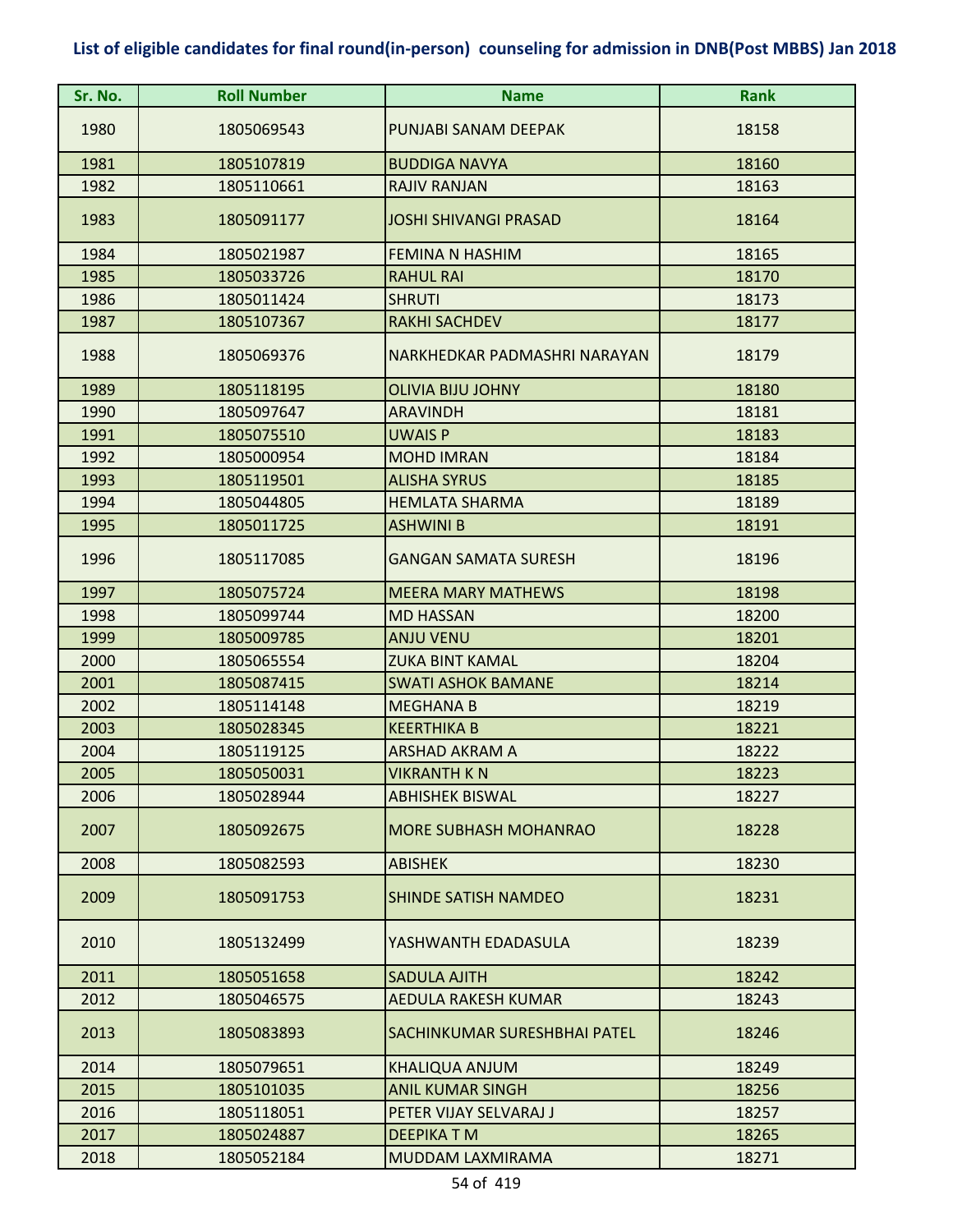**List of eligible candidates for final round(in-person) counseling for admission in DNB(Post MBBS) Jan 2018**

| Sr. No. | Roll Number | Name | Rank |
|---|---|---|---|
| 1980 | 1805069543 | PUNJABI SANAM DEEPAK | 18158 |
| 1981 | 1805107819 | BUDDIGA NAVYA | 18160 |
| 1982 | 1805110661 | RAJIV RANJAN | 18163 |
| 1983 | 1805091177 | JOSHI SHIVANGI PRASAD | 18164 |
| 1984 | 1805021987 | FEMINA N HASHIM | 18165 |
| 1985 | 1805033726 | RAHUL RAI | 18170 |
| 1986 | 1805011424 | SHRUTI | 18173 |
| 1987 | 1805107367 | RAKHI SACHDEV | 18177 |
| 1988 | 1805069376 | NARKHEDKAR PADMASHRI NARAYAN | 18179 |
| 1989 | 1805118195 | OLIVIA BIJU JOHNY | 18180 |
| 1990 | 1805097647 | ARAVINDH | 18181 |
| 1991 | 1805075510 | UWAIS P | 18183 |
| 1992 | 1805000954 | MOHD IMRAN | 18184 |
| 1993 | 1805119501 | ALISHA SYRUS | 18185 |
| 1994 | 1805044805 | HEMLATA SHARMA | 18189 |
| 1995 | 1805011725 | ASHWINI B | 18191 |
| 1996 | 1805117085 | GANGAN SAMATA SURESH | 18196 |
| 1997 | 1805075724 | MEERA MARY MATHEWS | 18198 |
| 1998 | 1805099744 | MD HASSAN | 18200 |
| 1999 | 1805009785 | ANJU VENU | 18201 |
| 2000 | 1805065554 | ZUKA BINT KAMAL | 18204 |
| 2001 | 1805087415 | SWATI ASHOK BAMANE | 18214 |
| 2002 | 1805114148 | MEGHANA B | 18219 |
| 2003 | 1805028345 | KEERTHIKA B | 18221 |
| 2004 | 1805119125 | ARSHAD AKRAM A | 18222 |
| 2005 | 1805050031 | VIKRANTH K N | 18223 |
| 2006 | 1805028944 | ABHISHEK BISWAL | 18227 |
| 2007 | 1805092675 | MORE SUBHASH MOHANRAO | 18228 |
| 2008 | 1805082593 | ABISHEK | 18230 |
| 2009 | 1805091753 | SHINDE SATISH NAMDEO | 18231 |
| 2010 | 1805132499 | YASHWANTH EDADASULA | 18239 |
| 2011 | 1805051658 | SADULA AJITH | 18242 |
| 2012 | 1805046575 | AEDULA RAKESH KUMAR | 18243 |
| 2013 | 1805083893 | SACHINKUMAR SURESHBHAI PATEL | 18246 |
| 2014 | 1805079651 | KHALIQUA ANJUM | 18249 |
| 2015 | 1805101035 | ANIL KUMAR SINGH | 18256 |
| 2016 | 1805118051 | PETER VIJAY SELVARAJ J | 18257 |
| 2017 | 1805024887 | DEEPIKA T M | 18265 |
| 2018 | 1805052184 | MUDDAM LAXMIRAMA | 18271 |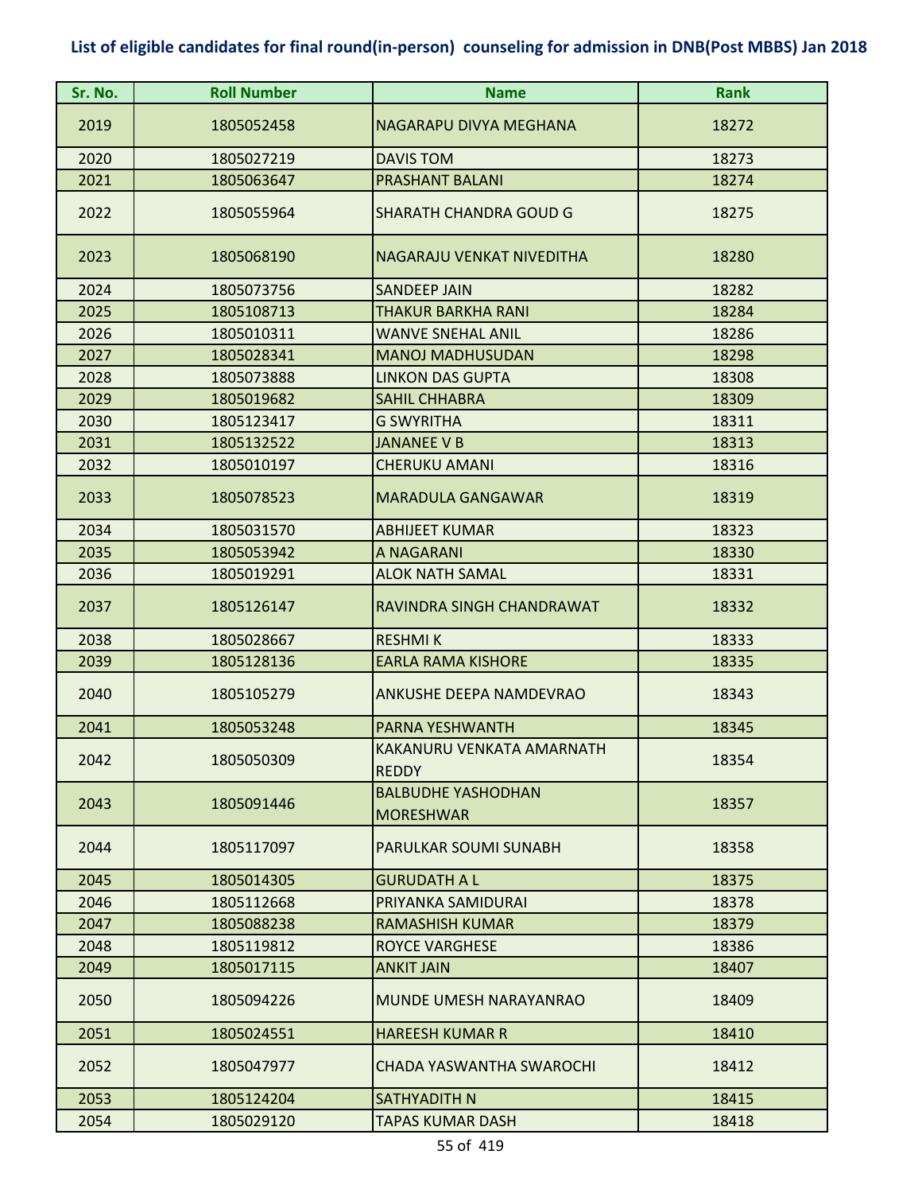**List of eligible candidates for final round(in-person) counseling for admission in DNB(Post MBBS) Jan 2018**

| Sr. No. | Roll Number | Name | Rank |
|---|---|---|---|
| 2019 | 1805052458 | NAGARAPU DIVYA MEGHANA | 18272 |
| 2020 | 1805027219 | DAVIS TOM | 18273 |
| 2021 | 1805063647 | PRASHANT BALANI | 18274 |
| 2022 | 1805055964 | SHARATH CHANDRA GOUD G | 18275 |
| 2023 | 1805068190 | NAGARAJU VENKAT NIVEDITHA | 18280 |
| 2024 | 1805073756 | SANDEEP JAIN | 18282 |
| 2025 | 1805108713 | THAKUR BARKHA RANI | 18284 |
| 2026 | 1805010311 | WANVE SNEHAL ANIL | 18286 |
| 2027 | 1805028341 | MANOJ MADHUSUDAN | 18298 |
| 2028 | 1805073888 | LINKON DAS GUPTA | 18308 |
| 2029 | 1805019682 | SAHIL CHHABRA | 18309 |
| 2030 | 1805123417 | G SWYRITHA | 18311 |
| 2031 | 1805132522 | JANANEE V B | 18313 |
| 2032 | 1805010197 | CHERUKU AMANI | 18316 |
| 2033 | 1805078523 | MARADULA GANGAWAR | 18319 |
| 2034 | 1805031570 | ABHIJEET KUMAR | 18323 |
| 2035 | 1805053942 | A NAGARANI | 18330 |
| 2036 | 1805019291 | ALOK NATH SAMAL | 18331 |
| 2037 | 1805126147 | RAVINDRA SINGH CHANDRAWAT | 18332 |
| 2038 | 1805028667 | RESHMI K | 18333 |
| 2039 | 1805128136 | EARLA RAMA KISHORE | 18335 |
| 2040 | 1805105279 | ANKUSHE DEEPA NAMDEVRAO | 18343 |
| 2041 | 1805053248 | PARNA YESHWANTH | 18345 |
| 2042 | 1805050309 | KAKANURU VENKATA AMARNATH REDDY | 18354 |
| 2043 | 1805091446 | BALBUDHE YASHODHAN MORESHWAR | 18357 |
| 2044 | 1805117097 | PARULKAR SOUMI SUNABH | 18358 |
| 2045 | 1805014305 | GURUDATH A L | 18375 |
| 2046 | 1805112668 | PRIYANKA SAMIDURAI | 18378 |
| 2047 | 1805088238 | RAMASHISH KUMAR | 18379 |
| 2048 | 1805119812 | ROYCE VARGHESE | 18386 |
| 2049 | 1805017115 | ANKIT JAIN | 18407 |
| 2050 | 1805094226 | MUNDE UMESH NARAYANRAO | 18409 |
| 2051 | 1805024551 | HAREESH KUMAR R | 18410 |
| 2052 | 1805047977 | CHADA YASWANTHA SWAROCHI | 18412 |
| 2053 | 1805124204 | SATHYADITH N | 18415 |
| 2054 | 1805029120 | TAPAS KUMAR DASH | 18418 |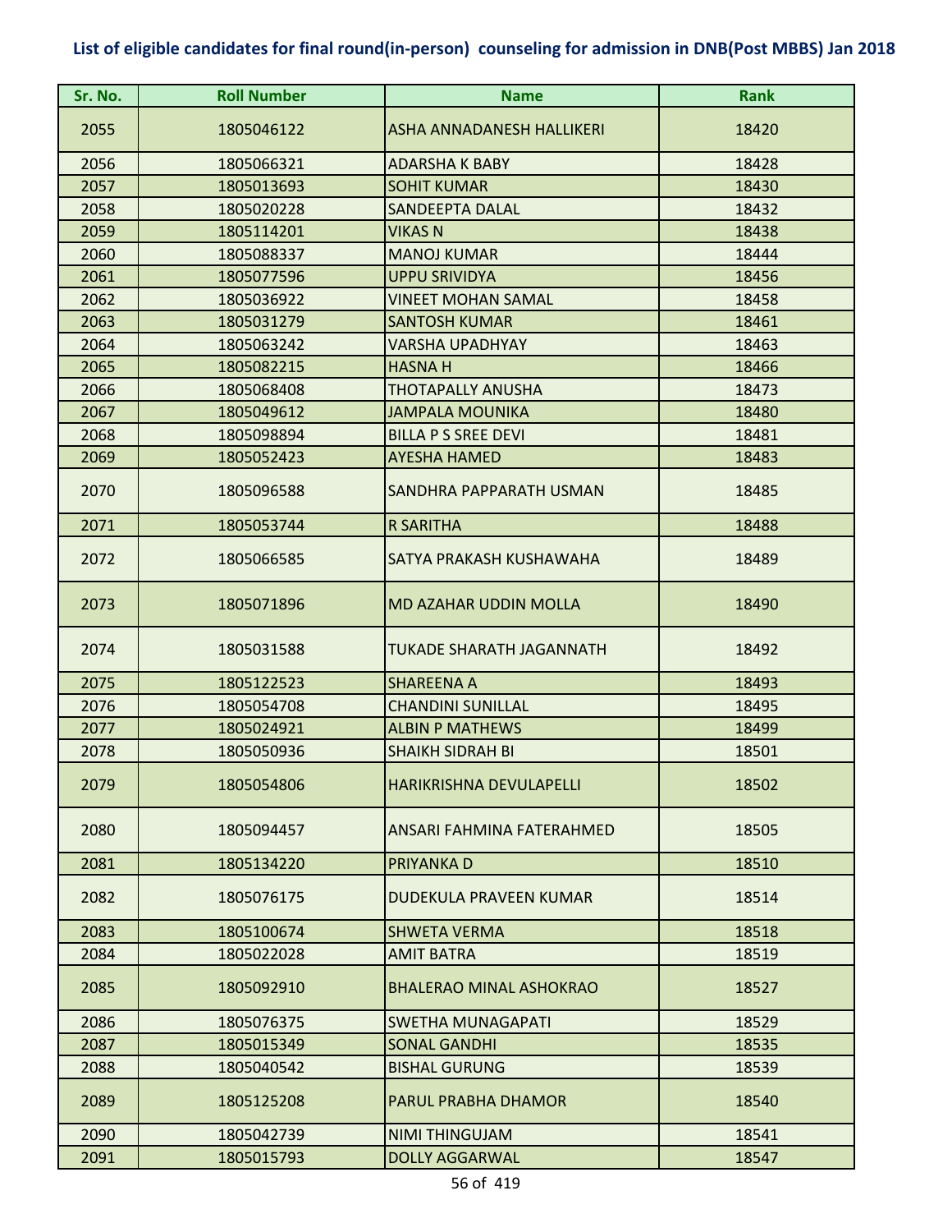# List of eligible candidates for final round(in-person) counseling for admission in DNB(Post MBBS) Jan 2018

| Sr. No. | Roll Number | Name | Rank |
| --- | --- | --- | --- |
| 2055 | 1805046122 | ASHA ANNADANESH HALLIKERI | 18420 |
| 2056 | 1805066321 | ADARSHA K BABY | 18428 |
| 2057 | 1805013693 | SOHIT KUMAR | 18430 |
| 2058 | 1805020228 | SANDEEPTA DALAL | 18432 |
| 2059 | 1805114201 | VIKAS N | 18438 |
| 2060 | 1805088337 | MANOJ KUMAR | 18444 |
| 2061 | 1805077596 | UPPU SRIVIDYA | 18456 |
| 2062 | 1805036922 | VINEET MOHAN SAMAL | 18458 |
| 2063 | 1805031279 | SANTOSH KUMAR | 18461 |
| 2064 | 1805063242 | VARSHA UPADHYAY | 18463 |
| 2065 | 1805082215 | HASNA H | 18466 |
| 2066 | 1805068408 | THOTAPALLY ANUSHA | 18473 |
| 2067 | 1805049612 | JAMPALA MOUNIKA | 18480 |
| 2068 | 1805098894 | BILLA P S SREE DEVI | 18481 |
| 2069 | 1805052423 | AYESHA HAMED | 18483 |
| 2070 | 1805096588 | SANDHRA PAPPARATH USMAN | 18485 |
| 2071 | 1805053744 | R SARITHA | 18488 |
| 2072 | 1805066585 | SATYA PRAKASH KUSHAWAHA | 18489 |
| 2073 | 1805071896 | MD AZAHAR UDDIN MOLLA | 18490 |
| 2074 | 1805031588 | TUKADE SHARATH JAGANNATH | 18492 |
| 2075 | 1805122523 | SHAREENA A | 18493 |
| 2076 | 1805054708 | CHANDINI SUNILLAL | 18495 |
| 2077 | 1805024921 | ALBIN P MATHEWS | 18499 |
| 2078 | 1805050936 | SHAIKH SIDRAH BI | 18501 |
| 2079 | 1805054806 | HARIKRISHNA DEVULAPELLI | 18502 |
| 2080 | 1805094457 | ANSARI FAHMINA FATERAHMED | 18505 |
| 2081 | 1805134220 | PRIYANKA D | 18510 |
| 2082 | 1805076175 | DUDEKULA PRAVEEN KUMAR | 18514 |
| 2083 | 1805100674 | SHWETA VERMA | 18518 |
| 2084 | 1805022028 | AMIT BATRA | 18519 |
| 2085 | 1805092910 | BHALERAO MINAL ASHOKRAO | 18527 |
| 2086 | 1805076375 | SWETHA MUNAGAPATI | 18529 |
| 2087 | 1805015349 | SONAL GANDHI | 18535 |
| 2088 | 1805040542 | BISHAL GURUNG | 18539 |
| 2089 | 1805125208 | PARUL PRABHA DHAMOR | 18540 |
| 2090 | 1805042739 | NIMI THINGUJAM | 18541 |
| 2091 | 1805015793 | DOLLY AGGARWAL | 18547 |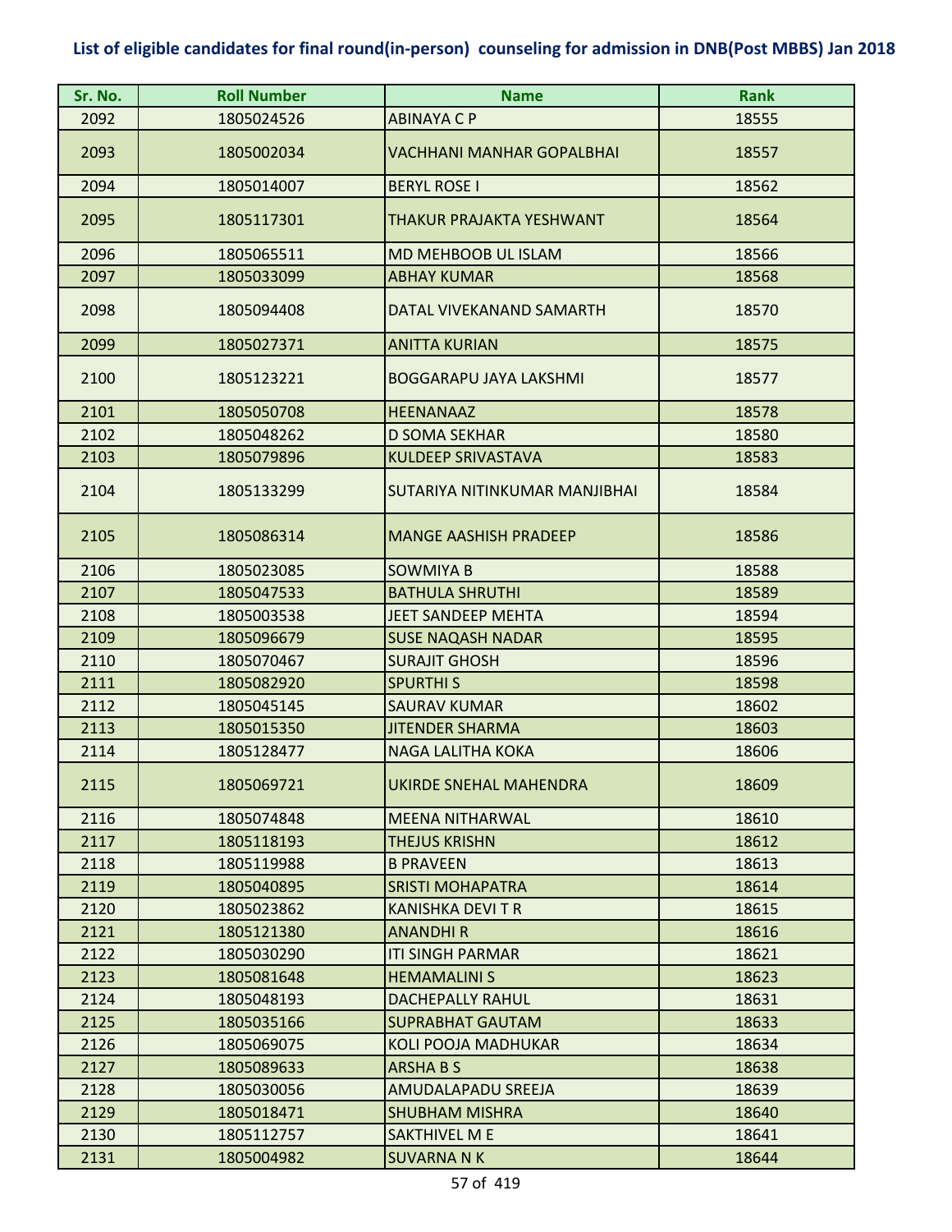# List of eligible candidates for final round(in-person) counseling for admission in DNB(Post MBBS) Jan 2018

| Sr. No. | Roll Number | Name | Rank |
|---|---|---|---|
| 2092 | 1805024526 | ABINAYA C P | 18555 |
| 2093 | 1805002034 | VACHHANI MANHAR GOPALBHAI | 18557 |
| 2094 | 1805014007 | BERYL ROSE I | 18562 |
| 2095 | 1805117301 | THAKUR PRAJAKTA YESHWANT | 18564 |
| 2096 | 1805065511 | MD MEHBOOB UL ISLAM | 18566 |
| 2097 | 1805033099 | ABHAY KUMAR | 18568 |
| 2098 | 1805094408 | DATAL VIVEKANAND SAMARTH | 18570 |
| 2099 | 1805027371 | ANITTA KURIAN | 18575 |
| 2100 | 1805123221 | BOGGARAPU JAYA LAKSHMI | 18577 |
| 2101 | 1805050708 | HEENANAAZ | 18578 |
| 2102 | 1805048262 | D SOMA SEKHAR | 18580 |
| 2103 | 1805079896 | KULDEEP SRIVASTAVA | 18583 |
| 2104 | 1805133299 | SUTARIYA NITINKUMAR MANJIBHAI | 18584 |
| 2105 | 1805086314 | MANGE AASHISH PRADEEP | 18586 |
| 2106 | 1805023085 | SOWMIYA B | 18588 |
| 2107 | 1805047533 | BATHULA SHRUTHI | 18589 |
| 2108 | 1805003538 | JEET SANDEEP MEHTA | 18594 |
| 2109 | 1805096679 | SUSE NAQASH NADAR | 18595 |
| 2110 | 1805070467 | SURAJIT GHOSH | 18596 |
| 2111 | 1805082920 | SPURTHI S | 18598 |
| 2112 | 1805045145 | SAURAV KUMAR | 18602 |
| 2113 | 1805015350 | JITENDER SHARMA | 18603 |
| 2114 | 1805128477 | NAGA LALITHA KOKA | 18606 |
| 2115 | 1805069721 | UKIRDE SNEHAL MAHENDRA | 18609 |
| 2116 | 1805074848 | MEENA NITHARWAL | 18610 |
| 2117 | 1805118193 | THEJUS KRISHN | 18612 |
| 2118 | 1805119988 | B PRAVEEN | 18613 |
| 2119 | 1805040895 | SRISTI MOHAPATRA | 18614 |
| 2120 | 1805023862 | KANISHKA DEVI T R | 18615 |
| 2121 | 1805121380 | ANANDHI R | 18616 |
| 2122 | 1805030290 | ITI SINGH PARMAR | 18621 |
| 2123 | 1805081648 | HEMAMALINI S | 18623 |
| 2124 | 1805048193 | DACHEPALLY RAHUL | 18631 |
| 2125 | 1805035166 | SUPRABHAT GAUTAM | 18633 |
| 2126 | 1805069075 | KOLI POOJA MADHUKAR | 18634 |
| 2127 | 1805089633 | ARSHA B S | 18638 |
| 2128 | 1805030056 | AMUDALAPADU SREEJA | 18639 |
| 2129 | 1805018471 | SHUBHAM MISHRA | 18640 |
| 2130 | 1805112757 | SAKTHIVEL M E | 18641 |
| 2131 | 1805004982 | SUVARNA N K | 18644 |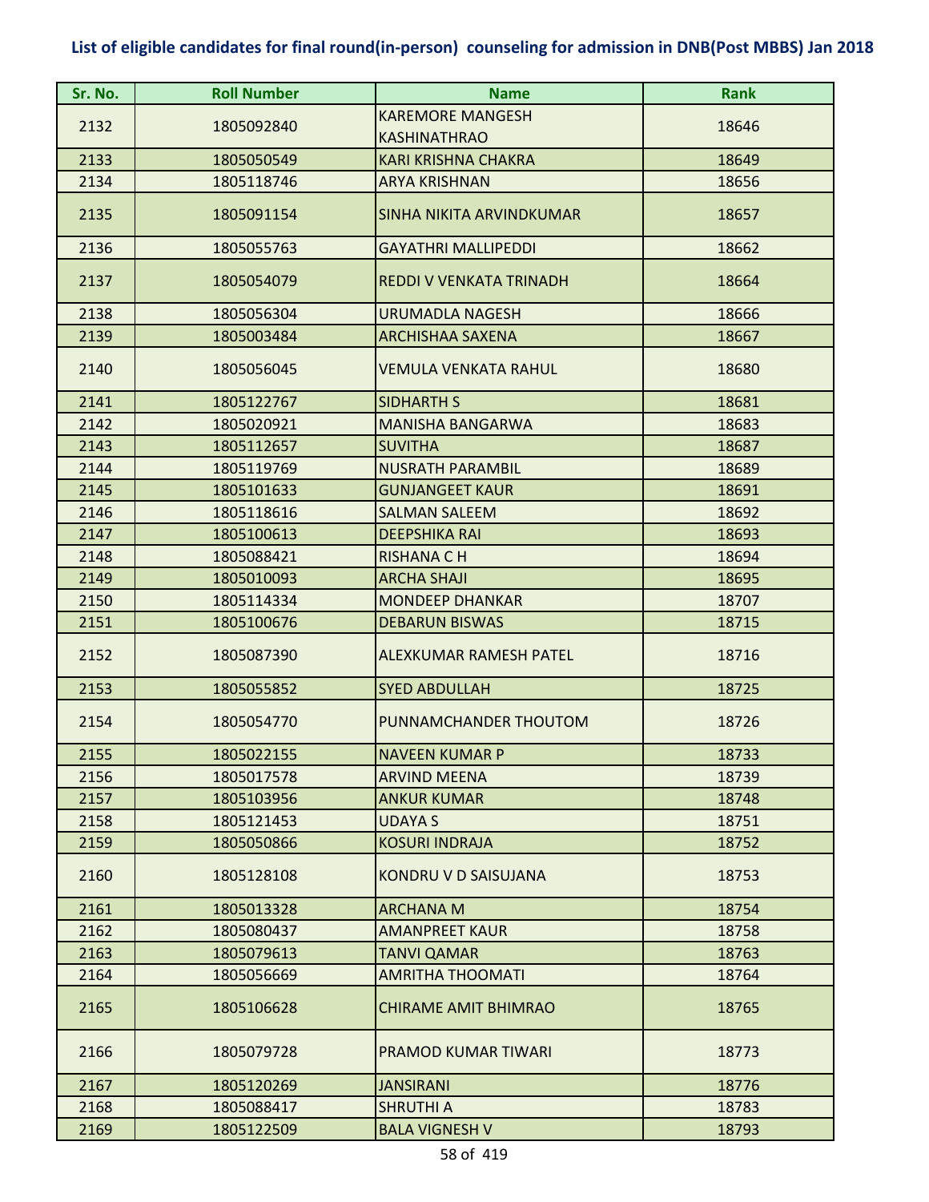## List of eligible candidates for final round(in-person) counseling for admission in DNB(Post MBBS) Jan 2018

| Sr. No. | Roll Number | Name | Rank |
|---|---|---|---|
| 2132 | 1805092840 | KAREMORE MANGESH KASHINATHRAO | 18646 |
| 2133 | 1805050549 | KARI KRISHNA CHAKRA | 18649 |
| 2134 | 1805118746 | ARYA KRISHNAN | 18656 |
| 2135 | 1805091154 | SINHA NIKITA ARVINDKUMAR | 18657 |
| 2136 | 1805055763 | GAYATHRI MALLIPEDDI | 18662 |
| 2137 | 1805054079 | REDDI V VENKATA TRINADH | 18664 |
| 2138 | 1805056304 | URUMADLA NAGESH | 18666 |
| 2139 | 1805003484 | ARCHISHAA SAXENA | 18667 |
| 2140 | 1805056045 | VEMULA VENKATA RAHUL | 18680 |
| 2141 | 1805122767 | SIDHARTH S | 18681 |
| 2142 | 1805020921 | MANISHA BANGARWA | 18683 |
| 2143 | 1805112657 | SUVITHA | 18687 |
| 2144 | 1805119769 | NUSRATH PARAMBIL | 18689 |
| 2145 | 1805101633 | GUNJANGEET KAUR | 18691 |
| 2146 | 1805118616 | SALMAN SALEEM | 18692 |
| 2147 | 1805100613 | DEEPSHIKA RAI | 18693 |
| 2148 | 1805088421 | RISHANA C H | 18694 |
| 2149 | 1805010093 | ARCHA SHAJI | 18695 |
| 2150 | 1805114334 | MONDEEP DHANKAR | 18707 |
| 2151 | 1805100676 | DEBARUN BISWAS | 18715 |
| 2152 | 1805087390 | ALEXKUMAR RAMESH PATEL | 18716 |
| 2153 | 1805055852 | SYED ABDULLAH | 18725 |
| 2154 | 1805054770 | PUNNAMCHANDER THOUTOM | 18726 |
| 2155 | 1805022155 | NAVEEN KUMAR P | 18733 |
| 2156 | 1805017578 | ARVIND MEENA | 18739 |
| 2157 | 1805103956 | ANKUR KUMAR | 18748 |
| 2158 | 1805121453 | UDAYA S | 18751 |
| 2159 | 1805050866 | KOSURI INDRAJA | 18752 |
| 2160 | 1805128108 | KONDRU V D SAISUJANA | 18753 |
| 2161 | 1805013328 | ARCHANA M | 18754 |
| 2162 | 1805080437 | AMANPREET KAUR | 18758 |
| 2163 | 1805079613 | TANVI QAMAR | 18763 |
| 2164 | 1805056669 | AMRITHA THOOMATI | 18764 |
| 2165 | 1805106628 | CHIRAME AMIT BHIMRAO | 18765 |
| 2166 | 1805079728 | PRAMOD KUMAR TIWARI | 18773 |
| 2167 | 1805120269 | JANSIRANI | 18776 |
| 2168 | 1805088417 | SHRUTHI A | 18783 |
| 2169 | 1805122509 | BALA VIGNESH V | 18793 |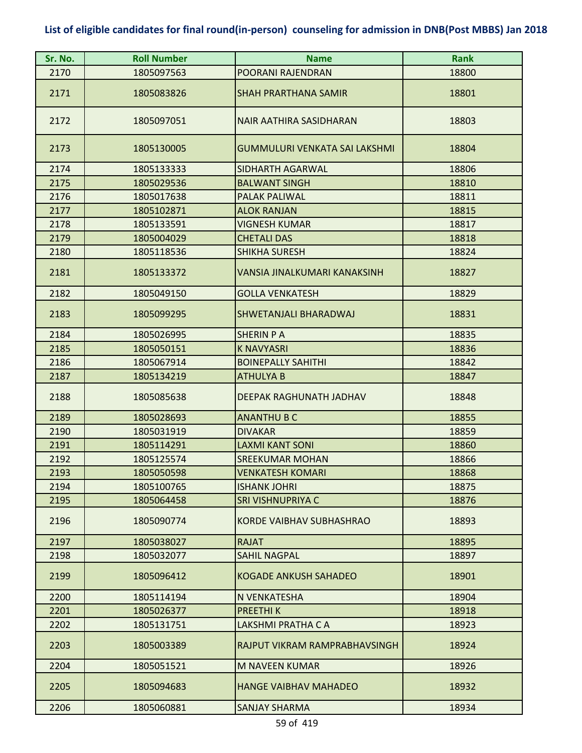# List of eligible candidates for final round(in-person) counseling for admission in DNB(Post MBBS) Jan 2018

| Sr. No. | Roll Number | Name | Rank |
|---|---|---|---|
| 2170 | 1805097563 | POORANI RAJENDRAN | 18800 |
| 2171 | 1805083826 | SHAH PRARTHANA SAMIR | 18801 |
| 2172 | 1805097051 | NAIR AATHIRA SASIDHARAN | 18803 |
| 2173 | 1805130005 | GUMMULURI VENKATA SAI LAKSHMI | 18804 |
| 2174 | 1805133333 | SIDHARTH AGARWAL | 18806 |
| 2175 | 1805029536 | BALWANT SINGH | 18810 |
| 2176 | 1805017638 | PALAK PALIWAL | 18811 |
| 2177 | 1805102871 | ALOK RANJAN | 18815 |
| 2178 | 1805133591 | VIGNESH KUMAR | 18817 |
| 2179 | 1805004029 | CHETALI DAS | 18818 |
| 2180 | 1805118536 | SHIKHA SURESH | 18824 |
| 2181 | 1805133372 | VANSIA JINALKUMARI KANAKSINH | 18827 |
| 2182 | 1805049150 | GOLLA VENKATESH | 18829 |
| 2183 | 1805099295 | SHWETANJALI BHARADWAJ | 18831 |
| 2184 | 1805026995 | SHERIN P A | 18835 |
| 2185 | 1805050151 | K NAVYASRI | 18836 |
| 2186 | 1805067914 | BOINEPALLY SAHITHI | 18842 |
| 2187 | 1805134219 | ATHULYA B | 18847 |
| 2188 | 1805085638 | DEEPAK RAGHUNATH JADHAV | 18848 |
| 2189 | 1805028693 | ANANTHU B C | 18855 |
| 2190 | 1805031919 | DIVAKAR | 18859 |
| 2191 | 1805114291 | LAXMI KANT SONI | 18860 |
| 2192 | 1805125574 | SREEKUMAR MOHAN | 18866 |
| 2193 | 1805050598 | VENKATESH KOMARI | 18868 |
| 2194 | 1805100765 | ISHANK JOHRI | 18875 |
| 2195 | 1805064458 | SRI VISHNUPRIYA C | 18876 |
| 2196 | 1805090774 | KORDE VAIBHAV SUBHASHRAO | 18893 |
| 2197 | 1805038027 | RAJAT | 18895 |
| 2198 | 1805032077 | SAHIL NAGPAL | 18897 |
| 2199 | 1805096412 | KOGADE ANKUSH SAHADEO | 18901 |
| 2200 | 1805114194 | N VENKATESHA | 18904 |
| 2201 | 1805026377 | PREETHI K | 18918 |
| 2202 | 1805131751 | LAKSHMI PRATHA C A | 18923 |
| 2203 | 1805003389 | RAJPUT VIKRAM RAMPRABHAVSINGH | 18924 |
| 2204 | 1805051521 | M NAVEEN KUMAR | 18926 |
| 2205 | 1805094683 | HANGE VAIBHAV MAHADEO | 18932 |
| 2206 | 1805060881 | SANJAY SHARMA | 18934 |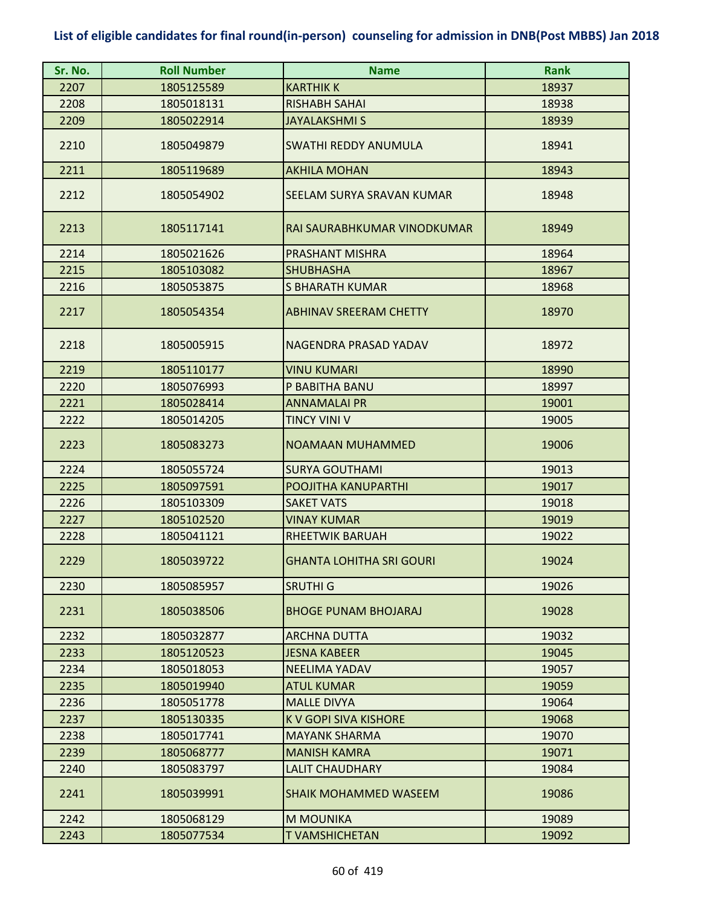# List of eligible candidates for final round(in-person) counseling for admission in DNB(Post MBBS) Jan 2018

| Sr. No. | Roll Number | Name | Rank |
|---|---|---|---|
| 2207 | 1805125589 | KARTHIK K | 18937 |
| 2208 | 1805018131 | RISHABH SAHAI | 18938 |
| 2209 | 1805022914 | JAYALAKSHMI S | 18939 |
| 2210 | 1805049879 | SWATHI REDDY ANUMULA | 18941 |
| 2211 | 1805119689 | AKHILA MOHAN | 18943 |
| 2212 | 1805054902 | SEELAM SURYA SRAVAN KUMAR | 18948 |
| 2213 | 1805117141 | RAI SAURABHKUMAR VINODKUMAR | 18949 |
| 2214 | 1805021626 | PRASHANT MISHRA | 18964 |
| 2215 | 1805103082 | SHUBHASHA | 18967 |
| 2216 | 1805053875 | S BHARATH KUMAR | 18968 |
| 2217 | 1805054354 | ABHINAV SREERAM CHETTY | 18970 |
| 2218 | 1805005915 | NAGENDRA PRASAD YADAV | 18972 |
| 2219 | 1805110177 | VINU KUMARI | 18990 |
| 2220 | 1805076993 | P BABITHA BANU | 18997 |
| 2221 | 1805028414 | ANNAMALAI PR | 19001 |
| 2222 | 1805014205 | TINCY VINI V | 19005 |
| 2223 | 1805083273 | NOAMAAN MUHAMMED | 19006 |
| 2224 | 1805055724 | SURYA GOUTHAMI | 19013 |
| 2225 | 1805097591 | POOJITHA KANUPARTHI | 19017 |
| 2226 | 1805103309 | SAKET VATS | 19018 |
| 2227 | 1805102520 | VINAY KUMAR | 19019 |
| 2228 | 1805041121 | RHEETWIK BARUAH | 19022 |
| 2229 | 1805039722 | GHANTA LOHITHA SRI GOURI | 19024 |
| 2230 | 1805085957 | SRUTHI G | 19026 |
| 2231 | 1805038506 | BHOGE PUNAM BHOJARAJ | 19028 |
| 2232 | 1805032877 | ARCHNA DUTTA | 19032 |
| 2233 | 1805120523 | JESNA KABEER | 19045 |
| 2234 | 1805018053 | NEELIMA YADAV | 19057 |
| 2235 | 1805019940 | ATUL KUMAR | 19059 |
| 2236 | 1805051778 | MALLE DIVYA | 19064 |
| 2237 | 1805130335 | K V GOPI SIVA KISHORE | 19068 |
| 2238 | 1805017741 | MAYANK SHARMA | 19070 |
| 2239 | 1805068777 | MANISH KAMRA | 19071 |
| 2240 | 1805083797 | LALIT CHAUDHARY | 19084 |
| 2241 | 1805039991 | SHAIK MOHAMMED WASEEM | 19086 |
| 2242 | 1805068129 | M MOUNIKA | 19089 |
| 2243 | 1805077534 | T VAMSHICHETAN | 19092 |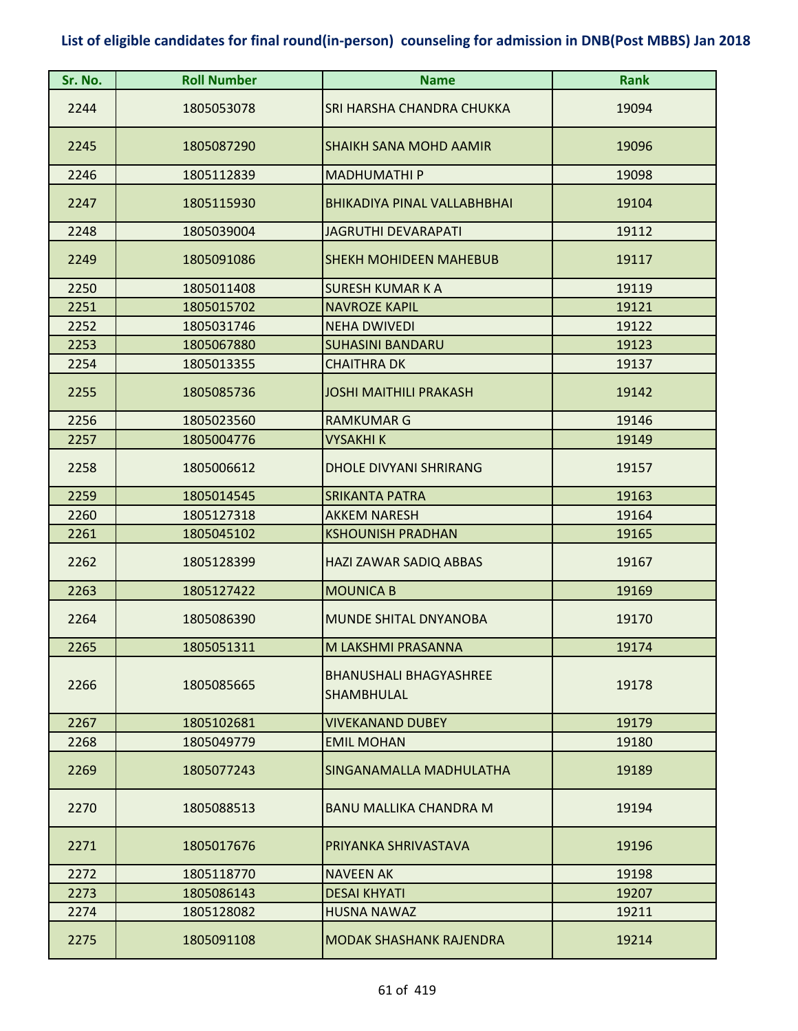## List of eligible candidates for final round(in-person) counseling for admission in DNB(Post MBBS) Jan 2018

| Sr. No. | Roll Number | Name | Rank |
|---|---|---|---|
| 2244 | 1805053078 | SRI HARSHA CHANDRA CHUKKA | 19094 |
| 2245 | 1805087290 | SHAIKH SANA MOHD AAMIR | 19096 |
| 2246 | 1805112839 | MADHUMATHI P | 19098 |
| 2247 | 1805115930 | BHIKADIYA PINAL VALLABHBHAI | 19104 |
| 2248 | 1805039004 | JAGRUTHI DEVARAPATI | 19112 |
| 2249 | 1805091086 | SHEKH MOHIDEEN MAHEBUB | 19117 |
| 2250 | 1805011408 | SURESH KUMAR K A | 19119 |
| 2251 | 1805015702 | NAVROZE KAPIL | 19121 |
| 2252 | 1805031746 | NEHA DWIVEDI | 19122 |
| 2253 | 1805067880 | SUHASINI BANDARU | 19123 |
| 2254 | 1805013355 | CHAITHRA DK | 19137 |
| 2255 | 1805085736 | JOSHI MAITHILI PRAKASH | 19142 |
| 2256 | 1805023560 | RAMKUMAR G | 19146 |
| 2257 | 1805004776 | VYSAKHI K | 19149 |
| 2258 | 1805006612 | DHOLE DIVYANI SHRIRANG | 19157 |
| 2259 | 1805014545 | SRIKANTA PATRA | 19163 |
| 2260 | 1805127318 | AKKEM NARESH | 19164 |
| 2261 | 1805045102 | KSHOUNISH PRADHAN | 19165 |
| 2262 | 1805128399 | HAZI ZAWAR SADIQ ABBAS | 19167 |
| 2263 | 1805127422 | MOUNICA B | 19169 |
| 2264 | 1805086390 | MUNDE SHITAL DNYANOBA | 19170 |
| 2265 | 1805051311 | M LAKSHMI PRASANNA | 19174 |
| 2266 | 1805085665 | BHANUSHALI BHAGYASHREE SHAMBHULAL | 19178 |
| 2267 | 1805102681 | VIVEKANAND DUBEY | 19179 |
| 2268 | 1805049779 | EMIL MOHAN | 19180 |
| 2269 | 1805077243 | SINGANAMALLA MADHULATHA | 19189 |
| 2270 | 1805088513 | BANU MALLIKA CHANDRA M | 19194 |
| 2271 | 1805017676 | PRIYANKA SHRIVASTAVA | 19196 |
| 2272 | 1805118770 | NAVEEN AK | 19198 |
| 2273 | 1805086143 | DESAI KHYATI | 19207 |
| 2274 | 1805128082 | HUSNA NAWAZ | 19211 |
| 2275 | 1805091108 | MODAK SHASHANK RAJENDRA | 19214 |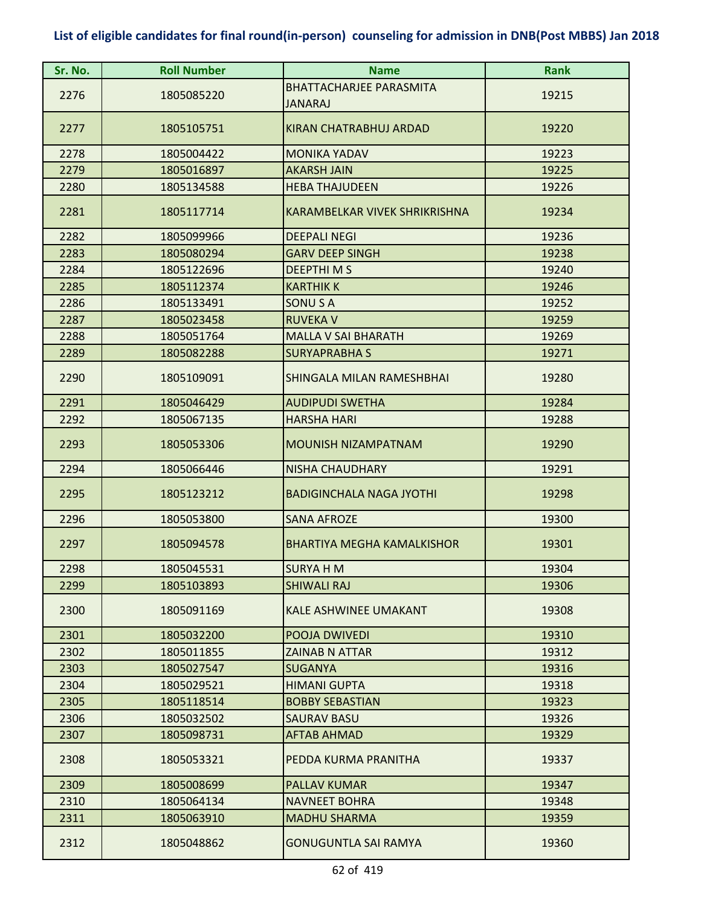## List of eligible candidates for final round(in-person) counseling for admission in DNB(Post MBBS) Jan 2018

| Sr. No. | Roll Number | Name | Rank |
|---|---|---|---|
| 2276 | 1805085220 | BHATTACHARJEE PARASMITA JANARAJ | 19215 |
| 2277 | 1805105751 | KIRAN CHATRABHUJ ARDAD | 19220 |
| 2278 | 1805004422 | MONIKA YADAV | 19223 |
| 2279 | 1805016897 | AKARSH JAIN | 19225 |
| 2280 | 1805134588 | HEBA THAJUDEEN | 19226 |
| 2281 | 1805117714 | KARAMBELKAR VIVEK SHRIKRISHNA | 19234 |
| 2282 | 1805099966 | DEEPALI NEGI | 19236 |
| 2283 | 1805080294 | GARV DEEP SINGH | 19238 |
| 2284 | 1805122696 | DEEPTHI M S | 19240 |
| 2285 | 1805112374 | KARTHIK K | 19246 |
| 2286 | 1805133491 | SONU S A | 19252 |
| 2287 | 1805023458 | RUVEKA V | 19259 |
| 2288 | 1805051764 | MALLA V SAI BHARATH | 19269 |
| 2289 | 1805082288 | SURYAPRABHA S | 19271 |
| 2290 | 1805109091 | SHINGALA MILAN RAMESHBHAI | 19280 |
| 2291 | 1805046429 | AUDIPUDI SWETHA | 19284 |
| 2292 | 1805067135 | HARSHA HARI | 19288 |
| 2293 | 1805053306 | MOUNISH NIZAMPATNAM | 19290 |
| 2294 | 1805066446 | NISHA CHAUDHARY | 19291 |
| 2295 | 1805123212 | BADIGINCHALA NAGA JYOTHI | 19298 |
| 2296 | 1805053800 | SANA AFROZE | 19300 |
| 2297 | 1805094578 | BHARTIYA MEGHA KAMALKISHOR | 19301 |
| 2298 | 1805045531 | SURYA H M | 19304 |
| 2299 | 1805103893 | SHIWALI RAJ | 19306 |
| 2300 | 1805091169 | KALE ASHWINEE UMAKANT | 19308 |
| 2301 | 1805032200 | POOJA DWIVEDI | 19310 |
| 2302 | 1805011855 | ZAINAB N ATTAR | 19312 |
| 2303 | 1805027547 | SUGANYA | 19316 |
| 2304 | 1805029521 | HIMANI GUPTA | 19318 |
| 2305 | 1805118514 | BOBBY SEBASTIAN | 19323 |
| 2306 | 1805032502 | SAURAV BASU | 19326 |
| 2307 | 1805098731 | AFTAB AHMAD | 19329 |
| 2308 | 1805053321 | PEDDA KURMA PRANITHA | 19337 |
| 2309 | 1805008699 | PALLAV KUMAR | 19347 |
| 2310 | 1805064134 | NAVNEET BOHRA | 19348 |
| 2311 | 1805063910 | MADHU SHARMA | 19359 |
| 2312 | 1805048862 | GONUGUNTLA SAI RAMYA | 19360 |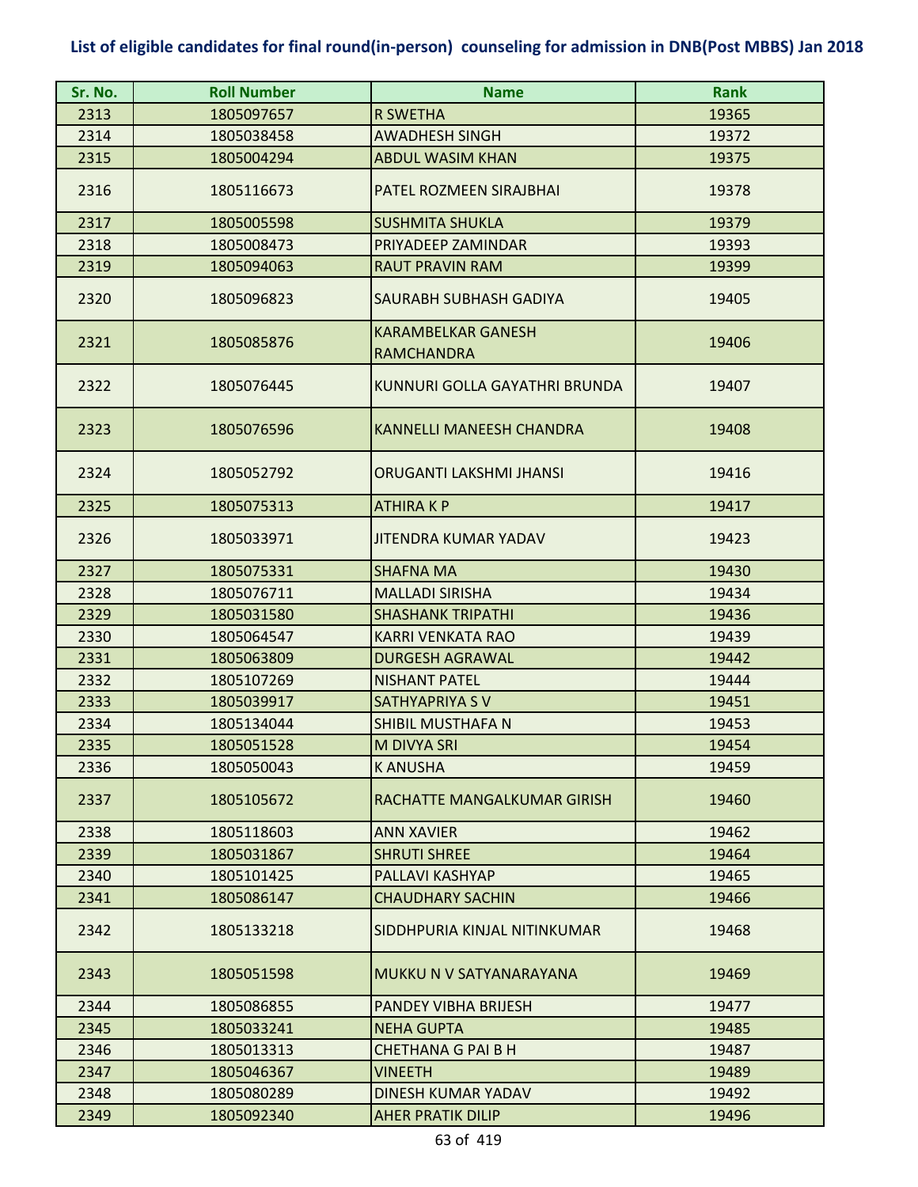**List of eligible candidates for final round(in-person) counseling for admission in DNB(Post MBBS) Jan 2018**

| Sr. No. | Roll Number | Name | Rank |
|---|---|---|---|
| 2313 | 1805097657 | R SWETHA | 19365 |
| 2314 | 1805038458 | AWADHESH SINGH | 19372 |
| 2315 | 1805004294 | ABDUL WASIM KHAN | 19375 |
| 2316 | 1805116673 | PATEL ROZMEEN SIRAJBHAI | 19378 |
| 2317 | 1805005598 | SUSHMITA SHUKLA | 19379 |
| 2318 | 1805008473 | PRIYADEEP ZAMINDAR | 19393 |
| 2319 | 1805094063 | RAUT PRAVIN RAM | 19399 |
| 2320 | 1805096823 | SAURABH SUBHASH GADIYA | 19405 |
| 2321 | 1805085876 | KARAMBELKAR GANESH RAMCHANDRA | 19406 |
| 2322 | 1805076445 | KUNNURI GOLLA GAYATHRI BRUNDA | 19407 |
| 2323 | 1805076596 | KANNELLI MANEESH CHANDRA | 19408 |
| 2324 | 1805052792 | ORUGANTI LAKSHMI JHANSI | 19416 |
| 2325 | 1805075313 | ATHIRA K P | 19417 |
| 2326 | 1805033971 | JITENDRA KUMAR YADAV | 19423 |
| 2327 | 1805075331 | SHAFNA MA | 19430 |
| 2328 | 1805076711 | MALLADI SIRISHA | 19434 |
| 2329 | 1805031580 | SHASHANK TRIPATHI | 19436 |
| 2330 | 1805064547 | KARRI VENKATA RAO | 19439 |
| 2331 | 1805063809 | DURGESH AGRAWAL | 19442 |
| 2332 | 1805107269 | NISHANT PATEL | 19444 |
| 2333 | 1805039917 | SATHYAPRIYA S V | 19451 |
| 2334 | 1805134044 | SHIBIL MUSTHAFA N | 19453 |
| 2335 | 1805051528 | M DIVYA SRI | 19454 |
| 2336 | 1805050043 | K ANUSHA | 19459 |
| 2337 | 1805105672 | RACHATTE MANGALKUMAR GIRISH | 19460 |
| 2338 | 1805118603 | ANN XAVIER | 19462 |
| 2339 | 1805031867 | SHRUTI SHREE | 19464 |
| 2340 | 1805101425 | PALLAVI KASHYAP | 19465 |
| 2341 | 1805086147 | CHAUDHARY SACHIN | 19466 |
| 2342 | 1805133218 | SIDDHPURIA KINJAL NITINKUMAR | 19468 |
| 2343 | 1805051598 | MUKKU N V SATYANARAYANA | 19469 |
| 2344 | 1805086855 | PANDEY VIBHA BRIJESH | 19477 |
| 2345 | 1805033241 | NEHA GUPTA | 19485 |
| 2346 | 1805013313 | CHETHANA G PAI B H | 19487 |
| 2347 | 1805046367 | VINEETH | 19489 |
| 2348 | 1805080289 | DINESH KUMAR YADAV | 19492 |
| 2349 | 1805092340 | AHER PRATIK DILIP | 19496 |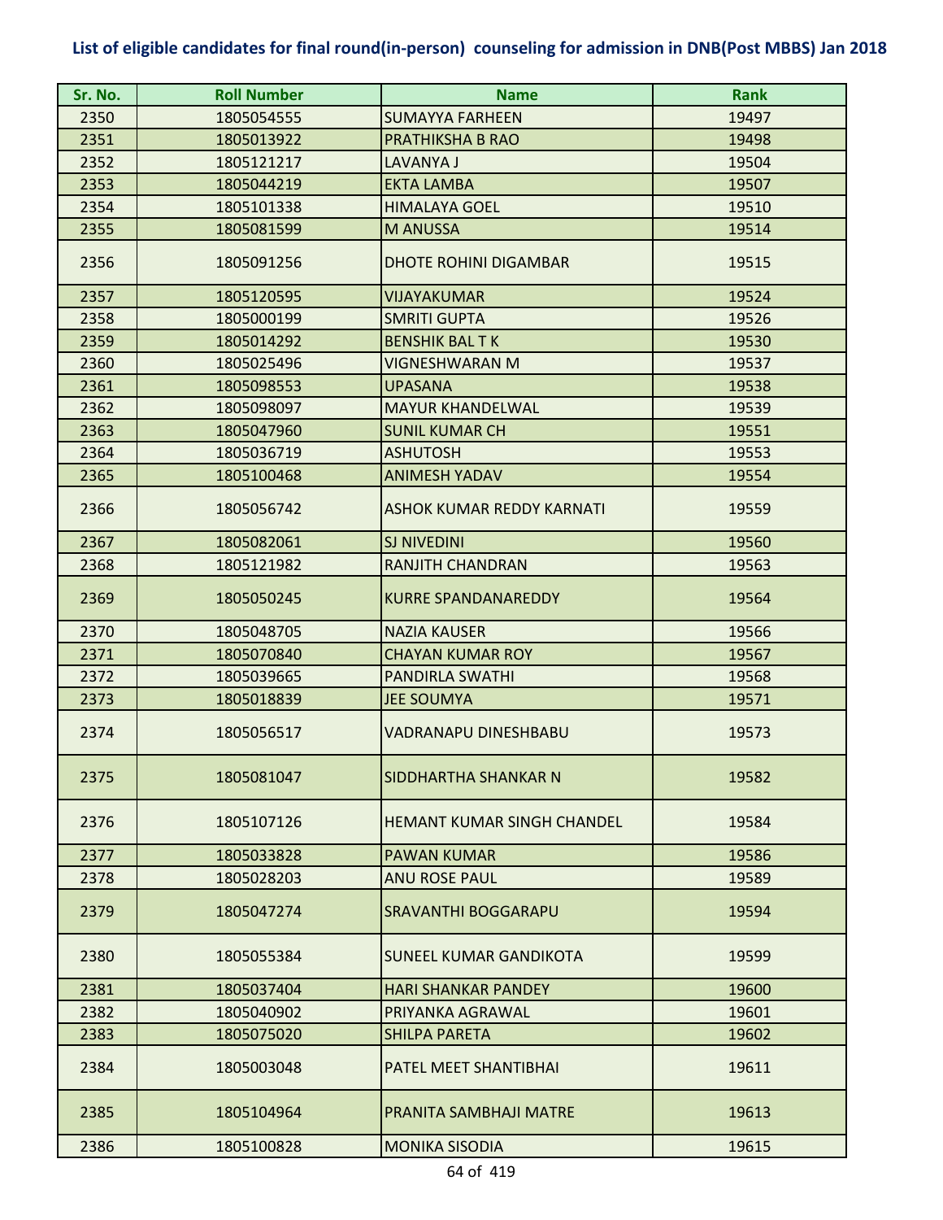# List of eligible candidates for final round(in-person) counseling for admission in DNB(Post MBBS) Jan 2018

| Sr. No. | Roll Number | Name | Rank |
|---|---|---|---|
| 2350 | 1805054555 | SUMAYYA FARHEEN | 19497 |
| 2351 | 1805013922 | PRATHIKSHA B RAO | 19498 |
| 2352 | 1805121217 | LAVANYA J | 19504 |
| 2353 | 1805044219 | EKTA LAMBA | 19507 |
| 2354 | 1805101338 | HIMALAYA GOEL | 19510 |
| 2355 | 1805081599 | M ANUSSA | 19514 |
| 2356 | 1805091256 | DHOTE ROHINI DIGAMBAR | 19515 |
| 2357 | 1805120595 | VIJAYAKUMAR | 19524 |
| 2358 | 1805000199 | SMRITI GUPTA | 19526 |
| 2359 | 1805014292 | BENSHIK BAL T K | 19530 |
| 2360 | 1805025496 | VIGNESHWARAN M | 19537 |
| 2361 | 1805098553 | UPASANA | 19538 |
| 2362 | 1805098097 | MAYUR KHANDELWAL | 19539 |
| 2363 | 1805047960 | SUNIL KUMAR CH | 19551 |
| 2364 | 1805036719 | ASHUTOSH | 19553 |
| 2365 | 1805100468 | ANIMESH YADAV | 19554 |
| 2366 | 1805056742 | ASHOK KUMAR REDDY KARNATI | 19559 |
| 2367 | 1805082061 | SJ NIVEDINI | 19560 |
| 2368 | 1805121982 | RANJITH CHANDRAN | 19563 |
| 2369 | 1805050245 | KURRE SPANDANAREDDY | 19564 |
| 2370 | 1805048705 | NAZIA KAUSER | 19566 |
| 2371 | 1805070840 | CHAYAN KUMAR ROY | 19567 |
| 2372 | 1805039665 | PANDIRLA SWATHI | 19568 |
| 2373 | 1805018839 | JEE SOUMYA | 19571 |
| 2374 | 1805056517 | VADRANAPU DINESHBABU | 19573 |
| 2375 | 1805081047 | SIDDHARTHA SHANKAR N | 19582 |
| 2376 | 1805107126 | HEMANT KUMAR SINGH CHANDEL | 19584 |
| 2377 | 1805033828 | PAWAN KUMAR | 19586 |
| 2378 | 1805028203 | ANU ROSE PAUL | 19589 |
| 2379 | 1805047274 | SRAVANTHI BOGGARAPU | 19594 |
| 2380 | 1805055384 | SUNEEL KUMAR GANDIKOTA | 19599 |
| 2381 | 1805037404 | HARI SHANKAR PANDEY | 19600 |
| 2382 | 1805040902 | PRIYANKA AGRAWAL | 19601 |
| 2383 | 1805075020 | SHILPA PARETA | 19602 |
| 2384 | 1805003048 | PATEL MEET SHANTIBHAI | 19611 |
| 2385 | 1805104964 | PRANITA SAMBHAJI MATRE | 19613 |
| 2386 | 1805100828 | MONIKA SISODIA | 19615 |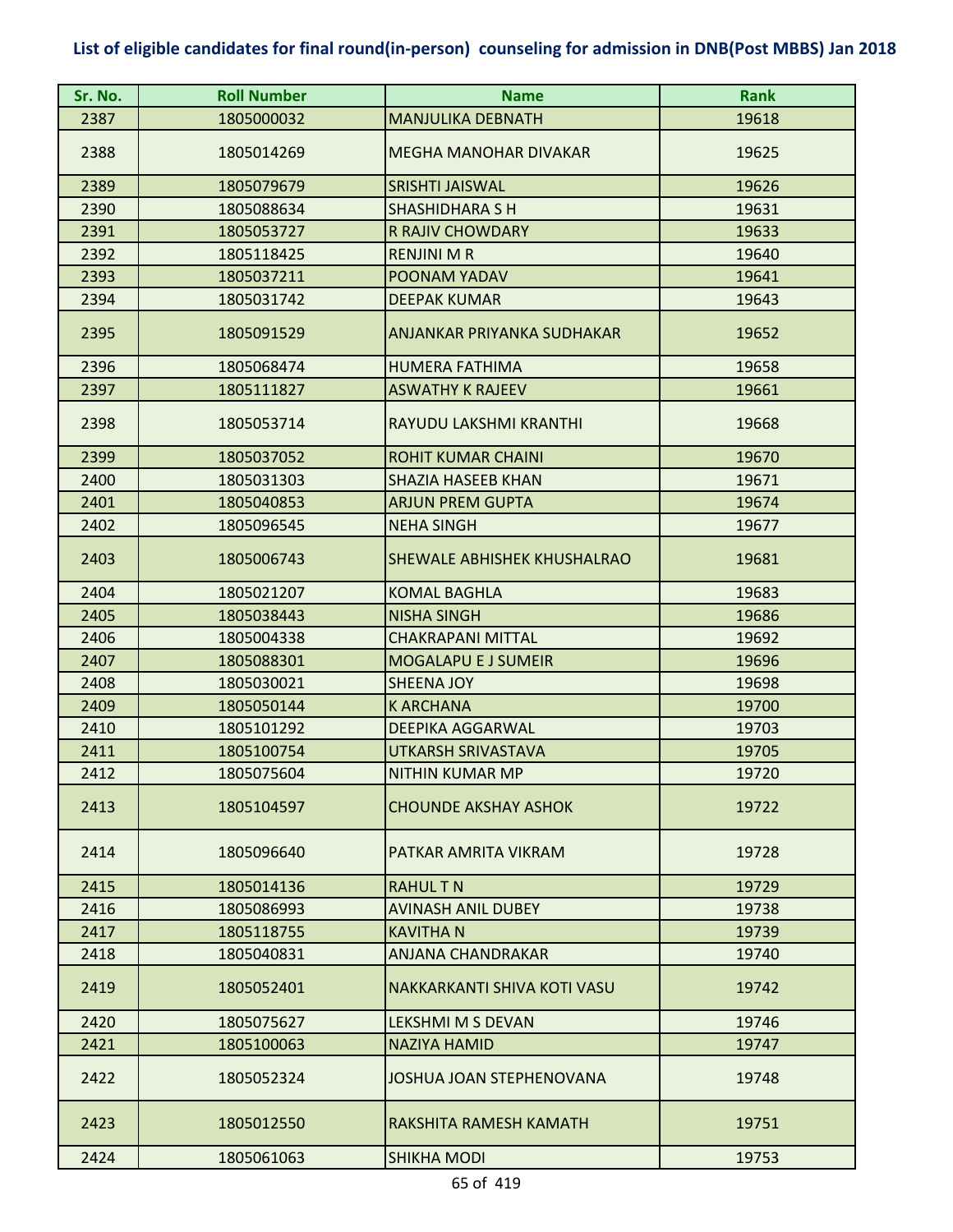**List of eligible candidates for final round(in-person) counseling for admission in DNB(Post MBBS) Jan 2018**

| Sr. No. | Roll Number | Name | Rank |
|---|---|---|---|
| 2387 | 1805000032 | MANJULIKA DEBNATH | 19618 |
| 2388 | 1805014269 | MEGHA MANOHAR DIVAKAR | 19625 |
| 2389 | 1805079679 | SRISHTI JAISWAL | 19626 |
| 2390 | 1805088634 | SHASHIDHARA S H | 19631 |
| 2391 | 1805053727 | R RAJIV CHOWDARY | 19633 |
| 2392 | 1805118425 | RENJINI M R | 19640 |
| 2393 | 1805037211 | POONAM YADAV | 19641 |
| 2394 | 1805031742 | DEEPAK KUMAR | 19643 |
| 2395 | 1805091529 | ANJANKAR PRIYANKA SUDHAKAR | 19652 |
| 2396 | 1805068474 | HUMERA FATHIMA | 19658 |
| 2397 | 1805111827 | ASWATHY K RAJEEV | 19661 |
| 2398 | 1805053714 | RAYUDU LAKSHMI KRANTHI | 19668 |
| 2399 | 1805037052 | ROHIT KUMAR CHAINI | 19670 |
| 2400 | 1805031303 | SHAZIA HASEEB KHAN | 19671 |
| 2401 | 1805040853 | ARJUN PREM GUPTA | 19674 |
| 2402 | 1805096545 | NEHA SINGH | 19677 |
| 2403 | 1805006743 | SHEWALE ABHISHEK KHUSHALRAO | 19681 |
| 2404 | 1805021207 | KOMAL BAGHLA | 19683 |
| 2405 | 1805038443 | NISHA SINGH | 19686 |
| 2406 | 1805004338 | CHAKRAPANI MITTAL | 19692 |
| 2407 | 1805088301 | MOGALAPU E J SUMEIR | 19696 |
| 2408 | 1805030021 | SHEENA JOY | 19698 |
| 2409 | 1805050144 | K ARCHANA | 19700 |
| 2410 | 1805101292 | DEEPIKA AGGARWAL | 19703 |
| 2411 | 1805100754 | UTKARSH SRIVASTAVA | 19705 |
| 2412 | 1805075604 | NITHIN KUMAR MP | 19720 |
| 2413 | 1805104597 | CHOUNDE AKSHAY ASHOK | 19722 |
| 2414 | 1805096640 | PATKAR AMRITA VIKRAM | 19728 |
| 2415 | 1805014136 | RAHUL T N | 19729 |
| 2416 | 1805086993 | AVINASH ANIL DUBEY | 19738 |
| 2417 | 1805118755 | KAVITHA N | 19739 |
| 2418 | 1805040831 | ANJANA CHANDRAKAR | 19740 |
| 2419 | 1805052401 | NAKKARKANTI SHIVA KOTI VASU | 19742 |
| 2420 | 1805075627 | LEKSHMI M S DEVAN | 19746 |
| 2421 | 1805100063 | NAZIYA HAMID | 19747 |
| 2422 | 1805052324 | JOSHUA JOAN STEPHENOVANA | 19748 |
| 2423 | 1805012550 | RAKSHITA RAMESH KAMATH | 19751 |
| 2424 | 1805061063 | SHIKHA MODI | 19753 |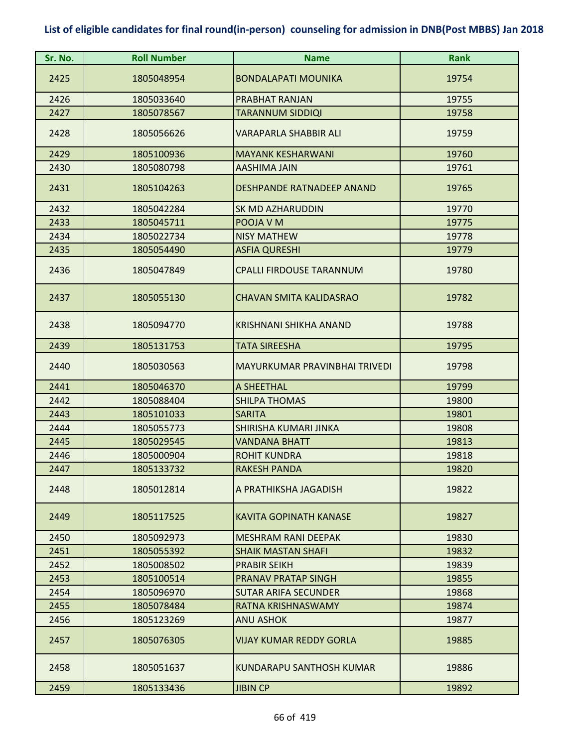# List of eligible candidates for final round(in-person) counseling for admission in DNB(Post MBBS) Jan 2018

| Sr. No. | Roll Number | Name | Rank |
|---|---|---|---|
| 2425 | 1805048954 | BONDALAPATI MOUNIKA | 19754 |
| 2426 | 1805033640 | PRABHAT RANJAN | 19755 |
| 2427 | 1805078567 | TARANNUM SIDDIQI | 19758 |
| 2428 | 1805056626 | VARAPARLA SHABBIR ALI | 19759 |
| 2429 | 1805100936 | MAYANK KESHARWANI | 19760 |
| 2430 | 1805080798 | AASHIMA JAIN | 19761 |
| 2431 | 1805104263 | DESHPANDE RATNADEEP ANAND | 19765 |
| 2432 | 1805042284 | SK MD AZHARUDDIN | 19770 |
| 2433 | 1805045711 | POOJA V M | 19775 |
| 2434 | 1805022734 | NISY MATHEW | 19778 |
| 2435 | 1805054490 | ASFIA QURESHI | 19779 |
| 2436 | 1805047849 | CPALLI FIRDOUSE TARANNUM | 19780 |
| 2437 | 1805055130 | CHAVAN SMITA KALIDASRAO | 19782 |
| 2438 | 1805094770 | KRISHNANI SHIKHA ANAND | 19788 |
| 2439 | 1805131753 | TATA SIREESHA | 19795 |
| 2440 | 1805030563 | MAYURKUMAR PRAVINBHAI TRIVEDI | 19798 |
| 2441 | 1805046370 | A SHEETHAL | 19799 |
| 2442 | 1805088404 | SHILPA THOMAS | 19800 |
| 2443 | 1805101033 | SARITA | 19801 |
| 2444 | 1805055773 | SHIRISHA KUMARI JINKA | 19808 |
| 2445 | 1805029545 | VANDANA BHATT | 19813 |
| 2446 | 1805000904 | ROHIT KUNDRA | 19818 |
| 2447 | 1805133732 | RAKESH PANDA | 19820 |
| 2448 | 1805012814 | A PRATHIKSHA JAGADISH | 19822 |
| 2449 | 1805117525 | KAVITA GOPINATH KANASE | 19827 |
| 2450 | 1805092973 | MESHRAM RANI DEEPAK | 19830 |
| 2451 | 1805055392 | SHAIK MASTAN SHAFI | 19832 |
| 2452 | 1805008502 | PRABIR SEIKH | 19839 |
| 2453 | 1805100514 | PRANAV PRATAP SINGH | 19855 |
| 2454 | 1805096970 | SUTAR ARIFA SECUNDER | 19868 |
| 2455 | 1805078484 | RATNA KRISHNASWAMY | 19874 |
| 2456 | 1805123269 | ANU ASHOK | 19877 |
| 2457 | 1805076305 | VIJAY KUMAR REDDY GORLA | 19885 |
| 2458 | 1805051637 | KUNDARAPU SANTHOSH KUMAR | 19886 |
| 2459 | 1805133436 | JIBIN CP | 19892 |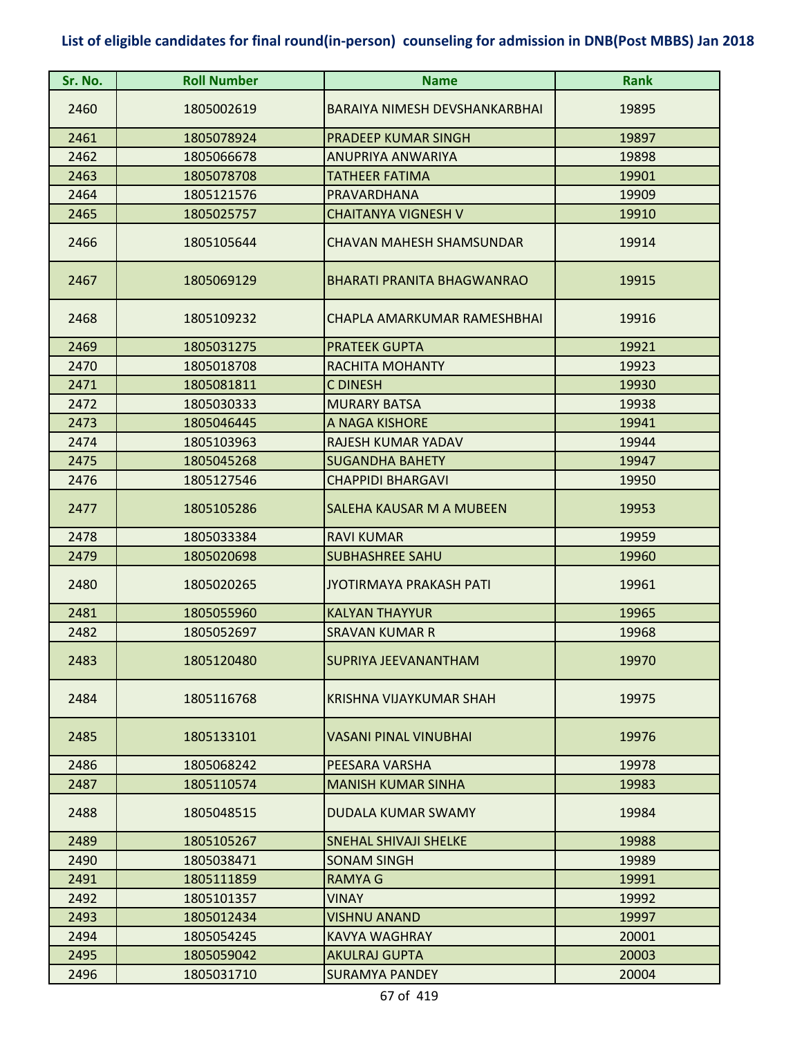## List of eligible candidates for final round(in-person) counseling for admission in DNB(Post MBBS) Jan 2018

| Sr. No. | Roll Number | Name | Rank |
|---|---|---|---|
| 2460 | 1805002619 | BARAIYA NIMESH DEVSHANKARBHAI | 19895 |
| 2461 | 1805078924 | PRADEEP KUMAR SINGH | 19897 |
| 2462 | 1805066678 | ANUPRIYA ANWARIYA | 19898 |
| 2463 | 1805078708 | TATHEER FATIMA | 19901 |
| 2464 | 1805121576 | PRAVARDHANA | 19909 |
| 2465 | 1805025757 | CHAITANYA VIGNESH V | 19910 |
| 2466 | 1805105644 | CHAVAN MAHESH SHAMSUNDAR | 19914 |
| 2467 | 1805069129 | BHARATI PRANITA BHAGWANRAO | 19915 |
| 2468 | 1805109232 | CHAPLA AMARKUMAR RAMESHBHAI | 19916 |
| 2469 | 1805031275 | PRATEEK GUPTA | 19921 |
| 2470 | 1805018708 | RACHITA MOHANTY | 19923 |
| 2471 | 1805081811 | C DINESH | 19930 |
| 2472 | 1805030333 | MURARY BATSA | 19938 |
| 2473 | 1805046445 | A NAGA KISHORE | 19941 |
| 2474 | 1805103963 | RAJESH KUMAR YADAV | 19944 |
| 2475 | 1805045268 | SUGANDHA BAHETY | 19947 |
| 2476 | 1805127546 | CHAPPIDI BHARGAVI | 19950 |
| 2477 | 1805105286 | SALEHA KAUSAR M A MUBEEN | 19953 |
| 2478 | 1805033384 | RAVI KUMAR | 19959 |
| 2479 | 1805020698 | SUBHASHREE SAHU | 19960 |
| 2480 | 1805020265 | JYOTIRMAYA PRAKASH PATI | 19961 |
| 2481 | 1805055960 | KALYAN THAYYUR | 19965 |
| 2482 | 1805052697 | SRAVAN KUMAR R | 19968 |
| 2483 | 1805120480 | SUPRIYA JEEVANANTHAM | 19970 |
| 2484 | 1805116768 | KRISHNA VIJAYKUMAR SHAH | 19975 |
| 2485 | 1805133101 | VASANI PINAL VINUBHAI | 19976 |
| 2486 | 1805068242 | PEESARA VARSHA | 19978 |
| 2487 | 1805110574 | MANISH KUMAR SINHA | 19983 |
| 2488 | 1805048515 | DUDALA KUMAR SWAMY | 19984 |
| 2489 | 1805105267 | SNEHAL SHIVAJI SHELKE | 19988 |
| 2490 | 1805038471 | SONAM SINGH | 19989 |
| 2491 | 1805111859 | RAMYA G | 19991 |
| 2492 | 1805101357 | VINAY | 19992 |
| 2493 | 1805012434 | VISHNU ANAND | 19997 |
| 2494 | 1805054245 | KAVYA WAGHRAY | 20001 |
| 2495 | 1805059042 | AKULRAJ GUPTA | 20003 |
| 2496 | 1805031710 | SURAMYA PANDEY | 20004 |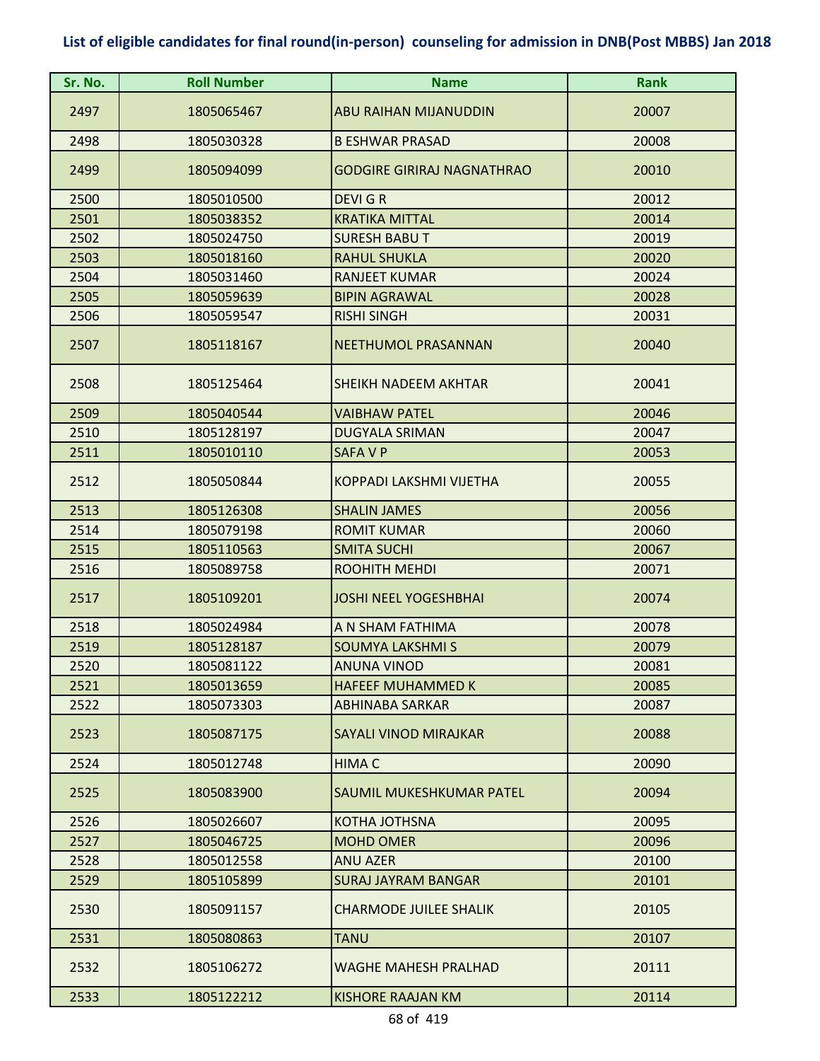# List of eligible candidates for final round(in-person) counseling for admission in DNB(Post MBBS) Jan 2018

| Sr. No. | Roll Number | Name | Rank |
|---|---|---|---|
| 2497 | 1805065467 | ABU RAIHAN MIJANUDDIN | 20007 |
| 2498 | 1805030328 | B ESHWAR PRASAD | 20008 |
| 2499 | 1805094099 | GODGIRE GIRIRAJ NAGNATHRAO | 20010 |
| 2500 | 1805010500 | DEVI G R | 20012 |
| 2501 | 1805038352 | KRATIKA MITTAL | 20014 |
| 2502 | 1805024750 | SURESH BABU T | 20019 |
| 2503 | 1805018160 | RAHUL SHUKLA | 20020 |
| 2504 | 1805031460 | RANJEET KUMAR | 20024 |
| 2505 | 1805059639 | BIPIN AGRAWAL | 20028 |
| 2506 | 1805059547 | RISHI SINGH | 20031 |
| 2507 | 1805118167 | NEETHUMOL PRASANNAN | 20040 |
| 2508 | 1805125464 | SHEIKH NADEEM AKHTAR | 20041 |
| 2509 | 1805040544 | VAIBHAW PATEL | 20046 |
| 2510 | 1805128197 | DUGYALA SRIMAN | 20047 |
| 2511 | 1805010110 | SAFA V P | 20053 |
| 2512 | 1805050844 | KOPPADI LAKSHMI VIJETHA | 20055 |
| 2513 | 1805126308 | SHALIN JAMES | 20056 |
| 2514 | 1805079198 | ROMIT KUMAR | 20060 |
| 2515 | 1805110563 | SMITA SUCHI | 20067 |
| 2516 | 1805089758 | ROOHITH MEHDI | 20071 |
| 2517 | 1805109201 | JOSHI NEEL YOGESHBHAI | 20074 |
| 2518 | 1805024984 | A N SHAM FATHIMA | 20078 |
| 2519 | 1805128187 | SOUMYA LAKSHMI S | 20079 |
| 2520 | 1805081122 | ANUNA VINOD | 20081 |
| 2521 | 1805013659 | HAFEEF MUHAMMED K | 20085 |
| 2522 | 1805073303 | ABHINABA SARKAR | 20087 |
| 2523 | 1805087175 | SAYALI VINOD MIRAJKAR | 20088 |
| 2524 | 1805012748 | HIMA C | 20090 |
| 2525 | 1805083900 | SAUMIL MUKESHKUMAR PATEL | 20094 |
| 2526 | 1805026607 | KOTHA JOTHSNA | 20095 |
| 2527 | 1805046725 | MOHD OMER | 20096 |
| 2528 | 1805012558 | ANU AZER | 20100 |
| 2529 | 1805105899 | SURAJ JAYRAM BANGAR | 20101 |
| 2530 | 1805091157 | CHARMODE JUILEE SHALIK | 20105 |
| 2531 | 1805080863 | TANU | 20107 |
| 2532 | 1805106272 | WAGHE MAHESH PRALHAD | 20111 |
| 2533 | 1805122212 | KISHORE RAAJAN KM | 20114 |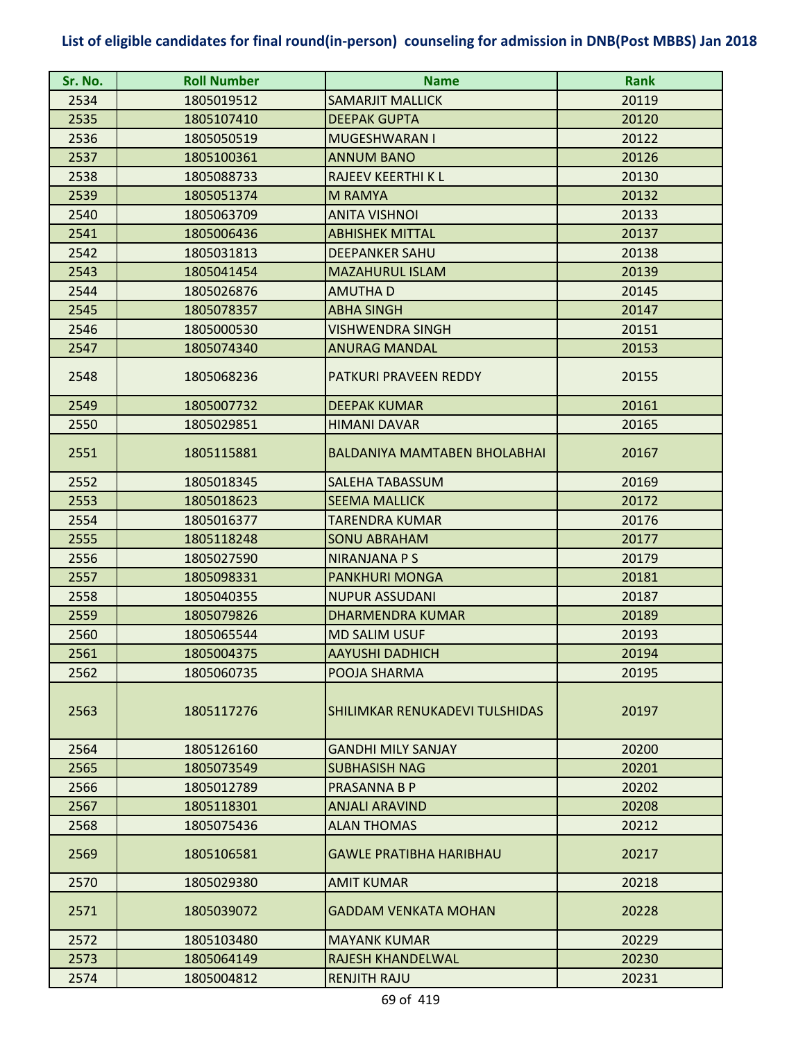**List of eligible candidates for final round(in-person) counseling for admission in DNB(Post MBBS) Jan 2018**

| Sr. No. | Roll Number | Name | Rank |
|---|---|---|---|
| 2534 | 1805019512 | SAMARJIT MALLICK | 20119 |
| 2535 | 1805107410 | DEEPAK GUPTA | 20120 |
| 2536 | 1805050519 | MUGESHWARAN I | 20122 |
| 2537 | 1805100361 | ANNUM BANO | 20126 |
| 2538 | 1805088733 | RAJEEV KEERTHI K L | 20130 |
| 2539 | 1805051374 | M RAMYA | 20132 |
| 2540 | 1805063709 | ANITA VISHNOI | 20133 |
| 2541 | 1805006436 | ABHISHEK MITTAL | 20137 |
| 2542 | 1805031813 | DEEPANKER SAHU | 20138 |
| 2543 | 1805041454 | MAZAHURUL ISLAM | 20139 |
| 2544 | 1805026876 | AMUTHA D | 20145 |
| 2545 | 1805078357 | ABHA SINGH | 20147 |
| 2546 | 1805000530 | VISHWENDRA SINGH | 20151 |
| 2547 | 1805074340 | ANURAG MANDAL | 20153 |
| 2548 | 1805068236 | PATKURI PRAVEEN REDDY | 20155 |
| 2549 | 1805007732 | DEEPAK KUMAR | 20161 |
| 2550 | 1805029851 | HIMANI DAVAR | 20165 |
| 2551 | 1805115881 | BALDANIYA MAMTABEN BHOLABHAI | 20167 |
| 2552 | 1805018345 | SALEHA TABASSUM | 20169 |
| 2553 | 1805018623 | SEEMA MALLICK | 20172 |
| 2554 | 1805016377 | TARENDRA KUMAR | 20176 |
| 2555 | 1805118248 | SONU ABRAHAM | 20177 |
| 2556 | 1805027590 | NIRANJANA P S | 20179 |
| 2557 | 1805098331 | PANKHURI MONGA | 20181 |
| 2558 | 1805040355 | NUPUR ASSUDANI | 20187 |
| 2559 | 1805079826 | DHARMENDRA KUMAR | 20189 |
| 2560 | 1805065544 | MD SALIM USUF | 20193 |
| 2561 | 1805004375 | AAYUSHI DADHICH | 20194 |
| 2562 | 1805060735 | POOJA SHARMA | 20195 |
| 2563 | 1805117276 | SHILIMKAR RENUKADEVI TULSHIDAS | 20197 |
| 2564 | 1805126160 | GANDHI MILY SANJAY | 20200 |
| 2565 | 1805073549 | SUBHASISH NAG | 20201 |
| 2566 | 1805012789 | PRASANNA B P | 20202 |
| 2567 | 1805118301 | ANJALI ARAVIND | 20208 |
| 2568 | 1805075436 | ALAN THOMAS | 20212 |
| 2569 | 1805106581 | GAWLE PRATIBHA HARIBHAU | 20217 |
| 2570 | 1805029380 | AMIT KUMAR | 20218 |
| 2571 | 1805039072 | GADDAM VENKATA MOHAN | 20228 |
| 2572 | 1805103480 | MAYANK KUMAR | 20229 |
| 2573 | 1805064149 | RAJESH KHANDELWAL | 20230 |
| 2574 | 1805004812 | RENJITH RAJU | 20231 |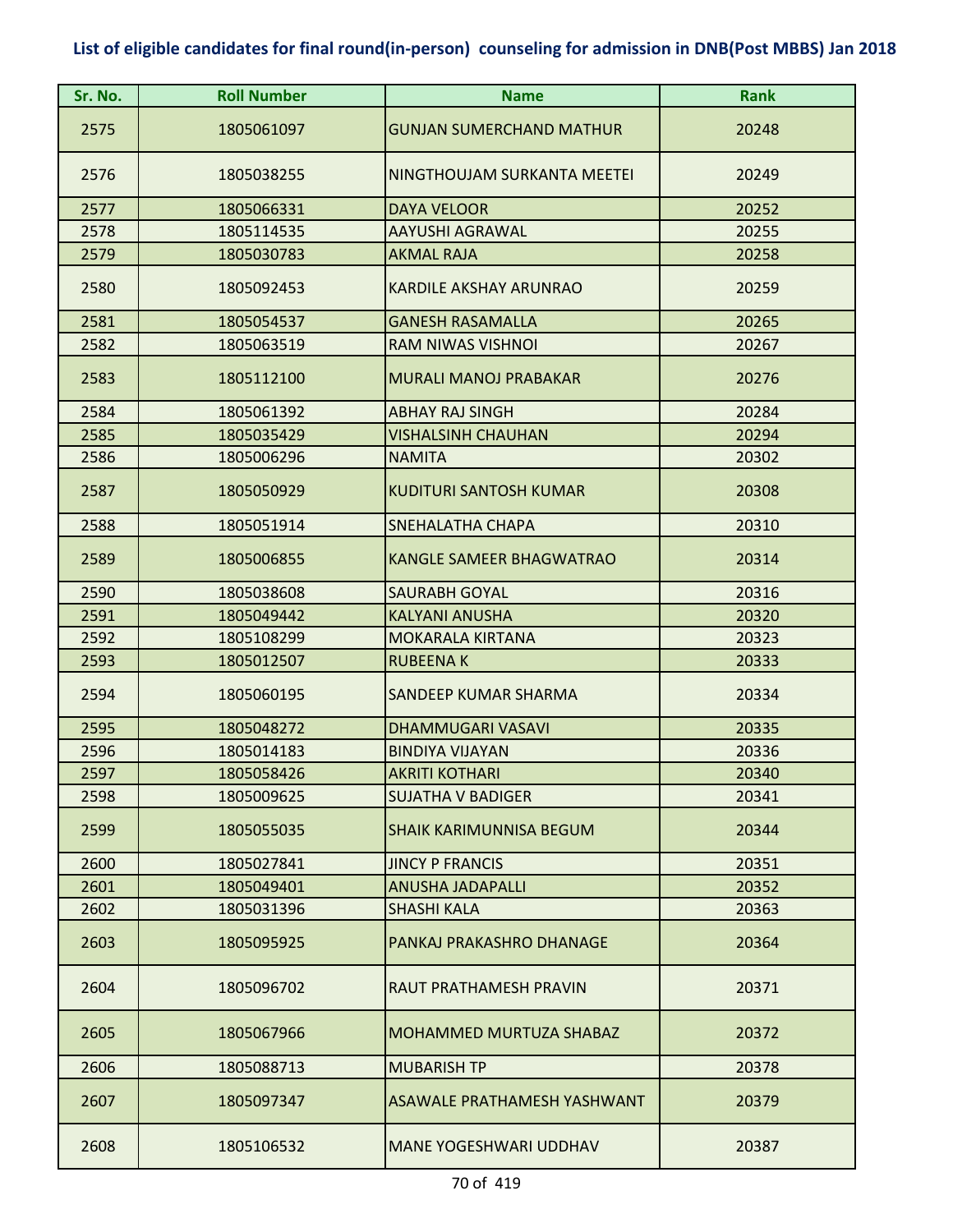**List of eligible candidates for final round(in-person) counseling for admission in DNB(Post MBBS) Jan 2018**

| Sr. No. | Roll Number | Name | Rank |
|---|---|---|---|
| 2575 | 1805061097 | GUNJAN SUMERCHAND MATHUR | 20248 |
| 2576 | 1805038255 | NINGTHOUJAM SURKANTA MEETEI | 20249 |
| 2577 | 1805066331 | DAYA VELOOR | 20252 |
| 2578 | 1805114535 | AAYUSHI AGRAWAL | 20255 |
| 2579 | 1805030783 | AKMAL RAJA | 20258 |
| 2580 | 1805092453 | KARDILE AKSHAY ARUNRAO | 20259 |
| 2581 | 1805054537 | GANESH RASAMALLA | 20265 |
| 2582 | 1805063519 | RAM NIWAS VISHNOI | 20267 |
| 2583 | 1805112100 | MURALI MANOJ PRABAKAR | 20276 |
| 2584 | 1805061392 | ABHAY RAJ SINGH | 20284 |
| 2585 | 1805035429 | VISHALSINH CHAUHAN | 20294 |
| 2586 | 1805006296 | NAMITA | 20302 |
| 2587 | 1805050929 | KUDITURI SANTOSH KUMAR | 20308 |
| 2588 | 1805051914 | SNEHALATHA CHAPA | 20310 |
| 2589 | 1805006855 | KANGLE SAMEER BHAGWATRAO | 20314 |
| 2590 | 1805038608 | SAURABH GOYAL | 20316 |
| 2591 | 1805049442 | KALYANI ANUSHA | 20320 |
| 2592 | 1805108299 | MOKARALA KIRTANA | 20323 |
| 2593 | 1805012507 | RUBEENA K | 20333 |
| 2594 | 1805060195 | SANDEEP KUMAR SHARMA | 20334 |
| 2595 | 1805048272 | DHAMMUGARI VASAVI | 20335 |
| 2596 | 1805014183 | BINDIYA VIJAYAN | 20336 |
| 2597 | 1805058426 | AKRITI KOTHARI | 20340 |
| 2598 | 1805009625 | SUJATHA V BADIGER | 20341 |
| 2599 | 1805055035 | SHAIK KARIMUNNISA BEGUM | 20344 |
| 2600 | 1805027841 | JINCY P FRANCIS | 20351 |
| 2601 | 1805049401 | ANUSHA JADAPALLI | 20352 |
| 2602 | 1805031396 | SHASHI KALA | 20363 |
| 2603 | 1805095925 | PANKAJ PRAKASHRO DHANAGE | 20364 |
| 2604 | 1805096702 | RAUT PRATHAMESH PRAVIN | 20371 |
| 2605 | 1805067966 | MOHAMMED MURTUZA SHABAZ | 20372 |
| 2606 | 1805088713 | MUBARISH TP | 20378 |
| 2607 | 1805097347 | ASAWALE PRATHAMESH YASHWANT | 20379 |
| 2608 | 1805106532 | MANE YOGESHWARI UDDHAV | 20387 |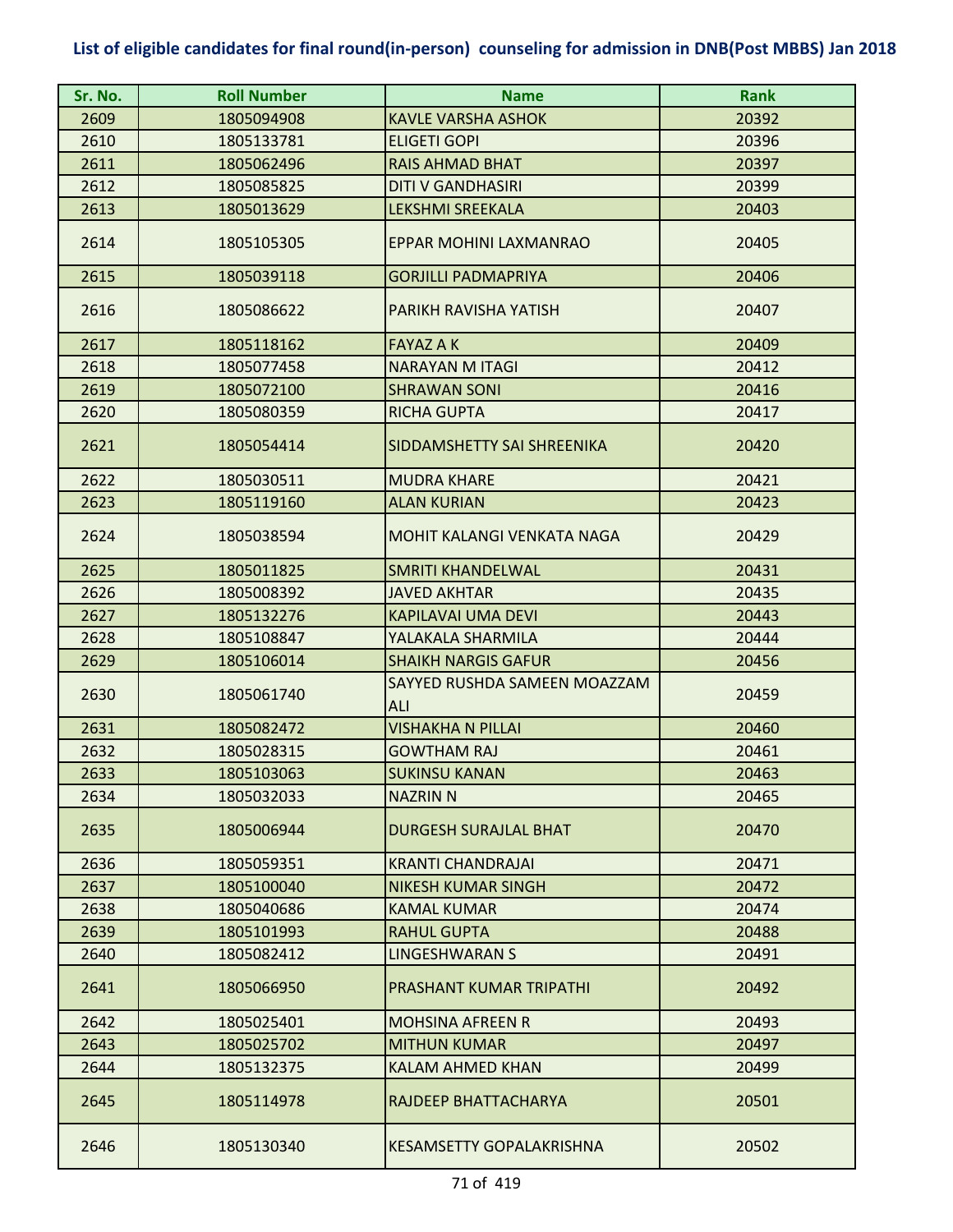## List of eligible candidates for final round(in-person) counseling for admission in DNB(Post MBBS) Jan 2018

| Sr. No. | Roll Number | Name | Rank |
|---|---|---|---|
| 2609 | 1805094908 | KAVLE VARSHA ASHOK | 20392 |
| 2610 | 1805133781 | ELIGETI GOPI | 20396 |
| 2611 | 1805062496 | RAIS AHMAD BHAT | 20397 |
| 2612 | 1805085825 | DITI V GANDHASIRI | 20399 |
| 2613 | 1805013629 | LEKSHMI SREEKALA | 20403 |
| 2614 | 1805105305 | EPPAR MOHINI LAXMANRAO | 20405 |
| 2615 | 1805039118 | GORJILLI PADMAPRIYA | 20406 |
| 2616 | 1805086622 | PARIKH RAVISHA YATISH | 20407 |
| 2617 | 1805118162 | FAYAZ A K | 20409 |
| 2618 | 1805077458 | NARAYAN M ITAGI | 20412 |
| 2619 | 1805072100 | SHRAWAN SONI | 20416 |
| 2620 | 1805080359 | RICHA GUPTA | 20417 |
| 2621 | 1805054414 | SIDDAMSHETTY SAI SHREENIKA | 20420 |
| 2622 | 1805030511 | MUDRA KHARE | 20421 |
| 2623 | 1805119160 | ALAN KURIAN | 20423 |
| 2624 | 1805038594 | MOHIT KALANGI VENKATA NAGA | 20429 |
| 2625 | 1805011825 | SMRITI KHANDELWAL | 20431 |
| 2626 | 1805008392 | JAVED AKHTAR | 20435 |
| 2627 | 1805132276 | KAPILAVAI UMA DEVI | 20443 |
| 2628 | 1805108847 | YALAKALA SHARMILA | 20444 |
| 2629 | 1805106014 | SHAIKH NARGIS GAFUR | 20456 |
| 2630 | 1805061740 | SAYYED RUSHDA SAMEEN MOAZZAM ALI | 20459 |
| 2631 | 1805082472 | VISHAKHA N PILLAI | 20460 |
| 2632 | 1805028315 | GOWTHAM RAJ | 20461 |
| 2633 | 1805103063 | SUKINSU KANAN | 20463 |
| 2634 | 1805032033 | NAZRIN N | 20465 |
| 2635 | 1805006944 | DURGESH SURAJLAL BHAT | 20470 |
| 2636 | 1805059351 | KRANTI CHANDRAJAI | 20471 |
| 2637 | 1805100040 | NIKESH KUMAR SINGH | 20472 |
| 2638 | 1805040686 | KAMAL KUMAR | 20474 |
| 2639 | 1805101993 | RAHUL GUPTA | 20488 |
| 2640 | 1805082412 | LINGESHWARAN S | 20491 |
| 2641 | 1805066950 | PRASHANT KUMAR TRIPATHI | 20492 |
| 2642 | 1805025401 | MOHSINA AFREEN R | 20493 |
| 2643 | 1805025702 | MITHUN KUMAR | 20497 |
| 2644 | 1805132375 | KALAM AHMED KHAN | 20499 |
| 2645 | 1805114978 | RAJDEEP BHATTACHARYA | 20501 |
| 2646 | 1805130340 | KESAMSETTY GOPALAKRISHNA | 20502 |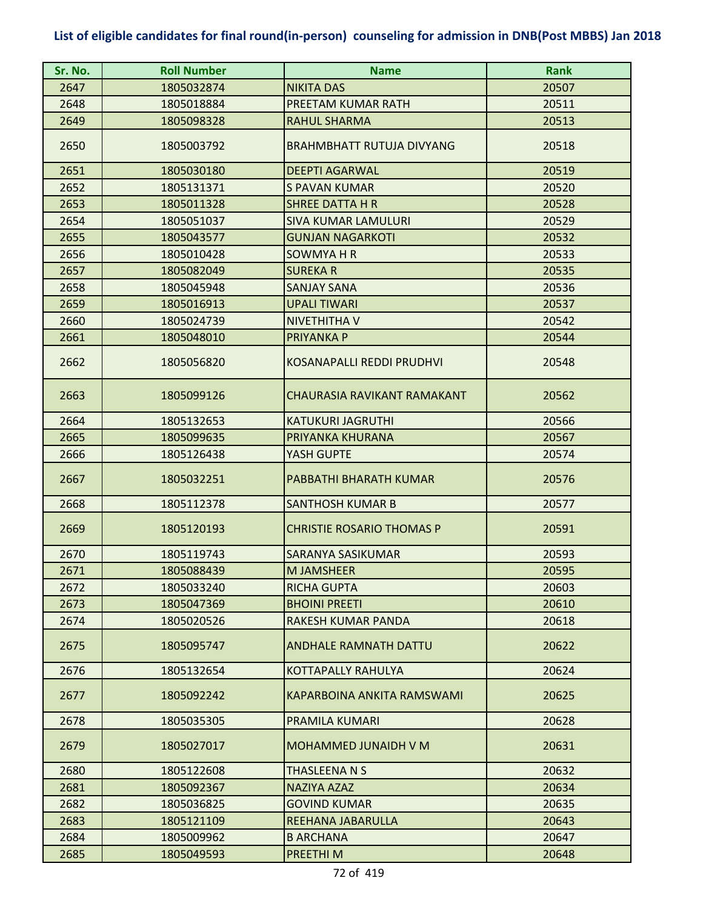# List of eligible candidates for final round(in-person) counseling for admission in DNB(Post MBBS) Jan 2018

| Sr. No. | Roll Number | Name | Rank |
|---|---|---|---|
| 2647 | 1805032874 | NIKITA DAS | 20507 |
| 2648 | 1805018884 | PREETAM KUMAR RATH | 20511 |
| 2649 | 1805098328 | RAHUL SHARMA | 20513 |
| 2650 | 1805003792 | BRAHMBHATT RUTUJA DIVYANG | 20518 |
| 2651 | 1805030180 | DEEPTI AGARWAL | 20519 |
| 2652 | 1805131371 | S PAVAN KUMAR | 20520 |
| 2653 | 1805011328 | SHREE DATTA H R | 20528 |
| 2654 | 1805051037 | SIVA KUMAR LAMULURI | 20529 |
| 2655 | 1805043577 | GUNJAN NAGARKOTI | 20532 |
| 2656 | 1805010428 | SOWMYA H R | 20533 |
| 2657 | 1805082049 | SUREKA R | 20535 |
| 2658 | 1805045948 | SANJAY SANA | 20536 |
| 2659 | 1805016913 | UPALI TIWARI | 20537 |
| 2660 | 1805024739 | NIVETHITHA V | 20542 |
| 2661 | 1805048010 | PRIYANKA P | 20544 |
| 2662 | 1805056820 | KOSANAPALLI REDDI PRUDHVI | 20548 |
| 2663 | 1805099126 | CHAURASIA RAVIKANT RAMAKANT | 20562 |
| 2664 | 1805132653 | KATUKURI JAGRUTHI | 20566 |
| 2665 | 1805099635 | PRIYANKA KHURANA | 20567 |
| 2666 | 1805126438 | YASH GUPTE | 20574 |
| 2667 | 1805032251 | PABBATHI BHARATH KUMAR | 20576 |
| 2668 | 1805112378 | SANTHOSH KUMAR B | 20577 |
| 2669 | 1805120193 | CHRISTIE ROSARIO THOMAS P | 20591 |
| 2670 | 1805119743 | SARANYA SASIKUMAR | 20593 |
| 2671 | 1805088439 | M JAMSHEER | 20595 |
| 2672 | 1805033240 | RICHA GUPTA | 20603 |
| 2673 | 1805047369 | BHOINI PREETI | 20610 |
| 2674 | 1805020526 | RAKESH KUMAR PANDA | 20618 |
| 2675 | 1805095747 | ANDHALE RAMNATH DATTU | 20622 |
| 2676 | 1805132654 | KOTTAPALLY RAHULYA | 20624 |
| 2677 | 1805092242 | KAPARBOINA ANKITA RAMSWAMI | 20625 |
| 2678 | 1805035305 | PRAMILA KUMARI | 20628 |
| 2679 | 1805027017 | MOHAMMED JUNAIDH V M | 20631 |
| 2680 | 1805122608 | THASLEENA N S | 20632 |
| 2681 | 1805092367 | NAZIYA AZAZ | 20634 |
| 2682 | 1805036825 | GOVIND KUMAR | 20635 |
| 2683 | 1805121109 | REEHANA JABARULLA | 20643 |
| 2684 | 1805009962 | B ARCHANA | 20647 |
| 2685 | 1805049593 | PREETHI M | 20648 |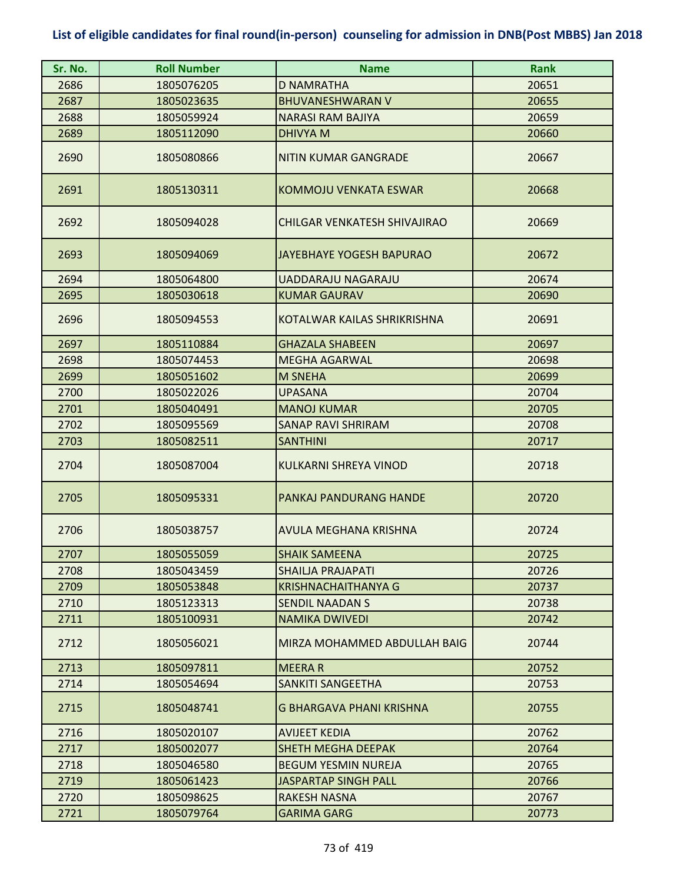**List of eligible candidates for final round(in-person) counseling for admission in DNB(Post MBBS) Jan 2018**

| Sr. No. | Roll Number | Name | Rank |
|---|---|---|---|
| 2686 | 1805076205 | D NAMRATHA | 20651 |
| 2687 | 1805023635 | BHUVANESHWARAN V | 20655 |
| 2688 | 1805059924 | NARASI RAM BAJIYA | 20659 |
| 2689 | 1805112090 | DHIVYA M | 20660 |
| 2690 | 1805080866 | NITIN KUMAR GANGRADE | 20667 |
| 2691 | 1805130311 | KOMMOJU VENKATA ESWAR | 20668 |
| 2692 | 1805094028 | CHILGAR VENKATESH SHIVAJIRAO | 20669 |
| 2693 | 1805094069 | JAYEBHAYE YOGESH BAPURAO | 20672 |
| 2694 | 1805064800 | UADDARAJU NAGARAJU | 20674 |
| 2695 | 1805030618 | KUMAR GAURAV | 20690 |
| 2696 | 1805094553 | KOTALWAR KAILAS SHRIKRISHNA | 20691 |
| 2697 | 1805110884 | GHAZALA SHABEEN | 20697 |
| 2698 | 1805074453 | MEGHA AGARWAL | 20698 |
| 2699 | 1805051602 | M SNEHA | 20699 |
| 2700 | 1805022026 | UPASANA | 20704 |
| 2701 | 1805040491 | MANOJ KUMAR | 20705 |
| 2702 | 1805095569 | SANAP RAVI SHRIRAM | 20708 |
| 2703 | 1805082511 | SANTHINI | 20717 |
| 2704 | 1805087004 | KULKARNI SHREYA VINOD | 20718 |
| 2705 | 1805095331 | PANKAJ PANDURANG HANDE | 20720 |
| 2706 | 1805038757 | AVULA MEGHANA KRISHNA | 20724 |
| 2707 | 1805055059 | SHAIK SAMEENA | 20725 |
| 2708 | 1805043459 | SHAILJA PRAJAPATI | 20726 |
| 2709 | 1805053848 | KRISHNACHAITHANYA G | 20737 |
| 2710 | 1805123313 | SENDIL NAADAN S | 20738 |
| 2711 | 1805100931 | NAMIKA DWIVEDI | 20742 |
| 2712 | 1805056021 | MIRZA MOHAMMED ABDULLAH BAIG | 20744 |
| 2713 | 1805097811 | MEERA R | 20752 |
| 2714 | 1805054694 | SANKITI SANGEETHA | 20753 |
| 2715 | 1805048741 | G BHARGAVA PHANI KRISHNA | 20755 |
| 2716 | 1805020107 | AVIJEET KEDIA | 20762 |
| 2717 | 1805002077 | SHETH MEGHA DEEPAK | 20764 |
| 2718 | 1805046580 | BEGUM YESMIN NUREJA | 20765 |
| 2719 | 1805061423 | JASPARTAP SINGH PALL | 20766 |
| 2720 | 1805098625 | RAKESH NASNA | 20767 |
| 2721 | 1805079764 | GARIMA GARG | 20773 |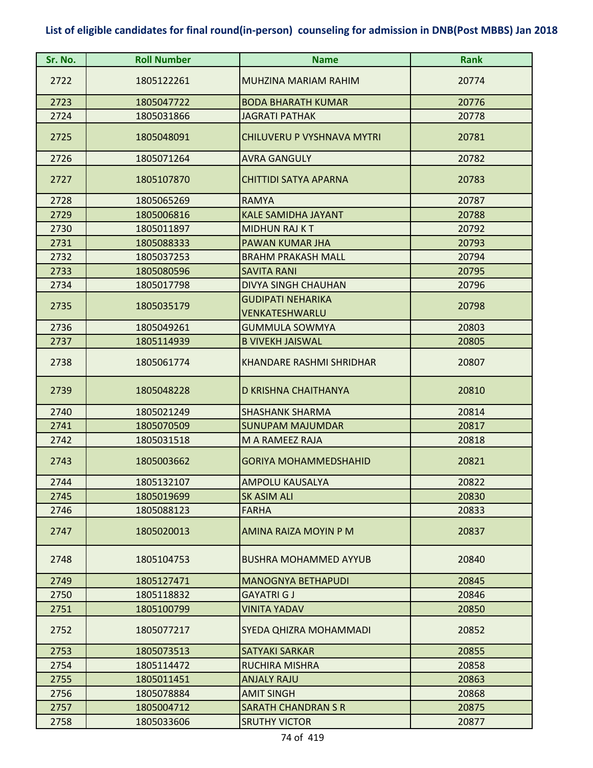# List of eligible candidates for final round(in-person) counseling for admission in DNB(Post MBBS) Jan 2018

| Sr. No. | Roll Number | Name | Rank |
|---|---|---|---|
| 2722 | 1805122261 | MUHZINA MARIAM RAHIM | 20774 |
| 2723 | 1805047722 | BODA BHARATH KUMAR | 20776 |
| 2724 | 1805031866 | JAGRATI PATHAK | 20778 |
| 2725 | 1805048091 | CHILUVERU P VYSHNAVA MYTRI | 20781 |
| 2726 | 1805071264 | AVRA GANGULY | 20782 |
| 2727 | 1805107870 | CHITTIDI SATYA APARNA | 20783 |
| 2728 | 1805065269 | RAMYA | 20787 |
| 2729 | 1805006816 | KALE SAMIDHA JAYANT | 20788 |
| 2730 | 1805011897 | MIDHUN RAJ K T | 20792 |
| 2731 | 1805088333 | PAWAN KUMAR JHA | 20793 |
| 2732 | 1805037253 | BRAHM PRAKASH MALL | 20794 |
| 2733 | 1805080596 | SAVITA RANI | 20795 |
| 2734 | 1805017798 | DIVYA SINGH CHAUHAN | 20796 |
| 2735 | 1805035179 | GUDIPATI NEHARIKA VENKATESHWARLU | 20798 |
| 2736 | 1805049261 | GUMMULA SOWMYA | 20803 |
| 2737 | 1805114939 | B VIVEKH JAISWAL | 20805 |
| 2738 | 1805061774 | KHANDARE RASHMI SHRIDHAR | 20807 |
| 2739 | 1805048228 | D KRISHNA CHAITHANYA | 20810 |
| 2740 | 1805021249 | SHASHANK SHARMA | 20814 |
| 2741 | 1805070509 | SUNUPAM MAJUMDAR | 20817 |
| 2742 | 1805031518 | M A RAMEEZ RAJA | 20818 |
| 2743 | 1805003662 | GORIYA MOHAMMEDSHAHID | 20821 |
| 2744 | 1805132107 | AMPOLU KAUSALYA | 20822 |
| 2745 | 1805019699 | SK ASIM ALI | 20830 |
| 2746 | 1805088123 | FARHA | 20833 |
| 2747 | 1805020013 | AMINA RAIZA MOYIN P M | 20837 |
| 2748 | 1805104753 | BUSHRA MOHAMMED AYYUB | 20840 |
| 2749 | 1805127471 | MANOGNYA BETHAPUDI | 20845 |
| 2750 | 1805118832 | GAYATRI G J | 20846 |
| 2751 | 1805100799 | VINITA YADAV | 20850 |
| 2752 | 1805077217 | SYEDA QHIZRA MOHAMMADI | 20852 |
| 2753 | 1805073513 | SATYAKI SARKAR | 20855 |
| 2754 | 1805114472 | RUCHIRA MISHRA | 20858 |
| 2755 | 1805011451 | ANJALY RAJU | 20863 |
| 2756 | 1805078884 | AMIT SINGH | 20868 |
| 2757 | 1805004712 | SARATH CHANDRAN S R | 20875 |
| 2758 | 1805033606 | SRUTHY VICTOR | 20877 |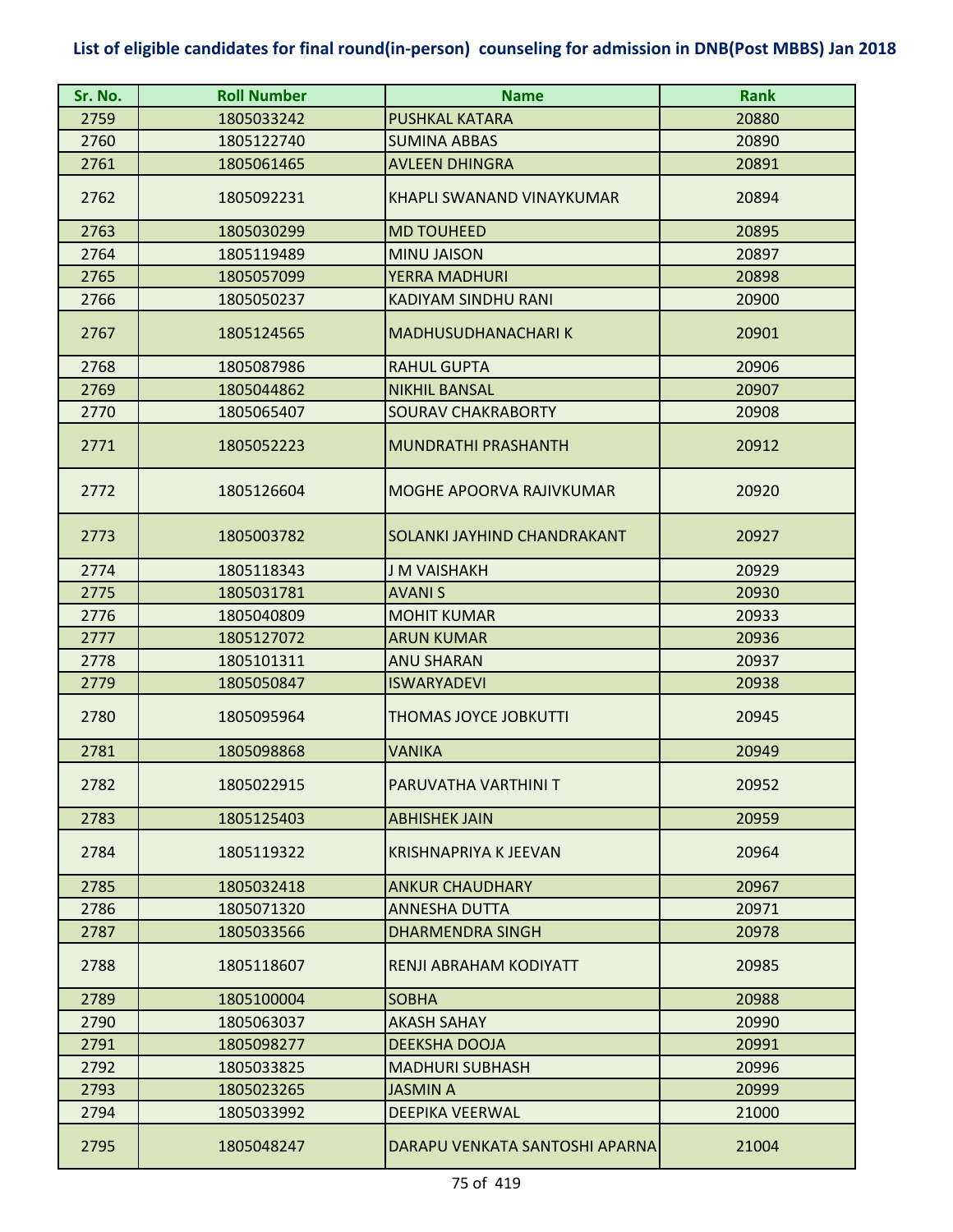# List of eligible candidates for final round(in-person) counseling for admission in DNB(Post MBBS) Jan 2018

| Sr. No. | Roll Number | Name | Rank |
|---|---|---|---|
| 2759 | 1805033242 | PUSHKAL KATARA | 20880 |
| 2760 | 1805122740 | SUMINA ABBAS | 20890 |
| 2761 | 1805061465 | AVLEEN DHINGRA | 20891 |
| 2762 | 1805092231 | KHAPLI SWANAND VINAYKUMAR | 20894 |
| 2763 | 1805030299 | MD TOUHEED | 20895 |
| 2764 | 1805119489 | MINU JAISON | 20897 |
| 2765 | 1805057099 | YERRA MADHURI | 20898 |
| 2766 | 1805050237 | KADIYAM SINDHU RANI | 20900 |
| 2767 | 1805124565 | MADHUSUDHANACHARI K | 20901 |
| 2768 | 1805087986 | RAHUL GUPTA | 20906 |
| 2769 | 1805044862 | NIKHIL BANSAL | 20907 |
| 2770 | 1805065407 | SOURAV CHAKRABORTY | 20908 |
| 2771 | 1805052223 | MUNDRATHI PRASHANTH | 20912 |
| 2772 | 1805126604 | MOGHE APOORVA RAJIVKUMAR | 20920 |
| 2773 | 1805003782 | SOLANKI JAYHIND CHANDRAKANT | 20927 |
| 2774 | 1805118343 | J M VAISHAKH | 20929 |
| 2775 | 1805031781 | AVANI S | 20930 |
| 2776 | 1805040809 | MOHIT KUMAR | 20933 |
| 2777 | 1805127072 | ARUN KUMAR | 20936 |
| 2778 | 1805101311 | ANU SHARAN | 20937 |
| 2779 | 1805050847 | ISWARYADEVI | 20938 |
| 2780 | 1805095964 | THOMAS JOYCE JOBKUTTI | 20945 |
| 2781 | 1805098868 | VANIKA | 20949 |
| 2782 | 1805022915 | PARUVATHA VARTHINI T | 20952 |
| 2783 | 1805125403 | ABHISHEK JAIN | 20959 |
| 2784 | 1805119322 | KRISHNAPRIYA K JEEVAN | 20964 |
| 2785 | 1805032418 | ANKUR CHAUDHARY | 20967 |
| 2786 | 1805071320 | ANNESHA DUTTA | 20971 |
| 2787 | 1805033566 | DHARMENDRA SINGH | 20978 |
| 2788 | 1805118607 | RENJI ABRAHAM KODIYATT | 20985 |
| 2789 | 1805100004 | SOBHA | 20988 |
| 2790 | 1805063037 | AKASH SAHAY | 20990 |
| 2791 | 1805098277 | DEEKSHA DOOJA | 20991 |
| 2792 | 1805033825 | MADHURI SUBHASH | 20996 |
| 2793 | 1805023265 | JASMIN A | 20999 |
| 2794 | 1805033992 | DEEPIKA VEERWAL | 21000 |
| 2795 | 1805048247 | DARAPU VENKATA SANTOSHI APARNA | 21004 |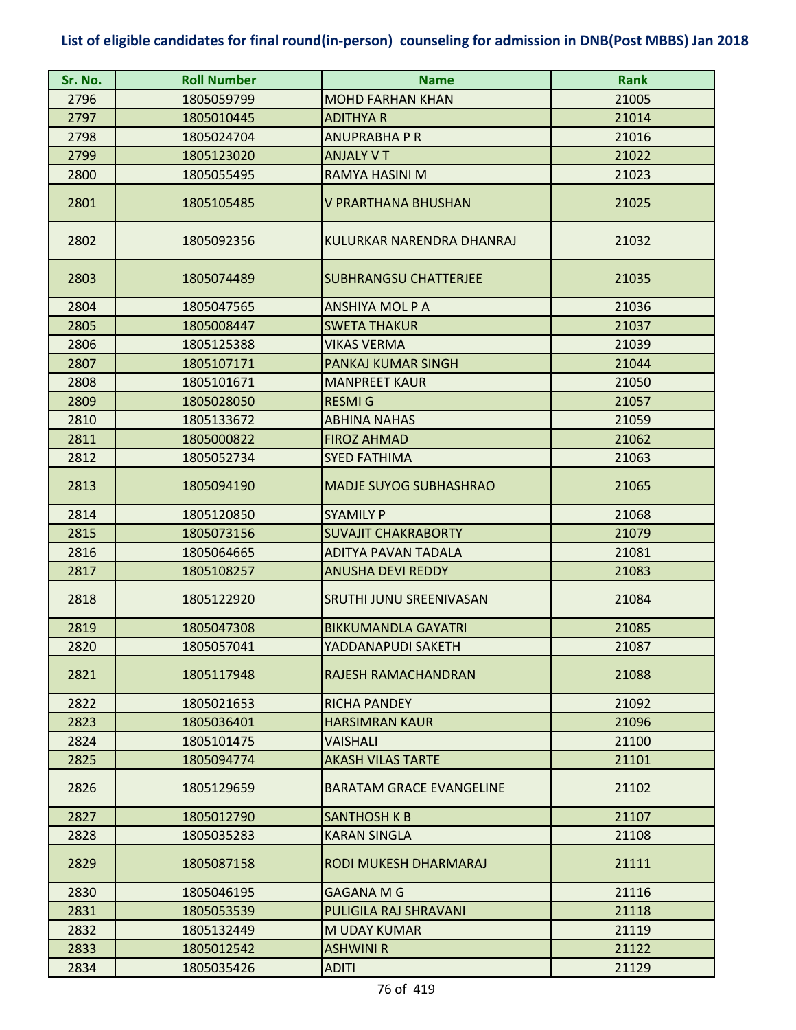# List of eligible candidates for final round(in-person) counseling for admission in DNB(Post MBBS) Jan 2018

| Sr. No. | Roll Number | Name | Rank |
|---|---|---|---|
| 2796 | 1805059799 | MOHD FARHAN KHAN | 21005 |
| 2797 | 1805010445 | ADITHYA R | 21014 |
| 2798 | 1805024704 | ANUPRABHA P R | 21016 |
| 2799 | 1805123020 | ANJALY V T | 21022 |
| 2800 | 1805055495 | RAMYA HASINI M | 21023 |
| 2801 | 1805105485 | V PRARTHANA BHUSHAN | 21025 |
| 2802 | 1805092356 | KULURKAR NARENDRA DHANRAJ | 21032 |
| 2803 | 1805074489 | SUBHRANGSU CHATTERJEE | 21035 |
| 2804 | 1805047565 | ANSHIYA MOL P A | 21036 |
| 2805 | 1805008447 | SWETA THAKUR | 21037 |
| 2806 | 1805125388 | VIKAS VERMA | 21039 |
| 2807 | 1805107171 | PANKAJ KUMAR SINGH | 21044 |
| 2808 | 1805101671 | MANPREET KAUR | 21050 |
| 2809 | 1805028050 | RESMI G | 21057 |
| 2810 | 1805133672 | ABHINA NAHAS | 21059 |
| 2811 | 1805000822 | FIROZ AHMAD | 21062 |
| 2812 | 1805052734 | SYED FATHIMA | 21063 |
| 2813 | 1805094190 | MADJE SUYOG SUBHASHRAO | 21065 |
| 2814 | 1805120850 | SYAMILY P | 21068 |
| 2815 | 1805073156 | SUVAJIT CHAKRABORTY | 21079 |
| 2816 | 1805064665 | ADITYA PAVAN TADALA | 21081 |
| 2817 | 1805108257 | ANUSHA DEVI REDDY | 21083 |
| 2818 | 1805122920 | SRUTHI JUNU SREENIVASAN | 21084 |
| 2819 | 1805047308 | BIKKUMANDLA GAYATRI | 21085 |
| 2820 | 1805057041 | YADDANAPUDI SAKETH | 21087 |
| 2821 | 1805117948 | RAJESH RAMACHANDRAN | 21088 |
| 2822 | 1805021653 | RICHA PANDEY | 21092 |
| 2823 | 1805036401 | HARSIMRAN KAUR | 21096 |
| 2824 | 1805101475 | VAISHALI | 21100 |
| 2825 | 1805094774 | AKASH VILAS TARTE | 21101 |
| 2826 | 1805129659 | BARATAM GRACE EVANGELINE | 21102 |
| 2827 | 1805012790 | SANTHOSH K B | 21107 |
| 2828 | 1805035283 | KARAN SINGLA | 21108 |
| 2829 | 1805087158 | RODI MUKESH DHARMARAJ | 21111 |
| 2830 | 1805046195 | GAGANA M G | 21116 |
| 2831 | 1805053539 | PULIGILA RAJ SHRAVANI | 21118 |
| 2832 | 1805132449 | M UDAY KUMAR | 21119 |
| 2833 | 1805012542 | ASHWINI R | 21122 |
| 2834 | 1805035426 | ADITI | 21129 |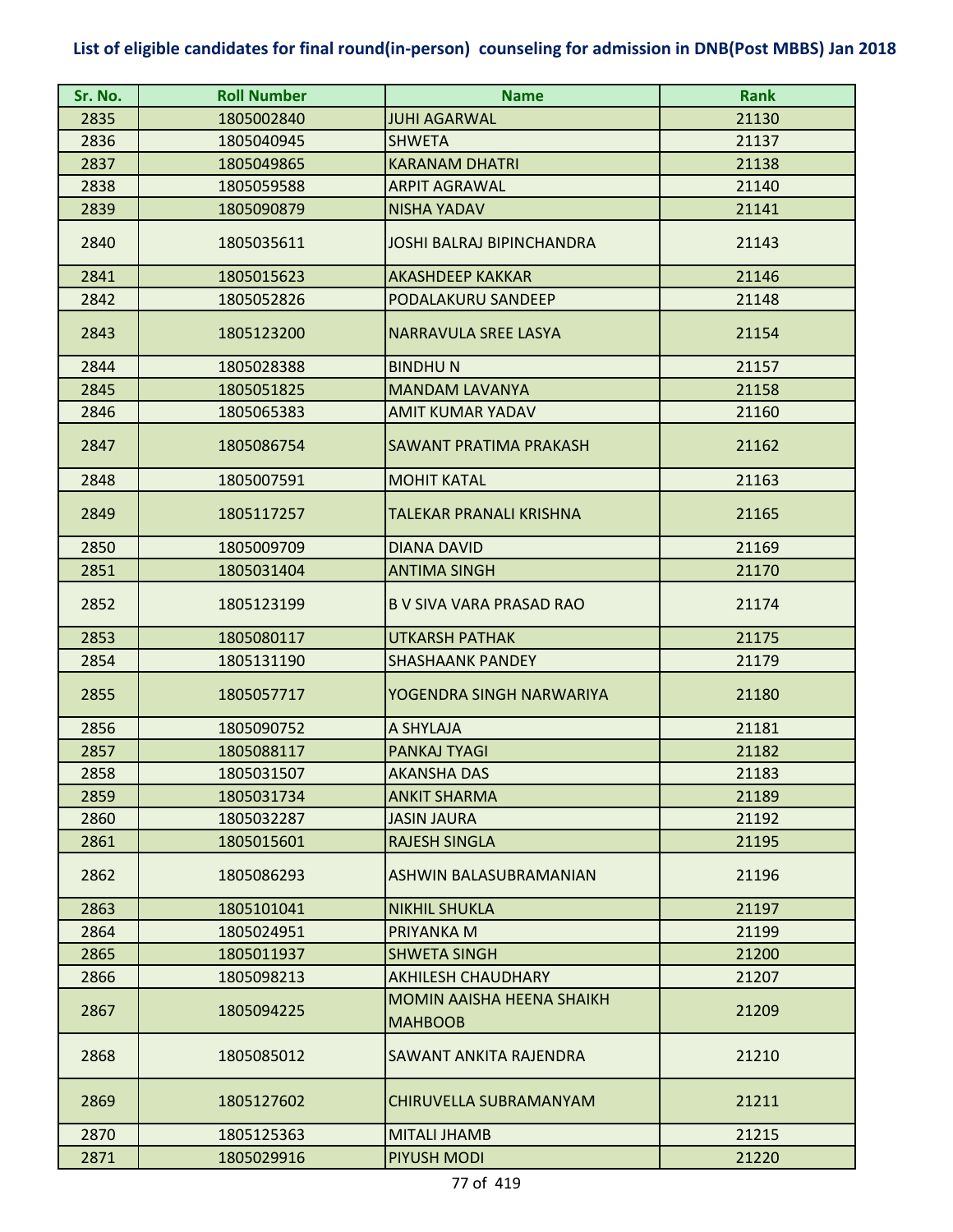**List of eligible candidates for final round(in-person) counseling for admission in DNB(Post MBBS) Jan 2018**

| Sr. No. | Roll Number | Name | Rank |
|---|---|---|---|
| 2835 | 1805002840 | JUHI AGARWAL | 21130 |
| 2836 | 1805040945 | SHWETA | 21137 |
| 2837 | 1805049865 | KARANAM DHATRI | 21138 |
| 2838 | 1805059588 | ARPIT AGRAWAL | 21140 |
| 2839 | 1805090879 | NISHA YADAV | 21141 |
| 2840 | 1805035611 | JOSHI BALRAJ BIPINCHANDRA | 21143 |
| 2841 | 1805015623 | AKASHDEEP KAKKAR | 21146 |
| 2842 | 1805052826 | PODALAKURU SANDEEP | 21148 |
| 2843 | 1805123200 | NARRAVULA SREE LASYA | 21154 |
| 2844 | 1805028388 | BINDHU N | 21157 |
| 2845 | 1805051825 | MANDAM LAVANYA | 21158 |
| 2846 | 1805065383 | AMIT KUMAR YADAV | 21160 |
| 2847 | 1805086754 | SAWANT PRATIMA PRAKASH | 21162 |
| 2848 | 1805007591 | MOHIT KATAL | 21163 |
| 2849 | 1805117257 | TALEKAR PRANALI KRISHNA | 21165 |
| 2850 | 1805009709 | DIANA DAVID | 21169 |
| 2851 | 1805031404 | ANTIMA SINGH | 21170 |
| 2852 | 1805123199 | B V SIVA VARA PRASAD RAO | 21174 |
| 2853 | 1805080117 | UTKARSH PATHAK | 21175 |
| 2854 | 1805131190 | SHASHAANK PANDEY | 21179 |
| 2855 | 1805057717 | YOGENDRA SINGH NARWARIYA | 21180 |
| 2856 | 1805090752 | A SHYLAJA | 21181 |
| 2857 | 1805088117 | PANKAJ TYAGI | 21182 |
| 2858 | 1805031507 | AKANSHA DAS | 21183 |
| 2859 | 1805031734 | ANKIT SHARMA | 21189 |
| 2860 | 1805032287 | JASIN JAURA | 21192 |
| 2861 | 1805015601 | RAJESH SINGLA | 21195 |
| 2862 | 1805086293 | ASHWIN BALASUBRAMANIAN | 21196 |
| 2863 | 1805101041 | NIKHIL SHUKLA | 21197 |
| 2864 | 1805024951 | PRIYANKA M | 21199 |
| 2865 | 1805011937 | SHWETA SINGH | 21200 |
| 2866 | 1805098213 | AKHILESH CHAUDHARY | 21207 |
| 2867 | 1805094225 | MOMIN AAISHA HEENA SHAIKH MAHBOOB | 21209 |
| 2868 | 1805085012 | SAWANT ANKITA RAJENDRA | 21210 |
| 2869 | 1805127602 | CHIRUVELLA SUBRAMANYAM | 21211 |
| 2870 | 1805125363 | MITALI JHAMB | 21215 |
| 2871 | 1805029916 | PIYUSH MODI | 21220 |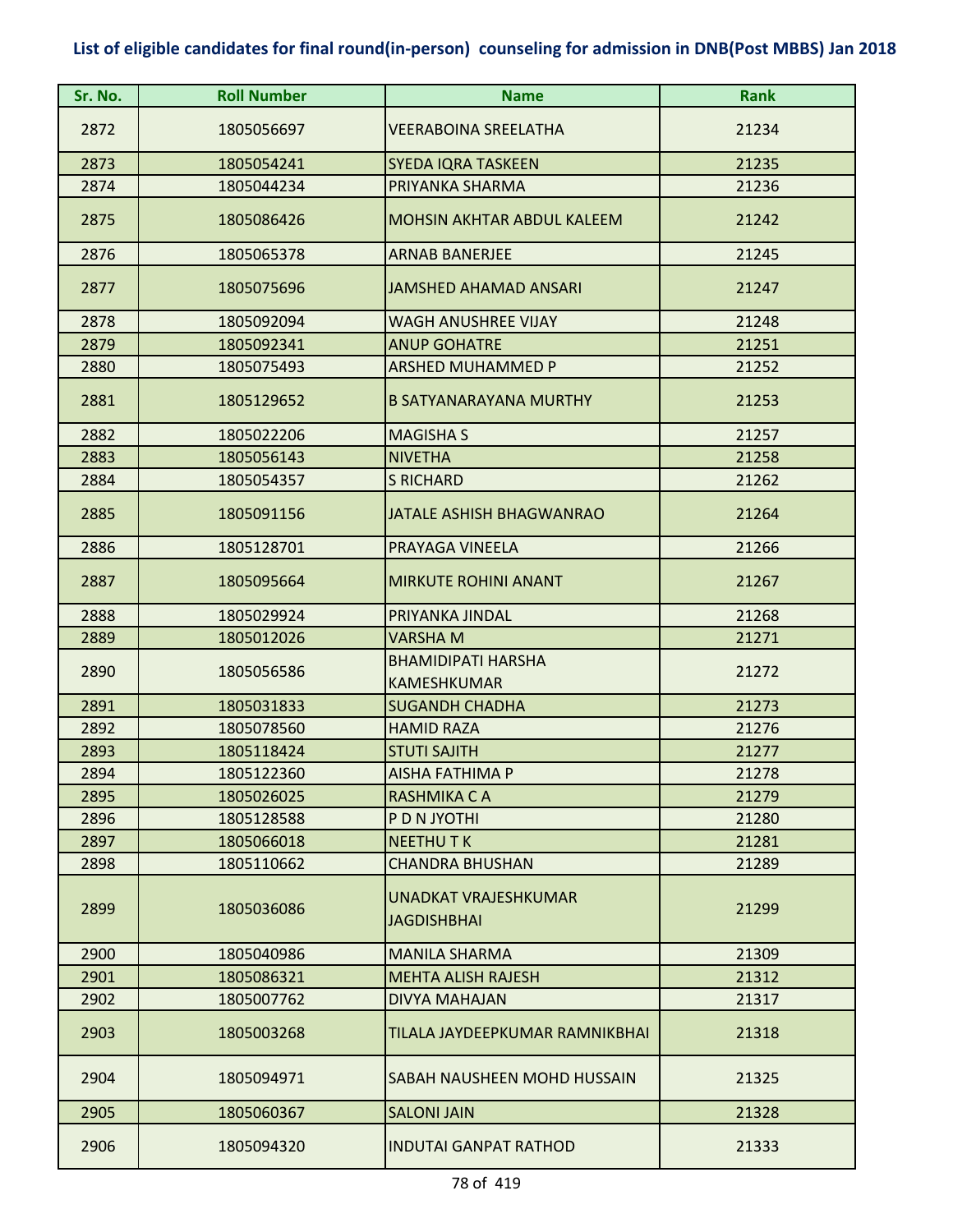# List of eligible candidates for final round(in-person) counseling for admission in DNB(Post MBBS) Jan 2018

| Sr. No. | Roll Number | Name | Rank |
|---|---|---|---|
| 2872 | 1805056697 | VEERABOINA SREELATHA | 21234 |
| 2873 | 1805054241 | SYEDA IQRA TASKEEN | 21235 |
| 2874 | 1805044234 | PRIYANKA SHARMA | 21236 |
| 2875 | 1805086426 | MOHSIN AKHTAR ABDUL KALEEM | 21242 |
| 2876 | 1805065378 | ARNAB BANERJEE | 21245 |
| 2877 | 1805075696 | JAMSHED AHAMAD ANSARI | 21247 |
| 2878 | 1805092094 | WAGH ANUSHREE VIJAY | 21248 |
| 2879 | 1805092341 | ANUP GOHATRE | 21251 |
| 2880 | 1805075493 | ARSHED MUHAMMED P | 21252 |
| 2881 | 1805129652 | B SATYANARAYANA MURTHY | 21253 |
| 2882 | 1805022206 | MAGISHA S | 21257 |
| 2883 | 1805056143 | NIVETHA | 21258 |
| 2884 | 1805054357 | S RICHARD | 21262 |
| 2885 | 1805091156 | JATALE ASHISH BHAGWANRAO | 21264 |
| 2886 | 1805128701 | PRAYAGA VINEELA | 21266 |
| 2887 | 1805095664 | MIRKUTE ROHINI ANANT | 21267 |
| 2888 | 1805029924 | PRIYANKA JINDAL | 21268 |
| 2889 | 1805012026 | VARSHA M | 21271 |
| 2890 | 1805056586 | BHAMIDIPATI HARSHA KAMESHKUMAR | 21272 |
| 2891 | 1805031833 | SUGANDH CHADHA | 21273 |
| 2892 | 1805078560 | HAMID RAZA | 21276 |
| 2893 | 1805118424 | STUTI SAJITH | 21277 |
| 2894 | 1805122360 | AISHA FATHIMA P | 21278 |
| 2895 | 1805026025 | RASHMIKA C A | 21279 |
| 2896 | 1805128588 | P D N JYOTHI | 21280 |
| 2897 | 1805066018 | NEETHU T K | 21281 |
| 2898 | 1805110662 | CHANDRA BHUSHAN | 21289 |
| 2899 | 1805036086 | UNADKAT VRAJESHKUMAR JAGDISHBHAI | 21299 |
| 2900 | 1805040986 | MANILA SHARMA | 21309 |
| 2901 | 1805086321 | MEHTA ALISH RAJESH | 21312 |
| 2902 | 1805007762 | DIVYA MAHAJAN | 21317 |
| 2903 | 1805003268 | TILALA JAYDEEPKUMAR RAMNIKBHAI | 21318 |
| 2904 | 1805094971 | SABAH NAUSHEEN MOHD HUSSAIN | 21325 |
| 2905 | 1805060367 | SALONI JAIN | 21328 |
| 2906 | 1805094320 | INDUTAI GANPAT RATHOD | 21333 |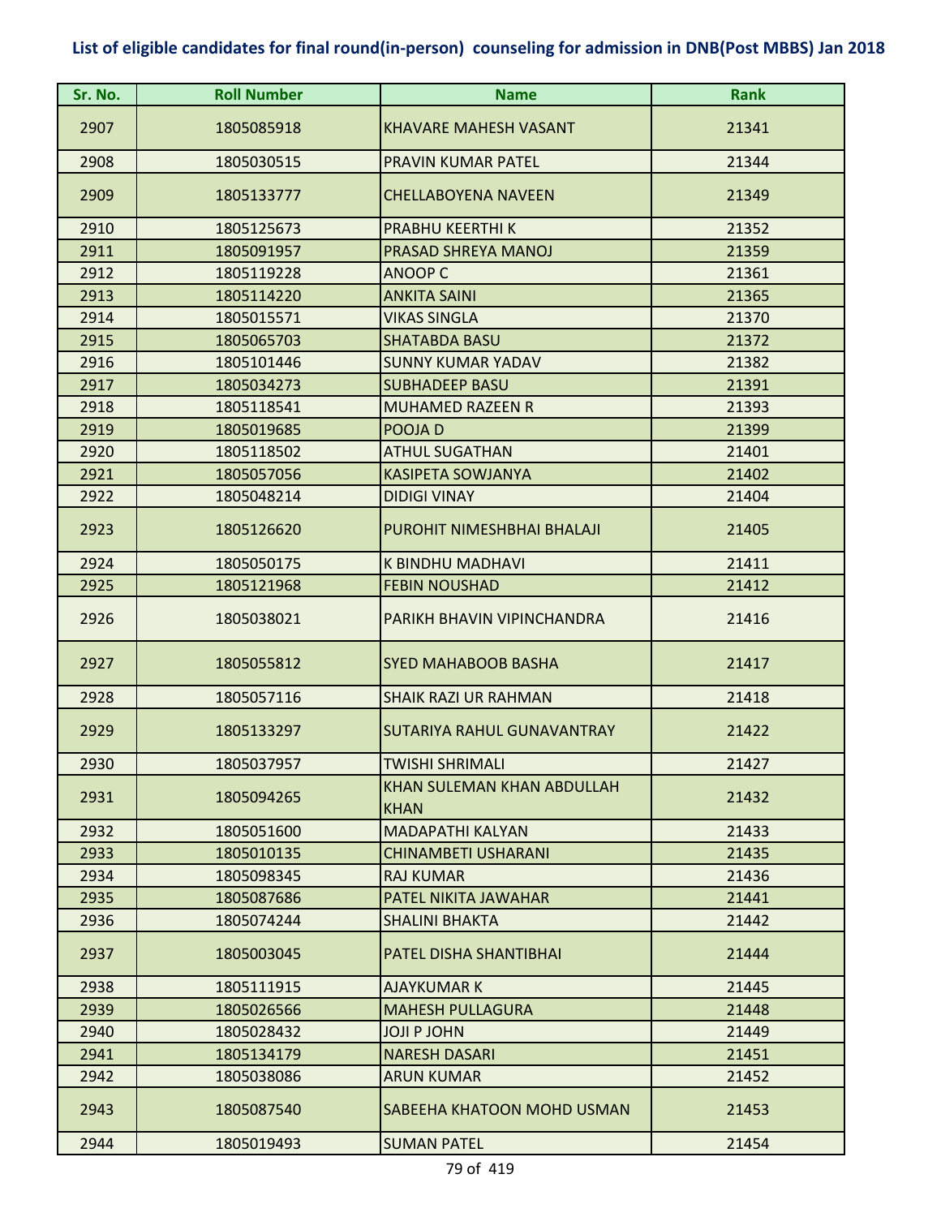**List of eligible candidates for final round(in-person) counseling for admission in DNB(Post MBBS) Jan 2018**

| Sr. No. | Roll Number | Name | Rank |
|---|---|---|---|
| 2907 | 1805085918 | KHAVARE MAHESH VASANT | 21341 |
| 2908 | 1805030515 | PRAVIN KUMAR PATEL | 21344 |
| 2909 | 1805133777 | CHELLABOYENA NAVEEN | 21349 |
| 2910 | 1805125673 | PRABHU KEERTHI K | 21352 |
| 2911 | 1805091957 | PRASAD SHREYA MANOJ | 21359 |
| 2912 | 1805119228 | ANOOP C | 21361 |
| 2913 | 1805114220 | ANKITA SAINI | 21365 |
| 2914 | 1805015571 | VIKAS SINGLA | 21370 |
| 2915 | 1805065703 | SHATABDA BASU | 21372 |
| 2916 | 1805101446 | SUNNY KUMAR YADAV | 21382 |
| 2917 | 1805034273 | SUBHADEEP BASU | 21391 |
| 2918 | 1805118541 | MUHAMED RAZEEN R | 21393 |
| 2919 | 1805019685 | POOJA D | 21399 |
| 2920 | 1805118502 | ATHUL SUGATHAN | 21401 |
| 2921 | 1805057056 | KASIPETA SOWJANYA | 21402 |
| 2922 | 1805048214 | DIDIGI VINAY | 21404 |
| 2923 | 1805126620 | PUROHIT NIMESHBHAI BHALAJI | 21405 |
| 2924 | 1805050175 | K BINDHU MADHAVI | 21411 |
| 2925 | 1805121968 | FEBIN NOUSHAD | 21412 |
| 2926 | 1805038021 | PARIKH BHAVIN VIPINCHANDRA | 21416 |
| 2927 | 1805055812 | SYED MAHABOOB BASHA | 21417 |
| 2928 | 1805057116 | SHAIK RAZI UR RAHMAN | 21418 |
| 2929 | 1805133297 | SUTARIYA RAHUL GUNAVANTRAY | 21422 |
| 2930 | 1805037957 | TWISHI SHRIMALI | 21427 |
| 2931 | 1805094265 | KHAN SULEMAN KHAN ABDULLAH KHAN | 21432 |
| 2932 | 1805051600 | MADAPATHI KALYAN | 21433 |
| 2933 | 1805010135 | CHINAMBETI USHARANI | 21435 |
| 2934 | 1805098345 | RAJ KUMAR | 21436 |
| 2935 | 1805087686 | PATEL NIKITA JAWAHAR | 21441 |
| 2936 | 1805074244 | SHALINI BHAKTA | 21442 |
| 2937 | 1805003045 | PATEL DISHA SHANTIBHAI | 21444 |
| 2938 | 1805111915 | AJAYKUMAR K | 21445 |
| 2939 | 1805026566 | MAHESH PULLAGURA | 21448 |
| 2940 | 1805028432 | JOJI P JOHN | 21449 |
| 2941 | 1805134179 | NARESH DASARI | 21451 |
| 2942 | 1805038086 | ARUN KUMAR | 21452 |
| 2943 | 1805087540 | SABEEHA KHATOON MOHD USMAN | 21453 |
| 2944 | 1805019493 | SUMAN PATEL | 21454 |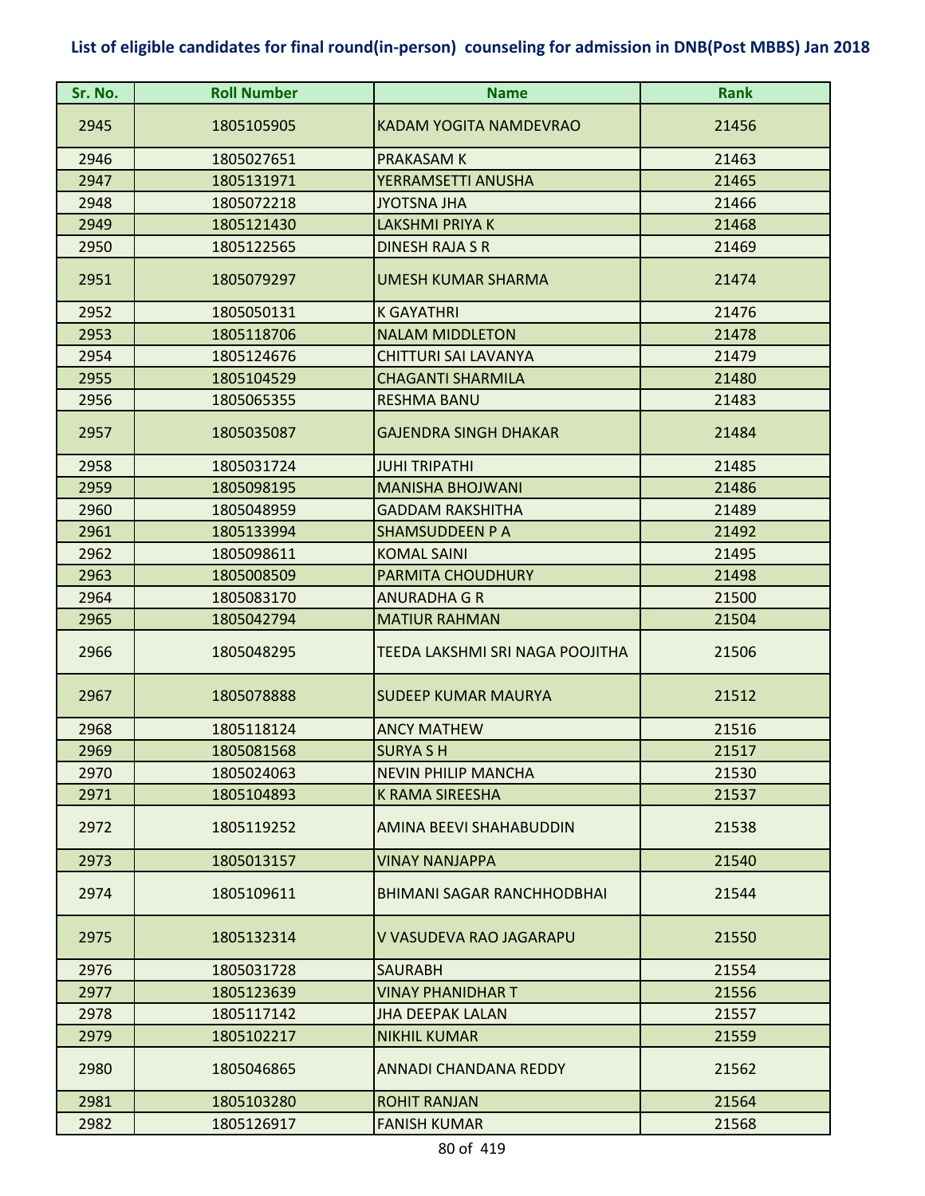## List of eligible candidates for final round(in-person) counseling for admission in DNB(Post MBBS) Jan 2018

| Sr. No. | Roll Number | Name | Rank |
|---|---|---|---|
| 2945 | 1805105905 | KADAM YOGITA NAMDEVRAO | 21456 |
| 2946 | 1805027651 | PRAKASAM K | 21463 |
| 2947 | 1805131971 | YERRAMSETTI ANUSHA | 21465 |
| 2948 | 1805072218 | JYOTSNA JHA | 21466 |
| 2949 | 1805121430 | LAKSHMI PRIYA K | 21468 |
| 2950 | 1805122565 | DINESH RAJA S R | 21469 |
| 2951 | 1805079297 | UMESH KUMAR SHARMA | 21474 |
| 2952 | 1805050131 | K GAYATHRI | 21476 |
| 2953 | 1805118706 | NALAM MIDDLETON | 21478 |
| 2954 | 1805124676 | CHITTURI SAI LAVANYA | 21479 |
| 2955 | 1805104529 | CHAGANTI SHARMILA | 21480 |
| 2956 | 1805065355 | RESHMA BANU | 21483 |
| 2957 | 1805035087 | GAJENDRA SINGH DHAKAR | 21484 |
| 2958 | 1805031724 | JUHI TRIPATHI | 21485 |
| 2959 | 1805098195 | MANISHA BHOJWANI | 21486 |
| 2960 | 1805048959 | GADDAM RAKSHITHA | 21489 |
| 2961 | 1805133994 | SHAMSUDDEEN P A | 21492 |
| 2962 | 1805098611 | KOMAL SAINI | 21495 |
| 2963 | 1805008509 | PARMITA CHOUDHURY | 21498 |
| 2964 | 1805083170 | ANURADHA G R | 21500 |
| 2965 | 1805042794 | MATIUR RAHMAN | 21504 |
| 2966 | 1805048295 | TEEDA LAKSHMI SRI NAGA POOJITHA | 21506 |
| 2967 | 1805078888 | SUDEEP KUMAR MAURYA | 21512 |
| 2968 | 1805118124 | ANCY MATHEW | 21516 |
| 2969 | 1805081568 | SURYA S H | 21517 |
| 2970 | 1805024063 | NEVIN PHILIP MANCHA | 21530 |
| 2971 | 1805104893 | K RAMA SIREESHA | 21537 |
| 2972 | 1805119252 | AMINA BEEVI SHAHABUDDIN | 21538 |
| 2973 | 1805013157 | VINAY NANJAPPA | 21540 |
| 2974 | 1805109611 | BHIMANI SAGAR RANCHHODBHAI | 21544 |
| 2975 | 1805132314 | V VASUDEVA RAO JAGARAPU | 21550 |
| 2976 | 1805031728 | SAURABH | 21554 |
| 2977 | 1805123639 | VINAY PHANIDHAR T | 21556 |
| 2978 | 1805117142 | JHA DEEPAK LALAN | 21557 |
| 2979 | 1805102217 | NIKHIL KUMAR | 21559 |
| 2980 | 1805046865 | ANNADI CHANDANA REDDY | 21562 |
| 2981 | 1805103280 | ROHIT RANJAN | 21564 |
| 2982 | 1805126917 | FANISH KUMAR | 21568 |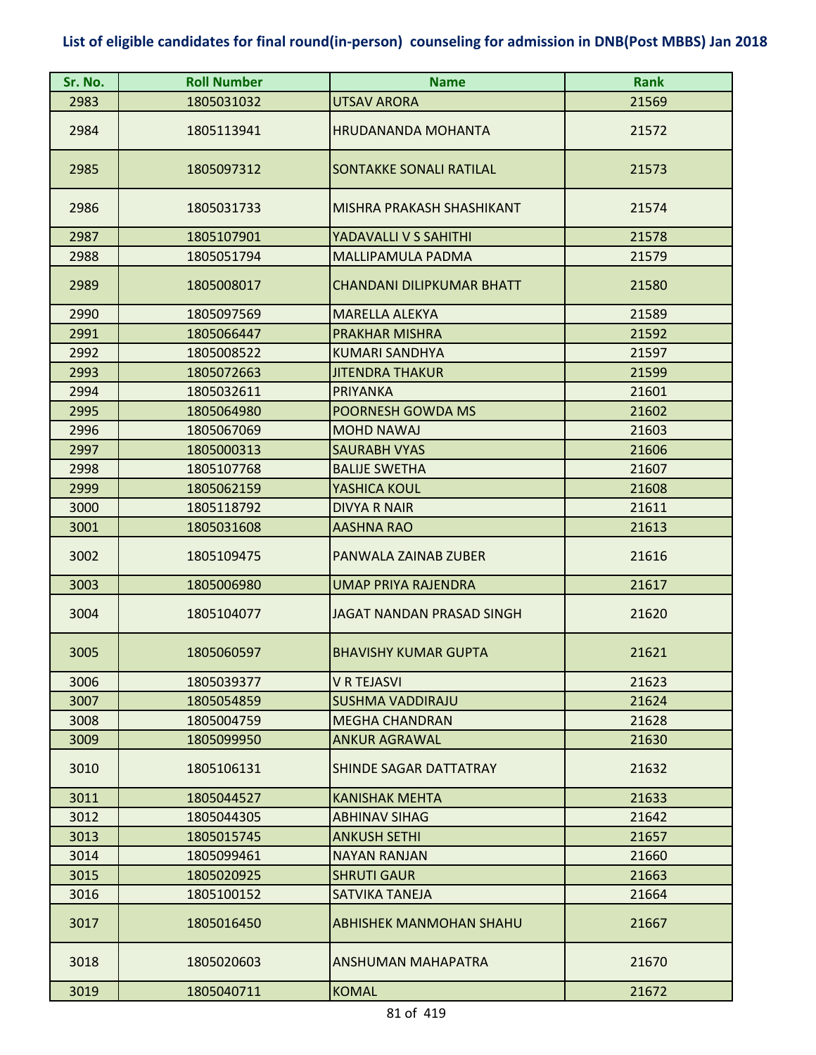## List of eligible candidates for final round(in-person) counseling for admission in DNB(Post MBBS) Jan 2018

| Sr. No. | Roll Number | Name | Rank |
|---|---|---|---|
| 2983 | 1805031032 | UTSAV ARORA | 21569 |
| 2984 | 1805113941 | HRUDANANDA MOHANTA | 21572 |
| 2985 | 1805097312 | SONTAKKE SONALI RATILAL | 21573 |
| 2986 | 1805031733 | MISHRA PRAKASH SHASHIKANT | 21574 |
| 2987 | 1805107901 | YADAVALLI V S SAHITHI | 21578 |
| 2988 | 1805051794 | MALLIPAMULA PADMA | 21579 |
| 2989 | 1805008017 | CHANDANI DILIPKUMAR BHATT | 21580 |
| 2990 | 1805097569 | MARELLA ALEKYA | 21589 |
| 2991 | 1805066447 | PRAKHAR MISHRA | 21592 |
| 2992 | 1805008522 | KUMARI SANDHYA | 21597 |
| 2993 | 1805072663 | JITENDRA THAKUR | 21599 |
| 2994 | 1805032611 | PRIYANKA | 21601 |
| 2995 | 1805064980 | POORNESH GOWDA MS | 21602 |
| 2996 | 1805067069 | MOHD NAWAJ | 21603 |
| 2997 | 1805000313 | SAURABH VYAS | 21606 |
| 2998 | 1805107768 | BALIJE SWETHA | 21607 |
| 2999 | 1805062159 | YASHICA KOUL | 21608 |
| 3000 | 1805118792 | DIVYA R NAIR | 21611 |
| 3001 | 1805031608 | AASHNA RAO | 21613 |
| 3002 | 1805109475 | PANWALA ZAINAB ZUBER | 21616 |
| 3003 | 1805006980 | UMAP PRIYA RAJENDRA | 21617 |
| 3004 | 1805104077 | JAGAT NANDAN PRASAD SINGH | 21620 |
| 3005 | 1805060597 | BHAVISHY KUMAR GUPTA | 21621 |
| 3006 | 1805039377 | V R TEJASVI | 21623 |
| 3007 | 1805054859 | SUSHMA VADDIRAJU | 21624 |
| 3008 | 1805004759 | MEGHA CHANDRAN | 21628 |
| 3009 | 1805099950 | ANKUR AGRAWAL | 21630 |
| 3010 | 1805106131 | SHINDE SAGAR DATTATRAY | 21632 |
| 3011 | 1805044527 | KANISHAK MEHTA | 21633 |
| 3012 | 1805044305 | ABHINAV SIHAG | 21642 |
| 3013 | 1805015745 | ANKUSH SETHI | 21657 |
| 3014 | 1805099461 | NAYAN RANJAN | 21660 |
| 3015 | 1805020925 | SHRUTI GAUR | 21663 |
| 3016 | 1805100152 | SATVIKA TANEJA | 21664 |
| 3017 | 1805016450 | ABHISHEK MANMOHAN SHAHU | 21667 |
| 3018 | 1805020603 | ANSHUMAN MAHAPATRA | 21670 |
| 3019 | 1805040711 | KOMAL | 21672 |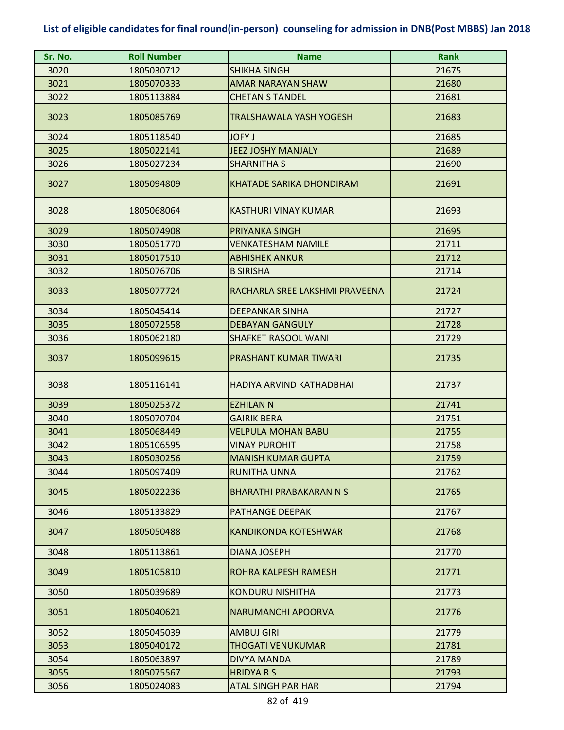**List of eligible candidates for final round(in-person) counseling for admission in DNB(Post MBBS) Jan 2018**

| Sr. No. | Roll Number | Name | Rank |
|---|---|---|---|
| 3020 | 1805030712 | SHIKHA SINGH | 21675 |
| 3021 | 1805070333 | AMAR NARAYAN SHAW | 21680 |
| 3022 | 1805113884 | CHETAN S TANDEL | 21681 |
| 3023 | 1805085769 | TRALSHAWALA YASH YOGESH | 21683 |
| 3024 | 1805118540 | JOFY J | 21685 |
| 3025 | 1805022141 | JEEZ JOSHY MANJALY | 21689 |
| 3026 | 1805027234 | SHARNITHA S | 21690 |
| 3027 | 1805094809 | KHATADE SARIKA DHONDIRAM | 21691 |
| 3028 | 1805068064 | KASTHURI VINAY KUMAR | 21693 |
| 3029 | 1805074908 | PRIYANKA SINGH | 21695 |
| 3030 | 1805051770 | VENKATESHAM NAMILE | 21711 |
| 3031 | 1805017510 | ABHISHEK ANKUR | 21712 |
| 3032 | 1805076706 | B SIRISHA | 21714 |
| 3033 | 1805077724 | RACHARLA SREE LAKSHMI PRAVEENA | 21724 |
| 3034 | 1805045414 | DEEPANKAR SINHA | 21727 |
| 3035 | 1805072558 | DEBAYAN GANGULY | 21728 |
| 3036 | 1805062180 | SHAFKET RASOOL WANI | 21729 |
| 3037 | 1805099615 | PRASHANT KUMAR TIWARI | 21735 |
| 3038 | 1805116141 | HADIYA ARVIND KATHADBHAI | 21737 |
| 3039 | 1805025372 | EZHILAN N | 21741 |
| 3040 | 1805070704 | GAIRIK BERA | 21751 |
| 3041 | 1805068449 | VELPULA MOHAN BABU | 21755 |
| 3042 | 1805106595 | VINAY PUROHIT | 21758 |
| 3043 | 1805030256 | MANISH KUMAR GUPTA | 21759 |
| 3044 | 1805097409 | RUNITHA UNNA | 21762 |
| 3045 | 1805022236 | BHARATHI PRABAKARAN N S | 21765 |
| 3046 | 1805133829 | PATHANGE DEEPAK | 21767 |
| 3047 | 1805050488 | KANDIKONDA KOTESHWAR | 21768 |
| 3048 | 1805113861 | DIANA JOSEPH | 21770 |
| 3049 | 1805105810 | ROHRA KALPESH RAMESH | 21771 |
| 3050 | 1805039689 | KONDURU NISHITHA | 21773 |
| 3051 | 1805040621 | NARUMANCHI APOORVA | 21776 |
| 3052 | 1805045039 | AMBUJ GIRI | 21779 |
| 3053 | 1805040172 | THOGATI VENUKUMAR | 21781 |
| 3054 | 1805063897 | DIVYA MANDA | 21789 |
| 3055 | 1805075567 | HRIDYA R S | 21793 |
| 3056 | 1805024083 | ATAL SINGH PARIHAR | 21794 |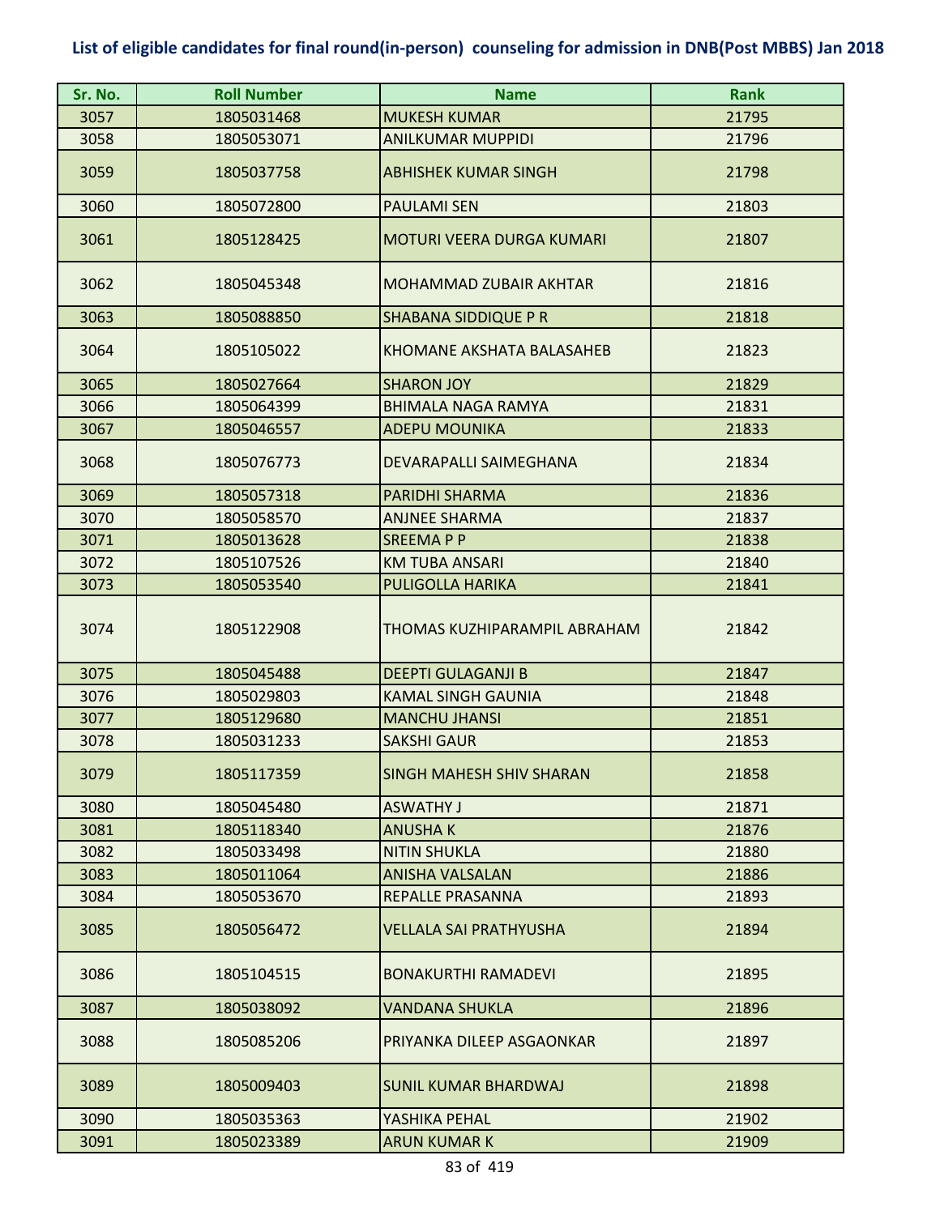**List of eligible candidates for final round(in-person) counseling for admission in DNB(Post MBBS) Jan 2018**

| Sr. No. | Roll Number | Name | Rank |
|---|---|---|---|
| 3057 | 1805031468 | MUKESH KUMAR | 21795 |
| 3058 | 1805053071 | ANILKUMAR MUPPIDI | 21796 |
| 3059 | 1805037758 | ABHISHEK KUMAR SINGH | 21798 |
| 3060 | 1805072800 | PAULAMI SEN | 21803 |
| 3061 | 1805128425 | MOTURI VEERA DURGA KUMARI | 21807 |
| 3062 | 1805045348 | MOHAMMAD ZUBAIR AKHTAR | 21816 |
| 3063 | 1805088850 | SHABANA SIDDIQUE P R | 21818 |
| 3064 | 1805105022 | KHOMANE AKSHATA BALASAHEB | 21823 |
| 3065 | 1805027664 | SHARON JOY | 21829 |
| 3066 | 1805064399 | BHIMALA NAGA RAMYA | 21831 |
| 3067 | 1805046557 | ADEPU MOUNIKA | 21833 |
| 3068 | 1805076773 | DEVARAPALLI SAIMEGHANA | 21834 |
| 3069 | 1805057318 | PARIDHI SHARMA | 21836 |
| 3070 | 1805058570 | ANJNEE SHARMA | 21837 |
| 3071 | 1805013628 | SREEMA P P | 21838 |
| 3072 | 1805107526 | KM TUBA ANSARI | 21840 |
| 3073 | 1805053540 | PULIGOLLA HARIKA | 21841 |
| 3074 | 1805122908 | THOMAS KUZHIPARAMPIL ABRAHAM | 21842 |
| 3075 | 1805045488 | DEEPTI GULAGANJI B | 21847 |
| 3076 | 1805029803 | KAMAL SINGH GAUNIA | 21848 |
| 3077 | 1805129680 | MANCHU JHANSI | 21851 |
| 3078 | 1805031233 | SAKSHI GAUR | 21853 |
| 3079 | 1805117359 | SINGH MAHESH SHIV SHARAN | 21858 |
| 3080 | 1805045480 | ASWATHY J | 21871 |
| 3081 | 1805118340 | ANUSHA K | 21876 |
| 3082 | 1805033498 | NITIN SHUKLA | 21880 |
| 3083 | 1805011064 | ANISHA VALSALAN | 21886 |
| 3084 | 1805053670 | REPALLE PRASANNA | 21893 |
| 3085 | 1805056472 | VELLALA SAI PRATHYUSHA | 21894 |
| 3086 | 1805104515 | BONAKURTHI RAMADEVI | 21895 |
| 3087 | 1805038092 | VANDANA SHUKLA | 21896 |
| 3088 | 1805085206 | PRIYANKA DILEEP ASGAONKAR | 21897 |
| 3089 | 1805009403 | SUNIL KUMAR BHARDWAJ | 21898 |
| 3090 | 1805035363 | YASHIKA PEHAL | 21902 |
| 3091 | 1805023389 | ARUN KUMAR K | 21909 |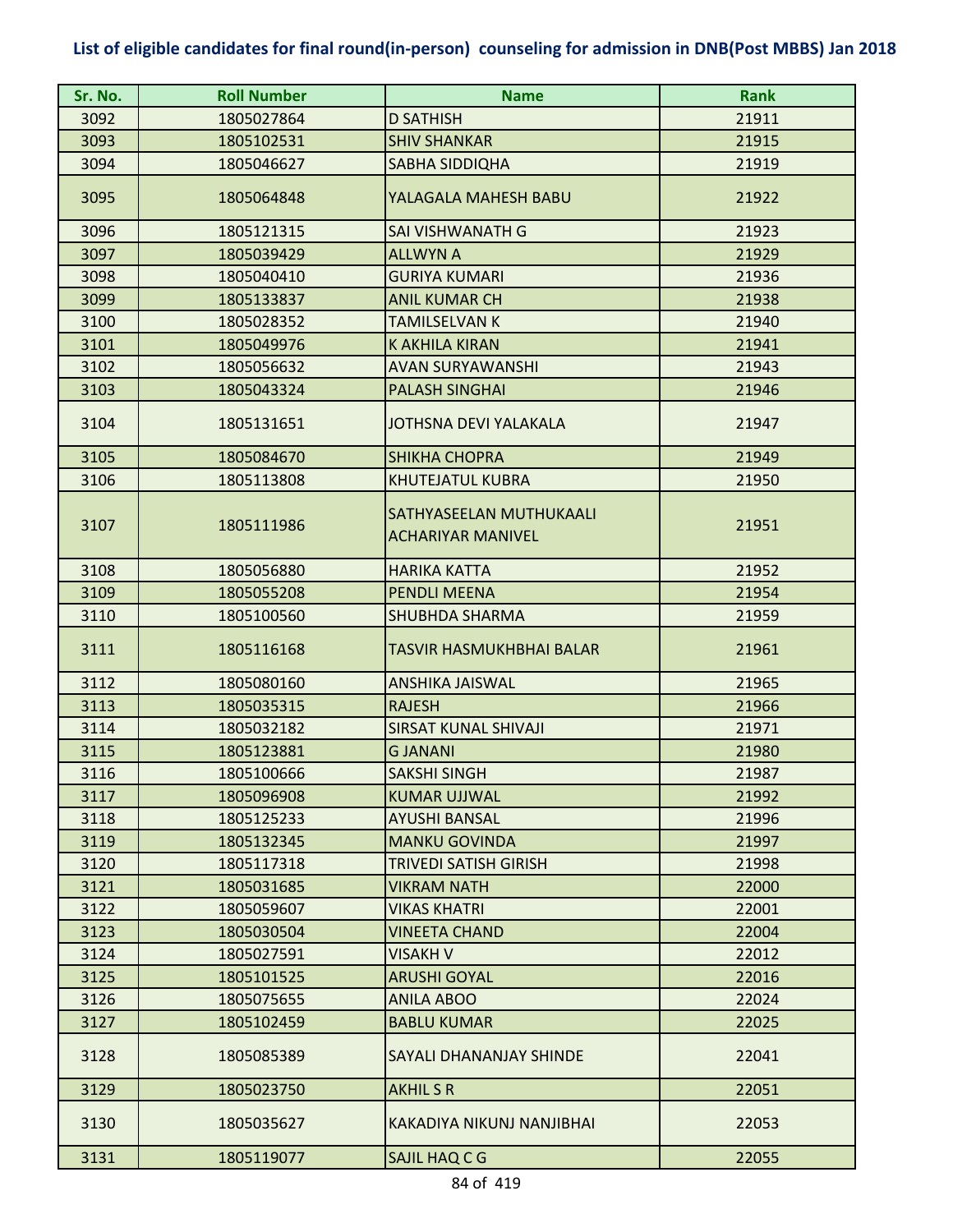# List of eligible candidates for final round(in-person) counseling for admission in DNB(Post MBBS) Jan 2018

| Sr. No. | Roll Number | Name | Rank |
|---|---|---|---|
| 3092 | 1805027864 | D SATHISH | 21911 |
| 3093 | 1805102531 | SHIV SHANKAR | 21915 |
| 3094 | 1805046627 | SABHA SIDDIQHA | 21919 |
| 3095 | 1805064848 | YALAGALA MAHESH BABU | 21922 |
| 3096 | 1805121315 | SAI VISHWANATH G | 21923 |
| 3097 | 1805039429 | ALLWYN A | 21929 |
| 3098 | 1805040410 | GURIYA KUMARI | 21936 |
| 3099 | 1805133837 | ANIL KUMAR CH | 21938 |
| 3100 | 1805028352 | TAMILSELVAN K | 21940 |
| 3101 | 1805049976 | K AKHILA KIRAN | 21941 |
| 3102 | 1805056632 | AVAN SURYAWANSHI | 21943 |
| 3103 | 1805043324 | PALASH SINGHAI | 21946 |
| 3104 | 1805131651 | JOTHSNA DEVI YALAKALA | 21947 |
| 3105 | 1805084670 | SHIKHA CHOPRA | 21949 |
| 3106 | 1805113808 | KHUTEJATUL KUBRA | 21950 |
| 3107 | 1805111986 | SATHYASEELAN MUTHUKAALI ACHARIYAR MANIVEL | 21951 |
| 3108 | 1805056880 | HARIKA KATTA | 21952 |
| 3109 | 1805055208 | PENDLI MEENA | 21954 |
| 3110 | 1805100560 | SHUBHDA SHARMA | 21959 |
| 3111 | 1805116168 | TASVIR HASMUKHBHAI BALAR | 21961 |
| 3112 | 1805080160 | ANSHIKA JAISWAL | 21965 |
| 3113 | 1805035315 | RAJESH | 21966 |
| 3114 | 1805032182 | SIRSAT KUNAL SHIVAJI | 21971 |
| 3115 | 1805123881 | G JANANI | 21980 |
| 3116 | 1805100666 | SAKSHI SINGH | 21987 |
| 3117 | 1805096908 | KUMAR UJJWAL | 21992 |
| 3118 | 1805125233 | AYUSHI BANSAL | 21996 |
| 3119 | 1805132345 | MANKU GOVINDA | 21997 |
| 3120 | 1805117318 | TRIVEDI SATISH GIRISH | 21998 |
| 3121 | 1805031685 | VIKRAM NATH | 22000 |
| 3122 | 1805059607 | VIKAS KHATRI | 22001 |
| 3123 | 1805030504 | VINEETA CHAND | 22004 |
| 3124 | 1805027591 | VISAKH V | 22012 |
| 3125 | 1805101525 | ARUSHI GOYAL | 22016 |
| 3126 | 1805075655 | ANILA ABOO | 22024 |
| 3127 | 1805102459 | BABLU KUMAR | 22025 |
| 3128 | 1805085389 | SAYALI DHANANJAY SHINDE | 22041 |
| 3129 | 1805023750 | AKHIL S R | 22051 |
| 3130 | 1805035627 | KAKADIYA NIKUNJ NANJIBHAI | 22053 |
| 3131 | 1805119077 | SAJIL HAQ C G | 22055 |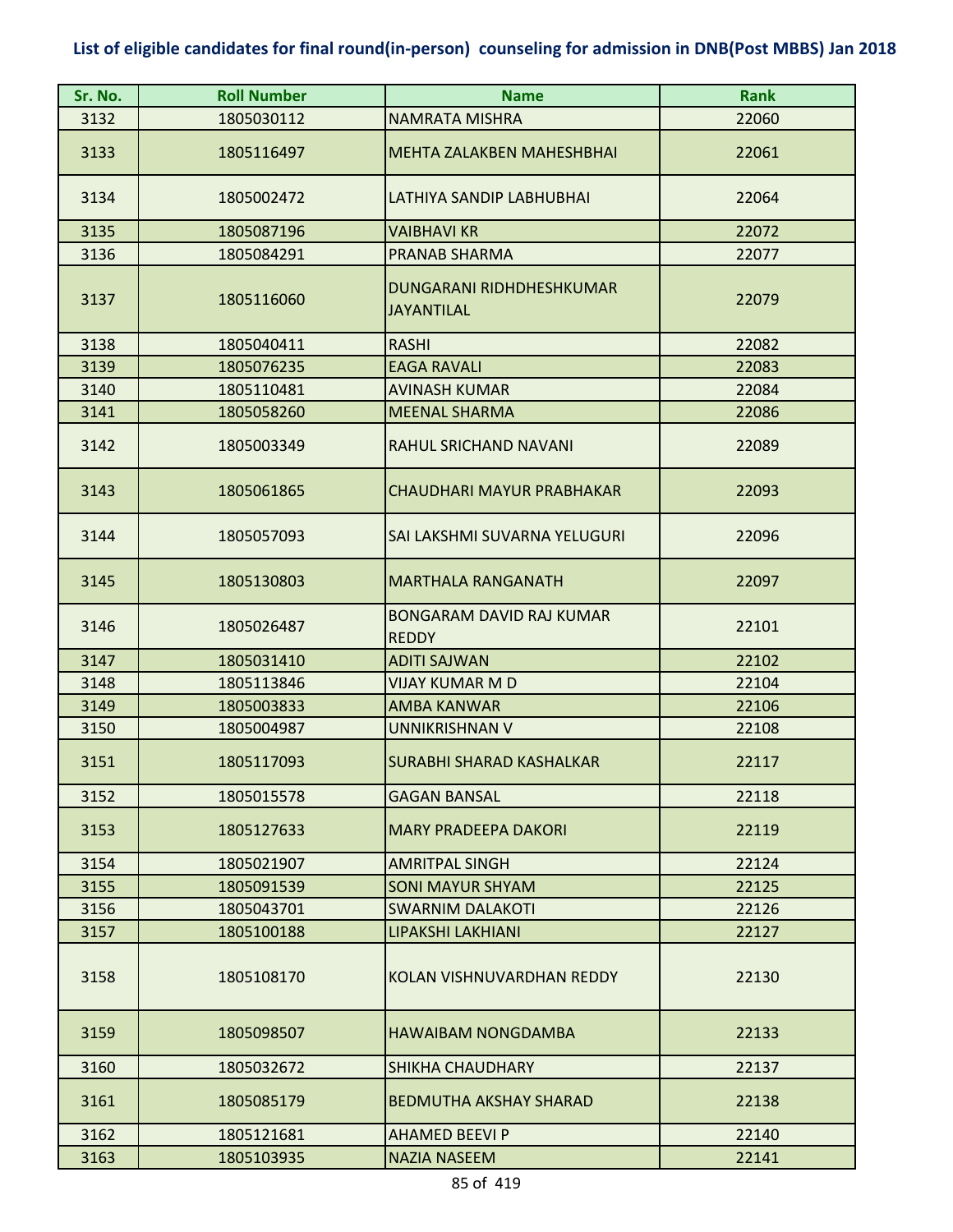**List of eligible candidates for final round(in-person) counseling for admission in DNB(Post MBBS) Jan 2018**

| Sr. No. | Roll Number | Name | Rank |
|---|---|---|---|
| 3132 | 1805030112 | NAMRATA MISHRA | 22060 |
| 3133 | 1805116497 | MEHTA ZALAKBEN MAHESHBHAI | 22061 |
| 3134 | 1805002472 | LATHIYA SANDIP LABHUBHAI | 22064 |
| 3135 | 1805087196 | VAIBHAVI KR | 22072 |
| 3136 | 1805084291 | PRANAB SHARMA | 22077 |
| 3137 | 1805116060 | DUNGARANI RIDHDHESHKUMAR JAYANTILAL | 22079 |
| 3138 | 1805040411 | RASHI | 22082 |
| 3139 | 1805076235 | EAGA RAVALI | 22083 |
| 3140 | 1805110481 | AVINASH KUMAR | 22084 |
| 3141 | 1805058260 | MEENAL SHARMA | 22086 |
| 3142 | 1805003349 | RAHUL SRICHAND NAVANI | 22089 |
| 3143 | 1805061865 | CHAUDHARI MAYUR PRABHAKAR | 22093 |
| 3144 | 1805057093 | SAI LAKSHMI SUVARNA YELUGURI | 22096 |
| 3145 | 1805130803 | MARTHALA RANGANATH | 22097 |
| 3146 | 1805026487 | BONGARAM DAVID RAJ KUMAR REDDY | 22101 |
| 3147 | 1805031410 | ADITI SAJWAN | 22102 |
| 3148 | 1805113846 | VIJAY KUMAR M D | 22104 |
| 3149 | 1805003833 | AMBA KANWAR | 22106 |
| 3150 | 1805004987 | UNNIKRISHNAN V | 22108 |
| 3151 | 1805117093 | SURABHI SHARAD KASHALKAR | 22117 |
| 3152 | 1805015578 | GAGAN BANSAL | 22118 |
| 3153 | 1805127633 | MARY PRADEEPA DAKORI | 22119 |
| 3154 | 1805021907 | AMRITPAL SINGH | 22124 |
| 3155 | 1805091539 | SONI MAYUR SHYAM | 22125 |
| 3156 | 1805043701 | SWARNIM DALAKOTI | 22126 |
| 3157 | 1805100188 | LIPAKSHI LAKHIANI | 22127 |
| 3158 | 1805108170 | KOLAN VISHNUVARDHAN REDDY | 22130 |
| 3159 | 1805098507 | HAWAIBAM NONGDAMBA | 22133 |
| 3160 | 1805032672 | SHIKHA CHAUDHARY | 22137 |
| 3161 | 1805085179 | BEDMUTHA AKSHAY SHARAD | 22138 |
| 3162 | 1805121681 | AHAMED BEEVI P | 22140 |
| 3163 | 1805103935 | NAZIA NASEEM | 22141 |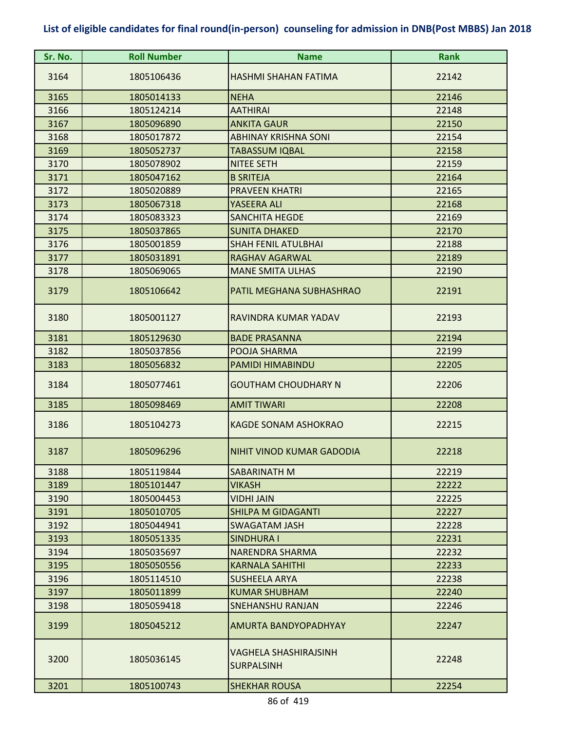**List of eligible candidates for final round(in-person) counseling for admission in DNB(Post MBBS) Jan 2018**

| Sr. No. | Roll Number | Name | Rank |
|---|---|---|---|
| 3164 | 1805106436 | HASHMI SHAHAN FATIMA | 22142 |
| 3165 | 1805014133 | NEHA | 22146 |
| 3166 | 1805124214 | AATHIRAI | 22148 |
| 3167 | 1805096890 | ANKITA GAUR | 22150 |
| 3168 | 1805017872 | ABHINAY KRISHNA SONI | 22154 |
| 3169 | 1805052737 | TABASSUM IQBAL | 22158 |
| 3170 | 1805078902 | NITEE SETH | 22159 |
| 3171 | 1805047162 | B SRITEJA | 22164 |
| 3172 | 1805020889 | PRAVEEN KHATRI | 22165 |
| 3173 | 1805067318 | YASEERA ALI | 22168 |
| 3174 | 1805083323 | SANCHITA HEGDE | 22169 |
| 3175 | 1805037865 | SUNITA DHAKED | 22170 |
| 3176 | 1805001859 | SHAH FENIL ATULBHAI | 22188 |
| 3177 | 1805031891 | RAGHAV AGARWAL | 22189 |
| 3178 | 1805069065 | MANE SMITA ULHAS | 22190 |
| 3179 | 1805106642 | PATIL MEGHANA SUBHASHRAO | 22191 |
| 3180 | 1805001127 | RAVINDRA KUMAR YADAV | 22193 |
| 3181 | 1805129630 | BADE PRASANNA | 22194 |
| 3182 | 1805037856 | POOJA SHARMA | 22199 |
| 3183 | 1805056832 | PAMIDI HIMABINDU | 22205 |
| 3184 | 1805077461 | GOUTHAM CHOUDHARY N | 22206 |
| 3185 | 1805098469 | AMIT TIWARI | 22208 |
| 3186 | 1805104273 | KAGDE SONAM ASHOKRAO | 22215 |
| 3187 | 1805096296 | NIHIT VINOD KUMAR GADODIA | 22218 |
| 3188 | 1805119844 | SABARINATH M | 22219 |
| 3189 | 1805101447 | VIKASH | 22222 |
| 3190 | 1805004453 | VIDHI JAIN | 22225 |
| 3191 | 1805010705 | SHILPA M GIDAGANTI | 22227 |
| 3192 | 1805044941 | SWAGATAM JASH | 22228 |
| 3193 | 1805051335 | SINDHURA I | 22231 |
| 3194 | 1805035697 | NARENDRA SHARMA | 22232 |
| 3195 | 1805050556 | KARNALA SAHITHI | 22233 |
| 3196 | 1805114510 | SUSHEELA ARYA | 22238 |
| 3197 | 1805011899 | KUMAR SHUBHAM | 22240 |
| 3198 | 1805059418 | SNEHANSHU RANJAN | 22246 |
| 3199 | 1805045212 | AMURTA BANDYOPADHYAY | 22247 |
| 3200 | 1805036145 | VAGHELA SHASHIRAJSINH SURPALSINH | 22248 |
| 3201 | 1805100743 | SHEKHAR ROUSA | 22254 |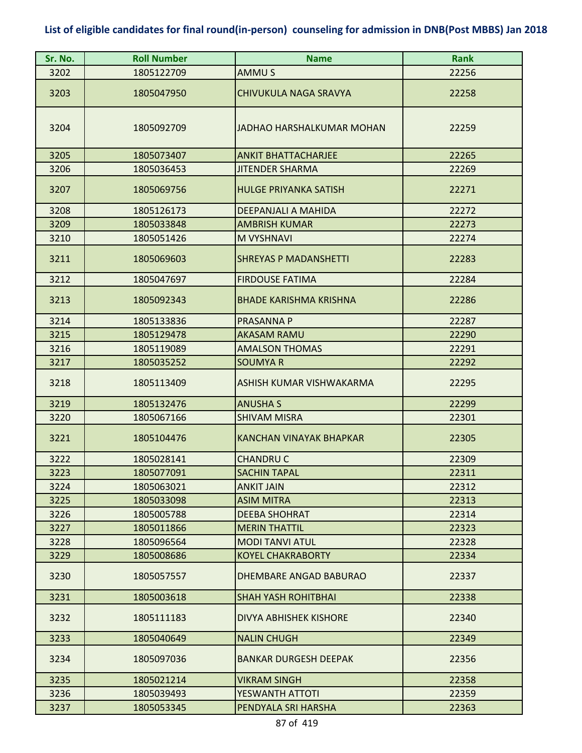# List of eligible candidates for final round(in-person) counseling for admission in DNB(Post MBBS) Jan 2018

| Sr. No. | Roll Number | Name | Rank |
|---|---|---|---|
| 3202 | 1805122709 | AMMU S | 22256 |
| 3203 | 1805047950 | CHIVUKULA NAGA SRAVYA | 22258 |
| 3204 | 1805092709 | JADHAO HARSHALKUMAR MOHAN | 22259 |
| 3205 | 1805073407 | ANKIT BHATTACHARJEE | 22265 |
| 3206 | 1805036453 | JITENDER SHARMA | 22269 |
| 3207 | 1805069756 | HULGE PRIYANKA SATISH | 22271 |
| 3208 | 1805126173 | DEEPANJALI A MAHIDA | 22272 |
| 3209 | 1805033848 | AMBRISH KUMAR | 22273 |
| 3210 | 1805051426 | M VYSHNAVI | 22274 |
| 3211 | 1805069603 | SHREYAS P MADANSHETTI | 22283 |
| 3212 | 1805047697 | FIRDOUSE FATIMA | 22284 |
| 3213 | 1805092343 | BHADE KARISHMA KRISHNA | 22286 |
| 3214 | 1805133836 | PRASANNA P | 22287 |
| 3215 | 1805129478 | AKASAM RAMU | 22290 |
| 3216 | 1805119089 | AMALSON THOMAS | 22291 |
| 3217 | 1805035252 | SOUMYA R | 22292 |
| 3218 | 1805113409 | ASHISH KUMAR VISHWAKARMA | 22295 |
| 3219 | 1805132476 | ANUSHA S | 22299 |
| 3220 | 1805067166 | SHIVAM MISRA | 22301 |
| 3221 | 1805104476 | KANCHAN VINAYAK BHAPKAR | 22305 |
| 3222 | 1805028141 | CHANDRU C | 22309 |
| 3223 | 1805077091 | SACHIN TAPAL | 22311 |
| 3224 | 1805063021 | ANKIT JAIN | 22312 |
| 3225 | 1805033098 | ASIM MITRA | 22313 |
| 3226 | 1805005788 | DEEBA SHOHRAT | 22314 |
| 3227 | 1805011866 | MERIN THATTIL | 22323 |
| 3228 | 1805096564 | MODI TANVI ATUL | 22328 |
| 3229 | 1805008686 | KOYEL CHAKRABORTY | 22334 |
| 3230 | 1805057557 | DHEMBARE ANGAD BABURAO | 22337 |
| 3231 | 1805003618 | SHAH YASH ROHITBHAI | 22338 |
| 3232 | 1805111183 | DIVYA ABHISHEK KISHORE | 22340 |
| 3233 | 1805040649 | NALIN CHUGH | 22349 |
| 3234 | 1805097036 | BANKAR DURGESH DEEPAK | 22356 |
| 3235 | 1805021214 | VIKRAM SINGH | 22358 |
| 3236 | 1805039493 | YESWANTH ATTOTI | 22359 |
| 3237 | 1805053345 | PENDYALA SRI HARSHA | 22363 |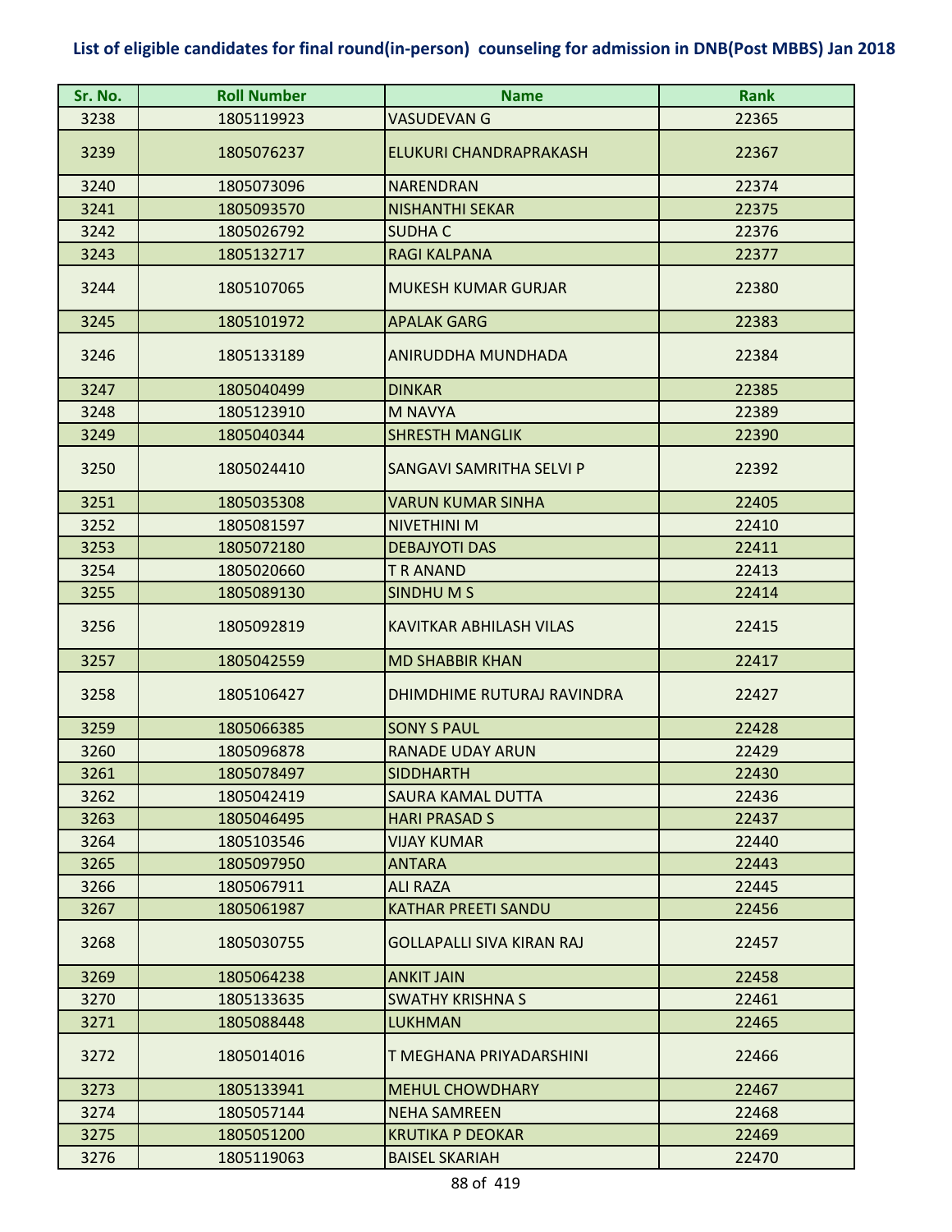# List of eligible candidates for final round(in-person) counseling for admission in DNB(Post MBBS) Jan 2018

| Sr. No. | Roll Number | Name | Rank |
|---|---|---|---|
| 3238 | 1805119923 | VASUDEVAN G | 22365 |
| 3239 | 1805076237 | ELUKURI CHANDRAPRAKASH | 22367 |
| 3240 | 1805073096 | NARENDRAN | 22374 |
| 3241 | 1805093570 | NISHANTHI SEKAR | 22375 |
| 3242 | 1805026792 | SUDHA C | 22376 |
| 3243 | 1805132717 | RAGI KALPANA | 22377 |
| 3244 | 1805107065 | MUKESH KUMAR GURJAR | 22380 |
| 3245 | 1805101972 | APALAK GARG | 22383 |
| 3246 | 1805133189 | ANIRUDDHA MUNDHADA | 22384 |
| 3247 | 1805040499 | DINKAR | 22385 |
| 3248 | 1805123910 | M NAVYA | 22389 |
| 3249 | 1805040344 | SHRESTH MANGLIK | 22390 |
| 3250 | 1805024410 | SANGAVI SAMRITHA SELVI P | 22392 |
| 3251 | 1805035308 | VARUN KUMAR SINHA | 22405 |
| 3252 | 1805081597 | NIVETHINI M | 22410 |
| 3253 | 1805072180 | DEBAJYOTI DAS | 22411 |
| 3254 | 1805020660 | T R ANAND | 22413 |
| 3255 | 1805089130 | SINDHU M S | 22414 |
| 3256 | 1805092819 | KAVITKAR ABHILASH VILAS | 22415 |
| 3257 | 1805042559 | MD SHABBIR KHAN | 22417 |
| 3258 | 1805106427 | DHIMDHIME RUTURAJ RAVINDRA | 22427 |
| 3259 | 1805066385 | SONY S PAUL | 22428 |
| 3260 | 1805096878 | RANADE UDAY ARUN | 22429 |
| 3261 | 1805078497 | SIDDHARTH | 22430 |
| 3262 | 1805042419 | SAURA KAMAL DUTTA | 22436 |
| 3263 | 1805046495 | HARI PRASAD S | 22437 |
| 3264 | 1805103546 | VIJAY KUMAR | 22440 |
| 3265 | 1805097950 | ANTARA | 22443 |
| 3266 | 1805067911 | ALI RAZA | 22445 |
| 3267 | 1805061987 | KATHAR PREETI SANDU | 22456 |
| 3268 | 1805030755 | GOLLAPALLI SIVA KIRAN RAJ | 22457 |
| 3269 | 1805064238 | ANKIT JAIN | 22458 |
| 3270 | 1805133635 | SWATHY KRISHNA S | 22461 |
| 3271 | 1805088448 | LUKHMAN | 22465 |
| 3272 | 1805014016 | T MEGHANA PRIYADARSHINI | 22466 |
| 3273 | 1805133941 | MEHUL CHOWDHARY | 22467 |
| 3274 | 1805057144 | NEHA SAMREEN | 22468 |
| 3275 | 1805051200 | KRUTIKA P DEOKAR | 22469 |
| 3276 | 1805119063 | BAISEL SKARIAH | 22470 |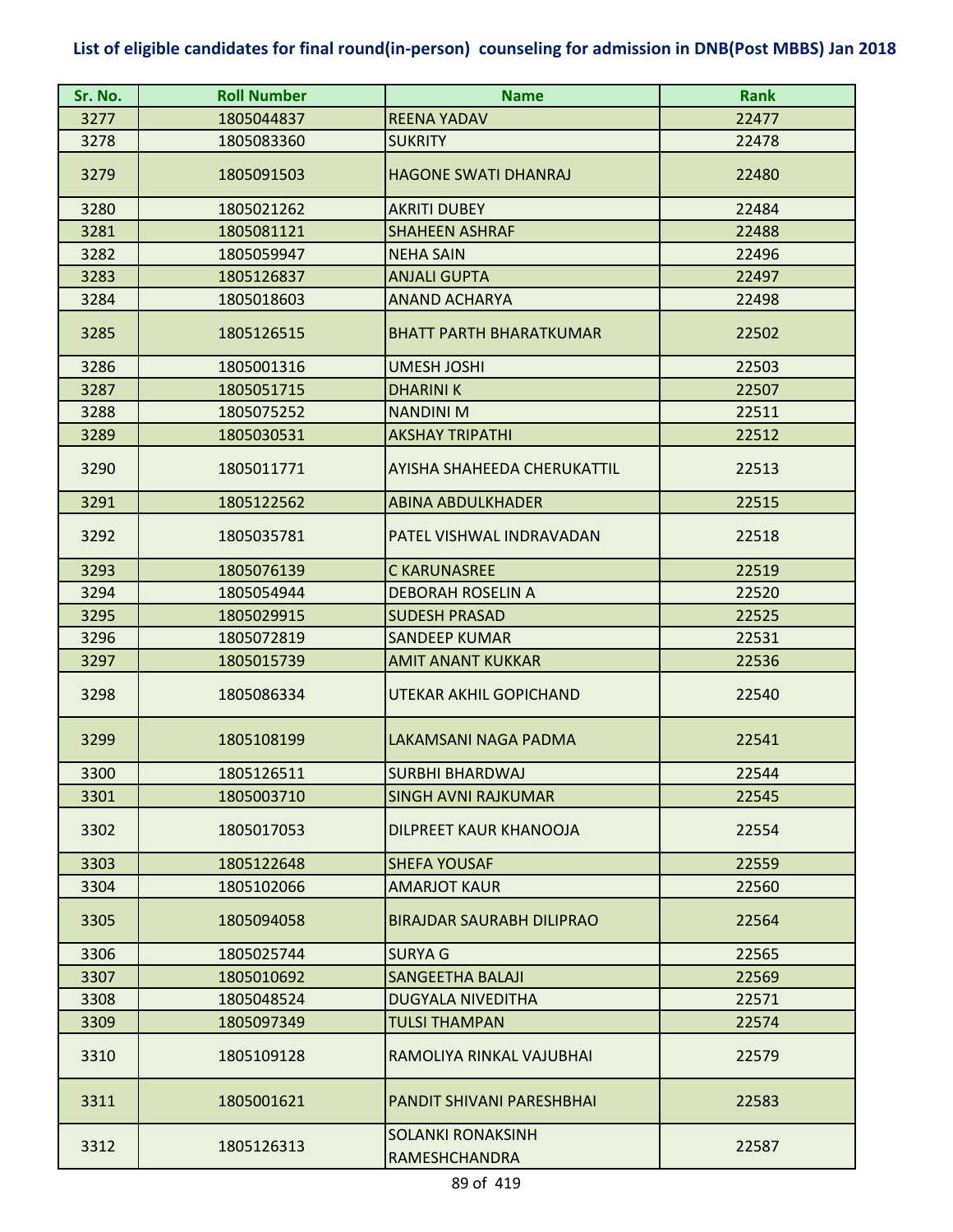## List of eligible candidates for final round(in-person) counseling for admission in DNB(Post MBBS) Jan 2018

| Sr. No. | Roll Number | Name | Rank |
|---|---|---|---|
| 3277 | 1805044837 | REENA YADAV | 22477 |
| 3278 | 1805083360 | SUKRITY | 22478 |
| 3279 | 1805091503 | HAGONE SWATI DHANRAJ | 22480 |
| 3280 | 1805021262 | AKRITI DUBEY | 22484 |
| 3281 | 1805081121 | SHAHEEN ASHRAF | 22488 |
| 3282 | 1805059947 | NEHA SAIN | 22496 |
| 3283 | 1805126837 | ANJALI GUPTA | 22497 |
| 3284 | 1805018603 | ANAND ACHARYA | 22498 |
| 3285 | 1805126515 | BHATT PARTH BHARATKUMAR | 22502 |
| 3286 | 1805001316 | UMESH JOSHI | 22503 |
| 3287 | 1805051715 | DHARINI K | 22507 |
| 3288 | 1805075252 | NANDINI M | 22511 |
| 3289 | 1805030531 | AKSHAY TRIPATHI | 22512 |
| 3290 | 1805011771 | AYISHA SHAHEEDA CHERUKATTIL | 22513 |
| 3291 | 1805122562 | ABINA ABDULKHADER | 22515 |
| 3292 | 1805035781 | PATEL VISHWAL INDRAVADAN | 22518 |
| 3293 | 1805076139 | C KARUNASREE | 22519 |
| 3294 | 1805054944 | DEBORAH ROSELIN A | 22520 |
| 3295 | 1805029915 | SUDESH PRASAD | 22525 |
| 3296 | 1805072819 | SANDEEP KUMAR | 22531 |
| 3297 | 1805015739 | AMIT ANANT KUKKAR | 22536 |
| 3298 | 1805086334 | UTEKAR AKHIL GOPICHAND | 22540 |
| 3299 | 1805108199 | LAKAMSANI NAGA PADMA | 22541 |
| 3300 | 1805126511 | SURBHI BHARDWAJ | 22544 |
| 3301 | 1805003710 | SINGH AVNI RAJKUMAR | 22545 |
| 3302 | 1805017053 | DILPREET KAUR KHANOOJA | 22554 |
| 3303 | 1805122648 | SHEFA YOUSAF | 22559 |
| 3304 | 1805102066 | AMARJOT KAUR | 22560 |
| 3305 | 1805094058 | BIRAJDAR SAURABH DILIPRAO | 22564 |
| 3306 | 1805025744 | SURYA G | 22565 |
| 3307 | 1805010692 | SANGEETHA BALAJI | 22569 |
| 3308 | 1805048524 | DUGYALA NIVEDITHA | 22571 |
| 3309 | 1805097349 | TULSI THAMPAN | 22574 |
| 3310 | 1805109128 | RAMOLIYA RINKAL VAJUBHAI | 22579 |
| 3311 | 1805001621 | PANDIT SHIVANI PARESHBHAI | 22583 |
| 3312 | 1805126313 | SOLANKI RONAKSINH RAMESHCHANDRA | 22587 |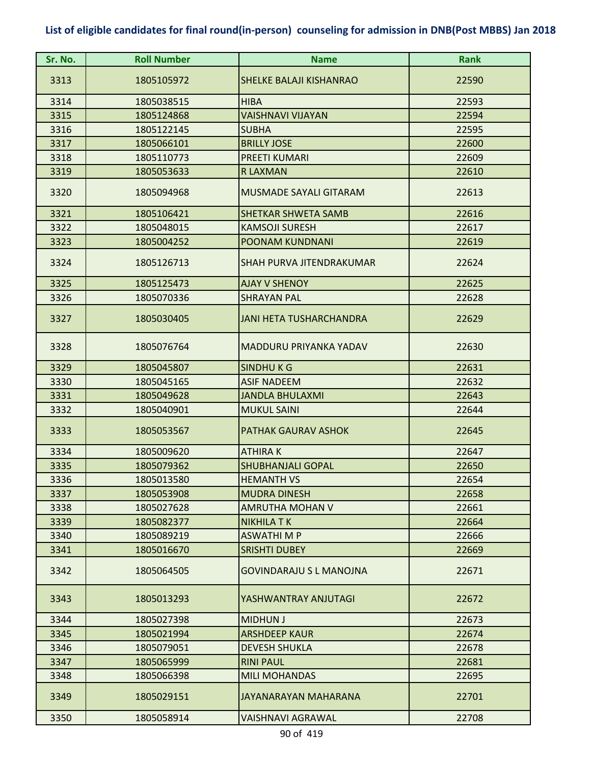**List of eligible candidates for final round(in-person) counseling for admission in DNB(Post MBBS) Jan 2018**

| Sr. No. | Roll Number | Name | Rank |
|---|---|---|---|
| 3313 | 1805105972 | SHELKE BALAJI KISHANRAO | 22590 |
| 3314 | 1805038515 | HIBA | 22593 |
| 3315 | 1805124868 | VAISHNAVI VIJAYAN | 22594 |
| 3316 | 1805122145 | SUBHA | 22595 |
| 3317 | 1805066101 | BRILLY JOSE | 22600 |
| 3318 | 1805110773 | PREETI KUMARI | 22609 |
| 3319 | 1805053633 | R LAXMAN | 22610 |
| 3320 | 1805094968 | MUSMADE SAYALI GITARAM | 22613 |
| 3321 | 1805106421 | SHETKAR SHWETA SAMB | 22616 |
| 3322 | 1805048015 | KAMSOJI SURESH | 22617 |
| 3323 | 1805004252 | POONAM KUNDNANI | 22619 |
| 3324 | 1805126713 | SHAH PURVA JITENDRAKUMAR | 22624 |
| 3325 | 1805125473 | AJAY V SHENOY | 22625 |
| 3326 | 1805070336 | SHRAYAN PAL | 22628 |
| 3327 | 1805030405 | JANI HETA TUSHARCHANDRA | 22629 |
| 3328 | 1805076764 | MADDURU PRIYANKA YADAV | 22630 |
| 3329 | 1805045807 | SINDHU K G | 22631 |
| 3330 | 1805045165 | ASIF NADEEM | 22632 |
| 3331 | 1805049628 | JANDLA BHULAXMI | 22643 |
| 3332 | 1805040901 | MUKUL SAINI | 22644 |
| 3333 | 1805053567 | PATHAK GAURAV ASHOK | 22645 |
| 3334 | 1805009620 | ATHIRA K | 22647 |
| 3335 | 1805079362 | SHUBHANJALI GOPAL | 22650 |
| 3336 | 1805013580 | HEMANTH VS | 22654 |
| 3337 | 1805053908 | MUDRA DINESH | 22658 |
| 3338 | 1805027628 | AMRUTHA MOHAN V | 22661 |
| 3339 | 1805082377 | NIKHILA T K | 22664 |
| 3340 | 1805089219 | ASWATHI M P | 22666 |
| 3341 | 1805016670 | SRISHTI DUBEY | 22669 |
| 3342 | 1805064505 | GOVINDARAJU S L MANOJNA | 22671 |
| 3343 | 1805013293 | YASHWANTRAY ANJUTAGI | 22672 |
| 3344 | 1805027398 | MIDHUN J | 22673 |
| 3345 | 1805021994 | ARSHDEEP KAUR | 22674 |
| 3346 | 1805079051 | DEVESH SHUKLA | 22678 |
| 3347 | 1805065999 | RINI PAUL | 22681 |
| 3348 | 1805066398 | MILI MOHANDAS | 22695 |
| 3349 | 1805029151 | JAYANARAYAN MAHARANA | 22701 |
| 3350 | 1805058914 | VAISHNAVI AGRAWAL | 22708 |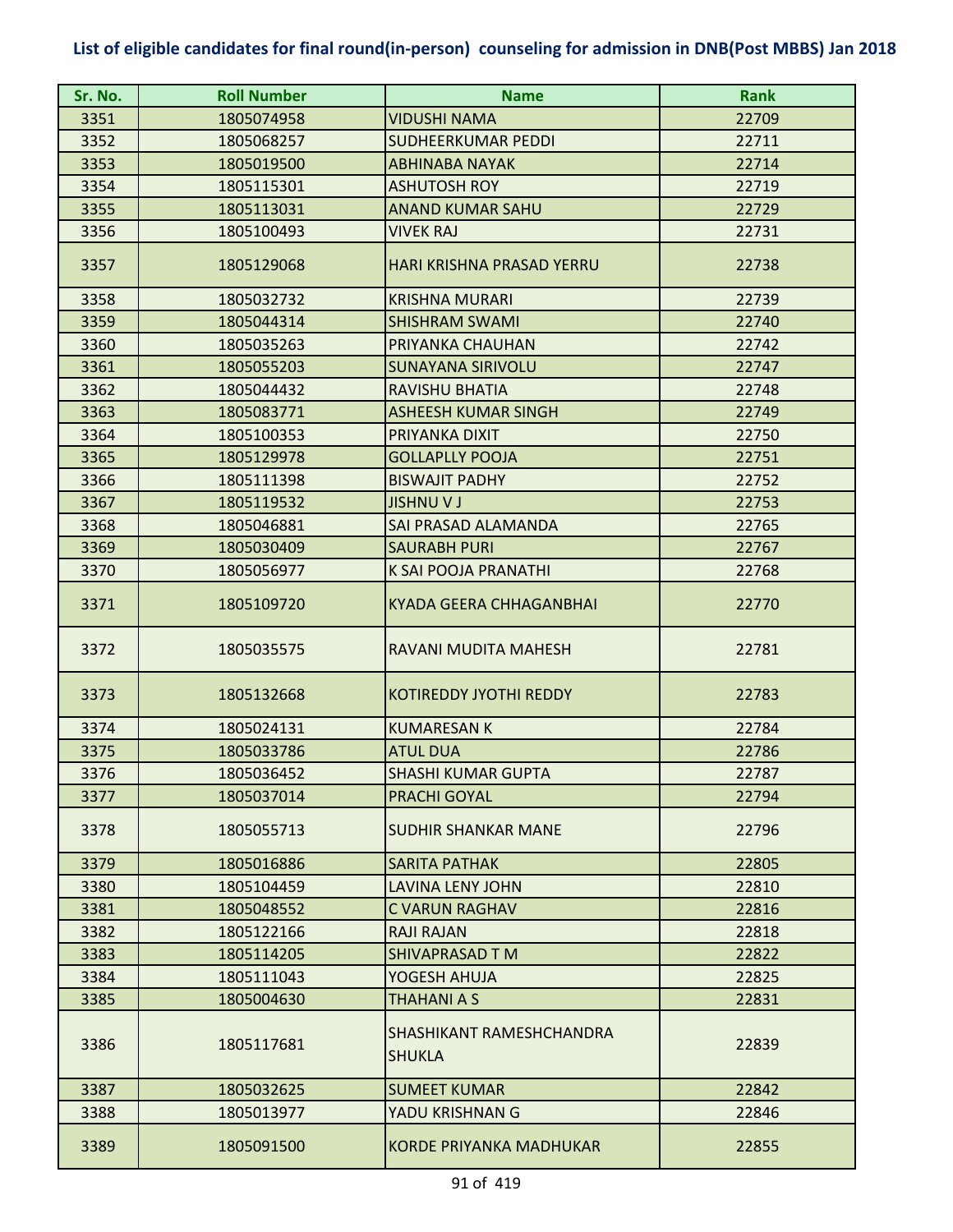# List of eligible candidates for final round(in-person) counseling for admission in DNB(Post MBBS) Jan 2018

| Sr. No. | Roll Number | Name | Rank |
|---|---|---|---|
| 3351 | 1805074958 | VIDUSHI NAMA | 22709 |
| 3352 | 1805068257 | SUDHEERKUMAR PEDDI | 22711 |
| 3353 | 1805019500 | ABHINABA NAYAK | 22714 |
| 3354 | 1805115301 | ASHUTOSH ROY | 22719 |
| 3355 | 1805113031 | ANAND KUMAR SAHU | 22729 |
| 3356 | 1805100493 | VIVEK RAJ | 22731 |
| 3357 | 1805129068 | HARI KRISHNA PRASAD YERRU | 22738 |
| 3358 | 1805032732 | KRISHNA MURARI | 22739 |
| 3359 | 1805044314 | SHISHRAM SWAMI | 22740 |
| 3360 | 1805035263 | PRIYANKA CHAUHAN | 22742 |
| 3361 | 1805055203 | SUNAYANA SIRIVOLU | 22747 |
| 3362 | 1805044432 | RAVISHU BHATIA | 22748 |
| 3363 | 1805083771 | ASHEESH KUMAR SINGH | 22749 |
| 3364 | 1805100353 | PRIYANKA DIXIT | 22750 |
| 3365 | 1805129978 | GOLLAPLLY POOJA | 22751 |
| 3366 | 1805111398 | BISWAJIT PADHY | 22752 |
| 3367 | 1805119532 | JISHNU V J | 22753 |
| 3368 | 1805046881 | SAI PRASAD ALAMANDA | 22765 |
| 3369 | 1805030409 | SAURABH PURI | 22767 |
| 3370 | 1805056977 | K SAI POOJA PRANATHI | 22768 |
| 3371 | 1805109720 | KYADA GEERA CHHAGANBHAI | 22770 |
| 3372 | 1805035575 | RAVANI MUDITA MAHESH | 22781 |
| 3373 | 1805132668 | KOTIREDDY JYOTHI REDDY | 22783 |
| 3374 | 1805024131 | KUMARESAN K | 22784 |
| 3375 | 1805033786 | ATUL DUA | 22786 |
| 3376 | 1805036452 | SHASHI KUMAR GUPTA | 22787 |
| 3377 | 1805037014 | PRACHI GOYAL | 22794 |
| 3378 | 1805055713 | SUDHIR SHANKAR MANE | 22796 |
| 3379 | 1805016886 | SARITA PATHAK | 22805 |
| 3380 | 1805104459 | LAVINA LENY JOHN | 22810 |
| 3381 | 1805048552 | C VARUN RAGHAV | 22816 |
| 3382 | 1805122166 | RAJI RAJAN | 22818 |
| 3383 | 1805114205 | SHIVAPRASAD T M | 22822 |
| 3384 | 1805111043 | YOGESH AHUJA | 22825 |
| 3385 | 1805004630 | THAHANI A S | 22831 |
| 3386 | 1805117681 | SHASHIKANT RAMESHCHANDRA SHUKLA | 22839 |
| 3387 | 1805032625 | SUMEET KUMAR | 22842 |
| 3388 | 1805013977 | YADU KRISHNAN G | 22846 |
| 3389 | 1805091500 | KORDE PRIYANKA MADHUKAR | 22855 |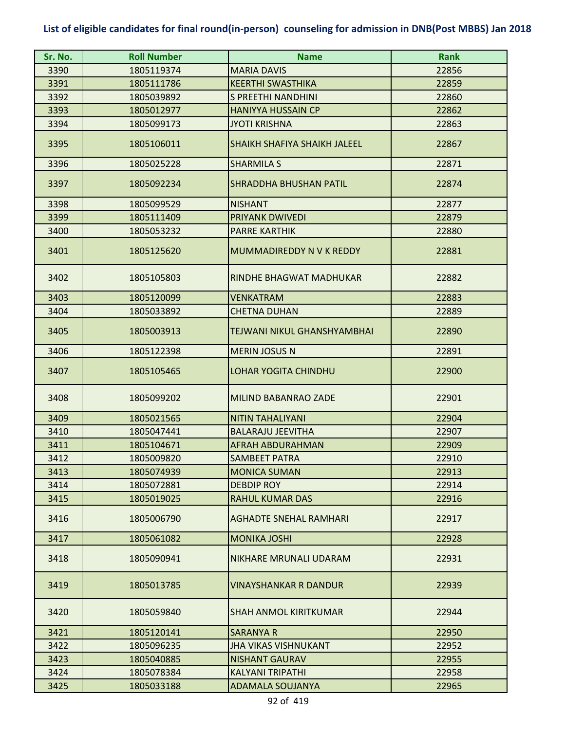# List of eligible candidates for final round(in-person) counseling for admission in DNB(Post MBBS) Jan 2018

| Sr. No. | Roll Number | Name | Rank |
|---|---|---|---|
| 3390 | 1805119374 | MARIA DAVIS | 22856 |
| 3391 | 1805111786 | KEERTHI SWASTHIKA | 22859 |
| 3392 | 1805039892 | S PREETHI NANDHINI | 22860 |
| 3393 | 1805012977 | HANIYYA HUSSAIN CP | 22862 |
| 3394 | 1805099173 | JYOTI KRISHNA | 22863 |
| 3395 | 1805106011 | SHAIKH SHAFIYA SHAIKH JALEEL | 22867 |
| 3396 | 1805025228 | SHARMILA S | 22871 |
| 3397 | 1805092234 | SHRADDHA BHUSHAN PATIL | 22874 |
| 3398 | 1805099529 | NISHANT | 22877 |
| 3399 | 1805111409 | PRIYANK DWIVEDI | 22879 |
| 3400 | 1805053232 | PARRE KARTHIK | 22880 |
| 3401 | 1805125620 | MUMMADIREDDY N V K REDDY | 22881 |
| 3402 | 1805105803 | RINDHE BHAGWAT MADHUKAR | 22882 |
| 3403 | 1805120099 | VENKATRAM | 22883 |
| 3404 | 1805033892 | CHETNA DUHAN | 22889 |
| 3405 | 1805003913 | TEJWANI NIKUL GHANSHYAMBHAI | 22890 |
| 3406 | 1805122398 | MERIN JOSUS N | 22891 |
| 3407 | 1805105465 | LOHAR YOGITA CHINDHU | 22900 |
| 3408 | 1805099202 | MILIND BABANRAO ZADE | 22901 |
| 3409 | 1805021565 | NITIN TAHALIYANI | 22904 |
| 3410 | 1805047441 | BALARAJU JEEVITHA | 22907 |
| 3411 | 1805104671 | AFRAH ABDURAHMAN | 22909 |
| 3412 | 1805009820 | SAMBEET PATRA | 22910 |
| 3413 | 1805074939 | MONICA SUMAN | 22913 |
| 3414 | 1805072881 | DEBDIP ROY | 22914 |
| 3415 | 1805019025 | RAHUL KUMAR DAS | 22916 |
| 3416 | 1805006790 | AGHADTE SNEHAL RAMHARI | 22917 |
| 3417 | 1805061082 | MONIKA JOSHI | 22928 |
| 3418 | 1805090941 | NIKHARE MRUNALI UDARAM | 22931 |
| 3419 | 1805013785 | VINAYSHANKAR R DANDUR | 22939 |
| 3420 | 1805059840 | SHAH ANMOL KIRITKUMAR | 22944 |
| 3421 | 1805120141 | SARANYA R | 22950 |
| 3422 | 1805096235 | JHA VIKAS VISHNUKANT | 22952 |
| 3423 | 1805040885 | NISHANT GAURAV | 22955 |
| 3424 | 1805078384 | KALYANI TRIPATHI | 22958 |
| 3425 | 1805033188 | ADAMALA SOUJANYA | 22965 |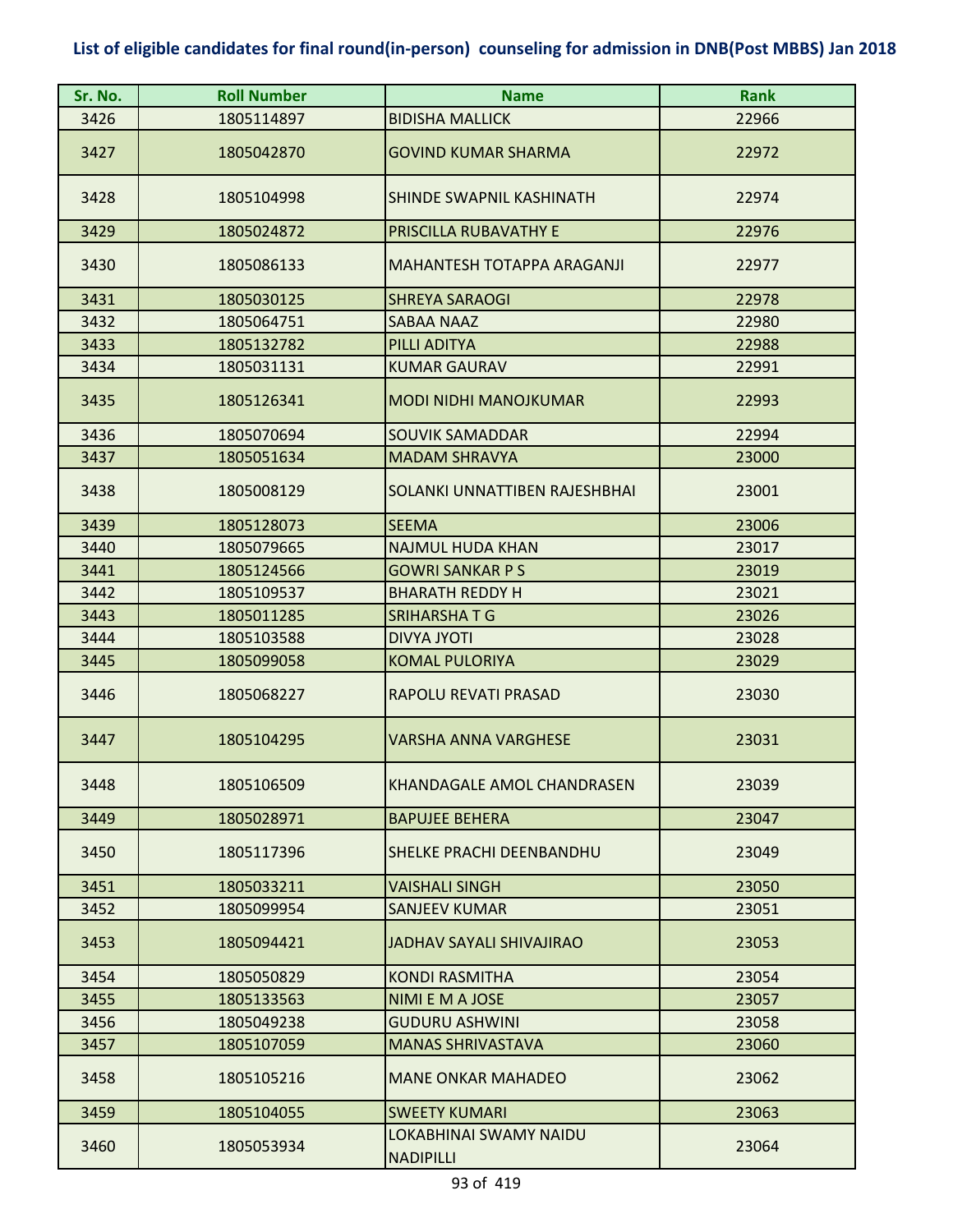**List of eligible candidates for final round(in-person) counseling for admission in DNB(Post MBBS) Jan 2018**

| Sr. No. | Roll Number | Name | Rank |
|---|---|---|---|
| 3426 | 1805114897 | BIDISHA MALLICK | 22966 |
| 3427 | 1805042870 | GOVIND KUMAR SHARMA | 22972 |
| 3428 | 1805104998 | SHINDE SWAPNIL KASHINATH | 22974 |
| 3429 | 1805024872 | PRISCILLA RUBAVATHY E | 22976 |
| 3430 | 1805086133 | MAHANTESH TOTAPPA ARAGANJI | 22977 |
| 3431 | 1805030125 | SHREYA SARAOGI | 22978 |
| 3432 | 1805064751 | SABAA NAAZ | 22980 |
| 3433 | 1805132782 | PILLI ADITYA | 22988 |
| 3434 | 1805031131 | KUMAR GAURAV | 22991 |
| 3435 | 1805126341 | MODI NIDHI MANOJKUMAR | 22993 |
| 3436 | 1805070694 | SOUVIK SAMADDAR | 22994 |
| 3437 | 1805051634 | MADAM SHRAVYA | 23000 |
| 3438 | 1805008129 | SOLANKI UNNATTIBEN RAJESHBHAI | 23001 |
| 3439 | 1805128073 | SEEMA | 23006 |
| 3440 | 1805079665 | NAJMUL HUDA KHAN | 23017 |
| 3441 | 1805124566 | GOWRI SANKAR P S | 23019 |
| 3442 | 1805109537 | BHARATH REDDY H | 23021 |
| 3443 | 1805011285 | SRIHARSHA T G | 23026 |
| 3444 | 1805103588 | DIVYA JYOTI | 23028 |
| 3445 | 1805099058 | KOMAL PULORIYA | 23029 |
| 3446 | 1805068227 | RAPOLU REVATI PRASAD | 23030 |
| 3447 | 1805104295 | VARSHA ANNA VARGHESE | 23031 |
| 3448 | 1805106509 | KHANDAGALE AMOL CHANDRASEN | 23039 |
| 3449 | 1805028971 | BAPUJEE BEHERA | 23047 |
| 3450 | 1805117396 | SHELKE PRACHI DEENBANDHU | 23049 |
| 3451 | 1805033211 | VAISHALI SINGH | 23050 |
| 3452 | 1805099954 | SANJEEV KUMAR | 23051 |
| 3453 | 1805094421 | JADHAV SAYALI SHIVAJIRAO | 23053 |
| 3454 | 1805050829 | KONDI RASMITHA | 23054 |
| 3455 | 1805133563 | NIMI E M A JOSE | 23057 |
| 3456 | 1805049238 | GUDURU ASHWINI | 23058 |
| 3457 | 1805107059 | MANAS SHRIVASTAVA | 23060 |
| 3458 | 1805105216 | MANE ONKAR MAHADEO | 23062 |
| 3459 | 1805104055 | SWEETY KUMARI | 23063 |
| 3460 | 1805053934 | LOKABHINAI SWAMY NAIDU NADIPILLI | 23064 |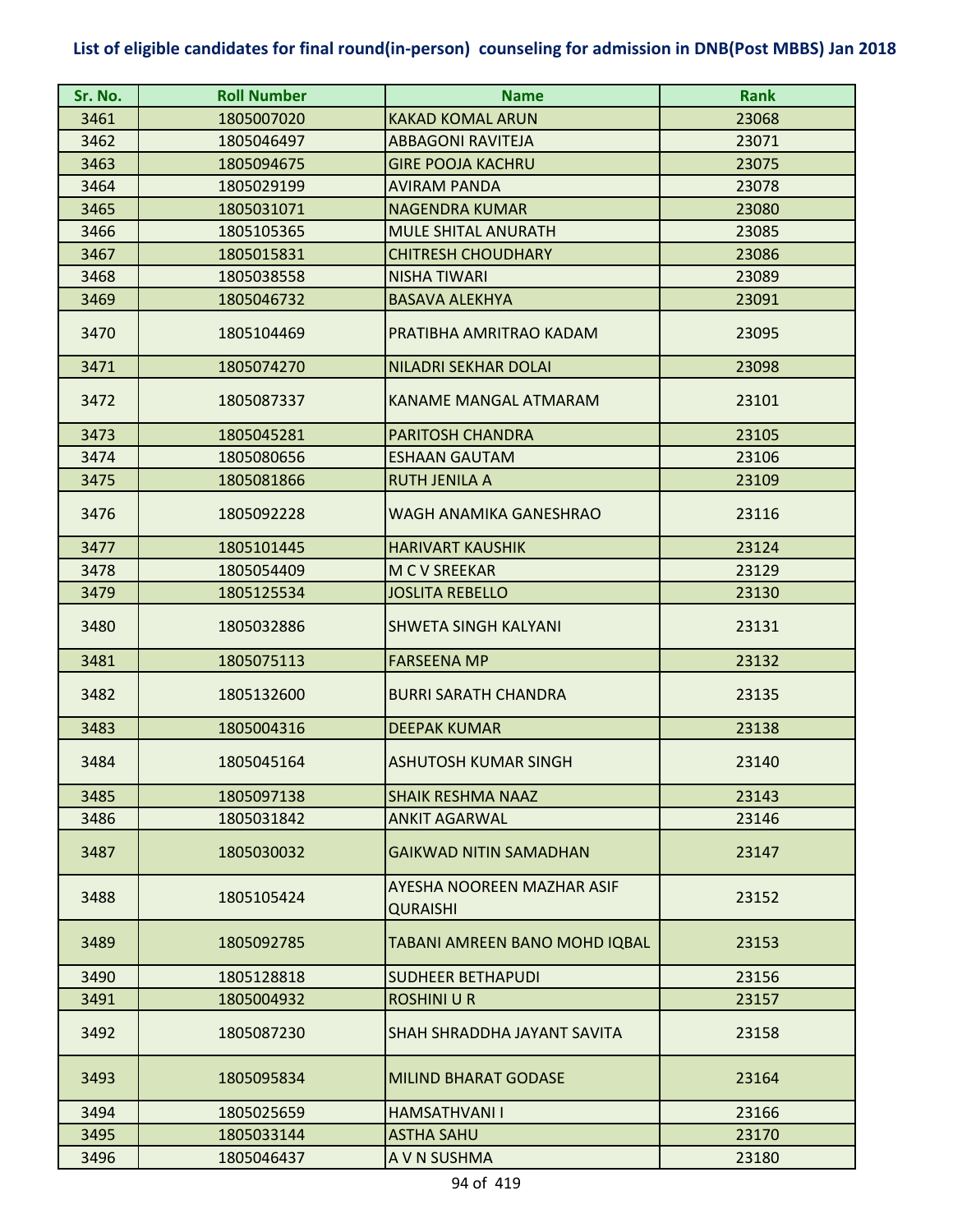## List of eligible candidates for final round(in-person) counseling for admission in DNB(Post MBBS) Jan 2018

| Sr. No. | Roll Number | Name | Rank |
|---|---|---|---|
| 3461 | 1805007020 | KAKAD KOMAL ARUN | 23068 |
| 3462 | 1805046497 | ABBAGONI RAVITEJA | 23071 |
| 3463 | 1805094675 | GIRE POOJA KACHRU | 23075 |
| 3464 | 1805029199 | AVIRAM PANDA | 23078 |
| 3465 | 1805031071 | NAGENDRA KUMAR | 23080 |
| 3466 | 1805105365 | MULE SHITAL ANURATH | 23085 |
| 3467 | 1805015831 | CHITRESH CHOUDHARY | 23086 |
| 3468 | 1805038558 | NISHA TIWARI | 23089 |
| 3469 | 1805046732 | BASAVA ALEKHYA | 23091 |
| 3470 | 1805104469 | PRATIBHA AMRITRAO KADAM | 23095 |
| 3471 | 1805074270 | NILADRI SEKHAR DOLAI | 23098 |
| 3472 | 1805087337 | KANAME MANGAL ATMARAM | 23101 |
| 3473 | 1805045281 | PARITOSH CHANDRA | 23105 |
| 3474 | 1805080656 | ESHAAN GAUTAM | 23106 |
| 3475 | 1805081866 | RUTH JENILA A | 23109 |
| 3476 | 1805092228 | WAGH ANAMIKA GANESHRAO | 23116 |
| 3477 | 1805101445 | HARIVART KAUSHIK | 23124 |
| 3478 | 1805054409 | M C V SREEKAR | 23129 |
| 3479 | 1805125534 | JOSLITA REBELLO | 23130 |
| 3480 | 1805032886 | SHWETA SINGH KALYANI | 23131 |
| 3481 | 1805075113 | FARSEENA MP | 23132 |
| 3482 | 1805132600 | BURRI SARATH CHANDRA | 23135 |
| 3483 | 1805004316 | DEEPAK KUMAR | 23138 |
| 3484 | 1805045164 | ASHUTOSH KUMAR SINGH | 23140 |
| 3485 | 1805097138 | SHAIK RESHMA NAAZ | 23143 |
| 3486 | 1805031842 | ANKIT AGARWAL | 23146 |
| 3487 | 1805030032 | GAIKWAD NITIN SAMADHAN | 23147 |
| 3488 | 1805105424 | AYESHA NOOREEN MAZHAR ASIF QURAISHI | 23152 |
| 3489 | 1805092785 | TABANI AMREEN BANO MOHD IQBAL | 23153 |
| 3490 | 1805128818 | SUDHEER BETHAPUDI | 23156 |
| 3491 | 1805004932 | ROSHINI U R | 23157 |
| 3492 | 1805087230 | SHAH SHRADDHA JAYANT SAVITA | 23158 |
| 3493 | 1805095834 | MILIND BHARAT GODASE | 23164 |
| 3494 | 1805025659 | HAMSATHVANI I | 23166 |
| 3495 | 1805033144 | ASTHA SAHU | 23170 |
| 3496 | 1805046437 | A V N SUSHMA | 23180 |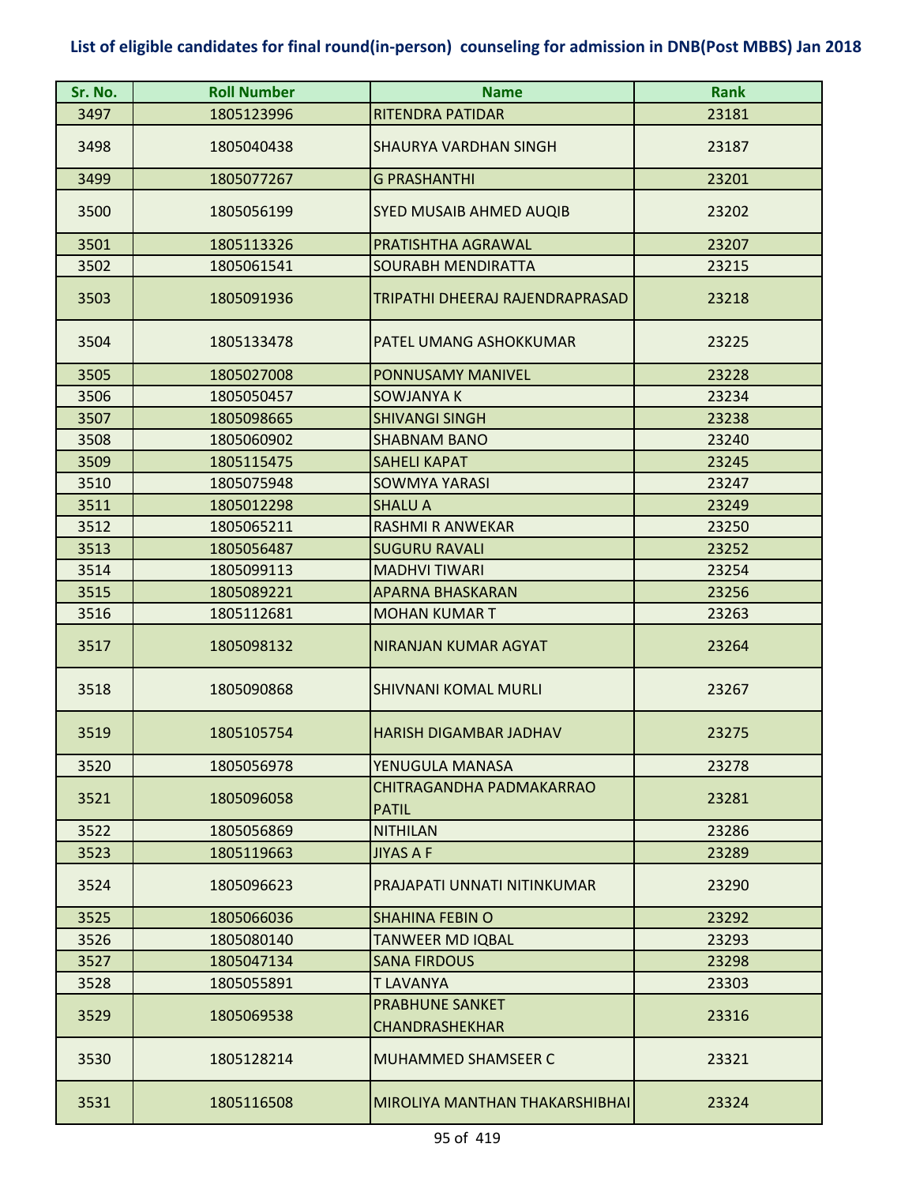# List of eligible candidates for final round(in-person) counseling for admission in DNB(Post MBBS) Jan 2018

| Sr. No. | Roll Number | Name | Rank |
|---|---|---|---|
| 3497 | 1805123996 | RITENDRA PATIDAR | 23181 |
| 3498 | 1805040438 | SHAURYA VARDHAN SINGH | 23187 |
| 3499 | 1805077267 | G PRASHANTHI | 23201 |
| 3500 | 1805056199 | SYED MUSAIB AHMED AUQIB | 23202 |
| 3501 | 1805113326 | PRATISHTHA AGRAWAL | 23207 |
| 3502 | 1805061541 | SOURABH MENDIRATTA | 23215 |
| 3503 | 1805091936 | TRIPATHI DHEERAJ RAJENDRAPRASAD | 23218 |
| 3504 | 1805133478 | PATEL UMANG ASHOKKUMAR | 23225 |
| 3505 | 1805027008 | PONNUSAMY MANIVEL | 23228 |
| 3506 | 1805050457 | SOWJANYA K | 23234 |
| 3507 | 1805098665 | SHIVANGI SINGH | 23238 |
| 3508 | 1805060902 | SHABNAM BANO | 23240 |
| 3509 | 1805115475 | SAHELI KAPAT | 23245 |
| 3510 | 1805075948 | SOWMYA YARASI | 23247 |
| 3511 | 1805012298 | SHALU A | 23249 |
| 3512 | 1805065211 | RASHMI R ANWEKAR | 23250 |
| 3513 | 1805056487 | SUGURU RAVALI | 23252 |
| 3514 | 1805099113 | MADHVI TIWARI | 23254 |
| 3515 | 1805089221 | APARNA BHASKARAN | 23256 |
| 3516 | 1805112681 | MOHAN KUMAR T | 23263 |
| 3517 | 1805098132 | NIRANJAN KUMAR AGYAT | 23264 |
| 3518 | 1805090868 | SHIVNANI KOMAL MURLI | 23267 |
| 3519 | 1805105754 | HARISH DIGAMBAR JADHAV | 23275 |
| 3520 | 1805056978 | YENUGULA MANASA | 23278 |
| 3521 | 1805096058 | CHITRAGANDHA PADMAKARRAO PATIL | 23281 |
| 3522 | 1805056869 | NITHILAN | 23286 |
| 3523 | 1805119663 | JIYAS A F | 23289 |
| 3524 | 1805096623 | PRAJAPATI UNNATI NITINKUMAR | 23290 |
| 3525 | 1805066036 | SHAHINA FEBIN O | 23292 |
| 3526 | 1805080140 | TANWEER MD IQBAL | 23293 |
| 3527 | 1805047134 | SANA FIRDOUS | 23298 |
| 3528 | 1805055891 | T LAVANYA | 23303 |
| 3529 | 1805069538 | PRABHUNE SANKET CHANDRASHEKHAR | 23316 |
| 3530 | 1805128214 | MUHAMMED SHAMSEER C | 23321 |
| 3531 | 1805116508 | MIROLIYA MANTHAN THAKARSHIBHAI | 23324 |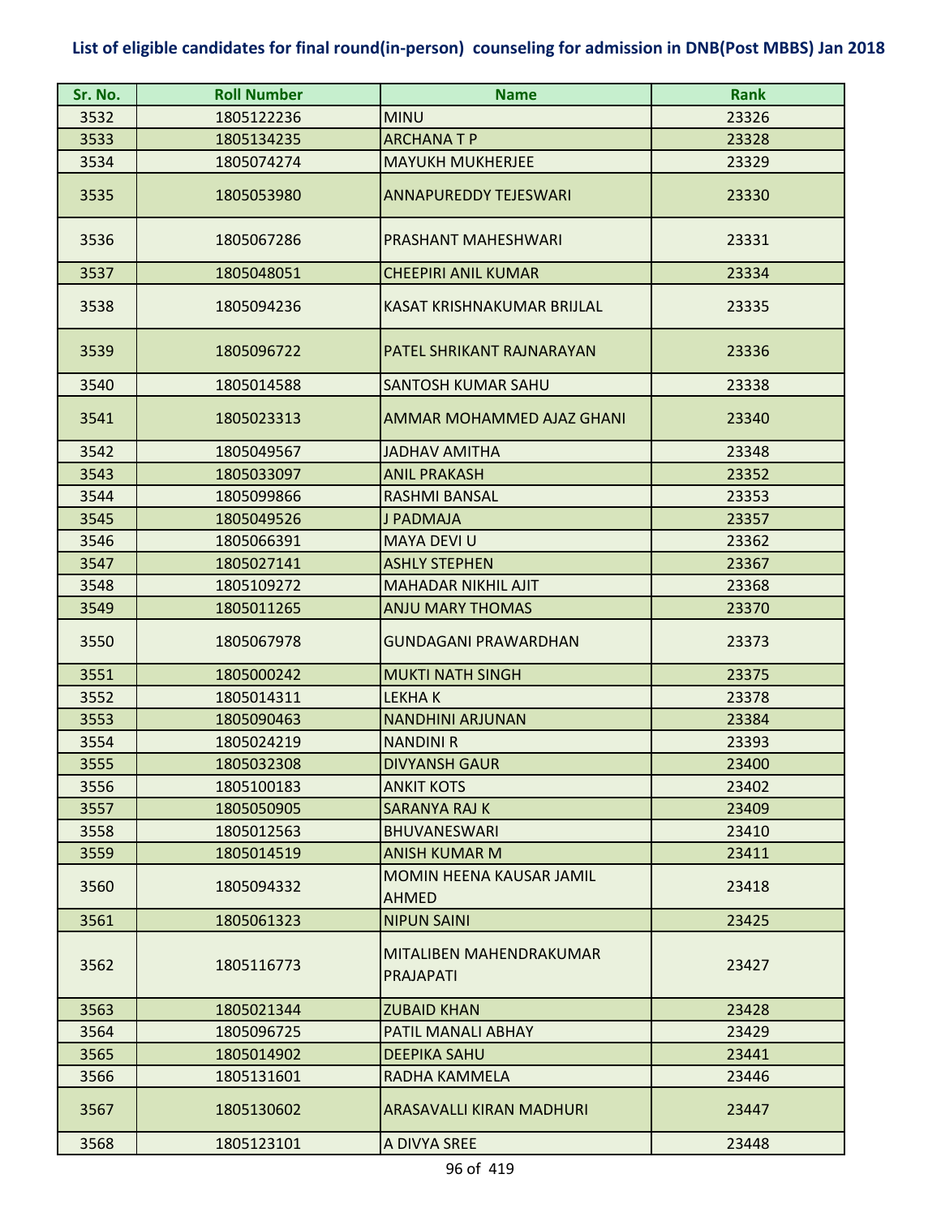# List of eligible candidates for final round(in-person) counseling for admission in DNB(Post MBBS) Jan 2018

| Sr. No. | Roll Number | Name | Rank |
|---|---|---|---|
| 3532 | 1805122236 | MINU | 23326 |
| 3533 | 1805134235 | ARCHANA T P | 23328 |
| 3534 | 1805074274 | MAYUKH MUKHERJEE | 23329 |
| 3535 | 1805053980 | ANNAPUREDDY TEJESWARI | 23330 |
| 3536 | 1805067286 | PRASHANT MAHESHWARI | 23331 |
| 3537 | 1805048051 | CHEEPIRI ANIL KUMAR | 23334 |
| 3538 | 1805094236 | KASAT KRISHNAKUMAR BRIJLAL | 23335 |
| 3539 | 1805096722 | PATEL SHRIKANT RAJNARAYAN | 23336 |
| 3540 | 1805014588 | SANTOSH KUMAR SAHU | 23338 |
| 3541 | 1805023313 | AMMAR MOHAMMED AJAZ GHANI | 23340 |
| 3542 | 1805049567 | JADHAV AMITHA | 23348 |
| 3543 | 1805033097 | ANIL PRAKASH | 23352 |
| 3544 | 1805099866 | RASHMI BANSAL | 23353 |
| 3545 | 1805049526 | J PADMAJA | 23357 |
| 3546 | 1805066391 | MAYA DEVI U | 23362 |
| 3547 | 1805027141 | ASHLY STEPHEN | 23367 |
| 3548 | 1805109272 | MAHADAR NIKHIL AJIT | 23368 |
| 3549 | 1805011265 | ANJU MARY THOMAS | 23370 |
| 3550 | 1805067978 | GUNDAGANI PRAWARDHAN | 23373 |
| 3551 | 1805000242 | MUKTI NATH SINGH | 23375 |
| 3552 | 1805014311 | LEKHA K | 23378 |
| 3553 | 1805090463 | NANDHINI ARJUNAN | 23384 |
| 3554 | 1805024219 | NANDINI R | 23393 |
| 3555 | 1805032308 | DIVYANSH GAUR | 23400 |
| 3556 | 1805100183 | ANKIT KOTS | 23402 |
| 3557 | 1805050905 | SARANYA RAJ K | 23409 |
| 3558 | 1805012563 | BHUVANESWARI | 23410 |
| 3559 | 1805014519 | ANISH KUMAR M | 23411 |
| 3560 | 1805094332 | MOMIN HEENA KAUSAR JAMIL AHMED | 23418 |
| 3561 | 1805061323 | NIPUN SAINI | 23425 |
| 3562 | 1805116773 | MITALIBEN MAHENDRAKUMAR PRAJAPATI | 23427 |
| 3563 | 1805021344 | ZUBAID KHAN | 23428 |
| 3564 | 1805096725 | PATIL MANALI ABHAY | 23429 |
| 3565 | 1805014902 | DEEPIKA SAHU | 23441 |
| 3566 | 1805131601 | RADHA KAMMELA | 23446 |
| 3567 | 1805130602 | ARASAVALLI KIRAN MADHURI | 23447 |
| 3568 | 1805123101 | A DIVYA SREE | 23448 |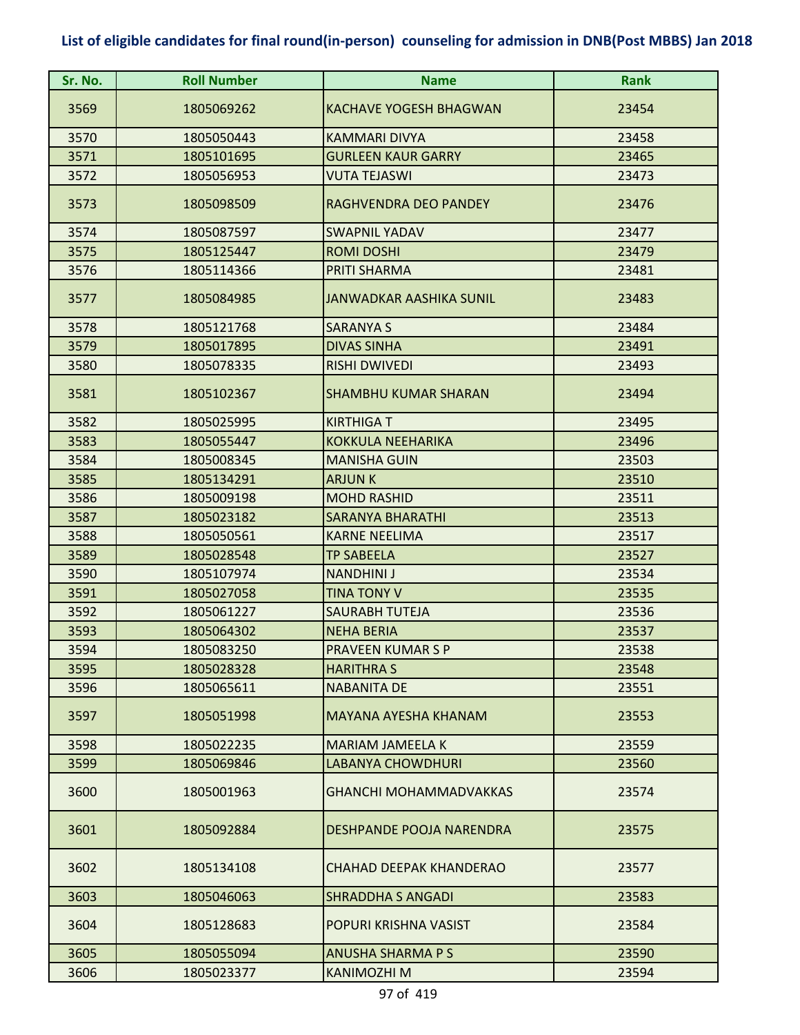# List of eligible candidates for final round(in-person) counseling for admission in DNB(Post MBBS) Jan 2018

| Sr. No. | Roll Number | Name | Rank |
|---|---|---|---|
| 3569 | 1805069262 | KACHAVE YOGESH BHAGWAN | 23454 |
| 3570 | 1805050443 | KAMMARI DIVYA | 23458 |
| 3571 | 1805101695 | GURLEEN KAUR GARRY | 23465 |
| 3572 | 1805056953 | VUTA TEJASWI | 23473 |
| 3573 | 1805098509 | RAGHVENDRA DEO PANDEY | 23476 |
| 3574 | 1805087597 | SWAPNIL YADAV | 23477 |
| 3575 | 1805125447 | ROMI DOSHI | 23479 |
| 3576 | 1805114366 | PRITI SHARMA | 23481 |
| 3577 | 1805084985 | JANWADKAR AASHIKA SUNIL | 23483 |
| 3578 | 1805121768 | SARANYA S | 23484 |
| 3579 | 1805017895 | DIVAS SINHA | 23491 |
| 3580 | 1805078335 | RISHI DWIVEDI | 23493 |
| 3581 | 1805102367 | SHAMBHU KUMAR SHARAN | 23494 |
| 3582 | 1805025995 | KIRTHIGA T | 23495 |
| 3583 | 1805055447 | KOKKULA NEEHARIKA | 23496 |
| 3584 | 1805008345 | MANISHA GUIN | 23503 |
| 3585 | 1805134291 | ARJUN K | 23510 |
| 3586 | 1805009198 | MOHD RASHID | 23511 |
| 3587 | 1805023182 | SARANYA BHARATHI | 23513 |
| 3588 | 1805050561 | KARNE NEELIMA | 23517 |
| 3589 | 1805028548 | TP SABEELA | 23527 |
| 3590 | 1805107974 | NANDHINI J | 23534 |
| 3591 | 1805027058 | TINA TONY V | 23535 |
| 3592 | 1805061227 | SAURABH TUTEJA | 23536 |
| 3593 | 1805064302 | NEHA BERIA | 23537 |
| 3594 | 1805083250 | PRAVEEN KUMAR S P | 23538 |
| 3595 | 1805028328 | HARITHRA S | 23548 |
| 3596 | 1805065611 | NABANITA DE | 23551 |
| 3597 | 1805051998 | MAYANA AYESHA KHANAM | 23553 |
| 3598 | 1805022235 | MARIAM JAMEELA K | 23559 |
| 3599 | 1805069846 | LABANYA CHOWDHURI | 23560 |
| 3600 | 1805001963 | GHANCHI MOHAMMADVAKKAS | 23574 |
| 3601 | 1805092884 | DESHPANDE POOJA NARENDRA | 23575 |
| 3602 | 1805134108 | CHAHAD DEEPAK KHANDERAO | 23577 |
| 3603 | 1805046063 | SHRADDHA S ANGADI | 23583 |
| 3604 | 1805128683 | POPURI KRISHNA VASIST | 23584 |
| 3605 | 1805055094 | ANUSHA SHARMA P S | 23590 |
| 3606 | 1805023377 | KANIMOZHI M | 23594 |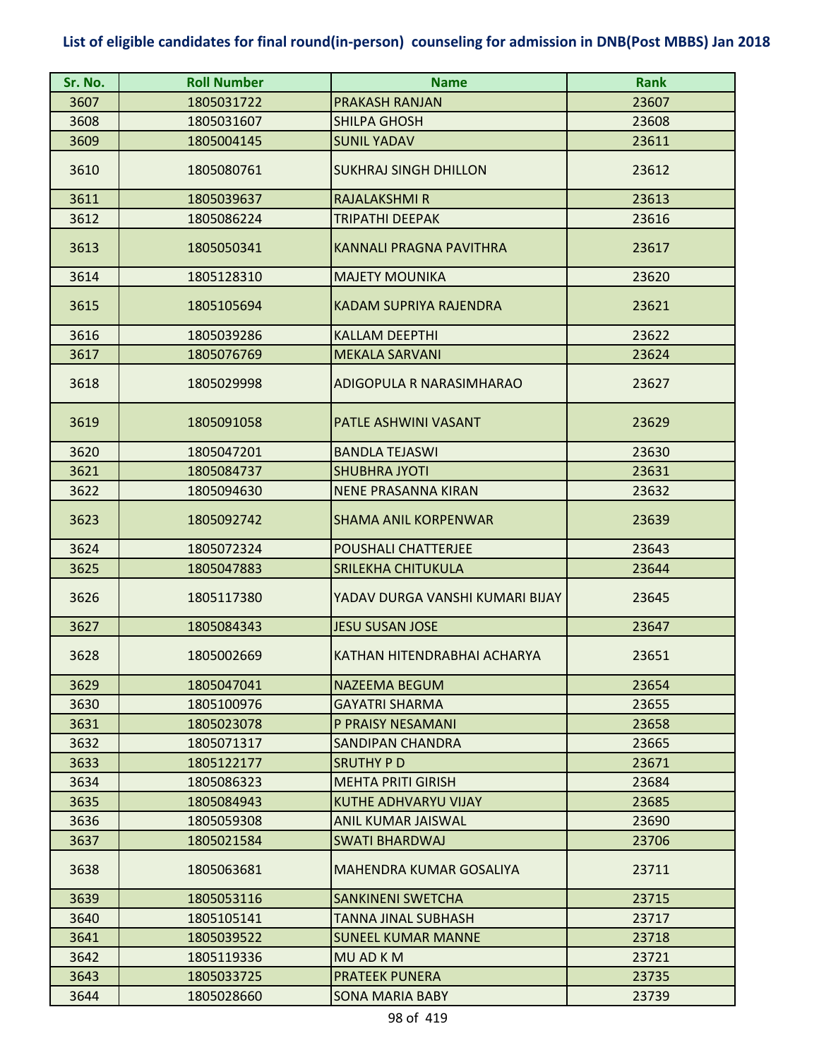# List of eligible candidates for final round(in-person) counseling for admission in DNB(Post MBBS) Jan 2018

| Sr. No. | Roll Number | Name | Rank |
|---|---|---|---|
| 3607 | 1805031722 | PRAKASH RANJAN | 23607 |
| 3608 | 1805031607 | SHILPA GHOSH | 23608 |
| 3609 | 1805004145 | SUNIL YADAV | 23611 |
| 3610 | 1805080761 | SUKHRAJ SINGH DHILLON | 23612 |
| 3611 | 1805039637 | RAJALAKSHMI R | 23613 |
| 3612 | 1805086224 | TRIPATHI DEEPAK | 23616 |
| 3613 | 1805050341 | KANNALI PRAGNA PAVITHRA | 23617 |
| 3614 | 1805128310 | MAJETY MOUNIKA | 23620 |
| 3615 | 1805105694 | KADAM SUPRIYA RAJENDRA | 23621 |
| 3616 | 1805039286 | KALLAM DEEPTHI | 23622 |
| 3617 | 1805076769 | MEKALA SARVANI | 23624 |
| 3618 | 1805029998 | ADIGOPULA R NARASIMHARAO | 23627 |
| 3619 | 1805091058 | PATLE ASHWINI VASANT | 23629 |
| 3620 | 1805047201 | BANDLA TEJASWI | 23630 |
| 3621 | 1805084737 | SHUBHRA JYOTI | 23631 |
| 3622 | 1805094630 | NENE PRASANNA KIRAN | 23632 |
| 3623 | 1805092742 | SHAMA ANIL KORPENWAR | 23639 |
| 3624 | 1805072324 | POUSHALI CHATTERJEE | 23643 |
| 3625 | 1805047883 | SRILEKHA CHITUKULA | 23644 |
| 3626 | 1805117380 | YADAV DURGA VANSHI KUMARI BIJAY | 23645 |
| 3627 | 1805084343 | JESU SUSAN JOSE | 23647 |
| 3628 | 1805002669 | KATHAN HITENDRABHAI ACHARYA | 23651 |
| 3629 | 1805047041 | NAZEEMA BEGUM | 23654 |
| 3630 | 1805100976 | GAYATRI SHARMA | 23655 |
| 3631 | 1805023078 | P PRAISY NESAMANI | 23658 |
| 3632 | 1805071317 | SANDIPAN CHANDRA | 23665 |
| 3633 | 1805122177 | SRUTHY P D | 23671 |
| 3634 | 1805086323 | MEHTA PRITI GIRISH | 23684 |
| 3635 | 1805084943 | KUTHE ADHVARYU VIJAY | 23685 |
| 3636 | 1805059308 | ANIL KUMAR JAISWAL | 23690 |
| 3637 | 1805021584 | SWATI BHARDWAJ | 23706 |
| 3638 | 1805063681 | MAHENDRA KUMAR GOSALIYA | 23711 |
| 3639 | 1805053116 | SANKINENI SWETCHA | 23715 |
| 3640 | 1805105141 | TANNA JINAL SUBHASH | 23717 |
| 3641 | 1805039522 | SUNEEL KUMAR MANNE | 23718 |
| 3642 | 1805119336 | MU AD K M | 23721 |
| 3643 | 1805033725 | PRATEEK PUNERA | 23735 |
| 3644 | 1805028660 | SONA MARIA BABY | 23739 |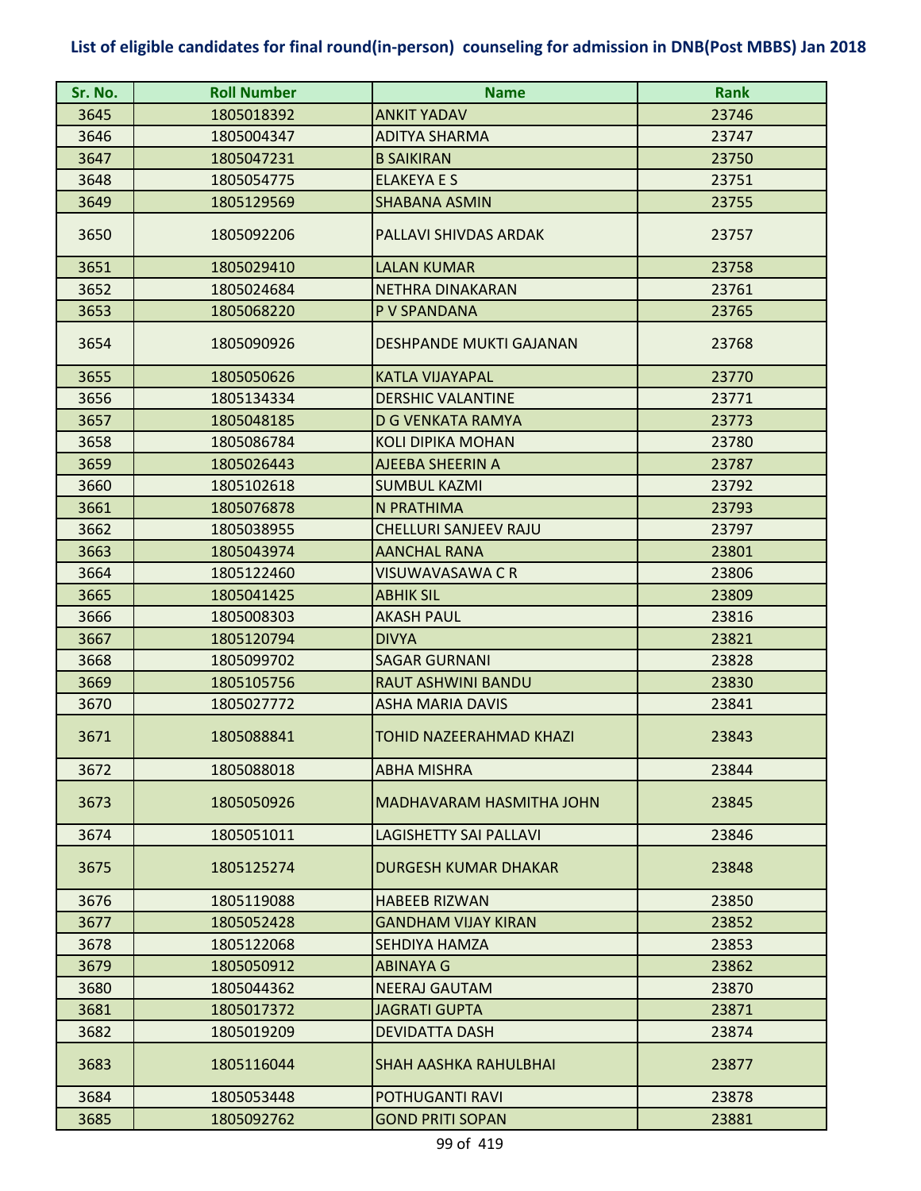**List of eligible candidates for final round(in-person) counseling for admission in DNB(Post MBBS) Jan 2018**

| Sr. No. | Roll Number | Name | Rank |
|---|---|---|---|
| 3645 | 1805018392 | ANKIT YADAV | 23746 |
| 3646 | 1805004347 | ADITYA SHARMA | 23747 |
| 3647 | 1805047231 | B SAIKIRAN | 23750 |
| 3648 | 1805054775 | ELAKEYA E S | 23751 |
| 3649 | 1805129569 | SHABANA ASMIN | 23755 |
| 3650 | 1805092206 | PALLAVI SHIVDAS ARDAK | 23757 |
| 3651 | 1805029410 | LALAN KUMAR | 23758 |
| 3652 | 1805024684 | NETHRA DINAKARAN | 23761 |
| 3653 | 1805068220 | P V SPANDANA | 23765 |
| 3654 | 1805090926 | DESHPANDE MUKTI GAJANAN | 23768 |
| 3655 | 1805050626 | KATLA VIJAYAPAL | 23770 |
| 3656 | 1805134334 | DERSHIC VALANTINE | 23771 |
| 3657 | 1805048185 | D G VENKATA RAMYA | 23773 |
| 3658 | 1805086784 | KOLI DIPIKA MOHAN | 23780 |
| 3659 | 1805026443 | AJEEBA SHEERIN A | 23787 |
| 3660 | 1805102618 | SUMBUL KAZMI | 23792 |
| 3661 | 1805076878 | N PRATHIMA | 23793 |
| 3662 | 1805038955 | CHELLURI SANJEEV RAJU | 23797 |
| 3663 | 1805043974 | AANCHAL RANA | 23801 |
| 3664 | 1805122460 | VISUWAVASAWA C R | 23806 |
| 3665 | 1805041425 | ABHIK SIL | 23809 |
| 3666 | 1805008303 | AKASH PAUL | 23816 |
| 3667 | 1805120794 | DIVYA | 23821 |
| 3668 | 1805099702 | SAGAR GURNANI | 23828 |
| 3669 | 1805105756 | RAUT ASHWINI BANDU | 23830 |
| 3670 | 1805027772 | ASHA MARIA DAVIS | 23841 |
| 3671 | 1805088841 | TOHID NAZEERAHMAD KHAZI | 23843 |
| 3672 | 1805088018 | ABHA MISHRA | 23844 |
| 3673 | 1805050926 | MADHAVARAM HASMITHA JOHN | 23845 |
| 3674 | 1805051011 | LAGISHETTY SAI PALLAVI | 23846 |
| 3675 | 1805125274 | DURGESH KUMAR DHAKAR | 23848 |
| 3676 | 1805119088 | HABEEB RIZWAN | 23850 |
| 3677 | 1805052428 | GANDHAM VIJAY KIRAN | 23852 |
| 3678 | 1805122068 | SEHDIYA HAMZA | 23853 |
| 3679 | 1805050912 | ABINAYA G | 23862 |
| 3680 | 1805044362 | NEERAJ GAUTAM | 23870 |
| 3681 | 1805017372 | JAGRATI GUPTA | 23871 |
| 3682 | 1805019209 | DEVIDATTA DASH | 23874 |
| 3683 | 1805116044 | SHAH AASHKA RAHULBHAI | 23877 |
| 3684 | 1805053448 | POTHUGANTI RAVI | 23878 |
| 3685 | 1805092762 | GOND PRITI SOPAN | 23881 |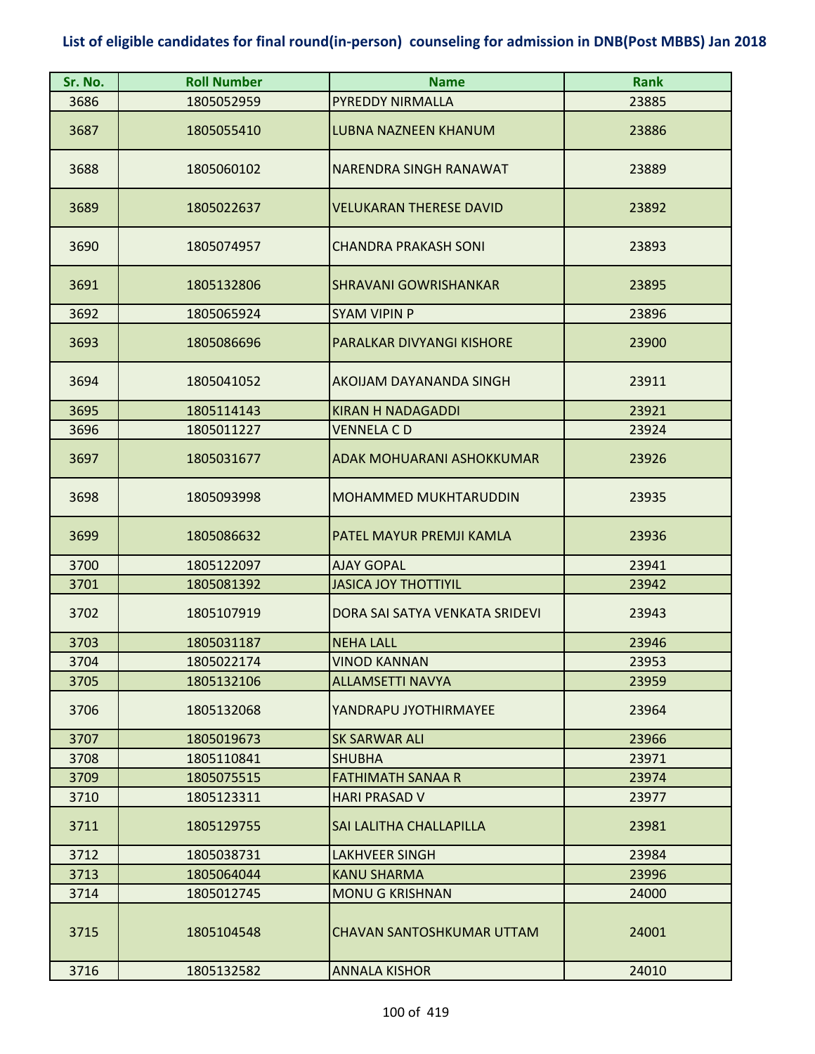**List of eligible candidates for final round(in-person) counseling for admission in DNB(Post MBBS) Jan 2018**

| Sr. No. | Roll Number | Name | Rank |
|---|---|---|---|
| 3686 | 1805052959 | PYREDDY NIRMALLA | 23885 |
| 3687 | 1805055410 | LUBNA NAZNEEN KHANUM | 23886 |
| 3688 | 1805060102 | NARENDRA SINGH RANAWAT | 23889 |
| 3689 | 1805022637 | VELUKARAN THERESE DAVID | 23892 |
| 3690 | 1805074957 | CHANDRA PRAKASH SONI | 23893 |
| 3691 | 1805132806 | SHRAVANI GOWRISHANKAR | 23895 |
| 3692 | 1805065924 | SYAM VIPIN P | 23896 |
| 3693 | 1805086696 | PARALKAR DIVYANGI KISHORE | 23900 |
| 3694 | 1805041052 | AKOIJAM DAYANANDA SINGH | 23911 |
| 3695 | 1805114143 | KIRAN H NADAGADDI | 23921 |
| 3696 | 1805011227 | VENNELA C D | 23924 |
| 3697 | 1805031677 | ADAK MOHUARANI ASHOKKUMAR | 23926 |
| 3698 | 1805093998 | MOHAMMED MUKHTARUDDIN | 23935 |
| 3699 | 1805086632 | PATEL MAYUR PREMJI KAMLA | 23936 |
| 3700 | 1805122097 | AJAY GOPAL | 23941 |
| 3701 | 1805081392 | JASICA JOY THOTTIYIL | 23942 |
| 3702 | 1805107919 | DORA SAI SATYA VENKATA SRIDEVI | 23943 |
| 3703 | 1805031187 | NEHA LALL | 23946 |
| 3704 | 1805022174 | VINOD KANNAN | 23953 |
| 3705 | 1805132106 | ALLAMSETTI NAVYA | 23959 |
| 3706 | 1805132068 | YANDRAPU JYOTHIRMAYEE | 23964 |
| 3707 | 1805019673 | SK SARWAR ALI | 23966 |
| 3708 | 1805110841 | SHUBHA | 23971 |
| 3709 | 1805075515 | FATHIMATH SANAA R | 23974 |
| 3710 | 1805123311 | HARI PRASAD V | 23977 |
| 3711 | 1805129755 | SAI LALITHA CHALLAPILLA | 23981 |
| 3712 | 1805038731 | LAKHVEER SINGH | 23984 |
| 3713 | 1805064044 | KANU SHARMA | 23996 |
| 3714 | 1805012745 | MONU G KRISHNAN | 24000 |
| 3715 | 1805104548 | CHAVAN SANTOSHKUMAR UTTAM | 24001 |
| 3716 | 1805132582 | ANNALA KISHOR | 24010 |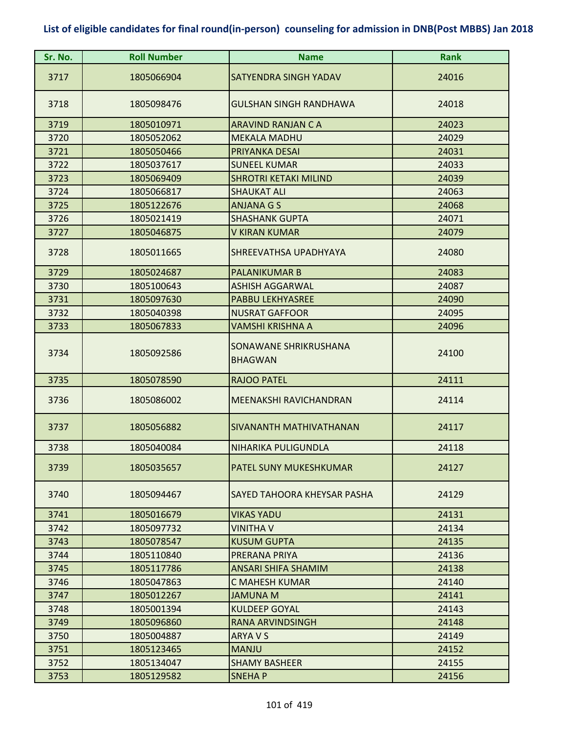# List of eligible candidates for final round(in-person) counseling for admission in DNB(Post MBBS) Jan 2018

| Sr. No. | Roll Number | Name | Rank |
|---|---|---|---|
| 3717 | 1805066904 | SATYENDRA SINGH YADAV | 24016 |
| 3718 | 1805098476 | GULSHAN SINGH RANDHAWA | 24018 |
| 3719 | 1805010971 | ARAVIND RANJAN C A | 24023 |
| 3720 | 1805052062 | MEKALA MADHU | 24029 |
| 3721 | 1805050466 | PRIYANKA DESAI | 24031 |
| 3722 | 1805037617 | SUNEEL KUMAR | 24033 |
| 3723 | 1805069409 | SHROTRI KETAKI MILIND | 24039 |
| 3724 | 1805066817 | SHAUKAT ALI | 24063 |
| 3725 | 1805122676 | ANJANA G S | 24068 |
| 3726 | 1805021419 | SHASHANK GUPTA | 24071 |
| 3727 | 1805046875 | V KIRAN KUMAR | 24079 |
| 3728 | 1805011665 | SHREEVATHSA UPADHYAYA | 24080 |
| 3729 | 1805024687 | PALANIKUMAR B | 24083 |
| 3730 | 1805100643 | ASHISH AGGARWAL | 24087 |
| 3731 | 1805097630 | PABBU LEKHYASREE | 24090 |
| 3732 | 1805040398 | NUSRAT GAFFOOR | 24095 |
| 3733 | 1805067833 | VAMSHI KRISHNA A | 24096 |
| 3734 | 1805092586 | SONAWANE SHRIKRUSHANA BHAGWAN | 24100 |
| 3735 | 1805078590 | RAJOO PATEL | 24111 |
| 3736 | 1805086002 | MEENAKSHI RAVICHANDRAN | 24114 |
| 3737 | 1805056882 | SIVANANTH MATHIVATHANAN | 24117 |
| 3738 | 1805040084 | NIHARIKA PULIGUNDLA | 24118 |
| 3739 | 1805035657 | PATEL SUNY MUKESHKUMAR | 24127 |
| 3740 | 1805094467 | SAYED TAHOORA KHEYSAR PASHA | 24129 |
| 3741 | 1805016679 | VIKAS YADU | 24131 |
| 3742 | 1805097732 | VINITHA V | 24134 |
| 3743 | 1805078547 | KUSUM GUPTA | 24135 |
| 3744 | 1805110840 | PRERANA PRIYA | 24136 |
| 3745 | 1805117786 | ANSARI SHIFA SHAMIM | 24138 |
| 3746 | 1805047863 | C MAHESH KUMAR | 24140 |
| 3747 | 1805012267 | JAMUNA M | 24141 |
| 3748 | 1805001394 | KULDEEP GOYAL | 24143 |
| 3749 | 1805096860 | RANA ARVINDSINGH | 24148 |
| 3750 | 1805004887 | ARYA V S | 24149 |
| 3751 | 1805123465 | MANJU | 24152 |
| 3752 | 1805134047 | SHAMY BASHEER | 24155 |
| 3753 | 1805129582 | SNEHA P | 24156 |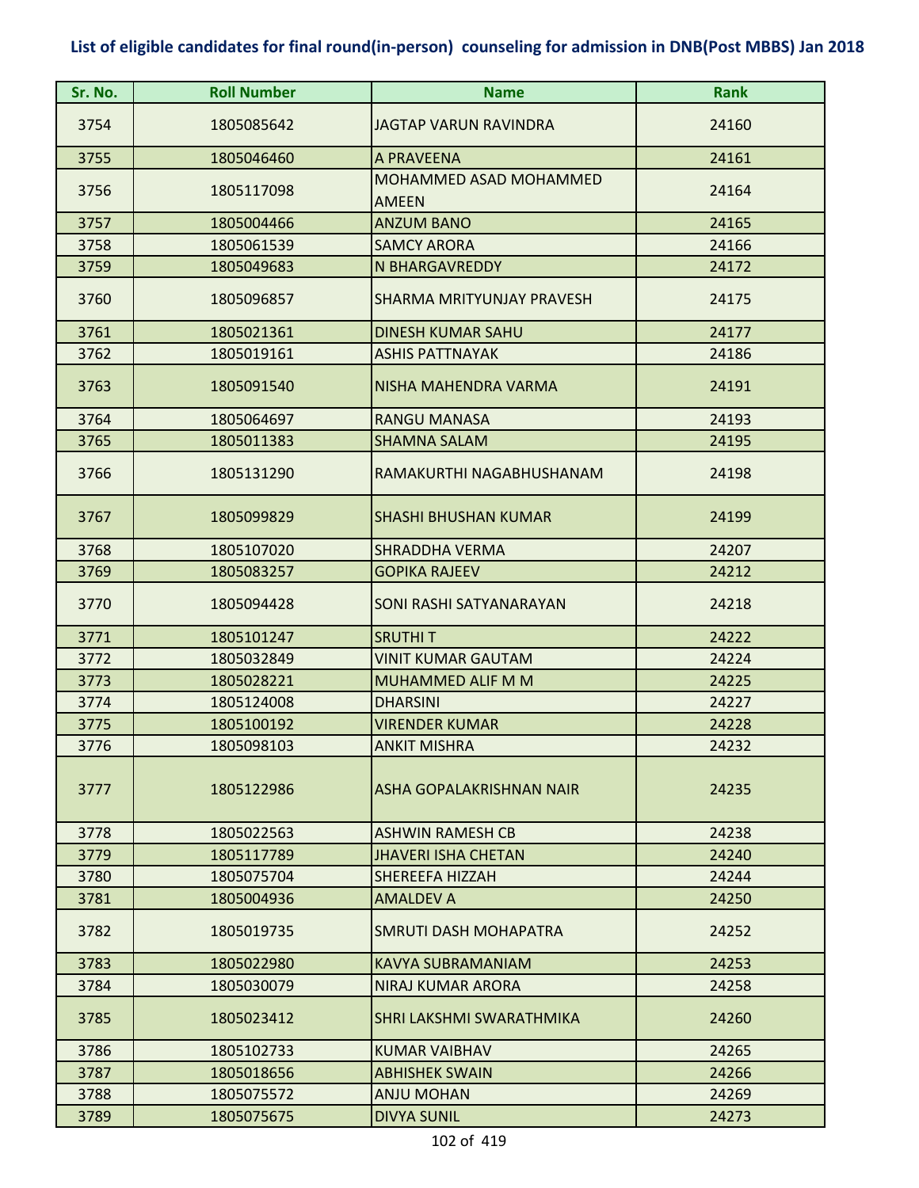## List of eligible candidates for final round(in-person) counseling for admission in DNB(Post MBBS) Jan 2018

| Sr. No. | Roll Number | Name | Rank |
|---|---|---|---|
| 3754 | 1805085642 | JAGTAP VARUN RAVINDRA | 24160 |
| 3755 | 1805046460 | A PRAVEENA | 24161 |
| 3756 | 1805117098 | MOHAMMED ASAD MOHAMMED AMEEN | 24164 |
| 3757 | 1805004466 | ANZUM BANO | 24165 |
| 3758 | 1805061539 | SAMCY ARORA | 24166 |
| 3759 | 1805049683 | N BHARGAVREDDY | 24172 |
| 3760 | 1805096857 | SHARMA MRITYUNJAY PRAVESH | 24175 |
| 3761 | 1805021361 | DINESH KUMAR SAHU | 24177 |
| 3762 | 1805019161 | ASHIS PATTNAYAK | 24186 |
| 3763 | 1805091540 | NISHA MAHENDRA VARMA | 24191 |
| 3764 | 1805064697 | RANGU MANASA | 24193 |
| 3765 | 1805011383 | SHAMNA SALAM | 24195 |
| 3766 | 1805131290 | RAMAKURTHI NAGABHUSHANAM | 24198 |
| 3767 | 1805099829 | SHASHI BHUSHAN KUMAR | 24199 |
| 3768 | 1805107020 | SHRADDHA VERMA | 24207 |
| 3769 | 1805083257 | GOPIKA RAJEEV | 24212 |
| 3770 | 1805094428 | SONI RASHI SATYANARAYAN | 24218 |
| 3771 | 1805101247 | SRUTHI T | 24222 |
| 3772 | 1805032849 | VINIT KUMAR GAUTAM | 24224 |
| 3773 | 1805028221 | MUHAMMED ALIF M M | 24225 |
| 3774 | 1805124008 | DHARSINI | 24227 |
| 3775 | 1805100192 | VIRENDER KUMAR | 24228 |
| 3776 | 1805098103 | ANKIT MISHRA | 24232 |
| 3777 | 1805122986 | ASHA GOPALAKRISHNAN NAIR | 24235 |
| 3778 | 1805022563 | ASHWIN RAMESH CB | 24238 |
| 3779 | 1805117789 | JHAVERI ISHA CHETAN | 24240 |
| 3780 | 1805075704 | SHEREEFA HIZZAH | 24244 |
| 3781 | 1805004936 | AMALDEV A | 24250 |
| 3782 | 1805019735 | SMRUTI DASH MOHAPATRA | 24252 |
| 3783 | 1805022980 | KAVYA SUBRAMANIAM | 24253 |
| 3784 | 1805030079 | NIRAJ KUMAR ARORA | 24258 |
| 3785 | 1805023412 | SHRI LAKSHMI SWARATHMIKA | 24260 |
| 3786 | 1805102733 | KUMAR VAIBHAV | 24265 |
| 3787 | 1805018656 | ABHISHEK SWAIN | 24266 |
| 3788 | 1805075572 | ANJU MOHAN | 24269 |
| 3789 | 1805075675 | DIVYA SUNIL | 24273 |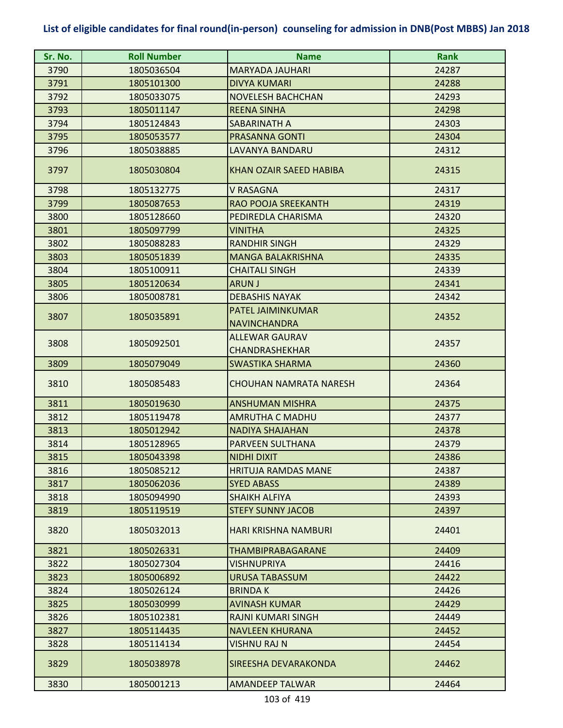## List of eligible candidates for final round(in-person) counseling for admission in DNB(Post MBBS) Jan 2018

| Sr. No. | Roll Number | Name | Rank |
|---|---|---|---|
| 3790 | 1805036504 | MARYADA JAUHARI | 24287 |
| 3791 | 1805101300 | DIVYA KUMARI | 24288 |
| 3792 | 1805033075 | NOVELESH BACHCHAN | 24293 |
| 3793 | 1805011147 | REENA SINHA | 24298 |
| 3794 | 1805124843 | SABARINATH A | 24303 |
| 3795 | 1805053577 | PRASANNA GONTI | 24304 |
| 3796 | 1805038885 | LAVANYA BANDARU | 24312 |
| 3797 | 1805030804 | KHAN OZAIR SAEED HABIBA | 24315 |
| 3798 | 1805132775 | V RASAGNA | 24317 |
| 3799 | 1805087653 | RAO POOJA SREEKANTH | 24319 |
| 3800 | 1805128660 | PEDIREDLA CHARISMA | 24320 |
| 3801 | 1805097799 | VINITHA | 24325 |
| 3802 | 1805088283 | RANDHIR SINGH | 24329 |
| 3803 | 1805051839 | MANGA BALAKRISHNA | 24335 |
| 3804 | 1805100911 | CHAITALI SINGH | 24339 |
| 3805 | 1805120634 | ARUN J | 24341 |
| 3806 | 1805008781 | DEBASHIS NAYAK | 24342 |
| 3807 | 1805035891 | PATEL JAIMINKUMAR NAVINCHANDRA | 24352 |
| 3808 | 1805092501 | ALLEWAR GAURAV CHANDRASHEKHAR | 24357 |
| 3809 | 1805079049 | SWASTIKA SHARMA | 24360 |
| 3810 | 1805085483 | CHOUHAN NAMRATA NARESH | 24364 |
| 3811 | 1805019630 | ANSHUMAN MISHRA | 24375 |
| 3812 | 1805119478 | AMRUTHA C MADHU | 24377 |
| 3813 | 1805012942 | NADIYA SHAJAHAN | 24378 |
| 3814 | 1805128965 | PARVEEN SULTHANA | 24379 |
| 3815 | 1805043398 | NIDHI DIXIT | 24386 |
| 3816 | 1805085212 | HRITUJA RAMDAS MANE | 24387 |
| 3817 | 1805062036 | SYED ABASS | 24389 |
| 3818 | 1805094990 | SHAIKH ALFIYA | 24393 |
| 3819 | 1805119519 | STEFY SUNNY JACOB | 24397 |
| 3820 | 1805032013 | HARI KRISHNA NAMBURI | 24401 |
| 3821 | 1805026331 | THAMBIPRABAGARANE | 24409 |
| 3822 | 1805027304 | VISHNUPRIYA | 24416 |
| 3823 | 1805006892 | URUSA TABASSUM | 24422 |
| 3824 | 1805026124 | BRINDA K | 24426 |
| 3825 | 1805030999 | AVINASH KUMAR | 24429 |
| 3826 | 1805102381 | RAJNI KUMARI SINGH | 24449 |
| 3827 | 1805114435 | NAVLEEN KHURANA | 24452 |
| 3828 | 1805114134 | VISHNU RAJ N | 24454 |
| 3829 | 1805038978 | SIREESHA DEVARAKONDA | 24462 |
| 3830 | 1805001213 | AMANDEEP TALWAR | 24464 |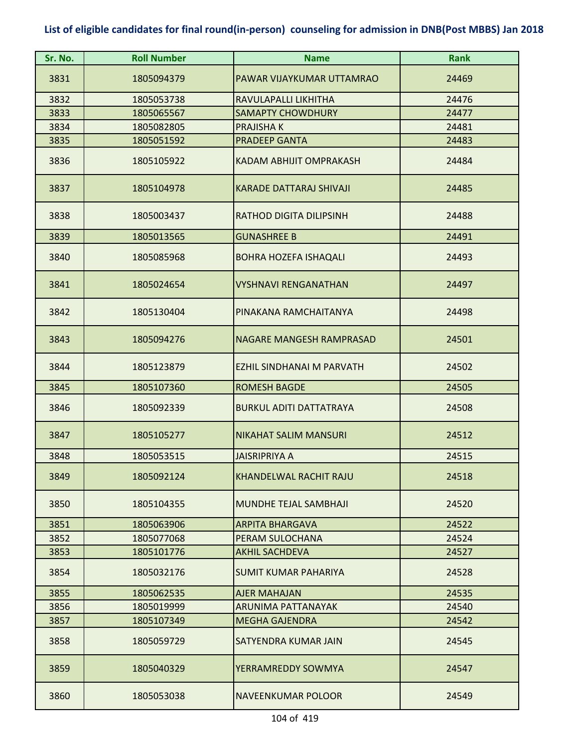## List of eligible candidates for final round(in-person) counseling for admission in DNB(Post MBBS) Jan 2018

| Sr. No. | Roll Number | Name | Rank |
|---|---|---|---|
| 3831 | 1805094379 | PAWAR VIJAYKUMAR UTTAMRAO | 24469 |
| 3832 | 1805053738 | RAVULAPALLI LIKHITHA | 24476 |
| 3833 | 1805065567 | SAMAPTY CHOWDHURY | 24477 |
| 3834 | 1805082805 | PRAJISHA K | 24481 |
| 3835 | 1805051592 | PRADEEP GANTA | 24483 |
| 3836 | 1805105922 | KADAM ABHIJIT OMPRAKASH | 24484 |
| 3837 | 1805104978 | KARADE DATTARAJ SHIVAJI | 24485 |
| 3838 | 1805003437 | RATHOD DIGITA DILIPSINH | 24488 |
| 3839 | 1805013565 | GUNASHREE B | 24491 |
| 3840 | 1805085968 | BOHRA HOZEFA ISHAQALI | 24493 |
| 3841 | 1805024654 | VYSHNAVI RENGANATHAN | 24497 |
| 3842 | 1805130404 | PINAKANA RAMCHAITANYA | 24498 |
| 3843 | 1805094276 | NAGARE MANGESH RAMPRASAD | 24501 |
| 3844 | 1805123879 | EZHIL SINDHANAI M PARVATH | 24502 |
| 3845 | 1805107360 | ROMESH BAGDE | 24505 |
| 3846 | 1805092339 | BURKUL ADITI DATTATRAYA | 24508 |
| 3847 | 1805105277 | NIKAHAT SALIM MANSURI | 24512 |
| 3848 | 1805053515 | JAISRIPRIYA A | 24515 |
| 3849 | 1805092124 | KHANDELWAL RACHIT RAJU | 24518 |
| 3850 | 1805104355 | MUNDHE TEJAL SAMBHAJI | 24520 |
| 3851 | 1805063906 | ARPITA BHARGAVA | 24522 |
| 3852 | 1805077068 | PERAM SULOCHANA | 24524 |
| 3853 | 1805101776 | AKHIL SACHDEVA | 24527 |
| 3854 | 1805032176 | SUMIT KUMAR PAHARIYA | 24528 |
| 3855 | 1805062535 | AJER MAHAJAN | 24535 |
| 3856 | 1805019999 | ARUNIMA PATTANAYAK | 24540 |
| 3857 | 1805107349 | MEGHA GAJENDRA | 24542 |
| 3858 | 1805059729 | SATYENDRA KUMAR JAIN | 24545 |
| 3859 | 1805040329 | YERRAMREDDY SOWMYA | 24547 |
| 3860 | 1805053038 | NAVEENKUMAR POLOOR | 24549 |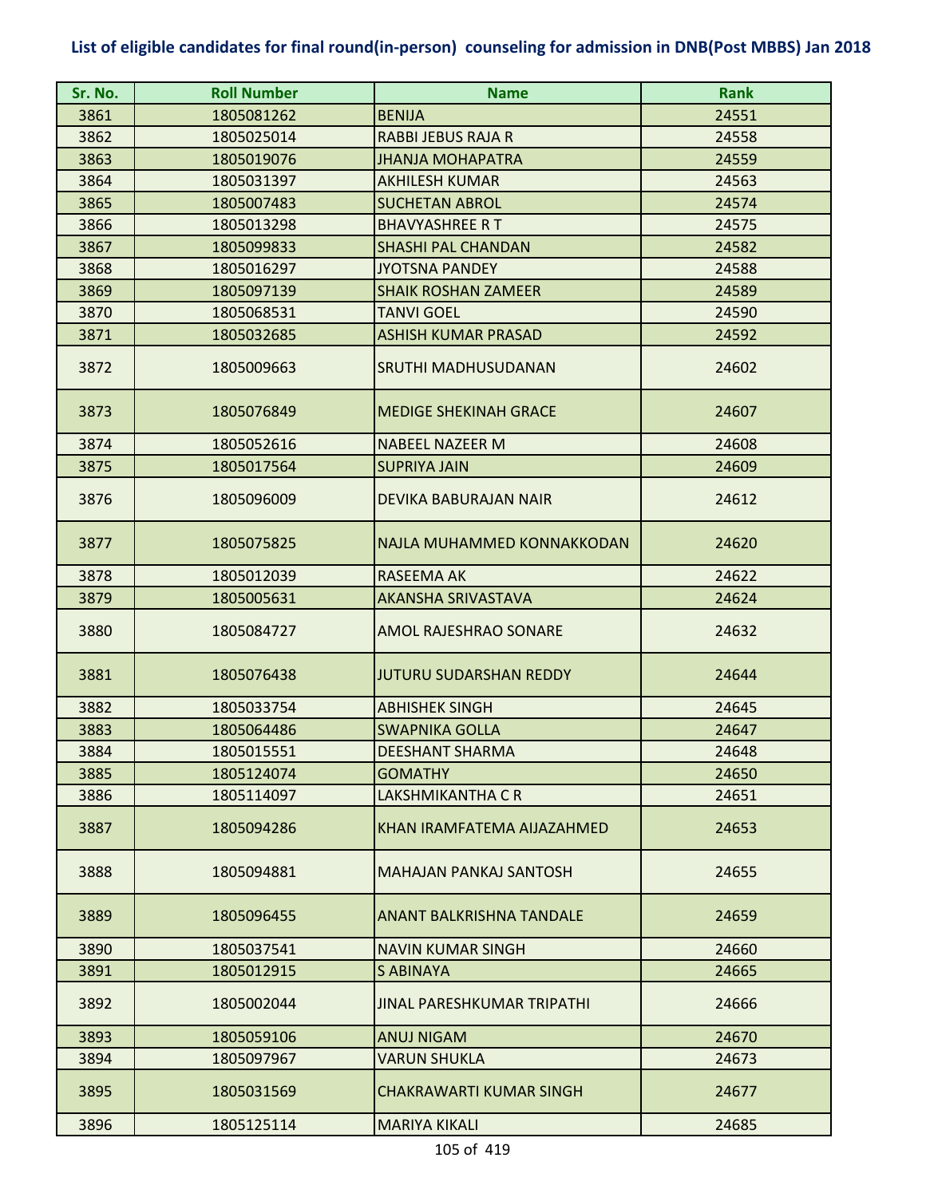## List of eligible candidates for final round(in-person) counseling for admission in DNB(Post MBBS) Jan 2018

| Sr. No. | Roll Number | Name | Rank |
|---|---|---|---|
| 3861 | 1805081262 | BENIJA | 24551 |
| 3862 | 1805025014 | RABBI JEBUS RAJA R | 24558 |
| 3863 | 1805019076 | JHANJA MOHAPATRA | 24559 |
| 3864 | 1805031397 | AKHILESH KUMAR | 24563 |
| 3865 | 1805007483 | SUCHETAN ABROL | 24574 |
| 3866 | 1805013298 | BHAVYASHREE R T | 24575 |
| 3867 | 1805099833 | SHASHI PAL CHANDAN | 24582 |
| 3868 | 1805016297 | JYOTSNA PANDEY | 24588 |
| 3869 | 1805097139 | SHAIK ROSHAN ZAMEER | 24589 |
| 3870 | 1805068531 | TANVI GOEL | 24590 |
| 3871 | 1805032685 | ASHISH KUMAR PRASAD | 24592 |
| 3872 | 1805009663 | SRUTHI MADHUSUDANAN | 24602 |
| 3873 | 1805076849 | MEDIGE SHEKINAH GRACE | 24607 |
| 3874 | 1805052616 | NABEEL NAZEER M | 24608 |
| 3875 | 1805017564 | SUPRIYA JAIN | 24609 |
| 3876 | 1805096009 | DEVIKA BABURAJAN NAIR | 24612 |
| 3877 | 1805075825 | NAJLA MUHAMMED KONNAKKODAN | 24620 |
| 3878 | 1805012039 | RASEEMA AK | 24622 |
| 3879 | 1805005631 | AKANSHA SRIVASTAVA | 24624 |
| 3880 | 1805084727 | AMOL RAJESHRAO SONARE | 24632 |
| 3881 | 1805076438 | JUTURU SUDARSHAN REDDY | 24644 |
| 3882 | 1805033754 | ABHISHEK SINGH | 24645 |
| 3883 | 1805064486 | SWAPNIKA GOLLA | 24647 |
| 3884 | 1805015551 | DEESHANT SHARMA | 24648 |
| 3885 | 1805124074 | GOMATHY | 24650 |
| 3886 | 1805114097 | LAKSHMIKANTHA C R | 24651 |
| 3887 | 1805094286 | KHAN IRAMFATEMA AIJAZAHMED | 24653 |
| 3888 | 1805094881 | MAHAJAN PANKAJ SANTOSH | 24655 |
| 3889 | 1805096455 | ANANT BALKRISHNA TANDALE | 24659 |
| 3890 | 1805037541 | NAVIN KUMAR SINGH | 24660 |
| 3891 | 1805012915 | S ABINAYA | 24665 |
| 3892 | 1805002044 | JINAL PARESHKUMAR TRIPATHI | 24666 |
| 3893 | 1805059106 | ANUJ NIGAM | 24670 |
| 3894 | 1805097967 | VARUN SHUKLA | 24673 |
| 3895 | 1805031569 | CHAKRAWARTI KUMAR SINGH | 24677 |
| 3896 | 1805125114 | MARIYA KIKALI | 24685 |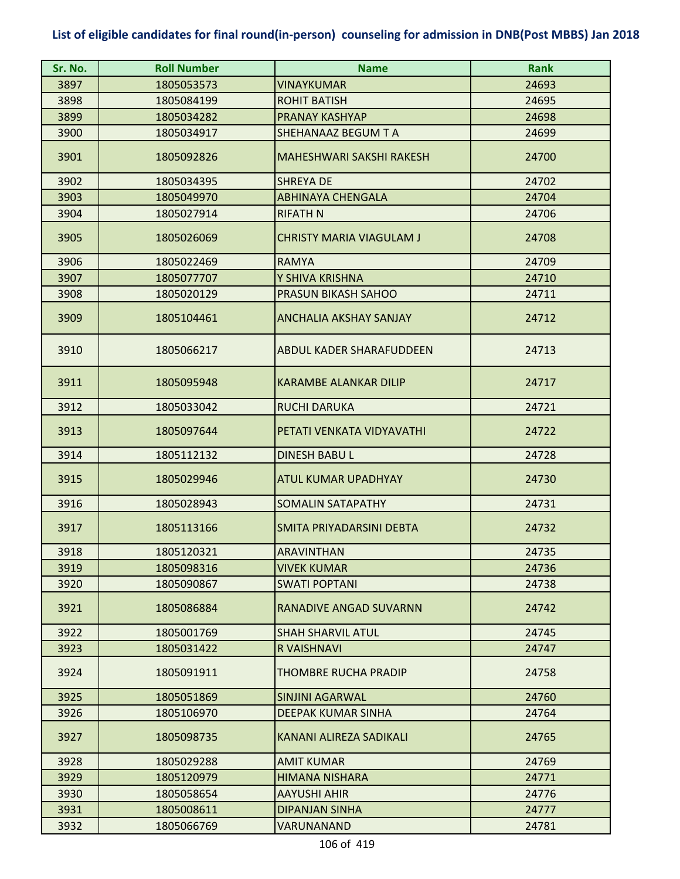**List of eligible candidates for final round(in-person) counseling for admission in DNB(Post MBBS) Jan 2018**

| Sr. No. | Roll Number | Name | Rank |
|---|---|---|---|
| 3897 | 1805053573 | VINAYKUMAR | 24693 |
| 3898 | 1805084199 | ROHIT BATISH | 24695 |
| 3899 | 1805034282 | PRANAY KASHYAP | 24698 |
| 3900 | 1805034917 | SHEHANAAZ BEGUM T A | 24699 |
| 3901 | 1805092826 | MAHESHWARI SAKSHI RAKESH | 24700 |
| 3902 | 1805034395 | SHREYA DE | 24702 |
| 3903 | 1805049970 | ABHINAYA CHENGALA | 24704 |
| 3904 | 1805027914 | RIFATH N | 24706 |
| 3905 | 1805026069 | CHRISTY MARIA VIAGULAM J | 24708 |
| 3906 | 1805022469 | RAMYA | 24709 |
| 3907 | 1805077707 | Y SHIVA KRISHNA | 24710 |
| 3908 | 1805020129 | PRASUN BIKASH SAHOO | 24711 |
| 3909 | 1805104461 | ANCHALIA AKSHAY SANJAY | 24712 |
| 3910 | 1805066217 | ABDUL KADER SHARAFUDDEEN | 24713 |
| 3911 | 1805095948 | KARAMBE ALANKAR DILIP | 24717 |
| 3912 | 1805033042 | RUCHI DARUKA | 24721 |
| 3913 | 1805097644 | PETATI VENKATA VIDYAVATHI | 24722 |
| 3914 | 1805112132 | DINESH BABU L | 24728 |
| 3915 | 1805029946 | ATUL KUMAR UPADHYAY | 24730 |
| 3916 | 1805028943 | SOMALIN SATAPATHY | 24731 |
| 3917 | 1805113166 | SMITA PRIYADARSINI DEBTA | 24732 |
| 3918 | 1805120321 | ARAVINTHAN | 24735 |
| 3919 | 1805098316 | VIVEK KUMAR | 24736 |
| 3920 | 1805090867 | SWATI POPTANI | 24738 |
| 3921 | 1805086884 | RANADIVE ANGAD SUVARNN | 24742 |
| 3922 | 1805001769 | SHAH SHARVIL ATUL | 24745 |
| 3923 | 1805031422 | R VAISHNAVI | 24747 |
| 3924 | 1805091911 | THOMBRE RUCHA PRADIP | 24758 |
| 3925 | 1805051869 | SINJINI AGARWAL | 24760 |
| 3926 | 1805106970 | DEEPAK KUMAR SINHA | 24764 |
| 3927 | 1805098735 | KANANI ALIREZA SADIKALI | 24765 |
| 3928 | 1805029288 | AMIT KUMAR | 24769 |
| 3929 | 1805120979 | HIMANA NISHARA | 24771 |
| 3930 | 1805058654 | AAYUSHI AHIR | 24776 |
| 3931 | 1805008611 | DIPANJAN SINHA | 24777 |
| 3932 | 1805066769 | VARUNANAND | 24781 |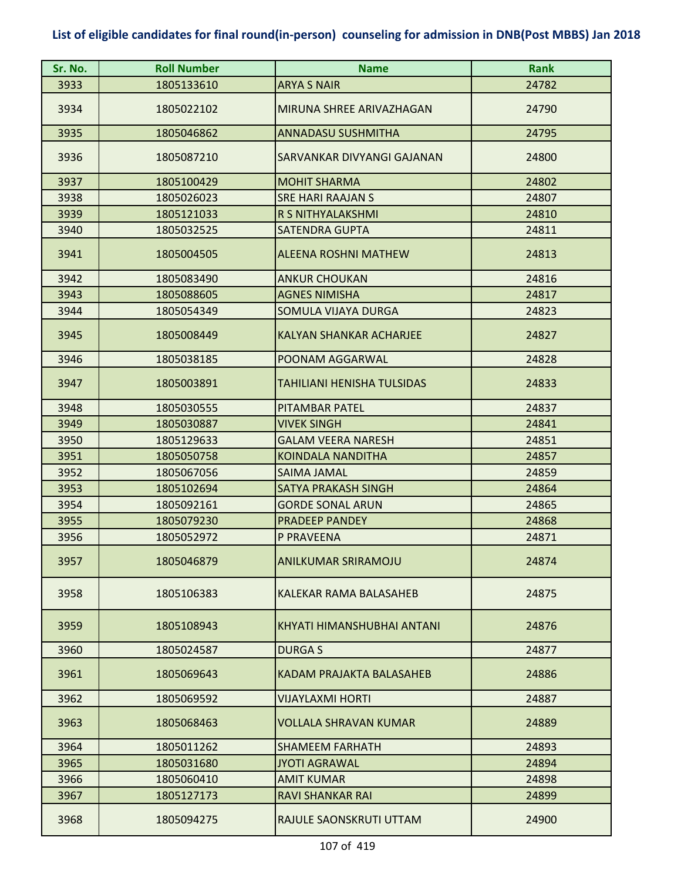**List of eligible candidates for final round(in-person) counseling for admission in DNB(Post MBBS) Jan 2018**

| Sr. No. | Roll Number | Name | Rank |
|---|---|---|---|
| 3933 | 1805133610 | ARYA S NAIR | 24782 |
| 3934 | 1805022102 | MIRUNA SHREE ARIVAZHAGAN | 24790 |
| 3935 | 1805046862 | ANNADASU SUSHMITHA | 24795 |
| 3936 | 1805087210 | SARVANKAR DIVYANGI GAJANAN | 24800 |
| 3937 | 1805100429 | MOHIT SHARMA | 24802 |
| 3938 | 1805026023 | SRE HARI RAAJAN S | 24807 |
| 3939 | 1805121033 | R S NITHYALAKSHMI | 24810 |
| 3940 | 1805032525 | SATENDRA GUPTA | 24811 |
| 3941 | 1805004505 | ALEENA ROSHNI MATHEW | 24813 |
| 3942 | 1805083490 | ANKUR CHOUKAN | 24816 |
| 3943 | 1805088605 | AGNES NIMISHA | 24817 |
| 3944 | 1805054349 | SOMULA VIJAYA DURGA | 24823 |
| 3945 | 1805008449 | KALYAN SHANKAR ACHARJEE | 24827 |
| 3946 | 1805038185 | POONAM AGGARWAL | 24828 |
| 3947 | 1805003891 | TAHILIANI HENISHA TULSIDAS | 24833 |
| 3948 | 1805030555 | PITAMBAR PATEL | 24837 |
| 3949 | 1805030887 | VIVEK SINGH | 24841 |
| 3950 | 1805129633 | GALAM VEERA NARESH | 24851 |
| 3951 | 1805050758 | KOINDALA NANDITHA | 24857 |
| 3952 | 1805067056 | SAIMA JAMAL | 24859 |
| 3953 | 1805102694 | SATYA PRAKASH SINGH | 24864 |
| 3954 | 1805092161 | GORDE SONAL ARUN | 24865 |
| 3955 | 1805079230 | PRADEEP PANDEY | 24868 |
| 3956 | 1805052972 | P PRAVEENA | 24871 |
| 3957 | 1805046879 | ANILKUMAR SRIRAMOJU | 24874 |
| 3958 | 1805106383 | KALEKAR RAMA BALASAHEB | 24875 |
| 3959 | 1805108943 | KHYATI HIMANSHUBHAI ANTANI | 24876 |
| 3960 | 1805024587 | DURGA S | 24877 |
| 3961 | 1805069643 | KADAM PRAJAKTA BALASAHEB | 24886 |
| 3962 | 1805069592 | VIJAYLAXMI HORTI | 24887 |
| 3963 | 1805068463 | VOLLALA SHRAVAN KUMAR | 24889 |
| 3964 | 1805011262 | SHAMEEM FARHATH | 24893 |
| 3965 | 1805031680 | JYOTI AGRAWAL | 24894 |
| 3966 | 1805060410 | AMIT KUMAR | 24898 |
| 3967 | 1805127173 | RAVI SHANKAR RAI | 24899 |
| 3968 | 1805094275 | RAJULE SAONSKRUTI UTTAM | 24900 |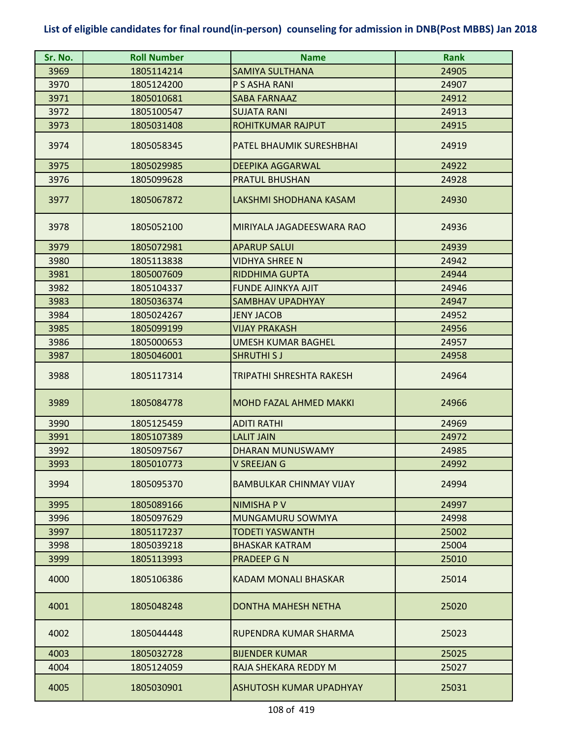# List of eligible candidates for final round(in-person) counseling for admission in DNB(Post MBBS) Jan 2018

| Sr. No. | Roll Number | Name | Rank |
|---|---|---|---|
| 3969 | 1805114214 | SAMIYA SULTHANA | 24905 |
| 3970 | 1805124200 | P S ASHA RANI | 24907 |
| 3971 | 1805010681 | SABA FARNAAZ | 24912 |
| 3972 | 1805100547 | SUJATA RANI | 24913 |
| 3973 | 1805031408 | ROHITKUMAR RAJPUT | 24915 |
| 3974 | 1805058345 | PATEL BHAUMIK SURESHBHAI | 24919 |
| 3975 | 1805029985 | DEEPIKA AGGARWAL | 24922 |
| 3976 | 1805099628 | PRATUL BHUSHAN | 24928 |
| 3977 | 1805067872 | LAKSHMI SHODHANA KASAM | 24930 |
| 3978 | 1805052100 | MIRIYALA JAGADEESWARA RAO | 24936 |
| 3979 | 1805072981 | APARUP SALUI | 24939 |
| 3980 | 1805113838 | VIDHYA SHREE N | 24942 |
| 3981 | 1805007609 | RIDDHIMA GUPTA | 24944 |
| 3982 | 1805104337 | FUNDE AJINKYA AJIT | 24946 |
| 3983 | 1805036374 | SAMBHAV UPADHYAY | 24947 |
| 3984 | 1805024267 | JENY JACOB | 24952 |
| 3985 | 1805099199 | VIJAY PRAKASH | 24956 |
| 3986 | 1805000653 | UMESH KUMAR BAGHEL | 24957 |
| 3987 | 1805046001 | SHRUTHI S J | 24958 |
| 3988 | 1805117314 | TRIPATHI SHRESHTA RAKESH | 24964 |
| 3989 | 1805084778 | MOHD FAZAL AHMED MAKKI | 24966 |
| 3990 | 1805125459 | ADITI RATHI | 24969 |
| 3991 | 1805107389 | LALIT JAIN | 24972 |
| 3992 | 1805097567 | DHARAN MUNUSWAMY | 24985 |
| 3993 | 1805010773 | V SREEJAN G | 24992 |
| 3994 | 1805095370 | BAMBULKAR CHINMAY VIJAY | 24994 |
| 3995 | 1805089166 | NIMISHA P V | 24997 |
| 3996 | 1805097629 | MUNGAMURU SOWMYA | 24998 |
| 3997 | 1805117237 | TODETI YASWANTH | 25002 |
| 3998 | 1805039218 | BHASKAR KATRAM | 25004 |
| 3999 | 1805113993 | PRADEEP G N | 25010 |
| 4000 | 1805106386 | KADAM MONALI BHASKAR | 25014 |
| 4001 | 1805048248 | DONTHA MAHESH NETHA | 25020 |
| 4002 | 1805044448 | RUPENDRA KUMAR SHARMA | 25023 |
| 4003 | 1805032728 | BIJENDER KUMAR | 25025 |
| 4004 | 1805124059 | RAJA SHEKARA REDDY M | 25027 |
| 4005 | 1805030901 | ASHUTOSH KUMAR UPADHYAY | 25031 |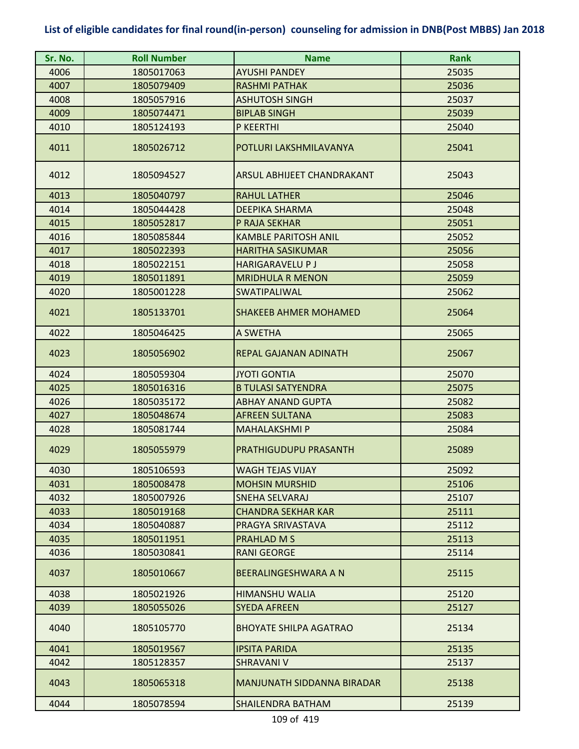## List of eligible candidates for final round(in-person) counseling for admission in DNB(Post MBBS) Jan 2018

| Sr. No. | Roll Number | Name | Rank |
|---|---|---|---|
| 4006 | 1805017063 | AYUSHI PANDEY | 25035 |
| 4007 | 1805079409 | RASHMI PATHAK | 25036 |
| 4008 | 1805057916 | ASHUTOSH SINGH | 25037 |
| 4009 | 1805074471 | BIPLAB SINGH | 25039 |
| 4010 | 1805124193 | P KEERTHI | 25040 |
| 4011 | 1805026712 | POTLURI LAKSHMILAVANYA | 25041 |
| 4012 | 1805094527 | ARSUL ABHIJEET CHANDRAKANT | 25043 |
| 4013 | 1805040797 | RAHUL LATHER | 25046 |
| 4014 | 1805044428 | DEEPIKA SHARMA | 25048 |
| 4015 | 1805052817 | P RAJA SEKHAR | 25051 |
| 4016 | 1805085844 | KAMBLE PARITOSH ANIL | 25052 |
| 4017 | 1805022393 | HARITHA SASIKUMAR | 25056 |
| 4018 | 1805022151 | HARIGARAVELU P J | 25058 |
| 4019 | 1805011891 | MRIDHULA R MENON | 25059 |
| 4020 | 1805001228 | SWATIPALIWAL | 25062 |
| 4021 | 1805133701 | SHAKEEB AHMER MOHAMED | 25064 |
| 4022 | 1805046425 | A SWETHA | 25065 |
| 4023 | 1805056902 | REPAL GAJANAN ADINATH | 25067 |
| 4024 | 1805059304 | JYOTI GONTIA | 25070 |
| 4025 | 1805016316 | B TULASI SATYENDRA | 25075 |
| 4026 | 1805035172 | ABHAY ANAND GUPTA | 25082 |
| 4027 | 1805048674 | AFREEN SULTANA | 25083 |
| 4028 | 1805081744 | MAHALAKSHMI P | 25084 |
| 4029 | 1805055979 | PRATHIGUDUPU PRASANTH | 25089 |
| 4030 | 1805106593 | WAGH TEJAS VIJAY | 25092 |
| 4031 | 1805008478 | MOHSIN MURSHID | 25106 |
| 4032 | 1805007926 | SNEHA SELVARAJ | 25107 |
| 4033 | 1805019168 | CHANDRA SEKHAR KAR | 25111 |
| 4034 | 1805040887 | PRAGYA SRIVASTAVA | 25112 |
| 4035 | 1805011951 | PRAHLAD M S | 25113 |
| 4036 | 1805030841 | RANI GEORGE | 25114 |
| 4037 | 1805010667 | BEERALINGESHWARA A N | 25115 |
| 4038 | 1805021926 | HIMANSHU WALIA | 25120 |
| 4039 | 1805055026 | SYEDA AFREEN | 25127 |
| 4040 | 1805105770 | BHOYATE SHILPA AGATRAO | 25134 |
| 4041 | 1805019567 | IPSITA PARIDA | 25135 |
| 4042 | 1805128357 | SHRAVANI V | 25137 |
| 4043 | 1805065318 | MANJUNATH SIDDANNA BIRADAR | 25138 |
| 4044 | 1805078594 | SHAILENDRA BATHAM | 25139 |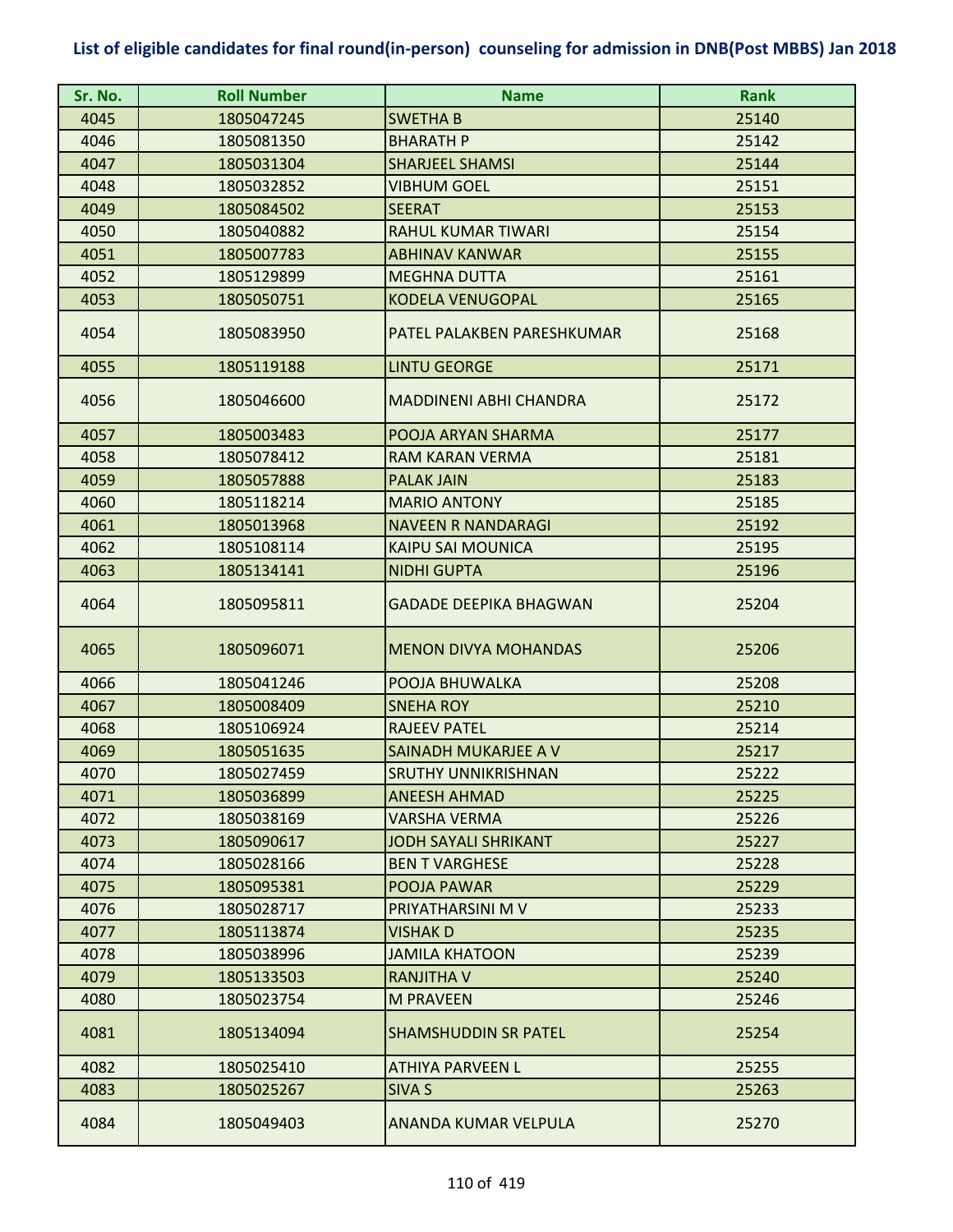**List of eligible candidates for final round(in-person) counseling for admission in DNB(Post MBBS) Jan 2018**

| Sr. No. | Roll Number | Name | Rank |
|---|---|---|---|
| 4045 | 1805047245 | SWETHA B | 25140 |
| 4046 | 1805081350 | BHARATH P | 25142 |
| 4047 | 1805031304 | SHARJEEL SHAMSI | 25144 |
| 4048 | 1805032852 | VIBHUM GOEL | 25151 |
| 4049 | 1805084502 | SEERAT | 25153 |
| 4050 | 1805040882 | RAHUL KUMAR TIWARI | 25154 |
| 4051 | 1805007783 | ABHINAV KANWAR | 25155 |
| 4052 | 1805129899 | MEGHNA DUTTA | 25161 |
| 4053 | 1805050751 | KODELA VENUGOPAL | 25165 |
| 4054 | 1805083950 | PATEL PALAKBEN PARESHKUMAR | 25168 |
| 4055 | 1805119188 | LINTU GEORGE | 25171 |
| 4056 | 1805046600 | MADDINENI ABHI CHANDRA | 25172 |
| 4057 | 1805003483 | POOJA ARYAN SHARMA | 25177 |
| 4058 | 1805078412 | RAM KARAN VERMA | 25181 |
| 4059 | 1805057888 | PALAK JAIN | 25183 |
| 4060 | 1805118214 | MARIO ANTONY | 25185 |
| 4061 | 1805013968 | NAVEEN R NANDARAGI | 25192 |
| 4062 | 1805108114 | KAIPU SAI MOUNICA | 25195 |
| 4063 | 1805134141 | NIDHI GUPTA | 25196 |
| 4064 | 1805095811 | GADADE DEEPIKA BHAGWAN | 25204 |
| 4065 | 1805096071 | MENON DIVYA MOHANDAS | 25206 |
| 4066 | 1805041246 | POOJA BHUWALKA | 25208 |
| 4067 | 1805008409 | SNEHA ROY | 25210 |
| 4068 | 1805106924 | RAJEEV PATEL | 25214 |
| 4069 | 1805051635 | SAINADH MUKARJEE A V | 25217 |
| 4070 | 1805027459 | SRUTHY UNNIKRISHNAN | 25222 |
| 4071 | 1805036899 | ANEESH AHMAD | 25225 |
| 4072 | 1805038169 | VARSHA VERMA | 25226 |
| 4073 | 1805090617 | JODH SAYALI SHRIKANT | 25227 |
| 4074 | 1805028166 | BEN T VARGHESE | 25228 |
| 4075 | 1805095381 | POOJA PAWAR | 25229 |
| 4076 | 1805028717 | PRIYATHARSINI M V | 25233 |
| 4077 | 1805113874 | VISHAK D | 25235 |
| 4078 | 1805038996 | JAMILA KHATOON | 25239 |
| 4079 | 1805133503 | RANJITHA V | 25240 |
| 4080 | 1805023754 | M PRAVEEN | 25246 |
| 4081 | 1805134094 | SHAMSHUDDIN SR PATEL | 25254 |
| 4082 | 1805025410 | ATHIYA PARVEEN L | 25255 |
| 4083 | 1805025267 | SIVA S | 25263 |
| 4084 | 1805049403 | ANANDA KUMAR VELPULA | 25270 |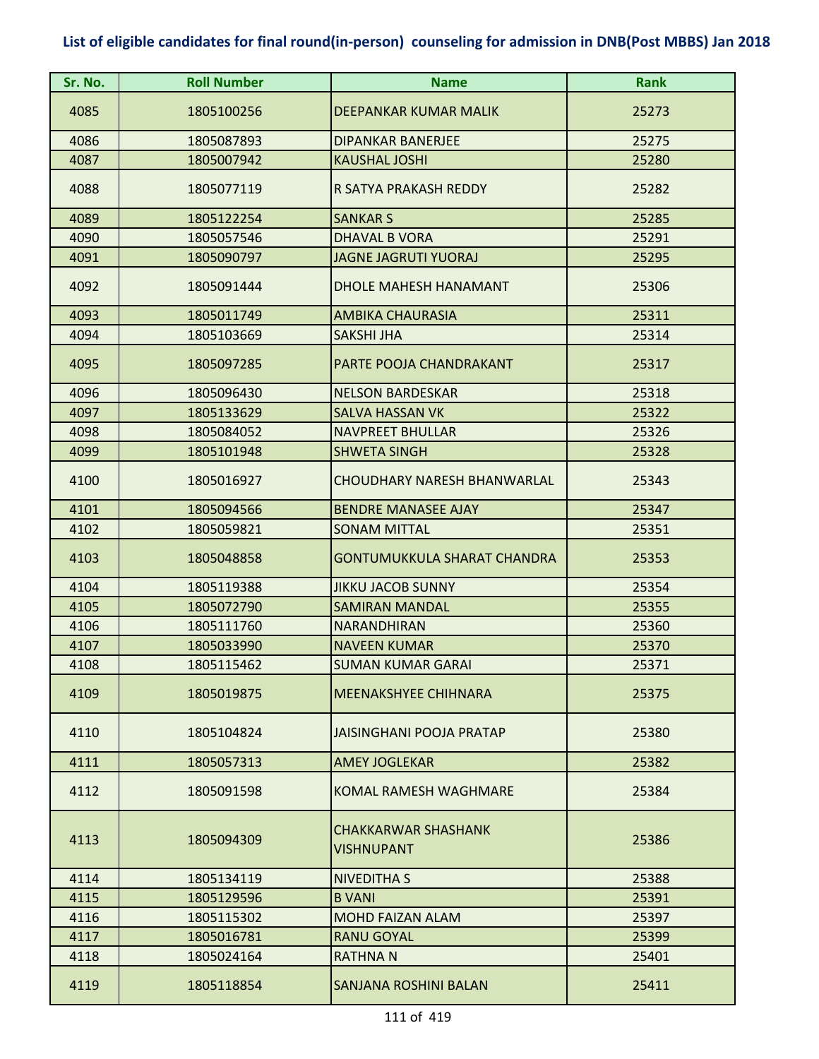**List of eligible candidates for final round(in-person) counseling for admission in DNB(Post MBBS) Jan 2018**

| Sr. No. | Roll Number | Name | Rank |
|---|---|---|---|
| 4085 | 1805100256 | DEEPANKAR KUMAR MALIK | 25273 |
| 4086 | 1805087893 | DIPANKAR BANERJEE | 25275 |
| 4087 | 1805007942 | KAUSHAL JOSHI | 25280 |
| 4088 | 1805077119 | R SATYA PRAKASH REDDY | 25282 |
| 4089 | 1805122254 | SANKAR S | 25285 |
| 4090 | 1805057546 | DHAVAL B VORA | 25291 |
| 4091 | 1805090797 | JAGNE JAGRUTI YUORAJ | 25295 |
| 4092 | 1805091444 | DHOLE MAHESH HANAMANT | 25306 |
| 4093 | 1805011749 | AMBIKA CHAURASIA | 25311 |
| 4094 | 1805103669 | SAKSHI JHA | 25314 |
| 4095 | 1805097285 | PARTE POOJA CHANDRAKANT | 25317 |
| 4096 | 1805096430 | NELSON BARDESKAR | 25318 |
| 4097 | 1805133629 | SALVA HASSAN VK | 25322 |
| 4098 | 1805084052 | NAVPREET BHULLAR | 25326 |
| 4099 | 1805101948 | SHWETA SINGH | 25328 |
| 4100 | 1805016927 | CHOUDHARY NARESH BHANWARLAL | 25343 |
| 4101 | 1805094566 | BENDRE MANASEE AJAY | 25347 |
| 4102 | 1805059821 | SONAM MITTAL | 25351 |
| 4103 | 1805048858 | GONTUMUKKULA SHARAT CHANDRA | 25353 |
| 4104 | 1805119388 | JIKKU JACOB SUNNY | 25354 |
| 4105 | 1805072790 | SAMIRAN MANDAL | 25355 |
| 4106 | 1805111760 | NARANDHIRAN | 25360 |
| 4107 | 1805033990 | NAVEEN KUMAR | 25370 |
| 4108 | 1805115462 | SUMAN KUMAR GARAI | 25371 |
| 4109 | 1805019875 | MEENAKSHYEE CHIHNARA | 25375 |
| 4110 | 1805104824 | JAISINGHANI POOJA PRATAP | 25380 |
| 4111 | 1805057313 | AMEY JOGLEKAR | 25382 |
| 4112 | 1805091598 | KOMAL RAMESH WAGHMARE | 25384 |
| 4113 | 1805094309 | CHAKKARWAR SHASHANK VISHNUPANT | 25386 |
| 4114 | 1805134119 | NIVEDITHA S | 25388 |
| 4115 | 1805129596 | B VANI | 25391 |
| 4116 | 1805115302 | MOHD FAIZAN ALAM | 25397 |
| 4117 | 1805016781 | RANU GOYAL | 25399 |
| 4118 | 1805024164 | RATHNA N | 25401 |
| 4119 | 1805118854 | SANJANA ROSHINI BALAN | 25411 |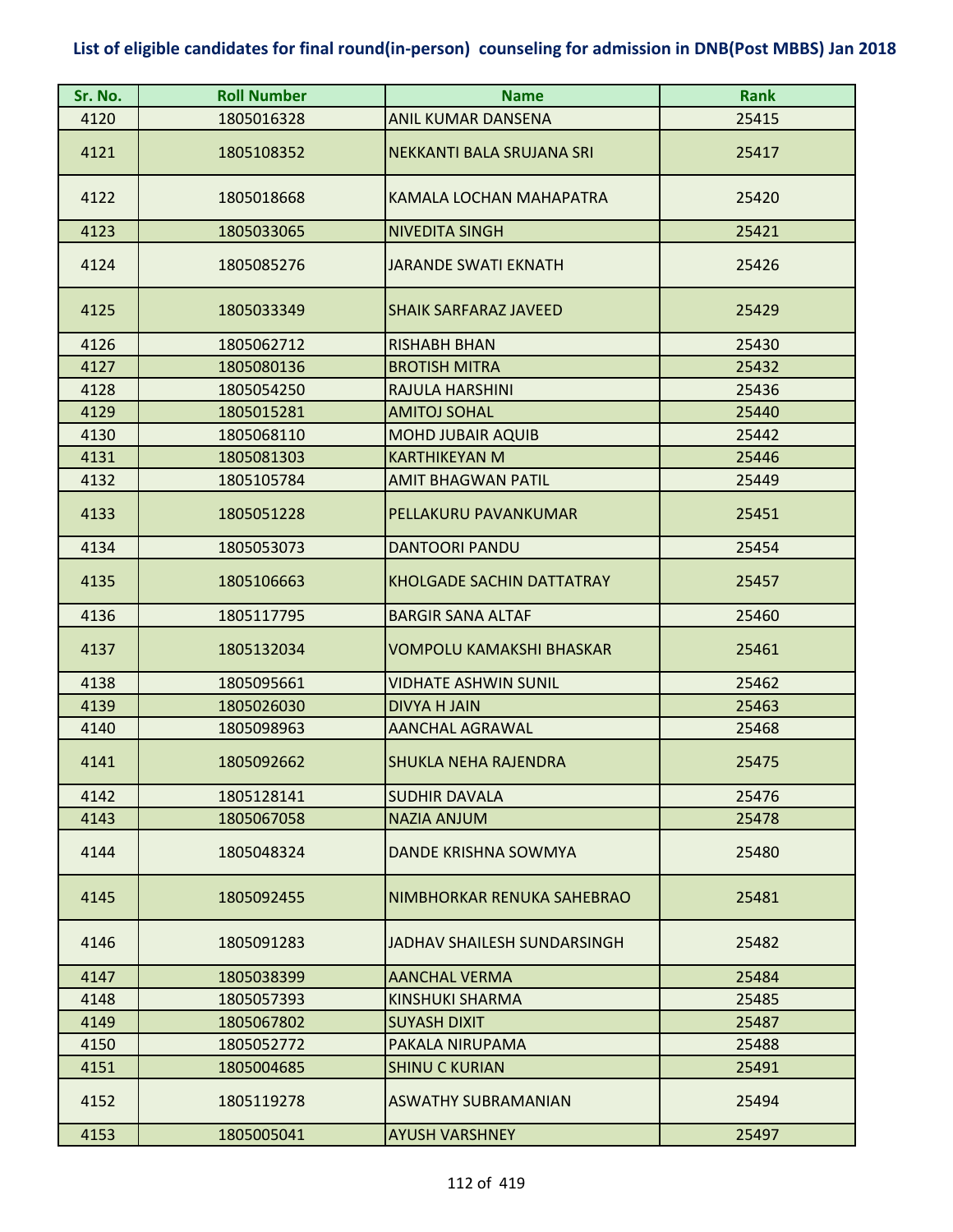**List of eligible candidates for final round(in-person) counseling for admission in DNB(Post MBBS) Jan 2018**

| Sr. No. | Roll Number | Name | Rank |
|---|---|---|---|
| 4120 | 1805016328 | ANIL KUMAR DANSENA | 25415 |
| 4121 | 1805108352 | NEKKANTI BALA SRUJANA SRI | 25417 |
| 4122 | 1805018668 | KAMALA LOCHAN MAHAPATRA | 25420 |
| 4123 | 1805033065 | NIVEDITA SINGH | 25421 |
| 4124 | 1805085276 | JARANDE SWATI EKNATH | 25426 |
| 4125 | 1805033349 | SHAIK SARFARAZ JAVEED | 25429 |
| 4126 | 1805062712 | RISHABH BHAN | 25430 |
| 4127 | 1805080136 | BROTISH MITRA | 25432 |
| 4128 | 1805054250 | RAJULA HARSHINI | 25436 |
| 4129 | 1805015281 | AMITOJ SOHAL | 25440 |
| 4130 | 1805068110 | MOHD JUBAIR AQUIB | 25442 |
| 4131 | 1805081303 | KARTHIKEYAN M | 25446 |
| 4132 | 1805105784 | AMIT BHAGWAN PATIL | 25449 |
| 4133 | 1805051228 | PELLAKURU PAVANKUMAR | 25451 |
| 4134 | 1805053073 | DANTOORI PANDU | 25454 |
| 4135 | 1805106663 | KHOLGADE SACHIN DATTATRAY | 25457 |
| 4136 | 1805117795 | BARGIR SANA ALTAF | 25460 |
| 4137 | 1805132034 | VOMPOLU KAMAKSHI BHASKAR | 25461 |
| 4138 | 1805095661 | VIDHATE ASHWIN SUNIL | 25462 |
| 4139 | 1805026030 | DIVYA H JAIN | 25463 |
| 4140 | 1805098963 | AANCHAL AGRAWAL | 25468 |
| 4141 | 1805092662 | SHUKLA NEHA RAJENDRA | 25475 |
| 4142 | 1805128141 | SUDHIR DAVALA | 25476 |
| 4143 | 1805067058 | NAZIA ANJUM | 25478 |
| 4144 | 1805048324 | DANDE KRISHNA SOWMYA | 25480 |
| 4145 | 1805092455 | NIMBHORKAR RENUKA SAHEBRAO | 25481 |
| 4146 | 1805091283 | JADHAV SHAILESH SUNDARSINGH | 25482 |
| 4147 | 1805038399 | AANCHAL VERMA | 25484 |
| 4148 | 1805057393 | KINSHUKI SHARMA | 25485 |
| 4149 | 1805067802 | SUYASH DIXIT | 25487 |
| 4150 | 1805052772 | PAKALA NIRUPAMA | 25488 |
| 4151 | 1805004685 | SHINU C KURIAN | 25491 |
| 4152 | 1805119278 | ASWATHY SUBRAMANIAN | 25494 |
| 4153 | 1805005041 | AYUSH VARSHNEY | 25497 |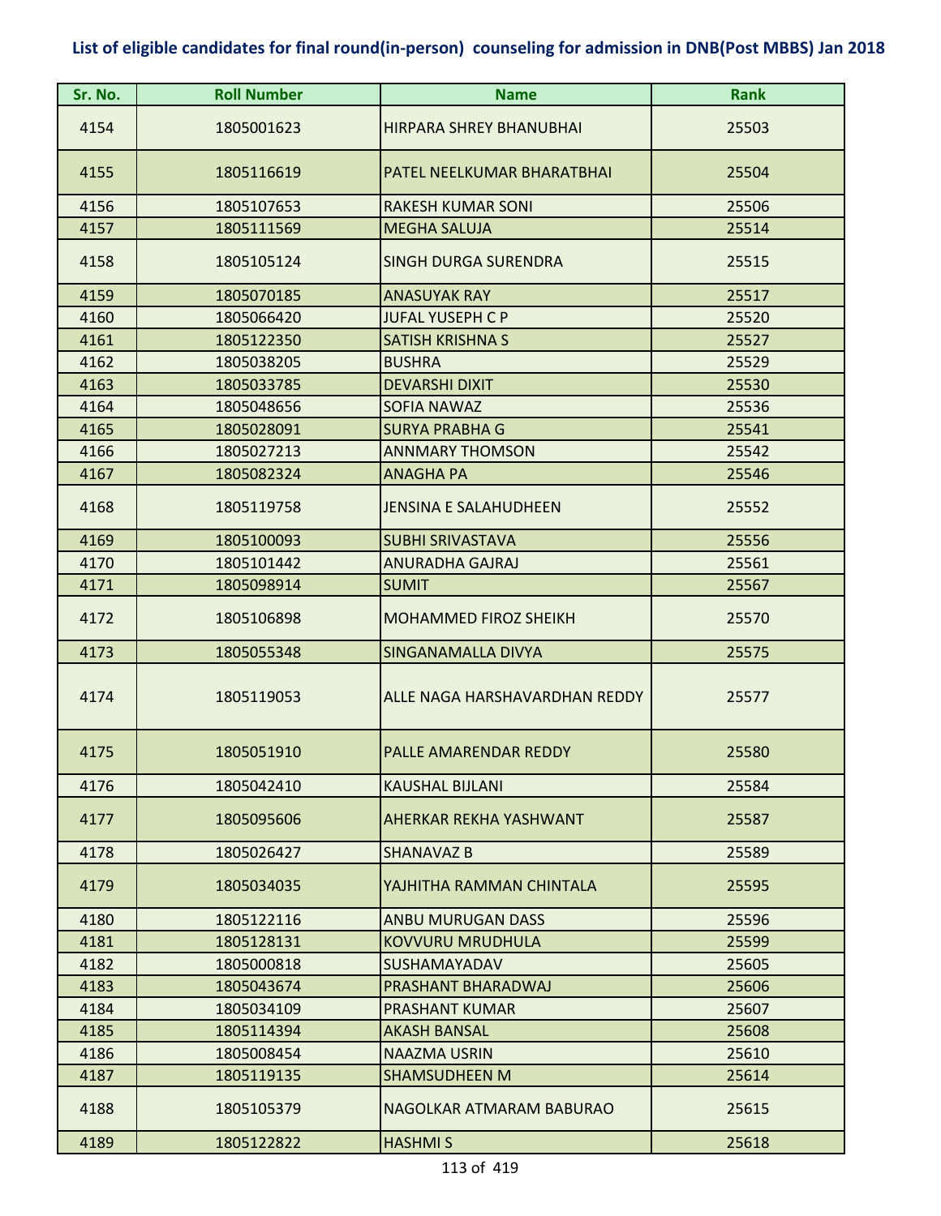## List of eligible candidates for final round(in-person) counseling for admission in DNB(Post MBBS) Jan 2018

| Sr. No. | Roll Number | Name | Rank |
|---|---|---|---|
| 4154 | 1805001623 | HIRPARA SHREY BHANUBHAI | 25503 |
| 4155 | 1805116619 | PATEL NEELKUMAR BHARATBHAI | 25504 |
| 4156 | 1805107653 | RAKESH KUMAR SONI | 25506 |
| 4157 | 1805111569 | MEGHA SALUJA | 25514 |
| 4158 | 1805105124 | SINGH DURGA SURENDRA | 25515 |
| 4159 | 1805070185 | ANASUYAK RAY | 25517 |
| 4160 | 1805066420 | JUFAL YUSEPH C P | 25520 |
| 4161 | 1805122350 | SATISH KRISHNA S | 25527 |
| 4162 | 1805038205 | BUSHRA | 25529 |
| 4163 | 1805033785 | DEVARSHI DIXIT | 25530 |
| 4164 | 1805048656 | SOFIA NAWAZ | 25536 |
| 4165 | 1805028091 | SURYA PRABHA G | 25541 |
| 4166 | 1805027213 | ANNMARY THOMSON | 25542 |
| 4167 | 1805082324 | ANAGHA PA | 25546 |
| 4168 | 1805119758 | JENSINA E SALAHUDHEEN | 25552 |
| 4169 | 1805100093 | SUBHI SRIVASTAVA | 25556 |
| 4170 | 1805101442 | ANURADHA GAJRAJ | 25561 |
| 4171 | 1805098914 | SUMIT | 25567 |
| 4172 | 1805106898 | MOHAMMED FIROZ SHEIKH | 25570 |
| 4173 | 1805055348 | SINGANAMALLA DIVYA | 25575 |
| 4174 | 1805119053 | ALLE NAGA HARSHAVARDHAN REDDY | 25577 |
| 4175 | 1805051910 | PALLE AMARENDAR REDDY | 25580 |
| 4176 | 1805042410 | KAUSHAL BIJLANI | 25584 |
| 4177 | 1805095606 | AHERKAR REKHA YASHWANT | 25587 |
| 4178 | 1805026427 | SHANAVAZ B | 25589 |
| 4179 | 1805034035 | YAJHITHA RAMMAN CHINTALA | 25595 |
| 4180 | 1805122116 | ANBU MURUGAN DASS | 25596 |
| 4181 | 1805128131 | KOVVURU MRUDHULA | 25599 |
| 4182 | 1805000818 | SUSHAMAYADAV | 25605 |
| 4183 | 1805043674 | PRASHANT BHARADWAJ | 25606 |
| 4184 | 1805034109 | PRASHANT KUMAR | 25607 |
| 4185 | 1805114394 | AKASH BANSAL | 25608 |
| 4186 | 1805008454 | NAAZMA USRIN | 25610 |
| 4187 | 1805119135 | SHAMSUDHEEN M | 25614 |
| 4188 | 1805105379 | NAGOLKAR ATMARAM BABURAO | 25615 |
| 4189 | 1805122822 | HASHMI S | 25618 |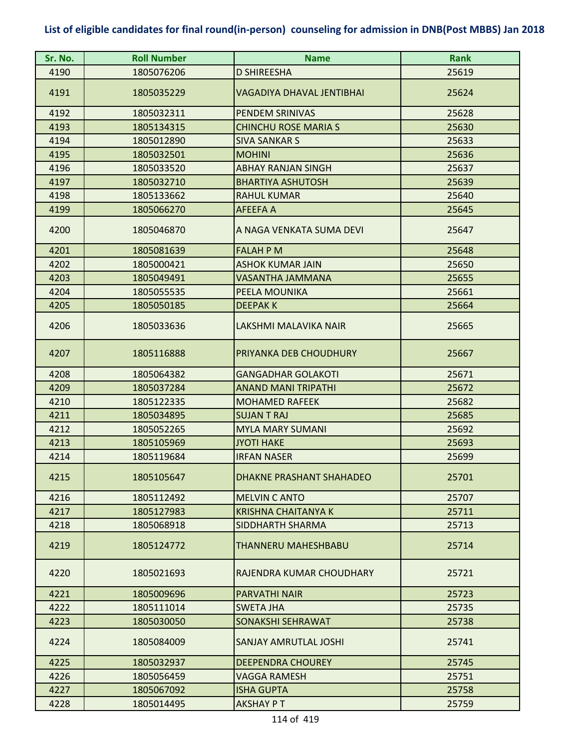# List of eligible candidates for final round(in-person) counseling for admission in DNB(Post MBBS) Jan 2018

| Sr. No. | Roll Number | Name | Rank |
|---|---|---|---|
| 4190 | 1805076206 | D SHIREESHA | 25619 |
| 4191 | 1805035229 | VAGADIYA DHAVAL JENTIBHAI | 25624 |
| 4192 | 1805032311 | PENDEM SRINIVAS | 25628 |
| 4193 | 1805134315 | CHINCHU ROSE MARIA S | 25630 |
| 4194 | 1805012890 | SIVA SANKAR S | 25633 |
| 4195 | 1805032501 | MOHINI | 25636 |
| 4196 | 1805033520 | ABHAY RANJAN SINGH | 25637 |
| 4197 | 1805032710 | BHARTIYA ASHUTOSH | 25639 |
| 4198 | 1805133662 | RAHUL KUMAR | 25640 |
| 4199 | 1805066270 | AFEEFA A | 25645 |
| 4200 | 1805046870 | A NAGA VENKATA SUMA DEVI | 25647 |
| 4201 | 1805081639 | FALAH P M | 25648 |
| 4202 | 1805000421 | ASHOK KUMAR JAIN | 25650 |
| 4203 | 1805049491 | VASANTHA JAMMANA | 25655 |
| 4204 | 1805055535 | PEELA MOUNIKA | 25661 |
| 4205 | 1805050185 | DEEPAK K | 25664 |
| 4206 | 1805033636 | LAKSHMI MALAVIKA NAIR | 25665 |
| 4207 | 1805116888 | PRIYANKA DEB CHOUDHURY | 25667 |
| 4208 | 1805064382 | GANGADHAR GOLAKOTI | 25671 |
| 4209 | 1805037284 | ANAND MANI TRIPATHI | 25672 |
| 4210 | 1805122335 | MOHAMED RAFEEK | 25682 |
| 4211 | 1805034895 | SUJAN T RAJ | 25685 |
| 4212 | 1805052265 | MYLA MARY SUMANI | 25692 |
| 4213 | 1805105969 | JYOTI HAKE | 25693 |
| 4214 | 1805119684 | IRFAN NASER | 25699 |
| 4215 | 1805105647 | DHAKNE PRASHANT SHAHADEO | 25701 |
| 4216 | 1805112492 | MELVIN C ANTO | 25707 |
| 4217 | 1805127983 | KRISHNA CHAITANYA K | 25711 |
| 4218 | 1805068918 | SIDDHARTH SHARMA | 25713 |
| 4219 | 1805124772 | THANNERU MAHESHBABU | 25714 |
| 4220 | 1805021693 | RAJENDRA KUMAR CHOUDHARY | 25721 |
| 4221 | 1805009696 | PARVATHI NAIR | 25723 |
| 4222 | 1805111014 | SWETA JHA | 25735 |
| 4223 | 1805030050 | SONAKSHI SEHRAWAT | 25738 |
| 4224 | 1805084009 | SANJAY AMRUTLAL JOSHI | 25741 |
| 4225 | 1805032937 | DEEPENDRA CHOUREY | 25745 |
| 4226 | 1805056459 | VAGGA RAMESH | 25751 |
| 4227 | 1805067092 | ISHA GUPTA | 25758 |
| 4228 | 1805014495 | AKSHAY P T | 25759 |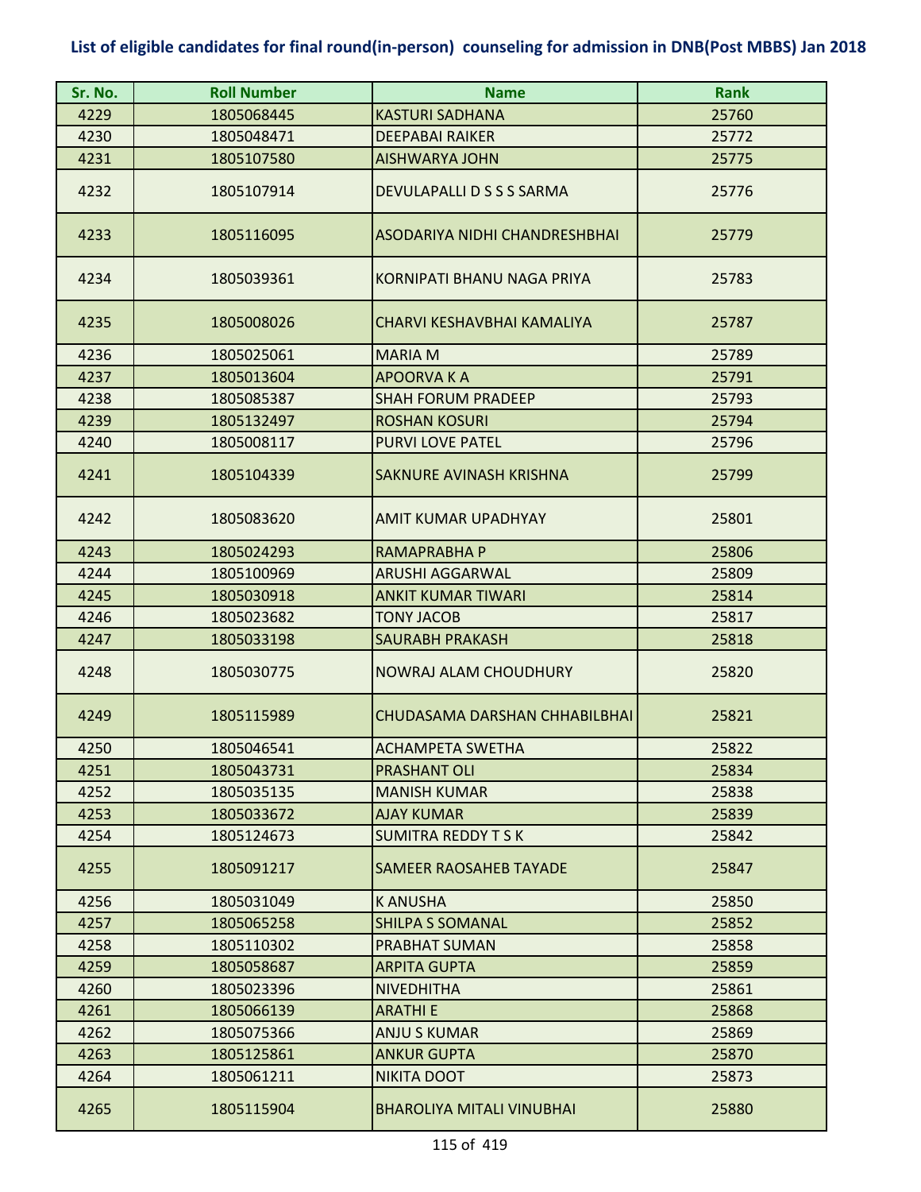**List of eligible candidates for final round(in-person) counseling for admission in DNB(Post MBBS) Jan 2018**

| Sr. No. | Roll Number | Name | Rank |
|---|---|---|---|
| 4229 | 1805068445 | KASTURI SADHANA | 25760 |
| 4230 | 1805048471 | DEEPABAI RAIKER | 25772 |
| 4231 | 1805107580 | AISHWARYA JOHN | 25775 |
| 4232 | 1805107914 | DEVULAPALLI D S S S SARMA | 25776 |
| 4233 | 1805116095 | ASODARIYA NIDHI CHANDRESHBHAI | 25779 |
| 4234 | 1805039361 | KORNIPATI BHANU NAGA PRIYA | 25783 |
| 4235 | 1805008026 | CHARVI KESHAVBHAI KAMALIYA | 25787 |
| 4236 | 1805025061 | MARIA M | 25789 |
| 4237 | 1805013604 | APOORVA K A | 25791 |
| 4238 | 1805085387 | SHAH FORUM PRADEEP | 25793 |
| 4239 | 1805132497 | ROSHAN KOSURI | 25794 |
| 4240 | 1805008117 | PURVI LOVE PATEL | 25796 |
| 4241 | 1805104339 | SAKNURE AVINASH KRISHNA | 25799 |
| 4242 | 1805083620 | AMIT KUMAR UPADHYAY | 25801 |
| 4243 | 1805024293 | RAMAPRABHA P | 25806 |
| 4244 | 1805100969 | ARUSHI AGGARWAL | 25809 |
| 4245 | 1805030918 | ANKIT KUMAR TIWARI | 25814 |
| 4246 | 1805023682 | TONY JACOB | 25817 |
| 4247 | 1805033198 | SAURABH PRAKASH | 25818 |
| 4248 | 1805030775 | NOWRAJ ALAM CHOUDHURY | 25820 |
| 4249 | 1805115989 | CHUDASAMA DARSHAN CHHABILBHAI | 25821 |
| 4250 | 1805046541 | ACHAMPETA SWETHA | 25822 |
| 4251 | 1805043731 | PRASHANT OLI | 25834 |
| 4252 | 1805035135 | MANISH KUMAR | 25838 |
| 4253 | 1805033672 | AJAY KUMAR | 25839 |
| 4254 | 1805124673 | SUMITRA REDDY T S K | 25842 |
| 4255 | 1805091217 | SAMEER RAOSAHEB TAYADE | 25847 |
| 4256 | 1805031049 | K ANUSHA | 25850 |
| 4257 | 1805065258 | SHILPA S SOMANAL | 25852 |
| 4258 | 1805110302 | PRABHAT SUMAN | 25858 |
| 4259 | 1805058687 | ARPITA GUPTA | 25859 |
| 4260 | 1805023396 | NIVEDHITHA | 25861 |
| 4261 | 1805066139 | ARATHI E | 25868 |
| 4262 | 1805075366 | ANJU S KUMAR | 25869 |
| 4263 | 1805125861 | ANKUR GUPTA | 25870 |
| 4264 | 1805061211 | NIKITA DOOT | 25873 |
| 4265 | 1805115904 | BHAROLIYA MITALI VINUBHAI | 25880 |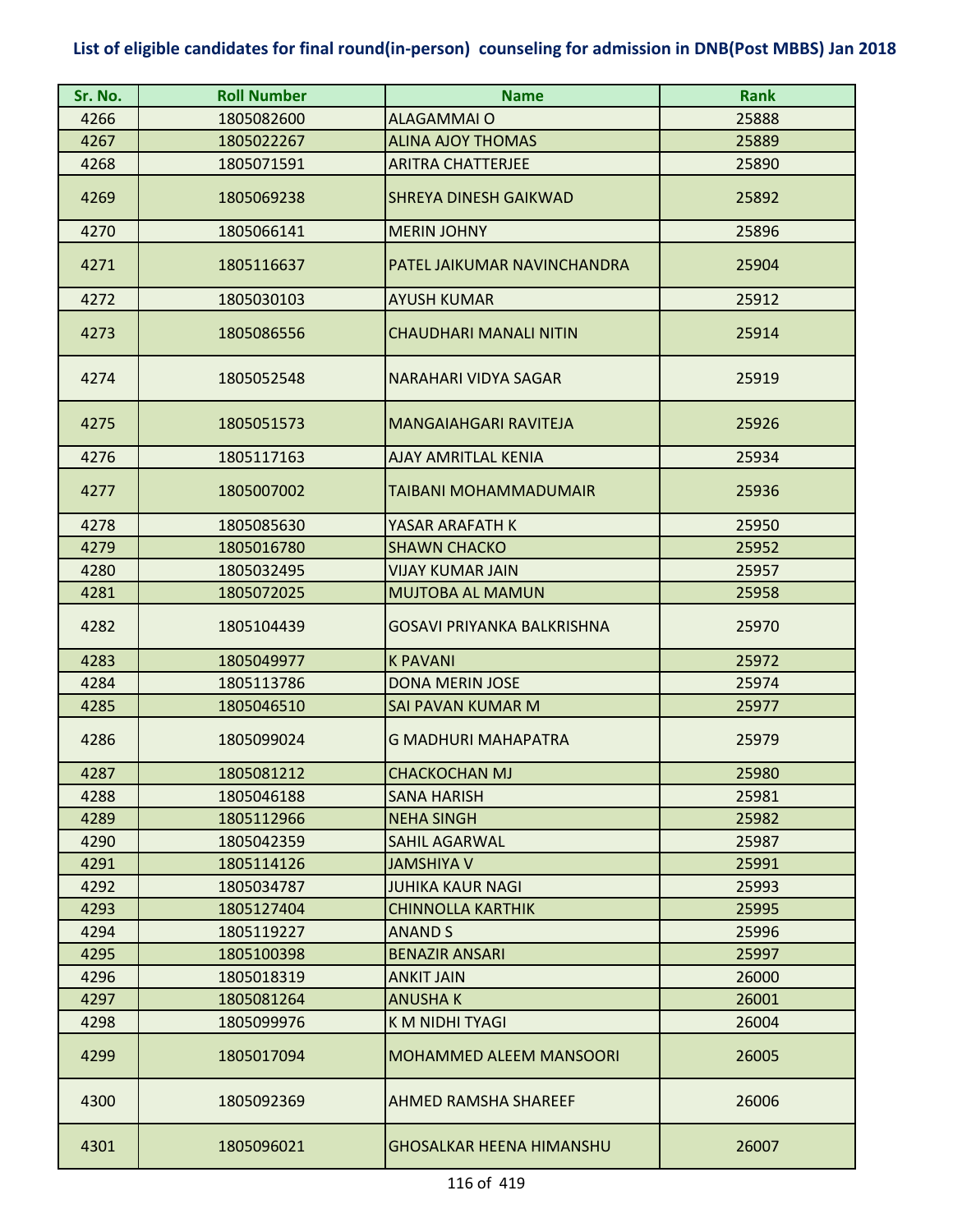**List of eligible candidates for final round(in-person) counseling for admission in DNB(Post MBBS) Jan 2018**

| Sr. No. | Roll Number | Name | Rank |
|---|---|---|---|
| 4266 | 1805082600 | ALAGAMMAI O | 25888 |
| 4267 | 1805022267 | ALINA AJOY THOMAS | 25889 |
| 4268 | 1805071591 | ARITRA CHATTERJEE | 25890 |
| 4269 | 1805069238 | SHREYA DINESH GAIKWAD | 25892 |
| 4270 | 1805066141 | MERIN JOHNY | 25896 |
| 4271 | 1805116637 | PATEL JAIKUMAR NAVINCHANDRA | 25904 |
| 4272 | 1805030103 | AYUSH KUMAR | 25912 |
| 4273 | 1805086556 | CHAUDHARI MANALI NITIN | 25914 |
| 4274 | 1805052548 | NARAHARI VIDYA SAGAR | 25919 |
| 4275 | 1805051573 | MANGAIAHGARI RAVITEJA | 25926 |
| 4276 | 1805117163 | AJAY AMRITLAL KENIA | 25934 |
| 4277 | 1805007002 | TAIBANI MOHAMMADUMAIR | 25936 |
| 4278 | 1805085630 | YASAR ARAFATH K | 25950 |
| 4279 | 1805016780 | SHAWN CHACKO | 25952 |
| 4280 | 1805032495 | VIJAY KUMAR JAIN | 25957 |
| 4281 | 1805072025 | MUJTOBA AL MAMUN | 25958 |
| 4282 | 1805104439 | GOSAVI PRIYANKA BALKRISHNA | 25970 |
| 4283 | 1805049977 | K PAVANI | 25972 |
| 4284 | 1805113786 | DONA MERIN JOSE | 25974 |
| 4285 | 1805046510 | SAI PAVAN KUMAR M | 25977 |
| 4286 | 1805099024 | G MADHURI MAHAPATRA | 25979 |
| 4287 | 1805081212 | CHACKOCHAN MJ | 25980 |
| 4288 | 1805046188 | SANA HARISH | 25981 |
| 4289 | 1805112966 | NEHA SINGH | 25982 |
| 4290 | 1805042359 | SAHIL AGARWAL | 25987 |
| 4291 | 1805114126 | JAMSHIYA V | 25991 |
| 4292 | 1805034787 | JUHIKA KAUR NAGI | 25993 |
| 4293 | 1805127404 | CHINNOLLA KARTHIK | 25995 |
| 4294 | 1805119227 | ANAND S | 25996 |
| 4295 | 1805100398 | BENAZIR ANSARI | 25997 |
| 4296 | 1805018319 | ANKIT JAIN | 26000 |
| 4297 | 1805081264 | ANUSHA K | 26001 |
| 4298 | 1805099976 | K M NIDHI TYAGI | 26004 |
| 4299 | 1805017094 | MOHAMMED ALEEM MANSOORI | 26005 |
| 4300 | 1805092369 | AHMED RAMSHA SHAREEF | 26006 |
| 4301 | 1805096021 | GHOSALKAR HEENA HIMANSHU | 26007 |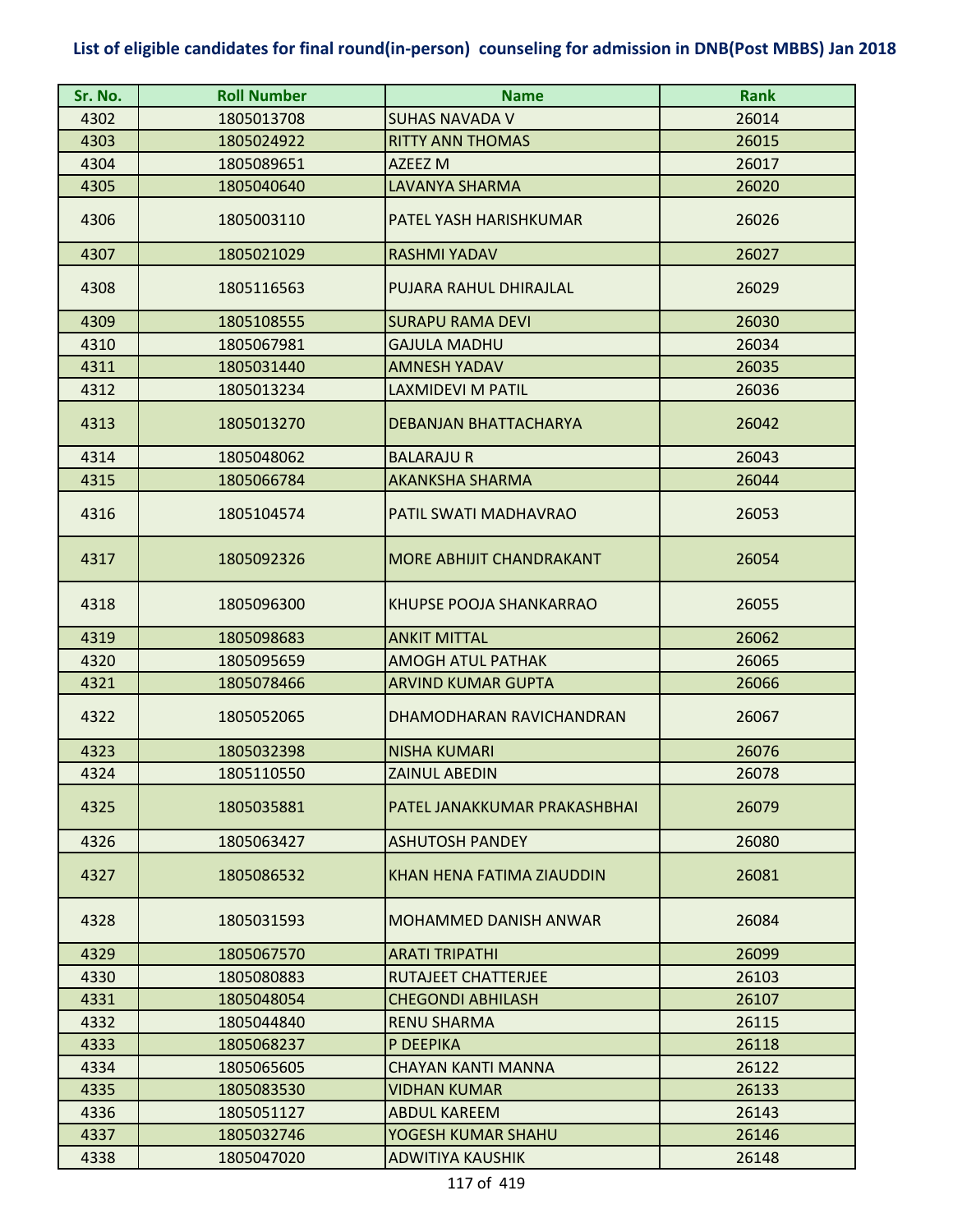# List of eligible candidates for final round(in-person) counseling for admission in DNB(Post MBBS) Jan 2018

| Sr. No. | Roll Number | Name | Rank |
|---|---|---|---|
| 4302 | 1805013708 | SUHAS NAVADA V | 26014 |
| 4303 | 1805024922 | RITTY ANN THOMAS | 26015 |
| 4304 | 1805089651 | AZEEZ M | 26017 |
| 4305 | 1805040640 | LAVANYA SHARMA | 26020 |
| 4306 | 1805003110 | PATEL YASH HARISHKUMAR | 26026 |
| 4307 | 1805021029 | RASHMI YADAV | 26027 |
| 4308 | 1805116563 | PUJARA RAHUL DHIRAJLAL | 26029 |
| 4309 | 1805108555 | SURAPU RAMA DEVI | 26030 |
| 4310 | 1805067981 | GAJULA MADHU | 26034 |
| 4311 | 1805031440 | AMNESH YADAV | 26035 |
| 4312 | 1805013234 | LAXMIDEVI M PATIL | 26036 |
| 4313 | 1805013270 | DEBANJAN BHATTACHARYA | 26042 |
| 4314 | 1805048062 | BALARAJU R | 26043 |
| 4315 | 1805066784 | AKANKSHA SHARMA | 26044 |
| 4316 | 1805104574 | PATIL SWATI MADHAVRAO | 26053 |
| 4317 | 1805092326 | MORE ABHIJIT CHANDRAKANT | 26054 |
| 4318 | 1805096300 | KHUPSE POOJA SHANKARRAO | 26055 |
| 4319 | 1805098683 | ANKIT MITTAL | 26062 |
| 4320 | 1805095659 | AMOGH ATUL PATHAK | 26065 |
| 4321 | 1805078466 | ARVIND KUMAR GUPTA | 26066 |
| 4322 | 1805052065 | DHAMODHARAN RAVICHANDRAN | 26067 |
| 4323 | 1805032398 | NISHA KUMARI | 26076 |
| 4324 | 1805110550 | ZAINUL ABEDIN | 26078 |
| 4325 | 1805035881 | PATEL JANAKKUMAR PRAKASHBHAI | 26079 |
| 4326 | 1805063427 | ASHUTOSH PANDEY | 26080 |
| 4327 | 1805086532 | KHAN HENA FATIMA ZIAUDDIN | 26081 |
| 4328 | 1805031593 | MOHAMMED DANISH ANWAR | 26084 |
| 4329 | 1805067570 | ARATI TRIPATHI | 26099 |
| 4330 | 1805080883 | RUTAJEET CHATTERJEE | 26103 |
| 4331 | 1805048054 | CHEGONDI ABHILASH | 26107 |
| 4332 | 1805044840 | RENU SHARMA | 26115 |
| 4333 | 1805068237 | P DEEPIKA | 26118 |
| 4334 | 1805065605 | CHAYAN KANTI MANNA | 26122 |
| 4335 | 1805083530 | VIDHAN KUMAR | 26133 |
| 4336 | 1805051127 | ABDUL KAREEM | 26143 |
| 4337 | 1805032746 | YOGESH KUMAR SHAHU | 26146 |
| 4338 | 1805047020 | ADWITIYA KAUSHIK | 26148 |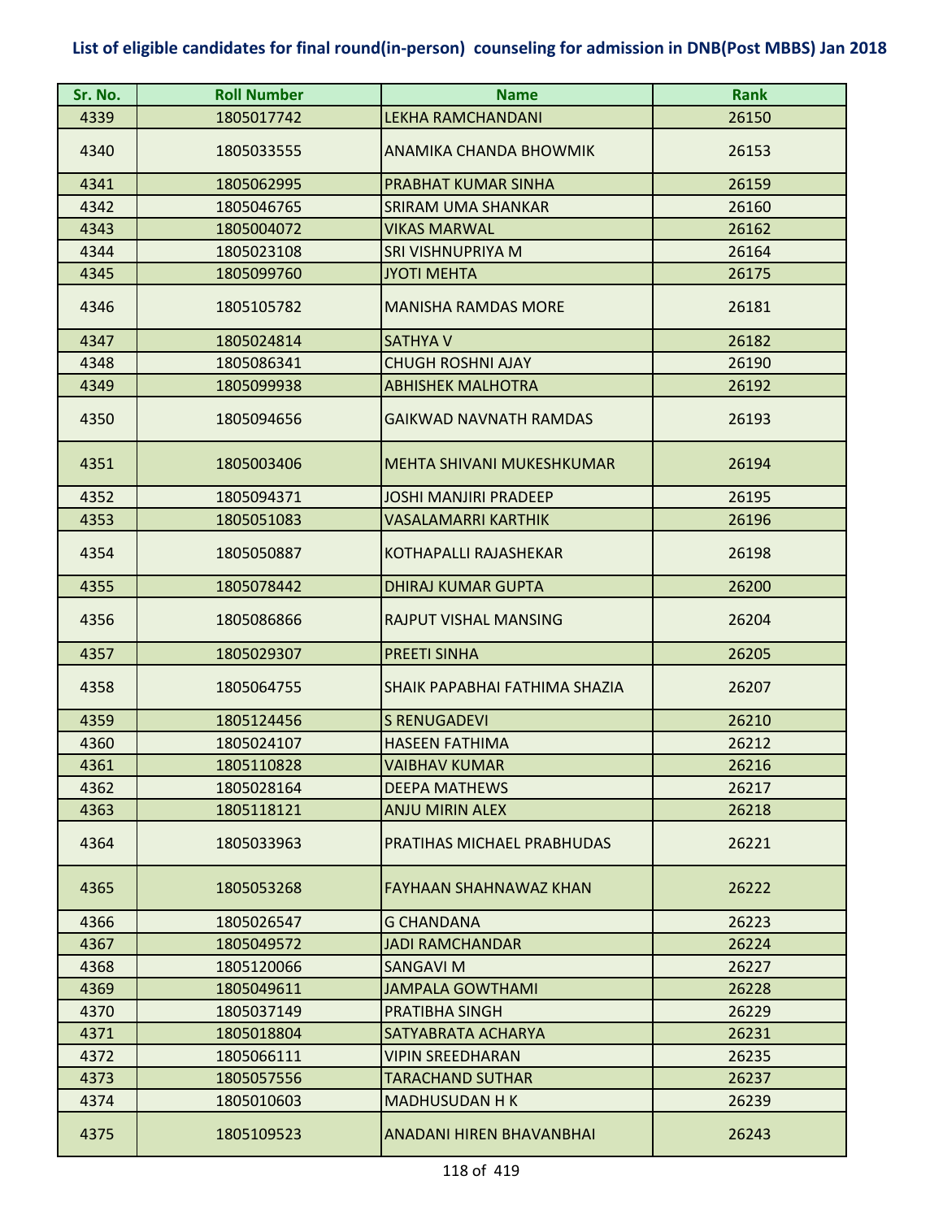**List of eligible candidates for final round(in-person) counseling for admission in DNB(Post MBBS) Jan 2018**

| Sr. No. | Roll Number | Name | Rank |
|---|---|---|---|
| 4339 | 1805017742 | LEKHA RAMCHANDANI | 26150 |
| 4340 | 1805033555 | ANAMIKA CHANDA BHOWMIK | 26153 |
| 4341 | 1805062995 | PRABHAT KUMAR SINHA | 26159 |
| 4342 | 1805046765 | SRIRAM UMA SHANKAR | 26160 |
| 4343 | 1805004072 | VIKAS MARWAL | 26162 |
| 4344 | 1805023108 | SRI VISHNUPRIYA M | 26164 |
| 4345 | 1805099760 | JYOTI MEHTA | 26175 |
| 4346 | 1805105782 | MANISHA RAMDAS MORE | 26181 |
| 4347 | 1805024814 | SATHYA V | 26182 |
| 4348 | 1805086341 | CHUGH ROSHNI AJAY | 26190 |
| 4349 | 1805099938 | ABHISHEK MALHOTRA | 26192 |
| 4350 | 1805094656 | GAIKWAD NAVNATH RAMDAS | 26193 |
| 4351 | 1805003406 | MEHTA SHIVANI MUKESHKUMAR | 26194 |
| 4352 | 1805094371 | JOSHI MANJIRI PRADEEP | 26195 |
| 4353 | 1805051083 | VASALAMARRI KARTHIK | 26196 |
| 4354 | 1805050887 | KOTHAPALLI RAJASHEKAR | 26198 |
| 4355 | 1805078442 | DHIRAJ KUMAR GUPTA | 26200 |
| 4356 | 1805086866 | RAJPUT VISHAL MANSING | 26204 |
| 4357 | 1805029307 | PREETI SINHA | 26205 |
| 4358 | 1805064755 | SHAIK PAPABHAI FATHIMA SHAZIA | 26207 |
| 4359 | 1805124456 | S RENUGADEVI | 26210 |
| 4360 | 1805024107 | HASEEN FATHIMA | 26212 |
| 4361 | 1805110828 | VAIBHAV KUMAR | 26216 |
| 4362 | 1805028164 | DEEPA MATHEWS | 26217 |
| 4363 | 1805118121 | ANJU MIRIN ALEX | 26218 |
| 4364 | 1805033963 | PRATIHAS MICHAEL PRABHUDAS | 26221 |
| 4365 | 1805053268 | FAYHAAN SHAHNAWAZ KHAN | 26222 |
| 4366 | 1805026547 | G CHANDANA | 26223 |
| 4367 | 1805049572 | JADI RAMCHANDAR | 26224 |
| 4368 | 1805120066 | SANGAVI M | 26227 |
| 4369 | 1805049611 | JAMPALA GOWTHAMI | 26228 |
| 4370 | 1805037149 | PRATIBHA SINGH | 26229 |
| 4371 | 1805018804 | SATYABRATA ACHARYA | 26231 |
| 4372 | 1805066111 | VIPIN SREEDHARAN | 26235 |
| 4373 | 1805057556 | TARACHAND SUTHAR | 26237 |
| 4374 | 1805010603 | MADHUSUDAN H K | 26239 |
| 4375 | 1805109523 | ANADANI HIREN BHAVANBHAI | 26243 |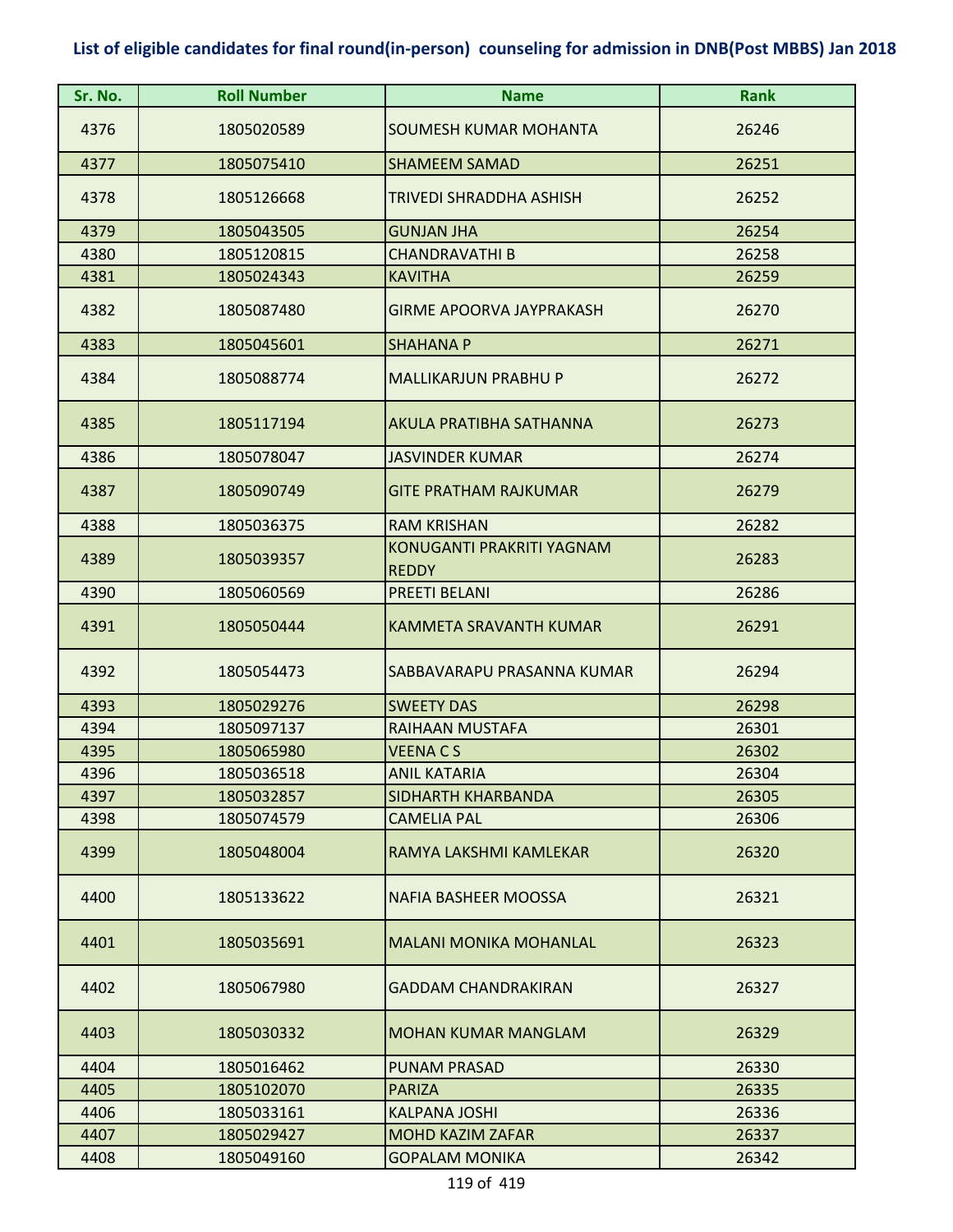# List of eligible candidates for final round(in-person) counseling for admission in DNB(Post MBBS) Jan 2018

| Sr. No. | Roll Number | Name | Rank |
|---|---|---|---|
| 4376 | 1805020589 | SOUMESH KUMAR MOHANTA | 26246 |
| 4377 | 1805075410 | SHAMEEM SAMAD | 26251 |
| 4378 | 1805126668 | TRIVEDI SHRADDHA ASHISH | 26252 |
| 4379 | 1805043505 | GUNJAN JHA | 26254 |
| 4380 | 1805120815 | CHANDRAVATHI B | 26258 |
| 4381 | 1805024343 | KAVITHA | 26259 |
| 4382 | 1805087480 | GIRME APOORVA JAYPRAKASH | 26270 |
| 4383 | 1805045601 | SHAHANA P | 26271 |
| 4384 | 1805088774 | MALLIKARJUN PRABHU P | 26272 |
| 4385 | 1805117194 | AKULA PRATIBHA SATHANNA | 26273 |
| 4386 | 1805078047 | JASVINDER KUMAR | 26274 |
| 4387 | 1805090749 | GITE PRATHAM RAJKUMAR | 26279 |
| 4388 | 1805036375 | RAM KRISHAN | 26282 |
| 4389 | 1805039357 | KONUGANTI PRAKRITI YAGNAM REDDY | 26283 |
| 4390 | 1805060569 | PREETI BELANI | 26286 |
| 4391 | 1805050444 | KAMMETA SRAVANTH KUMAR | 26291 |
| 4392 | 1805054473 | SABBAVARAPU PRASANNA KUMAR | 26294 |
| 4393 | 1805029276 | SWEETY DAS | 26298 |
| 4394 | 1805097137 | RAIHAAN MUSTAFA | 26301 |
| 4395 | 1805065980 | VEENA C S | 26302 |
| 4396 | 1805036518 | ANIL KATARIA | 26304 |
| 4397 | 1805032857 | SIDHARTH KHARBANDA | 26305 |
| 4398 | 1805074579 | CAMELIA PAL | 26306 |
| 4399 | 1805048004 | RAMYA LAKSHMI KAMLEKAR | 26320 |
| 4400 | 1805133622 | NAFIA BASHEER MOOSSA | 26321 |
| 4401 | 1805035691 | MALANI MONIKA MOHANLAL | 26323 |
| 4402 | 1805067980 | GADDAM CHANDRAKIRAN | 26327 |
| 4403 | 1805030332 | MOHAN KUMAR MANGLAM | 26329 |
| 4404 | 1805016462 | PUNAM PRASAD | 26330 |
| 4405 | 1805102070 | PARIZA | 26335 |
| 4406 | 1805033161 | KALPANA JOSHI | 26336 |
| 4407 | 1805029427 | MOHD KAZIM ZAFAR | 26337 |
| 4408 | 1805049160 | GOPALAM MONIKA | 26342 |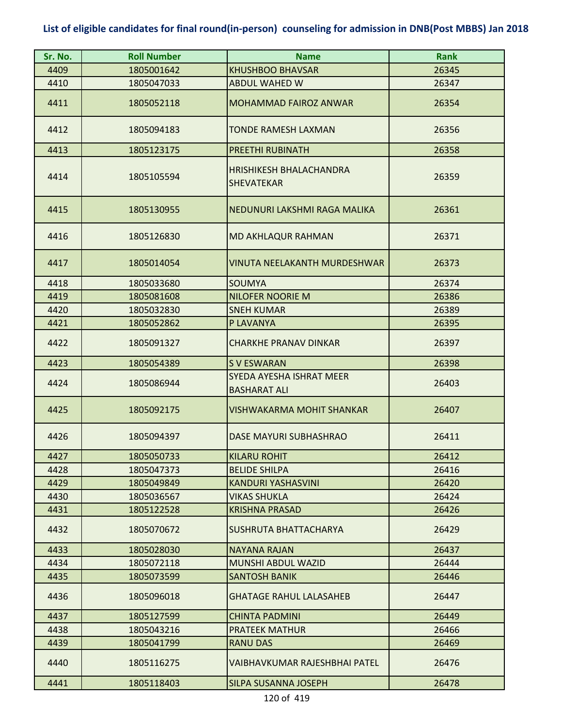**List of eligible candidates for final round(in-person) counseling for admission in DNB(Post MBBS) Jan 2018**

| Sr. No. | Roll Number | Name | Rank |
|---|---|---|---|
| 4409 | 1805001642 | KHUSHBOO BHAVSAR | 26345 |
| 4410 | 1805047033 | ABDUL WAHED W | 26347 |
| 4411 | 1805052118 | MOHAMMAD FAIROZ ANWAR | 26354 |
| 4412 | 1805094183 | TONDE RAMESH LAXMAN | 26356 |
| 4413 | 1805123175 | PREETHI RUBINATH | 26358 |
| 4414 | 1805105594 | HRISHIKESH BHALACHANDRA SHEVATEKAR | 26359 |
| 4415 | 1805130955 | NEDUNURI LAKSHMI RAGA MALIKA | 26361 |
| 4416 | 1805126830 | MD AKHLAQUR RAHMAN | 26371 |
| 4417 | 1805014054 | VINUTA NEELAKANTH MURDESHWAR | 26373 |
| 4418 | 1805033680 | SOUMYA | 26374 |
| 4419 | 1805081608 | NILOFER NOORIE M | 26386 |
| 4420 | 1805032830 | SNEH KUMAR | 26389 |
| 4421 | 1805052862 | P LAVANYA | 26395 |
| 4422 | 1805091327 | CHARKHE PRANAV DINKAR | 26397 |
| 4423 | 1805054389 | S V ESWARAN | 26398 |
| 4424 | 1805086944 | SYEDA AYESHA ISHRAT MEER BASHARAT ALI | 26403 |
| 4425 | 1805092175 | VISHWAKARMA MOHIT SHANKAR | 26407 |
| 4426 | 1805094397 | DASE MAYURI SUBHASHRAO | 26411 |
| 4427 | 1805050733 | KILARU ROHIT | 26412 |
| 4428 | 1805047373 | BELIDE SHILPA | 26416 |
| 4429 | 1805049849 | KANDURI YASHASVINI | 26420 |
| 4430 | 1805036567 | VIKAS SHUKLA | 26424 |
| 4431 | 1805122528 | KRISHNA PRASAD | 26426 |
| 4432 | 1805070672 | SUSHRUTA BHATTACHARYA | 26429 |
| 4433 | 1805028030 | NAYANA RAJAN | 26437 |
| 4434 | 1805072118 | MUNSHI ABDUL WAZID | 26444 |
| 4435 | 1805073599 | SANTOSH BANIK | 26446 |
| 4436 | 1805096018 | GHATAGE RAHUL LALASAHEB | 26447 |
| 4437 | 1805127599 | CHINTA PADMINI | 26449 |
| 4438 | 1805043216 | PRATEEK MATHUR | 26466 |
| 4439 | 1805041799 | RANU DAS | 26469 |
| 4440 | 1805116275 | VAIBHAVKUMAR RAJESHBHAI PATEL | 26476 |
| 4441 | 1805118403 | SILPA SUSANNA JOSEPH | 26478 |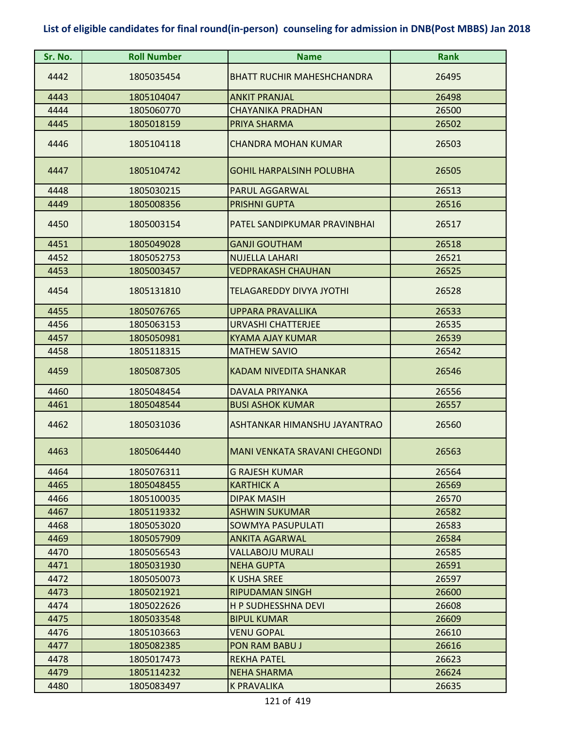## List of eligible candidates for final round(in-person) counseling for admission in DNB(Post MBBS) Jan 2018

| Sr. No. | Roll Number | Name | Rank |
|---|---|---|---|
| 4442 | 1805035454 | BHATT RUCHIR MAHESHCHANDRA | 26495 |
| 4443 | 1805104047 | ANKIT PRANJAL | 26498 |
| 4444 | 1805060770 | CHAYANIKA PRADHAN | 26500 |
| 4445 | 1805018159 | PRIYA SHARMA | 26502 |
| 4446 | 1805104118 | CHANDRA MOHAN KUMAR | 26503 |
| 4447 | 1805104742 | GOHIL HARPALSINH POLUBHA | 26505 |
| 4448 | 1805030215 | PARUL AGGARWAL | 26513 |
| 4449 | 1805008356 | PRISHNI GUPTA | 26516 |
| 4450 | 1805003154 | PATEL SANDIPKUMAR PRAVINBHAI | 26517 |
| 4451 | 1805049028 | GANJI GOUTHAM | 26518 |
| 4452 | 1805052753 | NUJELLA LAHARI | 26521 |
| 4453 | 1805003457 | VEDPRAKASH CHAUHAN | 26525 |
| 4454 | 1805131810 | TELAGAREDDY DIVYA JYOTHI | 26528 |
| 4455 | 1805076765 | UPPARA PRAVALLIKA | 26533 |
| 4456 | 1805063153 | URVASHI CHATTERJEE | 26535 |
| 4457 | 1805050981 | KYAMA AJAY KUMAR | 26539 |
| 4458 | 1805118315 | MATHEW SAVIO | 26542 |
| 4459 | 1805087305 | KADAM NIVEDITA SHANKAR | 26546 |
| 4460 | 1805048454 | DAVALA PRIYANKA | 26556 |
| 4461 | 1805048544 | BUSI ASHOK KUMAR | 26557 |
| 4462 | 1805031036 | ASHTANKAR HIMANSHU JAYANTRAO | 26560 |
| 4463 | 1805064440 | MANI VENKATA SRAVANI CHEGONDI | 26563 |
| 4464 | 1805076311 | G RAJESH KUMAR | 26564 |
| 4465 | 1805048455 | KARTHICK A | 26569 |
| 4466 | 1805100035 | DIPAK MASIH | 26570 |
| 4467 | 1805119332 | ASHWIN SUKUMAR | 26582 |
| 4468 | 1805053020 | SOWMYA PASUPULATI | 26583 |
| 4469 | 1805057909 | ANKITA AGARWAL | 26584 |
| 4470 | 1805056543 | VALLABOJU MURALI | 26585 |
| 4471 | 1805031930 | NEHA GUPTA | 26591 |
| 4472 | 1805050073 | K USHA SREE | 26597 |
| 4473 | 1805021921 | RIPUDAMAN SINGH | 26600 |
| 4474 | 1805022626 | H P SUDHESSHNA DEVI | 26608 |
| 4475 | 1805033548 | BIPUL KUMAR | 26609 |
| 4476 | 1805103663 | VENU GOPAL | 26610 |
| 4477 | 1805082385 | PON RAM BABU J | 26616 |
| 4478 | 1805017473 | REKHA PATEL | 26623 |
| 4479 | 1805114232 | NEHA SHARMA | 26624 |
| 4480 | 1805083497 | K PRAVALIKA | 26635 |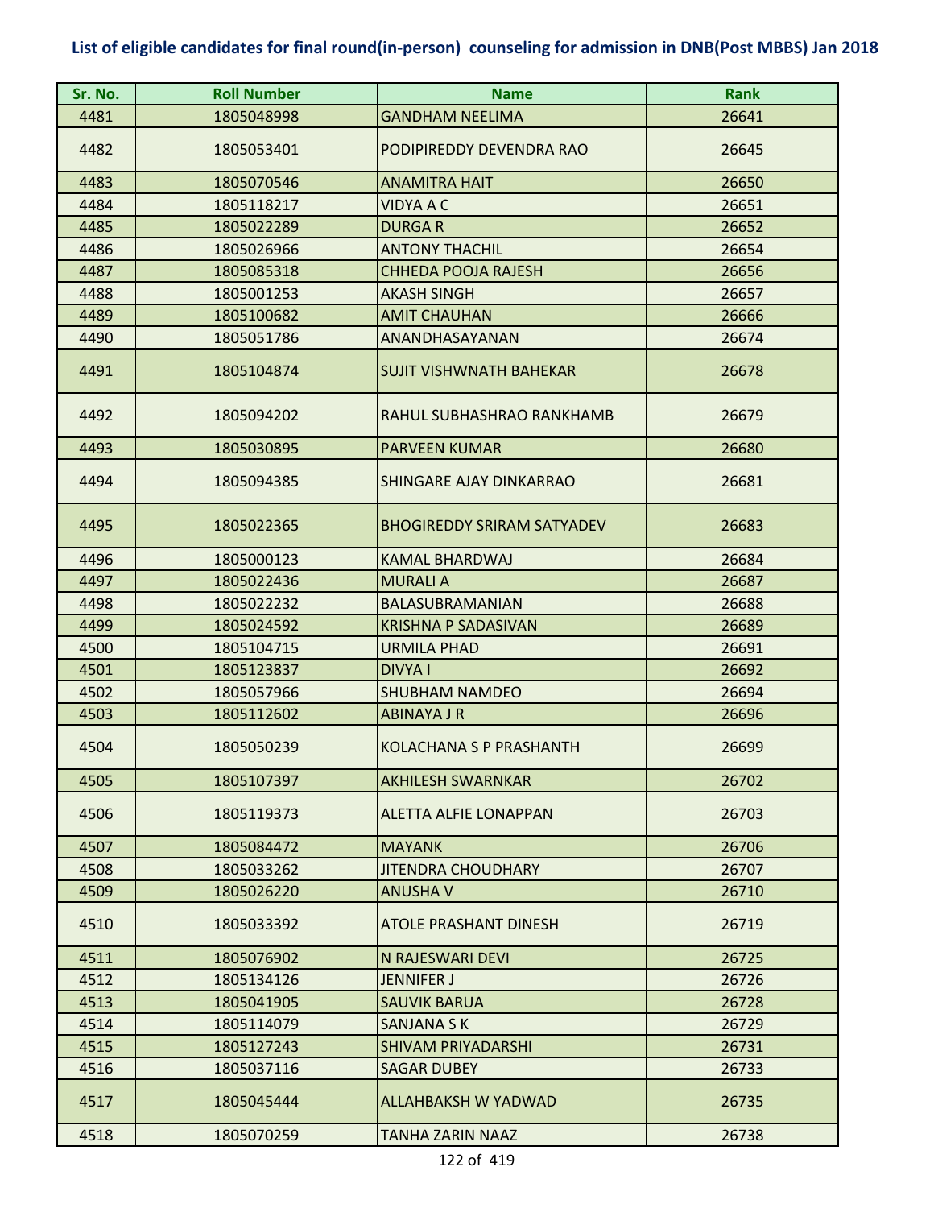# List of eligible candidates for final round(in-person) counseling for admission in DNB(Post MBBS) Jan 2018

| Sr. No. | Roll Number | Name | Rank |
|---|---|---|---|
| 4481 | 1805048998 | GANDHAM NEELIMA | 26641 |
| 4482 | 1805053401 | PODIPIREDDY DEVENDRA RAO | 26645 |
| 4483 | 1805070546 | ANAMITRA HAIT | 26650 |
| 4484 | 1805118217 | VIDYA A C | 26651 |
| 4485 | 1805022289 | DURGA R | 26652 |
| 4486 | 1805026966 | ANTONY THACHIL | 26654 |
| 4487 | 1805085318 | CHHEDA POOJA RAJESH | 26656 |
| 4488 | 1805001253 | AKASH SINGH | 26657 |
| 4489 | 1805100682 | AMIT CHAUHAN | 26666 |
| 4490 | 1805051786 | ANANDHASAYANAN | 26674 |
| 4491 | 1805104874 | SUJIT VISHWNATH BAHEKAR | 26678 |
| 4492 | 1805094202 | RAHUL SUBHASHRAO RANKHAMB | 26679 |
| 4493 | 1805030895 | PARVEEN KUMAR | 26680 |
| 4494 | 1805094385 | SHINGARE AJAY DINKARRAO | 26681 |
| 4495 | 1805022365 | BHOGIREDDY SRIRAM SATYADEV | 26683 |
| 4496 | 1805000123 | KAMAL BHARDWAJ | 26684 |
| 4497 | 1805022436 | MURALI A | 26687 |
| 4498 | 1805022232 | BALASUBRAMANIAN | 26688 |
| 4499 | 1805024592 | KRISHNA P SADASIVAN | 26689 |
| 4500 | 1805104715 | URMILA PHAD | 26691 |
| 4501 | 1805123837 | DIVYA I | 26692 |
| 4502 | 1805057966 | SHUBHAM NAMDEO | 26694 |
| 4503 | 1805112602 | ABINAYA J R | 26696 |
| 4504 | 1805050239 | KOLACHANA S P PRASHANTH | 26699 |
| 4505 | 1805107397 | AKHILESH SWARNKAR | 26702 |
| 4506 | 1805119373 | ALETTA ALFIE LONAPPAN | 26703 |
| 4507 | 1805084472 | MAYANK | 26706 |
| 4508 | 1805033262 | JITENDRA CHOUDHARY | 26707 |
| 4509 | 1805026220 | ANUSHA V | 26710 |
| 4510 | 1805033392 | ATOLE PRASHANT DINESH | 26719 |
| 4511 | 1805076902 | N RAJESWARI DEVI | 26725 |
| 4512 | 1805134126 | JENNIFER J | 26726 |
| 4513 | 1805041905 | SAUVIK BARUA | 26728 |
| 4514 | 1805114079 | SANJANA S K | 26729 |
| 4515 | 1805127243 | SHIVAM PRIYADARSHI | 26731 |
| 4516 | 1805037116 | SAGAR DUBEY | 26733 |
| 4517 | 1805045444 | ALLAHBAKSH W YADWAD | 26735 |
| 4518 | 1805070259 | TANHA ZARIN NAAZ | 26738 |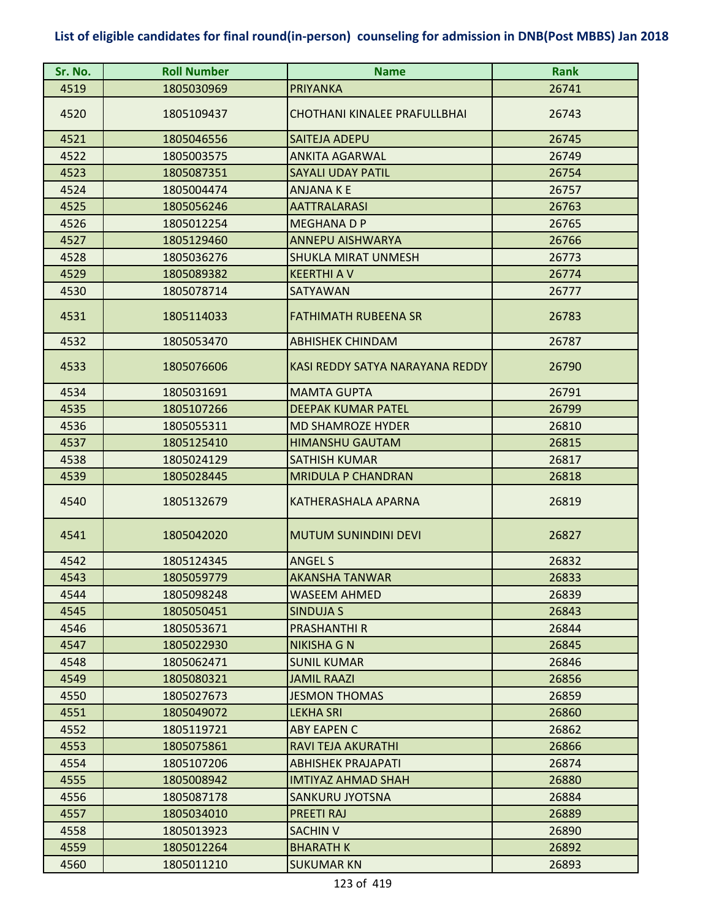# List of eligible candidates for final round(in-person) counseling for admission in DNB(Post MBBS) Jan 2018

| Sr. No. | Roll Number | Name | Rank |
|---|---|---|---|
| 4519 | 1805030969 | PRIYANKA | 26741 |
| 4520 | 1805109437 | CHOTHANI KINALEE PRAFULLBHAI | 26743 |
| 4521 | 1805046556 | SAITEJA ADEPU | 26745 |
| 4522 | 1805003575 | ANKITA AGARWAL | 26749 |
| 4523 | 1805087351 | SAYALI UDAY PATIL | 26754 |
| 4524 | 1805004474 | ANJANA K E | 26757 |
| 4525 | 1805056246 | AATTRALARASI | 26763 |
| 4526 | 1805012254 | MEGHANA D P | 26765 |
| 4527 | 1805129460 | ANNEPU AISHWARYA | 26766 |
| 4528 | 1805036276 | SHUKLA MIRAT UNMESH | 26773 |
| 4529 | 1805089382 | KEERTHI A V | 26774 |
| 4530 | 1805078714 | SATYAWAN | 26777 |
| 4531 | 1805114033 | FATHIMATH RUBEENA SR | 26783 |
| 4532 | 1805053470 | ABHISHEK CHINDAM | 26787 |
| 4533 | 1805076606 | KASI REDDY SATYA NARAYANA REDDY | 26790 |
| 4534 | 1805031691 | MAMTA GUPTA | 26791 |
| 4535 | 1805107266 | DEEPAK KUMAR PATEL | 26799 |
| 4536 | 1805055311 | MD SHAMROZE HYDER | 26810 |
| 4537 | 1805125410 | HIMANSHU GAUTAM | 26815 |
| 4538 | 1805024129 | SATHISH KUMAR | 26817 |
| 4539 | 1805028445 | MRIDULA P CHANDRAN | 26818 |
| 4540 | 1805132679 | KATHERASHALA APARNA | 26819 |
| 4541 | 1805042020 | MUTUM SUNINDINI DEVI | 26827 |
| 4542 | 1805124345 | ANGEL S | 26832 |
| 4543 | 1805059779 | AKANSHA TANWAR | 26833 |
| 4544 | 1805098248 | WASEEM AHMED | 26839 |
| 4545 | 1805050451 | SINDUJA S | 26843 |
| 4546 | 1805053671 | PRASHANTHI R | 26844 |
| 4547 | 1805022930 | NIKISHA G N | 26845 |
| 4548 | 1805062471 | SUNIL KUMAR | 26846 |
| 4549 | 1805080321 | JAMIL RAAZI | 26856 |
| 4550 | 1805027673 | JESMON THOMAS | 26859 |
| 4551 | 1805049072 | LEKHA SRI | 26860 |
| 4552 | 1805119721 | ABY EAPEN C | 26862 |
| 4553 | 1805075861 | RAVI TEJA AKURATHI | 26866 |
| 4554 | 1805107206 | ABHISHEK PRAJAPATI | 26874 |
| 4555 | 1805008942 | IMTIYAZ AHMAD SHAH | 26880 |
| 4556 | 1805087178 | SANKURU JYOTSNA | 26884 |
| 4557 | 1805034010 | PREETI RAJ | 26889 |
| 4558 | 1805013923 | SACHIN V | 26890 |
| 4559 | 1805012264 | BHARATH K | 26892 |
| 4560 | 1805011210 | SUKUMAR KN | 26893 |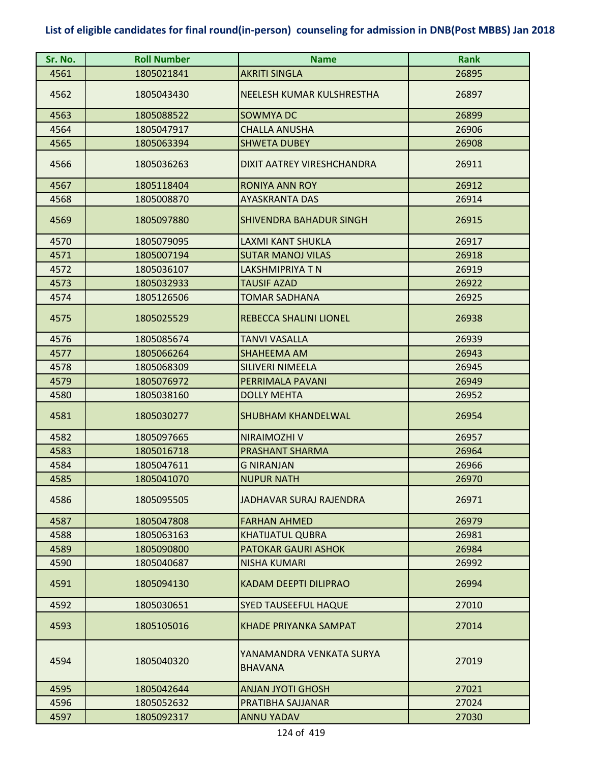## List of eligible candidates for final round(in-person) counseling for admission in DNB(Post MBBS) Jan 2018

| Sr. No. | Roll Number | Name | Rank |
|---|---|---|---|
| 4561 | 1805021841 | AKRITI SINGLA | 26895 |
| 4562 | 1805043430 | NEELESH KUMAR KULSHRESTHA | 26897 |
| 4563 | 1805088522 | SOWMYA DC | 26899 |
| 4564 | 1805047917 | CHALLA ANUSHA | 26906 |
| 4565 | 1805063394 | SHWETA DUBEY | 26908 |
| 4566 | 1805036263 | DIXIT AATREY VIRESHCHANDRA | 26911 |
| 4567 | 1805118404 | RONIYA ANN ROY | 26912 |
| 4568 | 1805008870 | AYASKRANTA DAS | 26914 |
| 4569 | 1805097880 | SHIVENDRA BAHADUR SINGH | 26915 |
| 4570 | 1805079095 | LAXMI KANT SHUKLA | 26917 |
| 4571 | 1805007194 | SUTAR MANOJ VILAS | 26918 |
| 4572 | 1805036107 | LAKSHMIPRIYA T N | 26919 |
| 4573 | 1805032933 | TAUSIF AZAD | 26922 |
| 4574 | 1805126506 | TOMAR SADHANA | 26925 |
| 4575 | 1805025529 | REBECCA SHALINI LIONEL | 26938 |
| 4576 | 1805085674 | TANVI VASALLA | 26939 |
| 4577 | 1805066264 | SHAHEEMA AM | 26943 |
| 4578 | 1805068309 | SILIVERI NIMEELA | 26945 |
| 4579 | 1805076972 | PERRIMALA PAVANI | 26949 |
| 4580 | 1805038160 | DOLLY MEHTA | 26952 |
| 4581 | 1805030277 | SHUBHAM KHANDELWAL | 26954 |
| 4582 | 1805097665 | NIRAIMOZHI V | 26957 |
| 4583 | 1805016718 | PRASHANT SHARMA | 26964 |
| 4584 | 1805047611 | G NIRANJAN | 26966 |
| 4585 | 1805041070 | NUPUR NATH | 26970 |
| 4586 | 1805095505 | JADHAVAR SURAJ RAJENDRA | 26971 |
| 4587 | 1805047808 | FARHAN AHMED | 26979 |
| 4588 | 1805063163 | KHATIJATUL QUBRA | 26981 |
| 4589 | 1805090800 | PATOKAR GAURI ASHOK | 26984 |
| 4590 | 1805040687 | NISHA KUMARI | 26992 |
| 4591 | 1805094130 | KADAM DEEPTI DILIPRAO | 26994 |
| 4592 | 1805030651 | SYED TAUSEEFUL HAQUE | 27010 |
| 4593 | 1805105016 | KHADE PRIYANKA SAMPAT | 27014 |
| 4594 | 1805040320 | YANAMANDRA VENKATA SURYA BHAVANA | 27019 |
| 4595 | 1805042644 | ANJAN JYOTI GHOSH | 27021 |
| 4596 | 1805052632 | PRATIBHA SAJJANAR | 27024 |
| 4597 | 1805092317 | ANNU YADAV | 27030 |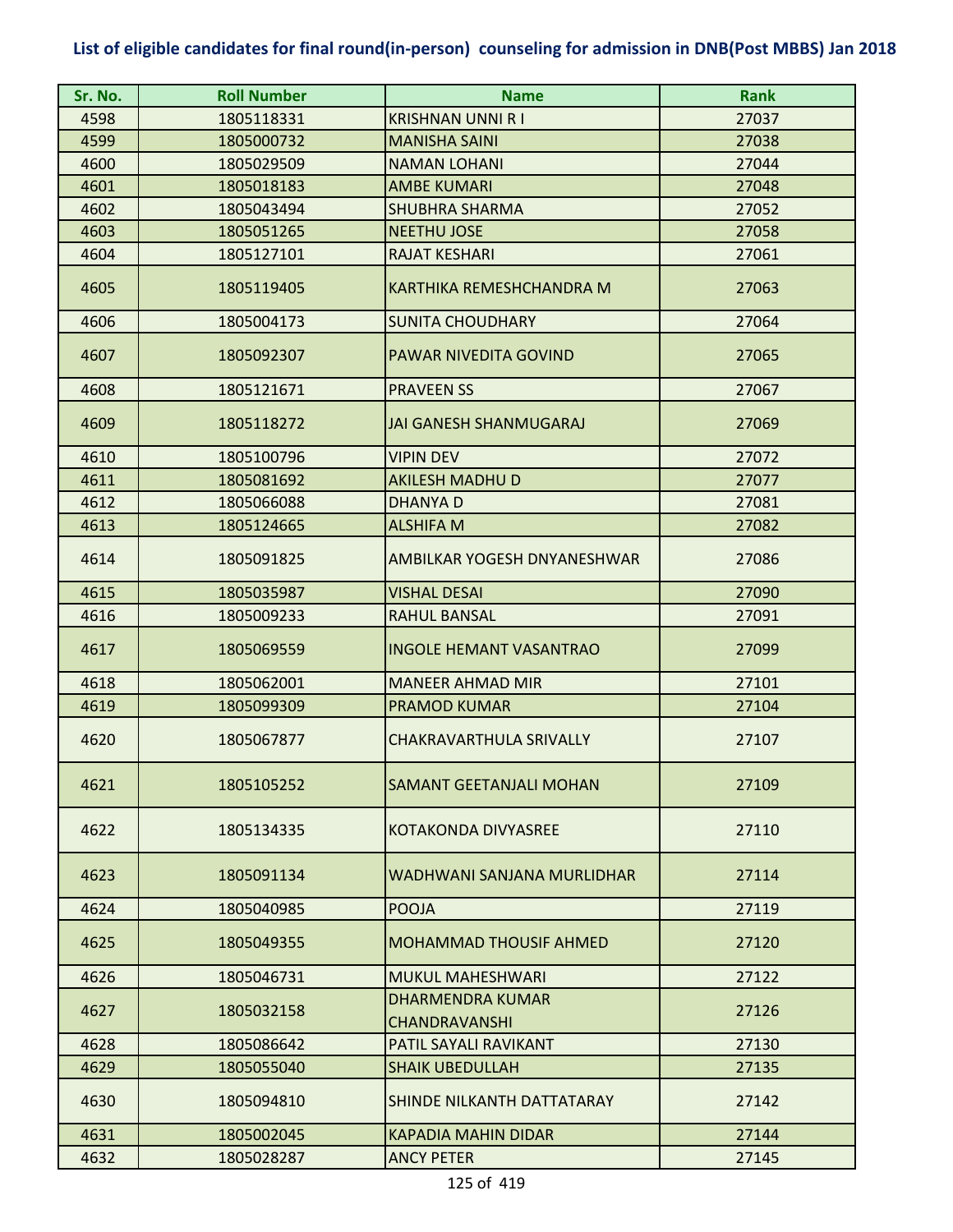# List of eligible candidates for final round(in-person) counseling for admission in DNB(Post MBBS) Jan 2018

| Sr. No. | Roll Number | Name | Rank |
|---|---|---|---|
| 4598 | 1805118331 | KRISHNAN UNNI R I | 27037 |
| 4599 | 1805000732 | MANISHA SAINI | 27038 |
| 4600 | 1805029509 | NAMAN LOHANI | 27044 |
| 4601 | 1805018183 | AMBE KUMARI | 27048 |
| 4602 | 1805043494 | SHUBHRA SHARMA | 27052 |
| 4603 | 1805051265 | NEETHU JOSE | 27058 |
| 4604 | 1805127101 | RAJAT KESHARI | 27061 |
| 4605 | 1805119405 | KARTHIKA REMESHCHANDRA M | 27063 |
| 4606 | 1805004173 | SUNITA CHOUDHARY | 27064 |
| 4607 | 1805092307 | PAWAR NIVEDITA GOVIND | 27065 |
| 4608 | 1805121671 | PRAVEEN SS | 27067 |
| 4609 | 1805118272 | JAI GANESH SHANMUGARAJ | 27069 |
| 4610 | 1805100796 | VIPIN DEV | 27072 |
| 4611 | 1805081692 | AKILESH MADHU D | 27077 |
| 4612 | 1805066088 | DHANYA D | 27081 |
| 4613 | 1805124665 | ALSHIFA M | 27082 |
| 4614 | 1805091825 | AMBILKAR YOGESH DNYANESHWAR | 27086 |
| 4615 | 1805035987 | VISHAL DESAI | 27090 |
| 4616 | 1805009233 | RAHUL BANSAL | 27091 |
| 4617 | 1805069559 | INGOLE HEMANT VASANTRAO | 27099 |
| 4618 | 1805062001 | MANEER AHMAD MIR | 27101 |
| 4619 | 1805099309 | PRAMOD KUMAR | 27104 |
| 4620 | 1805067877 | CHAKRAVARTHULA SRIVALLY | 27107 |
| 4621 | 1805105252 | SAMANT GEETANJALI MOHAN | 27109 |
| 4622 | 1805134335 | KOTAKONDA DIVYASREE | 27110 |
| 4623 | 1805091134 | WADHWANI SANJANA MURLIDHAR | 27114 |
| 4624 | 1805040985 | POOJA | 27119 |
| 4625 | 1805049355 | MOHAMMAD THOUSIF AHMED | 27120 |
| 4626 | 1805046731 | MUKUL MAHESHWARI | 27122 |
| 4627 | 1805032158 | DHARMENDRA KUMAR CHANDRAVANSHI | 27126 |
| 4628 | 1805086642 | PATIL SAYALI RAVIKANT | 27130 |
| 4629 | 1805055040 | SHAIK UBEDULLAH | 27135 |
| 4630 | 1805094810 | SHINDE NILKANTH DATTATARAY | 27142 |
| 4631 | 1805002045 | KAPADIA MAHIN DIDAR | 27144 |
| 4632 | 1805028287 | ANCY PETER | 27145 |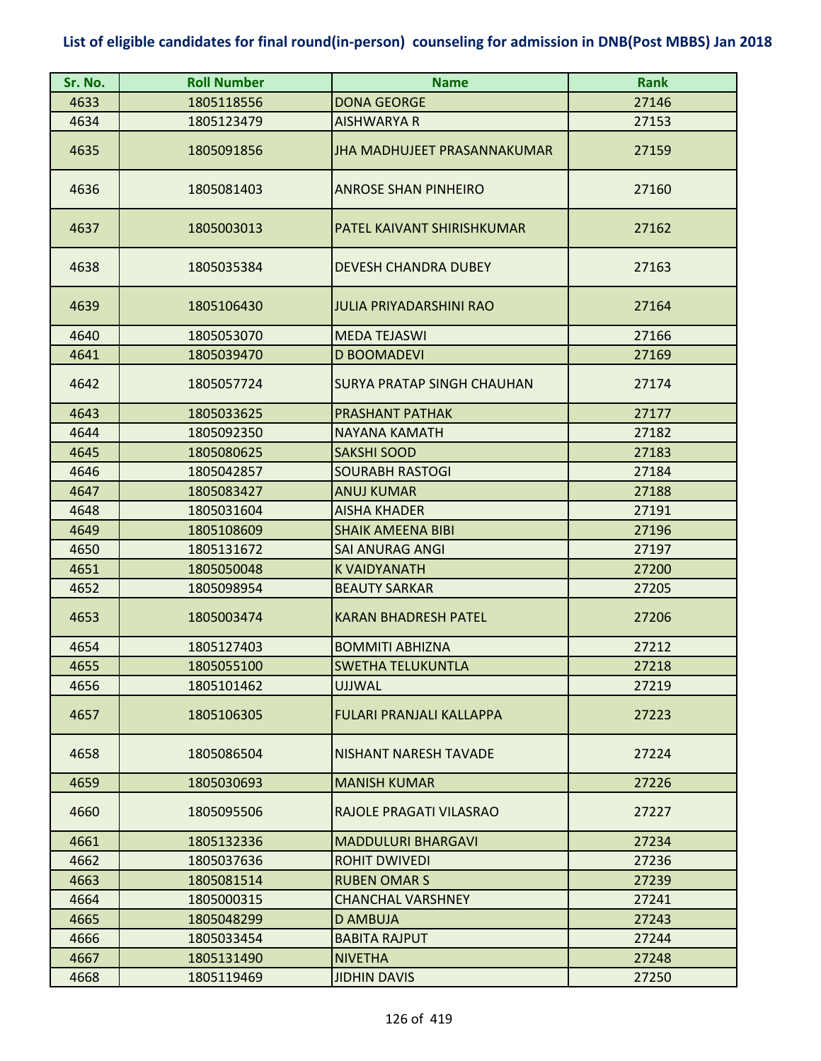**List of eligible candidates for final round(in-person) counseling for admission in DNB(Post MBBS) Jan 2018**

| Sr. No. | Roll Number | Name | Rank |
|---|---|---|---|
| 4633 | 1805118556 | DONA GEORGE | 27146 |
| 4634 | 1805123479 | AISHWARYA R | 27153 |
| 4635 | 1805091856 | JHA MADHUJEET PRASANNAKUMAR | 27159 |
| 4636 | 1805081403 | ANROSE SHAN PINHEIRO | 27160 |
| 4637 | 1805003013 | PATEL KAIVANT SHIRISHKUMAR | 27162 |
| 4638 | 1805035384 | DEVESH CHANDRA DUBEY | 27163 |
| 4639 | 1805106430 | JULIA PRIYADARSHINI RAO | 27164 |
| 4640 | 1805053070 | MEDA TEJASWI | 27166 |
| 4641 | 1805039470 | D BOOMADEVI | 27169 |
| 4642 | 1805057724 | SURYA PRATAP SINGH CHAUHAN | 27174 |
| 4643 | 1805033625 | PRASHANT PATHAK | 27177 |
| 4644 | 1805092350 | NAYANA KAMATH | 27182 |
| 4645 | 1805080625 | SAKSHI SOOD | 27183 |
| 4646 | 1805042857 | SOURABH RASTOGI | 27184 |
| 4647 | 1805083427 | ANUJ KUMAR | 27188 |
| 4648 | 1805031604 | AISHA KHADER | 27191 |
| 4649 | 1805108609 | SHAIK AMEENA BIBI | 27196 |
| 4650 | 1805131672 | SAI ANURAG ANGI | 27197 |
| 4651 | 1805050048 | K VAIDYANATH | 27200 |
| 4652 | 1805098954 | BEAUTY SARKAR | 27205 |
| 4653 | 1805003474 | KARAN BHADRESH PATEL | 27206 |
| 4654 | 1805127403 | BOMMITI ABHIZNA | 27212 |
| 4655 | 1805055100 | SWETHA TELUKUNTLA | 27218 |
| 4656 | 1805101462 | UJJWAL | 27219 |
| 4657 | 1805106305 | FULARI PRANJALI KALLAPPA | 27223 |
| 4658 | 1805086504 | NISHANT NARESH TAVADE | 27224 |
| 4659 | 1805030693 | MANISH KUMAR | 27226 |
| 4660 | 1805095506 | RAJOLE PRAGATI VILASRAO | 27227 |
| 4661 | 1805132336 | MADDULURI BHARGAVI | 27234 |
| 4662 | 1805037636 | ROHIT DWIVEDI | 27236 |
| 4663 | 1805081514 | RUBEN OMAR S | 27239 |
| 4664 | 1805000315 | CHANCHAL VARSHNEY | 27241 |
| 4665 | 1805048299 | D AMBUJA | 27243 |
| 4666 | 1805033454 | BABITA RAJPUT | 27244 |
| 4667 | 1805131490 | NIVETHA | 27248 |
| 4668 | 1805119469 | JIDHIN DAVIS | 27250 |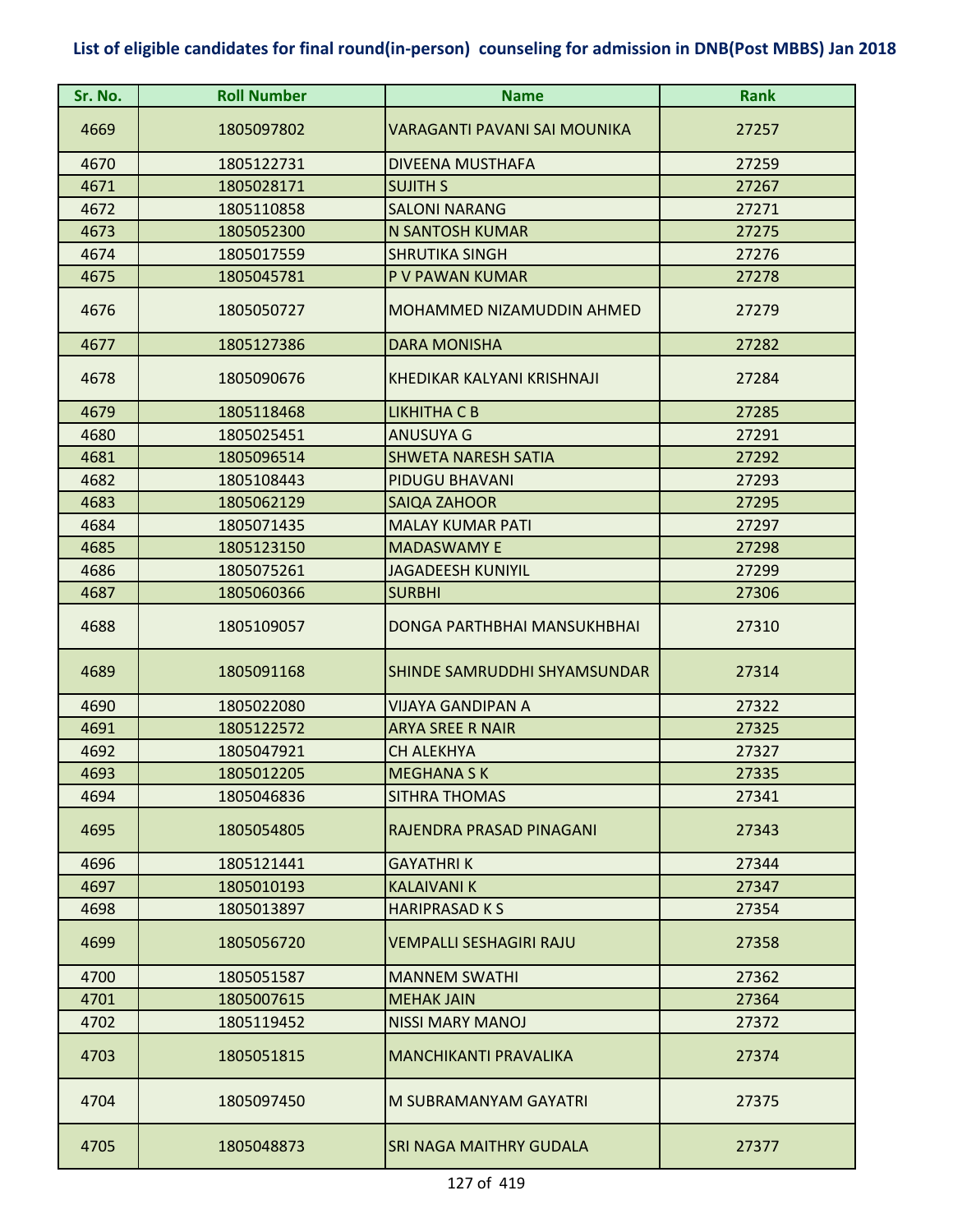# List of eligible candidates for final round(in-person) counseling for admission in DNB(Post MBBS) Jan 2018

| Sr. No. | Roll Number | Name | Rank |
|---|---|---|---|
| 4669 | 1805097802 | VARAGANTI PAVANI SAI MOUNIKA | 27257 |
| 4670 | 1805122731 | DIVEENA MUSTHAFA | 27259 |
| 4671 | 1805028171 | SUJITH S | 27267 |
| 4672 | 1805110858 | SALONI NARANG | 27271 |
| 4673 | 1805052300 | N SANTOSH KUMAR | 27275 |
| 4674 | 1805017559 | SHRUTIKA SINGH | 27276 |
| 4675 | 1805045781 | P V PAWAN KUMAR | 27278 |
| 4676 | 1805050727 | MOHAMMED NIZAMUDDIN AHMED | 27279 |
| 4677 | 1805127386 | DARA MONISHA | 27282 |
| 4678 | 1805090676 | KHEDIKAR KALYANI KRISHNAJI | 27284 |
| 4679 | 1805118468 | LIKHITHA C B | 27285 |
| 4680 | 1805025451 | ANUSUYA G | 27291 |
| 4681 | 1805096514 | SHWETA NARESH SATIA | 27292 |
| 4682 | 1805108443 | PIDUGU BHAVANI | 27293 |
| 4683 | 1805062129 | SAIQA ZAHOOR | 27295 |
| 4684 | 1805071435 | MALAY KUMAR PATI | 27297 |
| 4685 | 1805123150 | MADASWAMY E | 27298 |
| 4686 | 1805075261 | JAGADEESH KUNIYIL | 27299 |
| 4687 | 1805060366 | SURBHI | 27306 |
| 4688 | 1805109057 | DONGA PARTHBHAI MANSUKHBHAI | 27310 |
| 4689 | 1805091168 | SHINDE SAMRUDDHI SHYAMSUNDAR | 27314 |
| 4690 | 1805022080 | VIJAYA GANDIPAN A | 27322 |
| 4691 | 1805122572 | ARYA SREE R NAIR | 27325 |
| 4692 | 1805047921 | CH ALEKHYA | 27327 |
| 4693 | 1805012205 | MEGHANA S K | 27335 |
| 4694 | 1805046836 | SITHRA THOMAS | 27341 |
| 4695 | 1805054805 | RAJENDRA PRASAD PINAGANI | 27343 |
| 4696 | 1805121441 | GAYATHRI K | 27344 |
| 4697 | 1805010193 | KALAIVANI K | 27347 |
| 4698 | 1805013897 | HARIPRASAD K S | 27354 |
| 4699 | 1805056720 | VEMPALLI SESHAGIRI RAJU | 27358 |
| 4700 | 1805051587 | MANNEM SWATHI | 27362 |
| 4701 | 1805007615 | MEHAK JAIN | 27364 |
| 4702 | 1805119452 | NISSI MARY MANOJ | 27372 |
| 4703 | 1805051815 | MANCHIKANTI PRAVALIKA | 27374 |
| 4704 | 1805097450 | M SUBRAMANYAM GAYATRI | 27375 |
| 4705 | 1805048873 | SRI NAGA MAITHRY GUDALA | 27377 |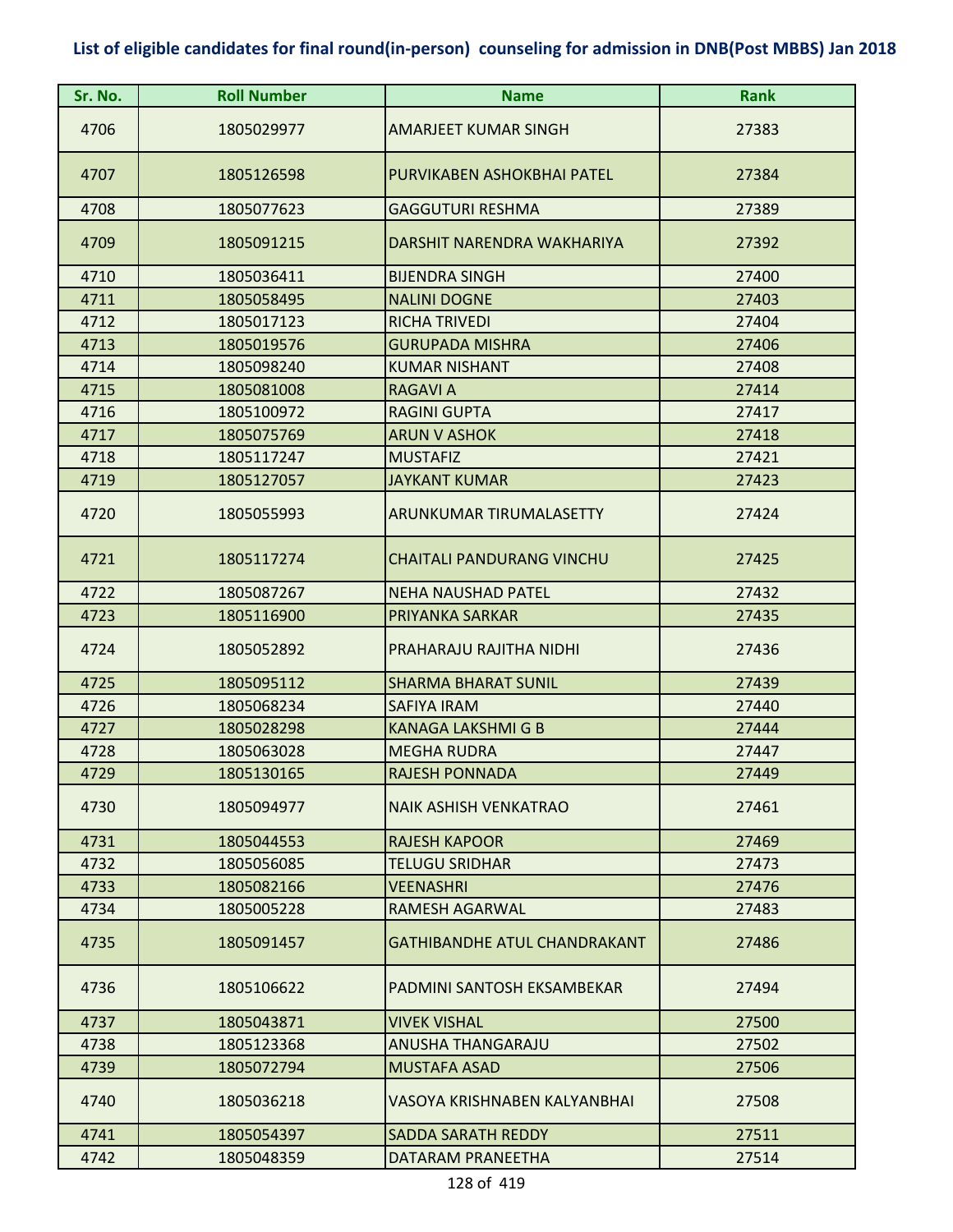**List of eligible candidates for final round(in-person) counseling for admission in DNB(Post MBBS) Jan 2018**

| Sr. No. | Roll Number | Name | Rank |
|---|---|---|---|
| 4706 | 1805029977 | AMARJEET KUMAR SINGH | 27383 |
| 4707 | 1805126598 | PURVIKABEN ASHOKBHAI PATEL | 27384 |
| 4708 | 1805077623 | GAGGUTURI RESHMA | 27389 |
| 4709 | 1805091215 | DARSHIT NARENDRA WAKHARIYA | 27392 |
| 4710 | 1805036411 | BIJENDRA SINGH | 27400 |
| 4711 | 1805058495 | NALINI DOGNE | 27403 |
| 4712 | 1805017123 | RICHA TRIVEDI | 27404 |
| 4713 | 1805019576 | GURUPADA MISHRA | 27406 |
| 4714 | 1805098240 | KUMAR NISHANT | 27408 |
| 4715 | 1805081008 | RAGAVI A | 27414 |
| 4716 | 1805100972 | RAGINI GUPTA | 27417 |
| 4717 | 1805075769 | ARUN V ASHOK | 27418 |
| 4718 | 1805117247 | MUSTAFIZ | 27421 |
| 4719 | 1805127057 | JAYKANT KUMAR | 27423 |
| 4720 | 1805055993 | ARUNKUMAR TIRUMALASETTY | 27424 |
| 4721 | 1805117274 | CHAITALI PANDURANG VINCHU | 27425 |
| 4722 | 1805087267 | NEHA NAUSHAD PATEL | 27432 |
| 4723 | 1805116900 | PRIYANKA SARKAR | 27435 |
| 4724 | 1805052892 | PRAHARAJU RAJITHA NIDHI | 27436 |
| 4725 | 1805095112 | SHARMA BHARAT SUNIL | 27439 |
| 4726 | 1805068234 | SAFIYA IRAM | 27440 |
| 4727 | 1805028298 | KANAGA LAKSHMI G B | 27444 |
| 4728 | 1805063028 | MEGHA RUDRA | 27447 |
| 4729 | 1805130165 | RAJESH PONNADA | 27449 |
| 4730 | 1805094977 | NAIK ASHISH VENKATRAO | 27461 |
| 4731 | 1805044553 | RAJESH KAPOOR | 27469 |
| 4732 | 1805056085 | TELUGU SRIDHAR | 27473 |
| 4733 | 1805082166 | VEENASHRI | 27476 |
| 4734 | 1805005228 | RAMESH AGARWAL | 27483 |
| 4735 | 1805091457 | GATHIBANDHE ATUL CHANDRAKANT | 27486 |
| 4736 | 1805106622 | PADMINI SANTOSH EKSAMBEKAR | 27494 |
| 4737 | 1805043871 | VIVEK VISHAL | 27500 |
| 4738 | 1805123368 | ANUSHA THANGARAJU | 27502 |
| 4739 | 1805072794 | MUSTAFA ASAD | 27506 |
| 4740 | 1805036218 | VASOYA KRISHNABEN KALYANBHAI | 27508 |
| 4741 | 1805054397 | SADDA SARATH REDDY | 27511 |
| 4742 | 1805048359 | DATARAM PRANEETHA | 27514 |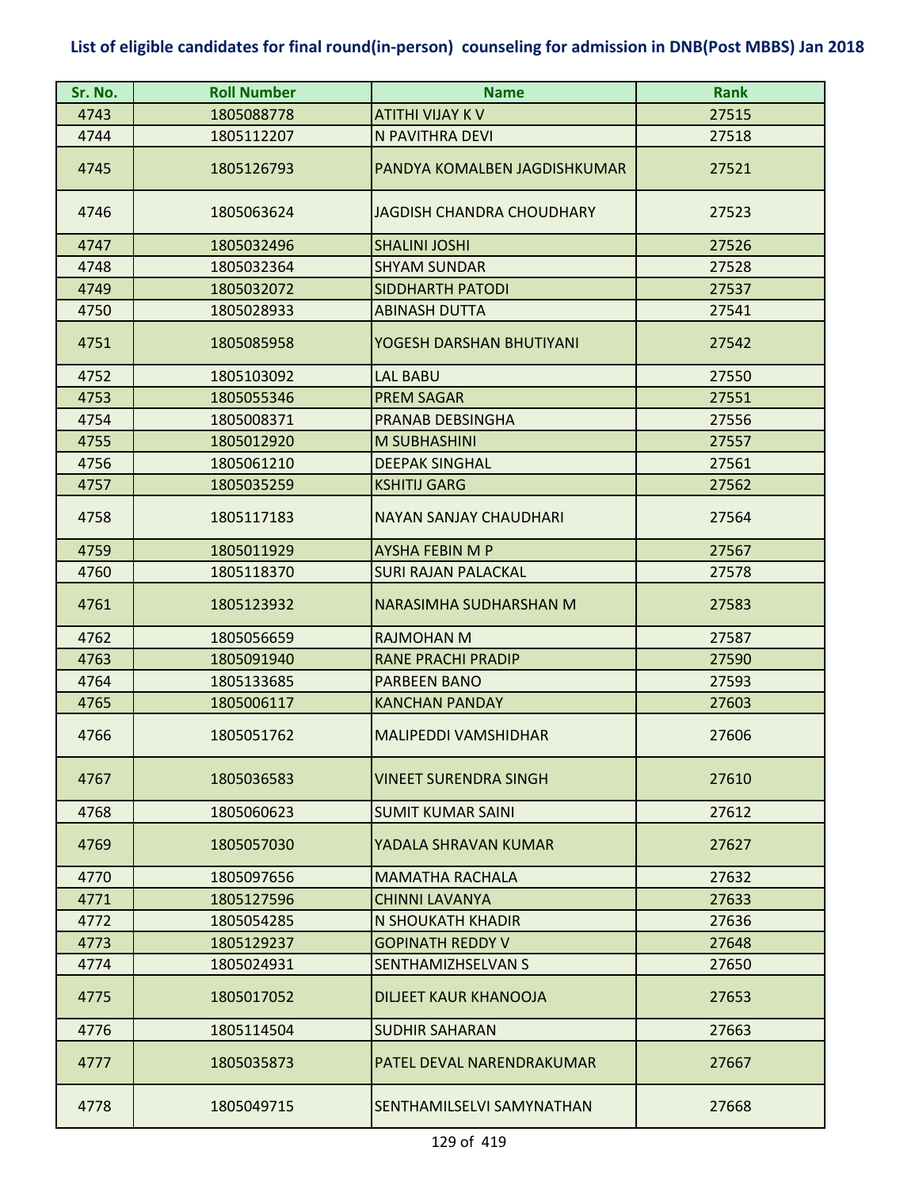## List of eligible candidates for final round(in-person) counseling for admission in DNB(Post MBBS) Jan 2018

| Sr. No. | Roll Number | Name | Rank |
|---|---|---|---|
| 4743 | 1805088778 | ATITHI VIJAY K V | 27515 |
| 4744 | 1805112207 | N PAVITHRA DEVI | 27518 |
| 4745 | 1805126793 | PANDYA KOMALBEN JAGDISHKUMAR | 27521 |
| 4746 | 1805063624 | JAGDISH CHANDRA CHOUDHARY | 27523 |
| 4747 | 1805032496 | SHALINI JOSHI | 27526 |
| 4748 | 1805032364 | SHYAM SUNDAR | 27528 |
| 4749 | 1805032072 | SIDDHARTH PATODI | 27537 |
| 4750 | 1805028933 | ABINASH DUTTA | 27541 |
| 4751 | 1805085958 | YOGESH DARSHAN BHUTIYANI | 27542 |
| 4752 | 1805103092 | LAL BABU | 27550 |
| 4753 | 1805055346 | PREM SAGAR | 27551 |
| 4754 | 1805008371 | PRANAB DEBSINGHA | 27556 |
| 4755 | 1805012920 | M SUBHASHINI | 27557 |
| 4756 | 1805061210 | DEEPAK SINGHAL | 27561 |
| 4757 | 1805035259 | KSHITIJ GARG | 27562 |
| 4758 | 1805117183 | NAYAN SANJAY CHAUDHARI | 27564 |
| 4759 | 1805011929 | AYSHA FEBIN M P | 27567 |
| 4760 | 1805118370 | SURI RAJAN PALACKAL | 27578 |
| 4761 | 1805123932 | NARASIMHA SUDHARSHAN M | 27583 |
| 4762 | 1805056659 | RAJMOHAN M | 27587 |
| 4763 | 1805091940 | RANE PRACHI PRADIP | 27590 |
| 4764 | 1805133685 | PARBEEN BANO | 27593 |
| 4765 | 1805006117 | KANCHAN PANDAY | 27603 |
| 4766 | 1805051762 | MALIPEDDI VAMSHIDHAR | 27606 |
| 4767 | 1805036583 | VINEET SURENDRA SINGH | 27610 |
| 4768 | 1805060623 | SUMIT KUMAR SAINI | 27612 |
| 4769 | 1805057030 | YADALA SHRAVAN KUMAR | 27627 |
| 4770 | 1805097656 | MAMATHA RACHALA | 27632 |
| 4771 | 1805127596 | CHINNI LAVANYA | 27633 |
| 4772 | 1805054285 | N SHOUKATH KHADIR | 27636 |
| 4773 | 1805129237 | GOPINATH REDDY V | 27648 |
| 4774 | 1805024931 | SENTHAMIZHSELVAN S | 27650 |
| 4775 | 1805017052 | DILJEET KAUR KHANOOJA | 27653 |
| 4776 | 1805114504 | SUDHIR SAHARAN | 27663 |
| 4777 | 1805035873 | PATEL DEVAL NARENDRAKUMAR | 27667 |
| 4778 | 1805049715 | SENTHAMILSELVI SAMYNATHAN | 27668 |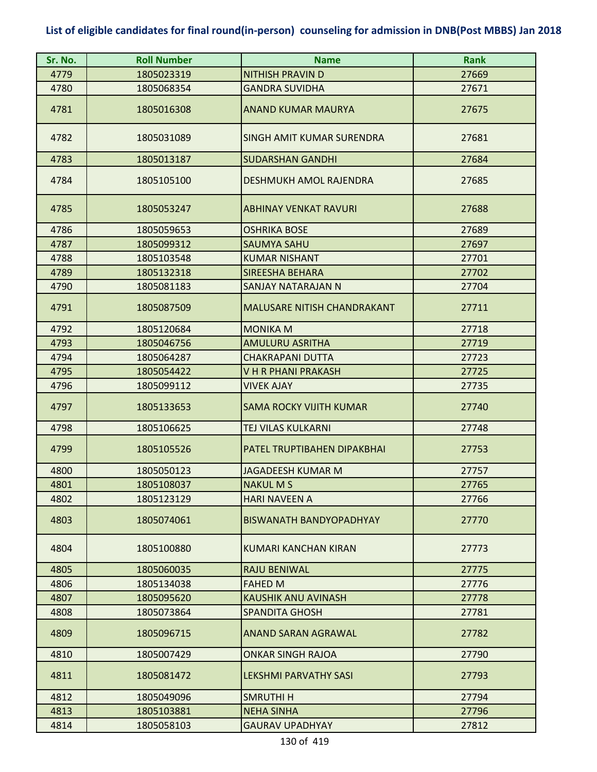# List of eligible candidates for final round(in-person) counseling for admission in DNB(Post MBBS) Jan 2018

| Sr. No. | Roll Number | Name | Rank |
|---|---|---|---|
| 4779 | 1805023319 | NITHISH PRAVIN D | 27669 |
| 4780 | 1805068354 | GANDRA SUVIDHA | 27671 |
| 4781 | 1805016308 | ANAND KUMAR MAURYA | 27675 |
| 4782 | 1805031089 | SINGH AMIT KUMAR SURENDRA | 27681 |
| 4783 | 1805013187 | SUDARSHAN GANDHI | 27684 |
| 4784 | 1805105100 | DESHMUKH AMOL RAJENDRA | 27685 |
| 4785 | 1805053247 | ABHINAY VENKAT RAVURI | 27688 |
| 4786 | 1805059653 | OSHRIKA BOSE | 27689 |
| 4787 | 1805099312 | SAUMYA SAHU | 27697 |
| 4788 | 1805103548 | KUMAR NISHANT | 27701 |
| 4789 | 1805132318 | SIREESHA BEHARA | 27702 |
| 4790 | 1805081183 | SANJAY NATARAJAN N | 27704 |
| 4791 | 1805087509 | MALUSARE NITISH CHANDRAKANT | 27711 |
| 4792 | 1805120684 | MONIKA M | 27718 |
| 4793 | 1805046756 | AMULURU ASRITHA | 27719 |
| 4794 | 1805064287 | CHAKRAPANI DUTTA | 27723 |
| 4795 | 1805054422 | V H R PHANI PRAKASH | 27725 |
| 4796 | 1805099112 | VIVEK AJAY | 27735 |
| 4797 | 1805133653 | SAMA ROCKY VIJITH KUMAR | 27740 |
| 4798 | 1805106625 | TEJ VILAS KULKARNI | 27748 |
| 4799 | 1805105526 | PATEL TRUPTIBAHEN DIPAKBHAI | 27753 |
| 4800 | 1805050123 | JAGADEESH KUMAR M | 27757 |
| 4801 | 1805108037 | NAKUL M S | 27765 |
| 4802 | 1805123129 | HARI NAVEEN A | 27766 |
| 4803 | 1805074061 | BISWANATH BANDYOPADHYAY | 27770 |
| 4804 | 1805100880 | KUMARI KANCHAN KIRAN | 27773 |
| 4805 | 1805060035 | RAJU BENIWAL | 27775 |
| 4806 | 1805134038 | FAHED M | 27776 |
| 4807 | 1805095620 | KAUSHIK ANU AVINASH | 27778 |
| 4808 | 1805073864 | SPANDITA GHOSH | 27781 |
| 4809 | 1805096715 | ANAND SARAN AGRAWAL | 27782 |
| 4810 | 1805007429 | ONKAR SINGH RAJOA | 27790 |
| 4811 | 1805081472 | LEKSHMI PARVATHY SASI | 27793 |
| 4812 | 1805049096 | SMRUTHI H | 27794 |
| 4813 | 1805103881 | NEHA SINHA | 27796 |
| 4814 | 1805058103 | GAURAV UPADHYAY | 27812 |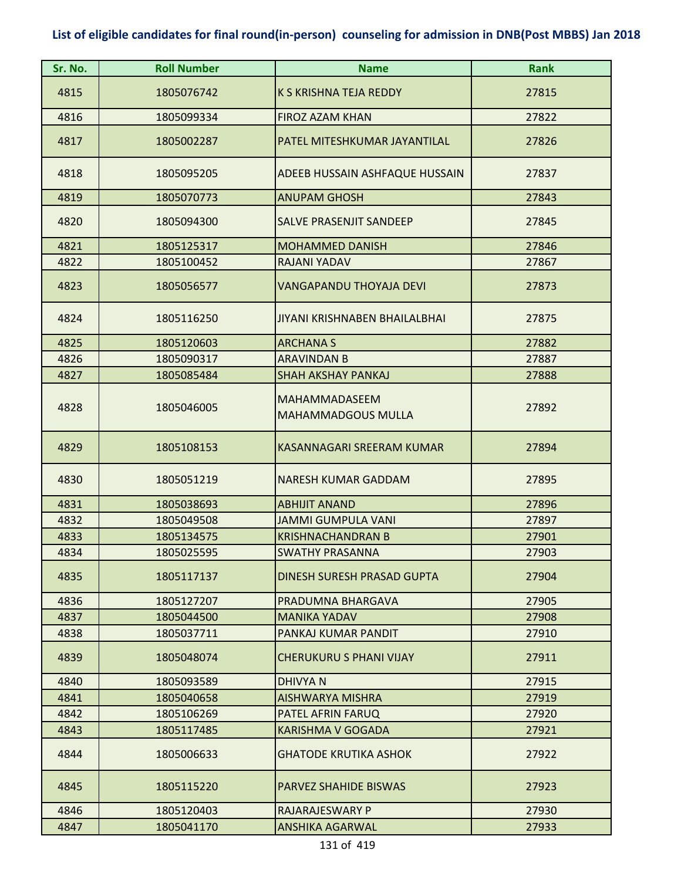## List of eligible candidates for final round(in-person) counseling for admission in DNB(Post MBBS) Jan 2018

| Sr. No. | Roll Number | Name | Rank |
| --- | --- | --- | --- |
| 4815 | 1805076742 | K S KRISHNA TEJA REDDY | 27815 |
| 4816 | 1805099334 | FIROZ AZAM KHAN | 27822 |
| 4817 | 1805002287 | PATEL MITESHKUMAR JAYANTILAL | 27826 |
| 4818 | 1805095205 | ADEEB HUSSAIN ASHFAQUE HUSSAIN | 27837 |
| 4819 | 1805070773 | ANUPAM GHOSH | 27843 |
| 4820 | 1805094300 | SALVE PRASENJIT SANDEEP | 27845 |
| 4821 | 1805125317 | MOHAMMED DANISH | 27846 |
| 4822 | 1805100452 | RAJANI YADAV | 27867 |
| 4823 | 1805056577 | VANGAPANDU THOYAJA DEVI | 27873 |
| 4824 | 1805116250 | JIYANI KRISHNABEN BHAILALBHAI | 27875 |
| 4825 | 1805120603 | ARCHANA S | 27882 |
| 4826 | 1805090317 | ARAVINDAN B | 27887 |
| 4827 | 1805085484 | SHAH AKSHAY PANKAJ | 27888 |
| 4828 | 1805046005 | MAHAMMADASEEM MAHAMMADGOUS MULLA | 27892 |
| 4829 | 1805108153 | KASANNAGARI SREERAM KUMAR | 27894 |
| 4830 | 1805051219 | NARESH KUMAR GADDAM | 27895 |
| 4831 | 1805038693 | ABHIJIT ANAND | 27896 |
| 4832 | 1805049508 | JAMMI GUMPULA VANI | 27897 |
| 4833 | 1805134575 | KRISHNACHANDRAN B | 27901 |
| 4834 | 1805025595 | SWATHY PRASANNA | 27903 |
| 4835 | 1805117137 | DINESH SURESH PRASAD GUPTA | 27904 |
| 4836 | 1805127207 | PRADUMNA BHARGAVA | 27905 |
| 4837 | 1805044500 | MANIKA YADAV | 27908 |
| 4838 | 1805037711 | PANKAJ KUMAR PANDIT | 27910 |
| 4839 | 1805048074 | CHERUKURU S PHANI VIJAY | 27911 |
| 4840 | 1805093589 | DHIVYA N | 27915 |
| 4841 | 1805040658 | AISHWARYA MISHRA | 27919 |
| 4842 | 1805106269 | PATEL AFRIN FARUQ | 27920 |
| 4843 | 1805117485 | KARISHMA V GOGADA | 27921 |
| 4844 | 1805006633 | GHATODE KRUTIKA ASHOK | 27922 |
| 4845 | 1805115220 | PARVEZ SHAHIDE BISWAS | 27923 |
| 4846 | 1805120403 | RAJARAJESWARY P | 27930 |
| 4847 | 1805041170 | ANSHIKA AGARWAL | 27933 |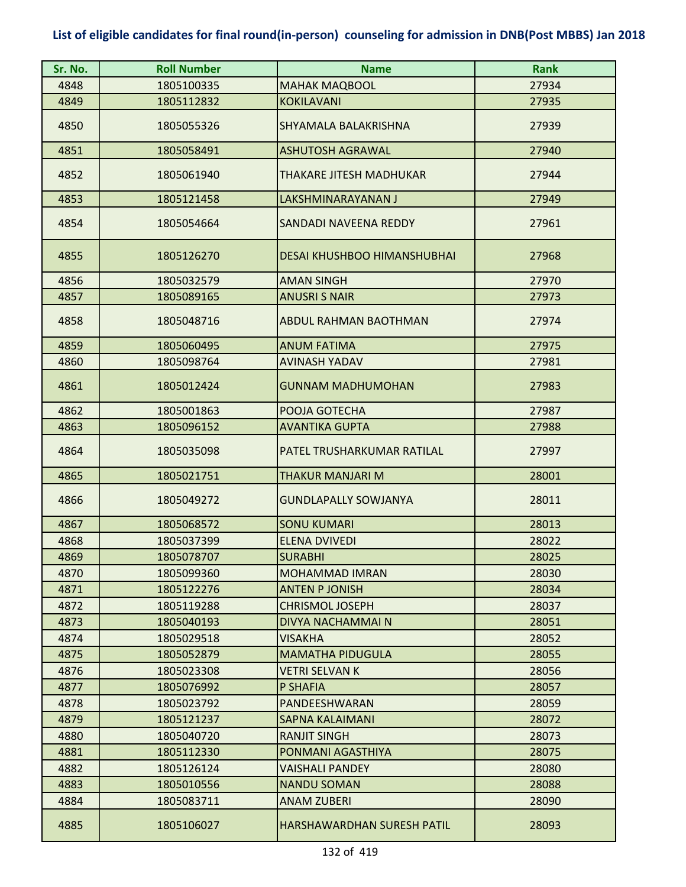## List of eligible candidates for final round(in-person) counseling for admission in DNB(Post MBBS) Jan 2018

| Sr. No. | Roll Number | Name | Rank |
|---|---|---|---|
| 4848 | 1805100335 | MAHAK MAQBOOL | 27934 |
| 4849 | 1805112832 | KOKILAVANI | 27935 |
| 4850 | 1805055326 | SHYAMALA BALAKRISHNA | 27939 |
| 4851 | 1805058491 | ASHUTOSH AGRAWAL | 27940 |
| 4852 | 1805061940 | THAKARE JITESH MADHUKAR | 27944 |
| 4853 | 1805121458 | LAKSHMINARAYANAN J | 27949 |
| 4854 | 1805054664 | SANDADI NAVEENA REDDY | 27961 |
| 4855 | 1805126270 | DESAI KHUSHBOO HIMANSHUBHAI | 27968 |
| 4856 | 1805032579 | AMAN SINGH | 27970 |
| 4857 | 1805089165 | ANUSRI S NAIR | 27973 |
| 4858 | 1805048716 | ABDUL RAHMAN BAOTHMAN | 27974 |
| 4859 | 1805060495 | ANUM FATIMA | 27975 |
| 4860 | 1805098764 | AVINASH YADAV | 27981 |
| 4861 | 1805012424 | GUNNAM MADHUMOHAN | 27983 |
| 4862 | 1805001863 | POOJA GOTECHA | 27987 |
| 4863 | 1805096152 | AVANTIKA GUPTA | 27988 |
| 4864 | 1805035098 | PATEL TRUSHARKUMAR RATILAL | 27997 |
| 4865 | 1805021751 | THAKUR MANJARI M | 28001 |
| 4866 | 1805049272 | GUNDLAPALLY SOWJANYA | 28011 |
| 4867 | 1805068572 | SONU KUMARI | 28013 |
| 4868 | 1805037399 | ELENA DVIVEDI | 28022 |
| 4869 | 1805078707 | SURABHI | 28025 |
| 4870 | 1805099360 | MOHAMMAD IMRAN | 28030 |
| 4871 | 1805122276 | ANTEN P JONISH | 28034 |
| 4872 | 1805119288 | CHRISMOL JOSEPH | 28037 |
| 4873 | 1805040193 | DIVYA NACHAMMAI N | 28051 |
| 4874 | 1805029518 | VISAKHA | 28052 |
| 4875 | 1805052879 | MAMATHA PIDUGULA | 28055 |
| 4876 | 1805023308 | VETRI SELVAN K | 28056 |
| 4877 | 1805076992 | P SHAFIA | 28057 |
| 4878 | 1805023792 | PANDEESHWARAN | 28059 |
| 4879 | 1805121237 | SAPNA KALAIMANI | 28072 |
| 4880 | 1805040720 | RANJIT SINGH | 28073 |
| 4881 | 1805112330 | PONMANI AGASTHIYA | 28075 |
| 4882 | 1805126124 | VAISHALI PANDEY | 28080 |
| 4883 | 1805010556 | NANDU SOMAN | 28088 |
| 4884 | 1805083711 | ANAM ZUBERI | 28090 |
| 4885 | 1805106027 | HARSHAWARDHAN SURESH PATIL | 28093 |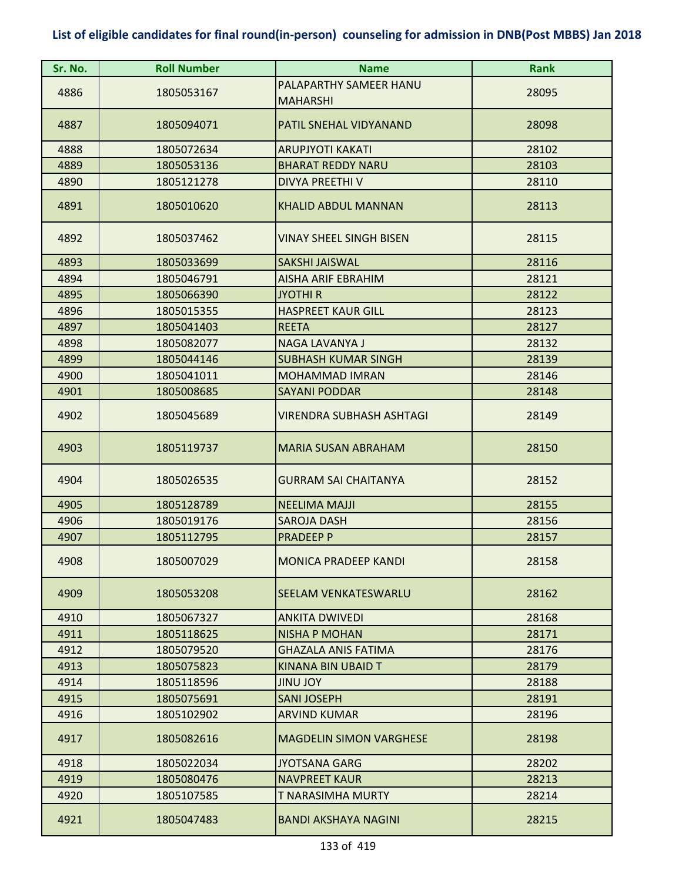## List of eligible candidates for final round(in-person) counseling for admission in DNB(Post MBBS) Jan 2018

| Sr. No. | Roll Number | Name | Rank |
|---|---|---|---|
| 4886 | 1805053167 | PALAPARTHY SAMEER HANU MAHARSHI | 28095 |
| 4887 | 1805094071 | PATIL SNEHAL VIDYANAND | 28098 |
| 4888 | 1805072634 | ARUPJYOTI KAKATI | 28102 |
| 4889 | 1805053136 | BHARAT REDDY NARU | 28103 |
| 4890 | 1805121278 | DIVYA PREETHI V | 28110 |
| 4891 | 1805010620 | KHALID ABDUL MANNAN | 28113 |
| 4892 | 1805037462 | VINAY SHEEL SINGH BISEN | 28115 |
| 4893 | 1805033699 | SAKSHI JAISWAL | 28116 |
| 4894 | 1805046791 | AISHA ARIF EBRAHIM | 28121 |
| 4895 | 1805066390 | JYOTHI R | 28122 |
| 4896 | 1805015355 | HASPREET KAUR GILL | 28123 |
| 4897 | 1805041403 | REETA | 28127 |
| 4898 | 1805082077 | NAGA LAVANYA J | 28132 |
| 4899 | 1805044146 | SUBHASH KUMAR SINGH | 28139 |
| 4900 | 1805041011 | MOHAMMAD IMRAN | 28146 |
| 4901 | 1805008685 | SAYANI PODDAR | 28148 |
| 4902 | 1805045689 | VIRENDRA SUBHASH ASHTAGI | 28149 |
| 4903 | 1805119737 | MARIA SUSAN ABRAHAM | 28150 |
| 4904 | 1805026535 | GURRAM SAI CHAITANYA | 28152 |
| 4905 | 1805128789 | NEELIMA MAJJI | 28155 |
| 4906 | 1805019176 | SAROJA DASH | 28156 |
| 4907 | 1805112795 | PRADEEP P | 28157 |
| 4908 | 1805007029 | MONICA PRADEEP KANDI | 28158 |
| 4909 | 1805053208 | SEELAM VENKATESWARLU | 28162 |
| 4910 | 1805067327 | ANKITA DWIVEDI | 28168 |
| 4911 | 1805118625 | NISHA P MOHAN | 28171 |
| 4912 | 1805079520 | GHAZALA ANIS FATIMA | 28176 |
| 4913 | 1805075823 | KINANA BIN UBAID T | 28179 |
| 4914 | 1805118596 | JINU JOY | 28188 |
| 4915 | 1805075691 | SANI JOSEPH | 28191 |
| 4916 | 1805102902 | ARVIND KUMAR | 28196 |
| 4917 | 1805082616 | MAGDELIN SIMON VARGHESE | 28198 |
| 4918 | 1805022034 | JYOTSANA GARG | 28202 |
| 4919 | 1805080476 | NAVPREET KAUR | 28213 |
| 4920 | 1805107585 | T NARASIMHA MURTY | 28214 |
| 4921 | 1805047483 | BANDI AKSHAYA NAGINI | 28215 |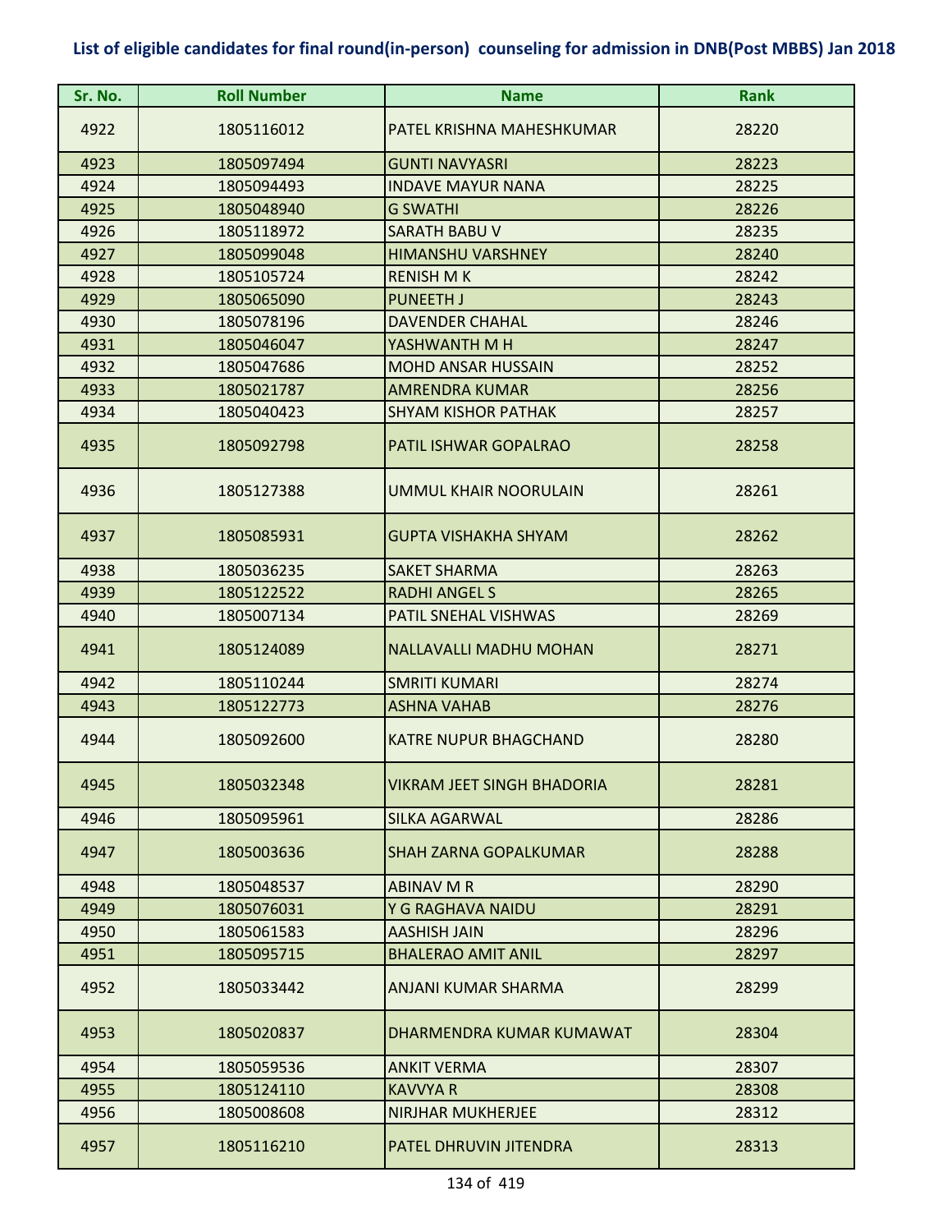# List of eligible candidates for final round(in-person) counseling for admission in DNB(Post MBBS) Jan 2018

| Sr. No. | Roll Number | Name | Rank |
|---|---|---|---|
| 4922 | 1805116012 | PATEL KRISHNA MAHESHKUMAR | 28220 |
| 4923 | 1805097494 | GUNTI NAVYASRI | 28223 |
| 4924 | 1805094493 | INDAVE MAYUR NANA | 28225 |
| 4925 | 1805048940 | G SWATHI | 28226 |
| 4926 | 1805118972 | SARATH BABU V | 28235 |
| 4927 | 1805099048 | HIMANSHU VARSHNEY | 28240 |
| 4928 | 1805105724 | RENISH M K | 28242 |
| 4929 | 1805065090 | PUNEETH J | 28243 |
| 4930 | 1805078196 | DAVENDER CHAHAL | 28246 |
| 4931 | 1805046047 | YASHWANTH M H | 28247 |
| 4932 | 1805047686 | MOHD ANSAR HUSSAIN | 28252 |
| 4933 | 1805021787 | AMRENDRA KUMAR | 28256 |
| 4934 | 1805040423 | SHYAM KISHOR PATHAK | 28257 |
| 4935 | 1805092798 | PATIL ISHWAR GOPALRAO | 28258 |
| 4936 | 1805127388 | UMMUL KHAIR NOORULAIN | 28261 |
| 4937 | 1805085931 | GUPTA VISHAKHA SHYAM | 28262 |
| 4938 | 1805036235 | SAKET SHARMA | 28263 |
| 4939 | 1805122522 | RADHI ANGEL S | 28265 |
| 4940 | 1805007134 | PATIL SNEHAL VISHWAS | 28269 |
| 4941 | 1805124089 | NALLAVALLI MADHU MOHAN | 28271 |
| 4942 | 1805110244 | SMRITI KUMARI | 28274 |
| 4943 | 1805122773 | ASHNA VAHAB | 28276 |
| 4944 | 1805092600 | KATRE NUPUR BHAGCHAND | 28280 |
| 4945 | 1805032348 | VIKRAM JEET SINGH BHADORIA | 28281 |
| 4946 | 1805095961 | SILKA AGARWAL | 28286 |
| 4947 | 1805003636 | SHAH ZARNA GOPALKUMAR | 28288 |
| 4948 | 1805048537 | ABINAV M R | 28290 |
| 4949 | 1805076031 | Y G RAGHAVA NAIDU | 28291 |
| 4950 | 1805061583 | AASHISH JAIN | 28296 |
| 4951 | 1805095715 | BHALERAO AMIT ANIL | 28297 |
| 4952 | 1805033442 | ANJANI KUMAR SHARMA | 28299 |
| 4953 | 1805020837 | DHARMENDRA KUMAR KUMAWAT | 28304 |
| 4954 | 1805059536 | ANKIT VERMA | 28307 |
| 4955 | 1805124110 | KAVVYA R | 28308 |
| 4956 | 1805008608 | NIRJHAR MUKHERJEE | 28312 |
| 4957 | 1805116210 | PATEL DHRUVIN JITENDRA | 28313 |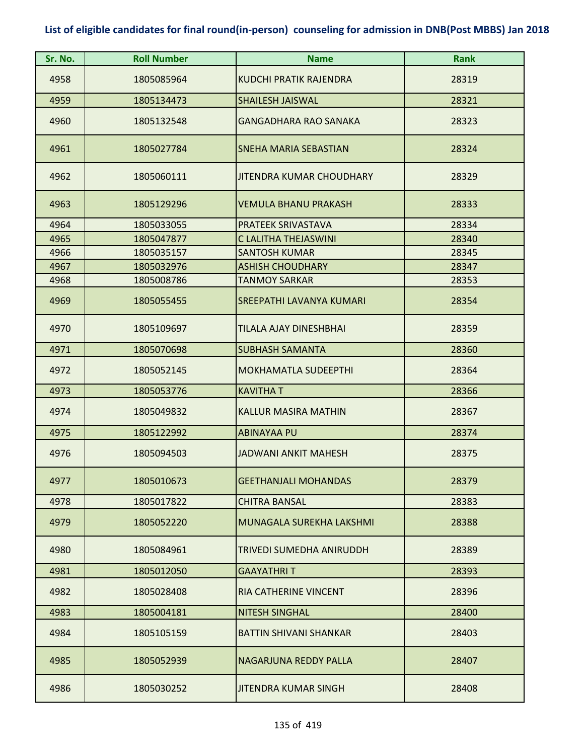**List of eligible candidates for final round(in-person) counseling for admission in DNB(Post MBBS) Jan 2018**

| Sr. No. | Roll Number | Name | Rank |
|---|---|---|---|
| 4958 | 1805085964 | KUDCHI PRATIK RAJENDRA | 28319 |
| 4959 | 1805134473 | SHAILESH JAISWAL | 28321 |
| 4960 | 1805132548 | GANGADHARA RAO SANAKA | 28323 |
| 4961 | 1805027784 | SNEHA MARIA SEBASTIAN | 28324 |
| 4962 | 1805060111 | JITENDRA KUMAR CHOUDHARY | 28329 |
| 4963 | 1805129296 | VEMULA BHANU PRAKASH | 28333 |
| 4964 | 1805033055 | PRATEEK SRIVASTAVA | 28334 |
| 4965 | 1805047877 | C LALITHA THEJASWINI | 28340 |
| 4966 | 1805035157 | SANTOSH KUMAR | 28345 |
| 4967 | 1805032976 | ASHISH CHOUDHARY | 28347 |
| 4968 | 1805008786 | TANMOY SARKAR | 28353 |
| 4969 | 1805055455 | SREEPATHI LAVANYA KUMARI | 28354 |
| 4970 | 1805109697 | TILALA AJAY DINESHBHAI | 28359 |
| 4971 | 1805070698 | SUBHASH SAMANTA | 28360 |
| 4972 | 1805052145 | MOKHAMATLA SUDEEPTHI | 28364 |
| 4973 | 1805053776 | KAVITHA T | 28366 |
| 4974 | 1805049832 | KALLUR MASIRA MATHIN | 28367 |
| 4975 | 1805122992 | ABINAYAA PU | 28374 |
| 4976 | 1805094503 | JADWANI ANKIT MAHESH | 28375 |
| 4977 | 1805010673 | GEETHANJALI MOHANDAS | 28379 |
| 4978 | 1805017822 | CHITRA BANSAL | 28383 |
| 4979 | 1805052220 | MUNAGALA SUREKHA LAKSHMI | 28388 |
| 4980 | 1805084961 | TRIVEDI SUMEDHA ANIRUDDH | 28389 |
| 4981 | 1805012050 | GAAYATHRI T | 28393 |
| 4982 | 1805028408 | RIA CATHERINE VINCENT | 28396 |
| 4983 | 1805004181 | NITESH SINGHAL | 28400 |
| 4984 | 1805105159 | BATTIN SHIVANI SHANKAR | 28403 |
| 4985 | 1805052939 | NAGARJUNA REDDY PALLA | 28407 |
| 4986 | 1805030252 | JITENDRA KUMAR SINGH | 28408 |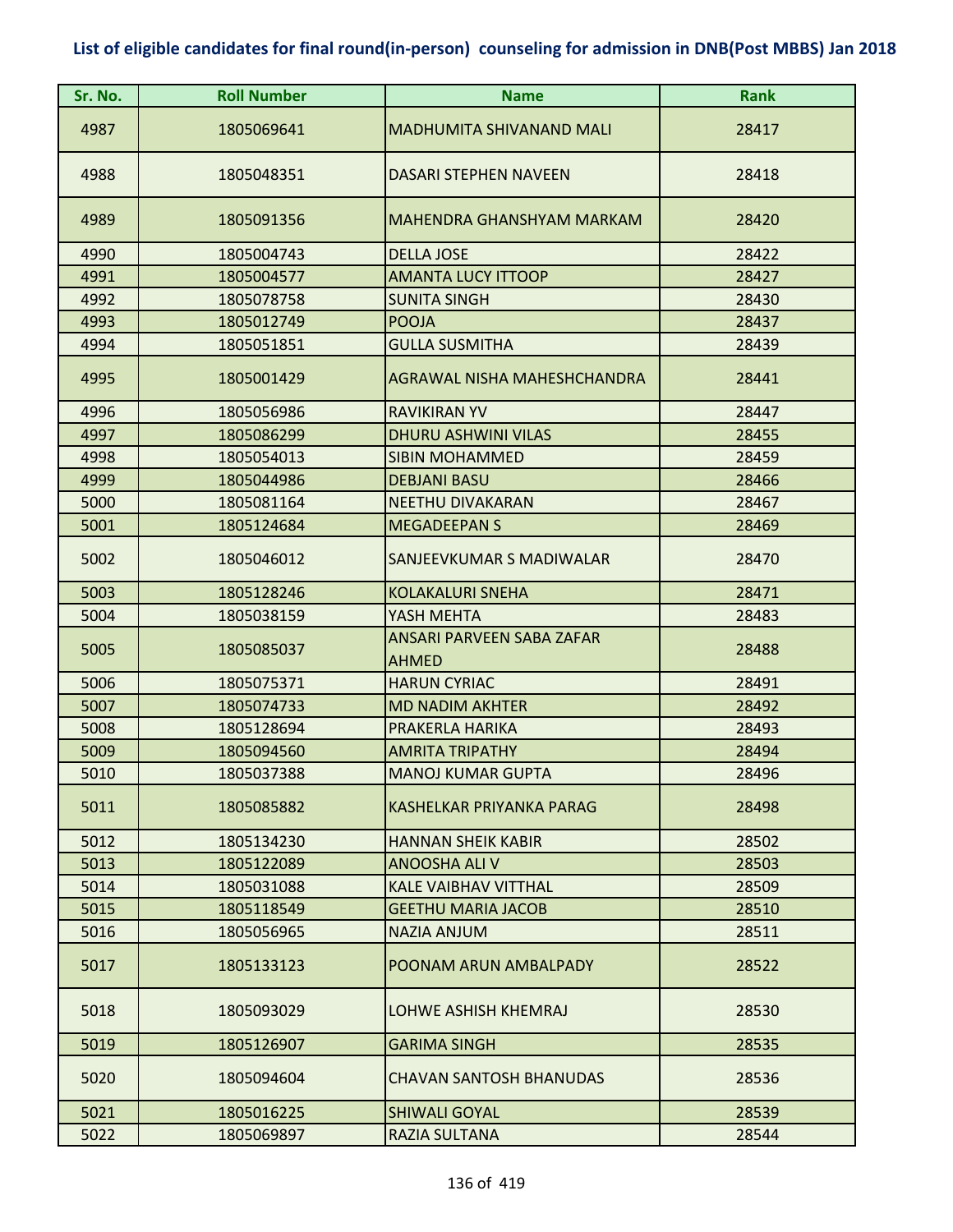## List of eligible candidates for final round(in-person) counseling for admission in DNB(Post MBBS) Jan 2018

| Sr. No. | Roll Number | Name | Rank |
|---|---|---|---|
| 4987 | 1805069641 | MADHUMITA SHIVANAND MALI | 28417 |
| 4988 | 1805048351 | DASARI STEPHEN NAVEEN | 28418 |
| 4989 | 1805091356 | MAHENDRA GHANSHYAM MARKAM | 28420 |
| 4990 | 1805004743 | DELLA JOSE | 28422 |
| 4991 | 1805004577 | AMANTA LUCY ITTOOP | 28427 |
| 4992 | 1805078758 | SUNITA SINGH | 28430 |
| 4993 | 1805012749 | POOJA | 28437 |
| 4994 | 1805051851 | GULLA SUSMITHA | 28439 |
| 4995 | 1805001429 | AGRAWAL NISHA MAHESHCHANDRA | 28441 |
| 4996 | 1805056986 | RAVIKIRAN YV | 28447 |
| 4997 | 1805086299 | DHURU ASHWINI VILAS | 28455 |
| 4998 | 1805054013 | SIBIN MOHAMMED | 28459 |
| 4999 | 1805044986 | DEBJANI BASU | 28466 |
| 5000 | 1805081164 | NEETHU DIVAKARAN | 28467 |
| 5001 | 1805124684 | MEGADEEPAN S | 28469 |
| 5002 | 1805046012 | SANJEEVKUMAR S MADIWALAR | 28470 |
| 5003 | 1805128246 | KOLAKALURI SNEHA | 28471 |
| 5004 | 1805038159 | YASH MEHTA | 28483 |
| 5005 | 1805085037 | ANSARI PARVEEN SABA ZAFAR AHMED | 28488 |
| 5006 | 1805075371 | HARUN CYRIAC | 28491 |
| 5007 | 1805074733 | MD NADIM AKHTER | 28492 |
| 5008 | 1805128694 | PRAKERLA HARIKA | 28493 |
| 5009 | 1805094560 | AMRITA TRIPATHY | 28494 |
| 5010 | 1805037388 | MANOJ KUMAR GUPTA | 28496 |
| 5011 | 1805085882 | KASHELKAR PRIYANKA PARAG | 28498 |
| 5012 | 1805134230 | HANNAN SHEIK KABIR | 28502 |
| 5013 | 1805122089 | ANOOSHA ALI V | 28503 |
| 5014 | 1805031088 | KALE VAIBHAV VITTHAL | 28509 |
| 5015 | 1805118549 | GEETHU MARIA JACOB | 28510 |
| 5016 | 1805056965 | NAZIA ANJUM | 28511 |
| 5017 | 1805133123 | POONAM ARUN AMBALPADY | 28522 |
| 5018 | 1805093029 | LOHWE ASHISH KHEMRAJ | 28530 |
| 5019 | 1805126907 | GARIMA SINGH | 28535 |
| 5020 | 1805094604 | CHAVAN SANTOSH BHANUDAS | 28536 |
| 5021 | 1805016225 | SHIWALI GOYAL | 28539 |
| 5022 | 1805069897 | RAZIA SULTANA | 28544 |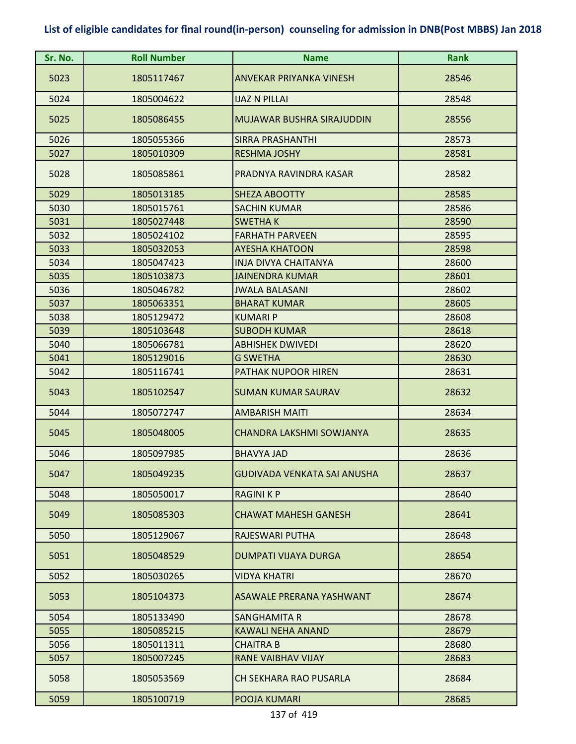## List of eligible candidates for final round(in-person) counseling for admission in DNB(Post MBBS) Jan 2018

| Sr. No. | Roll Number | Name | Rank |
|---|---|---|---|
| 5023 | 1805117467 | ANVEKAR PRIYANKA VINESH | 28546 |
| 5024 | 1805004622 | IJAZ N PILLAI | 28548 |
| 5025 | 1805086455 | MUJAWAR BUSHRA SIRAJUDDIN | 28556 |
| 5026 | 1805055366 | SIRRA PRASHANTHI | 28573 |
| 5027 | 1805010309 | RESHMA JOSHY | 28581 |
| 5028 | 1805085861 | PRADNYA RAVINDRA KASAR | 28582 |
| 5029 | 1805013185 | SHEZA ABOOTTY | 28585 |
| 5030 | 1805015761 | SACHIN KUMAR | 28586 |
| 5031 | 1805027448 | SWETHA K | 28590 |
| 5032 | 1805024102 | FARHATH PARVEEN | 28595 |
| 5033 | 1805032053 | AYESHA KHATOON | 28598 |
| 5034 | 1805047423 | INJA DIVYA CHAITANYA | 28600 |
| 5035 | 1805103873 | JAINENDRA KUMAR | 28601 |
| 5036 | 1805046782 | JWALA BALASANI | 28602 |
| 5037 | 1805063351 | BHARAT KUMAR | 28605 |
| 5038 | 1805129472 | KUMARI P | 28608 |
| 5039 | 1805103648 | SUBODH KUMAR | 28618 |
| 5040 | 1805066781 | ABHISHEK DWIVEDI | 28620 |
| 5041 | 1805129016 | G SWETHA | 28630 |
| 5042 | 1805116741 | PATHAK NUPOOR HIREN | 28631 |
| 5043 | 1805102547 | SUMAN KUMAR SAURAV | 28632 |
| 5044 | 1805072747 | AMBARISH MAITI | 28634 |
| 5045 | 1805048005 | CHANDRA LAKSHMI SOWJANYA | 28635 |
| 5046 | 1805097985 | BHAVYA JAD | 28636 |
| 5047 | 1805049235 | GUDIVADA VENKATA SAI ANUSHA | 28637 |
| 5048 | 1805050017 | RAGINI K P | 28640 |
| 5049 | 1805085303 | CHAWAT MAHESH GANESH | 28641 |
| 5050 | 1805129067 | RAJESWARI PUTHA | 28648 |
| 5051 | 1805048529 | DUMPATI VIJAYA DURGA | 28654 |
| 5052 | 1805030265 | VIDYA KHATRI | 28670 |
| 5053 | 1805104373 | ASAWALE PRERANA YASHWANT | 28674 |
| 5054 | 1805133490 | SANGHAMITA R | 28678 |
| 5055 | 1805085215 | KAWALI NEHA ANAND | 28679 |
| 5056 | 1805011311 | CHAITRA B | 28680 |
| 5057 | 1805007245 | RANE VAIBHAV VIJAY | 28683 |
| 5058 | 1805053569 | CH SEKHARA RAO PUSARLA | 28684 |
| 5059 | 1805100719 | POOJA KUMARI | 28685 |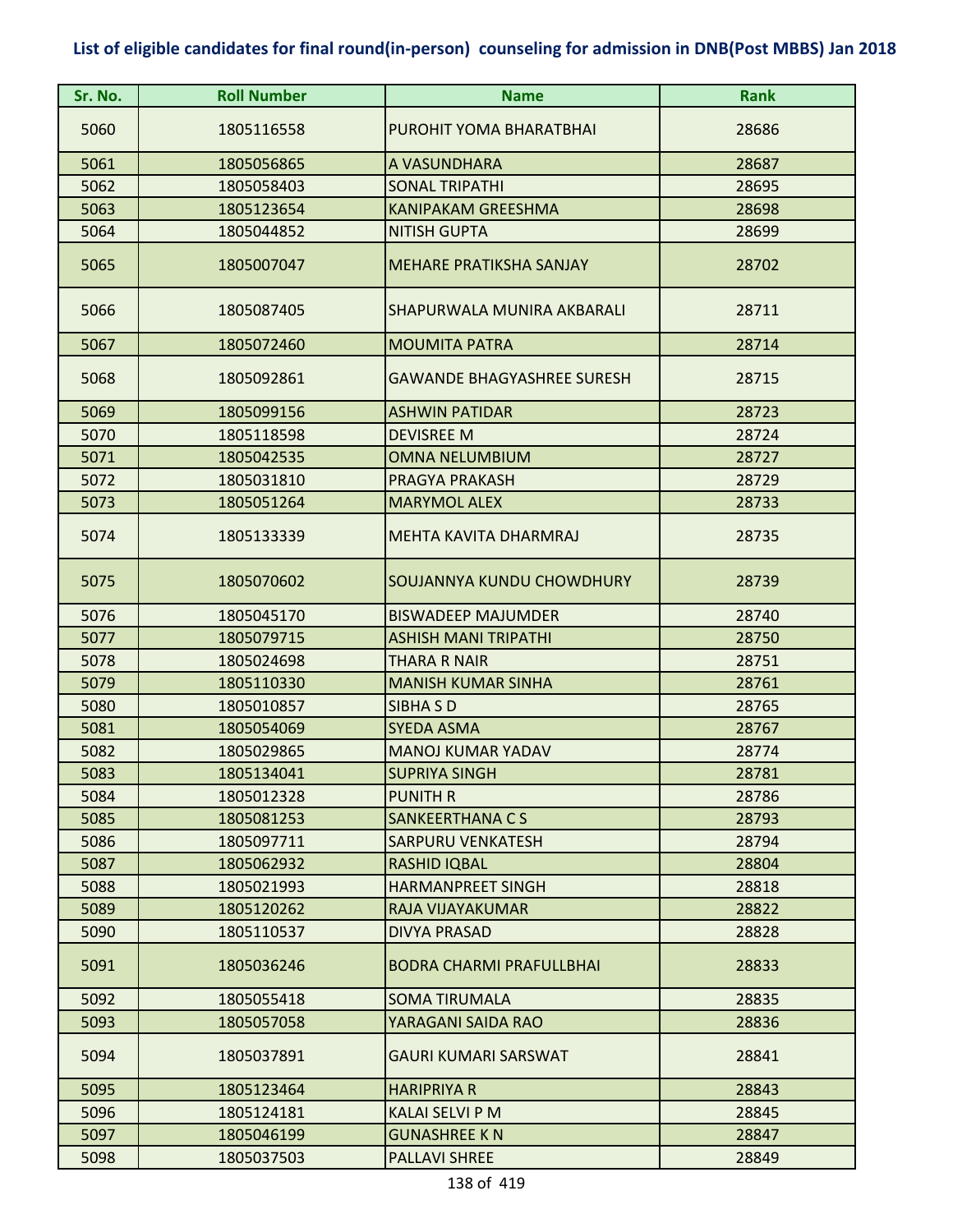# List of eligible candidates for final round(in-person) counseling for admission in DNB(Post MBBS) Jan 2018

| Sr. No. | Roll Number | Name | Rank |
|---|---|---|---|
| 5060 | 1805116558 | PUROHIT YOMA BHARATBHAI | 28686 |
| 5061 | 1805056865 | A VASUNDHARA | 28687 |
| 5062 | 1805058403 | SONAL TRIPATHI | 28695 |
| 5063 | 1805123654 | KANIPAKAM GREESHMA | 28698 |
| 5064 | 1805044852 | NITISH GUPTA | 28699 |
| 5065 | 1805007047 | MEHARE PRATIKSHA SANJAY | 28702 |
| 5066 | 1805087405 | SHAPURWALA MUNIRA AKBARALI | 28711 |
| 5067 | 1805072460 | MOUMITA PATRA | 28714 |
| 5068 | 1805092861 | GAWANDE BHAGYASHREE SURESH | 28715 |
| 5069 | 1805099156 | ASHWIN PATIDAR | 28723 |
| 5070 | 1805118598 | DEVISREE M | 28724 |
| 5071 | 1805042535 | OMNA NELUMBIUM | 28727 |
| 5072 | 1805031810 | PRAGYA PRAKASH | 28729 |
| 5073 | 1805051264 | MARYMOL ALEX | 28733 |
| 5074 | 1805133339 | MEHTA KAVITA DHARMRAJ | 28735 |
| 5075 | 1805070602 | SOUJANNYA KUNDU CHOWDHURY | 28739 |
| 5076 | 1805045170 | BISWADEEP MAJUMDER | 28740 |
| 5077 | 1805079715 | ASHISH MANI TRIPATHI | 28750 |
| 5078 | 1805024698 | THARA R NAIR | 28751 |
| 5079 | 1805110330 | MANISH KUMAR SINHA | 28761 |
| 5080 | 1805010857 | SIBHA S D | 28765 |
| 5081 | 1805054069 | SYEDA ASMA | 28767 |
| 5082 | 1805029865 | MANOJ KUMAR YADAV | 28774 |
| 5083 | 1805134041 | SUPRIYA SINGH | 28781 |
| 5084 | 1805012328 | PUNITH R | 28786 |
| 5085 | 1805081253 | SANKEERTHANA C S | 28793 |
| 5086 | 1805097711 | SARPURU VENKATESH | 28794 |
| 5087 | 1805062932 | RASHID IQBAL | 28804 |
| 5088 | 1805021993 | HARMANPREET SINGH | 28818 |
| 5089 | 1805120262 | RAJA VIJAYAKUMAR | 28822 |
| 5090 | 1805110537 | DIVYA PRASAD | 28828 |
| 5091 | 1805036246 | BODRA CHARMI PRAFULLBHAI | 28833 |
| 5092 | 1805055418 | SOMA TIRUMALA | 28835 |
| 5093 | 1805057058 | YARAGANI SAIDA RAO | 28836 |
| 5094 | 1805037891 | GAURI KUMARI SARSWAT | 28841 |
| 5095 | 1805123464 | HARIPRIYA R | 28843 |
| 5096 | 1805124181 | KALAI SELVI P M | 28845 |
| 5097 | 1805046199 | GUNASHREE K N | 28847 |
| 5098 | 1805037503 | PALLAVI SHREE | 28849 |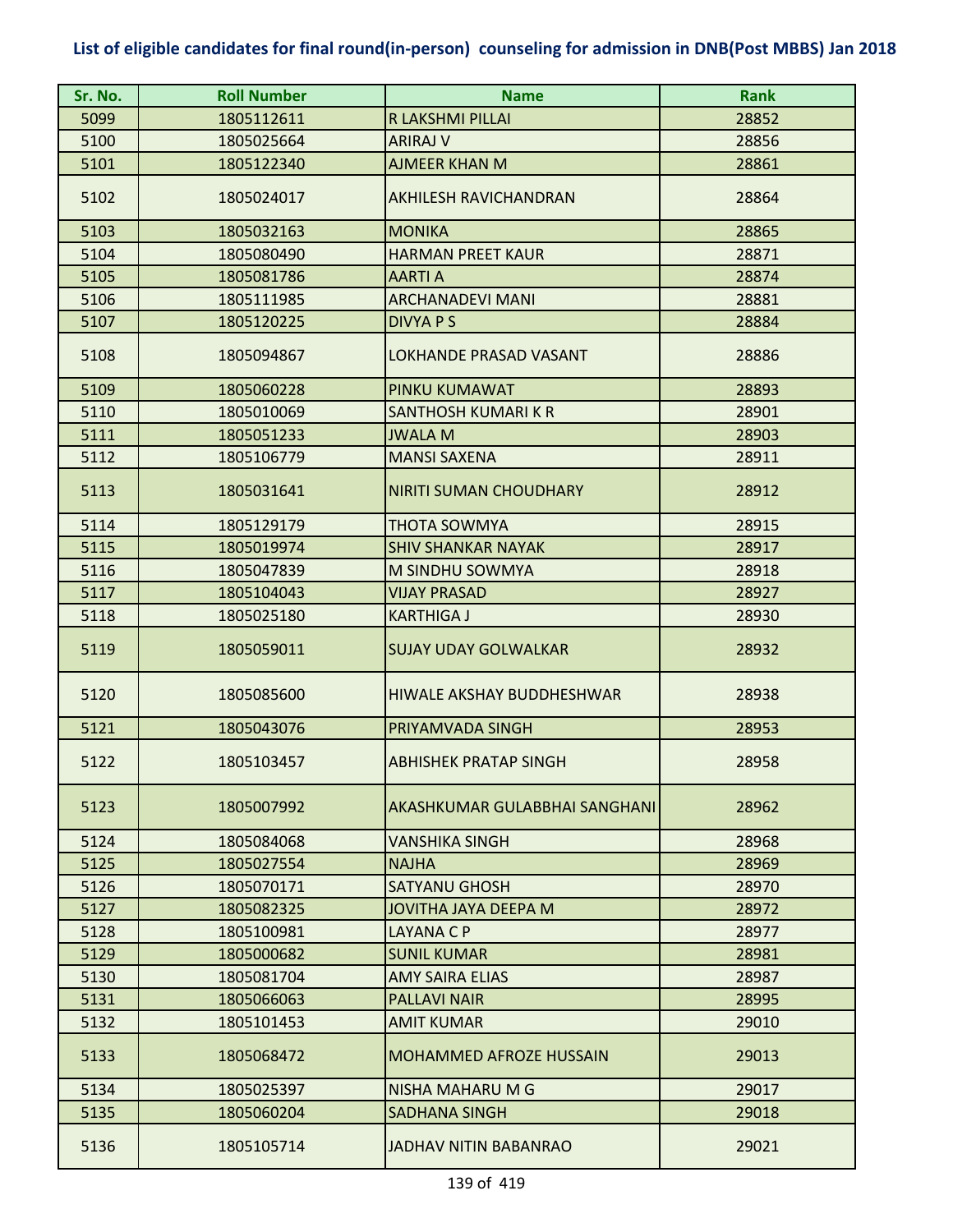# List of eligible candidates for final round(in-person) counseling for admission in DNB(Post MBBS) Jan 2018

| Sr. No. | Roll Number | Name | Rank |
|---|---|---|---|
| 5099 | 1805112611 | R LAKSHMI PILLAI | 28852 |
| 5100 | 1805025664 | ARIRAJ V | 28856 |
| 5101 | 1805122340 | AJMEER KHAN M | 28861 |
| 5102 | 1805024017 | AKHILESH RAVICHANDRAN | 28864 |
| 5103 | 1805032163 | MONIKA | 28865 |
| 5104 | 1805080490 | HARMAN PREET KAUR | 28871 |
| 5105 | 1805081786 | AARTI A | 28874 |
| 5106 | 1805111985 | ARCHANADEVI MANI | 28881 |
| 5107 | 1805120225 | DIVYA P S | 28884 |
| 5108 | 1805094867 | LOKHANDE PRASAD VASANT | 28886 |
| 5109 | 1805060228 | PINKU KUMAWAT | 28893 |
| 5110 | 1805010069 | SANTHOSH KUMARI K R | 28901 |
| 5111 | 1805051233 | JWALA M | 28903 |
| 5112 | 1805106779 | MANSI SAXENA | 28911 |
| 5113 | 1805031641 | NIRITI SUMAN CHOUDHARY | 28912 |
| 5114 | 1805129179 | THOTA SOWMYA | 28915 |
| 5115 | 1805019974 | SHIV SHANKAR NAYAK | 28917 |
| 5116 | 1805047839 | M SINDHU SOWMYA | 28918 |
| 5117 | 1805104043 | VIJAY PRASAD | 28927 |
| 5118 | 1805025180 | KARTHIGA J | 28930 |
| 5119 | 1805059011 | SUJAY UDAY GOLWALKAR | 28932 |
| 5120 | 1805085600 | HIWALE AKSHAY BUDDHESHWAR | 28938 |
| 5121 | 1805043076 | PRIYAMVADA SINGH | 28953 |
| 5122 | 1805103457 | ABHISHEK PRATAP SINGH | 28958 |
| 5123 | 1805007992 | AKASHKUMAR GULABBHAI SANGHANI | 28962 |
| 5124 | 1805084068 | VANSHIKA SINGH | 28968 |
| 5125 | 1805027554 | NAJHA | 28969 |
| 5126 | 1805070171 | SATYANU GHOSH | 28970 |
| 5127 | 1805082325 | JOVITHA JAYA DEEPA M | 28972 |
| 5128 | 1805100981 | LAYANA C P | 28977 |
| 5129 | 1805000682 | SUNIL KUMAR | 28981 |
| 5130 | 1805081704 | AMY SAIRA ELIAS | 28987 |
| 5131 | 1805066063 | PALLAVI NAIR | 28995 |
| 5132 | 1805101453 | AMIT KUMAR | 29010 |
| 5133 | 1805068472 | MOHAMMED AFROZE HUSSAIN | 29013 |
| 5134 | 1805025397 | NISHA MAHARU M G | 29017 |
| 5135 | 1805060204 | SADHANA SINGH | 29018 |
| 5136 | 1805105714 | JADHAV NITIN BABANRAO | 29021 |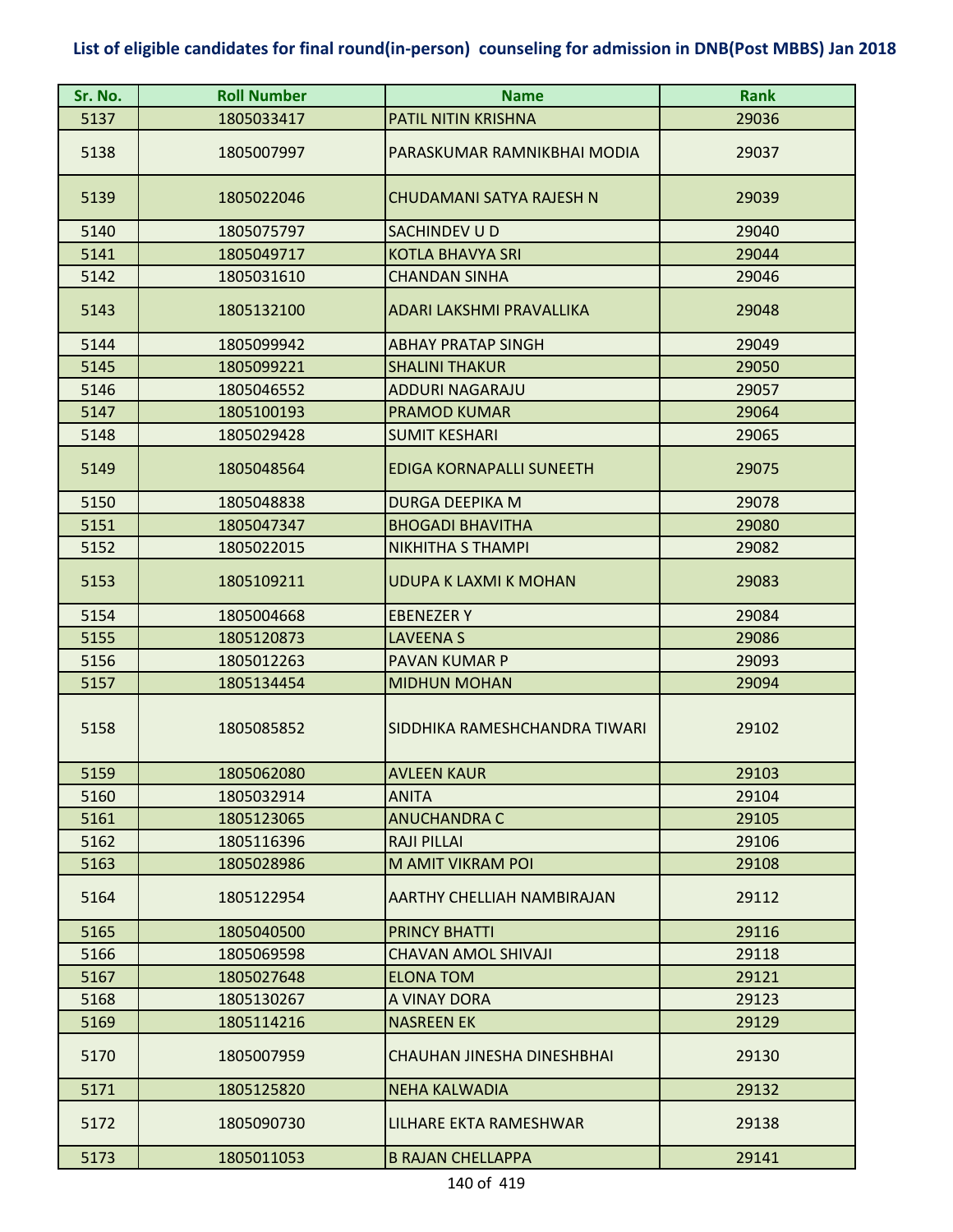## List of eligible candidates for final round(in-person) counseling for admission in DNB(Post MBBS) Jan 2018

| Sr. No. | Roll Number | Name | Rank |
|---|---|---|---|
| 5137 | 1805033417 | PATIL NITIN KRISHNA | 29036 |
| 5138 | 1805007997 | PARASKUMAR RAMNIKBHAI MODIA | 29037 |
| 5139 | 1805022046 | CHUDAMANI SATYA RAJESH N | 29039 |
| 5140 | 1805075797 | SACHINDEV U D | 29040 |
| 5141 | 1805049717 | KOTLA BHAVYA SRI | 29044 |
| 5142 | 1805031610 | CHANDAN SINHA | 29046 |
| 5143 | 1805132100 | ADARI LAKSHMI PRAVALLIKA | 29048 |
| 5144 | 1805099942 | ABHAY PRATAP SINGH | 29049 |
| 5145 | 1805099221 | SHALINI THAKUR | 29050 |
| 5146 | 1805046552 | ADDURI NAGARAJU | 29057 |
| 5147 | 1805100193 | PRAMOD KUMAR | 29064 |
| 5148 | 1805029428 | SUMIT KESHARI | 29065 |
| 5149 | 1805048564 | EDIGA KORNAPALLI SUNEETH | 29075 |
| 5150 | 1805048838 | DURGA DEEPIKA M | 29078 |
| 5151 | 1805047347 | BHOGADI BHAVITHA | 29080 |
| 5152 | 1805022015 | NIKHITHA S THAMPI | 29082 |
| 5153 | 1805109211 | UDUPA K LAXMI K MOHAN | 29083 |
| 5154 | 1805004668 | EBENEZER Y | 29084 |
| 5155 | 1805120873 | LAVEENA S | 29086 |
| 5156 | 1805012263 | PAVAN KUMAR P | 29093 |
| 5157 | 1805134454 | MIDHUN MOHAN | 29094 |
| 5158 | 1805085852 | SIDDHIKA RAMESHCHANDRA TIWARI | 29102 |
| 5159 | 1805062080 | AVLEEN KAUR | 29103 |
| 5160 | 1805032914 | ANITA | 29104 |
| 5161 | 1805123065 | ANUCHANDRA C | 29105 |
| 5162 | 1805116396 | RAJI PILLAI | 29106 |
| 5163 | 1805028986 | M AMIT VIKRAM POI | 29108 |
| 5164 | 1805122954 | AARTHY CHELLIAH NAMBIRAJAN | 29112 |
| 5165 | 1805040500 | PRINCY BHATTI | 29116 |
| 5166 | 1805069598 | CHAVAN AMOL SHIVAJI | 29118 |
| 5167 | 1805027648 | ELONA TOM | 29121 |
| 5168 | 1805130267 | A VINAY DORA | 29123 |
| 5169 | 1805114216 | NASREEN EK | 29129 |
| 5170 | 1805007959 | CHAUHAN JINESHA DINESHBHAI | 29130 |
| 5171 | 1805125820 | NEHA KALWADIA | 29132 |
| 5172 | 1805090730 | LILHARE EKTA RAMESHWAR | 29138 |
| 5173 | 1805011053 | B RAJAN CHELLAPPA | 29141 |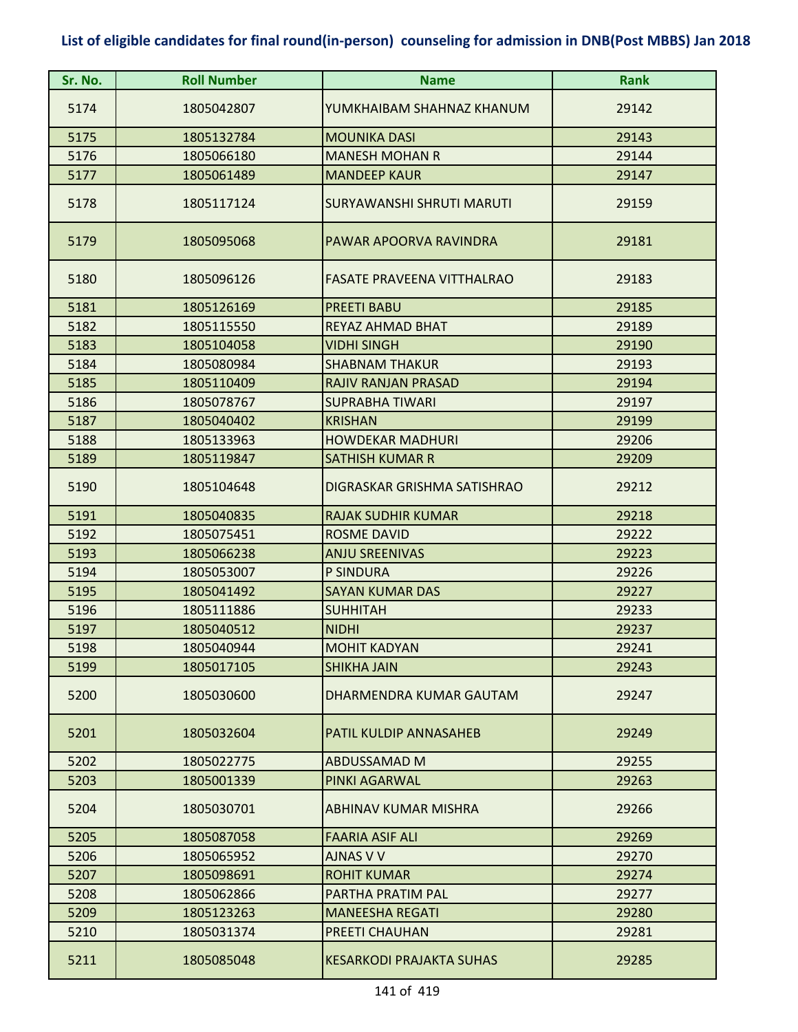## List of eligible candidates for final round(in-person) counseling for admission in DNB(Post MBBS) Jan 2018

| Sr. No. | Roll Number | Name | Rank |
|---|---|---|---|
| 5174 | 1805042807 | YUMKHAIBAM SHAHNAZ KHANUM | 29142 |
| 5175 | 1805132784 | MOUNIKA DASI | 29143 |
| 5176 | 1805066180 | MANESH MOHAN R | 29144 |
| 5177 | 1805061489 | MANDEEP KAUR | 29147 |
| 5178 | 1805117124 | SURYAWANSHI SHRUTI MARUTI | 29159 |
| 5179 | 1805095068 | PAWAR APOORVA RAVINDRA | 29181 |
| 5180 | 1805096126 | FASATE PRAVEENA VITTHALRAO | 29183 |
| 5181 | 1805126169 | PREETI BABU | 29185 |
| 5182 | 1805115550 | REYAZ AHMAD BHAT | 29189 |
| 5183 | 1805104058 | VIDHI SINGH | 29190 |
| 5184 | 1805080984 | SHABNAM THAKUR | 29193 |
| 5185 | 1805110409 | RAJIV RANJAN PRASAD | 29194 |
| 5186 | 1805078767 | SUPRABHA TIWARI | 29197 |
| 5187 | 1805040402 | KRISHAN | 29199 |
| 5188 | 1805133963 | HOWDEKAR MADHURI | 29206 |
| 5189 | 1805119847 | SATHISH KUMAR R | 29209 |
| 5190 | 1805104648 | DIGRASKAR GRISHMA SATISHRAO | 29212 |
| 5191 | 1805040835 | RAJAK SUDHIR KUMAR | 29218 |
| 5192 | 1805075451 | ROSME DAVID | 29222 |
| 5193 | 1805066238 | ANJU SREENIVAS | 29223 |
| 5194 | 1805053007 | P SINDURA | 29226 |
| 5195 | 1805041492 | SAYAN KUMAR DAS | 29227 |
| 5196 | 1805111886 | SUHHITAH | 29233 |
| 5197 | 1805040512 | NIDHI | 29237 |
| 5198 | 1805040944 | MOHIT KADYAN | 29241 |
| 5199 | 1805017105 | SHIKHA JAIN | 29243 |
| 5200 | 1805030600 | DHARMENDRA KUMAR GAUTAM | 29247 |
| 5201 | 1805032604 | PATIL KULDIP ANNASAHEB | 29249 |
| 5202 | 1805022775 | ABDUSSAMAD M | 29255 |
| 5203 | 1805001339 | PINKI AGARWAL | 29263 |
| 5204 | 1805030701 | ABHINAV KUMAR MISHRA | 29266 |
| 5205 | 1805087058 | FAARIA ASIF ALI | 29269 |
| 5206 | 1805065952 | AJNAS V V | 29270 |
| 5207 | 1805098691 | ROHIT KUMAR | 29274 |
| 5208 | 1805062866 | PARTHA PRATIM PAL | 29277 |
| 5209 | 1805123263 | MANEESHA REGATI | 29280 |
| 5210 | 1805031374 | PREETI CHAUHAN | 29281 |
| 5211 | 1805085048 | KESARKODI PRAJAKTA SUHAS | 29285 |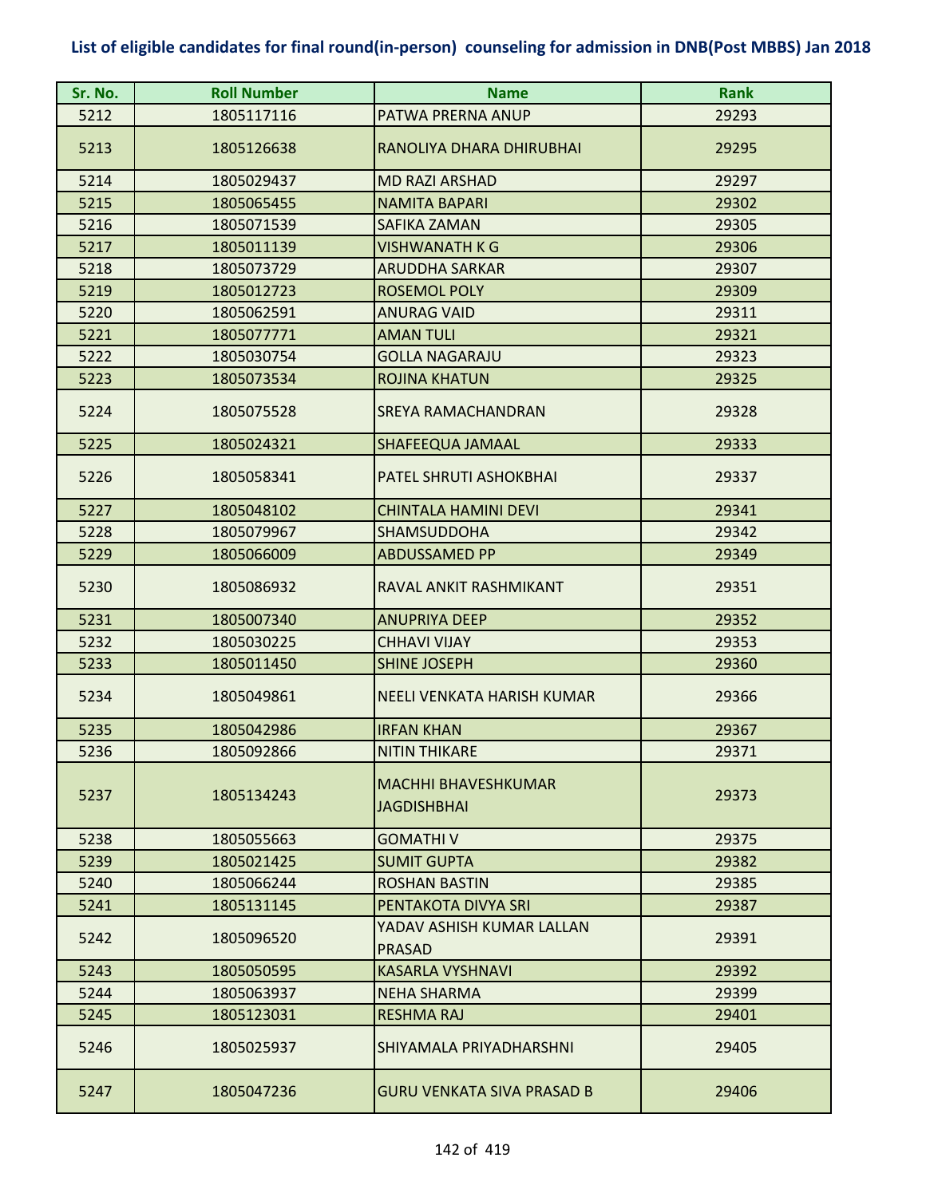## List of eligible candidates for final round(in-person) counseling for admission in DNB(Post MBBS) Jan 2018

| Sr. No. | Roll Number | Name | Rank |
|---|---|---|---|
| 5212 | 1805117116 | PATWA PRERNA ANUP | 29293 |
| 5213 | 1805126638 | RANOLIYA DHARA DHIRUBHAI | 29295 |
| 5214 | 1805029437 | MD RAZI ARSHAD | 29297 |
| 5215 | 1805065455 | NAMITA BAPARI | 29302 |
| 5216 | 1805071539 | SAFIKA ZAMAN | 29305 |
| 5217 | 1805011139 | VISHWANATH K G | 29306 |
| 5218 | 1805073729 | ARUDDHA SARKAR | 29307 |
| 5219 | 1805012723 | ROSEMOL POLY | 29309 |
| 5220 | 1805062591 | ANURAG VAID | 29311 |
| 5221 | 1805077771 | AMAN TULI | 29321 |
| 5222 | 1805030754 | GOLLA NAGARAJU | 29323 |
| 5223 | 1805073534 | ROJINA KHATUN | 29325 |
| 5224 | 1805075528 | SREYA RAMACHANDRAN | 29328 |
| 5225 | 1805024321 | SHAFEEQUA JAMAAL | 29333 |
| 5226 | 1805058341 | PATEL SHRUTI ASHOKBHAI | 29337 |
| 5227 | 1805048102 | CHINTALA HAMINI DEVI | 29341 |
| 5228 | 1805079967 | SHAMSUDDOHA | 29342 |
| 5229 | 1805066009 | ABDUSSAMED PP | 29349 |
| 5230 | 1805086932 | RAVAL ANKIT RASHMIKANT | 29351 |
| 5231 | 1805007340 | ANUPRIYA DEEP | 29352 |
| 5232 | 1805030225 | CHHAVI VIJAY | 29353 |
| 5233 | 1805011450 | SHINE JOSEPH | 29360 |
| 5234 | 1805049861 | NEELI VENKATA HARISH KUMAR | 29366 |
| 5235 | 1805042986 | IRFAN KHAN | 29367 |
| 5236 | 1805092866 | NITIN THIKARE | 29371 |
| 5237 | 1805134243 | MACHHI BHAVESHKUMAR JAGDISHBHAI | 29373 |
| 5238 | 1805055663 | GOMATHI V | 29375 |
| 5239 | 1805021425 | SUMIT GUPTA | 29382 |
| 5240 | 1805066244 | ROSHAN BASTIN | 29385 |
| 5241 | 1805131145 | PENTAKOTA DIVYA SRI | 29387 |
| 5242 | 1805096520 | YADAV ASHISH KUMAR LALLAN PRASAD | 29391 |
| 5243 | 1805050595 | KASARLA VYSHNAVI | 29392 |
| 5244 | 1805063937 | NEHA SHARMA | 29399 |
| 5245 | 1805123031 | RESHMA RAJ | 29401 |
| 5246 | 1805025937 | SHIYAMALA PRIYADHARSHNI | 29405 |
| 5247 | 1805047236 | GURU VENKATA SIVA PRASAD B | 29406 |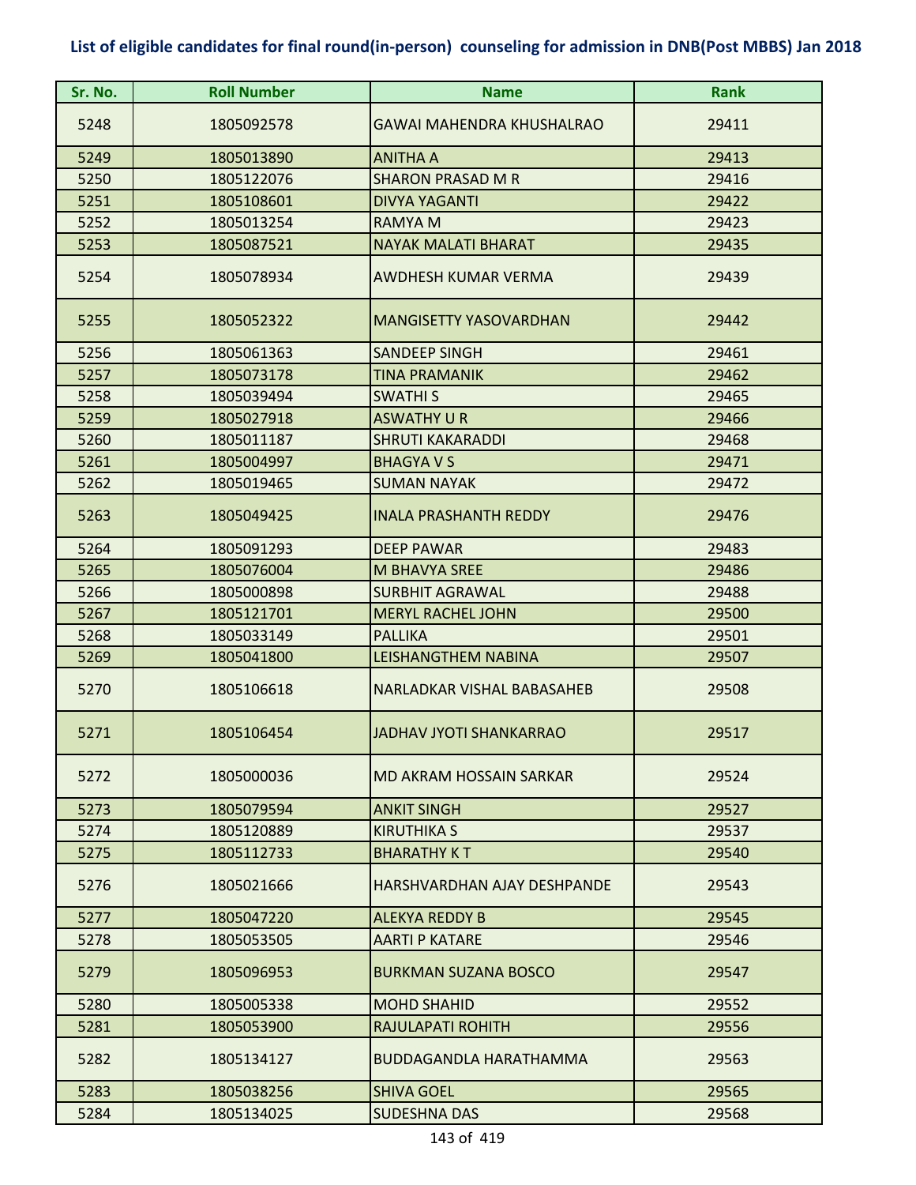# List of eligible candidates for final round(in-person) counseling for admission in DNB(Post MBBS) Jan 2018

| Sr. No. | Roll Number | Name | Rank |
|---|---|---|---|
| 5248 | 1805092578 | GAWAI MAHENDRA KHUSHALRAO | 29411 |
| 5249 | 1805013890 | ANITHA A | 29413 |
| 5250 | 1805122076 | SHARON PRASAD M R | 29416 |
| 5251 | 1805108601 | DIVYA YAGANTI | 29422 |
| 5252 | 1805013254 | RAMYA M | 29423 |
| 5253 | 1805087521 | NAYAK MALATI BHARAT | 29435 |
| 5254 | 1805078934 | AWDHESH KUMAR VERMA | 29439 |
| 5255 | 1805052322 | MANGISETTY YASOVARDHAN | 29442 |
| 5256 | 1805061363 | SANDEEP SINGH | 29461 |
| 5257 | 1805073178 | TINA PRAMANIK | 29462 |
| 5258 | 1805039494 | SWATHI S | 29465 |
| 5259 | 1805027918 | ASWATHY U R | 29466 |
| 5260 | 1805011187 | SHRUTI KAKARADDI | 29468 |
| 5261 | 1805004997 | BHAGYA V S | 29471 |
| 5262 | 1805019465 | SUMAN NAYAK | 29472 |
| 5263 | 1805049425 | INALA PRASHANTH REDDY | 29476 |
| 5264 | 1805091293 | DEEP PAWAR | 29483 |
| 5265 | 1805076004 | M BHAVYA SREE | 29486 |
| 5266 | 1805000898 | SURBHIT AGRAWAL | 29488 |
| 5267 | 1805121701 | MERYL RACHEL JOHN | 29500 |
| 5268 | 1805033149 | PALLIKA | 29501 |
| 5269 | 1805041800 | LEISHANGTHEM NABINA | 29507 |
| 5270 | 1805106618 | NARLADKAR VISHAL BABASAHEB | 29508 |
| 5271 | 1805106454 | JADHAV JYOTI SHANKARRAO | 29517 |
| 5272 | 1805000036 | MD AKRAM HOSSAIN SARKAR | 29524 |
| 5273 | 1805079594 | ANKIT SINGH | 29527 |
| 5274 | 1805120889 | KIRUTHIKA S | 29537 |
| 5275 | 1805112733 | BHARATHY K T | 29540 |
| 5276 | 1805021666 | HARSHVARDHAN AJAY DESHPANDE | 29543 |
| 5277 | 1805047220 | ALEKYA REDDY B | 29545 |
| 5278 | 1805053505 | AARTI P KATARE | 29546 |
| 5279 | 1805096953 | BURKMAN SUZANA BOSCO | 29547 |
| 5280 | 1805005338 | MOHD SHAHID | 29552 |
| 5281 | 1805053900 | RAJULAPATI ROHITH | 29556 |
| 5282 | 1805134127 | BUDDAGANDLA HARATHAMMA | 29563 |
| 5283 | 1805038256 | SHIVA GOEL | 29565 |
| 5284 | 1805134025 | SUDESHNA DAS | 29568 |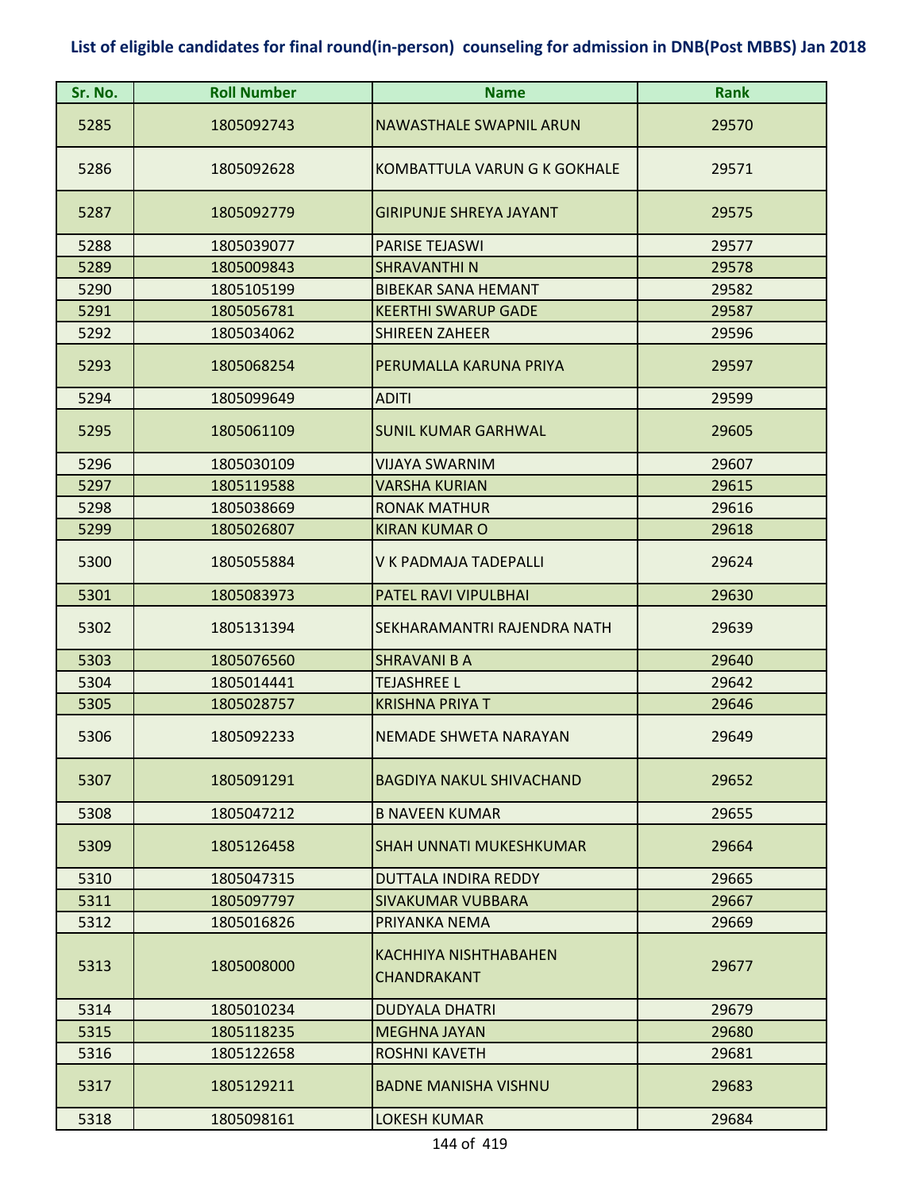# List of eligible candidates for final round(in-person) counseling for admission in DNB(Post MBBS) Jan 2018

| Sr. No. | Roll Number | Name | Rank |
|---|---|---|---|
| 5285 | 1805092743 | NAWASTHALE SWAPNIL ARUN | 29570 |
| 5286 | 1805092628 | KOMBATTULA VARUN G K GOKHALE | 29571 |
| 5287 | 1805092779 | GIRIPUNJE SHREYA JAYANT | 29575 |
| 5288 | 1805039077 | PARISE TEJASWI | 29577 |
| 5289 | 1805009843 | SHRAVANTHI N | 29578 |
| 5290 | 1805105199 | BIBEKAR SANA HEMANT | 29582 |
| 5291 | 1805056781 | KEERTHI SWARUP GADE | 29587 |
| 5292 | 1805034062 | SHIREEN ZAHEER | 29596 |
| 5293 | 1805068254 | PERUMALLA KARUNA PRIYA | 29597 |
| 5294 | 1805099649 | ADITI | 29599 |
| 5295 | 1805061109 | SUNIL KUMAR GARHWAL | 29605 |
| 5296 | 1805030109 | VIJAYA SWARNIM | 29607 |
| 5297 | 1805119588 | VARSHA KURIAN | 29615 |
| 5298 | 1805038669 | RONAK MATHUR | 29616 |
| 5299 | 1805026807 | KIRAN KUMAR O | 29618 |
| 5300 | 1805055884 | V K PADMAJA TADEPALLI | 29624 |
| 5301 | 1805083973 | PATEL RAVI VIPULBHAI | 29630 |
| 5302 | 1805131394 | SEKHARAMANTRI RAJENDRA NATH | 29639 |
| 5303 | 1805076560 | SHRAVANI B A | 29640 |
| 5304 | 1805014441 | TEJASHREE L | 29642 |
| 5305 | 1805028757 | KRISHNA PRIYA T | 29646 |
| 5306 | 1805092233 | NEMADE SHWETA NARAYAN | 29649 |
| 5307 | 1805091291 | BAGDIYA NAKUL SHIVACHAND | 29652 |
| 5308 | 1805047212 | B NAVEEN KUMAR | 29655 |
| 5309 | 1805126458 | SHAH UNNATI MUKESHKUMAR | 29664 |
| 5310 | 1805047315 | DUTTALA INDIRA REDDY | 29665 |
| 5311 | 1805097797 | SIVAKUMAR VUBBARA | 29667 |
| 5312 | 1805016826 | PRIYANKA NEMA | 29669 |
| 5313 | 1805008000 | KACHHIYA NISHTHABAHEN CHANDRAKANT | 29677 |
| 5314 | 1805010234 | DUDYALA DHATRI | 29679 |
| 5315 | 1805118235 | MEGHNA JAYAN | 29680 |
| 5316 | 1805122658 | ROSHNI KAVETH | 29681 |
| 5317 | 1805129211 | BADNE MANISHA VISHNU | 29683 |
| 5318 | 1805098161 | LOKESH KUMAR | 29684 |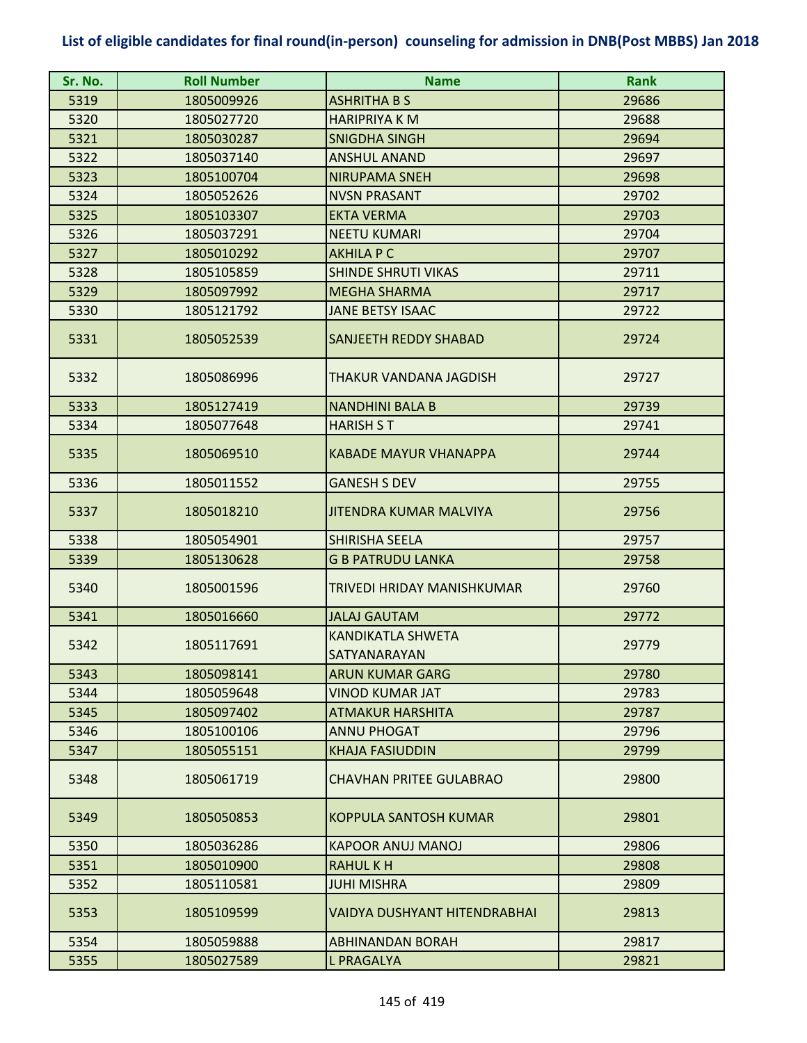## List of eligible candidates for final round(in-person) counseling for admission in DNB(Post MBBS) Jan 2018

| Sr. No. | Roll Number | Name | Rank |
|---|---|---|---|
| 5319 | 1805009926 | ASHRITHA B S | 29686 |
| 5320 | 1805027720 | HARIPRIYA K M | 29688 |
| 5321 | 1805030287 | SNIGDHA SINGH | 29694 |
| 5322 | 1805037140 | ANSHUL ANAND | 29697 |
| 5323 | 1805100704 | NIRUPAMA SNEH | 29698 |
| 5324 | 1805052626 | NVSN PRASANT | 29702 |
| 5325 | 1805103307 | EKTA VERMA | 29703 |
| 5326 | 1805037291 | NEETU KUMARI | 29704 |
| 5327 | 1805010292 | AKHILA P C | 29707 |
| 5328 | 1805105859 | SHINDE SHRUTI VIKAS | 29711 |
| 5329 | 1805097992 | MEGHA SHARMA | 29717 |
| 5330 | 1805121792 | JANE BETSY ISAAC | 29722 |
| 5331 | 1805052539 | SANJEETH REDDY SHABAD | 29724 |
| 5332 | 1805086996 | THAKUR VANDANA JAGDISH | 29727 |
| 5333 | 1805127419 | NANDHINI BALA B | 29739 |
| 5334 | 1805077648 | HARISH S T | 29741 |
| 5335 | 1805069510 | KABADE MAYUR VHANAPPA | 29744 |
| 5336 | 1805011552 | GANESH S DEV | 29755 |
| 5337 | 1805018210 | JITENDRA KUMAR MALVIYA | 29756 |
| 5338 | 1805054901 | SHIRISHA SEELA | 29757 |
| 5339 | 1805130628 | G B PATRUDU LANKA | 29758 |
| 5340 | 1805001596 | TRIVEDI HRIDAY MANISHKUMAR | 29760 |
| 5341 | 1805016660 | JALAJ GAUTAM | 29772 |
| 5342 | 1805117691 | KANDIKATLA SHWETA SATYANARAYAN | 29779 |
| 5343 | 1805098141 | ARUN KUMAR GARG | 29780 |
| 5344 | 1805059648 | VINOD KUMAR JAT | 29783 |
| 5345 | 1805097402 | ATMAKUR HARSHITA | 29787 |
| 5346 | 1805100106 | ANNU PHOGAT | 29796 |
| 5347 | 1805055151 | KHAJA FASIUDDIN | 29799 |
| 5348 | 1805061719 | CHAVHAN PRITEE GULABRAO | 29800 |
| 5349 | 1805050853 | KOPPULA SANTOSH KUMAR | 29801 |
| 5350 | 1805036286 | KAPOOR ANUJ MANOJ | 29806 |
| 5351 | 1805010900 | RAHUL K H | 29808 |
| 5352 | 1805110581 | JUHI MISHRA | 29809 |
| 5353 | 1805109599 | VAIDYA DUSHYANT HITENDRABHAI | 29813 |
| 5354 | 1805059888 | ABHINANDAN BORAH | 29817 |
| 5355 | 1805027589 | L PRAGALYA | 29821 |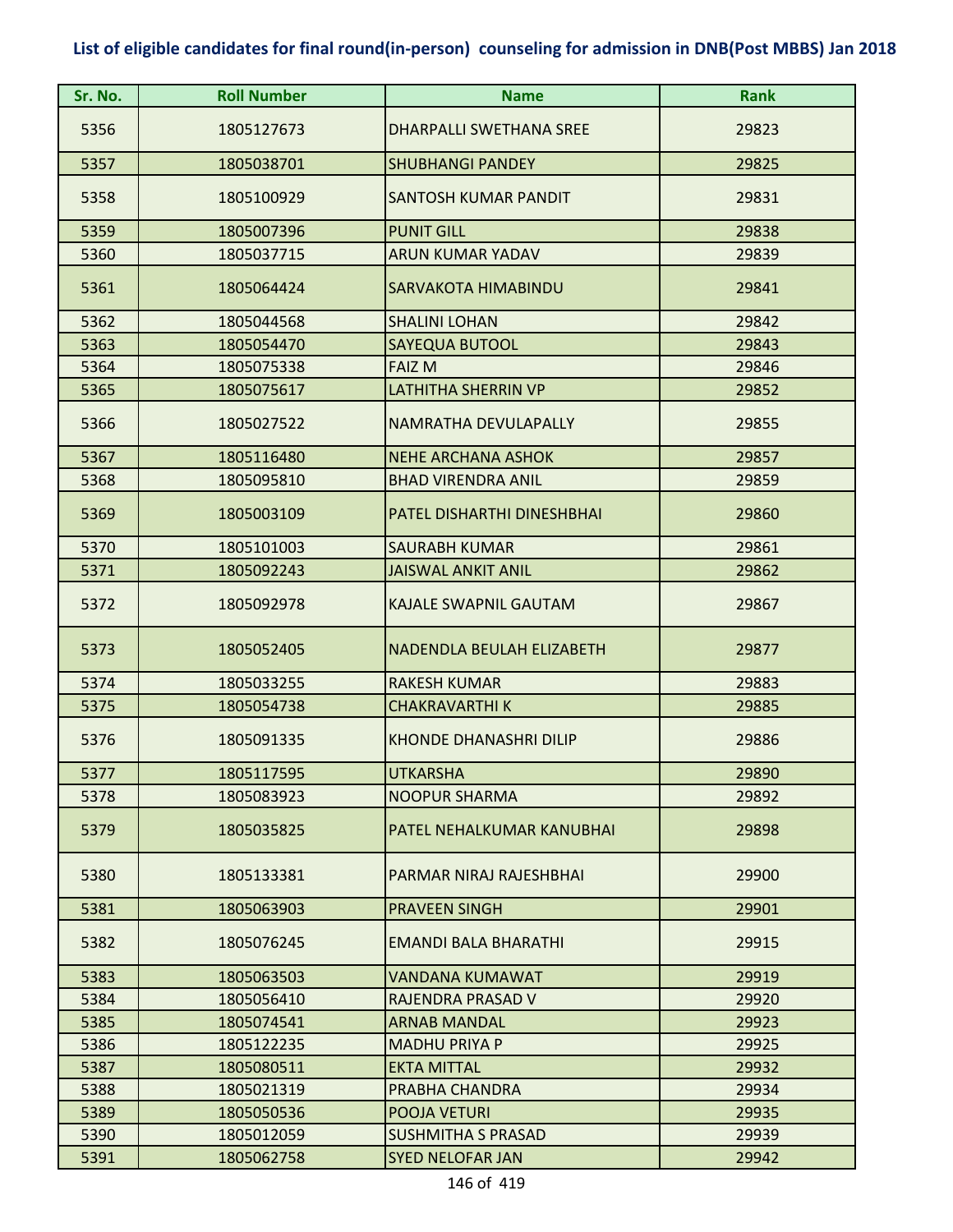**List of eligible candidates for final round(in-person) counseling for admission in DNB(Post MBBS) Jan 2018**

| Sr. No. | Roll Number | Name | Rank |
|---|---|---|---|
| 5356 | 1805127673 | DHARPALLI SWETHANA SREE | 29823 |
| 5357 | 1805038701 | SHUBHANGI PANDEY | 29825 |
| 5358 | 1805100929 | SANTOSH KUMAR PANDIT | 29831 |
| 5359 | 1805007396 | PUNIT GILL | 29838 |
| 5360 | 1805037715 | ARUN KUMAR YADAV | 29839 |
| 5361 | 1805064424 | SARVAKOTA HIMABINDU | 29841 |
| 5362 | 1805044568 | SHALINI LOHAN | 29842 |
| 5363 | 1805054470 | SAYEQUA BUTOOL | 29843 |
| 5364 | 1805075338 | FAIZ M | 29846 |
| 5365 | 1805075617 | LATHITHA SHERRIN VP | 29852 |
| 5366 | 1805027522 | NAMRATHA DEVULAPALLY | 29855 |
| 5367 | 1805116480 | NEHE ARCHANA ASHOK | 29857 |
| 5368 | 1805095810 | BHAD VIRENDRA ANIL | 29859 |
| 5369 | 1805003109 | PATEL DISHARTHI DINESHBHAI | 29860 |
| 5370 | 1805101003 | SAURABH KUMAR | 29861 |
| 5371 | 1805092243 | JAISWAL ANKIT ANIL | 29862 |
| 5372 | 1805092978 | KAJALE SWAPNIL GAUTAM | 29867 |
| 5373 | 1805052405 | NADENDLA BEULAH ELIZABETH | 29877 |
| 5374 | 1805033255 | RAKESH KUMAR | 29883 |
| 5375 | 1805054738 | CHAKRAVARTHI K | 29885 |
| 5376 | 1805091335 | KHONDE DHANASHRI DILIP | 29886 |
| 5377 | 1805117595 | UTKARSHA | 29890 |
| 5378 | 1805083923 | NOOPUR SHARMA | 29892 |
| 5379 | 1805035825 | PATEL NEHALKUMAR KANUBHAI | 29898 |
| 5380 | 1805133381 | PARMAR NIRAJ RAJESHBHAI | 29900 |
| 5381 | 1805063903 | PRAVEEN SINGH | 29901 |
| 5382 | 1805076245 | EMANDI BALA BHARATHI | 29915 |
| 5383 | 1805063503 | VANDANA KUMAWAT | 29919 |
| 5384 | 1805056410 | RAJENDRA PRASAD V | 29920 |
| 5385 | 1805074541 | ARNAB MANDAL | 29923 |
| 5386 | 1805122235 | MADHU PRIYA P | 29925 |
| 5387 | 1805080511 | EKTA MITTAL | 29932 |
| 5388 | 1805021319 | PRABHA CHANDRA | 29934 |
| 5389 | 1805050536 | POOJA VETURI | 29935 |
| 5390 | 1805012059 | SUSHMITHA S PRASAD | 29939 |
| 5391 | 1805062758 | SYED NELOFAR JAN | 29942 |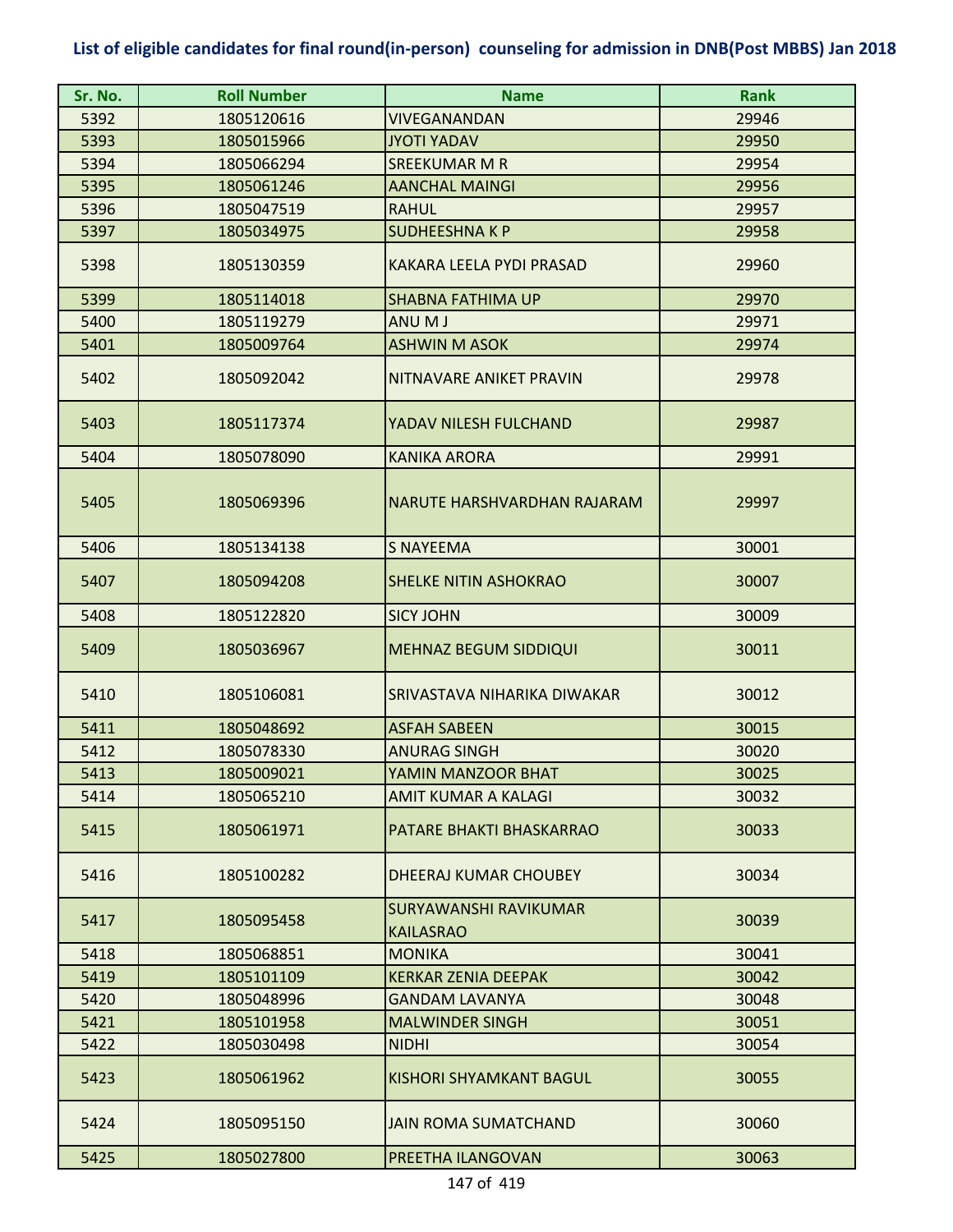## List of eligible candidates for final round(in-person) counseling for admission in DNB(Post MBBS) Jan 2018

| Sr. No. | Roll Number | Name | Rank |
| --- | --- | --- | --- |
| 5392 | 1805120616 | VIVEGANANDAN | 29946 |
| 5393 | 1805015966 | JYOTI YADAV | 29950 |
| 5394 | 1805066294 | SREEKUMAR M R | 29954 |
| 5395 | 1805061246 | AANCHAL MAINGI | 29956 |
| 5396 | 1805047519 | RAHUL | 29957 |
| 5397 | 1805034975 | SUDHEESHNA K P | 29958 |
| 5398 | 1805130359 | KAKARA LEELA PYDI PRASAD | 29960 |
| 5399 | 1805114018 | SHABNA FATHIMA UP | 29970 |
| 5400 | 1805119279 | ANU M J | 29971 |
| 5401 | 1805009764 | ASHWIN M ASOK | 29974 |
| 5402 | 1805092042 | NITNAVARE ANIKET PRAVIN | 29978 |
| 5403 | 1805117374 | YADAV NILESH FULCHAND | 29987 |
| 5404 | 1805078090 | KANIKA ARORA | 29991 |
| 5405 | 1805069396 | NARUTE HARSHVARDHAN RAJARAM | 29997 |
| 5406 | 1805134138 | S NAYEEMA | 30001 |
| 5407 | 1805094208 | SHELKE NITIN ASHOKRAO | 30007 |
| 5408 | 1805122820 | SICY JOHN | 30009 |
| 5409 | 1805036967 | MEHNAZ BEGUM SIDDIQUI | 30011 |
| 5410 | 1805106081 | SRIVASTAVA NIHARIKA DIWAKAR | 30012 |
| 5411 | 1805048692 | ASFAH SABEEN | 30015 |
| 5412 | 1805078330 | ANURAG SINGH | 30020 |
| 5413 | 1805009021 | YAMIN MANZOOR BHAT | 30025 |
| 5414 | 1805065210 | AMIT KUMAR A KALAGI | 30032 |
| 5415 | 1805061971 | PATARE BHAKTI BHASKARRAO | 30033 |
| 5416 | 1805100282 | DHEERAJ KUMAR CHOUBEY | 30034 |
| 5417 | 1805095458 | SURYAWANSHI RAVIKUMAR KAILASRAO | 30039 |
| 5418 | 1805068851 | MONIKA | 30041 |
| 5419 | 1805101109 | KERKAR ZENIA DEEPAK | 30042 |
| 5420 | 1805048996 | GANDAM LAVANYA | 30048 |
| 5421 | 1805101958 | MALWINDER SINGH | 30051 |
| 5422 | 1805030498 | NIDHI | 30054 |
| 5423 | 1805061962 | KISHORI SHYAMKANT BAGUL | 30055 |
| 5424 | 1805095150 | JAIN ROMA SUMATCHAND | 30060 |
| 5425 | 1805027800 | PREETHA ILANGOVAN | 30063 |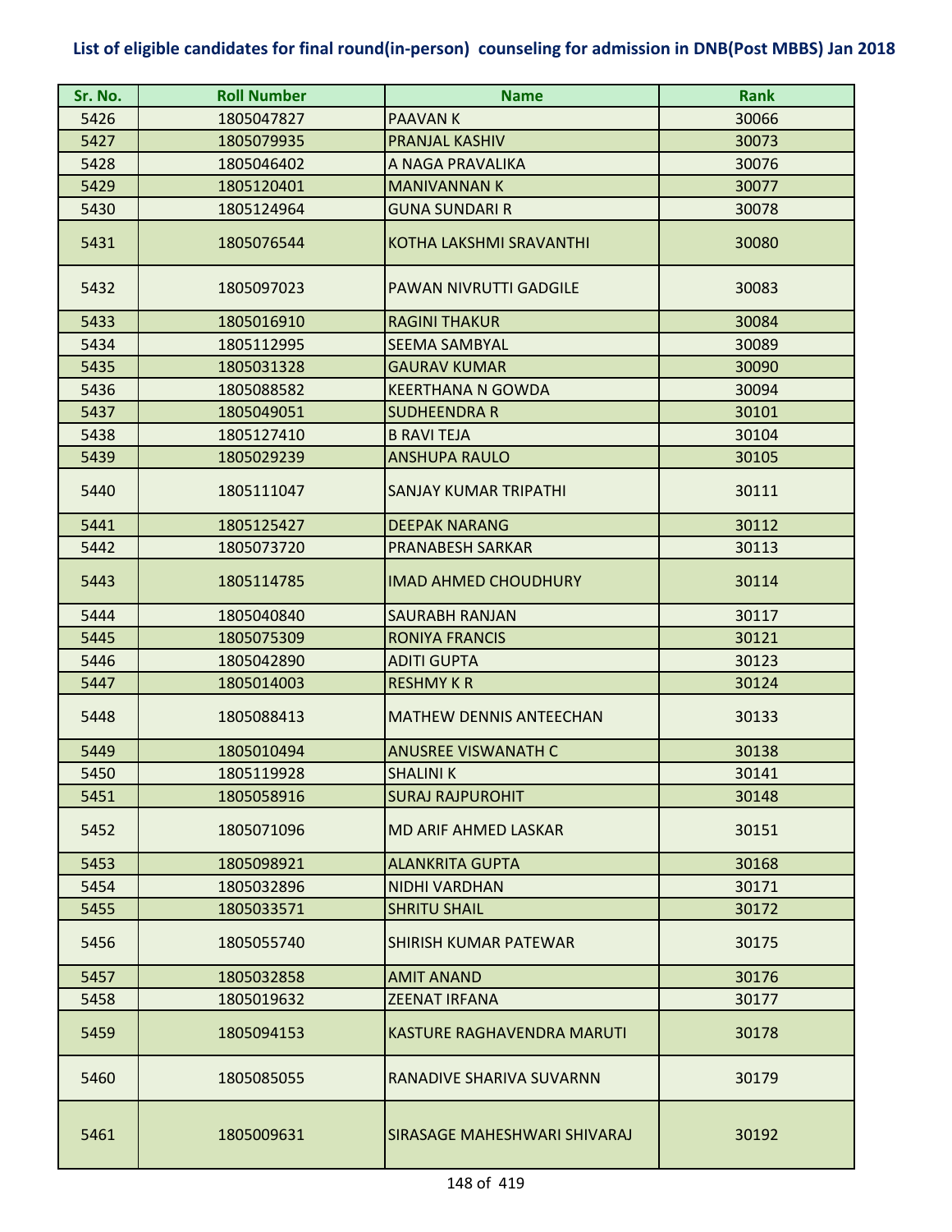# List of eligible candidates for final round(in-person) counseling for admission in DNB(Post MBBS) Jan 2018

| Sr. No. | Roll Number | Name | Rank |
|---|---|---|---|
| 5426 | 1805047827 | PAAVAN K | 30066 |
| 5427 | 1805079935 | PRANJAL KASHIV | 30073 |
| 5428 | 1805046402 | A NAGA PRAVALIKA | 30076 |
| 5429 | 1805120401 | MANIVANNAN K | 30077 |
| 5430 | 1805124964 | GUNA SUNDARI R | 30078 |
| 5431 | 1805076544 | KOTHA LAKSHMI SRAVANTHI | 30080 |
| 5432 | 1805097023 | PAWAN NIVRUTTI GADGILE | 30083 |
| 5433 | 1805016910 | RAGINI THAKUR | 30084 |
| 5434 | 1805112995 | SEEMA SAMBYAL | 30089 |
| 5435 | 1805031328 | GAURAV KUMAR | 30090 |
| 5436 | 1805088582 | KEERTHANA N GOWDA | 30094 |
| 5437 | 1805049051 | SUDHEENDRA R | 30101 |
| 5438 | 1805127410 | B RAVI TEJA | 30104 |
| 5439 | 1805029239 | ANSHUPA RAULO | 30105 |
| 5440 | 1805111047 | SANJAY KUMAR TRIPATHI | 30111 |
| 5441 | 1805125427 | DEEPAK NARANG | 30112 |
| 5442 | 1805073720 | PRANABESH SARKAR | 30113 |
| 5443 | 1805114785 | IMAD AHMED CHOUDHURY | 30114 |
| 5444 | 1805040840 | SAURABH RANJAN | 30117 |
| 5445 | 1805075309 | RONIYA FRANCIS | 30121 |
| 5446 | 1805042890 | ADITI GUPTA | 30123 |
| 5447 | 1805014003 | RESHMY K R | 30124 |
| 5448 | 1805088413 | MATHEW DENNIS ANTEECHAN | 30133 |
| 5449 | 1805010494 | ANUSREE VISWANATH C | 30138 |
| 5450 | 1805119928 | SHALINI K | 30141 |
| 5451 | 1805058916 | SURAJ RAJPUROHIT | 30148 |
| 5452 | 1805071096 | MD ARIF AHMED LASKAR | 30151 |
| 5453 | 1805098921 | ALANKRITA GUPTA | 30168 |
| 5454 | 1805032896 | NIDHI VARDHAN | 30171 |
| 5455 | 1805033571 | SHRITU SHAIL | 30172 |
| 5456 | 1805055740 | SHIRISH KUMAR PATEWAR | 30175 |
| 5457 | 1805032858 | AMIT ANAND | 30176 |
| 5458 | 1805019632 | ZEENAT IRFANA | 30177 |
| 5459 | 1805094153 | KASTURE RAGHAVENDRA MARUTI | 30178 |
| 5460 | 1805085055 | RANADIVE SHARIVA SUVARNN | 30179 |
| 5461 | 1805009631 | SIRASAGE MAHESHWARI SHIVARAJ | 30192 |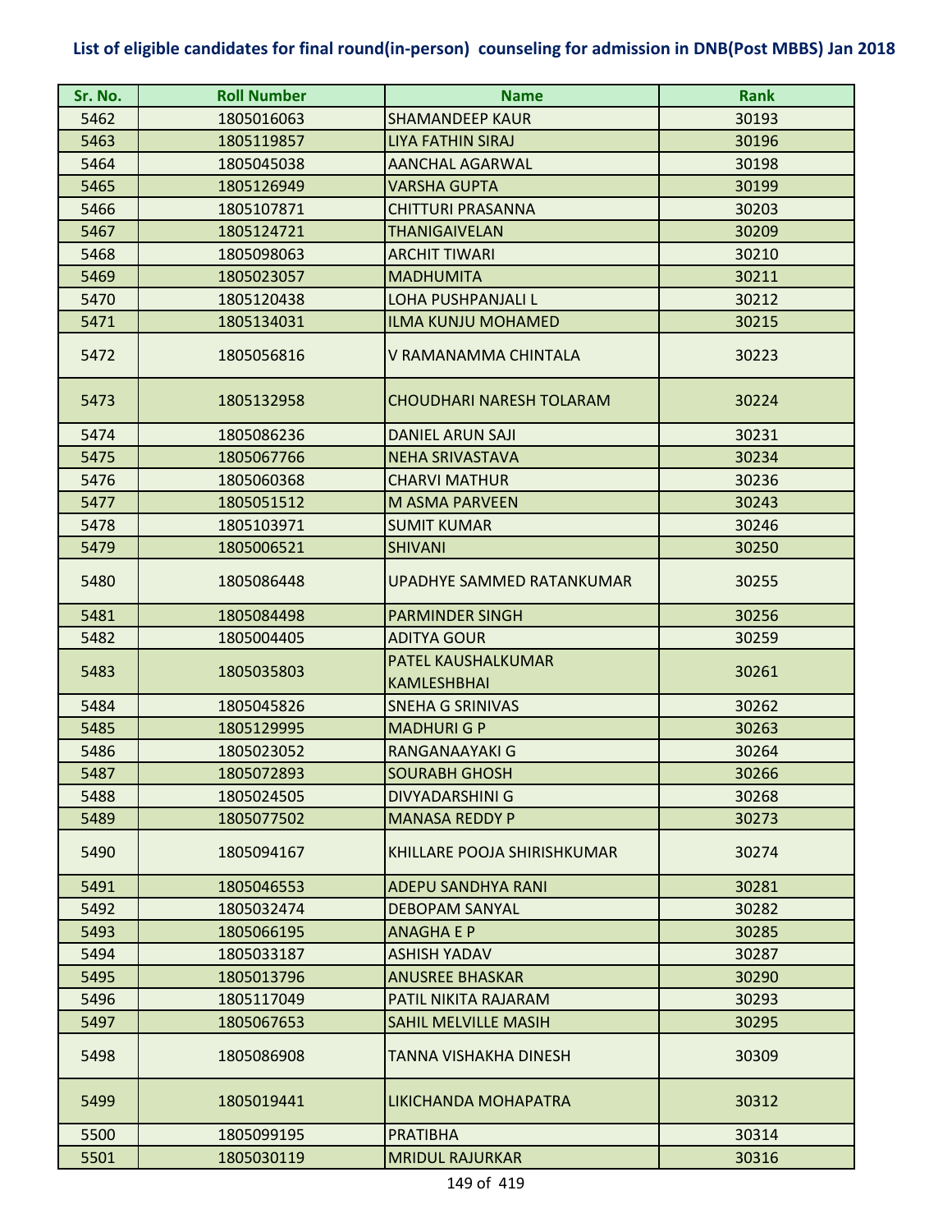**List of eligible candidates for final round(in-person) counseling for admission in DNB(Post MBBS) Jan 2018**

| Sr. No. | Roll Number | Name | Rank |
|---|---|---|---|
| 5462 | 1805016063 | SHAMANDEEP KAUR | 30193 |
| 5463 | 1805119857 | LIYA FATHIN SIRAJ | 30196 |
| 5464 | 1805045038 | AANCHAL AGARWAL | 30198 |
| 5465 | 1805126949 | VARSHA GUPTA | 30199 |
| 5466 | 1805107871 | CHITTURI PRASANNA | 30203 |
| 5467 | 1805124721 | THANIGAIVELAN | 30209 |
| 5468 | 1805098063 | ARCHIT TIWARI | 30210 |
| 5469 | 1805023057 | MADHUMITA | 30211 |
| 5470 | 1805120438 | LOHA PUSHPANJALI L | 30212 |
| 5471 | 1805134031 | ILMA KUNJU MOHAMED | 30215 |
| 5472 | 1805056816 | V RAMANAMMA CHINTALA | 30223 |
| 5473 | 1805132958 | CHOUDHARI NARESH TOLARAM | 30224 |
| 5474 | 1805086236 | DANIEL ARUN SAJI | 30231 |
| 5475 | 1805067766 | NEHA SRIVASTAVA | 30234 |
| 5476 | 1805060368 | CHARVI MATHUR | 30236 |
| 5477 | 1805051512 | M ASMA PARVEEN | 30243 |
| 5478 | 1805103971 | SUMIT KUMAR | 30246 |
| 5479 | 1805006521 | SHIVANI | 30250 |
| 5480 | 1805086448 | UPADHYE SAMMED RATANKUMAR | 30255 |
| 5481 | 1805084498 | PARMINDER SINGH | 30256 |
| 5482 | 1805004405 | ADITYA GOUR | 30259 |
| 5483 | 1805035803 | PATEL KAUSHALKUMAR KAMLESHBHAI | 30261 |
| 5484 | 1805045826 | SNEHA G SRINIVAS | 30262 |
| 5485 | 1805129995 | MADHURI G P | 30263 |
| 5486 | 1805023052 | RANGANAAYAKI G | 30264 |
| 5487 | 1805072893 | SOURABH GHOSH | 30266 |
| 5488 | 1805024505 | DIVYADARSHINI G | 30268 |
| 5489 | 1805077502 | MANASA REDDY P | 30273 |
| 5490 | 1805094167 | KHILLARE POOJA SHIRISHKUMAR | 30274 |
| 5491 | 1805046553 | ADEPU SANDHYA RANI | 30281 |
| 5492 | 1805032474 | DEBOPAM SANYAL | 30282 |
| 5493 | 1805066195 | ANAGHA E P | 30285 |
| 5494 | 1805033187 | ASHISH YADAV | 30287 |
| 5495 | 1805013796 | ANUSREE BHASKAR | 30290 |
| 5496 | 1805117049 | PATIL NIKITA RAJARAM | 30293 |
| 5497 | 1805067653 | SAHIL MELVILLE MASIH | 30295 |
| 5498 | 1805086908 | TANNA VISHAKHA DINESH | 30309 |
| 5499 | 1805019441 | LIKICHANDA MOHAPATRA | 30312 |
| 5500 | 1805099195 | PRATIBHA | 30314 |
| 5501 | 1805030119 | MRIDUL RAJURKAR | 30316 |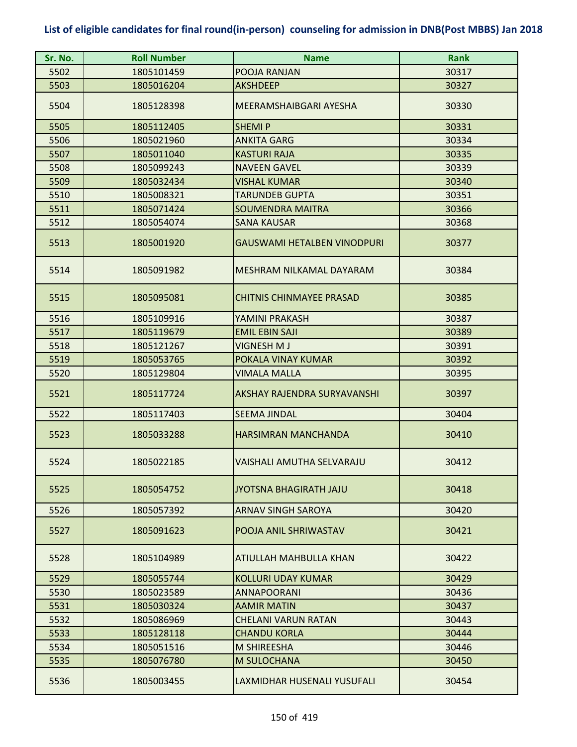## List of eligible candidates for final round(in-person) counseling for admission in DNB(Post MBBS) Jan 2018

| Sr. No. | Roll Number | Name | Rank |
|---|---|---|---|
| 5502 | 1805101459 | POOJA RANJAN | 30317 |
| 5503 | 1805016204 | AKSHDEEP | 30327 |
| 5504 | 1805128398 | MEERAMSHAIBGARI AYESHA | 30330 |
| 5505 | 1805112405 | SHEMI P | 30331 |
| 5506 | 1805021960 | ANKITA GARG | 30334 |
| 5507 | 1805011040 | KASTURI RAJA | 30335 |
| 5508 | 1805099243 | NAVEEN GAVEL | 30339 |
| 5509 | 1805032434 | VISHAL KUMAR | 30340 |
| 5510 | 1805008321 | TARUNDEB GUPTA | 30351 |
| 5511 | 1805071424 | SOUMENDRA MAITRA | 30366 |
| 5512 | 1805054074 | SANA KAUSAR | 30368 |
| 5513 | 1805001920 | GAUSWAMI HETALBEN VINODPURI | 30377 |
| 5514 | 1805091982 | MESHRAM NILKAMAL DAYARAM | 30384 |
| 5515 | 1805095081 | CHITNIS CHINMAYEE PRASAD | 30385 |
| 5516 | 1805109916 | YAMINI PRAKASH | 30387 |
| 5517 | 1805119679 | EMIL EBIN SAJI | 30389 |
| 5518 | 1805121267 | VIGNESH M J | 30391 |
| 5519 | 1805053765 | POKALA VINAY KUMAR | 30392 |
| 5520 | 1805129804 | VIMALA MALLA | 30395 |
| 5521 | 1805117724 | AKSHAY RAJENDRA SURYAVANSHI | 30397 |
| 5522 | 1805117403 | SEEMA JINDAL | 30404 |
| 5523 | 1805033288 | HARSIMRAN MANCHANDA | 30410 |
| 5524 | 1805022185 | VAISHALI AMUTHA SELVARAJU | 30412 |
| 5525 | 1805054752 | JYOTSNA BHAGIRATH JAJU | 30418 |
| 5526 | 1805057392 | ARNAV SINGH SAROYA | 30420 |
| 5527 | 1805091623 | POOJA ANIL SHRIWASTAV | 30421 |
| 5528 | 1805104989 | ATIULLAH MAHBULLA KHAN | 30422 |
| 5529 | 1805055744 | KOLLURI UDAY KUMAR | 30429 |
| 5530 | 1805023589 | ANNAPOORANI | 30436 |
| 5531 | 1805030324 | AAMIR MATIN | 30437 |
| 5532 | 1805086969 | CHELANI VARUN RATAN | 30443 |
| 5533 | 1805128118 | CHANDU KORLA | 30444 |
| 5534 | 1805051516 | M SHIREESHA | 30446 |
| 5535 | 1805076780 | M SULOCHANA | 30450 |
| 5536 | 1805003455 | LAXMIDHAR HUSENALI YUSUFALI | 30454 |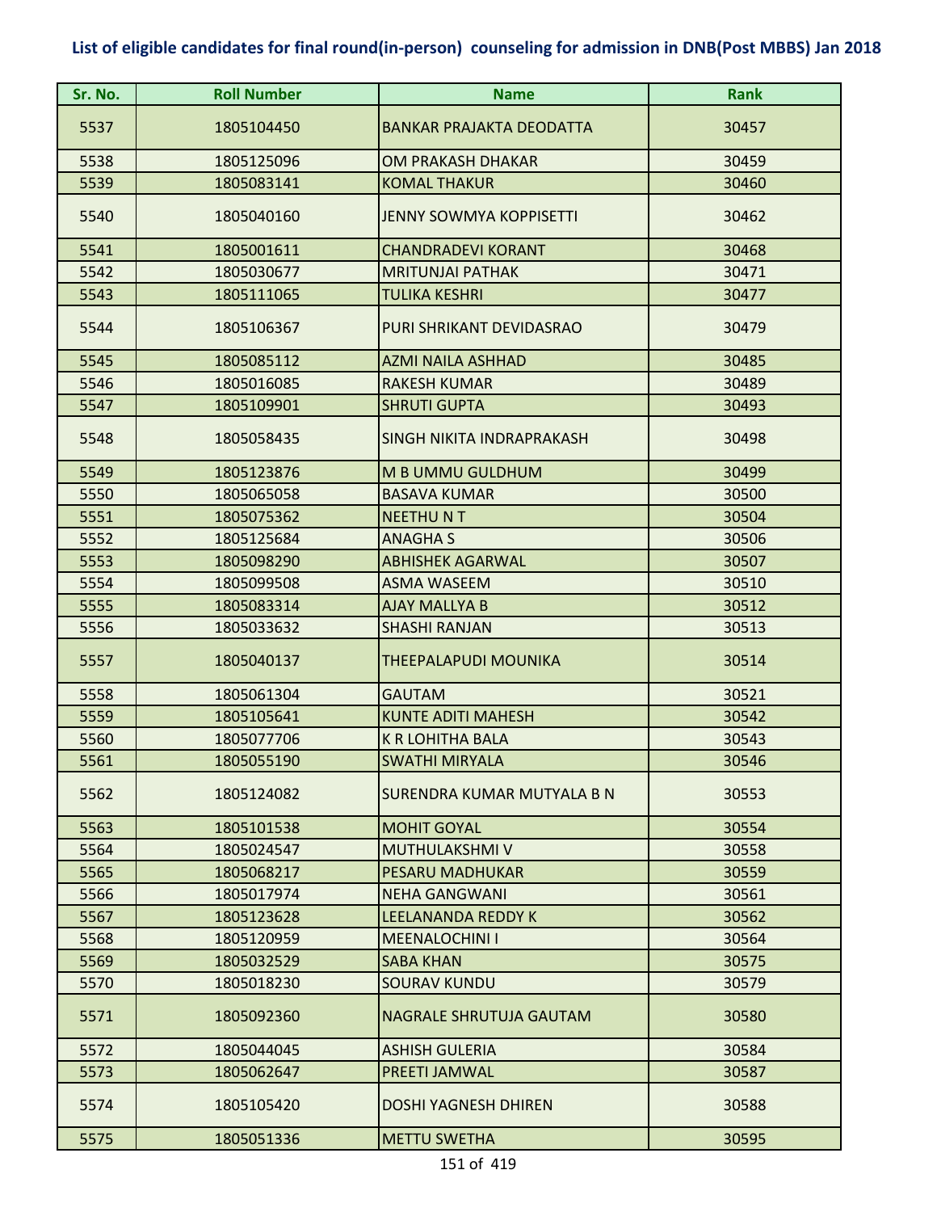## List of eligible candidates for final round(in-person) counseling for admission in DNB(Post MBBS) Jan 2018

| Sr. No. | Roll Number | Name | Rank |
|---|---|---|---|
| 5537 | 1805104450 | BANKAR PRAJAKTA DEODATTA | 30457 |
| 5538 | 1805125096 | OM PRAKASH DHAKAR | 30459 |
| 5539 | 1805083141 | KOMAL THAKUR | 30460 |
| 5540 | 1805040160 | JENNY SOWMYA KOPPISETTI | 30462 |
| 5541 | 1805001611 | CHANDRADEVI KORANT | 30468 |
| 5542 | 1805030677 | MRITUNJAI PATHAK | 30471 |
| 5543 | 1805111065 | TULIKA KESHRI | 30477 |
| 5544 | 1805106367 | PURI SHRIKANT DEVIDASRAO | 30479 |
| 5545 | 1805085112 | AZMI NAILA ASHHAD | 30485 |
| 5546 | 1805016085 | RAKESH KUMAR | 30489 |
| 5547 | 1805109901 | SHRUTI GUPTA | 30493 |
| 5548 | 1805058435 | SINGH NIKITA INDRAPRAKASH | 30498 |
| 5549 | 1805123876 | M B UMMU GULDHUM | 30499 |
| 5550 | 1805065058 | BASAVA KUMAR | 30500 |
| 5551 | 1805075362 | NEETHU N T | 30504 |
| 5552 | 1805125684 | ANAGHA S | 30506 |
| 5553 | 1805098290 | ABHISHEK AGARWAL | 30507 |
| 5554 | 1805099508 | ASMA WASEEM | 30510 |
| 5555 | 1805083314 | AJAY MALLYA B | 30512 |
| 5556 | 1805033632 | SHASHI RANJAN | 30513 |
| 5557 | 1805040137 | THEEPALAPUDI MOUNIKA | 30514 |
| 5558 | 1805061304 | GAUTAM | 30521 |
| 5559 | 1805105641 | KUNTE ADITI MAHESH | 30542 |
| 5560 | 1805077706 | K R LOHITHA BALA | 30543 |
| 5561 | 1805055190 | SWATHI MIRYALA | 30546 |
| 5562 | 1805124082 | SURENDRA KUMAR MUTYALA B N | 30553 |
| 5563 | 1805101538 | MOHIT GOYAL | 30554 |
| 5564 | 1805024547 | MUTHULAKSHMI V | 30558 |
| 5565 | 1805068217 | PESARU MADHUKAR | 30559 |
| 5566 | 1805017974 | NEHA GANGWANI | 30561 |
| 5567 | 1805123628 | LEELANANDA REDDY K | 30562 |
| 5568 | 1805120959 | MEENALOCHINI I | 30564 |
| 5569 | 1805032529 | SABA KHAN | 30575 |
| 5570 | 1805018230 | SOURAV KUNDU | 30579 |
| 5571 | 1805092360 | NAGRALE SHRUTUJA GAUTAM | 30580 |
| 5572 | 1805044045 | ASHISH GULERIA | 30584 |
| 5573 | 1805062647 | PREETI JAMWAL | 30587 |
| 5574 | 1805105420 | DOSHI YAGNESH DHIREN | 30588 |
| 5575 | 1805051336 | METTU SWETHA | 30595 |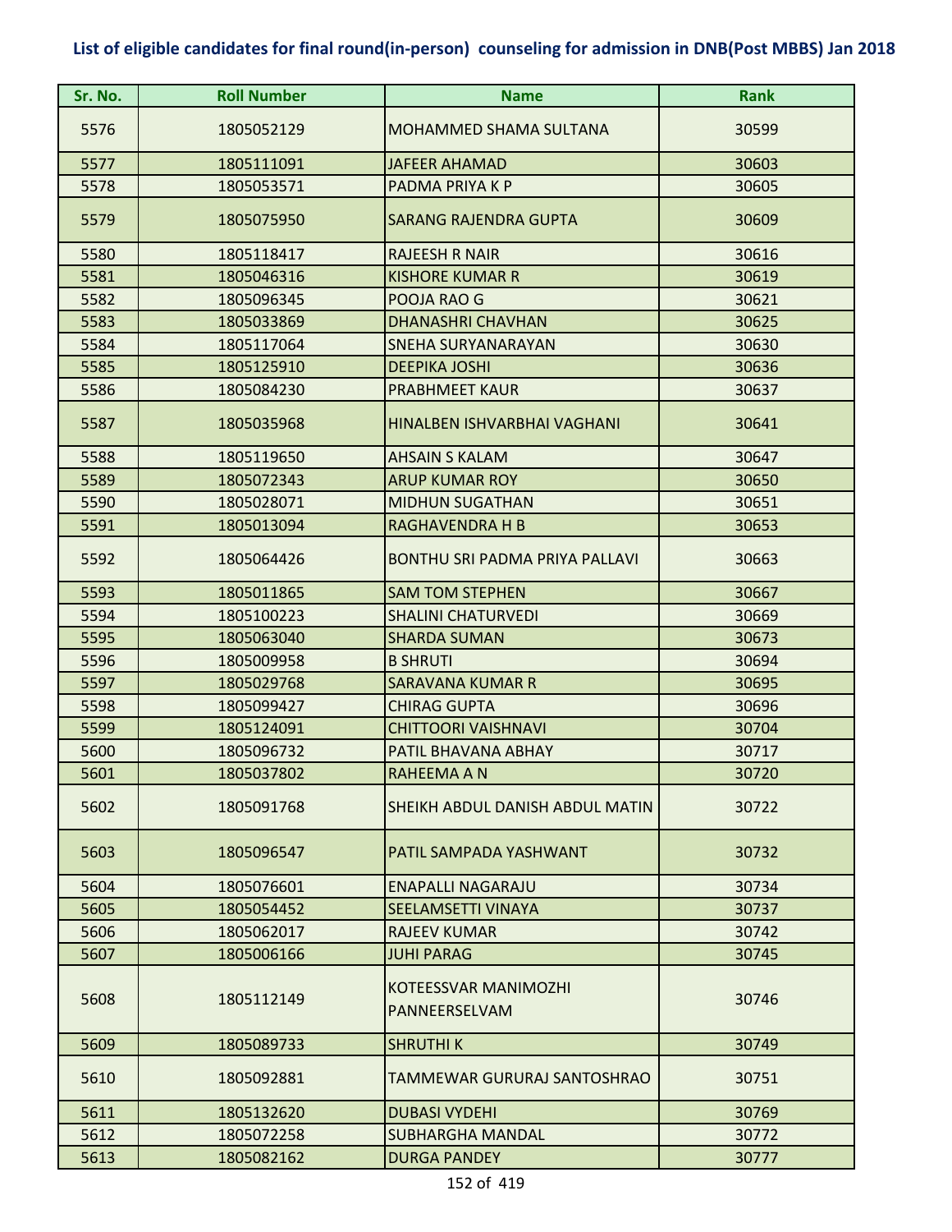**List of eligible candidates for final round(in-person) counseling for admission in DNB(Post MBBS) Jan 2018**

| Sr. No. | Roll Number | Name | Rank |
|---|---|---|---|
| 5576 | 1805052129 | MOHAMMED SHAMA SULTANA | 30599 |
| 5577 | 1805111091 | JAFEER AHAMAD | 30603 |
| 5578 | 1805053571 | PADMA PRIYA K P | 30605 |
| 5579 | 1805075950 | SARANG RAJENDRA GUPTA | 30609 |
| 5580 | 1805118417 | RAJEESH R NAIR | 30616 |
| 5581 | 1805046316 | KISHORE KUMAR R | 30619 |
| 5582 | 1805096345 | POOJA RAO G | 30621 |
| 5583 | 1805033869 | DHANASHRI CHAVHAN | 30625 |
| 5584 | 1805117064 | SNEHA SURYANARAYAN | 30630 |
| 5585 | 1805125910 | DEEPIKA JOSHI | 30636 |
| 5586 | 1805084230 | PRABHMEET KAUR | 30637 |
| 5587 | 1805035968 | HINALBEN ISHVARBHAI VAGHANI | 30641 |
| 5588 | 1805119650 | AHSAIN S KALAM | 30647 |
| 5589 | 1805072343 | ARUP KUMAR ROY | 30650 |
| 5590 | 1805028071 | MIDHUN SUGATHAN | 30651 |
| 5591 | 1805013094 | RAGHAVENDRA H B | 30653 |
| 5592 | 1805064426 | BONTHU SRI PADMA PRIYA PALLAVI | 30663 |
| 5593 | 1805011865 | SAM TOM STEPHEN | 30667 |
| 5594 | 1805100223 | SHALINI CHATURVEDI | 30669 |
| 5595 | 1805063040 | SHARDA SUMAN | 30673 |
| 5596 | 1805009958 | B SHRUTI | 30694 |
| 5597 | 1805029768 | SARAVANA KUMAR R | 30695 |
| 5598 | 1805099427 | CHIRAG GUPTA | 30696 |
| 5599 | 1805124091 | CHITTOORI VAISHNAVI | 30704 |
| 5600 | 1805096732 | PATIL BHAVANA ABHAY | 30717 |
| 5601 | 1805037802 | RAHEEMA A N | 30720 |
| 5602 | 1805091768 | SHEIKH ABDUL DANISH ABDUL MATIN | 30722 |
| 5603 | 1805096547 | PATIL SAMPADA YASHWANT | 30732 |
| 5604 | 1805076601 | ENAPALLI NAGARAJU | 30734 |
| 5605 | 1805054452 | SEELAMSETTI VINAYA | 30737 |
| 5606 | 1805062017 | RAJEEV KUMAR | 30742 |
| 5607 | 1805006166 | JUHI PARAG | 30745 |
| 5608 | 1805112149 | KOTEESSVAR MANIMOZHI PANNEERSELVAM | 30746 |
| 5609 | 1805089733 | SHRUTHI K | 30749 |
| 5610 | 1805092881 | TAMMEWAR GURURAJ SANTOSHRAO | 30751 |
| 5611 | 1805132620 | DUBASI VYDEHI | 30769 |
| 5612 | 1805072258 | SUBHARGHA MANDAL | 30772 |
| 5613 | 1805082162 | DURGA PANDEY | 30777 |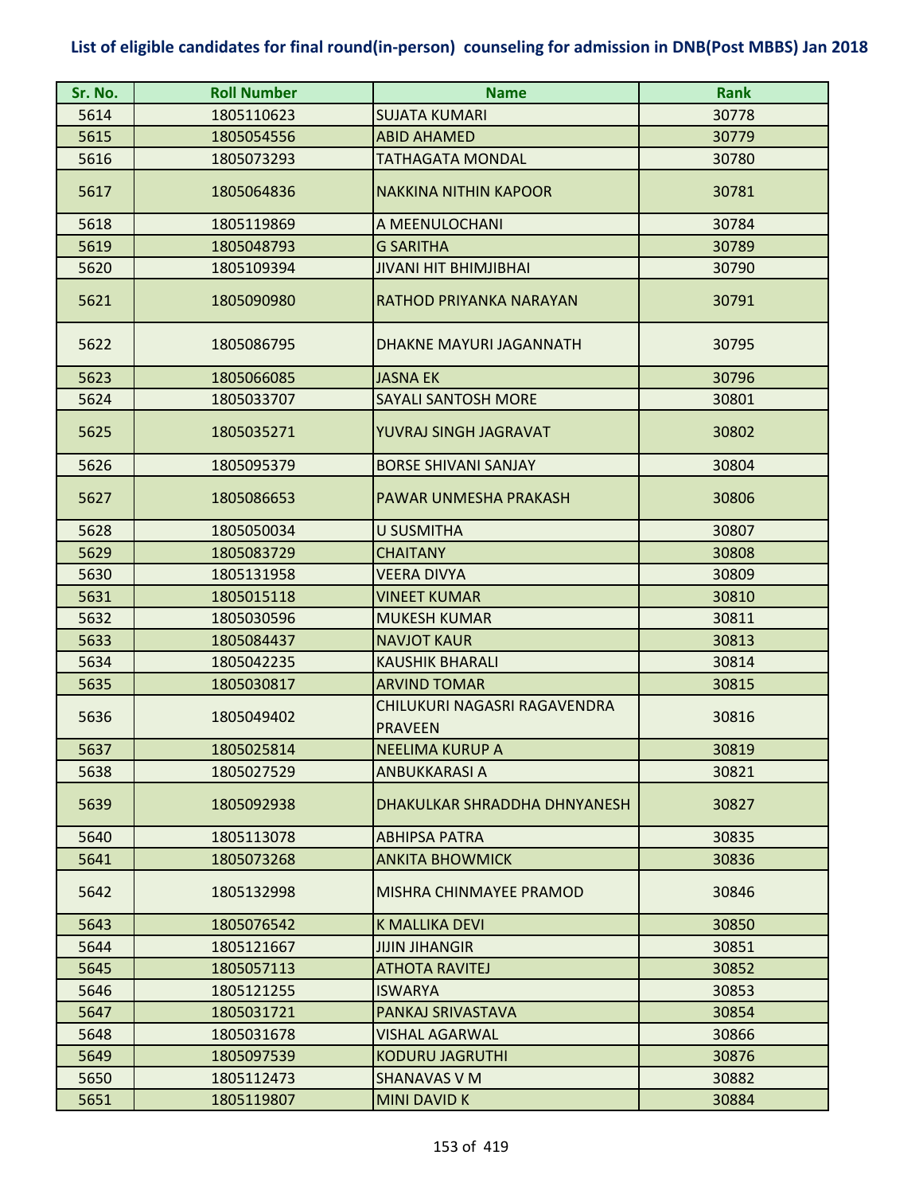**List of eligible candidates for final round(in-person) counseling for admission in DNB(Post MBBS) Jan 2018**

| Sr. No. | Roll Number | Name | Rank |
|---|---|---|---|
| 5614 | 1805110623 | SUJATA KUMARI | 30778 |
| 5615 | 1805054556 | ABID AHAMED | 30779 |
| 5616 | 1805073293 | TATHAGATA MONDAL | 30780 |
| 5617 | 1805064836 | NAKKINA NITHIN KAPOOR | 30781 |
| 5618 | 1805119869 | A MEENULOCHANI | 30784 |
| 5619 | 1805048793 | G SARITHA | 30789 |
| 5620 | 1805109394 | JIVANI HIT BHIMJIBHAI | 30790 |
| 5621 | 1805090980 | RATHOD PRIYANKA NARAYAN | 30791 |
| 5622 | 1805086795 | DHAKNE MAYURI JAGANNATH | 30795 |
| 5623 | 1805066085 | JASNA EK | 30796 |
| 5624 | 1805033707 | SAYALI SANTOSH MORE | 30801 |
| 5625 | 1805035271 | YUVRAJ SINGH JAGRAVAT | 30802 |
| 5626 | 1805095379 | BORSE SHIVANI SANJAY | 30804 |
| 5627 | 1805086653 | PAWAR UNMESHA PRAKASH | 30806 |
| 5628 | 1805050034 | U SUSMITHA | 30807 |
| 5629 | 1805083729 | CHAITANY | 30808 |
| 5630 | 1805131958 | VEERA DIVYA | 30809 |
| 5631 | 1805015118 | VINEET KUMAR | 30810 |
| 5632 | 1805030596 | MUKESH KUMAR | 30811 |
| 5633 | 1805084437 | NAVJOT KAUR | 30813 |
| 5634 | 1805042235 | KAUSHIK BHARALI | 30814 |
| 5635 | 1805030817 | ARVIND TOMAR | 30815 |
| 5636 | 1805049402 | CHILUKURI NAGASRI RAGAVENDRA PRAVEEN | 30816 |
| 5637 | 1805025814 | NEELIMA KURUP A | 30819 |
| 5638 | 1805027529 | ANBUKKARASI A | 30821 |
| 5639 | 1805092938 | DHAKULKAR SHRADDHA DHNYANESH | 30827 |
| 5640 | 1805113078 | ABHIPSA PATRA | 30835 |
| 5641 | 1805073268 | ANKITA BHOWMICK | 30836 |
| 5642 | 1805132998 | MISHRA CHINMAYEE PRAMOD | 30846 |
| 5643 | 1805076542 | K MALLIKA DEVI | 30850 |
| 5644 | 1805121667 | JIJIN JIHANGIR | 30851 |
| 5645 | 1805057113 | ATHOTA RAVITEJ | 30852 |
| 5646 | 1805121255 | ISWARYA | 30853 |
| 5647 | 1805031721 | PANKAJ SRIVASTAVA | 30854 |
| 5648 | 1805031678 | VISHAL AGARWAL | 30866 |
| 5649 | 1805097539 | KODURU JAGRUTHI | 30876 |
| 5650 | 1805112473 | SHANAVAS V M | 30882 |
| 5651 | 1805119807 | MINI DAVID K | 30884 |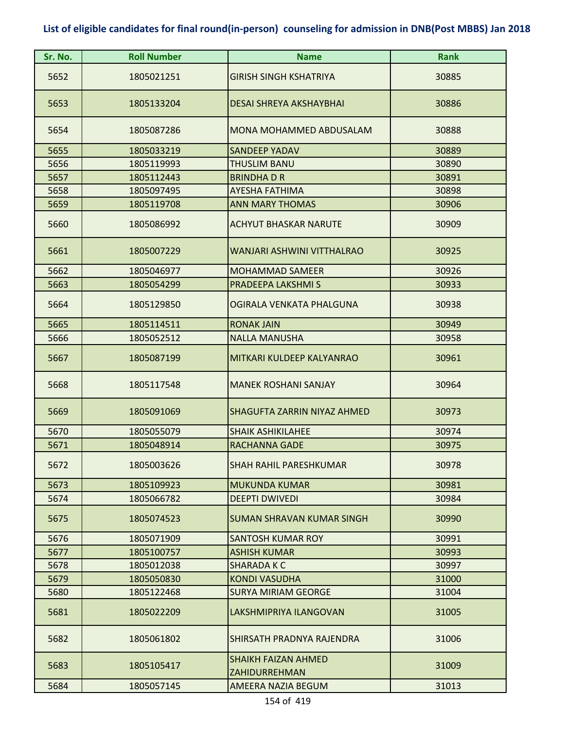## List of eligible candidates for final round(in-person) counseling for admission in DNB(Post MBBS) Jan 2018

| Sr. No. | Roll Number | Name | Rank |
|---|---|---|---|
| 5652 | 1805021251 | GIRISH SINGH KSHATRIYA | 30885 |
| 5653 | 1805133204 | DESAI SHREYA AKSHAYBHAI | 30886 |
| 5654 | 1805087286 | MONA MOHAMMED ABDUSALAM | 30888 |
| 5655 | 1805033219 | SANDEEP YADAV | 30889 |
| 5656 | 1805119993 | THUSLIM BANU | 30890 |
| 5657 | 1805112443 | BRINDHA D R | 30891 |
| 5658 | 1805097495 | AYESHA FATHIMA | 30898 |
| 5659 | 1805119708 | ANN MARY THOMAS | 30906 |
| 5660 | 1805086992 | ACHYUT BHASKAR NARUTE | 30909 |
| 5661 | 1805007229 | WANJARI ASHWINI VITTHALRAO | 30925 |
| 5662 | 1805046977 | MOHAMMAD SAMEER | 30926 |
| 5663 | 1805054299 | PRADEEPA LAKSHMI S | 30933 |
| 5664 | 1805129850 | OGIRALA VENKATA PHALGUNA | 30938 |
| 5665 | 1805114511 | RONAK JAIN | 30949 |
| 5666 | 1805052512 | NALLA MANUSHA | 30958 |
| 5667 | 1805087199 | MITKARI KULDEEP KALYANRAO | 30961 |
| 5668 | 1805117548 | MANEK ROSHANI SANJAY | 30964 |
| 5669 | 1805091069 | SHAGUFTA ZARRIN NIYAZ AHMED | 30973 |
| 5670 | 1805055079 | SHAIK ASHIKILAHEE | 30974 |
| 5671 | 1805048914 | RACHANNA GADE | 30975 |
| 5672 | 1805003626 | SHAH RAHIL PARESHKUMAR | 30978 |
| 5673 | 1805109923 | MUKUNDA KUMAR | 30981 |
| 5674 | 1805066782 | DEEPTI DWIVEDI | 30984 |
| 5675 | 1805074523 | SUMAN SHRAVAN KUMAR SINGH | 30990 |
| 5676 | 1805071909 | SANTOSH KUMAR ROY | 30991 |
| 5677 | 1805100757 | ASHISH KUMAR | 30993 |
| 5678 | 1805012038 | SHARADA K C | 30997 |
| 5679 | 1805050830 | KONDI VASUDHA | 31000 |
| 5680 | 1805122468 | SURYA MIRIAM GEORGE | 31004 |
| 5681 | 1805022209 | LAKSHMIPRIYA ILANGOVAN | 31005 |
| 5682 | 1805061802 | SHIRSATH PRADNYA RAJENDRA | 31006 |
| 5683 | 1805105417 | SHAIKH FAIZAN AHMED ZAHIDURREHMAN | 31009 |
| 5684 | 1805057145 | AMEERA NAZIA BEGUM | 31013 |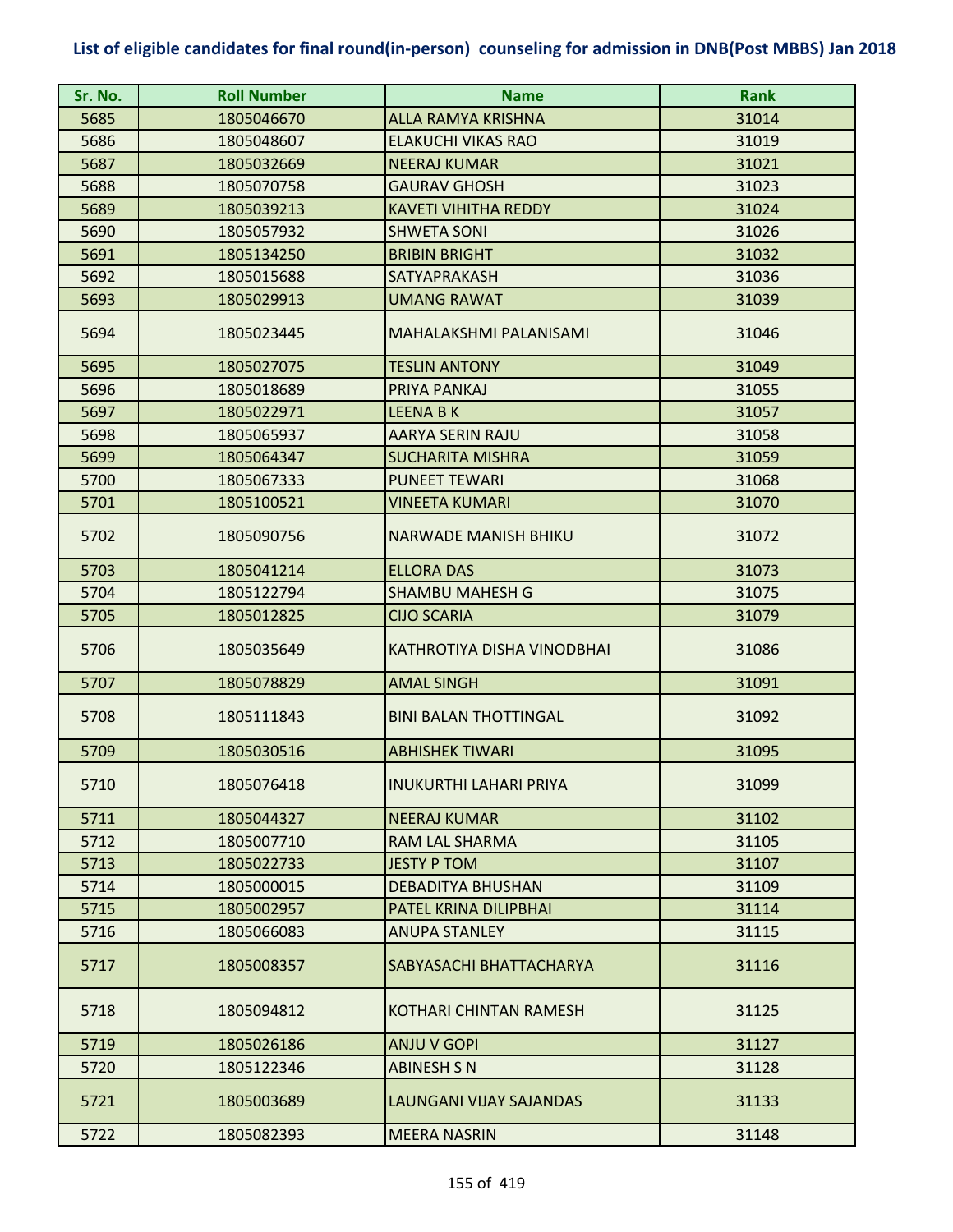## List of eligible candidates for final round(in-person) counseling for admission in DNB(Post MBBS) Jan 2018

| Sr. No. | Roll Number | Name | Rank |
|---|---|---|---|
| 5685 | 1805046670 | ALLA RAMYA KRISHNA | 31014 |
| 5686 | 1805048607 | ELAKUCHI VIKAS RAO | 31019 |
| 5687 | 1805032669 | NEERAJ KUMAR | 31021 |
| 5688 | 1805070758 | GAURAV GHOSH | 31023 |
| 5689 | 1805039213 | KAVETI VIHITHA REDDY | 31024 |
| 5690 | 1805057932 | SHWETA SONI | 31026 |
| 5691 | 1805134250 | BRIBIN BRIGHT | 31032 |
| 5692 | 1805015688 | SATYAPRAKASH | 31036 |
| 5693 | 1805029913 | UMANG RAWAT | 31039 |
| 5694 | 1805023445 | MAHALAKSHMI PALANISAMI | 31046 |
| 5695 | 1805027075 | TESLIN ANTONY | 31049 |
| 5696 | 1805018689 | PRIYA PANKAJ | 31055 |
| 5697 | 1805022971 | LEENA B K | 31057 |
| 5698 | 1805065937 | AARYA SERIN RAJU | 31058 |
| 5699 | 1805064347 | SUCHARITA MISHRA | 31059 |
| 5700 | 1805067333 | PUNEET TEWARI | 31068 |
| 5701 | 1805100521 | VINEETA KUMARI | 31070 |
| 5702 | 1805090756 | NARWADE MANISH BHIKU | 31072 |
| 5703 | 1805041214 | ELLORA DAS | 31073 |
| 5704 | 1805122794 | SHAMBU MAHESH G | 31075 |
| 5705 | 1805012825 | CIJO SCARIA | 31079 |
| 5706 | 1805035649 | KATHROTIYA DISHA VINODBHAI | 31086 |
| 5707 | 1805078829 | AMAL SINGH | 31091 |
| 5708 | 1805111843 | BINI BALAN THOTTINGAL | 31092 |
| 5709 | 1805030516 | ABHISHEK TIWARI | 31095 |
| 5710 | 1805076418 | INUKURTHI LAHARI PRIYA | 31099 |
| 5711 | 1805044327 | NEERAJ KUMAR | 31102 |
| 5712 | 1805007710 | RAM LAL SHARMA | 31105 |
| 5713 | 1805022733 | JESTY P TOM | 31107 |
| 5714 | 1805000015 | DEBADITYA BHUSHAN | 31109 |
| 5715 | 1805002957 | PATEL KRINA DILIPBHAI | 31114 |
| 5716 | 1805066083 | ANUPA STANLEY | 31115 |
| 5717 | 1805008357 | SABYASACHI BHATTACHARYA | 31116 |
| 5718 | 1805094812 | KOTHARI CHINTAN RAMESH | 31125 |
| 5719 | 1805026186 | ANJU V GOPI | 31127 |
| 5720 | 1805122346 | ABINESH S N | 31128 |
| 5721 | 1805003689 | LAUNGANI VIJAY SAJANDAS | 31133 |
| 5722 | 1805082393 | MEERA NASRIN | 31148 |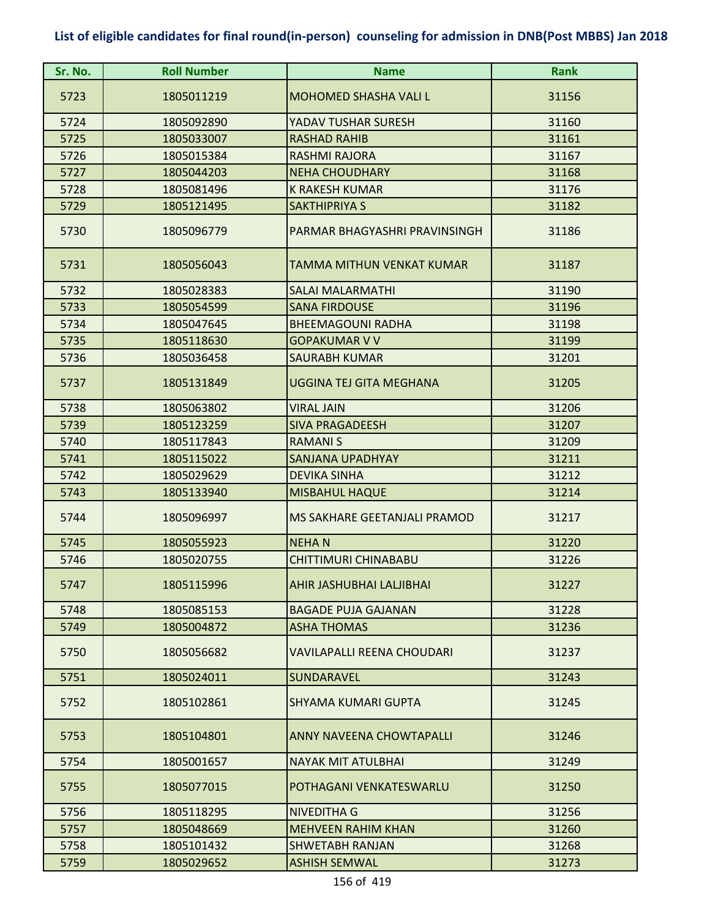**List of eligible candidates for final round(in-person) counseling for admission in DNB(Post MBBS) Jan 2018**

| Sr. No. | Roll Number | Name | Rank |
|---|---|---|---|
| 5723 | 1805011219 | MOHOMED SHASHA VALI L | 31156 |
| 5724 | 1805092890 | YADAV TUSHAR SURESH | 31160 |
| 5725 | 1805033007 | RASHAD RAHIB | 31161 |
| 5726 | 1805015384 | RASHMI RAJORA | 31167 |
| 5727 | 1805044203 | NEHA CHOUDHARY | 31168 |
| 5728 | 1805081496 | K RAKESH KUMAR | 31176 |
| 5729 | 1805121495 | SAKTHIPRIYA S | 31182 |
| 5730 | 1805096779 | PARMAR BHAGYASHRI PRAVINSINGH | 31186 |
| 5731 | 1805056043 | TAMMA MITHUN VENKAT KUMAR | 31187 |
| 5732 | 1805028383 | SALAI MALARMATHI | 31190 |
| 5733 | 1805054599 | SANA FIRDOUSE | 31196 |
| 5734 | 1805047645 | BHEEMAGOUNI RADHA | 31198 |
| 5735 | 1805118630 | GOPAKUMAR V V | 31199 |
| 5736 | 1805036458 | SAURABH KUMAR | 31201 |
| 5737 | 1805131849 | UGGINA TEJ GITA MEGHANA | 31205 |
| 5738 | 1805063802 | VIRAL JAIN | 31206 |
| 5739 | 1805123259 | SIVA PRAGADEESH | 31207 |
| 5740 | 1805117843 | RAMANI S | 31209 |
| 5741 | 1805115022 | SANJANA UPADHYAY | 31211 |
| 5742 | 1805029629 | DEVIKA SINHA | 31212 |
| 5743 | 1805133940 | MISBAHUL HAQUE | 31214 |
| 5744 | 1805096997 | MS SAKHARE GEETANJALI PRAMOD | 31217 |
| 5745 | 1805055923 | NEHA N | 31220 |
| 5746 | 1805020755 | CHITTIMURI CHINABABU | 31226 |
| 5747 | 1805115996 | AHIR JASHUBHAI LALJIBHAI | 31227 |
| 5748 | 1805085153 | BAGADE PUJA GAJANAN | 31228 |
| 5749 | 1805004872 | ASHA THOMAS | 31236 |
| 5750 | 1805056682 | VAVILAPALLI REENA CHOUDARI | 31237 |
| 5751 | 1805024011 | SUNDARAVEL | 31243 |
| 5752 | 1805102861 | SHYAMA KUMARI GUPTA | 31245 |
| 5753 | 1805104801 | ANNY NAVEENA CHOWTAPALLI | 31246 |
| 5754 | 1805001657 | NAYAK MIT ATULBHAI | 31249 |
| 5755 | 1805077015 | POTHAGANI VENKATESWARLU | 31250 |
| 5756 | 1805118295 | NIVEDITHA G | 31256 |
| 5757 | 1805048669 | MEHVEEN RAHIM KHAN | 31260 |
| 5758 | 1805101432 | SHWETABH RANJAN | 31268 |
| 5759 | 1805029652 | ASHISH SEMWAL | 31273 |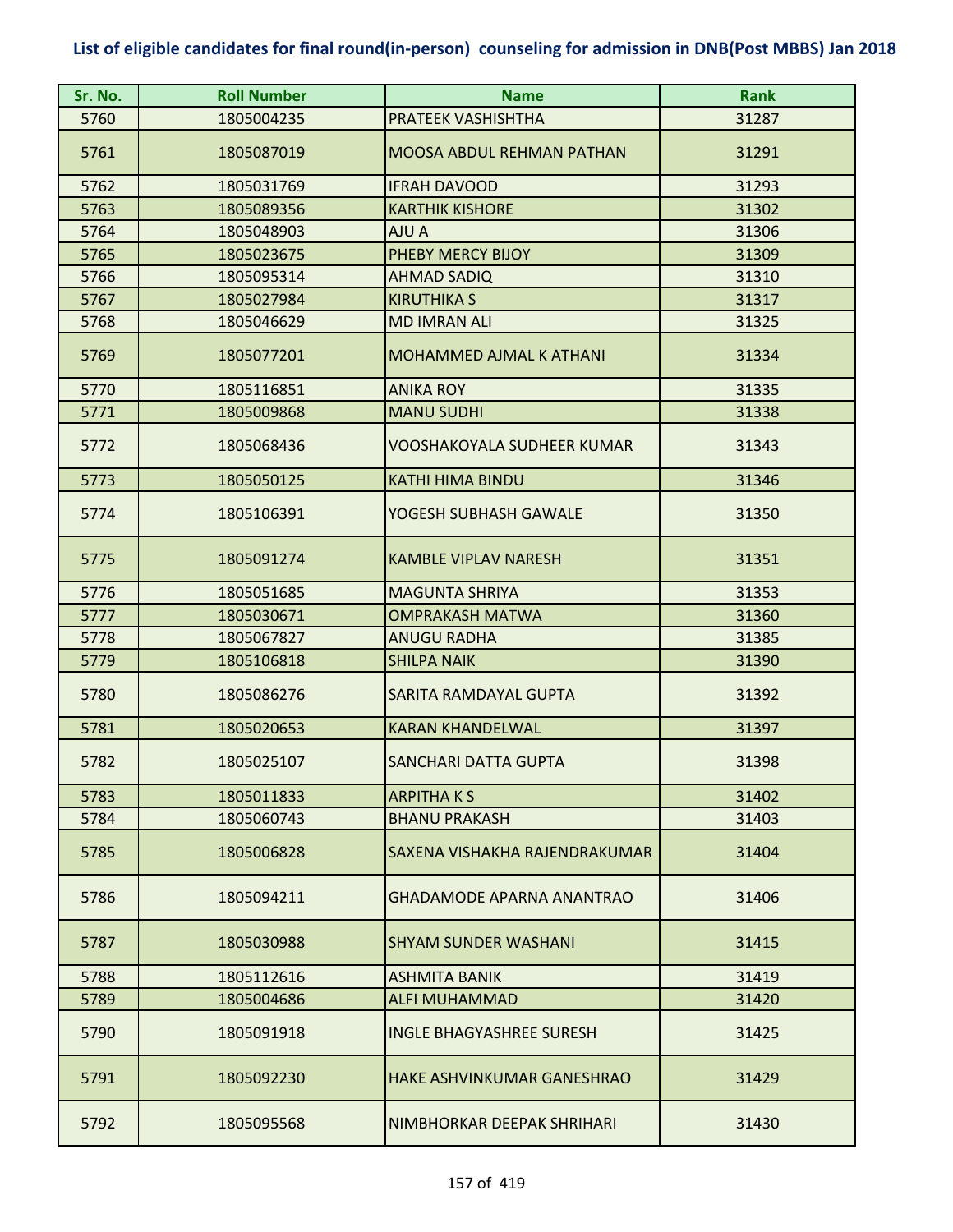# List of eligible candidates for final round(in-person) counseling for admission in DNB(Post MBBS) Jan 2018

| Sr. No. | Roll Number | Name | Rank |
|---|---|---|---|
| 5760 | 1805004235 | PRATEEK VASHISHTHA | 31287 |
| 5761 | 1805087019 | MOOSA ABDUL REHMAN PATHAN | 31291 |
| 5762 | 1805031769 | IFRAH DAVOOD | 31293 |
| 5763 | 1805089356 | KARTHIK KISHORE | 31302 |
| 5764 | 1805048903 | AJU A | 31306 |
| 5765 | 1805023675 | PHEBY MERCY BIJOY | 31309 |
| 5766 | 1805095314 | AHMAD SADIQ | 31310 |
| 5767 | 1805027984 | KIRUTHIKA S | 31317 |
| 5768 | 1805046629 | MD IMRAN ALI | 31325 |
| 5769 | 1805077201 | MOHAMMED AJMAL K ATHANI | 31334 |
| 5770 | 1805116851 | ANIKA ROY | 31335 |
| 5771 | 1805009868 | MANU SUDHI | 31338 |
| 5772 | 1805068436 | VOOSHAKOYALA SUDHEER KUMAR | 31343 |
| 5773 | 1805050125 | KATHI HIMA BINDU | 31346 |
| 5774 | 1805106391 | YOGESH SUBHASH GAWALE | 31350 |
| 5775 | 1805091274 | KAMBLE VIPLAV NARESH | 31351 |
| 5776 | 1805051685 | MAGUNTA SHRIYA | 31353 |
| 5777 | 1805030671 | OMPRAKASH MATWA | 31360 |
| 5778 | 1805067827 | ANUGU RADHA | 31385 |
| 5779 | 1805106818 | SHILPA NAIK | 31390 |
| 5780 | 1805086276 | SARITA RAMDAYAL GUPTA | 31392 |
| 5781 | 1805020653 | KARAN KHANDELWAL | 31397 |
| 5782 | 1805025107 | SANCHARI DATTA GUPTA | 31398 |
| 5783 | 1805011833 | ARPITHA K S | 31402 |
| 5784 | 1805060743 | BHANU PRAKASH | 31403 |
| 5785 | 1805006828 | SAXENA VISHAKHA RAJENDRAKUMAR | 31404 |
| 5786 | 1805094211 | GHADAMODE APARNA ANANTRAO | 31406 |
| 5787 | 1805030988 | SHYAM SUNDER WASHANI | 31415 |
| 5788 | 1805112616 | ASHMITA BANIK | 31419 |
| 5789 | 1805004686 | ALFI MUHAMMAD | 31420 |
| 5790 | 1805091918 | INGLE BHAGYASHREE SURESH | 31425 |
| 5791 | 1805092230 | HAKE ASHVINKUMAR GANESHRAO | 31429 |
| 5792 | 1805095568 | NIMBHORKAR DEEPAK SHRIHARI | 31430 |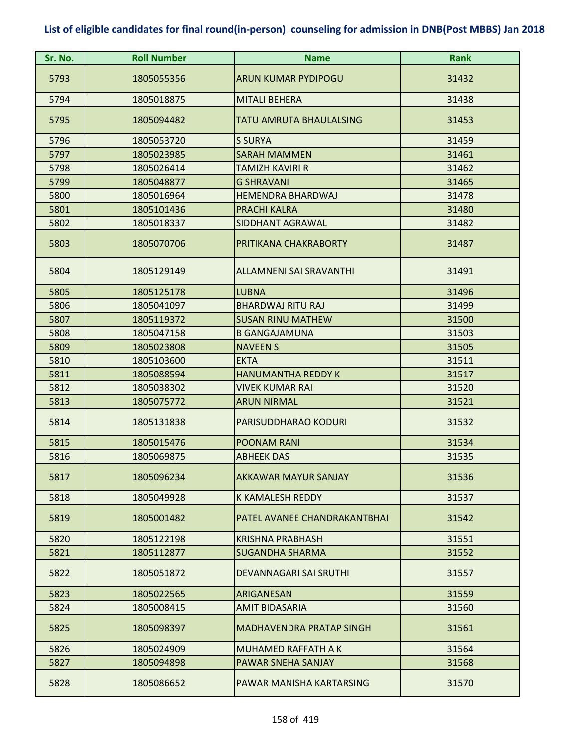# List of eligible candidates for final round(in-person) counseling for admission in DNB(Post MBBS) Jan 2018

| Sr. No. | Roll Number | Name | Rank |
|---|---|---|---|
| 5793 | 1805055356 | ARUN KUMAR PYDIPOGU | 31432 |
| 5794 | 1805018875 | MITALI BEHERA | 31438 |
| 5795 | 1805094482 | TATU AMRUTA BHAULALSING | 31453 |
| 5796 | 1805053720 | S SURYA | 31459 |
| 5797 | 1805023985 | SARAH MAMMEN | 31461 |
| 5798 | 1805026414 | TAMIZH KAVIRI R | 31462 |
| 5799 | 1805048877 | G SHRAVANI | 31465 |
| 5800 | 1805016964 | HEMENDRA BHARDWAJ | 31478 |
| 5801 | 1805101436 | PRACHI KALRA | 31480 |
| 5802 | 1805018337 | SIDDHANT AGRAWAL | 31482 |
| 5803 | 1805070706 | PRITIKANA CHAKRABORTY | 31487 |
| 5804 | 1805129149 | ALLAMNENI SAI SRAVANTHI | 31491 |
| 5805 | 1805125178 | LUBNA | 31496 |
| 5806 | 1805041097 | BHARDWAJ RITU RAJ | 31499 |
| 5807 | 1805119372 | SUSAN RINU MATHEW | 31500 |
| 5808 | 1805047158 | B GANGAJAMUNA | 31503 |
| 5809 | 1805023808 | NAVEEN S | 31505 |
| 5810 | 1805103600 | EKTA | 31511 |
| 5811 | 1805088594 | HANUMANTHA REDDY K | 31517 |
| 5812 | 1805038302 | VIVEK KUMAR RAI | 31520 |
| 5813 | 1805075772 | ARUN NIRMAL | 31521 |
| 5814 | 1805131838 | PARISUDDHARAO KODURI | 31532 |
| 5815 | 1805015476 | POONAM RANI | 31534 |
| 5816 | 1805069875 | ABHEEK DAS | 31535 |
| 5817 | 1805096234 | AKKAWAR MAYUR SANJAY | 31536 |
| 5818 | 1805049928 | K KAMALESH REDDY | 31537 |
| 5819 | 1805001482 | PATEL AVANEE CHANDRAKANTBHAI | 31542 |
| 5820 | 1805122198 | KRISHNA PRABHASH | 31551 |
| 5821 | 1805112877 | SUGANDHA SHARMA | 31552 |
| 5822 | 1805051872 | DEVANNAGARI SAI SRUTHI | 31557 |
| 5823 | 1805022565 | ARIGANESAN | 31559 |
| 5824 | 1805008415 | AMIT BIDASARIA | 31560 |
| 5825 | 1805098397 | MADHAVENDRA PRATAP SINGH | 31561 |
| 5826 | 1805024909 | MUHAMED RAFFATH A K | 31564 |
| 5827 | 1805094898 | PAWAR SNEHA SANJAY | 31568 |
| 5828 | 1805086652 | PAWAR MANISHA KARTARSING | 31570 |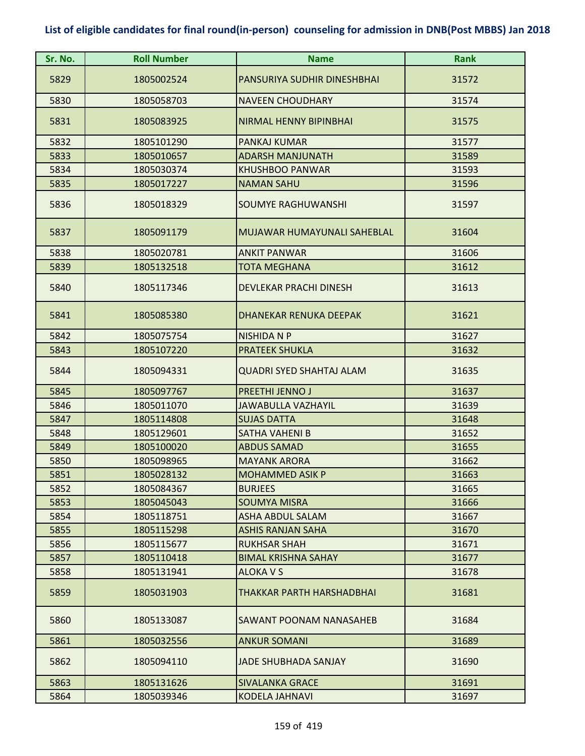## List of eligible candidates for final round(in-person) counseling for admission in DNB(Post MBBS) Jan 2018

| Sr. No. | Roll Number | Name | Rank |
|---|---|---|---|
| 5829 | 1805002524 | PANSURIYA SUDHIR DINESHBHAI | 31572 |
| 5830 | 1805058703 | NAVEEN CHOUDHARY | 31574 |
| 5831 | 1805083925 | NIRMAL HENNY BIPINBHAI | 31575 |
| 5832 | 1805101290 | PANKAJ KUMAR | 31577 |
| 5833 | 1805010657 | ADARSH MANJUNATH | 31589 |
| 5834 | 1805030374 | KHUSHBOO PANWAR | 31593 |
| 5835 | 1805017227 | NAMAN SAHU | 31596 |
| 5836 | 1805018329 | SOUMYE RAGHUWANSHI | 31597 |
| 5837 | 1805091179 | MUJAWAR HUMAYUNALI SAHEBLAL | 31604 |
| 5838 | 1805020781 | ANKIT PANWAR | 31606 |
| 5839 | 1805132518 | TOTA MEGHANA | 31612 |
| 5840 | 1805117346 | DEVLEKAR PRACHI DINESH | 31613 |
| 5841 | 1805085380 | DHANEKAR RENUKA DEEPAK | 31621 |
| 5842 | 1805075754 | NISHIDA N P | 31627 |
| 5843 | 1805107220 | PRATEEK SHUKLA | 31632 |
| 5844 | 1805094331 | QUADRI SYED SHAHTAJ ALAM | 31635 |
| 5845 | 1805097767 | PREETHI JENNO J | 31637 |
| 5846 | 1805011070 | JAWABULLA VAZHAYIL | 31639 |
| 5847 | 1805114808 | SUJAS DATTA | 31648 |
| 5848 | 1805129601 | SATHA VAHENI B | 31652 |
| 5849 | 1805100020 | ABDUS SAMAD | 31655 |
| 5850 | 1805098965 | MAYANK ARORA | 31662 |
| 5851 | 1805028132 | MOHAMMED ASIK P | 31663 |
| 5852 | 1805084367 | BURJEES | 31665 |
| 5853 | 1805045043 | SOUMYA MISRA | 31666 |
| 5854 | 1805118751 | ASHA ABDUL SALAM | 31667 |
| 5855 | 1805115298 | ASHIS RANJAN SAHA | 31670 |
| 5856 | 1805115677 | RUKHSAR SHAH | 31671 |
| 5857 | 1805110418 | BIMAL KRISHNA SAHAY | 31677 |
| 5858 | 1805131941 | ALOKA V S | 31678 |
| 5859 | 1805031903 | THAKKAR PARTH HARSHADBHAI | 31681 |
| 5860 | 1805133087 | SAWANT POONAM NANASAHEB | 31684 |
| 5861 | 1805032556 | ANKUR SOMANI | 31689 |
| 5862 | 1805094110 | JADE SHUBHADA SANJAY | 31690 |
| 5863 | 1805131626 | SIVALANKA GRACE | 31691 |
| 5864 | 1805039346 | KODELA JAHNAVI | 31697 |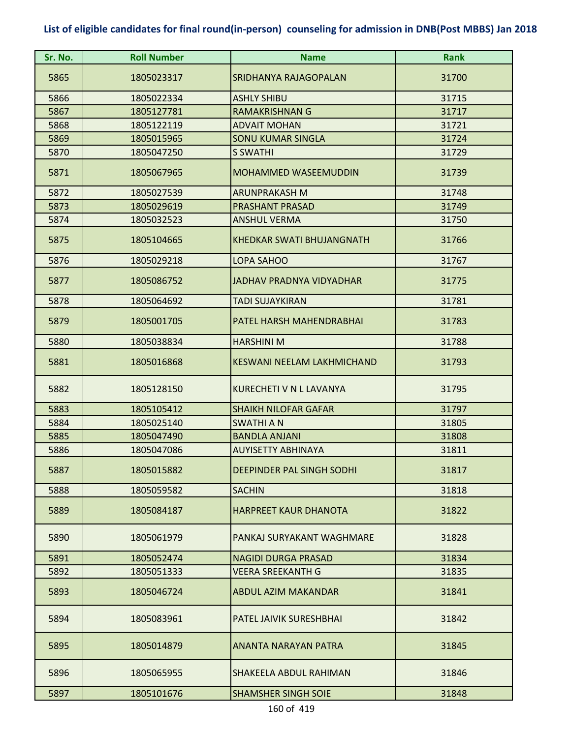**List of eligible candidates for final round(in-person) counseling for admission in DNB(Post MBBS) Jan 2018**

| Sr. No. | Roll Number | Name | Rank |
|---|---|---|---|
| 5865 | 1805023317 | SRIDHANYA RAJAGOPALAN | 31700 |
| 5866 | 1805022334 | ASHLY SHIBU | 31715 |
| 5867 | 1805127781 | RAMAKRISHNAN G | 31717 |
| 5868 | 1805122119 | ADVAIT MOHAN | 31721 |
| 5869 | 1805015965 | SONU KUMAR SINGLA | 31724 |
| 5870 | 1805047250 | S SWATHI | 31729 |
| 5871 | 1805067965 | MOHAMMED WASEEMUDDIN | 31739 |
| 5872 | 1805027539 | ARUNPRAKASH M | 31748 |
| 5873 | 1805029619 | PRASHANT PRASAD | 31749 |
| 5874 | 1805032523 | ANSHUL VERMA | 31750 |
| 5875 | 1805104665 | KHEDKAR SWATI BHUJANGNATH | 31766 |
| 5876 | 1805029218 | LOPA SAHOO | 31767 |
| 5877 | 1805086752 | JADHAV PRADNYA VIDYADHAR | 31775 |
| 5878 | 1805064692 | TADI SUJAYKIRAN | 31781 |
| 5879 | 1805001705 | PATEL HARSH MAHENDRABHAI | 31783 |
| 5880 | 1805038834 | HARSHINI M | 31788 |
| 5881 | 1805016868 | KESWANI NEELAM LAKHMICHAND | 31793 |
| 5882 | 1805128150 | KURECHETI V N L LAVANYA | 31795 |
| 5883 | 1805105412 | SHAIKH NILOFAR GAFAR | 31797 |
| 5884 | 1805025140 | SWATHI A N | 31805 |
| 5885 | 1805047490 | BANDLA ANJANI | 31808 |
| 5886 | 1805047086 | AUYISETTY ABHINAYA | 31811 |
| 5887 | 1805015882 | DEEPINDER PAL SINGH SODHI | 31817 |
| 5888 | 1805059582 | SACHIN | 31818 |
| 5889 | 1805084187 | HARPREET KAUR DHANOTA | 31822 |
| 5890 | 1805061979 | PANKAJ SURYAKANT WAGHMARE | 31828 |
| 5891 | 1805052474 | NAGIDI DURGA PRASAD | 31834 |
| 5892 | 1805051333 | VEERA SREEKANTH G | 31835 |
| 5893 | 1805046724 | ABDUL AZIM MAKANDAR | 31841 |
| 5894 | 1805083961 | PATEL JAIVIK SURESHBHAI | 31842 |
| 5895 | 1805014879 | ANANTA NARAYAN PATRA | 31845 |
| 5896 | 1805065955 | SHAKEELA ABDUL RAHIMAN | 31846 |
| 5897 | 1805101676 | SHAMSHER SINGH SOIE | 31848 |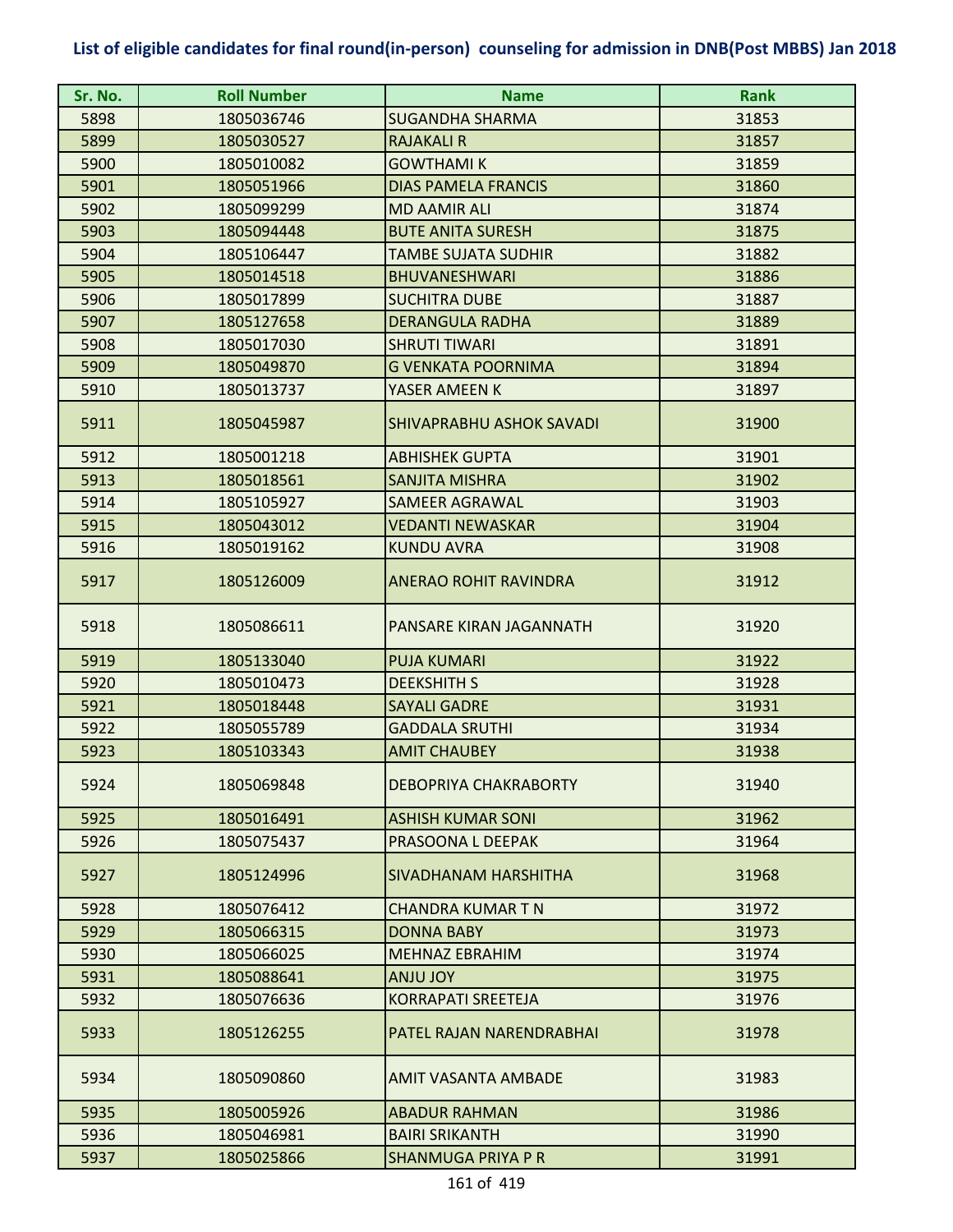**List of eligible candidates for final round(in-person) counseling for admission in DNB(Post MBBS) Jan 2018**

| Sr. No. | Roll Number | Name | Rank |
|---|---|---|---|
| 5898 | 1805036746 | SUGANDHA SHARMA | 31853 |
| 5899 | 1805030527 | RAJAKALI R | 31857 |
| 5900 | 1805010082 | GOWTHAMI K | 31859 |
| 5901 | 1805051966 | DIAS PAMELA FRANCIS | 31860 |
| 5902 | 1805099299 | MD AAMIR ALI | 31874 |
| 5903 | 1805094448 | BUTE ANITA SURESH | 31875 |
| 5904 | 1805106447 | TAMBE SUJATA SUDHIR | 31882 |
| 5905 | 1805014518 | BHUVANESHWARI | 31886 |
| 5906 | 1805017899 | SUCHITRA DUBE | 31887 |
| 5907 | 1805127658 | DERANGULA RADHA | 31889 |
| 5908 | 1805017030 | SHRUTI TIWARI | 31891 |
| 5909 | 1805049870 | G VENKATA POORNIMA | 31894 |
| 5910 | 1805013737 | YASER AMEEN K | 31897 |
| 5911 | 1805045987 | SHIVAPRABHU ASHOK SAVADI | 31900 |
| 5912 | 1805001218 | ABHISHEK GUPTA | 31901 |
| 5913 | 1805018561 | SANJITA MISHRA | 31902 |
| 5914 | 1805105927 | SAMEER AGRAWAL | 31903 |
| 5915 | 1805043012 | VEDANTI NEWASKAR | 31904 |
| 5916 | 1805019162 | KUNDU AVRA | 31908 |
| 5917 | 1805126009 | ANERAO ROHIT RAVINDRA | 31912 |
| 5918 | 1805086611 | PANSARE KIRAN JAGANNATH | 31920 |
| 5919 | 1805133040 | PUJA KUMARI | 31922 |
| 5920 | 1805010473 | DEEKSHITH S | 31928 |
| 5921 | 1805018448 | SAYALI GADRE | 31931 |
| 5922 | 1805055789 | GADDALA SRUTHI | 31934 |
| 5923 | 1805103343 | AMIT CHAUBEY | 31938 |
| 5924 | 1805069848 | DEBOPRIYA CHAKRABORTY | 31940 |
| 5925 | 1805016491 | ASHISH KUMAR SONI | 31962 |
| 5926 | 1805075437 | PRASOONA L DEEPAK | 31964 |
| 5927 | 1805124996 | SIVADHANAM HARSHITHA | 31968 |
| 5928 | 1805076412 | CHANDRA KUMAR T N | 31972 |
| 5929 | 1805066315 | DONNA BABY | 31973 |
| 5930 | 1805066025 | MEHNAZ EBRAHIM | 31974 |
| 5931 | 1805088641 | ANJU JOY | 31975 |
| 5932 | 1805076636 | KORRAPATI SREETEJA | 31976 |
| 5933 | 1805126255 | PATEL RAJAN NARENDRABHAI | 31978 |
| 5934 | 1805090860 | AMIT VASANTA AMBADE | 31983 |
| 5935 | 1805005926 | ABADUR RAHMAN | 31986 |
| 5936 | 1805046981 | BAIRI SRIKANTH | 31990 |
| 5937 | 1805025866 | SHANMUGA PRIYA P R | 31991 |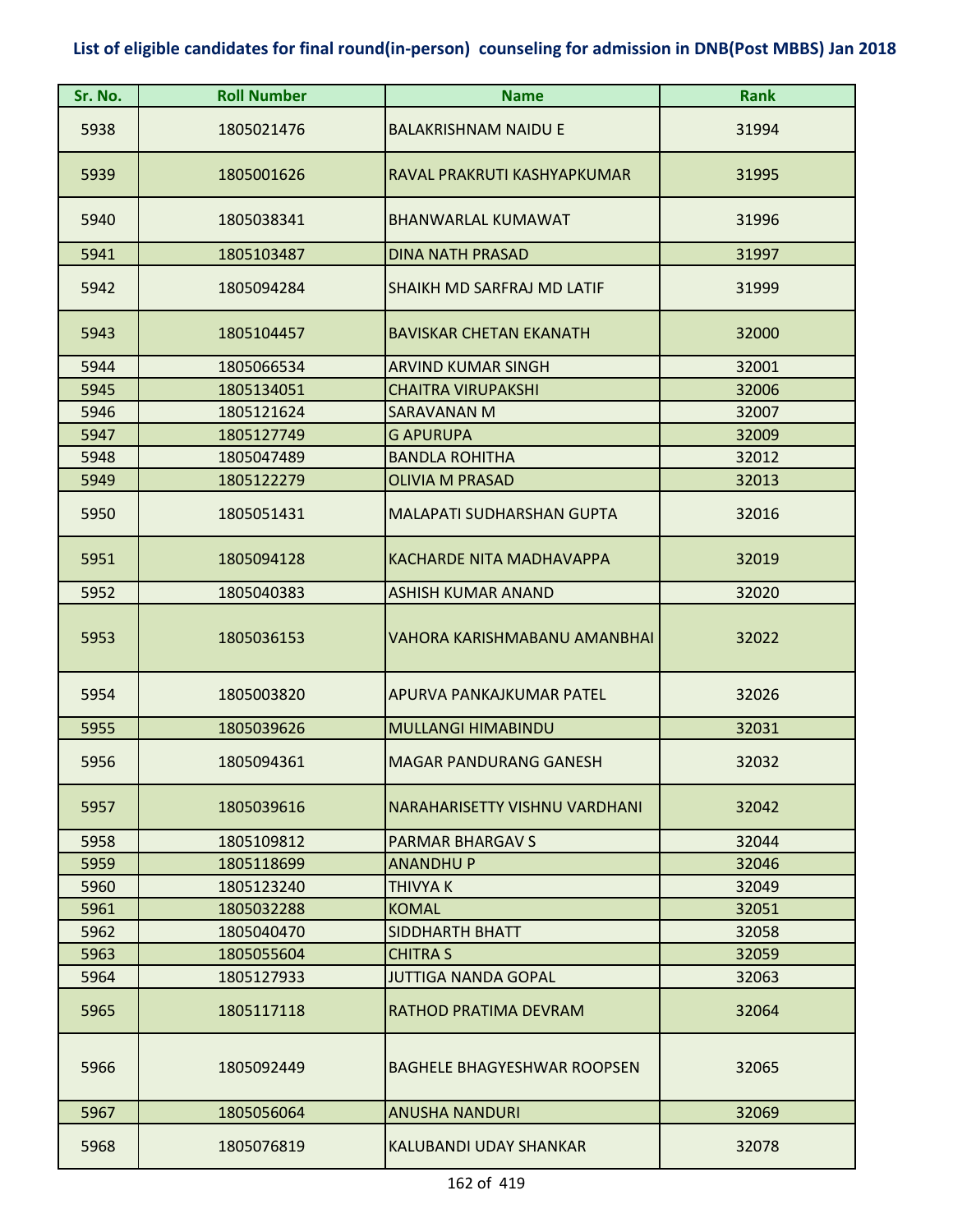# List of eligible candidates for final round(in-person) counseling for admission in DNB(Post MBBS) Jan 2018

| Sr. No. | Roll Number | Name | Rank |
|---|---|---|---|
| 5938 | 1805021476 | BALAKRISHNAM NAIDU E | 31994 |
| 5939 | 1805001626 | RAVAL PRAKRUTI KASHYAPKUMAR | 31995 |
| 5940 | 1805038341 | BHANWARLAL KUMAWAT | 31996 |
| 5941 | 1805103487 | DINA NATH PRASAD | 31997 |
| 5942 | 1805094284 | SHAIKH MD SARFRAJ MD LATIF | 31999 |
| 5943 | 1805104457 | BAVISKAR CHETAN EKANATH | 32000 |
| 5944 | 1805066534 | ARVIND KUMAR SINGH | 32001 |
| 5945 | 1805134051 | CHAITRA VIRUPAKSHI | 32006 |
| 5946 | 1805121624 | SARAVANAN M | 32007 |
| 5947 | 1805127749 | G APURUPA | 32009 |
| 5948 | 1805047489 | BANDLA ROHITHA | 32012 |
| 5949 | 1805122279 | OLIVIA M PRASAD | 32013 |
| 5950 | 1805051431 | MALAPATI SUDHARSHAN GUPTA | 32016 |
| 5951 | 1805094128 | KACHARDE NITA MADHAVAPPA | 32019 |
| 5952 | 1805040383 | ASHISH KUMAR ANAND | 32020 |
| 5953 | 1805036153 | VAHORA KARISHMABANU AMANBHAI | 32022 |
| 5954 | 1805003820 | APURVA PANKAJKUMAR PATEL | 32026 |
| 5955 | 1805039626 | MULLANGI HIMABINDU | 32031 |
| 5956 | 1805094361 | MAGAR PANDURANG GANESH | 32032 |
| 5957 | 1805039616 | NARAHARISETTY VISHNU VARDHANI | 32042 |
| 5958 | 1805109812 | PARMAR BHARGAV S | 32044 |
| 5959 | 1805118699 | ANANDHU P | 32046 |
| 5960 | 1805123240 | THIVYA K | 32049 |
| 5961 | 1805032288 | KOMAL | 32051 |
| 5962 | 1805040470 | SIDDHARTH BHATT | 32058 |
| 5963 | 1805055604 | CHITRA S | 32059 |
| 5964 | 1805127933 | JUTTIGA NANDA GOPAL | 32063 |
| 5965 | 1805117118 | RATHOD PRATIMA DEVRAM | 32064 |
| 5966 | 1805092449 | BAGHELE BHAGYESHWAR ROOPSEN | 32065 |
| 5967 | 1805056064 | ANUSHA NANDURI | 32069 |
| 5968 | 1805076819 | KALUBANDI UDAY SHANKAR | 32078 |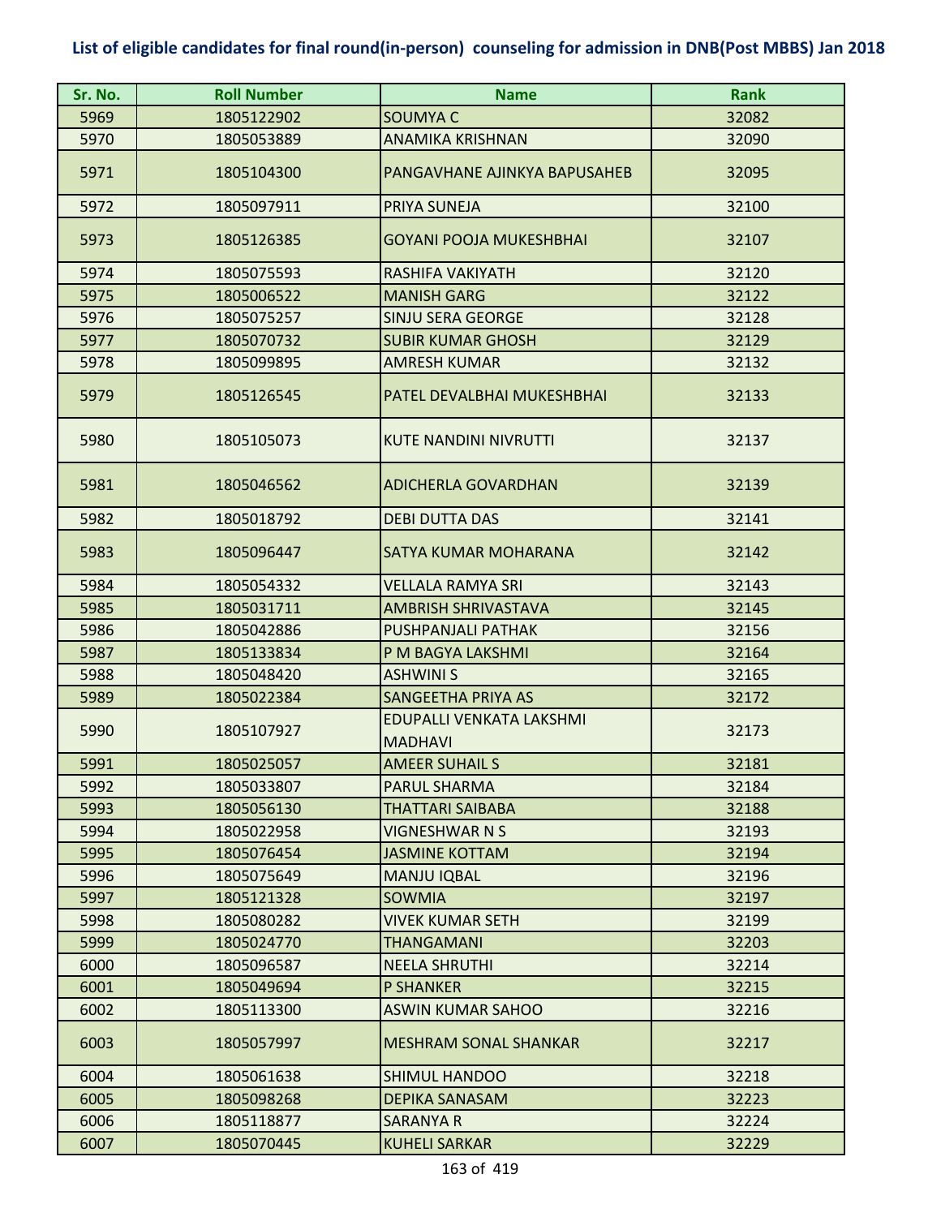## List of eligible candidates for final round(in-person) counseling for admission in DNB(Post MBBS) Jan 2018

| Sr. No. | Roll Number | Name | Rank |
|---|---|---|---|
| 5969 | 1805122902 | SOUMYA C | 32082 |
| 5970 | 1805053889 | ANAMIKA KRISHNAN | 32090 |
| 5971 | 1805104300 | PANGAVHANE AJINKYA BAPUSAHEB | 32095 |
| 5972 | 1805097911 | PRIYA SUNEJA | 32100 |
| 5973 | 1805126385 | GOYANI POOJA MUKESHBHAI | 32107 |
| 5974 | 1805075593 | RASHIFA VAKIYATH | 32120 |
| 5975 | 1805006522 | MANISH GARG | 32122 |
| 5976 | 1805075257 | SINJU SERA GEORGE | 32128 |
| 5977 | 1805070732 | SUBIR KUMAR GHOSH | 32129 |
| 5978 | 1805099895 | AMRESH KUMAR | 32132 |
| 5979 | 1805126545 | PATEL DEVALBHAI MUKESHBHAI | 32133 |
| 5980 | 1805105073 | KUTE NANDINI NIVRUTTI | 32137 |
| 5981 | 1805046562 | ADICHERLA GOVARDHAN | 32139 |
| 5982 | 1805018792 | DEBI DUTTA DAS | 32141 |
| 5983 | 1805096447 | SATYA KUMAR MOHARANA | 32142 |
| 5984 | 1805054332 | VELLALA RAMYA SRI | 32143 |
| 5985 | 1805031711 | AMBRISH SHRIVASTAVA | 32145 |
| 5986 | 1805042886 | PUSHPANJALI PATHAK | 32156 |
| 5987 | 1805133834 | P M BAGYA LAKSHMI | 32164 |
| 5988 | 1805048420 | ASHWINI S | 32165 |
| 5989 | 1805022384 | SANGEETHA PRIYA AS | 32172 |
| 5990 | 1805107927 | EDUPALLI VENKATA LAKSHMI MADHAVI | 32173 |
| 5991 | 1805025057 | AMEER SUHAIL S | 32181 |
| 5992 | 1805033807 | PARUL SHARMA | 32184 |
| 5993 | 1805056130 | THATTARI SAIBABA | 32188 |
| 5994 | 1805022958 | VIGNESHWAR N S | 32193 |
| 5995 | 1805076454 | JASMINE KOTTAM | 32194 |
| 5996 | 1805075649 | MANJU IQBAL | 32196 |
| 5997 | 1805121328 | SOWMIA | 32197 |
| 5998 | 1805080282 | VIVEK KUMAR SETH | 32199 |
| 5999 | 1805024770 | THANGAMANI | 32203 |
| 6000 | 1805096587 | NEELA SHRUTHI | 32214 |
| 6001 | 1805049694 | P SHANKER | 32215 |
| 6002 | 1805113300 | ASWIN KUMAR SAHOO | 32216 |
| 6003 | 1805057997 | MESHRAM SONAL SHANKAR | 32217 |
| 6004 | 1805061638 | SHIMUL HANDOO | 32218 |
| 6005 | 1805098268 | DEPIKA SANASAM | 32223 |
| 6006 | 1805118877 | SARANYA R | 32224 |
| 6007 | 1805070445 | KUHELI SARKAR | 32229 |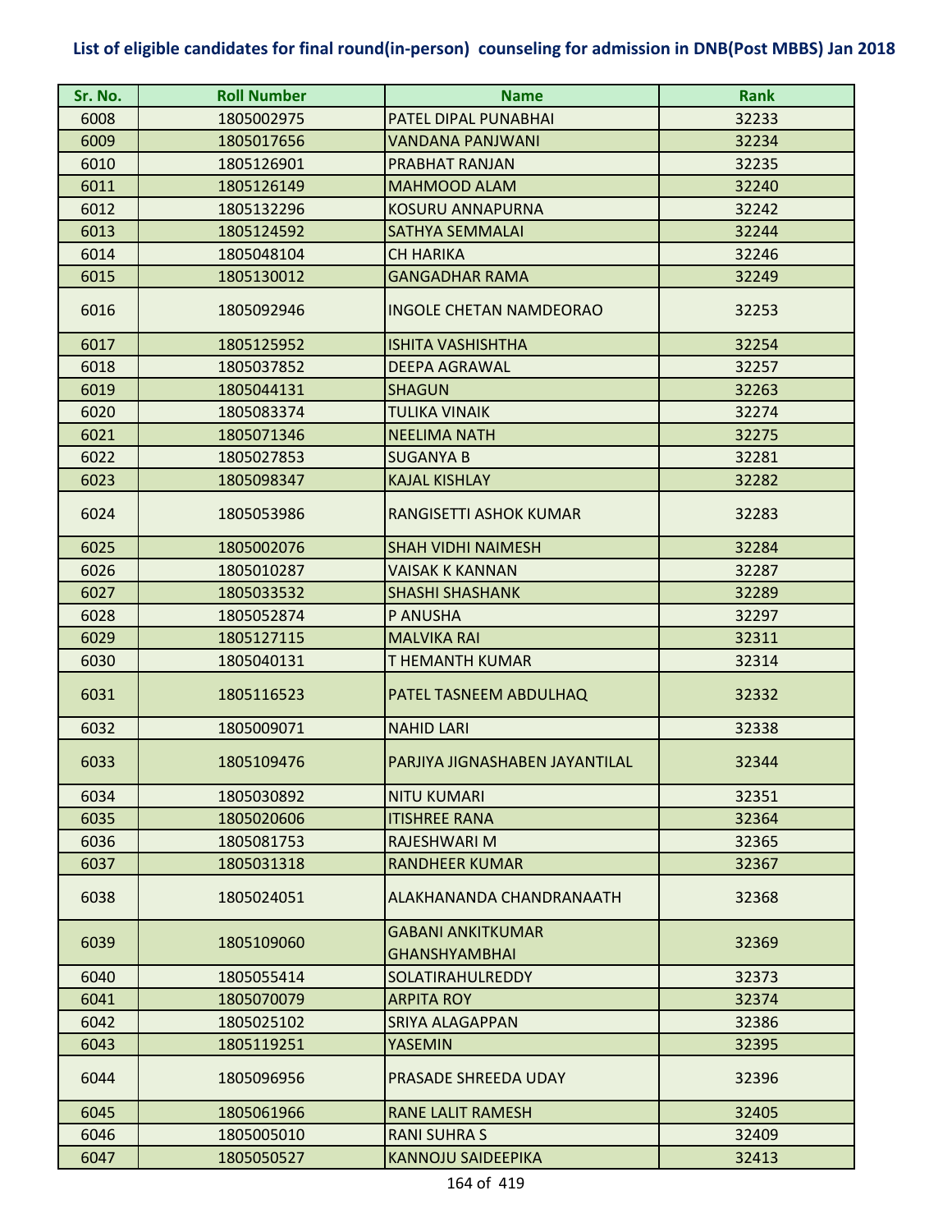**List of eligible candidates for final round(in-person) counseling for admission in DNB(Post MBBS) Jan 2018**

| Sr. No. | Roll Number | Name | Rank |
|---|---|---|---|
| 6008 | 1805002975 | PATEL DIPAL PUNABHAI | 32233 |
| 6009 | 1805017656 | VANDANA PANJWANI | 32234 |
| 6010 | 1805126901 | PRABHAT RANJAN | 32235 |
| 6011 | 1805126149 | MAHMOOD ALAM | 32240 |
| 6012 | 1805132296 | KOSURU ANNAPURNA | 32242 |
| 6013 | 1805124592 | SATHYA SEMMALAI | 32244 |
| 6014 | 1805048104 | CH HARIKA | 32246 |
| 6015 | 1805130012 | GANGADHAR RAMA | 32249 |
| 6016 | 1805092946 | INGOLE CHETAN NAMDEORAO | 32253 |
| 6017 | 1805125952 | ISHITA VASHISHTHA | 32254 |
| 6018 | 1805037852 | DEEPA AGRAWAL | 32257 |
| 6019 | 1805044131 | SHAGUN | 32263 |
| 6020 | 1805083374 | TULIKA VINAIK | 32274 |
| 6021 | 1805071346 | NEELIMA NATH | 32275 |
| 6022 | 1805027853 | SUGANYA B | 32281 |
| 6023 | 1805098347 | KAJAL KISHLAY | 32282 |
| 6024 | 1805053986 | RANGISETTI ASHOK KUMAR | 32283 |
| 6025 | 1805002076 | SHAH VIDHI NAIMESH | 32284 |
| 6026 | 1805010287 | VAISAK K KANNAN | 32287 |
| 6027 | 1805033532 | SHASHI SHASHANK | 32289 |
| 6028 | 1805052874 | P ANUSHA | 32297 |
| 6029 | 1805127115 | MALVIKA RAI | 32311 |
| 6030 | 1805040131 | T HEMANTH KUMAR | 32314 |
| 6031 | 1805116523 | PATEL TASNEEM ABDULHAQ | 32332 |
| 6032 | 1805009071 | NAHID LARI | 32338 |
| 6033 | 1805109476 | PARJIYA JIGNASHABEN JAYANTILAL | 32344 |
| 6034 | 1805030892 | NITU KUMARI | 32351 |
| 6035 | 1805020606 | ITISHREE RANA | 32364 |
| 6036 | 1805081753 | RAJESHWARI M | 32365 |
| 6037 | 1805031318 | RANDHEER KUMAR | 32367 |
| 6038 | 1805024051 | ALAKHANANDA CHANDRANAATH | 32368 |
| 6039 | 1805109060 | GABANI ANKITKUMAR GHANSHYAMBHAI | 32369 |
| 6040 | 1805055414 | SOLATIRAHULREDDY | 32373 |
| 6041 | 1805070079 | ARPITA ROY | 32374 |
| 6042 | 1805025102 | SRIYA ALAGAPPAN | 32386 |
| 6043 | 1805119251 | YASEMIN | 32395 |
| 6044 | 1805096956 | PRASADE SHREEDA UDAY | 32396 |
| 6045 | 1805061966 | RANE LALIT RAMESH | 32405 |
| 6046 | 1805005010 | RANI SUHRA S | 32409 |
| 6047 | 1805050527 | KANNOJU SAIDEEPIKA | 32413 |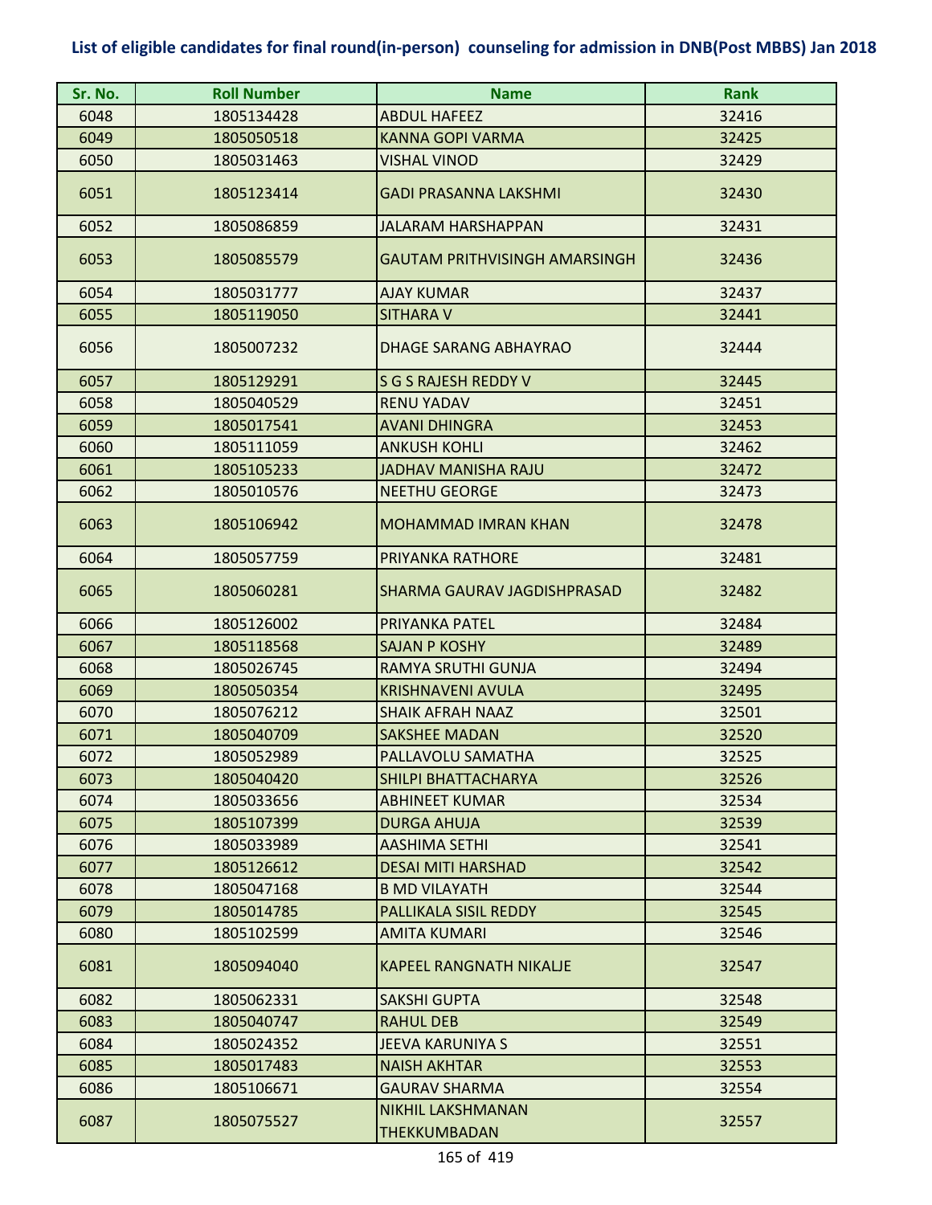# List of eligible candidates for final round(in-person) counseling for admission in DNB(Post MBBS) Jan 2018

| Sr. No. | Roll Number | Name | Rank |
|---|---|---|---|
| 6048 | 1805134428 | ABDUL HAFEEZ | 32416 |
| 6049 | 1805050518 | KANNA GOPI VARMA | 32425 |
| 6050 | 1805031463 | VISHAL VINOD | 32429 |
| 6051 | 1805123414 | GADI PRASANNA LAKSHMI | 32430 |
| 6052 | 1805086859 | JALARAM HARSHAPPAN | 32431 |
| 6053 | 1805085579 | GAUTAM PRITHVISINGH AMARSINGH | 32436 |
| 6054 | 1805031777 | AJAY KUMAR | 32437 |
| 6055 | 1805119050 | SITHARA V | 32441 |
| 6056 | 1805007232 | DHAGE SARANG ABHAYRAO | 32444 |
| 6057 | 1805129291 | S G S RAJESH REDDY V | 32445 |
| 6058 | 1805040529 | RENU YADAV | 32451 |
| 6059 | 1805017541 | AVANI DHINGRA | 32453 |
| 6060 | 1805111059 | ANKUSH KOHLI | 32462 |
| 6061 | 1805105233 | JADHAV MANISHA RAJU | 32472 |
| 6062 | 1805010576 | NEETHU GEORGE | 32473 |
| 6063 | 1805106942 | MOHAMMAD IMRAN KHAN | 32478 |
| 6064 | 1805057759 | PRIYANKA RATHORE | 32481 |
| 6065 | 1805060281 | SHARMA GAURAV JAGDISHPRASAD | 32482 |
| 6066 | 1805126002 | PRIYANKA PATEL | 32484 |
| 6067 | 1805118568 | SAJAN P KOSHY | 32489 |
| 6068 | 1805026745 | RAMYA SRUTHI GUNJA | 32494 |
| 6069 | 1805050354 | KRISHNAVENI AVULA | 32495 |
| 6070 | 1805076212 | SHAIK AFRAH NAAZ | 32501 |
| 6071 | 1805040709 | SAKSHEE MADAN | 32520 |
| 6072 | 1805052989 | PALLAVOLU SAMATHA | 32525 |
| 6073 | 1805040420 | SHILPI BHATTACHARYA | 32526 |
| 6074 | 1805033656 | ABHINEET KUMAR | 32534 |
| 6075 | 1805107399 | DURGA AHUJA | 32539 |
| 6076 | 1805033989 | AASHIMA SETHI | 32541 |
| 6077 | 1805126612 | DESAI MITI HARSHAD | 32542 |
| 6078 | 1805047168 | B MD VILAYATH | 32544 |
| 6079 | 1805014785 | PALLIKALA SISIL REDDY | 32545 |
| 6080 | 1805102599 | AMITA KUMARI | 32546 |
| 6081 | 1805094040 | KAPEEL RANGNATH NIKALJE | 32547 |
| 6082 | 1805062331 | SAKSHI GUPTA | 32548 |
| 6083 | 1805040747 | RAHUL DEB | 32549 |
| 6084 | 1805024352 | JEEVA KARUNIYA S | 32551 |
| 6085 | 1805017483 | NAISH AKHTAR | 32553 |
| 6086 | 1805106671 | GAURAV SHARMA | 32554 |
| 6087 | 1805075527 | NIKHIL LAKSHMANAN THEKKUMBADAN | 32557 |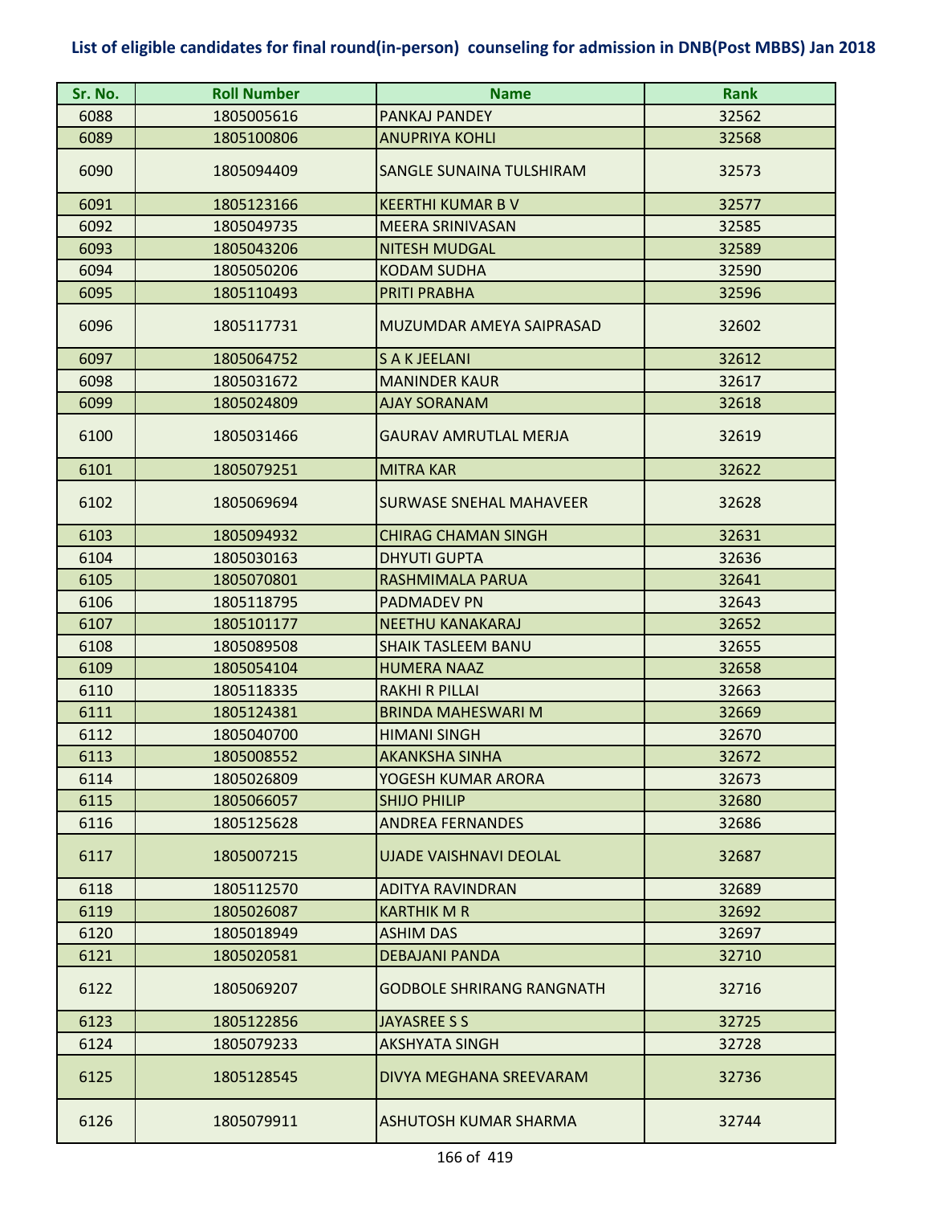**List of eligible candidates for final round(in-person) counseling for admission in DNB(Post MBBS) Jan 2018**

| Sr. No. | Roll Number | Name | Rank |
|---|---|---|---|
| 6088 | 1805005616 | PANKAJ PANDEY | 32562 |
| 6089 | 1805100806 | ANUPRIYA KOHLI | 32568 |
| 6090 | 1805094409 | SANGLE SUNAINA TULSHIRAM | 32573 |
| 6091 | 1805123166 | KEERTHI KUMAR B V | 32577 |
| 6092 | 1805049735 | MEERA SRINIVASAN | 32585 |
| 6093 | 1805043206 | NITESH MUDGAL | 32589 |
| 6094 | 1805050206 | KODAM SUDHA | 32590 |
| 6095 | 1805110493 | PRITI PRABHA | 32596 |
| 6096 | 1805117731 | MUZUMDAR AMEYA SAIPRASAD | 32602 |
| 6097 | 1805064752 | S A K JEELANI | 32612 |
| 6098 | 1805031672 | MANINDER KAUR | 32617 |
| 6099 | 1805024809 | AJAY SORANAM | 32618 |
| 6100 | 1805031466 | GAURAV AMRUTLAL MERJA | 32619 |
| 6101 | 1805079251 | MITRA KAR | 32622 |
| 6102 | 1805069694 | SURWASE SNEHAL MAHAVEER | 32628 |
| 6103 | 1805094932 | CHIRAG CHAMAN SINGH | 32631 |
| 6104 | 1805030163 | DHYUTI GUPTA | 32636 |
| 6105 | 1805070801 | RASHMIMALA PARUA | 32641 |
| 6106 | 1805118795 | PADMADEV PN | 32643 |
| 6107 | 1805101177 | NEETHU KANAKARAJ | 32652 |
| 6108 | 1805089508 | SHAIK TASLEEM BANU | 32655 |
| 6109 | 1805054104 | HUMERA NAAZ | 32658 |
| 6110 | 1805118335 | RAKHI R PILLAI | 32663 |
| 6111 | 1805124381 | BRINDA MAHESWARI M | 32669 |
| 6112 | 1805040700 | HIMANI SINGH | 32670 |
| 6113 | 1805008552 | AKANKSHA SINHA | 32672 |
| 6114 | 1805026809 | YOGESH KUMAR ARORA | 32673 |
| 6115 | 1805066057 | SHIJO PHILIP | 32680 |
| 6116 | 1805125628 | ANDREA FERNANDES | 32686 |
| 6117 | 1805007215 | UJADE VAISHNAVI DEOLAL | 32687 |
| 6118 | 1805112570 | ADITYA RAVINDRAN | 32689 |
| 6119 | 1805026087 | KARTHIK M R | 32692 |
| 6120 | 1805018949 | ASHIM DAS | 32697 |
| 6121 | 1805020581 | DEBAJANI PANDA | 32710 |
| 6122 | 1805069207 | GODBOLE SHRIRANG RANGNATH | 32716 |
| 6123 | 1805122856 | JAYASREE S S | 32725 |
| 6124 | 1805079233 | AKSHYATA SINGH | 32728 |
| 6125 | 1805128545 | DIVYA MEGHANA SREEVARAM | 32736 |
| 6126 | 1805079911 | ASHUTOSH KUMAR SHARMA | 32744 |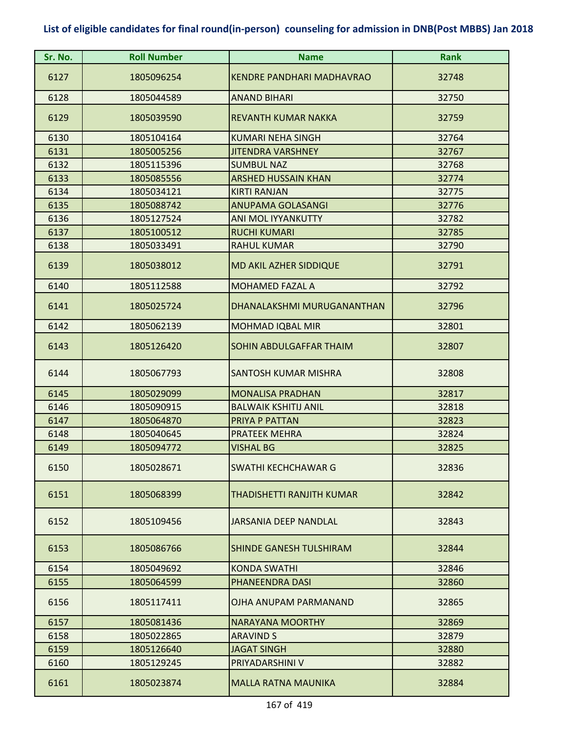# List of eligible candidates for final round(in-person) counseling for admission in DNB(Post MBBS) Jan 2018

| Sr. No. | Roll Number | Name | Rank |
|---|---|---|---|
| 6127 | 1805096254 | KENDRE PANDHARI MADHAVRAO | 32748 |
| 6128 | 1805044589 | ANAND BIHARI | 32750 |
| 6129 | 1805039590 | REVANTH KUMAR NAKKA | 32759 |
| 6130 | 1805104164 | KUMARI NEHA SINGH | 32764 |
| 6131 | 1805005256 | JITENDRA VARSHNEY | 32767 |
| 6132 | 1805115396 | SUMBUL NAZ | 32768 |
| 6133 | 1805085556 | ARSHED HUSSAIN KHAN | 32774 |
| 6134 | 1805034121 | KIRTI RANJAN | 32775 |
| 6135 | 1805088742 | ANUPAMA GOLASANGI | 32776 |
| 6136 | 1805127524 | ANI MOL IYYANKUTTY | 32782 |
| 6137 | 1805100512 | RUCHI KUMARI | 32785 |
| 6138 | 1805033491 | RAHUL KUMAR | 32790 |
| 6139 | 1805038012 | MD AKIL AZHER SIDDIQUE | 32791 |
| 6140 | 1805112588 | MOHAMED FAZAL A | 32792 |
| 6141 | 1805025724 | DHANALAKSHMI MURUGANANTHAN | 32796 |
| 6142 | 1805062139 | MOHMAD IQBAL MIR | 32801 |
| 6143 | 1805126420 | SOHIN ABDULGAFFAR THAIM | 32807 |
| 6144 | 1805067793 | SANTOSH KUMAR MISHRA | 32808 |
| 6145 | 1805029099 | MONALISA PRADHAN | 32817 |
| 6146 | 1805090915 | BALWAIK KSHITIJ ANIL | 32818 |
| 6147 | 1805064870 | PRIYA P PATTAN | 32823 |
| 6148 | 1805040645 | PRATEEK MEHRA | 32824 |
| 6149 | 1805094772 | VISHAL BG | 32825 |
| 6150 | 1805028671 | SWATHI KECHCHAWAR G | 32836 |
| 6151 | 1805068399 | THADISHETTI RANJITH KUMAR | 32842 |
| 6152 | 1805109456 | JARSANIA DEEP NANDLAL | 32843 |
| 6153 | 1805086766 | SHINDE GANESH TULSHIRAM | 32844 |
| 6154 | 1805049692 | KONDA SWATHI | 32846 |
| 6155 | 1805064599 | PHANEENDRA DASI | 32860 |
| 6156 | 1805117411 | OJHA ANUPAM PARMANAND | 32865 |
| 6157 | 1805081436 | NARAYANA MOORTHY | 32869 |
| 6158 | 1805022865 | ARAVIND S | 32879 |
| 6159 | 1805126640 | JAGAT SINGH | 32880 |
| 6160 | 1805129245 | PRIYADARSHINI V | 32882 |
| 6161 | 1805023874 | MALLA RATNA MAUNIKA | 32884 |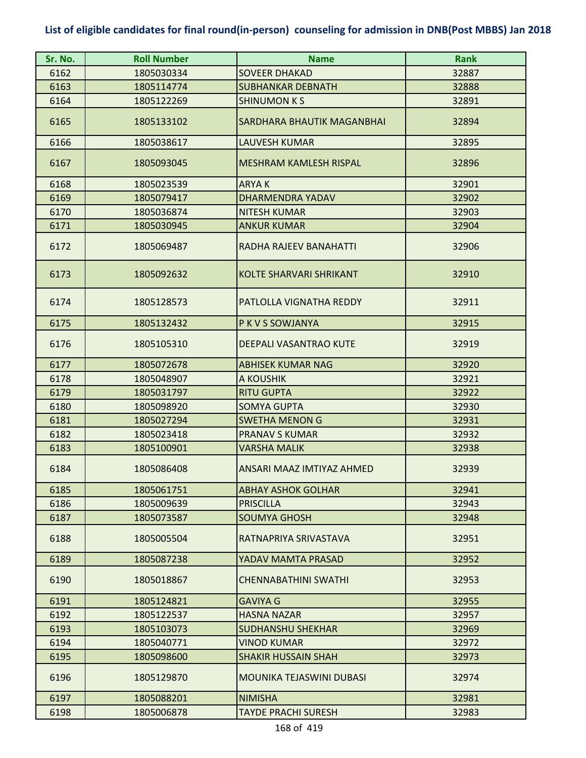# List of eligible candidates for final round(in-person) counseling for admission in DNB(Post MBBS) Jan 2018

| Sr. No. | Roll Number | Name | Rank |
|---|---|---|---|
| 6162 | 1805030334 | SOVEER DHAKAD | 32887 |
| 6163 | 1805114774 | SUBHANKAR DEBNATH | 32888 |
| 6164 | 1805122269 | SHINUMON K S | 32891 |
| 6165 | 1805133102 | SARDHARA BHAUTIK MAGANBHAI | 32894 |
| 6166 | 1805038617 | LAUVESH KUMAR | 32895 |
| 6167 | 1805093045 | MESHRAM KAMLESH RISPAL | 32896 |
| 6168 | 1805023539 | ARYA K | 32901 |
| 6169 | 1805079417 | DHARMENDRA YADAV | 32902 |
| 6170 | 1805036874 | NITESH KUMAR | 32903 |
| 6171 | 1805030945 | ANKUR KUMAR | 32904 |
| 6172 | 1805069487 | RADHA RAJEEV BANAHATTI | 32906 |
| 6173 | 1805092632 | KOLTE SHARVARI SHRIKANT | 32910 |
| 6174 | 1805128573 | PATLOLLA VIGNATHA REDDY | 32911 |
| 6175 | 1805132432 | P K V S SOWJANYA | 32915 |
| 6176 | 1805105310 | DEEPALI VASANTRAO KUTE | 32919 |
| 6177 | 1805072678 | ABHISEK KUMAR NAG | 32920 |
| 6178 | 1805048907 | A KOUSHIK | 32921 |
| 6179 | 1805031797 | RITU GUPTA | 32922 |
| 6180 | 1805098920 | SOMYA GUPTA | 32930 |
| 6181 | 1805027294 | SWETHA MENON G | 32931 |
| 6182 | 1805023418 | PRANAV S KUMAR | 32932 |
| 6183 | 1805100901 | VARSHA MALIK | 32938 |
| 6184 | 1805086408 | ANSARI MAAZ IMTIYAZ AHMED | 32939 |
| 6185 | 1805061751 | ABHAY ASHOK GOLHAR | 32941 |
| 6186 | 1805009639 | PRISCILLA | 32943 |
| 6187 | 1805073587 | SOUMYA GHOSH | 32948 |
| 6188 | 1805005504 | RATNAPRIYA SRIVASTAVA | 32951 |
| 6189 | 1805087238 | YADAV MAMTA PRASAD | 32952 |
| 6190 | 1805018867 | CHENNABATHINI SWATHI | 32953 |
| 6191 | 1805124821 | GAVIYA G | 32955 |
| 6192 | 1805122537 | HASNA NAZAR | 32957 |
| 6193 | 1805103073 | SUDHANSHU SHEKHAR | 32969 |
| 6194 | 1805040771 | VINOD KUMAR | 32972 |
| 6195 | 1805098600 | SHAKIR HUSSAIN SHAH | 32973 |
| 6196 | 1805129870 | MOUNIKA TEJASWINI DUBASI | 32974 |
| 6197 | 1805088201 | NIMISHA | 32981 |
| 6198 | 1805006878 | TAYDE PRACHI SURESH | 32983 |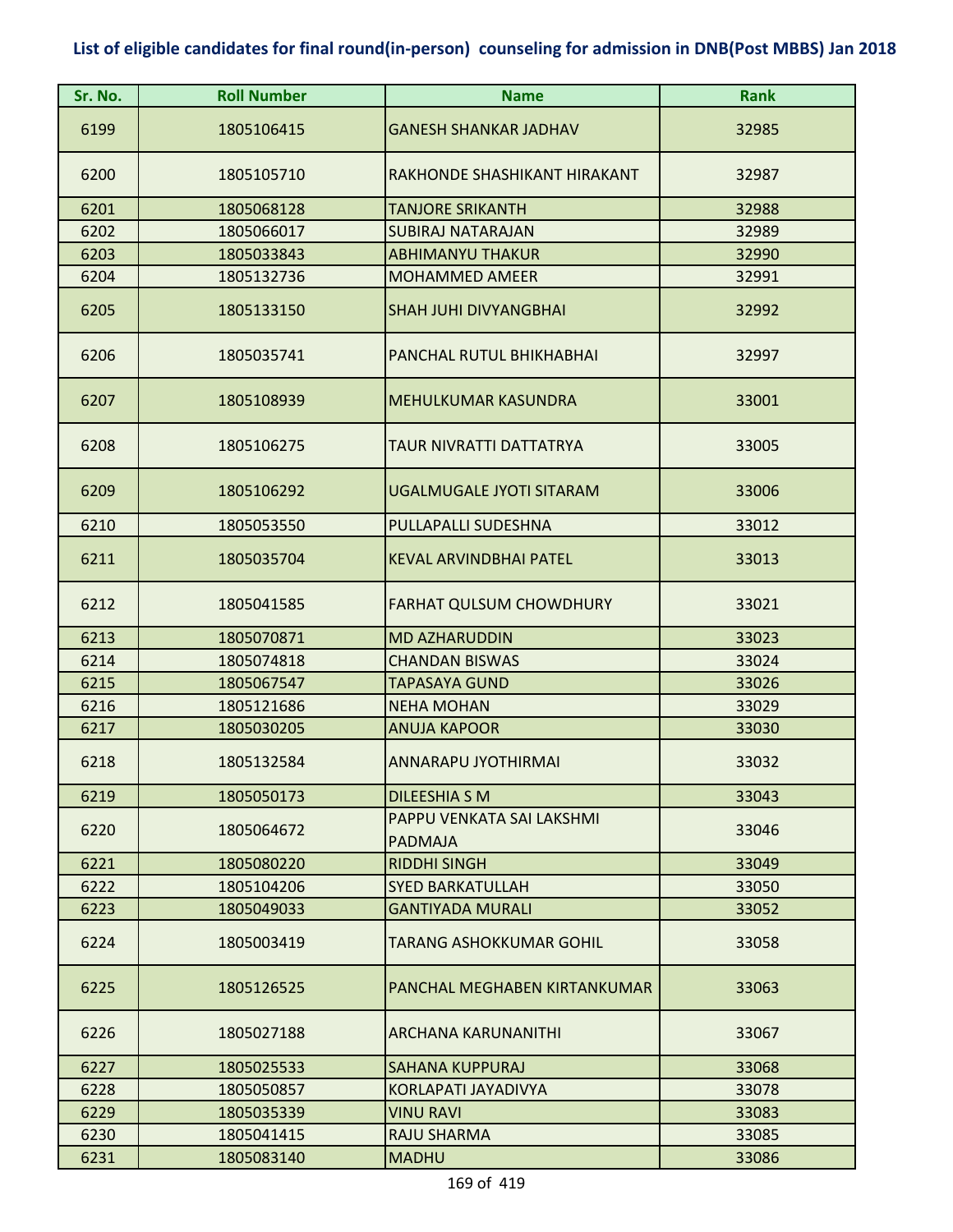## List of eligible candidates for final round(in-person) counseling for admission in DNB(Post MBBS) Jan 2018

| Sr. No. | Roll Number | Name | Rank |
|---|---|---|---|
| 6199 | 1805106415 | GANESH SHANKAR JADHAV | 32985 |
| 6200 | 1805105710 | RAKHONDE SHASHIKANT HIRAKANT | 32987 |
| 6201 | 1805068128 | TANJORE SRIKANTH | 32988 |
| 6202 | 1805066017 | SUBIRAJ NATARAJAN | 32989 |
| 6203 | 1805033843 | ABHIMANYU THAKUR | 32990 |
| 6204 | 1805132736 | MOHAMMED AMEER | 32991 |
| 6205 | 1805133150 | SHAH JUHI DIVYANGBHAI | 32992 |
| 6206 | 1805035741 | PANCHAL RUTUL BHIKHABHAI | 32997 |
| 6207 | 1805108939 | MEHULKUMAR KASUNDRA | 33001 |
| 6208 | 1805106275 | TAUR NIVRATTI DATTATRYA | 33005 |
| 6209 | 1805106292 | UGALMUGALE JYOTI SITARAM | 33006 |
| 6210 | 1805053550 | PULLAPALLI SUDESHNA | 33012 |
| 6211 | 1805035704 | KEVAL ARVINDBHAI PATEL | 33013 |
| 6212 | 1805041585 | FARHAT QULSUM CHOWDHURY | 33021 |
| 6213 | 1805070871 | MD AZHARUDDIN | 33023 |
| 6214 | 1805074818 | CHANDAN BISWAS | 33024 |
| 6215 | 1805067547 | TAPASAYA GUND | 33026 |
| 6216 | 1805121686 | NEHA MOHAN | 33029 |
| 6217 | 1805030205 | ANUJA KAPOOR | 33030 |
| 6218 | 1805132584 | ANNARAPU JYOTHIRMAI | 33032 |
| 6219 | 1805050173 | DILEESHIA S M | 33043 |
| 6220 | 1805064672 | PAPPU VENKATA SAI LAKSHMI PADMAJA | 33046 |
| 6221 | 1805080220 | RIDDHI SINGH | 33049 |
| 6222 | 1805104206 | SYED BARKATULLAH | 33050 |
| 6223 | 1805049033 | GANTIYADA MURALI | 33052 |
| 6224 | 1805003419 | TARANG ASHOKKUMAR GOHIL | 33058 |
| 6225 | 1805126525 | PANCHAL MEGHABEN KIRTANKUMAR | 33063 |
| 6226 | 1805027188 | ARCHANA KARUNANITHI | 33067 |
| 6227 | 1805025533 | SAHANA KUPPURAJ | 33068 |
| 6228 | 1805050857 | KORLAPATI JAYADIVYA | 33078 |
| 6229 | 1805035339 | VINU RAVI | 33083 |
| 6230 | 1805041415 | RAJU SHARMA | 33085 |
| 6231 | 1805083140 | MADHU | 33086 |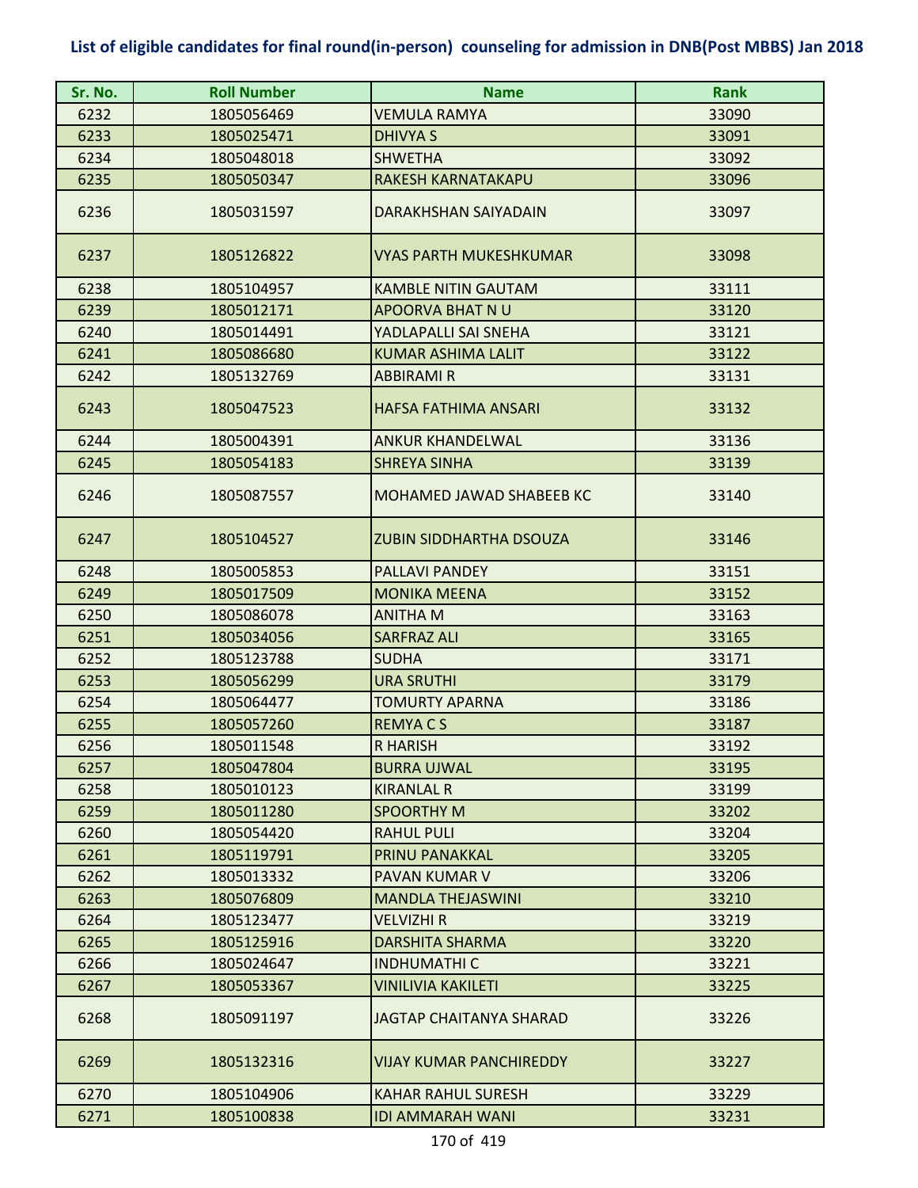# List of eligible candidates for final round(in-person) counseling for admission in DNB(Post MBBS) Jan 2018

| Sr. No. | Roll Number | Name | Rank |
|---|---|---|---|
| 6232 | 1805056469 | VEMULA RAMYA | 33090 |
| 6233 | 1805025471 | DHIVYA S | 33091 |
| 6234 | 1805048018 | SHWETHA | 33092 |
| 6235 | 1805050347 | RAKESH KARNATAKAPU | 33096 |
| 6236 | 1805031597 | DARAKHSHAN SAIYADAIN | 33097 |
| 6237 | 1805126822 | VYAS PARTH MUKESHKUMAR | 33098 |
| 6238 | 1805104957 | KAMBLE NITIN GAUTAM | 33111 |
| 6239 | 1805012171 | APOORVA BHAT N U | 33120 |
| 6240 | 1805014491 | YADLAPALLI SAI SNEHA | 33121 |
| 6241 | 1805086680 | KUMAR ASHIMA LALIT | 33122 |
| 6242 | 1805132769 | ABBIRAMI R | 33131 |
| 6243 | 1805047523 | HAFSA FATHIMA ANSARI | 33132 |
| 6244 | 1805004391 | ANKUR KHANDELWAL | 33136 |
| 6245 | 1805054183 | SHREYA SINHA | 33139 |
| 6246 | 1805087557 | MOHAMED JAWAD SHABEEB KC | 33140 |
| 6247 | 1805104527 | ZUBIN SIDDHARTHA DSOUZA | 33146 |
| 6248 | 1805005853 | PALLAVI PANDEY | 33151 |
| 6249 | 1805017509 | MONIKA MEENA | 33152 |
| 6250 | 1805086078 | ANITHA M | 33163 |
| 6251 | 1805034056 | SARFRAZ ALI | 33165 |
| 6252 | 1805123788 | SUDHA | 33171 |
| 6253 | 1805056299 | URA SRUTHI | 33179 |
| 6254 | 1805064477 | TOMURTY APARNA | 33186 |
| 6255 | 1805057260 | REMYA C S | 33187 |
| 6256 | 1805011548 | R HARISH | 33192 |
| 6257 | 1805047804 | BURRA UJWAL | 33195 |
| 6258 | 1805010123 | KIRANLAL R | 33199 |
| 6259 | 1805011280 | SPOORTHY M | 33202 |
| 6260 | 1805054420 | RAHUL PULI | 33204 |
| 6261 | 1805119791 | PRINU PANAKKAL | 33205 |
| 6262 | 1805013332 | PAVAN KUMAR V | 33206 |
| 6263 | 1805076809 | MANDLA THEJASWINI | 33210 |
| 6264 | 1805123477 | VELVIZHI R | 33219 |
| 6265 | 1805125916 | DARSHITA SHARMA | 33220 |
| 6266 | 1805024647 | INDHUMATHI C | 33221 |
| 6267 | 1805053367 | VINILIVIA KAKILETI | 33225 |
| 6268 | 1805091197 | JAGTAP CHAITANYA SHARAD | 33226 |
| 6269 | 1805132316 | VIJAY KUMAR PANCHIREDDY | 33227 |
| 6270 | 1805104906 | KAHAR RAHUL SURESH | 33229 |
| 6271 | 1805100838 | IDI AMMARAH WANI | 33231 |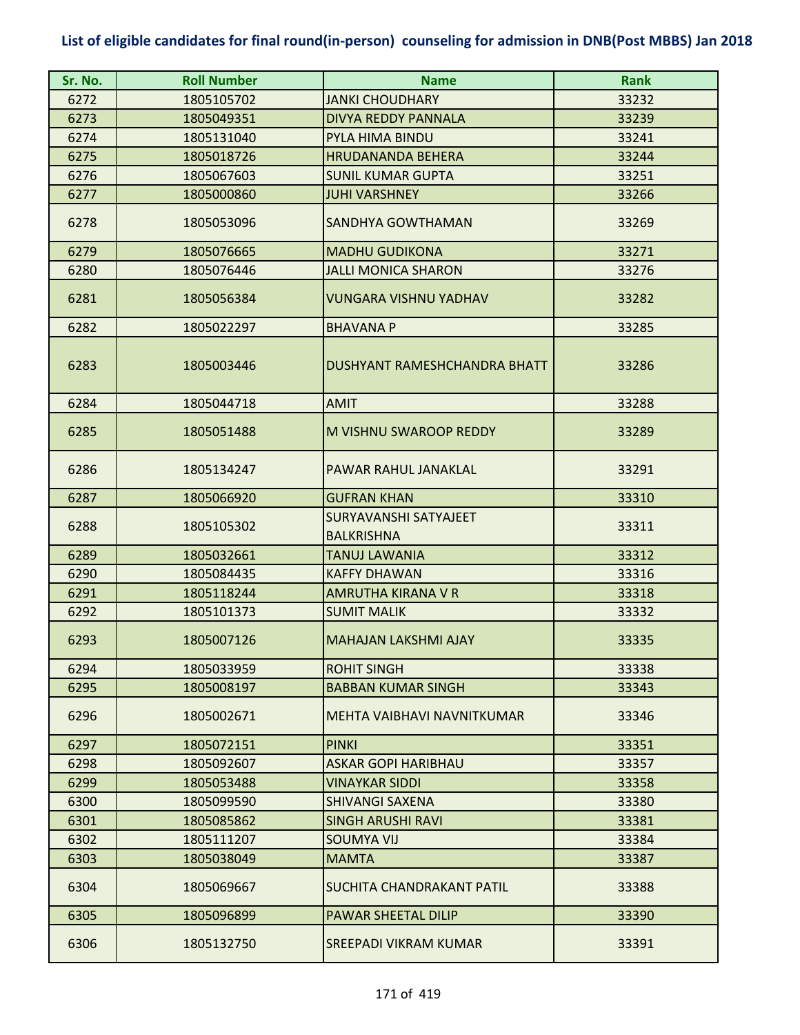# List of eligible candidates for final round(in-person) counseling for admission in DNB(Post MBBS) Jan 2018

| Sr. No. | Roll Number | Name | Rank |
|---|---|---|---|
| 6272 | 1805105702 | JANKI CHOUDHARY | 33232 |
| 6273 | 1805049351 | DIVYA REDDY PANNALA | 33239 |
| 6274 | 1805131040 | PYLA HIMA BINDU | 33241 |
| 6275 | 1805018726 | HRUDANANDA BEHERA | 33244 |
| 6276 | 1805067603 | SUNIL KUMAR GUPTA | 33251 |
| 6277 | 1805000860 | JUHI VARSHNEY | 33266 |
| 6278 | 1805053096 | SANDHYA GOWTHAMAN | 33269 |
| 6279 | 1805076665 | MADHU GUDIKONA | 33271 |
| 6280 | 1805076446 | JALLI MONICA SHARON | 33276 |
| 6281 | 1805056384 | VUNGARA VISHNU YADHAV | 33282 |
| 6282 | 1805022297 | BHAVANA P | 33285 |
| 6283 | 1805003446 | DUSHYANT RAMESHCHANDRA BHATT | 33286 |
| 6284 | 1805044718 | AMIT | 33288 |
| 6285 | 1805051488 | M VISHNU SWAROOP REDDY | 33289 |
| 6286 | 1805134247 | PAWAR RAHUL JANAKLAL | 33291 |
| 6287 | 1805066920 | GUFRAN KHAN | 33310 |
| 6288 | 1805105302 | SURYAVANSHI SATYAJEET BALKRISHNA | 33311 |
| 6289 | 1805032661 | TANUJ LAWANIA | 33312 |
| 6290 | 1805084435 | KAFFY DHAWAN | 33316 |
| 6291 | 1805118244 | AMRUTHA KIRANA V R | 33318 |
| 6292 | 1805101373 | SUMIT MALIK | 33332 |
| 6293 | 1805007126 | MAHAJAN LAKSHMI AJAY | 33335 |
| 6294 | 1805033959 | ROHIT SINGH | 33338 |
| 6295 | 1805008197 | BABBAN KUMAR SINGH | 33343 |
| 6296 | 1805002671 | MEHTA VAIBHAVI NAVNITKUMAR | 33346 |
| 6297 | 1805072151 | PINKI | 33351 |
| 6298 | 1805092607 | ASKAR GOPI HARIBHAU | 33357 |
| 6299 | 1805053488 | VINAYKAR SIDDI | 33358 |
| 6300 | 1805099590 | SHIVANGI SAXENA | 33380 |
| 6301 | 1805085862 | SINGH ARUSHI RAVI | 33381 |
| 6302 | 1805111207 | SOUMYA VIJ | 33384 |
| 6303 | 1805038049 | MAMTA | 33387 |
| 6304 | 1805069667 | SUCHITA CHANDRAKANT PATIL | 33388 |
| 6305 | 1805096899 | PAWAR SHEETAL DILIP | 33390 |
| 6306 | 1805132750 | SREEPADI VIKRAM KUMAR | 33391 |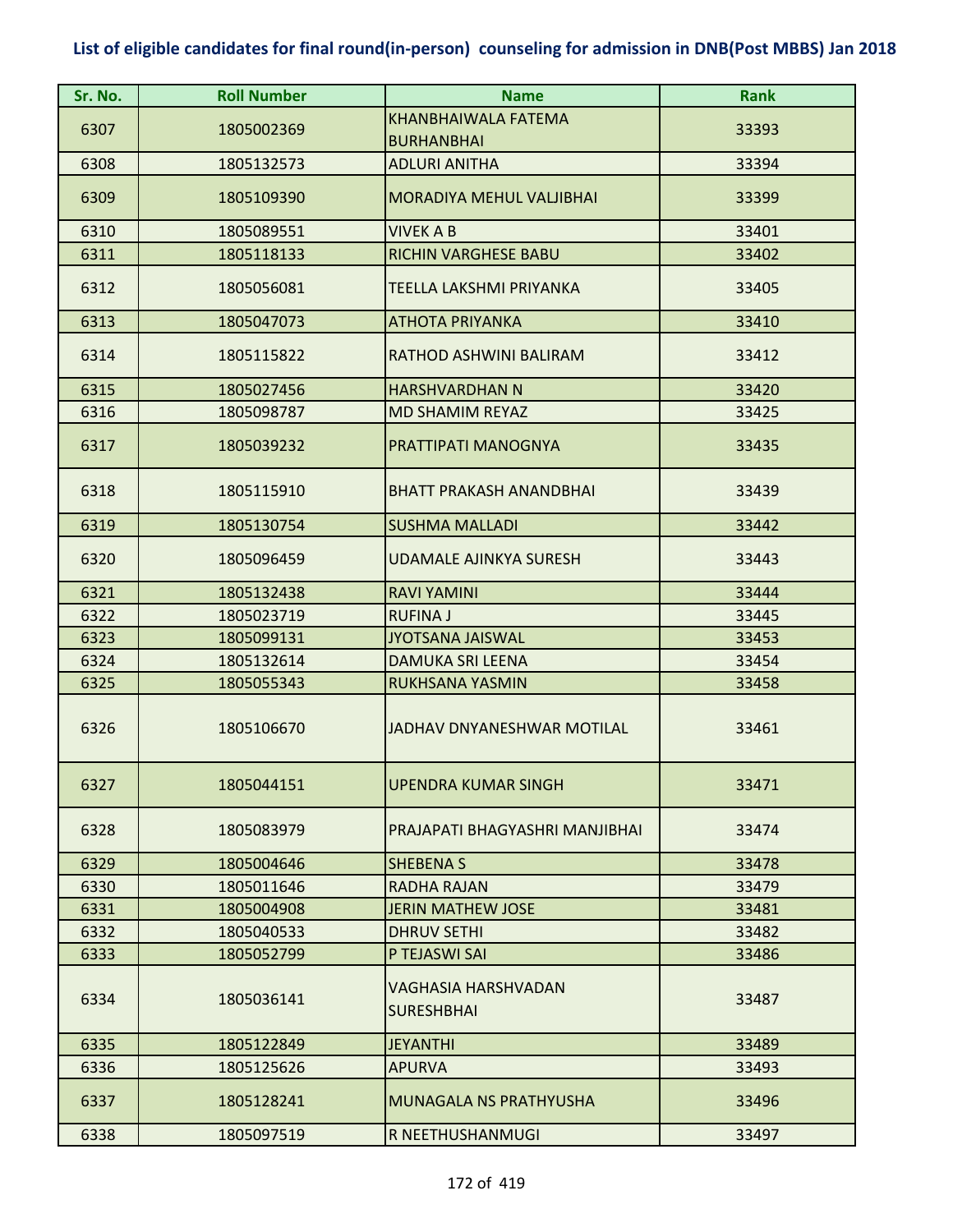## List of eligible candidates for final round(in-person) counseling for admission in DNB(Post MBBS) Jan 2018

| Sr. No. | Roll Number | Name | Rank |
|---|---|---|---|
| 6307 | 1805002369 | KHANBHAIWALA FATEMA BURHANBHAI | 33393 |
| 6308 | 1805132573 | ADLURI ANITHA | 33394 |
| 6309 | 1805109390 | MORADIYA MEHUL VALJIBHAI | 33399 |
| 6310 | 1805089551 | VIVEK A B | 33401 |
| 6311 | 1805118133 | RICHIN VARGHESE BABU | 33402 |
| 6312 | 1805056081 | TEELLA LAKSHMI PRIYANKA | 33405 |
| 6313 | 1805047073 | ATHOTA PRIYANKA | 33410 |
| 6314 | 1805115822 | RATHOD ASHWINI BALIRAM | 33412 |
| 6315 | 1805027456 | HARSHVARDHAN N | 33420 |
| 6316 | 1805098787 | MD SHAMIM REYAZ | 33425 |
| 6317 | 1805039232 | PRATTIPATI MANOGNYA | 33435 |
| 6318 | 1805115910 | BHATT PRAKASH ANANDBHAI | 33439 |
| 6319 | 1805130754 | SUSHMA MALLADI | 33442 |
| 6320 | 1805096459 | UDAMALE AJINKYA SURESH | 33443 |
| 6321 | 1805132438 | RAVI YAMINI | 33444 |
| 6322 | 1805023719 | RUFINA J | 33445 |
| 6323 | 1805099131 | JYOTSANA JAISWAL | 33453 |
| 6324 | 1805132614 | DAMUKA SRI LEENA | 33454 |
| 6325 | 1805055343 | RUKHSANA YASMIN | 33458 |
| 6326 | 1805106670 | JADHAV DNYANESHWAR MOTILAL | 33461 |
| 6327 | 1805044151 | UPENDRA KUMAR SINGH | 33471 |
| 6328 | 1805083979 | PRAJAPATI BHAGYASHRI MANJIBHAI | 33474 |
| 6329 | 1805004646 | SHEBENA S | 33478 |
| 6330 | 1805011646 | RADHA RAJAN | 33479 |
| 6331 | 1805004908 | JERIN MATHEW JOSE | 33481 |
| 6332 | 1805040533 | DHRUV SETHI | 33482 |
| 6333 | 1805052799 | P TEJASWI SAI | 33486 |
| 6334 | 1805036141 | VAGHASIA HARSHVADAN SURESHBHAI | 33487 |
| 6335 | 1805122849 | JEYANTHI | 33489 |
| 6336 | 1805125626 | APURVA | 33493 |
| 6337 | 1805128241 | MUNAGALA NS PRATHYUSHA | 33496 |
| 6338 | 1805097519 | R NEETHUSHANMUGI | 33497 |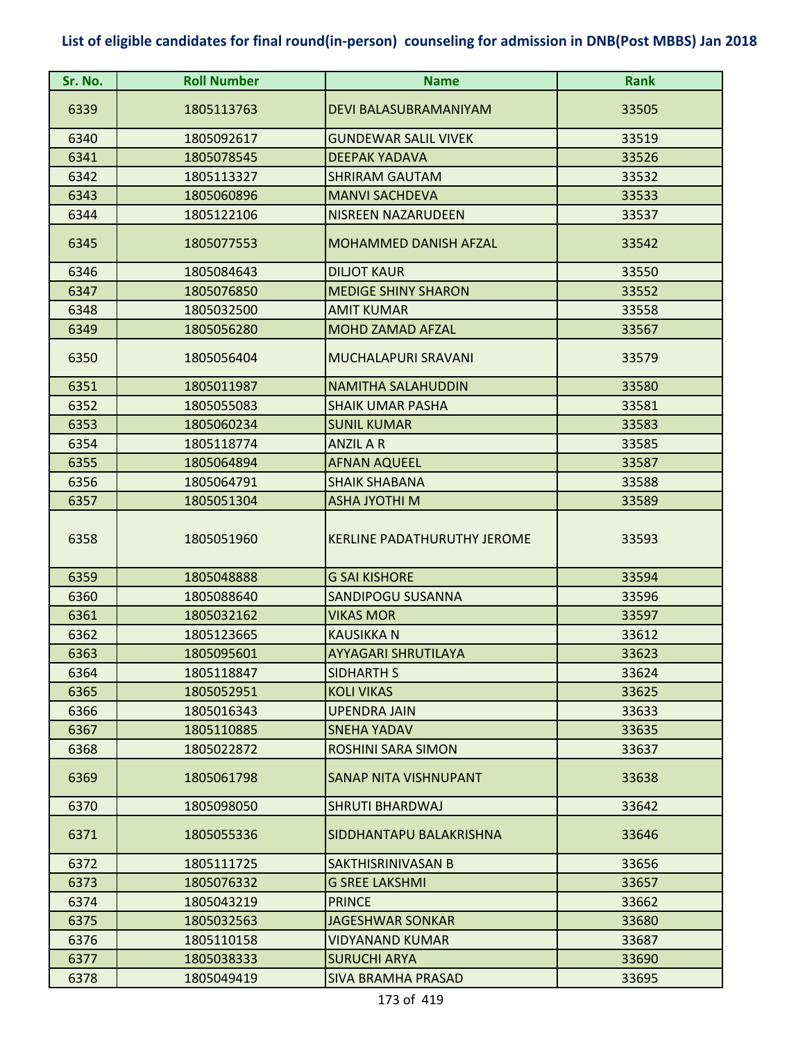# List of eligible candidates for final round(in-person) counseling for admission in DNB(Post MBBS) Jan 2018

| Sr. No. | Roll Number | Name | Rank |
|---|---|---|---|
| 6339 | 1805113763 | DEVI BALASUBRAMANIYAM | 33505 |
| 6340 | 1805092617 | GUNDEWAR SALIL VIVEK | 33519 |
| 6341 | 1805078545 | DEEPAK YADAVA | 33526 |
| 6342 | 1805113327 | SHRIRAM GAUTAM | 33532 |
| 6343 | 1805060896 | MANVI SACHDEVA | 33533 |
| 6344 | 1805122106 | NISREEN NAZARUDEEN | 33537 |
| 6345 | 1805077553 | MOHAMMED DANISH AFZAL | 33542 |
| 6346 | 1805084643 | DILJOT KAUR | 33550 |
| 6347 | 1805076850 | MEDIGE SHINY SHARON | 33552 |
| 6348 | 1805032500 | AMIT KUMAR | 33558 |
| 6349 | 1805056280 | MOHD ZAMAD AFZAL | 33567 |
| 6350 | 1805056404 | MUCHALAPURI SRAVANI | 33579 |
| 6351 | 1805011987 | NAMITHA SALAHUDDIN | 33580 |
| 6352 | 1805055083 | SHAIK UMAR PASHA | 33581 |
| 6353 | 1805060234 | SUNIL KUMAR | 33583 |
| 6354 | 1805118774 | ANZIL A R | 33585 |
| 6355 | 1805064894 | AFNAN AQUEEL | 33587 |
| 6356 | 1805064791 | SHAIK SHABANA | 33588 |
| 6357 | 1805051304 | ASHA JYOTHI M | 33589 |
| 6358 | 1805051960 | KERLINE PADATHURUTHY JEROME | 33593 |
| 6359 | 1805048888 | G SAI KISHORE | 33594 |
| 6360 | 1805088640 | SANDIPOGU SUSANNA | 33596 |
| 6361 | 1805032162 | VIKAS MOR | 33597 |
| 6362 | 1805123665 | KAUSIKKA N | 33612 |
| 6363 | 1805095601 | AYYAGARI SHRUTILAYA | 33623 |
| 6364 | 1805118847 | SIDHARTH S | 33624 |
| 6365 | 1805052951 | KOLI VIKAS | 33625 |
| 6366 | 1805016343 | UPENDRA JAIN | 33633 |
| 6367 | 1805110885 | SNEHA YADAV | 33635 |
| 6368 | 1805022872 | ROSHINI SARA SIMON | 33637 |
| 6369 | 1805061798 | SANAP NITA VISHNUPANT | 33638 |
| 6370 | 1805098050 | SHRUTI BHARDWAJ | 33642 |
| 6371 | 1805055336 | SIDDHANTAPU BALAKRISHNA | 33646 |
| 6372 | 1805111725 | SAKTHISRINIVASAN B | 33656 |
| 6373 | 1805076332 | G SREE LAKSHMI | 33657 |
| 6374 | 1805043219 | PRINCE | 33662 |
| 6375 | 1805032563 | JAGESHWAR SONKAR | 33680 |
| 6376 | 1805110158 | VIDYANAND KUMAR | 33687 |
| 6377 | 1805038333 | SURUCHI ARYA | 33690 |
| 6378 | 1805049419 | SIVA BRAMHA PRASAD | 33695 |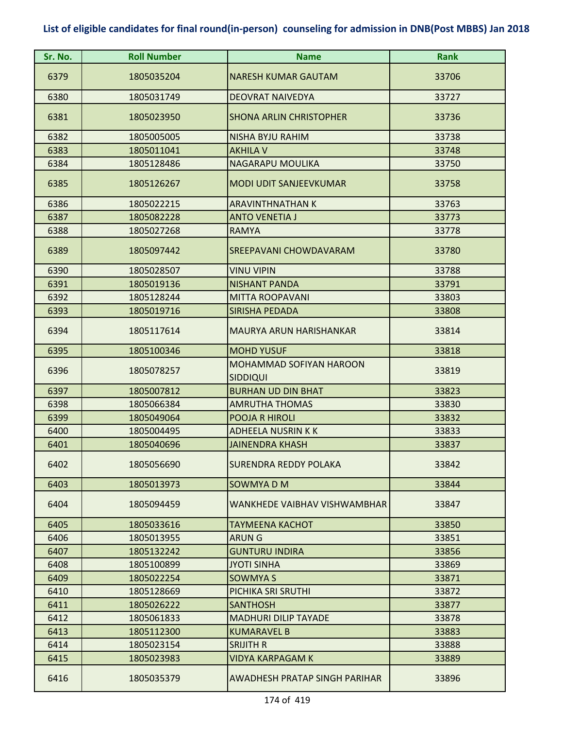**List of eligible candidates for final round(in-person) counseling for admission in DNB(Post MBBS) Jan 2018**

| Sr. No. | Roll Number | Name | Rank |
|---|---|---|---|
| 6379 | 1805035204 | NARESH KUMAR GAUTAM | 33706 |
| 6380 | 1805031749 | DEOVRAT NAIVEDYA | 33727 |
| 6381 | 1805023950 | SHONA ARLIN CHRISTOPHER | 33736 |
| 6382 | 1805005005 | NISHA BYJU RAHIM | 33738 |
| 6383 | 1805011041 | AKHILA V | 33748 |
| 6384 | 1805128486 | NAGARAPU MOULIKA | 33750 |
| 6385 | 1805126267 | MODI UDIT SANJEEVKUMAR | 33758 |
| 6386 | 1805022215 | ARAVINTHNATHAN K | 33763 |
| 6387 | 1805082228 | ANTO VENETIA J | 33773 |
| 6388 | 1805027268 | RAMYA | 33778 |
| 6389 | 1805097442 | SREEPAVANI CHOWDAVARAM | 33780 |
| 6390 | 1805028507 | VINU VIPIN | 33788 |
| 6391 | 1805019136 | NISHANT PANDA | 33791 |
| 6392 | 1805128244 | MITTA ROOPAVANI | 33803 |
| 6393 | 1805019716 | SIRISHA PEDADA | 33808 |
| 6394 | 1805117614 | MAURYA ARUN HARISHANKAR | 33814 |
| 6395 | 1805100346 | MOHD YUSUF | 33818 |
| 6396 | 1805078257 | MOHAMMAD SOFIYAN HAROON SIDDIQUI | 33819 |
| 6397 | 1805007812 | BURHAN UD DIN BHAT | 33823 |
| 6398 | 1805066384 | AMRUTHA THOMAS | 33830 |
| 6399 | 1805049064 | POOJA R HIROLI | 33832 |
| 6400 | 1805004495 | ADHEELA NUSRIN K K | 33833 |
| 6401 | 1805040696 | JAINENDRA KHASH | 33837 |
| 6402 | 1805056690 | SURENDRA REDDY POLAKA | 33842 |
| 6403 | 1805013973 | SOWMYA D M | 33844 |
| 6404 | 1805094459 | WANKHEDE VAIBHAV VISHWAMBHAR | 33847 |
| 6405 | 1805033616 | TAYMEENA KACHOT | 33850 |
| 6406 | 1805013955 | ARUN G | 33851 |
| 6407 | 1805132242 | GUNTURU INDIRA | 33856 |
| 6408 | 1805100899 | JYOTI SINHA | 33869 |
| 6409 | 1805022254 | SOWMYA S | 33871 |
| 6410 | 1805128669 | PICHIKA SRI SRUTHI | 33872 |
| 6411 | 1805026222 | SANTHOSH | 33877 |
| 6412 | 1805061833 | MADHURI DILIP TAYADE | 33878 |
| 6413 | 1805112300 | KUMARAVEL B | 33883 |
| 6414 | 1805023154 | SRIJITH R | 33888 |
| 6415 | 1805023983 | VIDYA KARPAGAM K | 33889 |
| 6416 | 1805035379 | AWADHESH PRATAP SINGH PARIHAR | 33896 |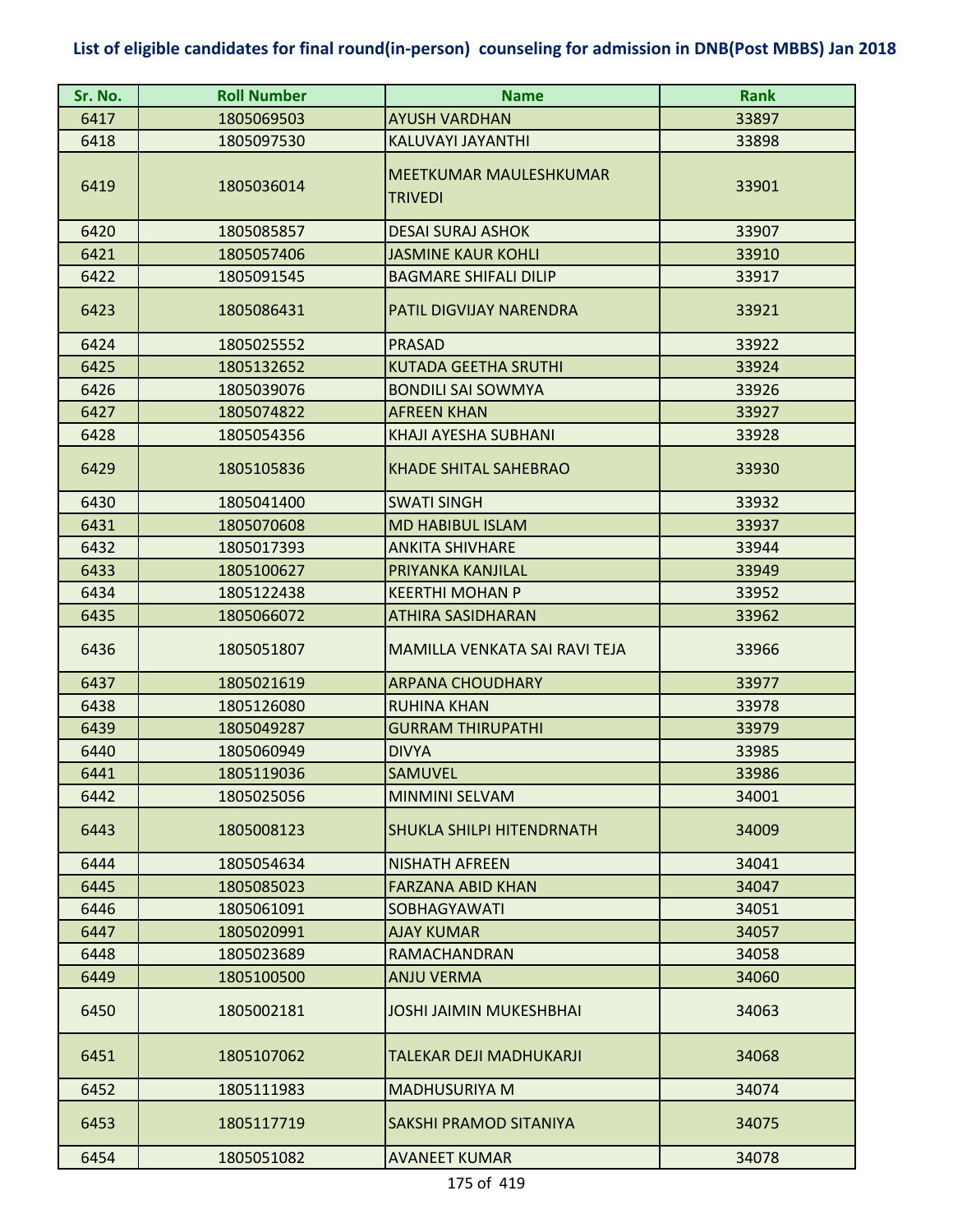**List of eligible candidates for final round(in-person) counseling for admission in DNB(Post MBBS) Jan 2018**

| Sr. No. | Roll Number | Name | Rank |
|---|---|---|---|
| 6417 | 1805069503 | AYUSH VARDHAN | 33897 |
| 6418 | 1805097530 | KALUVAYI JAYANTHI | 33898 |
| 6419 | 1805036014 | MEETKUMAR MAULESHKUMAR TRIVEDI | 33901 |
| 6420 | 1805085857 | DESAI SURAJ ASHOK | 33907 |
| 6421 | 1805057406 | JASMINE KAUR KOHLI | 33910 |
| 6422 | 1805091545 | BAGMARE SHIFALI DILIP | 33917 |
| 6423 | 1805086431 | PATIL DIGVIJAY NARENDRA | 33921 |
| 6424 | 1805025552 | PRASAD | 33922 |
| 6425 | 1805132652 | KUTADA GEETHA SRUTHI | 33924 |
| 6426 | 1805039076 | BONDILI SAI SOWMYA | 33926 |
| 6427 | 1805074822 | AFREEN KHAN | 33927 |
| 6428 | 1805054356 | KHAJI AYESHA SUBHANI | 33928 |
| 6429 | 1805105836 | KHADE SHITAL SAHEBRAO | 33930 |
| 6430 | 1805041400 | SWATI SINGH | 33932 |
| 6431 | 1805070608 | MD HABIBUL ISLAM | 33937 |
| 6432 | 1805017393 | ANKITA SHIVHARE | 33944 |
| 6433 | 1805100627 | PRIYANKA KANJILAL | 33949 |
| 6434 | 1805122438 | KEERTHI MOHAN P | 33952 |
| 6435 | 1805066072 | ATHIRA SASIDHARAN | 33962 |
| 6436 | 1805051807 | MAMILLA VENKATA SAI RAVI TEJA | 33966 |
| 6437 | 1805021619 | ARPANA CHOUDHARY | 33977 |
| 6438 | 1805126080 | RUHINA KHAN | 33978 |
| 6439 | 1805049287 | GURRAM THIRUPATHI | 33979 |
| 6440 | 1805060949 | DIVYA | 33985 |
| 6441 | 1805119036 | SAMUVEL | 33986 |
| 6442 | 1805025056 | MINMINI SELVAM | 34001 |
| 6443 | 1805008123 | SHUKLA SHILPI HITENDRNATH | 34009 |
| 6444 | 1805054634 | NISHATH AFREEN | 34041 |
| 6445 | 1805085023 | FARZANA ABID KHAN | 34047 |
| 6446 | 1805061091 | SOBHAGYAWATI | 34051 |
| 6447 | 1805020991 | AJAY KUMAR | 34057 |
| 6448 | 1805023689 | RAMACHANDRAN | 34058 |
| 6449 | 1805100500 | ANJU VERMA | 34060 |
| 6450 | 1805002181 | JOSHI JAIMIN MUKESHBHAI | 34063 |
| 6451 | 1805107062 | TALEKAR DEJI MADHUKARJI | 34068 |
| 6452 | 1805111983 | MADHUSURIYA M | 34074 |
| 6453 | 1805117719 | SAKSHI PRAMOD SITANIYA | 34075 |
| 6454 | 1805051082 | AVANEET KUMAR | 34078 |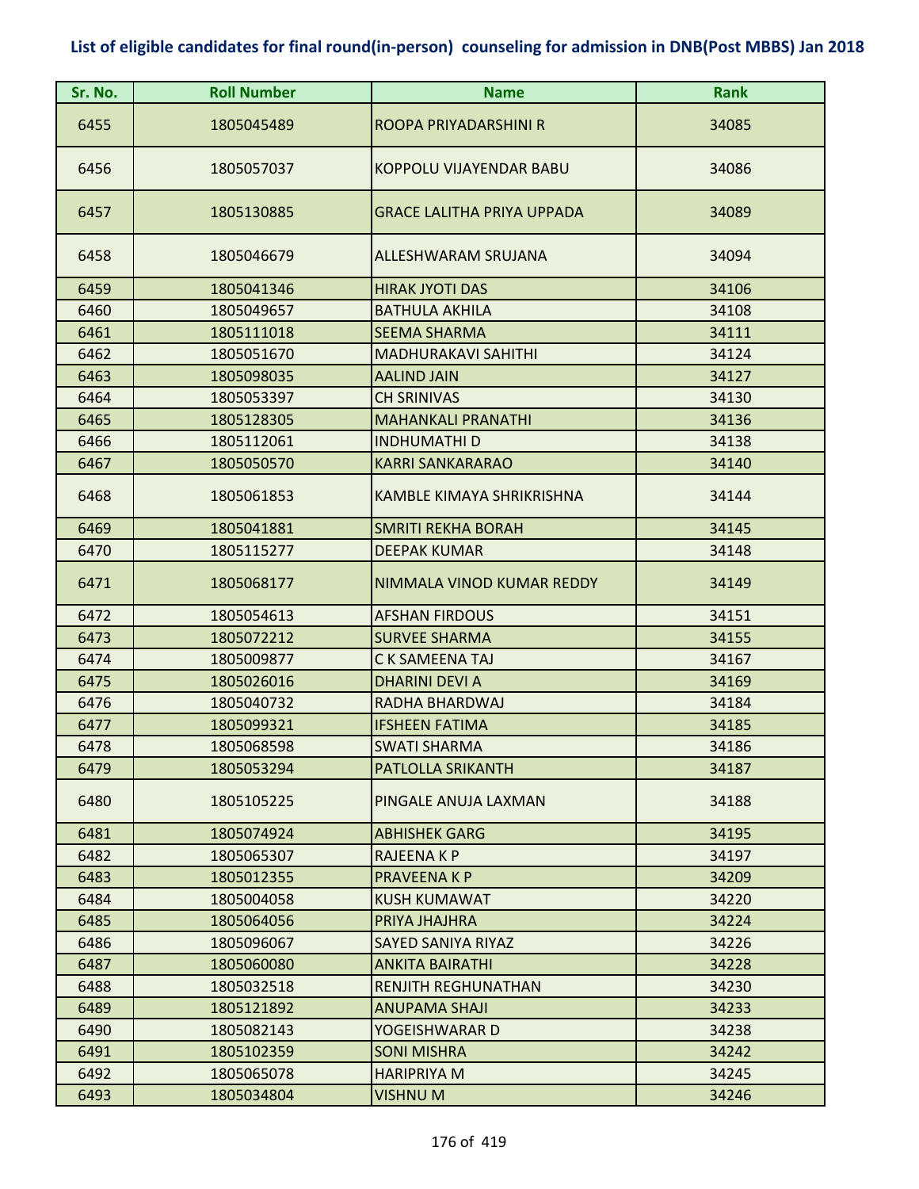## List of eligible candidates for final round(in-person) counseling for admission in DNB(Post MBBS) Jan 2018

| Sr. No. | Roll Number | Name | Rank |
|---|---|---|---|
| 6455 | 1805045489 | ROOPA PRIYADARSHINI R | 34085 |
| 6456 | 1805057037 | KOPPOLU VIJAYENDAR BABU | 34086 |
| 6457 | 1805130885 | GRACE LALITHA PRIYA UPPADA | 34089 |
| 6458 | 1805046679 | ALLESHWARAM SRUJANA | 34094 |
| 6459 | 1805041346 | HIRAK JYOTI DAS | 34106 |
| 6460 | 1805049657 | BATHULA AKHILA | 34108 |
| 6461 | 1805111018 | SEEMA SHARMA | 34111 |
| 6462 | 1805051670 | MADHURAKAVI SAHITHI | 34124 |
| 6463 | 1805098035 | AALIND JAIN | 34127 |
| 6464 | 1805053397 | CH SRINIVAS | 34130 |
| 6465 | 1805128305 | MAHANKALI PRANATHI | 34136 |
| 6466 | 1805112061 | INDHUMATHI D | 34138 |
| 6467 | 1805050570 | KARRI SANKARARAO | 34140 |
| 6468 | 1805061853 | KAMBLE KIMAYA SHRIKRISHNA | 34144 |
| 6469 | 1805041881 | SMRITI REKHA BORAH | 34145 |
| 6470 | 1805115277 | DEEPAK KUMAR | 34148 |
| 6471 | 1805068177 | NIMMALA VINOD KUMAR REDDY | 34149 |
| 6472 | 1805054613 | AFSHAN FIRDOUS | 34151 |
| 6473 | 1805072212 | SURVEE SHARMA | 34155 |
| 6474 | 1805009877 | C K SAMEENA TAJ | 34167 |
| 6475 | 1805026016 | DHARINI DEVI A | 34169 |
| 6476 | 1805040732 | RADHA BHARDWAJ | 34184 |
| 6477 | 1805099321 | IFSHEEN FATIMA | 34185 |
| 6478 | 1805068598 | SWATI SHARMA | 34186 |
| 6479 | 1805053294 | PATLOLLA SRIKANTH | 34187 |
| 6480 | 1805105225 | PINGALE ANUJA LAXMAN | 34188 |
| 6481 | 1805074924 | ABHISHEK GARG | 34195 |
| 6482 | 1805065307 | RAJEENA K P | 34197 |
| 6483 | 1805012355 | PRAVEENA K P | 34209 |
| 6484 | 1805004058 | KUSH KUMAWAT | 34220 |
| 6485 | 1805064056 | PRIYA JHAJHRA | 34224 |
| 6486 | 1805096067 | SAYED SANIYA RIYAZ | 34226 |
| 6487 | 1805060080 | ANKITA BAIRATHI | 34228 |
| 6488 | 1805032518 | RENJITH REGHUNATHAN | 34230 |
| 6489 | 1805121892 | ANUPAMA SHAJI | 34233 |
| 6490 | 1805082143 | YOGEISHWARAR D | 34238 |
| 6491 | 1805102359 | SONI MISHRA | 34242 |
| 6492 | 1805065078 | HARIPRIYA M | 34245 |
| 6493 | 1805034804 | VISHNU M | 34246 |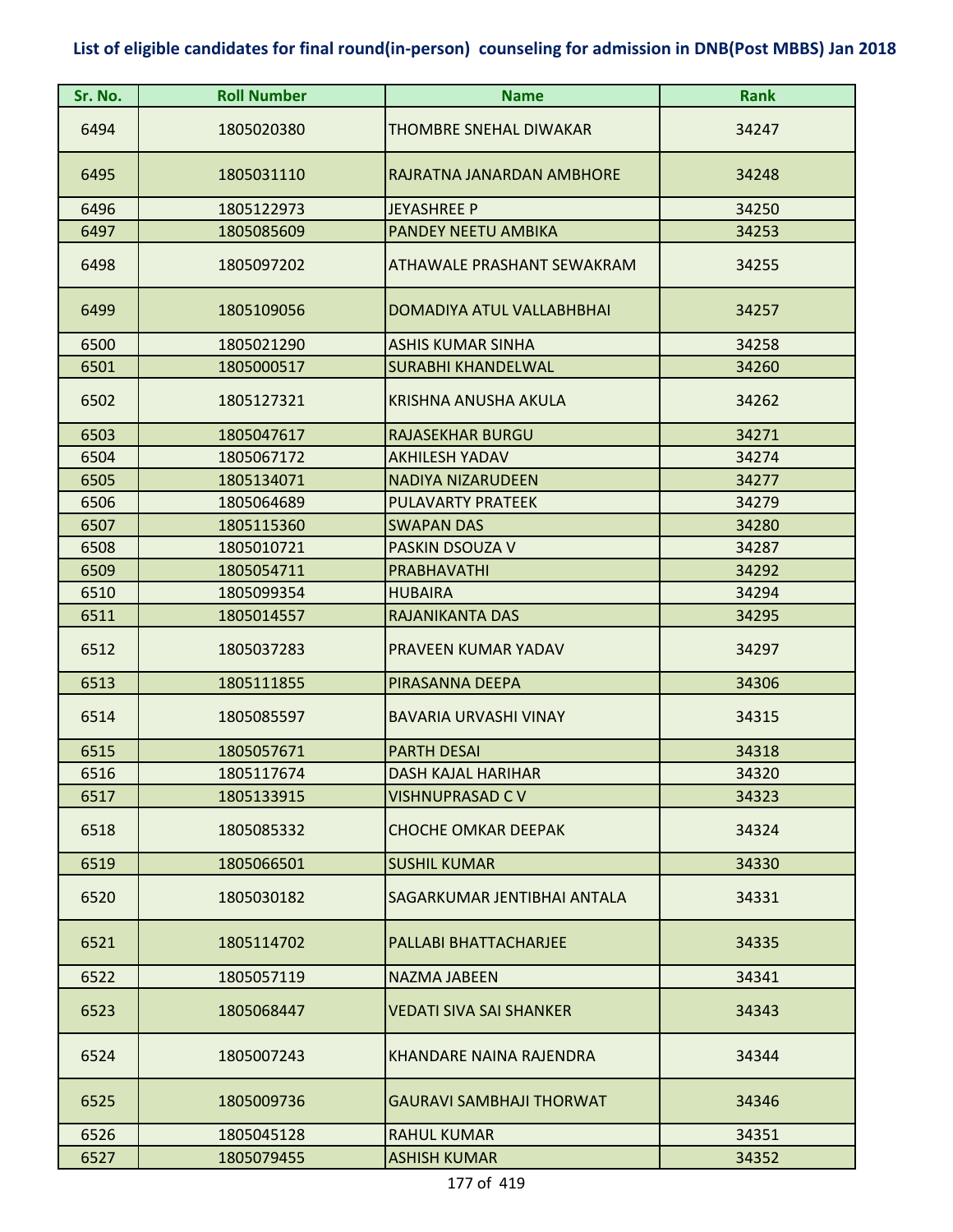## List of eligible candidates for final round(in-person) counseling for admission in DNB(Post MBBS) Jan 2018

| Sr. No. | Roll Number | Name | Rank |
|---|---|---|---|
| 6494 | 1805020380 | THOMBRE SNEHAL DIWAKAR | 34247 |
| 6495 | 1805031110 | RAJRATNA JANARDAN AMBHORE | 34248 |
| 6496 | 1805122973 | JEYASHREE P | 34250 |
| 6497 | 1805085609 | PANDEY NEETU AMBIKA | 34253 |
| 6498 | 1805097202 | ATHAWALE PRASHANT SEWAKRAM | 34255 |
| 6499 | 1805109056 | DOMADIYA ATUL VALLABHBHAI | 34257 |
| 6500 | 1805021290 | ASHIS KUMAR SINHA | 34258 |
| 6501 | 1805000517 | SURABHI KHANDELWAL | 34260 |
| 6502 | 1805127321 | KRISHNA ANUSHA AKULA | 34262 |
| 6503 | 1805047617 | RAJASEKHAR BURGU | 34271 |
| 6504 | 1805067172 | AKHILESH YADAV | 34274 |
| 6505 | 1805134071 | NADIYA NIZARUDEEN | 34277 |
| 6506 | 1805064689 | PULAVARTY PRATEEK | 34279 |
| 6507 | 1805115360 | SWAPAN DAS | 34280 |
| 6508 | 1805010721 | PASKIN DSOUZA V | 34287 |
| 6509 | 1805054711 | PRABHAVATHI | 34292 |
| 6510 | 1805099354 | HUBAIRA | 34294 |
| 6511 | 1805014557 | RAJANIKANTA DAS | 34295 |
| 6512 | 1805037283 | PRAVEEN KUMAR YADAV | 34297 |
| 6513 | 1805111855 | PIRASANNA DEEPA | 34306 |
| 6514 | 1805085597 | BAVARIA URVASHI VINAY | 34315 |
| 6515 | 1805057671 | PARTH DESAI | 34318 |
| 6516 | 1805117674 | DASH KAJAL HARIHAR | 34320 |
| 6517 | 1805133915 | VISHNUPRASAD C V | 34323 |
| 6518 | 1805085332 | CHOCHE OMKAR DEEPAK | 34324 |
| 6519 | 1805066501 | SUSHIL KUMAR | 34330 |
| 6520 | 1805030182 | SAGARKUMAR JENTIBHAI ANTALA | 34331 |
| 6521 | 1805114702 | PALLABI BHATTACHARJEE | 34335 |
| 6522 | 1805057119 | NAZMA JABEEN | 34341 |
| 6523 | 1805068447 | VEDATI SIVA SAI SHANKER | 34343 |
| 6524 | 1805007243 | KHANDARE NAINA RAJENDRA | 34344 |
| 6525 | 1805009736 | GAURAVI SAMBHAJI THORWAT | 34346 |
| 6526 | 1805045128 | RAHUL KUMAR | 34351 |
| 6527 | 1805079455 | ASHISH KUMAR | 34352 |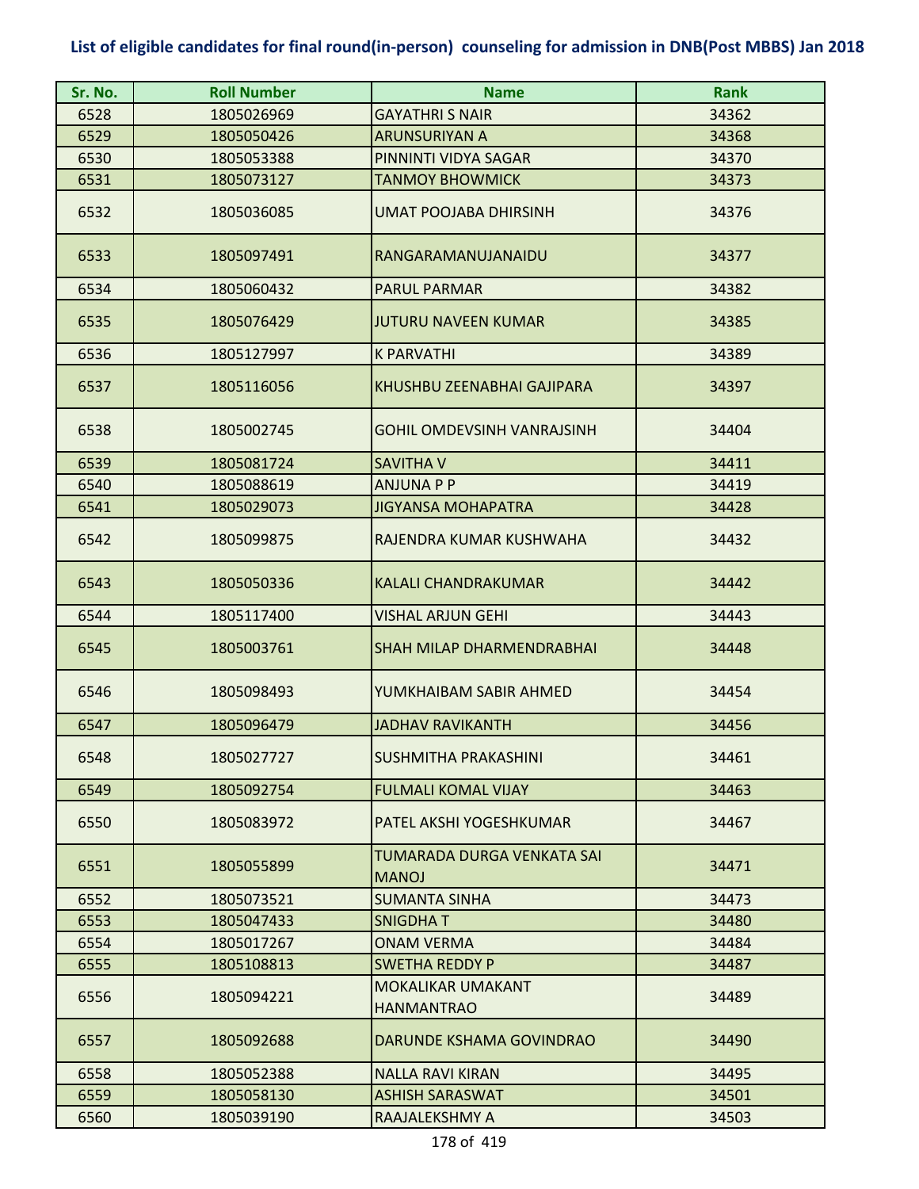# List of eligible candidates for final round(in-person) counseling for admission in DNB(Post MBBS) Jan 2018

| Sr. No. | Roll Number | Name | Rank |
|---|---|---|---|
| 6528 | 1805026969 | GAYATHRI S NAIR | 34362 |
| 6529 | 1805050426 | ARUNSURIYAN A | 34368 |
| 6530 | 1805053388 | PINNINTI VIDYA SAGAR | 34370 |
| 6531 | 1805073127 | TANMOY BHOWMICK | 34373 |
| 6532 | 1805036085 | UMAT POOJABA DHIRSINH | 34376 |
| 6533 | 1805097491 | RANGARAMANUJANAIDU | 34377 |
| 6534 | 1805060432 | PARUL PARMAR | 34382 |
| 6535 | 1805076429 | JUTURU NAVEEN KUMAR | 34385 |
| 6536 | 1805127997 | K PARVATHI | 34389 |
| 6537 | 1805116056 | KHUSHBU ZEENABHAI GAJIPARA | 34397 |
| 6538 | 1805002745 | GOHIL OMDEVSINH VANRAJSINH | 34404 |
| 6539 | 1805081724 | SAVITHA V | 34411 |
| 6540 | 1805088619 | ANJUNA P P | 34419 |
| 6541 | 1805029073 | JIGYANSA MOHAPATRA | 34428 |
| 6542 | 1805099875 | RAJENDRA KUMAR KUSHWAHA | 34432 |
| 6543 | 1805050336 | KALALI CHANDRAKUMAR | 34442 |
| 6544 | 1805117400 | VISHAL ARJUN GEHI | 34443 |
| 6545 | 1805003761 | SHAH MILAP DHARMENDRABHAI | 34448 |
| 6546 | 1805098493 | YUMKHAIBAM SABIR AHMED | 34454 |
| 6547 | 1805096479 | JADHAV RAVIKANTH | 34456 |
| 6548 | 1805027727 | SUSHMITHA PRAKASHINI | 34461 |
| 6549 | 1805092754 | FULMALI KOMAL VIJAY | 34463 |
| 6550 | 1805083972 | PATEL AKSHI YOGESHKUMAR | 34467 |
| 6551 | 1805055899 | TUMARADA DURGA VENKATA SAI MANOJ | 34471 |
| 6552 | 1805073521 | SUMANTA SINHA | 34473 |
| 6553 | 1805047433 | SNIGDHA T | 34480 |
| 6554 | 1805017267 | ONAM VERMA | 34484 |
| 6555 | 1805108813 | SWETHA REDDY P | 34487 |
| 6556 | 1805094221 | MOKALIKAR UMAKANT HANMANTRAO | 34489 |
| 6557 | 1805092688 | DARUNDE KSHAMA GOVINDRAO | 34490 |
| 6558 | 1805052388 | NALLA RAVI KIRAN | 34495 |
| 6559 | 1805058130 | ASHISH SARASWAT | 34501 |
| 6560 | 1805039190 | RAAJALEKSHMY A | 34503 |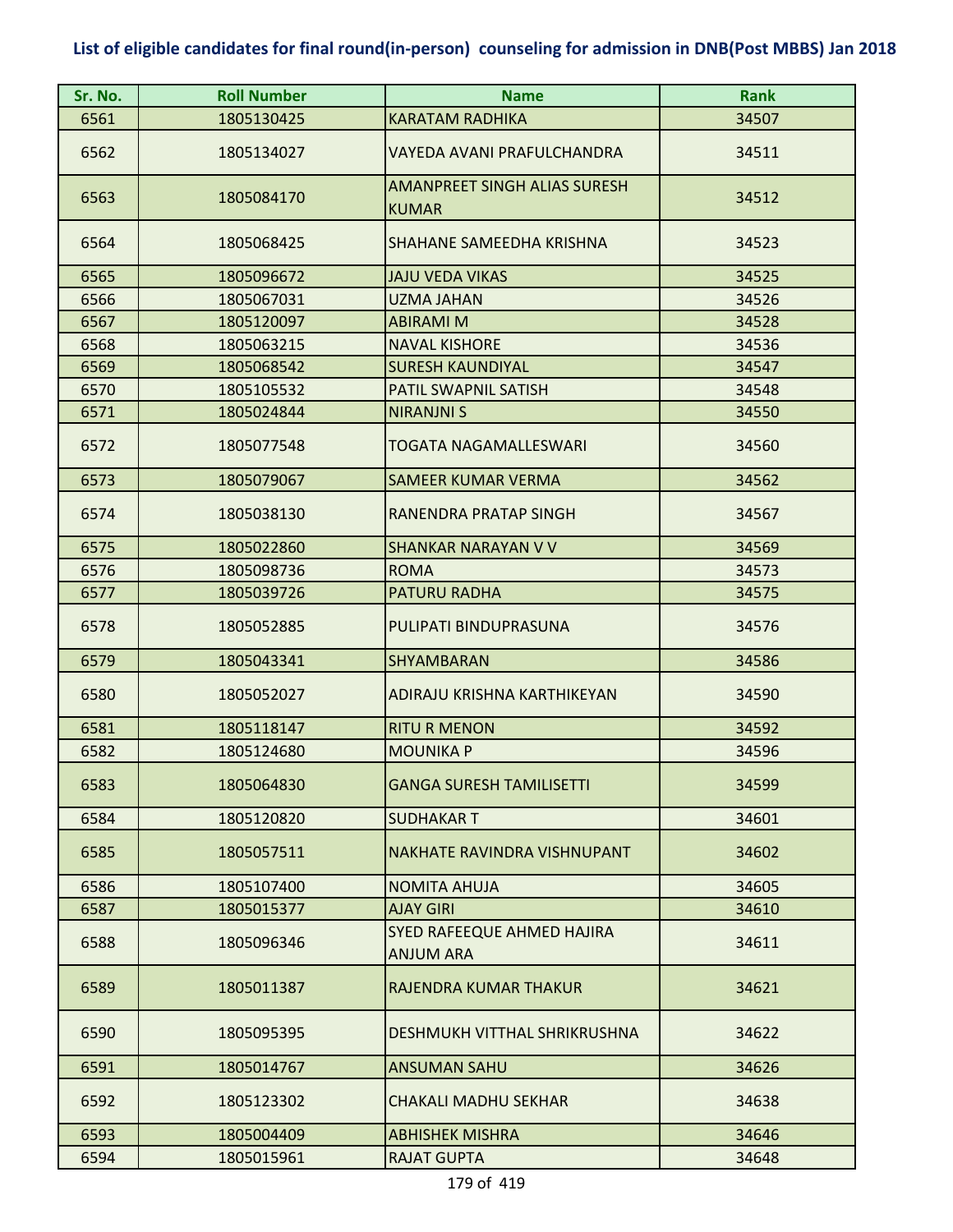**List of eligible candidates for final round(in-person) counseling for admission in DNB(Post MBBS) Jan 2018**

| Sr. No. | Roll Number | Name | Rank |
|---|---|---|---|
| 6561 | 1805130425 | KARATAM RADHIKA | 34507 |
| 6562 | 1805134027 | VAYEDA AVANI PRAFULCHANDRA | 34511 |
| 6563 | 1805084170 | AMANPREET SINGH ALIAS SURESH KUMAR | 34512 |
| 6564 | 1805068425 | SHAHANE SAMEEDHA KRISHNA | 34523 |
| 6565 | 1805096672 | JAJU VEDA VIKAS | 34525 |
| 6566 | 1805067031 | UZMA JAHAN | 34526 |
| 6567 | 1805120097 | ABIRAMI M | 34528 |
| 6568 | 1805063215 | NAVAL KISHORE | 34536 |
| 6569 | 1805068542 | SURESH KAUNDIYAL | 34547 |
| 6570 | 1805105532 | PATIL SWAPNIL SATISH | 34548 |
| 6571 | 1805024844 | NIRANJNI S | 34550 |
| 6572 | 1805077548 | TOGATA NAGAMALLESWARI | 34560 |
| 6573 | 1805079067 | SAMEER KUMAR VERMA | 34562 |
| 6574 | 1805038130 | RANENDRA PRATAP SINGH | 34567 |
| 6575 | 1805022860 | SHANKAR NARAYAN V V | 34569 |
| 6576 | 1805098736 | ROMA | 34573 |
| 6577 | 1805039726 | PATURU RADHA | 34575 |
| 6578 | 1805052885 | PULIPATI BINDUPRASUNA | 34576 |
| 6579 | 1805043341 | SHYAMBARAN | 34586 |
| 6580 | 1805052027 | ADIRAJU KRISHNA KARTHIKEYAN | 34590 |
| 6581 | 1805118147 | RITU R MENON | 34592 |
| 6582 | 1805124680 | MOUNIKA P | 34596 |
| 6583 | 1805064830 | GANGA SURESH TAMILISETTI | 34599 |
| 6584 | 1805120820 | SUDHAKAR T | 34601 |
| 6585 | 1805057511 | NAKHATE RAVINDRA VISHNUPANT | 34602 |
| 6586 | 1805107400 | NOMITA AHUJA | 34605 |
| 6587 | 1805015377 | AJAY GIRI | 34610 |
| 6588 | 1805096346 | SYED RAFEEQUE AHMED HAJIRA ANJUM ARA | 34611 |
| 6589 | 1805011387 | RAJENDRA KUMAR THAKUR | 34621 |
| 6590 | 1805095395 | DESHMUKH VITTHAL SHRIKRUSHNA | 34622 |
| 6591 | 1805014767 | ANSUMAN SAHU | 34626 |
| 6592 | 1805123302 | CHAKALI MADHU SEKHAR | 34638 |
| 6593 | 1805004409 | ABHISHEK MISHRA | 34646 |
| 6594 | 1805015961 | RAJAT GUPTA | 34648 |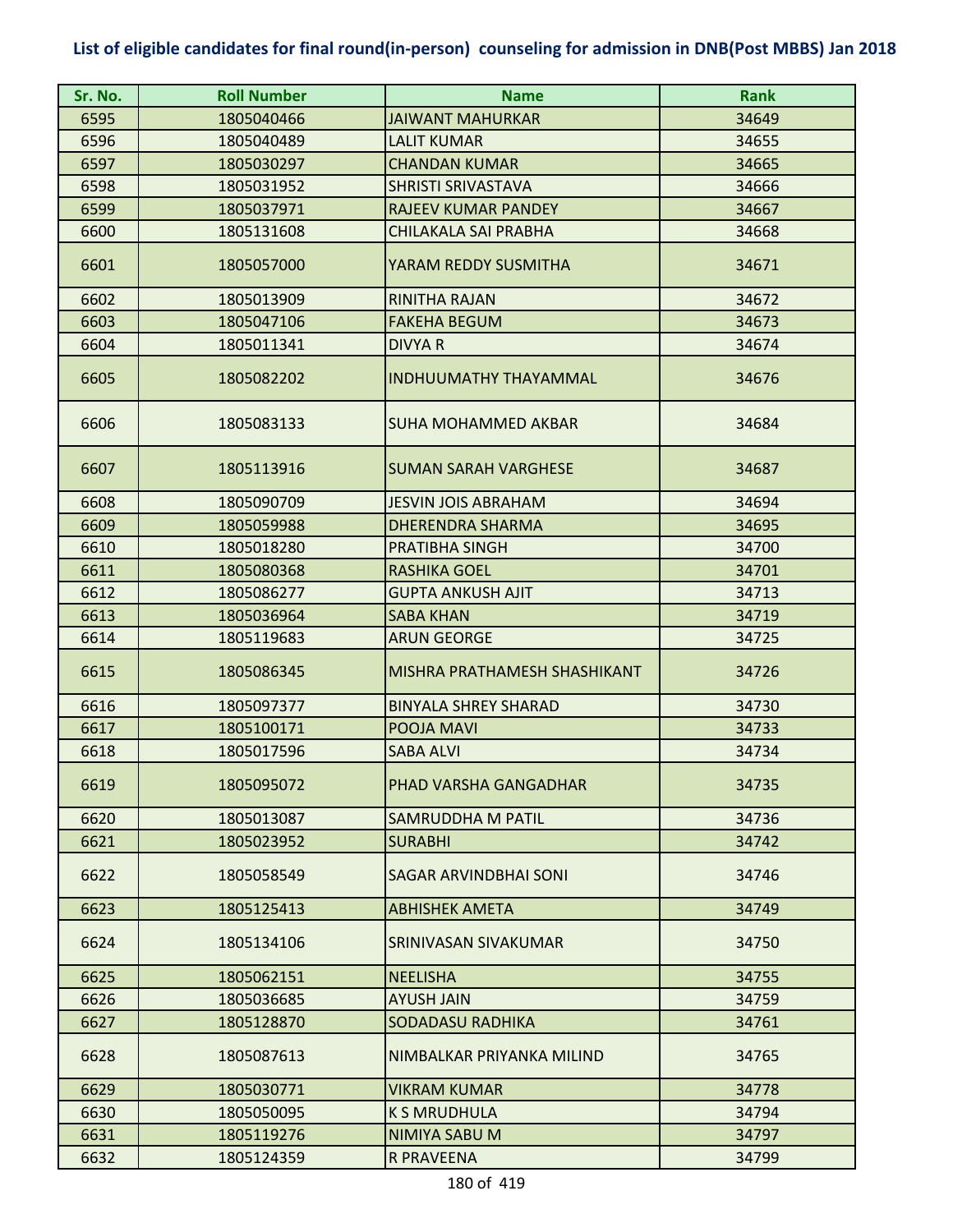## List of eligible candidates for final round(in-person) counseling for admission in DNB(Post MBBS) Jan 2018

| Sr. No. | Roll Number | Name | Rank |
|---|---|---|---|
| 6595 | 1805040466 | JAIWANT MAHURKAR | 34649 |
| 6596 | 1805040489 | LALIT KUMAR | 34655 |
| 6597 | 1805030297 | CHANDAN KUMAR | 34665 |
| 6598 | 1805031952 | SHRISTI SRIVASTAVA | 34666 |
| 6599 | 1805037971 | RAJEEV KUMAR PANDEY | 34667 |
| 6600 | 1805131608 | CHILAKALA SAI PRABHA | 34668 |
| 6601 | 1805057000 | YARAM REDDY SUSMITHA | 34671 |
| 6602 | 1805013909 | RINITHA RAJAN | 34672 |
| 6603 | 1805047106 | FAKEHA BEGUM | 34673 |
| 6604 | 1805011341 | DIVYA R | 34674 |
| 6605 | 1805082202 | INDHUUMATHY THAYAMMAL | 34676 |
| 6606 | 1805083133 | SUHA MOHAMMED AKBAR | 34684 |
| 6607 | 1805113916 | SUMAN SARAH VARGHESE | 34687 |
| 6608 | 1805090709 | JESVIN JOIS ABRAHAM | 34694 |
| 6609 | 1805059988 | DHERENDRA SHARMA | 34695 |
| 6610 | 1805018280 | PRATIBHA SINGH | 34700 |
| 6611 | 1805080368 | RASHIKA GOEL | 34701 |
| 6612 | 1805086277 | GUPTA ANKUSH AJIT | 34713 |
| 6613 | 1805036964 | SABA KHAN | 34719 |
| 6614 | 1805119683 | ARUN GEORGE | 34725 |
| 6615 | 1805086345 | MISHRA PRATHAMESH SHASHIKANT | 34726 |
| 6616 | 1805097377 | BINYALA SHREY SHARAD | 34730 |
| 6617 | 1805100171 | POOJA MAVI | 34733 |
| 6618 | 1805017596 | SABA ALVI | 34734 |
| 6619 | 1805095072 | PHAD VARSHA GANGADHAR | 34735 |
| 6620 | 1805013087 | SAMRUDDHA M PATIL | 34736 |
| 6621 | 1805023952 | SURABHI | 34742 |
| 6622 | 1805058549 | SAGAR ARVINDBHAI SONI | 34746 |
| 6623 | 1805125413 | ABHISHEK AMETA | 34749 |
| 6624 | 1805134106 | SRINIVASAN SIVAKUMAR | 34750 |
| 6625 | 1805062151 | NEELISHA | 34755 |
| 6626 | 1805036685 | AYUSH JAIN | 34759 |
| 6627 | 1805128870 | SODADASU RADHIKA | 34761 |
| 6628 | 1805087613 | NIMBALKAR PRIYANKA MILIND | 34765 |
| 6629 | 1805030771 | VIKRAM KUMAR | 34778 |
| 6630 | 1805050095 | K S MRUDHULA | 34794 |
| 6631 | 1805119276 | NIMIYA SABU M | 34797 |
| 6632 | 1805124359 | R PRAVEENA | 34799 |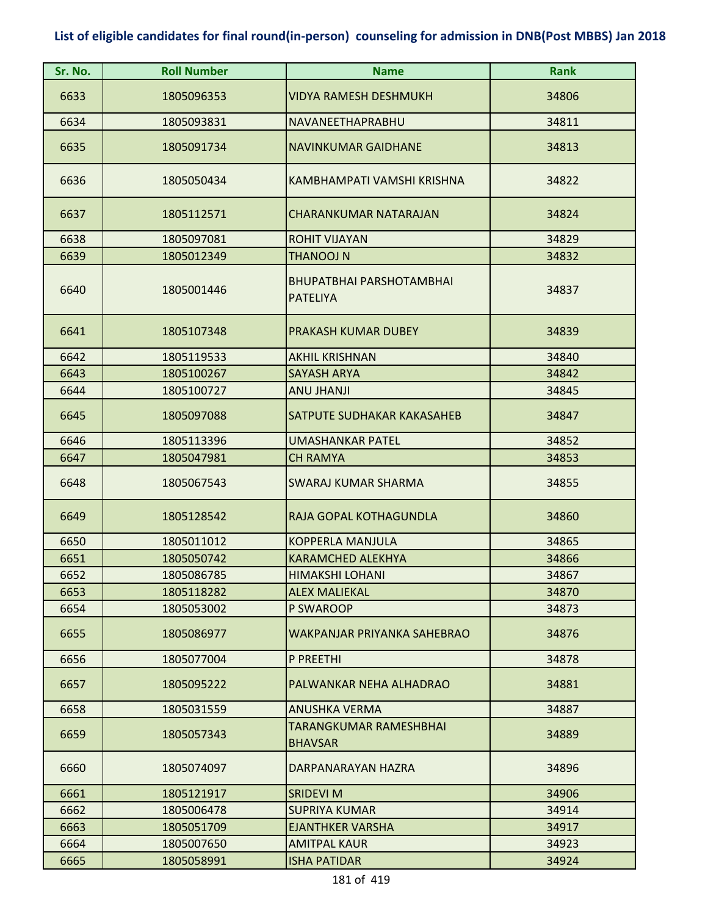**List of eligible candidates for final round(in-person) counseling for admission in DNB(Post MBBS) Jan 2018**

| Sr. No. | Roll Number | Name | Rank |
|---|---|---|---|
| 6633 | 1805096353 | VIDYA RAMESH DESHMUKH | 34806 |
| 6634 | 1805093831 | NAVANEETHAPRABHU | 34811 |
| 6635 | 1805091734 | NAVINKUMAR GAIDHANE | 34813 |
| 6636 | 1805050434 | KAMBHAMPATI VAMSHI KRISHNA | 34822 |
| 6637 | 1805112571 | CHARANKUMAR NATARAJAN | 34824 |
| 6638 | 1805097081 | ROHIT VIJAYAN | 34829 |
| 6639 | 1805012349 | THANOOJ N | 34832 |
| 6640 | 1805001446 | BHUPATBHAI PARSHOTAMBHAI PATELIYA | 34837 |
| 6641 | 1805107348 | PRAKASH KUMAR DUBEY | 34839 |
| 6642 | 1805119533 | AKHIL KRISHNAN | 34840 |
| 6643 | 1805100267 | SAYASH ARYA | 34842 |
| 6644 | 1805100727 | ANU JHANJI | 34845 |
| 6645 | 1805097088 | SATPUTE SUDHAKAR KAKASAHEB | 34847 |
| 6646 | 1805113396 | UMASHANKAR PATEL | 34852 |
| 6647 | 1805047981 | CH RAMYA | 34853 |
| 6648 | 1805067543 | SWARAJ KUMAR SHARMA | 34855 |
| 6649 | 1805128542 | RAJA GOPAL KOTHAGUNDLA | 34860 |
| 6650 | 1805011012 | KOPPERLA MANJULA | 34865 |
| 6651 | 1805050742 | KARAMCHED ALEKHYA | 34866 |
| 6652 | 1805086785 | HIMAKSHI LOHANI | 34867 |
| 6653 | 1805118282 | ALEX MALIEKAL | 34870 |
| 6654 | 1805053002 | P SWAROOP | 34873 |
| 6655 | 1805086977 | WAKPANJAR PRIYANKA SAHEBRAO | 34876 |
| 6656 | 1805077004 | P PREETHI | 34878 |
| 6657 | 1805095222 | PALWANKAR NEHA ALHADRAO | 34881 |
| 6658 | 1805031559 | ANUSHKA VERMA | 34887 |
| 6659 | 1805057343 | TARANGKUMAR RAMESHBHAI BHAVSAR | 34889 |
| 6660 | 1805074097 | DARPANARAYAN HAZRA | 34896 |
| 6661 | 1805121917 | SRIDEVI M | 34906 |
| 6662 | 1805006478 | SUPRIYA KUMAR | 34914 |
| 6663 | 1805051709 | EJANTHKER VARSHA | 34917 |
| 6664 | 1805007650 | AMITPAL KAUR | 34923 |
| 6665 | 1805058991 | ISHA PATIDAR | 34924 |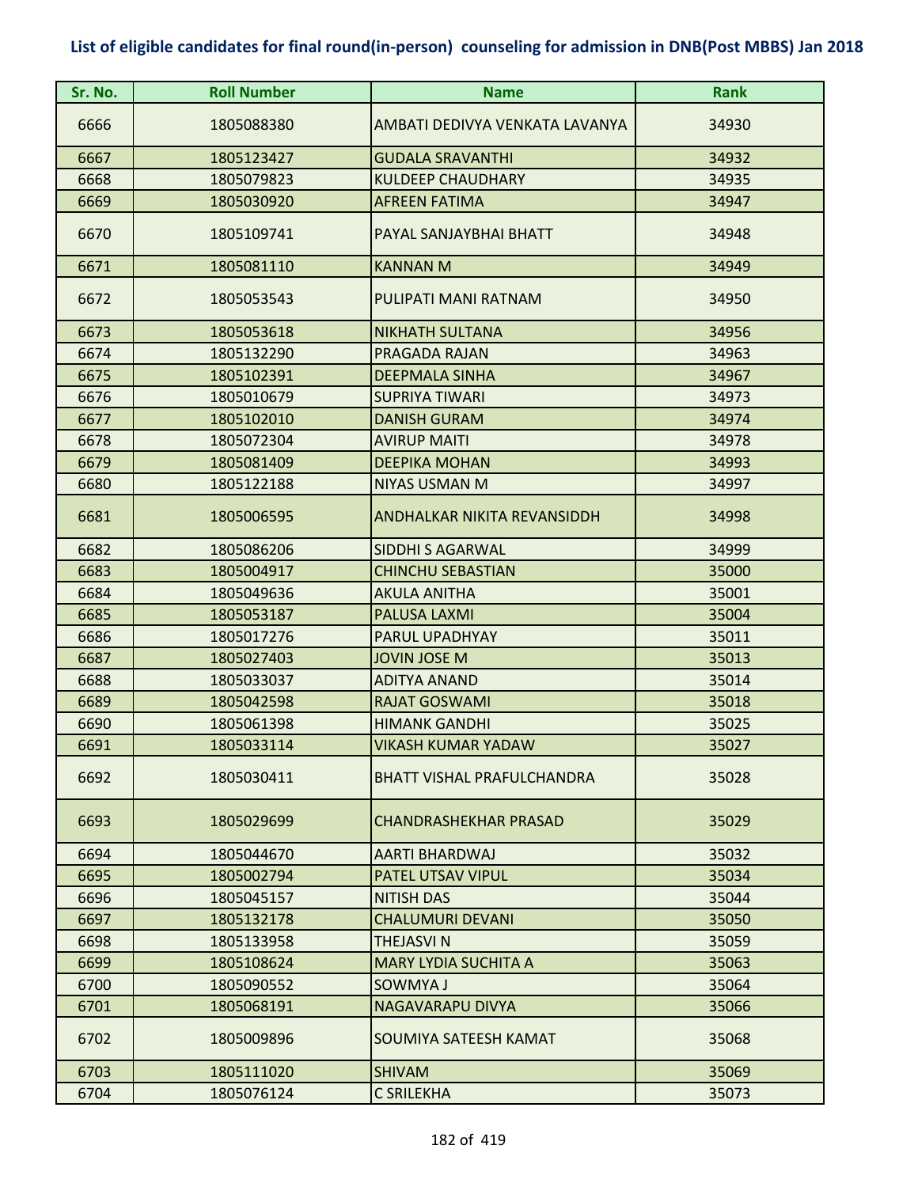# List of eligible candidates for final round(in-person) counseling for admission in DNB(Post MBBS) Jan 2018

| Sr. No. | Roll Number | Name | Rank |
|---|---|---|---|
| 6666 | 1805088380 | AMBATI DEDIVYA VENKATA LAVANYA | 34930 |
| 6667 | 1805123427 | GUDALA SRAVANTHI | 34932 |
| 6668 | 1805079823 | KULDEEP CHAUDHARY | 34935 |
| 6669 | 1805030920 | AFREEN FATIMA | 34947 |
| 6670 | 1805109741 | PAYAL SANJAYBHAI BHATT | 34948 |
| 6671 | 1805081110 | KANNAN M | 34949 |
| 6672 | 1805053543 | PULIPATI MANI RATNAM | 34950 |
| 6673 | 1805053618 | NIKHATH SULTANA | 34956 |
| 6674 | 1805132290 | PRAGADA RAJAN | 34963 |
| 6675 | 1805102391 | DEEPMALA SINHA | 34967 |
| 6676 | 1805010679 | SUPRIYA TIWARI | 34973 |
| 6677 | 1805102010 | DANISH GURAM | 34974 |
| 6678 | 1805072304 | AVIRUP MAITI | 34978 |
| 6679 | 1805081409 | DEEPIKA MOHAN | 34993 |
| 6680 | 1805122188 | NIYAS USMAN M | 34997 |
| 6681 | 1805006595 | ANDHALKAR NIKITA REVANSIDDH | 34998 |
| 6682 | 1805086206 | SIDDHI S AGARWAL | 34999 |
| 6683 | 1805004917 | CHINCHU SEBASTIAN | 35000 |
| 6684 | 1805049636 | AKULA ANITHA | 35001 |
| 6685 | 1805053187 | PALUSA LAXMI | 35004 |
| 6686 | 1805017276 | PARUL UPADHYAY | 35011 |
| 6687 | 1805027403 | JOVIN JOSE M | 35013 |
| 6688 | 1805033037 | ADITYA ANAND | 35014 |
| 6689 | 1805042598 | RAJAT GOSWAMI | 35018 |
| 6690 | 1805061398 | HIMANK GANDHI | 35025 |
| 6691 | 1805033114 | VIKASH KUMAR YADAW | 35027 |
| 6692 | 1805030411 | BHATT VISHAL PRAFULCHANDRA | 35028 |
| 6693 | 1805029699 | CHANDRASHEKHAR PRASAD | 35029 |
| 6694 | 1805044670 | AARTI BHARDWAJ | 35032 |
| 6695 | 1805002794 | PATEL UTSAV VIPUL | 35034 |
| 6696 | 1805045157 | NITISH DAS | 35044 |
| 6697 | 1805132178 | CHALUMURI DEVANI | 35050 |
| 6698 | 1805133958 | THEJASVI N | 35059 |
| 6699 | 1805108624 | MARY LYDIA SUCHITA A | 35063 |
| 6700 | 1805090552 | SOWMYA J | 35064 |
| 6701 | 1805068191 | NAGAVARAPU DIVYA | 35066 |
| 6702 | 1805009896 | SOUMIYA SATEESH KAMAT | 35068 |
| 6703 | 1805111020 | SHIVAM | 35069 |
| 6704 | 1805076124 | C SRILEKHA | 35073 |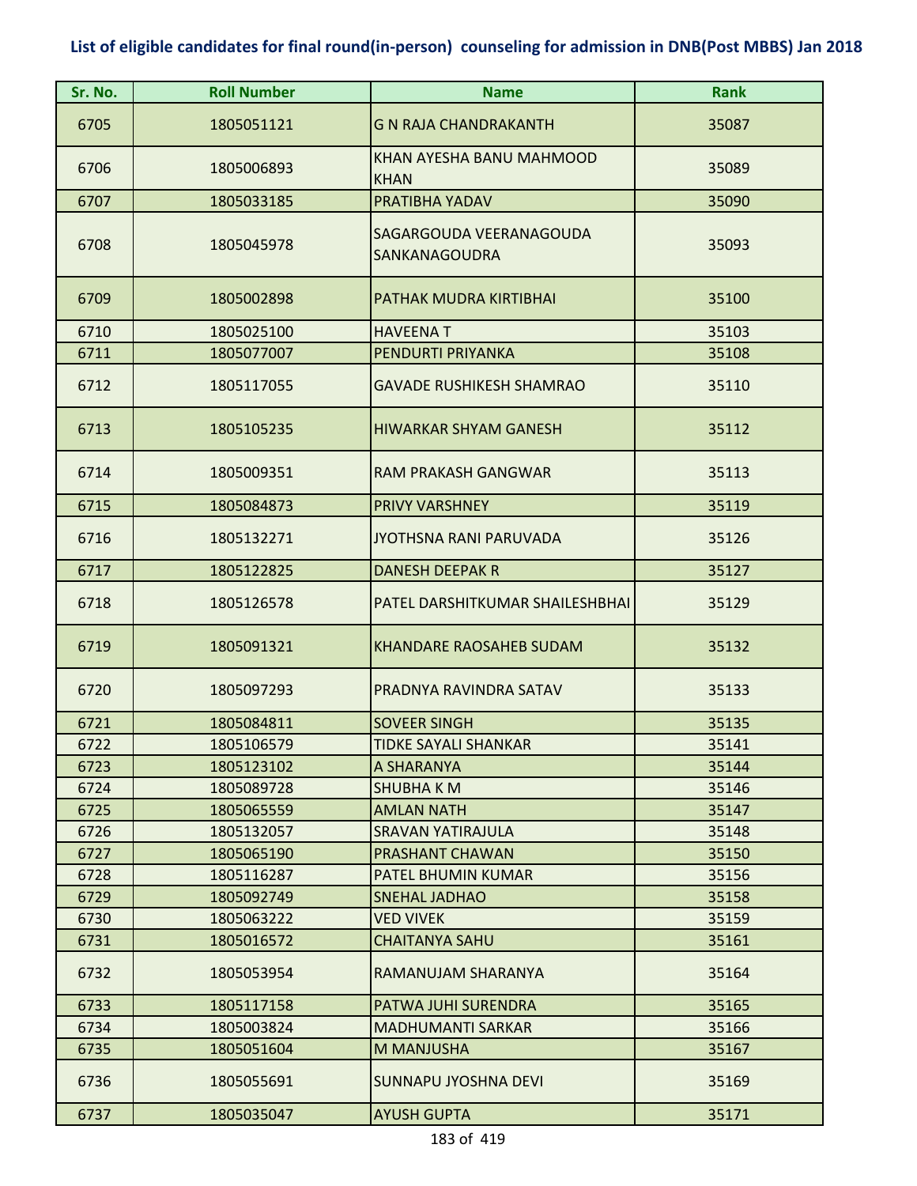# List of eligible candidates for final round(in-person) counseling for admission in DNB(Post MBBS) Jan 2018

| Sr. No. | Roll Number | Name | Rank |
|---|---|---|---|
| 6705 | 1805051121 | G N RAJA CHANDRAKANTH | 35087 |
| 6706 | 1805006893 | KHAN AYESHA BANU MAHMOOD KHAN | 35089 |
| 6707 | 1805033185 | PRATIBHA YADAV | 35090 |
| 6708 | 1805045978 | SAGARGOUDA VEERANAGOUDA SANKANAGOUDRA | 35093 |
| 6709 | 1805002898 | PATHAK MUDRA KIRTIBHAI | 35100 |
| 6710 | 1805025100 | HAVEENA T | 35103 |
| 6711 | 1805077007 | PENDURTI PRIYANKA | 35108 |
| 6712 | 1805117055 | GAVADE RUSHIKESH SHAMRAO | 35110 |
| 6713 | 1805105235 | HIWARKAR SHYAM GANESH | 35112 |
| 6714 | 1805009351 | RAM PRAKASH GANGWAR | 35113 |
| 6715 | 1805084873 | PRIVY VARSHNEY | 35119 |
| 6716 | 1805132271 | JYOTHSNA RANI PARUVADA | 35126 |
| 6717 | 1805122825 | DANESH DEEPAK R | 35127 |
| 6718 | 1805126578 | PATEL DARSHITKUMAR SHAILESHBHAI | 35129 |
| 6719 | 1805091321 | KHANDARE RAOSAHEB SUDAM | 35132 |
| 6720 | 1805097293 | PRADNYA RAVINDRA SATAV | 35133 |
| 6721 | 1805084811 | SOVEER SINGH | 35135 |
| 6722 | 1805106579 | TIDKE SAYALI SHANKAR | 35141 |
| 6723 | 1805123102 | A SHARANYA | 35144 |
| 6724 | 1805089728 | SHUBHA K M | 35146 |
| 6725 | 1805065559 | AMLAN NATH | 35147 |
| 6726 | 1805132057 | SRAVAN YATIRAJULA | 35148 |
| 6727 | 1805065190 | PRASHANT CHAWAN | 35150 |
| 6728 | 1805116287 | PATEL BHUMIN KUMAR | 35156 |
| 6729 | 1805092749 | SNEHAL JADHAO | 35158 |
| 6730 | 1805063222 | VED VIVEK | 35159 |
| 6731 | 1805016572 | CHAITANYA SAHU | 35161 |
| 6732 | 1805053954 | RAMANUJAM SHARANYA | 35164 |
| 6733 | 1805117158 | PATWA JUHI SURENDRA | 35165 |
| 6734 | 1805003824 | MADHUMANTI SARKAR | 35166 |
| 6735 | 1805051604 | M MANJUSHA | 35167 |
| 6736 | 1805055691 | SUNNAPU JYOSHNA DEVI | 35169 |
| 6737 | 1805035047 | AYUSH GUPTA | 35171 |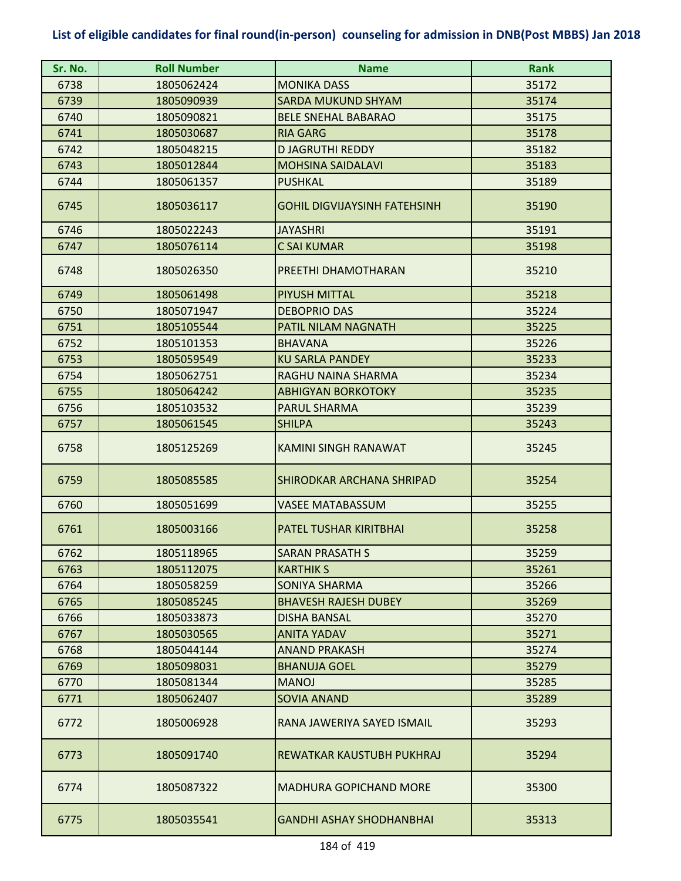# List of eligible candidates for final round(in-person) counseling for admission in DNB(Post MBBS) Jan 2018

| Sr. No. | Roll Number | Name | Rank |
|---|---|---|---|
| 6738 | 1805062424 | MONIKA DASS | 35172 |
| 6739 | 1805090939 | SARDA MUKUND SHYAM | 35174 |
| 6740 | 1805090821 | BELE SNEHAL BABARAO | 35175 |
| 6741 | 1805030687 | RIA GARG | 35178 |
| 6742 | 1805048215 | D JAGRUTHI REDDY | 35182 |
| 6743 | 1805012844 | MOHSINA SAIDALAVI | 35183 |
| 6744 | 1805061357 | PUSHKAL | 35189 |
| 6745 | 1805036117 | GOHIL DIGVIJAYSINH FATEHSINH | 35190 |
| 6746 | 1805022243 | JAYASHRI | 35191 |
| 6747 | 1805076114 | C SAI KUMAR | 35198 |
| 6748 | 1805026350 | PREETHI DHAMOTHARAN | 35210 |
| 6749 | 1805061498 | PIYUSH MITTAL | 35218 |
| 6750 | 1805071947 | DEBOPRIO DAS | 35224 |
| 6751 | 1805105544 | PATIL NILAM NAGNATH | 35225 |
| 6752 | 1805101353 | BHAVANA | 35226 |
| 6753 | 1805059549 | KU SARLA PANDEY | 35233 |
| 6754 | 1805062751 | RAGHU NAINA SHARMA | 35234 |
| 6755 | 1805064242 | ABHIGYAN BORKOTOKY | 35235 |
| 6756 | 1805103532 | PARUL SHARMA | 35239 |
| 6757 | 1805061545 | SHILPA | 35243 |
| 6758 | 1805125269 | KAMINI SINGH RANAWAT | 35245 |
| 6759 | 1805085585 | SHIRODKAR ARCHANA SHRIPAD | 35254 |
| 6760 | 1805051699 | VASEE MATABASSUM | 35255 |
| 6761 | 1805003166 | PATEL TUSHAR KIRITBHAI | 35258 |
| 6762 | 1805118965 | SARAN PRASATH S | 35259 |
| 6763 | 1805112075 | KARTHIK S | 35261 |
| 6764 | 1805058259 | SONIYA SHARMA | 35266 |
| 6765 | 1805085245 | BHAVESH RAJESH DUBEY | 35269 |
| 6766 | 1805033873 | DISHA BANSAL | 35270 |
| 6767 | 1805030565 | ANITA YADAV | 35271 |
| 6768 | 1805044144 | ANAND PRAKASH | 35274 |
| 6769 | 1805098031 | BHANUJA GOEL | 35279 |
| 6770 | 1805081344 | MANOJ | 35285 |
| 6771 | 1805062407 | SOVIA ANAND | 35289 |
| 6772 | 1805006928 | RANA JAWERIYA SAYED ISMAIL | 35293 |
| 6773 | 1805091740 | REWATKAR KAUSTUBH PUKHRAJ | 35294 |
| 6774 | 1805087322 | MADHURA GOPICHAND MORE | 35300 |
| 6775 | 1805035541 | GANDHI ASHAY SHODHANBHAI | 35313 |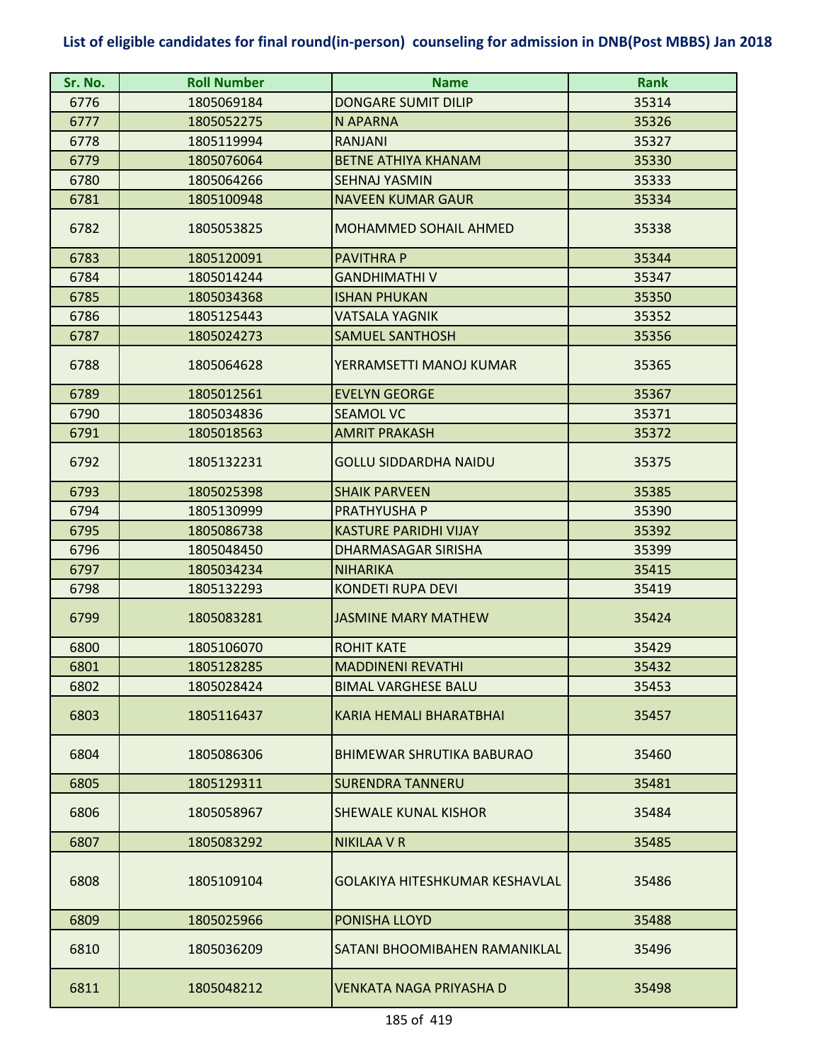# List of eligible candidates for final round(in-person) counseling for admission in DNB(Post MBBS) Jan 2018

| Sr. No. | Roll Number | Name | Rank |
|---|---|---|---|
| 6776 | 1805069184 | DONGARE SUMIT DILIP | 35314 |
| 6777 | 1805052275 | N APARNA | 35326 |
| 6778 | 1805119994 | RANJANI | 35327 |
| 6779 | 1805076064 | BETNE ATHIYA KHANAM | 35330 |
| 6780 | 1805064266 | SEHNAJ YASMIN | 35333 |
| 6781 | 1805100948 | NAVEEN KUMAR GAUR | 35334 |
| 6782 | 1805053825 | MOHAMMED SOHAIL AHMED | 35338 |
| 6783 | 1805120091 | PAVITHRA P | 35344 |
| 6784 | 1805014244 | GANDHIMATHI V | 35347 |
| 6785 | 1805034368 | ISHAN PHUKAN | 35350 |
| 6786 | 1805125443 | VATSALA YAGNIK | 35352 |
| 6787 | 1805024273 | SAMUEL SANTHOSH | 35356 |
| 6788 | 1805064628 | YERRAMSETTI MANOJ KUMAR | 35365 |
| 6789 | 1805012561 | EVELYN GEORGE | 35367 |
| 6790 | 1805034836 | SEAMOL VC | 35371 |
| 6791 | 1805018563 | AMRIT PRAKASH | 35372 |
| 6792 | 1805132231 | GOLLU SIDDARDHA NAIDU | 35375 |
| 6793 | 1805025398 | SHAIK PARVEEN | 35385 |
| 6794 | 1805130999 | PRATHYUSHA P | 35390 |
| 6795 | 1805086738 | KASTURE PARIDHI VIJAY | 35392 |
| 6796 | 1805048450 | DHARMASAGAR SIRISHA | 35399 |
| 6797 | 1805034234 | NIHARIKA | 35415 |
| 6798 | 1805132293 | KONDETI RUPA DEVI | 35419 |
| 6799 | 1805083281 | JASMINE MARY MATHEW | 35424 |
| 6800 | 1805106070 | ROHIT KATE | 35429 |
| 6801 | 1805128285 | MADDINENI REVATHI | 35432 |
| 6802 | 1805028424 | BIMAL VARGHESE BALU | 35453 |
| 6803 | 1805116437 | KARIA HEMALI BHARATBHAI | 35457 |
| 6804 | 1805086306 | BHIMEWAR SHRUTIKA BABURAO | 35460 |
| 6805 | 1805129311 | SURENDRA TANNERU | 35481 |
| 6806 | 1805058967 | SHEWALE KUNAL KISHOR | 35484 |
| 6807 | 1805083292 | NIKILAA V R | 35485 |
| 6808 | 1805109104 | GOLAKIYA HITESHKUMAR KESHAVLAL | 35486 |
| 6809 | 1805025966 | PONISHA LLOYD | 35488 |
| 6810 | 1805036209 | SATANI BHOOMIBAHEN RAMANIKLAL | 35496 |
| 6811 | 1805048212 | VENKATA NAGA PRIYASHA D | 35498 |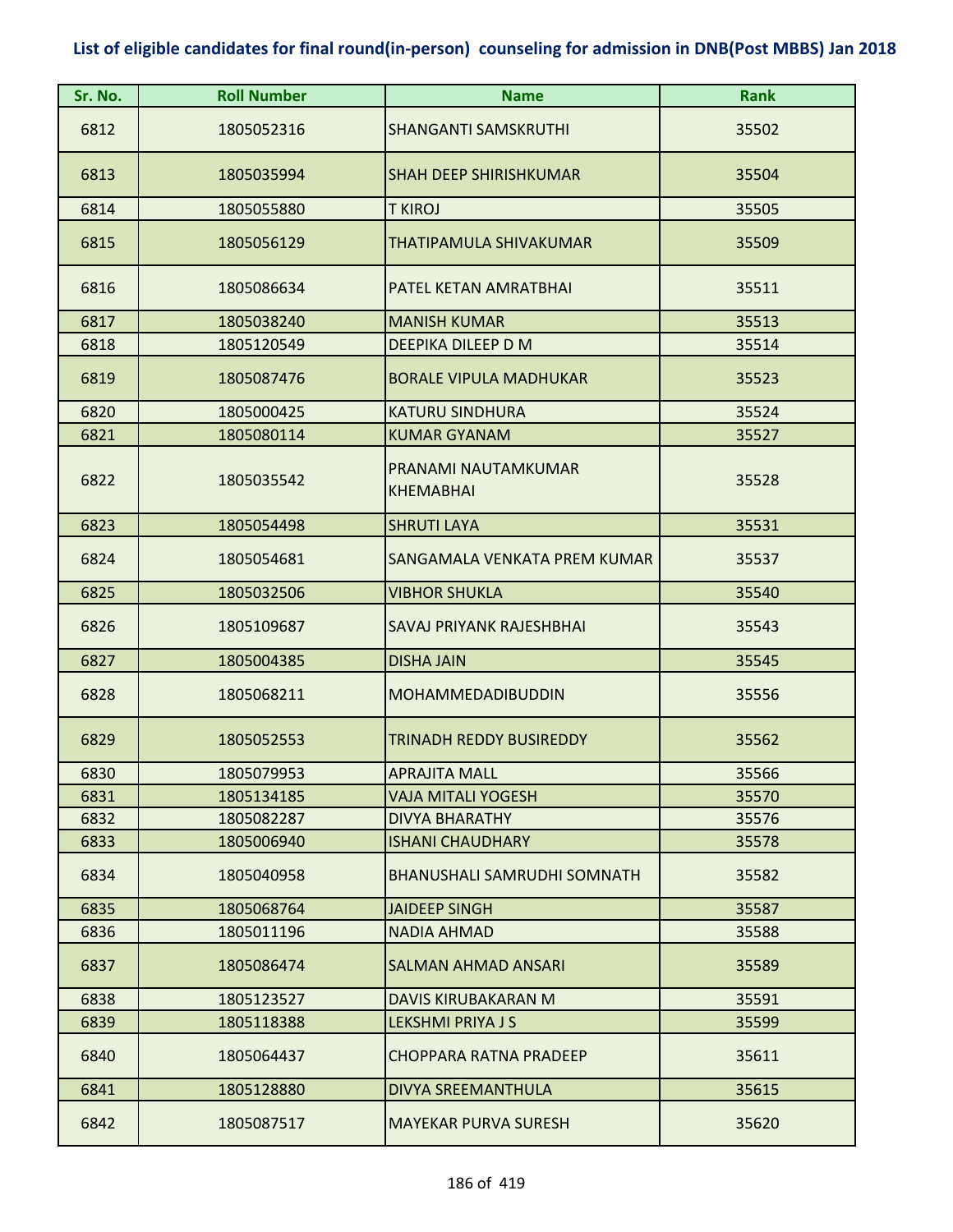## List of eligible candidates for final round(in-person) counseling for admission in DNB(Post MBBS) Jan 2018

| Sr. No. | Roll Number | Name | Rank |
|---|---|---|---|
| 6812 | 1805052316 | SHANGANTI SAMSKRUTHI | 35502 |
| 6813 | 1805035994 | SHAH DEEP SHIRISHKUMAR | 35504 |
| 6814 | 1805055880 | T KIROJ | 35505 |
| 6815 | 1805056129 | THATIPAMULA SHIVAKUMAR | 35509 |
| 6816 | 1805086634 | PATEL KETAN AMRATBHAI | 35511 |
| 6817 | 1805038240 | MANISH KUMAR | 35513 |
| 6818 | 1805120549 | DEEPIKA DILEEP D M | 35514 |
| 6819 | 1805087476 | BORALE VIPULA MADHUKAR | 35523 |
| 6820 | 1805000425 | KATURU SINDHURA | 35524 |
| 6821 | 1805080114 | KUMAR GYANAM | 35527 |
| 6822 | 1805035542 | PRANAMI NAUTAMKUMAR KHEMABHAI | 35528 |
| 6823 | 1805054498 | SHRUTI LAYA | 35531 |
| 6824 | 1805054681 | SANGAMALA VENKATA PREM KUMAR | 35537 |
| 6825 | 1805032506 | VIBHOR SHUKLA | 35540 |
| 6826 | 1805109687 | SAVAJ PRIYANK RAJESHBHAI | 35543 |
| 6827 | 1805004385 | DISHA JAIN | 35545 |
| 6828 | 1805068211 | MOHAMMEDADIBUDDIN | 35556 |
| 6829 | 1805052553 | TRINADH REDDY BUSIREDDY | 35562 |
| 6830 | 1805079953 | APRAJITA MALL | 35566 |
| 6831 | 1805134185 | VAJA MITALI YOGESH | 35570 |
| 6832 | 1805082287 | DIVYA BHARATHY | 35576 |
| 6833 | 1805006940 | ISHANI CHAUDHARY | 35578 |
| 6834 | 1805040958 | BHANUSHALI SAMRUDHI SOMNATH | 35582 |
| 6835 | 1805068764 | JAIDEEP SINGH | 35587 |
| 6836 | 1805011196 | NADIA AHMAD | 35588 |
| 6837 | 1805086474 | SALMAN AHMAD ANSARI | 35589 |
| 6838 | 1805123527 | DAVIS KIRUBAKARAN M | 35591 |
| 6839 | 1805118388 | LEKSHMI PRIYA J S | 35599 |
| 6840 | 1805064437 | CHOPPARA RATNA PRADEEP | 35611 |
| 6841 | 1805128880 | DIVYA SREEMANTHULA | 35615 |
| 6842 | 1805087517 | MAYEKAR PURVA SURESH | 35620 |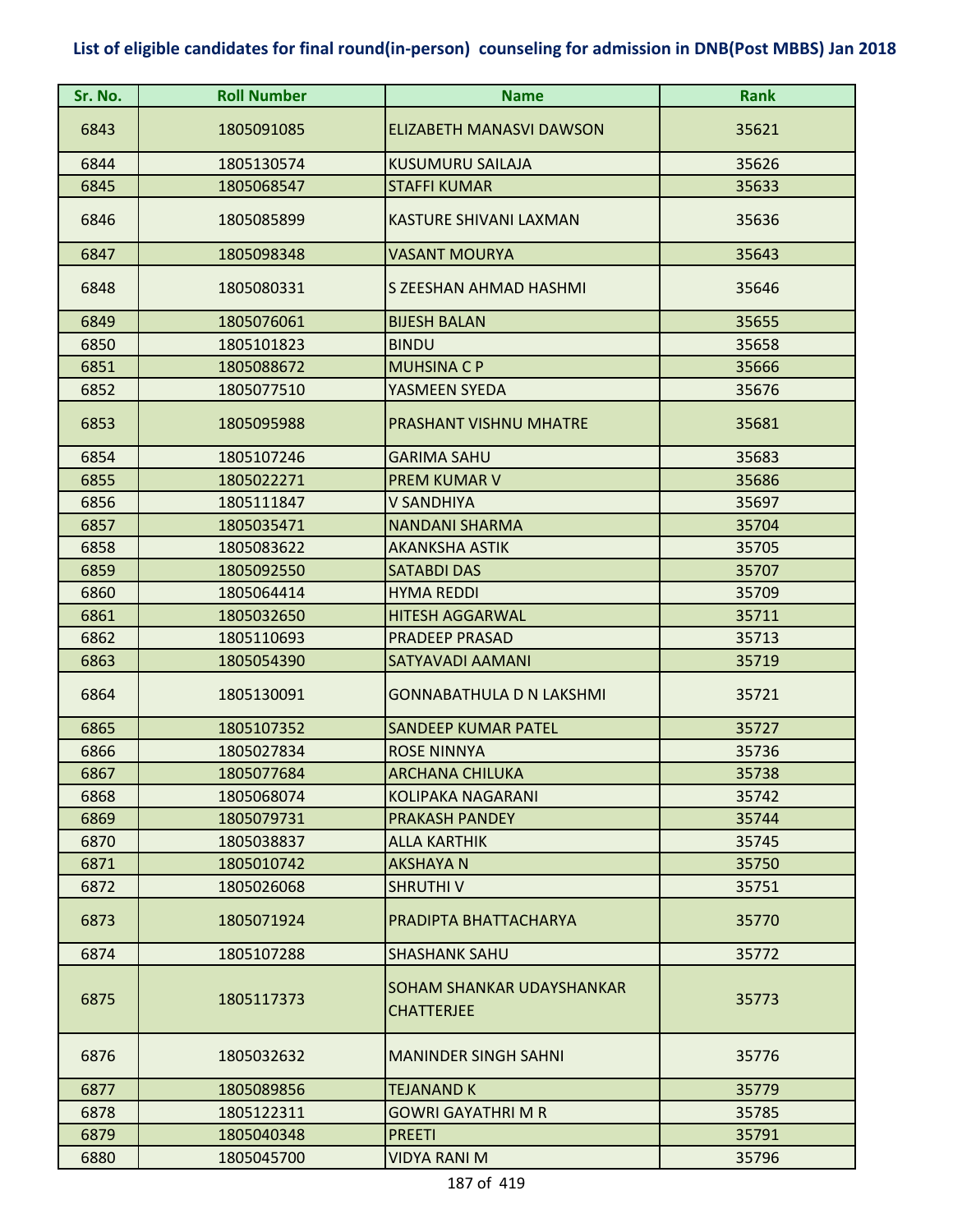# List of eligible candidates for final round(in-person) counseling for admission in DNB(Post MBBS) Jan 2018

| Sr. No. | Roll Number | Name | Rank |
|---|---|---|---|
| 6843 | 1805091085 | ELIZABETH MANASVI DAWSON | 35621 |
| 6844 | 1805130574 | KUSUMURU SAILAJA | 35626 |
| 6845 | 1805068547 | STAFFI KUMAR | 35633 |
| 6846 | 1805085899 | KASTURE SHIVANI LAXMAN | 35636 |
| 6847 | 1805098348 | VASANT MOURYA | 35643 |
| 6848 | 1805080331 | S ZEESHAN AHMAD HASHMI | 35646 |
| 6849 | 1805076061 | BIJESH BALAN | 35655 |
| 6850 | 1805101823 | BINDU | 35658 |
| 6851 | 1805088672 | MUHSINA C P | 35666 |
| 6852 | 1805077510 | YASMEEN SYEDA | 35676 |
| 6853 | 1805095988 | PRASHANT VISHNU MHATRE | 35681 |
| 6854 | 1805107246 | GARIMA SAHU | 35683 |
| 6855 | 1805022271 | PREM KUMAR V | 35686 |
| 6856 | 1805111847 | V SANDHIYA | 35697 |
| 6857 | 1805035471 | NANDANI SHARMA | 35704 |
| 6858 | 1805083622 | AKANKSHA ASTIK | 35705 |
| 6859 | 1805092550 | SATABDI DAS | 35707 |
| 6860 | 1805064414 | HYMA REDDI | 35709 |
| 6861 | 1805032650 | HITESH AGGARWAL | 35711 |
| 6862 | 1805110693 | PRADEEP PRASAD | 35713 |
| 6863 | 1805054390 | SATYAVADI AAMANI | 35719 |
| 6864 | 1805130091 | GONNABATHULA D N LAKSHMI | 35721 |
| 6865 | 1805107352 | SANDEEP KUMAR PATEL | 35727 |
| 6866 | 1805027834 | ROSE NINNYA | 35736 |
| 6867 | 1805077684 | ARCHANA CHILUKA | 35738 |
| 6868 | 1805068074 | KOLIPAKA NAGARANI | 35742 |
| 6869 | 1805079731 | PRAKASH PANDEY | 35744 |
| 6870 | 1805038837 | ALLA KARTHIK | 35745 |
| 6871 | 1805010742 | AKSHAYA N | 35750 |
| 6872 | 1805026068 | SHRUTHI V | 35751 |
| 6873 | 1805071924 | PRADIPTA BHATTACHARYA | 35770 |
| 6874 | 1805107288 | SHASHANK SAHU | 35772 |
| 6875 | 1805117373 | SOHAM SHANKAR UDAYSHANKAR CHATTERJEE | 35773 |
| 6876 | 1805032632 | MANINDER SINGH SAHNI | 35776 |
| 6877 | 1805089856 | TEJANAND K | 35779 |
| 6878 | 1805122311 | GOWRI GAYATHRI M R | 35785 |
| 6879 | 1805040348 | PREETI | 35791 |
| 6880 | 1805045700 | VIDYA RANI M | 35796 |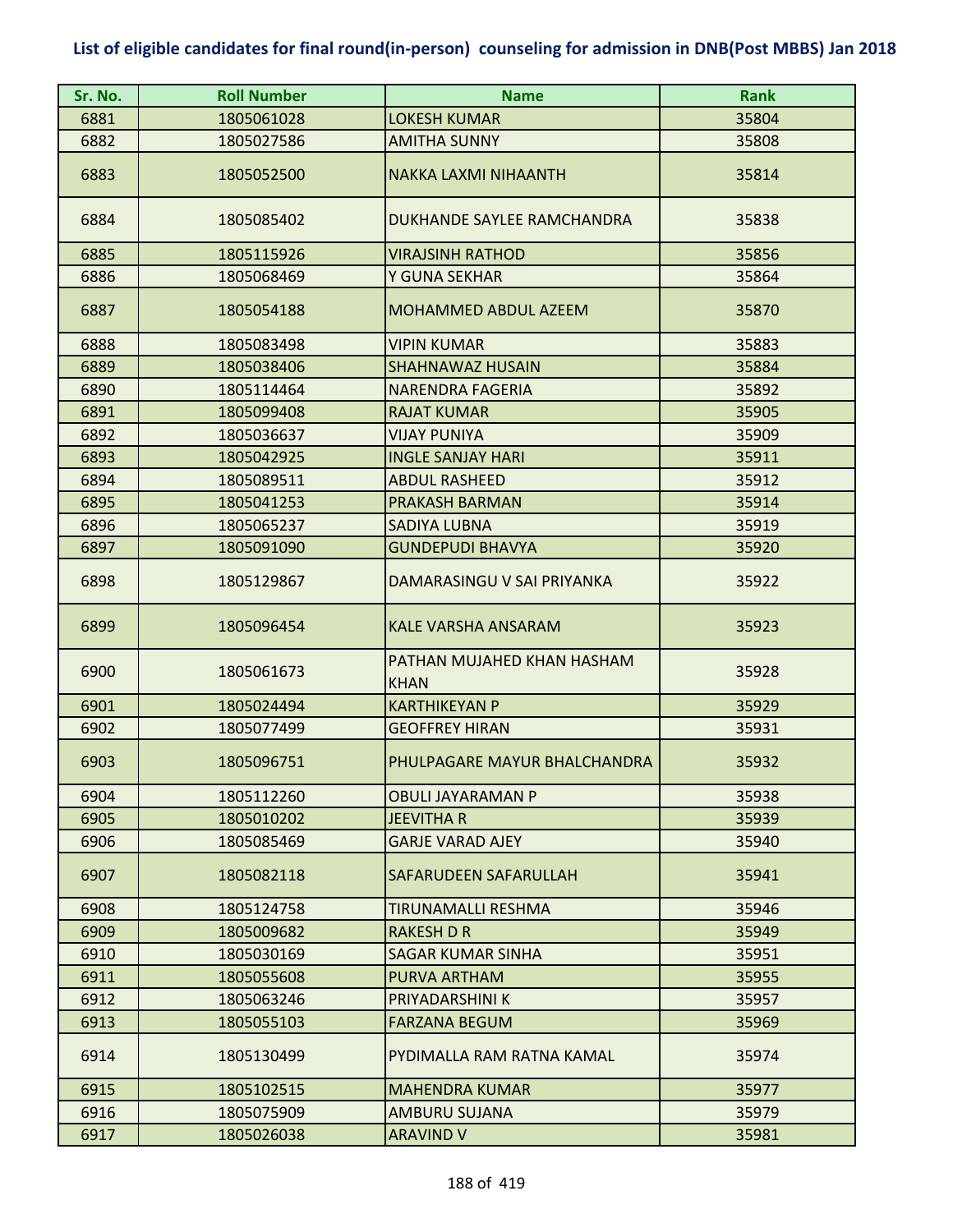# List of eligible candidates for final round(in-person) counseling for admission in DNB(Post MBBS) Jan 2018

| Sr. No. | Roll Number | Name | Rank |
|---|---|---|---|
| 6881 | 1805061028 | LOKESH KUMAR | 35804 |
| 6882 | 1805027586 | AMITHA SUNNY | 35808 |
| 6883 | 1805052500 | NAKKA LAXMI NIHAANTH | 35814 |
| 6884 | 1805085402 | DUKHANDE SAYLEE RAMCHANDRA | 35838 |
| 6885 | 1805115926 | VIRAJSINH RATHOD | 35856 |
| 6886 | 1805068469 | Y GUNA SEKHAR | 35864 |
| 6887 | 1805054188 | MOHAMMED ABDUL AZEEM | 35870 |
| 6888 | 1805083498 | VIPIN KUMAR | 35883 |
| 6889 | 1805038406 | SHAHNAWAZ HUSAIN | 35884 |
| 6890 | 1805114464 | NARENDRA FAGERIA | 35892 |
| 6891 | 1805099408 | RAJAT KUMAR | 35905 |
| 6892 | 1805036637 | VIJAY PUNIYA | 35909 |
| 6893 | 1805042925 | INGLE SANJAY HARI | 35911 |
| 6894 | 1805089511 | ABDUL RASHEED | 35912 |
| 6895 | 1805041253 | PRAKASH BARMAN | 35914 |
| 6896 | 1805065237 | SADIYA LUBNA | 35919 |
| 6897 | 1805091090 | GUNDEPUDI BHAVYA | 35920 |
| 6898 | 1805129867 | DAMARASINGU V SAI PRIYANKA | 35922 |
| 6899 | 1805096454 | KALE VARSHA ANSARAM | 35923 |
| 6900 | 1805061673 | PATHAN MUJAHED KHAN HASHAM KHAN | 35928 |
| 6901 | 1805024494 | KARTHIKEYAN P | 35929 |
| 6902 | 1805077499 | GEOFFREY HIRAN | 35931 |
| 6903 | 1805096751 | PHULPAGARE MAYUR BHALCHANDRA | 35932 |
| 6904 | 1805112260 | OBULI JAYARAMAN P | 35938 |
| 6905 | 1805010202 | JEEVITHA R | 35939 |
| 6906 | 1805085469 | GARJE VARAD AJEY | 35940 |
| 6907 | 1805082118 | SAFARUDEEN SAFARULLAH | 35941 |
| 6908 | 1805124758 | TIRUNAMALLI RESHMA | 35946 |
| 6909 | 1805009682 | RAKESH D R | 35949 |
| 6910 | 1805030169 | SAGAR KUMAR SINHA | 35951 |
| 6911 | 1805055608 | PURVA ARTHAM | 35955 |
| 6912 | 1805063246 | PRIYADARSHINI K | 35957 |
| 6913 | 1805055103 | FARZANA BEGUM | 35969 |
| 6914 | 1805130499 | PYDIMALLA RAM RATNA KAMAL | 35974 |
| 6915 | 1805102515 | MAHENDRA KUMAR | 35977 |
| 6916 | 1805075909 | AMBURU SUJANA | 35979 |
| 6917 | 1805026038 | ARAVIND V | 35981 |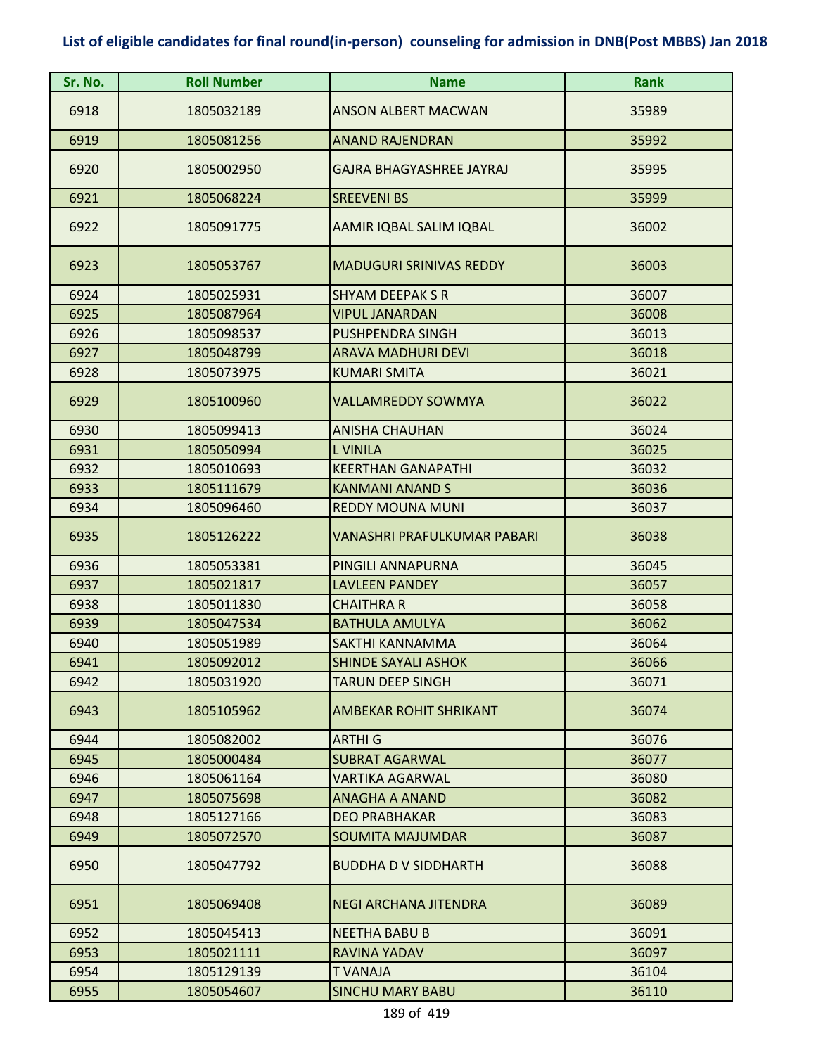# List of eligible candidates for final round(in-person) counseling for admission in DNB(Post MBBS) Jan 2018

| Sr. No. | Roll Number | Name | Rank |
|---|---|---|---|
| 6918 | 1805032189 | ANSON ALBERT MACWAN | 35989 |
| 6919 | 1805081256 | ANAND RAJENDRAN | 35992 |
| 6920 | 1805002950 | GAJRA BHAGYASHREE JAYRAJ | 35995 |
| 6921 | 1805068224 | SREEVENI BS | 35999 |
| 6922 | 1805091775 | AAMIR IQBAL SALIM IQBAL | 36002 |
| 6923 | 1805053767 | MADUGURI SRINIVAS REDDY | 36003 |
| 6924 | 1805025931 | SHYAM DEEPAK S R | 36007 |
| 6925 | 1805087964 | VIPUL JANARDAN | 36008 |
| 6926 | 1805098537 | PUSHPENDRA SINGH | 36013 |
| 6927 | 1805048799 | ARAVA MADHURI DEVI | 36018 |
| 6928 | 1805073975 | KUMARI SMITA | 36021 |
| 6929 | 1805100960 | VALLAMREDDY SOWMYA | 36022 |
| 6930 | 1805099413 | ANISHA CHAUHAN | 36024 |
| 6931 | 1805050994 | L VINILA | 36025 |
| 6932 | 1805010693 | KEERTHAN GANAPATHI | 36032 |
| 6933 | 1805111679 | KANMANI ANAND S | 36036 |
| 6934 | 1805096460 | REDDY MOUNA MUNI | 36037 |
| 6935 | 1805126222 | VANASHRI PRAFULKUMAR PABARI | 36038 |
| 6936 | 1805053381 | PINGILI ANNAPURNA | 36045 |
| 6937 | 1805021817 | LAVLEEN PANDEY | 36057 |
| 6938 | 1805011830 | CHAITHRA R | 36058 |
| 6939 | 1805047534 | BATHULA AMULYA | 36062 |
| 6940 | 1805051989 | SAKTHI KANNAMMA | 36064 |
| 6941 | 1805092012 | SHINDE SAYALI ASHOK | 36066 |
| 6942 | 1805031920 | TARUN DEEP SINGH | 36071 |
| 6943 | 1805105962 | AMBEKAR ROHIT SHRIKANT | 36074 |
| 6944 | 1805082002 | ARTHI G | 36076 |
| 6945 | 1805000484 | SUBRAT AGARWAL | 36077 |
| 6946 | 1805061164 | VARTIKA AGARWAL | 36080 |
| 6947 | 1805075698 | ANAGHA A ANAND | 36082 |
| 6948 | 1805127166 | DEO PRABHAKAR | 36083 |
| 6949 | 1805072570 | SOUMITA MAJUMDAR | 36087 |
| 6950 | 1805047792 | BUDDHA D V SIDDHARTH | 36088 |
| 6951 | 1805069408 | NEGI ARCHANA JITENDRA | 36089 |
| 6952 | 1805045413 | NEETHA BABU B | 36091 |
| 6953 | 1805021111 | RAVINA YADAV | 36097 |
| 6954 | 1805129139 | T VANAJA | 36104 |
| 6955 | 1805054607 | SINCHU MARY BABU | 36110 |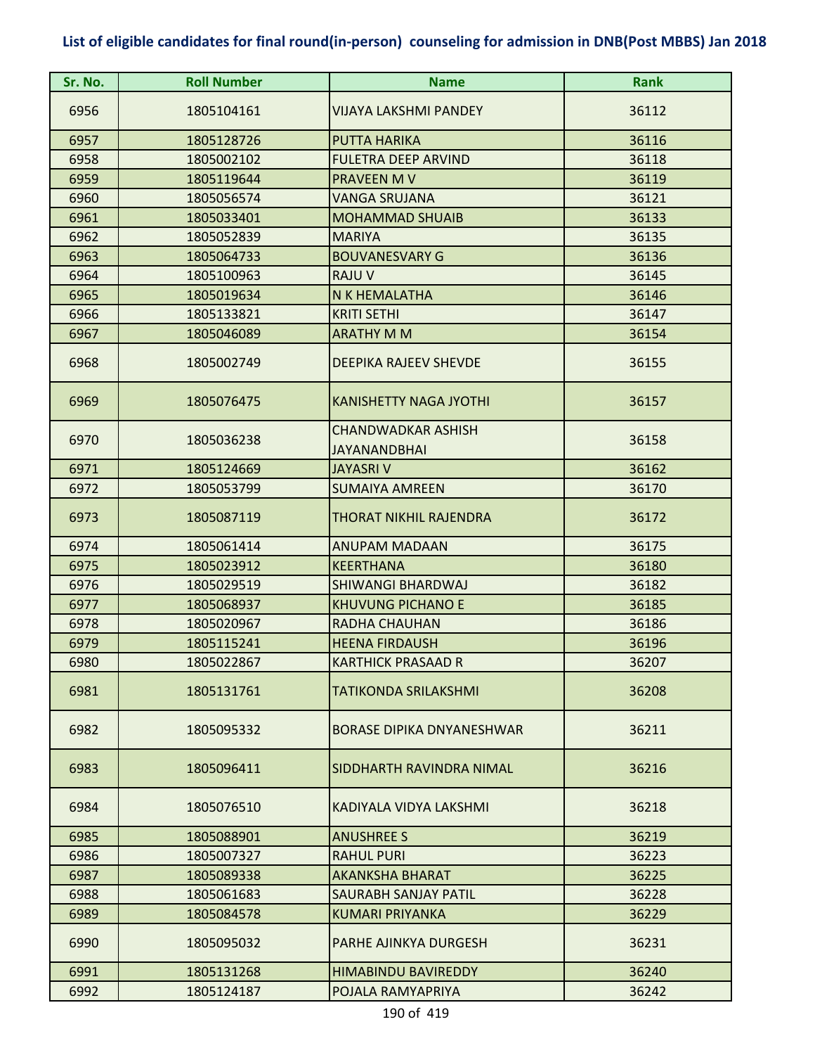## List of eligible candidates for final round(in-person) counseling for admission in DNB(Post MBBS) Jan 2018

| Sr. No. | Roll Number | Name | Rank |
|---|---|---|---|
| 6956 | 1805104161 | VIJAYA LAKSHMI PANDEY | 36112 |
| 6957 | 1805128726 | PUTTA HARIKA | 36116 |
| 6958 | 1805002102 | FULETRA DEEP ARVIND | 36118 |
| 6959 | 1805119644 | PRAVEEN M V | 36119 |
| 6960 | 1805056574 | VANGA SRUJANA | 36121 |
| 6961 | 1805033401 | MOHAMMAD SHUAIB | 36133 |
| 6962 | 1805052839 | MARIYA | 36135 |
| 6963 | 1805064733 | BOUVANESVARY G | 36136 |
| 6964 | 1805100963 | RAJU V | 36145 |
| 6965 | 1805019634 | N K HEMALATHA | 36146 |
| 6966 | 1805133821 | KRITI SETHI | 36147 |
| 6967 | 1805046089 | ARATHY M M | 36154 |
| 6968 | 1805002749 | DEEPIKA RAJEEV SHEVDE | 36155 |
| 6969 | 1805076475 | KANISHETTY NAGA JYOTHI | 36157 |
| 6970 | 1805036238 | CHANDWADKAR ASHISH JAYANANDBHAI | 36158 |
| 6971 | 1805124669 | JAYASRI V | 36162 |
| 6972 | 1805053799 | SUMAIYA AMREEN | 36170 |
| 6973 | 1805087119 | THORAT NIKHIL RAJENDRA | 36172 |
| 6974 | 1805061414 | ANUPAM MADAAN | 36175 |
| 6975 | 1805023912 | KEERTHANA | 36180 |
| 6976 | 1805029519 | SHIWANGI BHARDWAJ | 36182 |
| 6977 | 1805068937 | KHUVUNG PICHANO E | 36185 |
| 6978 | 1805020967 | RADHA CHAUHAN | 36186 |
| 6979 | 1805115241 | HEENA FIRDAUSH | 36196 |
| 6980 | 1805022867 | KARTHICK PRASAAD R | 36207 |
| 6981 | 1805131761 | TATIKONDA SRILAKSHMI | 36208 |
| 6982 | 1805095332 | BORASE DIPIKA DNYANESHWAR | 36211 |
| 6983 | 1805096411 | SIDDHARTH RAVINDRA NIMAL | 36216 |
| 6984 | 1805076510 | KADIYALA VIDYA LAKSHMI | 36218 |
| 6985 | 1805088901 | ANUSHREE S | 36219 |
| 6986 | 1805007327 | RAHUL PURI | 36223 |
| 6987 | 1805089338 | AKANKSHA BHARAT | 36225 |
| 6988 | 1805061683 | SAURABH SANJAY PATIL | 36228 |
| 6989 | 1805084578 | KUMARI PRIYANKA | 36229 |
| 6990 | 1805095032 | PARHE AJINKYA DURGESH | 36231 |
| 6991 | 1805131268 | HIMABINDU BAVIREDDY | 36240 |
| 6992 | 1805124187 | POJALA RAMYAPRIYA | 36242 |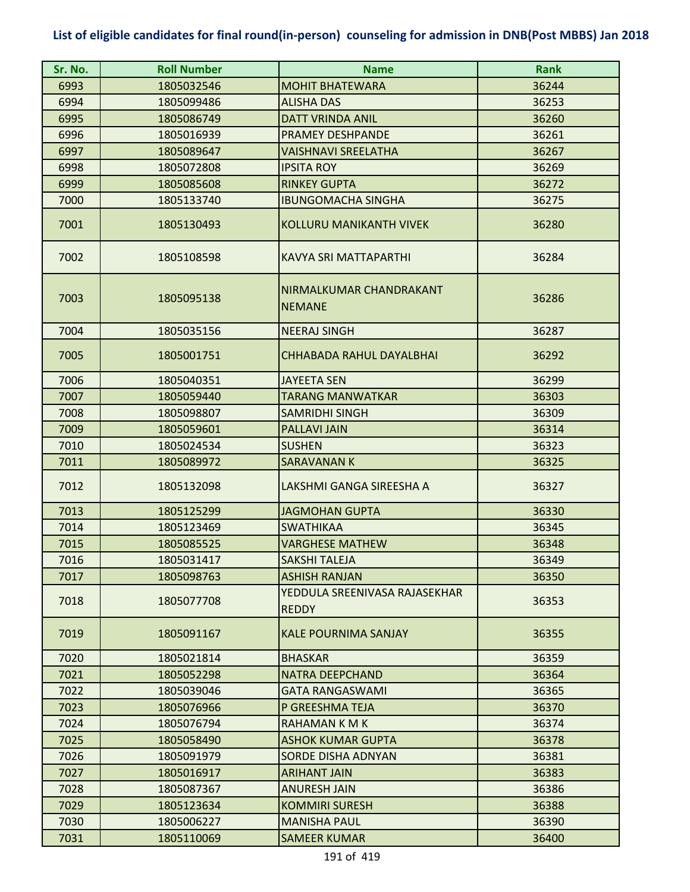**List of eligible candidates for final round(in-person) counseling for admission in DNB(Post MBBS) Jan 2018**

| Sr. No. | Roll Number | Name | Rank |
|---|---|---|---|
| 6993 | 1805032546 | MOHIT BHATEWARA | 36244 |
| 6994 | 1805099486 | ALISHA DAS | 36253 |
| 6995 | 1805086749 | DATT VRINDA ANIL | 36260 |
| 6996 | 1805016939 | PRAMEY DESHPANDE | 36261 |
| 6997 | 1805089647 | VAISHNAVI SREELATHA | 36267 |
| 6998 | 1805072808 | IPSITA ROY | 36269 |
| 6999 | 1805085608 | RINKEY GUPTA | 36272 |
| 7000 | 1805133740 | IBUNGOMACHA SINGHA | 36275 |
| 7001 | 1805130493 | KOLLURU MANIKANTH VIVEK | 36280 |
| 7002 | 1805108598 | KAVYA SRI MATTAPARTHI | 36284 |
| 7003 | 1805095138 | NIRMALKUMAR CHANDRAKANT NEMANE | 36286 |
| 7004 | 1805035156 | NEERAJ SINGH | 36287 |
| 7005 | 1805001751 | CHHABADA RAHUL DAYALBHAI | 36292 |
| 7006 | 1805040351 | JAYEETA SEN | 36299 |
| 7007 | 1805059440 | TARANG MANWATKAR | 36303 |
| 7008 | 1805098807 | SAMRIDHI SINGH | 36309 |
| 7009 | 1805059601 | PALLAVI JAIN | 36314 |
| 7010 | 1805024534 | SUSHEN | 36323 |
| 7011 | 1805089972 | SARAVANAN K | 36325 |
| 7012 | 1805132098 | LAKSHMI GANGA SIREESHA A | 36327 |
| 7013 | 1805125299 | JAGMOHAN GUPTA | 36330 |
| 7014 | 1805123469 | SWATHIKAA | 36345 |
| 7015 | 1805085525 | VARGHESE MATHEW | 36348 |
| 7016 | 1805031417 | SAKSHI TALEJA | 36349 |
| 7017 | 1805098763 | ASHISH RANJAN | 36350 |
| 7018 | 1805077708 | YEDDULA SREENIVASA RAJASEKHAR REDDY | 36353 |
| 7019 | 1805091167 | KALE POURNIMA SANJAY | 36355 |
| 7020 | 1805021814 | BHASKAR | 36359 |
| 7021 | 1805052298 | NATRA DEEPCHAND | 36364 |
| 7022 | 1805039046 | GATA RANGASWAMI | 36365 |
| 7023 | 1805076966 | P GREESHMA TEJA | 36370 |
| 7024 | 1805076794 | RAHAMAN K M K | 36374 |
| 7025 | 1805058490 | ASHOK KUMAR GUPTA | 36378 |
| 7026 | 1805091979 | SORDE DISHA ADNYAN | 36381 |
| 7027 | 1805016917 | ARIHANT JAIN | 36383 |
| 7028 | 1805087367 | ANURESH JAIN | 36386 |
| 7029 | 1805123634 | KOMMIRI SURESH | 36388 |
| 7030 | 1805006227 | MANISHA PAUL | 36390 |
| 7031 | 1805110069 | SAMEER KUMAR | 36400 |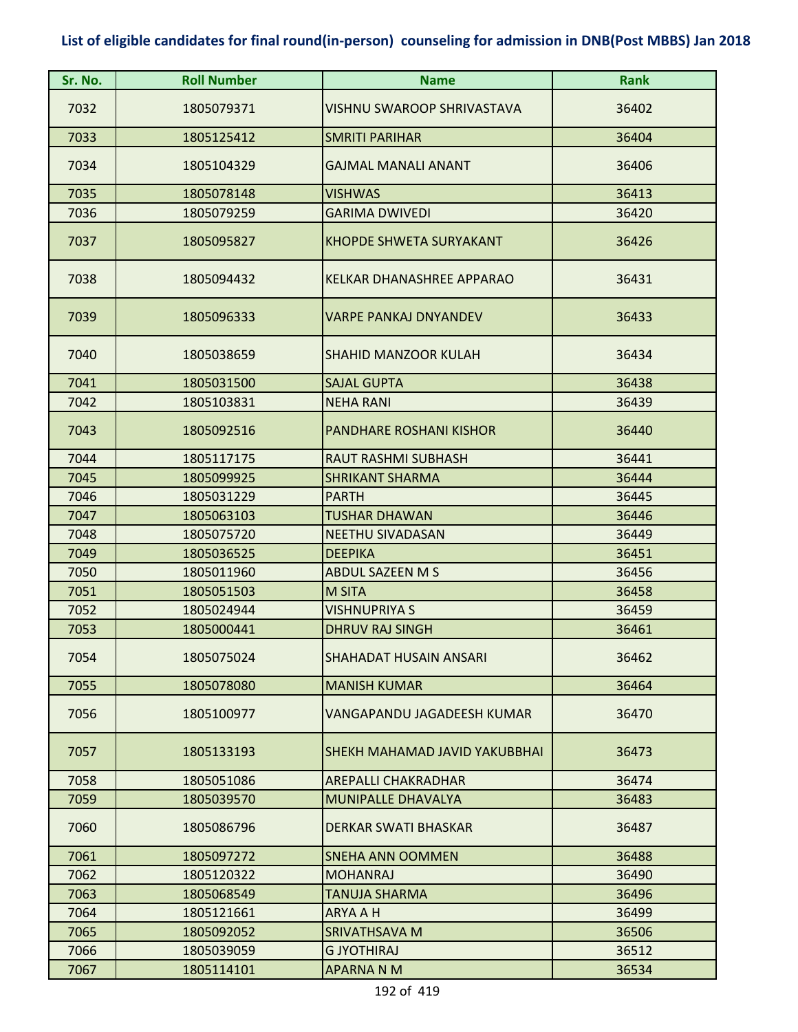# List of eligible candidates for final round(in-person) counseling for admission in DNB(Post MBBS) Jan 2018

| Sr. No. | Roll Number | Name | Rank |
|---|---|---|---|
| 7032 | 1805079371 | VISHNU SWAROOP SHRIVASTAVA | 36402 |
| 7033 | 1805125412 | SMRITI PARIHAR | 36404 |
| 7034 | 1805104329 | GAJMAL MANALI ANANT | 36406 |
| 7035 | 1805078148 | VISHWAS | 36413 |
| 7036 | 1805079259 | GARIMA DWIVEDI | 36420 |
| 7037 | 1805095827 | KHOPDE SHWETA SURYAKANT | 36426 |
| 7038 | 1805094432 | KELKAR DHANASHREE APPARAO | 36431 |
| 7039 | 1805096333 | VARPE PANKAJ DNYANDEV | 36433 |
| 7040 | 1805038659 | SHAHID MANZOOR KULAH | 36434 |
| 7041 | 1805031500 | SAJAL GUPTA | 36438 |
| 7042 | 1805103831 | NEHA RANI | 36439 |
| 7043 | 1805092516 | PANDHARE ROSHANI KISHOR | 36440 |
| 7044 | 1805117175 | RAUT RASHMI SUBHASH | 36441 |
| 7045 | 1805099925 | SHRIKANT SHARMA | 36444 |
| 7046 | 1805031229 | PARTH | 36445 |
| 7047 | 1805063103 | TUSHAR DHAWAN | 36446 |
| 7048 | 1805075720 | NEETHU SIVADASAN | 36449 |
| 7049 | 1805036525 | DEEPIKA | 36451 |
| 7050 | 1805011960 | ABDUL SAZEEN M S | 36456 |
| 7051 | 1805051503 | M SITA | 36458 |
| 7052 | 1805024944 | VISHNUPRIYA S | 36459 |
| 7053 | 1805000441 | DHRUV RAJ SINGH | 36461 |
| 7054 | 1805075024 | SHAHADAT HUSAIN ANSARI | 36462 |
| 7055 | 1805078080 | MANISH KUMAR | 36464 |
| 7056 | 1805100977 | VANGAPANDU JAGADEESH KUMAR | 36470 |
| 7057 | 1805133193 | SHEKH MAHAMAD JAVID YAKUBBHAI | 36473 |
| 7058 | 1805051086 | AREPALLI CHAKRADHAR | 36474 |
| 7059 | 1805039570 | MUNIPALLE DHAVALYA | 36483 |
| 7060 | 1805086796 | DERKAR SWATI BHASKAR | 36487 |
| 7061 | 1805097272 | SNEHA ANN OOMMEN | 36488 |
| 7062 | 1805120322 | MOHANRAJ | 36490 |
| 7063 | 1805068549 | TANUJA SHARMA | 36496 |
| 7064 | 1805121661 | ARYA A H | 36499 |
| 7065 | 1805092052 | SRIVATHSAVA M | 36506 |
| 7066 | 1805039059 | G JYOTHIRAJ | 36512 |
| 7067 | 1805114101 | APARNA N M | 36534 |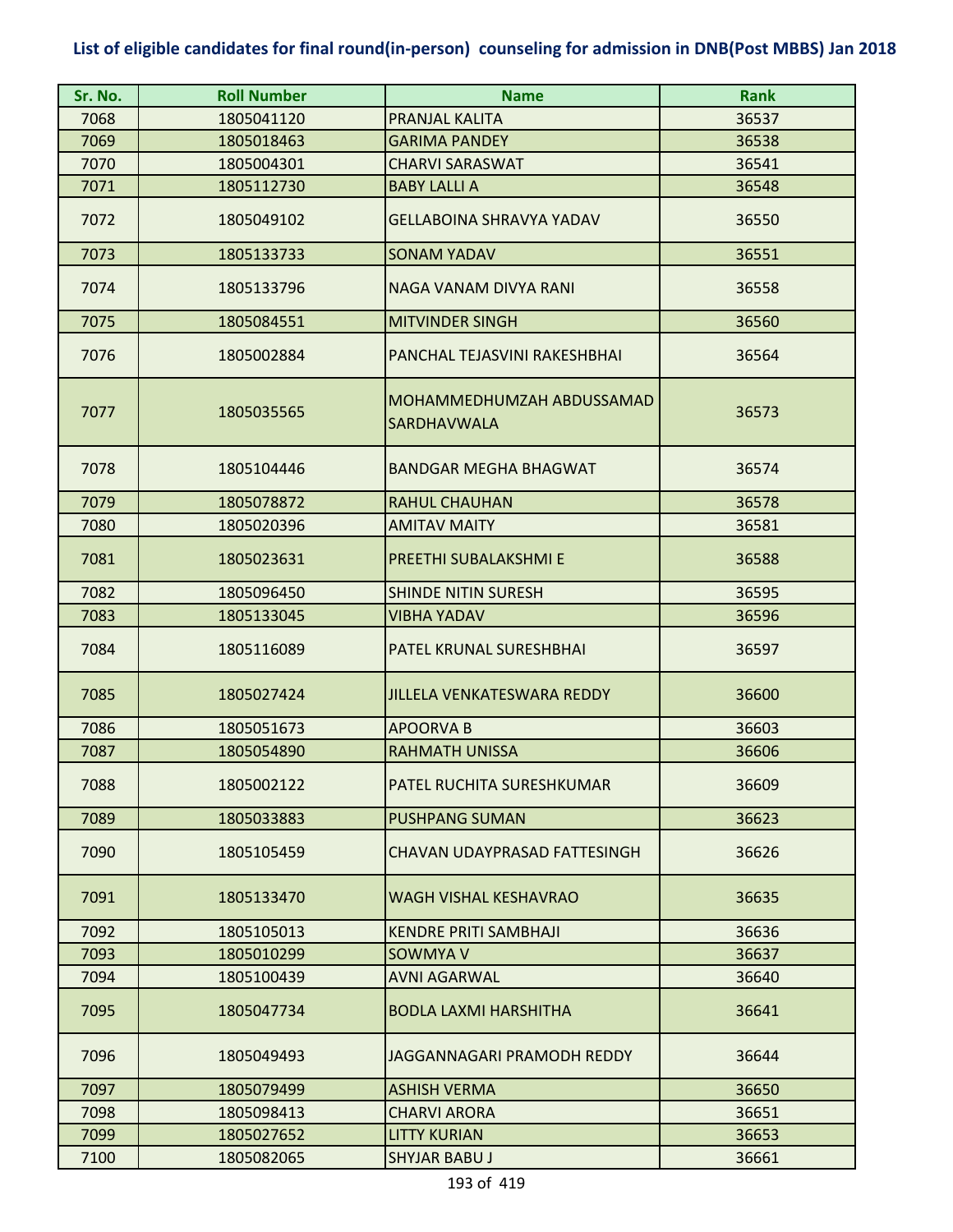**List of eligible candidates for final round(in-person) counseling for admission in DNB(Post MBBS) Jan 2018**

| Sr. No. | Roll Number | Name | Rank |
|---|---|---|---|
| 7068 | 1805041120 | PRANJAL KALITA | 36537 |
| 7069 | 1805018463 | GARIMA PANDEY | 36538 |
| 7070 | 1805004301 | CHARVI SARASWAT | 36541 |
| 7071 | 1805112730 | BABY LALLI A | 36548 |
| 7072 | 1805049102 | GELLABOINA SHRAVYA YADAV | 36550 |
| 7073 | 1805133733 | SONAM YADAV | 36551 |
| 7074 | 1805133796 | NAGA VANAM DIVYA RANI | 36558 |
| 7075 | 1805084551 | MITVINDER SINGH | 36560 |
| 7076 | 1805002884 | PANCHAL TEJASVINI RAKESHBHAI | 36564 |
| 7077 | 1805035565 | MOHAMMEDHUMZAH ABDUSSAMAD SARDHAVWALA | 36573 |
| 7078 | 1805104446 | BANDGAR MEGHA BHAGWAT | 36574 |
| 7079 | 1805078872 | RAHUL CHAUHAN | 36578 |
| 7080 | 1805020396 | AMITAV MAITY | 36581 |
| 7081 | 1805023631 | PREETHI SUBALAKSHMI E | 36588 |
| 7082 | 1805096450 | SHINDE NITIN SURESH | 36595 |
| 7083 | 1805133045 | VIBHA YADAV | 36596 |
| 7084 | 1805116089 | PATEL KRUNAL SURESHBHAI | 36597 |
| 7085 | 1805027424 | JILLELA VENKATESWARA REDDY | 36600 |
| 7086 | 1805051673 | APOORVA B | 36603 |
| 7087 | 1805054890 | RAHMATH UNISSA | 36606 |
| 7088 | 1805002122 | PATEL RUCHITA SURESHKUMAR | 36609 |
| 7089 | 1805033883 | PUSHPANG SUMAN | 36623 |
| 7090 | 1805105459 | CHAVAN UDAYPRASAD FATTESINGH | 36626 |
| 7091 | 1805133470 | WAGH VISHAL KESHAVRAO | 36635 |
| 7092 | 1805105013 | KENDRE PRITI SAMBHAJI | 36636 |
| 7093 | 1805010299 | SOWMYA V | 36637 |
| 7094 | 1805100439 | AVNI AGARWAL | 36640 |
| 7095 | 1805047734 | BODLA LAXMI HARSHITHA | 36641 |
| 7096 | 1805049493 | JAGGANNAGARI PRAMODH REDDY | 36644 |
| 7097 | 1805079499 | ASHISH VERMA | 36650 |
| 7098 | 1805098413 | CHARVI ARORA | 36651 |
| 7099 | 1805027652 | LITTY KURIAN | 36653 |
| 7100 | 1805082065 | SHYJAR BABU J | 36661 |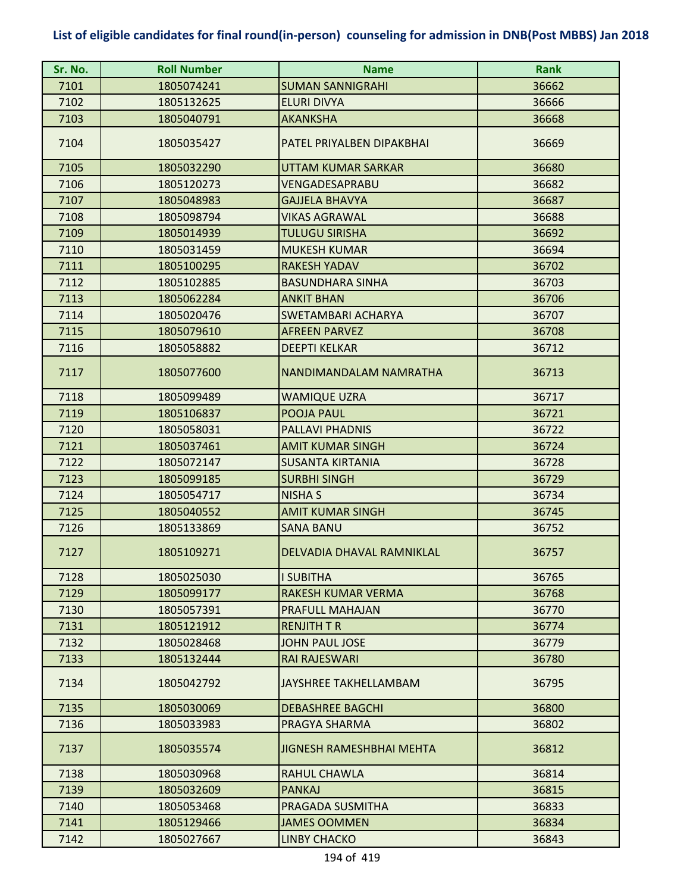# List of eligible candidates for final round(in-person) counseling for admission in DNB(Post MBBS) Jan 2018

| Sr. No. | Roll Number | Name | Rank |
|---|---|---|---|
| 7101 | 1805074241 | SUMAN SANNIGRAHI | 36662 |
| 7102 | 1805132625 | ELURI DIVYA | 36666 |
| 7103 | 1805040791 | AKANKSHA | 36668 |
| 7104 | 1805035427 | PATEL PRIYALBEN DIPAKBHAI | 36669 |
| 7105 | 1805032290 | UTTAM KUMAR SARKAR | 36680 |
| 7106 | 1805120273 | VENGADESAPRABU | 36682 |
| 7107 | 1805048983 | GAJJELA BHAVYA | 36687 |
| 7108 | 1805098794 | VIKAS AGRAWAL | 36688 |
| 7109 | 1805014939 | TULUGU SIRISHA | 36692 |
| 7110 | 1805031459 | MUKESH KUMAR | 36694 |
| 7111 | 1805100295 | RAKESH YADAV | 36702 |
| 7112 | 1805102885 | BASUNDHARA SINHA | 36703 |
| 7113 | 1805062284 | ANKIT BHAN | 36706 |
| 7114 | 1805020476 | SWETAMBARI ACHARYA | 36707 |
| 7115 | 1805079610 | AFREEN PARVEZ | 36708 |
| 7116 | 1805058882 | DEEPTI KELKAR | 36712 |
| 7117 | 1805077600 | NANDIMANDALAM NAMRATHA | 36713 |
| 7118 | 1805099489 | WAMIQUE UZRA | 36717 |
| 7119 | 1805106837 | POOJA PAUL | 36721 |
| 7120 | 1805058031 | PALLAVI PHADNIS | 36722 |
| 7121 | 1805037461 | AMIT KUMAR SINGH | 36724 |
| 7122 | 1805072147 | SUSANTA KIRTANIA | 36728 |
| 7123 | 1805099185 | SURBHI SINGH | 36729 |
| 7124 | 1805054717 | NISHA S | 36734 |
| 7125 | 1805040552 | AMIT KUMAR SINGH | 36745 |
| 7126 | 1805133869 | SANA BANU | 36752 |
| 7127 | 1805109271 | DELVADIA DHAVAL RAMNIKLAL | 36757 |
| 7128 | 1805025030 | I SUBITHA | 36765 |
| 7129 | 1805099177 | RAKESH KUMAR VERMA | 36768 |
| 7130 | 1805057391 | PRAFULL MAHAJAN | 36770 |
| 7131 | 1805121912 | RENJITH T R | 36774 |
| 7132 | 1805028468 | JOHN PAUL JOSE | 36779 |
| 7133 | 1805132444 | RAI RAJESWARI | 36780 |
| 7134 | 1805042792 | JAYSHREE TAKHELLAMBAM | 36795 |
| 7135 | 1805030069 | DEBASHREE BAGCHI | 36800 |
| 7136 | 1805033983 | PRAGYA SHARMA | 36802 |
| 7137 | 1805035574 | JIGNESH RAMESHBHAI MEHTA | 36812 |
| 7138 | 1805030968 | RAHUL CHAWLA | 36814 |
| 7139 | 1805032609 | PANKAJ | 36815 |
| 7140 | 1805053468 | PRAGADA SUSMITHA | 36833 |
| 7141 | 1805129466 | JAMES OOMMEN | 36834 |
| 7142 | 1805027667 | LINBY CHACKO | 36843 |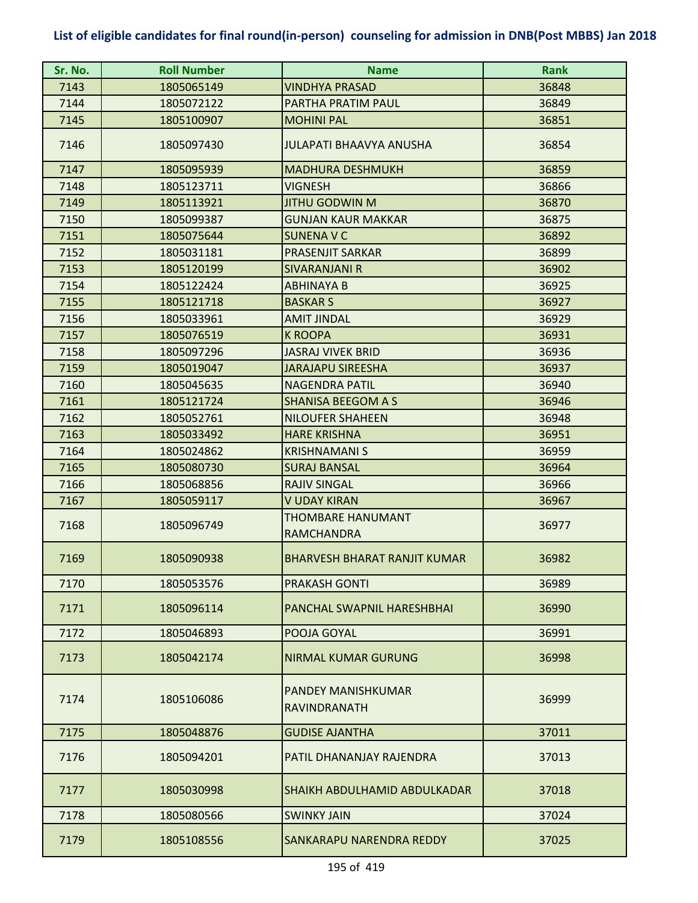# List of eligible candidates for final round(in-person) counseling for admission in DNB(Post MBBS) Jan 2018

| Sr. No. | Roll Number | Name | Rank |
|---|---|---|---|
| 7143 | 1805065149 | VINDHYA PRASAD | 36848 |
| 7144 | 1805072122 | PARTHA PRATIM PAUL | 36849 |
| 7145 | 1805100907 | MOHINI PAL | 36851 |
| 7146 | 1805097430 | JULAPATI BHAAVYA ANUSHA | 36854 |
| 7147 | 1805095939 | MADHURA DESHMUKH | 36859 |
| 7148 | 1805123711 | VIGNESH | 36866 |
| 7149 | 1805113921 | JITHU GODWIN M | 36870 |
| 7150 | 1805099387 | GUNJAN KAUR MAKKAR | 36875 |
| 7151 | 1805075644 | SUNENA V C | 36892 |
| 7152 | 1805031181 | PRASENJIT SARKAR | 36899 |
| 7153 | 1805120199 | SIVARANJANI R | 36902 |
| 7154 | 1805122424 | ABHINAYA B | 36925 |
| 7155 | 1805121718 | BASKAR S | 36927 |
| 7156 | 1805033961 | AMIT JINDAL | 36929 |
| 7157 | 1805076519 | K ROOPA | 36931 |
| 7158 | 1805097296 | JASRAJ VIVEK BRID | 36936 |
| 7159 | 1805019047 | JARAJAPU SIREESHA | 36937 |
| 7160 | 1805045635 | NAGENDRA PATIL | 36940 |
| 7161 | 1805121724 | SHANISA BEEGOM A S | 36946 |
| 7162 | 1805052761 | NILOUFER SHAHEEN | 36948 |
| 7163 | 1805033492 | HARE KRISHNA | 36951 |
| 7164 | 1805024862 | KRISHNAMANI S | 36959 |
| 7165 | 1805080730 | SURAJ BANSAL | 36964 |
| 7166 | 1805068856 | RAJIV SINGAL | 36966 |
| 7167 | 1805059117 | V UDAY KIRAN | 36967 |
| 7168 | 1805096749 | THOMBARE HANUMANT RAMCHANDRA | 36977 |
| 7169 | 1805090938 | BHARVESH BHARAT RANJIT KUMAR | 36982 |
| 7170 | 1805053576 | PRAKASH GONTI | 36989 |
| 7171 | 1805096114 | PANCHAL SWAPNIL HARESHBHAI | 36990 |
| 7172 | 1805046893 | POOJA GOYAL | 36991 |
| 7173 | 1805042174 | NIRMAL KUMAR GURUNG | 36998 |
| 7174 | 1805106086 | PANDEY MANISHKUMAR RAVINDRANATH | 36999 |
| 7175 | 1805048876 | GUDISE AJANTHA | 37011 |
| 7176 | 1805094201 | PATIL DHANANJAY RAJENDRA | 37013 |
| 7177 | 1805030998 | SHAIKH ABDULHAMID ABDULKADAR | 37018 |
| 7178 | 1805080566 | SWINKY JAIN | 37024 |
| 7179 | 1805108556 | SANKARAPU NARENDRA REDDY | 37025 |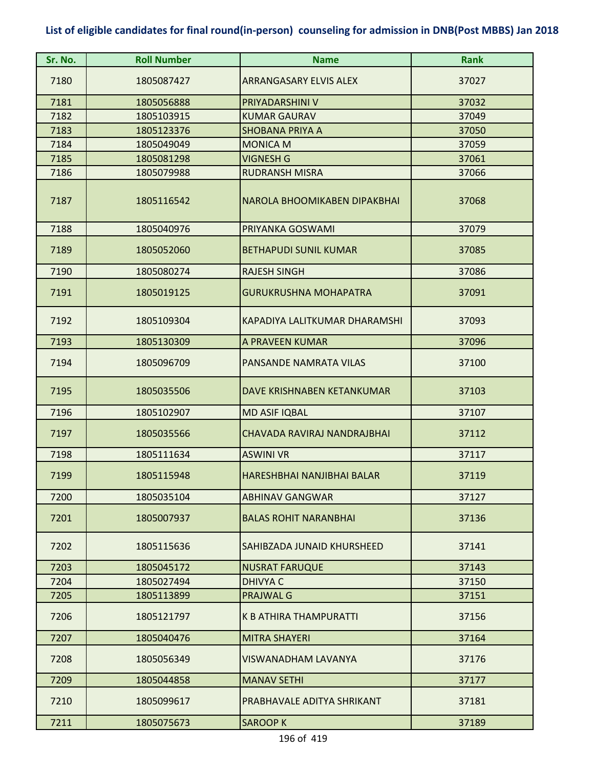**List of eligible candidates for final round(in-person) counseling for admission in DNB(Post MBBS) Jan 2018**

| Sr. No. | Roll Number | Name | Rank |
|---|---|---|---|
| 7180 | 1805087427 | ARRANGASARY ELVIS ALEX | 37027 |
| 7181 | 1805056888 | PRIYADARSHINI V | 37032 |
| 7182 | 1805103915 | KUMAR GAURAV | 37049 |
| 7183 | 1805123376 | SHOBANA PRIYA A | 37050 |
| 7184 | 1805049049 | MONICA M | 37059 |
| 7185 | 1805081298 | VIGNESH G | 37061 |
| 7186 | 1805079988 | RUDRANSH MISRA | 37066 |
| 7187 | 1805116542 | NAROLA BHOOMIKABEN DIPAKBHAI | 37068 |
| 7188 | 1805040976 | PRIYANKA GOSWAMI | 37079 |
| 7189 | 1805052060 | BETHAPUDI SUNIL KUMAR | 37085 |
| 7190 | 1805080274 | RAJESH SINGH | 37086 |
| 7191 | 1805019125 | GURUKRUSHNA MOHAPATRA | 37091 |
| 7192 | 1805109304 | KAPADIYA LALITKUMAR DHARAMSHI | 37093 |
| 7193 | 1805130309 | A PRAVEEN KUMAR | 37096 |
| 7194 | 1805096709 | PANSANDE NAMRATA VILAS | 37100 |
| 7195 | 1805035506 | DAVE KRISHNABEN KETANKUMAR | 37103 |
| 7196 | 1805102907 | MD ASIF IQBAL | 37107 |
| 7197 | 1805035566 | CHAVADA RAVIRAJ NANDRAJBHAI | 37112 |
| 7198 | 1805111634 | ASWINI VR | 37117 |
| 7199 | 1805115948 | HARESHBHAI NANJIBHAI BALAR | 37119 |
| 7200 | 1805035104 | ABHINAV GANGWAR | 37127 |
| 7201 | 1805007937 | BALAS ROHIT NARANBHAI | 37136 |
| 7202 | 1805115636 | SAHIBZADA JUNAID KHURSHEED | 37141 |
| 7203 | 1805045172 | NUSRAT FARUQUE | 37143 |
| 7204 | 1805027494 | DHIVYA C | 37150 |
| 7205 | 1805113899 | PRAJWAL G | 37151 |
| 7206 | 1805121797 | K B ATHIRA THAMPURATTI | 37156 |
| 7207 | 1805040476 | MITRA SHAYERI | 37164 |
| 7208 | 1805056349 | VISWANADHAM LAVANYA | 37176 |
| 7209 | 1805044858 | MANAV SETHI | 37177 |
| 7210 | 1805099617 | PRABHAVALE ADITYA SHRIKANT | 37181 |
| 7211 | 1805075673 | SAROOP K | 37189 |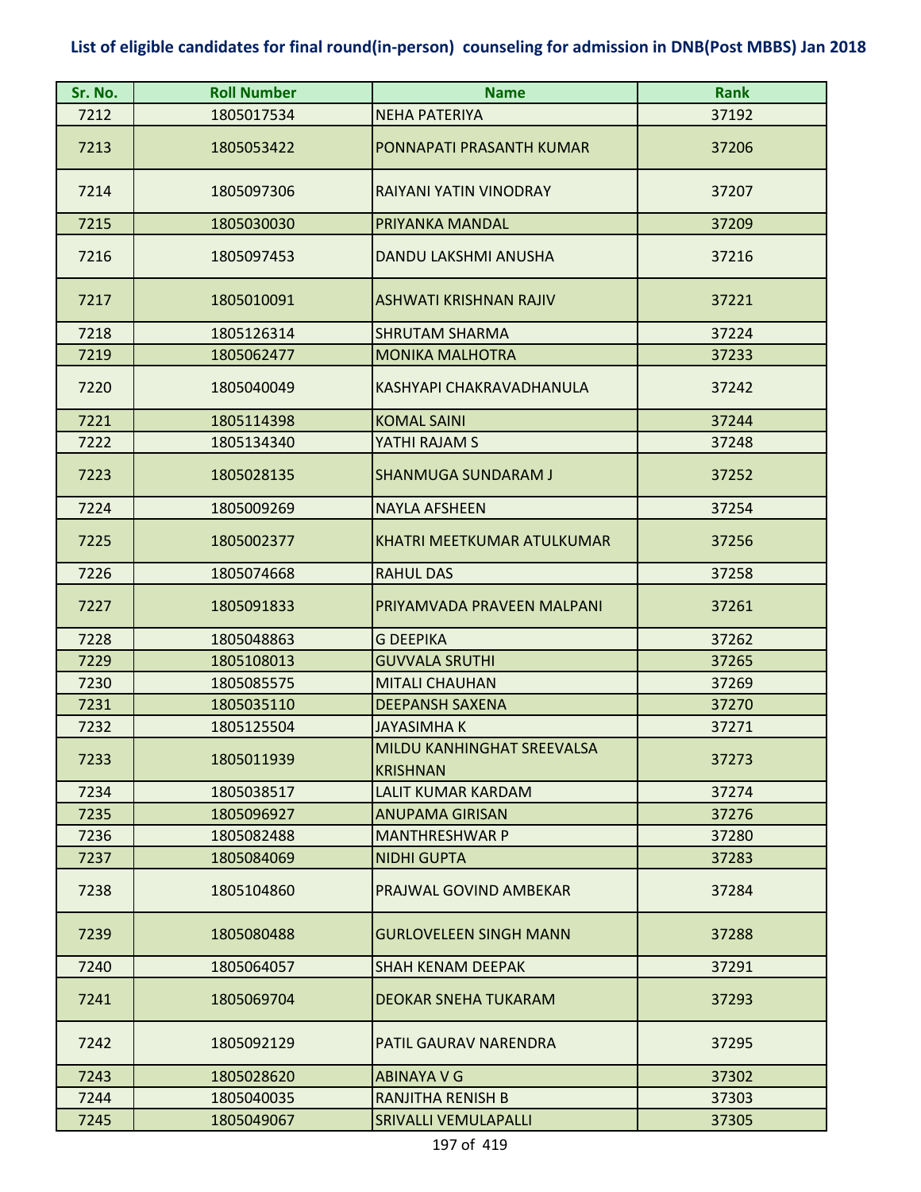## List of eligible candidates for final round(in-person) counseling for admission in DNB(Post MBBS) Jan 2018

| Sr. No. | Roll Number | Name | Rank |
|---|---|---|---|
| 7212 | 1805017534 | NEHA PATERIYA | 37192 |
| 7213 | 1805053422 | PONNAPATI PRASANTH KUMAR | 37206 |
| 7214 | 1805097306 | RAIYANI YATIN VINODRAY | 37207 |
| 7215 | 1805030030 | PRIYANKA MANDAL | 37209 |
| 7216 | 1805097453 | DANDU LAKSHMI ANUSHA | 37216 |
| 7217 | 1805010091 | ASHWATI KRISHNAN RAJIV | 37221 |
| 7218 | 1805126314 | SHRUTAM SHARMA | 37224 |
| 7219 | 1805062477 | MONIKA MALHOTRA | 37233 |
| 7220 | 1805040049 | KASHYAPI CHAKRAVADHANULA | 37242 |
| 7221 | 1805114398 | KOMAL SAINI | 37244 |
| 7222 | 1805134340 | YATHI RAJAM S | 37248 |
| 7223 | 1805028135 | SHANMUGA SUNDARAM J | 37252 |
| 7224 | 1805009269 | NAYLA AFSHEEN | 37254 |
| 7225 | 1805002377 | KHATRI MEETKUMAR ATULKUMAR | 37256 |
| 7226 | 1805074668 | RAHUL DAS | 37258 |
| 7227 | 1805091833 | PRIYAMVADA PRAVEEN MALPANI | 37261 |
| 7228 | 1805048863 | G DEEPIKA | 37262 |
| 7229 | 1805108013 | GUVVALA SRUTHI | 37265 |
| 7230 | 1805085575 | MITALI CHAUHAN | 37269 |
| 7231 | 1805035110 | DEEPANSH SAXENA | 37270 |
| 7232 | 1805125504 | JAYASIMHA K | 37271 |
| 7233 | 1805011939 | MILDU KANHINGHAT SREEVALSA KRISHNAN | 37273 |
| 7234 | 1805038517 | LALIT KUMAR KARDAM | 37274 |
| 7235 | 1805096927 | ANUPAMA GIRISAN | 37276 |
| 7236 | 1805082488 | MANTHRESHWAR P | 37280 |
| 7237 | 1805084069 | NIDHI GUPTA | 37283 |
| 7238 | 1805104860 | PRAJWAL GOVIND AMBEKAR | 37284 |
| 7239 | 1805080488 | GURLOVELEEN SINGH MANN | 37288 |
| 7240 | 1805064057 | SHAH KENAM DEEPAK | 37291 |
| 7241 | 1805069704 | DEOKAR SNEHA TUKARAM | 37293 |
| 7242 | 1805092129 | PATIL GAURAV NARENDRA | 37295 |
| 7243 | 1805028620 | ABINAYA V G | 37302 |
| 7244 | 1805040035 | RANJITHA RENISH B | 37303 |
| 7245 | 1805049067 | SRIVALLI VEMULAPALLI | 37305 |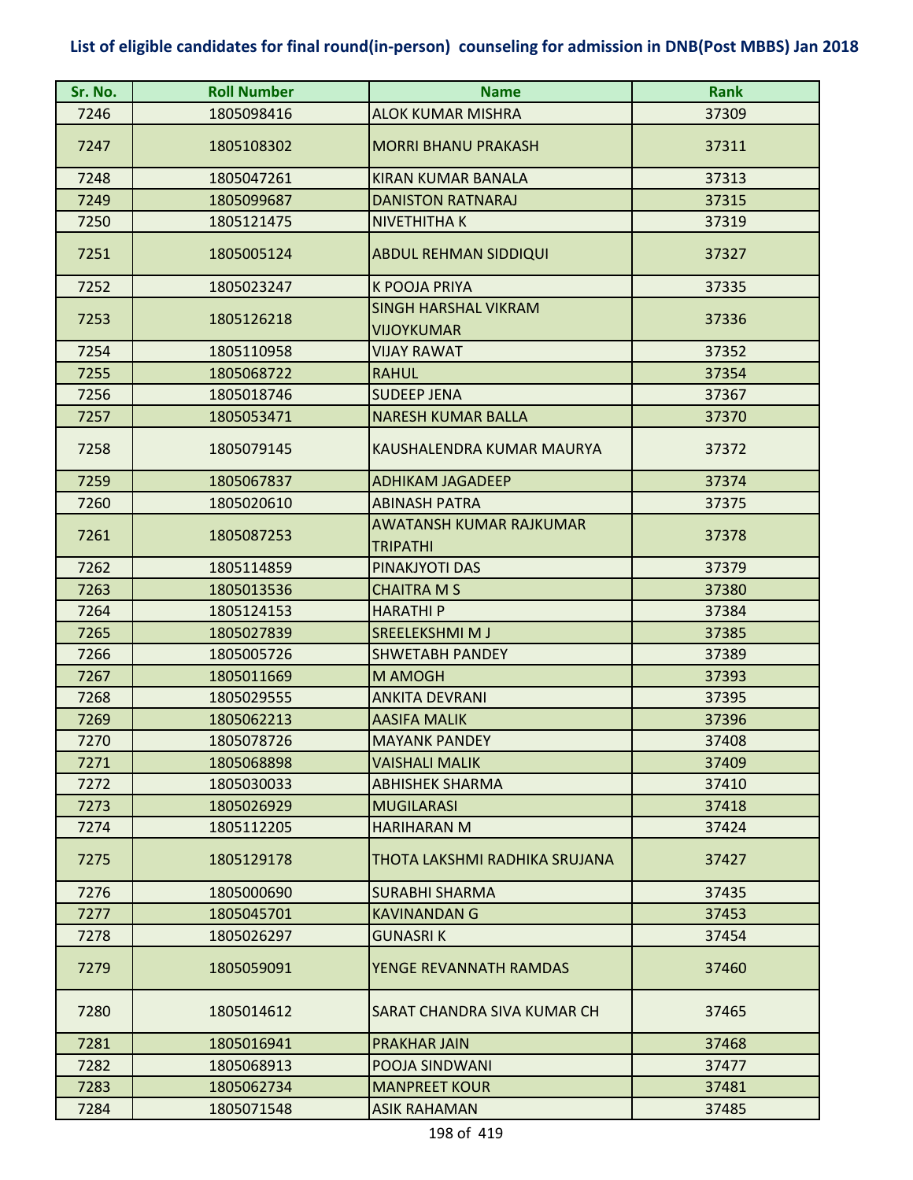# List of eligible candidates for final round(in-person) counseling for admission in DNB(Post MBBS) Jan 2018

| Sr. No. | Roll Number | Name | Rank |
|---|---|---|---|
| 7246 | 1805098416 | ALOK KUMAR MISHRA | 37309 |
| 7247 | 1805108302 | MORRI BHANU PRAKASH | 37311 |
| 7248 | 1805047261 | KIRAN KUMAR BANALA | 37313 |
| 7249 | 1805099687 | DANISTON RATNARAJ | 37315 |
| 7250 | 1805121475 | NIVETHITHA K | 37319 |
| 7251 | 1805005124 | ABDUL REHMAN SIDDIQUI | 37327 |
| 7252 | 1805023247 | K POOJA PRIYA | 37335 |
| 7253 | 1805126218 | SINGH HARSHAL VIKRAM VIJOYKUMAR | 37336 |
| 7254 | 1805110958 | VIJAY RAWAT | 37352 |
| 7255 | 1805068722 | RAHUL | 37354 |
| 7256 | 1805018746 | SUDEEP JENA | 37367 |
| 7257 | 1805053471 | NARESH KUMAR BALLA | 37370 |
| 7258 | 1805079145 | KAUSHALENDRA KUMAR MAURYA | 37372 |
| 7259 | 1805067837 | ADHIKAM JAGADEEP | 37374 |
| 7260 | 1805020610 | ABINASH PATRA | 37375 |
| 7261 | 1805087253 | AWATANSH KUMAR RAJKUMAR TRIPATHI | 37378 |
| 7262 | 1805114859 | PINAKJYOTI DAS | 37379 |
| 7263 | 1805013536 | CHAITRA M S | 37380 |
| 7264 | 1805124153 | HARATHI P | 37384 |
| 7265 | 1805027839 | SREELEKSHMI M J | 37385 |
| 7266 | 1805005726 | SHWETABH PANDEY | 37389 |
| 7267 | 1805011669 | M AMOGH | 37393 |
| 7268 | 1805029555 | ANKITA DEVRANI | 37395 |
| 7269 | 1805062213 | AASIFA MALIK | 37396 |
| 7270 | 1805078726 | MAYANK PANDEY | 37408 |
| 7271 | 1805068898 | VAISHALI MALIK | 37409 |
| 7272 | 1805030033 | ABHISHEK SHARMA | 37410 |
| 7273 | 1805026929 | MUGILARASI | 37418 |
| 7274 | 1805112205 | HARIHARAN M | 37424 |
| 7275 | 1805129178 | THOTA LAKSHMI RADHIKA SRUJANA | 37427 |
| 7276 | 1805000690 | SURABHI SHARMA | 37435 |
| 7277 | 1805045701 | KAVINANDAN G | 37453 |
| 7278 | 1805026297 | GUNASRI K | 37454 |
| 7279 | 1805059091 | YENGE REVANNATH RAMDAS | 37460 |
| 7280 | 1805014612 | SARAT CHANDRA SIVA KUMAR CH | 37465 |
| 7281 | 1805016941 | PRAKHAR JAIN | 37468 |
| 7282 | 1805068913 | POOJA SINDWANI | 37477 |
| 7283 | 1805062734 | MANPREET KOUR | 37481 |
| 7284 | 1805071548 | ASIK RAHAMAN | 37485 |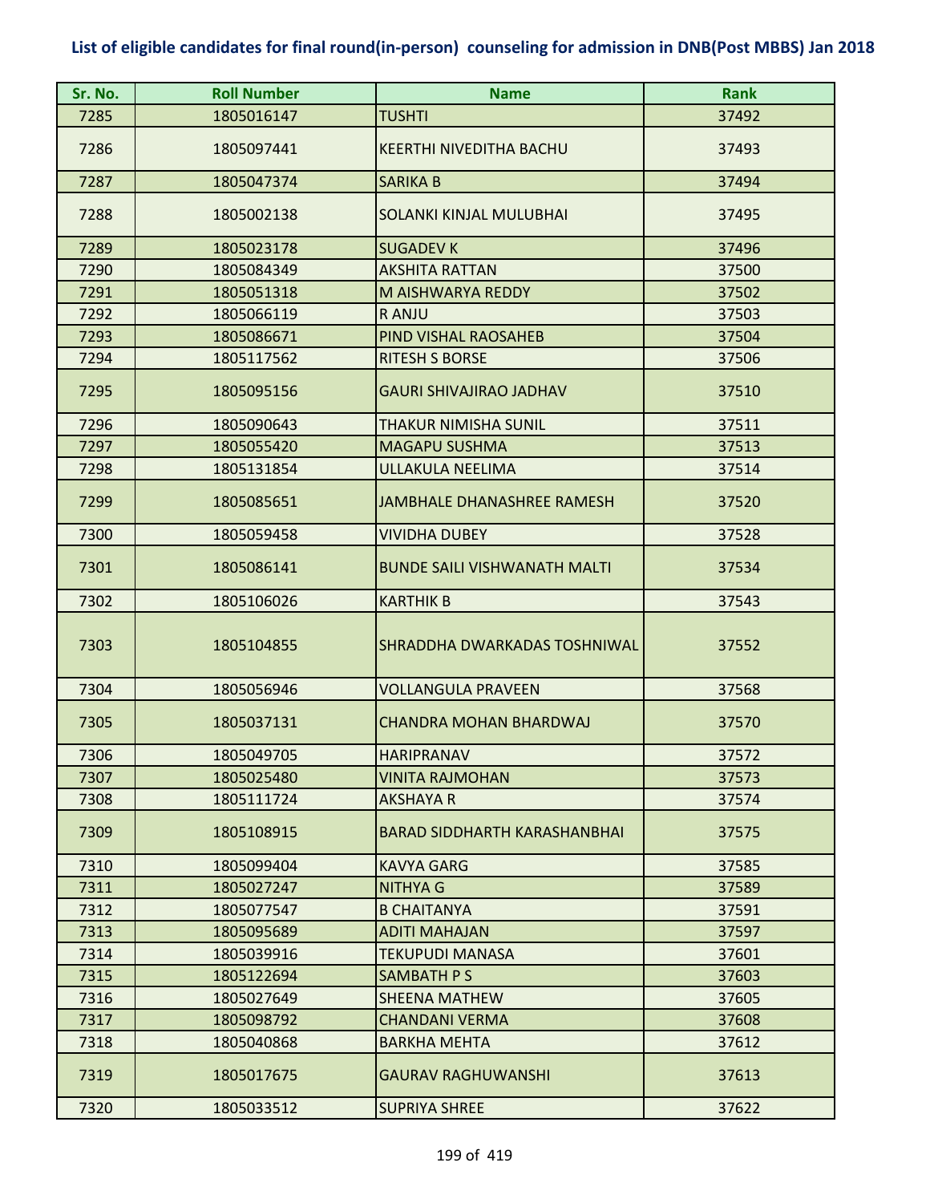**List of eligible candidates for final round(in-person) counseling for admission in DNB(Post MBBS) Jan 2018**

| Sr. No. | Roll Number | Name | Rank |
|---|---|---|---|
| 7285 | 1805016147 | TUSHTI | 37492 |
| 7286 | 1805097441 | KEERTHI NIVEDITHA BACHU | 37493 |
| 7287 | 1805047374 | SARIKA B | 37494 |
| 7288 | 1805002138 | SOLANKI KINJAL MULUBHAI | 37495 |
| 7289 | 1805023178 | SUGADEV K | 37496 |
| 7290 | 1805084349 | AKSHITA RATTAN | 37500 |
| 7291 | 1805051318 | M AISHWARYA REDDY | 37502 |
| 7292 | 1805066119 | R ANJU | 37503 |
| 7293 | 1805086671 | PIND VISHAL RAOSAHEB | 37504 |
| 7294 | 1805117562 | RITESH S BORSE | 37506 |
| 7295 | 1805095156 | GAURI SHIVAJIRAO JADHAV | 37510 |
| 7296 | 1805090643 | THAKUR NIMISHA SUNIL | 37511 |
| 7297 | 1805055420 | MAGAPU SUSHMA | 37513 |
| 7298 | 1805131854 | ULLAKULA NEELIMA | 37514 |
| 7299 | 1805085651 | JAMBHALE DHANASHREE RAMESH | 37520 |
| 7300 | 1805059458 | VIVIDHA DUBEY | 37528 |
| 7301 | 1805086141 | BUNDE SAILI VISHWANATH MALTI | 37534 |
| 7302 | 1805106026 | KARTHIK B | 37543 |
| 7303 | 1805104855 | SHRADDHA DWARKADAS TOSHNIWAL | 37552 |
| 7304 | 1805056946 | VOLLANGULA PRAVEEN | 37568 |
| 7305 | 1805037131 | CHANDRA MOHAN BHARDWAJ | 37570 |
| 7306 | 1805049705 | HARIPRANAV | 37572 |
| 7307 | 1805025480 | VINITA RAJMOHAN | 37573 |
| 7308 | 1805111724 | AKSHAYA R | 37574 |
| 7309 | 1805108915 | BARAD SIDDHARTH KARASHANBHAI | 37575 |
| 7310 | 1805099404 | KAVYA GARG | 37585 |
| 7311 | 1805027247 | NITHYA G | 37589 |
| 7312 | 1805077547 | B CHAITANYA | 37591 |
| 7313 | 1805095689 | ADITI MAHAJAN | 37597 |
| 7314 | 1805039916 | TEKUPUDI MANASA | 37601 |
| 7315 | 1805122694 | SAMBATH P S | 37603 |
| 7316 | 1805027649 | SHEENA MATHEW | 37605 |
| 7317 | 1805098792 | CHANDANI VERMA | 37608 |
| 7318 | 1805040868 | BARKHA MEHTA | 37612 |
| 7319 | 1805017675 | GAURAV RAGHUWANSHI | 37613 |
| 7320 | 1805033512 | SUPRIYA SHREE | 37622 |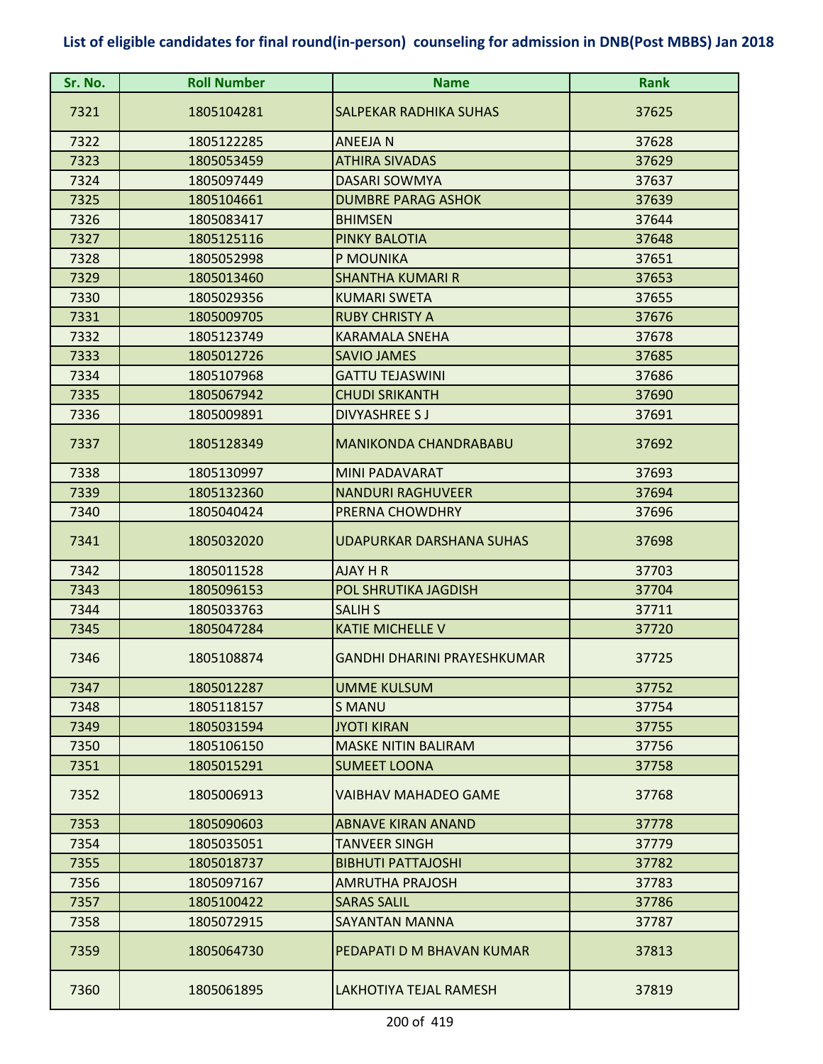**List of eligible candidates for final round(in-person) counseling for admission in DNB(Post MBBS) Jan 2018**

| Sr. No. | Roll Number | Name | Rank |
|---|---|---|---|
| 7321 | 1805104281 | SALPEKAR RADHIKA SUHAS | 37625 |
| 7322 | 1805122285 | ANEEJA N | 37628 |
| 7323 | 1805053459 | ATHIRA SIVADAS | 37629 |
| 7324 | 1805097449 | DASARI SOWMYA | 37637 |
| 7325 | 1805104661 | DUMBRE PARAG ASHOK | 37639 |
| 7326 | 1805083417 | BHIMSEN | 37644 |
| 7327 | 1805125116 | PINKY BALOTIA | 37648 |
| 7328 | 1805052998 | P MOUNIKA | 37651 |
| 7329 | 1805013460 | SHANTHA KUMARI R | 37653 |
| 7330 | 1805029356 | KUMARI SWETA | 37655 |
| 7331 | 1805009705 | RUBY CHRISTY A | 37676 |
| 7332 | 1805123749 | KARAMALA SNEHA | 37678 |
| 7333 | 1805012726 | SAVIO JAMES | 37685 |
| 7334 | 1805107968 | GATTU TEJASWINI | 37686 |
| 7335 | 1805067942 | CHUDI SRIKANTH | 37690 |
| 7336 | 1805009891 | DIVYASHREE S J | 37691 |
| 7337 | 1805128349 | MANIKONDA CHANDRABABU | 37692 |
| 7338 | 1805130997 | MINI PADAVARAT | 37693 |
| 7339 | 1805132360 | NANDURI RAGHUVEER | 37694 |
| 7340 | 1805040424 | PRERNA CHOWDHRY | 37696 |
| 7341 | 1805032020 | UDAPURKAR DARSHANA SUHAS | 37698 |
| 7342 | 1805011528 | AJAY H R | 37703 |
| 7343 | 1805096153 | POL SHRUTIKA JAGDISH | 37704 |
| 7344 | 1805033763 | SALIH S | 37711 |
| 7345 | 1805047284 | KATIE MICHELLE V | 37720 |
| 7346 | 1805108874 | GANDHI DHARINI PRAYESHKUMAR | 37725 |
| 7347 | 1805012287 | UMME KULSUM | 37752 |
| 7348 | 1805118157 | S MANU | 37754 |
| 7349 | 1805031594 | JYOTI KIRAN | 37755 |
| 7350 | 1805106150 | MASKE NITIN BALIRAM | 37756 |
| 7351 | 1805015291 | SUMEET LOONA | 37758 |
| 7352 | 1805006913 | VAIBHAV MAHADEO GAME | 37768 |
| 7353 | 1805090603 | ABNAVE KIRAN ANAND | 37778 |
| 7354 | 1805035051 | TANVEER SINGH | 37779 |
| 7355 | 1805018737 | BIBHUTI PATTAJOSHI | 37782 |
| 7356 | 1805097167 | AMRUTHA PRAJOSH | 37783 |
| 7357 | 1805100422 | SARAS SALIL | 37786 |
| 7358 | 1805072915 | SAYANTAN MANNA | 37787 |
| 7359 | 1805064730 | PEDAPATI D M BHAVAN KUMAR | 37813 |
| 7360 | 1805061895 | LAKHOTIYA TEJAL RAMESH | 37819 |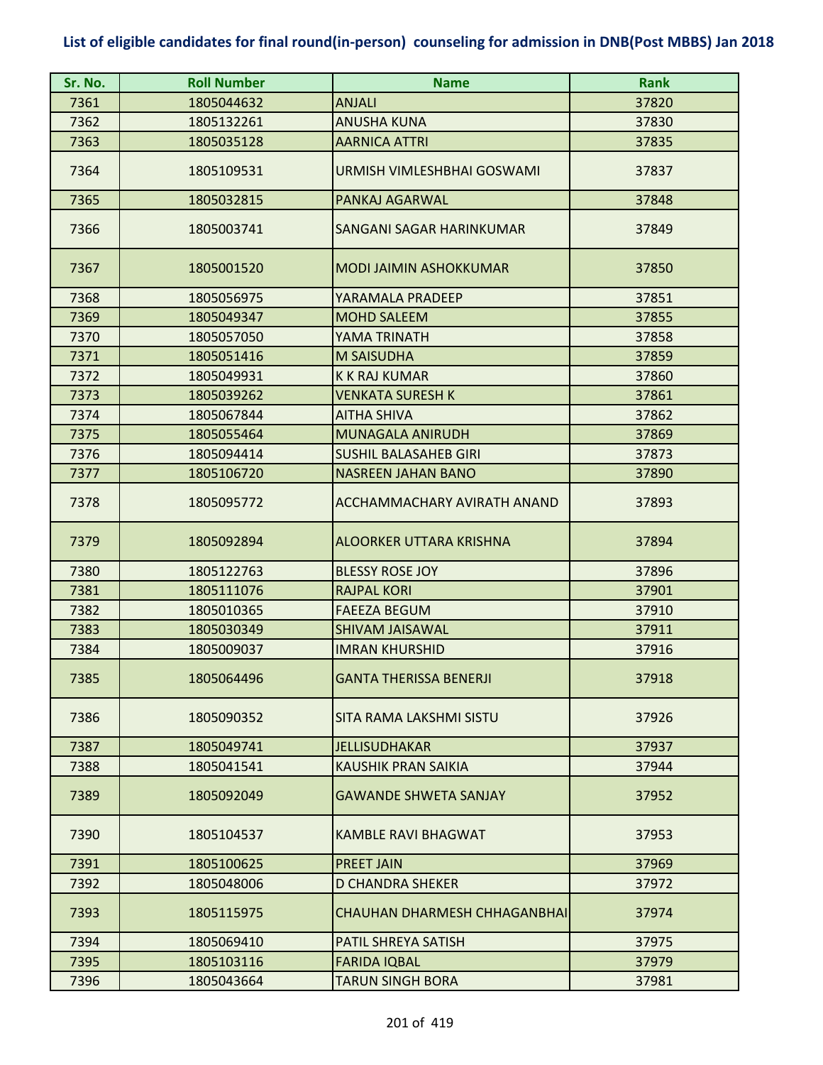**List of eligible candidates for final round(in-person) counseling for admission in DNB(Post MBBS) Jan 2018**

| Sr. No. | Roll Number | Name | Rank |
|---|---|---|---|
| 7361 | 1805044632 | ANJALI | 37820 |
| 7362 | 1805132261 | ANUSHA KUNA | 37830 |
| 7363 | 1805035128 | AARNICA ATTRI | 37835 |
| 7364 | 1805109531 | URMISH VIMLESHBHAI GOSWAMI | 37837 |
| 7365 | 1805032815 | PANKAJ AGARWAL | 37848 |
| 7366 | 1805003741 | SANGANI SAGAR HARINKUMAR | 37849 |
| 7367 | 1805001520 | MODI JAIMIN ASHOKKUMAR | 37850 |
| 7368 | 1805056975 | YARAMALA PRADEEP | 37851 |
| 7369 | 1805049347 | MOHD SALEEM | 37855 |
| 7370 | 1805057050 | YAMA TRINATH | 37858 |
| 7371 | 1805051416 | M SAISUDHA | 37859 |
| 7372 | 1805049931 | K K RAJ KUMAR | 37860 |
| 7373 | 1805039262 | VENKATA SURESH K | 37861 |
| 7374 | 1805067844 | AITHA SHIVA | 37862 |
| 7375 | 1805055464 | MUNAGALA ANIRUDH | 37869 |
| 7376 | 1805094414 | SUSHIL BALASAHEB GIRI | 37873 |
| 7377 | 1805106720 | NASREEN JAHAN BANO | 37890 |
| 7378 | 1805095772 | ACCHAMMACHARY AVIRATH ANAND | 37893 |
| 7379 | 1805092894 | ALOORKER UTTARA KRISHNA | 37894 |
| 7380 | 1805122763 | BLESSY ROSE JOY | 37896 |
| 7381 | 1805111076 | RAJPAL KORI | 37901 |
| 7382 | 1805010365 | FAEEZA BEGUM | 37910 |
| 7383 | 1805030349 | SHIVAM JAISAWAL | 37911 |
| 7384 | 1805009037 | IMRAN KHURSHID | 37916 |
| 7385 | 1805064496 | GANTA THERISSA BENERJI | 37918 |
| 7386 | 1805090352 | SITA RAMA LAKSHMI SISTU | 37926 |
| 7387 | 1805049741 | JELLISUDHAKAR | 37937 |
| 7388 | 1805041541 | KAUSHIK PRAN SAIKIA | 37944 |
| 7389 | 1805092049 | GAWANDE SHWETA SANJAY | 37952 |
| 7390 | 1805104537 | KAMBLE RAVI BHAGWAT | 37953 |
| 7391 | 1805100625 | PREET JAIN | 37969 |
| 7392 | 1805048006 | D CHANDRA SHEKER | 37972 |
| 7393 | 1805115975 | CHAUHAN DHARMESH CHHAGANBHAI | 37974 |
| 7394 | 1805069410 | PATIL SHREYA SATISH | 37975 |
| 7395 | 1805103116 | FARIDA IQBAL | 37979 |
| 7396 | 1805043664 | TARUN SINGH BORA | 37981 |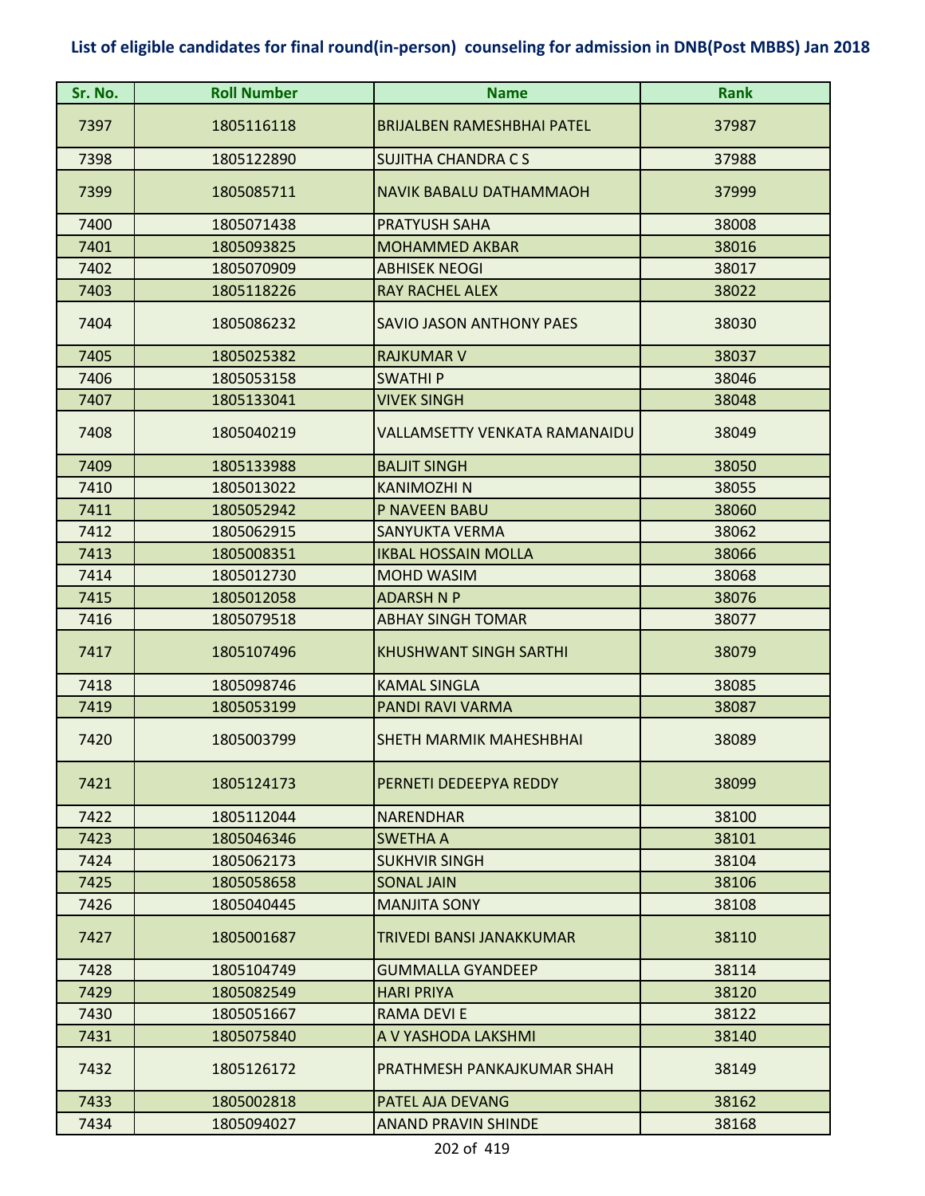## List of eligible candidates for final round(in-person) counseling for admission in DNB(Post MBBS) Jan 2018

| Sr. No. | Roll Number | Name | Rank |
|---|---|---|---|
| 7397 | 1805116118 | BRIJALBEN RAMESHBHAI PATEL | 37987 |
| 7398 | 1805122890 | SUJITHA CHANDRA C S | 37988 |
| 7399 | 1805085711 | NAVIK BABALU DATHAMMAOH | 37999 |
| 7400 | 1805071438 | PRATYUSH SAHA | 38008 |
| 7401 | 1805093825 | MOHAMMED AKBAR | 38016 |
| 7402 | 1805070909 | ABHISEK NEOGI | 38017 |
| 7403 | 1805118226 | RAY RACHEL ALEX | 38022 |
| 7404 | 1805086232 | SAVIO JASON ANTHONY PAES | 38030 |
| 7405 | 1805025382 | RAJKUMAR V | 38037 |
| 7406 | 1805053158 | SWATHI P | 38046 |
| 7407 | 1805133041 | VIVEK SINGH | 38048 |
| 7408 | 1805040219 | VALLAMSETTY VENKATA RAMANAIDU | 38049 |
| 7409 | 1805133988 | BALJIT SINGH | 38050 |
| 7410 | 1805013022 | KANIMOZHI N | 38055 |
| 7411 | 1805052942 | P NAVEEN BABU | 38060 |
| 7412 | 1805062915 | SANYUKTA VERMA | 38062 |
| 7413 | 1805008351 | IKBAL HOSSAIN MOLLA | 38066 |
| 7414 | 1805012730 | MOHD WASIM | 38068 |
| 7415 | 1805012058 | ADARSH N P | 38076 |
| 7416 | 1805079518 | ABHAY SINGH TOMAR | 38077 |
| 7417 | 1805107496 | KHUSHWANT SINGH SARTHI | 38079 |
| 7418 | 1805098746 | KAMAL SINGLA | 38085 |
| 7419 | 1805053199 | PANDI RAVI VARMA | 38087 |
| 7420 | 1805003799 | SHETH MARMIK MAHESHBHAI | 38089 |
| 7421 | 1805124173 | PERNETI DEDEEPYA REDDY | 38099 |
| 7422 | 1805112044 | NARENDHAR | 38100 |
| 7423 | 1805046346 | SWETHA A | 38101 |
| 7424 | 1805062173 | SUKHVIR SINGH | 38104 |
| 7425 | 1805058658 | SONAL JAIN | 38106 |
| 7426 | 1805040445 | MANJITA SONY | 38108 |
| 7427 | 1805001687 | TRIVEDI BANSI JANAKKUMAR | 38110 |
| 7428 | 1805104749 | GUMMALLA GYANDEEP | 38114 |
| 7429 | 1805082549 | HARI PRIYA | 38120 |
| 7430 | 1805051667 | RAMA DEVI E | 38122 |
| 7431 | 1805075840 | A V YASHODA LAKSHMI | 38140 |
| 7432 | 1805126172 | PRATHMESH PANKAJKUMAR SHAH | 38149 |
| 7433 | 1805002818 | PATEL AJA DEVANG | 38162 |
| 7434 | 1805094027 | ANAND PRAVIN SHINDE | 38168 |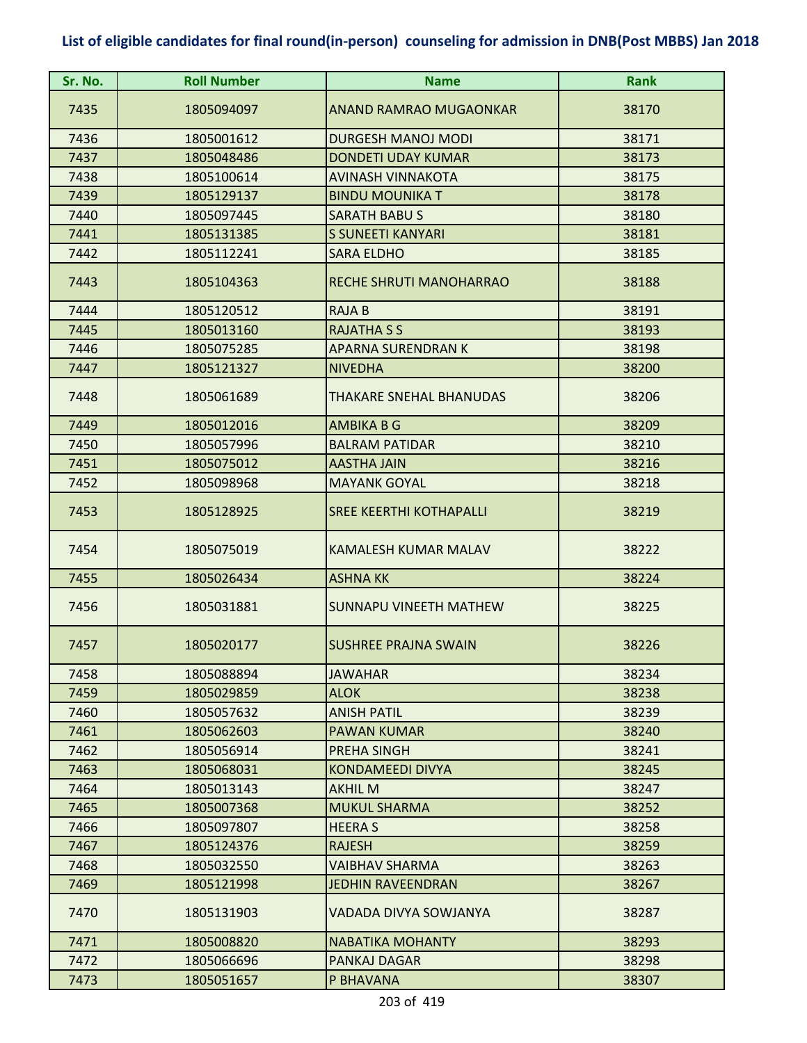**List of eligible candidates for final round(in-person) counseling for admission in DNB(Post MBBS) Jan 2018**

| Sr. No. | Roll Number | Name | Rank |
|---|---|---|---|
| 7435 | 1805094097 | ANAND RAMRAO MUGAONKAR | 38170 |
| 7436 | 1805001612 | DURGESH MANOJ MODI | 38171 |
| 7437 | 1805048486 | DONDETI UDAY KUMAR | 38173 |
| 7438 | 1805100614 | AVINASH VINNAKOTA | 38175 |
| 7439 | 1805129137 | BINDU MOUNIKA T | 38178 |
| 7440 | 1805097445 | SARATH BABU S | 38180 |
| 7441 | 1805131385 | S SUNEETI KANYARI | 38181 |
| 7442 | 1805112241 | SARA ELDHO | 38185 |
| 7443 | 1805104363 | RECHE SHRUTI MANOHARRAO | 38188 |
| 7444 | 1805120512 | RAJA B | 38191 |
| 7445 | 1805013160 | RAJATHA S S | 38193 |
| 7446 | 1805075285 | APARNA SURENDRAN K | 38198 |
| 7447 | 1805121327 | NIVEDHA | 38200 |
| 7448 | 1805061689 | THAKARE SNEHAL BHANUDAS | 38206 |
| 7449 | 1805012016 | AMBIKA B G | 38209 |
| 7450 | 1805057996 | BALRAM PATIDAR | 38210 |
| 7451 | 1805075012 | AASTHA JAIN | 38216 |
| 7452 | 1805098968 | MAYANK GOYAL | 38218 |
| 7453 | 1805128925 | SREE KEERTHI KOTHAPALLI | 38219 |
| 7454 | 1805075019 | KAMALESH KUMAR MALAV | 38222 |
| 7455 | 1805026434 | ASHNA KK | 38224 |
| 7456 | 1805031881 | SUNNAPU VINEETH MATHEW | 38225 |
| 7457 | 1805020177 | SUSHREE PRAJNA SWAIN | 38226 |
| 7458 | 1805088894 | JAWAHAR | 38234 |
| 7459 | 1805029859 | ALOK | 38238 |
| 7460 | 1805057632 | ANISH PATIL | 38239 |
| 7461 | 1805062603 | PAWAN KUMAR | 38240 |
| 7462 | 1805056914 | PREHA SINGH | 38241 |
| 7463 | 1805068031 | KONDAMEEDI DIVYA | 38245 |
| 7464 | 1805013143 | AKHIL M | 38247 |
| 7465 | 1805007368 | MUKUL SHARMA | 38252 |
| 7466 | 1805097807 | HEERA S | 38258 |
| 7467 | 1805124376 | RAJESH | 38259 |
| 7468 | 1805032550 | VAIBHAV SHARMA | 38263 |
| 7469 | 1805121998 | JEDHIN RAVEENDRAN | 38267 |
| 7470 | 1805131903 | VADADA DIVYA SOWJANYA | 38287 |
| 7471 | 1805008820 | NABATIKA MOHANTY | 38293 |
| 7472 | 1805066696 | PANKAJ DAGAR | 38298 |
| 7473 | 1805051657 | P BHAVANA | 38307 |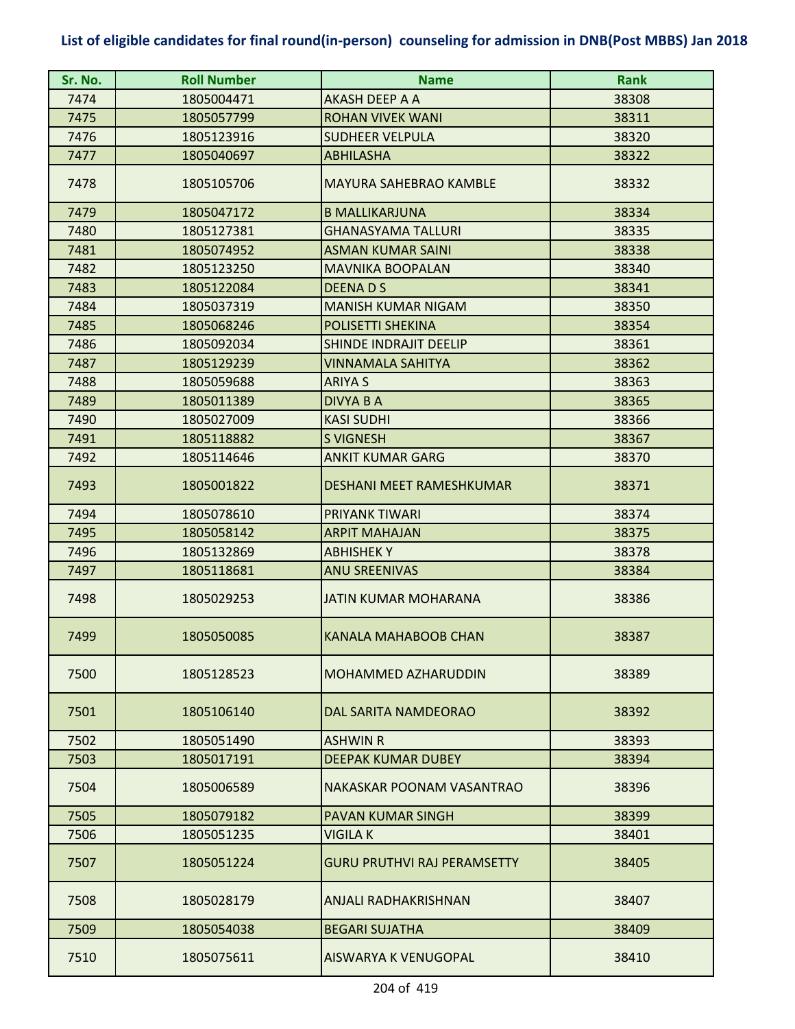## List of eligible candidates for final round(in-person) counseling for admission in DNB(Post MBBS) Jan 2018

| Sr. No. | Roll Number | Name | Rank |
|---|---|---|---|
| 7474 | 1805004471 | AKASH DEEP A A | 38308 |
| 7475 | 1805057799 | ROHAN VIVEK WANI | 38311 |
| 7476 | 1805123916 | SUDHEER VELPULA | 38320 |
| 7477 | 1805040697 | ABHILASHA | 38322 |
| 7478 | 1805105706 | MAYURA SAHEBRAO KAMBLE | 38332 |
| 7479 | 1805047172 | B MALLIKARJUNA | 38334 |
| 7480 | 1805127381 | GHANASYAMA TALLURI | 38335 |
| 7481 | 1805074952 | ASMAN KUMAR SAINI | 38338 |
| 7482 | 1805123250 | MAVNIKA BOOPALAN | 38340 |
| 7483 | 1805122084 | DEENA D S | 38341 |
| 7484 | 1805037319 | MANISH KUMAR NIGAM | 38350 |
| 7485 | 1805068246 | POLISETTI SHEKINA | 38354 |
| 7486 | 1805092034 | SHINDE INDRAJIT DEELIP | 38361 |
| 7487 | 1805129239 | VINNAMALA SAHITYA | 38362 |
| 7488 | 1805059688 | ARIYA S | 38363 |
| 7489 | 1805011389 | DIVYA B A | 38365 |
| 7490 | 1805027009 | KASI SUDHI | 38366 |
| 7491 | 1805118882 | S VIGNESH | 38367 |
| 7492 | 1805114646 | ANKIT KUMAR GARG | 38370 |
| 7493 | 1805001822 | DESHANI MEET RAMESHKUMAR | 38371 |
| 7494 | 1805078610 | PRIYANK TIWARI | 38374 |
| 7495 | 1805058142 | ARPIT MAHAJAN | 38375 |
| 7496 | 1805132869 | ABHISHEK Y | 38378 |
| 7497 | 1805118681 | ANU SREENIVAS | 38384 |
| 7498 | 1805029253 | JATIN KUMAR MOHARANA | 38386 |
| 7499 | 1805050085 | KANALA MAHABOOB CHAN | 38387 |
| 7500 | 1805128523 | MOHAMMED AZHARUDDIN | 38389 |
| 7501 | 1805106140 | DAL SARITA NAMDEORAO | 38392 |
| 7502 | 1805051490 | ASHWIN R | 38393 |
| 7503 | 1805017191 | DEEPAK KUMAR DUBEY | 38394 |
| 7504 | 1805006589 | NAKASKAR POONAM VASANTRAO | 38396 |
| 7505 | 1805079182 | PAVAN KUMAR SINGH | 38399 |
| 7506 | 1805051235 | VIGILA K | 38401 |
| 7507 | 1805051224 | GURU PRUTHVI RAJ PERAMSETTY | 38405 |
| 7508 | 1805028179 | ANJALI RADHAKRISHNAN | 38407 |
| 7509 | 1805054038 | BEGARI SUJATHA | 38409 |
| 7510 | 1805075611 | AISWARYA K VENUGOPAL | 38410 |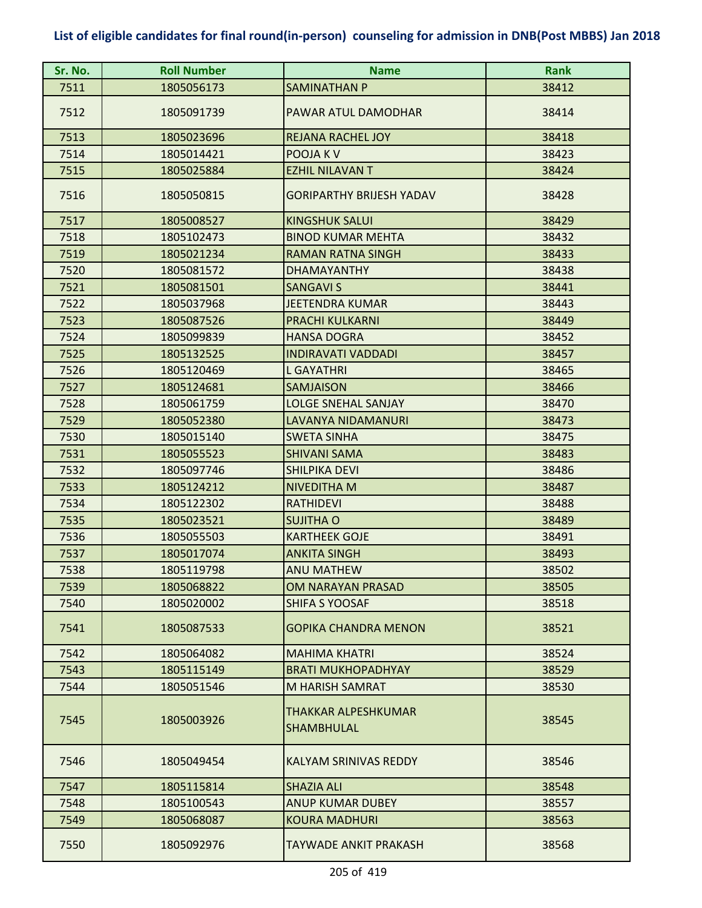# List of eligible candidates for final round(in-person) counseling for admission in DNB(Post MBBS) Jan 2018

| Sr. No. | Roll Number | Name | Rank |
|---|---|---|---|
| 7511 | 1805056173 | SAMINATHAN P | 38412 |
| 7512 | 1805091739 | PAWAR ATUL DAMODHAR | 38414 |
| 7513 | 1805023696 | REJANA RACHEL JOY | 38418 |
| 7514 | 1805014421 | POOJA K V | 38423 |
| 7515 | 1805025884 | EZHIL NILAVAN T | 38424 |
| 7516 | 1805050815 | GORIPARTHY BRIJESH YADAV | 38428 |
| 7517 | 1805008527 | KINGSHUK SALUI | 38429 |
| 7518 | 1805102473 | BINOD KUMAR MEHTA | 38432 |
| 7519 | 1805021234 | RAMAN RATNA SINGH | 38433 |
| 7520 | 1805081572 | DHAMAYANTHY | 38438 |
| 7521 | 1805081501 | SANGAVI S | 38441 |
| 7522 | 1805037968 | JEETENDRA KUMAR | 38443 |
| 7523 | 1805087526 | PRACHI KULKARNI | 38449 |
| 7524 | 1805099839 | HANSA DOGRA | 38452 |
| 7525 | 1805132525 | INDIRAVATI VADDADI | 38457 |
| 7526 | 1805120469 | L GAYATHRI | 38465 |
| 7527 | 1805124681 | SAMJAISON | 38466 |
| 7528 | 1805061759 | LOLGE SNEHAL SANJAY | 38470 |
| 7529 | 1805052380 | LAVANYA NIDAMANURI | 38473 |
| 7530 | 1805015140 | SWETA SINHA | 38475 |
| 7531 | 1805055523 | SHIVANI SAMA | 38483 |
| 7532 | 1805097746 | SHILPIKA DEVI | 38486 |
| 7533 | 1805124212 | NIVEDITHA M | 38487 |
| 7534 | 1805122302 | RATHIDEVI | 38488 |
| 7535 | 1805023521 | SUJITHA O | 38489 |
| 7536 | 1805055503 | KARTHEEK GOJE | 38491 |
| 7537 | 1805017074 | ANKITA SINGH | 38493 |
| 7538 | 1805119798 | ANU MATHEW | 38502 |
| 7539 | 1805068822 | OM NARAYAN PRASAD | 38505 |
| 7540 | 1805020002 | SHIFA S YOOSAF | 38518 |
| 7541 | 1805087533 | GOPIKA CHANDRA MENON | 38521 |
| 7542 | 1805064082 | MAHIMA KHATRI | 38524 |
| 7543 | 1805115149 | BRATI MUKHOPADHYAY | 38529 |
| 7544 | 1805051546 | M HARISH SAMRAT | 38530 |
| 7545 | 1805003926 | THAKKAR ALPESHKUMAR SHAMBHULAL | 38545 |
| 7546 | 1805049454 | KALYAM SRINIVAS REDDY | 38546 |
| 7547 | 1805115814 | SHAZIA ALI | 38548 |
| 7548 | 1805100543 | ANUP KUMAR DUBEY | 38557 |
| 7549 | 1805068087 | KOURA MADHURI | 38563 |
| 7550 | 1805092976 | TAYWADE ANKIT PRAKASH | 38568 |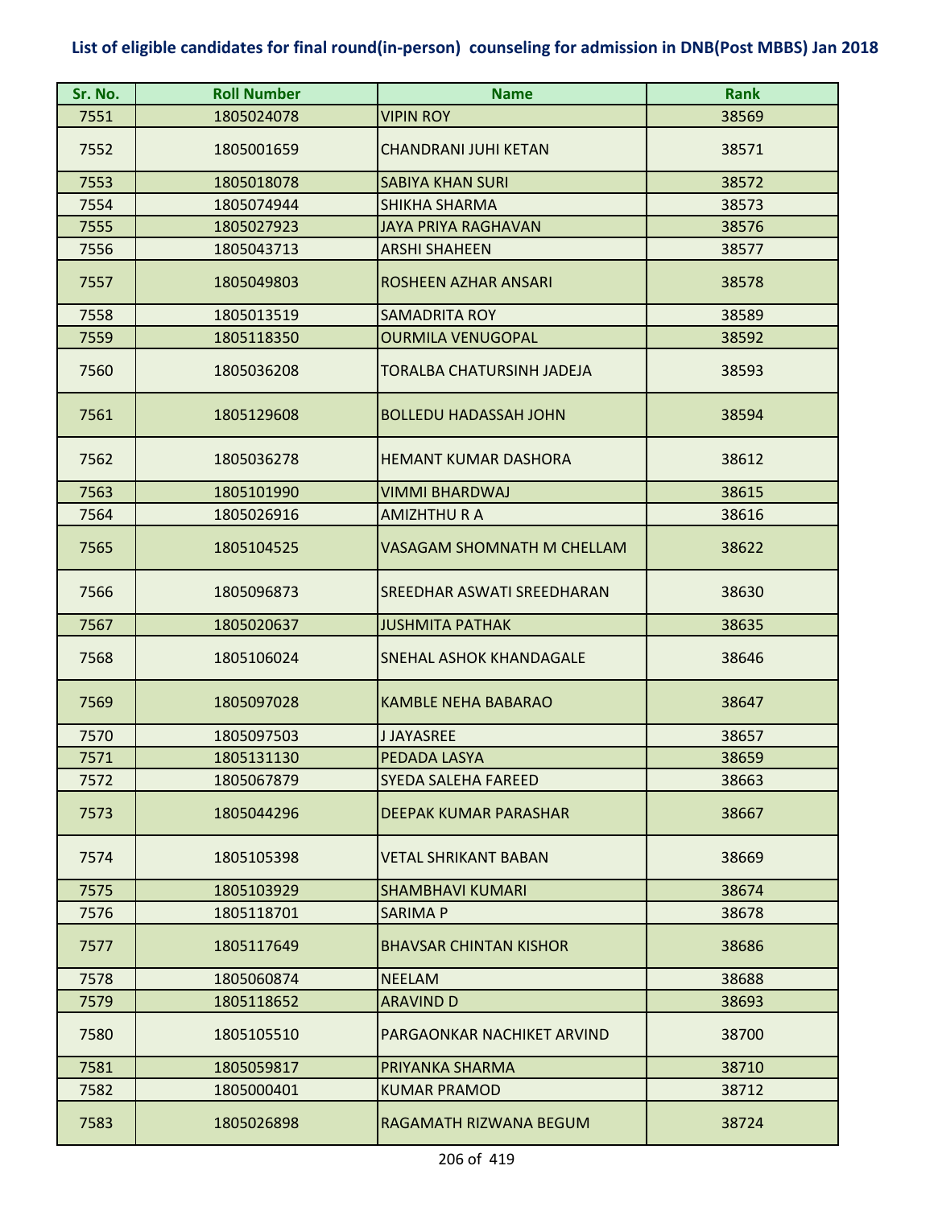**List of eligible candidates for final round(in-person) counseling for admission in DNB(Post MBBS) Jan 2018**

| Sr. No. | Roll Number | Name | Rank |
|---|---|---|---|
| 7551 | 1805024078 | VIPIN ROY | 38569 |
| 7552 | 1805001659 | CHANDRANI JUHI KETAN | 38571 |
| 7553 | 1805018078 | SABIYA KHAN SURI | 38572 |
| 7554 | 1805074944 | SHIKHA SHARMA | 38573 |
| 7555 | 1805027923 | JAYA PRIYA RAGHAVAN | 38576 |
| 7556 | 1805043713 | ARSHI SHAHEEN | 38577 |
| 7557 | 1805049803 | ROSHEEN AZHAR ANSARI | 38578 |
| 7558 | 1805013519 | SAMADRITA ROY | 38589 |
| 7559 | 1805118350 | OURMILA VENUGOPAL | 38592 |
| 7560 | 1805036208 | TORALBA CHATURSINH JADEJA | 38593 |
| 7561 | 1805129608 | BOLLEDU HADASSAH JOHN | 38594 |
| 7562 | 1805036278 | HEMANT KUMAR DASHORA | 38612 |
| 7563 | 1805101990 | VIMMI BHARDWAJ | 38615 |
| 7564 | 1805026916 | AMIZHTHU R A | 38616 |
| 7565 | 1805104525 | VASAGAM SHOMNATH M CHELLAM | 38622 |
| 7566 | 1805096873 | SREEDHAR ASWATI SREEDHARAN | 38630 |
| 7567 | 1805020637 | JUSHMITA PATHAK | 38635 |
| 7568 | 1805106024 | SNEHAL ASHOK KHANDAGALE | 38646 |
| 7569 | 1805097028 | KAMBLE NEHA BABARAO | 38647 |
| 7570 | 1805097503 | J JAYASREE | 38657 |
| 7571 | 1805131130 | PEDADA LASYA | 38659 |
| 7572 | 1805067879 | SYEDA SALEHA FAREED | 38663 |
| 7573 | 1805044296 | DEEPAK KUMAR PARASHAR | 38667 |
| 7574 | 1805105398 | VETAL SHRIKANT BABAN | 38669 |
| 7575 | 1805103929 | SHAMBHAVI KUMARI | 38674 |
| 7576 | 1805118701 | SARIMA P | 38678 |
| 7577 | 1805117649 | BHAVSAR CHINTAN KISHOR | 38686 |
| 7578 | 1805060874 | NEELAM | 38688 |
| 7579 | 1805118652 | ARAVIND D | 38693 |
| 7580 | 1805105510 | PARGAONKAR NACHIKET ARVIND | 38700 |
| 7581 | 1805059817 | PRIYANKA SHARMA | 38710 |
| 7582 | 1805000401 | KUMAR PRAMOD | 38712 |
| 7583 | 1805026898 | RAGAMATH RIZWANA BEGUM | 38724 |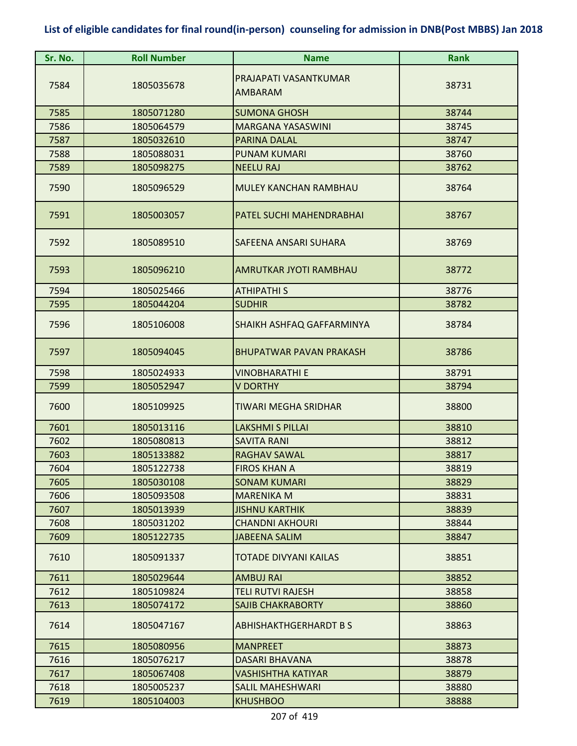# List of eligible candidates for final round(in-person) counseling for admission in DNB(Post MBBS) Jan 2018

| Sr. No. | Roll Number | Name | Rank |
|---|---|---|---|
| 7584 | 1805035678 | PRAJAPATI VASANTKUMAR AMBARAM | 38731 |
| 7585 | 1805071280 | SUMONA GHOSH | 38744 |
| 7586 | 1805064579 | MARGANA YASASWINI | 38745 |
| 7587 | 1805032610 | PARINA DALAL | 38747 |
| 7588 | 1805088031 | PUNAM KUMARI | 38760 |
| 7589 | 1805098275 | NEELU RAJ | 38762 |
| 7590 | 1805096529 | MULEY KANCHAN RAMBHAU | 38764 |
| 7591 | 1805003057 | PATEL SUCHI MAHENDRABHAI | 38767 |
| 7592 | 1805089510 | SAFEENA ANSARI SUHARA | 38769 |
| 7593 | 1805096210 | AMRUTKAR JYOTI RAMBHAU | 38772 |
| 7594 | 1805025466 | ATHIPATHI S | 38776 |
| 7595 | 1805044204 | SUDHIR | 38782 |
| 7596 | 1805106008 | SHAIKH ASHFAQ GAFFARMINYA | 38784 |
| 7597 | 1805094045 | BHUPATWAR PAVAN PRAKASH | 38786 |
| 7598 | 1805024933 | VINOBHARATHI E | 38791 |
| 7599 | 1805052947 | V DORTHY | 38794 |
| 7600 | 1805109925 | TIWARI MEGHA SRIDHAR | 38800 |
| 7601 | 1805013116 | LAKSHMI S PILLAI | 38810 |
| 7602 | 1805080813 | SAVITA RANI | 38812 |
| 7603 | 1805133882 | RAGHAV SAWAL | 38817 |
| 7604 | 1805122738 | FIROS KHAN A | 38819 |
| 7605 | 1805030108 | SONAM KUMARI | 38829 |
| 7606 | 1805093508 | MARENIKA M | 38831 |
| 7607 | 1805013939 | JISHNU KARTHIK | 38839 |
| 7608 | 1805031202 | CHANDNI AKHOURI | 38844 |
| 7609 | 1805122735 | JABEENA SALIM | 38847 |
| 7610 | 1805091337 | TOTADE DIVYANI KAILAS | 38851 |
| 7611 | 1805029644 | AMBUJ RAI | 38852 |
| 7612 | 1805109824 | TELI RUTVI RAJESH | 38858 |
| 7613 | 1805074172 | SAJIB CHAKRABORTY | 38860 |
| 7614 | 1805047167 | ABHISHAKTHGERHARDT B S | 38863 |
| 7615 | 1805080956 | MANPREET | 38873 |
| 7616 | 1805076217 | DASARI BHAVANA | 38878 |
| 7617 | 1805067408 | VASHISHTHA KATIYAR | 38879 |
| 7618 | 1805005237 | SALIL MAHESHWARI | 38880 |
| 7619 | 1805104003 | KHUSHBOO | 38888 |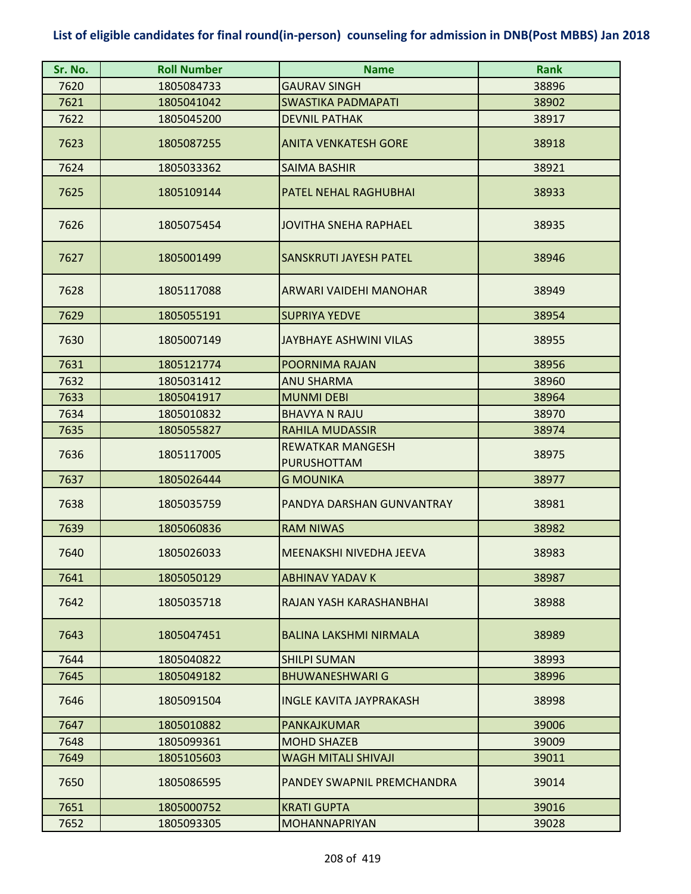## List of eligible candidates for final round(in-person) counseling for admission in DNB(Post MBBS) Jan 2018

| Sr. No. | Roll Number | Name | Rank |
|---|---|---|---|
| 7620 | 1805084733 | GAURAV SINGH | 38896 |
| 7621 | 1805041042 | SWASTIKA PADMAPATI | 38902 |
| 7622 | 1805045200 | DEVNIL PATHAK | 38917 |
| 7623 | 1805087255 | ANITA VENKATESH GORE | 38918 |
| 7624 | 1805033362 | SAIMA BASHIR | 38921 |
| 7625 | 1805109144 | PATEL NEHAL RAGHUBHAI | 38933 |
| 7626 | 1805075454 | JOVITHA SNEHA RAPHAEL | 38935 |
| 7627 | 1805001499 | SANSKRUTI JAYESH PATEL | 38946 |
| 7628 | 1805117088 | ARWARI VAIDEHI MANOHAR | 38949 |
| 7629 | 1805055191 | SUPRIYA YEDVE | 38954 |
| 7630 | 1805007149 | JAYBHAYE ASHWINI VILAS | 38955 |
| 7631 | 1805121774 | POORNIMA RAJAN | 38956 |
| 7632 | 1805031412 | ANU SHARMA | 38960 |
| 7633 | 1805041917 | MUNMI DEBI | 38964 |
| 7634 | 1805010832 | BHAVYA N RAJU | 38970 |
| 7635 | 1805055827 | RAHILA MUDASSIR | 38974 |
| 7636 | 1805117005 | REWATKAR MANGESH PURUSHOTTAM | 38975 |
| 7637 | 1805026444 | G MOUNIKA | 38977 |
| 7638 | 1805035759 | PANDYA DARSHAN GUNVANTRAY | 38981 |
| 7639 | 1805060836 | RAM NIWAS | 38982 |
| 7640 | 1805026033 | MEENAKSHI NIVEDHA JEEVA | 38983 |
| 7641 | 1805050129 | ABHINAV YADAV K | 38987 |
| 7642 | 1805035718 | RAJAN YASH KARASHANBHAI | 38988 |
| 7643 | 1805047451 | BALINA LAKSHMI NIRMALA | 38989 |
| 7644 | 1805040822 | SHILPI SUMAN | 38993 |
| 7645 | 1805049182 | BHUWANESHWARI G | 38996 |
| 7646 | 1805091504 | INGLE KAVITA JAYPRAKASH | 38998 |
| 7647 | 1805010882 | PANKAJKUMAR | 39006 |
| 7648 | 1805099361 | MOHD SHAZEB | 39009 |
| 7649 | 1805105603 | WAGH MITALI SHIVAJI | 39011 |
| 7650 | 1805086595 | PANDEY SWAPNIL PREMCHANDRA | 39014 |
| 7651 | 1805000752 | KRATI GUPTA | 39016 |
| 7652 | 1805093305 | MOHANNAPRIYAN | 39028 |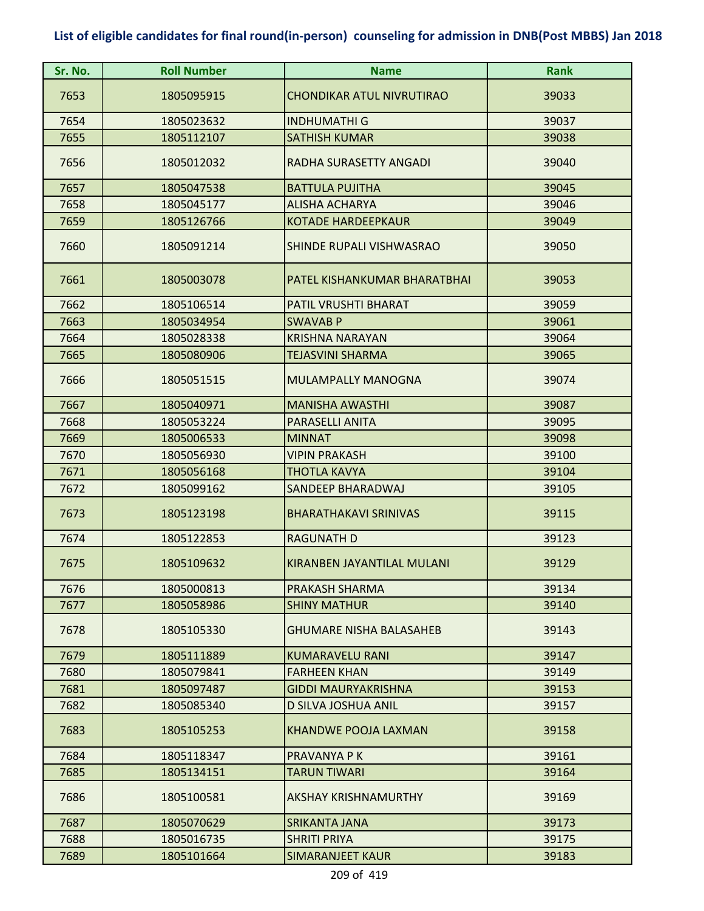## List of eligible candidates for final round(in-person) counseling for admission in DNB(Post MBBS) Jan 2018

| Sr. No. | Roll Number | Name | Rank |
|---|---|---|---|
| 7653 | 1805095915 | CHONDIKAR ATUL NIVRUTIRAO | 39033 |
| 7654 | 1805023632 | INDHUMATHI G | 39037 |
| 7655 | 1805112107 | SATHISH KUMAR | 39038 |
| 7656 | 1805012032 | RADHA SURASETTY ANGADI | 39040 |
| 7657 | 1805047538 | BATTULA PUJITHA | 39045 |
| 7658 | 1805045177 | ALISHA ACHARYA | 39046 |
| 7659 | 1805126766 | KOTADE HARDEEPKAUR | 39049 |
| 7660 | 1805091214 | SHINDE RUPALI VISHWASRAO | 39050 |
| 7661 | 1805003078 | PATEL KISHANKUMAR BHARATBHAI | 39053 |
| 7662 | 1805106514 | PATIL VRUSHTI BHARAT | 39059 |
| 7663 | 1805034954 | SWAVAB P | 39061 |
| 7664 | 1805028338 | KRISHNA NARAYAN | 39064 |
| 7665 | 1805080906 | TEJASVINI SHARMA | 39065 |
| 7666 | 1805051515 | MULAMPALLY MANOGNA | 39074 |
| 7667 | 1805040971 | MANISHA AWASTHI | 39087 |
| 7668 | 1805053224 | PARASELLI ANITA | 39095 |
| 7669 | 1805006533 | MINNAT | 39098 |
| 7670 | 1805056930 | VIPIN PRAKASH | 39100 |
| 7671 | 1805056168 | THOTLA KAVYA | 39104 |
| 7672 | 1805099162 | SANDEEP BHARADWAJ | 39105 |
| 7673 | 1805123198 | BHARATHAKAVI SRINIVAS | 39115 |
| 7674 | 1805122853 | RAGUNATH D | 39123 |
| 7675 | 1805109632 | KIRANBEN JAYANTILAL MULANI | 39129 |
| 7676 | 1805000813 | PRAKASH SHARMA | 39134 |
| 7677 | 1805058986 | SHINY MATHUR | 39140 |
| 7678 | 1805105330 | GHUMARE NISHA BALASAHEB | 39143 |
| 7679 | 1805111889 | KUMARAVELU RANI | 39147 |
| 7680 | 1805079841 | FARHEEN KHAN | 39149 |
| 7681 | 1805097487 | GIDDI MAURYAKRISHNA | 39153 |
| 7682 | 1805085340 | D SILVA JOSHUA ANIL | 39157 |
| 7683 | 1805105253 | KHANDWE POOJA LAXMAN | 39158 |
| 7684 | 1805118347 | PRAVANYA P K | 39161 |
| 7685 | 1805134151 | TARUN TIWARI | 39164 |
| 7686 | 1805100581 | AKSHAY KRISHNAMURTHY | 39169 |
| 7687 | 1805070629 | SRIKANTA JANA | 39173 |
| 7688 | 1805016735 | SHRITI PRIYA | 39175 |
| 7689 | 1805101664 | SIMARANJEET KAUR | 39183 |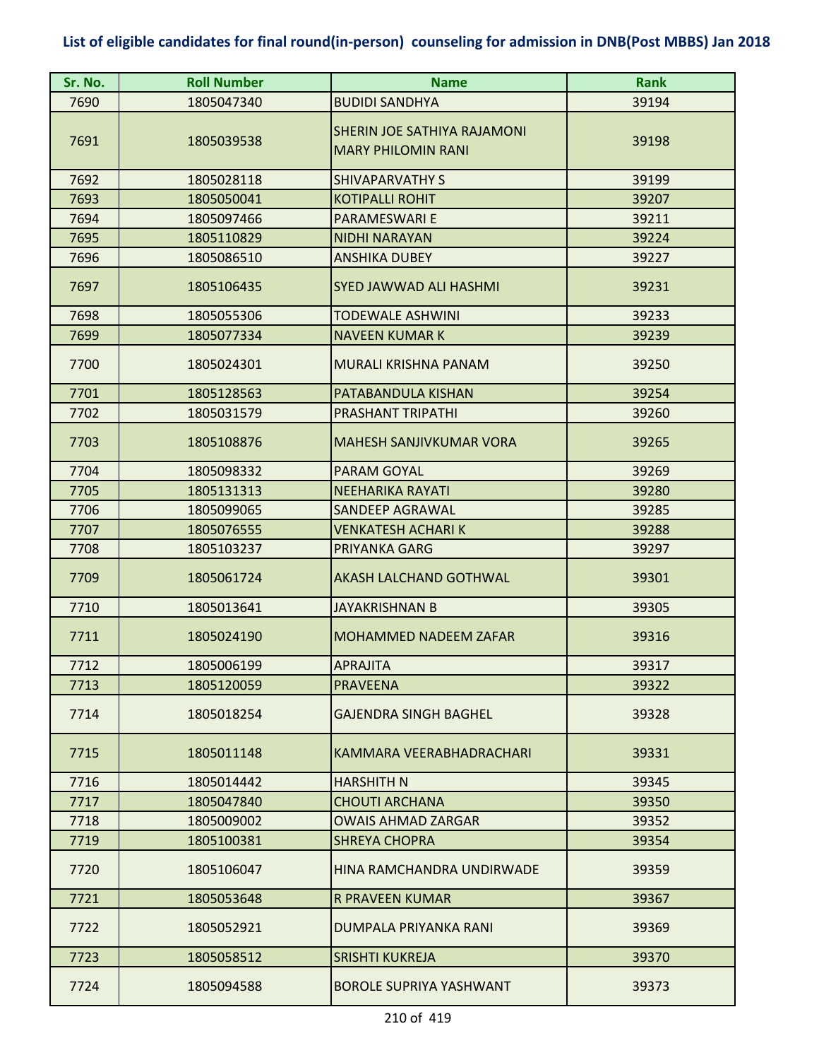## List of eligible candidates for final round(in-person) counseling for admission in DNB(Post MBBS) Jan 2018

| Sr. No. | Roll Number | Name | Rank |
|---|---|---|---|
| 7690 | 1805047340 | BUDIDI SANDHYA | 39194 |
| 7691 | 1805039538 | SHERIN JOE SATHIYA RAJAMONI MARY PHILOMIN RANI | 39198 |
| 7692 | 1805028118 | SHIVAPARVATHY S | 39199 |
| 7693 | 1805050041 | KOTIPALLI ROHIT | 39207 |
| 7694 | 1805097466 | PARAMESWARI E | 39211 |
| 7695 | 1805110829 | NIDHI NARAYAN | 39224 |
| 7696 | 1805086510 | ANSHIKA DUBEY | 39227 |
| 7697 | 1805106435 | SYED JAWWAD ALI HASHMI | 39231 |
| 7698 | 1805055306 | TODEWALE ASHWINI | 39233 |
| 7699 | 1805077334 | NAVEEN KUMAR K | 39239 |
| 7700 | 1805024301 | MURALI KRISHNA PANAM | 39250 |
| 7701 | 1805128563 | PATABANDULA KISHAN | 39254 |
| 7702 | 1805031579 | PRASHANT TRIPATHI | 39260 |
| 7703 | 1805108876 | MAHESH SANJIVKUMAR VORA | 39265 |
| 7704 | 1805098332 | PARAM GOYAL | 39269 |
| 7705 | 1805131313 | NEEHARIKA RAYATI | 39280 |
| 7706 | 1805099065 | SANDEEP AGRAWAL | 39285 |
| 7707 | 1805076555 | VENKATESH ACHARI K | 39288 |
| 7708 | 1805103237 | PRIYANKA GARG | 39297 |
| 7709 | 1805061724 | AKASH LALCHAND GOTHWAL | 39301 |
| 7710 | 1805013641 | JAYAKRISHNAN B | 39305 |
| 7711 | 1805024190 | MOHAMMED NADEEM ZAFAR | 39316 |
| 7712 | 1805006199 | APRAJITA | 39317 |
| 7713 | 1805120059 | PRAVEENA | 39322 |
| 7714 | 1805018254 | GAJENDRA SINGH BAGHEL | 39328 |
| 7715 | 1805011148 | KAMMARA VEERABHADRACHARI | 39331 |
| 7716 | 1805014442 | HARSHITH N | 39345 |
| 7717 | 1805047840 | CHOUTI ARCHANA | 39350 |
| 7718 | 1805009002 | OWAIS AHMAD ZARGAR | 39352 |
| 7719 | 1805100381 | SHREYA CHOPRA | 39354 |
| 7720 | 1805106047 | HINA RAMCHANDRA UNDIRWADE | 39359 |
| 7721 | 1805053648 | R PRAVEEN KUMAR | 39367 |
| 7722 | 1805052921 | DUMPALA PRIYANKA RANI | 39369 |
| 7723 | 1805058512 | SRISHTI KUKREJA | 39370 |
| 7724 | 1805094588 | BOROLE SUPRIYA YASHWANT | 39373 |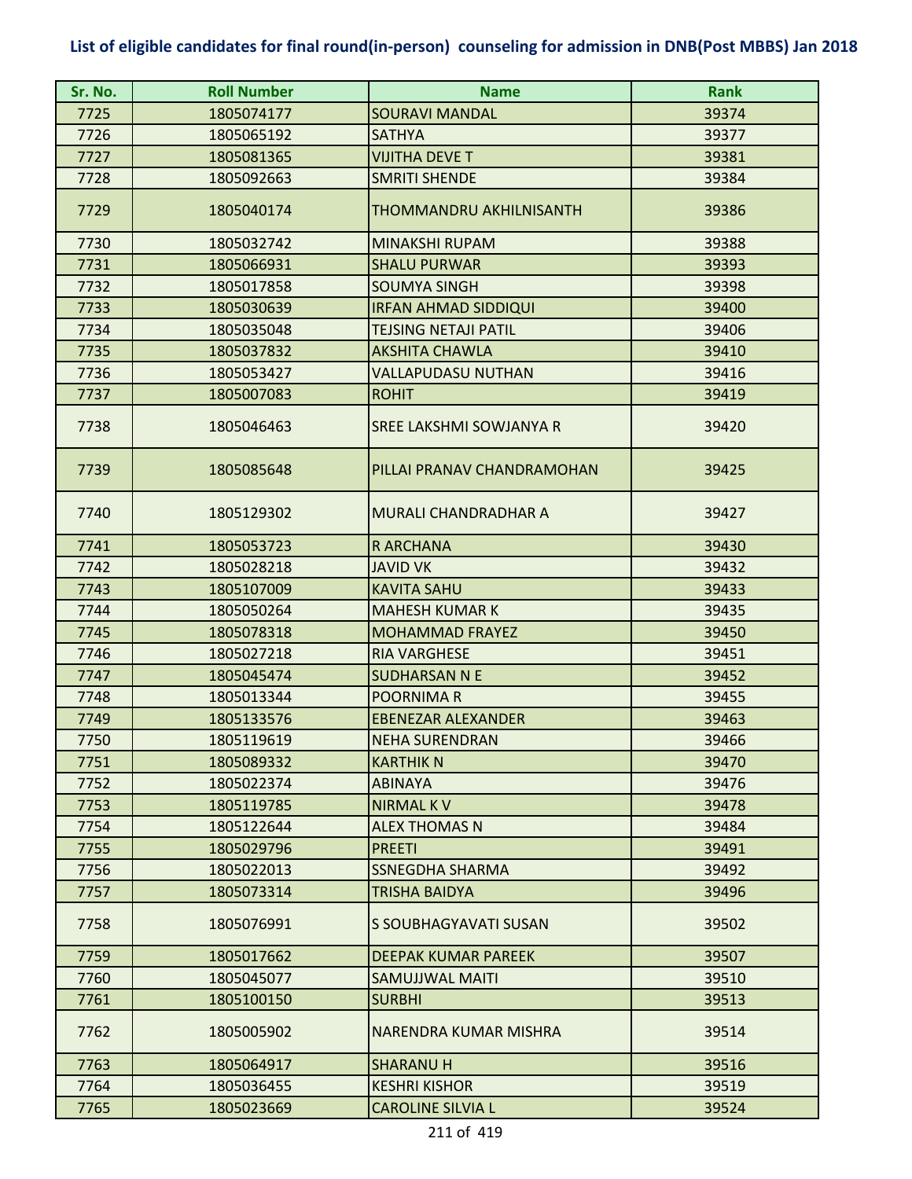**List of eligible candidates for final round(in-person) counseling for admission in DNB(Post MBBS) Jan 2018**

| Sr. No. | Roll Number | Name | Rank |
|---|---|---|---|
| 7725 | 1805074177 | SOURAVI MANDAL | 39374 |
| 7726 | 1805065192 | SATHYA | 39377 |
| 7727 | 1805081365 | VIJITHA DEVE T | 39381 |
| 7728 | 1805092663 | SMRITI SHENDE | 39384 |
| 7729 | 1805040174 | THOMMANDRU AKHILNISANTH | 39386 |
| 7730 | 1805032742 | MINAKSHI RUPAM | 39388 |
| 7731 | 1805066931 | SHALU PURWAR | 39393 |
| 7732 | 1805017858 | SOUMYA SINGH | 39398 |
| 7733 | 1805030639 | IRFAN AHMAD SIDDIQUI | 39400 |
| 7734 | 1805035048 | TEJSING NETAJI PATIL | 39406 |
| 7735 | 1805037832 | AKSHITA CHAWLA | 39410 |
| 7736 | 1805053427 | VALLAPUDASU NUTHAN | 39416 |
| 7737 | 1805007083 | ROHIT | 39419 |
| 7738 | 1805046463 | SREE LAKSHMI SOWJANYA R | 39420 |
| 7739 | 1805085648 | PILLAI PRANAV CHANDRAMOHAN | 39425 |
| 7740 | 1805129302 | MURALI CHANDRADHAR A | 39427 |
| 7741 | 1805053723 | R ARCHANA | 39430 |
| 7742 | 1805028218 | JAVID VK | 39432 |
| 7743 | 1805107009 | KAVITA SAHU | 39433 |
| 7744 | 1805050264 | MAHESH KUMAR K | 39435 |
| 7745 | 1805078318 | MOHAMMAD FRAYEZ | 39450 |
| 7746 | 1805027218 | RIA VARGHESE | 39451 |
| 7747 | 1805045474 | SUDHARSAN N E | 39452 |
| 7748 | 1805013344 | POORNIMA R | 39455 |
| 7749 | 1805133576 | EBENEZAR ALEXANDER | 39463 |
| 7750 | 1805119619 | NEHA SURENDRAN | 39466 |
| 7751 | 1805089332 | KARTHIK N | 39470 |
| 7752 | 1805022374 | ABINAYA | 39476 |
| 7753 | 1805119785 | NIRMAL K V | 39478 |
| 7754 | 1805122644 | ALEX THOMAS N | 39484 |
| 7755 | 1805029796 | PREETI | 39491 |
| 7756 | 1805022013 | SSNEGDHA SHARMA | 39492 |
| 7757 | 1805073314 | TRISHA BAIDYA | 39496 |
| 7758 | 1805076991 | S SOUBHAGYAVATI SUSAN | 39502 |
| 7759 | 1805017662 | DEEPAK KUMAR PAREEK | 39507 |
| 7760 | 1805045077 | SAMUJJWAL MAITI | 39510 |
| 7761 | 1805100150 | SURBHI | 39513 |
| 7762 | 1805005902 | NARENDRA KUMAR MISHRA | 39514 |
| 7763 | 1805064917 | SHARANU H | 39516 |
| 7764 | 1805036455 | KESHRI KISHOR | 39519 |
| 7765 | 1805023669 | CAROLINE SILVIA L | 39524 |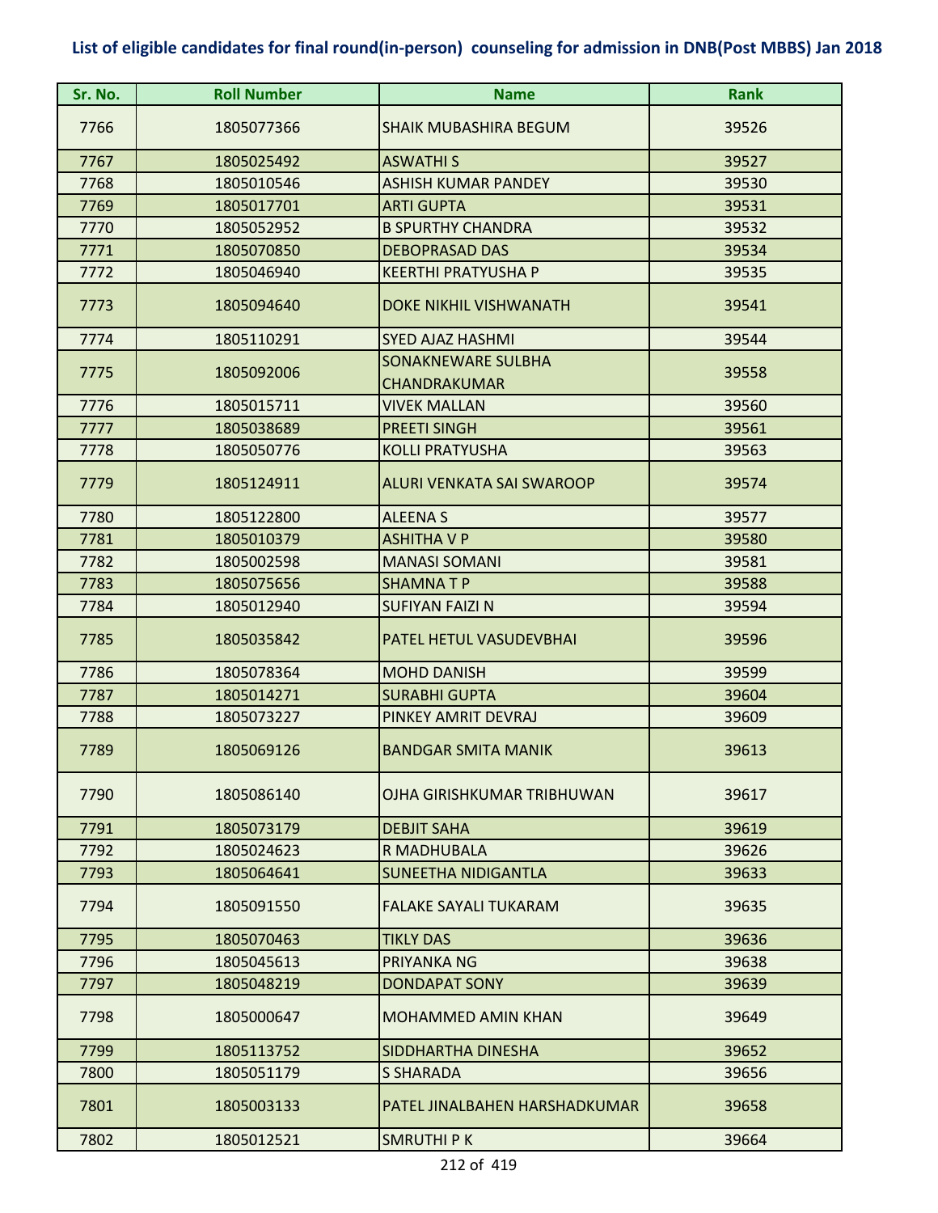**List of eligible candidates for final round(in-person) counseling for admission in DNB(Post MBBS) Jan 2018**

| Sr. No. | Roll Number | Name | Rank |
|---|---|---|---|
| 7766 | 1805077366 | SHAIK MUBASHIRA BEGUM | 39526 |
| 7767 | 1805025492 | ASWATHI S | 39527 |
| 7768 | 1805010546 | ASHISH KUMAR PANDEY | 39530 |
| 7769 | 1805017701 | ARTI GUPTA | 39531 |
| 7770 | 1805052952 | B SPURTHY CHANDRA | 39532 |
| 7771 | 1805070850 | DEBOPRASAD DAS | 39534 |
| 7772 | 1805046940 | KEERTHI PRATYUSHA P | 39535 |
| 7773 | 1805094640 | DOKE NIKHIL VISHWANATH | 39541 |
| 7774 | 1805110291 | SYED AJAZ HASHMI | 39544 |
| 7775 | 1805092006 | SONAKNEWARE SULBHA CHANDRAKUMAR | 39558 |
| 7776 | 1805015711 | VIVEK MALLAN | 39560 |
| 7777 | 1805038689 | PREETI SINGH | 39561 |
| 7778 | 1805050776 | KOLLI PRATYUSHA | 39563 |
| 7779 | 1805124911 | ALURI VENKATA SAI SWAROOP | 39574 |
| 7780 | 1805122800 | ALEENA S | 39577 |
| 7781 | 1805010379 | ASHITHA V P | 39580 |
| 7782 | 1805002598 | MANASI SOMANI | 39581 |
| 7783 | 1805075656 | SHAMNA T P | 39588 |
| 7784 | 1805012940 | SUFIYAN FAIZI N | 39594 |
| 7785 | 1805035842 | PATEL HETUL VASUDEVBHAI | 39596 |
| 7786 | 1805078364 | MOHD DANISH | 39599 |
| 7787 | 1805014271 | SURABHI GUPTA | 39604 |
| 7788 | 1805073227 | PINKEY AMRIT DEVRAJ | 39609 |
| 7789 | 1805069126 | BANDGAR SMITA MANIK | 39613 |
| 7790 | 1805086140 | OJHA GIRISHKUMAR TRIBHUWAN | 39617 |
| 7791 | 1805073179 | DEBJIT SAHA | 39619 |
| 7792 | 1805024623 | R MADHUBALA | 39626 |
| 7793 | 1805064641 | SUNEETHA NIDIGANTLA | 39633 |
| 7794 | 1805091550 | FALAKE SAYALI TUKARAM | 39635 |
| 7795 | 1805070463 | TIKLY DAS | 39636 |
| 7796 | 1805045613 | PRIYANKA NG | 39638 |
| 7797 | 1805048219 | DONDAPAT SONY | 39639 |
| 7798 | 1805000647 | MOHAMMED AMIN KHAN | 39649 |
| 7799 | 1805113752 | SIDDHARTHA DINESHA | 39652 |
| 7800 | 1805051179 | S SHARADA | 39656 |
| 7801 | 1805003133 | PATEL JINALBAHEN HARSHADKUMAR | 39658 |
| 7802 | 1805012521 | SMRUTHI P K | 39664 |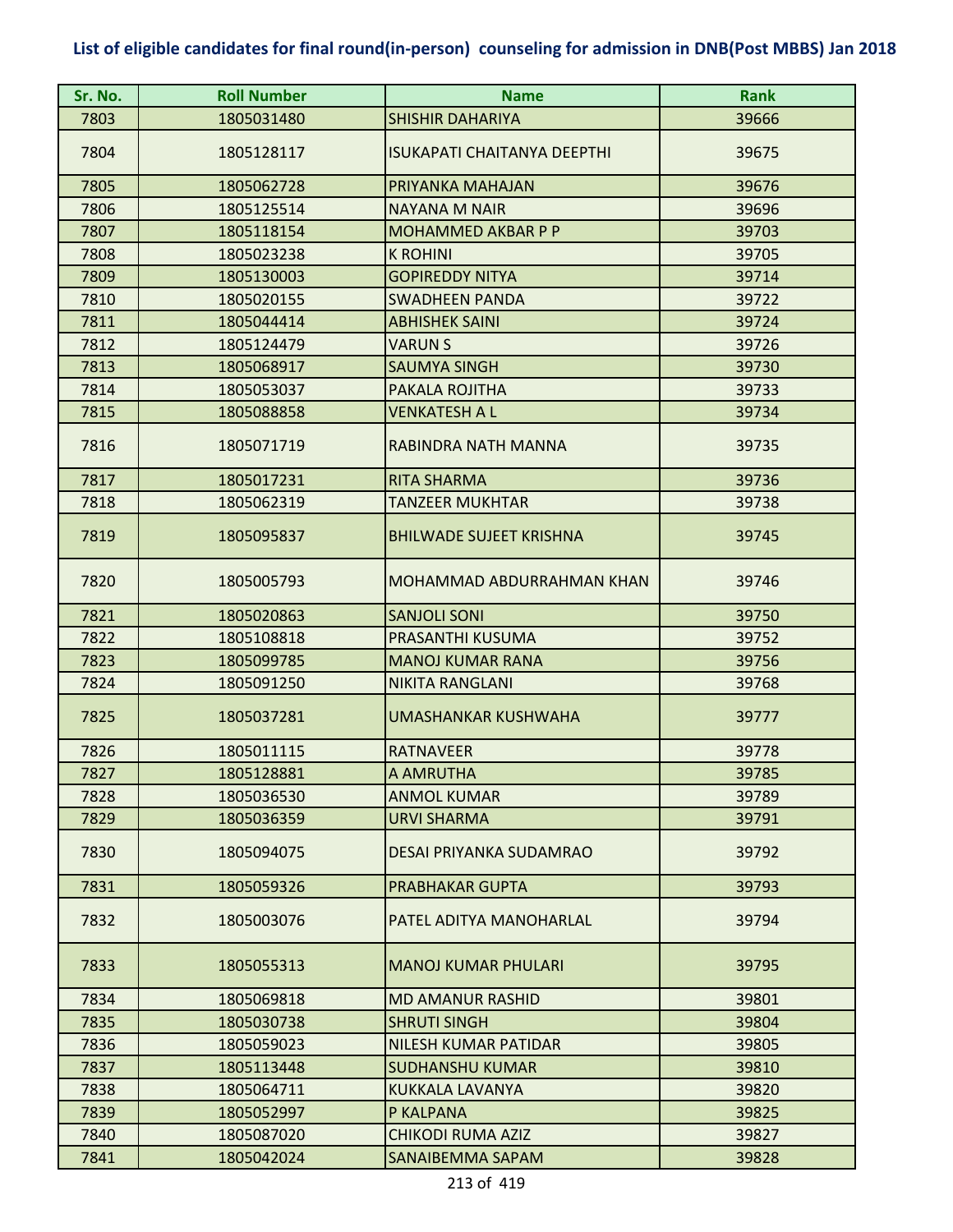## List of eligible candidates for final round(in-person) counseling for admission in DNB(Post MBBS) Jan 2018

| Sr. No. | Roll Number | Name | Rank |
|---|---|---|---|
| 7803 | 1805031480 | SHISHIR DAHARIYA | 39666 |
| 7804 | 1805128117 | ISUKAPATI CHAITANYA DEEPTHI | 39675 |
| 7805 | 1805062728 | PRIYANKA MAHAJAN | 39676 |
| 7806 | 1805125514 | NAYANA M NAIR | 39696 |
| 7807 | 1805118154 | MOHAMMED AKBAR P P | 39703 |
| 7808 | 1805023238 | K ROHINI | 39705 |
| 7809 | 1805130003 | GOPIREDDY NITYA | 39714 |
| 7810 | 1805020155 | SWADHEEN PANDA | 39722 |
| 7811 | 1805044414 | ABHISHEK SAINI | 39724 |
| 7812 | 1805124479 | VARUN S | 39726 |
| 7813 | 1805068917 | SAUMYA SINGH | 39730 |
| 7814 | 1805053037 | PAKALA ROJITHA | 39733 |
| 7815 | 1805088858 | VENKATESH A L | 39734 |
| 7816 | 1805071719 | RABINDRA NATH MANNA | 39735 |
| 7817 | 1805017231 | RITA SHARMA | 39736 |
| 7818 | 1805062319 | TANZEER MUKHTAR | 39738 |
| 7819 | 1805095837 | BHILWADE SUJEET KRISHNA | 39745 |
| 7820 | 1805005793 | MOHAMMAD ABDURRAHMAN KHAN | 39746 |
| 7821 | 1805020863 | SANJOLI SONI | 39750 |
| 7822 | 1805108818 | PRASANTHI KUSUMA | 39752 |
| 7823 | 1805099785 | MANOJ KUMAR RANA | 39756 |
| 7824 | 1805091250 | NIKITA RANGLANI | 39768 |
| 7825 | 1805037281 | UMASHANKAR KUSHWAHA | 39777 |
| 7826 | 1805011115 | RATNAVEER | 39778 |
| 7827 | 1805128881 | A AMRUTHA | 39785 |
| 7828 | 1805036530 | ANMOL KUMAR | 39789 |
| 7829 | 1805036359 | URVI SHARMA | 39791 |
| 7830 | 1805094075 | DESAI PRIYANKA SUDAMRAO | 39792 |
| 7831 | 1805059326 | PRABHAKAR GUPTA | 39793 |
| 7832 | 1805003076 | PATEL ADITYA MANOHARLAL | 39794 |
| 7833 | 1805055313 | MANOJ KUMAR PHULARI | 39795 |
| 7834 | 1805069818 | MD AMANUR RASHID | 39801 |
| 7835 | 1805030738 | SHRUTI SINGH | 39804 |
| 7836 | 1805059023 | NILESH KUMAR PATIDAR | 39805 |
| 7837 | 1805113448 | SUDHANSHU KUMAR | 39810 |
| 7838 | 1805064711 | KUKKALA LAVANYA | 39820 |
| 7839 | 1805052997 | P KALPANA | 39825 |
| 7840 | 1805087020 | CHIKODI RUMA AZIZ | 39827 |
| 7841 | 1805042024 | SANAIBEMMA SAPAM | 39828 |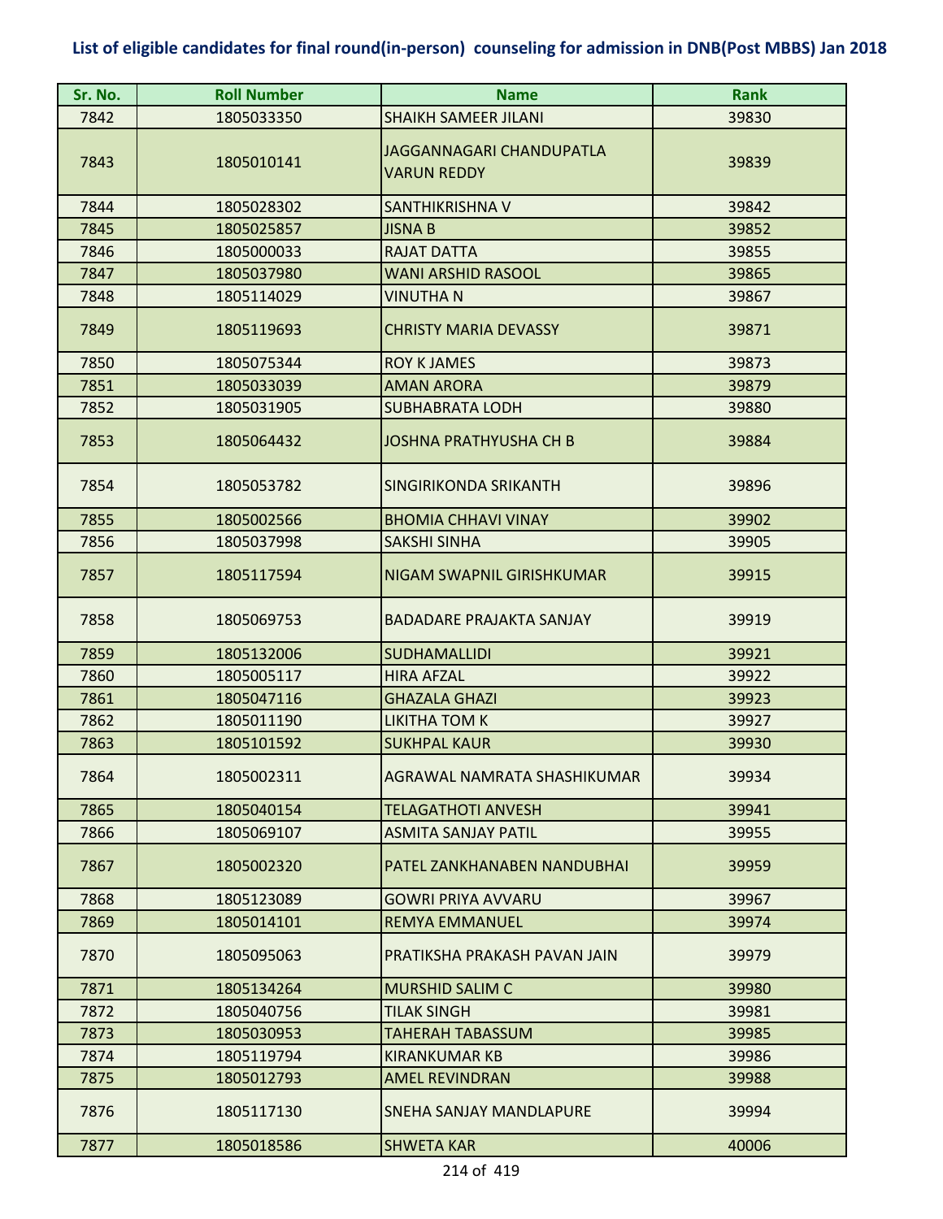## List of eligible candidates for final round(in-person) counseling for admission in DNB(Post MBBS) Jan 2018

| Sr. No. | Roll Number | Name | Rank |
|---|---|---|---|
| 7842 | 1805033350 | SHAIKH SAMEER JILANI | 39830 |
| 7843 | 1805010141 | JAGGANNAGARI CHANDUPATLA VARUN REDDY | 39839 |
| 7844 | 1805028302 | SANTHIKRISHNA V | 39842 |
| 7845 | 1805025857 | JISNA B | 39852 |
| 7846 | 1805000033 | RAJAT DATTA | 39855 |
| 7847 | 1805037980 | WANI ARSHID RASOOL | 39865 |
| 7848 | 1805114029 | VINUTHA N | 39867 |
| 7849 | 1805119693 | CHRISTY MARIA DEVASSY | 39871 |
| 7850 | 1805075344 | ROY K JAMES | 39873 |
| 7851 | 1805033039 | AMAN ARORA | 39879 |
| 7852 | 1805031905 | SUBHABRATA LODH | 39880 |
| 7853 | 1805064432 | JOSHNA PRATHYUSHA CH B | 39884 |
| 7854 | 1805053782 | SINGIRIKONDA SRIKANTH | 39896 |
| 7855 | 1805002566 | BHOMIA CHHAVI VINAY | 39902 |
| 7856 | 1805037998 | SAKSHI SINHA | 39905 |
| 7857 | 1805117594 | NIGAM SWAPNIL GIRISHKUMAR | 39915 |
| 7858 | 1805069753 | BADADARE PRAJAKTA SANJAY | 39919 |
| 7859 | 1805132006 | SUDHAMALLIDI | 39921 |
| 7860 | 1805005117 | HIRA AFZAL | 39922 |
| 7861 | 1805047116 | GHAZALA GHAZI | 39923 |
| 7862 | 1805011190 | LIKITHA TOM K | 39927 |
| 7863 | 1805101592 | SUKHPAL KAUR | 39930 |
| 7864 | 1805002311 | AGRAWAL NAMRATA SHASHIKUMAR | 39934 |
| 7865 | 1805040154 | TELAGATHOTI ANVESH | 39941 |
| 7866 | 1805069107 | ASMITA SANJAY PATIL | 39955 |
| 7867 | 1805002320 | PATEL ZANKHANABEN NANDUBHAI | 39959 |
| 7868 | 1805123089 | GOWRI PRIYA AVVARU | 39967 |
| 7869 | 1805014101 | REMYA EMMANUEL | 39974 |
| 7870 | 1805095063 | PRATIKSHA PRAKASH PAVAN JAIN | 39979 |
| 7871 | 1805134264 | MURSHID SALIM C | 39980 |
| 7872 | 1805040756 | TILAK SINGH | 39981 |
| 7873 | 1805030953 | TAHERAH TABASSUM | 39985 |
| 7874 | 1805119794 | KIRANKUMAR KB | 39986 |
| 7875 | 1805012793 | AMEL REVINDRAN | 39988 |
| 7876 | 1805117130 | SNEHA SANJAY MANDLAPURE | 39994 |
| 7877 | 1805018586 | SHWETA KAR | 40006 |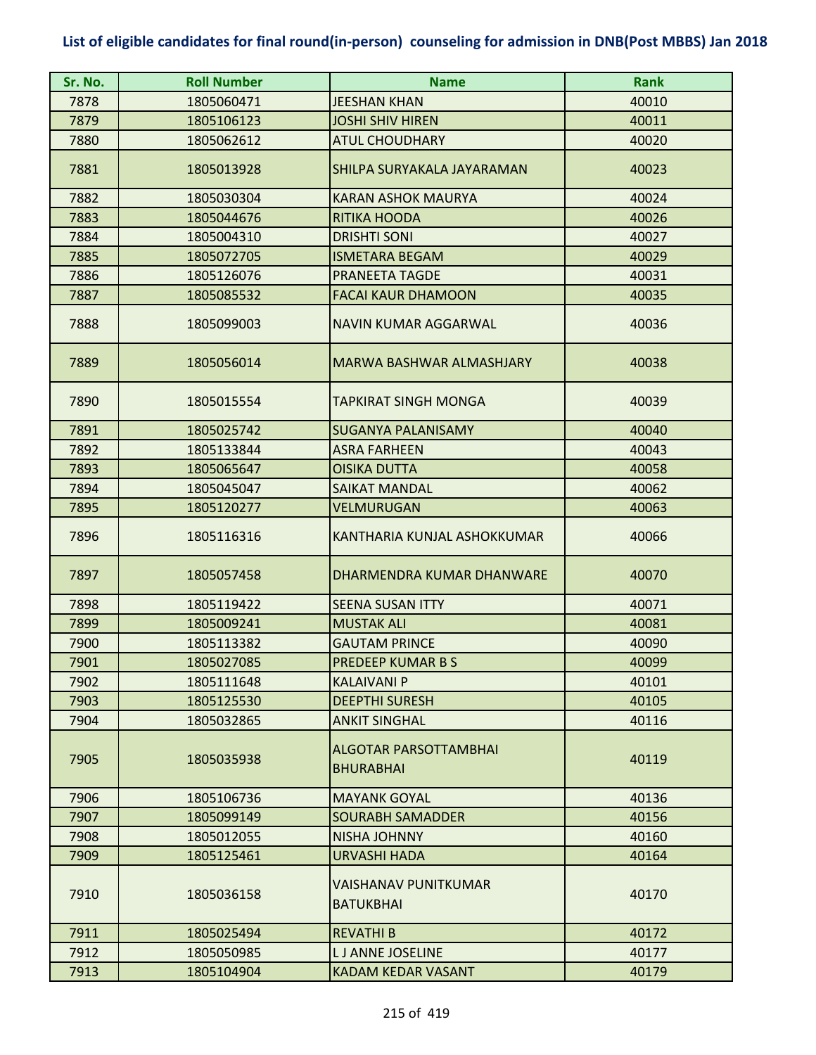## List of eligible candidates for final round(in-person) counseling for admission in DNB(Post MBBS) Jan 2018

| Sr. No. | Roll Number | Name | Rank |
|---|---|---|---|
| 7878 | 1805060471 | JEESHAN KHAN | 40010 |
| 7879 | 1805106123 | JOSHI SHIV HIREN | 40011 |
| 7880 | 1805062612 | ATUL CHOUDHARY | 40020 |
| 7881 | 1805013928 | SHILPA SURYAKALA JAYARAMAN | 40023 |
| 7882 | 1805030304 | KARAN ASHOK MAURYA | 40024 |
| 7883 | 1805044676 | RITIKA HOODA | 40026 |
| 7884 | 1805004310 | DRISHTI SONI | 40027 |
| 7885 | 1805072705 | ISMETARA BEGAM | 40029 |
| 7886 | 1805126076 | PRANEETA TAGDE | 40031 |
| 7887 | 1805085532 | FACAI KAUR DHAMOON | 40035 |
| 7888 | 1805099003 | NAVIN KUMAR AGGARWAL | 40036 |
| 7889 | 1805056014 | MARWA BASHWAR ALMASHJARY | 40038 |
| 7890 | 1805015554 | TAPKIRAT SINGH MONGA | 40039 |
| 7891 | 1805025742 | SUGANYA PALANISAMY | 40040 |
| 7892 | 1805133844 | ASRA FARHEEN | 40043 |
| 7893 | 1805065647 | OISIKA DUTTA | 40058 |
| 7894 | 1805045047 | SAIKAT MANDAL | 40062 |
| 7895 | 1805120277 | VELMURUGAN | 40063 |
| 7896 | 1805116316 | KANTHARIA KUNJAL ASHOKKUMAR | 40066 |
| 7897 | 1805057458 | DHARMENDRA KUMAR DHANWARE | 40070 |
| 7898 | 1805119422 | SEENA SUSAN ITTY | 40071 |
| 7899 | 1805009241 | MUSTAK ALI | 40081 |
| 7900 | 1805113382 | GAUTAM PRINCE | 40090 |
| 7901 | 1805027085 | PREDEEP KUMAR B S | 40099 |
| 7902 | 1805111648 | KALAIVANI P | 40101 |
| 7903 | 1805125530 | DEEPTHI SURESH | 40105 |
| 7904 | 1805032865 | ANKIT SINGHAL | 40116 |
| 7905 | 1805035938 | ALGOTAR PARSOTTAMBHAI BHURABHAI | 40119 |
| 7906 | 1805106736 | MAYANK GOYAL | 40136 |
| 7907 | 1805099149 | SOURABH SAMADDER | 40156 |
| 7908 | 1805012055 | NISHA JOHNNY | 40160 |
| 7909 | 1805125461 | URVASHI HADA | 40164 |
| 7910 | 1805036158 | VAISHANAV PUNITKUMAR BATUKBHAI | 40170 |
| 7911 | 1805025494 | REVATHI B | 40172 |
| 7912 | 1805050985 | L J ANNE JOSELINE | 40177 |
| 7913 | 1805104904 | KADAM KEDAR VASANT | 40179 |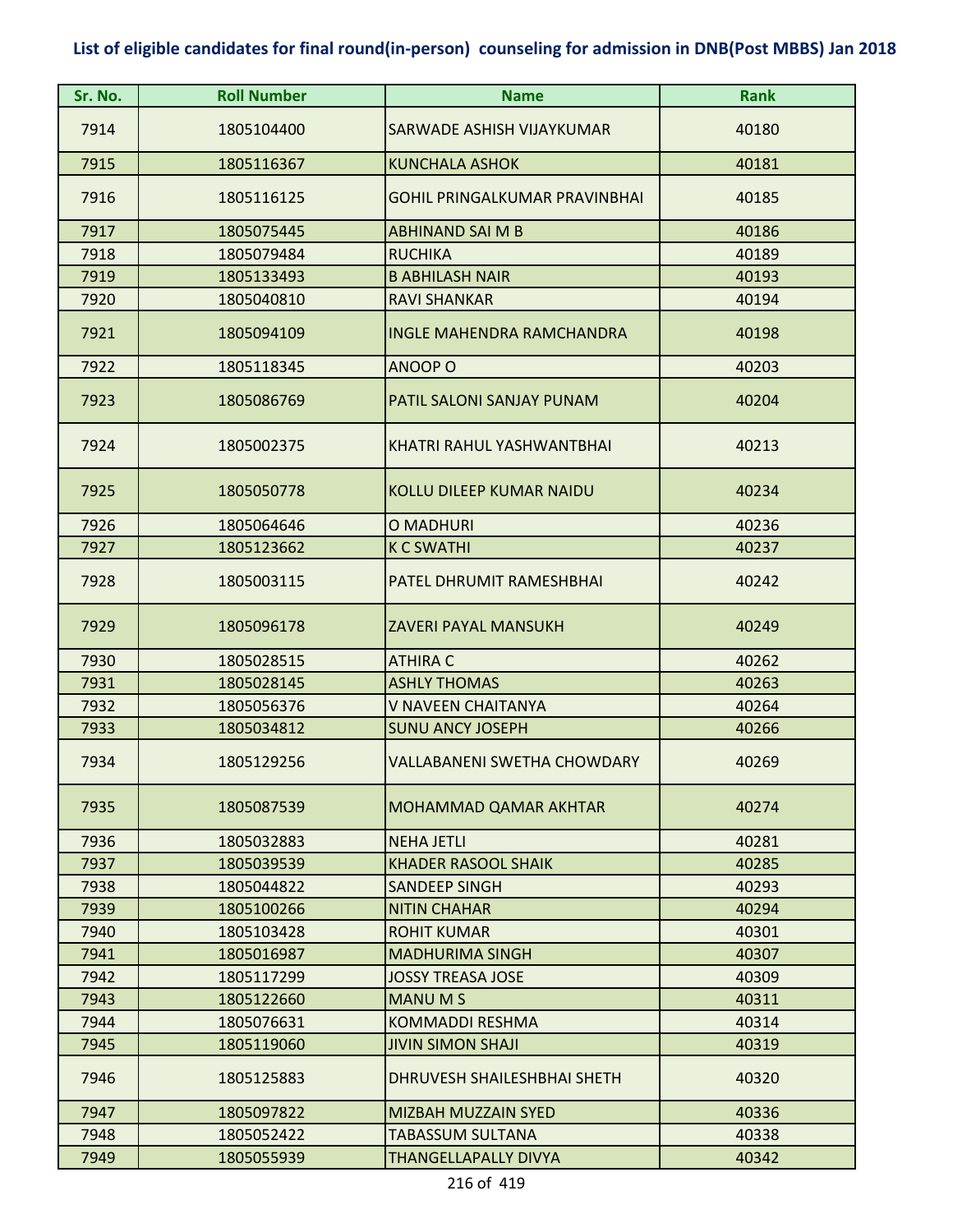## List of eligible candidates for final round(in-person) counseling for admission in DNB(Post MBBS) Jan 2018

| Sr. No. | Roll Number | Name | Rank |
|---|---|---|---|
| 7914 | 1805104400 | SARWADE ASHISH VIJAYKUMAR | 40180 |
| 7915 | 1805116367 | KUNCHALA ASHOK | 40181 |
| 7916 | 1805116125 | GOHIL PRINGALKUMAR PRAVINBHAI | 40185 |
| 7917 | 1805075445 | ABHINAND SAI M B | 40186 |
| 7918 | 1805079484 | RUCHIKA | 40189 |
| 7919 | 1805133493 | B ABHILASH NAIR | 40193 |
| 7920 | 1805040810 | RAVI SHANKAR | 40194 |
| 7921 | 1805094109 | INGLE MAHENDRA RAMCHANDRA | 40198 |
| 7922 | 1805118345 | ANOOP O | 40203 |
| 7923 | 1805086769 | PATIL SALONI SANJAY PUNAM | 40204 |
| 7924 | 1805002375 | KHATRI RAHUL YASHWANTBHAI | 40213 |
| 7925 | 1805050778 | KOLLU DILEEP KUMAR NAIDU | 40234 |
| 7926 | 1805064646 | O MADHURI | 40236 |
| 7927 | 1805123662 | K C SWATHI | 40237 |
| 7928 | 1805003115 | PATEL DHRUMIT RAMESHBHAI | 40242 |
| 7929 | 1805096178 | ZAVERI PAYAL MANSUKH | 40249 |
| 7930 | 1805028515 | ATHIRA C | 40262 |
| 7931 | 1805028145 | ASHLY THOMAS | 40263 |
| 7932 | 1805056376 | V NAVEEN CHAITANYA | 40264 |
| 7933 | 1805034812 | SUNU ANCY JOSEPH | 40266 |
| 7934 | 1805129256 | VALLABANENI SWETHA CHOWDARY | 40269 |
| 7935 | 1805087539 | MOHAMMAD QAMAR AKHTAR | 40274 |
| 7936 | 1805032883 | NEHA JETLI | 40281 |
| 7937 | 1805039539 | KHADER RASOOL SHAIK | 40285 |
| 7938 | 1805044822 | SANDEEP SINGH | 40293 |
| 7939 | 1805100266 | NITIN CHAHAR | 40294 |
| 7940 | 1805103428 | ROHIT KUMAR | 40301 |
| 7941 | 1805016987 | MADHURIMA SINGH | 40307 |
| 7942 | 1805117299 | JOSSY TREASA JOSE | 40309 |
| 7943 | 1805122660 | MANU M S | 40311 |
| 7944 | 1805076631 | KOMMADDI RESHMA | 40314 |
| 7945 | 1805119060 | JIVIN SIMON SHAJI | 40319 |
| 7946 | 1805125883 | DHRUVESH SHAILESHBHAI SHETH | 40320 |
| 7947 | 1805097822 | MIZBAH MUZZAIN SYED | 40336 |
| 7948 | 1805052422 | TABASSUM SULTANA | 40338 |
| 7949 | 1805055939 | THANGELLAPALLY DIVYA | 40342 |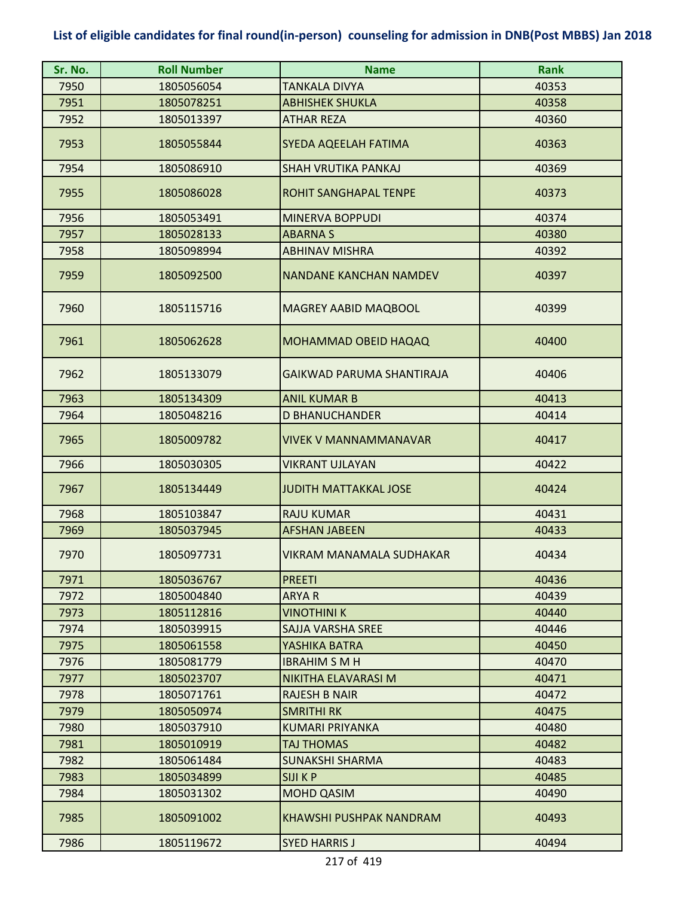**List of eligible candidates for final round(in-person) counseling for admission in DNB(Post MBBS) Jan 2018**

| Sr. No. | Roll Number | Name | Rank |
|---|---|---|---|
| 7950 | 1805056054 | TANKALA DIVYA | 40353 |
| 7951 | 1805078251 | ABHISHEK SHUKLA | 40358 |
| 7952 | 1805013397 | ATHAR REZA | 40360 |
| 7953 | 1805055844 | SYEDA AQEELAH FATIMA | 40363 |
| 7954 | 1805086910 | SHAH VRUTIKA PANKAJ | 40369 |
| 7955 | 1805086028 | ROHIT SANGHAPAL TENPE | 40373 |
| 7956 | 1805053491 | MINERVA BOPPUDI | 40374 |
| 7957 | 1805028133 | ABARNA S | 40380 |
| 7958 | 1805098994 | ABHINAV MISHRA | 40392 |
| 7959 | 1805092500 | NANDANE KANCHAN NAMDEV | 40397 |
| 7960 | 1805115716 | MAGREY AABID MAQBOOL | 40399 |
| 7961 | 1805062628 | MOHAMMAD OBEID HAQAQ | 40400 |
| 7962 | 1805133079 | GAIKWAD PARUMA SHANTIRAJA | 40406 |
| 7963 | 1805134309 | ANIL KUMAR B | 40413 |
| 7964 | 1805048216 | D BHANUCHANDER | 40414 |
| 7965 | 1805009782 | VIVEK V MANNAMMANAVAR | 40417 |
| 7966 | 1805030305 | VIKRANT UJLAYAN | 40422 |
| 7967 | 1805134449 | JUDITH MATTAKKAL JOSE | 40424 |
| 7968 | 1805103847 | RAJU KUMAR | 40431 |
| 7969 | 1805037945 | AFSHAN JABEEN | 40433 |
| 7970 | 1805097731 | VIKRAM MANAMALA SUDHAKAR | 40434 |
| 7971 | 1805036767 | PREETI | 40436 |
| 7972 | 1805004840 | ARYA R | 40439 |
| 7973 | 1805112816 | VINOTHINI K | 40440 |
| 7974 | 1805039915 | SAJJA VARSHA SREE | 40446 |
| 7975 | 1805061558 | YASHIKA BATRA | 40450 |
| 7976 | 1805081779 | IBRAHIM S M H | 40470 |
| 7977 | 1805023707 | NIKITHA ELAVARASI M | 40471 |
| 7978 | 1805071761 | RAJESH B NAIR | 40472 |
| 7979 | 1805050974 | SMRITHI RK | 40475 |
| 7980 | 1805037910 | KUMARI PRIYANKA | 40480 |
| 7981 | 1805010919 | TAJ THOMAS | 40482 |
| 7982 | 1805061484 | SUNAKSHI SHARMA | 40483 |
| 7983 | 1805034899 | SIJI K P | 40485 |
| 7984 | 1805031302 | MOHD QASIM | 40490 |
| 7985 | 1805091002 | KHAWSHI PUSHPAK NANDRAM | 40493 |
| 7986 | 1805119672 | SYED HARRIS J | 40494 |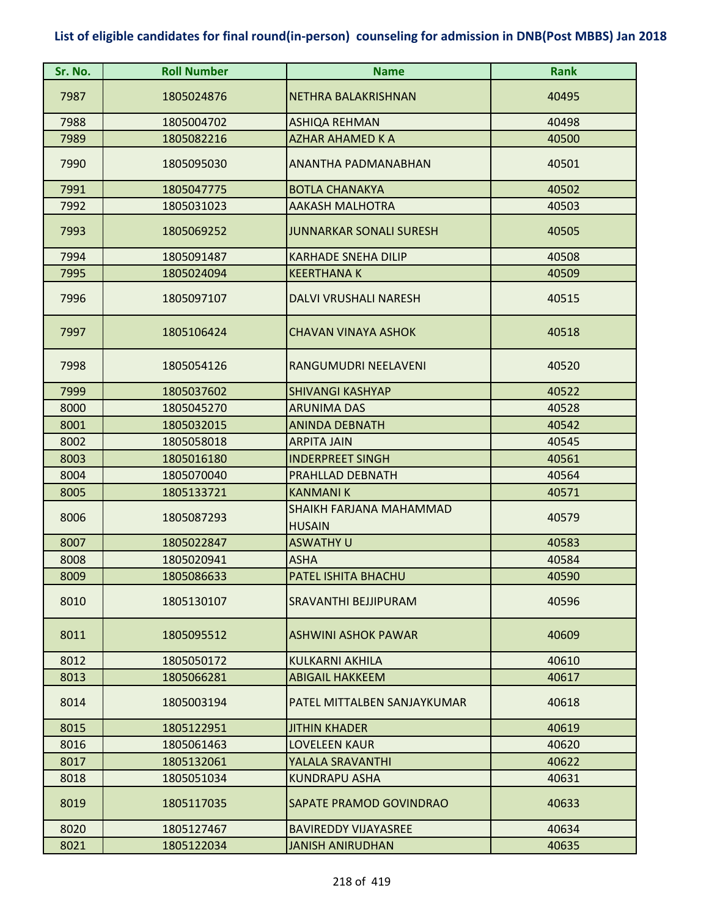**List of eligible candidates for final round(in-person) counseling for admission in DNB(Post MBBS) Jan 2018**

| Sr. No. | Roll Number | Name | Rank |
|---|---|---|---|
| 7987 | 1805024876 | NETHRA BALAKRISHNAN | 40495 |
| 7988 | 1805004702 | ASHIQA REHMAN | 40498 |
| 7989 | 1805082216 | AZHAR AHAMED K A | 40500 |
| 7990 | 1805095030 | ANANTHA PADMANABHAN | 40501 |
| 7991 | 1805047775 | BOTLA CHANAKYA | 40502 |
| 7992 | 1805031023 | AAKASH MALHOTRA | 40503 |
| 7993 | 1805069252 | JUNNARKAR SONALI SURESH | 40505 |
| 7994 | 1805091487 | KARHADE SNEHA DILIP | 40508 |
| 7995 | 1805024094 | KEERTHANA K | 40509 |
| 7996 | 1805097107 | DALVI VRUSHALI NARESH | 40515 |
| 7997 | 1805106424 | CHAVAN VINAYA ASHOK | 40518 |
| 7998 | 1805054126 | RANGUMUDRI NEELAVENI | 40520 |
| 7999 | 1805037602 | SHIVANGI KASHYAP | 40522 |
| 8000 | 1805045270 | ARUNIMA DAS | 40528 |
| 8001 | 1805032015 | ANINDA DEBNATH | 40542 |
| 8002 | 1805058018 | ARPITA JAIN | 40545 |
| 8003 | 1805016180 | INDERPREET SINGH | 40561 |
| 8004 | 1805070040 | PRAHLLAD DEBNATH | 40564 |
| 8005 | 1805133721 | KANMANI K | 40571 |
| 8006 | 1805087293 | SHAIKH FARJANA MAHAMMAD HUSAIN | 40579 |
| 8007 | 1805022847 | ASWATHY U | 40583 |
| 8008 | 1805020941 | ASHA | 40584 |
| 8009 | 1805086633 | PATEL ISHITA BHACHU | 40590 |
| 8010 | 1805130107 | SRAVANTHI BEJJIPURAM | 40596 |
| 8011 | 1805095512 | ASHWINI ASHOK PAWAR | 40609 |
| 8012 | 1805050172 | KULKARNI AKHILA | 40610 |
| 8013 | 1805066281 | ABIGAIL HAKKEEM | 40617 |
| 8014 | 1805003194 | PATEL MITTALBEN SANJAYKUMAR | 40618 |
| 8015 | 1805122951 | JITHIN KHADER | 40619 |
| 8016 | 1805061463 | LOVELEEN KAUR | 40620 |
| 8017 | 1805132061 | YALALA SRAVANTHI | 40622 |
| 8018 | 1805051034 | KUNDRAPU ASHA | 40631 |
| 8019 | 1805117035 | SAPATE PRAMOD GOVINDRAO | 40633 |
| 8020 | 1805127467 | BAVIREDDY VIJAYASREE | 40634 |
| 8021 | 1805122034 | JANISH ANIRUDHAN | 40635 |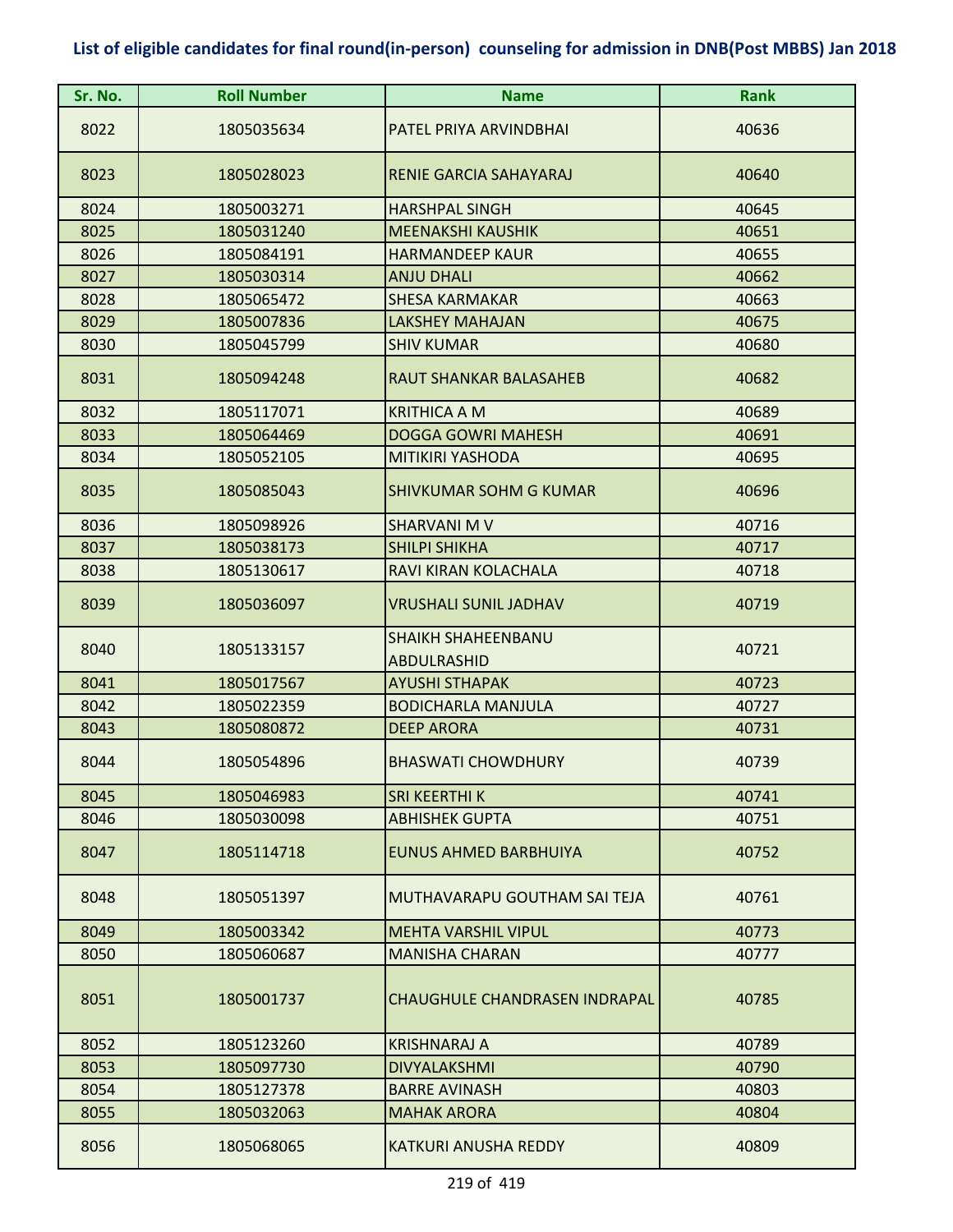# List of eligible candidates for final round(in-person) counseling for admission in DNB(Post MBBS) Jan 2018

| Sr. No. | Roll Number | Name | Rank |
|---|---|---|---|
| 8022 | 1805035634 | PATEL PRIYA ARVINDBHAI | 40636 |
| 8023 | 1805028023 | RENIE GARCIA SAHAYARAJ | 40640 |
| 8024 | 1805003271 | HARSHPAL SINGH | 40645 |
| 8025 | 1805031240 | MEENAKSHI KAUSHIK | 40651 |
| 8026 | 1805084191 | HARMANDEEP KAUR | 40655 |
| 8027 | 1805030314 | ANJU DHALI | 40662 |
| 8028 | 1805065472 | SHESA KARMAKAR | 40663 |
| 8029 | 1805007836 | LAKSHEY MAHAJAN | 40675 |
| 8030 | 1805045799 | SHIV KUMAR | 40680 |
| 8031 | 1805094248 | RAUT SHANKAR BALASAHEB | 40682 |
| 8032 | 1805117071 | KRITHICA A M | 40689 |
| 8033 | 1805064469 | DOGGA GOWRI MAHESH | 40691 |
| 8034 | 1805052105 | MITIKIRI YASHODA | 40695 |
| 8035 | 1805085043 | SHIVKUMAR SOHM G KUMAR | 40696 |
| 8036 | 1805098926 | SHARVANI M V | 40716 |
| 8037 | 1805038173 | SHILPI SHIKHA | 40717 |
| 8038 | 1805130617 | RAVI KIRAN KOLACHALA | 40718 |
| 8039 | 1805036097 | VRUSHALI SUNIL JADHAV | 40719 |
| 8040 | 1805133157 | SHAIKH SHAHEENBANU ABDULRASHID | 40721 |
| 8041 | 1805017567 | AYUSHI STHAPAK | 40723 |
| 8042 | 1805022359 | BODICHARLA MANJULA | 40727 |
| 8043 | 1805080872 | DEEP ARORA | 40731 |
| 8044 | 1805054896 | BHASWATI CHOWDHURY | 40739 |
| 8045 | 1805046983 | SRI KEERTHI K | 40741 |
| 8046 | 1805030098 | ABHISHEK GUPTA | 40751 |
| 8047 | 1805114718 | EUNUS AHMED BARBHUIYA | 40752 |
| 8048 | 1805051397 | MUTHAVARAPU GOUTHAM SAI TEJA | 40761 |
| 8049 | 1805003342 | MEHTA VARSHIL VIPUL | 40773 |
| 8050 | 1805060687 | MANISHA CHARAN | 40777 |
| 8051 | 1805001737 | CHAUGHULE CHANDRASEN INDRAPAL | 40785 |
| 8052 | 1805123260 | KRISHNARAJ A | 40789 |
| 8053 | 1805097730 | DIVYALAKSHMI | 40790 |
| 8054 | 1805127378 | BARRE AVINASH | 40803 |
| 8055 | 1805032063 | MAHAK ARORA | 40804 |
| 8056 | 1805068065 | KATKURI ANUSHA REDDY | 40809 |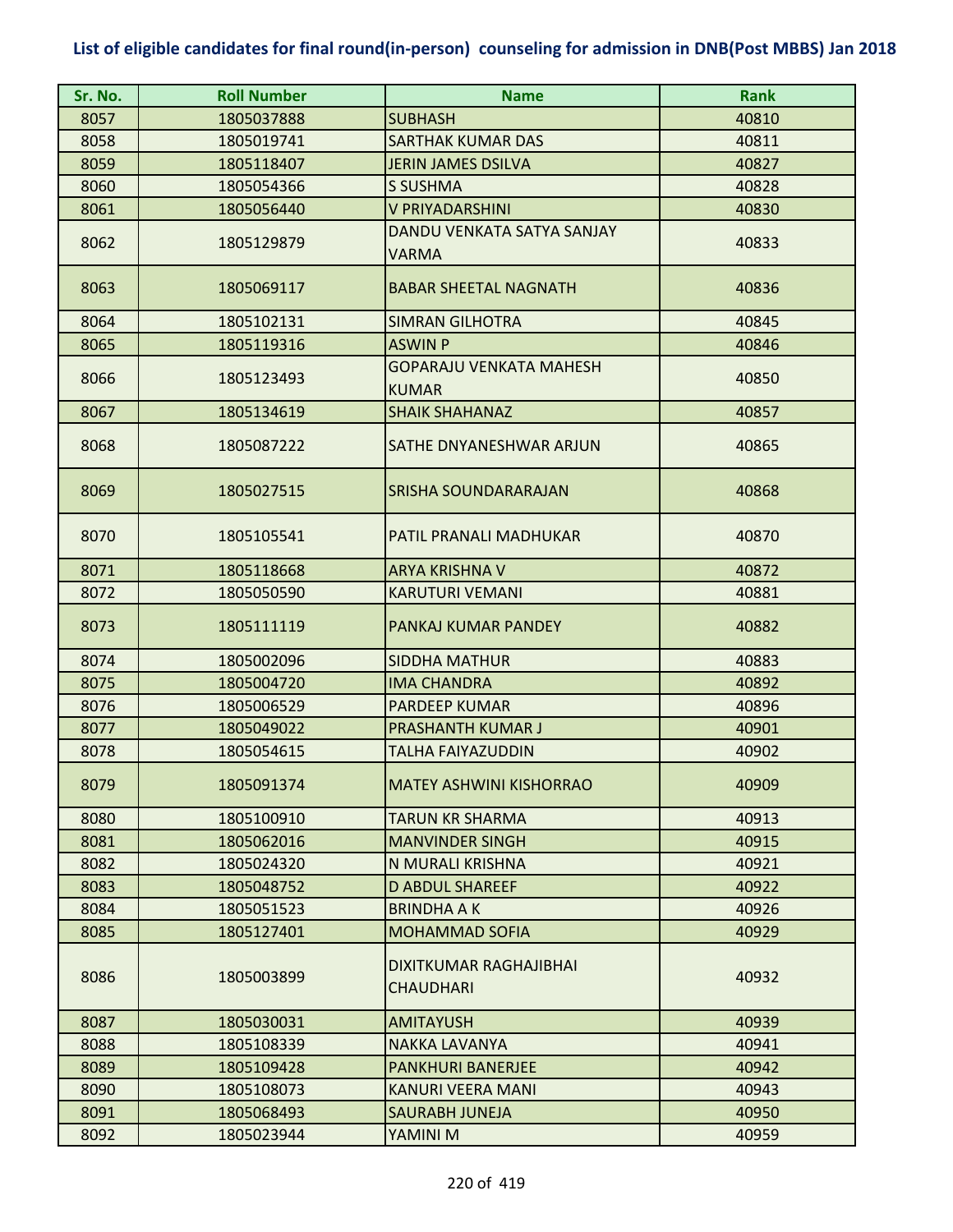## List of eligible candidates for final round(in-person) counseling for admission in DNB(Post MBBS) Jan 2018

| Sr. No. | Roll Number | Name | Rank |
|---|---|---|---|
| 8057 | 1805037888 | SUBHASH | 40810 |
| 8058 | 1805019741 | SARTHAK KUMAR DAS | 40811 |
| 8059 | 1805118407 | JERIN JAMES DSILVA | 40827 |
| 8060 | 1805054366 | S SUSHMA | 40828 |
| 8061 | 1805056440 | V PRIYADARSHINI | 40830 |
| 8062 | 1805129879 | DANDU VENKATA SATYA SANJAY VARMA | 40833 |
| 8063 | 1805069117 | BABAR SHEETAL NAGNATH | 40836 |
| 8064 | 1805102131 | SIMRAN GILHOTRA | 40845 |
| 8065 | 1805119316 | ASWIN P | 40846 |
| 8066 | 1805123493 | GOPARAJU VENKATA MAHESH KUMAR | 40850 |
| 8067 | 1805134619 | SHAIK SHAHANAZ | 40857 |
| 8068 | 1805087222 | SATHE DNYANESHWAR ARJUN | 40865 |
| 8069 | 1805027515 | SRISHA SOUNDARARAJAN | 40868 |
| 8070 | 1805105541 | PATIL PRANALI MADHUKAR | 40870 |
| 8071 | 1805118668 | ARYA KRISHNA V | 40872 |
| 8072 | 1805050590 | KARUTURI VEMANI | 40881 |
| 8073 | 1805111119 | PANKAJ KUMAR PANDEY | 40882 |
| 8074 | 1805002096 | SIDDHA MATHUR | 40883 |
| 8075 | 1805004720 | IMA CHANDRA | 40892 |
| 8076 | 1805006529 | PARDEEP KUMAR | 40896 |
| 8077 | 1805049022 | PRASHANTH KUMAR J | 40901 |
| 8078 | 1805054615 | TALHA FAIYAZUDDIN | 40902 |
| 8079 | 1805091374 | MATEY ASHWINI KISHORRAO | 40909 |
| 8080 | 1805100910 | TARUN KR SHARMA | 40913 |
| 8081 | 1805062016 | MANVINDER SINGH | 40915 |
| 8082 | 1805024320 | N MURALI KRISHNA | 40921 |
| 8083 | 1805048752 | D ABDUL SHAREEF | 40922 |
| 8084 | 1805051523 | BRINDHA A K | 40926 |
| 8085 | 1805127401 | MOHAMMAD SOFIA | 40929 |
| 8086 | 1805003899 | DIXITKUMAR RAGHAJIBHAI CHAUDHARI | 40932 |
| 8087 | 1805030031 | AMITAYUSH | 40939 |
| 8088 | 1805108339 | NAKKA LAVANYA | 40941 |
| 8089 | 1805109428 | PANKHURI BANERJEE | 40942 |
| 8090 | 1805108073 | KANURI VEERA MANI | 40943 |
| 8091 | 1805068493 | SAURABH JUNEJA | 40950 |
| 8092 | 1805023944 | YAMINI M | 40959 |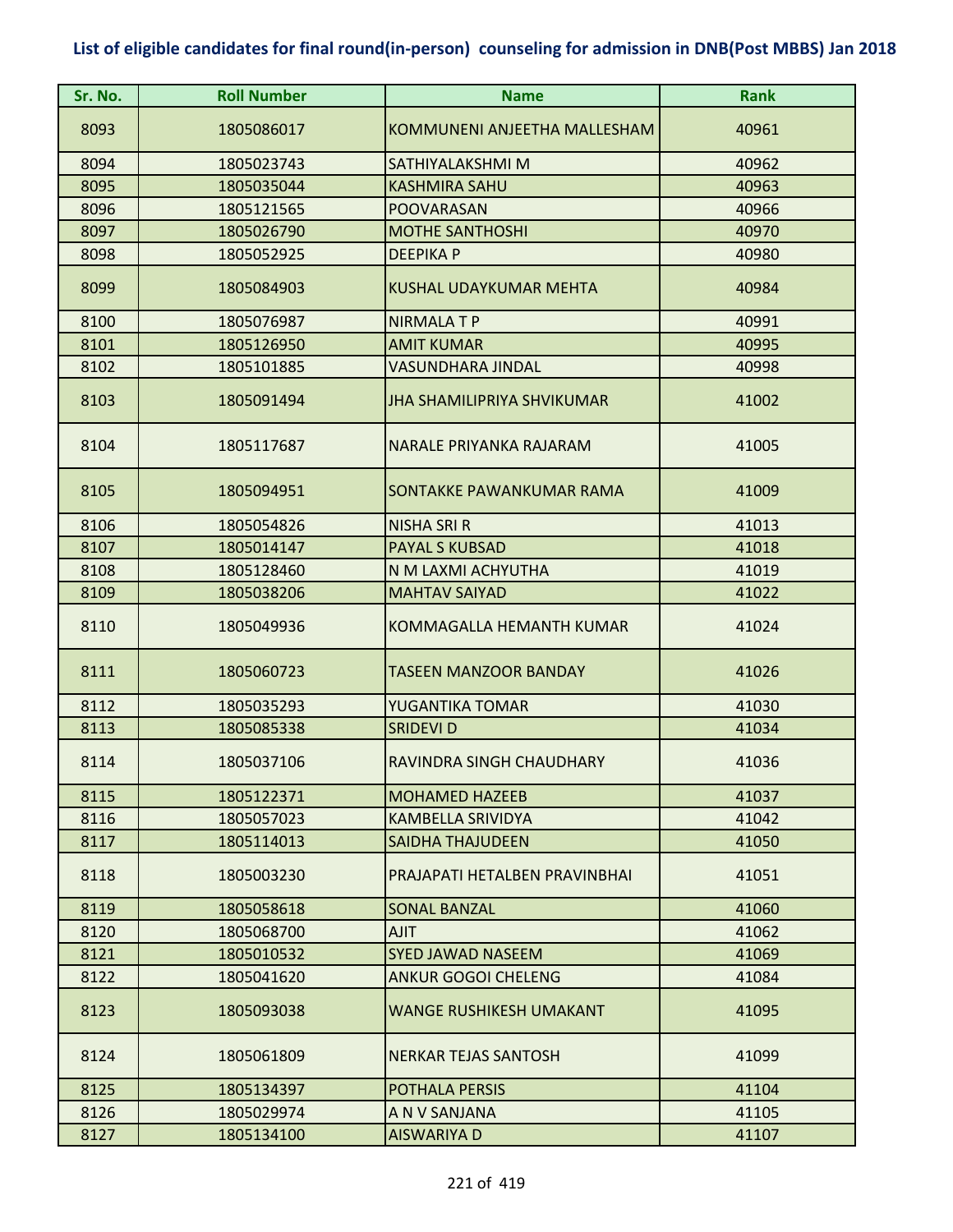## List of eligible candidates for final round(in-person) counseling for admission in DNB(Post MBBS) Jan 2018

| Sr. No. | Roll Number | Name | Rank |
|---|---|---|---|
| 8093 | 1805086017 | KOMMUNENI ANJEETHA MALLESHAM | 40961 |
| 8094 | 1805023743 | SATHIYALAKSHMI M | 40962 |
| 8095 | 1805035044 | KASHMIRA SAHU | 40963 |
| 8096 | 1805121565 | POOVARASAN | 40966 |
| 8097 | 1805026790 | MOTHE SANTHOSHI | 40970 |
| 8098 | 1805052925 | DEEPIKA P | 40980 |
| 8099 | 1805084903 | KUSHAL UDAYKUMAR MEHTA | 40984 |
| 8100 | 1805076987 | NIRMALA T P | 40991 |
| 8101 | 1805126950 | AMIT KUMAR | 40995 |
| 8102 | 1805101885 | VASUNDHARA JINDAL | 40998 |
| 8103 | 1805091494 | JHA SHAMILIPRIYA SHVIKUMAR | 41002 |
| 8104 | 1805117687 | NARALE PRIYANKA RAJARAM | 41005 |
| 8105 | 1805094951 | SONTAKKE PAWANKUMAR RAMA | 41009 |
| 8106 | 1805054826 | NISHA SRI R | 41013 |
| 8107 | 1805014147 | PAYAL S KUBSAD | 41018 |
| 8108 | 1805128460 | N M LAXMI ACHYUTHA | 41019 |
| 8109 | 1805038206 | MAHTAV SAIYAD | 41022 |
| 8110 | 1805049936 | KOMMAGALLA HEMANTH KUMAR | 41024 |
| 8111 | 1805060723 | TASEEN MANZOOR BANDAY | 41026 |
| 8112 | 1805035293 | YUGANTIKA TOMAR | 41030 |
| 8113 | 1805085338 | SRIDEVI D | 41034 |
| 8114 | 1805037106 | RAVINDRA SINGH CHAUDHARY | 41036 |
| 8115 | 1805122371 | MOHAMED HAZEEB | 41037 |
| 8116 | 1805057023 | KAMBELLA SRIVIDYA | 41042 |
| 8117 | 1805114013 | SAIDHA THAJUDEEN | 41050 |
| 8118 | 1805003230 | PRAJAPATI HETALBEN PRAVINBHAI | 41051 |
| 8119 | 1805058618 | SONAL BANZAL | 41060 |
| 8120 | 1805068700 | AJIT | 41062 |
| 8121 | 1805010532 | SYED JAWAD NASEEM | 41069 |
| 8122 | 1805041620 | ANKUR GOGOI CHELENG | 41084 |
| 8123 | 1805093038 | WANGE RUSHIKESH UMAKANT | 41095 |
| 8124 | 1805061809 | NERKAR TEJAS SANTOSH | 41099 |
| 8125 | 1805134397 | POTHALA PERSIS | 41104 |
| 8126 | 1805029974 | A N V SANJANA | 41105 |
| 8127 | 1805134100 | AISWARIYA D | 41107 |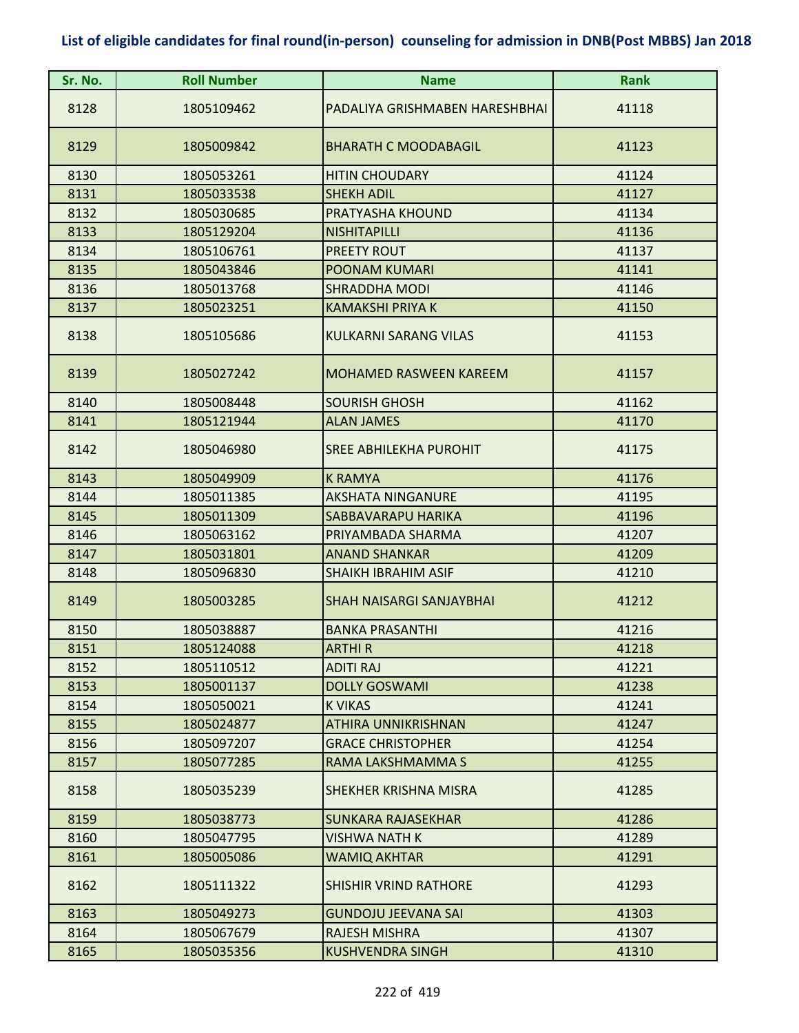## List of eligible candidates for final round(in-person) counseling for admission in DNB(Post MBBS) Jan 2018

| Sr. No. | Roll Number | Name | Rank |
|---|---|---|---|
| 8128 | 1805109462 | PADALIYA GRISHMABEN HARESHBHAI | 41118 |
| 8129 | 1805009842 | BHARATH C MOODABAGIL | 41123 |
| 8130 | 1805053261 | HITIN CHOUDARY | 41124 |
| 8131 | 1805033538 | SHEKH ADIL | 41127 |
| 8132 | 1805030685 | PRATYASHA KHOUND | 41134 |
| 8133 | 1805129204 | NISHITAPILLI | 41136 |
| 8134 | 1805106761 | PREETY ROUT | 41137 |
| 8135 | 1805043846 | POONAM KUMARI | 41141 |
| 8136 | 1805013768 | SHRADDHA MODI | 41146 |
| 8137 | 1805023251 | KAMAKSHI PRIYA K | 41150 |
| 8138 | 1805105686 | KULKARNI SARANG VILAS | 41153 |
| 8139 | 1805027242 | MOHAMED RASWEEN KAREEM | 41157 |
| 8140 | 1805008448 | SOURISH GHOSH | 41162 |
| 8141 | 1805121944 | ALAN JAMES | 41170 |
| 8142 | 1805046980 | SREE ABHILEKHA PUROHIT | 41175 |
| 8143 | 1805049909 | K RAMYA | 41176 |
| 8144 | 1805011385 | AKSHATA NINGANURE | 41195 |
| 8145 | 1805011309 | SABBAVARAPU HARIKA | 41196 |
| 8146 | 1805063162 | PRIYAMBADA SHARMA | 41207 |
| 8147 | 1805031801 | ANAND SHANKAR | 41209 |
| 8148 | 1805096830 | SHAIKH IBRAHIM ASIF | 41210 |
| 8149 | 1805003285 | SHAH NAISARGI SANJAYBHAI | 41212 |
| 8150 | 1805038887 | BANKA PRASANTHI | 41216 |
| 8151 | 1805124088 | ARTHI R | 41218 |
| 8152 | 1805110512 | ADITI RAJ | 41221 |
| 8153 | 1805001137 | DOLLY GOSWAMI | 41238 |
| 8154 | 1805050021 | K VIKAS | 41241 |
| 8155 | 1805024877 | ATHIRA UNNIKRISHNAN | 41247 |
| 8156 | 1805097207 | GRACE CHRISTOPHER | 41254 |
| 8157 | 1805077285 | RAMA LAKSHMAMMA S | 41255 |
| 8158 | 1805035239 | SHEKHER KRISHNA MISRA | 41285 |
| 8159 | 1805038773 | SUNKARA RAJASEKHAR | 41286 |
| 8160 | 1805047795 | VISHWA NATH K | 41289 |
| 8161 | 1805005086 | WAMIQ AKHTAR | 41291 |
| 8162 | 1805111322 | SHISHIR VRIND RATHORE | 41293 |
| 8163 | 1805049273 | GUNDOJU JEEVANA SAI | 41303 |
| 8164 | 1805067679 | RAJESH MISHRA | 41307 |
| 8165 | 1805035356 | KUSHVENDRA SINGH | 41310 |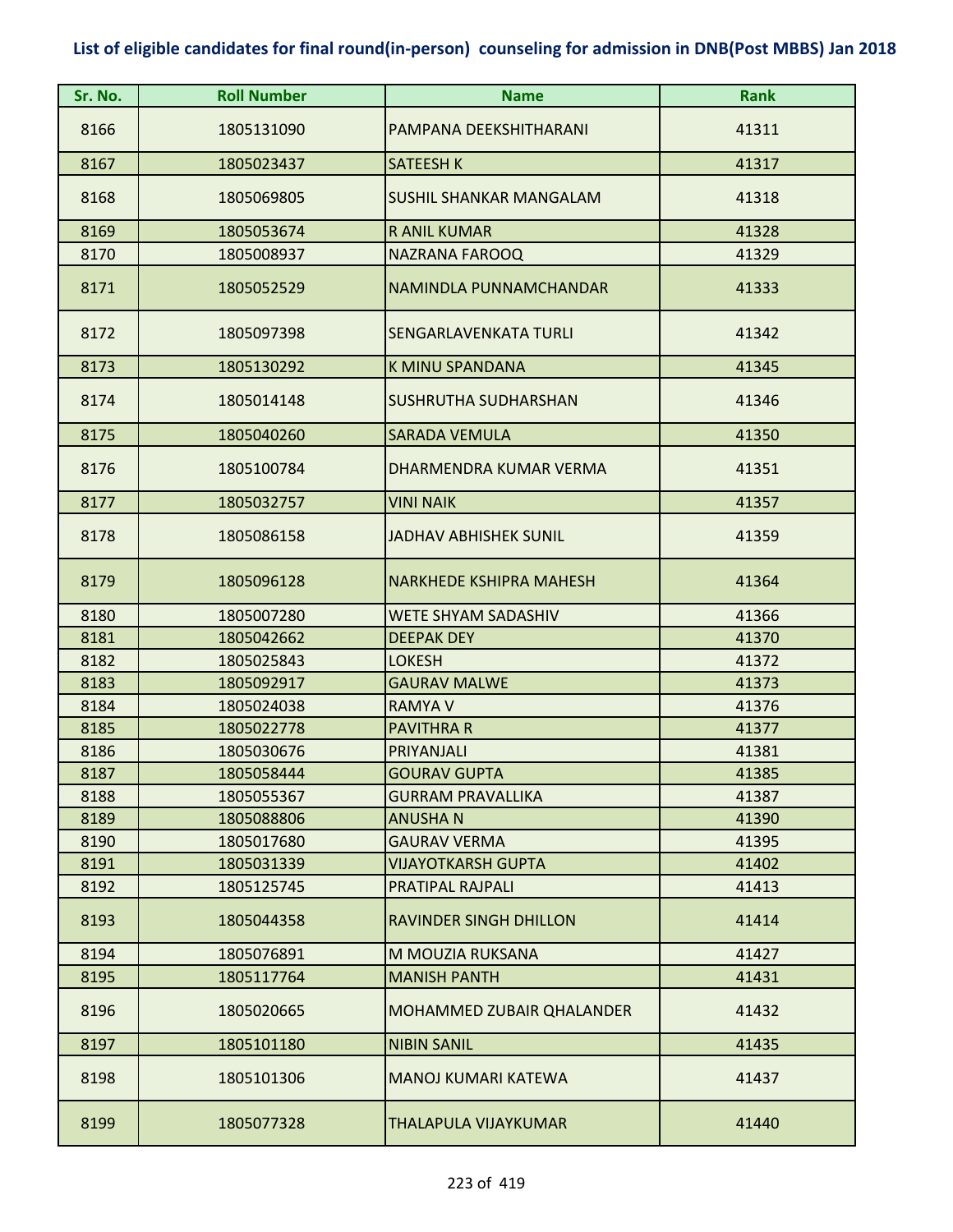# List of eligible candidates for final round(in-person) counseling for admission in DNB(Post MBBS) Jan 2018

| Sr. No. | Roll Number | Name | Rank |
|---|---|---|---|
| 8166 | 1805131090 | PAMPANA DEEKSHITHARANI | 41311 |
| 8167 | 1805023437 | SATEESH K | 41317 |
| 8168 | 1805069805 | SUSHIL SHANKAR MANGALAM | 41318 |
| 8169 | 1805053674 | R ANIL KUMAR | 41328 |
| 8170 | 1805008937 | NAZRANA FAROOQ | 41329 |
| 8171 | 1805052529 | NAMINDLA PUNNAMCHANDAR | 41333 |
| 8172 | 1805097398 | SENGARLAVENKATA TURLI | 41342 |
| 8173 | 1805130292 | K MINU SPANDANA | 41345 |
| 8174 | 1805014148 | SUSHRUTHA SUDHARSHAN | 41346 |
| 8175 | 1805040260 | SARADA VEMULA | 41350 |
| 8176 | 1805100784 | DHARMENDRA KUMAR VERMA | 41351 |
| 8177 | 1805032757 | VINI NAIK | 41357 |
| 8178 | 1805086158 | JADHAV ABHISHEK SUNIL | 41359 |
| 8179 | 1805096128 | NARKHEDE KSHIPRA MAHESH | 41364 |
| 8180 | 1805007280 | WETE SHYAM SADASHIV | 41366 |
| 8181 | 1805042662 | DEEPAK DEY | 41370 |
| 8182 | 1805025843 | LOKESH | 41372 |
| 8183 | 1805092917 | GAURAV MALWE | 41373 |
| 8184 | 1805024038 | RAMYA V | 41376 |
| 8185 | 1805022778 | PAVITHRA R | 41377 |
| 8186 | 1805030676 | PRIYANJALI | 41381 |
| 8187 | 1805058444 | GOURAV GUPTA | 41385 |
| 8188 | 1805055367 | GURRAM PRAVALLIKA | 41387 |
| 8189 | 1805088806 | ANUSHA N | 41390 |
| 8190 | 1805017680 | GAURAV VERMA | 41395 |
| 8191 | 1805031339 | VIJAYOTKARSH GUPTA | 41402 |
| 8192 | 1805125745 | PRATIPAL RAJPALI | 41413 |
| 8193 | 1805044358 | RAVINDER SINGH DHILLON | 41414 |
| 8194 | 1805076891 | M MOUZIA RUKSANA | 41427 |
| 8195 | 1805117764 | MANISH PANTH | 41431 |
| 8196 | 1805020665 | MOHAMMED ZUBAIR QHALANDER | 41432 |
| 8197 | 1805101180 | NIBIN SANIL | 41435 |
| 8198 | 1805101306 | MANOJ KUMARI KATEWA | 41437 |
| 8199 | 1805077328 | THALAPULA VIJAYKUMAR | 41440 |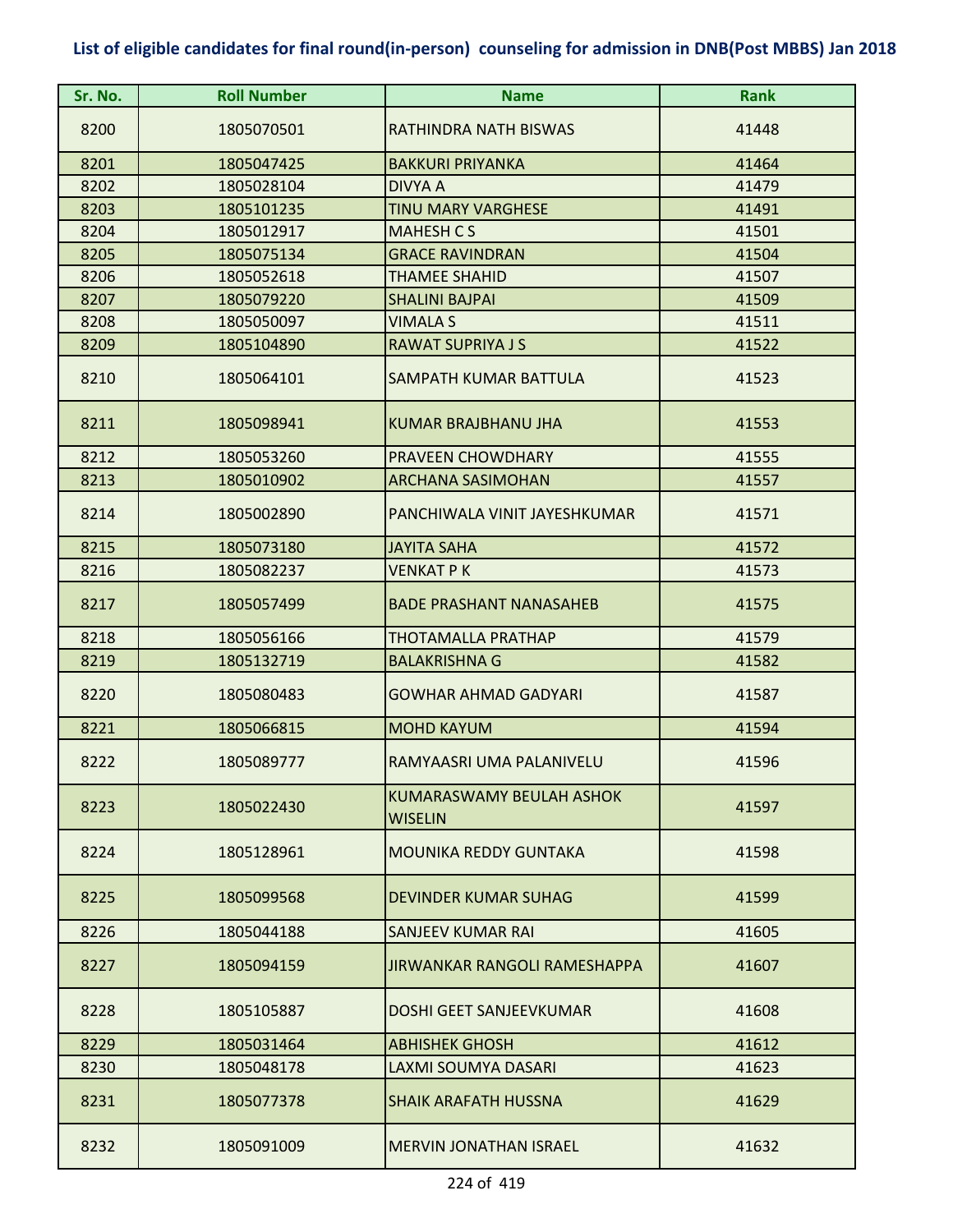**List of eligible candidates for final round(in-person) counseling for admission in DNB(Post MBBS) Jan 2018**

| Sr. No. | Roll Number | Name | Rank |
|---|---|---|---|
| 8200 | 1805070501 | RATHINDRA NATH BISWAS | 41448 |
| 8201 | 1805047425 | BAKKURI PRIYANKA | 41464 |
| 8202 | 1805028104 | DIVYA A | 41479 |
| 8203 | 1805101235 | TINU MARY VARGHESE | 41491 |
| 8204 | 1805012917 | MAHESH C S | 41501 |
| 8205 | 1805075134 | GRACE RAVINDRAN | 41504 |
| 8206 | 1805052618 | THAMEE SHAHID | 41507 |
| 8207 | 1805079220 | SHALINI BAJPAI | 41509 |
| 8208 | 1805050097 | VIMALA S | 41511 |
| 8209 | 1805104890 | RAWAT SUPRIYA J S | 41522 |
| 8210 | 1805064101 | SAMPATH KUMAR BATTULA | 41523 |
| 8211 | 1805098941 | KUMAR BRAJBHANU JHA | 41553 |
| 8212 | 1805053260 | PRAVEEN CHOWDHARY | 41555 |
| 8213 | 1805010902 | ARCHANA SASIMOHAN | 41557 |
| 8214 | 1805002890 | PANCHIWALA VINIT JAYESHKUMAR | 41571 |
| 8215 | 1805073180 | JAYITA SAHA | 41572 |
| 8216 | 1805082237 | VENKAT P K | 41573 |
| 8217 | 1805057499 | BADE PRASHANT NANASAHEB | 41575 |
| 8218 | 1805056166 | THOTAMALLA PRATHAP | 41579 |
| 8219 | 1805132719 | BALAKRISHNA G | 41582 |
| 8220 | 1805080483 | GOWHAR AHMAD GADYARI | 41587 |
| 8221 | 1805066815 | MOHD KAYUM | 41594 |
| 8222 | 1805089777 | RAMYAASRI UMA PALANIVELU | 41596 |
| 8223 | 1805022430 | KUMARASWAMY BEULAH ASHOK WISELIN | 41597 |
| 8224 | 1805128961 | MOUNIKA REDDY GUNTAKA | 41598 |
| 8225 | 1805099568 | DEVINDER KUMAR SUHAG | 41599 |
| 8226 | 1805044188 | SANJEEV KUMAR RAI | 41605 |
| 8227 | 1805094159 | JIRWANKAR RANGOLI RAMESHAPPA | 41607 |
| 8228 | 1805105887 | DOSHI GEET SANJEEVKUMAR | 41608 |
| 8229 | 1805031464 | ABHISHEK GHOSH | 41612 |
| 8230 | 1805048178 | LAXMI SOUMYA DASARI | 41623 |
| 8231 | 1805077378 | SHAIK ARAFATH HUSSNA | 41629 |
| 8232 | 1805091009 | MERVIN JONATHAN ISRAEL | 41632 |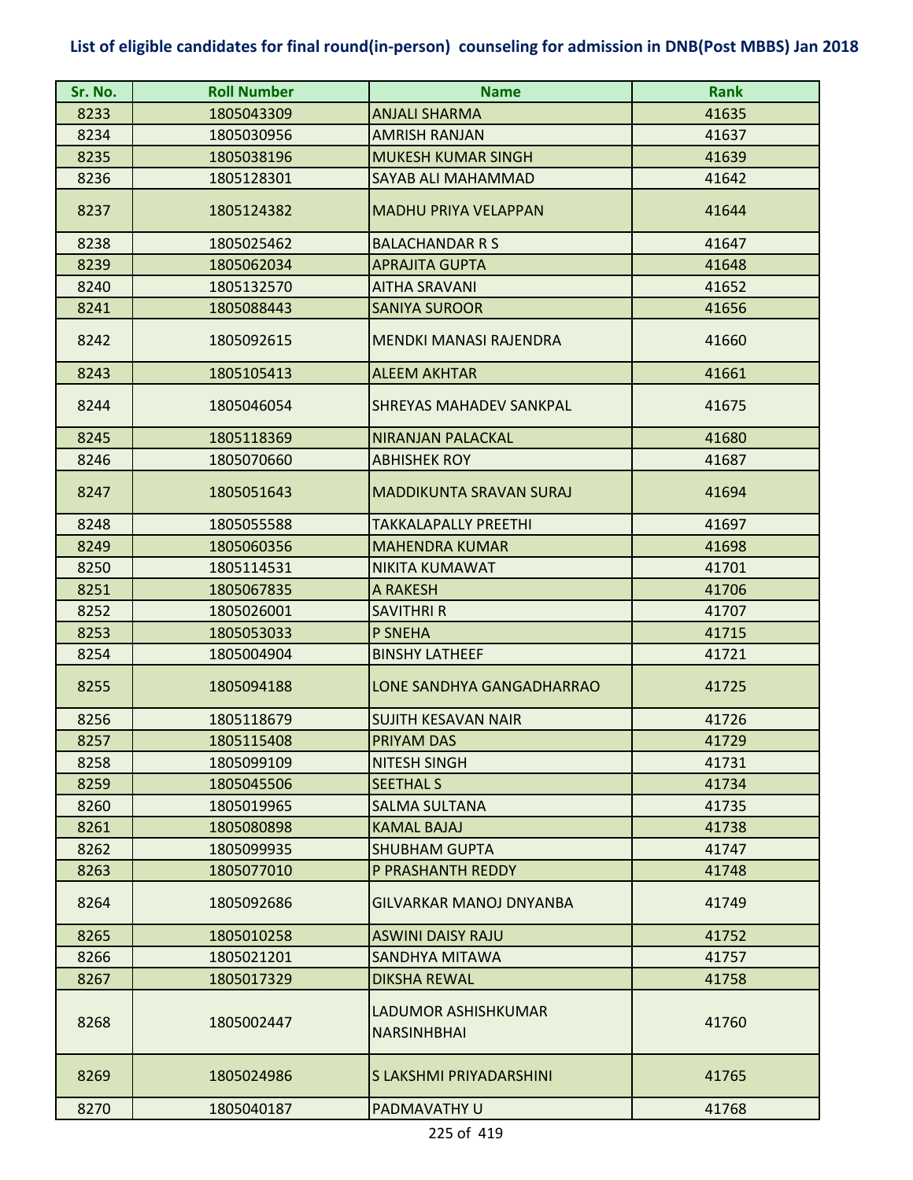## List of eligible candidates for final round(in-person) counseling for admission in DNB(Post MBBS) Jan 2018

| Sr. No. | Roll Number | Name | Rank |
|---|---|---|---|
| 8233 | 1805043309 | ANJALI SHARMA | 41635 |
| 8234 | 1805030956 | AMRISH RANJAN | 41637 |
| 8235 | 1805038196 | MUKESH KUMAR SINGH | 41639 |
| 8236 | 1805128301 | SAYAB ALI MAHAMMAD | 41642 |
| 8237 | 1805124382 | MADHU PRIYA VELAPPAN | 41644 |
| 8238 | 1805025462 | BALACHANDAR R S | 41647 |
| 8239 | 1805062034 | APRAJITA GUPTA | 41648 |
| 8240 | 1805132570 | AITHA SRAVANI | 41652 |
| 8241 | 1805088443 | SANIYA SUROOR | 41656 |
| 8242 | 1805092615 | MENDKI MANASI RAJENDRA | 41660 |
| 8243 | 1805105413 | ALEEM AKHTAR | 41661 |
| 8244 | 1805046054 | SHREYAS MAHADEV SANKPAL | 41675 |
| 8245 | 1805118369 | NIRANJAN PALACKAL | 41680 |
| 8246 | 1805070660 | ABHISHEK ROY | 41687 |
| 8247 | 1805051643 | MADDIKUNTA SRAVAN SURAJ | 41694 |
| 8248 | 1805055588 | TAKKALAPALLY PREETHI | 41697 |
| 8249 | 1805060356 | MAHENDRA KUMAR | 41698 |
| 8250 | 1805114531 | NIKITA KUMAWAT | 41701 |
| 8251 | 1805067835 | A RAKESH | 41706 |
| 8252 | 1805026001 | SAVITHRI R | 41707 |
| 8253 | 1805053033 | P SNEHA | 41715 |
| 8254 | 1805004904 | BINSHY LATHEEF | 41721 |
| 8255 | 1805094188 | LONE SANDHYA GANGADHARRAO | 41725 |
| 8256 | 1805118679 | SUJITH KESAVAN NAIR | 41726 |
| 8257 | 1805115408 | PRIYAM DAS | 41729 |
| 8258 | 1805099109 | NITESH SINGH | 41731 |
| 8259 | 1805045506 | SEETHAL S | 41734 |
| 8260 | 1805019965 | SALMA SULTANA | 41735 |
| 8261 | 1805080898 | KAMAL BAJAJ | 41738 |
| 8262 | 1805099935 | SHUBHAM GUPTA | 41747 |
| 8263 | 1805077010 | P PRASHANTH REDDY | 41748 |
| 8264 | 1805092686 | GILVARKAR MANOJ DNYANBA | 41749 |
| 8265 | 1805010258 | ASWINI DAISY RAJU | 41752 |
| 8266 | 1805021201 | SANDHYA MITAWA | 41757 |
| 8267 | 1805017329 | DIKSHA REWAL | 41758 |
| 8268 | 1805002447 | LADUMOR ASHISHKUMAR NARSINHBHAI | 41760 |
| 8269 | 1805024986 | S LAKSHMI PRIYADARSHINI | 41765 |
| 8270 | 1805040187 | PADMAVATHY U | 41768 |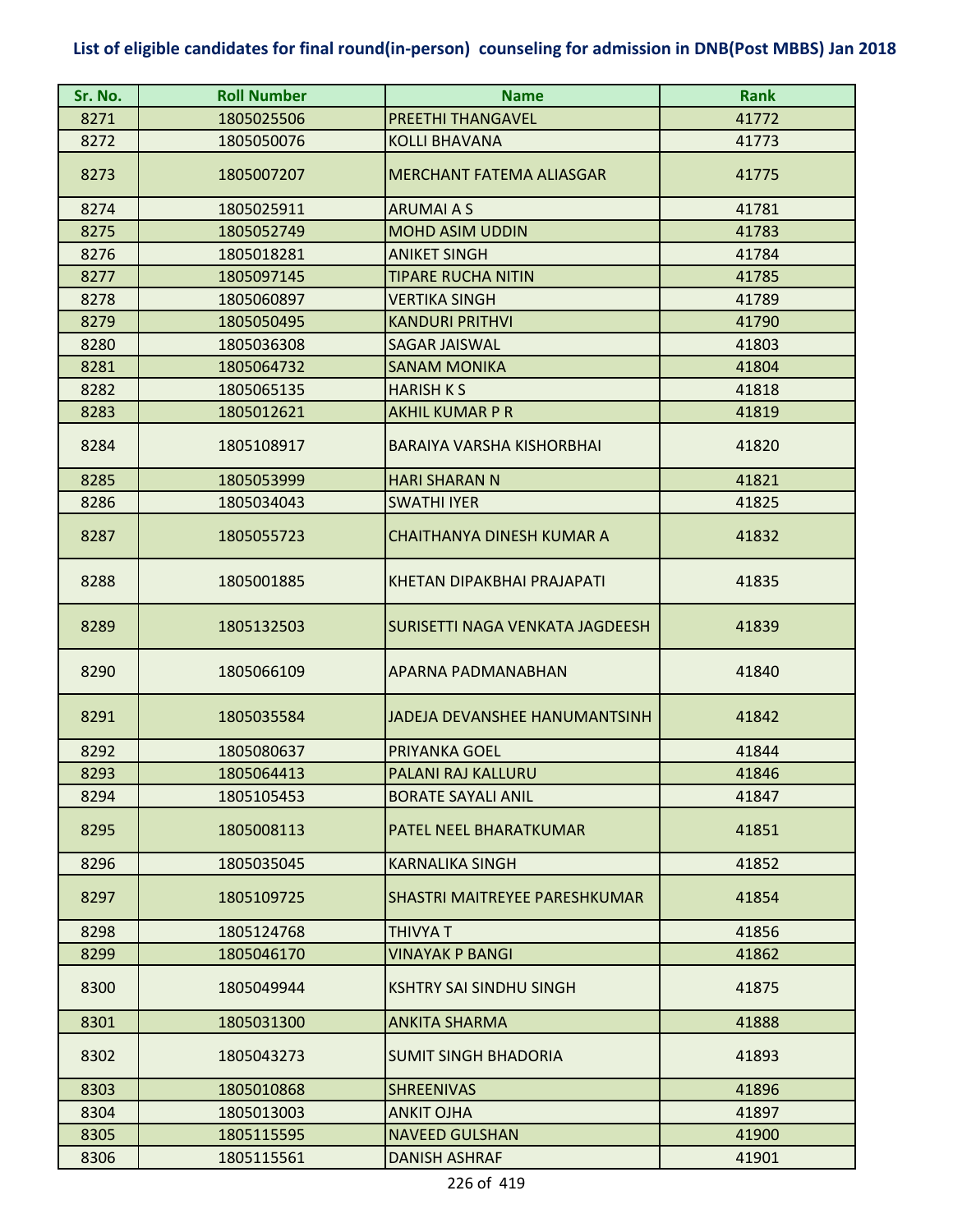**List of eligible candidates for final round(in-person) counseling for admission in DNB(Post MBBS) Jan 2018**

| Sr. No. | Roll Number | Name | Rank |
|---|---|---|---|
| 8271 | 1805025506 | PREETHI THANGAVEL | 41772 |
| 8272 | 1805050076 | KOLLI BHAVANA | 41773 |
| 8273 | 1805007207 | MERCHANT FATEMA ALIASGAR | 41775 |
| 8274 | 1805025911 | ARUMAI A S | 41781 |
| 8275 | 1805052749 | MOHD ASIM UDDIN | 41783 |
| 8276 | 1805018281 | ANIKET SINGH | 41784 |
| 8277 | 1805097145 | TIPARE RUCHA NITIN | 41785 |
| 8278 | 1805060897 | VERTIKA SINGH | 41789 |
| 8279 | 1805050495 | KANDURI PRITHVI | 41790 |
| 8280 | 1805036308 | SAGAR JAISWAL | 41803 |
| 8281 | 1805064732 | SANAM MONIKA | 41804 |
| 8282 | 1805065135 | HARISH K S | 41818 |
| 8283 | 1805012621 | AKHIL KUMAR P R | 41819 |
| 8284 | 1805108917 | BARAIYA VARSHA KISHORBHAI | 41820 |
| 8285 | 1805053999 | HARI SHARAN N | 41821 |
| 8286 | 1805034043 | SWATHI IYER | 41825 |
| 8287 | 1805055723 | CHAITHANYA DINESH KUMAR A | 41832 |
| 8288 | 1805001885 | KHETAN DIPAKBHAI PRAJAPATI | 41835 |
| 8289 | 1805132503 | SURISETTI NAGA VENKATA JAGDEESH | 41839 |
| 8290 | 1805066109 | APARNA PADMANABHAN | 41840 |
| 8291 | 1805035584 | JADEJA DEVANSHEE HANUMANTSINH | 41842 |
| 8292 | 1805080637 | PRIYANKA GOEL | 41844 |
| 8293 | 1805064413 | PALANI RAJ KALLURU | 41846 |
| 8294 | 1805105453 | BORATE SAYALI ANIL | 41847 |
| 8295 | 1805008113 | PATEL NEEL BHARATKUMAR | 41851 |
| 8296 | 1805035045 | KARNALIKA SINGH | 41852 |
| 8297 | 1805109725 | SHASTRI MAITREYEE PARESHKUMAR | 41854 |
| 8298 | 1805124768 | THIVYA T | 41856 |
| 8299 | 1805046170 | VINAYAK P BANGI | 41862 |
| 8300 | 1805049944 | KSHTRY SAI SINDHU SINGH | 41875 |
| 8301 | 1805031300 | ANKITA SHARMA | 41888 |
| 8302 | 1805043273 | SUMIT SINGH BHADORIA | 41893 |
| 8303 | 1805010868 | SHREENIVAS | 41896 |
| 8304 | 1805013003 | ANKIT OJHA | 41897 |
| 8305 | 1805115595 | NAVEED GULSHAN | 41900 |
| 8306 | 1805115561 | DANISH ASHRAF | 41901 |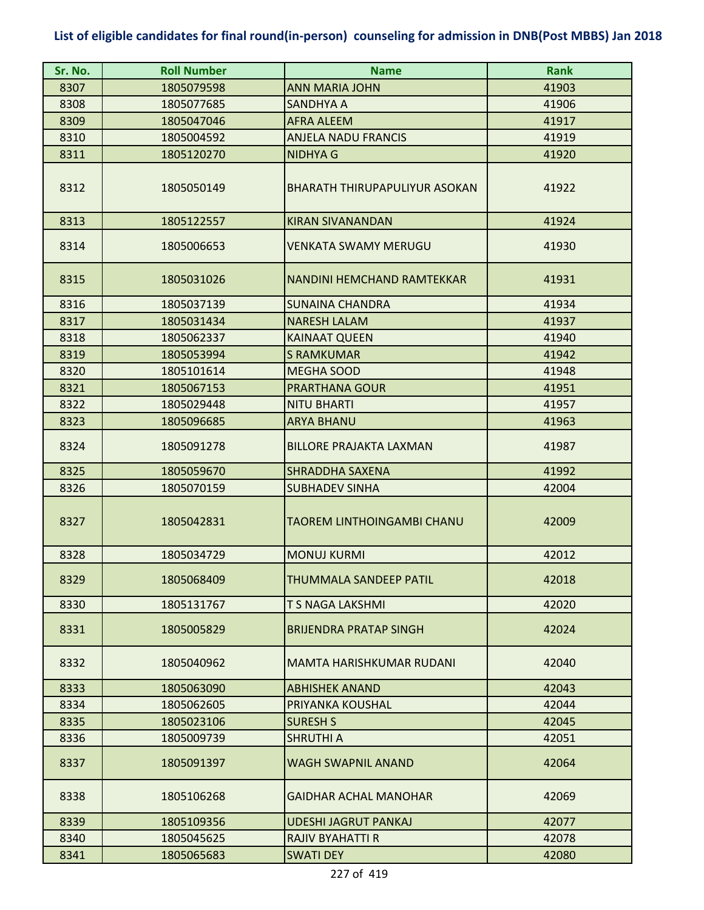**List of eligible candidates for final round(in-person) counseling for admission in DNB(Post MBBS) Jan 2018**

| Sr. No. | Roll Number | Name | Rank |
|---|---|---|---|
| 8307 | 1805079598 | ANN MARIA JOHN | 41903 |
| 8308 | 1805077685 | SANDHYA A | 41906 |
| 8309 | 1805047046 | AFRA ALEEM | 41917 |
| 8310 | 1805004592 | ANJELA NADU FRANCIS | 41919 |
| 8311 | 1805120270 | NIDHYA G | 41920 |
| 8312 | 1805050149 | BHARATH THIRUPAPULIYUR ASOKAN | 41922 |
| 8313 | 1805122557 | KIRAN SIVANANDAN | 41924 |
| 8314 | 1805006653 | VENKATA SWAMY MERUGU | 41930 |
| 8315 | 1805031026 | NANDINI HEMCHAND RAMTEKKAR | 41931 |
| 8316 | 1805037139 | SUNAINA CHANDRA | 41934 |
| 8317 | 1805031434 | NARESH LALAM | 41937 |
| 8318 | 1805062337 | KAINAAT QUEEN | 41940 |
| 8319 | 1805053994 | S RAMKUMAR | 41942 |
| 8320 | 1805101614 | MEGHA SOOD | 41948 |
| 8321 | 1805067153 | PRARTHANA GOUR | 41951 |
| 8322 | 1805029448 | NITU BHARTI | 41957 |
| 8323 | 1805096685 | ARYA BHANU | 41963 |
| 8324 | 1805091278 | BILLORE PRAJAKTA LAXMAN | 41987 |
| 8325 | 1805059670 | SHRADDHA SAXENA | 41992 |
| 8326 | 1805070159 | SUBHADEV SINHA | 42004 |
| 8327 | 1805042831 | TAOREM LINTHOINGAMBI CHANU | 42009 |
| 8328 | 1805034729 | MONUJ KURMI | 42012 |
| 8329 | 1805068409 | THUMMALA SANDEEP PATIL | 42018 |
| 8330 | 1805131767 | T S NAGA LAKSHMI | 42020 |
| 8331 | 1805005829 | BRIJENDRA PRATAP SINGH | 42024 |
| 8332 | 1805040962 | MAMTA HARISHKUMAR RUDANI | 42040 |
| 8333 | 1805063090 | ABHISHEK ANAND | 42043 |
| 8334 | 1805062605 | PRIYANKA KOUSHAL | 42044 |
| 8335 | 1805023106 | SURESH S | 42045 |
| 8336 | 1805009739 | SHRUTHI A | 42051 |
| 8337 | 1805091397 | WAGH SWAPNIL ANAND | 42064 |
| 8338 | 1805106268 | GAIDHAR ACHAL MANOHAR | 42069 |
| 8339 | 1805109356 | UDESHI JAGRUT PANKAJ | 42077 |
| 8340 | 1805045625 | RAJIV BYAHATTI R | 42078 |
| 8341 | 1805065683 | SWATI DEY | 42080 |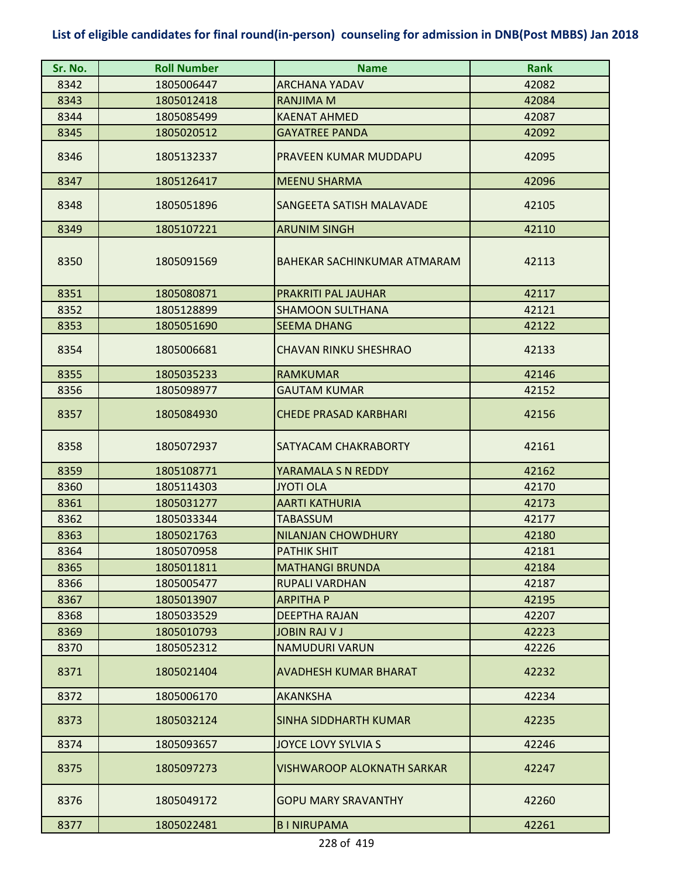# List of eligible candidates for final round(in-person) counseling for admission in DNB(Post MBBS) Jan 2018

| Sr. No. | Roll Number | Name | Rank |
| --- | --- | --- | --- |
| 8342 | 1805006447 | ARCHANA YADAV | 42082 |
| 8343 | 1805012418 | RANJIMA M | 42084 |
| 8344 | 1805085499 | KAENAT AHMED | 42087 |
| 8345 | 1805020512 | GAYATREE PANDA | 42092 |
| 8346 | 1805132337 | PRAVEEN KUMAR MUDDAPU | 42095 |
| 8347 | 1805126417 | MEENU SHARMA | 42096 |
| 8348 | 1805051896 | SANGEETA SATISH MALAVADE | 42105 |
| 8349 | 1805107221 | ARUNIM SINGH | 42110 |
| 8350 | 1805091569 | BAHEKAR SACHINKUMAR ATMARAM | 42113 |
| 8351 | 1805080871 | PRAKRITI PAL JAUHAR | 42117 |
| 8352 | 1805128899 | SHAMOON SULTHANA | 42121 |
| 8353 | 1805051690 | SEEMA DHANG | 42122 |
| 8354 | 1805006681 | CHAVAN RINKU SHESHRAO | 42133 |
| 8355 | 1805035233 | RAMKUMAR | 42146 |
| 8356 | 1805098977 | GAUTAM KUMAR | 42152 |
| 8357 | 1805084930 | CHEDE PRASAD KARBHARI | 42156 |
| 8358 | 1805072937 | SATYACAM CHAKRABORTY | 42161 |
| 8359 | 1805108771 | YARAMALA S N REDDY | 42162 |
| 8360 | 1805114303 | JYOTI OLA | 42170 |
| 8361 | 1805031277 | AARTI KATHURIA | 42173 |
| 8362 | 1805033344 | TABASSUM | 42177 |
| 8363 | 1805021763 | NILANJAN CHOWDHURY | 42180 |
| 8364 | 1805070958 | PATHIK SHIT | 42181 |
| 8365 | 1805011811 | MATHANGI BRUNDA | 42184 |
| 8366 | 1805005477 | RUPALI VARDHAN | 42187 |
| 8367 | 1805013907 | ARPITHA P | 42195 |
| 8368 | 1805033529 | DEEPTHA RAJAN | 42207 |
| 8369 | 1805010793 | JOBIN RAJ V J | 42223 |
| 8370 | 1805052312 | NAMUDURI VARUN | 42226 |
| 8371 | 1805021404 | AVADHESH KUMAR BHARAT | 42232 |
| 8372 | 1805006170 | AKANKSHA | 42234 |
| 8373 | 1805032124 | SINHA SIDDHARTH KUMAR | 42235 |
| 8374 | 1805093657 | JOYCE LOVY SYLVIA S | 42246 |
| 8375 | 1805097273 | VISHWAROOP ALOKNATH SARKAR | 42247 |
| 8376 | 1805049172 | GOPU MARY SRAVANTHY | 42260 |
| 8377 | 1805022481 | B I NIRUPAMA | 42261 |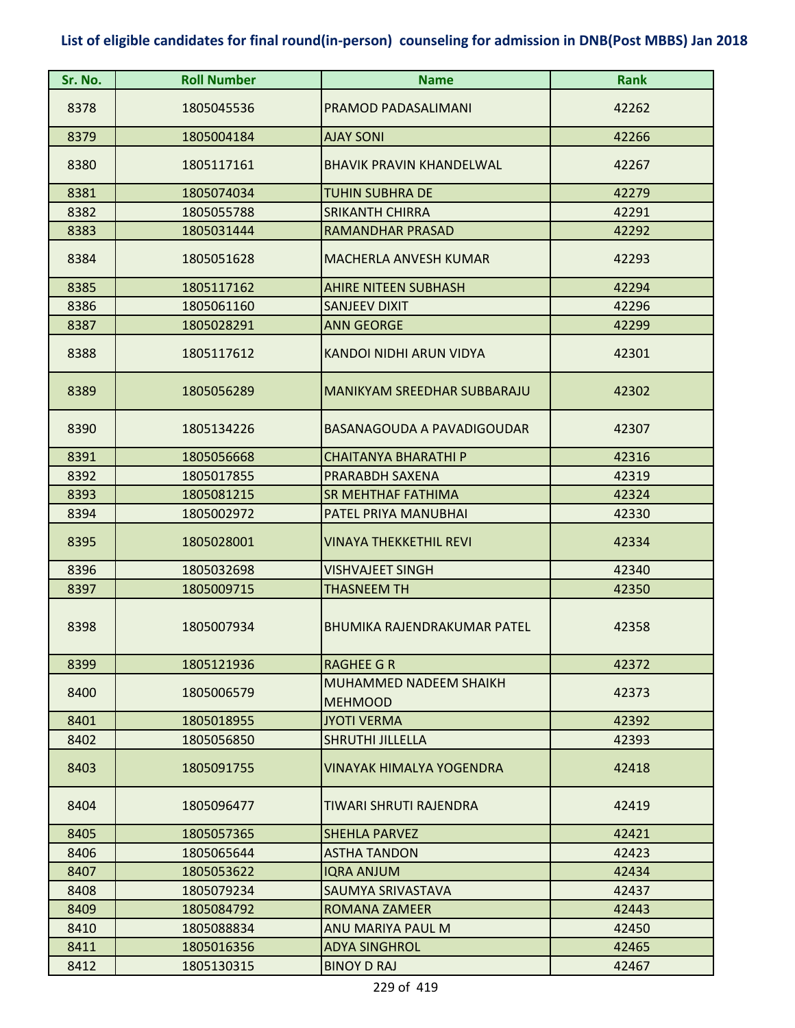**List of eligible candidates for final round(in-person) counseling for admission in DNB(Post MBBS) Jan 2018**

| Sr. No. | Roll Number | Name | Rank |
|---|---|---|---|
| 8378 | 1805045536 | PRAMOD PADASALIMANI | 42262 |
| 8379 | 1805004184 | AJAY SONI | 42266 |
| 8380 | 1805117161 | BHAVIK PRAVIN KHANDELWAL | 42267 |
| 8381 | 1805074034 | TUHIN SUBHRA DE | 42279 |
| 8382 | 1805055788 | SRIKANTH CHIRRA | 42291 |
| 8383 | 1805031444 | RAMANDHAR PRASAD | 42292 |
| 8384 | 1805051628 | MACHERLA ANVESH KUMAR | 42293 |
| 8385 | 1805117162 | AHIRE NITEEN SUBHASH | 42294 |
| 8386 | 1805061160 | SANJEEV DIXIT | 42296 |
| 8387 | 1805028291 | ANN GEORGE | 42299 |
| 8388 | 1805117612 | KANDOI NIDHI ARUN VIDYA | 42301 |
| 8389 | 1805056289 | MANIKYAM SREEDHAR SUBBARAJU | 42302 |
| 8390 | 1805134226 | BASANAGOUDA A PAVADIGOUDAR | 42307 |
| 8391 | 1805056668 | CHAITANYA BHARATHI P | 42316 |
| 8392 | 1805017855 | PRARABDH SAXENA | 42319 |
| 8393 | 1805081215 | SR MEHTHAF FATHIMA | 42324 |
| 8394 | 1805002972 | PATEL PRIYA MANUBHAI | 42330 |
| 8395 | 1805028001 | VINAYA THEKKETHIL REVI | 42334 |
| 8396 | 1805032698 | VISHVAJEET SINGH | 42340 |
| 8397 | 1805009715 | THASNEEM TH | 42350 |
| 8398 | 1805007934 | BHUMIKA RAJENDRAKUMAR PATEL | 42358 |
| 8399 | 1805121936 | RAGHEE G R | 42372 |
| 8400 | 1805006579 | MUHAMMED NADEEM SHAIKH MEHMOOD | 42373 |
| 8401 | 1805018955 | JYOTI VERMA | 42392 |
| 8402 | 1805056850 | SHRUTHI JILLELLA | 42393 |
| 8403 | 1805091755 | VINAYAK HIMALYA YOGENDRA | 42418 |
| 8404 | 1805096477 | TIWARI SHRUTI RAJENDRA | 42419 |
| 8405 | 1805057365 | SHEHLA PARVEZ | 42421 |
| 8406 | 1805065644 | ASTHA TANDON | 42423 |
| 8407 | 1805053622 | IQRA ANJUM | 42434 |
| 8408 | 1805079234 | SAUMYA SRIVASTAVA | 42437 |
| 8409 | 1805084792 | ROMANA ZAMEER | 42443 |
| 8410 | 1805088834 | ANU MARIYA PAUL M | 42450 |
| 8411 | 1805016356 | ADYA SINGHROL | 42465 |
| 8412 | 1805130315 | BINOY D RAJ | 42467 |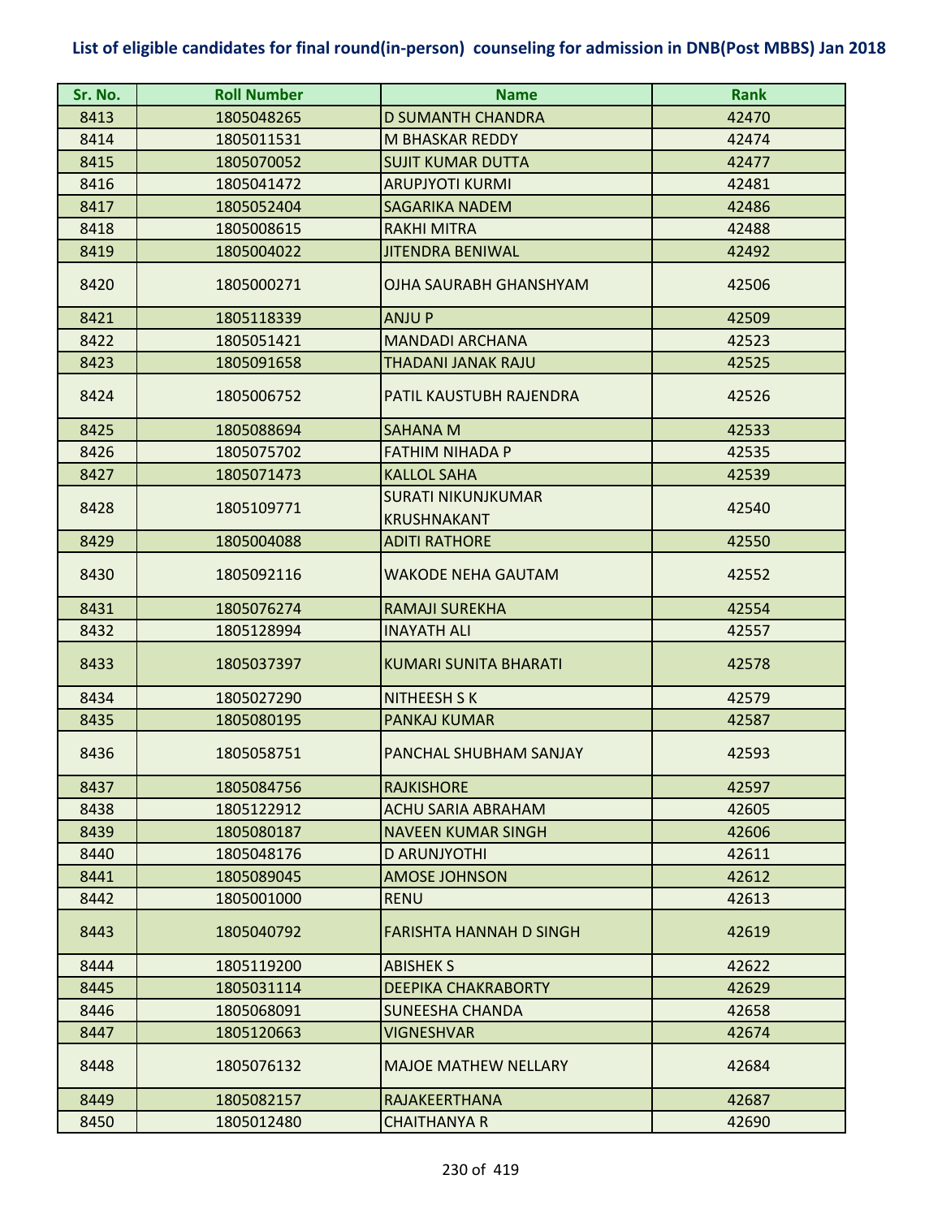# List of eligible candidates for final round(in-person) counseling for admission in DNB(Post MBBS) Jan 2018

| Sr. No. | Roll Number | Name | Rank |
|---|---|---|---|
| 8413 | 1805048265 | D SUMANTH CHANDRA | 42470 |
| 8414 | 1805011531 | M BHASKAR REDDY | 42474 |
| 8415 | 1805070052 | SUJIT KUMAR DUTTA | 42477 |
| 8416 | 1805041472 | ARUPJYOTI KURMI | 42481 |
| 8417 | 1805052404 | SAGARIKA NADEM | 42486 |
| 8418 | 1805008615 | RAKHI MITRA | 42488 |
| 8419 | 1805004022 | JITENDRA BENIWAL | 42492 |
| 8420 | 1805000271 | OJHA SAURABH GHANSHYAM | 42506 |
| 8421 | 1805118339 | ANJU P | 42509 |
| 8422 | 1805051421 | MANDADI ARCHANA | 42523 |
| 8423 | 1805091658 | THADANI JANAK RAJU | 42525 |
| 8424 | 1805006752 | PATIL KAUSTUBH RAJENDRA | 42526 |
| 8425 | 1805088694 | SAHANA M | 42533 |
| 8426 | 1805075702 | FATHIM NIHADA P | 42535 |
| 8427 | 1805071473 | KALLOL SAHA | 42539 |
| 8428 | 1805109771 | SURATI NIKUNJKUMAR KRUSHNAKANT | 42540 |
| 8429 | 1805004088 | ADITI RATHORE | 42550 |
| 8430 | 1805092116 | WAKODE NEHA GAUTAM | 42552 |
| 8431 | 1805076274 | RAMAJI SUREKHA | 42554 |
| 8432 | 1805128994 | INAYATH ALI | 42557 |
| 8433 | 1805037397 | KUMARI SUNITA BHARATI | 42578 |
| 8434 | 1805027290 | NITHEESH S K | 42579 |
| 8435 | 1805080195 | PANKAJ KUMAR | 42587 |
| 8436 | 1805058751 | PANCHAL SHUBHAM SANJAY | 42593 |
| 8437 | 1805084756 | RAJKISHORE | 42597 |
| 8438 | 1805122912 | ACHU SARIA ABRAHAM | 42605 |
| 8439 | 1805080187 | NAVEEN KUMAR SINGH | 42606 |
| 8440 | 1805048176 | D ARUNJYOTHI | 42611 |
| 8441 | 1805089045 | AMOSE JOHNSON | 42612 |
| 8442 | 1805001000 | RENU | 42613 |
| 8443 | 1805040792 | FARISHTA HANNAH D SINGH | 42619 |
| 8444 | 1805119200 | ABISHEK S | 42622 |
| 8445 | 1805031114 | DEEPIKA CHAKRABORTY | 42629 |
| 8446 | 1805068091 | SUNEESHA CHANDA | 42658 |
| 8447 | 1805120663 | VIGNESHVAR | 42674 |
| 8448 | 1805076132 | MAJOE MATHEW NELLARY | 42684 |
| 8449 | 1805082157 | RAJAKEERTHANA | 42687 |
| 8450 | 1805012480 | CHAITHANYA R | 42690 |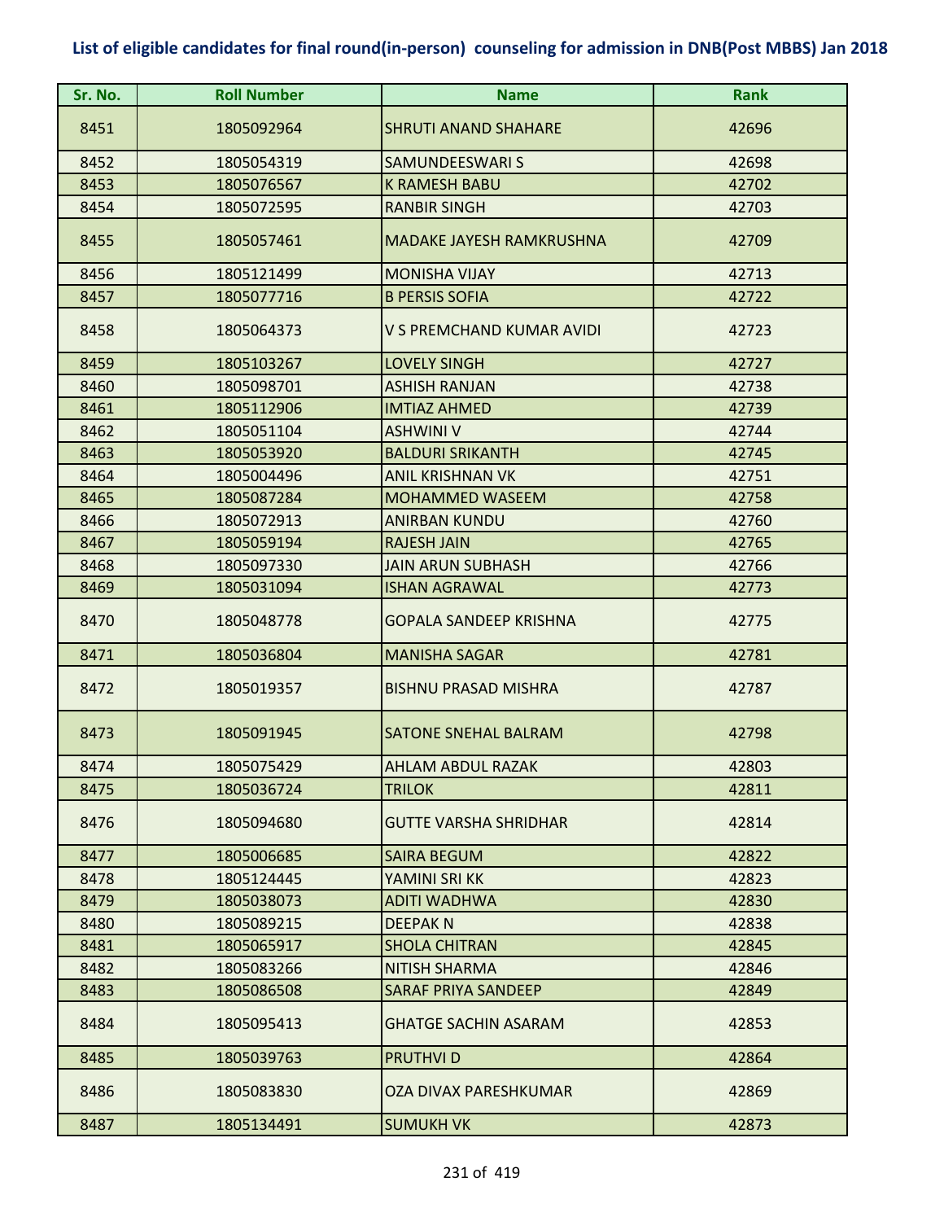# List of eligible candidates for final round(in-person) counseling for admission in DNB(Post MBBS) Jan 2018

| Sr. No. | Roll Number | Name | Rank |
|---|---|---|---|
| 8451 | 1805092964 | SHRUTI ANAND SHAHARE | 42696 |
| 8452 | 1805054319 | SAMUNDEESWARI S | 42698 |
| 8453 | 1805076567 | K RAMESH BABU | 42702 |
| 8454 | 1805072595 | RANBIR SINGH | 42703 |
| 8455 | 1805057461 | MADAKE JAYESH RAMKRUSHNA | 42709 |
| 8456 | 1805121499 | MONISHA VIJAY | 42713 |
| 8457 | 1805077716 | B PERSIS SOFIA | 42722 |
| 8458 | 1805064373 | V S PREMCHAND KUMAR AVIDI | 42723 |
| 8459 | 1805103267 | LOVELY SINGH | 42727 |
| 8460 | 1805098701 | ASHISH RANJAN | 42738 |
| 8461 | 1805112906 | IMTIAZ AHMED | 42739 |
| 8462 | 1805051104 | ASHWINI V | 42744 |
| 8463 | 1805053920 | BALDURI SRIKANTH | 42745 |
| 8464 | 1805004496 | ANIL KRISHNAN VK | 42751 |
| 8465 | 1805087284 | MOHAMMED WASEEM | 42758 |
| 8466 | 1805072913 | ANIRBAN KUNDU | 42760 |
| 8467 | 1805059194 | RAJESH JAIN | 42765 |
| 8468 | 1805097330 | JAIN ARUN SUBHASH | 42766 |
| 8469 | 1805031094 | ISHAN AGRAWAL | 42773 |
| 8470 | 1805048778 | GOPALA SANDEEP KRISHNA | 42775 |
| 8471 | 1805036804 | MANISHA SAGAR | 42781 |
| 8472 | 1805019357 | BISHNU PRASAD MISHRA | 42787 |
| 8473 | 1805091945 | SATONE SNEHAL BALRAM | 42798 |
| 8474 | 1805075429 | AHLAM ABDUL RAZAK | 42803 |
| 8475 | 1805036724 | TRILOK | 42811 |
| 8476 | 1805094680 | GUTTE VARSHA SHRIDHAR | 42814 |
| 8477 | 1805006685 | SAIRA BEGUM | 42822 |
| 8478 | 1805124445 | YAMINI SRI KK | 42823 |
| 8479 | 1805038073 | ADITI WADHWA | 42830 |
| 8480 | 1805089215 | DEEPAK N | 42838 |
| 8481 | 1805065917 | SHOLA CHITRAN | 42845 |
| 8482 | 1805083266 | NITISH SHARMA | 42846 |
| 8483 | 1805086508 | SARAF PRIYA SANDEEP | 42849 |
| 8484 | 1805095413 | GHATGE SACHIN ASARAM | 42853 |
| 8485 | 1805039763 | PRUTHVI D | 42864 |
| 8486 | 1805083830 | OZA DIVAX PARESHKUMAR | 42869 |
| 8487 | 1805134491 | SUMUKH VK | 42873 |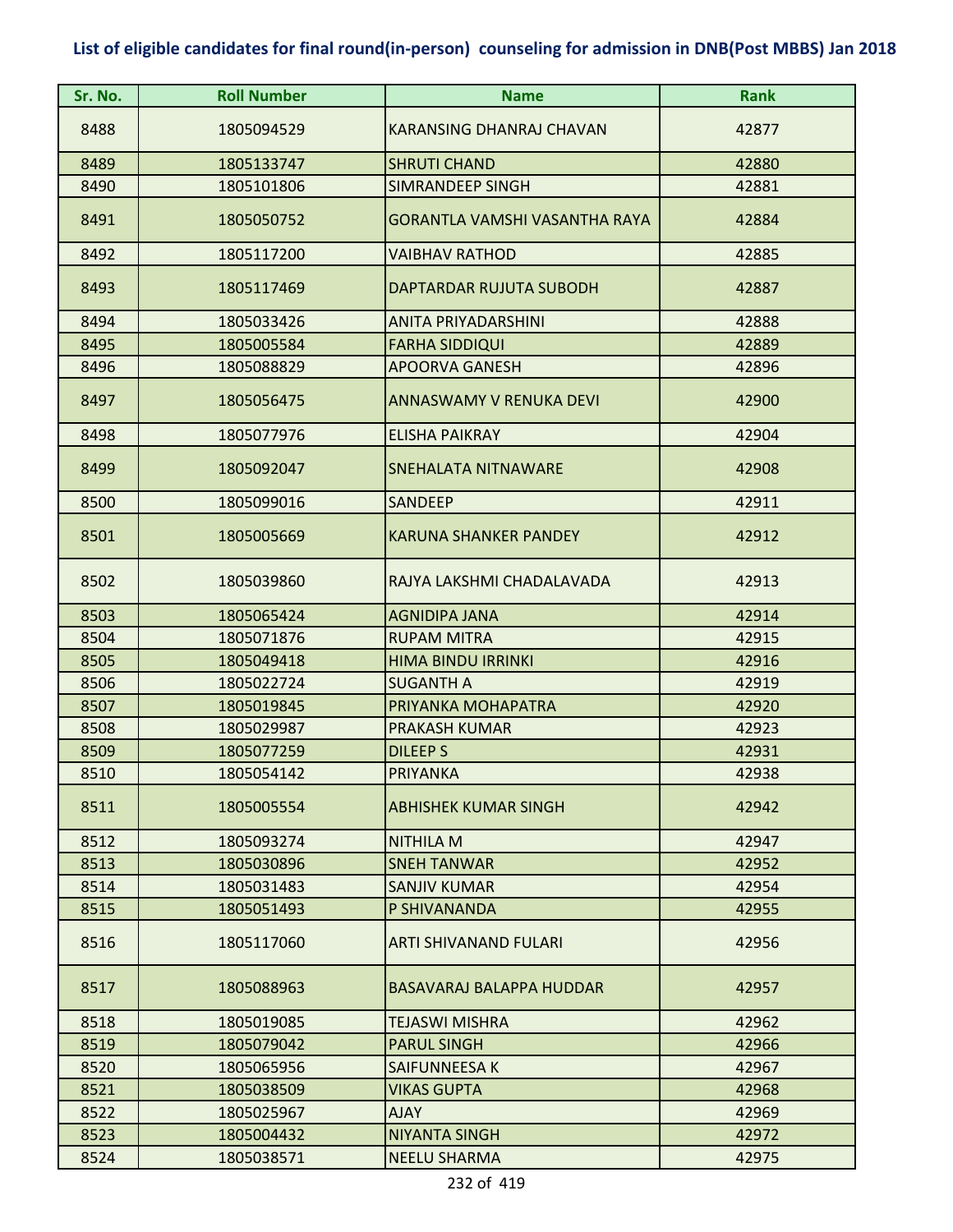# List of eligible candidates for final round(in-person) counseling for admission in DNB(Post MBBS) Jan 2018

| Sr. No. | Roll Number | Name | Rank |
|---|---|---|---|
| 8488 | 1805094529 | KARANSING DHANRAJ CHAVAN | 42877 |
| 8489 | 1805133747 | SHRUTI CHAND | 42880 |
| 8490 | 1805101806 | SIMRANDEEP SINGH | 42881 |
| 8491 | 1805050752 | GORANTLA VAMSHI VASANTHA RAYA | 42884 |
| 8492 | 1805117200 | VAIBHAV RATHOD | 42885 |
| 8493 | 1805117469 | DAPTARDAR RUJUTA SUBODH | 42887 |
| 8494 | 1805033426 | ANITA PRIYADARSHINI | 42888 |
| 8495 | 1805005584 | FARHA SIDDIQUI | 42889 |
| 8496 | 1805088829 | APOORVA GANESH | 42896 |
| 8497 | 1805056475 | ANNASWAMY V RENUKA DEVI | 42900 |
| 8498 | 1805077976 | ELISHA PAIKRAY | 42904 |
| 8499 | 1805092047 | SNEHALATA NITNAWARE | 42908 |
| 8500 | 1805099016 | SANDEEP | 42911 |
| 8501 | 1805005669 | KARUNA SHANKER PANDEY | 42912 |
| 8502 | 1805039860 | RAJYA LAKSHMI CHADALAVADA | 42913 |
| 8503 | 1805065424 | AGNIDIPA JANA | 42914 |
| 8504 | 1805071876 | RUPAM MITRA | 42915 |
| 8505 | 1805049418 | HIMA BINDU IRRINKI | 42916 |
| 8506 | 1805022724 | SUGANTH A | 42919 |
| 8507 | 1805019845 | PRIYANKA MOHAPATRA | 42920 |
| 8508 | 1805029987 | PRAKASH KUMAR | 42923 |
| 8509 | 1805077259 | DILEEP S | 42931 |
| 8510 | 1805054142 | PRIYANKA | 42938 |
| 8511 | 1805005554 | ABHISHEK KUMAR SINGH | 42942 |
| 8512 | 1805093274 | NITHILA M | 42947 |
| 8513 | 1805030896 | SNEH TANWAR | 42952 |
| 8514 | 1805031483 | SANJIV KUMAR | 42954 |
| 8515 | 1805051493 | P SHIVANANDA | 42955 |
| 8516 | 1805117060 | ARTI SHIVANAND FULARI | 42956 |
| 8517 | 1805088963 | BASAVARAJ BALAPPA HUDDAR | 42957 |
| 8518 | 1805019085 | TEJASWI MISHRA | 42962 |
| 8519 | 1805079042 | PARUL SINGH | 42966 |
| 8520 | 1805065956 | SAIFUNNEESA K | 42967 |
| 8521 | 1805038509 | VIKAS GUPTA | 42968 |
| 8522 | 1805025967 | AJAY | 42969 |
| 8523 | 1805004432 | NIYANTA SINGH | 42972 |
| 8524 | 1805038571 | NEELU SHARMA | 42975 |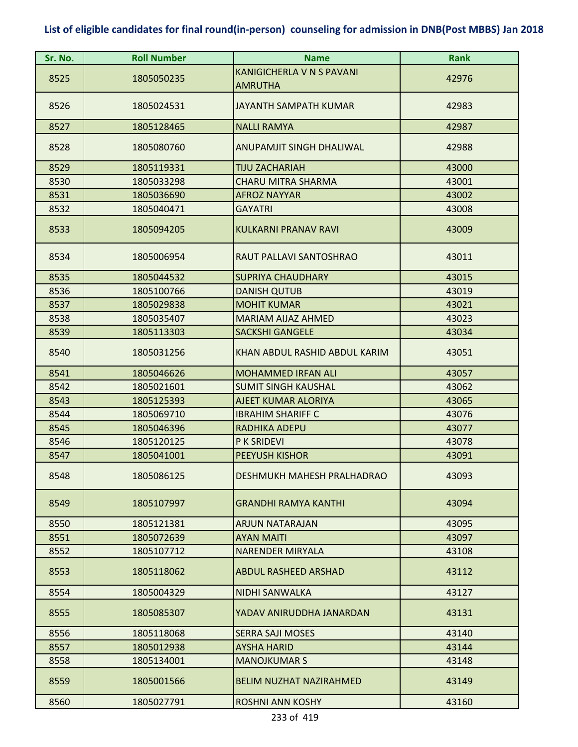## List of eligible candidates for final round(in-person) counseling for admission in DNB(Post MBBS) Jan 2018

| Sr. No. | Roll Number | Name | Rank |
|---|---|---|---|
| 8525 | 1805050235 | KANIGICHERLA V N S PAVANI AMRUTHA | 42976 |
| 8526 | 1805024531 | JAYANTH SAMPATH KUMAR | 42983 |
| 8527 | 1805128465 | NALLI RAMYA | 42987 |
| 8528 | 1805080760 | ANUPAMJIT SINGH DHALIWAL | 42988 |
| 8529 | 1805119331 | TIJU ZACHARIAH | 43000 |
| 8530 | 1805033298 | CHARU MITRA SHARMA | 43001 |
| 8531 | 1805036690 | AFROZ NAYYAR | 43002 |
| 8532 | 1805040471 | GAYATRI | 43008 |
| 8533 | 1805094205 | KULKARNI PRANAV RAVI | 43009 |
| 8534 | 1805006954 | RAUT PALLAVI SANTOSHRAO | 43011 |
| 8535 | 1805044532 | SUPRIYA CHAUDHARY | 43015 |
| 8536 | 1805100766 | DANISH QUTUB | 43019 |
| 8537 | 1805029838 | MOHIT KUMAR | 43021 |
| 8538 | 1805035407 | MARIAM AIJAZ AHMED | 43023 |
| 8539 | 1805113303 | SACKSHI GANGELE | 43034 |
| 8540 | 1805031256 | KHAN ABDUL RASHID ABDUL KARIM | 43051 |
| 8541 | 1805046626 | MOHAMMED IRFAN ALI | 43057 |
| 8542 | 1805021601 | SUMIT SINGH KAUSHAL | 43062 |
| 8543 | 1805125393 | AJEET KUMAR ALORIYA | 43065 |
| 8544 | 1805069710 | IBRAHIM SHARIFF C | 43076 |
| 8545 | 1805046396 | RADHIKA ADEPU | 43077 |
| 8546 | 1805120125 | P K SRIDEVI | 43078 |
| 8547 | 1805041001 | PEEYUSH KISHOR | 43091 |
| 8548 | 1805086125 | DESHMUKH MAHESH PRALHADRAO | 43093 |
| 8549 | 1805107997 | GRANDHI RAMYA KANTHI | 43094 |
| 8550 | 1805121381 | ARJUN NATARAJAN | 43095 |
| 8551 | 1805072639 | AYAN MAITI | 43097 |
| 8552 | 1805107712 | NARENDER MIRYALA | 43108 |
| 8553 | 1805118062 | ABDUL RASHEED ARSHAD | 43112 |
| 8554 | 1805004329 | NIDHI SANWALKA | 43127 |
| 8555 | 1805085307 | YADAV ANIRUDDHA JANARDAN | 43131 |
| 8556 | 1805118068 | SERRA SAJI MOSES | 43140 |
| 8557 | 1805012938 | AYSHA HARID | 43144 |
| 8558 | 1805134001 | MANOJKUMAR S | 43148 |
| 8559 | 1805001566 | BELIM NUZHAT NAZIRAHMED | 43149 |
| 8560 | 1805027791 | ROSHNI ANN KOSHY | 43160 |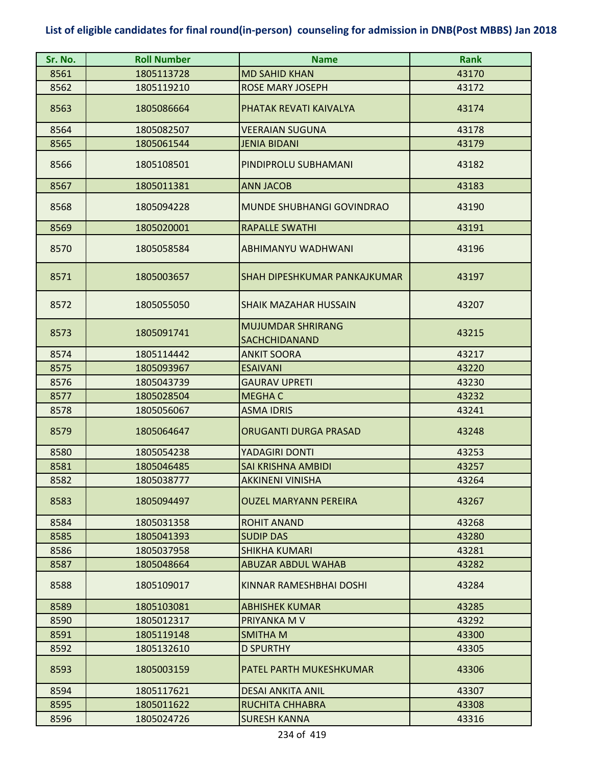## List of eligible candidates for final round(in-person) counseling for admission in DNB(Post MBBS) Jan 2018

| Sr. No. | Roll Number | Name | Rank |
|---|---|---|---|
| 8561 | 1805113728 | MD SAHID KHAN | 43170 |
| 8562 | 1805119210 | ROSE MARY JOSEPH | 43172 |
| 8563 | 1805086664 | PHATAK REVATI KAIVALYA | 43174 |
| 8564 | 1805082507 | VEERAIAN SUGUNA | 43178 |
| 8565 | 1805061544 | JENIA BIDANI | 43179 |
| 8566 | 1805108501 | PINDIPROLU SUBHAMANI | 43182 |
| 8567 | 1805011381 | ANN JACOB | 43183 |
| 8568 | 1805094228 | MUNDE SHUBHANGI GOVINDRAO | 43190 |
| 8569 | 1805020001 | RAPALLE SWATHI | 43191 |
| 8570 | 1805058584 | ABHIMANYU WADHWANI | 43196 |
| 8571 | 1805003657 | SHAH DIPESHKUMAR PANKAJKUMAR | 43197 |
| 8572 | 1805055050 | SHAIK MAZAHAR HUSSAIN | 43207 |
| 8573 | 1805091741 | MUJUMDAR SHRIRANG SACHCHIDANAND | 43215 |
| 8574 | 1805114442 | ANKIT SOORA | 43217 |
| 8575 | 1805093967 | ESAIVANI | 43220 |
| 8576 | 1805043739 | GAURAV UPRETI | 43230 |
| 8577 | 1805028504 | MEGHA C | 43232 |
| 8578 | 1805056067 | ASMA IDRIS | 43241 |
| 8579 | 1805064647 | ORUGANTI DURGA PRASAD | 43248 |
| 8580 | 1805054238 | YADAGIRI DONTI | 43253 |
| 8581 | 1805046485 | SAI KRISHNA AMBIDI | 43257 |
| 8582 | 1805038777 | AKKINENI VINISHA | 43264 |
| 8583 | 1805094497 | OUZEL MARYANN PEREIRA | 43267 |
| 8584 | 1805031358 | ROHIT ANAND | 43268 |
| 8585 | 1805041393 | SUDIP DAS | 43280 |
| 8586 | 1805037958 | SHIKHA KUMARI | 43281 |
| 8587 | 1805048664 | ABUZAR ABDUL WAHAB | 43282 |
| 8588 | 1805109017 | KINNAR RAMESHBHAI DOSHI | 43284 |
| 8589 | 1805103081 | ABHISHEK KUMAR | 43285 |
| 8590 | 1805012317 | PRIYANKA M V | 43292 |
| 8591 | 1805119148 | SMITHA M | 43300 |
| 8592 | 1805132610 | D SPURTHY | 43305 |
| 8593 | 1805003159 | PATEL PARTH MUKESHKUMAR | 43306 |
| 8594 | 1805117621 | DESAI ANKITA ANIL | 43307 |
| 8595 | 1805011622 | RUCHITA CHHABRA | 43308 |
| 8596 | 1805024726 | SURESH KANNA | 43316 |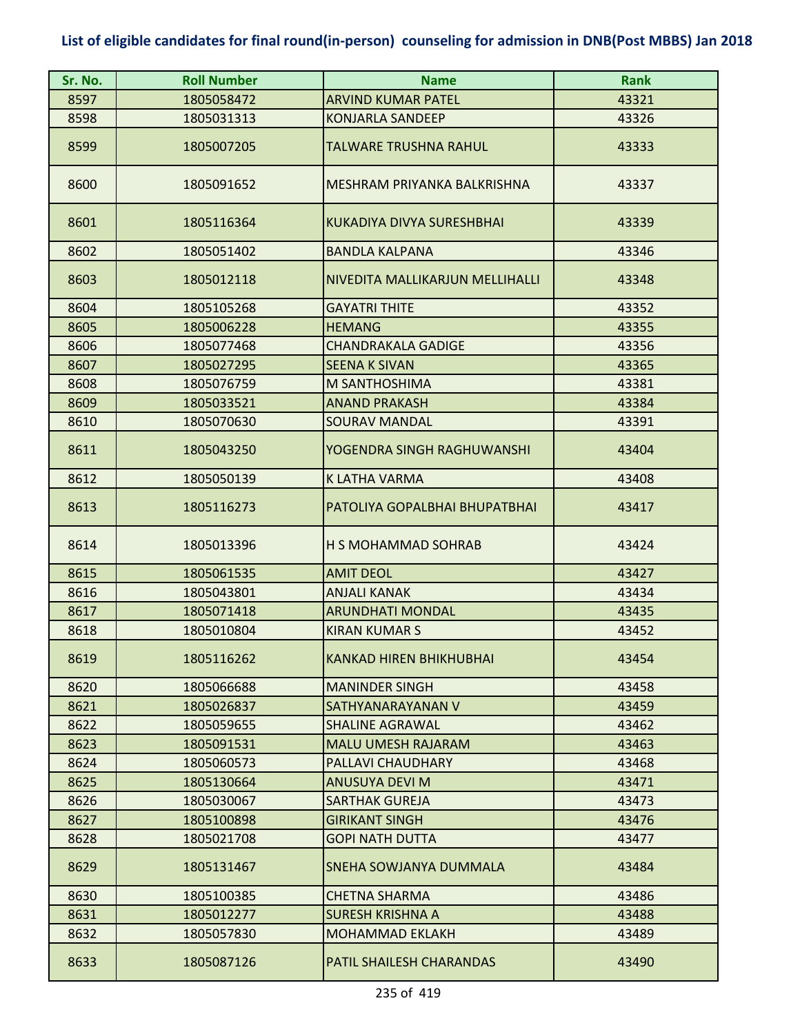## List of eligible candidates for final round(in-person) counseling for admission in DNB(Post MBBS) Jan 2018

| Sr. No. | Roll Number | Name | Rank |
|---|---|---|---|
| 8597 | 1805058472 | ARVIND KUMAR PATEL | 43321 |
| 8598 | 1805031313 | KONJARLA SANDEEP | 43326 |
| 8599 | 1805007205 | TALWARE TRUSHNA RAHUL | 43333 |
| 8600 | 1805091652 | MESHRAM PRIYANKA BALKRISHNA | 43337 |
| 8601 | 1805116364 | KUKADIYA DIVYA SURESHBHAI | 43339 |
| 8602 | 1805051402 | BANDLA KALPANA | 43346 |
| 8603 | 1805012118 | NIVEDITA MALLIKARJUN MELLIHALLI | 43348 |
| 8604 | 1805105268 | GAYATRI THITE | 43352 |
| 8605 | 1805006228 | HEMANG | 43355 |
| 8606 | 1805077468 | CHANDRAKALA GADIGE | 43356 |
| 8607 | 1805027295 | SEENA K SIVAN | 43365 |
| 8608 | 1805076759 | M SANTHOSHIMA | 43381 |
| 8609 | 1805033521 | ANAND PRAKASH | 43384 |
| 8610 | 1805070630 | SOURAV MANDAL | 43391 |
| 8611 | 1805043250 | YOGENDRA SINGH RAGHUWANSHI | 43404 |
| 8612 | 1805050139 | K LATHA VARMA | 43408 |
| 8613 | 1805116273 | PATOLIYA GOPALBHAI BHUPATBHAI | 43417 |
| 8614 | 1805013396 | H S MOHAMMAD SOHRAB | 43424 |
| 8615 | 1805061535 | AMIT DEOL | 43427 |
| 8616 | 1805043801 | ANJALI KANAK | 43434 |
| 8617 | 1805071418 | ARUNDHATI MONDAL | 43435 |
| 8618 | 1805010804 | KIRAN KUMAR S | 43452 |
| 8619 | 1805116262 | KANKAD HIREN BHIKHUBHAI | 43454 |
| 8620 | 1805066688 | MANINDER SINGH | 43458 |
| 8621 | 1805026837 | SATHYANARAYANAN V | 43459 |
| 8622 | 1805059655 | SHALINE AGRAWAL | 43462 |
| 8623 | 1805091531 | MALU UMESH RAJARAM | 43463 |
| 8624 | 1805060573 | PALLAVI CHAUDHARY | 43468 |
| 8625 | 1805130664 | ANUSUYA DEVI M | 43471 |
| 8626 | 1805030067 | SARTHAK GUREJA | 43473 |
| 8627 | 1805100898 | GIRIKANT SINGH | 43476 |
| 8628 | 1805021708 | GOPI NATH DUTTA | 43477 |
| 8629 | 1805131467 | SNEHA SOWJANYA DUMMALA | 43484 |
| 8630 | 1805100385 | CHETNA SHARMA | 43486 |
| 8631 | 1805012277 | SURESH KRISHNA A | 43488 |
| 8632 | 1805057830 | MOHAMMAD EKLAKH | 43489 |
| 8633 | 1805087126 | PATIL SHAILESH CHARANDAS | 43490 |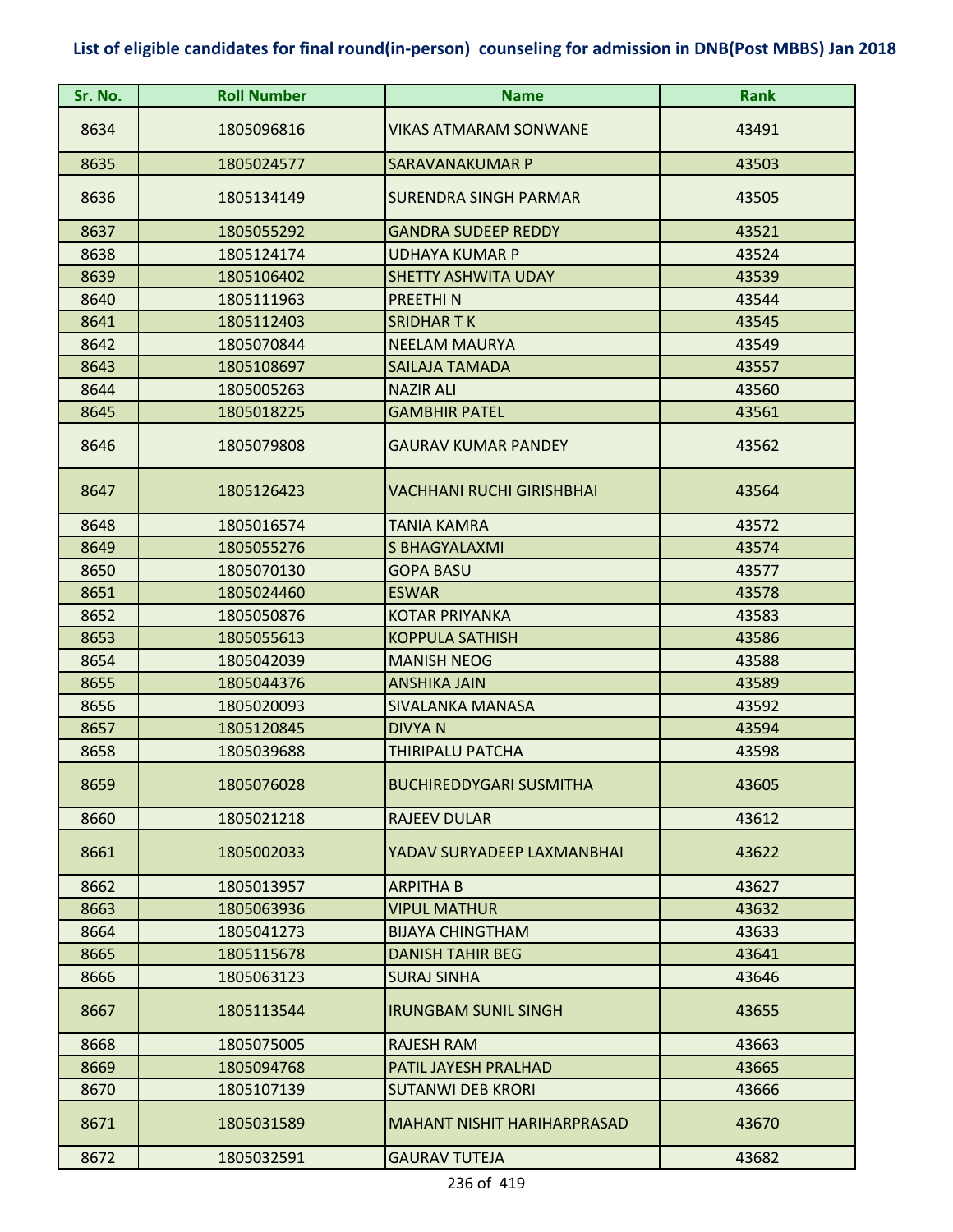## List of eligible candidates for final round(in-person) counseling for admission in DNB(Post MBBS) Jan 2018

| Sr. No. | Roll Number | Name | Rank |
|---|---|---|---|
| 8634 | 1805096816 | VIKAS ATMARAM SONWANE | 43491 |
| 8635 | 1805024577 | SARAVANAKUMAR P | 43503 |
| 8636 | 1805134149 | SURENDRA SINGH PARMAR | 43505 |
| 8637 | 1805055292 | GANDRA SUDEEP REDDY | 43521 |
| 8638 | 1805124174 | UDHAYA KUMAR P | 43524 |
| 8639 | 1805106402 | SHETTY ASHWITA UDAY | 43539 |
| 8640 | 1805111963 | PREETHI N | 43544 |
| 8641 | 1805112403 | SRIDHAR T K | 43545 |
| 8642 | 1805070844 | NEELAM MAURYA | 43549 |
| 8643 | 1805108697 | SAILAJA TAMADA | 43557 |
| 8644 | 1805005263 | NAZIR ALI | 43560 |
| 8645 | 1805018225 | GAMBHIR PATEL | 43561 |
| 8646 | 1805079808 | GAURAV KUMAR PANDEY | 43562 |
| 8647 | 1805126423 | VACHHANI RUCHI GIRISHBHAI | 43564 |
| 8648 | 1805016574 | TANIA KAMRA | 43572 |
| 8649 | 1805055276 | S BHAGYALAXMI | 43574 |
| 8650 | 1805070130 | GOPA BASU | 43577 |
| 8651 | 1805024460 | ESWAR | 43578 |
| 8652 | 1805050876 | KOTAR PRIYANKA | 43583 |
| 8653 | 1805055613 | KOPPULA SATHISH | 43586 |
| 8654 | 1805042039 | MANISH NEOG | 43588 |
| 8655 | 1805044376 | ANSHIKA JAIN | 43589 |
| 8656 | 1805020093 | SIVALANKA MANASA | 43592 |
| 8657 | 1805120845 | DIVYA N | 43594 |
| 8658 | 1805039688 | THIRIPALU PATCHA | 43598 |
| 8659 | 1805076028 | BUCHIREDDYGARI SUSMITHA | 43605 |
| 8660 | 1805021218 | RAJEEV DULAR | 43612 |
| 8661 | 1805002033 | YADAV SURYADEEP LAXMANBHAI | 43622 |
| 8662 | 1805013957 | ARPITHA B | 43627 |
| 8663 | 1805063936 | VIPUL MATHUR | 43632 |
| 8664 | 1805041273 | BIJAYA CHINGTHAM | 43633 |
| 8665 | 1805115678 | DANISH TAHIR BEG | 43641 |
| 8666 | 1805063123 | SURAJ SINHA | 43646 |
| 8667 | 1805113544 | IRUNGBAM SUNIL SINGH | 43655 |
| 8668 | 1805075005 | RAJESH RAM | 43663 |
| 8669 | 1805094768 | PATIL JAYESH PRALHAD | 43665 |
| 8670 | 1805107139 | SUTANWI DEB KRORI | 43666 |
| 8671 | 1805031589 | MAHANT NISHIT HARIHARPRASAD | 43670 |
| 8672 | 1805032591 | GAURAV TUTEJA | 43682 |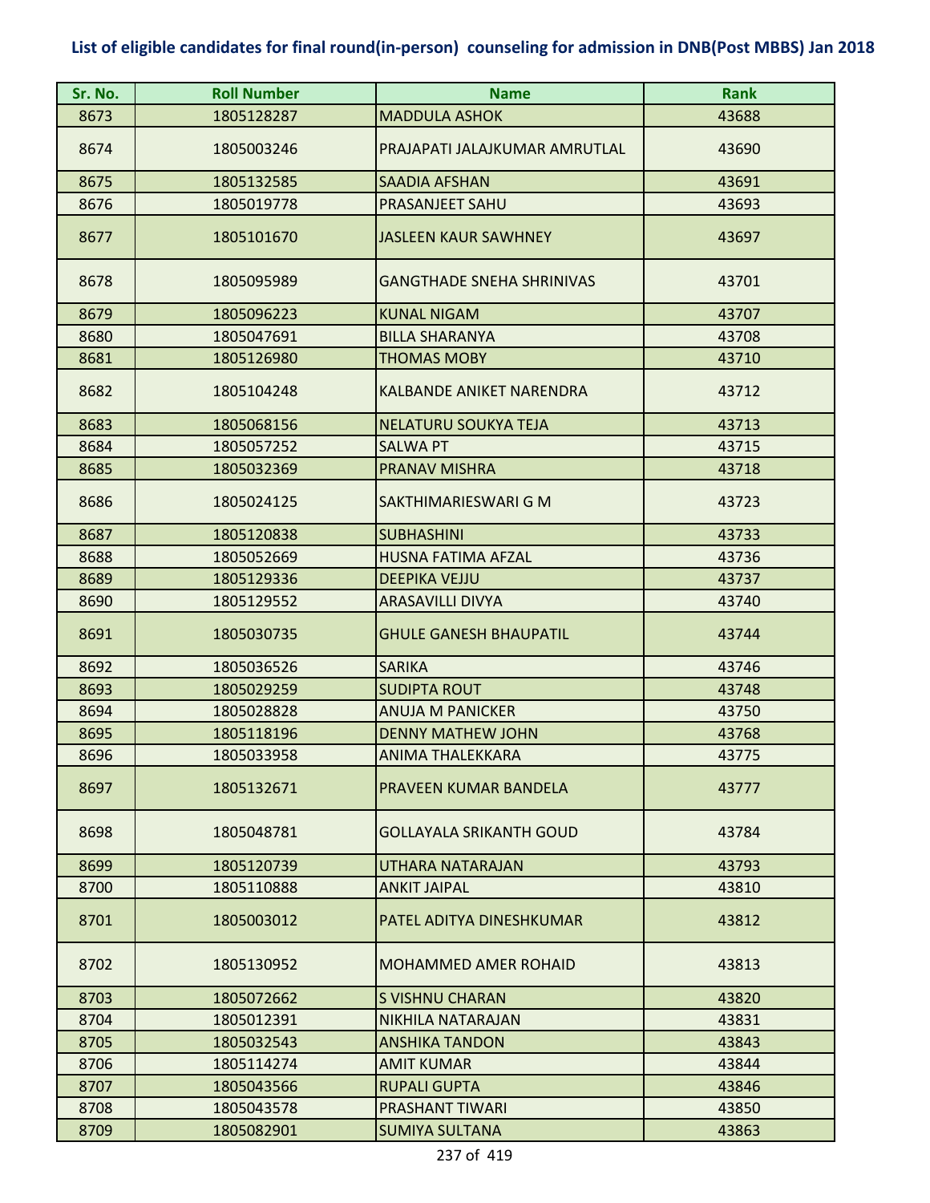# List of eligible candidates for final round(in-person) counseling for admission in DNB(Post MBBS) Jan 2018

| Sr. No. | Roll Number | Name | Rank |
|---|---|---|---|
| 8673 | 1805128287 | MADDULA ASHOK | 43688 |
| 8674 | 1805003246 | PRAJAPATI JALAJKUMAR AMRUTLAL | 43690 |
| 8675 | 1805132585 | SAADIA AFSHAN | 43691 |
| 8676 | 1805019778 | PRASANJEET SAHU | 43693 |
| 8677 | 1805101670 | JASLEEN KAUR SAWHNEY | 43697 |
| 8678 | 1805095989 | GANGTHADE SNEHA SHRINIVAS | 43701 |
| 8679 | 1805096223 | KUNAL NIGAM | 43707 |
| 8680 | 1805047691 | BILLA SHARANYA | 43708 |
| 8681 | 1805126980 | THOMAS MOBY | 43710 |
| 8682 | 1805104248 | KALBANDE ANIKET NARENDRA | 43712 |
| 8683 | 1805068156 | NELATURU SOUKYA TEJA | 43713 |
| 8684 | 1805057252 | SALWA PT | 43715 |
| 8685 | 1805032369 | PRANAV MISHRA | 43718 |
| 8686 | 1805024125 | SAKTHIMARIESWARI G M | 43723 |
| 8687 | 1805120838 | SUBHASHINI | 43733 |
| 8688 | 1805052669 | HUSNA FATIMA AFZAL | 43736 |
| 8689 | 1805129336 | DEEPIKA VEJJU | 43737 |
| 8690 | 1805129552 | ARASAVILLI DIVYA | 43740 |
| 8691 | 1805030735 | GHULE GANESH BHAUPATIL | 43744 |
| 8692 | 1805036526 | SARIKA | 43746 |
| 8693 | 1805029259 | SUDIPTA ROUT | 43748 |
| 8694 | 1805028828 | ANUJA M PANICKER | 43750 |
| 8695 | 1805118196 | DENNY MATHEW JOHN | 43768 |
| 8696 | 1805033958 | ANIMA THALEKKARA | 43775 |
| 8697 | 1805132671 | PRAVEEN KUMAR BANDELA | 43777 |
| 8698 | 1805048781 | GOLLAYALA SRIKANTH GOUD | 43784 |
| 8699 | 1805120739 | UTHARA NATARAJAN | 43793 |
| 8700 | 1805110888 | ANKIT JAIPAL | 43810 |
| 8701 | 1805003012 | PATEL ADITYA DINESHKUMAR | 43812 |
| 8702 | 1805130952 | MOHAMMED AMER ROHAID | 43813 |
| 8703 | 1805072662 | S VISHNU CHARAN | 43820 |
| 8704 | 1805012391 | NIKHILA NATARAJAN | 43831 |
| 8705 | 1805032543 | ANSHIKA TANDON | 43843 |
| 8706 | 1805114274 | AMIT KUMAR | 43844 |
| 8707 | 1805043566 | RUPALI GUPTA | 43846 |
| 8708 | 1805043578 | PRASHANT TIWARI | 43850 |
| 8709 | 1805082901 | SUMIYA SULTANA | 43863 |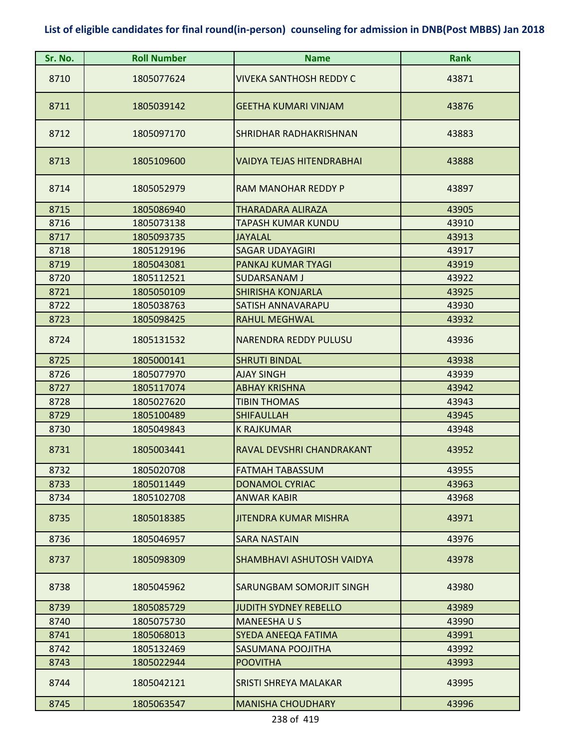# List of eligible candidates for final round(in-person) counseling for admission in DNB(Post MBBS) Jan 2018

| Sr. No. | Roll Number | Name | Rank |
|---|---|---|---|
| 8710 | 1805077624 | VIVEKA SANTHOSH REDDY C | 43871 |
| 8711 | 1805039142 | GEETHA KUMARI VINJAM | 43876 |
| 8712 | 1805097170 | SHRIDHAR RADHAKRISHNAN | 43883 |
| 8713 | 1805109600 | VAIDYA TEJAS HITENDRABHAI | 43888 |
| 8714 | 1805052979 | RAM MANOHAR REDDY P | 43897 |
| 8715 | 1805086940 | THARADARA ALIRAZA | 43905 |
| 8716 | 1805073138 | TAPASH KUMAR KUNDU | 43910 |
| 8717 | 1805093735 | JAYALAL | 43913 |
| 8718 | 1805129196 | SAGAR UDAYAGIRI | 43917 |
| 8719 | 1805043081 | PANKAJ KUMAR TYAGI | 43919 |
| 8720 | 1805112521 | SUDARSANAM J | 43922 |
| 8721 | 1805050109 | SHIRISHA KONJARLA | 43925 |
| 8722 | 1805038763 | SATISH ANNAVARAPU | 43930 |
| 8723 | 1805098425 | RAHUL MEGHWAL | 43932 |
| 8724 | 1805131532 | NARENDRA REDDY PULUSU | 43936 |
| 8725 | 1805000141 | SHRUTI BINDAL | 43938 |
| 8726 | 1805077970 | AJAY SINGH | 43939 |
| 8727 | 1805117074 | ABHAY KRISHNA | 43942 |
| 8728 | 1805027620 | TIBIN THOMAS | 43943 |
| 8729 | 1805100489 | SHIFAULLAH | 43945 |
| 8730 | 1805049843 | K RAJKUMAR | 43948 |
| 8731 | 1805003441 | RAVAL DEVSHRI CHANDRAKANT | 43952 |
| 8732 | 1805020708 | FATMAH TABASSUM | 43955 |
| 8733 | 1805011449 | DONAMOL CYRIAC | 43963 |
| 8734 | 1805102708 | ANWAR KABIR | 43968 |
| 8735 | 1805018385 | JITENDRA KUMAR MISHRA | 43971 |
| 8736 | 1805046957 | SARA NASTAIN | 43976 |
| 8737 | 1805098309 | SHAMBHAVI ASHUTOSH VAIDYA | 43978 |
| 8738 | 1805045962 | SARUNGBAM SOMORJIT SINGH | 43980 |
| 8739 | 1805085729 | JUDITH SYDNEY REBELLO | 43989 |
| 8740 | 1805075730 | MANEESHA U S | 43990 |
| 8741 | 1805068013 | SYEDA ANEEQA FATIMA | 43991 |
| 8742 | 1805132469 | SASUMANA POOJITHA | 43992 |
| 8743 | 1805022944 | POOVITHA | 43993 |
| 8744 | 1805042121 | SRISTI SHREYA MALAKAR | 43995 |
| 8745 | 1805063547 | MANISHA CHOUDHARY | 43996 |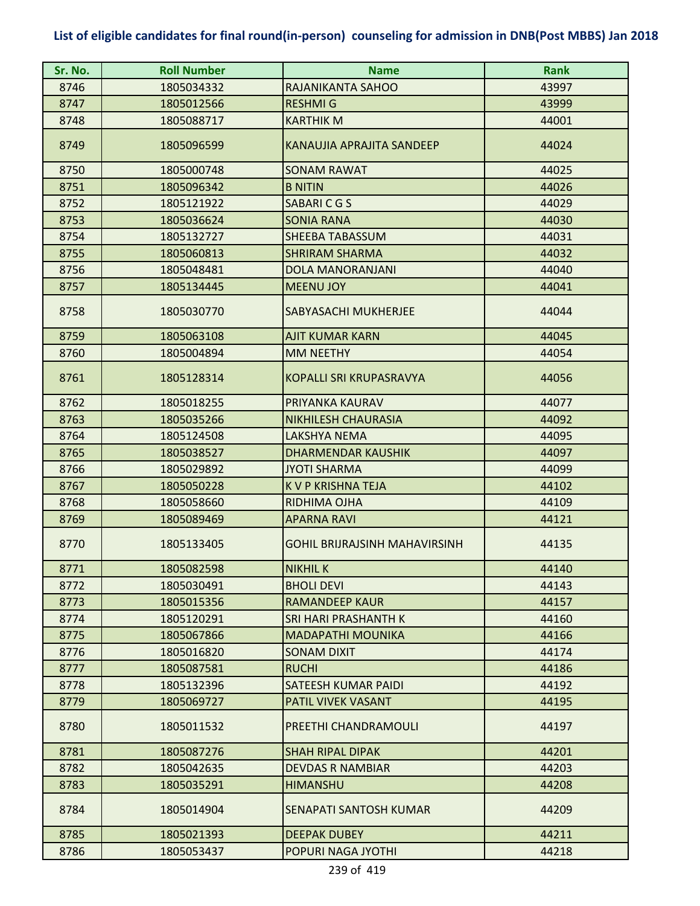**List of eligible candidates for final round(in-person) counseling for admission in DNB(Post MBBS) Jan 2018**

| Sr. No. | Roll Number | Name | Rank |
|---|---|---|---|
| 8746 | 1805034332 | RAJANIKANTA SAHOO | 43997 |
| 8747 | 1805012566 | RESHMI G | 43999 |
| 8748 | 1805088717 | KARTHIK M | 44001 |
| 8749 | 1805096599 | KANAUJIA APRAJITA SANDEEP | 44024 |
| 8750 | 1805000748 | SONAM RAWAT | 44025 |
| 8751 | 1805096342 | B NITIN | 44026 |
| 8752 | 1805121922 | SABARI C G S | 44029 |
| 8753 | 1805036624 | SONIA RANA | 44030 |
| 8754 | 1805132727 | SHEEBA TABASSUM | 44031 |
| 8755 | 1805060813 | SHRIRAM SHARMA | 44032 |
| 8756 | 1805048481 | DOLA MANORANJANI | 44040 |
| 8757 | 1805134445 | MEENU JOY | 44041 |
| 8758 | 1805030770 | SABYASACHI MUKHERJEE | 44044 |
| 8759 | 1805063108 | AJIT KUMAR KARN | 44045 |
| 8760 | 1805004894 | MM NEETHY | 44054 |
| 8761 | 1805128314 | KOPALLI SRI KRUPASRAVYA | 44056 |
| 8762 | 1805018255 | PRIYANKA KAURAV | 44077 |
| 8763 | 1805035266 | NIKHILESH CHAURASIA | 44092 |
| 8764 | 1805124508 | LAKSHYA NEMA | 44095 |
| 8765 | 1805038527 | DHARMENDAR KAUSHIK | 44097 |
| 8766 | 1805029892 | JYOTI SHARMA | 44099 |
| 8767 | 1805050228 | K V P KRISHNA TEJA | 44102 |
| 8768 | 1805058660 | RIDHIMA OJHA | 44109 |
| 8769 | 1805089469 | APARNA RAVI | 44121 |
| 8770 | 1805133405 | GOHIL BRIJRAJSINH MAHAVIRSINH | 44135 |
| 8771 | 1805082598 | NIKHIL K | 44140 |
| 8772 | 1805030491 | BHOLI DEVI | 44143 |
| 8773 | 1805015356 | RAMANDEEP KAUR | 44157 |
| 8774 | 1805120291 | SRI HARI PRASHANTH K | 44160 |
| 8775 | 1805067866 | MADAPATHI MOUNIKA | 44166 |
| 8776 | 1805016820 | SONAM DIXIT | 44174 |
| 8777 | 1805087581 | RUCHI | 44186 |
| 8778 | 1805132396 | SATEESH KUMAR PAIDI | 44192 |
| 8779 | 1805069727 | PATIL VIVEK VASANT | 44195 |
| 8780 | 1805011532 | PREETHI CHANDRAMOULI | 44197 |
| 8781 | 1805087276 | SHAH RIPAL DIPAK | 44201 |
| 8782 | 1805042635 | DEVDAS R NAMBIAR | 44203 |
| 8783 | 1805035291 | HIMANSHU | 44208 |
| 8784 | 1805014904 | SENAPATI SANTOSH KUMAR | 44209 |
| 8785 | 1805021393 | DEEPAK DUBEY | 44211 |
| 8786 | 1805053437 | POPURI NAGA JYOTHI | 44218 |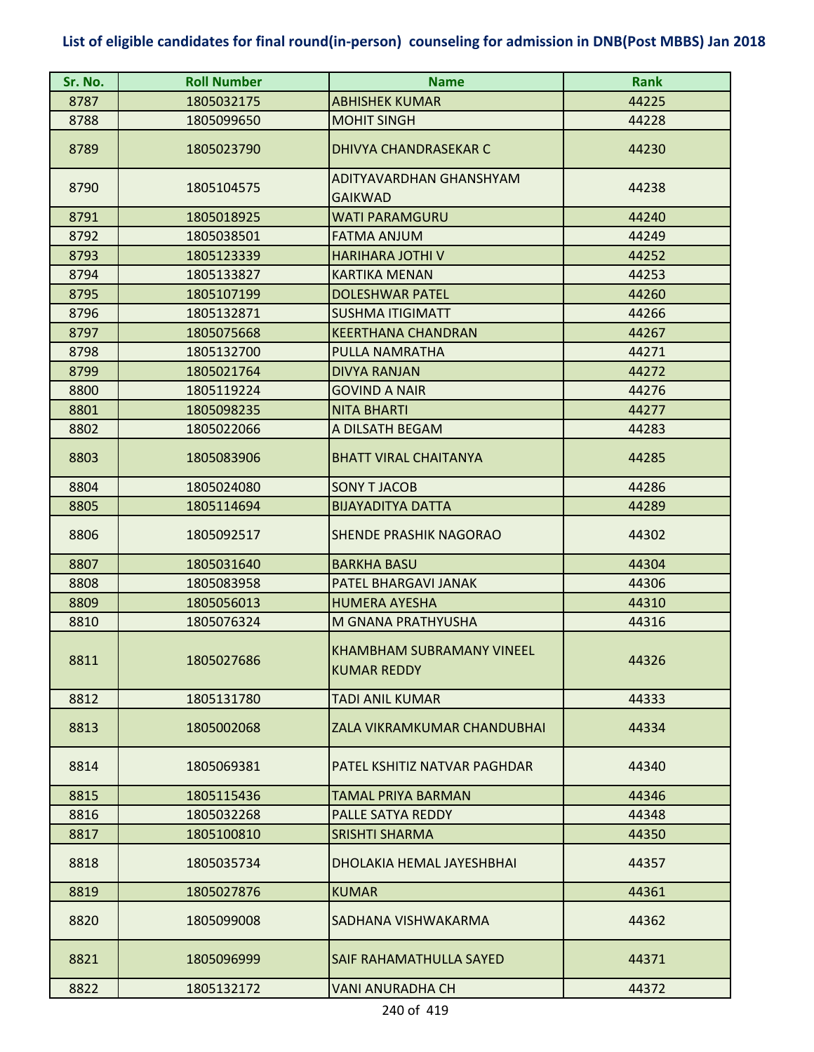# List of eligible candidates for final round(in-person) counseling for admission in DNB(Post MBBS) Jan 2018

| Sr. No. | Roll Number | Name | Rank |
|---|---|---|---|
| 8787 | 1805032175 | ABHISHEK KUMAR | 44225 |
| 8788 | 1805099650 | MOHIT SINGH | 44228 |
| 8789 | 1805023790 | DHIVYA CHANDRASEKAR C | 44230 |
| 8790 | 1805104575 | ADITYAVARDHAN GHANSHYAM GAIKWAD | 44238 |
| 8791 | 1805018925 | WATI PARAMGURU | 44240 |
| 8792 | 1805038501 | FATMA ANJUM | 44249 |
| 8793 | 1805123339 | HARIHARA JOTHI V | 44252 |
| 8794 | 1805133827 | KARTIKA MENAN | 44253 |
| 8795 | 1805107199 | DOLESHWAR PATEL | 44260 |
| 8796 | 1805132871 | SUSHMA ITIGIMATT | 44266 |
| 8797 | 1805075668 | KEERTHANA CHANDRAN | 44267 |
| 8798 | 1805132700 | PULLA NAMRATHA | 44271 |
| 8799 | 1805021764 | DIVYA RANJAN | 44272 |
| 8800 | 1805119224 | GOVIND A NAIR | 44276 |
| 8801 | 1805098235 | NITA BHARTI | 44277 |
| 8802 | 1805022066 | A DILSATH BEGAM | 44283 |
| 8803 | 1805083906 | BHATT VIRAL CHAITANYA | 44285 |
| 8804 | 1805024080 | SONY T JACOB | 44286 |
| 8805 | 1805114694 | BIJAYADITYA DATTA | 44289 |
| 8806 | 1805092517 | SHENDE PRASHIK NAGORAO | 44302 |
| 8807 | 1805031640 | BARKHA BASU | 44304 |
| 8808 | 1805083958 | PATEL BHARGAVI JANAK | 44306 |
| 8809 | 1805056013 | HUMERA AYESHA | 44310 |
| 8810 | 1805076324 | M GNANA PRATHYUSHA | 44316 |
| 8811 | 1805027686 | KHAMBHAM SUBRAMANY VINEEL KUMAR REDDY | 44326 |
| 8812 | 1805131780 | TADI ANIL KUMAR | 44333 |
| 8813 | 1805002068 | ZALA VIKRAMKUMAR CHANDUBHAI | 44334 |
| 8814 | 1805069381 | PATEL KSHITIZ NATVAR PAGHDAR | 44340 |
| 8815 | 1805115436 | TAMAL PRIYA BARMAN | 44346 |
| 8816 | 1805032268 | PALLE SATYA REDDY | 44348 |
| 8817 | 1805100810 | SRISHTI SHARMA | 44350 |
| 8818 | 1805035734 | DHOLAKIA HEMAL JAYESHBHAI | 44357 |
| 8819 | 1805027876 | KUMAR | 44361 |
| 8820 | 1805099008 | SADHANA VISHWAKARMA | 44362 |
| 8821 | 1805096999 | SAIF RAHAMATHULLA SAYED | 44371 |
| 8822 | 1805132172 | VANI ANURADHA CH | 44372 |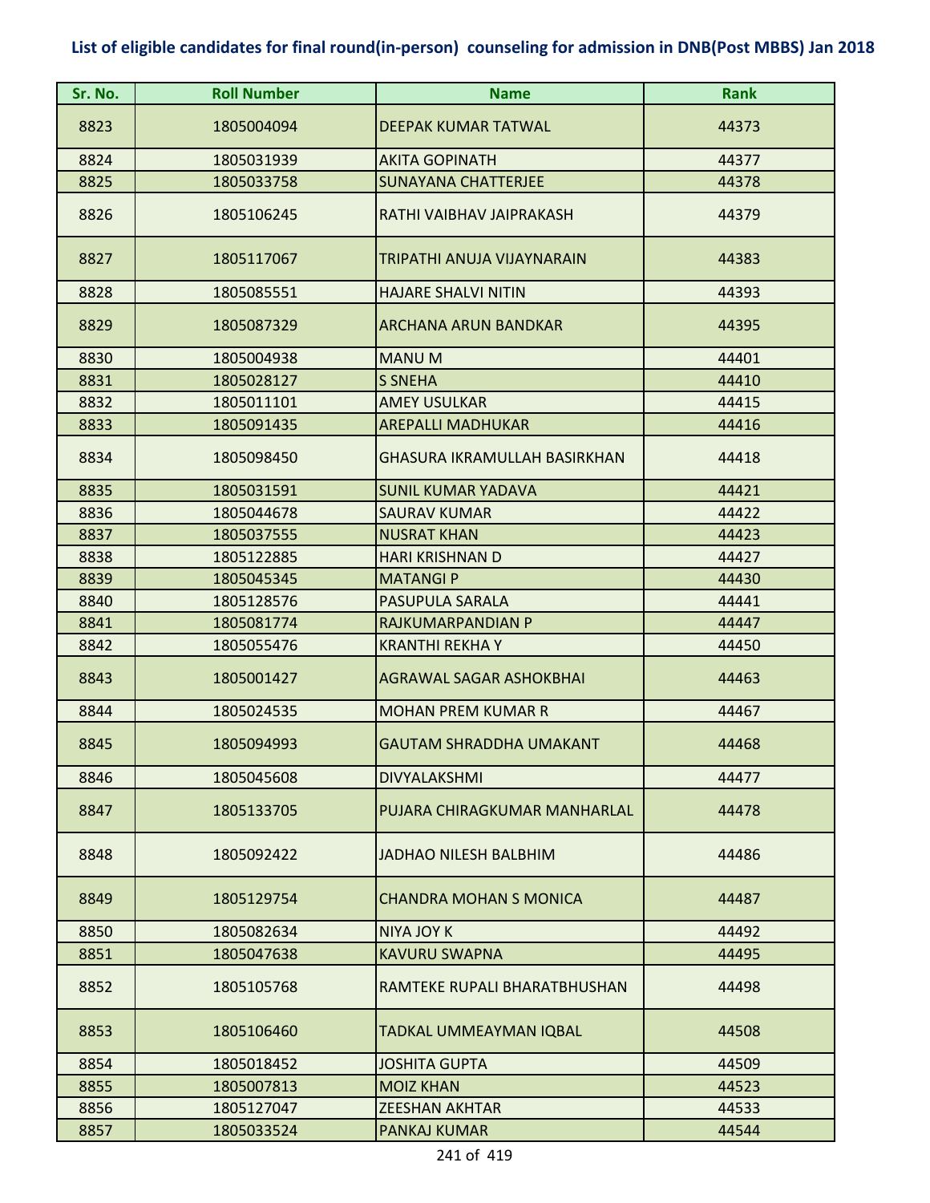# List of eligible candidates for final round(in-person) counseling for admission in DNB(Post MBBS) Jan 2018

| Sr. No. | Roll Number | Name | Rank |
|---|---|---|---|
| 8823 | 1805004094 | DEEPAK KUMAR TATWAL | 44373 |
| 8824 | 1805031939 | AKITA GOPINATH | 44377 |
| 8825 | 1805033758 | SUNAYANA CHATTERJEE | 44378 |
| 8826 | 1805106245 | RATHI VAIBHAV JAIPRAKASH | 44379 |
| 8827 | 1805117067 | TRIPATHI ANUJA VIJAYNARAIN | 44383 |
| 8828 | 1805085551 | HAJARE SHALVI NITIN | 44393 |
| 8829 | 1805087329 | ARCHANA ARUN BANDKAR | 44395 |
| 8830 | 1805004938 | MANU M | 44401 |
| 8831 | 1805028127 | S SNEHA | 44410 |
| 8832 | 1805011101 | AMEY USULKAR | 44415 |
| 8833 | 1805091435 | AREPALLI MADHUKAR | 44416 |
| 8834 | 1805098450 | GHASURA IKRAMULLAH BASIRKHAN | 44418 |
| 8835 | 1805031591 | SUNIL KUMAR YADAVA | 44421 |
| 8836 | 1805044678 | SAURAV KUMAR | 44422 |
| 8837 | 1805037555 | NUSRAT KHAN | 44423 |
| 8838 | 1805122885 | HARI KRISHNAN D | 44427 |
| 8839 | 1805045345 | MATANGI P | 44430 |
| 8840 | 1805128576 | PASUPULA SARALA | 44441 |
| 8841 | 1805081774 | RAJKUMARPANDIAN P | 44447 |
| 8842 | 1805055476 | KRANTHI REKHA Y | 44450 |
| 8843 | 1805001427 | AGRAWAL SAGAR ASHOKBHAI | 44463 |
| 8844 | 1805024535 | MOHAN PREM KUMAR R | 44467 |
| 8845 | 1805094993 | GAUTAM SHRADDHA UMAKANT | 44468 |
| 8846 | 1805045608 | DIVYALAKSHMI | 44477 |
| 8847 | 1805133705 | PUJARA CHIRAGKUMAR MANHARLAL | 44478 |
| 8848 | 1805092422 | JADHAO NILESH BALBHIM | 44486 |
| 8849 | 1805129754 | CHANDRA MOHAN S MONICA | 44487 |
| 8850 | 1805082634 | NIYA JOY K | 44492 |
| 8851 | 1805047638 | KAVURU SWAPNA | 44495 |
| 8852 | 1805105768 | RAMTEKE RUPALI BHARATBHUSHAN | 44498 |
| 8853 | 1805106460 | TADKAL UMMEAYMAN IQBAL | 44508 |
| 8854 | 1805018452 | JOSHITA GUPTA | 44509 |
| 8855 | 1805007813 | MOIZ KHAN | 44523 |
| 8856 | 1805127047 | ZEESHAN AKHTAR | 44533 |
| 8857 | 1805033524 | PANKAJ KUMAR | 44544 |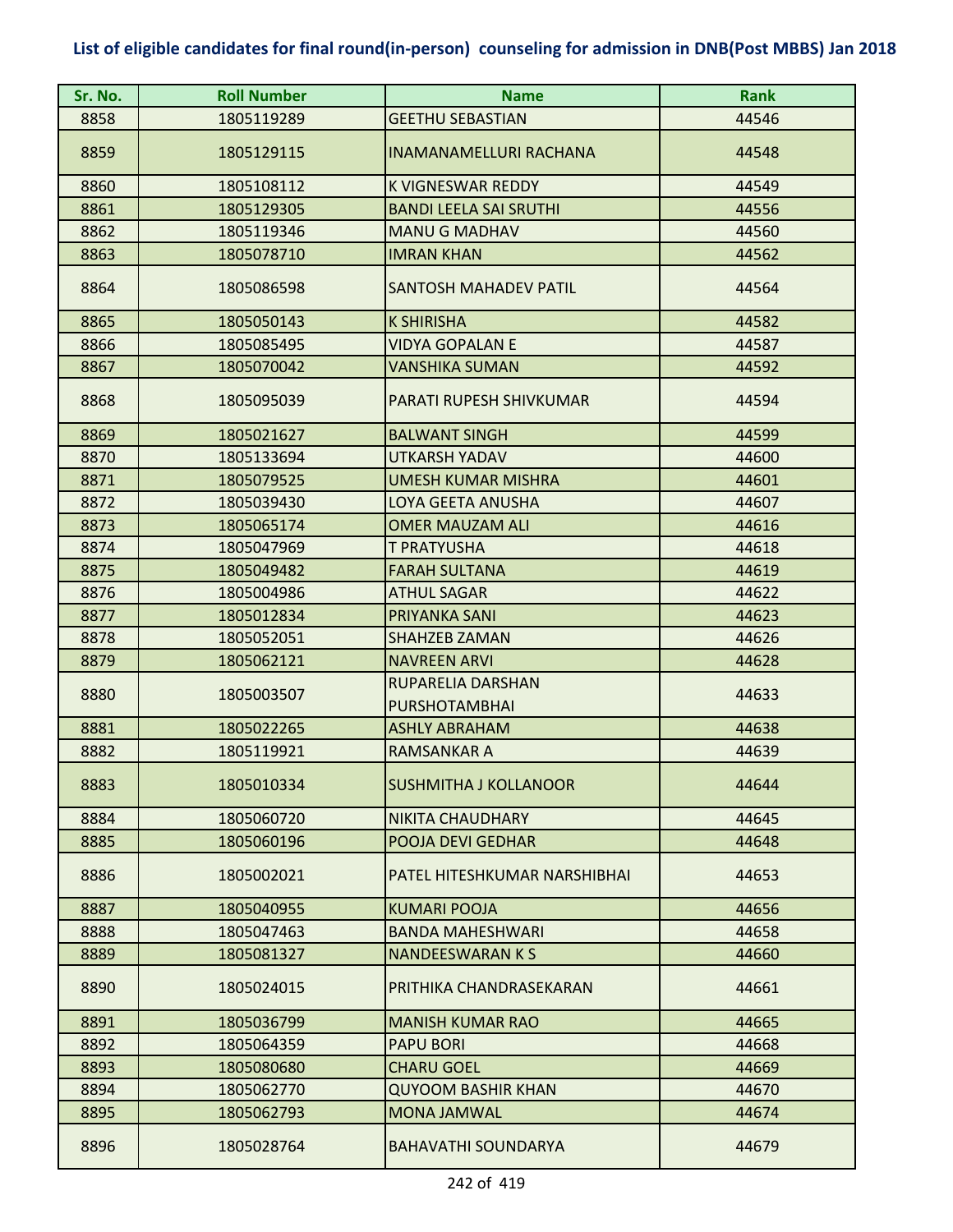# List of eligible candidates for final round(in-person) counseling for admission in DNB(Post MBBS) Jan 2018

| Sr. No. | Roll Number | Name | Rank |
|---|---|---|---|
| 8858 | 1805119289 | GEETHU SEBASTIAN | 44546 |
| 8859 | 1805129115 | INAMANAMELLURI RACHANA | 44548 |
| 8860 | 1805108112 | K VIGNESWAR REDDY | 44549 |
| 8861 | 1805129305 | BANDI LEELA SAI SRUTHI | 44556 |
| 8862 | 1805119346 | MANU G MADHAV | 44560 |
| 8863 | 1805078710 | IMRAN KHAN | 44562 |
| 8864 | 1805086598 | SANTOSH MAHADEV PATIL | 44564 |
| 8865 | 1805050143 | K SHIRISHA | 44582 |
| 8866 | 1805085495 | VIDYA GOPALAN E | 44587 |
| 8867 | 1805070042 | VANSHIKA SUMAN | 44592 |
| 8868 | 1805095039 | PARATI RUPESH SHIVKUMAR | 44594 |
| 8869 | 1805021627 | BALWANT SINGH | 44599 |
| 8870 | 1805133694 | UTKARSH YADAV | 44600 |
| 8871 | 1805079525 | UMESH KUMAR MISHRA | 44601 |
| 8872 | 1805039430 | LOYA GEETA ANUSHA | 44607 |
| 8873 | 1805065174 | OMER MAUZAM ALI | 44616 |
| 8874 | 1805047969 | T PRATYUSHA | 44618 |
| 8875 | 1805049482 | FARAH SULTANA | 44619 |
| 8876 | 1805004986 | ATHUL SAGAR | 44622 |
| 8877 | 1805012834 | PRIYANKA SANI | 44623 |
| 8878 | 1805052051 | SHAHZEB ZAMAN | 44626 |
| 8879 | 1805062121 | NAVREEN ARVI | 44628 |
| 8880 | 1805003507 | RUPARELIA DARSHAN PURSHOTAMBHAI | 44633 |
| 8881 | 1805022265 | ASHLY ABRAHAM | 44638 |
| 8882 | 1805119921 | RAMSANKAR A | 44639 |
| 8883 | 1805010334 | SUSHMITHA J KOLLANOOR | 44644 |
| 8884 | 1805060720 | NIKITA CHAUDHARY | 44645 |
| 8885 | 1805060196 | POOJA DEVI GEDHAR | 44648 |
| 8886 | 1805002021 | PATEL HITESHKUMAR NARSHIBHAI | 44653 |
| 8887 | 1805040955 | KUMARI POOJA | 44656 |
| 8888 | 1805047463 | BANDA MAHESHWARI | 44658 |
| 8889 | 1805081327 | NANDEESWARAN K S | 44660 |
| 8890 | 1805024015 | PRITHIKA CHANDRASEKARAN | 44661 |
| 8891 | 1805036799 | MANISH KUMAR RAO | 44665 |
| 8892 | 1805064359 | PAPU BORI | 44668 |
| 8893 | 1805080680 | CHARU GOEL | 44669 |
| 8894 | 1805062770 | QUYOOM BASHIR KHAN | 44670 |
| 8895 | 1805062793 | MONA JAMWAL | 44674 |
| 8896 | 1805028764 | BAHAVATHI SOUNDARYA | 44679 |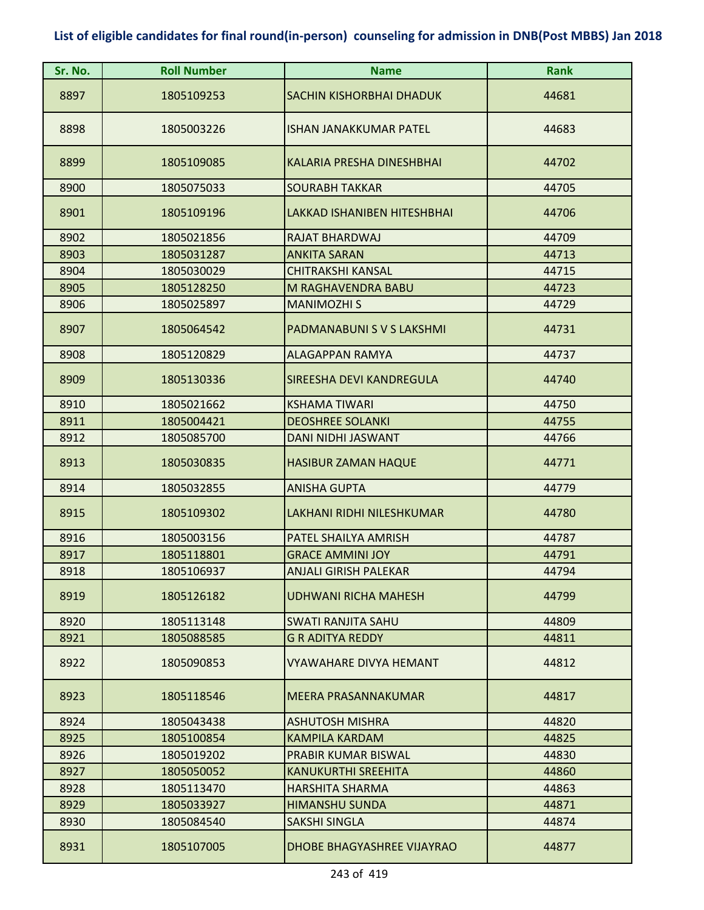# List of eligible candidates for final round(in-person) counseling for admission in DNB(Post MBBS) Jan 2018

| Sr. No. | Roll Number | Name | Rank |
|---|---|---|---|
| 8897 | 1805109253 | SACHIN KISHORBHAI DHADUK | 44681 |
| 8898 | 1805003226 | ISHAN JANAKKUMAR PATEL | 44683 |
| 8899 | 1805109085 | KALARIA PRESHA DINESHBHAI | 44702 |
| 8900 | 1805075033 | SOURABH TAKKAR | 44705 |
| 8901 | 1805109196 | LAKKAD ISHANIBEN HITESHBHAI | 44706 |
| 8902 | 1805021856 | RAJAT BHARDWAJ | 44709 |
| 8903 | 1805031287 | ANKITA SARAN | 44713 |
| 8904 | 1805030029 | CHITRAKSHI KANSAL | 44715 |
| 8905 | 1805128250 | M RAGHAVENDRA BABU | 44723 |
| 8906 | 1805025897 | MANIMOZHI S | 44729 |
| 8907 | 1805064542 | PADMANABUNI S V S LAKSHMI | 44731 |
| 8908 | 1805120829 | ALAGAPPAN RAMYA | 44737 |
| 8909 | 1805130336 | SIREESHA DEVI KANDREGULA | 44740 |
| 8910 | 1805021662 | KSHAMA TIWARI | 44750 |
| 8911 | 1805004421 | DEOSHREE SOLANKI | 44755 |
| 8912 | 1805085700 | DANI NIDHI JASWANT | 44766 |
| 8913 | 1805030835 | HASIBUR ZAMAN HAQUE | 44771 |
| 8914 | 1805032855 | ANISHA GUPTA | 44779 |
| 8915 | 1805109302 | LAKHANI RIDHI NILESHKUMAR | 44780 |
| 8916 | 1805003156 | PATEL SHAILYA AMRISH | 44787 |
| 8917 | 1805118801 | GRACE AMMINI JOY | 44791 |
| 8918 | 1805106937 | ANJALI GIRISH PALEKAR | 44794 |
| 8919 | 1805126182 | UDHWANI RICHA MAHESH | 44799 |
| 8920 | 1805113148 | SWATI RANJITA SAHU | 44809 |
| 8921 | 1805088585 | G R ADITYA REDDY | 44811 |
| 8922 | 1805090853 | VYAWAHARE DIVYA HEMANT | 44812 |
| 8923 | 1805118546 | MEERA PRASANNAKUMAR | 44817 |
| 8924 | 1805043438 | ASHUTOSH MISHRA | 44820 |
| 8925 | 1805100854 | KAMPILA KARDAM | 44825 |
| 8926 | 1805019202 | PRABIR KUMAR BISWAL | 44830 |
| 8927 | 1805050052 | KANUKURTHI SREEHITA | 44860 |
| 8928 | 1805113470 | HARSHITA SHARMA | 44863 |
| 8929 | 1805033927 | HIMANSHU SUNDA | 44871 |
| 8930 | 1805084540 | SAKSHI SINGLA | 44874 |
| 8931 | 1805107005 | DHOBE BHAGYASHREE VIJAYRAO | 44877 |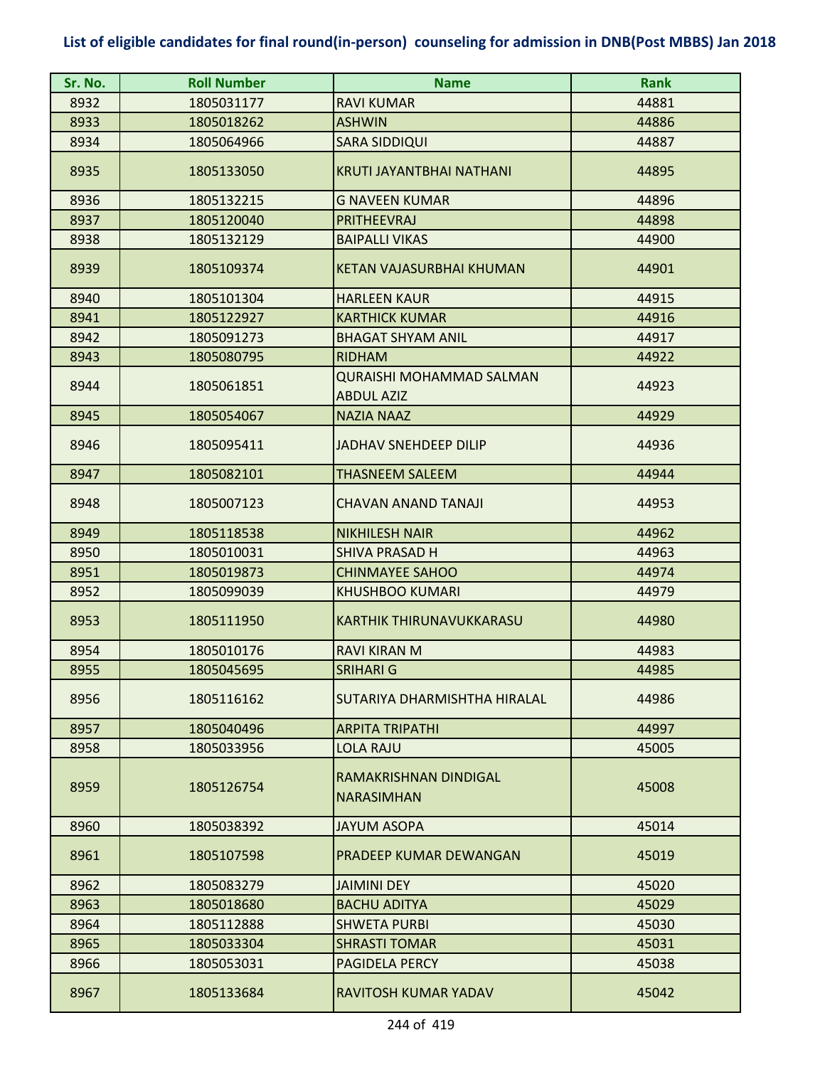# List of eligible candidates for final round(in-person) counseling for admission in DNB(Post MBBS) Jan 2018

| Sr. No. | Roll Number | Name | Rank |
|---|---|---|---|
| 8932 | 1805031177 | RAVI KUMAR | 44881 |
| 8933 | 1805018262 | ASHWIN | 44886 |
| 8934 | 1805064966 | SARA SIDDIQUI | 44887 |
| 8935 | 1805133050 | KRUTI JAYANTBHAI NATHANI | 44895 |
| 8936 | 1805132215 | G NAVEEN KUMAR | 44896 |
| 8937 | 1805120040 | PRITHEEVRAJ | 44898 |
| 8938 | 1805132129 | BAIPALLI VIKAS | 44900 |
| 8939 | 1805109374 | KETAN VAJASURBHAI KHUMAN | 44901 |
| 8940 | 1805101304 | HARLEEN KAUR | 44915 |
| 8941 | 1805122927 | KARTHICK KUMAR | 44916 |
| 8942 | 1805091273 | BHAGAT SHYAM ANIL | 44917 |
| 8943 | 1805080795 | RIDHAM | 44922 |
| 8944 | 1805061851 | QURAISHI MOHAMMAD SALMAN ABDUL AZIZ | 44923 |
| 8945 | 1805054067 | NAZIA NAAZ | 44929 |
| 8946 | 1805095411 | JADHAV SNEHDEEP DILIP | 44936 |
| 8947 | 1805082101 | THASNEEM SALEEM | 44944 |
| 8948 | 1805007123 | CHAVAN ANAND TANAJI | 44953 |
| 8949 | 1805118538 | NIKHILESH NAIR | 44962 |
| 8950 | 1805010031 | SHIVA PRASAD H | 44963 |
| 8951 | 1805019873 | CHINMAYEE SAHOO | 44974 |
| 8952 | 1805099039 | KHUSHBOO KUMARI | 44979 |
| 8953 | 1805111950 | KARTHIK THIRUNAVUKKARASU | 44980 |
| 8954 | 1805010176 | RAVI KIRAN M | 44983 |
| 8955 | 1805045695 | SRIHARI G | 44985 |
| 8956 | 1805116162 | SUTARIYA DHARMISHTHA HIRALAL | 44986 |
| 8957 | 1805040496 | ARPITA TRIPATHI | 44997 |
| 8958 | 1805033956 | LOLA RAJU | 45005 |
| 8959 | 1805126754 | RAMAKRISHNAN DINDIGAL NARASIMHAN | 45008 |
| 8960 | 1805038392 | JAYUM ASOPA | 45014 |
| 8961 | 1805107598 | PRADEEP KUMAR DEWANGAN | 45019 |
| 8962 | 1805083279 | JAIMINI DEY | 45020 |
| 8963 | 1805018680 | BACHU ADITYA | 45029 |
| 8964 | 1805112888 | SHWETA PURBI | 45030 |
| 8965 | 1805033304 | SHRASTI TOMAR | 45031 |
| 8966 | 1805053031 | PAGIDELA PERCY | 45038 |
| 8967 | 1805133684 | RAVITOSH KUMAR YADAV | 45042 |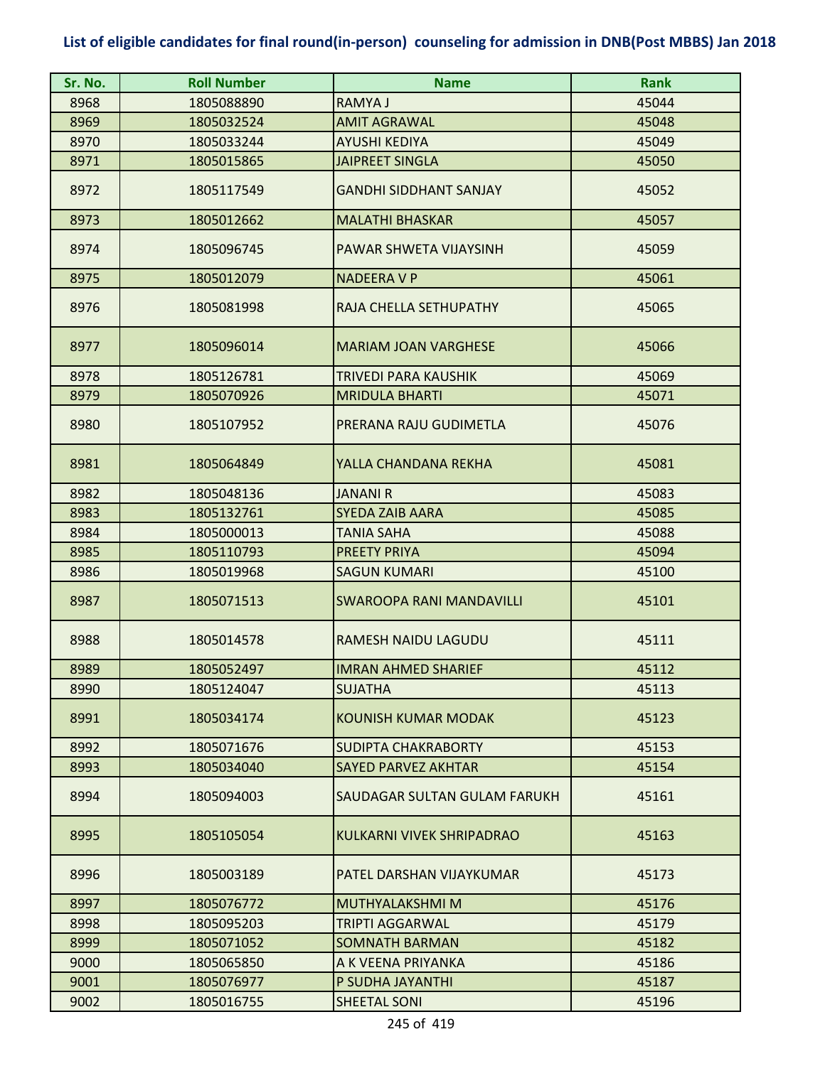# List of eligible candidates for final round(in-person) counseling for admission in DNB(Post MBBS) Jan 2018

| Sr. No. | Roll Number | Name | Rank |
|---|---|---|---|
| 8968 | 1805088890 | RAMYA J | 45044 |
| 8969 | 1805032524 | AMIT AGRAWAL | 45048 |
| 8970 | 1805033244 | AYUSHI KEDIYA | 45049 |
| 8971 | 1805015865 | JAIPREET SINGLA | 45050 |
| 8972 | 1805117549 | GANDHI SIDDHANT SANJAY | 45052 |
| 8973 | 1805012662 | MALATHI BHASKAR | 45057 |
| 8974 | 1805096745 | PAWAR SHWETA VIJAYSINH | 45059 |
| 8975 | 1805012079 | NADEERA V P | 45061 |
| 8976 | 1805081998 | RAJA CHELLA SETHUPATHY | 45065 |
| 8977 | 1805096014 | MARIAM JOAN VARGHESE | 45066 |
| 8978 | 1805126781 | TRIVEDI PARA KAUSHIK | 45069 |
| 8979 | 1805070926 | MRIDULA BHARTI | 45071 |
| 8980 | 1805107952 | PRERANA RAJU GUDIMETLA | 45076 |
| 8981 | 1805064849 | YALLA CHANDANA REKHA | 45081 |
| 8982 | 1805048136 | JANANI R | 45083 |
| 8983 | 1805132761 | SYEDA ZAIB AARA | 45085 |
| 8984 | 1805000013 | TANIA SAHA | 45088 |
| 8985 | 1805110793 | PREETY PRIYA | 45094 |
| 8986 | 1805019968 | SAGUN KUMARI | 45100 |
| 8987 | 1805071513 | SWAROOPA RANI MANDAVILLI | 45101 |
| 8988 | 1805014578 | RAMESH NAIDU LAGUDU | 45111 |
| 8989 | 1805052497 | IMRAN AHMED SHARIEF | 45112 |
| 8990 | 1805124047 | SUJATHA | 45113 |
| 8991 | 1805034174 | KOUNISH KUMAR MODAK | 45123 |
| 8992 | 1805071676 | SUDIPTA CHAKRABORTY | 45153 |
| 8993 | 1805034040 | SAYED PARVEZ AKHTAR | 45154 |
| 8994 | 1805094003 | SAUDAGAR SULTAN GULAM FARUKH | 45161 |
| 8995 | 1805105054 | KULKARNI VIVEK SHRIPADRAO | 45163 |
| 8996 | 1805003189 | PATEL DARSHAN VIJAYKUMAR | 45173 |
| 8997 | 1805076772 | MUTHYALAKSHMI M | 45176 |
| 8998 | 1805095203 | TRIPTI AGGARWAL | 45179 |
| 8999 | 1805071052 | SOMNATH BARMAN | 45182 |
| 9000 | 1805065850 | A K VEENA PRIYANKA | 45186 |
| 9001 | 1805076977 | P SUDHA JAYANTHI | 45187 |
| 9002 | 1805016755 | SHEETAL SONI | 45196 |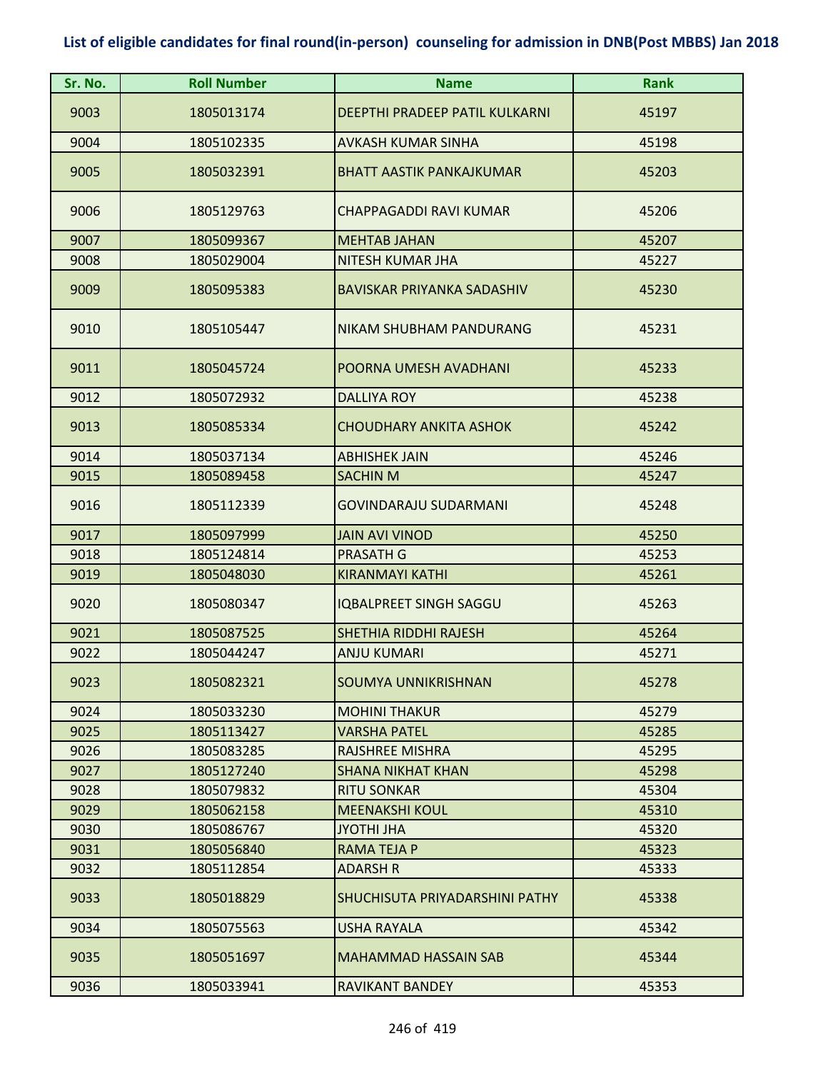**List of eligible candidates for final round(in-person) counseling for admission in DNB(Post MBBS) Jan 2018**

| Sr. No. | Roll Number | Name | Rank |
|---|---|---|---|
| 9003 | 1805013174 | DEEPTHI PRADEEP PATIL KULKARNI | 45197 |
| 9004 | 1805102335 | AVKASH KUMAR SINHA | 45198 |
| 9005 | 1805032391 | BHATT AASTIK PANKAJKUMAR | 45203 |
| 9006 | 1805129763 | CHAPPAGADDI RAVI KUMAR | 45206 |
| 9007 | 1805099367 | MEHTAB JAHAN | 45207 |
| 9008 | 1805029004 | NITESH KUMAR JHA | 45227 |
| 9009 | 1805095383 | BAVISKAR PRIYANKA SADASHIV | 45230 |
| 9010 | 1805105447 | NIKAM SHUBHAM PANDURANG | 45231 |
| 9011 | 1805045724 | POORNA UMESH AVADHANI | 45233 |
| 9012 | 1805072932 | DALLIYA ROY | 45238 |
| 9013 | 1805085334 | CHOUDHARY ANKITA ASHOK | 45242 |
| 9014 | 1805037134 | ABHISHEK JAIN | 45246 |
| 9015 | 1805089458 | SACHIN M | 45247 |
| 9016 | 1805112339 | GOVINDARAJU SUDARMANI | 45248 |
| 9017 | 1805097999 | JAIN AVI VINOD | 45250 |
| 9018 | 1805124814 | PRASATH G | 45253 |
| 9019 | 1805048030 | KIRANMAYI KATHI | 45261 |
| 9020 | 1805080347 | IQBALPREET SINGH SAGGU | 45263 |
| 9021 | 1805087525 | SHETHIA RIDDHI RAJESH | 45264 |
| 9022 | 1805044247 | ANJU KUMARI | 45271 |
| 9023 | 1805082321 | SOUMYA UNNIKRISHNAN | 45278 |
| 9024 | 1805033230 | MOHINI THAKUR | 45279 |
| 9025 | 1805113427 | VARSHA PATEL | 45285 |
| 9026 | 1805083285 | RAJSHREE MISHRA | 45295 |
| 9027 | 1805127240 | SHANA NIKHAT KHAN | 45298 |
| 9028 | 1805079832 | RITU SONKAR | 45304 |
| 9029 | 1805062158 | MEENAKSHI KOUL | 45310 |
| 9030 | 1805086767 | JYOTHI JHA | 45320 |
| 9031 | 1805056840 | RAMA TEJA P | 45323 |
| 9032 | 1805112854 | ADARSH R | 45333 |
| 9033 | 1805018829 | SHUCHISUTA PRIYADARSHINI PATHY | 45338 |
| 9034 | 1805075563 | USHA RAYALA | 45342 |
| 9035 | 1805051697 | MAHAMMAD HASSAIN SAB | 45344 |
| 9036 | 1805033941 | RAVIKANT BANDEY | 45353 |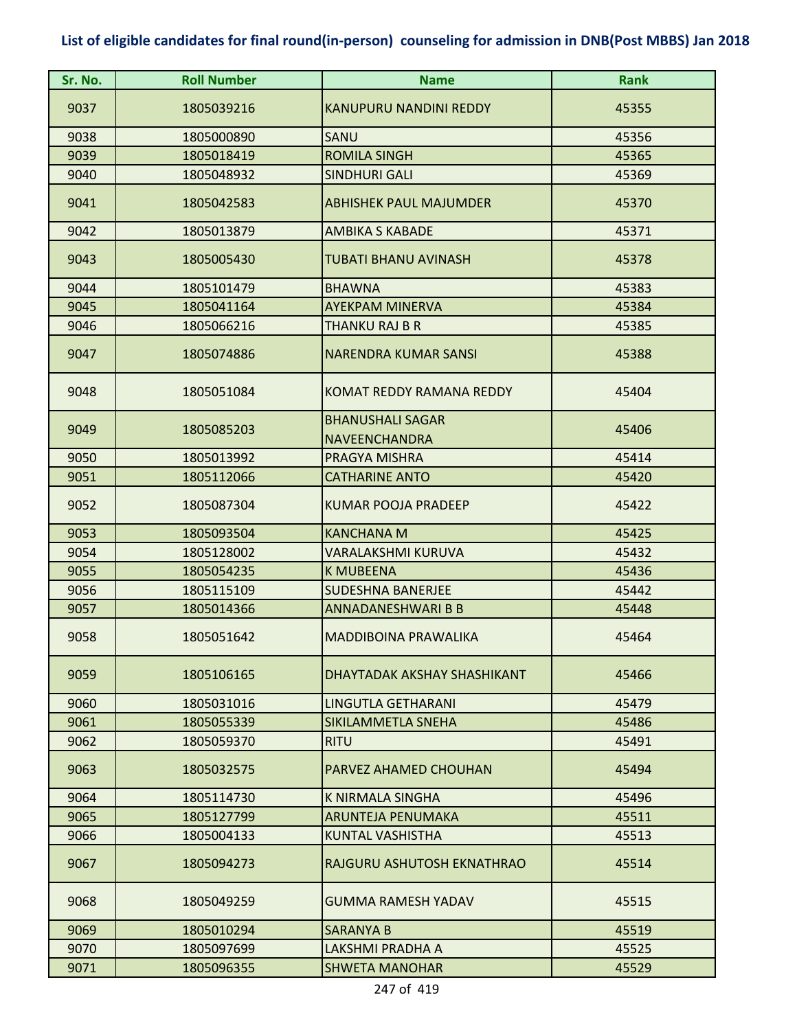# List of eligible candidates for final round(in-person) counseling for admission in DNB(Post MBBS) Jan 2018

| Sr. No. | Roll Number | Name | Rank |
|---|---|---|---|
| 9037 | 1805039216 | KANUPURU NANDINI REDDY | 45355 |
| 9038 | 1805000890 | SANU | 45356 |
| 9039 | 1805018419 | ROMILA SINGH | 45365 |
| 9040 | 1805048932 | SINDHURI GALI | 45369 |
| 9041 | 1805042583 | ABHISHEK PAUL MAJUMDER | 45370 |
| 9042 | 1805013879 | AMBIKA S KABADE | 45371 |
| 9043 | 1805005430 | TUBATI BHANU AVINASH | 45378 |
| 9044 | 1805101479 | BHAWNA | 45383 |
| 9045 | 1805041164 | AYEKPAM MINERVA | 45384 |
| 9046 | 1805066216 | THANKU RAJ B R | 45385 |
| 9047 | 1805074886 | NARENDRA KUMAR SANSI | 45388 |
| 9048 | 1805051084 | KOMAT REDDY RAMANA REDDY | 45404 |
| 9049 | 1805085203 | BHANUSHALI SAGAR NAVEENCHANDRA | 45406 |
| 9050 | 1805013992 | PRAGYA MISHRA | 45414 |
| 9051 | 1805112066 | CATHARINE ANTO | 45420 |
| 9052 | 1805087304 | KUMAR POOJA PRADEEP | 45422 |
| 9053 | 1805093504 | KANCHANA M | 45425 |
| 9054 | 1805128002 | VARALAKSHMI KURUVA | 45432 |
| 9055 | 1805054235 | K MUBEENA | 45436 |
| 9056 | 1805115109 | SUDESHNA BANERJEE | 45442 |
| 9057 | 1805014366 | ANNADANESHWARI B B | 45448 |
| 9058 | 1805051642 | MADDIBOINA PRAWALIKA | 45464 |
| 9059 | 1805106165 | DHAYTADAK AKSHAY SHASHIKANT | 45466 |
| 9060 | 1805031016 | LINGUTLA GETHARANI | 45479 |
| 9061 | 1805055339 | SIKILAMMETLA SNEHA | 45486 |
| 9062 | 1805059370 | RITU | 45491 |
| 9063 | 1805032575 | PARVEZ AHAMED CHOUHAN | 45494 |
| 9064 | 1805114730 | K NIRMALA SINGHA | 45496 |
| 9065 | 1805127799 | ARUNTEJA PENUMAKA | 45511 |
| 9066 | 1805004133 | KUNTAL VASHISTHA | 45513 |
| 9067 | 1805094273 | RAJGURU ASHUTOSH EKNATHRAO | 45514 |
| 9068 | 1805049259 | GUMMA RAMESH YADAV | 45515 |
| 9069 | 1805010294 | SARANYA B | 45519 |
| 9070 | 1805097699 | LAKSHMI PRADHA A | 45525 |
| 9071 | 1805096355 | SHWETA MANOHAR | 45529 |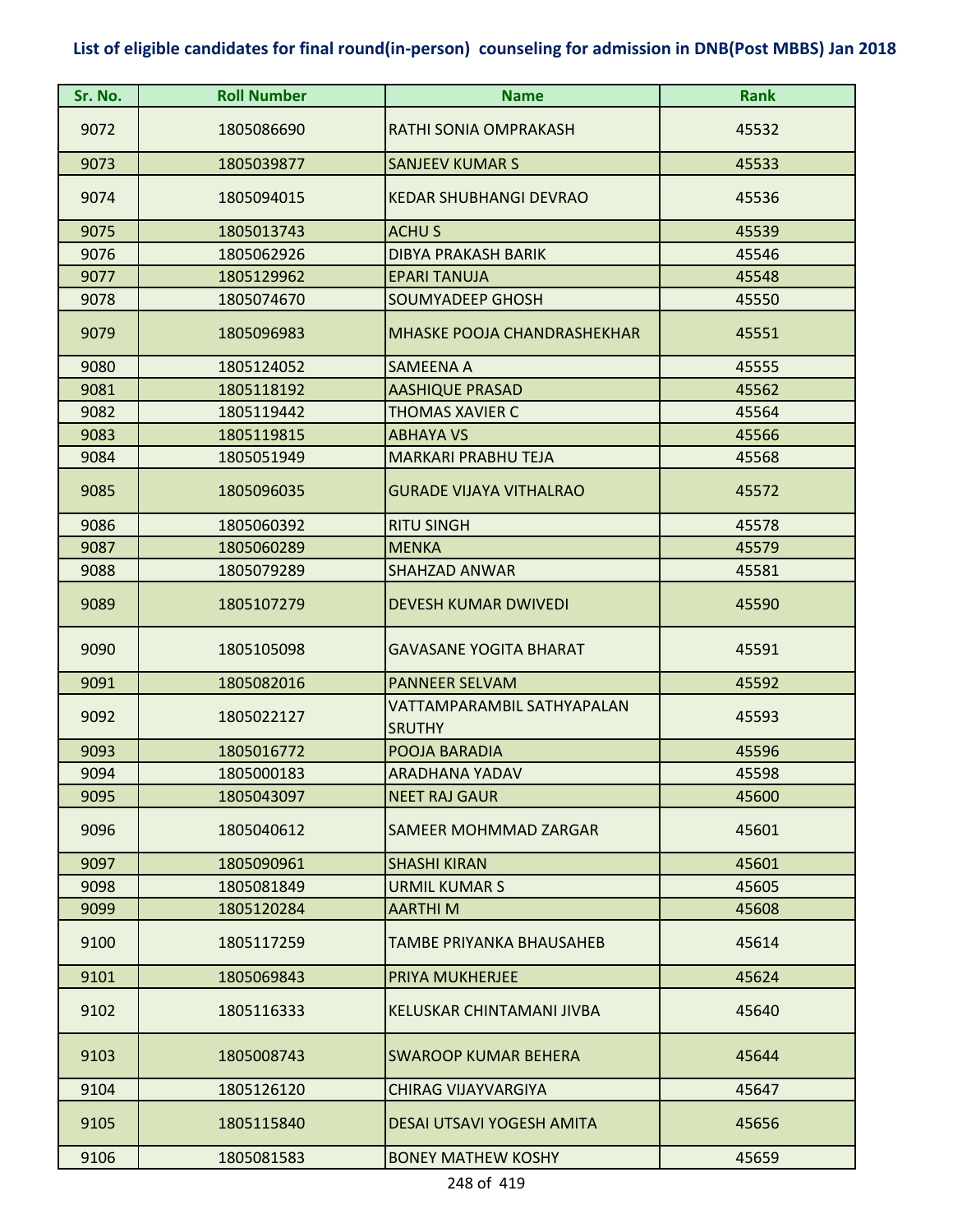## List of eligible candidates for final round(in-person) counseling for admission in DNB(Post MBBS) Jan 2018

| Sr. No. | Roll Number | Name | Rank |
|---|---|---|---|
| 9072 | 1805086690 | RATHI SONIA OMPRAKASH | 45532 |
| 9073 | 1805039877 | SANJEEV KUMAR S | 45533 |
| 9074 | 1805094015 | KEDAR SHUBHANGI DEVRAO | 45536 |
| 9075 | 1805013743 | ACHU S | 45539 |
| 9076 | 1805062926 | DIBYA PRAKASH BARIK | 45546 |
| 9077 | 1805129962 | EPARI TANUJA | 45548 |
| 9078 | 1805074670 | SOUMYADEEP GHOSH | 45550 |
| 9079 | 1805096983 | MHASKE POOJA CHANDRASHEKHAR | 45551 |
| 9080 | 1805124052 | SAMEENA A | 45555 |
| 9081 | 1805118192 | AASHIQUE PRASAD | 45562 |
| 9082 | 1805119442 | THOMAS XAVIER C | 45564 |
| 9083 | 1805119815 | ABHAYA VS | 45566 |
| 9084 | 1805051949 | MARKARI PRABHU TEJA | 45568 |
| 9085 | 1805096035 | GURADE VIJAYA VITHALRAO | 45572 |
| 9086 | 1805060392 | RITU SINGH | 45578 |
| 9087 | 1805060289 | MENKA | 45579 |
| 9088 | 1805079289 | SHAHZAD ANWAR | 45581 |
| 9089 | 1805107279 | DEVESH KUMAR DWIVEDI | 45590 |
| 9090 | 1805105098 | GAVASANE YOGITA BHARAT | 45591 |
| 9091 | 1805082016 | PANNEER SELVAM | 45592 |
| 9092 | 1805022127 | VATTAMPARAMBIL SATHYAPALAN SRUTHY | 45593 |
| 9093 | 1805016772 | POOJA BARADIA | 45596 |
| 9094 | 1805000183 | ARADHANA YADAV | 45598 |
| 9095 | 1805043097 | NEET RAJ GAUR | 45600 |
| 9096 | 1805040612 | SAMEER MOHMMAD ZARGAR | 45601 |
| 9097 | 1805090961 | SHASHI KIRAN | 45601 |
| 9098 | 1805081849 | URMIL KUMAR S | 45605 |
| 9099 | 1805120284 | AARTHI M | 45608 |
| 9100 | 1805117259 | TAMBE PRIYANKA BHAUSAHEB | 45614 |
| 9101 | 1805069843 | PRIYA MUKHERJEE | 45624 |
| 9102 | 1805116333 | KELUSKAR CHINTAMANI JIVBA | 45640 |
| 9103 | 1805008743 | SWAROOP KUMAR BEHERA | 45644 |
| 9104 | 1805126120 | CHIRAG VIJAYVARGIYA | 45647 |
| 9105 | 1805115840 | DESAI UTSAVI YOGESH AMITA | 45656 |
| 9106 | 1805081583 | BONEY MATHEW KOSHY | 45659 |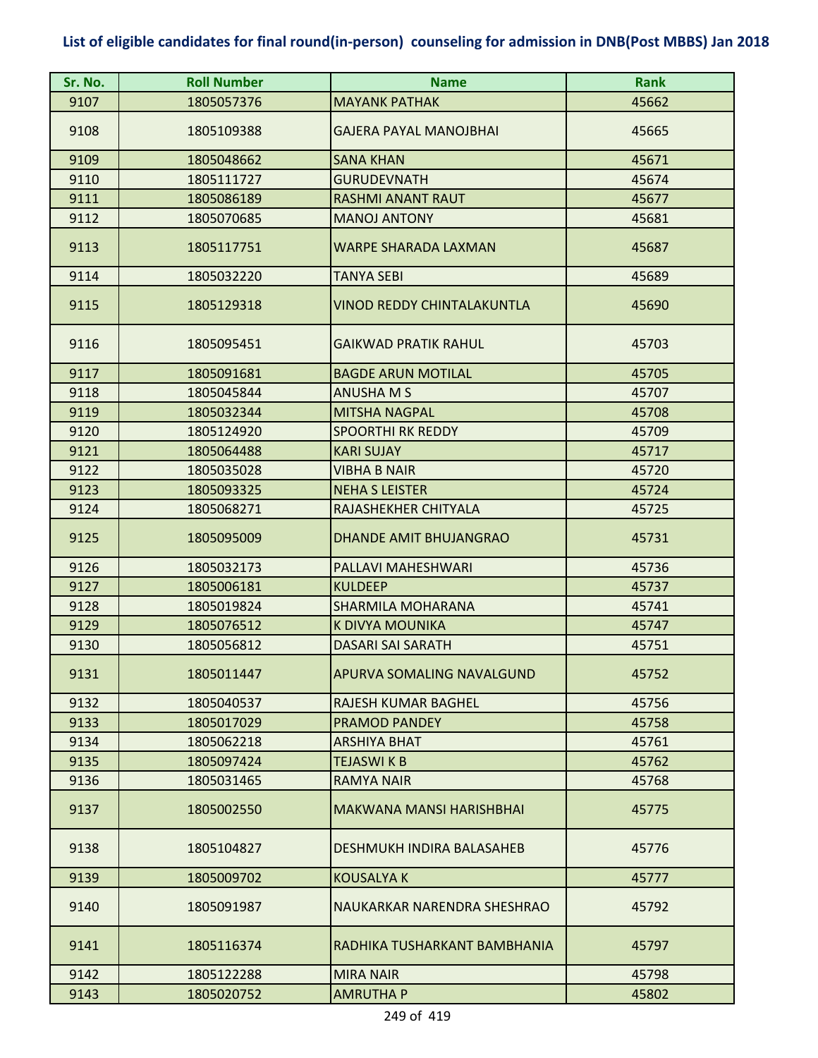## List of eligible candidates for final round(in-person) counseling for admission in DNB(Post MBBS) Jan 2018

| Sr. No. | Roll Number | Name | Rank |
|---|---|---|---|
| 9107 | 1805057376 | MAYANK PATHAK | 45662 |
| 9108 | 1805109388 | GAJERA PAYAL MANOJBHAI | 45665 |
| 9109 | 1805048662 | SANA KHAN | 45671 |
| 9110 | 1805111727 | GURUDEVNATH | 45674 |
| 9111 | 1805086189 | RASHMI ANANT RAUT | 45677 |
| 9112 | 1805070685 | MANOJ ANTONY | 45681 |
| 9113 | 1805117751 | WARPE SHARADA LAXMAN | 45687 |
| 9114 | 1805032220 | TANYA SEBI | 45689 |
| 9115 | 1805129318 | VINOD REDDY CHINTALAKUNTLA | 45690 |
| 9116 | 1805095451 | GAIKWAD PRATIK RAHUL | 45703 |
| 9117 | 1805091681 | BAGDE ARUN MOTILAL | 45705 |
| 9118 | 1805045844 | ANUSHA M S | 45707 |
| 9119 | 1805032344 | MITSHA NAGPAL | 45708 |
| 9120 | 1805124920 | SPOORTHI RK REDDY | 45709 |
| 9121 | 1805064488 | KARI SUJAY | 45717 |
| 9122 | 1805035028 | VIBHA B NAIR | 45720 |
| 9123 | 1805093325 | NEHA S LEISTER | 45724 |
| 9124 | 1805068271 | RAJASHEKHER CHITYALA | 45725 |
| 9125 | 1805095009 | DHANDE AMIT BHUJANGRAO | 45731 |
| 9126 | 1805032173 | PALLAVI MAHESHWARI | 45736 |
| 9127 | 1805006181 | KULDEEP | 45737 |
| 9128 | 1805019824 | SHARMILA MOHARANA | 45741 |
| 9129 | 1805076512 | K DIVYA MOUNIKA | 45747 |
| 9130 | 1805056812 | DASARI SAI SARATH | 45751 |
| 9131 | 1805011447 | APURVA SOMALING NAVALGUND | 45752 |
| 9132 | 1805040537 | RAJESH KUMAR BAGHEL | 45756 |
| 9133 | 1805017029 | PRAMOD PANDEY | 45758 |
| 9134 | 1805062218 | ARSHIYA BHAT | 45761 |
| 9135 | 1805097424 | TEJASWI K B | 45762 |
| 9136 | 1805031465 | RAMYA NAIR | 45768 |
| 9137 | 1805002550 | MAKWANA MANSI HARISHBHAI | 45775 |
| 9138 | 1805104827 | DESHMUKH INDIRA BALASAHEB | 45776 |
| 9139 | 1805009702 | KOUSALYA K | 45777 |
| 9140 | 1805091987 | NAUKARKAR NARENDRA SHESHRAO | 45792 |
| 9141 | 1805116374 | RADHIKA TUSHARKANT BAMBHANIA | 45797 |
| 9142 | 1805122288 | MIRA NAIR | 45798 |
| 9143 | 1805020752 | AMRUTHA P | 45802 |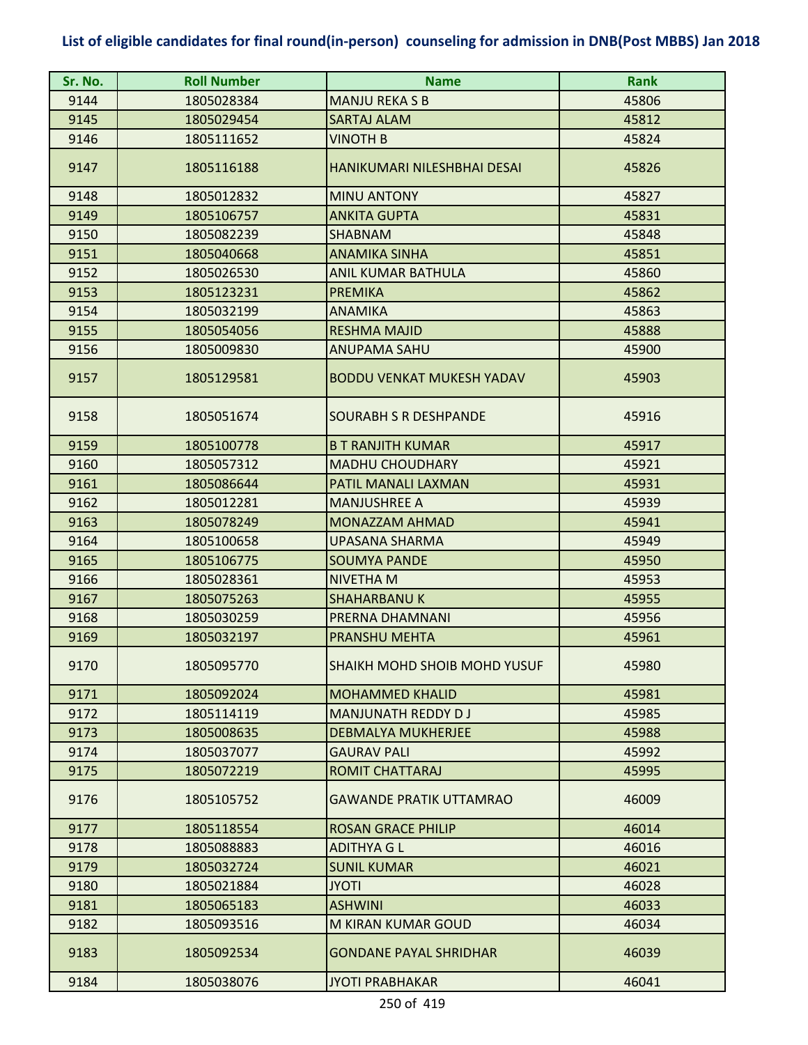**List of eligible candidates for final round(in-person) counseling for admission in DNB(Post MBBS) Jan 2018**

| Sr. No. | Roll Number | Name | Rank |
|---|---|---|---|
| 9144 | 1805028384 | MANJU REKA S B | 45806 |
| 9145 | 1805029454 | SARTAJ ALAM | 45812 |
| 9146 | 1805111652 | VINOTH B | 45824 |
| 9147 | 1805116188 | HANIKUMARI NILESHBHAI DESAI | 45826 |
| 9148 | 1805012832 | MINU ANTONY | 45827 |
| 9149 | 1805106757 | ANKITA GUPTA | 45831 |
| 9150 | 1805082239 | SHABNAM | 45848 |
| 9151 | 1805040668 | ANAMIKA SINHA | 45851 |
| 9152 | 1805026530 | ANIL KUMAR BATHULA | 45860 |
| 9153 | 1805123231 | PREMIKA | 45862 |
| 9154 | 1805032199 | ANAMIKA | 45863 |
| 9155 | 1805054056 | RESHMA MAJID | 45888 |
| 9156 | 1805009830 | ANUPAMA SAHU | 45900 |
| 9157 | 1805129581 | BODDU VENKAT MUKESH YADAV | 45903 |
| 9158 | 1805051674 | SOURABH S R DESHPANDE | 45916 |
| 9159 | 1805100778 | B T RANJITH KUMAR | 45917 |
| 9160 | 1805057312 | MADHU CHOUDHARY | 45921 |
| 9161 | 1805086644 | PATIL MANALI LAXMAN | 45931 |
| 9162 | 1805012281 | MANJUSHREE A | 45939 |
| 9163 | 1805078249 | MONAZZAM AHMAD | 45941 |
| 9164 | 1805100658 | UPASANA SHARMA | 45949 |
| 9165 | 1805106775 | SOUMYA PANDE | 45950 |
| 9166 | 1805028361 | NIVETHA M | 45953 |
| 9167 | 1805075263 | SHAHARBANU K | 45955 |
| 9168 | 1805030259 | PRERNA DHAMNANI | 45956 |
| 9169 | 1805032197 | PRANSHU MEHTA | 45961 |
| 9170 | 1805095770 | SHAIKH MOHD SHOIB MOHD YUSUF | 45980 |
| 9171 | 1805092024 | MOHAMMED KHALID | 45981 |
| 9172 | 1805114119 | MANJUNATH REDDY D J | 45985 |
| 9173 | 1805008635 | DEBMALYA MUKHERJEE | 45988 |
| 9174 | 1805037077 | GAURAV PALI | 45992 |
| 9175 | 1805072219 | ROMIT CHATTARAJ | 45995 |
| 9176 | 1805105752 | GAWANDE PRATIK UTTAMRAO | 46009 |
| 9177 | 1805118554 | ROSAN GRACE PHILIP | 46014 |
| 9178 | 1805088883 | ADITHYA G L | 46016 |
| 9179 | 1805032724 | SUNIL KUMAR | 46021 |
| 9180 | 1805021884 | JYOTI | 46028 |
| 9181 | 1805065183 | ASHWINI | 46033 |
| 9182 | 1805093516 | M KIRAN KUMAR GOUD | 46034 |
| 9183 | 1805092534 | GONDANE PAYAL SHRIDHAR | 46039 |
| 9184 | 1805038076 | JYOTI PRABHAKAR | 46041 |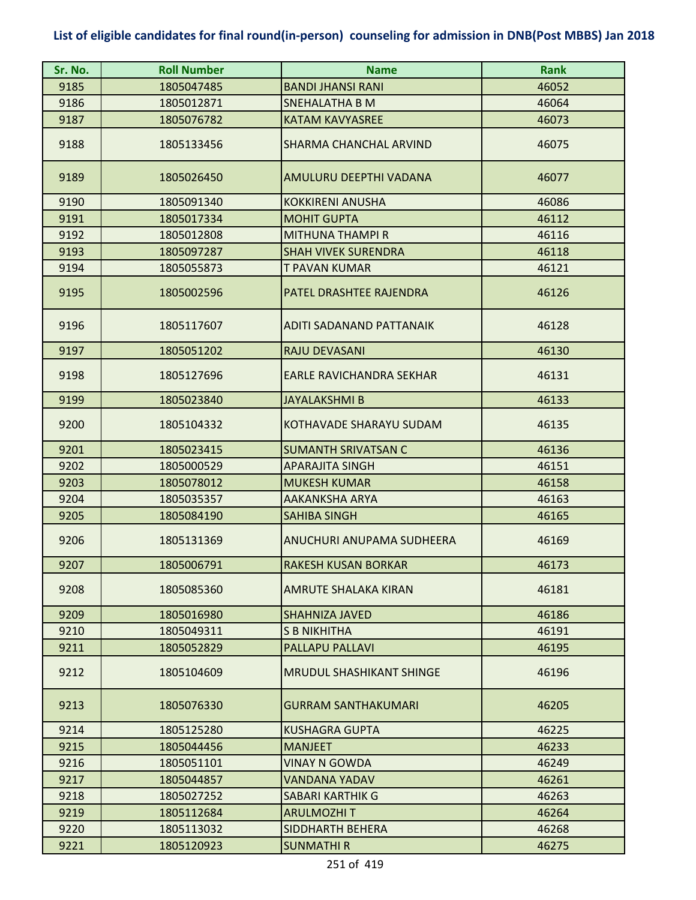**List of eligible candidates for final round(in-person) counseling for admission in DNB(Post MBBS) Jan 2018**

| Sr. No. | Roll Number | Name | Rank |
|---|---|---|---|
| 9185 | 1805047485 | BANDI JHANSI RANI | 46052 |
| 9186 | 1805012871 | SNEHALATHA B M | 46064 |
| 9187 | 1805076782 | KATAM KAVYASREE | 46073 |
| 9188 | 1805133456 | SHARMA CHANCHAL ARVIND | 46075 |
| 9189 | 1805026450 | AMULURU DEEPTHI VADANA | 46077 |
| 9190 | 1805091340 | KOKKIRENI ANUSHA | 46086 |
| 9191 | 1805017334 | MOHIT GUPTA | 46112 |
| 9192 | 1805012808 | MITHUNA THAMPI R | 46116 |
| 9193 | 1805097287 | SHAH VIVEK SURENDRA | 46118 |
| 9194 | 1805055873 | T PAVAN KUMAR | 46121 |
| 9195 | 1805002596 | PATEL DRASHTEE RAJENDRA | 46126 |
| 9196 | 1805117607 | ADITI SADANAND PATTANAIK | 46128 |
| 9197 | 1805051202 | RAJU DEVASANI | 46130 |
| 9198 | 1805127696 | EARLE RAVICHANDRA SEKHAR | 46131 |
| 9199 | 1805023840 | JAYALAKSHMI B | 46133 |
| 9200 | 1805104332 | KOTHAVADE SHARAYU SUDAM | 46135 |
| 9201 | 1805023415 | SUMANTH SRIVATSAN C | 46136 |
| 9202 | 1805000529 | APARAJITA SINGH | 46151 |
| 9203 | 1805078012 | MUKESH KUMAR | 46158 |
| 9204 | 1805035357 | AAKANKSHA ARYA | 46163 |
| 9205 | 1805084190 | SAHIBA SINGH | 46165 |
| 9206 | 1805131369 | ANUCHURI ANUPAMA SUDHEERA | 46169 |
| 9207 | 1805006791 | RAKESH KUSAN BORKAR | 46173 |
| 9208 | 1805085360 | AMRUTE SHALAKA KIRAN | 46181 |
| 9209 | 1805016980 | SHAHNIZA JAVED | 46186 |
| 9210 | 1805049311 | S B NIKHITHA | 46191 |
| 9211 | 1805052829 | PALLAPU PALLAVI | 46195 |
| 9212 | 1805104609 | MRUDUL SHASHIKANT SHINGE | 46196 |
| 9213 | 1805076330 | GURRAM SANTHAKUMARI | 46205 |
| 9214 | 1805125280 | KUSHAGRA GUPTA | 46225 |
| 9215 | 1805044456 | MANJEET | 46233 |
| 9216 | 1805051101 | VINAY N GOWDA | 46249 |
| 9217 | 1805044857 | VANDANA YADAV | 46261 |
| 9218 | 1805027252 | SABARI KARTHIK G | 46263 |
| 9219 | 1805112684 | ARULMOZHI T | 46264 |
| 9220 | 1805113032 | SIDDHARTH BEHERA | 46268 |
| 9221 | 1805120923 | SUNMATHI R | 46275 |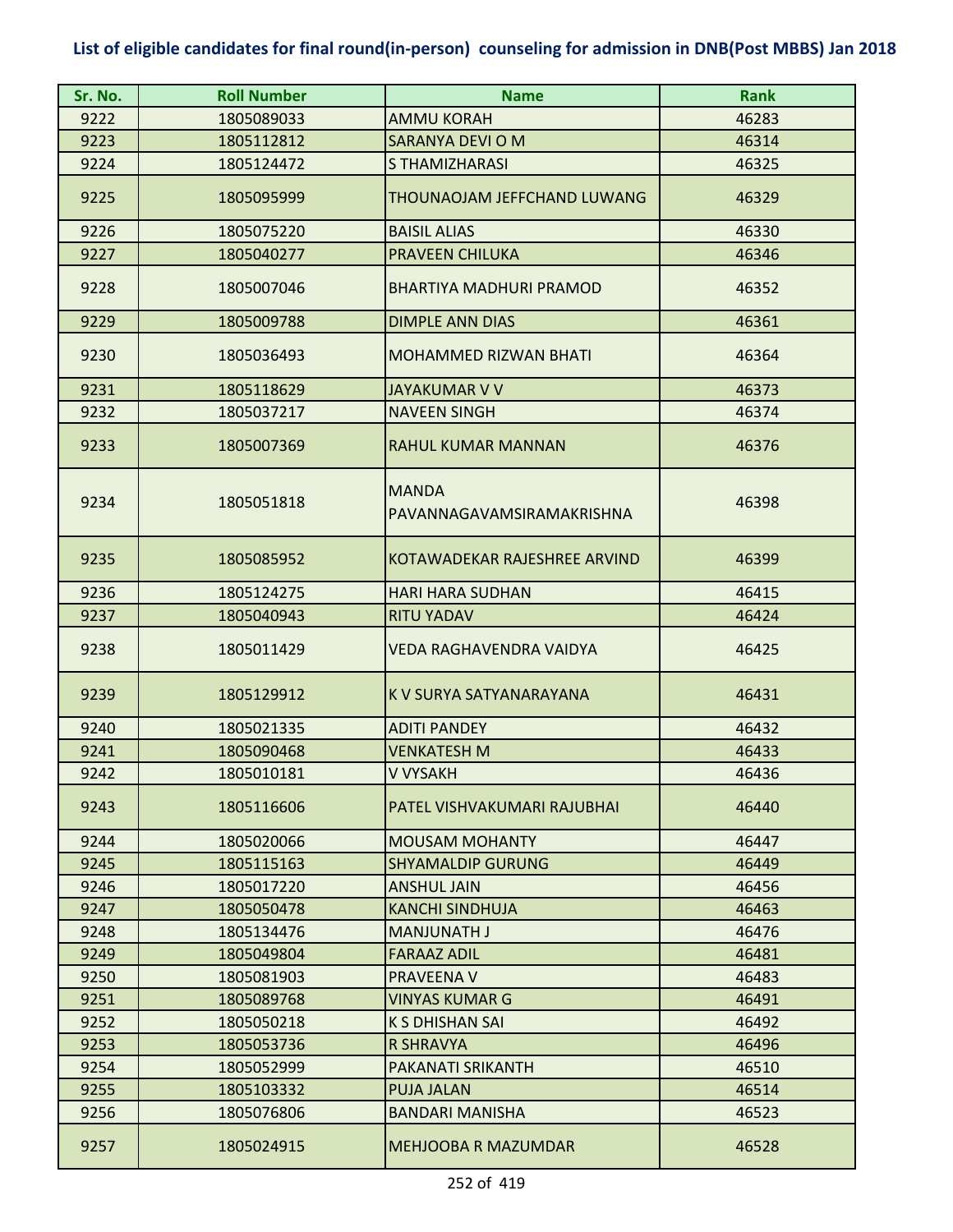# List of eligible candidates for final round(in-person) counseling for admission in DNB(Post MBBS) Jan 2018

| Sr. No. | Roll Number | Name | Rank |
|---|---|---|---|
| 9222 | 1805089033 | AMMU KORAH | 46283 |
| 9223 | 1805112812 | SARANYA DEVI O M | 46314 |
| 9224 | 1805124472 | S THAMIZHARASI | 46325 |
| 9225 | 1805095999 | THOUNAOJAM JEFFCHAND LUWANG | 46329 |
| 9226 | 1805075220 | BAISIL ALIAS | 46330 |
| 9227 | 1805040277 | PRAVEEN CHILUKA | 46346 |
| 9228 | 1805007046 | BHARTIYA MADHURI PRAMOD | 46352 |
| 9229 | 1805009788 | DIMPLE ANN DIAS | 46361 |
| 9230 | 1805036493 | MOHAMMED RIZWAN BHATI | 46364 |
| 9231 | 1805118629 | JAYAKUMAR V V | 46373 |
| 9232 | 1805037217 | NAVEEN SINGH | 46374 |
| 9233 | 1805007369 | RAHUL KUMAR MANNAN | 46376 |
| 9234 | 1805051818 | MANDA PAVANNAGAVAMSIRAMAKRISHNA | 46398 |
| 9235 | 1805085952 | KOTAWADEKAR RAJESHREE ARVIND | 46399 |
| 9236 | 1805124275 | HARI HARA SUDHAN | 46415 |
| 9237 | 1805040943 | RITU YADAV | 46424 |
| 9238 | 1805011429 | VEDA RAGHAVENDRA VAIDYA | 46425 |
| 9239 | 1805129912 | K V SURYA SATYANARAYANA | 46431 |
| 9240 | 1805021335 | ADITI PANDEY | 46432 |
| 9241 | 1805090468 | VENKATESH M | 46433 |
| 9242 | 1805010181 | V VYSAKH | 46436 |
| 9243 | 1805116606 | PATEL VISHVAKUMARI RAJUBHAI | 46440 |
| 9244 | 1805020066 | MOUSAM MOHANTY | 46447 |
| 9245 | 1805115163 | SHYAMALDIP GURUNG | 46449 |
| 9246 | 1805017220 | ANSHUL JAIN | 46456 |
| 9247 | 1805050478 | KANCHI SINDHUJA | 46463 |
| 9248 | 1805134476 | MANJUNATH J | 46476 |
| 9249 | 1805049804 | FARAAZ ADIL | 46481 |
| 9250 | 1805081903 | PRAVEENA V | 46483 |
| 9251 | 1805089768 | VINYAS KUMAR G | 46491 |
| 9252 | 1805050218 | K S DHISHAN SAI | 46492 |
| 9253 | 1805053736 | R SHRAVYA | 46496 |
| 9254 | 1805052999 | PAKANATI SRIKANTH | 46510 |
| 9255 | 1805103332 | PUJA JALAN | 46514 |
| 9256 | 1805076806 | BANDARI MANISHA | 46523 |
| 9257 | 1805024915 | MEHJOOBA R MAZUMDAR | 46528 |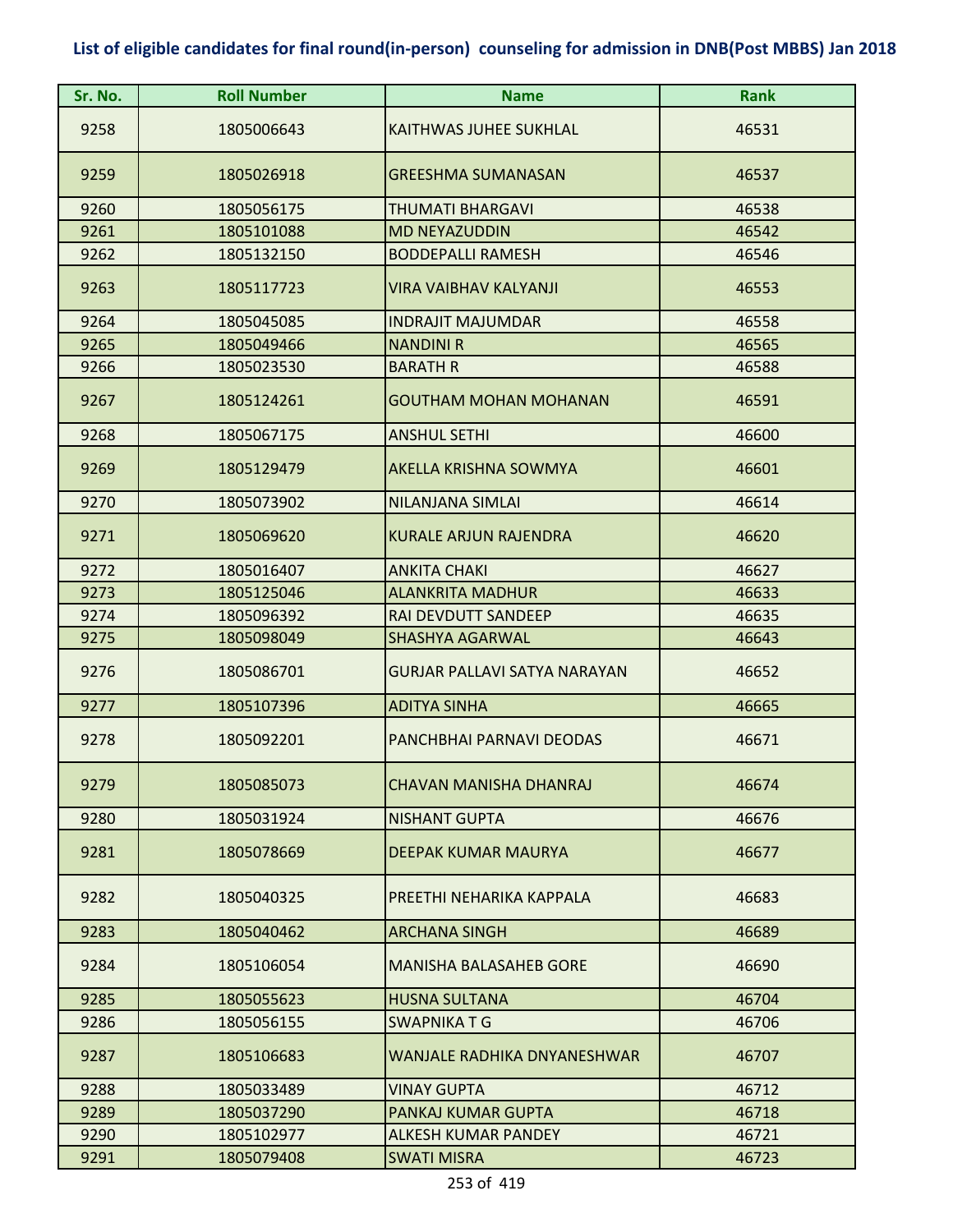# List of eligible candidates for final round(in-person) counseling for admission in DNB(Post MBBS) Jan 2018

| Sr. No. | Roll Number | Name | Rank |
| --- | --- | --- | --- |
| 9258 | 1805006643 | KAITHWAS JUHEE SUKHLAL | 46531 |
| 9259 | 1805026918 | GREESHMA SUMANASAN | 46537 |
| 9260 | 1805056175 | THUMATI BHARGAVI | 46538 |
| 9261 | 1805101088 | MD NEYAZUDDIN | 46542 |
| 9262 | 1805132150 | BODDEPALLI RAMESH | 46546 |
| 9263 | 1805117723 | VIRA VAIBHAV KALYANJI | 46553 |
| 9264 | 1805045085 | INDRAJIT MAJUMDAR | 46558 |
| 9265 | 1805049466 | NANDINI R | 46565 |
| 9266 | 1805023530 | BARATH R | 46588 |
| 9267 | 1805124261 | GOUTHAM MOHAN MOHANAN | 46591 |
| 9268 | 1805067175 | ANSHUL SETHI | 46600 |
| 9269 | 1805129479 | AKELLA KRISHNA SOWMYA | 46601 |
| 9270 | 1805073902 | NILANJANA SIMLAI | 46614 |
| 9271 | 1805069620 | KURALE ARJUN RAJENDRA | 46620 |
| 9272 | 1805016407 | ANKITA CHAKI | 46627 |
| 9273 | 1805125046 | ALANKRITA MADHUR | 46633 |
| 9274 | 1805096392 | RAI DEVDUTT SANDEEP | 46635 |
| 9275 | 1805098049 | SHASHYA AGARWAL | 46643 |
| 9276 | 1805086701 | GURJAR PALLAVI SATYA NARAYAN | 46652 |
| 9277 | 1805107396 | ADITYA SINHA | 46665 |
| 9278 | 1805092201 | PANCHBHAI PARNAVI DEODAS | 46671 |
| 9279 | 1805085073 | CHAVAN MANISHA DHANRAJ | 46674 |
| 9280 | 1805031924 | NISHANT GUPTA | 46676 |
| 9281 | 1805078669 | DEEPAK KUMAR MAURYA | 46677 |
| 9282 | 1805040325 | PREETHI NEHARIKA KAPPALA | 46683 |
| 9283 | 1805040462 | ARCHANA SINGH | 46689 |
| 9284 | 1805106054 | MANISHA BALASAHEB GORE | 46690 |
| 9285 | 1805055623 | HUSNA SULTANA | 46704 |
| 9286 | 1805056155 | SWAPNIKA T G | 46706 |
| 9287 | 1805106683 | WANJALE RADHIKA DNYANESHWAR | 46707 |
| 9288 | 1805033489 | VINAY GUPTA | 46712 |
| 9289 | 1805037290 | PANKAJ KUMAR GUPTA | 46718 |
| 9290 | 1805102977 | ALKESH KUMAR PANDEY | 46721 |
| 9291 | 1805079408 | SWATI MISRA | 46723 |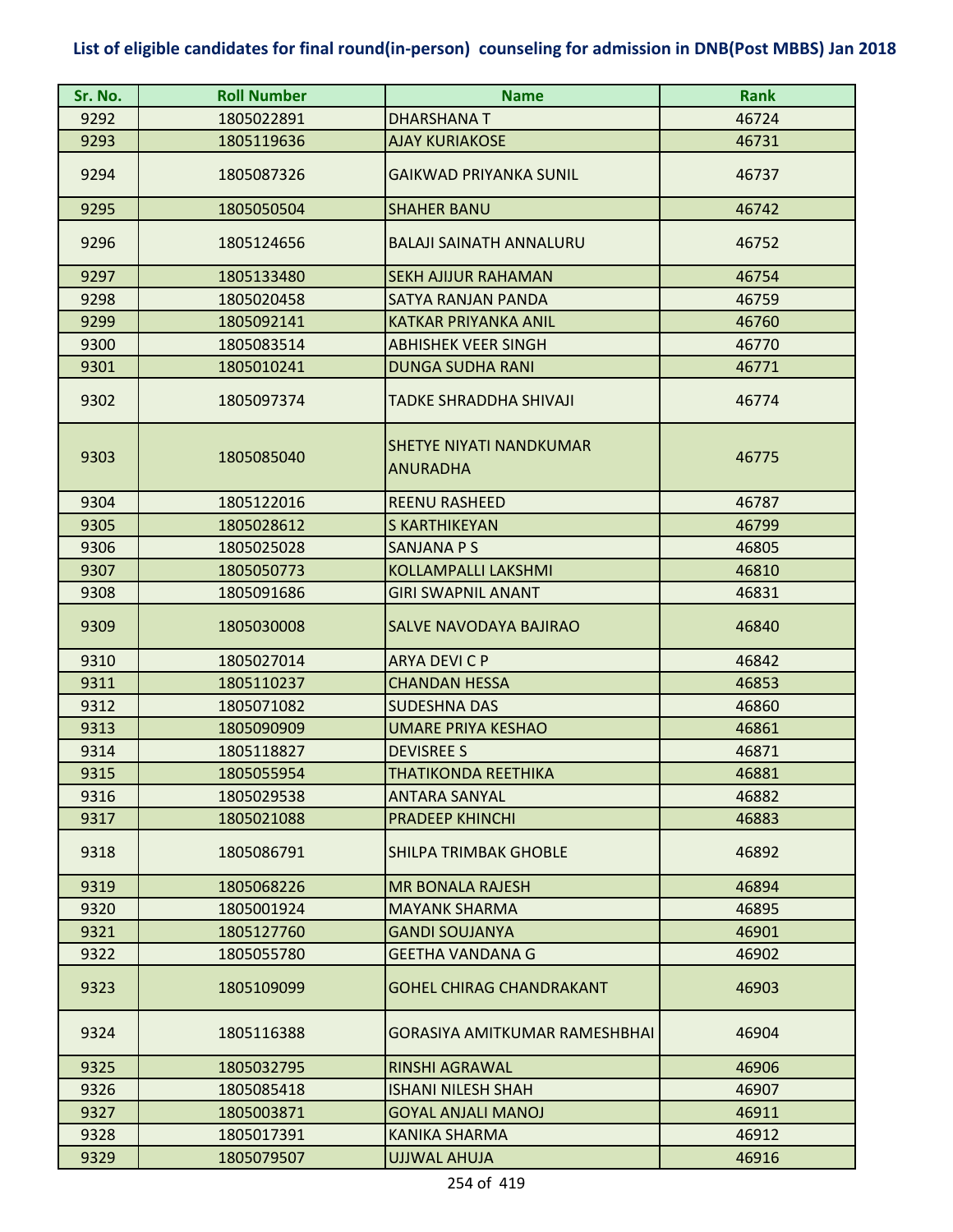# List of eligible candidates for final round(in-person) counseling for admission in DNB(Post MBBS) Jan 2018

| Sr. No. | Roll Number | Name | Rank |
|---|---|---|---|
| 9292 | 1805022891 | DHARSHANA T | 46724 |
| 9293 | 1805119636 | AJAY KURIAKOSE | 46731 |
| 9294 | 1805087326 | GAIKWAD PRIYANKA SUNIL | 46737 |
| 9295 | 1805050504 | SHAHER BANU | 46742 |
| 9296 | 1805124656 | BALAJI SAINATH ANNALURU | 46752 |
| 9297 | 1805133480 | SEKH AJIJUR RAHAMAN | 46754 |
| 9298 | 1805020458 | SATYA RANJAN PANDA | 46759 |
| 9299 | 1805092141 | KATKAR PRIYANKA ANIL | 46760 |
| 9300 | 1805083514 | ABHISHEK VEER SINGH | 46770 |
| 9301 | 1805010241 | DUNGA SUDHA RANI | 46771 |
| 9302 | 1805097374 | TADKE SHRADDHA SHIVAJI | 46774 |
| 9303 | 1805085040 | SHETYE NIYATI NANDKUMAR ANURADHA | 46775 |
| 9304 | 1805122016 | REENU RASHEED | 46787 |
| 9305 | 1805028612 | S KARTHIKEYAN | 46799 |
| 9306 | 1805025028 | SANJANA P S | 46805 |
| 9307 | 1805050773 | KOLLAMPALLI LAKSHMI | 46810 |
| 9308 | 1805091686 | GIRI SWAPNIL ANANT | 46831 |
| 9309 | 1805030008 | SALVE NAVODAYA BAJIRAO | 46840 |
| 9310 | 1805027014 | ARYA DEVI C P | 46842 |
| 9311 | 1805110237 | CHANDAN HESSA | 46853 |
| 9312 | 1805071082 | SUDESHNA DAS | 46860 |
| 9313 | 1805090909 | UMARE PRIYA KESHAO | 46861 |
| 9314 | 1805118827 | DEVISREE S | 46871 |
| 9315 | 1805055954 | THATIKONDA REETHIKA | 46881 |
| 9316 | 1805029538 | ANTARA SANYAL | 46882 |
| 9317 | 1805021088 | PRADEEP KHINCHI | 46883 |
| 9318 | 1805086791 | SHILPA TRIMBAK GHOBLE | 46892 |
| 9319 | 1805068226 | MR BONALA RAJESH | 46894 |
| 9320 | 1805001924 | MAYANK SHARMA | 46895 |
| 9321 | 1805127760 | GANDI SOUJANYA | 46901 |
| 9322 | 1805055780 | GEETHA VANDANA G | 46902 |
| 9323 | 1805109099 | GOHEL CHIRAG CHANDRAKANT | 46903 |
| 9324 | 1805116388 | GORASIYA AMITKUMAR RAMESHBHAI | 46904 |
| 9325 | 1805032795 | RINSHI AGRAWAL | 46906 |
| 9326 | 1805085418 | ISHANI NILESH SHAH | 46907 |
| 9327 | 1805003871 | GOYAL ANJALI MANOJ | 46911 |
| 9328 | 1805017391 | KANIKA SHARMA | 46912 |
| 9329 | 1805079507 | UJJWAL AHUJA | 46916 |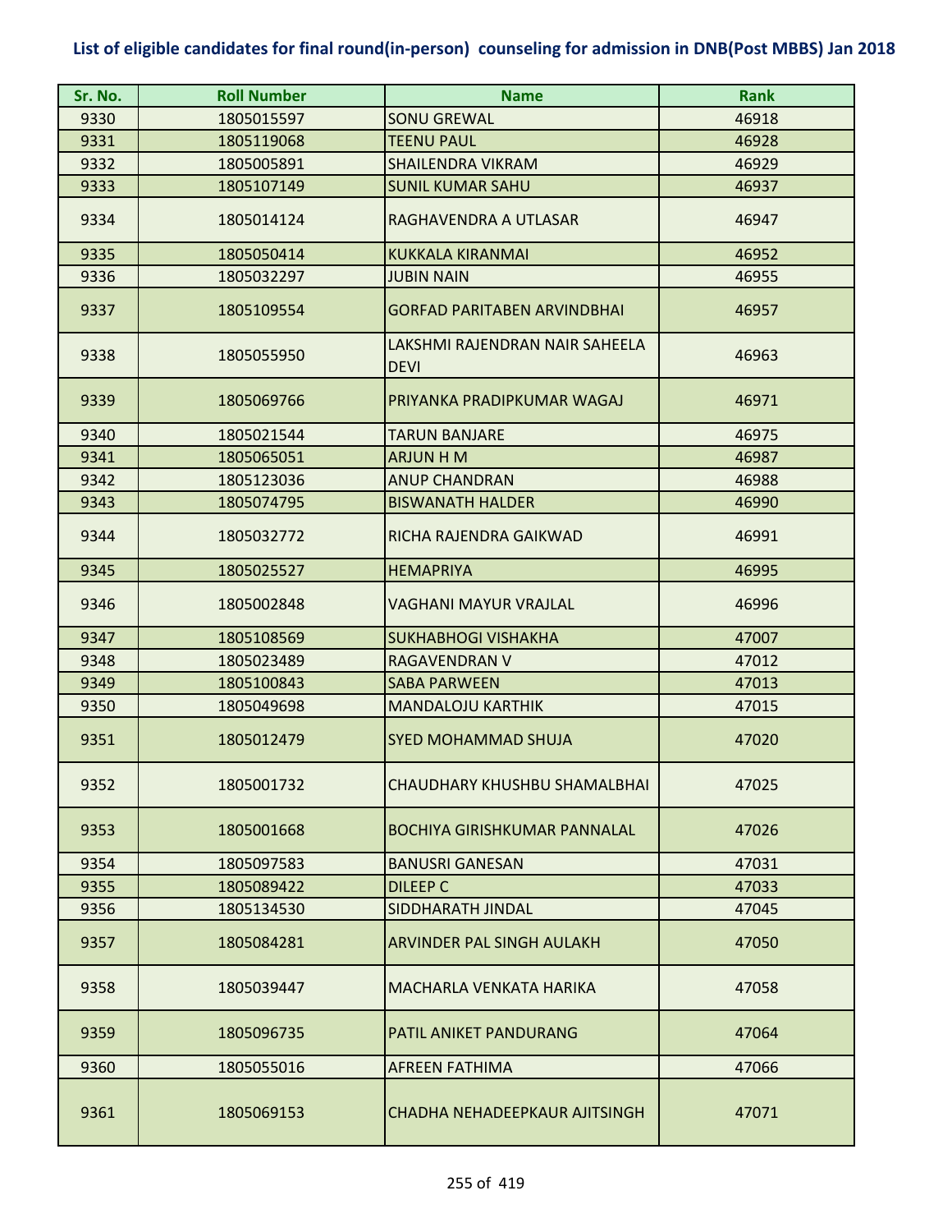# List of eligible candidates for final round(in-person) counseling for admission in DNB(Post MBBS) Jan 2018

| Sr. No. | Roll Number | Name | Rank |
|---|---|---|---|
| 9330 | 1805015597 | SONU GREWAL | 46918 |
| 9331 | 1805119068 | TEENU PAUL | 46928 |
| 9332 | 1805005891 | SHAILENDRA VIKRAM | 46929 |
| 9333 | 1805107149 | SUNIL KUMAR SAHU | 46937 |
| 9334 | 1805014124 | RAGHAVENDRA A UTLASAR | 46947 |
| 9335 | 1805050414 | KUKKALA KIRANMAI | 46952 |
| 9336 | 1805032297 | JUBIN NAIN | 46955 |
| 9337 | 1805109554 | GORFAD PARITABEN ARVINDBHAI | 46957 |
| 9338 | 1805055950 | LAKSHMI RAJENDRAN NAIR SAHEELA DEVI | 46963 |
| 9339 | 1805069766 | PRIYANKA PRADIPKUMAR WAGAJ | 46971 |
| 9340 | 1805021544 | TARUN BANJARE | 46975 |
| 9341 | 1805065051 | ARJUN H M | 46987 |
| 9342 | 1805123036 | ANUP CHANDRAN | 46988 |
| 9343 | 1805074795 | BISWANATH HALDER | 46990 |
| 9344 | 1805032772 | RICHA RAJENDRA GAIKWAD | 46991 |
| 9345 | 1805025527 | HEMAPRIYA | 46995 |
| 9346 | 1805002848 | VAGHANI MAYUR VRAJLAL | 46996 |
| 9347 | 1805108569 | SUKHABHOGI VISHAKHA | 47007 |
| 9348 | 1805023489 | RAGAVENDRAN V | 47012 |
| 9349 | 1805100843 | SABA PARWEEN | 47013 |
| 9350 | 1805049698 | MANDALOJU KARTHIK | 47015 |
| 9351 | 1805012479 | SYED MOHAMMAD SHUJA | 47020 |
| 9352 | 1805001732 | CHAUDHARY KHUSHBU SHAMALBHAI | 47025 |
| 9353 | 1805001668 | BOCHIYA GIRISHKUMAR PANNALAL | 47026 |
| 9354 | 1805097583 | BANUSRI GANESAN | 47031 |
| 9355 | 1805089422 | DILEEP C | 47033 |
| 9356 | 1805134530 | SIDDHARATH JINDAL | 47045 |
| 9357 | 1805084281 | ARVINDER PAL SINGH AULAKH | 47050 |
| 9358 | 1805039447 | MACHARLA VENKATA HARIKA | 47058 |
| 9359 | 1805096735 | PATIL ANIKET PANDURANG | 47064 |
| 9360 | 1805055016 | AFREEN FATHIMA | 47066 |
| 9361 | 1805069153 | CHADHA NEHADEEPKAUR AJITSINGH | 47071 |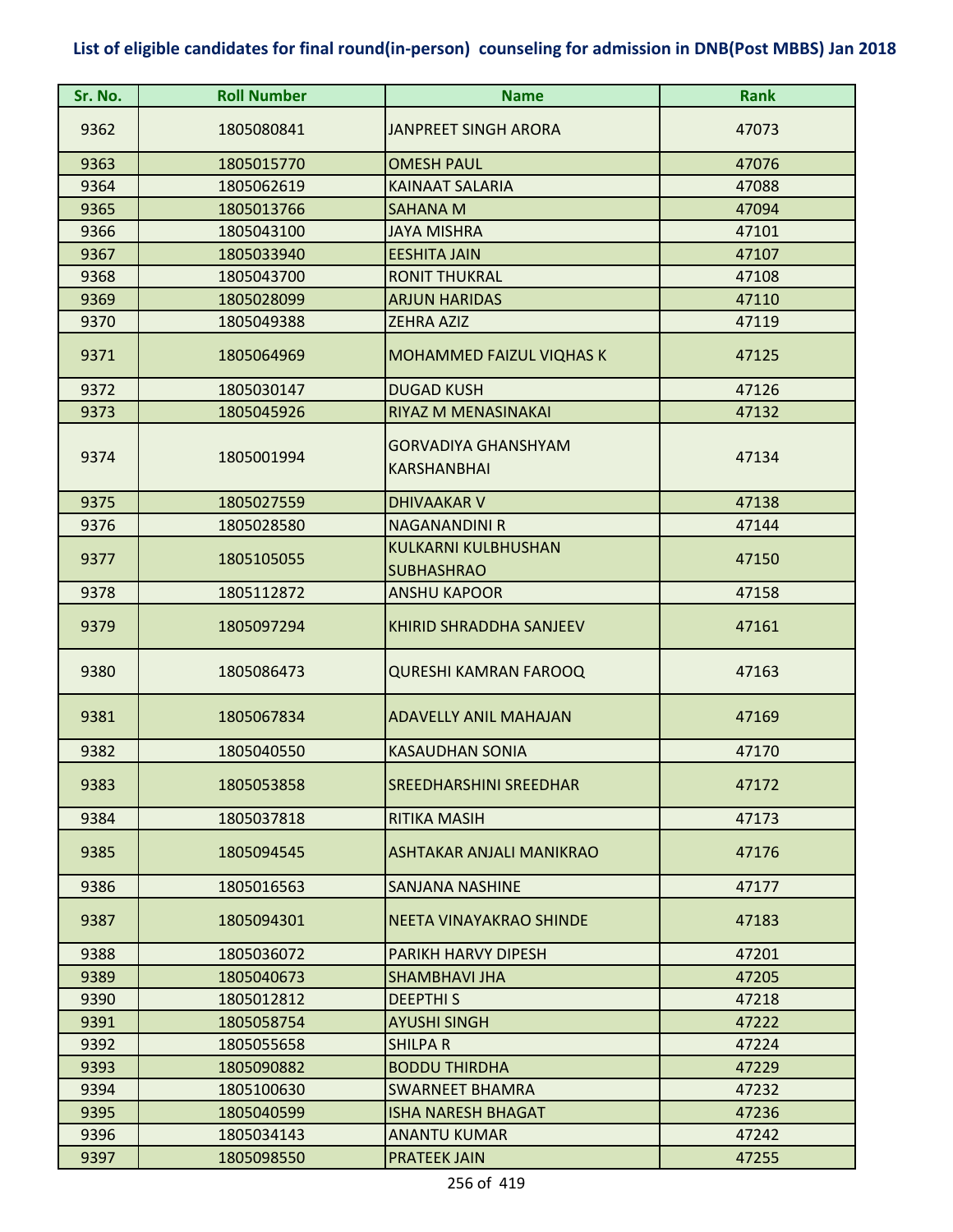**List of eligible candidates for final round(in-person) counseling for admission in DNB(Post MBBS) Jan 2018**

| Sr. No. | Roll Number | Name | Rank |
|---|---|---|---|
| 9362 | 1805080841 | JANPREET SINGH ARORA | 47073 |
| 9363 | 1805015770 | OMESH PAUL | 47076 |
| 9364 | 1805062619 | KAINAAT SALARIA | 47088 |
| 9365 | 1805013766 | SAHANA M | 47094 |
| 9366 | 1805043100 | JAYA MISHRA | 47101 |
| 9367 | 1805033940 | EESHITA JAIN | 47107 |
| 9368 | 1805043700 | RONIT THUKRAL | 47108 |
| 9369 | 1805028099 | ARJUN HARIDAS | 47110 |
| 9370 | 1805049388 | ZEHRA AZIZ | 47119 |
| 9371 | 1805064969 | MOHAMMED FAIZUL VIQHAS K | 47125 |
| 9372 | 1805030147 | DUGAD KUSH | 47126 |
| 9373 | 1805045926 | RIYAZ M MENASINAKAI | 47132 |
| 9374 | 1805001994 | GORVADIYA GHANSHYAM KARSHANBHAI | 47134 |
| 9375 | 1805027559 | DHIVAAKAR V | 47138 |
| 9376 | 1805028580 | NAGANANDINI R | 47144 |
| 9377 | 1805105055 | KULKARNI KULBHUSHAN SUBHASHRAO | 47150 |
| 9378 | 1805112872 | ANSHU KAPOOR | 47158 |
| 9379 | 1805097294 | KHIRID SHRADDHA SANJEEV | 47161 |
| 9380 | 1805086473 | QURESHI KAMRAN FAROOQ | 47163 |
| 9381 | 1805067834 | ADAVELLY ANIL MAHAJAN | 47169 |
| 9382 | 1805040550 | KASAUDHAN SONIA | 47170 |
| 9383 | 1805053858 | SREEDHARSHINI SREEDHAR | 47172 |
| 9384 | 1805037818 | RITIKA MASIH | 47173 |
| 9385 | 1805094545 | ASHTAKAR ANJALI MANIKRAO | 47176 |
| 9386 | 1805016563 | SANJANA NASHINE | 47177 |
| 9387 | 1805094301 | NEETA VINAYAKRAO SHINDE | 47183 |
| 9388 | 1805036072 | PARIKH HARVY DIPESH | 47201 |
| 9389 | 1805040673 | SHAMBHAVI JHA | 47205 |
| 9390 | 1805012812 | DEEPTHI S | 47218 |
| 9391 | 1805058754 | AYUSHI SINGH | 47222 |
| 9392 | 1805055658 | SHILPA R | 47224 |
| 9393 | 1805090882 | BODDU THIRDHA | 47229 |
| 9394 | 1805100630 | SWARNEET BHAMRA | 47232 |
| 9395 | 1805040599 | ISHA NARESH BHAGAT | 47236 |
| 9396 | 1805034143 | ANANTU KUMAR | 47242 |
| 9397 | 1805098550 | PRATEEK JAIN | 47255 |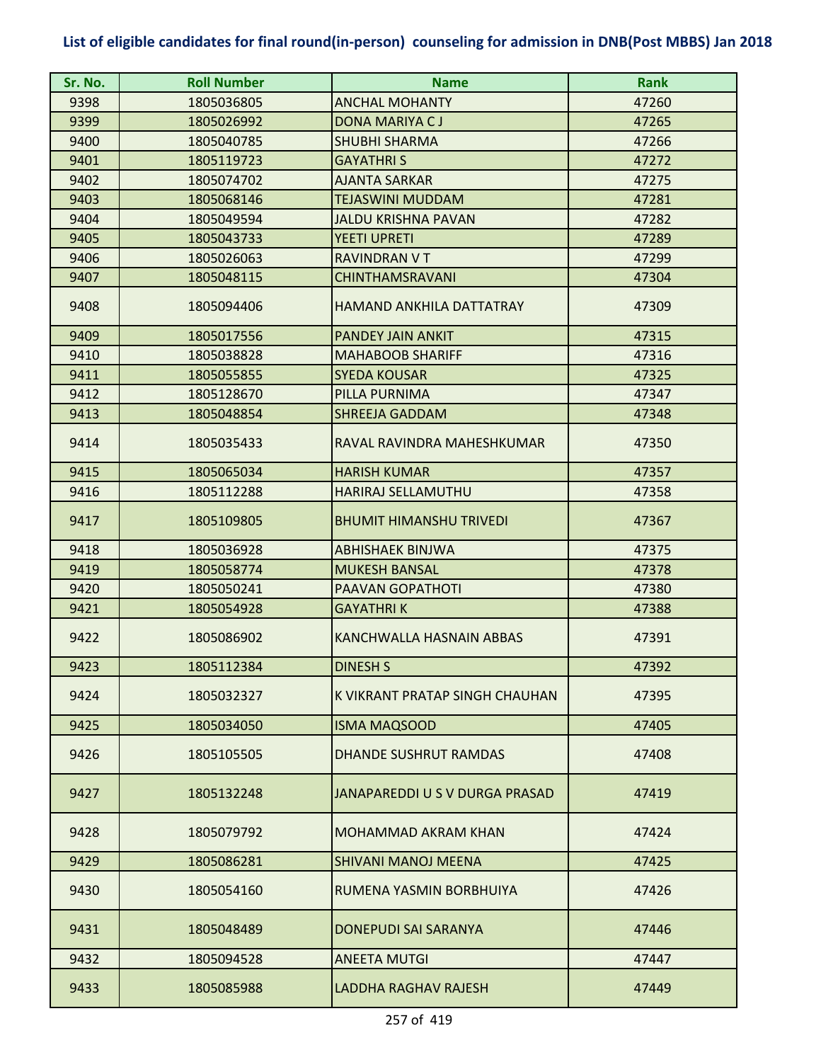**List of eligible candidates for final round(in-person) counseling for admission in DNB(Post MBBS) Jan 2018**

| Sr. No. | Roll Number | Name | Rank |
|---|---|---|---|
| 9398 | 1805036805 | ANCHAL MOHANTY | 47260 |
| 9399 | 1805026992 | DONA MARIYA C J | 47265 |
| 9400 | 1805040785 | SHUBHI SHARMA | 47266 |
| 9401 | 1805119723 | GAYATHRI S | 47272 |
| 9402 | 1805074702 | AJANTA SARKAR | 47275 |
| 9403 | 1805068146 | TEJASWINI MUDDAM | 47281 |
| 9404 | 1805049594 | JALDU KRISHNA PAVAN | 47282 |
| 9405 | 1805043733 | YEETI UPRETI | 47289 |
| 9406 | 1805026063 | RAVINDRAN V T | 47299 |
| 9407 | 1805048115 | CHINTHAMSRAVANI | 47304 |
| 9408 | 1805094406 | HAMAND ANKHILA DATTATRAY | 47309 |
| 9409 | 1805017556 | PANDEY JAIN ANKIT | 47315 |
| 9410 | 1805038828 | MAHABOOB SHARIFF | 47316 |
| 9411 | 1805055855 | SYEDA KOUSAR | 47325 |
| 9412 | 1805128670 | PILLA PURNIMA | 47347 |
| 9413 | 1805048854 | SHREEJA GADDAM | 47348 |
| 9414 | 1805035433 | RAVAL RAVINDRA MAHESHKUMAR | 47350 |
| 9415 | 1805065034 | HARISH KUMAR | 47357 |
| 9416 | 1805112288 | HARIRAJ SELLAMUTHU | 47358 |
| 9417 | 1805109805 | BHUMIT HIMANSHU TRIVEDI | 47367 |
| 9418 | 1805036928 | ABHISHAEK BINJWA | 47375 |
| 9419 | 1805058774 | MUKESH BANSAL | 47378 |
| 9420 | 1805050241 | PAAVAN GOPATHOTI | 47380 |
| 9421 | 1805054928 | GAYATHRI K | 47388 |
| 9422 | 1805086902 | KANCHWALLA HASNAIN ABBAS | 47391 |
| 9423 | 1805112384 | DINESH S | 47392 |
| 9424 | 1805032327 | K VIKRANT PRATAP SINGH CHAUHAN | 47395 |
| 9425 | 1805034050 | ISMA MAQSOOD | 47405 |
| 9426 | 1805105505 | DHANDE SUSHRUT RAMDAS | 47408 |
| 9427 | 1805132248 | JANAPAREDDI U S V DURGA PRASAD | 47419 |
| 9428 | 1805079792 | MOHAMMAD AKRAM KHAN | 47424 |
| 9429 | 1805086281 | SHIVANI MANOJ MEENA | 47425 |
| 9430 | 1805054160 | RUMENA YASMIN BORBHUIYA | 47426 |
| 9431 | 1805048489 | DONEPUDI SAI SARANYA | 47446 |
| 9432 | 1805094528 | ANEETA MUTGI | 47447 |
| 9433 | 1805085988 | LADDHA RAGHAV RAJESH | 47449 |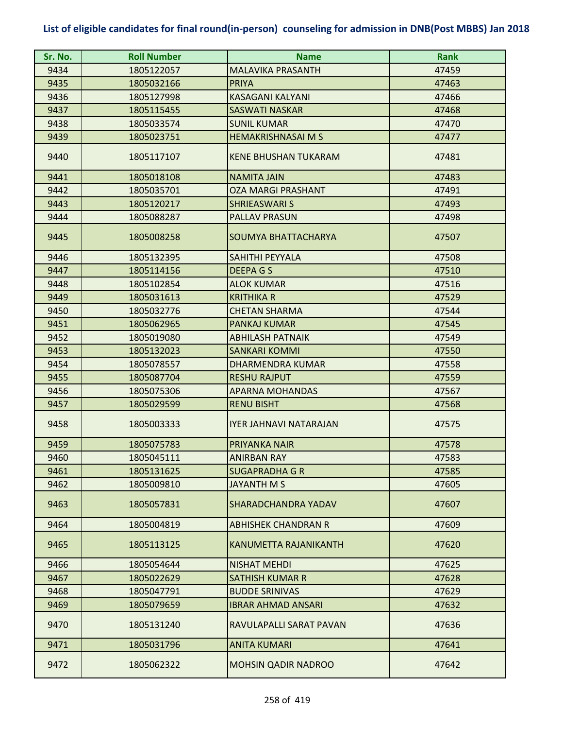# List of eligible candidates for final round(in-person) counseling for admission in DNB(Post MBBS) Jan 2018

| Sr. No. | Roll Number | Name | Rank |
|---|---|---|---|
| 9434 | 1805122057 | MALAVIKA PRASANTH | 47459 |
| 9435 | 1805032166 | PRIYA | 47463 |
| 9436 | 1805127998 | KASAGANI KALYANI | 47466 |
| 9437 | 1805115455 | SASWATI NASKAR | 47468 |
| 9438 | 1805033574 | SUNIL KUMAR | 47470 |
| 9439 | 1805023751 | HEMAKRISHNASAI M S | 47477 |
| 9440 | 1805117107 | KENE BHUSHAN TUKARAM | 47481 |
| 9441 | 1805018108 | NAMITA JAIN | 47483 |
| 9442 | 1805035701 | OZA MARGI PRASHANT | 47491 |
| 9443 | 1805120217 | SHRIEASWARI S | 47493 |
| 9444 | 1805088287 | PALLAV PRASUN | 47498 |
| 9445 | 1805008258 | SOUMYA BHATTACHARYA | 47507 |
| 9446 | 1805132395 | SAHITHI PEYYALA | 47508 |
| 9447 | 1805114156 | DEEPA G S | 47510 |
| 9448 | 1805102854 | ALOK KUMAR | 47516 |
| 9449 | 1805031613 | KRITHIKA R | 47529 |
| 9450 | 1805032776 | CHETAN SHARMA | 47544 |
| 9451 | 1805062965 | PANKAJ KUMAR | 47545 |
| 9452 | 1805019080 | ABHILASH PATNAIK | 47549 |
| 9453 | 1805132023 | SANKARI KOMMI | 47550 |
| 9454 | 1805078557 | DHARMENDRA KUMAR | 47558 |
| 9455 | 1805087704 | RESHU RAJPUT | 47559 |
| 9456 | 1805075306 | APARNA MOHANDAS | 47567 |
| 9457 | 1805029599 | RENU BISHT | 47568 |
| 9458 | 1805003333 | IYER JAHNAVI NATARAJAN | 47575 |
| 9459 | 1805075783 | PRIYANKA NAIR | 47578 |
| 9460 | 1805045111 | ANIRBAN RAY | 47583 |
| 9461 | 1805131625 | SUGAPRADHA G R | 47585 |
| 9462 | 1805009810 | JAYANTH M S | 47605 |
| 9463 | 1805057831 | SHARADCHANDRA YADAV | 47607 |
| 9464 | 1805004819 | ABHISHEK CHANDRAN R | 47609 |
| 9465 | 1805113125 | KANUMETTA RAJANIKANTH | 47620 |
| 9466 | 1805054644 | NISHAT MEHDI | 47625 |
| 9467 | 1805022629 | SATHISH KUMAR R | 47628 |
| 9468 | 1805047791 | BUDDE SRINIVAS | 47629 |
| 9469 | 1805079659 | IBRAR AHMAD ANSARI | 47632 |
| 9470 | 1805131240 | RAVULAPALLI SARAT PAVAN | 47636 |
| 9471 | 1805031796 | ANITA KUMARI | 47641 |
| 9472 | 1805062322 | MOHSIN QADIR NADROO | 47642 |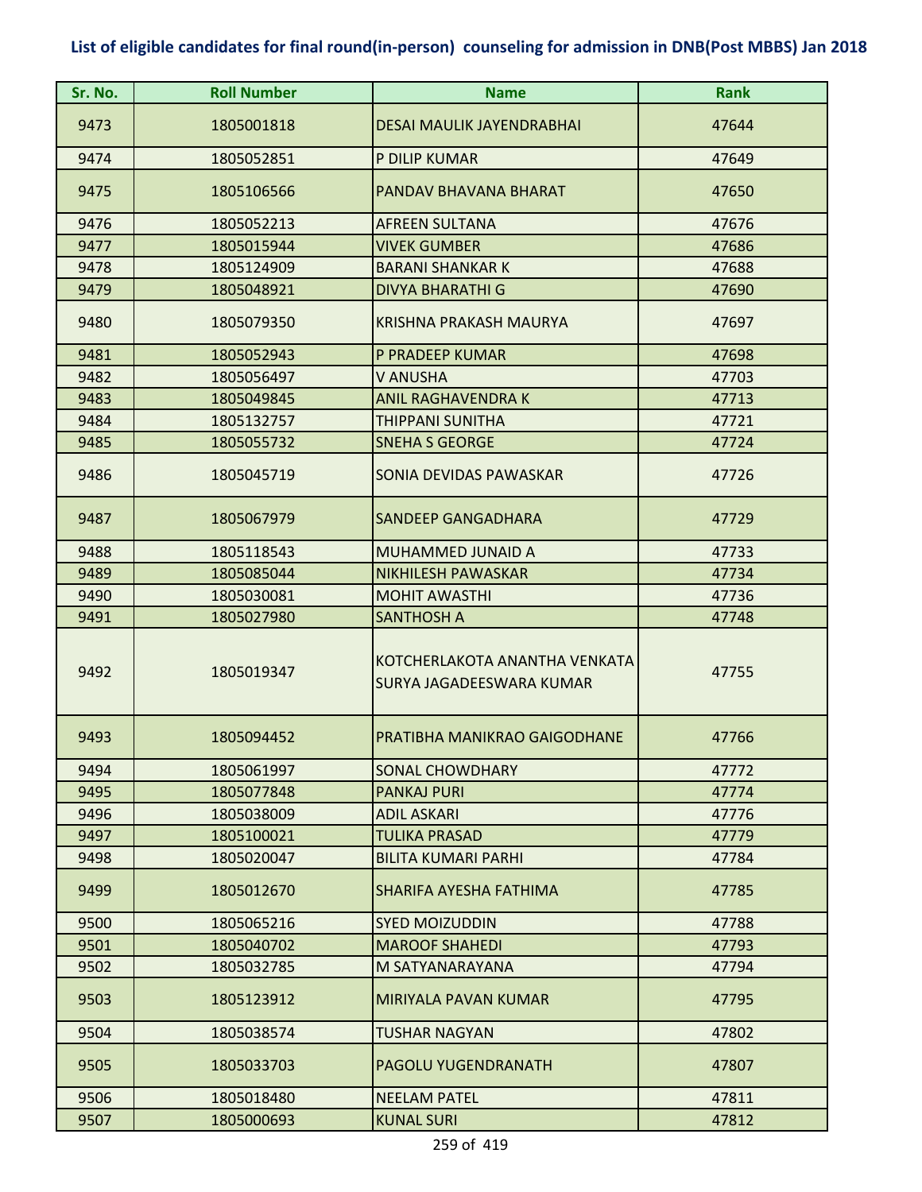**List of eligible candidates for final round(in-person) counseling for admission in DNB(Post MBBS) Jan 2018**

| Sr. No. | Roll Number | Name | Rank |
|---|---|---|---|
| 9473 | 1805001818 | DESAI MAULIK JAYENDRABHAI | 47644 |
| 9474 | 1805052851 | P DILIP KUMAR | 47649 |
| 9475 | 1805106566 | PANDAV BHAVANA BHARAT | 47650 |
| 9476 | 1805052213 | AFREEN SULTANA | 47676 |
| 9477 | 1805015944 | VIVEK GUMBER | 47686 |
| 9478 | 1805124909 | BARANI SHANKAR K | 47688 |
| 9479 | 1805048921 | DIVYA BHARATHI G | 47690 |
| 9480 | 1805079350 | KRISHNA PRAKASH MAURYA | 47697 |
| 9481 | 1805052943 | P PRADEEP KUMAR | 47698 |
| 9482 | 1805056497 | V ANUSHA | 47703 |
| 9483 | 1805049845 | ANIL RAGHAVENDRA K | 47713 |
| 9484 | 1805132757 | THIPPANI SUNITHA | 47721 |
| 9485 | 1805055732 | SNEHA S GEORGE | 47724 |
| 9486 | 1805045719 | SONIA DEVIDAS PAWASKAR | 47726 |
| 9487 | 1805067979 | SANDEEP GANGADHARA | 47729 |
| 9488 | 1805118543 | MUHAMMED JUNAID A | 47733 |
| 9489 | 1805085044 | NIKHILESH PAWASKAR | 47734 |
| 9490 | 1805030081 | MOHIT AWASTHI | 47736 |
| 9491 | 1805027980 | SANTHOSH A | 47748 |
| 9492 | 1805019347 | KOTCHERLAKOTA ANANTHA VENKATA SURYA JAGADEESWARA KUMAR | 47755 |
| 9493 | 1805094452 | PRATIBHA MANIKRAO GAIGODHANE | 47766 |
| 9494 | 1805061997 | SONAL CHOWDHARY | 47772 |
| 9495 | 1805077848 | PANKAJ PURI | 47774 |
| 9496 | 1805038009 | ADIL ASKARI | 47776 |
| 9497 | 1805100021 | TULIKA PRASAD | 47779 |
| 9498 | 1805020047 | BILITA KUMARI PARHI | 47784 |
| 9499 | 1805012670 | SHARIFA AYESHA FATHIMA | 47785 |
| 9500 | 1805065216 | SYED MOIZUDDIN | 47788 |
| 9501 | 1805040702 | MAROOF SHAHEDI | 47793 |
| 9502 | 1805032785 | M SATYANARAYANA | 47794 |
| 9503 | 1805123912 | MIRIYALA PAVAN KUMAR | 47795 |
| 9504 | 1805038574 | TUSHAR NAGYAN | 47802 |
| 9505 | 1805033703 | PAGOLU YUGENDRANATH | 47807 |
| 9506 | 1805018480 | NEELAM PATEL | 47811 |
| 9507 | 1805000693 | KUNAL SURI | 47812 |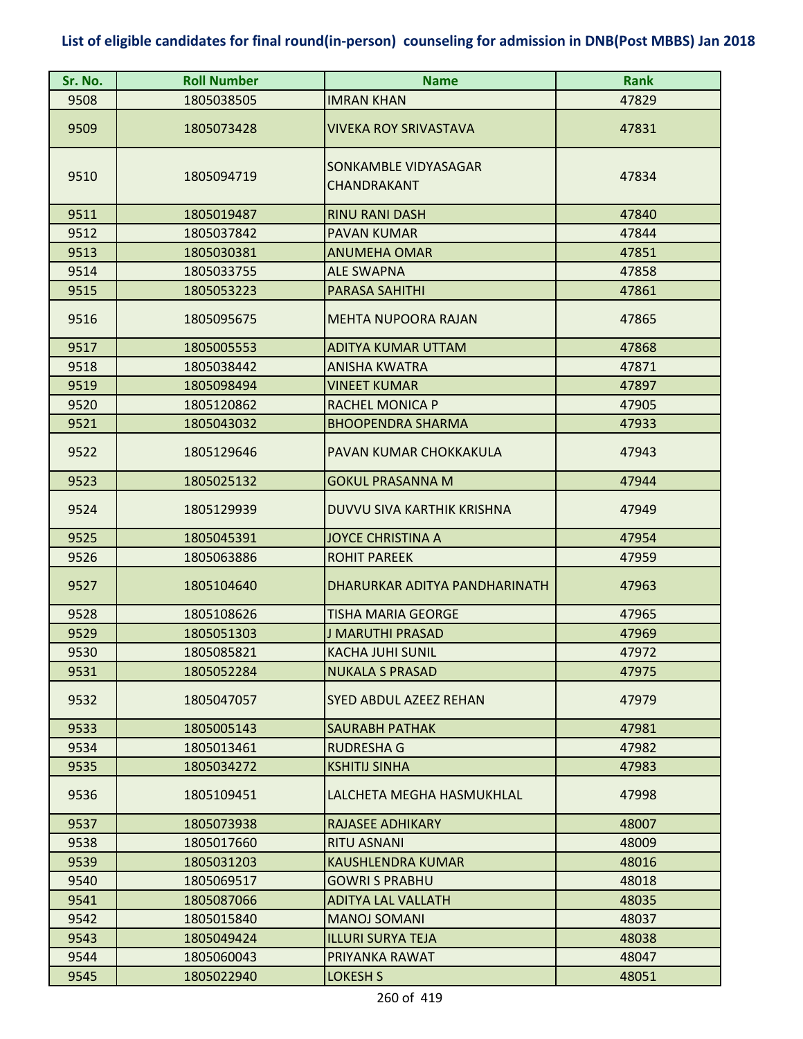## List of eligible candidates for final round(in-person) counseling for admission in DNB(Post MBBS) Jan 2018

| Sr. No. | Roll Number | Name | Rank |
|---|---|---|---|
| 9508 | 1805038505 | IMRAN KHAN | 47829 |
| 9509 | 1805073428 | VIVEKA ROY SRIVASTAVA | 47831 |
| 9510 | 1805094719 | SONKAMBLE VIDYASAGAR CHANDRAKANT | 47834 |
| 9511 | 1805019487 | RINU RANI DASH | 47840 |
| 9512 | 1805037842 | PAVAN KUMAR | 47844 |
| 9513 | 1805030381 | ANUMEHA OMAR | 47851 |
| 9514 | 1805033755 | ALE SWAPNA | 47858 |
| 9515 | 1805053223 | PARASA SAHITHI | 47861 |
| 9516 | 1805095675 | MEHTA NUPOORA RAJAN | 47865 |
| 9517 | 1805005553 | ADITYA KUMAR UTTAM | 47868 |
| 9518 | 1805038442 | ANISHA KWATRA | 47871 |
| 9519 | 1805098494 | VINEET KUMAR | 47897 |
| 9520 | 1805120862 | RACHEL MONICA P | 47905 |
| 9521 | 1805043032 | BHOOPENDRA SHARMA | 47933 |
| 9522 | 1805129646 | PAVAN KUMAR CHOKKAKULA | 47943 |
| 9523 | 1805025132 | GOKUL PRASANNA M | 47944 |
| 9524 | 1805129939 | DUVVU SIVA KARTHIK KRISHNA | 47949 |
| 9525 | 1805045391 | JOYCE CHRISTINA A | 47954 |
| 9526 | 1805063886 | ROHIT PAREEK | 47959 |
| 9527 | 1805104640 | DHARURKAR ADITYA PANDHARINATH | 47963 |
| 9528 | 1805108626 | TISHA MARIA GEORGE | 47965 |
| 9529 | 1805051303 | J MARUTHI PRASAD | 47969 |
| 9530 | 1805085821 | KACHA JUHI SUNIL | 47972 |
| 9531 | 1805052284 | NUKALA S PRASAD | 47975 |
| 9532 | 1805047057 | SYED ABDUL AZEEZ REHAN | 47979 |
| 9533 | 1805005143 | SAURABH PATHAK | 47981 |
| 9534 | 1805013461 | RUDRESHA G | 47982 |
| 9535 | 1805034272 | KSHITIJ SINHA | 47983 |
| 9536 | 1805109451 | LALCHETA MEGHA HASMUKHLAL | 47998 |
| 9537 | 1805073938 | RAJASEE ADHIKARY | 48007 |
| 9538 | 1805017660 | RITU ASNANI | 48009 |
| 9539 | 1805031203 | KAUSHLENDRA KUMAR | 48016 |
| 9540 | 1805069517 | GOWRI S PRABHU | 48018 |
| 9541 | 1805087066 | ADITYA LAL VALLATH | 48035 |
| 9542 | 1805015840 | MANOJ SOMANI | 48037 |
| 9543 | 1805049424 | ILLURI SURYA TEJA | 48038 |
| 9544 | 1805060043 | PRIYANKA RAWAT | 48047 |
| 9545 | 1805022940 | LOKESH S | 48051 |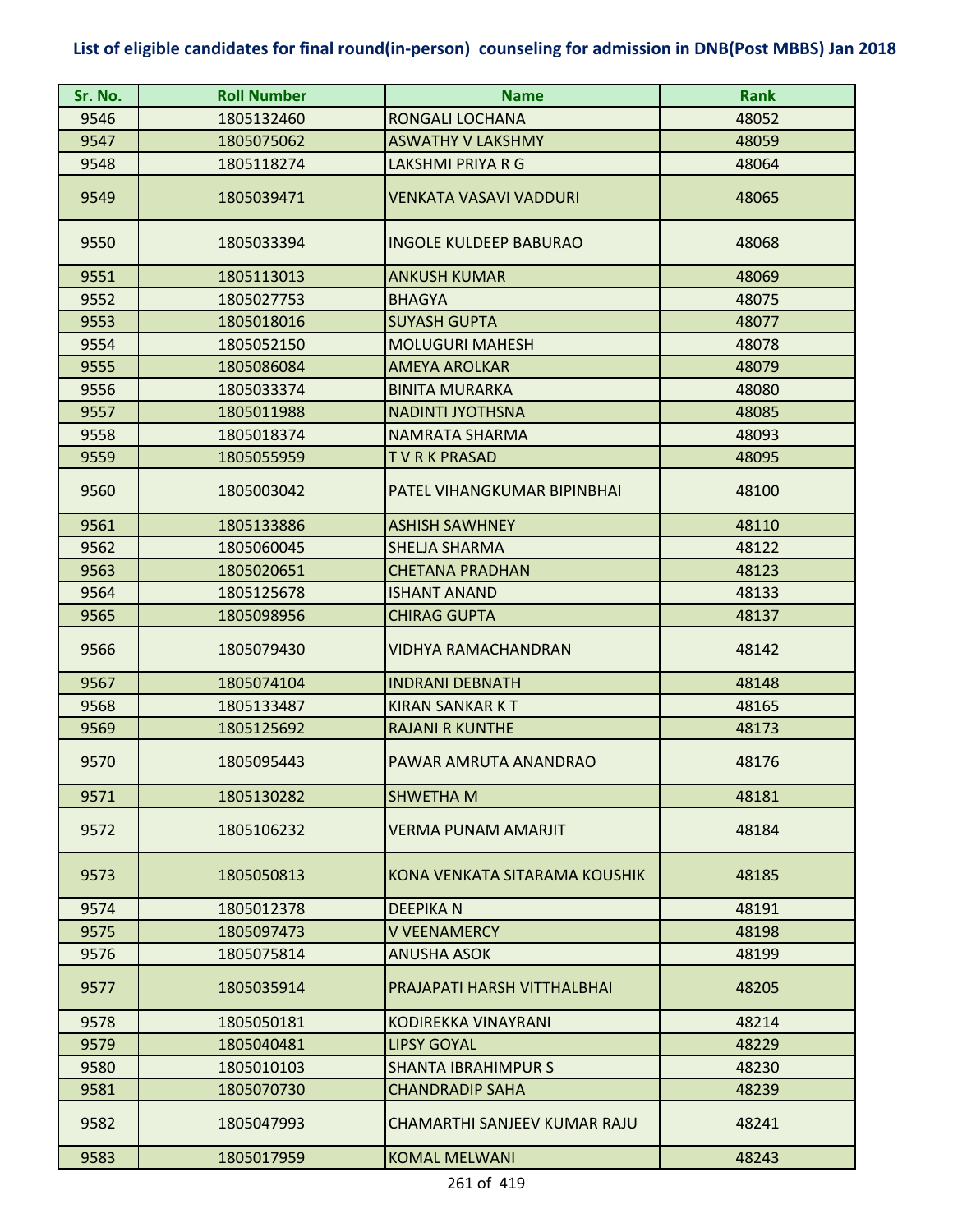**List of eligible candidates for final round(in-person) counseling for admission in DNB(Post MBBS) Jan 2018**

| Sr. No. | Roll Number | Name | Rank |
|---|---|---|---|
| 9546 | 1805132460 | RONGALI LOCHANA | 48052 |
| 9547 | 1805075062 | ASWATHY V LAKSHMY | 48059 |
| 9548 | 1805118274 | LAKSHMI PRIYA R G | 48064 |
| 9549 | 1805039471 | VENKATA VASAVI VADDURI | 48065 |
| 9550 | 1805033394 | INGOLE KULDEEP BABURAO | 48068 |
| 9551 | 1805113013 | ANKUSH KUMAR | 48069 |
| 9552 | 1805027753 | BHAGYA | 48075 |
| 9553 | 1805018016 | SUYASH GUPTA | 48077 |
| 9554 | 1805052150 | MOLUGURI MAHESH | 48078 |
| 9555 | 1805086084 | AMEYA AROLKAR | 48079 |
| 9556 | 1805033374 | BINITA MURARKA | 48080 |
| 9557 | 1805011988 | NADINTI JYOTHSNA | 48085 |
| 9558 | 1805018374 | NAMRATA SHARMA | 48093 |
| 9559 | 1805055959 | T V R K PRASAD | 48095 |
| 9560 | 1805003042 | PATEL VIHANGKUMAR BIPINBHAI | 48100 |
| 9561 | 1805133886 | ASHISH SAWHNEY | 48110 |
| 9562 | 1805060045 | SHELJA SHARMA | 48122 |
| 9563 | 1805020651 | CHETANA PRADHAN | 48123 |
| 9564 | 1805125678 | ISHANT ANAND | 48133 |
| 9565 | 1805098956 | CHIRAG GUPTA | 48137 |
| 9566 | 1805079430 | VIDHYA RAMACHANDRAN | 48142 |
| 9567 | 1805074104 | INDRANI DEBNATH | 48148 |
| 9568 | 1805133487 | KIRAN SANKAR K T | 48165 |
| 9569 | 1805125692 | RAJANI R KUNTHE | 48173 |
| 9570 | 1805095443 | PAWAR AMRUTA ANANDRAO | 48176 |
| 9571 | 1805130282 | SHWETHA M | 48181 |
| 9572 | 1805106232 | VERMA PUNAM AMARJIT | 48184 |
| 9573 | 1805050813 | KONA VENKATA SITARAMA KOUSHIK | 48185 |
| 9574 | 1805012378 | DEEPIKA N | 48191 |
| 9575 | 1805097473 | V VEENAMERCY | 48198 |
| 9576 | 1805075814 | ANUSHA ASOK | 48199 |
| 9577 | 1805035914 | PRAJAPATI HARSH VITTHALBHAI | 48205 |
| 9578 | 1805050181 | KODIREKKA VINAYRANI | 48214 |
| 9579 | 1805040481 | LIPSY GOYAL | 48229 |
| 9580 | 1805010103 | SHANTA IBRAHIMPUR S | 48230 |
| 9581 | 1805070730 | CHANDRADIP SAHA | 48239 |
| 9582 | 1805047993 | CHAMARTHI SANJEEV KUMAR RAJU | 48241 |
| 9583 | 1805017959 | KOMAL MELWANI | 48243 |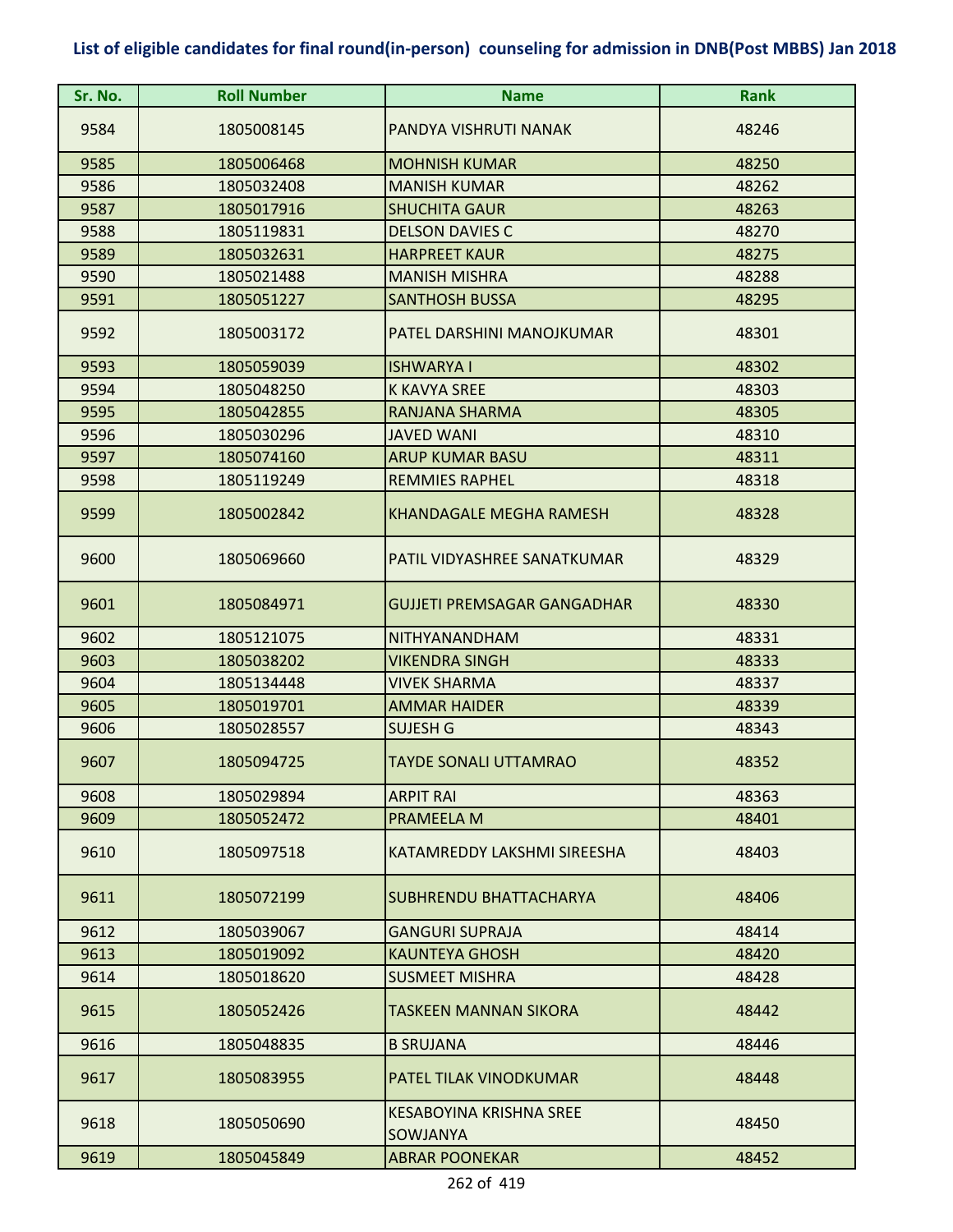# List of eligible candidates for final round(in-person) counseling for admission in DNB(Post MBBS) Jan 2018

| Sr. No. | Roll Number | Name | Rank |
|---|---|---|---|
| 9584 | 1805008145 | PANDYA VISHRUTI NANAK | 48246 |
| 9585 | 1805006468 | MOHNISH KUMAR | 48250 |
| 9586 | 1805032408 | MANISH KUMAR | 48262 |
| 9587 | 1805017916 | SHUCHITA GAUR | 48263 |
| 9588 | 1805119831 | DELSON DAVIES C | 48270 |
| 9589 | 1805032631 | HARPREET KAUR | 48275 |
| 9590 | 1805021488 | MANISH MISHRA | 48288 |
| 9591 | 1805051227 | SANTHOSH BUSSA | 48295 |
| 9592 | 1805003172 | PATEL DARSHINI MANOJKUMAR | 48301 |
| 9593 | 1805059039 | ISHWARYA I | 48302 |
| 9594 | 1805048250 | K KAVYA SREE | 48303 |
| 9595 | 1805042855 | RANJANA SHARMA | 48305 |
| 9596 | 1805030296 | JAVED WANI | 48310 |
| 9597 | 1805074160 | ARUP KUMAR BASU | 48311 |
| 9598 | 1805119249 | REMMIES RAPHEL | 48318 |
| 9599 | 1805002842 | KHANDAGALE MEGHA RAMESH | 48328 |
| 9600 | 1805069660 | PATIL VIDYASHREE SANATKUMAR | 48329 |
| 9601 | 1805084971 | GUJJETI PREMSAGAR GANGADHAR | 48330 |
| 9602 | 1805121075 | NITHYANANDHAM | 48331 |
| 9603 | 1805038202 | VIKENDRA SINGH | 48333 |
| 9604 | 1805134448 | VIVEK SHARMA | 48337 |
| 9605 | 1805019701 | AMMAR HAIDER | 48339 |
| 9606 | 1805028557 | SUJESH G | 48343 |
| 9607 | 1805094725 | TAYDE SONALI UTTAMRAO | 48352 |
| 9608 | 1805029894 | ARPIT RAI | 48363 |
| 9609 | 1805052472 | PRAMEELA M | 48401 |
| 9610 | 1805097518 | KATAMREDDY LAKSHMI SIREESHA | 48403 |
| 9611 | 1805072199 | SUBHRENDU BHATTACHARYA | 48406 |
| 9612 | 1805039067 | GANGURI SUPRAJA | 48414 |
| 9613 | 1805019092 | KAUNTEYA GHOSH | 48420 |
| 9614 | 1805018620 | SUSMEET MISHRA | 48428 |
| 9615 | 1805052426 | TASKEEN MANNAN SIKORA | 48442 |
| 9616 | 1805048835 | B SRUJANA | 48446 |
| 9617 | 1805083955 | PATEL TILAK VINODKUMAR | 48448 |
| 9618 | 1805050690 | KESABOYINA KRISHNA SREE SOWJANYA | 48450 |
| 9619 | 1805045849 | ABRAR POONEKAR | 48452 |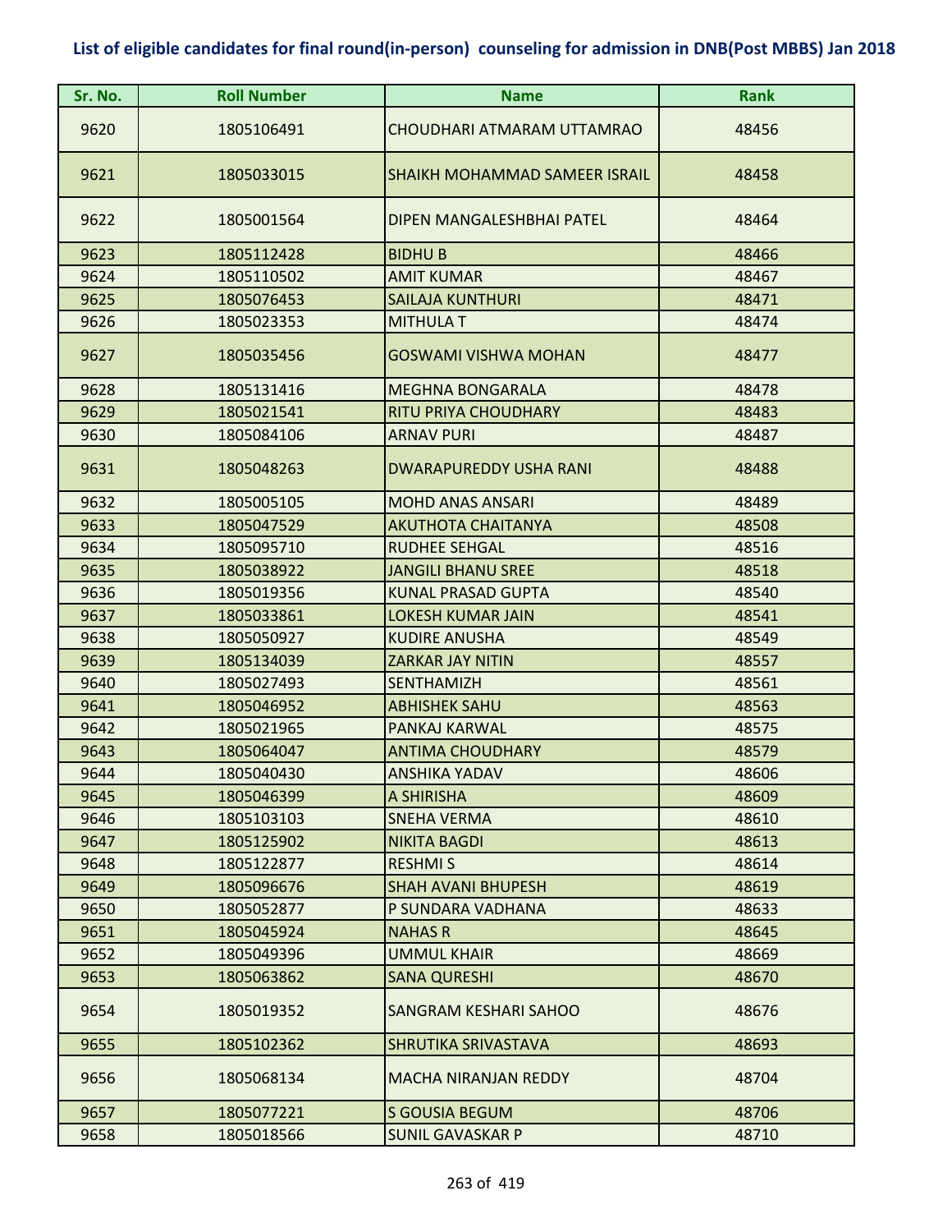## List of eligible candidates for final round(in-person) counseling for admission in DNB(Post MBBS) Jan 2018

| Sr. No. | Roll Number | Name | Rank |
|---|---|---|---|
| 9620 | 1805106491 | CHOUDHARI ATMARAM UTTAMRAO | 48456 |
| 9621 | 1805033015 | SHAIKH MOHAMMAD SAMEER ISRAIL | 48458 |
| 9622 | 1805001564 | DIPEN MANGALESHBHAI PATEL | 48464 |
| 9623 | 1805112428 | BIDHU B | 48466 |
| 9624 | 1805110502 | AMIT KUMAR | 48467 |
| 9625 | 1805076453 | SAILAJA KUNTHURI | 48471 |
| 9626 | 1805023353 | MITHULA T | 48474 |
| 9627 | 1805035456 | GOSWAMI VISHWA MOHAN | 48477 |
| 9628 | 1805131416 | MEGHNA BONGARALA | 48478 |
| 9629 | 1805021541 | RITU PRIYA CHOUDHARY | 48483 |
| 9630 | 1805084106 | ARNAV PURI | 48487 |
| 9631 | 1805048263 | DWARAPUREDDY USHA RANI | 48488 |
| 9632 | 1805005105 | MOHD ANAS ANSARI | 48489 |
| 9633 | 1805047529 | AKUTHOTA CHAITANYA | 48508 |
| 9634 | 1805095710 | RUDHEE SEHGAL | 48516 |
| 9635 | 1805038922 | JANGILI BHANU SREE | 48518 |
| 9636 | 1805019356 | KUNAL PRASAD GUPTA | 48540 |
| 9637 | 1805033861 | LOKESH KUMAR JAIN | 48541 |
| 9638 | 1805050927 | KUDIRE ANUSHA | 48549 |
| 9639 | 1805134039 | ZARKAR JAY NITIN | 48557 |
| 9640 | 1805027493 | SENTHAMIZH | 48561 |
| 9641 | 1805046952 | ABHISHEK SAHU | 48563 |
| 9642 | 1805021965 | PANKAJ KARWAL | 48575 |
| 9643 | 1805064047 | ANTIMA CHOUDHARY | 48579 |
| 9644 | 1805040430 | ANSHIKA YADAV | 48606 |
| 9645 | 1805046399 | A SHIRISHA | 48609 |
| 9646 | 1805103103 | SNEHA VERMA | 48610 |
| 9647 | 1805125902 | NIKITA BAGDI | 48613 |
| 9648 | 1805122877 | RESHMI S | 48614 |
| 9649 | 1805096676 | SHAH AVANI BHUPESH | 48619 |
| 9650 | 1805052877 | P SUNDARA VADHANA | 48633 |
| 9651 | 1805045924 | NAHAS R | 48645 |
| 9652 | 1805049396 | UMMUL KHAIR | 48669 |
| 9653 | 1805063862 | SANA QURESHI | 48670 |
| 9654 | 1805019352 | SANGRAM KESHARI SAHOO | 48676 |
| 9655 | 1805102362 | SHRUTIKA SRIVASTAVA | 48693 |
| 9656 | 1805068134 | MACHA NIRANJAN REDDY | 48704 |
| 9657 | 1805077221 | S GOUSIA BEGUM | 48706 |
| 9658 | 1805018566 | SUNIL GAVASKAR P | 48710 |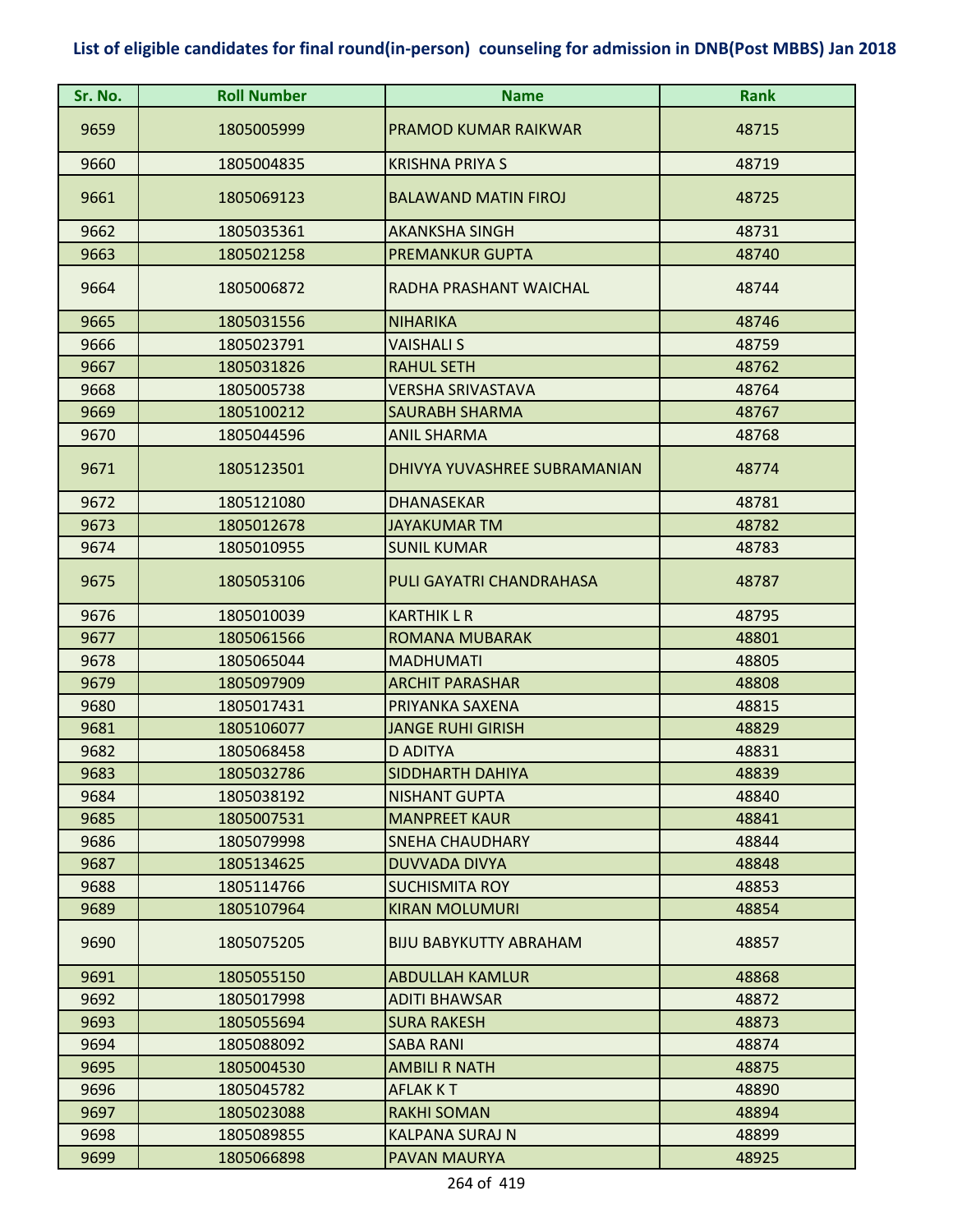## List of eligible candidates for final round(in-person) counseling for admission in DNB(Post MBBS) Jan 2018

| Sr. No. | Roll Number | Name | Rank |
|---|---|---|---|
| 9659 | 1805005999 | PRAMOD KUMAR RAIKWAR | 48715 |
| 9660 | 1805004835 | KRISHNA PRIYA S | 48719 |
| 9661 | 1805069123 | BALAWAND MATIN FIROJ | 48725 |
| 9662 | 1805035361 | AKANKSHA SINGH | 48731 |
| 9663 | 1805021258 | PREMANKUR GUPTA | 48740 |
| 9664 | 1805006872 | RADHA PRASHANT WAICHAL | 48744 |
| 9665 | 1805031556 | NIHARIKA | 48746 |
| 9666 | 1805023791 | VAISHALI S | 48759 |
| 9667 | 1805031826 | RAHUL SETH | 48762 |
| 9668 | 1805005738 | VERSHA SRIVASTAVA | 48764 |
| 9669 | 1805100212 | SAURABH SHARMA | 48767 |
| 9670 | 1805044596 | ANIL SHARMA | 48768 |
| 9671 | 1805123501 | DHIVYA YUVASHREE SUBRAMANIAN | 48774 |
| 9672 | 1805121080 | DHANASEKAR | 48781 |
| 9673 | 1805012678 | JAYAKUMAR TM | 48782 |
| 9674 | 1805010955 | SUNIL KUMAR | 48783 |
| 9675 | 1805053106 | PULI GAYATRI CHANDRAHASA | 48787 |
| 9676 | 1805010039 | KARTHIK L R | 48795 |
| 9677 | 1805061566 | ROMANA MUBARAK | 48801 |
| 9678 | 1805065044 | MADHUMATI | 48805 |
| 9679 | 1805097909 | ARCHIT PARASHAR | 48808 |
| 9680 | 1805017431 | PRIYANKA SAXENA | 48815 |
| 9681 | 1805106077 | JANGE RUHI GIRISH | 48829 |
| 9682 | 1805068458 | D ADITYA | 48831 |
| 9683 | 1805032786 | SIDDHARTH DAHIYA | 48839 |
| 9684 | 1805038192 | NISHANT GUPTA | 48840 |
| 9685 | 1805007531 | MANPREET KAUR | 48841 |
| 9686 | 1805079998 | SNEHA CHAUDHARY | 48844 |
| 9687 | 1805134625 | DUVVADA DIVYA | 48848 |
| 9688 | 1805114766 | SUCHISMITA ROY | 48853 |
| 9689 | 1805107964 | KIRAN MOLUMURI | 48854 |
| 9690 | 1805075205 | BIJU BABYKUTTY ABRAHAM | 48857 |
| 9691 | 1805055150 | ABDULLAH KAMLUR | 48868 |
| 9692 | 1805017998 | ADITI BHAWSAR | 48872 |
| 9693 | 1805055694 | SURA RAKESH | 48873 |
| 9694 | 1805088092 | SABA RANI | 48874 |
| 9695 | 1805004530 | AMBILI R NATH | 48875 |
| 9696 | 1805045782 | AFLAK K T | 48890 |
| 9697 | 1805023088 | RAKHI SOMAN | 48894 |
| 9698 | 1805089855 | KALPANA SURAJ N | 48899 |
| 9699 | 1805066898 | PAVAN MAURYA | 48925 |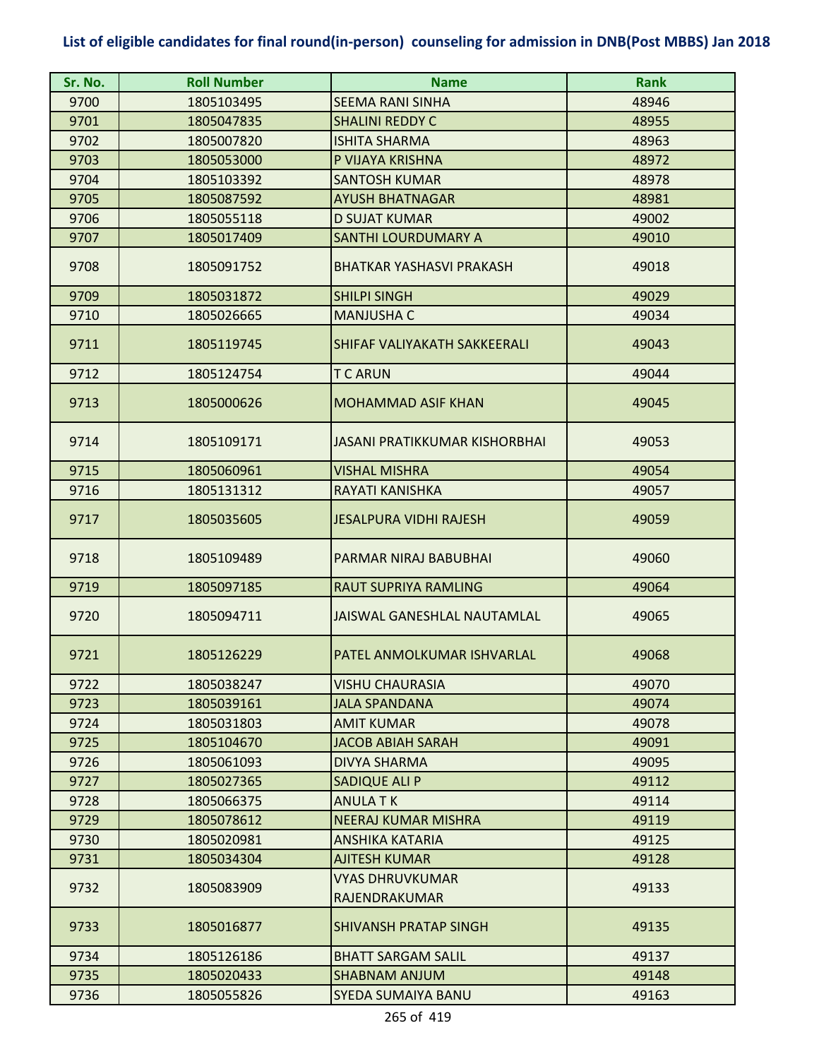## List of eligible candidates for final round(in-person) counseling for admission in DNB(Post MBBS) Jan 2018

| Sr. No. | Roll Number | Name | Rank |
|---|---|---|---|
| 9700 | 1805103495 | SEEMA RANI SINHA | 48946 |
| 9701 | 1805047835 | SHALINI REDDY C | 48955 |
| 9702 | 1805007820 | ISHITA SHARMA | 48963 |
| 9703 | 1805053000 | P VIJAYA KRISHNA | 48972 |
| 9704 | 1805103392 | SANTOSH KUMAR | 48978 |
| 9705 | 1805087592 | AYUSH BHATNAGAR | 48981 |
| 9706 | 1805055118 | D SUJAT KUMAR | 49002 |
| 9707 | 1805017409 | SANTHI LOURDUMARY A | 49010 |
| 9708 | 1805091752 | BHATKAR YASHASVI PRAKASH | 49018 |
| 9709 | 1805031872 | SHILPI SINGH | 49029 |
| 9710 | 1805026665 | MANJUSHA C | 49034 |
| 9711 | 1805119745 | SHIFAF VALIYAKATH SAKKEERALI | 49043 |
| 9712 | 1805124754 | T C ARUN | 49044 |
| 9713 | 1805000626 | MOHAMMAD ASIF KHAN | 49045 |
| 9714 | 1805109171 | JASANI PRATIKKUMAR KISHORBHAI | 49053 |
| 9715 | 1805060961 | VISHAL MISHRA | 49054 |
| 9716 | 1805131312 | RAYATI KANISHKA | 49057 |
| 9717 | 1805035605 | JESALPURA VIDHI RAJESH | 49059 |
| 9718 | 1805109489 | PARMAR NIRAJ BABUBHAI | 49060 |
| 9719 | 1805097185 | RAUT SUPRIYA RAMLING | 49064 |
| 9720 | 1805094711 | JAISWAL GANESHLAL NAUTAMLAL | 49065 |
| 9721 | 1805126229 | PATEL ANMOLKUMAR ISHVARLAL | 49068 |
| 9722 | 1805038247 | VISHU CHAURASIA | 49070 |
| 9723 | 1805039161 | JALA SPANDANA | 49074 |
| 9724 | 1805031803 | AMIT KUMAR | 49078 |
| 9725 | 1805104670 | JACOB ABIAH SARAH | 49091 |
| 9726 | 1805061093 | DIVYA SHARMA | 49095 |
| 9727 | 1805027365 | SADIQUE ALI P | 49112 |
| 9728 | 1805066375 | ANULA T K | 49114 |
| 9729 | 1805078612 | NEERAJ KUMAR MISHRA | 49119 |
| 9730 | 1805020981 | ANSHIKA KATARIA | 49125 |
| 9731 | 1805034304 | AJITESH KUMAR | 49128 |
| 9732 | 1805083909 | VYAS DHRUVKUMAR RAJENDRAKUMAR | 49133 |
| 9733 | 1805016877 | SHIVANSH PRATAP SINGH | 49135 |
| 9734 | 1805126186 | BHATT SARGAM SALIL | 49137 |
| 9735 | 1805020433 | SHABNAM ANJUM | 49148 |
| 9736 | 1805055826 | SYEDA SUMAIYA BANU | 49163 |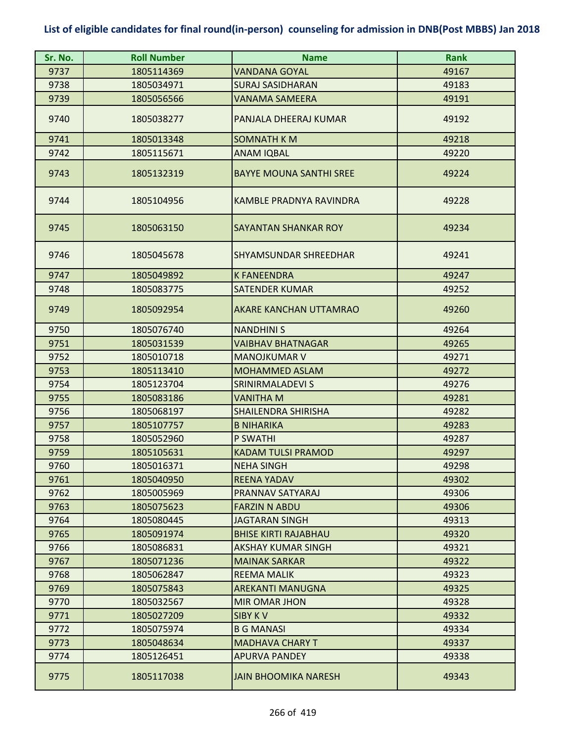# List of eligible candidates for final round(in-person) counseling for admission in DNB(Post MBBS) Jan 2018

| Sr. No. | Roll Number | Name | Rank |
| --- | --- | --- | --- |
| 9737 | 1805114369 | VANDANA GOYAL | 49167 |
| 9738 | 1805034971 | SURAJ SASIDHARAN | 49183 |
| 9739 | 1805056566 | VANAMA SAMEERA | 49191 |
| 9740 | 1805038277 | PANJALA DHEERAJ KUMAR | 49192 |
| 9741 | 1805013348 | SOMNATH K M | 49218 |
| 9742 | 1805115671 | ANAM IQBAL | 49220 |
| 9743 | 1805132319 | BAYYE MOUNA SANTHI SREE | 49224 |
| 9744 | 1805104956 | KAMBLE PRADNYA RAVINDRA | 49228 |
| 9745 | 1805063150 | SAYANTAN SHANKAR ROY | 49234 |
| 9746 | 1805045678 | SHYAMSUNDAR SHREEDHAR | 49241 |
| 9747 | 1805049892 | K FANEENDRA | 49247 |
| 9748 | 1805083775 | SATENDER KUMAR | 49252 |
| 9749 | 1805092954 | AKARE KANCHAN UTTAMRAO | 49260 |
| 9750 | 1805076740 | NANDHINI S | 49264 |
| 9751 | 1805031539 | VAIBHAV BHATNAGAR | 49265 |
| 9752 | 1805010718 | MANOJKUMAR V | 49271 |
| 9753 | 1805113410 | MOHAMMED ASLAM | 49272 |
| 9754 | 1805123704 | SRINIRMALADEVI S | 49276 |
| 9755 | 1805083186 | VANITHA M | 49281 |
| 9756 | 1805068197 | SHAILENDRA SHIRISHA | 49282 |
| 9757 | 1805107757 | B NIHARIKA | 49283 |
| 9758 | 1805052960 | P SWATHI | 49287 |
| 9759 | 1805105631 | KADAM TULSI PRAMOD | 49297 |
| 9760 | 1805016371 | NEHA SINGH | 49298 |
| 9761 | 1805040950 | REENA YADAV | 49302 |
| 9762 | 1805005969 | PRANNAV SATYARAJ | 49306 |
| 9763 | 1805075623 | FARZIN N ABDU | 49306 |
| 9764 | 1805080445 | JAGTARAN SINGH | 49313 |
| 9765 | 1805091974 | BHISE KIRTI RAJABHAU | 49320 |
| 9766 | 1805086831 | AKSHAY KUMAR SINGH | 49321 |
| 9767 | 1805071236 | MAINAK SARKAR | 49322 |
| 9768 | 1805062847 | REEMA MALIK | 49323 |
| 9769 | 1805075843 | AREKANTI MANUGNA | 49325 |
| 9770 | 1805032567 | MIR OMAR JHON | 49328 |
| 9771 | 1805027209 | SIBY K V | 49332 |
| 9772 | 1805075974 | B G MANASI | 49334 |
| 9773 | 1805048634 | MADHAVA CHARY T | 49337 |
| 9774 | 1805126451 | APURVA PANDEY | 49338 |
| 9775 | 1805117038 | JAIN BHOOMIKA NARESH | 49343 |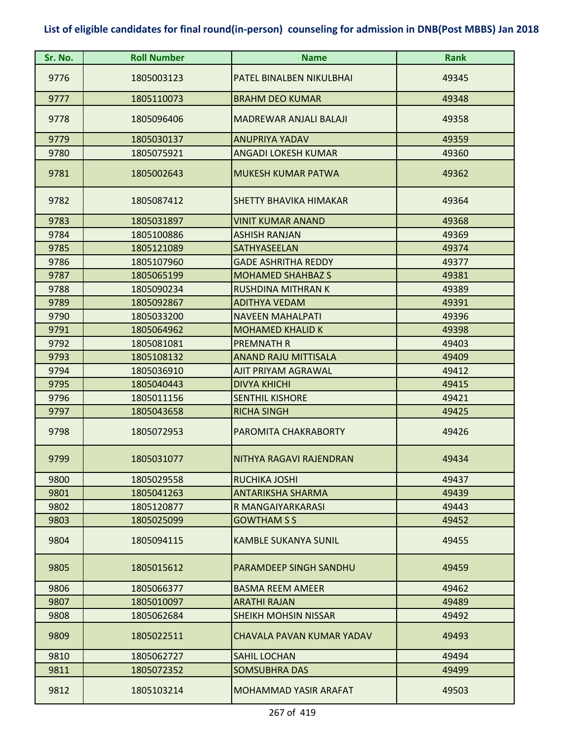**List of eligible candidates for final round(in-person) counseling for admission in DNB(Post MBBS) Jan 2018**

| Sr. No. | Roll Number | Name | Rank |
|---|---|---|---|
| 9776 | 1805003123 | PATEL BINALBEN NIKULBHAI | 49345 |
| 9777 | 1805110073 | BRAHM DEO KUMAR | 49348 |
| 9778 | 1805096406 | MADREWAR ANJALI BALAJI | 49358 |
| 9779 | 1805030137 | ANUPRIYA YADAV | 49359 |
| 9780 | 1805075921 | ANGADI LOKESH KUMAR | 49360 |
| 9781 | 1805002643 | MUKESH KUMAR PATWA | 49362 |
| 9782 | 1805087412 | SHETTY BHAVIKA HIMAKAR | 49364 |
| 9783 | 1805031897 | VINIT KUMAR ANAND | 49368 |
| 9784 | 1805100886 | ASHISH RANJAN | 49369 |
| 9785 | 1805121089 | SATHYASEELAN | 49374 |
| 9786 | 1805107960 | GADE ASHRITHA REDDY | 49377 |
| 9787 | 1805065199 | MOHAMED SHAHBAZ S | 49381 |
| 9788 | 1805090234 | RUSHDINA MITHRAN K | 49389 |
| 9789 | 1805092867 | ADITHYA VEDAM | 49391 |
| 9790 | 1805033200 | NAVEEN MAHALPATI | 49396 |
| 9791 | 1805064962 | MOHAMED KHALID K | 49398 |
| 9792 | 1805081081 | PREMNATH R | 49403 |
| 9793 | 1805108132 | ANAND RAJU MITTISALA | 49409 |
| 9794 | 1805036910 | AJIT PRIYAM AGRAWAL | 49412 |
| 9795 | 1805040443 | DIVYA KHICHI | 49415 |
| 9796 | 1805011156 | SENTHIL KISHORE | 49421 |
| 9797 | 1805043658 | RICHA SINGH | 49425 |
| 9798 | 1805072953 | PAROMITA CHAKRABORTY | 49426 |
| 9799 | 1805031077 | NITHYA RAGAVI RAJENDRAN | 49434 |
| 9800 | 1805029558 | RUCHIKA JOSHI | 49437 |
| 9801 | 1805041263 | ANTARIKSHA SHARMA | 49439 |
| 9802 | 1805120877 | R MANGAIYARKARASI | 49443 |
| 9803 | 1805025099 | GOWTHAM S S | 49452 |
| 9804 | 1805094115 | KAMBLE SUKANYA SUNIL | 49455 |
| 9805 | 1805015612 | PARAMDEEP SINGH SANDHU | 49459 |
| 9806 | 1805066377 | BASMA REEM AMEER | 49462 |
| 9807 | 1805010097 | ARATHI RAJAN | 49489 |
| 9808 | 1805062684 | SHEIKH MOHSIN NISSAR | 49492 |
| 9809 | 1805022511 | CHAVALA PAVAN KUMAR YADAV | 49493 |
| 9810 | 1805062727 | SAHIL LOCHAN | 49494 |
| 9811 | 1805072352 | SOMSUBHRA DAS | 49499 |
| 9812 | 1805103214 | MOHAMMAD YASIR ARAFAT | 49503 |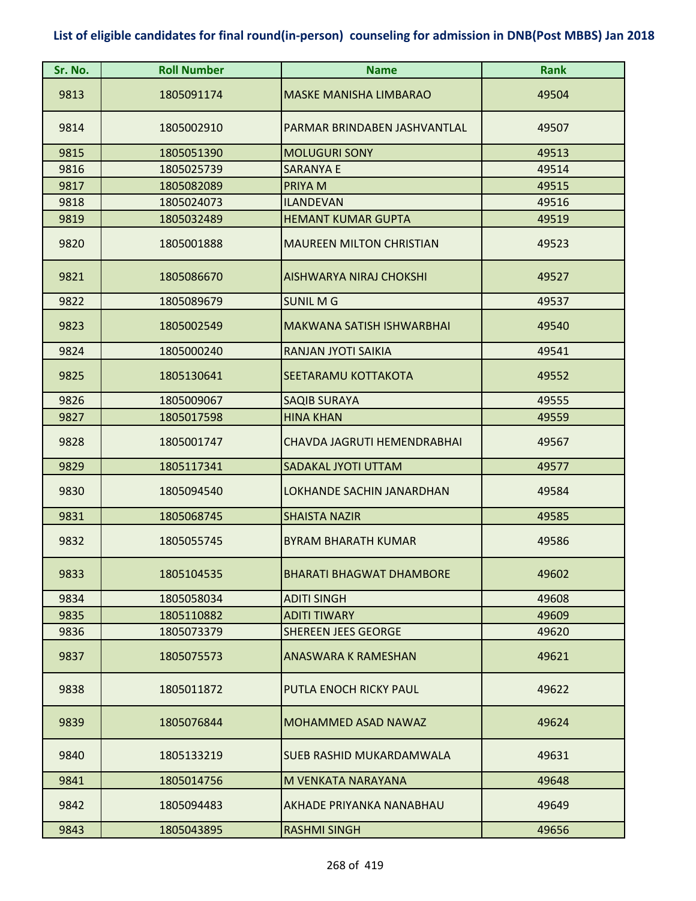**List of eligible candidates for final round(in-person) counseling for admission in DNB(Post MBBS) Jan 2018**

| Sr. No. | Roll Number | Name | Rank |
|---|---|---|---|
| 9813 | 1805091174 | MASKE MANISHA LIMBARAO | 49504 |
| 9814 | 1805002910 | PARMAR BRINDABEN JASHVANTLAL | 49507 |
| 9815 | 1805051390 | MOLUGURI SONY | 49513 |
| 9816 | 1805025739 | SARANYA E | 49514 |
| 9817 | 1805082089 | PRIYA M | 49515 |
| 9818 | 1805024073 | ILANDEVAN | 49516 |
| 9819 | 1805032489 | HEMANT KUMAR GUPTA | 49519 |
| 9820 | 1805001888 | MAUREEN MILTON CHRISTIAN | 49523 |
| 9821 | 1805086670 | AISHWARYA NIRAJ CHOKSHI | 49527 |
| 9822 | 1805089679 | SUNIL M G | 49537 |
| 9823 | 1805002549 | MAKWANA SATISH ISHWARBHAI | 49540 |
| 9824 | 1805000240 | RANJAN JYOTI SAIKIA | 49541 |
| 9825 | 1805130641 | SEETARAMU KOTTAKOTA | 49552 |
| 9826 | 1805009067 | SAQIB SURAYA | 49555 |
| 9827 | 1805017598 | HINA KHAN | 49559 |
| 9828 | 1805001747 | CHAVDA JAGRUTI HEMENDRABHAI | 49567 |
| 9829 | 1805117341 | SADAKAL JYOTI UTTAM | 49577 |
| 9830 | 1805094540 | LOKHANDE SACHIN JANARDHAN | 49584 |
| 9831 | 1805068745 | SHAISTA NAZIR | 49585 |
| 9832 | 1805055745 | BYRAM BHARATH KUMAR | 49586 |
| 9833 | 1805104535 | BHARATI BHAGWAT DHAMBORE | 49602 |
| 9834 | 1805058034 | ADITI SINGH | 49608 |
| 9835 | 1805110882 | ADITI TIWARY | 49609 |
| 9836 | 1805073379 | SHEREEN JEES GEORGE | 49620 |
| 9837 | 1805075573 | ANASWARA K RAMESHAN | 49621 |
| 9838 | 1805011872 | PUTLA ENOCH RICKY PAUL | 49622 |
| 9839 | 1805076844 | MOHAMMED ASAD NAWAZ | 49624 |
| 9840 | 1805133219 | SUEB RASHID MUKARDAMWALA | 49631 |
| 9841 | 1805014756 | M VENKATA NARAYANA | 49648 |
| 9842 | 1805094483 | AKHADE PRIYANKA NANABHAU | 49649 |
| 9843 | 1805043895 | RASHMI SINGH | 49656 |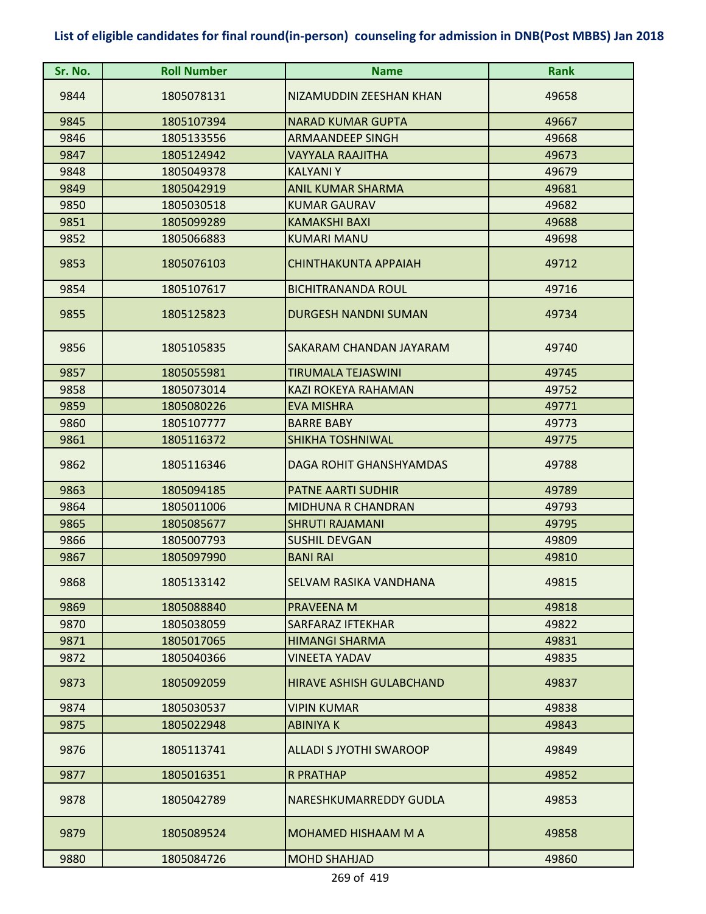# List of eligible candidates for final round(in-person) counseling for admission in DNB(Post MBBS) Jan 2018

| Sr. No. | Roll Number | Name | Rank |
|---|---|---|---|
| 9844 | 1805078131 | NIZAMUDDIN ZEESHAN KHAN | 49658 |
| 9845 | 1805107394 | NARAD KUMAR GUPTA | 49667 |
| 9846 | 1805133556 | ARMAANDEEP SINGH | 49668 |
| 9847 | 1805124942 | VAYYALA RAAJITHA | 49673 |
| 9848 | 1805049378 | KALYANI Y | 49679 |
| 9849 | 1805042919 | ANIL KUMAR SHARMA | 49681 |
| 9850 | 1805030518 | KUMAR GAURAV | 49682 |
| 9851 | 1805099289 | KAMAKSHI BAXI | 49688 |
| 9852 | 1805066883 | KUMARI MANU | 49698 |
| 9853 | 1805076103 | CHINTHAKUNTA APPAIAH | 49712 |
| 9854 | 1805107617 | BICHITRANANDA ROUL | 49716 |
| 9855 | 1805125823 | DURGESH NANDNI SUMAN | 49734 |
| 9856 | 1805105835 | SAKARAM CHANDAN JAYARAM | 49740 |
| 9857 | 1805055981 | TIRUMALA TEJASWINI | 49745 |
| 9858 | 1805073014 | KAZI ROKEYA RAHAMAN | 49752 |
| 9859 | 1805080226 | EVA MISHRA | 49771 |
| 9860 | 1805107777 | BARRE BABY | 49773 |
| 9861 | 1805116372 | SHIKHA TOSHNIWAL | 49775 |
| 9862 | 1805116346 | DAGA ROHIT GHANSHYAMDAS | 49788 |
| 9863 | 1805094185 | PATNE AARTI SUDHIR | 49789 |
| 9864 | 1805011006 | MIDHUNA R CHANDRAN | 49793 |
| 9865 | 1805085677 | SHRUTI RAJAMANI | 49795 |
| 9866 | 1805007793 | SUSHIL DEVGAN | 49809 |
| 9867 | 1805097990 | BANI RAI | 49810 |
| 9868 | 1805133142 | SELVAM RASIKA VANDHANA | 49815 |
| 9869 | 1805088840 | PRAVEENA M | 49818 |
| 9870 | 1805038059 | SARFARAZ IFTEKHAR | 49822 |
| 9871 | 1805017065 | HIMANGI SHARMA | 49831 |
| 9872 | 1805040366 | VINEETA YADAV | 49835 |
| 9873 | 1805092059 | HIRAVE ASHISH GULABCHAND | 49837 |
| 9874 | 1805030537 | VIPIN KUMAR | 49838 |
| 9875 | 1805022948 | ABINIYA K | 49843 |
| 9876 | 1805113741 | ALLADI S JYOTHI SWAROOP | 49849 |
| 9877 | 1805016351 | R PRATHAP | 49852 |
| 9878 | 1805042789 | NARESHKUMARREDDY GUDLA | 49853 |
| 9879 | 1805089524 | MOHAMED HISHAAM M A | 49858 |
| 9880 | 1805084726 | MOHD SHAHJAD | 49860 |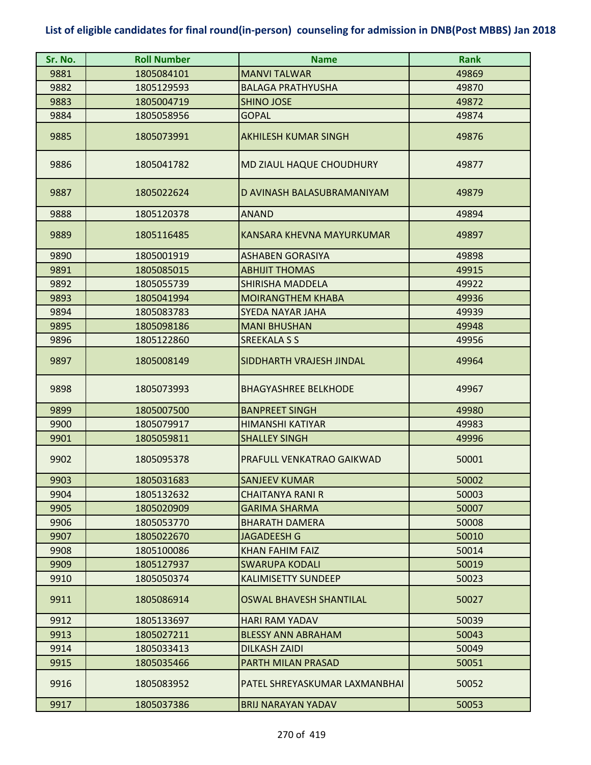## List of eligible candidates for final round(in-person) counseling for admission in DNB(Post MBBS) Jan 2018

| Sr. No. | Roll Number | Name | Rank |
|---|---|---|---|
| 9881 | 1805084101 | MANVI TALWAR | 49869 |
| 9882 | 1805129593 | BALAGA PRATHYUSHA | 49870 |
| 9883 | 1805004719 | SHINO JOSE | 49872 |
| 9884 | 1805058956 | GOPAL | 49874 |
| 9885 | 1805073991 | AKHILESH KUMAR SINGH | 49876 |
| 9886 | 1805041782 | MD ZIAUL HAQUE CHOUDHURY | 49877 |
| 9887 | 1805022624 | D AVINASH BALASUBRAMANIYAM | 49879 |
| 9888 | 1805120378 | ANAND | 49894 |
| 9889 | 1805116485 | KANSARA KHEVNA MAYURKUMAR | 49897 |
| 9890 | 1805001919 | ASHABEN GORASIYA | 49898 |
| 9891 | 1805085015 | ABHIJIT THOMAS | 49915 |
| 9892 | 1805055739 | SHIRISHA MADDELA | 49922 |
| 9893 | 1805041994 | MOIRANGTHEM KHABA | 49936 |
| 9894 | 1805083783 | SYEDA NAYAR JAHA | 49939 |
| 9895 | 1805098186 | MANI BHUSHAN | 49948 |
| 9896 | 1805122860 | SREEKALA S S | 49956 |
| 9897 | 1805008149 | SIDDHARTH VRAJESH JINDAL | 49964 |
| 9898 | 1805073993 | BHAGYASHREE BELKHODE | 49967 |
| 9899 | 1805007500 | BANPREET SINGH | 49980 |
| 9900 | 1805079917 | HIMANSHI KATIYAR | 49983 |
| 9901 | 1805059811 | SHALLEY SINGH | 49996 |
| 9902 | 1805095378 | PRAFULL VENKATRAO GAIKWAD | 50001 |
| 9903 | 1805031683 | SANJEEV KUMAR | 50002 |
| 9904 | 1805132632 | CHAITANYA RANI R | 50003 |
| 9905 | 1805020909 | GARIMA SHARMA | 50007 |
| 9906 | 1805053770 | BHARATH DAMERA | 50008 |
| 9907 | 1805022670 | JAGADEESH G | 50010 |
| 9908 | 1805100086 | KHAN FAHIM FAIZ | 50014 |
| 9909 | 1805127937 | SWARUPA KODALI | 50019 |
| 9910 | 1805050374 | KALIMISETTY SUNDEEP | 50023 |
| 9911 | 1805086914 | OSWAL BHAVESH SHANTILAL | 50027 |
| 9912 | 1805133697 | HARI RAM YADAV | 50039 |
| 9913 | 1805027211 | BLESSY ANN ABRAHAM | 50043 |
| 9914 | 1805033413 | DILKASH ZAIDI | 50049 |
| 9915 | 1805035466 | PARTH MILAN PRASAD | 50051 |
| 9916 | 1805083952 | PATEL SHREYASKUMAR LAXMANBHAI | 50052 |
| 9917 | 1805037386 | BRIJ NARAYAN YADAV | 50053 |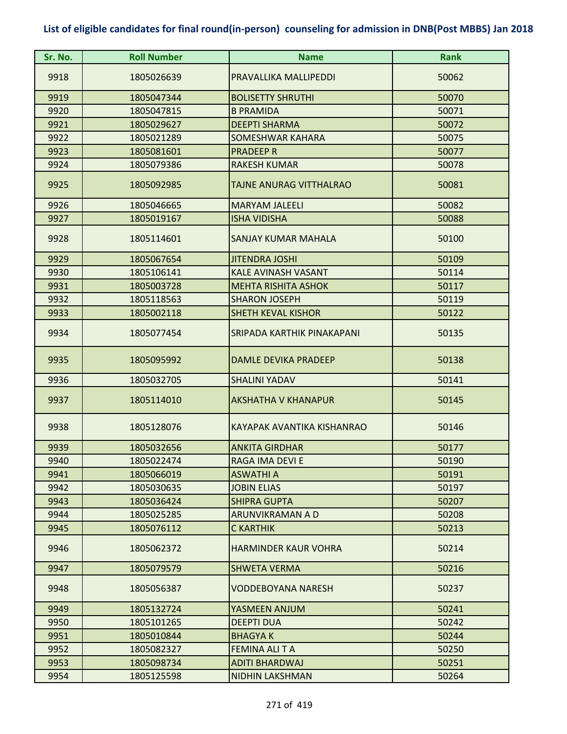## List of eligible candidates for final round(in-person) counseling for admission in DNB(Post MBBS) Jan 2018

| Sr. No. | Roll Number | Name | Rank |
|---|---|---|---|
| 9918 | 1805026639 | PRAVALLIKA MALLIPEDDI | 50062 |
| 9919 | 1805047344 | BOLISETTY SHRUTHI | 50070 |
| 9920 | 1805047815 | B PRAMIDA | 50071 |
| 9921 | 1805029627 | DEEPTI SHARMA | 50072 |
| 9922 | 1805021289 | SOMESHWAR KAHARA | 50075 |
| 9923 | 1805081601 | PRADEEP R | 50077 |
| 9924 | 1805079386 | RAKESH KUMAR | 50078 |
| 9925 | 1805092985 | TAJNE ANURAG VITTHALRAO | 50081 |
| 9926 | 1805046665 | MARYAM JALEELI | 50082 |
| 9927 | 1805019167 | ISHA VIDISHA | 50088 |
| 9928 | 1805114601 | SANJAY KUMAR MAHALA | 50100 |
| 9929 | 1805067654 | JITENDRA JOSHI | 50109 |
| 9930 | 1805106141 | KALE AVINASH VASANT | 50114 |
| 9931 | 1805003728 | MEHTA RISHITA ASHOK | 50117 |
| 9932 | 1805118563 | SHARON JOSEPH | 50119 |
| 9933 | 1805002118 | SHETH KEVAL KISHOR | 50122 |
| 9934 | 1805077454 | SRIPADA KARTHIK PINAKAPANI | 50135 |
| 9935 | 1805095992 | DAMLE DEVIKA PRADEEP | 50138 |
| 9936 | 1805032705 | SHALINI YADAV | 50141 |
| 9937 | 1805114010 | AKSHATHA V KHANAPUR | 50145 |
| 9938 | 1805128076 | KAYAPAK AVANTIKA KISHANRAO | 50146 |
| 9939 | 1805032656 | ANKITA GIRDHAR | 50177 |
| 9940 | 1805022474 | RAGA IMA DEVI E | 50190 |
| 9941 | 1805066019 | ASWATHI A | 50191 |
| 9942 | 1805030635 | JOBIN ELIAS | 50197 |
| 9943 | 1805036424 | SHIPRA GUPTA | 50207 |
| 9944 | 1805025285 | ARUNVIKRAMAN A D | 50208 |
| 9945 | 1805076112 | C KARTHIK | 50213 |
| 9946 | 1805062372 | HARMINDER KAUR VOHRA | 50214 |
| 9947 | 1805079579 | SHWETA VERMA | 50216 |
| 9948 | 1805056387 | VODDEBOYANA NARESH | 50237 |
| 9949 | 1805132724 | YASMEEN ANJUM | 50241 |
| 9950 | 1805101265 | DEEPTI DUA | 50242 |
| 9951 | 1805010844 | BHAGYA K | 50244 |
| 9952 | 1805082327 | FEMINA ALI T A | 50250 |
| 9953 | 1805098734 | ADITI BHARDWAJ | 50251 |
| 9954 | 1805125598 | NIDHIN LAKSHMAN | 50264 |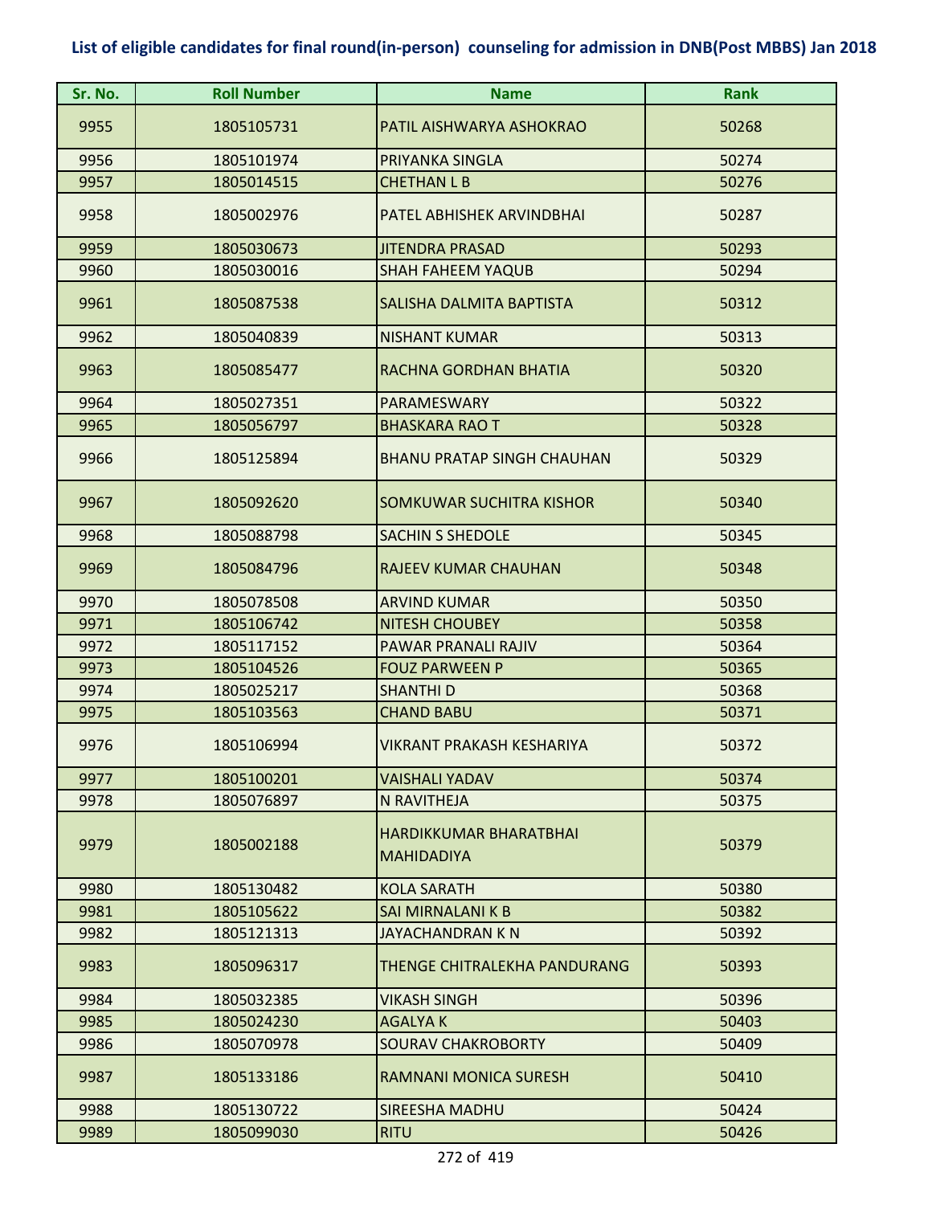# List of eligible candidates for final round(in-person) counseling for admission in DNB(Post MBBS) Jan 2018

| Sr. No. | Roll Number | Name | Rank |
|---|---|---|---|
| 9955 | 1805105731 | PATIL AISHWARYA ASHOKRAO | 50268 |
| 9956 | 1805101974 | PRIYANKA SINGLA | 50274 |
| 9957 | 1805014515 | CHETHAN L B | 50276 |
| 9958 | 1805002976 | PATEL ABHISHEK ARVINDBHAI | 50287 |
| 9959 | 1805030673 | JITENDRA PRASAD | 50293 |
| 9960 | 1805030016 | SHAH FAHEEM YAQUB | 50294 |
| 9961 | 1805087538 | SALISHA DALMITA BAPTISTA | 50312 |
| 9962 | 1805040839 | NISHANT KUMAR | 50313 |
| 9963 | 1805085477 | RACHNA GORDHAN BHATIA | 50320 |
| 9964 | 1805027351 | PARAMESWARY | 50322 |
| 9965 | 1805056797 | BHASKARA RAO T | 50328 |
| 9966 | 1805125894 | BHANU PRATAP SINGH CHAUHAN | 50329 |
| 9967 | 1805092620 | SOMKUWAR SUCHITRA KISHOR | 50340 |
| 9968 | 1805088798 | SACHIN S SHEDOLE | 50345 |
| 9969 | 1805084796 | RAJEEV KUMAR CHAUHAN | 50348 |
| 9970 | 1805078508 | ARVIND KUMAR | 50350 |
| 9971 | 1805106742 | NITESH CHOUBEY | 50358 |
| 9972 | 1805117152 | PAWAR PRANALI RAJIV | 50364 |
| 9973 | 1805104526 | FOUZ PARWEEN P | 50365 |
| 9974 | 1805025217 | SHANTHI D | 50368 |
| 9975 | 1805103563 | CHAND BABU | 50371 |
| 9976 | 1805106994 | VIKRANT PRAKASH KESHARIYA | 50372 |
| 9977 | 1805100201 | VAISHALI YADAV | 50374 |
| 9978 | 1805076897 | N RAVITHEJA | 50375 |
| 9979 | 1805002188 | HARDIKKUMAR BHARATBHAI MAHIDADIYA | 50379 |
| 9980 | 1805130482 | KOLA SARATH | 50380 |
| 9981 | 1805105622 | SAI MIRNALANI K B | 50382 |
| 9982 | 1805121313 | JAYACHANDRAN K N | 50392 |
| 9983 | 1805096317 | THENGE CHITRALEKHA PANDURANG | 50393 |
| 9984 | 1805032385 | VIKASH SINGH | 50396 |
| 9985 | 1805024230 | AGALYA K | 50403 |
| 9986 | 1805070978 | SOURAV CHAKROBORTY | 50409 |
| 9987 | 1805133186 | RAMNANI MONICA SURESH | 50410 |
| 9988 | 1805130722 | SIREESHA MADHU | 50424 |
| 9989 | 1805099030 | RITU | 50426 |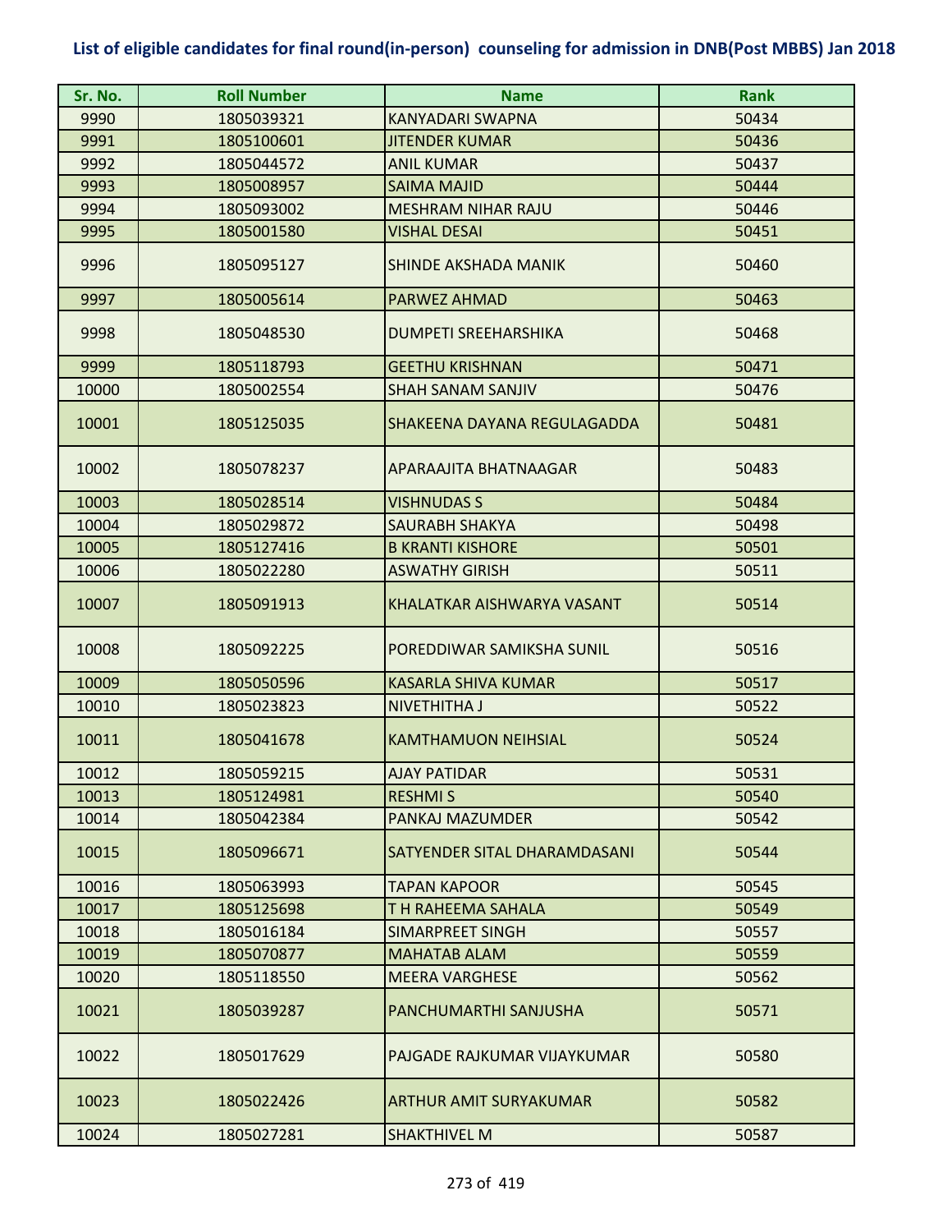## List of eligible candidates for final round(in-person) counseling for admission in DNB(Post MBBS) Jan 2018

| Sr. No. | Roll Number | Name | Rank |
|---|---|---|---|
| 9990 | 1805039321 | KANYADARI SWAPNA | 50434 |
| 9991 | 1805100601 | JITENDER KUMAR | 50436 |
| 9992 | 1805044572 | ANIL KUMAR | 50437 |
| 9993 | 1805008957 | SAIMA MAJID | 50444 |
| 9994 | 1805093002 | MESHRAM NIHAR RAJU | 50446 |
| 9995 | 1805001580 | VISHAL DESAI | 50451 |
| 9996 | 1805095127 | SHINDE AKSHADA MANIK | 50460 |
| 9997 | 1805005614 | PARWEZ AHMAD | 50463 |
| 9998 | 1805048530 | DUMPETI SREEHARSHIKA | 50468 |
| 9999 | 1805118793 | GEETHU KRISHNAN | 50471 |
| 10000 | 1805002554 | SHAH SANAM SANJIV | 50476 |
| 10001 | 1805125035 | SHAKEENA DAYANA REGULAGADDA | 50481 |
| 10002 | 1805078237 | APARAAJITA BHATNAAGAR | 50483 |
| 10003 | 1805028514 | VISHNUDAS S | 50484 |
| 10004 | 1805029872 | SAURABH SHAKYA | 50498 |
| 10005 | 1805127416 | B KRANTI KISHORE | 50501 |
| 10006 | 1805022280 | ASWATHY GIRISH | 50511 |
| 10007 | 1805091913 | KHALATKAR AISHWARYA VASANT | 50514 |
| 10008 | 1805092225 | POREDDIWAR SAMIKSHA SUNIL | 50516 |
| 10009 | 1805050596 | KASARLA SHIVA KUMAR | 50517 |
| 10010 | 1805023823 | NIVETHITHA J | 50522 |
| 10011 | 1805041678 | KAMTHAMUON NEIHSIAL | 50524 |
| 10012 | 1805059215 | AJAY PATIDAR | 50531 |
| 10013 | 1805124981 | RESHMI S | 50540 |
| 10014 | 1805042384 | PANKAJ MAZUMDER | 50542 |
| 10015 | 1805096671 | SATYENDER SITAL DHARAMDASANI | 50544 |
| 10016 | 1805063993 | TAPAN KAPOOR | 50545 |
| 10017 | 1805125698 | T H RAHEEMA SAHALA | 50549 |
| 10018 | 1805016184 | SIMARPREET SINGH | 50557 |
| 10019 | 1805070877 | MAHATAB ALAM | 50559 |
| 10020 | 1805118550 | MEERA VARGHESE | 50562 |
| 10021 | 1805039287 | PANCHUMARTHI SANJUSHA | 50571 |
| 10022 | 1805017629 | PAJGADE RAJKUMAR VIJAYKUMAR | 50580 |
| 10023 | 1805022426 | ARTHUR AMIT SURYAKUMAR | 50582 |
| 10024 | 1805027281 | SHAKTHIVEL M | 50587 |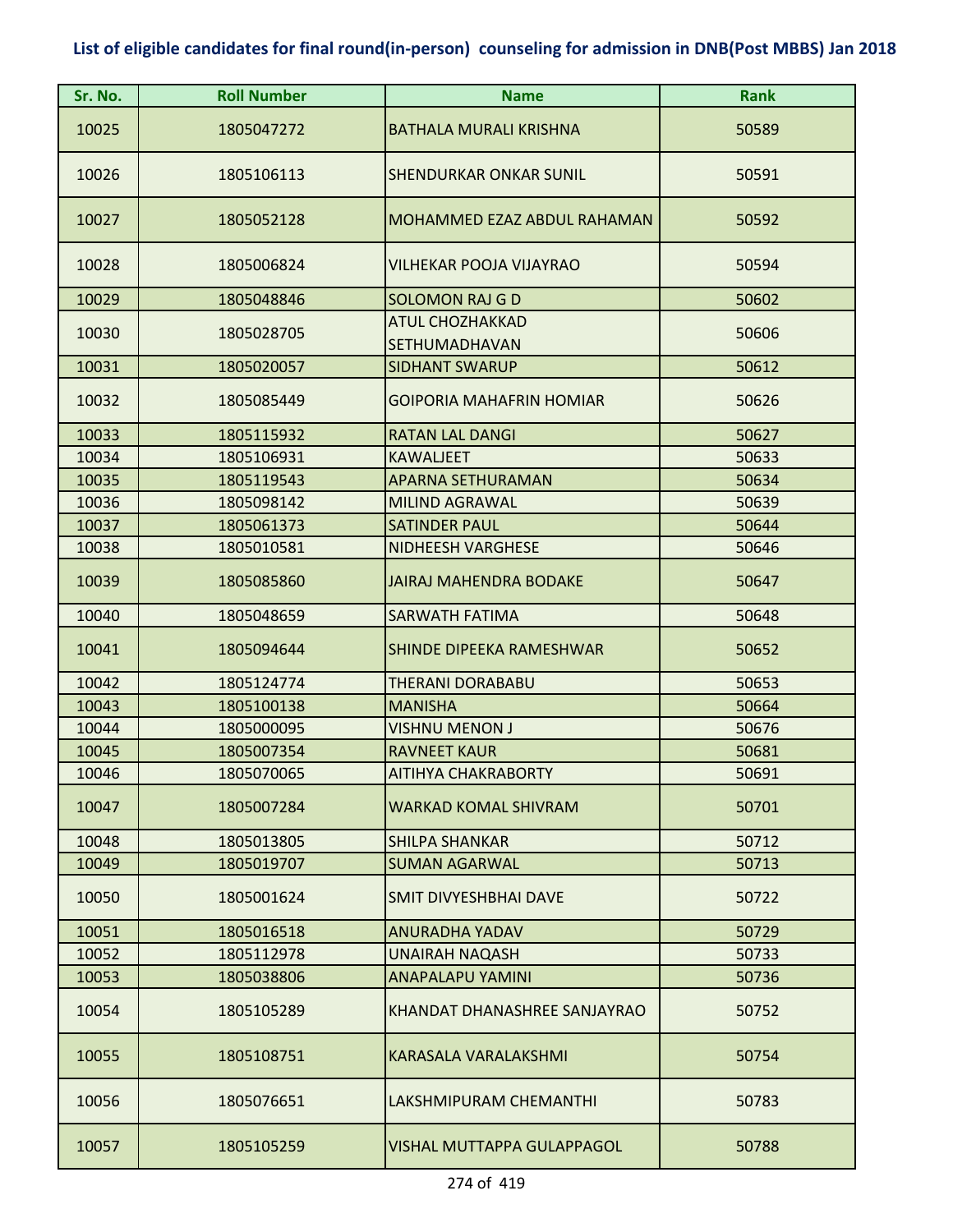## List of eligible candidates for final round(in-person) counseling for admission in DNB(Post MBBS) Jan 2018

| Sr. No. | Roll Number | Name | Rank |
|---|---|---|---|
| 10025 | 1805047272 | BATHALA MURALI KRISHNA | 50589 |
| 10026 | 1805106113 | SHENDURKAR ONKAR SUNIL | 50591 |
| 10027 | 1805052128 | MOHAMMED EZAZ ABDUL RAHAMAN | 50592 |
| 10028 | 1805006824 | VILHEKAR POOJA VIJAYRAO | 50594 |
| 10029 | 1805048846 | SOLOMON RAJ G D | 50602 |
| 10030 | 1805028705 | ATUL CHOZHAKKAD SETHUMADHAVAN | 50606 |
| 10031 | 1805020057 | SIDHANT SWARUP | 50612 |
| 10032 | 1805085449 | GOIPORIA MAHAFRIN HOMIAR | 50626 |
| 10033 | 1805115932 | RATAN LAL DANGI | 50627 |
| 10034 | 1805106931 | KAWALJEET | 50633 |
| 10035 | 1805119543 | APARNA SETHURAMAN | 50634 |
| 10036 | 1805098142 | MILIND AGRAWAL | 50639 |
| 10037 | 1805061373 | SATINDER PAUL | 50644 |
| 10038 | 1805010581 | NIDHEESH VARGHESE | 50646 |
| 10039 | 1805085860 | JAIRAJ MAHENDRA BODAKE | 50647 |
| 10040 | 1805048659 | SARWATH FATIMA | 50648 |
| 10041 | 1805094644 | SHINDE DIPEEKA RAMESHWAR | 50652 |
| 10042 | 1805124774 | THERANI DORABABU | 50653 |
| 10043 | 1805100138 | MANISHA | 50664 |
| 10044 | 1805000095 | VISHNU MENON J | 50676 |
| 10045 | 1805007354 | RAVNEET KAUR | 50681 |
| 10046 | 1805070065 | AITIHYA CHAKRABORTY | 50691 |
| 10047 | 1805007284 | WARKAD KOMAL SHIVRAM | 50701 |
| 10048 | 1805013805 | SHILPA SHANKAR | 50712 |
| 10049 | 1805019707 | SUMAN AGARWAL | 50713 |
| 10050 | 1805001624 | SMIT DIVYESHBHAI DAVE | 50722 |
| 10051 | 1805016518 | ANURADHA YADAV | 50729 |
| 10052 | 1805112978 | UNAIRAH NAQASH | 50733 |
| 10053 | 1805038806 | ANAPALAPU YAMINI | 50736 |
| 10054 | 1805105289 | KHANDAT DHANASHREE SANJAYRAO | 50752 |
| 10055 | 1805108751 | KARASALA VARALAKSHMI | 50754 |
| 10056 | 1805076651 | LAKSHMIPURAM CHEMANTHI | 50783 |
| 10057 | 1805105259 | VISHAL MUTTAPPA GULAPPAGOL | 50788 |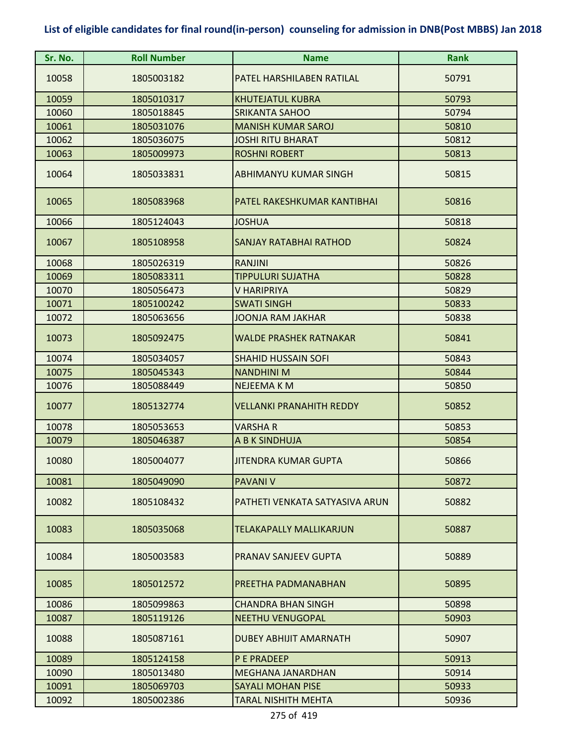**List of eligible candidates for final round(in-person) counseling for admission in DNB(Post MBBS) Jan 2018**

| Sr. No. | Roll Number | Name | Rank |
|---|---|---|---|
| 10058 | 1805003182 | PATEL HARSHILABEN RATILAL | 50791 |
| 10059 | 1805010317 | KHUTEJATUL KUBRA | 50793 |
| 10060 | 1805018845 | SRIKANTA SAHOO | 50794 |
| 10061 | 1805031076 | MANISH KUMAR SAROJ | 50810 |
| 10062 | 1805036075 | JOSHI RITU BHARAT | 50812 |
| 10063 | 1805009973 | ROSHNI ROBERT | 50813 |
| 10064 | 1805033831 | ABHIMANYU KUMAR SINGH | 50815 |
| 10065 | 1805083968 | PATEL RAKESHKUMAR KANTIBHAI | 50816 |
| 10066 | 1805124043 | JOSHUA | 50818 |
| 10067 | 1805108958 | SANJAY RATABHAI RATHOD | 50824 |
| 10068 | 1805026319 | RANJINI | 50826 |
| 10069 | 1805083311 | TIPPULURI SUJATHA | 50828 |
| 10070 | 1805056473 | V HARIPRIYA | 50829 |
| 10071 | 1805100242 | SWATI SINGH | 50833 |
| 10072 | 1805063656 | JOONJA RAM JAKHAR | 50838 |
| 10073 | 1805092475 | WALDE PRASHEK RATNAKAR | 50841 |
| 10074 | 1805034057 | SHAHID HUSSAIN SOFI | 50843 |
| 10075 | 1805045343 | NANDHINI M | 50844 |
| 10076 | 1805088449 | NEJEEMA K M | 50850 |
| 10077 | 1805132774 | VELLANKI PRANAHITH REDDY | 50852 |
| 10078 | 1805053653 | VARSHA R | 50853 |
| 10079 | 1805046387 | A B K SINDHUJA | 50854 |
| 10080 | 1805004077 | JITENDRA KUMAR GUPTA | 50866 |
| 10081 | 1805049090 | PAVANI V | 50872 |
| 10082 | 1805108432 | PATHETI VENKATA SATYASIVA ARUN | 50882 |
| 10083 | 1805035068 | TELAKAPALLY MALLIKARJUN | 50887 |
| 10084 | 1805003583 | PRANAV SANJEEV GUPTA | 50889 |
| 10085 | 1805012572 | PREETHA PADMANABHAN | 50895 |
| 10086 | 1805099863 | CHANDRA BHAN SINGH | 50898 |
| 10087 | 1805119126 | NEETHU VENUGOPAL | 50903 |
| 10088 | 1805087161 | DUBEY ABHIJIT AMARNATH | 50907 |
| 10089 | 1805124158 | P E PRADEEP | 50913 |
| 10090 | 1805013480 | MEGHANA JANARDHAN | 50914 |
| 10091 | 1805069703 | SAYALI MOHAN PISE | 50933 |
| 10092 | 1805002386 | TARAL NISHITH MEHTA | 50936 |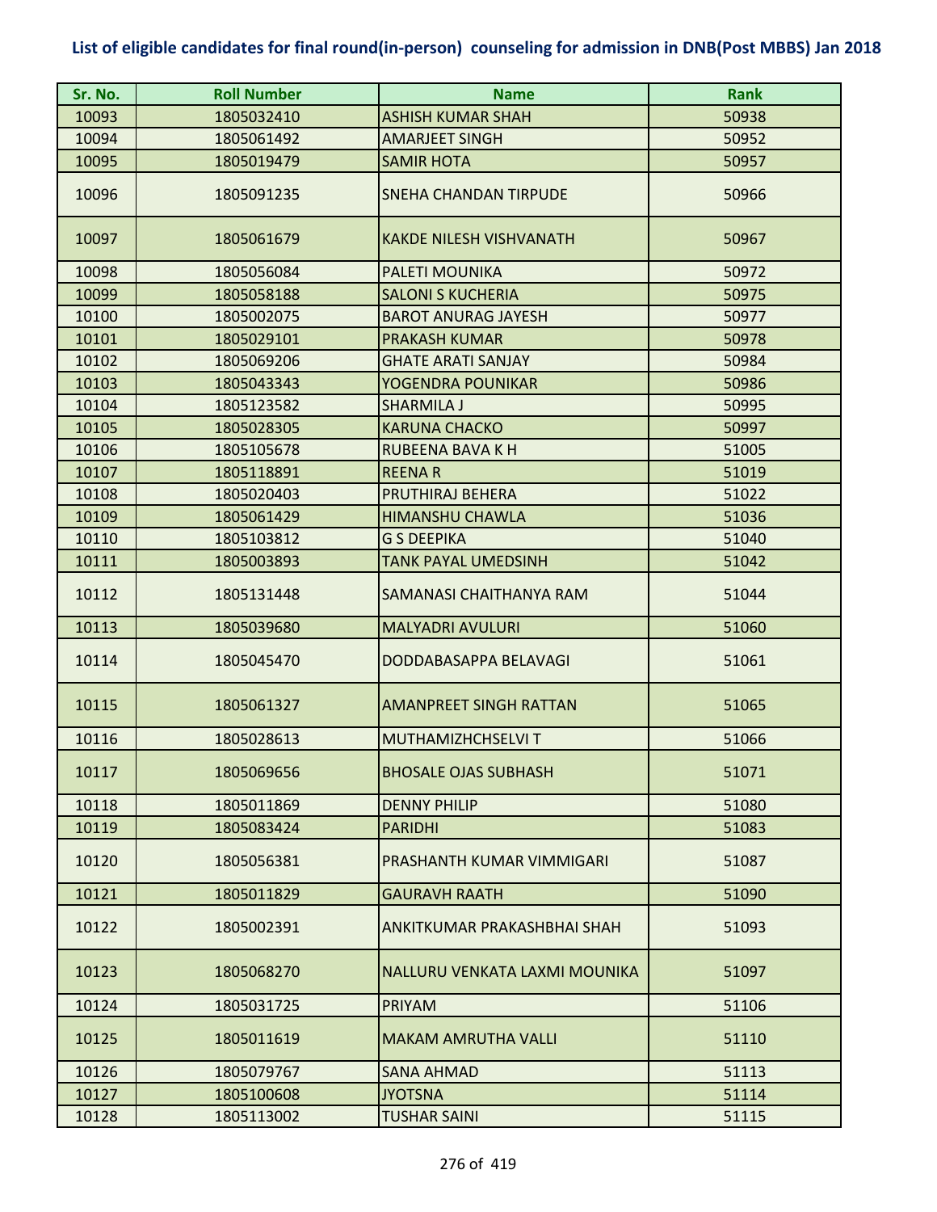## List of eligible candidates for final round(in-person) counseling for admission in DNB(Post MBBS) Jan 2018

| Sr. No. | Roll Number | Name | Rank |
|---|---|---|---|
| 10093 | 1805032410 | ASHISH KUMAR SHAH | 50938 |
| 10094 | 1805061492 | AMARJEET SINGH | 50952 |
| 10095 | 1805019479 | SAMIR HOTA | 50957 |
| 10096 | 1805091235 | SNEHA CHANDAN TIRPUDE | 50966 |
| 10097 | 1805061679 | KAKDE NILESH VISHVANATH | 50967 |
| 10098 | 1805056084 | PALETI MOUNIKA | 50972 |
| 10099 | 1805058188 | SALONI S KUCHERIA | 50975 |
| 10100 | 1805002075 | BAROT ANURAG JAYESH | 50977 |
| 10101 | 1805029101 | PRAKASH KUMAR | 50978 |
| 10102 | 1805069206 | GHATE ARATI SANJAY | 50984 |
| 10103 | 1805043343 | YOGENDRA POUNIKAR | 50986 |
| 10104 | 1805123582 | SHARMILA J | 50995 |
| 10105 | 1805028305 | KARUNA CHACKO | 50997 |
| 10106 | 1805105678 | RUBEENA BAVA K H | 51005 |
| 10107 | 1805118891 | REENA R | 51019 |
| 10108 | 1805020403 | PRUTHIRAJ BEHERA | 51022 |
| 10109 | 1805061429 | HIMANSHU CHAWLA | 51036 |
| 10110 | 1805103812 | G S DEEPIKA | 51040 |
| 10111 | 1805003893 | TANK PAYAL UMEDSINH | 51042 |
| 10112 | 1805131448 | SAMANASI CHAITHANYA RAM | 51044 |
| 10113 | 1805039680 | MALYADRI AVULURI | 51060 |
| 10114 | 1805045470 | DODDABASAPPA BELAVAGI | 51061 |
| 10115 | 1805061327 | AMANPREET SINGH RATTAN | 51065 |
| 10116 | 1805028613 | MUTHAMIZHCHSELVI T | 51066 |
| 10117 | 1805069656 | BHOSALE OJAS SUBHASH | 51071 |
| 10118 | 1805011869 | DENNY PHILIP | 51080 |
| 10119 | 1805083424 | PARIDHI | 51083 |
| 10120 | 1805056381 | PRASHANTH KUMAR VIMMIGARI | 51087 |
| 10121 | 1805011829 | GAURAVH RAATH | 51090 |
| 10122 | 1805002391 | ANKITKUMAR PRAKASHBHAI SHAH | 51093 |
| 10123 | 1805068270 | NALLURU VENKATA LAXMI MOUNIKA | 51097 |
| 10124 | 1805031725 | PRIYAM | 51106 |
| 10125 | 1805011619 | MAKAM AMRUTHA VALLI | 51110 |
| 10126 | 1805079767 | SANA AHMAD | 51113 |
| 10127 | 1805100608 | JYOTSNA | 51114 |
| 10128 | 1805113002 | TUSHAR SAINI | 51115 |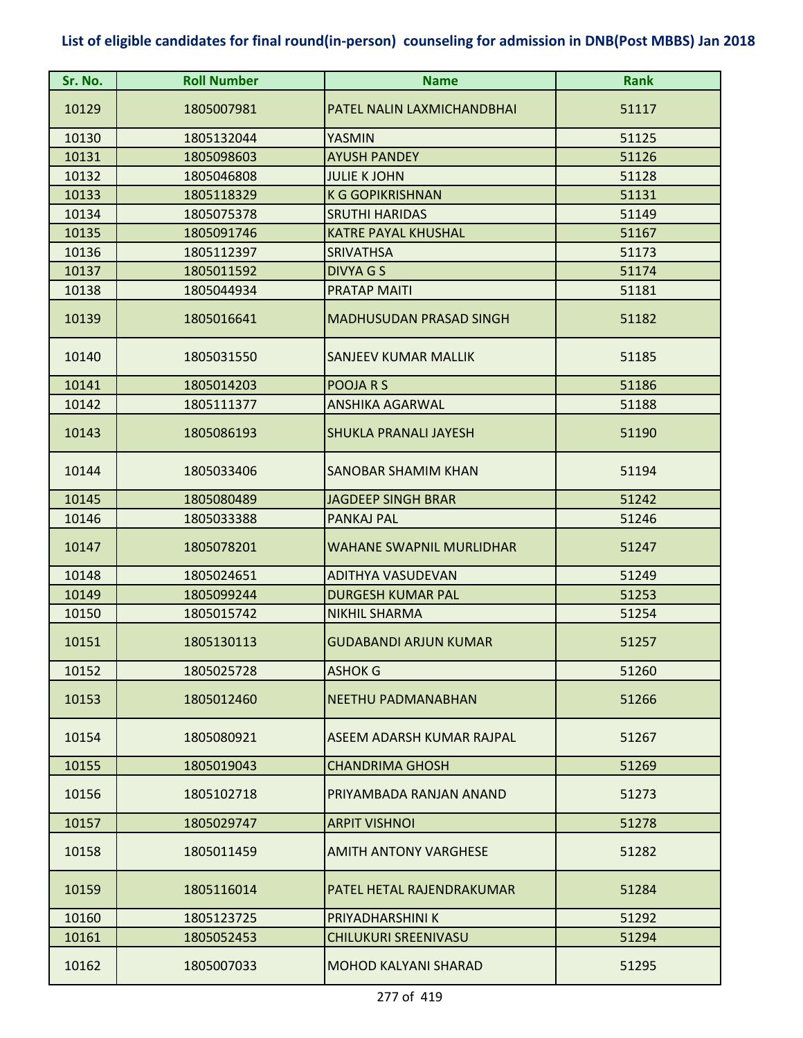**List of eligible candidates for final round(in-person) counseling for admission in DNB(Post MBBS) Jan 2018**

| Sr. No. | Roll Number | Name | Rank |
|---|---|---|---|
| 10129 | 1805007981 | PATEL NALIN LAXMICHANDBHAI | 51117 |
| 10130 | 1805132044 | YASMIN | 51125 |
| 10131 | 1805098603 | AYUSH PANDEY | 51126 |
| 10132 | 1805046808 | JULIE K JOHN | 51128 |
| 10133 | 1805118329 | K G GOPIKRISHNAN | 51131 |
| 10134 | 1805075378 | SRUTHI HARIDAS | 51149 |
| 10135 | 1805091746 | KATRE PAYAL KHUSHAL | 51167 |
| 10136 | 1805112397 | SRIVATHSA | 51173 |
| 10137 | 1805011592 | DIVYA G S | 51174 |
| 10138 | 1805044934 | PRATAP MAITI | 51181 |
| 10139 | 1805016641 | MADHUSUDAN PRASAD SINGH | 51182 |
| 10140 | 1805031550 | SANJEEV KUMAR MALLIK | 51185 |
| 10141 | 1805014203 | POOJA R S | 51186 |
| 10142 | 1805111377 | ANSHIKA AGARWAL | 51188 |
| 10143 | 1805086193 | SHUKLA PRANALI JAYESH | 51190 |
| 10144 | 1805033406 | SANOBAR SHAMIM KHAN | 51194 |
| 10145 | 1805080489 | JAGDEEP SINGH BRAR | 51242 |
| 10146 | 1805033388 | PANKAJ PAL | 51246 |
| 10147 | 1805078201 | WAHANE SWAPNIL MURLIDHAR | 51247 |
| 10148 | 1805024651 | ADITHYA VASUDEVAN | 51249 |
| 10149 | 1805099244 | DURGESH KUMAR PAL | 51253 |
| 10150 | 1805015742 | NIKHIL SHARMA | 51254 |
| 10151 | 1805130113 | GUDABANDI ARJUN KUMAR | 51257 |
| 10152 | 1805025728 | ASHOK G | 51260 |
| 10153 | 1805012460 | NEETHU PADMANABHAN | 51266 |
| 10154 | 1805080921 | ASEEM ADARSH KUMAR RAJPAL | 51267 |
| 10155 | 1805019043 | CHANDRIMA GHOSH | 51269 |
| 10156 | 1805102718 | PRIYAMBADA RANJAN ANAND | 51273 |
| 10157 | 1805029747 | ARPIT VISHNOI | 51278 |
| 10158 | 1805011459 | AMITH ANTONY VARGHESE | 51282 |
| 10159 | 1805116014 | PATEL HETAL RAJENDRAKUMAR | 51284 |
| 10160 | 1805123725 | PRIYADHARSHINI K | 51292 |
| 10161 | 1805052453 | CHILUKURI SREENIVASU | 51294 |
| 10162 | 1805007033 | MOHOD KALYANI SHARAD | 51295 |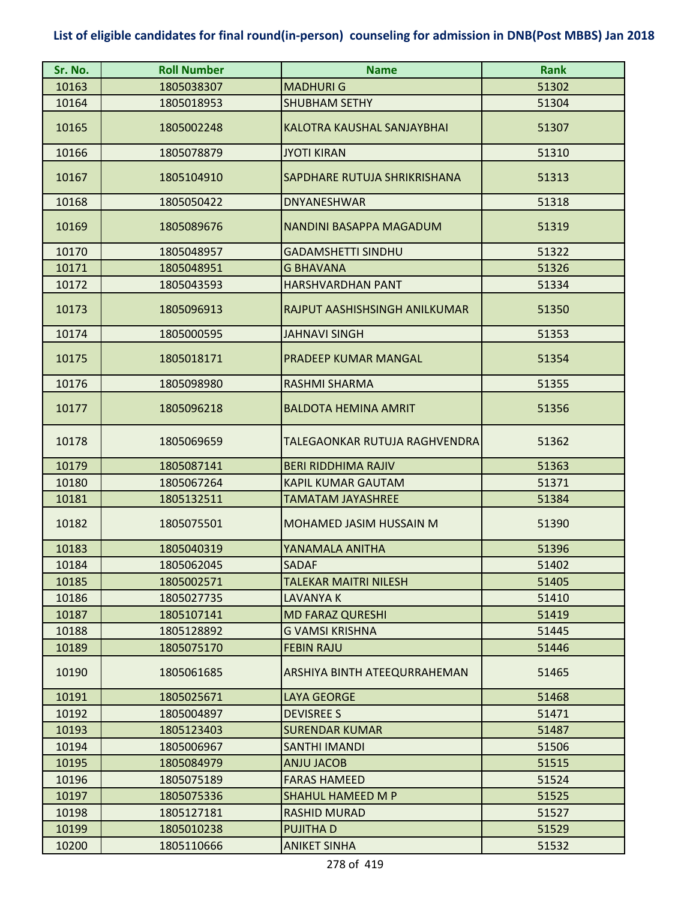# List of eligible candidates for final round(in-person) counseling for admission in DNB(Post MBBS) Jan 2018

| Sr. No. | Roll Number | Name | Rank |
|---|---|---|---|
| 10163 | 1805038307 | MADHURI G | 51302 |
| 10164 | 1805018953 | SHUBHAM SETHY | 51304 |
| 10165 | 1805002248 | KALOTRA KAUSHAL SANJAYBHAI | 51307 |
| 10166 | 1805078879 | JYOTI KIRAN | 51310 |
| 10167 | 1805104910 | SAPDHARE RUTUJA SHRIKRISHANA | 51313 |
| 10168 | 1805050422 | DNYANESHWAR | 51318 |
| 10169 | 1805089676 | NANDINI BASAPPA MAGADUM | 51319 |
| 10170 | 1805048957 | GADAMSHETTI SINDHU | 51322 |
| 10171 | 1805048951 | G BHAVANA | 51326 |
| 10172 | 1805043593 | HARSHVARDHAN PANT | 51334 |
| 10173 | 1805096913 | RAJPUT AASHISHSINGH ANILKUMAR | 51350 |
| 10174 | 1805000595 | JAHNAVI SINGH | 51353 |
| 10175 | 1805018171 | PRADEEP KUMAR MANGAL | 51354 |
| 10176 | 1805098980 | RASHMI SHARMA | 51355 |
| 10177 | 1805096218 | BALDOTA HEMINA AMRIT | 51356 |
| 10178 | 1805069659 | TALEGAONKAR RUTUJA RAGHVENDRA | 51362 |
| 10179 | 1805087141 | BERI RIDDHIMA RAJIV | 51363 |
| 10180 | 1805067264 | KAPIL KUMAR GAUTAM | 51371 |
| 10181 | 1805132511 | TAMATAM JAYASHREE | 51384 |
| 10182 | 1805075501 | MOHAMED JASIM HUSSAIN M | 51390 |
| 10183 | 1805040319 | YANAMALA ANITHA | 51396 |
| 10184 | 1805062045 | SADAF | 51402 |
| 10185 | 1805002571 | TALEKAR MAITRI NILESH | 51405 |
| 10186 | 1805027735 | LAVANYA K | 51410 |
| 10187 | 1805107141 | MD FARAZ QURESHI | 51419 |
| 10188 | 1805128892 | G VAMSI KRISHNA | 51445 |
| 10189 | 1805075170 | FEBIN RAJU | 51446 |
| 10190 | 1805061685 | ARSHIYA BINTH ATEEQURRAHEMAN | 51465 |
| 10191 | 1805025671 | LAYA GEORGE | 51468 |
| 10192 | 1805004897 | DEVISREE S | 51471 |
| 10193 | 1805123403 | SURENDAR KUMAR | 51487 |
| 10194 | 1805006967 | SANTHI IMANDI | 51506 |
| 10195 | 1805084979 | ANJU JACOB | 51515 |
| 10196 | 1805075189 | FARAS HAMEED | 51524 |
| 10197 | 1805075336 | SHAHUL HAMEED M P | 51525 |
| 10198 | 1805127181 | RASHID MURAD | 51527 |
| 10199 | 1805010238 | PUJITHA D | 51529 |
| 10200 | 1805110666 | ANIKET SINHA | 51532 |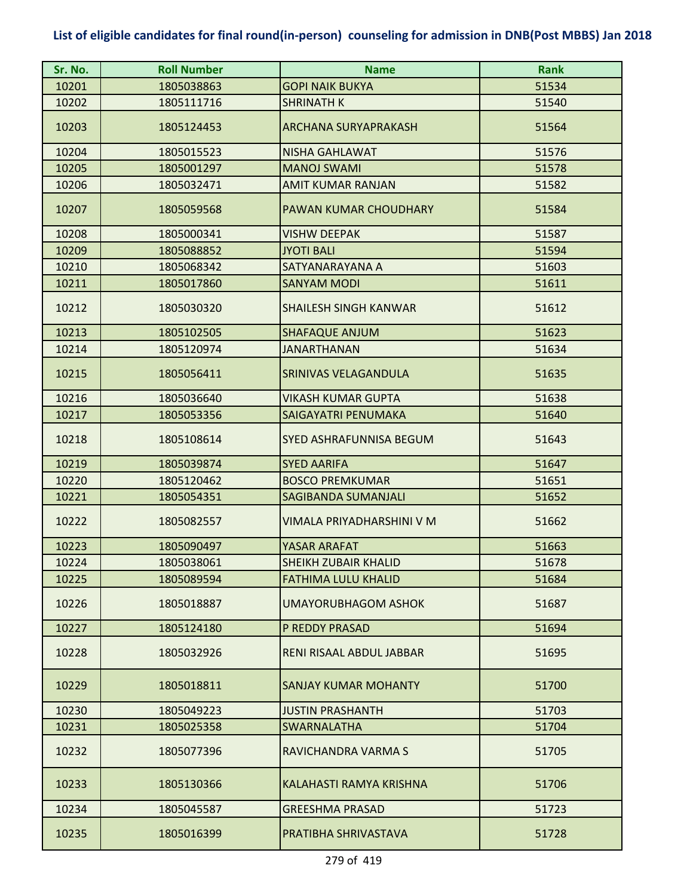**List of eligible candidates for final round(in-person) counseling for admission in DNB(Post MBBS) Jan 2018**

| Sr. No. | Roll Number | Name | Rank |
|---|---|---|---|
| 10201 | 1805038863 | GOPI NAIK BUKYA | 51534 |
| 10202 | 1805111716 | SHRINATH K | 51540 |
| 10203 | 1805124453 | ARCHANA SURYAPRAKASH | 51564 |
| 10204 | 1805015523 | NISHA GAHLAWAT | 51576 |
| 10205 | 1805001297 | MANOJ SWAMI | 51578 |
| 10206 | 1805032471 | AMIT KUMAR RANJAN | 51582 |
| 10207 | 1805059568 | PAWAN KUMAR CHOUDHARY | 51584 |
| 10208 | 1805000341 | VISHW DEEPAK | 51587 |
| 10209 | 1805088852 | JYOTI BALI | 51594 |
| 10210 | 1805068342 | SATYANARAYANA A | 51603 |
| 10211 | 1805017860 | SANYAM MODI | 51611 |
| 10212 | 1805030320 | SHAILESH SINGH KANWAR | 51612 |
| 10213 | 1805102505 | SHAFAQUE ANJUM | 51623 |
| 10214 | 1805120974 | JANARTHANAN | 51634 |
| 10215 | 1805056411 | SRINIVAS VELAGANDULA | 51635 |
| 10216 | 1805036640 | VIKASH KUMAR GUPTA | 51638 |
| 10217 | 1805053356 | SAIGAYATRI PENUMAKA | 51640 |
| 10218 | 1805108614 | SYED ASHRAFUNNISA BEGUM | 51643 |
| 10219 | 1805039874 | SYED AARIFA | 51647 |
| 10220 | 1805120462 | BOSCO PREMKUMAR | 51651 |
| 10221 | 1805054351 | SAGIBANDA SUMANJALI | 51652 |
| 10222 | 1805082557 | VIMALA PRIYADHARSHINI V M | 51662 |
| 10223 | 1805090497 | YASAR ARAFAT | 51663 |
| 10224 | 1805038061 | SHEIKH ZUBAIR KHALID | 51678 |
| 10225 | 1805089594 | FATHIMA LULU KHALID | 51684 |
| 10226 | 1805018887 | UMAYORUBHAGOM ASHOK | 51687 |
| 10227 | 1805124180 | P REDDY PRASAD | 51694 |
| 10228 | 1805032926 | RENI RISAAL ABDUL JABBAR | 51695 |
| 10229 | 1805018811 | SANJAY KUMAR MOHANTY | 51700 |
| 10230 | 1805049223 | JUSTIN PRASHANTH | 51703 |
| 10231 | 1805025358 | SWARNALATHA | 51704 |
| 10232 | 1805077396 | RAVICHANDRA VARMA S | 51705 |
| 10233 | 1805130366 | KALAHASTI RAMYA KRISHNA | 51706 |
| 10234 | 1805045587 | GREESHMA PRASAD | 51723 |
| 10235 | 1805016399 | PRATIBHA SHRIVASTAVA | 51728 |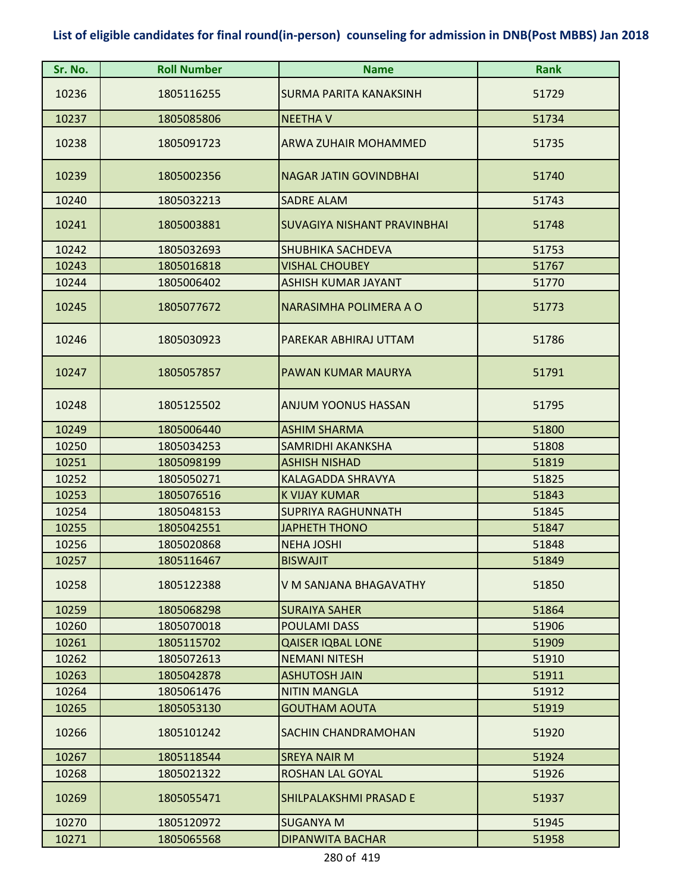**List of eligible candidates for final round(in-person) counseling for admission in DNB(Post MBBS) Jan 2018**

| Sr. No. | Roll Number | Name | Rank |
|---|---|---|---|
| 10236 | 1805116255 | SURMA PARITA KANAKSINH | 51729 |
| 10237 | 1805085806 | NEETHA V | 51734 |
| 10238 | 1805091723 | ARWA ZUHAIR MOHAMMED | 51735 |
| 10239 | 1805002356 | NAGAR JATIN GOVINDBHAI | 51740 |
| 10240 | 1805032213 | SADRE ALAM | 51743 |
| 10241 | 1805003881 | SUVAGIYA NISHANT PRAVINBHAI | 51748 |
| 10242 | 1805032693 | SHUBHIKA SACHDEVA | 51753 |
| 10243 | 1805016818 | VISHAL CHOUBEY | 51767 |
| 10244 | 1805006402 | ASHISH KUMAR JAYANT | 51770 |
| 10245 | 1805077672 | NARASIMHA POLIMERA A O | 51773 |
| 10246 | 1805030923 | PAREKAR ABHIRAJ UTTAM | 51786 |
| 10247 | 1805057857 | PAWAN KUMAR MAURYA | 51791 |
| 10248 | 1805125502 | ANJUM YOONUS HASSAN | 51795 |
| 10249 | 1805006440 | ASHIM SHARMA | 51800 |
| 10250 | 1805034253 | SAMRIDHI AKANKSHA | 51808 |
| 10251 | 1805098199 | ASHISH NISHAD | 51819 |
| 10252 | 1805050271 | KALAGADDA SHRAVYA | 51825 |
| 10253 | 1805076516 | K VIJAY KUMAR | 51843 |
| 10254 | 1805048153 | SUPRIYA RAGHUNNATH | 51845 |
| 10255 | 1805042551 | JAPHETH THONO | 51847 |
| 10256 | 1805020868 | NEHA JOSHI | 51848 |
| 10257 | 1805116467 | BISWAJIT | 51849 |
| 10258 | 1805122388 | V M SANJANA BHAGAVATHY | 51850 |
| 10259 | 1805068298 | SURAIYA SAHER | 51864 |
| 10260 | 1805070018 | POULAMI DASS | 51906 |
| 10261 | 1805115702 | QAISER IQBAL LONE | 51909 |
| 10262 | 1805072613 | NEMANI NITESH | 51910 |
| 10263 | 1805042878 | ASHUTOSH JAIN | 51911 |
| 10264 | 1805061476 | NITIN MANGLA | 51912 |
| 10265 | 1805053130 | GOUTHAM AOUTA | 51919 |
| 10266 | 1805101242 | SACHIN CHANDRAMOHAN | 51920 |
| 10267 | 1805118544 | SREYA NAIR M | 51924 |
| 10268 | 1805021322 | ROSHAN LAL GOYAL | 51926 |
| 10269 | 1805055471 | SHILPALAKSHMI PRASAD E | 51937 |
| 10270 | 1805120972 | SUGANYA M | 51945 |
| 10271 | 1805065568 | DIPANWITA BACHAR | 51958 |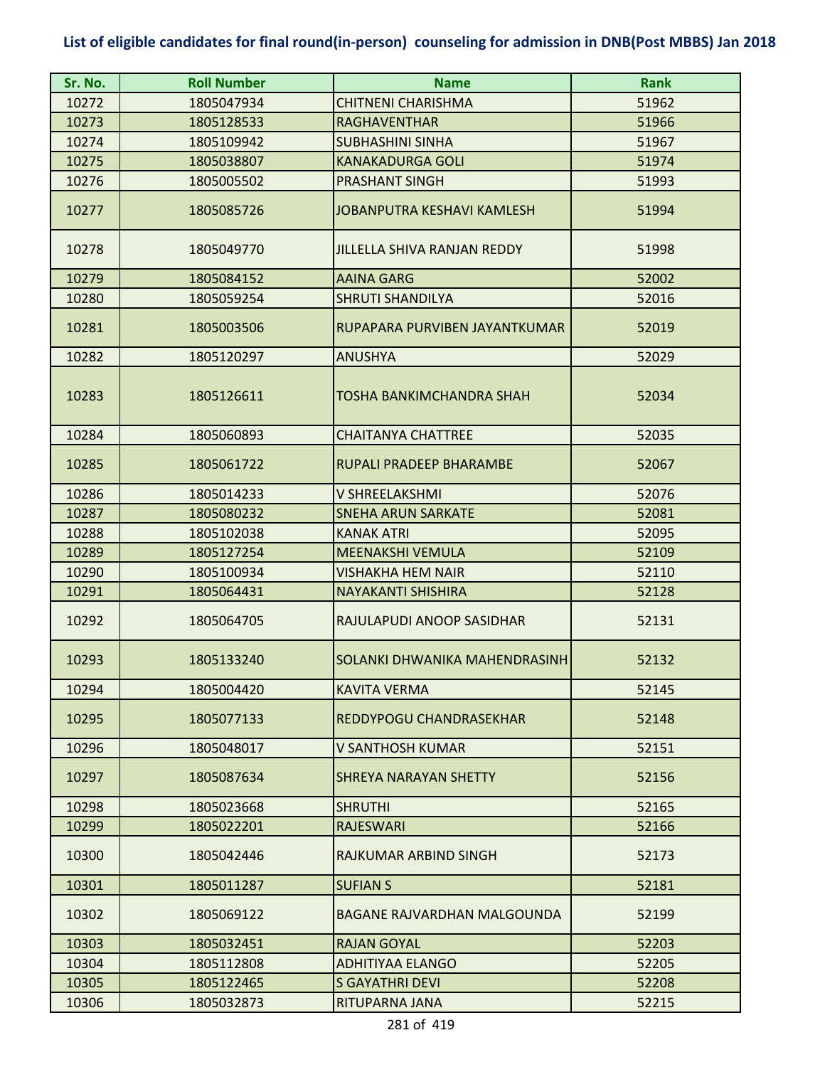# List of eligible candidates for final round(in-person) counseling for admission in DNB(Post MBBS) Jan 2018

| Sr. No. | Roll Number | Name | Rank |
|---|---|---|---|
| 10272 | 1805047934 | CHITNENI CHARISHMA | 51962 |
| 10273 | 1805128533 | RAGHAVENTHAR | 51966 |
| 10274 | 1805109942 | SUBHASHINI SINHA | 51967 |
| 10275 | 1805038807 | KANAKADURGA GOLI | 51974 |
| 10276 | 1805005502 | PRASHANT SINGH | 51993 |
| 10277 | 1805085726 | JOBANPUTRA KESHAVI KAMLESH | 51994 |
| 10278 | 1805049770 | JILLELLA SHIVA RANJAN REDDY | 51998 |
| 10279 | 1805084152 | AAINA GARG | 52002 |
| 10280 | 1805059254 | SHRUTI SHANDILYA | 52016 |
| 10281 | 1805003506 | RUPAPARA PURVIBEN JAYANTKUMAR | 52019 |
| 10282 | 1805120297 | ANUSHYA | 52029 |
| 10283 | 1805126611 | TOSHA BANKIMCHANDRA SHAH | 52034 |
| 10284 | 1805060893 | CHAITANYA CHATTREE | 52035 |
| 10285 | 1805061722 | RUPALI PRADEEP BHARAMBE | 52067 |
| 10286 | 1805014233 | V SHREELAKSHMI | 52076 |
| 10287 | 1805080232 | SNEHA ARUN SARKATE | 52081 |
| 10288 | 1805102038 | KANAK ATRI | 52095 |
| 10289 | 1805127254 | MEENAKSHI VEMULA | 52109 |
| 10290 | 1805100934 | VISHAKHA HEM NAIR | 52110 |
| 10291 | 1805064431 | NAYAKANTI SHISHIRA | 52128 |
| 10292 | 1805064705 | RAJULAPUDI ANOOP SASIDHAR | 52131 |
| 10293 | 1805133240 | SOLANKI DHWANIKA MAHENDRASINH | 52132 |
| 10294 | 1805004420 | KAVITA VERMA | 52145 |
| 10295 | 1805077133 | REDDYPOGU CHANDRASEKHAR | 52148 |
| 10296 | 1805048017 | V SANTHOSH KUMAR | 52151 |
| 10297 | 1805087634 | SHREYA NARAYAN SHETTY | 52156 |
| 10298 | 1805023668 | SHRUTHI | 52165 |
| 10299 | 1805022201 | RAJESWARI | 52166 |
| 10300 | 1805042446 | RAJKUMAR ARBIND SINGH | 52173 |
| 10301 | 1805011287 | SUFIAN S | 52181 |
| 10302 | 1805069122 | BAGANE RAJVARDHAN MALGOUNDA | 52199 |
| 10303 | 1805032451 | RAJAN GOYAL | 52203 |
| 10304 | 1805112808 | ADHITIYAA ELANGO | 52205 |
| 10305 | 1805122465 | S GAYATHRI DEVI | 52208 |
| 10306 | 1805032873 | RITUPARNA JANA | 52215 |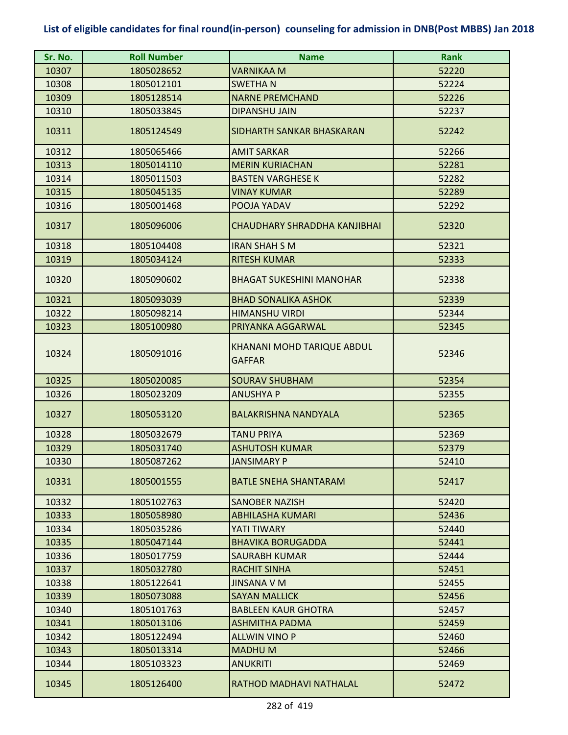## List of eligible candidates for final round(in-person) counseling for admission in DNB(Post MBBS) Jan 2018

| Sr. No. | Roll Number | Name | Rank |
|---|---|---|---|
| 10307 | 1805028652 | VARNIKAA M | 52220 |
| 10308 | 1805012101 | SWETHA N | 52224 |
| 10309 | 1805128514 | NARNE PREMCHAND | 52226 |
| 10310 | 1805033845 | DIPANSHU JAIN | 52237 |
| 10311 | 1805124549 | SIDHARTH SANKAR BHASKARAN | 52242 |
| 10312 | 1805065466 | AMIT SARKAR | 52266 |
| 10313 | 1805014110 | MERIN KURIACHAN | 52281 |
| 10314 | 1805011503 | BASTEN VARGHESE K | 52282 |
| 10315 | 1805045135 | VINAY KUMAR | 52289 |
| 10316 | 1805001468 | POOJA YADAV | 52292 |
| 10317 | 1805096006 | CHAUDHARY SHRADDHA KANJIBHAI | 52320 |
| 10318 | 1805104408 | IRAN SHAH S M | 52321 |
| 10319 | 1805034124 | RITESH KUMAR | 52333 |
| 10320 | 1805090602 | BHAGAT SUKESHINI MANOHAR | 52338 |
| 10321 | 1805093039 | BHAD SONALIKA ASHOK | 52339 |
| 10322 | 1805098214 | HIMANSHU VIRDI | 52344 |
| 10323 | 1805100980 | PRIYANKA AGGARWAL | 52345 |
| 10324 | 1805091016 | KHANANI MOHD TARIQUE ABDUL GAFFAR | 52346 |
| 10325 | 1805020085 | SOURAV SHUBHAM | 52354 |
| 10326 | 1805023209 | ANUSHYA P | 52355 |
| 10327 | 1805053120 | BALAKRISHNA NANDYALA | 52365 |
| 10328 | 1805032679 | TANU PRIYA | 52369 |
| 10329 | 1805031740 | ASHUTOSH KUMAR | 52379 |
| 10330 | 1805087262 | JANSIMARY P | 52410 |
| 10331 | 1805001555 | BATLE SNEHA SHANTARAM | 52417 |
| 10332 | 1805102763 | SANOBER NAZISH | 52420 |
| 10333 | 1805058980 | ABHILASHA KUMARI | 52436 |
| 10334 | 1805035286 | YATI TIWARY | 52440 |
| 10335 | 1805047144 | BHAVIKA BORUGADDA | 52441 |
| 10336 | 1805017759 | SAURABH KUMAR | 52444 |
| 10337 | 1805032780 | RACHIT SINHA | 52451 |
| 10338 | 1805122641 | JINSANA V M | 52455 |
| 10339 | 1805073088 | SAYAN MALLICK | 52456 |
| 10340 | 1805101763 | BABLEEN KAUR GHOTRA | 52457 |
| 10341 | 1805013106 | ASHMITHA PADMA | 52459 |
| 10342 | 1805122494 | ALLWIN VINO P | 52460 |
| 10343 | 1805013314 | MADHU M | 52466 |
| 10344 | 1805103323 | ANUKRITI | 52469 |
| 10345 | 1805126400 | RATHOD MADHAVI NATHALAL | 52472 |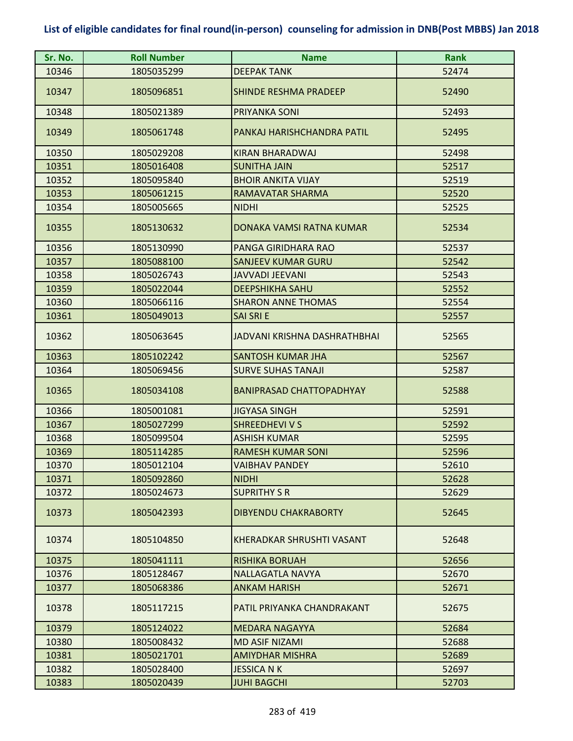## List of eligible candidates for final round(in-person) counseling for admission in DNB(Post MBBS) Jan 2018

| Sr. No. | Roll Number | Name | Rank |
|---|---|---|---|
| 10346 | 1805035299 | DEEPAK TANK | 52474 |
| 10347 | 1805096851 | SHINDE RESHMA PRADEEP | 52490 |
| 10348 | 1805021389 | PRIYANKA SONI | 52493 |
| 10349 | 1805061748 | PANKAJ HARISHCHANDRA PATIL | 52495 |
| 10350 | 1805029208 | KIRAN BHARADWAJ | 52498 |
| 10351 | 1805016408 | SUNITHA JAIN | 52517 |
| 10352 | 1805095840 | BHOIR ANKITA VIJAY | 52519 |
| 10353 | 1805061215 | RAMAVATAR SHARMA | 52520 |
| 10354 | 1805005665 | NIDHI | 52525 |
| 10355 | 1805130632 | DONAKA VAMSI RATNA KUMAR | 52534 |
| 10356 | 1805130990 | PANGA GIRIDHARA RAO | 52537 |
| 10357 | 1805088100 | SANJEEV KUMAR GURU | 52542 |
| 10358 | 1805026743 | JAVVADI JEEVANI | 52543 |
| 10359 | 1805022044 | DEEPSHIKHA SAHU | 52552 |
| 10360 | 1805066116 | SHARON ANNE THOMAS | 52554 |
| 10361 | 1805049013 | SAI SRI E | 52557 |
| 10362 | 1805063645 | JADVANI KRISHNA DASHRATHBHAI | 52565 |
| 10363 | 1805102242 | SANTOSH KUMAR JHA | 52567 |
| 10364 | 1805069456 | SURVE SUHAS TANAJI | 52587 |
| 10365 | 1805034108 | BANIPRASAD CHATTOPADHYAY | 52588 |
| 10366 | 1805001081 | JIGYASA SINGH | 52591 |
| 10367 | 1805027299 | SHREEDHEVI V S | 52592 |
| 10368 | 1805099504 | ASHISH KUMAR | 52595 |
| 10369 | 1805114285 | RAMESH KUMAR SONI | 52596 |
| 10370 | 1805012104 | VAIBHAV PANDEY | 52610 |
| 10371 | 1805092860 | NIDHI | 52628 |
| 10372 | 1805024673 | SUPRITHY S R | 52629 |
| 10373 | 1805042393 | DIBYENDU CHAKRABORTY | 52645 |
| 10374 | 1805104850 | KHERADKAR SHRUSHTI VASANT | 52648 |
| 10375 | 1805041111 | RISHIKA BORUAH | 52656 |
| 10376 | 1805128467 | NALLAGATLA NAVYA | 52670 |
| 10377 | 1805068386 | ANKAM HARISH | 52671 |
| 10378 | 1805117215 | PATIL PRIYANKA CHANDRAKANT | 52675 |
| 10379 | 1805124022 | MEDARA NAGAYYA | 52684 |
| 10380 | 1805008432 | MD ASIF NIZAMI | 52688 |
| 10381 | 1805021701 | AMIYDHAR MISHRA | 52689 |
| 10382 | 1805028400 | JESSICA N K | 52697 |
| 10383 | 1805020439 | JUHI BAGCHI | 52703 |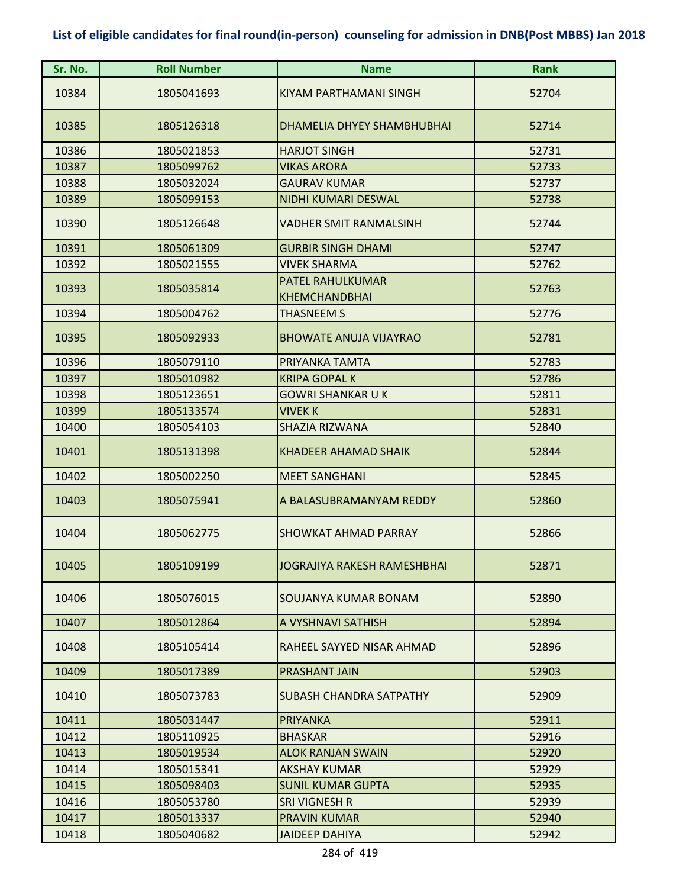# List of eligible candidates for final round(in-person) counseling for admission in DNB(Post MBBS) Jan 2018

| Sr. No. | Roll Number | Name | Rank |
|---|---|---|---|
| 10384 | 1805041693 | KIYAM PARTHAMANI SINGH | 52704 |
| 10385 | 1805126318 | DHAMELIA DHYEY SHAMBHUBHAI | 52714 |
| 10386 | 1805021853 | HARJOT SINGH | 52731 |
| 10387 | 1805099762 | VIKAS ARORA | 52733 |
| 10388 | 1805032024 | GAURAV KUMAR | 52737 |
| 10389 | 1805099153 | NIDHI KUMARI DESWAL | 52738 |
| 10390 | 1805126648 | VADHER SMIT RANMALSINH | 52744 |
| 10391 | 1805061309 | GURBIR SINGH DHAMI | 52747 |
| 10392 | 1805021555 | VIVEK SHARMA | 52762 |
| 10393 | 1805035814 | PATEL RAHULKUMAR KHEMCHANDBHAI | 52763 |
| 10394 | 1805004762 | THASNEEM S | 52776 |
| 10395 | 1805092933 | BHOWATE ANUJA VIJAYRAO | 52781 |
| 10396 | 1805079110 | PRIYANKA TAMTA | 52783 |
| 10397 | 1805010982 | KRIPA GOPAL K | 52786 |
| 10398 | 1805123651 | GOWRI SHANKAR U K | 52811 |
| 10399 | 1805133574 | VIVEK K | 52831 |
| 10400 | 1805054103 | SHAZIA RIZWANA | 52840 |
| 10401 | 1805131398 | KHADEER AHAMAD SHAIK | 52844 |
| 10402 | 1805002250 | MEET SANGHANI | 52845 |
| 10403 | 1805075941 | A BALASUBRAMANYAM REDDY | 52860 |
| 10404 | 1805062775 | SHOWKAT AHMAD PARRAY | 52866 |
| 10405 | 1805109199 | JOGRAJIYA RAKESH RAMESHBHAI | 52871 |
| 10406 | 1805076015 | SOUJANYA KUMAR BONAM | 52890 |
| 10407 | 1805012864 | A VYSHNAVI SATHISH | 52894 |
| 10408 | 1805105414 | RAHEEL SAYYED NISAR AHMAD | 52896 |
| 10409 | 1805017389 | PRASHANT JAIN | 52903 |
| 10410 | 1805073783 | SUBASH CHANDRA SATPATHY | 52909 |
| 10411 | 1805031447 | PRIYANKA | 52911 |
| 10412 | 1805110925 | BHASKAR | 52916 |
| 10413 | 1805019534 | ALOK RANJAN SWAIN | 52920 |
| 10414 | 1805015341 | AKSHAY KUMAR | 52929 |
| 10415 | 1805098403 | SUNIL KUMAR GUPTA | 52935 |
| 10416 | 1805053780 | SRI VIGNESH R | 52939 |
| 10417 | 1805013337 | PRAVIN KUMAR | 52940 |
| 10418 | 1805040682 | JAIDEEP DAHIYA | 52942 |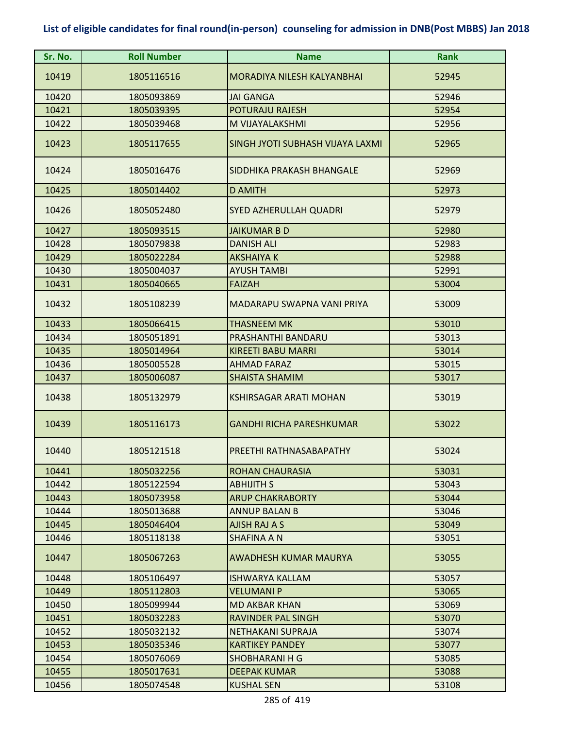**List of eligible candidates for final round(in-person) counseling for admission in DNB(Post MBBS) Jan 2018**

| Sr. No. | Roll Number | Name | Rank |
|---|---|---|---|
| 10419 | 1805116516 | MORADIYA NILESH KALYANBHAI | 52945 |
| 10420 | 1805093869 | JAI GANGA | 52946 |
| 10421 | 1805039395 | POTURAJU RAJESH | 52954 |
| 10422 | 1805039468 | M VIJAYALAKSHMI | 52956 |
| 10423 | 1805117655 | SINGH JYOTI SUBHASH VIJAYA LAXMI | 52965 |
| 10424 | 1805016476 | SIDDHIKA PRAKASH BHANGALE | 52969 |
| 10425 | 1805014402 | D AMITH | 52973 |
| 10426 | 1805052480 | SYED AZHERULLAH QUADRI | 52979 |
| 10427 | 1805093515 | JAIKUMAR B D | 52980 |
| 10428 | 1805079838 | DANISH ALI | 52983 |
| 10429 | 1805022284 | AKSHAIYA K | 52988 |
| 10430 | 1805004037 | AYUSH TAMBI | 52991 |
| 10431 | 1805040665 | FAIZAH | 53004 |
| 10432 | 1805108239 | MADARAPU SWAPNA VANI PRIYA | 53009 |
| 10433 | 1805066415 | THASNEEM MK | 53010 |
| 10434 | 1805051891 | PRASHANTHI BANDARU | 53013 |
| 10435 | 1805014964 | KIREETI BABU MARRI | 53014 |
| 10436 | 1805005528 | AHMAD FARAZ | 53015 |
| 10437 | 1805006087 | SHAISTA SHAMIM | 53017 |
| 10438 | 1805132979 | KSHIRSAGAR ARATI MOHAN | 53019 |
| 10439 | 1805116173 | GANDHI RICHA PARESHKUMAR | 53022 |
| 10440 | 1805121518 | PREETHI RATHNASABAPATHY | 53024 |
| 10441 | 1805032256 | ROHAN CHAURASIA | 53031 |
| 10442 | 1805122594 | ABHIJITH S | 53043 |
| 10443 | 1805073958 | ARUP CHAKRABORTY | 53044 |
| 10444 | 1805013688 | ANNUP BALAN B | 53046 |
| 10445 | 1805046404 | AJISH RAJ A S | 53049 |
| 10446 | 1805118138 | SHAFINA A N | 53051 |
| 10447 | 1805067263 | AWADHESH KUMAR MAURYA | 53055 |
| 10448 | 1805106497 | ISHWARYA KALLAM | 53057 |
| 10449 | 1805112803 | VELUMANI P | 53065 |
| 10450 | 1805099944 | MD AKBAR KHAN | 53069 |
| 10451 | 1805032283 | RAVINDER PAL SINGH | 53070 |
| 10452 | 1805032132 | NETHAKANI SUPRAJA | 53074 |
| 10453 | 1805035346 | KARTIKEY PANDEY | 53077 |
| 10454 | 1805076069 | SHOBHARANI H G | 53085 |
| 10455 | 1805017631 | DEEPAK KUMAR | 53088 |
| 10456 | 1805074548 | KUSHAL SEN | 53108 |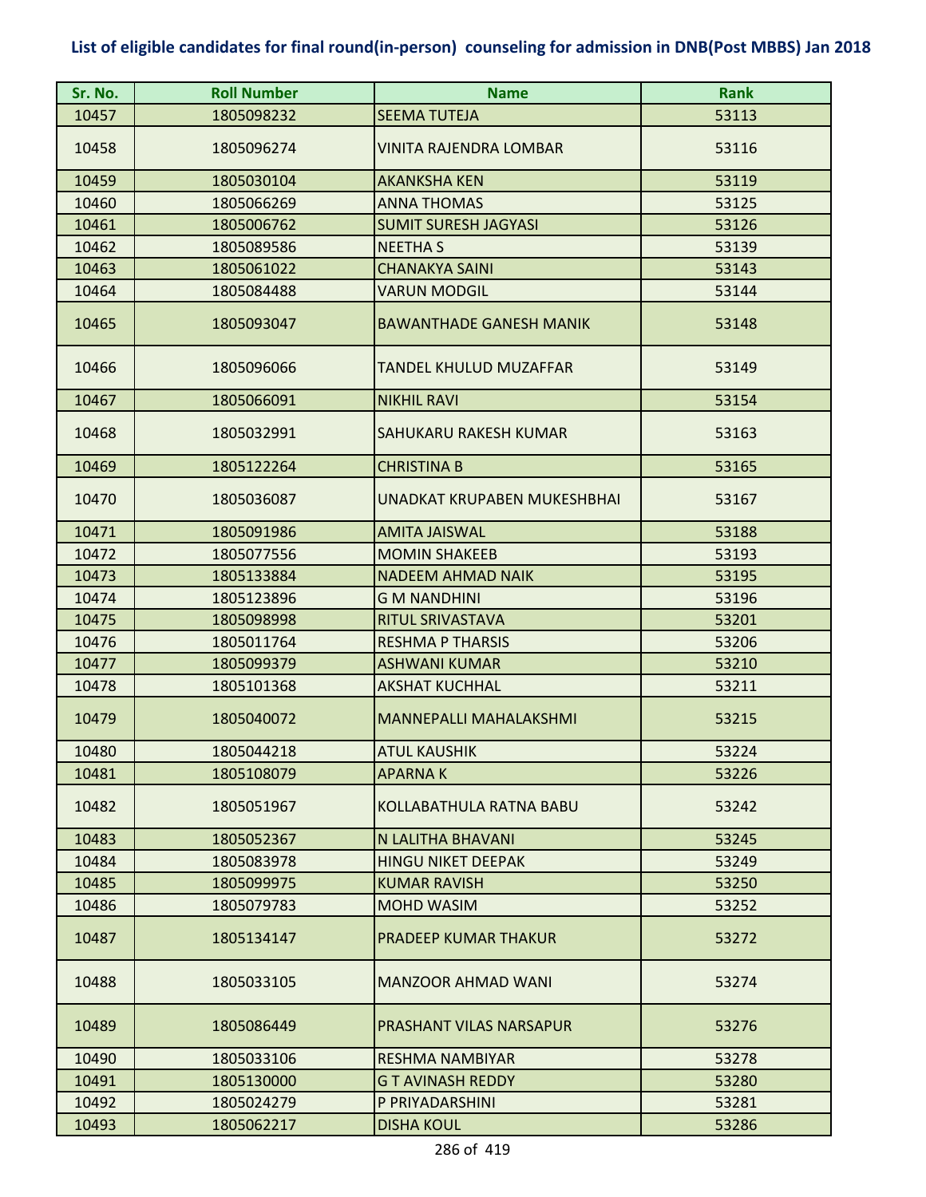# List of eligible candidates for final round(in-person) counseling for admission in DNB(Post MBBS) Jan 2018

| Sr. No. | Roll Number | Name | Rank |
|---|---|---|---|
| 10457 | 1805098232 | SEEMA TUTEJA | 53113 |
| 10458 | 1805096274 | VINITA RAJENDRA LOMBAR | 53116 |
| 10459 | 1805030104 | AKANKSHA KEN | 53119 |
| 10460 | 1805066269 | ANNA THOMAS | 53125 |
| 10461 | 1805006762 | SUMIT SURESH JAGYASI | 53126 |
| 10462 | 1805089586 | NEETHA S | 53139 |
| 10463 | 1805061022 | CHANAKYA SAINI | 53143 |
| 10464 | 1805084488 | VARUN MODGIL | 53144 |
| 10465 | 1805093047 | BAWANTHADE GANESH MANIK | 53148 |
| 10466 | 1805096066 | TANDEL KHULUD MUZAFFAR | 53149 |
| 10467 | 1805066091 | NIKHIL RAVI | 53154 |
| 10468 | 1805032991 | SAHUKARU RAKESH KUMAR | 53163 |
| 10469 | 1805122264 | CHRISTINA B | 53165 |
| 10470 | 1805036087 | UNADKAT KRUPABEN MUKESHBHAI | 53167 |
| 10471 | 1805091986 | AMITA JAISWAL | 53188 |
| 10472 | 1805077556 | MOMIN SHAKEEB | 53193 |
| 10473 | 1805133884 | NADEEM AHMAD NAIK | 53195 |
| 10474 | 1805123896 | G M NANDHINI | 53196 |
| 10475 | 1805098998 | RITUL SRIVASTAVA | 53201 |
| 10476 | 1805011764 | RESHMA P THARSIS | 53206 |
| 10477 | 1805099379 | ASHWANI KUMAR | 53210 |
| 10478 | 1805101368 | AKSHAT KUCHHAL | 53211 |
| 10479 | 1805040072 | MANNEPALLI MAHALAKSHMI | 53215 |
| 10480 | 1805044218 | ATUL KAUSHIK | 53224 |
| 10481 | 1805108079 | APARNA K | 53226 |
| 10482 | 1805051967 | KOLLABATHULA RATNA BABU | 53242 |
| 10483 | 1805052367 | N LALITHA BHAVANI | 53245 |
| 10484 | 1805083978 | HINGU NIKET DEEPAK | 53249 |
| 10485 | 1805099975 | KUMAR RAVISH | 53250 |
| 10486 | 1805079783 | MOHD WASIM | 53252 |
| 10487 | 1805134147 | PRADEEP KUMAR THAKUR | 53272 |
| 10488 | 1805033105 | MANZOOR AHMAD WANI | 53274 |
| 10489 | 1805086449 | PRASHANT VILAS NARSAPUR | 53276 |
| 10490 | 1805033106 | RESHMA NAMBIYAR | 53278 |
| 10491 | 1805130000 | G T AVINASH REDDY | 53280 |
| 10492 | 1805024279 | P PRIYADARSHINI | 53281 |
| 10493 | 1805062217 | DISHA KOUL | 53286 |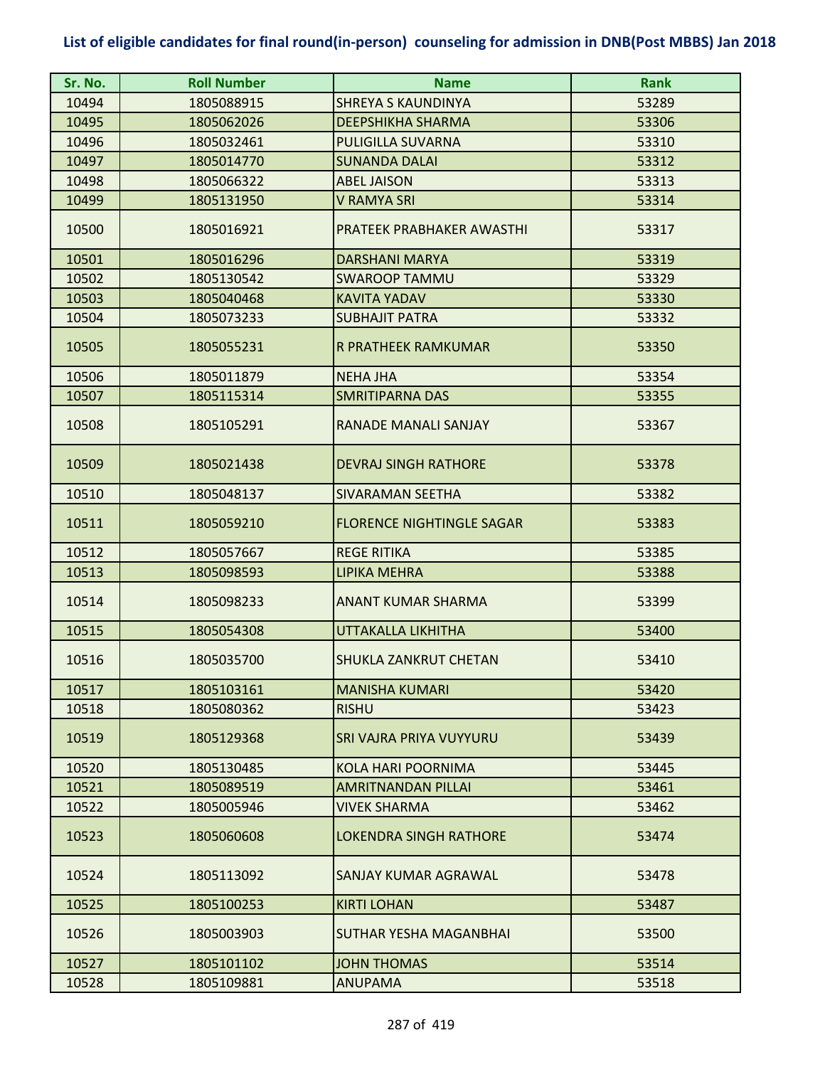**List of eligible candidates for final round(in-person) counseling for admission in DNB(Post MBBS) Jan 2018**

| Sr. No. | Roll Number | Name | Rank |
|---|---|---|---|
| 10494 | 1805088915 | SHREYA S KAUNDINYA | 53289 |
| 10495 | 1805062026 | DEEPSHIKHA SHARMA | 53306 |
| 10496 | 1805032461 | PULIGILLA SUVARNA | 53310 |
| 10497 | 1805014770 | SUNANDA DALAI | 53312 |
| 10498 | 1805066322 | ABEL JAISON | 53313 |
| 10499 | 1805131950 | V RAMYA SRI | 53314 |
| 10500 | 1805016921 | PRATEEK PRABHAKER AWASTHI | 53317 |
| 10501 | 1805016296 | DARSHANI MARYA | 53319 |
| 10502 | 1805130542 | SWAROOP TAMMU | 53329 |
| 10503 | 1805040468 | KAVITA YADAV | 53330 |
| 10504 | 1805073233 | SUBHAJIT PATRA | 53332 |
| 10505 | 1805055231 | R PRATHEEK RAMKUMAR | 53350 |
| 10506 | 1805011879 | NEHA JHA | 53354 |
| 10507 | 1805115314 | SMRITIPARNA DAS | 53355 |
| 10508 | 1805105291 | RANADE MANALI SANJAY | 53367 |
| 10509 | 1805021438 | DEVRAJ SINGH RATHORE | 53378 |
| 10510 | 1805048137 | SIVARAMAN SEETHA | 53382 |
| 10511 | 1805059210 | FLORENCE NIGHTINGLE SAGAR | 53383 |
| 10512 | 1805057667 | REGE RITIKA | 53385 |
| 10513 | 1805098593 | LIPIKA MEHRA | 53388 |
| 10514 | 1805098233 | ANANT KUMAR SHARMA | 53399 |
| 10515 | 1805054308 | UTTAKALLA LIKHITHA | 53400 |
| 10516 | 1805035700 | SHUKLA ZANKRUT CHETAN | 53410 |
| 10517 | 1805103161 | MANISHA KUMARI | 53420 |
| 10518 | 1805080362 | RISHU | 53423 |
| 10519 | 1805129368 | SRI VAJRA PRIYA VUYYURU | 53439 |
| 10520 | 1805130485 | KOLA HARI POORNIMA | 53445 |
| 10521 | 1805089519 | AMRITNANDAN PILLAI | 53461 |
| 10522 | 1805005946 | VIVEK SHARMA | 53462 |
| 10523 | 1805060608 | LOKENDRA SINGH RATHORE | 53474 |
| 10524 | 1805113092 | SANJAY KUMAR AGRAWAL | 53478 |
| 10525 | 1805100253 | KIRTI LOHAN | 53487 |
| 10526 | 1805003903 | SUTHAR YESHA MAGANBHAI | 53500 |
| 10527 | 1805101102 | JOHN THOMAS | 53514 |
| 10528 | 1805109881 | ANUPAMA | 53518 |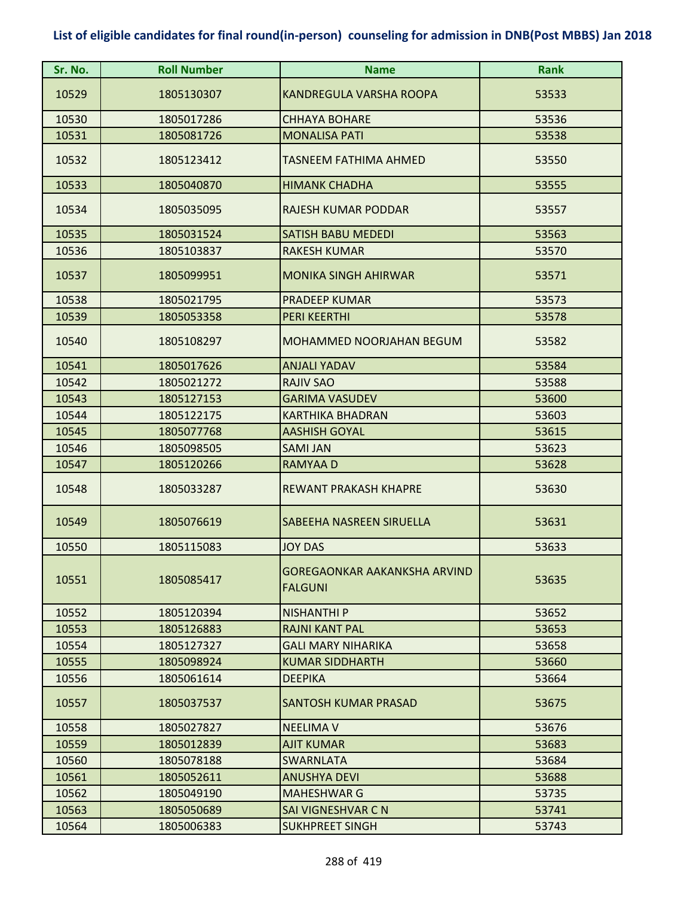# List of eligible candidates for final round(in-person) counseling for admission in DNB(Post MBBS) Jan 2018

| Sr. No. | Roll Number | Name | Rank |
|---|---|---|---|
| 10529 | 1805130307 | KANDREGULA VARSHA ROOPA | 53533 |
| 10530 | 1805017286 | CHHAYA BOHARE | 53536 |
| 10531 | 1805081726 | MONALISA PATI | 53538 |
| 10532 | 1805123412 | TASNEEM FATHIMA AHMED | 53550 |
| 10533 | 1805040870 | HIMANK CHADHA | 53555 |
| 10534 | 1805035095 | RAJESH KUMAR PODDAR | 53557 |
| 10535 | 1805031524 | SATISH BABU MEDEDI | 53563 |
| 10536 | 1805103837 | RAKESH KUMAR | 53570 |
| 10537 | 1805099951 | MONIKA SINGH AHIRWAR | 53571 |
| 10538 | 1805021795 | PRADEEP KUMAR | 53573 |
| 10539 | 1805053358 | PERI KEERTHI | 53578 |
| 10540 | 1805108297 | MOHAMMED NOORJAHAN BEGUM | 53582 |
| 10541 | 1805017626 | ANJALI YADAV | 53584 |
| 10542 | 1805021272 | RAJIV SAO | 53588 |
| 10543 | 1805127153 | GARIMA VASUDEV | 53600 |
| 10544 | 1805122175 | KARTHIKA BHADRAN | 53603 |
| 10545 | 1805077768 | AASHISH GOYAL | 53615 |
| 10546 | 1805098505 | SAMI JAN | 53623 |
| 10547 | 1805120266 | RAMYAA D | 53628 |
| 10548 | 1805033287 | REWANT PRAKASH KHAPRE | 53630 |
| 10549 | 1805076619 | SABEEHA NASREEN SIRUELLA | 53631 |
| 10550 | 1805115083 | JOY DAS | 53633 |
| 10551 | 1805085417 | GOREGAONKAR AAKANKSHA ARVIND FALGUNI | 53635 |
| 10552 | 1805120394 | NISHANTHI P | 53652 |
| 10553 | 1805126883 | RAJNI KANT PAL | 53653 |
| 10554 | 1805127327 | GALI MARY NIHARIKA | 53658 |
| 10555 | 1805098924 | KUMAR SIDDHARTH | 53660 |
| 10556 | 1805061614 | DEEPIKA | 53664 |
| 10557 | 1805037537 | SANTOSH KUMAR PRASAD | 53675 |
| 10558 | 1805027827 | NEELIMA V | 53676 |
| 10559 | 1805012839 | AJIT KUMAR | 53683 |
| 10560 | 1805078188 | SWARNLATA | 53684 |
| 10561 | 1805052611 | ANUSHYA DEVI | 53688 |
| 10562 | 1805049190 | MAHESHWAR G | 53735 |
| 10563 | 1805050689 | SAI VIGNESHVAR C N | 53741 |
| 10564 | 1805006383 | SUKHPREET SINGH | 53743 |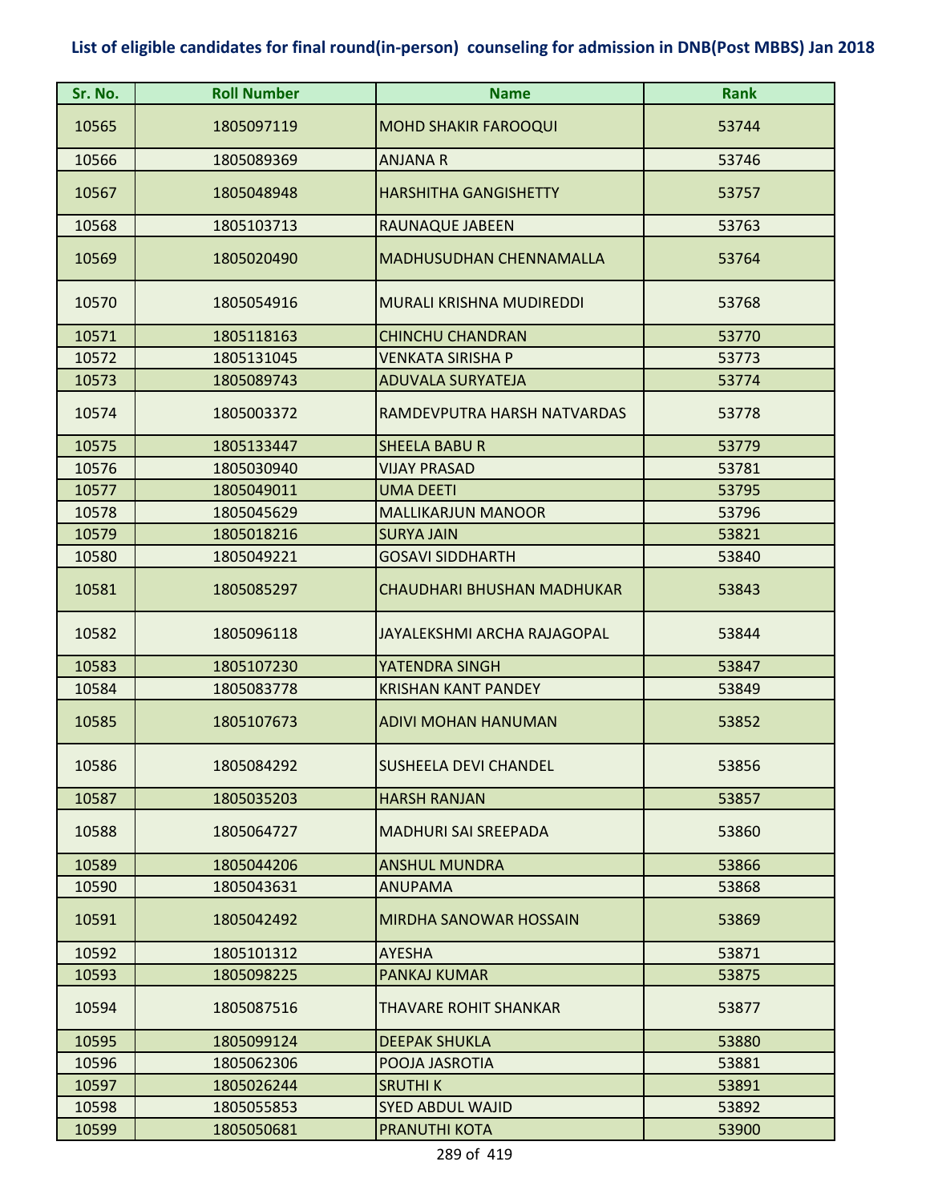# List of eligible candidates for final round(in-person) counseling for admission in DNB(Post MBBS) Jan 2018

| Sr. No. | Roll Number | Name | Rank |
|---|---|---|---|
| 10565 | 1805097119 | MOHD SHAKIR FAROOQUI | 53744 |
| 10566 | 1805089369 | ANJANA R | 53746 |
| 10567 | 1805048948 | HARSHITHA GANGISHETTY | 53757 |
| 10568 | 1805103713 | RAUNAQUE JABEEN | 53763 |
| 10569 | 1805020490 | MADHUSUDHAN CHENNAMALLA | 53764 |
| 10570 | 1805054916 | MURALI KRISHNA MUDIREDDI | 53768 |
| 10571 | 1805118163 | CHINCHU CHANDRAN | 53770 |
| 10572 | 1805131045 | VENKATA SIRISHA P | 53773 |
| 10573 | 1805089743 | ADUVALA SURYATEJA | 53774 |
| 10574 | 1805003372 | RAMDEVPUTRA HARSH NATVARDAS | 53778 |
| 10575 | 1805133447 | SHEELA BABU R | 53779 |
| 10576 | 1805030940 | VIJAY PRASAD | 53781 |
| 10577 | 1805049011 | UMA DEETI | 53795 |
| 10578 | 1805045629 | MALLIKARJUN MANOOR | 53796 |
| 10579 | 1805018216 | SURYA JAIN | 53821 |
| 10580 | 1805049221 | GOSAVI SIDDHARTH | 53840 |
| 10581 | 1805085297 | CHAUDHARI BHUSHAN MADHUKAR | 53843 |
| 10582 | 1805096118 | JAYALEKSHMI ARCHA RAJAGOPAL | 53844 |
| 10583 | 1805107230 | YATENDRA SINGH | 53847 |
| 10584 | 1805083778 | KRISHAN KANT PANDEY | 53849 |
| 10585 | 1805107673 | ADIVI MOHAN HANUMAN | 53852 |
| 10586 | 1805084292 | SUSHEELA DEVI CHANDEL | 53856 |
| 10587 | 1805035203 | HARSH RANJAN | 53857 |
| 10588 | 1805064727 | MADHURI SAI SREEPADA | 53860 |
| 10589 | 1805044206 | ANSHUL MUNDRA | 53866 |
| 10590 | 1805043631 | ANUPAMA | 53868 |
| 10591 | 1805042492 | MIRDHA SANOWAR HOSSAIN | 53869 |
| 10592 | 1805101312 | AYESHA | 53871 |
| 10593 | 1805098225 | PANKAJ KUMAR | 53875 |
| 10594 | 1805087516 | THAVARE ROHIT SHANKAR | 53877 |
| 10595 | 1805099124 | DEEPAK SHUKLA | 53880 |
| 10596 | 1805062306 | POOJA JASROTIA | 53881 |
| 10597 | 1805026244 | SRUTHI K | 53891 |
| 10598 | 1805055853 | SYED ABDUL WAJID | 53892 |
| 10599 | 1805050681 | PRANUTHI KOTA | 53900 |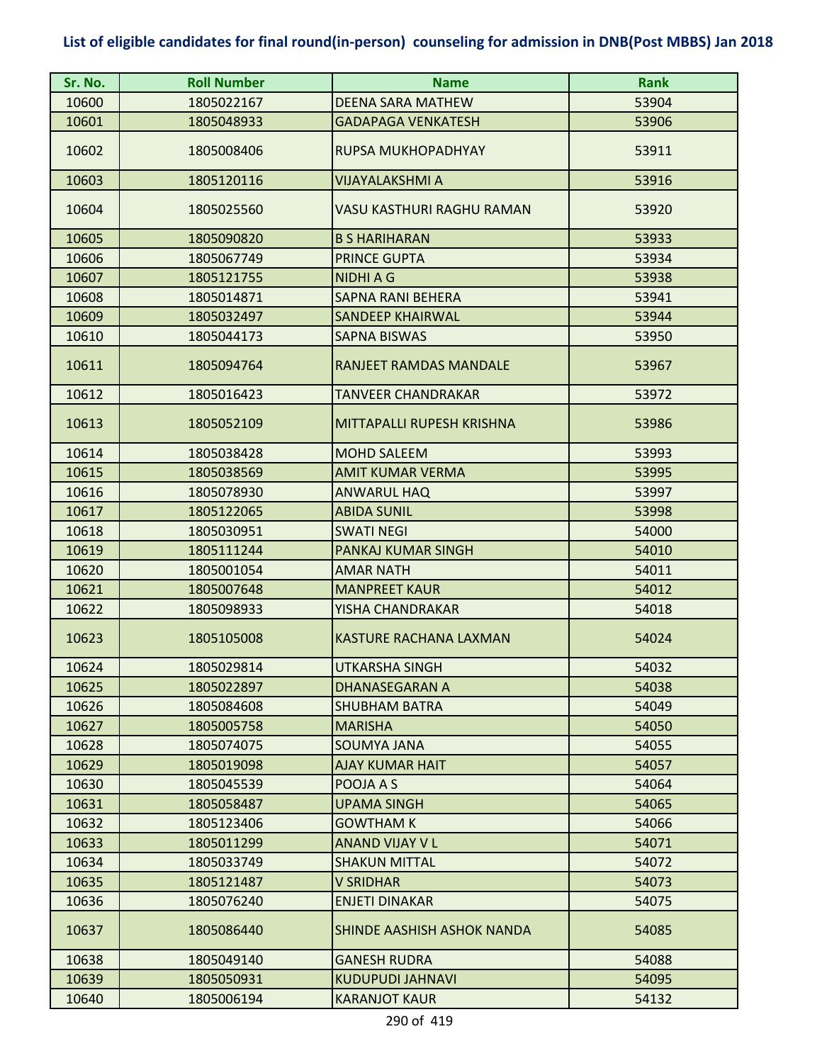**List of eligible candidates for final round(in-person) counseling for admission in DNB(Post MBBS) Jan 2018**

| Sr. No. | Roll Number | Name | Rank |
|---|---|---|---|
| 10600 | 1805022167 | DEENA SARA MATHEW | 53904 |
| 10601 | 1805048933 | GADAPAGA VENKATESH | 53906 |
| 10602 | 1805008406 | RUPSA MUKHOPADHYAY | 53911 |
| 10603 | 1805120116 | VIJAYALAKSHMI A | 53916 |
| 10604 | 1805025560 | VASU KASTHURI RAGHU RAMAN | 53920 |
| 10605 | 1805090820 | B S HARIHARAN | 53933 |
| 10606 | 1805067749 | PRINCE GUPTA | 53934 |
| 10607 | 1805121755 | NIDHI A G | 53938 |
| 10608 | 1805014871 | SAPNA RANI BEHERA | 53941 |
| 10609 | 1805032497 | SANDEEP KHAIRWAL | 53944 |
| 10610 | 1805044173 | SAPNA BISWAS | 53950 |
| 10611 | 1805094764 | RANJEET RAMDAS MANDALE | 53967 |
| 10612 | 1805016423 | TANVEER CHANDRAKAR | 53972 |
| 10613 | 1805052109 | MITTAPALLI RUPESH KRISHNA | 53986 |
| 10614 | 1805038428 | MOHD SALEEM | 53993 |
| 10615 | 1805038569 | AMIT KUMAR VERMA | 53995 |
| 10616 | 1805078930 | ANWARUL HAQ | 53997 |
| 10617 | 1805122065 | ABIDA SUNIL | 53998 |
| 10618 | 1805030951 | SWATI NEGI | 54000 |
| 10619 | 1805111244 | PANKAJ KUMAR SINGH | 54010 |
| 10620 | 1805001054 | AMAR NATH | 54011 |
| 10621 | 1805007648 | MANPREET KAUR | 54012 |
| 10622 | 1805098933 | YISHA CHANDRAKAR | 54018 |
| 10623 | 1805105008 | KASTURE RACHANA LAXMAN | 54024 |
| 10624 | 1805029814 | UTKARSHA SINGH | 54032 |
| 10625 | 1805022897 | DHANASEGARAN A | 54038 |
| 10626 | 1805084608 | SHUBHAM BATRA | 54049 |
| 10627 | 1805005758 | MARISHA | 54050 |
| 10628 | 1805074075 | SOUMYA JANA | 54055 |
| 10629 | 1805019098 | AJAY KUMAR HAIT | 54057 |
| 10630 | 1805045539 | POOJA A S | 54064 |
| 10631 | 1805058487 | UPAMA SINGH | 54065 |
| 10632 | 1805123406 | GOWTHAM K | 54066 |
| 10633 | 1805011299 | ANAND VIJAY V L | 54071 |
| 10634 | 1805033749 | SHAKUN MITTAL | 54072 |
| 10635 | 1805121487 | V SRIDHAR | 54073 |
| 10636 | 1805076240 | ENJETI DINAKAR | 54075 |
| 10637 | 1805086440 | SHINDE AASHISH ASHOK NANDA | 54085 |
| 10638 | 1805049140 | GANESH RUDRA | 54088 |
| 10639 | 1805050931 | KUDUPUDI JAHNAVI | 54095 |
| 10640 | 1805006194 | KARANJOT KAUR | 54132 |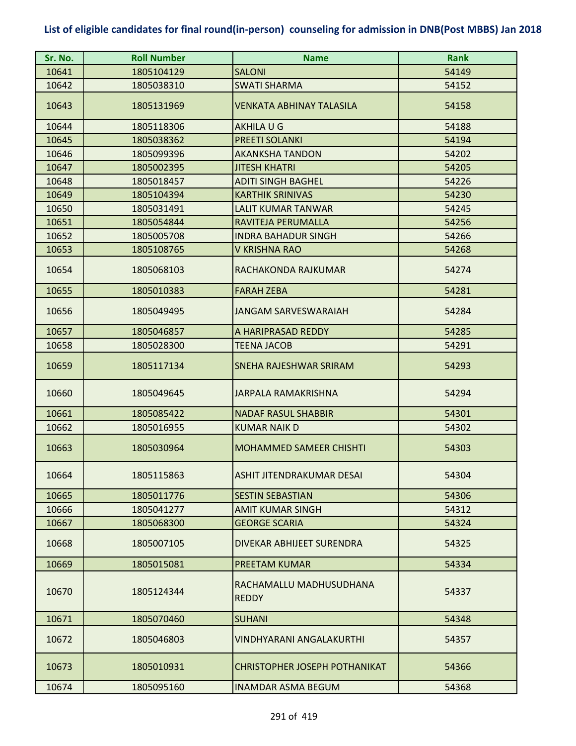## List of eligible candidates for final round(in-person) counseling for admission in DNB(Post MBBS) Jan 2018

| Sr. No. | Roll Number | Name | Rank |
|---|---|---|---|
| 10641 | 1805104129 | SALONI | 54149 |
| 10642 | 1805038310 | SWATI SHARMA | 54152 |
| 10643 | 1805131969 | VENKATA ABHINAY TALASILA | 54158 |
| 10644 | 1805118306 | AKHILA U G | 54188 |
| 10645 | 1805038362 | PREETI SOLANKI | 54194 |
| 10646 | 1805099396 | AKANKSHA TANDON | 54202 |
| 10647 | 1805002395 | JITESH KHATRI | 54205 |
| 10648 | 1805018457 | ADITI SINGH BAGHEL | 54226 |
| 10649 | 1805104394 | KARTHIK SRINIVAS | 54230 |
| 10650 | 1805031491 | LALIT KUMAR TANWAR | 54245 |
| 10651 | 1805054844 | RAVITEJA PERUMALLA | 54256 |
| 10652 | 1805005708 | INDRA BAHADUR SINGH | 54266 |
| 10653 | 1805108765 | V KRISHNA RAO | 54268 |
| 10654 | 1805068103 | RACHAKONDA RAJKUMAR | 54274 |
| 10655 | 1805010383 | FARAH ZEBA | 54281 |
| 10656 | 1805049495 | JANGAM SARVESWARAIAH | 54284 |
| 10657 | 1805046857 | A HARIPRASAD REDDY | 54285 |
| 10658 | 1805028300 | TEENA JACOB | 54291 |
| 10659 | 1805117134 | SNEHA RAJESHWAR SRIRAM | 54293 |
| 10660 | 1805049645 | JARPALA RAMAKRISHNA | 54294 |
| 10661 | 1805085422 | NADAF RASUL SHABBIR | 54301 |
| 10662 | 1805016955 | KUMAR NAIK D | 54302 |
| 10663 | 1805030964 | MOHAMMED SAMEER CHISHTI | 54303 |
| 10664 | 1805115863 | ASHIT JITENDRAKUMAR DESAI | 54304 |
| 10665 | 1805011776 | SESTIN SEBASTIAN | 54306 |
| 10666 | 1805041277 | AMIT KUMAR SINGH | 54312 |
| 10667 | 1805068300 | GEORGE SCARIA | 54324 |
| 10668 | 1805007105 | DIVEKAR ABHIJEET SURENDRA | 54325 |
| 10669 | 1805015081 | PREETAM KUMAR | 54334 |
| 10670 | 1805124344 | RACHAMALLU MADHUSUDHANA REDDY | 54337 |
| 10671 | 1805070460 | SUHANI | 54348 |
| 10672 | 1805046803 | VINDHYARANI ANGALAKURTHI | 54357 |
| 10673 | 1805010931 | CHRISTOPHER JOSEPH POTHANIKAT | 54366 |
| 10674 | 1805095160 | INAMDAR ASMA BEGUM | 54368 |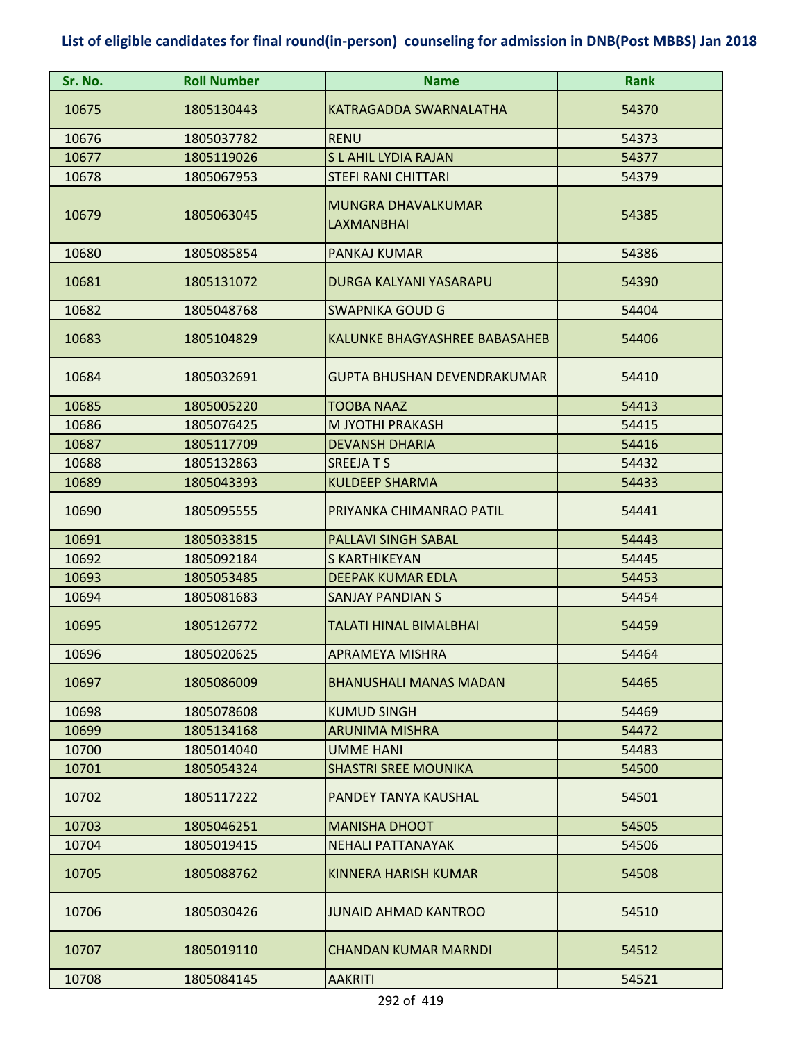# List of eligible candidates for final round(in-person) counseling for admission in DNB(Post MBBS) Jan 2018

| Sr. No. | Roll Number | Name | Rank |
|---|---|---|---|
| 10675 | 1805130443 | KATRAGADDA SWARNALATHA | 54370 |
| 10676 | 1805037782 | RENU | 54373 |
| 10677 | 1805119026 | S L AHIL LYDIA RAJAN | 54377 |
| 10678 | 1805067953 | STEFI RANI CHITTARI | 54379 |
| 10679 | 1805063045 | MUNGRA DHAVALKUMAR LAXMANBHAI | 54385 |
| 10680 | 1805085854 | PANKAJ KUMAR | 54386 |
| 10681 | 1805131072 | DURGA KALYANI YASARAPU | 54390 |
| 10682 | 1805048768 | SWAPNIKA GOUD G | 54404 |
| 10683 | 1805104829 | KALUNKE BHAGYASHREE BABASAHEB | 54406 |
| 10684 | 1805032691 | GUPTA BHUSHAN DEVENDRAKUMAR | 54410 |
| 10685 | 1805005220 | TOOBA NAAZ | 54413 |
| 10686 | 1805076425 | M JYOTHI PRAKASH | 54415 |
| 10687 | 1805117709 | DEVANSH DHARIA | 54416 |
| 10688 | 1805132863 | SREEJA T S | 54432 |
| 10689 | 1805043393 | KULDEEP SHARMA | 54433 |
| 10690 | 1805095555 | PRIYANKA CHIMANRAO PATIL | 54441 |
| 10691 | 1805033815 | PALLAVI SINGH SABAL | 54443 |
| 10692 | 1805092184 | S KARTHIKEYAN | 54445 |
| 10693 | 1805053485 | DEEPAK KUMAR EDLA | 54453 |
| 10694 | 1805081683 | SANJAY PANDIAN S | 54454 |
| 10695 | 1805126772 | TALATI HINAL BIMALBHAI | 54459 |
| 10696 | 1805020625 | APRAMEYA MISHRA | 54464 |
| 10697 | 1805086009 | BHANUSHALI MANAS MADAN | 54465 |
| 10698 | 1805078608 | KUMUD SINGH | 54469 |
| 10699 | 1805134168 | ARUNIMA MISHRA | 54472 |
| 10700 | 1805014040 | UMME HANI | 54483 |
| 10701 | 1805054324 | SHASTRI SREE MOUNIKA | 54500 |
| 10702 | 1805117222 | PANDEY TANYA KAUSHAL | 54501 |
| 10703 | 1805046251 | MANISHA DHOOT | 54505 |
| 10704 | 1805019415 | NEHALI PATTANAYAK | 54506 |
| 10705 | 1805088762 | KINNERA HARISH KUMAR | 54508 |
| 10706 | 1805030426 | JUNAID AHMAD KANTROO | 54510 |
| 10707 | 1805019110 | CHANDAN KUMAR MARNDI | 54512 |
| 10708 | 1805084145 | AAKRITI | 54521 |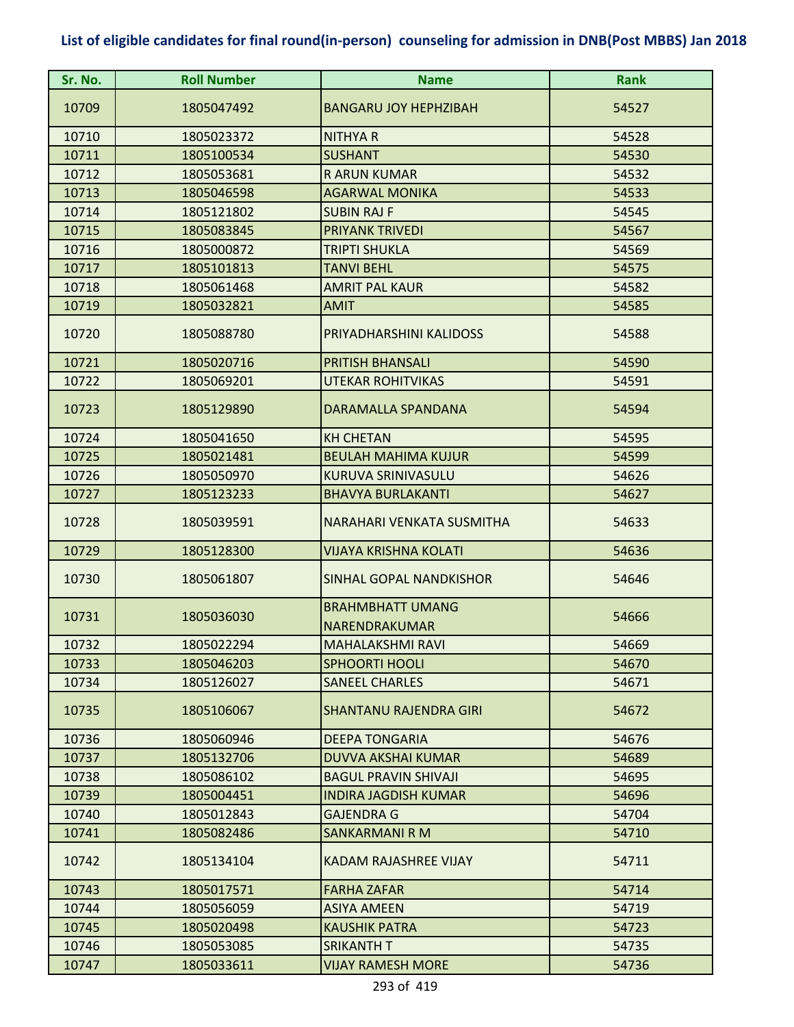## List of eligible candidates for final round(in-person) counseling for admission in DNB(Post MBBS) Jan 2018

| Sr. No. | Roll Number | Name | Rank |
|---|---|---|---|
| 10709 | 1805047492 | BANGARU JOY HEPHZIBAH | 54527 |
| 10710 | 1805023372 | NITHYA R | 54528 |
| 10711 | 1805100534 | SUSHANT | 54530 |
| 10712 | 1805053681 | R ARUN KUMAR | 54532 |
| 10713 | 1805046598 | AGARWAL MONIKA | 54533 |
| 10714 | 1805121802 | SUBIN RAJ F | 54545 |
| 10715 | 1805083845 | PRIYANK TRIVEDI | 54567 |
| 10716 | 1805000872 | TRIPTI SHUKLA | 54569 |
| 10717 | 1805101813 | TANVI BEHL | 54575 |
| 10718 | 1805061468 | AMRIT PAL KAUR | 54582 |
| 10719 | 1805032821 | AMIT | 54585 |
| 10720 | 1805088780 | PRIYADHARSHINI KALIDOSS | 54588 |
| 10721 | 1805020716 | PRITISH BHANSALI | 54590 |
| 10722 | 1805069201 | UTEKAR ROHITVIKAS | 54591 |
| 10723 | 1805129890 | DARAMALLA SPANDANA | 54594 |
| 10724 | 1805041650 | KH CHETAN | 54595 |
| 10725 | 1805021481 | BEULAH MAHIMA KUJUR | 54599 |
| 10726 | 1805050970 | KURUVA SRINIVASULU | 54626 |
| 10727 | 1805123233 | BHAVYA BURLAKANTI | 54627 |
| 10728 | 1805039591 | NARAHARI VENKATA SUSMITHA | 54633 |
| 10729 | 1805128300 | VIJAYA KRISHNA KOLATI | 54636 |
| 10730 | 1805061807 | SINHAL GOPAL NANDKISHOR | 54646 |
| 10731 | 1805036030 | BRAHMBHATT UMANG NARENDRAKUMAR | 54666 |
| 10732 | 1805022294 | MAHALAKSHMI RAVI | 54669 |
| 10733 | 1805046203 | SPHOORTI HOOLI | 54670 |
| 10734 | 1805126027 | SANEEL CHARLES | 54671 |
| 10735 | 1805106067 | SHANTANU RAJENDRA GIRI | 54672 |
| 10736 | 1805060946 | DEEPA TONGARIA | 54676 |
| 10737 | 1805132706 | DUVVA AKSHAI KUMAR | 54689 |
| 10738 | 1805086102 | BAGUL PRAVIN SHIVAJI | 54695 |
| 10739 | 1805004451 | INDIRA JAGDISH KUMAR | 54696 |
| 10740 | 1805012843 | GAJENDRA G | 54704 |
| 10741 | 1805082486 | SANKARMANI R M | 54710 |
| 10742 | 1805134104 | KADAM RAJASHREE VIJAY | 54711 |
| 10743 | 1805017571 | FARHA ZAFAR | 54714 |
| 10744 | 1805056059 | ASIYA AMEEN | 54719 |
| 10745 | 1805020498 | KAUSHIK PATRA | 54723 |
| 10746 | 1805053085 | SRIKANTH T | 54735 |
| 10747 | 1805033611 | VIJAY RAMESH MORE | 54736 |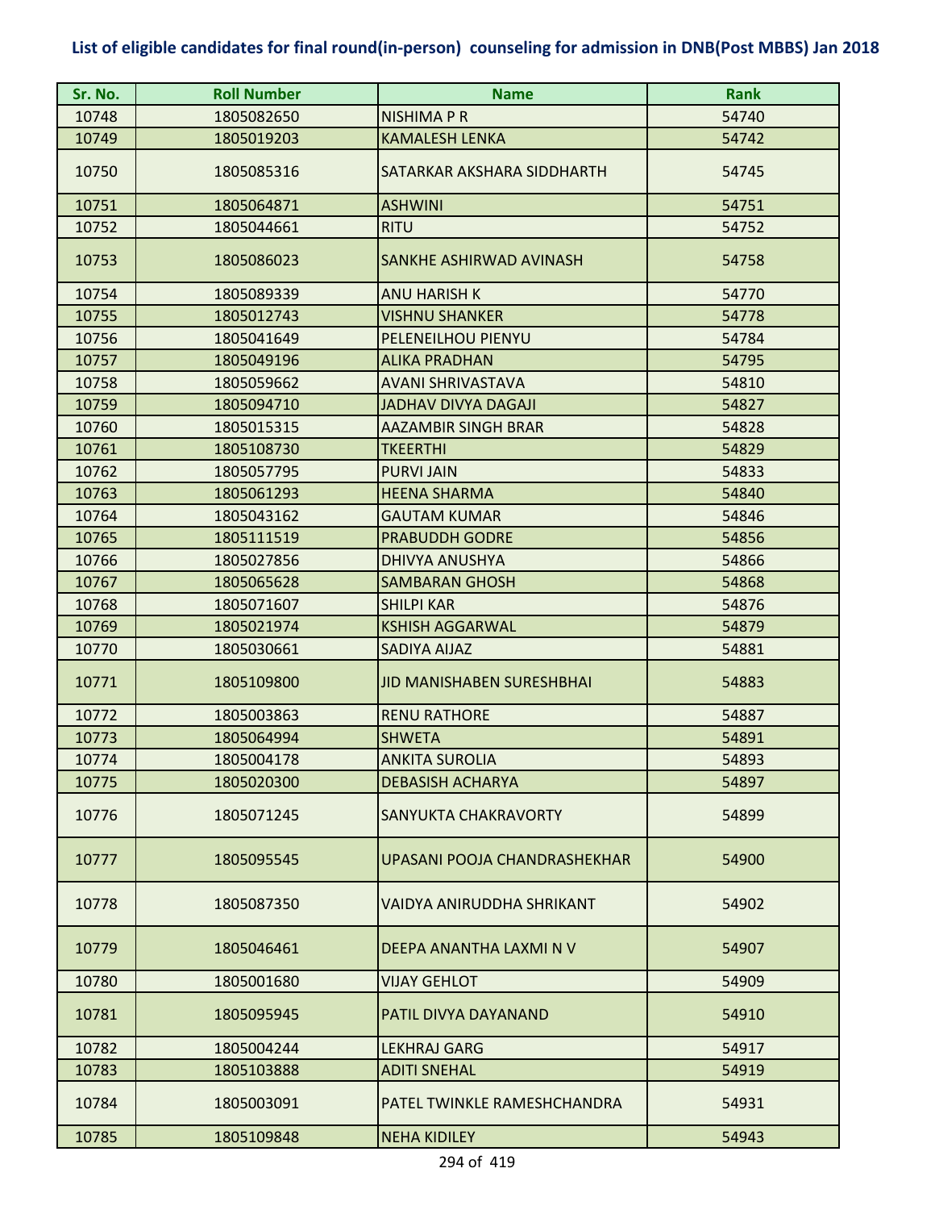## List of eligible candidates for final round(in-person) counseling for admission in DNB(Post MBBS) Jan 2018

| Sr. No. | Roll Number | Name | Rank |
|---|---|---|---|
| 10748 | 1805082650 | NISHIMA P R | 54740 |
| 10749 | 1805019203 | KAMALESH LENKA | 54742 |
| 10750 | 1805085316 | SATARKAR AKSHARA SIDDHARTH | 54745 |
| 10751 | 1805064871 | ASHWINI | 54751 |
| 10752 | 1805044661 | RITU | 54752 |
| 10753 | 1805086023 | SANKHE ASHIRWAD AVINASH | 54758 |
| 10754 | 1805089339 | ANU HARISH K | 54770 |
| 10755 | 1805012743 | VISHNU SHANKER | 54778 |
| 10756 | 1805041649 | PELENEILHOU PIENYU | 54784 |
| 10757 | 1805049196 | ALIKA PRADHAN | 54795 |
| 10758 | 1805059662 | AVANI SHRIVASTAVA | 54810 |
| 10759 | 1805094710 | JADHAV DIVYA DAGAJI | 54827 |
| 10760 | 1805015315 | AAZAMBIR SINGH BRAR | 54828 |
| 10761 | 1805108730 | TKEERTHI | 54829 |
| 10762 | 1805057795 | PURVI JAIN | 54833 |
| 10763 | 1805061293 | HEENA SHARMA | 54840 |
| 10764 | 1805043162 | GAUTAM KUMAR | 54846 |
| 10765 | 1805111519 | PRABUDDH GODRE | 54856 |
| 10766 | 1805027856 | DHIVYA ANUSHYA | 54866 |
| 10767 | 1805065628 | SAMBARAN GHOSH | 54868 |
| 10768 | 1805071607 | SHILPI KAR | 54876 |
| 10769 | 1805021974 | KSHISH AGGARWAL | 54879 |
| 10770 | 1805030661 | SADIYA AIJAZ | 54881 |
| 10771 | 1805109800 | JID MANISHABEN SURESHBHAI | 54883 |
| 10772 | 1805003863 | RENU RATHORE | 54887 |
| 10773 | 1805064994 | SHWETA | 54891 |
| 10774 | 1805004178 | ANKITA SUROLIA | 54893 |
| 10775 | 1805020300 | DEBASISH ACHARYA | 54897 |
| 10776 | 1805071245 | SANYUKTA CHAKRAVORTY | 54899 |
| 10777 | 1805095545 | UPASANI POOJA CHANDRASHEKHAR | 54900 |
| 10778 | 1805087350 | VAIDYA ANIRUDDHA SHRIKANT | 54902 |
| 10779 | 1805046461 | DEEPA ANANTHA LAXMI N V | 54907 |
| 10780 | 1805001680 | VIJAY GEHLOT | 54909 |
| 10781 | 1805095945 | PATIL DIVYA DAYANAND | 54910 |
| 10782 | 1805004244 | LEKHRAJ GARG | 54917 |
| 10783 | 1805103888 | ADITI SNEHAL | 54919 |
| 10784 | 1805003091 | PATEL TWINKLE RAMESHCHANDRA | 54931 |
| 10785 | 1805109848 | NEHA KIDILEY | 54943 |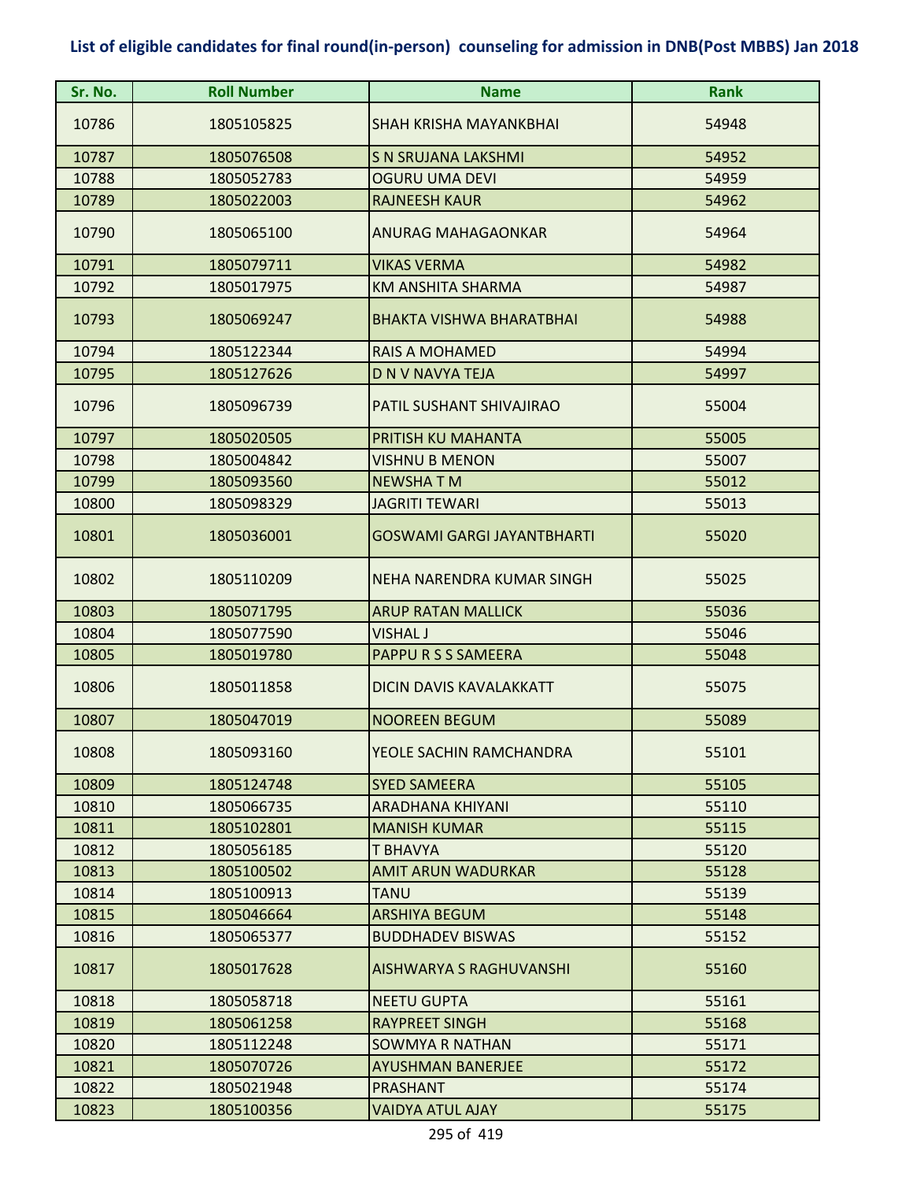# List of eligible candidates for final round(in-person) counseling for admission in DNB(Post MBBS) Jan 2018

| Sr. No. | Roll Number | Name | Rank |
|---|---|---|---|
| 10786 | 1805105825 | SHAH KRISHA MAYANKBHAI | 54948 |
| 10787 | 1805076508 | S N SRUJANA LAKSHMI | 54952 |
| 10788 | 1805052783 | OGURU UMA DEVI | 54959 |
| 10789 | 1805022003 | RAJNEESH KAUR | 54962 |
| 10790 | 1805065100 | ANURAG MAHAGAONKAR | 54964 |
| 10791 | 1805079711 | VIKAS VERMA | 54982 |
| 10792 | 1805017975 | KM ANSHITA SHARMA | 54987 |
| 10793 | 1805069247 | BHAKTA VISHWA BHARATBHAI | 54988 |
| 10794 | 1805122344 | RAIS A MOHAMED | 54994 |
| 10795 | 1805127626 | D N V NAVYA TEJA | 54997 |
| 10796 | 1805096739 | PATIL SUSHANT SHIVAJIRAO | 55004 |
| 10797 | 1805020505 | PRITISH KU MAHANTA | 55005 |
| 10798 | 1805004842 | VISHNU B MENON | 55007 |
| 10799 | 1805093560 | NEWSHA T M | 55012 |
| 10800 | 1805098329 | JAGRITI TEWARI | 55013 |
| 10801 | 1805036001 | GOSWAMI GARGI JAYANTBHARTI | 55020 |
| 10802 | 1805110209 | NEHA NARENDRA KUMAR SINGH | 55025 |
| 10803 | 1805071795 | ARUP RATAN MALLICK | 55036 |
| 10804 | 1805077590 | VISHAL J | 55046 |
| 10805 | 1805019780 | PAPPU R S S SAMEERA | 55048 |
| 10806 | 1805011858 | DICIN DAVIS KAVALAKKATT | 55075 |
| 10807 | 1805047019 | NOOREEN BEGUM | 55089 |
| 10808 | 1805093160 | YEOLE SACHIN RAMCHANDRA | 55101 |
| 10809 | 1805124748 | SYED SAMEERA | 55105 |
| 10810 | 1805066735 | ARADHANA KHIYANI | 55110 |
| 10811 | 1805102801 | MANISH KUMAR | 55115 |
| 10812 | 1805056185 | T BHAVYA | 55120 |
| 10813 | 1805100502 | AMIT ARUN WADURKAR | 55128 |
| 10814 | 1805100913 | TANU | 55139 |
| 10815 | 1805046664 | ARSHIYA BEGUM | 55148 |
| 10816 | 1805065377 | BUDDHADEV BISWAS | 55152 |
| 10817 | 1805017628 | AISHWARYA S RAGHUVANSHI | 55160 |
| 10818 | 1805058718 | NEETU GUPTA | 55161 |
| 10819 | 1805061258 | RAYPREET SINGH | 55168 |
| 10820 | 1805112248 | SOWMYA R NATHAN | 55171 |
| 10821 | 1805070726 | AYUSHMAN BANERJEE | 55172 |
| 10822 | 1805021948 | PRASHANT | 55174 |
| 10823 | 1805100356 | VAIDYA ATUL AJAY | 55175 |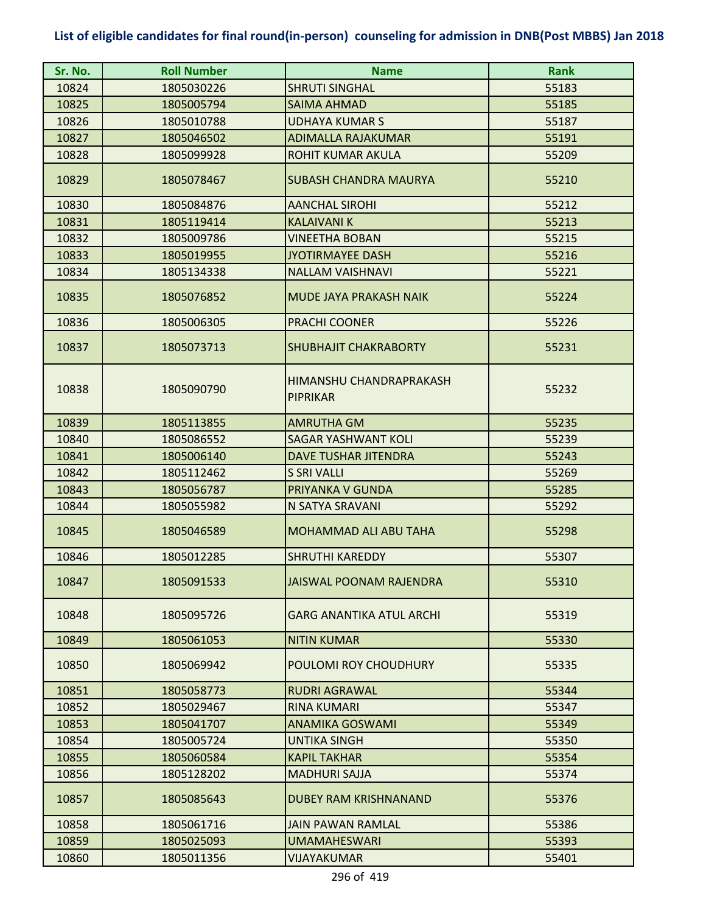# List of eligible candidates for final round(in-person) counseling for admission in DNB(Post MBBS) Jan 2018

| Sr. No. | Roll Number | Name | Rank |
|---|---|---|---|
| 10824 | 1805030226 | SHRUTI SINGHAL | 55183 |
| 10825 | 1805005794 | SAIMA AHMAD | 55185 |
| 10826 | 1805010788 | UDHAYA KUMAR S | 55187 |
| 10827 | 1805046502 | ADIMALLA RAJAKUMAR | 55191 |
| 10828 | 1805099928 | ROHIT KUMAR AKULA | 55209 |
| 10829 | 1805078467 | SUBASH CHANDRA MAURYA | 55210 |
| 10830 | 1805084876 | AANCHAL SIROHI | 55212 |
| 10831 | 1805119414 | KALAIVANI K | 55213 |
| 10832 | 1805009786 | VINEETHA BOBAN | 55215 |
| 10833 | 1805019955 | JYOTIRMAYEE DASH | 55216 |
| 10834 | 1805134338 | NALLAM VAISHNAVI | 55221 |
| 10835 | 1805076852 | MUDE JAYA PRAKASH NAIK | 55224 |
| 10836 | 1805006305 | PRACHI COONER | 55226 |
| 10837 | 1805073713 | SHUBHAJIT CHAKRABORTY | 55231 |
| 10838 | 1805090790 | HIMANSHU CHANDRAPRAKASH PIPRIKAR | 55232 |
| 10839 | 1805113855 | AMRUTHA GM | 55235 |
| 10840 | 1805086552 | SAGAR YASHWANT KOLI | 55239 |
| 10841 | 1805006140 | DAVE TUSHAR JITENDRA | 55243 |
| 10842 | 1805112462 | S SRI VALLI | 55269 |
| 10843 | 1805056787 | PRIYANKA V GUNDA | 55285 |
| 10844 | 1805055982 | N SATYA SRAVANI | 55292 |
| 10845 | 1805046589 | MOHAMMAD ALI ABU TAHA | 55298 |
| 10846 | 1805012285 | SHRUTHI KAREDDY | 55307 |
| 10847 | 1805091533 | JAISWAL POONAM RAJENDRA | 55310 |
| 10848 | 1805095726 | GARG ANANTIKA ATUL ARCHI | 55319 |
| 10849 | 1805061053 | NITIN KUMAR | 55330 |
| 10850 | 1805069942 | POULOMI ROY CHOUDHURY | 55335 |
| 10851 | 1805058773 | RUDRI AGRAWAL | 55344 |
| 10852 | 1805029467 | RINA KUMARI | 55347 |
| 10853 | 1805041707 | ANAMIKA GOSWAMI | 55349 |
| 10854 | 1805005724 | UNTIKA SINGH | 55350 |
| 10855 | 1805060584 | KAPIL TAKHAR | 55354 |
| 10856 | 1805128202 | MADHURI SAJJA | 55374 |
| 10857 | 1805085643 | DUBEY RAM KRISHNANAND | 55376 |
| 10858 | 1805061716 | JAIN PAWAN RAMLAL | 55386 |
| 10859 | 1805025093 | UMAMAHESWARI | 55393 |
| 10860 | 1805011356 | VIJAYAKUMAR | 55401 |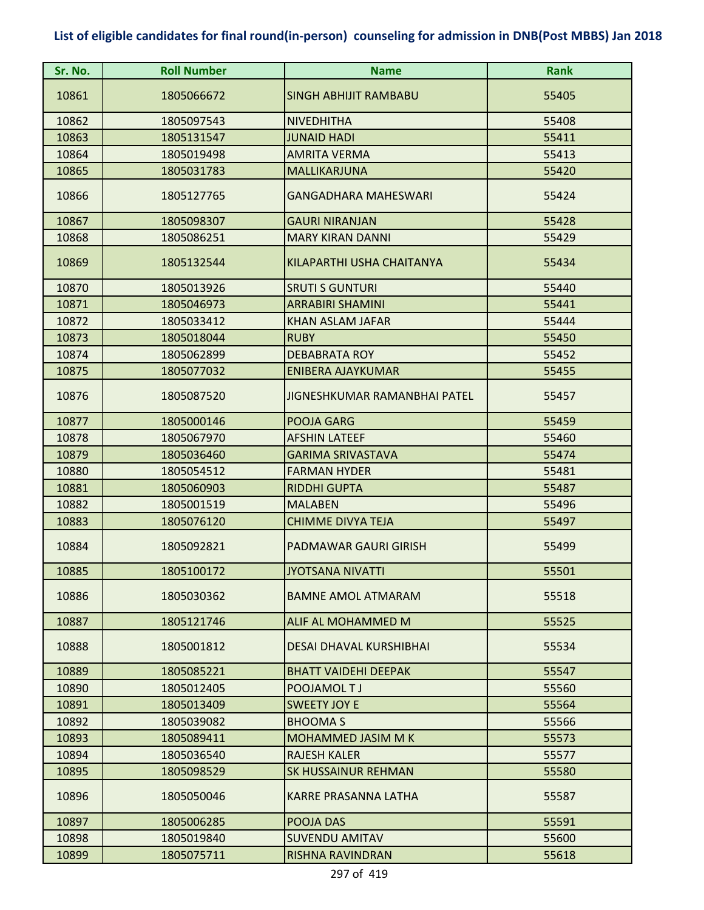# List of eligible candidates for final round(in-person) counseling for admission in DNB(Post MBBS) Jan 2018

| Sr. No. | Roll Number | Name | Rank |
|---|---|---|---|
| 10861 | 1805066672 | SINGH ABHIJIT RAMBABU | 55405 |
| 10862 | 1805097543 | NIVEDHITHA | 55408 |
| 10863 | 1805131547 | JUNAID HADI | 55411 |
| 10864 | 1805019498 | AMRITA VERMA | 55413 |
| 10865 | 1805031783 | MALLIKARJUNA | 55420 |
| 10866 | 1805127765 | GANGADHARA MAHESWARI | 55424 |
| 10867 | 1805098307 | GAURI NIRANJAN | 55428 |
| 10868 | 1805086251 | MARY KIRAN DANNI | 55429 |
| 10869 | 1805132544 | KILAPARTHI USHA CHAITANYA | 55434 |
| 10870 | 1805013926 | SRUTI S GUNTURI | 55440 |
| 10871 | 1805046973 | ARRABIRI SHAMINI | 55441 |
| 10872 | 1805033412 | KHAN ASLAM JAFAR | 55444 |
| 10873 | 1805018044 | RUBY | 55450 |
| 10874 | 1805062899 | DEBABRATA ROY | 55452 |
| 10875 | 1805077032 | ENIBERA AJAYKUMAR | 55455 |
| 10876 | 1805087520 | JIGNESHKUMAR RAMANBHAI PATEL | 55457 |
| 10877 | 1805000146 | POOJA GARG | 55459 |
| 10878 | 1805067970 | AFSHIN LATEEF | 55460 |
| 10879 | 1805036460 | GARIMA SRIVASTAVA | 55474 |
| 10880 | 1805054512 | FARMAN HYDER | 55481 |
| 10881 | 1805060903 | RIDDHI GUPTA | 55487 |
| 10882 | 1805001519 | MALABEN | 55496 |
| 10883 | 1805076120 | CHIMME DIVYA TEJA | 55497 |
| 10884 | 1805092821 | PADMAWAR GAURI GIRISH | 55499 |
| 10885 | 1805100172 | JYOTSANA NIVATTI | 55501 |
| 10886 | 1805030362 | BAMNE AMOL ATMARAM | 55518 |
| 10887 | 1805121746 | ALIF AL MOHAMMED M | 55525 |
| 10888 | 1805001812 | DESAI DHAVAL KURSHIBHAI | 55534 |
| 10889 | 1805085221 | BHATT VAIDEHI DEEPAK | 55547 |
| 10890 | 1805012405 | POOJAMOL T J | 55560 |
| 10891 | 1805013409 | SWEETY JOY E | 55564 |
| 10892 | 1805039082 | BHOOMA S | 55566 |
| 10893 | 1805089411 | MOHAMMED JASIM M K | 55573 |
| 10894 | 1805036540 | RAJESH KALER | 55577 |
| 10895 | 1805098529 | SK HUSSAINUR REHMAN | 55580 |
| 10896 | 1805050046 | KARRE PRASANNA LATHA | 55587 |
| 10897 | 1805006285 | POOJA DAS | 55591 |
| 10898 | 1805019840 | SUVENDU AMITAV | 55600 |
| 10899 | 1805075711 | RISHNA RAVINDRAN | 55618 |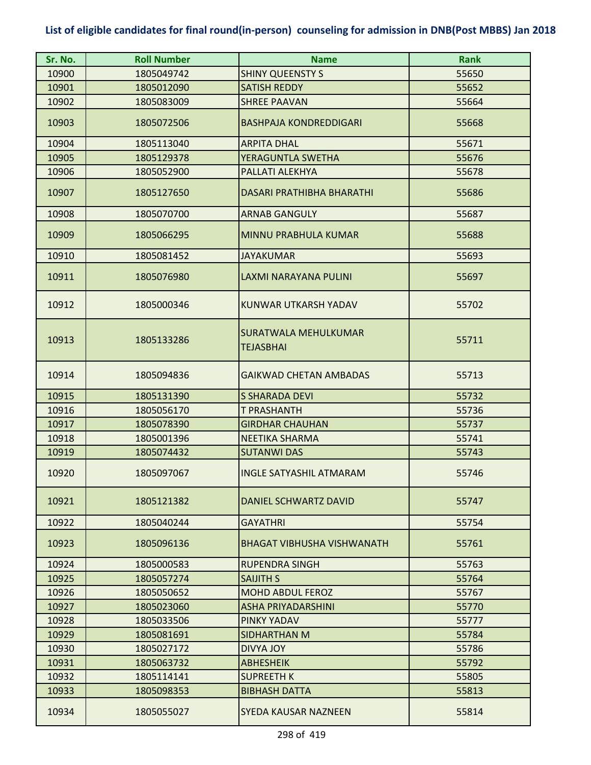**List of eligible candidates for final round(in-person) counseling for admission in DNB(Post MBBS) Jan 2018**

| Sr. No. | Roll Number | Name | Rank |
|---|---|---|---|
| 10900 | 1805049742 | SHINY QUEENSTY S | 55650 |
| 10901 | 1805012090 | SATISH REDDY | 55652 |
| 10902 | 1805083009 | SHREE PAAVAN | 55664 |
| 10903 | 1805072506 | BASHPAJA KONDREDDIGARI | 55668 |
| 10904 | 1805113040 | ARPITA DHAL | 55671 |
| 10905 | 1805129378 | YERAGUNTLA SWETHA | 55676 |
| 10906 | 1805052900 | PALLATI ALEKHYA | 55678 |
| 10907 | 1805127650 | DASARI PRATHIBHA BHARATHI | 55686 |
| 10908 | 1805070700 | ARNAB GANGULY | 55687 |
| 10909 | 1805066295 | MINNU PRABHULA KUMAR | 55688 |
| 10910 | 1805081452 | JAYAKUMAR | 55693 |
| 10911 | 1805076980 | LAXMI NARAYANA PULINI | 55697 |
| 10912 | 1805000346 | KUNWAR UTKARSH YADAV | 55702 |
| 10913 | 1805133286 | SURATWALA MEHULKUMAR TEJASBHAI | 55711 |
| 10914 | 1805094836 | GAIKWAD CHETAN AMBADAS | 55713 |
| 10915 | 1805131390 | S SHARADA DEVI | 55732 |
| 10916 | 1805056170 | T PRASHANTH | 55736 |
| 10917 | 1805078390 | GIRDHAR CHAUHAN | 55737 |
| 10918 | 1805001396 | NEETIKA SHARMA | 55741 |
| 10919 | 1805074432 | SUTANWI DAS | 55743 |
| 10920 | 1805097067 | INGLE SATYASHIL ATMARAM | 55746 |
| 10921 | 1805121382 | DANIEL SCHWARTZ DAVID | 55747 |
| 10922 | 1805040244 | GAYATHRI | 55754 |
| 10923 | 1805096136 | BHAGAT VIBHUSHA VISHWANATH | 55761 |
| 10924 | 1805000583 | RUPENDRA SINGH | 55763 |
| 10925 | 1805057274 | SAIJITH S | 55764 |
| 10926 | 1805050652 | MOHD ABDUL FEROZ | 55767 |
| 10927 | 1805023060 | ASHA PRIYADARSHINI | 55770 |
| 10928 | 1805033506 | PINKY YADAV | 55777 |
| 10929 | 1805081691 | SIDHARTHAN M | 55784 |
| 10930 | 1805027172 | DIVYA JOY | 55786 |
| 10931 | 1805063732 | ABHESHEIK | 55792 |
| 10932 | 1805114141 | SUPREETH K | 55805 |
| 10933 | 1805098353 | BIBHASH DATTA | 55813 |
| 10934 | 1805055027 | SYEDA KAUSAR NAZNEEN | 55814 |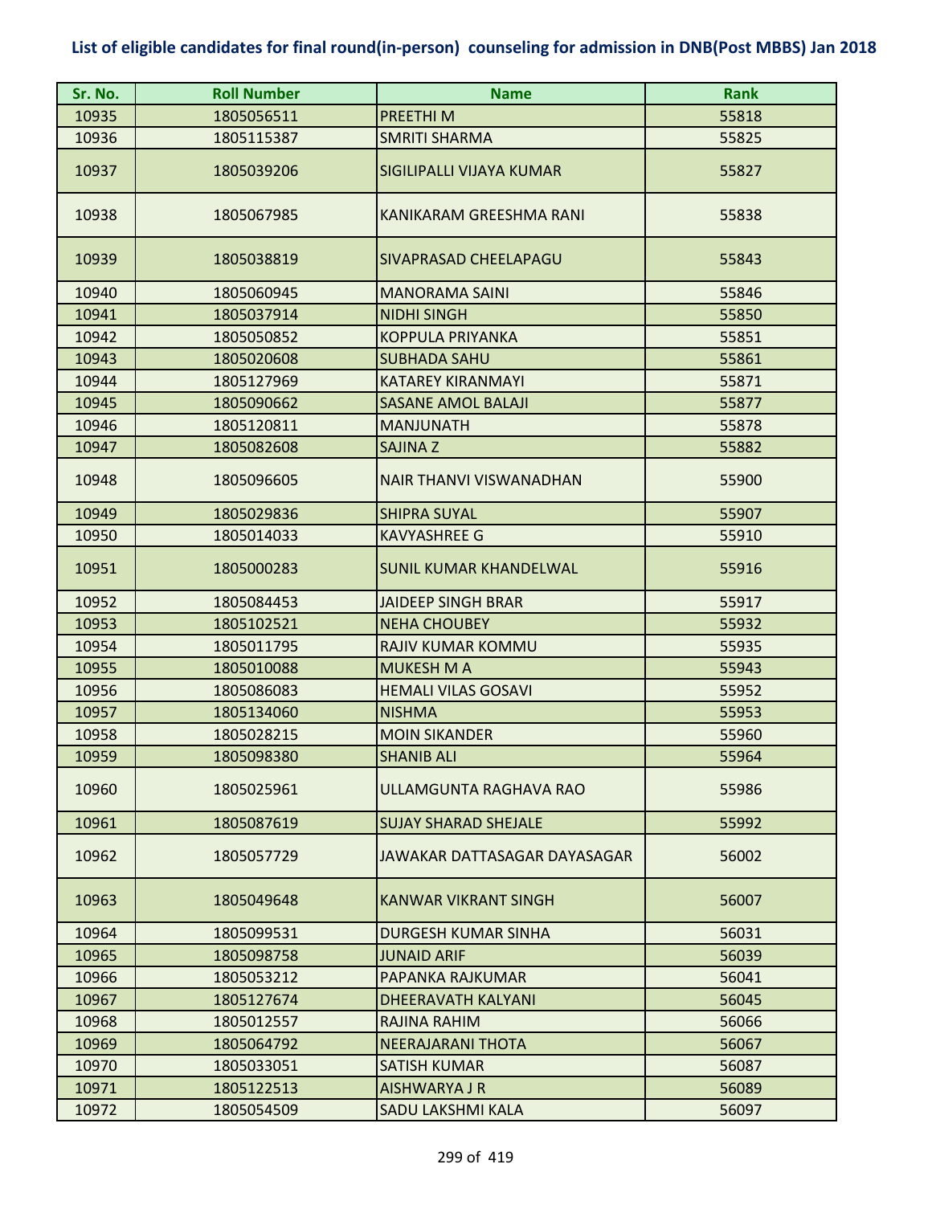## List of eligible candidates for final round(in-person) counseling for admission in DNB(Post MBBS) Jan 2018

| Sr. No. | Roll Number | Name | Rank |
|---|---|---|---|
| 10935 | 1805056511 | PREETHI M | 55818 |
| 10936 | 1805115387 | SMRITI SHARMA | 55825 |
| 10937 | 1805039206 | SIGILIPALLI VIJAYA KUMAR | 55827 |
| 10938 | 1805067985 | KANIKARAM GREESHMA RANI | 55838 |
| 10939 | 1805038819 | SIVAPRASAD CHEELAPAGU | 55843 |
| 10940 | 1805060945 | MANORAMA SAINI | 55846 |
| 10941 | 1805037914 | NIDHI SINGH | 55850 |
| 10942 | 1805050852 | KOPPULA PRIYANKA | 55851 |
| 10943 | 1805020608 | SUBHADA SAHU | 55861 |
| 10944 | 1805127969 | KATAREY KIRANMAYI | 55871 |
| 10945 | 1805090662 | SASANE AMOL BALAJI | 55877 |
| 10946 | 1805120811 | MANJUNATH | 55878 |
| 10947 | 1805082608 | SAJINA Z | 55882 |
| 10948 | 1805096605 | NAIR THANVI VISWANADHAN | 55900 |
| 10949 | 1805029836 | SHIPRA SUYAL | 55907 |
| 10950 | 1805014033 | KAVYASHREE G | 55910 |
| 10951 | 1805000283 | SUNIL KUMAR KHANDELWAL | 55916 |
| 10952 | 1805084453 | JAIDEEP SINGH BRAR | 55917 |
| 10953 | 1805102521 | NEHA CHOUBEY | 55932 |
| 10954 | 1805011795 | RAJIV KUMAR KOMMU | 55935 |
| 10955 | 1805010088 | MUKESH M A | 55943 |
| 10956 | 1805086083 | HEMALI VILAS GOSAVI | 55952 |
| 10957 | 1805134060 | NISHMA | 55953 |
| 10958 | 1805028215 | MOIN SIKANDER | 55960 |
| 10959 | 1805098380 | SHANIB ALI | 55964 |
| 10960 | 1805025961 | ULLAMGUNTA RAGHAVA RAO | 55986 |
| 10961 | 1805087619 | SUJAY SHARAD SHEJALE | 55992 |
| 10962 | 1805057729 | JAWAKAR DATTASAGAR DAYASAGAR | 56002 |
| 10963 | 1805049648 | KANWAR VIKRANT SINGH | 56007 |
| 10964 | 1805099531 | DURGESH KUMAR SINHA | 56031 |
| 10965 | 1805098758 | JUNAID ARIF | 56039 |
| 10966 | 1805053212 | PAPANKA RAJKUMAR | 56041 |
| 10967 | 1805127674 | DHEERAVATH KALYANI | 56045 |
| 10968 | 1805012557 | RAJINA RAHIM | 56066 |
| 10969 | 1805064792 | NEERAJARANI THOTA | 56067 |
| 10970 | 1805033051 | SATISH KUMAR | 56087 |
| 10971 | 1805122513 | AISHWARYA J R | 56089 |
| 10972 | 1805054509 | SADU LAKSHMI KALA | 56097 |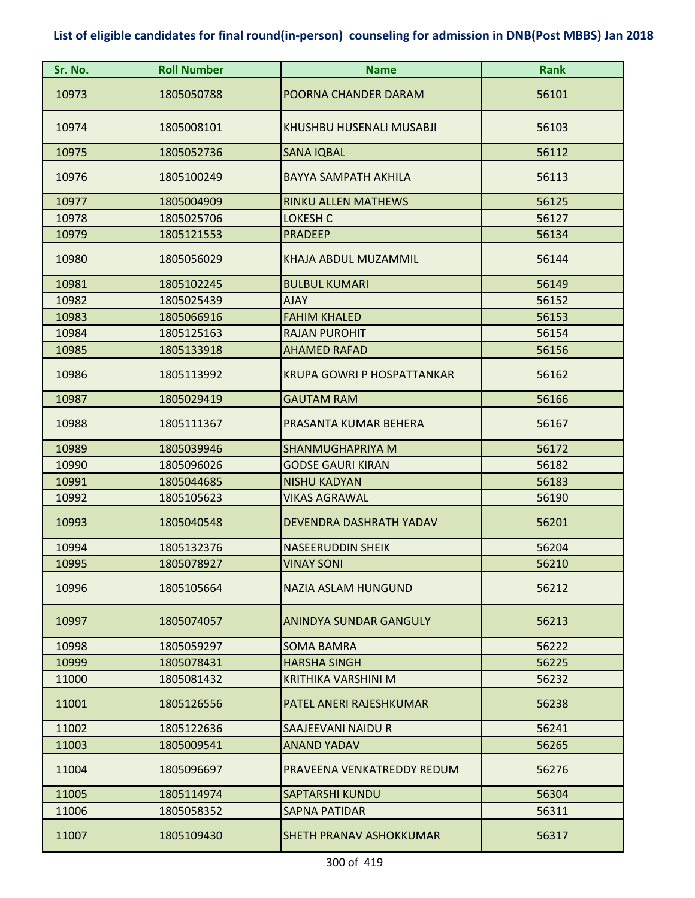# List of eligible candidates for final round(in-person) counseling for admission in DNB(Post MBBS) Jan 2018

| Sr. No. | Roll Number | Name | Rank |
|---|---|---|---|
| 10973 | 1805050788 | POORNA CHANDER DARAM | 56101 |
| 10974 | 1805008101 | KHUSHBU HUSENALI MUSABJI | 56103 |
| 10975 | 1805052736 | SANA IQBAL | 56112 |
| 10976 | 1805100249 | BAYYA SAMPATH AKHILA | 56113 |
| 10977 | 1805004909 | RINKU ALLEN MATHEWS | 56125 |
| 10978 | 1805025706 | LOKESH C | 56127 |
| 10979 | 1805121553 | PRADEEP | 56134 |
| 10980 | 1805056029 | KHAJA ABDUL MUZAMMIL | 56144 |
| 10981 | 1805102245 | BULBUL KUMARI | 56149 |
| 10982 | 1805025439 | AJAY | 56152 |
| 10983 | 1805066916 | FAHIM KHALED | 56153 |
| 10984 | 1805125163 | RAJAN PUROHIT | 56154 |
| 10985 | 1805133918 | AHAMED RAFAD | 56156 |
| 10986 | 1805113992 | KRUPA GOWRI P HOSPATTANKAR | 56162 |
| 10987 | 1805029419 | GAUTAM RAM | 56166 |
| 10988 | 1805111367 | PRASANTA KUMAR BEHERA | 56167 |
| 10989 | 1805039946 | SHANMUGHAPRIYA M | 56172 |
| 10990 | 1805096026 | GODSE GAURI KIRAN | 56182 |
| 10991 | 1805044685 | NISHU KADYAN | 56183 |
| 10992 | 1805105623 | VIKAS AGRAWAL | 56190 |
| 10993 | 1805040548 | DEVENDRA DASHRATH YADAV | 56201 |
| 10994 | 1805132376 | NASEERUDDIN SHEIK | 56204 |
| 10995 | 1805078927 | VINAY SONI | 56210 |
| 10996 | 1805105664 | NAZIA ASLAM HUNGUND | 56212 |
| 10997 | 1805074057 | ANINDYA SUNDAR GANGULY | 56213 |
| 10998 | 1805059297 | SOMA BAMRA | 56222 |
| 10999 | 1805078431 | HARSHA SINGH | 56225 |
| 11000 | 1805081432 | KRITHIKA VARSHINI M | 56232 |
| 11001 | 1805126556 | PATEL ANERI RAJESHKUMAR | 56238 |
| 11002 | 1805122636 | SAAJEEVANI NAIDU R | 56241 |
| 11003 | 1805009541 | ANAND YADAV | 56265 |
| 11004 | 1805096697 | PRAVEENA VENKATREDDY REDUM | 56276 |
| 11005 | 1805114974 | SAPTARSHI KUNDU | 56304 |
| 11006 | 1805058352 | SAPNA PATIDAR | 56311 |
| 11007 | 1805109430 | SHETH PRANAV ASHOKKUMAR | 56317 |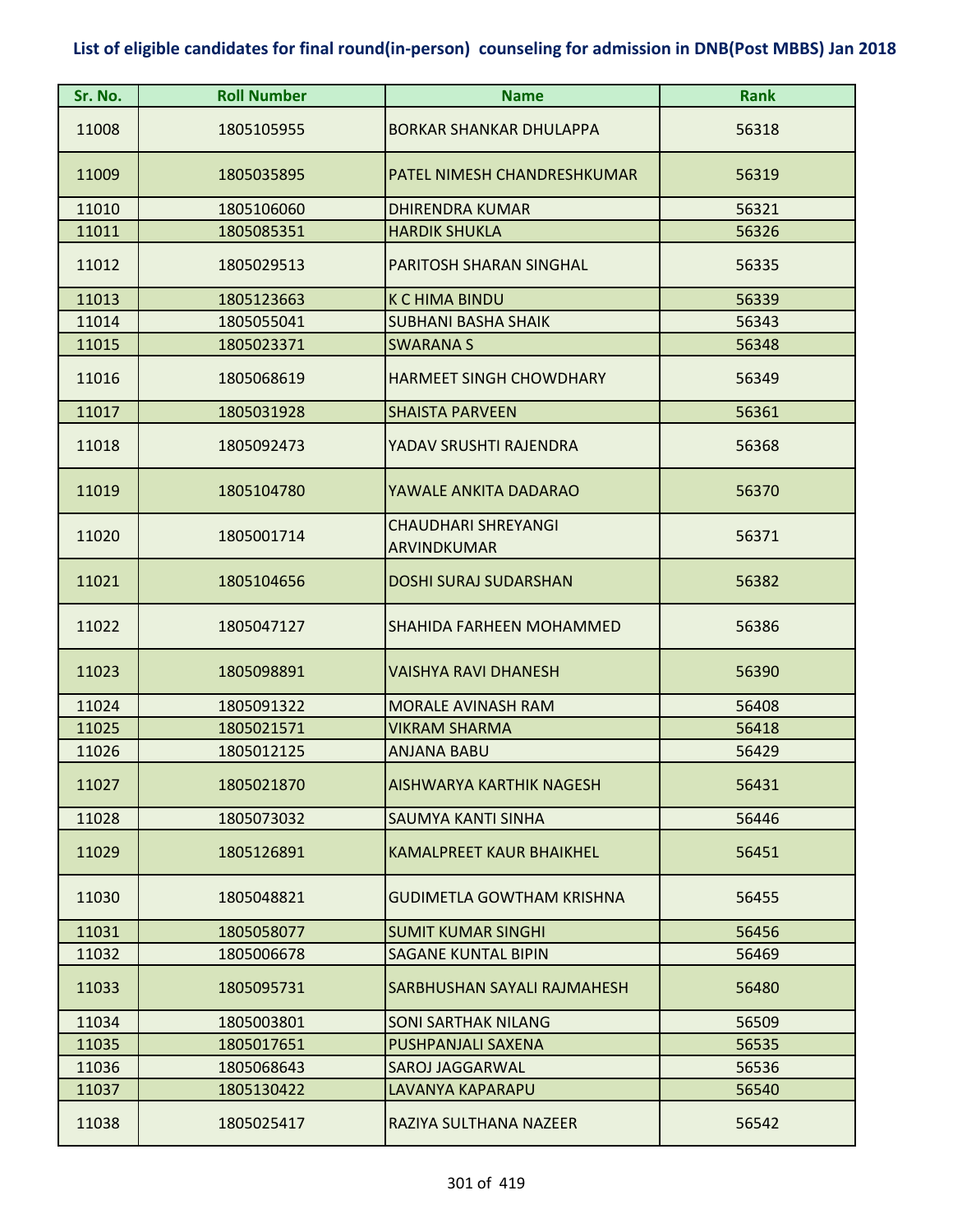**List of eligible candidates for final round(in-person) counseling for admission in DNB(Post MBBS) Jan 2018**

| Sr. No. | Roll Number | Name | Rank |
|---|---|---|---|
| 11008 | 1805105955 | BORKAR SHANKAR DHULAPPA | 56318 |
| 11009 | 1805035895 | PATEL NIMESH CHANDRESHKUMAR | 56319 |
| 11010 | 1805106060 | DHIRENDRA KUMAR | 56321 |
| 11011 | 1805085351 | HARDIK SHUKLA | 56326 |
| 11012 | 1805029513 | PARITOSH SHARAN SINGHAL | 56335 |
| 11013 | 1805123663 | K C HIMA BINDU | 56339 |
| 11014 | 1805055041 | SUBHANI BASHA SHAIK | 56343 |
| 11015 | 1805023371 | SWARANA S | 56348 |
| 11016 | 1805068619 | HARMEET SINGH CHOWDHARY | 56349 |
| 11017 | 1805031928 | SHAISTA PARVEEN | 56361 |
| 11018 | 1805092473 | YADAV SRUSHTI RAJENDRA | 56368 |
| 11019 | 1805104780 | YAWALE ANKITA DADARAO | 56370 |
| 11020 | 1805001714 | CHAUDHARI SHREYANGI ARVINDKUMAR | 56371 |
| 11021 | 1805104656 | DOSHI SURAJ SUDARSHAN | 56382 |
| 11022 | 1805047127 | SHAHIDA FARHEEN MOHAMMED | 56386 |
| 11023 | 1805098891 | VAISHYA RAVI DHANESH | 56390 |
| 11024 | 1805091322 | MORALE AVINASH RAM | 56408 |
| 11025 | 1805021571 | VIKRAM SHARMA | 56418 |
| 11026 | 1805012125 | ANJANA BABU | 56429 |
| 11027 | 1805021870 | AISHWARYA KARTHIK NAGESH | 56431 |
| 11028 | 1805073032 | SAUMYA KANTI SINHA | 56446 |
| 11029 | 1805126891 | KAMALPREET KAUR BHAIKHEL | 56451 |
| 11030 | 1805048821 | GUDIMETLA GOWTHAM KRISHNA | 56455 |
| 11031 | 1805058077 | SUMIT KUMAR SINGHI | 56456 |
| 11032 | 1805006678 | SAGANE KUNTAL BIPIN | 56469 |
| 11033 | 1805095731 | SARBHUSHAN SAYALI RAJMAHESH | 56480 |
| 11034 | 1805003801 | SONI SARTHAK NILANG | 56509 |
| 11035 | 1805017651 | PUSHPANJALI SAXENA | 56535 |
| 11036 | 1805068643 | SAROJ JAGGARWAL | 56536 |
| 11037 | 1805130422 | LAVANYA KAPARAPU | 56540 |
| 11038 | 1805025417 | RAZIYA SULTHANA NAZEER | 56542 |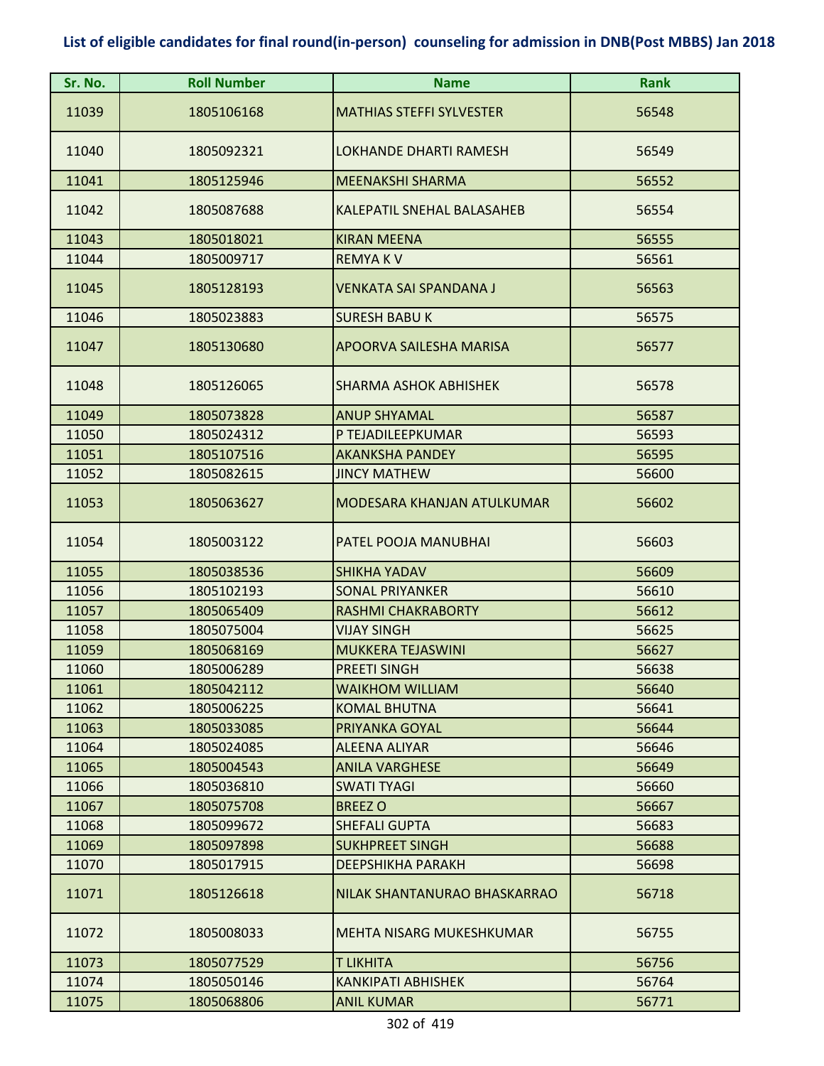## List of eligible candidates for final round(in-person) counseling for admission in DNB(Post MBBS) Jan 2018

| Sr. No. | Roll Number | Name | Rank |
|---|---|---|---|
| 11039 | 1805106168 | MATHIAS STEFFI SYLVESTER | 56548 |
| 11040 | 1805092321 | LOKHANDE DHARTI RAMESH | 56549 |
| 11041 | 1805125946 | MEENAKSHI SHARMA | 56552 |
| 11042 | 1805087688 | KALEPATIL SNEHAL BALASAHEB | 56554 |
| 11043 | 1805018021 | KIRAN MEENA | 56555 |
| 11044 | 1805009717 | REMYA K V | 56561 |
| 11045 | 1805128193 | VENKATA SAI SPANDANA J | 56563 |
| 11046 | 1805023883 | SURESH BABU K | 56575 |
| 11047 | 1805130680 | APOORVA SAILESHA MARISA | 56577 |
| 11048 | 1805126065 | SHARMA ASHOK ABHISHEK | 56578 |
| 11049 | 1805073828 | ANUP SHYAMAL | 56587 |
| 11050 | 1805024312 | P TEJADILEEPKUMAR | 56593 |
| 11051 | 1805107516 | AKANKSHA PANDEY | 56595 |
| 11052 | 1805082615 | JINCY MATHEW | 56600 |
| 11053 | 1805063627 | MODESARA KHANJAN ATULKUMAR | 56602 |
| 11054 | 1805003122 | PATEL POOJA MANUBHAI | 56603 |
| 11055 | 1805038536 | SHIKHA YADAV | 56609 |
| 11056 | 1805102193 | SONAL PRIYANKER | 56610 |
| 11057 | 1805065409 | RASHMI CHAKRABORTY | 56612 |
| 11058 | 1805075004 | VIJAY SINGH | 56625 |
| 11059 | 1805068169 | MUKKERA TEJASWINI | 56627 |
| 11060 | 1805006289 | PREETI SINGH | 56638 |
| 11061 | 1805042112 | WAIKHOM WILLIAM | 56640 |
| 11062 | 1805006225 | KOMAL BHUTNA | 56641 |
| 11063 | 1805033085 | PRIYANKA GOYAL | 56644 |
| 11064 | 1805024085 | ALEENA ALIYAR | 56646 |
| 11065 | 1805004543 | ANILA VARGHESE | 56649 |
| 11066 | 1805036810 | SWATI TYAGI | 56660 |
| 11067 | 1805075708 | BREEZ O | 56667 |
| 11068 | 1805099672 | SHEFALI GUPTA | 56683 |
| 11069 | 1805097898 | SUKHPREET SINGH | 56688 |
| 11070 | 1805017915 | DEEPSHIKHA PARAKH | 56698 |
| 11071 | 1805126618 | NILAK SHANTANURAO BHASKARRAO | 56718 |
| 11072 | 1805008033 | MEHTA NISARG MUKESHKUMAR | 56755 |
| 11073 | 1805077529 | T LIKHITA | 56756 |
| 11074 | 1805050146 | KANKIPATI ABHISHEK | 56764 |
| 11075 | 1805068806 | ANIL KUMAR | 56771 |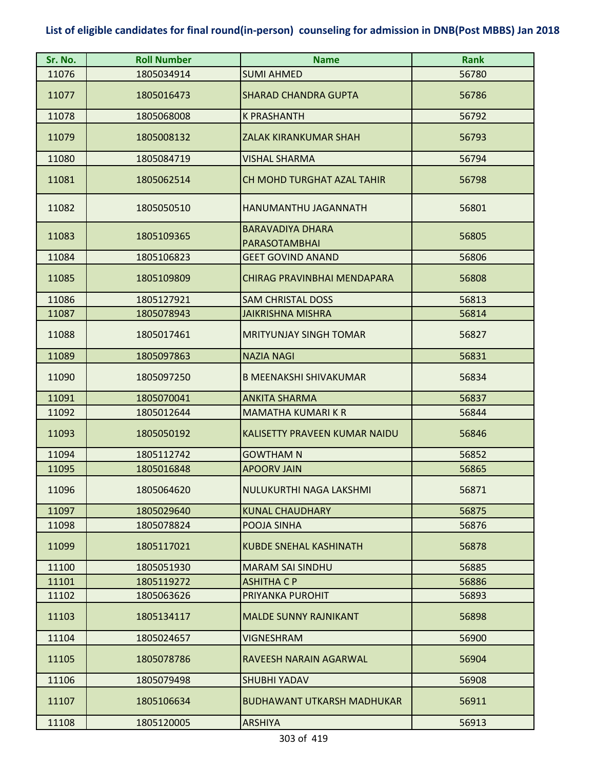# List of eligible candidates for final round(in-person) counseling for admission in DNB(Post MBBS) Jan 2018

| Sr. No. | Roll Number | Name | Rank |
|---|---|---|---|
| 11076 | 1805034914 | SUMI AHMED | 56780 |
| 11077 | 1805016473 | SHARAD CHANDRA GUPTA | 56786 |
| 11078 | 1805068008 | K PRASHANTH | 56792 |
| 11079 | 1805008132 | ZALAK KIRANKUMAR SHAH | 56793 |
| 11080 | 1805084719 | VISHAL SHARMA | 56794 |
| 11081 | 1805062514 | CH MOHD TURGHAT AZAL TAHIR | 56798 |
| 11082 | 1805050510 | HANUMANTHU JAGANNATH | 56801 |
| 11083 | 1805109365 | BARAVADIYA DHARA PARASOTAMBHAI | 56805 |
| 11084 | 1805106823 | GEET GOVIND ANAND | 56806 |
| 11085 | 1805109809 | CHIRAG PRAVINBHAI MENDAPARA | 56808 |
| 11086 | 1805127921 | SAM CHRISTAL DOSS | 56813 |
| 11087 | 1805078943 | JAIKRISHNA MISHRA | 56814 |
| 11088 | 1805017461 | MRITYUNJAY SINGH TOMAR | 56827 |
| 11089 | 1805097863 | NAZIA NAGI | 56831 |
| 11090 | 1805097250 | B MEENAKSHI SHIVAKUMAR | 56834 |
| 11091 | 1805070041 | ANKITA SHARMA | 56837 |
| 11092 | 1805012644 | MAMATHA KUMARI K R | 56844 |
| 11093 | 1805050192 | KALISETTY PRAVEEN KUMAR NAIDU | 56846 |
| 11094 | 1805112742 | GOWTHAM N | 56852 |
| 11095 | 1805016848 | APOORV JAIN | 56865 |
| 11096 | 1805064620 | NULUKURTHI NAGA LAKSHMI | 56871 |
| 11097 | 1805029640 | KUNAL CHAUDHARY | 56875 |
| 11098 | 1805078824 | POOJA SINHA | 56876 |
| 11099 | 1805117021 | KUBDE SNEHAL KASHINATH | 56878 |
| 11100 | 1805051930 | MARAM SAI SINDHU | 56885 |
| 11101 | 1805119272 | ASHITHA C P | 56886 |
| 11102 | 1805063626 | PRIYANKA PUROHIT | 56893 |
| 11103 | 1805134117 | MALDE SUNNY RAJNIKANT | 56898 |
| 11104 | 1805024657 | VIGNESHRAM | 56900 |
| 11105 | 1805078786 | RAVEESH NARAIN AGARWAL | 56904 |
| 11106 | 1805079498 | SHUBHI YADAV | 56908 |
| 11107 | 1805106634 | BUDHAWANT UTKARSH MADHUKAR | 56911 |
| 11108 | 1805120005 | ARSHIYA | 56913 |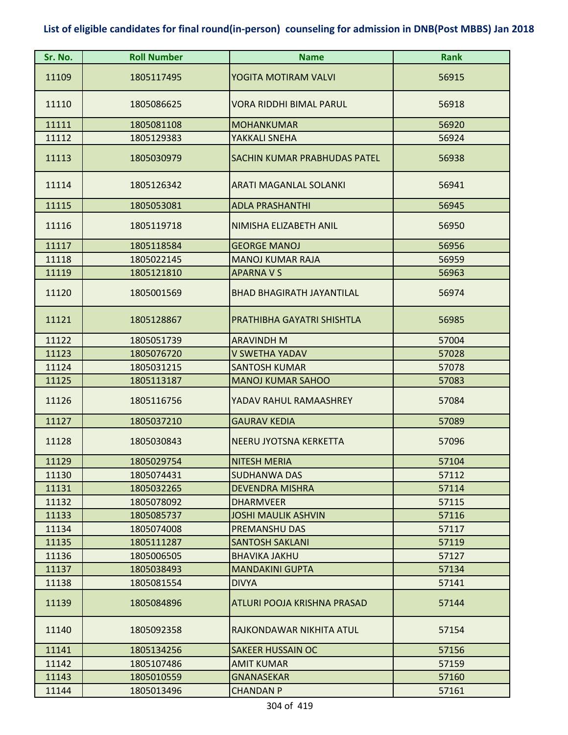**List of eligible candidates for final round(in-person) counseling for admission in DNB(Post MBBS) Jan 2018**

| Sr. No. | Roll Number | Name | Rank |
|---|---|---|---|
| 11109 | 1805117495 | YOGITA MOTIRAM VALVI | 56915 |
| 11110 | 1805086625 | VORA RIDDHI BIMAL PARUL | 56918 |
| 11111 | 1805081108 | MOHANKUMAR | 56920 |
| 11112 | 1805129383 | YAKKALI SNEHA | 56924 |
| 11113 | 1805030979 | SACHIN KUMAR PRABHUDAS PATEL | 56938 |
| 11114 | 1805126342 | ARATI MAGANLAL SOLANKI | 56941 |
| 11115 | 1805053081 | ADLA PRASHANTHI | 56945 |
| 11116 | 1805119718 | NIMISHA ELIZABETH ANIL | 56950 |
| 11117 | 1805118584 | GEORGE MANOJ | 56956 |
| 11118 | 1805022145 | MANOJ KUMAR RAJA | 56959 |
| 11119 | 1805121810 | APARNA V S | 56963 |
| 11120 | 1805001569 | BHAD BHAGIRATH JAYANTILAL | 56974 |
| 11121 | 1805128867 | PRATHIBHA GAYATRI SHISHTLA | 56985 |
| 11122 | 1805051739 | ARAVINDH M | 57004 |
| 11123 | 1805076720 | V SWETHA YADAV | 57028 |
| 11124 | 1805031215 | SANTOSH KUMAR | 57078 |
| 11125 | 1805113187 | MANOJ KUMAR SAHOO | 57083 |
| 11126 | 1805116756 | YADAV RAHUL RAMAASHREY | 57084 |
| 11127 | 1805037210 | GAURAV KEDIA | 57089 |
| 11128 | 1805030843 | NEERU JYOTSNA KERKETTA | 57096 |
| 11129 | 1805029754 | NITESH MERIA | 57104 |
| 11130 | 1805074431 | SUDHANWA DAS | 57112 |
| 11131 | 1805032265 | DEVENDRA MISHRA | 57114 |
| 11132 | 1805078092 | DHARMVEER | 57115 |
| 11133 | 1805085737 | JOSHI MAULIK ASHVIN | 57116 |
| 11134 | 1805074008 | PREMANSHU DAS | 57117 |
| 11135 | 1805111287 | SANTOSH SAKLANI | 57119 |
| 11136 | 1805006505 | BHAVIKA JAKHU | 57127 |
| 11137 | 1805038493 | MANDAKINI GUPTA | 57134 |
| 11138 | 1805081554 | DIVYA | 57141 |
| 11139 | 1805084896 | ATLURI POOJA KRISHNA PRASAD | 57144 |
| 11140 | 1805092358 | RAJKONDAWAR NIKHITA ATUL | 57154 |
| 11141 | 1805134256 | SAKEER HUSSAIN OC | 57156 |
| 11142 | 1805107486 | AMIT KUMAR | 57159 |
| 11143 | 1805010559 | GNANASEKAR | 57160 |
| 11144 | 1805013496 | CHANDAN P | 57161 |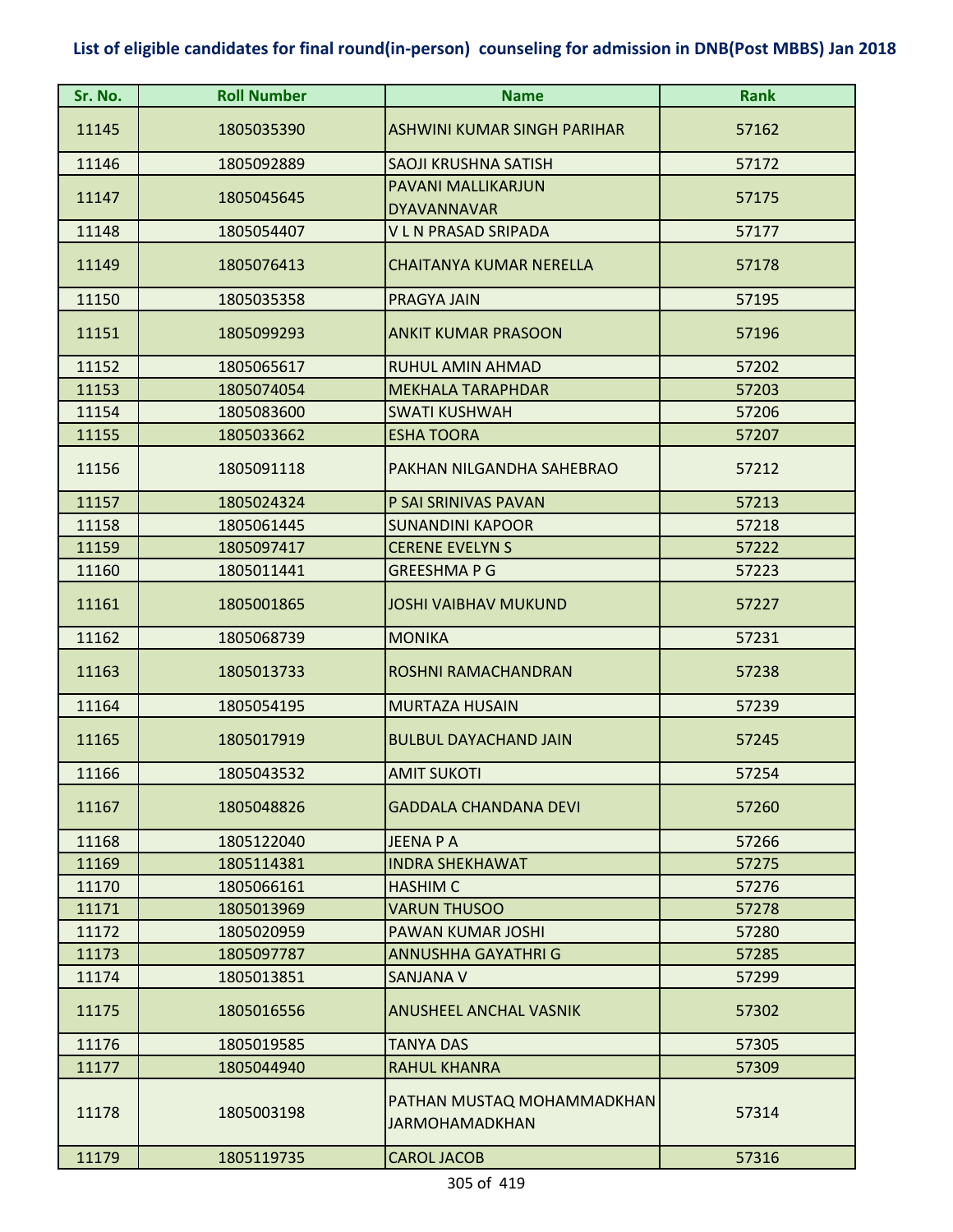## List of eligible candidates for final round(in-person) counseling for admission in DNB(Post MBBS) Jan 2018

| Sr. No. | Roll Number | Name | Rank |
|---|---|---|---|
| 11145 | 1805035390 | ASHWINI KUMAR SINGH PARIHAR | 57162 |
| 11146 | 1805092889 | SAOJI KRUSHNA SATISH | 57172 |
| 11147 | 1805045645 | PAVANI MALLIKARJUN DYAVANNAVAR | 57175 |
| 11148 | 1805054407 | V L N PRASAD SRIPADA | 57177 |
| 11149 | 1805076413 | CHAITANYA KUMAR NERELLA | 57178 |
| 11150 | 1805035358 | PRAGYA JAIN | 57195 |
| 11151 | 1805099293 | ANKIT KUMAR PRASOON | 57196 |
| 11152 | 1805065617 | RUHUL AMIN AHMAD | 57202 |
| 11153 | 1805074054 | MEKHALA TARAPHDAR | 57203 |
| 11154 | 1805083600 | SWATI KUSHWAH | 57206 |
| 11155 | 1805033662 | ESHA TOORA | 57207 |
| 11156 | 1805091118 | PAKHAN NILGANDHA SAHEBRAO | 57212 |
| 11157 | 1805024324 | P SAI SRINIVAS PAVAN | 57213 |
| 11158 | 1805061445 | SUNANDINI KAPOOR | 57218 |
| 11159 | 1805097417 | CERENE EVELYN S | 57222 |
| 11160 | 1805011441 | GREESHMA P G | 57223 |
| 11161 | 1805001865 | JOSHI VAIBHAV MUKUND | 57227 |
| 11162 | 1805068739 | MONIKA | 57231 |
| 11163 | 1805013733 | ROSHNI RAMACHANDRAN | 57238 |
| 11164 | 1805054195 | MURTAZA HUSAIN | 57239 |
| 11165 | 1805017919 | BULBUL DAYACHAND JAIN | 57245 |
| 11166 | 1805043532 | AMIT SUKOTI | 57254 |
| 11167 | 1805048826 | GADDALA CHANDANA DEVI | 57260 |
| 11168 | 1805122040 | JEENA P A | 57266 |
| 11169 | 1805114381 | INDRA SHEKHAWAT | 57275 |
| 11170 | 1805066161 | HASHIM C | 57276 |
| 11171 | 1805013969 | VARUN THUSOO | 57278 |
| 11172 | 1805020959 | PAWAN KUMAR JOSHI | 57280 |
| 11173 | 1805097787 | ANNUSHHA GAYATHRI G | 57285 |
| 11174 | 1805013851 | SANJANA V | 57299 |
| 11175 | 1805016556 | ANUSHEEL ANCHAL VASNIK | 57302 |
| 11176 | 1805019585 | TANYA DAS | 57305 |
| 11177 | 1805044940 | RAHUL KHANRA | 57309 |
| 11178 | 1805003198 | PATHAN MUSTAQ MOHAMMADKHAN JARMOHAMADKHAN | 57314 |
| 11179 | 1805119735 | CAROL JACOB | 57316 |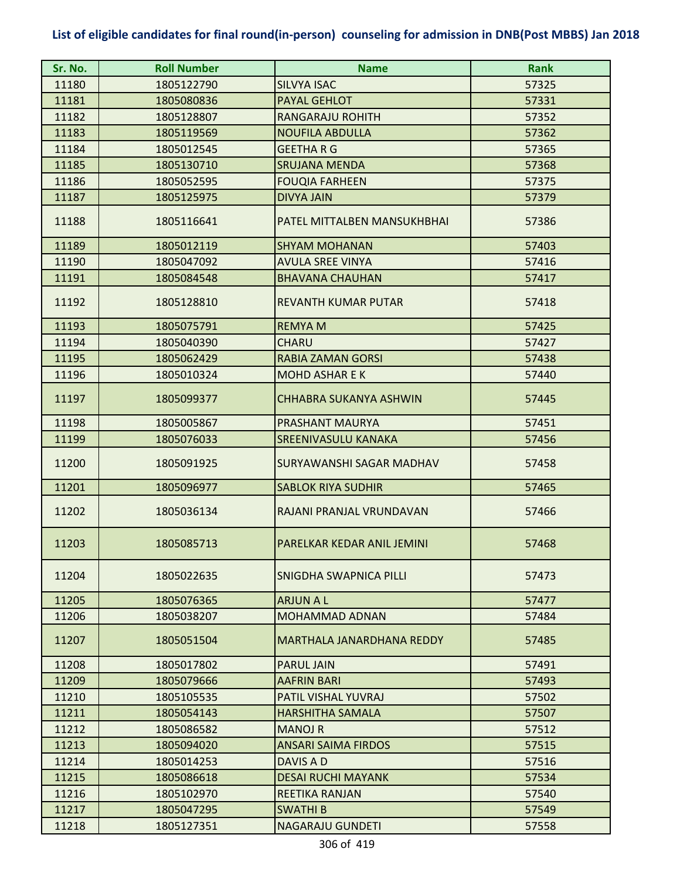## List of eligible candidates for final round(in-person) counseling for admission in DNB(Post MBBS) Jan 2018

| Sr. No. | Roll Number | Name | Rank |
|---|---|---|---|
| 11180 | 1805122790 | SILVYA ISAC | 57325 |
| 11181 | 1805080836 | PAYAL GEHLOT | 57331 |
| 11182 | 1805128807 | RANGARAJU ROHITH | 57352 |
| 11183 | 1805119569 | NOUFILA ABDULLA | 57362 |
| 11184 | 1805012545 | GEETHA R G | 57365 |
| 11185 | 1805130710 | SRUJANA MENDA | 57368 |
| 11186 | 1805052595 | FOUQIA FARHEEN | 57375 |
| 11187 | 1805125975 | DIVYA JAIN | 57379 |
| 11188 | 1805116641 | PATEL MITTALBEN MANSUKHBHAI | 57386 |
| 11189 | 1805012119 | SHYAM MOHANAN | 57403 |
| 11190 | 1805047092 | AVULA SREE VINYA | 57416 |
| 11191 | 1805084548 | BHAVANA CHAUHAN | 57417 |
| 11192 | 1805128810 | REVANTH KUMAR PUTAR | 57418 |
| 11193 | 1805075791 | REMYA M | 57425 |
| 11194 | 1805040390 | CHARU | 57427 |
| 11195 | 1805062429 | RABIA ZAMAN GORSI | 57438 |
| 11196 | 1805010324 | MOHD ASHAR E K | 57440 |
| 11197 | 1805099377 | CHHABRA SUKANYA ASHWIN | 57445 |
| 11198 | 1805005867 | PRASHANT MAURYA | 57451 |
| 11199 | 1805076033 | SREENIVASULU KANAKA | 57456 |
| 11200 | 1805091925 | SURYAWANSHI SAGAR MADHAV | 57458 |
| 11201 | 1805096977 | SABLOK RIYA SUDHIR | 57465 |
| 11202 | 1805036134 | RAJANI PRANJAL VRUNDAVAN | 57466 |
| 11203 | 1805085713 | PARELKAR KEDAR ANIL JEMINI | 57468 |
| 11204 | 1805022635 | SNIGDHA SWAPNICA PILLI | 57473 |
| 11205 | 1805076365 | ARJUN A L | 57477 |
| 11206 | 1805038207 | MOHAMMAD ADNAN | 57484 |
| 11207 | 1805051504 | MARTHALA JANARDHANA REDDY | 57485 |
| 11208 | 1805017802 | PARUL JAIN | 57491 |
| 11209 | 1805079666 | AAFRIN BARI | 57493 |
| 11210 | 1805105535 | PATIL VISHAL YUVRAJ | 57502 |
| 11211 | 1805054143 | HARSHITHA SAMALA | 57507 |
| 11212 | 1805086582 | MANOJ R | 57512 |
| 11213 | 1805094020 | ANSARI SAIMA FIRDOS | 57515 |
| 11214 | 1805014253 | DAVIS A D | 57516 |
| 11215 | 1805086618 | DESAI RUCHI MAYANK | 57534 |
| 11216 | 1805102970 | REETIKA RANJAN | 57540 |
| 11217 | 1805047295 | SWATHI B | 57549 |
| 11218 | 1805127351 | NAGARAJU GUNDETI | 57558 |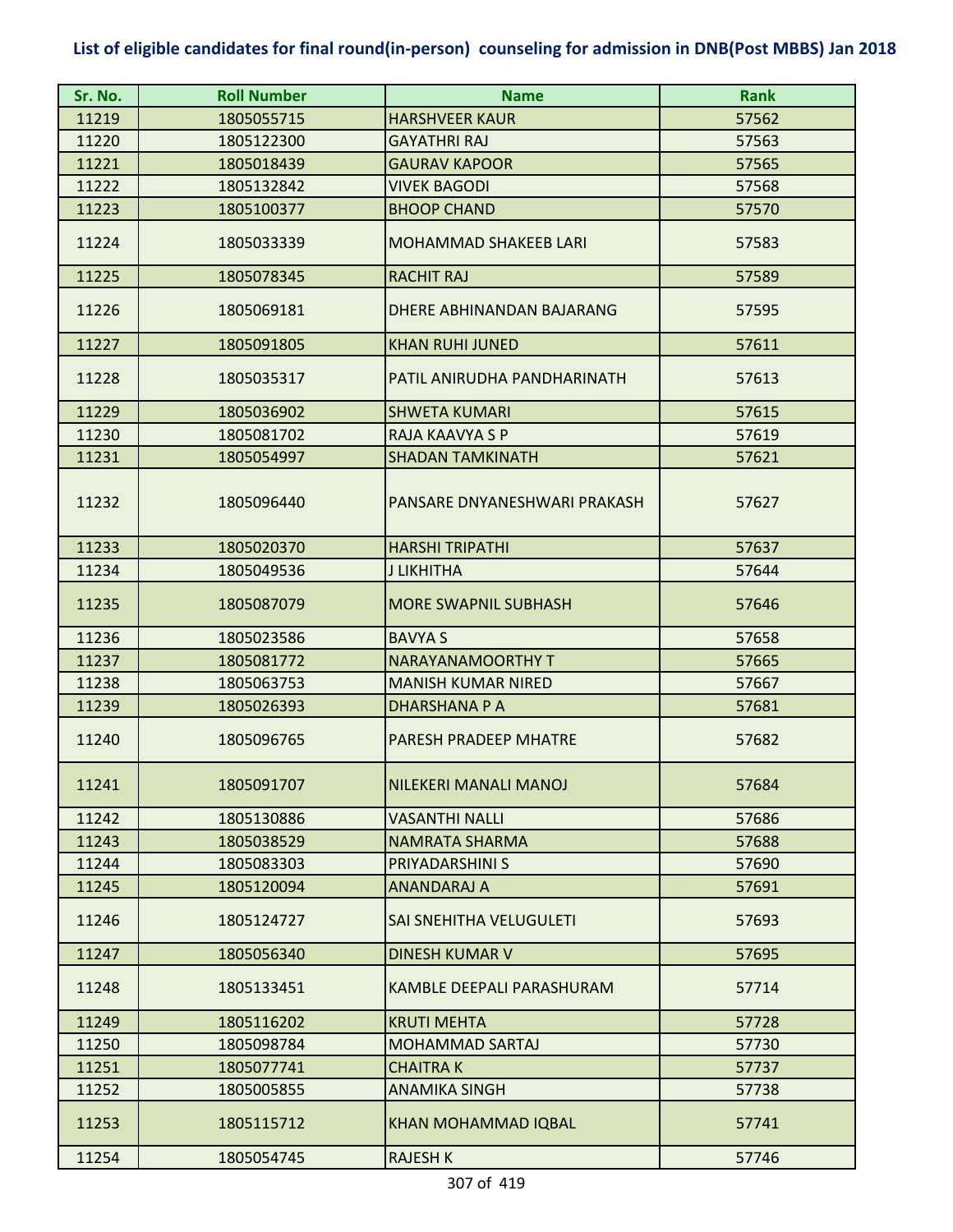# List of eligible candidates for final round(in-person) counseling for admission in DNB(Post MBBS) Jan 2018

| Sr. No. | Roll Number | Name | Rank |
|---|---|---|---|
| 11219 | 1805055715 | HARSHVEER KAUR | 57562 |
| 11220 | 1805122300 | GAYATHRI RAJ | 57563 |
| 11221 | 1805018439 | GAURAV KAPOOR | 57565 |
| 11222 | 1805132842 | VIVEK BAGODI | 57568 |
| 11223 | 1805100377 | BHOOP CHAND | 57570 |
| 11224 | 1805033339 | MOHAMMAD SHAKEEB LARI | 57583 |
| 11225 | 1805078345 | RACHIT RAJ | 57589 |
| 11226 | 1805069181 | DHERE ABHINANDAN BAJARANG | 57595 |
| 11227 | 1805091805 | KHAN RUHI JUNED | 57611 |
| 11228 | 1805035317 | PATIL ANIRUDHA PANDHARINATH | 57613 |
| 11229 | 1805036902 | SHWETA KUMARI | 57615 |
| 11230 | 1805081702 | RAJA KAAVYA S P | 57619 |
| 11231 | 1805054997 | SHADAN TAMKINATH | 57621 |
| 11232 | 1805096440 | PANSARE DNYANESHWARI PRAKASH | 57627 |
| 11233 | 1805020370 | HARSHI TRIPATHI | 57637 |
| 11234 | 1805049536 | J LIKHITHA | 57644 |
| 11235 | 1805087079 | MORE SWAPNIL SUBHASH | 57646 |
| 11236 | 1805023586 | BAVYA S | 57658 |
| 11237 | 1805081772 | NARAYANAMOORTHY T | 57665 |
| 11238 | 1805063753 | MANISH KUMAR NIRED | 57667 |
| 11239 | 1805026393 | DHARSHANA P A | 57681 |
| 11240 | 1805096765 | PARESH PRADEEP MHATRE | 57682 |
| 11241 | 1805091707 | NILEKERI MANALI MANOJ | 57684 |
| 11242 | 1805130886 | VASANTHI NALLI | 57686 |
| 11243 | 1805038529 | NAMRATA SHARMA | 57688 |
| 11244 | 1805083303 | PRIYADARSHINI S | 57690 |
| 11245 | 1805120094 | ANANDARAJ A | 57691 |
| 11246 | 1805124727 | SAI SNEHITHA VELUGULETI | 57693 |
| 11247 | 1805056340 | DINESH KUMAR V | 57695 |
| 11248 | 1805133451 | KAMBLE DEEPALI PARASHURAM | 57714 |
| 11249 | 1805116202 | KRUTI MEHTA | 57728 |
| 11250 | 1805098784 | MOHAMMAD SARTAJ | 57730 |
| 11251 | 1805077741 | CHAITRA K | 57737 |
| 11252 | 1805005855 | ANAMIKA SINGH | 57738 |
| 11253 | 1805115712 | KHAN MOHAMMAD IQBAL | 57741 |
| 11254 | 1805054745 | RAJESH K | 57746 |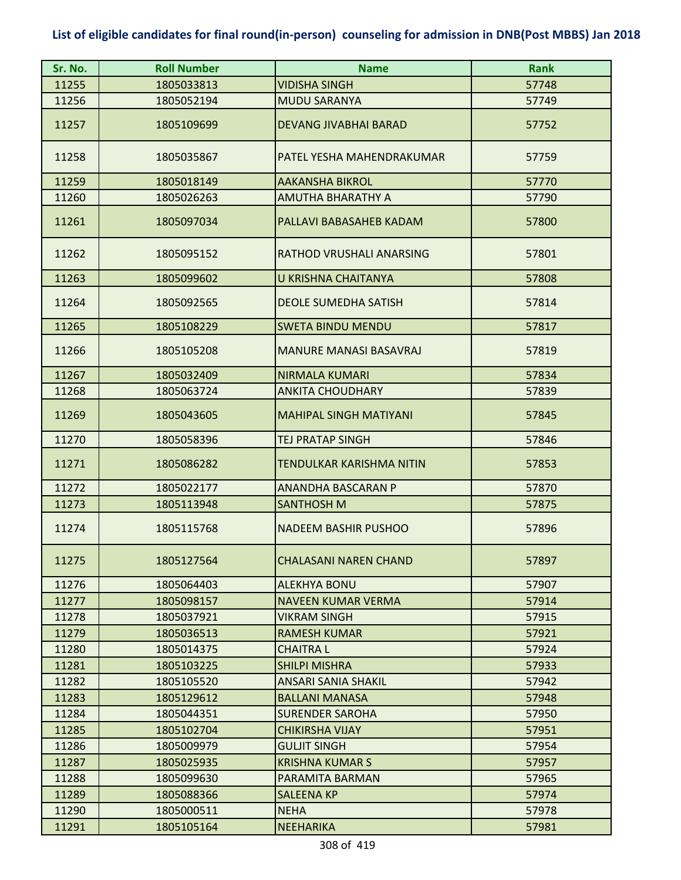## List of eligible candidates for final round(in-person) counseling for admission in DNB(Post MBBS) Jan 2018

| Sr. No. | Roll Number | Name | Rank |
|---|---|---|---|
| 11255 | 1805033813 | VIDISHA SINGH | 57748 |
| 11256 | 1805052194 | MUDU SARANYA | 57749 |
| 11257 | 1805109699 | DEVANG JIVABHAI BARAD | 57752 |
| 11258 | 1805035867 | PATEL YESHA MAHENDRAKUMAR | 57759 |
| 11259 | 1805018149 | AAKANSHA BIKROL | 57770 |
| 11260 | 1805026263 | AMUTHA BHARATHY A | 57790 |
| 11261 | 1805097034 | PALLAVI BABASAHEB KADAM | 57800 |
| 11262 | 1805095152 | RATHOD VRUSHALI ANARSING | 57801 |
| 11263 | 1805099602 | U KRISHNA CHAITANYA | 57808 |
| 11264 | 1805092565 | DEOLE SUMEDHA SATISH | 57814 |
| 11265 | 1805108229 | SWETA BINDU MENDU | 57817 |
| 11266 | 1805105208 | MANURE MANASI BASAVRAJ | 57819 |
| 11267 | 1805032409 | NIRMALA KUMARI | 57834 |
| 11268 | 1805063724 | ANKITA CHOUDHARY | 57839 |
| 11269 | 1805043605 | MAHIPAL SINGH MATIYANI | 57845 |
| 11270 | 1805058396 | TEJ PRATAP SINGH | 57846 |
| 11271 | 1805086282 | TENDULKAR KARISHMA NITIN | 57853 |
| 11272 | 1805022177 | ANANDHA BASCARAN P | 57870 |
| 11273 | 1805113948 | SANTHOSH M | 57875 |
| 11274 | 1805115768 | NADEEM BASHIR PUSHOO | 57896 |
| 11275 | 1805127564 | CHALASANI NAREN CHAND | 57897 |
| 11276 | 1805064403 | ALEKHYA BONU | 57907 |
| 11277 | 1805098157 | NAVEEN KUMAR VERMA | 57914 |
| 11278 | 1805037921 | VIKRAM SINGH | 57915 |
| 11279 | 1805036513 | RAMESH KUMAR | 57921 |
| 11280 | 1805014375 | CHAITRA L | 57924 |
| 11281 | 1805103225 | SHILPI MISHRA | 57933 |
| 11282 | 1805105520 | ANSARI SANIA SHAKIL | 57942 |
| 11283 | 1805129612 | BALLANI MANASA | 57948 |
| 11284 | 1805044351 | SURENDER SAROHA | 57950 |
| 11285 | 1805102704 | CHIKIRSHA VIJAY | 57951 |
| 11286 | 1805009979 | GULJIT SINGH | 57954 |
| 11287 | 1805025935 | KRISHNA KUMAR S | 57957 |
| 11288 | 1805099630 | PARAMITA BARMAN | 57965 |
| 11289 | 1805088366 | SALEENA KP | 57974 |
| 11290 | 1805000511 | NEHA | 57978 |
| 11291 | 1805105164 | NEEHARIKA | 57981 |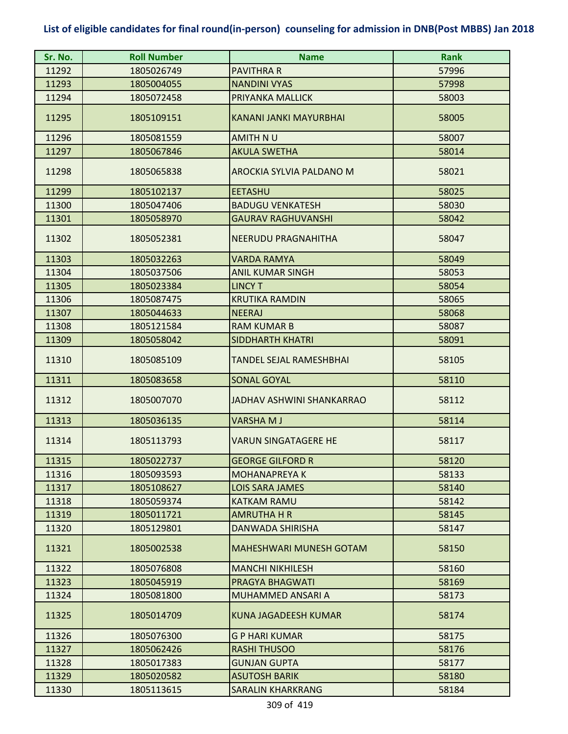## List of eligible candidates for final round(in-person) counseling for admission in DNB(Post MBBS) Jan 2018

| Sr. No. | Roll Number | Name | Rank |
|---|---|---|---|
| 11292 | 1805026749 | PAVITHRA R | 57996 |
| 11293 | 1805004055 | NANDINI VYAS | 57998 |
| 11294 | 1805072458 | PRIYANKA MALLICK | 58003 |
| 11295 | 1805109151 | KANANI JANKI MAYURBHAI | 58005 |
| 11296 | 1805081559 | AMITH N U | 58007 |
| 11297 | 1805067846 | AKULA SWETHA | 58014 |
| 11298 | 1805065838 | AROCKIA SYLVIA PALDANO M | 58021 |
| 11299 | 1805102137 | EETASHU | 58025 |
| 11300 | 1805047406 | BADUGU VENKATESH | 58030 |
| 11301 | 1805058970 | GAURAV RAGHUVANSHI | 58042 |
| 11302 | 1805052381 | NEERUDU PRAGNAHITHA | 58047 |
| 11303 | 1805032263 | VARDA RAMYA | 58049 |
| 11304 | 1805037506 | ANIL KUMAR SINGH | 58053 |
| 11305 | 1805023384 | LINCY T | 58054 |
| 11306 | 1805087475 | KRUTIKA RAMDIN | 58065 |
| 11307 | 1805044633 | NEERAJ | 58068 |
| 11308 | 1805121584 | RAM KUMAR B | 58087 |
| 11309 | 1805058042 | SIDDHARTH KHATRI | 58091 |
| 11310 | 1805085109 | TANDEL SEJAL RAMESHBHAI | 58105 |
| 11311 | 1805083658 | SONAL GOYAL | 58110 |
| 11312 | 1805007070 | JADHAV ASHWINI SHANKARRAO | 58112 |
| 11313 | 1805036135 | VARSHA M J | 58114 |
| 11314 | 1805113793 | VARUN SINGATAGERE HE | 58117 |
| 11315 | 1805022737 | GEORGE GILFORD R | 58120 |
| 11316 | 1805093593 | MOHANAPREYA K | 58133 |
| 11317 | 1805108627 | LOIS SARA JAMES | 58140 |
| 11318 | 1805059374 | KATKAM RAMU | 58142 |
| 11319 | 1805011721 | AMRUTHA H R | 58145 |
| 11320 | 1805129801 | DANWADA SHIRISHA | 58147 |
| 11321 | 1805002538 | MAHESHWARI MUNESH GOTAM | 58150 |
| 11322 | 1805076808 | MANCHI NIKHILESH | 58160 |
| 11323 | 1805045919 | PRAGYA BHAGWATI | 58169 |
| 11324 | 1805081800 | MUHAMMED ANSARI A | 58173 |
| 11325 | 1805014709 | KUNA JAGADEESH KUMAR | 58174 |
| 11326 | 1805076300 | G P HARI KUMAR | 58175 |
| 11327 | 1805062426 | RASHI THUSOO | 58176 |
| 11328 | 1805017383 | GUNJAN GUPTA | 58177 |
| 11329 | 1805020582 | ASUTOSH BARIK | 58180 |
| 11330 | 1805113615 | SARALIN KHARKRANG | 58184 |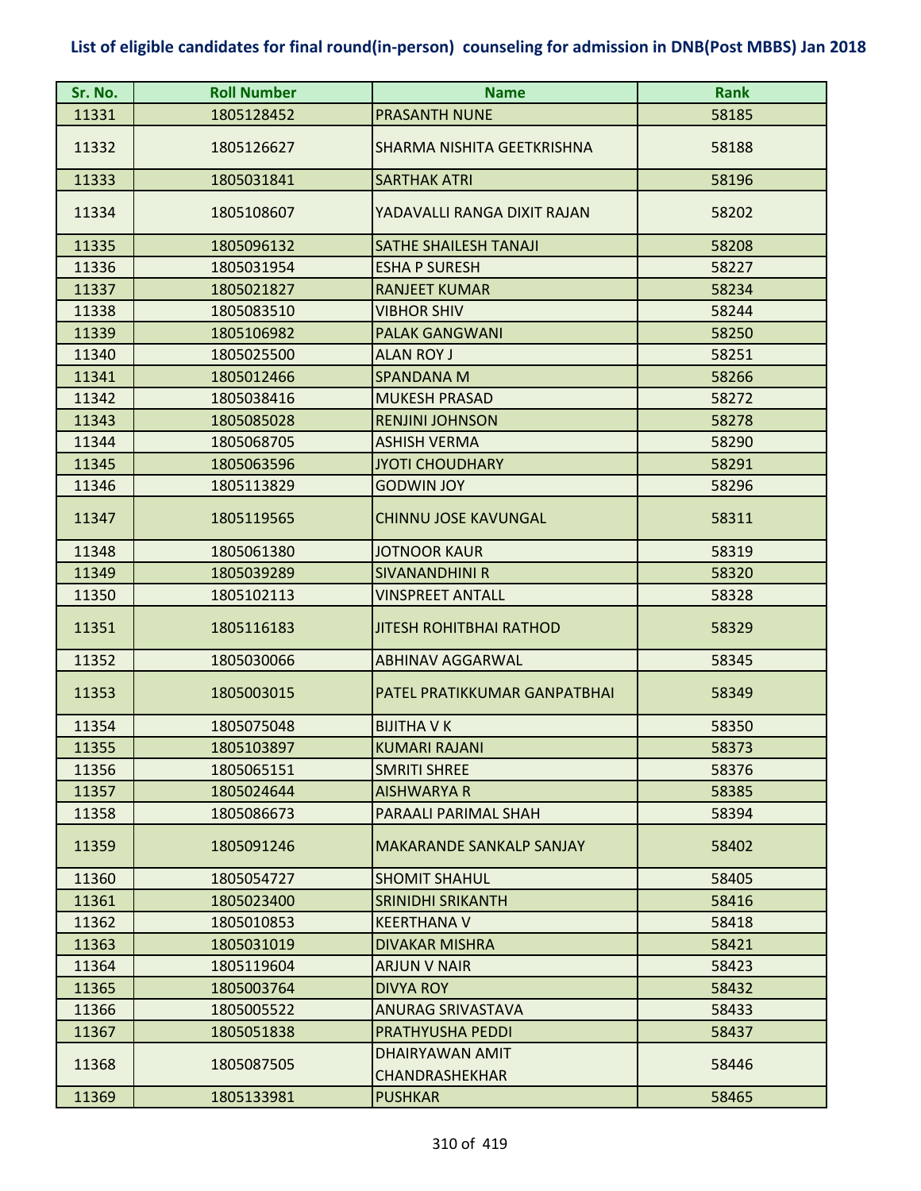## List of eligible candidates for final round(in-person) counseling for admission in DNB(Post MBBS) Jan 2018

| Sr. No. | Roll Number | Name | Rank |
|---|---|---|---|
| 11331 | 1805128452 | PRASANTH NUNE | 58185 |
| 11332 | 1805126627 | SHARMA NISHITA GEETKRISHNA | 58188 |
| 11333 | 1805031841 | SARTHAK ATRI | 58196 |
| 11334 | 1805108607 | YADAVALLI RANGA DIXIT RAJAN | 58202 |
| 11335 | 1805096132 | SATHE SHAILESH TANAJI | 58208 |
| 11336 | 1805031954 | ESHA P SURESH | 58227 |
| 11337 | 1805021827 | RANJEET KUMAR | 58234 |
| 11338 | 1805083510 | VIBHOR SHIV | 58244 |
| 11339 | 1805106982 | PALAK GANGWANI | 58250 |
| 11340 | 1805025500 | ALAN ROY J | 58251 |
| 11341 | 1805012466 | SPANDANA M | 58266 |
| 11342 | 1805038416 | MUKESH PRASAD | 58272 |
| 11343 | 1805085028 | RENJINI JOHNSON | 58278 |
| 11344 | 1805068705 | ASHISH VERMA | 58290 |
| 11345 | 1805063596 | JYOTI CHOUDHARY | 58291 |
| 11346 | 1805113829 | GODWIN JOY | 58296 |
| 11347 | 1805119565 | CHINNU JOSE KAVUNGAL | 58311 |
| 11348 | 1805061380 | JOTNOOR KAUR | 58319 |
| 11349 | 1805039289 | SIVANANDHINI R | 58320 |
| 11350 | 1805102113 | VINSPREET ANTALL | 58328 |
| 11351 | 1805116183 | JITESH ROHITBHAI RATHOD | 58329 |
| 11352 | 1805030066 | ABHINAV AGGARWAL | 58345 |
| 11353 | 1805003015 | PATEL PRATIKKUMAR GANPATBHAI | 58349 |
| 11354 | 1805075048 | BIJITHA V K | 58350 |
| 11355 | 1805103897 | KUMARI RAJANI | 58373 |
| 11356 | 1805065151 | SMRITI SHREE | 58376 |
| 11357 | 1805024644 | AISHWARYA R | 58385 |
| 11358 | 1805086673 | PARAALI PARIMAL SHAH | 58394 |
| 11359 | 1805091246 | MAKARANDE SANKALP SANJAY | 58402 |
| 11360 | 1805054727 | SHOMIT SHAHUL | 58405 |
| 11361 | 1805023400 | SRINIDHI SRIKANTH | 58416 |
| 11362 | 1805010853 | KEERTHANA V | 58418 |
| 11363 | 1805031019 | DIVAKAR MISHRA | 58421 |
| 11364 | 1805119604 | ARJUN V NAIR | 58423 |
| 11365 | 1805003764 | DIVYA ROY | 58432 |
| 11366 | 1805005522 | ANURAG SRIVASTAVA | 58433 |
| 11367 | 1805051838 | PRATHYUSHA PEDDI | 58437 |
| 11368 | 1805087505 | DHAIRYAWAN AMIT CHANDRASHEKHAR | 58446 |
| 11369 | 1805133981 | PUSHKAR | 58465 |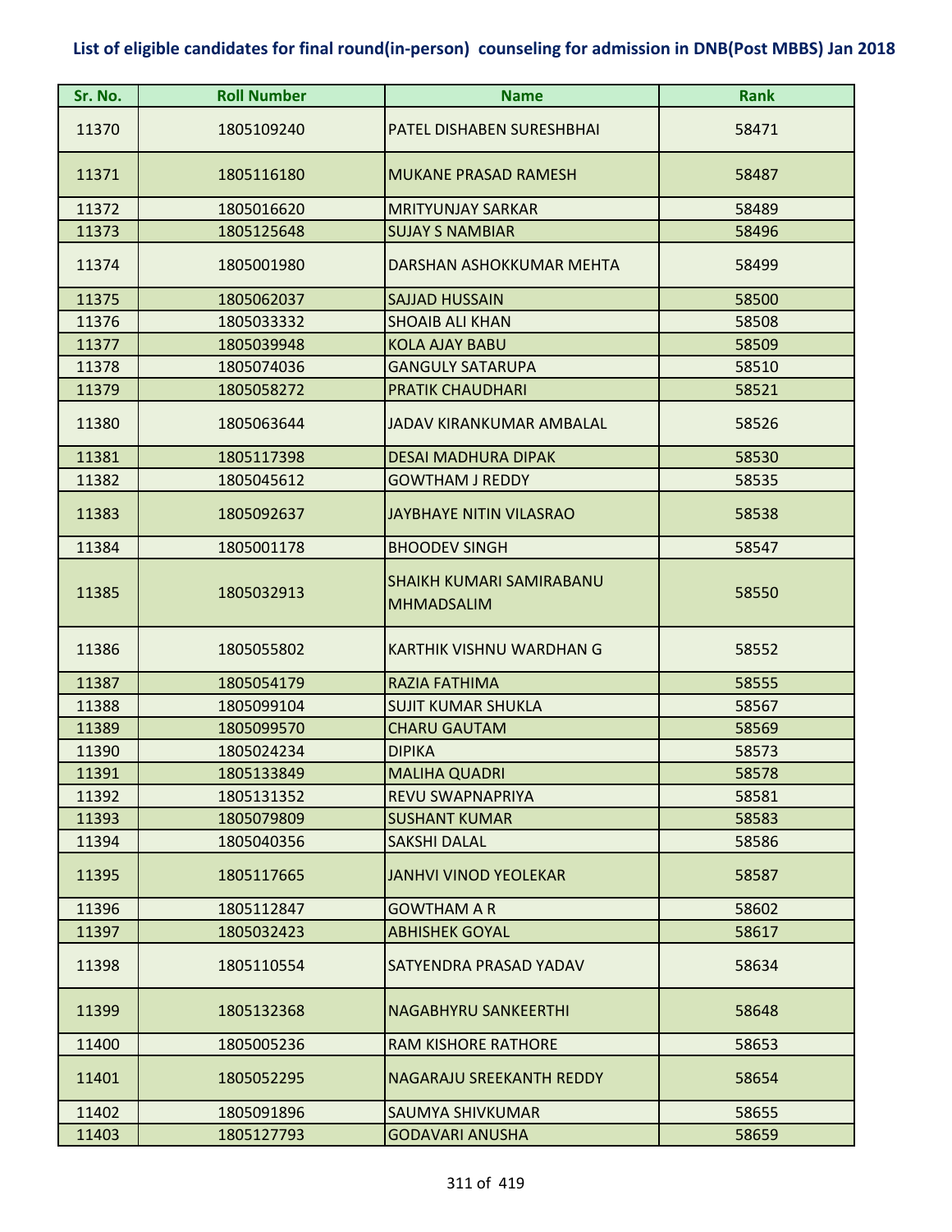# List of eligible candidates for final round(in-person) counseling for admission in DNB(Post MBBS) Jan 2018

| Sr. No. | Roll Number | Name | Rank |
|---|---|---|---|
| 11370 | 1805109240 | PATEL DISHABEN SURESHBHAI | 58471 |
| 11371 | 1805116180 | MUKANE PRASAD RAMESH | 58487 |
| 11372 | 1805016620 | MRITYUNJAY SARKAR | 58489 |
| 11373 | 1805125648 | SUJAY S NAMBIAR | 58496 |
| 11374 | 1805001980 | DARSHAN ASHOKKUMAR MEHTA | 58499 |
| 11375 | 1805062037 | SAJJAD HUSSAIN | 58500 |
| 11376 | 1805033332 | SHOAIB ALI KHAN | 58508 |
| 11377 | 1805039948 | KOLA AJAY BABU | 58509 |
| 11378 | 1805074036 | GANGULY SATARUPA | 58510 |
| 11379 | 1805058272 | PRATIK CHAUDHARI | 58521 |
| 11380 | 1805063644 | JADAV KIRANKUMAR AMBALAL | 58526 |
| 11381 | 1805117398 | DESAI MADHURA DIPAK | 58530 |
| 11382 | 1805045612 | GOWTHAM J REDDY | 58535 |
| 11383 | 1805092637 | JAYBHAYE NITIN VILASRAO | 58538 |
| 11384 | 1805001178 | BHOODEV SINGH | 58547 |
| 11385 | 1805032913 | SHAIKH KUMARI SAMIRABANU MHMADSALIM | 58550 |
| 11386 | 1805055802 | KARTHIK VISHNU WARDHAN G | 58552 |
| 11387 | 1805054179 | RAZIA FATHIMA | 58555 |
| 11388 | 1805099104 | SUJIT KUMAR SHUKLA | 58567 |
| 11389 | 1805099570 | CHARU GAUTAM | 58569 |
| 11390 | 1805024234 | DIPIKA | 58573 |
| 11391 | 1805133849 | MALIHA QUADRI | 58578 |
| 11392 | 1805131352 | REVU SWAPNAPRIYA | 58581 |
| 11393 | 1805079809 | SUSHANT KUMAR | 58583 |
| 11394 | 1805040356 | SAKSHI DALAL | 58586 |
| 11395 | 1805117665 | JANHVI VINOD YEOLEKAR | 58587 |
| 11396 | 1805112847 | GOWTHAM A R | 58602 |
| 11397 | 1805032423 | ABHISHEK GOYAL | 58617 |
| 11398 | 1805110554 | SATYENDRA PRASAD YADAV | 58634 |
| 11399 | 1805132368 | NAGABHYRU SANKEERTHI | 58648 |
| 11400 | 1805005236 | RAM KISHORE RATHORE | 58653 |
| 11401 | 1805052295 | NAGARAJU SREEKANTH REDDY | 58654 |
| 11402 | 1805091896 | SAUMYA SHIVKUMAR | 58655 |
| 11403 | 1805127793 | GODAVARI ANUSHA | 58659 |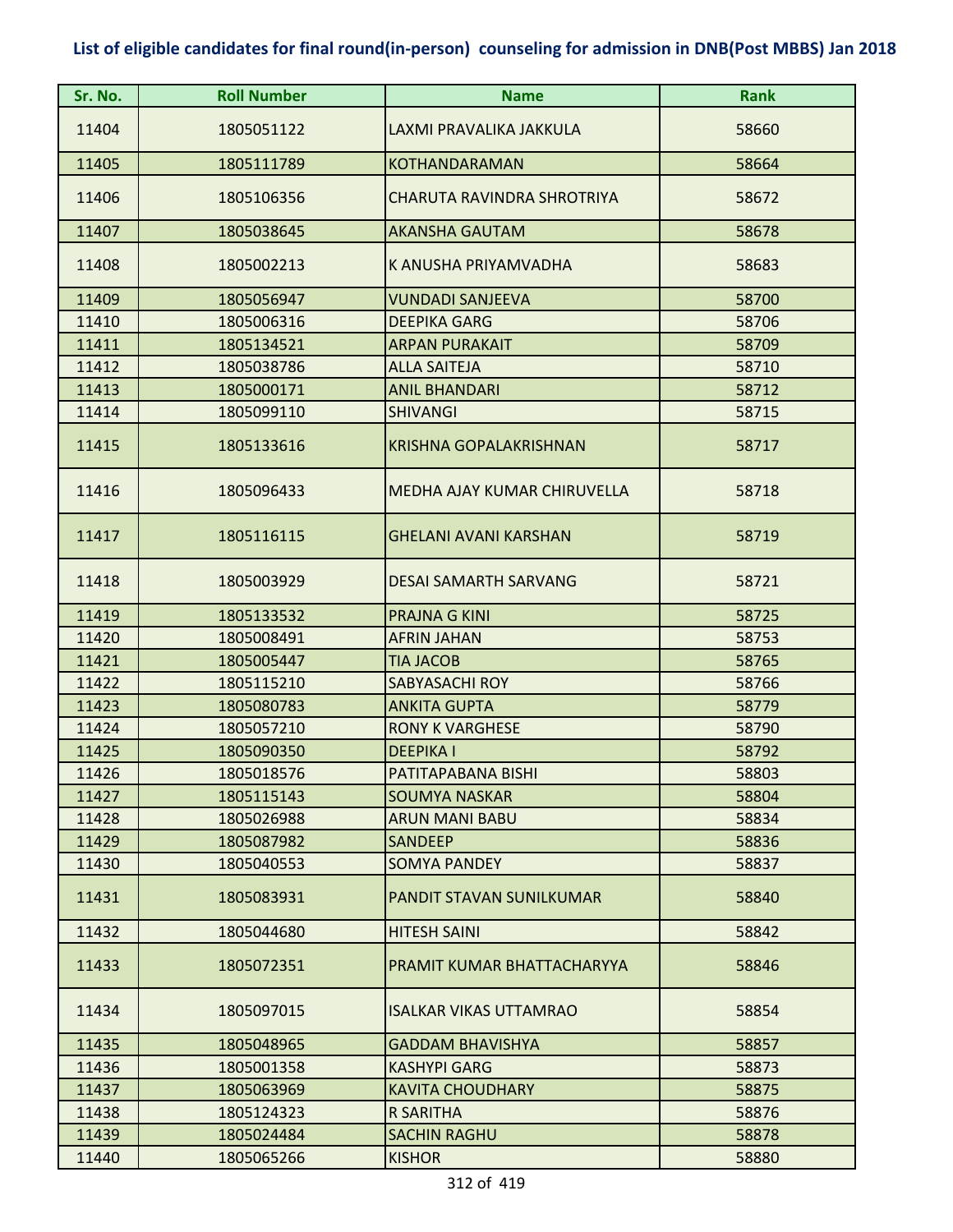**List of eligible candidates for final round(in-person) counseling for admission in DNB(Post MBBS) Jan 2018**

| Sr. No. | Roll Number | Name | Rank |
|---|---|---|---|
| 11404 | 1805051122 | LAXMI PRAVALIKA JAKKULA | 58660 |
| 11405 | 1805111789 | KOTHANDARAMAN | 58664 |
| 11406 | 1805106356 | CHARUTA RAVINDRA SHROTRIYA | 58672 |
| 11407 | 1805038645 | AKANSHA GAUTAM | 58678 |
| 11408 | 1805002213 | K ANUSHA PRIYAMVADHA | 58683 |
| 11409 | 1805056947 | VUNDADI SANJEEVA | 58700 |
| 11410 | 1805006316 | DEEPIKA GARG | 58706 |
| 11411 | 1805134521 | ARPAN PURAKAIT | 58709 |
| 11412 | 1805038786 | ALLA SAITEJA | 58710 |
| 11413 | 1805000171 | ANIL BHANDARI | 58712 |
| 11414 | 1805099110 | SHIVANGI | 58715 |
| 11415 | 1805133616 | KRISHNA GOPALAKRISHNAN | 58717 |
| 11416 | 1805096433 | MEDHA AJAY KUMAR CHIRUVELLA | 58718 |
| 11417 | 1805116115 | GHELANI AVANI KARSHAN | 58719 |
| 11418 | 1805003929 | DESAI SAMARTH SARVANG | 58721 |
| 11419 | 1805133532 | PRAJNA G KINI | 58725 |
| 11420 | 1805008491 | AFRIN JAHAN | 58753 |
| 11421 | 1805005447 | TIA JACOB | 58765 |
| 11422 | 1805115210 | SABYASACHI ROY | 58766 |
| 11423 | 1805080783 | ANKITA GUPTA | 58779 |
| 11424 | 1805057210 | RONY K VARGHESE | 58790 |
| 11425 | 1805090350 | DEEPIKA I | 58792 |
| 11426 | 1805018576 | PATITAPABANA BISHI | 58803 |
| 11427 | 1805115143 | SOUMYA NASKAR | 58804 |
| 11428 | 1805026988 | ARUN MANI BABU | 58834 |
| 11429 | 1805087982 | SANDEEP | 58836 |
| 11430 | 1805040553 | SOMYA PANDEY | 58837 |
| 11431 | 1805083931 | PANDIT STAVAN SUNILKUMAR | 58840 |
| 11432 | 1805044680 | HITESH SAINI | 58842 |
| 11433 | 1805072351 | PRAMIT KUMAR BHATTACHARYYA | 58846 |
| 11434 | 1805097015 | ISALKAR VIKAS UTTAMRAO | 58854 |
| 11435 | 1805048965 | GADDAM BHAVISHYA | 58857 |
| 11436 | 1805001358 | KASHYPI GARG | 58873 |
| 11437 | 1805063969 | KAVITA CHOUDHARY | 58875 |
| 11438 | 1805124323 | R SARITHA | 58876 |
| 11439 | 1805024484 | SACHIN RAGHU | 58878 |
| 11440 | 1805065266 | KISHOR | 58880 |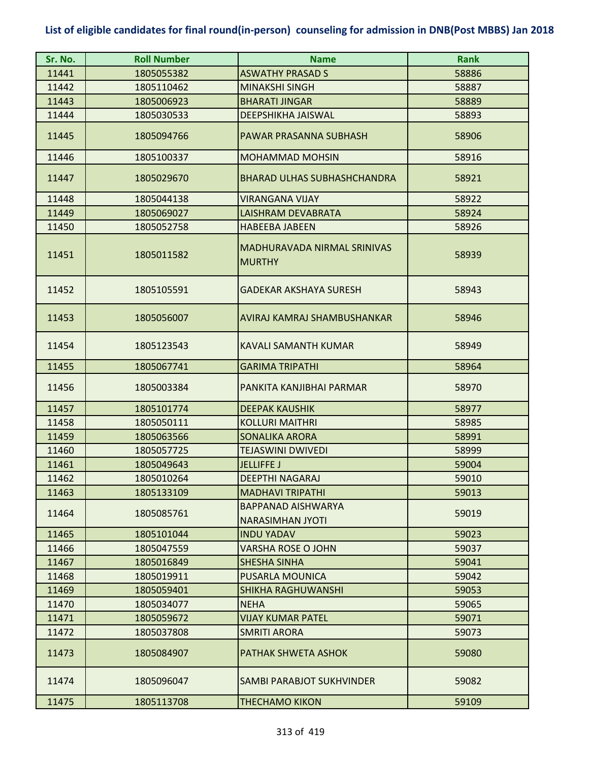**List of eligible candidates for final round(in-person) counseling for admission in DNB(Post MBBS) Jan 2018**

| Sr. No. | Roll Number | Name | Rank |
|---|---|---|---|
| 11441 | 1805055382 | ASWATHY PRASAD S | 58886 |
| 11442 | 1805110462 | MINAKSHI SINGH | 58887 |
| 11443 | 1805006923 | BHARATI JINGAR | 58889 |
| 11444 | 1805030533 | DEEPSHIKHA JAISWAL | 58893 |
| 11445 | 1805094766 | PAWAR PRASANNA SUBHASH | 58906 |
| 11446 | 1805100337 | MOHAMMAD MOHSIN | 58916 |
| 11447 | 1805029670 | BHARAD ULHAS SUBHASHCHANDRA | 58921 |
| 11448 | 1805044138 | VIRANGANA VIJAY | 58922 |
| 11449 | 1805069027 | LAISHRAM DEVABRATA | 58924 |
| 11450 | 1805052758 | HABEEBA JABEEN | 58926 |
| 11451 | 1805011582 | MADHURAVADA NIRMAL SRINIVAS MURTHY | 58939 |
| 11452 | 1805105591 | GADEKAR AKSHAYA SURESH | 58943 |
| 11453 | 1805056007 | AVIRAJ KAMRAJ SHAMBUSHANKAR | 58946 |
| 11454 | 1805123543 | KAVALI SAMANTH KUMAR | 58949 |
| 11455 | 1805067741 | GARIMA TRIPATHI | 58964 |
| 11456 | 1805003384 | PANKITA KANJIBHAI PARMAR | 58970 |
| 11457 | 1805101774 | DEEPAK KAUSHIK | 58977 |
| 11458 | 1805050111 | KOLLURI MAITHRI | 58985 |
| 11459 | 1805063566 | SONALIKA ARORA | 58991 |
| 11460 | 1805057725 | TEJASWINI DWIVEDI | 58999 |
| 11461 | 1805049643 | JELLIFFE J | 59004 |
| 11462 | 1805010264 | DEEPTHI NAGARAJ | 59010 |
| 11463 | 1805133109 | MADHAVI TRIPATHI | 59013 |
| 11464 | 1805085761 | BAPPANAD AISHWARYA NARASIMHAN JYOTI | 59019 |
| 11465 | 1805101044 | INDU YADAV | 59023 |
| 11466 | 1805047559 | VARSHA ROSE O JOHN | 59037 |
| 11467 | 1805016849 | SHESHA SINHA | 59041 |
| 11468 | 1805019911 | PUSARLA MOUNICA | 59042 |
| 11469 | 1805059401 | SHIKHA RAGHUWANSHI | 59053 |
| 11470 | 1805034077 | NEHA | 59065 |
| 11471 | 1805059672 | VIJAY KUMAR PATEL | 59071 |
| 11472 | 1805037808 | SMRITI ARORA | 59073 |
| 11473 | 1805084907 | PATHAK SHWETA ASHOK | 59080 |
| 11474 | 1805096047 | SAMBI PARABJOT SUKHVINDER | 59082 |
| 11475 | 1805113708 | THECHAMO KIKON | 59109 |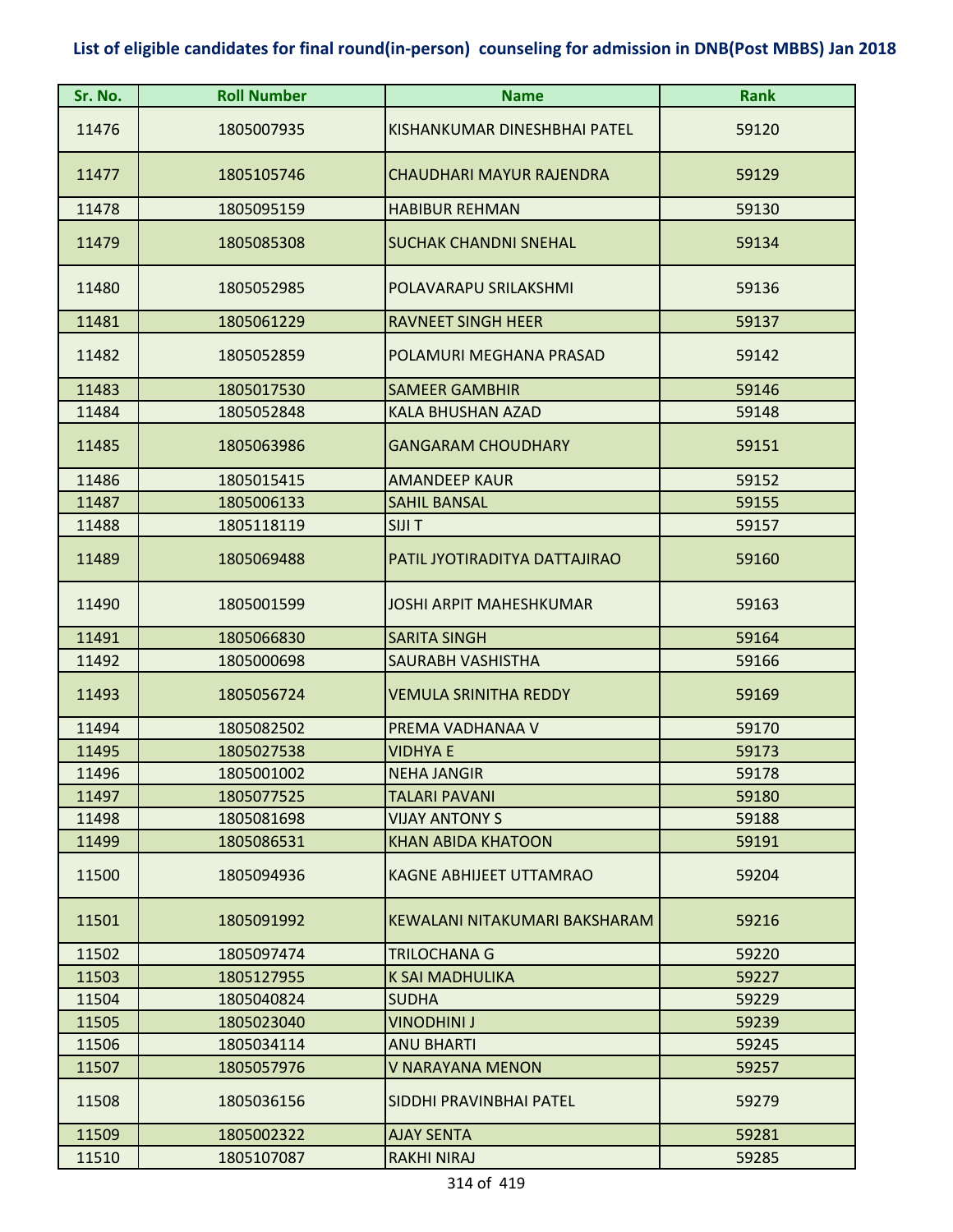## List of eligible candidates for final round(in-person) counseling for admission in DNB(Post MBBS) Jan 2018

| Sr. No. | Roll Number | Name | Rank |
|---|---|---|---|
| 11476 | 1805007935 | KISHANKUMAR DINESHBHAI PATEL | 59120 |
| 11477 | 1805105746 | CHAUDHARI MAYUR RAJENDRA | 59129 |
| 11478 | 1805095159 | HABIBUR REHMAN | 59130 |
| 11479 | 1805085308 | SUCHAK CHANDNI SNEHAL | 59134 |
| 11480 | 1805052985 | POLAVARAPU SRILAKSHMI | 59136 |
| 11481 | 1805061229 | RAVNEET SINGH HEER | 59137 |
| 11482 | 1805052859 | POLAMURI MEGHANA PRASAD | 59142 |
| 11483 | 1805017530 | SAMEER GAMBHIR | 59146 |
| 11484 | 1805052848 | KALA BHUSHAN AZAD | 59148 |
| 11485 | 1805063986 | GANGARAM CHOUDHARY | 59151 |
| 11486 | 1805015415 | AMANDEEP KAUR | 59152 |
| 11487 | 1805006133 | SAHIL BANSAL | 59155 |
| 11488 | 1805118119 | SIJI T | 59157 |
| 11489 | 1805069488 | PATIL JYOTIRADITYA DATTAJIRAO | 59160 |
| 11490 | 1805001599 | JOSHI ARPIT MAHESHKUMAR | 59163 |
| 11491 | 1805066830 | SARITA SINGH | 59164 |
| 11492 | 1805000698 | SAURABH VASHISTHA | 59166 |
| 11493 | 1805056724 | VEMULA SRINITHA REDDY | 59169 |
| 11494 | 1805082502 | PREMA VADHANAA V | 59170 |
| 11495 | 1805027538 | VIDHYA E | 59173 |
| 11496 | 1805001002 | NEHA JANGIR | 59178 |
| 11497 | 1805077525 | TALARI PAVANI | 59180 |
| 11498 | 1805081698 | VIJAY ANTONY S | 59188 |
| 11499 | 1805086531 | KHAN ABIDA KHATOON | 59191 |
| 11500 | 1805094936 | KAGNE ABHIJEET UTTAMRAO | 59204 |
| 11501 | 1805091992 | KEWALANI NITAKUMARI BAKSHARAM | 59216 |
| 11502 | 1805097474 | TRILOCHANA G | 59220 |
| 11503 | 1805127955 | K SAI MADHULIKA | 59227 |
| 11504 | 1805040824 | SUDHA | 59229 |
| 11505 | 1805023040 | VINODHINI J | 59239 |
| 11506 | 1805034114 | ANU BHARTI | 59245 |
| 11507 | 1805057976 | V NARAYANA MENON | 59257 |
| 11508 | 1805036156 | SIDDHI PRAVINBHAI PATEL | 59279 |
| 11509 | 1805002322 | AJAY SENTA | 59281 |
| 11510 | 1805107087 | RAKHI NIRAJ | 59285 |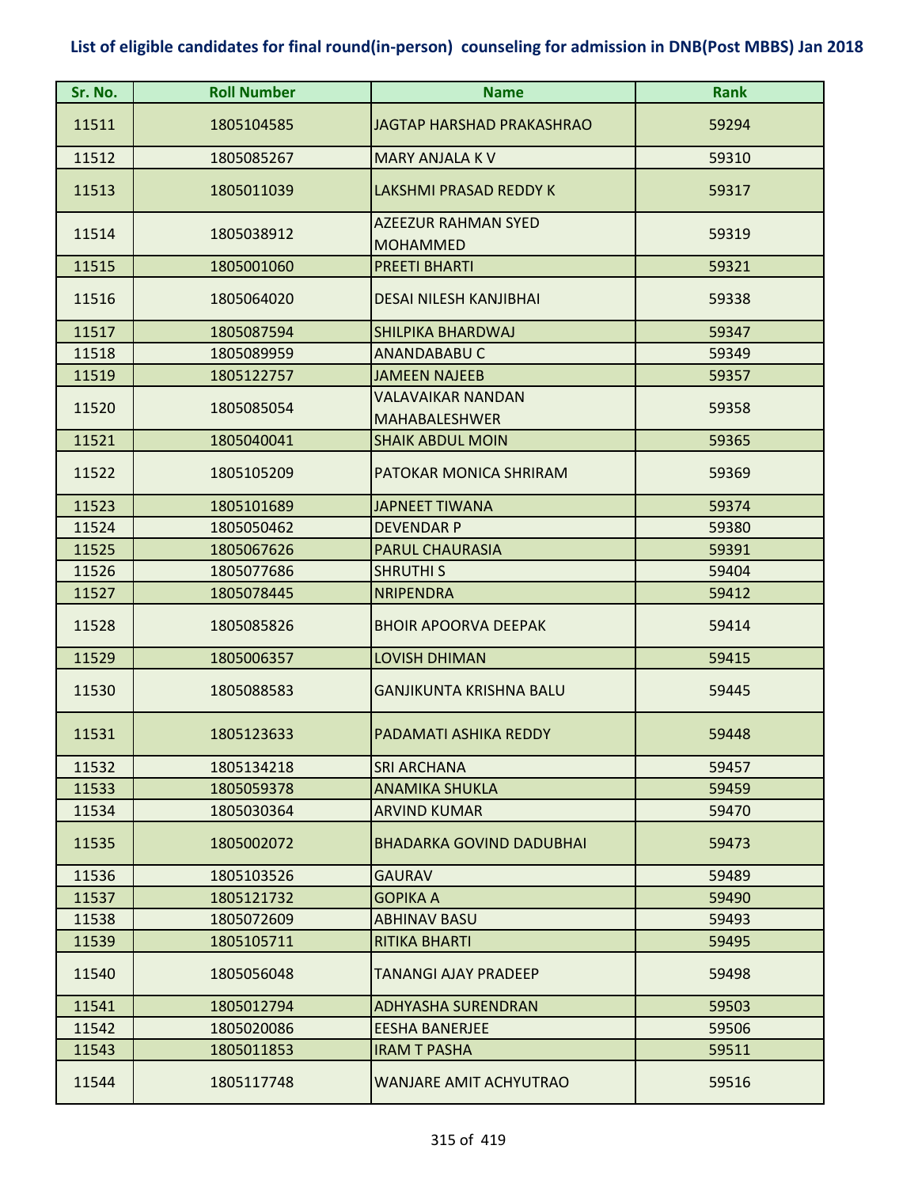## List of eligible candidates for final round(in-person) counseling for admission in DNB(Post MBBS) Jan 2018

| Sr. No. | Roll Number | Name | Rank |
|---|---|---|---|
| 11511 | 1805104585 | JAGTAP HARSHAD PRAKASHRAO | 59294 |
| 11512 | 1805085267 | MARY ANJALA K V | 59310 |
| 11513 | 1805011039 | LAKSHMI PRASAD REDDY K | 59317 |
| 11514 | 1805038912 | AZEEZUR RAHMAN SYED MOHAMMED | 59319 |
| 11515 | 1805001060 | PREETI BHARTI | 59321 |
| 11516 | 1805064020 | DESAI NILESH KANJIBHAI | 59338 |
| 11517 | 1805087594 | SHILPIKA BHARDWAJ | 59347 |
| 11518 | 1805089959 | ANANDABABU C | 59349 |
| 11519 | 1805122757 | JAMEEN NAJEEB | 59357 |
| 11520 | 1805085054 | VALAVAIKAR NANDAN MAHABALESHWER | 59358 |
| 11521 | 1805040041 | SHAIK ABDUL MOIN | 59365 |
| 11522 | 1805105209 | PATOKAR MONICA SHRIRAM | 59369 |
| 11523 | 1805101689 | JAPNEET TIWANA | 59374 |
| 11524 | 1805050462 | DEVENDAR P | 59380 |
| 11525 | 1805067626 | PARUL CHAURASIA | 59391 |
| 11526 | 1805077686 | SHRUTHI S | 59404 |
| 11527 | 1805078445 | NRIPENDRA | 59412 |
| 11528 | 1805085826 | BHOIR APOORVA DEEPAK | 59414 |
| 11529 | 1805006357 | LOVISH DHIMAN | 59415 |
| 11530 | 1805088583 | GANJIKUNTA KRISHNA BALU | 59445 |
| 11531 | 1805123633 | PADAMATI ASHIKA REDDY | 59448 |
| 11532 | 1805134218 | SRI ARCHANA | 59457 |
| 11533 | 1805059378 | ANAMIKA SHUKLA | 59459 |
| 11534 | 1805030364 | ARVIND KUMAR | 59470 |
| 11535 | 1805002072 | BHADARKA GOVIND DADUBHAI | 59473 |
| 11536 | 1805103526 | GAURAV | 59489 |
| 11537 | 1805121732 | GOPIKA A | 59490 |
| 11538 | 1805072609 | ABHINAV BASU | 59493 |
| 11539 | 1805105711 | RITIKA BHARTI | 59495 |
| 11540 | 1805056048 | TANANGI AJAY PRADEEP | 59498 |
| 11541 | 1805012794 | ADHYASHA SURENDRAN | 59503 |
| 11542 | 1805020086 | EESHA BANERJEE | 59506 |
| 11543 | 1805011853 | IRAM T PASHA | 59511 |
| 11544 | 1805117748 | WANJARE AMIT ACHYUTRAO | 59516 |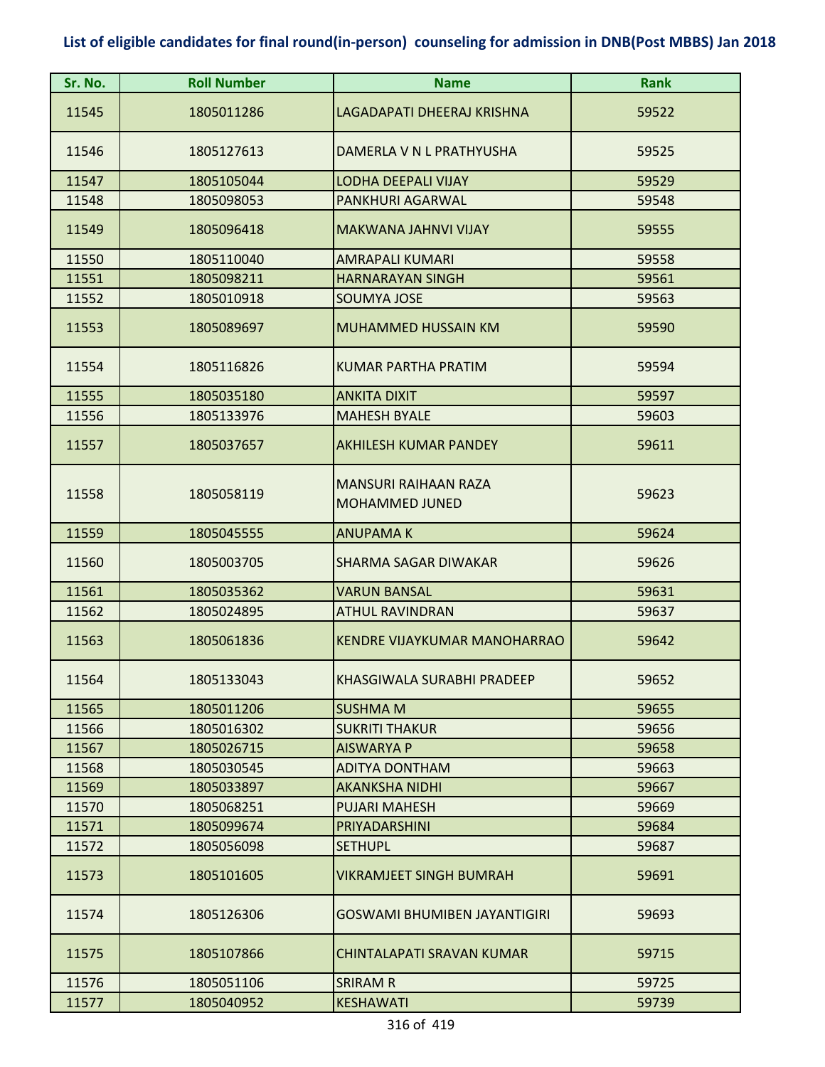**List of eligible candidates for final round(in-person) counseling for admission in DNB(Post MBBS) Jan 2018**

| Sr. No. | Roll Number | Name | Rank |
|---|---|---|---|
| 11545 | 1805011286 | LAGADAPATI DHEERAJ KRISHNA | 59522 |
| 11546 | 1805127613 | DAMERLA V N L PRATHYUSHA | 59525 |
| 11547 | 1805105044 | LODHA DEEPALI VIJAY | 59529 |
| 11548 | 1805098053 | PANKHURI AGARWAL | 59548 |
| 11549 | 1805096418 | MAKWANA JAHNVI VIJAY | 59555 |
| 11550 | 1805110040 | AMRAPALI KUMARI | 59558 |
| 11551 | 1805098211 | HARNARAYAN SINGH | 59561 |
| 11552 | 1805010918 | SOUMYA JOSE | 59563 |
| 11553 | 1805089697 | MUHAMMED HUSSAIN KM | 59590 |
| 11554 | 1805116826 | KUMAR PARTHA PRATIM | 59594 |
| 11555 | 1805035180 | ANKITA DIXIT | 59597 |
| 11556 | 1805133976 | MAHESH BYALE | 59603 |
| 11557 | 1805037657 | AKHILESH KUMAR PANDEY | 59611 |
| 11558 | 1805058119 | MANSURI RAIHAAN RAZA MOHAMMED JUNED | 59623 |
| 11559 | 1805045555 | ANUPAMA K | 59624 |
| 11560 | 1805003705 | SHARMA SAGAR DIWAKAR | 59626 |
| 11561 | 1805035362 | VARUN BANSAL | 59631 |
| 11562 | 1805024895 | ATHUL RAVINDRAN | 59637 |
| 11563 | 1805061836 | KENDRE VIJAYKUMAR MANOHARRAO | 59642 |
| 11564 | 1805133043 | KHASGIWALA SURABHI PRADEEP | 59652 |
| 11565 | 1805011206 | SUSHMA M | 59655 |
| 11566 | 1805016302 | SUKRITI THAKUR | 59656 |
| 11567 | 1805026715 | AISWARYA P | 59658 |
| 11568 | 1805030545 | ADITYA DONTHAM | 59663 |
| 11569 | 1805033897 | AKANKSHA NIDHI | 59667 |
| 11570 | 1805068251 | PUJARI MAHESH | 59669 |
| 11571 | 1805099674 | PRIYADARSHINI | 59684 |
| 11572 | 1805056098 | SETHUPL | 59687 |
| 11573 | 1805101605 | VIKRAMJEET SINGH BUMRAH | 59691 |
| 11574 | 1805126306 | GOSWAMI BHUMIBEN JAYANTIGIRI | 59693 |
| 11575 | 1805107866 | CHINTALAPATI SRAVAN KUMAR | 59715 |
| 11576 | 1805051106 | SRIRAM R | 59725 |
| 11577 | 1805040952 | KESHAWATI | 59739 |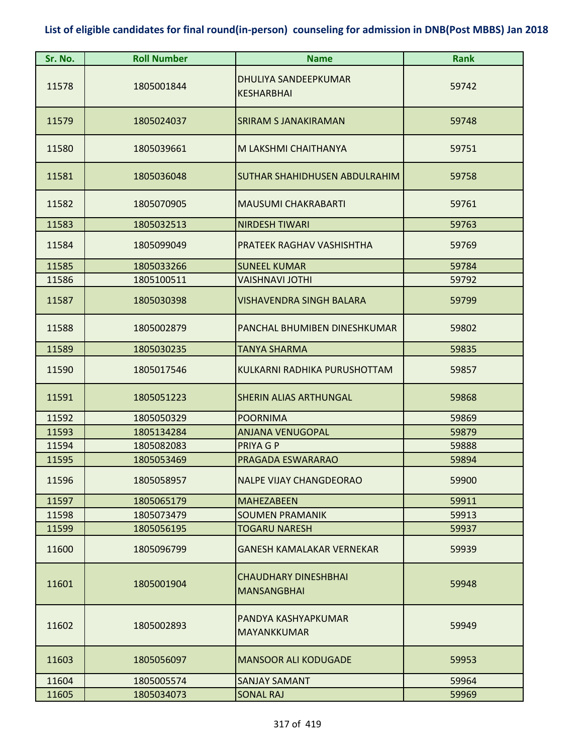# List of eligible candidates for final round(in-person) counseling for admission in DNB(Post MBBS) Jan 2018

| Sr. No. | Roll Number | Name | Rank |
|---|---|---|---|
| 11578 | 1805001844 | DHULIYA SANDEEPKUMAR KESHARBHAI | 59742 |
| 11579 | 1805024037 | SRIRAM S JANAKIRAMAN | 59748 |
| 11580 | 1805039661 | M LAKSHMI CHAITHANYA | 59751 |
| 11581 | 1805036048 | SUTHAR SHAHIDHUSEN ABDULRAHIM | 59758 |
| 11582 | 1805070905 | MAUSUMI CHAKRABARTI | 59761 |
| 11583 | 1805032513 | NIRDESH TIWARI | 59763 |
| 11584 | 1805099049 | PRATEEK RAGHAV VASHISHTHA | 59769 |
| 11585 | 1805033266 | SUNEEL KUMAR | 59784 |
| 11586 | 1805100511 | VAISHNAVI JOTHI | 59792 |
| 11587 | 1805030398 | VISHAVENDRA SINGH BALARA | 59799 |
| 11588 | 1805002879 | PANCHAL BHUMIBEN DINESHKUMAR | 59802 |
| 11589 | 1805030235 | TANYA SHARMA | 59835 |
| 11590 | 1805017546 | KULKARNI RADHIKA PURUSHOTTAM | 59857 |
| 11591 | 1805051223 | SHERIN ALIAS ARTHUNGAL | 59868 |
| 11592 | 1805050329 | POORNIMA | 59869 |
| 11593 | 1805134284 | ANJANA VENUGOPAL | 59879 |
| 11594 | 1805082083 | PRIYA G P | 59888 |
| 11595 | 1805053469 | PRAGADA ESWARARAO | 59894 |
| 11596 | 1805058957 | NALPE VIJAY CHANGDEORAO | 59900 |
| 11597 | 1805065179 | MAHEZABEEN | 59911 |
| 11598 | 1805073479 | SOUMEN PRAMANIK | 59913 |
| 11599 | 1805056195 | TOGARU NARESH | 59937 |
| 11600 | 1805096799 | GANESH KAMALAKAR VERNEKAR | 59939 |
| 11601 | 1805001904 | CHAUDHARY DINESHBHAI MANSANGBHAI | 59948 |
| 11602 | 1805002893 | PANDYA KASHYAPKUMAR MAYANKKUMAR | 59949 |
| 11603 | 1805056097 | MANSOOR ALI KODUGADE | 59953 |
| 11604 | 1805005574 | SANJAY SAMANT | 59964 |
| 11605 | 1805034073 | SONAL RAJ | 59969 |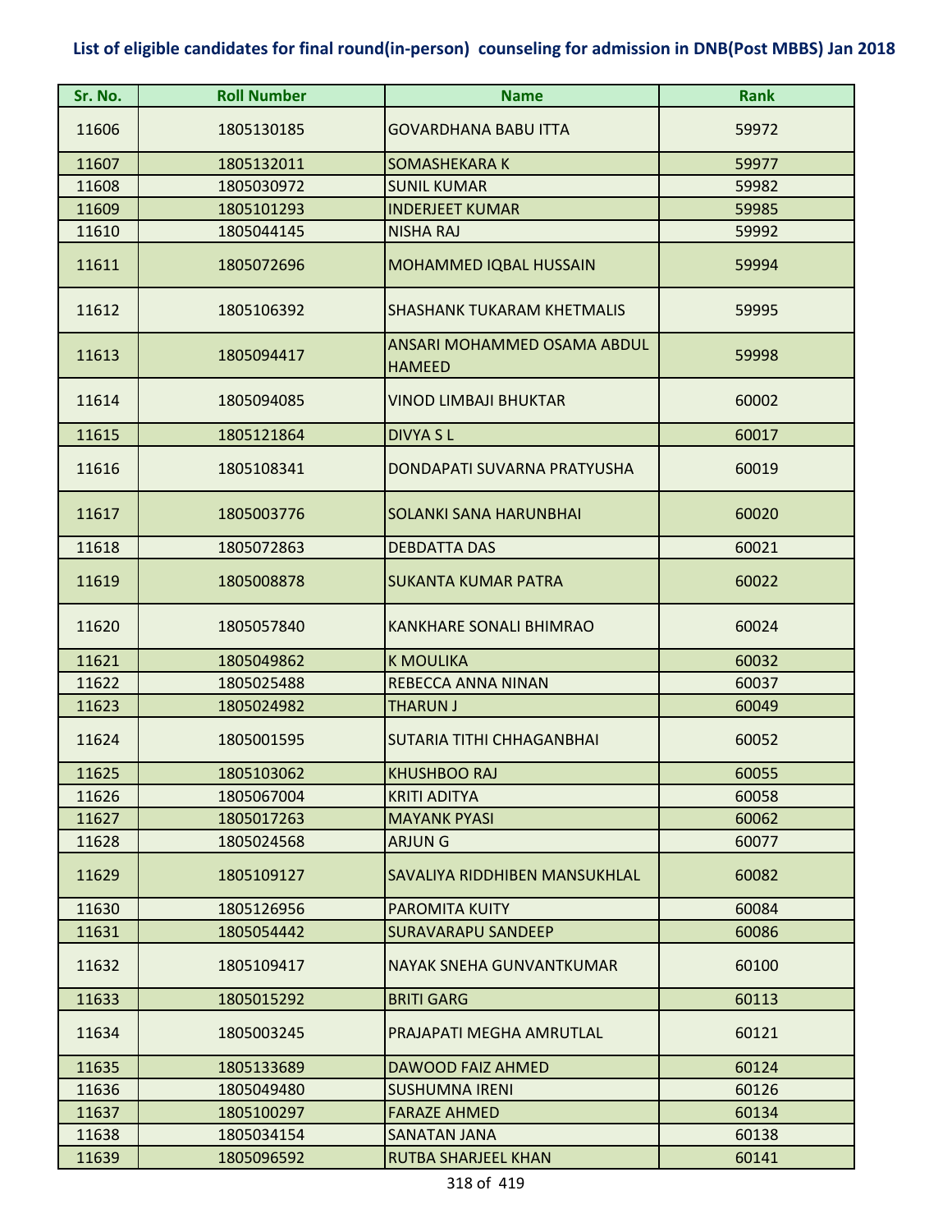## List of eligible candidates for final round(in-person) counseling for admission in DNB(Post MBBS) Jan 2018

| Sr. No. | Roll Number | Name | Rank |
|---|---|---|---|
| 11606 | 1805130185 | GOVARDHANA BABU ITTA | 59972 |
| 11607 | 1805132011 | SOMASHEKARA K | 59977 |
| 11608 | 1805030972 | SUNIL KUMAR | 59982 |
| 11609 | 1805101293 | INDERJEET KUMAR | 59985 |
| 11610 | 1805044145 | NISHA RAJ | 59992 |
| 11611 | 1805072696 | MOHAMMED IQBAL HUSSAIN | 59994 |
| 11612 | 1805106392 | SHASHANK TUKARAM KHETMALIS | 59995 |
| 11613 | 1805094417 | ANSARI MOHAMMED OSAMA ABDUL HAMEED | 59998 |
| 11614 | 1805094085 | VINOD LIMBAJI BHUKTAR | 60002 |
| 11615 | 1805121864 | DIVYA S L | 60017 |
| 11616 | 1805108341 | DONDAPATI SUVARNA PRATYUSHA | 60019 |
| 11617 | 1805003776 | SOLANKI SANA HARUNBHAI | 60020 |
| 11618 | 1805072863 | DEBDATTA DAS | 60021 |
| 11619 | 1805008878 | SUKANTA KUMAR PATRA | 60022 |
| 11620 | 1805057840 | KANKHARE SONALI BHIMRAO | 60024 |
| 11621 | 1805049862 | K MOULIKA | 60032 |
| 11622 | 1805025488 | REBECCA ANNA NINAN | 60037 |
| 11623 | 1805024982 | THARUN J | 60049 |
| 11624 | 1805001595 | SUTARIA TITHI CHHAGANBHAI | 60052 |
| 11625 | 1805103062 | KHUSHBOO RAJ | 60055 |
| 11626 | 1805067004 | KRITI ADITYA | 60058 |
| 11627 | 1805017263 | MAYANK PYASI | 60062 |
| 11628 | 1805024568 | ARJUN G | 60077 |
| 11629 | 1805109127 | SAVALIYA RIDDHIBEN MANSUKHLAL | 60082 |
| 11630 | 1805126956 | PAROMITA KUITY | 60084 |
| 11631 | 1805054442 | SURAVARAPU SANDEEP | 60086 |
| 11632 | 1805109417 | NAYAK SNEHA GUNVANTKUMAR | 60100 |
| 11633 | 1805015292 | BRITI GARG | 60113 |
| 11634 | 1805003245 | PRAJAPATI MEGHA AMRUTLAL | 60121 |
| 11635 | 1805133689 | DAWOOD FAIZ AHMED | 60124 |
| 11636 | 1805049480 | SUSHUMNA IRENI | 60126 |
| 11637 | 1805100297 | FARAZE AHMED | 60134 |
| 11638 | 1805034154 | SANATAN JANA | 60138 |
| 11639 | 1805096592 | RUTBA SHARJEEL KHAN | 60141 |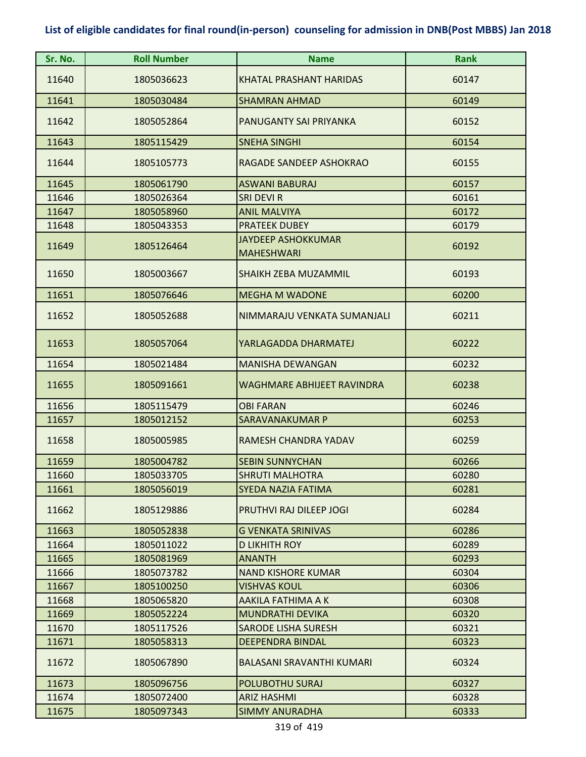**List of eligible candidates for final round(in-person) counseling for admission in DNB(Post MBBS) Jan 2018**

| Sr. No. | Roll Number | Name | Rank |
|---|---|---|---|
| 11640 | 1805036623 | KHATAL PRASHANT HARIDAS | 60147 |
| 11641 | 1805030484 | SHAMRAN AHMAD | 60149 |
| 11642 | 1805052864 | PANUGANTY SAI PRIYANKA | 60152 |
| 11643 | 1805115429 | SNEHA SINGHI | 60154 |
| 11644 | 1805105773 | RAGADE SANDEEP ASHOKRAO | 60155 |
| 11645 | 1805061790 | ASWANI BABURAJ | 60157 |
| 11646 | 1805026364 | SRI DEVI R | 60161 |
| 11647 | 1805058960 | ANIL MALVIYA | 60172 |
| 11648 | 1805043353 | PRATEEK DUBEY | 60179 |
| 11649 | 1805126464 | JAYDEEP ASHOKKUMAR MAHESHWARI | 60192 |
| 11650 | 1805003667 | SHAIKH ZEBA MUZAMMIL | 60193 |
| 11651 | 1805076646 | MEGHA M WADONE | 60200 |
| 11652 | 1805052688 | NIMMARAJU VENKATA SUMANJALI | 60211 |
| 11653 | 1805057064 | YARLAGADDA DHARMATEJ | 60222 |
| 11654 | 1805021484 | MANISHA DEWANGAN | 60232 |
| 11655 | 1805091661 | WAGHMARE ABHIJEET RAVINDRA | 60238 |
| 11656 | 1805115479 | OBI FARAN | 60246 |
| 11657 | 1805012152 | SARAVANAKUMAR P | 60253 |
| 11658 | 1805005985 | RAMESH CHANDRA YADAV | 60259 |
| 11659 | 1805004782 | SEBIN SUNNYCHAN | 60266 |
| 11660 | 1805033705 | SHRUTI MALHOTRA | 60280 |
| 11661 | 1805056019 | SYEDA NAZIA FATIMA | 60281 |
| 11662 | 1805129886 | PRUTHVI RAJ DILEEP JOGI | 60284 |
| 11663 | 1805052838 | G VENKATA SRINIVAS | 60286 |
| 11664 | 1805011022 | D LIKHITH ROY | 60289 |
| 11665 | 1805081969 | ANANTH | 60293 |
| 11666 | 1805073782 | NAND KISHORE KUMAR | 60304 |
| 11667 | 1805100250 | VISHVAS KOUL | 60306 |
| 11668 | 1805065820 | AAKILA FATHIMA A K | 60308 |
| 11669 | 1805052224 | MUNDRATHI DEVIKA | 60320 |
| 11670 | 1805117526 | SARODE LISHA SURESH | 60321 |
| 11671 | 1805058313 | DEEPENDRA BINDAL | 60323 |
| 11672 | 1805067890 | BALASANI SRAVANTHI KUMARI | 60324 |
| 11673 | 1805096756 | POLUBOTHU SURAJ | 60327 |
| 11674 | 1805072400 | ARIZ HASHMI | 60328 |
| 11675 | 1805097343 | SIMMY ANURADHA | 60333 |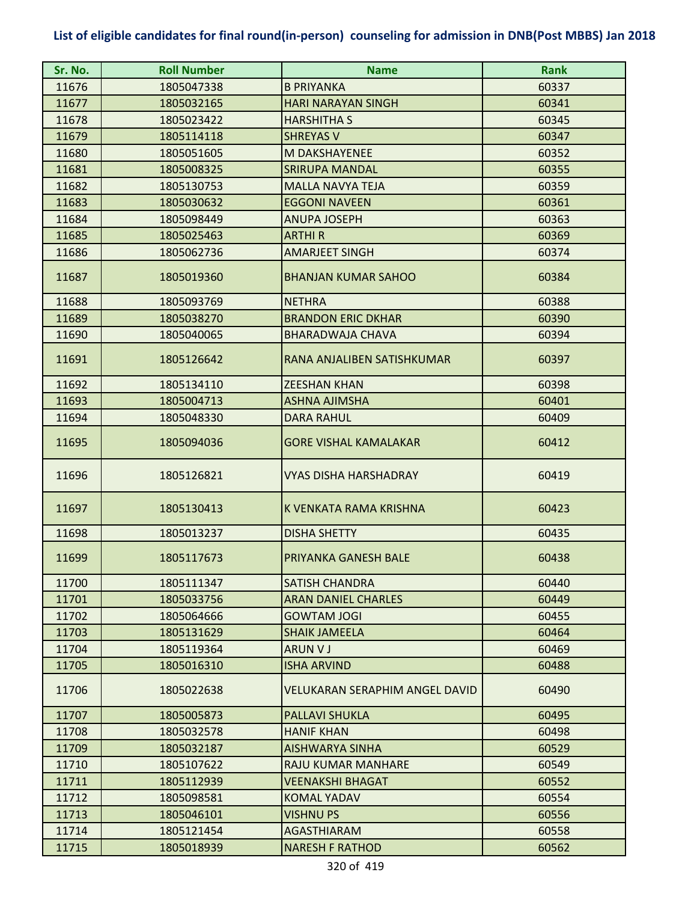**List of eligible candidates for final round(in-person) counseling for admission in DNB(Post MBBS) Jan 2018**

| Sr. No. | Roll Number | Name | Rank |
|---|---|---|---|
| 11676 | 1805047338 | B PRIYANKA | 60337 |
| 11677 | 1805032165 | HARI NARAYAN SINGH | 60341 |
| 11678 | 1805023422 | HARSHITHA S | 60345 |
| 11679 | 1805114118 | SHREYAS V | 60347 |
| 11680 | 1805051605 | M DAKSHAYENEE | 60352 |
| 11681 | 1805008325 | SRIRUPA MANDAL | 60355 |
| 11682 | 1805130753 | MALLA NAVYA TEJA | 60359 |
| 11683 | 1805030632 | EGGONI NAVEEN | 60361 |
| 11684 | 1805098449 | ANUPA JOSEPH | 60363 |
| 11685 | 1805025463 | ARTHI R | 60369 |
| 11686 | 1805062736 | AMARJEET SINGH | 60374 |
| 11687 | 1805019360 | BHANJAN KUMAR SAHOO | 60384 |
| 11688 | 1805093769 | NETHRA | 60388 |
| 11689 | 1805038270 | BRANDON ERIC DKHAR | 60390 |
| 11690 | 1805040065 | BHARADWAJA CHAVA | 60394 |
| 11691 | 1805126642 | RANA ANJALIBEN SATISHKUMAR | 60397 |
| 11692 | 1805134110 | ZEESHAN KHAN | 60398 |
| 11693 | 1805004713 | ASHNA AJIMSHA | 60401 |
| 11694 | 1805048330 | DARA RAHUL | 60409 |
| 11695 | 1805094036 | GORE VISHAL KAMALAKAR | 60412 |
| 11696 | 1805126821 | VYAS DISHA HARSHADRAY | 60419 |
| 11697 | 1805130413 | K VENKATA RAMA KRISHNA | 60423 |
| 11698 | 1805013237 | DISHA SHETTY | 60435 |
| 11699 | 1805117673 | PRIYANKA GANESH BALE | 60438 |
| 11700 | 1805111347 | SATISH CHANDRA | 60440 |
| 11701 | 1805033756 | ARAN DANIEL CHARLES | 60449 |
| 11702 | 1805064666 | GOWTAM JOGI | 60455 |
| 11703 | 1805131629 | SHAIK JAMEELA | 60464 |
| 11704 | 1805119364 | ARUN V J | 60469 |
| 11705 | 1805016310 | ISHA ARVIND | 60488 |
| 11706 | 1805022638 | VELUKARAN SERAPHIM ANGEL DAVID | 60490 |
| 11707 | 1805005873 | PALLAVI SHUKLA | 60495 |
| 11708 | 1805032578 | HANIF KHAN | 60498 |
| 11709 | 1805032187 | AISHWARYA SINHA | 60529 |
| 11710 | 1805107622 | RAJU KUMAR MANHARE | 60549 |
| 11711 | 1805112939 | VEENAKSHI BHAGAT | 60552 |
| 11712 | 1805098581 | KOMAL YADAV | 60554 |
| 11713 | 1805046101 | VISHNU PS | 60556 |
| 11714 | 1805121454 | AGASTHIARAM | 60558 |
| 11715 | 1805018939 | NARESH F RATHOD | 60562 |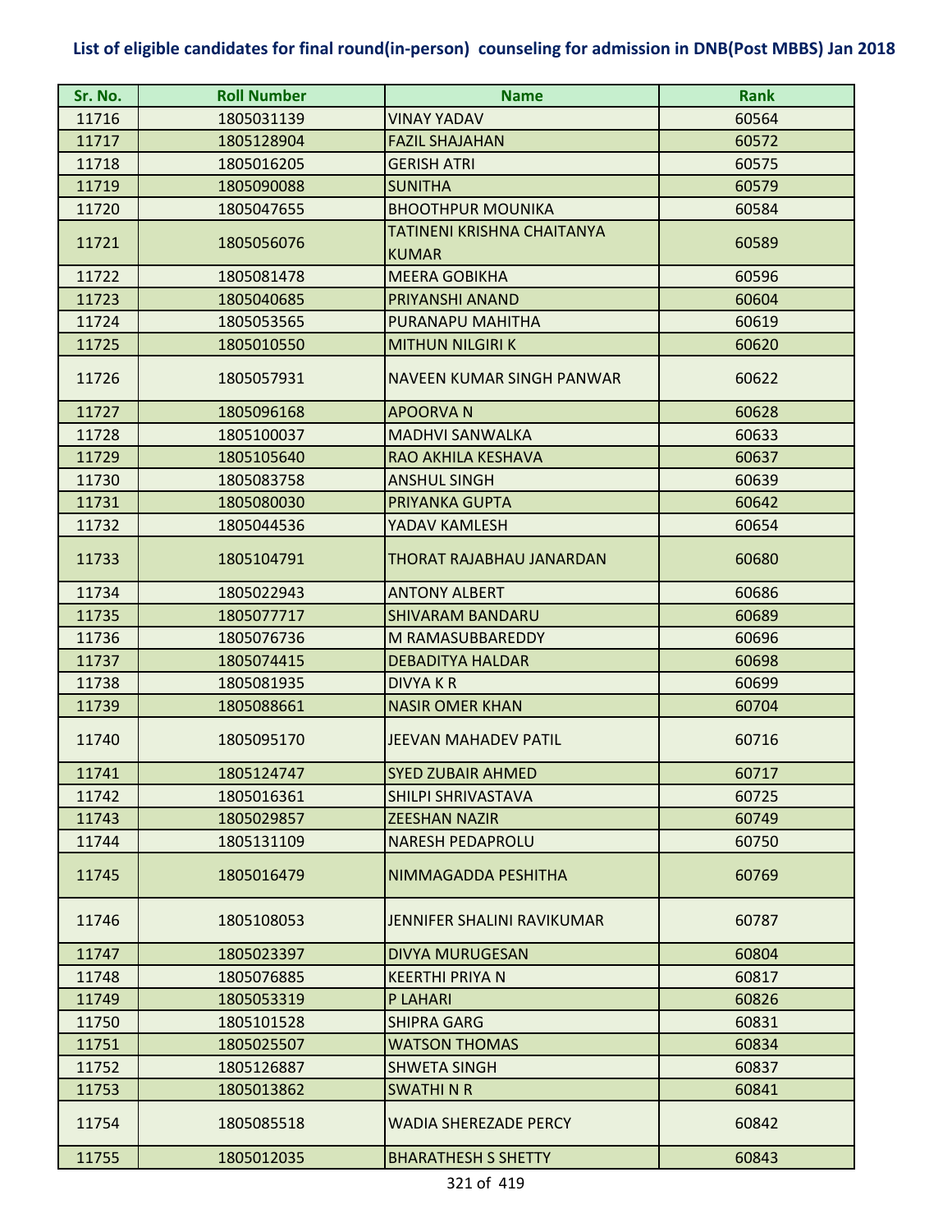## List of eligible candidates for final round(in-person) counseling for admission in DNB(Post MBBS) Jan 2018

| Sr. No. | Roll Number | Name | Rank |
|---|---|---|---|
| 11716 | 1805031139 | VINAY YADAV | 60564 |
| 11717 | 1805128904 | FAZIL SHAJAHAN | 60572 |
| 11718 | 1805016205 | GERISH ATRI | 60575 |
| 11719 | 1805090088 | SUNITHA | 60579 |
| 11720 | 1805047655 | BHOOTHPUR MOUNIKA | 60584 |
| 11721 | 1805056076 | TATINENI KRISHNA CHAITANYA KUMAR | 60589 |
| 11722 | 1805081478 | MEERA GOBIKHA | 60596 |
| 11723 | 1805040685 | PRIYANSHI ANAND | 60604 |
| 11724 | 1805053565 | PURANAPU MAHITHA | 60619 |
| 11725 | 1805010550 | MITHUN NILGIRI K | 60620 |
| 11726 | 1805057931 | NAVEEN KUMAR SINGH PANWAR | 60622 |
| 11727 | 1805096168 | APOORVA N | 60628 |
| 11728 | 1805100037 | MADHVI SANWALKA | 60633 |
| 11729 | 1805105640 | RAO AKHILA KESHAVA | 60637 |
| 11730 | 1805083758 | ANSHUL SINGH | 60639 |
| 11731 | 1805080030 | PRIYANKA GUPTA | 60642 |
| 11732 | 1805044536 | YADAV KAMLESH | 60654 |
| 11733 | 1805104791 | THORAT RAJABHAU JANARDAN | 60680 |
| 11734 | 1805022943 | ANTONY ALBERT | 60686 |
| 11735 | 1805077717 | SHIVARAM BANDARU | 60689 |
| 11736 | 1805076736 | M RAMASUBBAREDDY | 60696 |
| 11737 | 1805074415 | DEBADITYA HALDAR | 60698 |
| 11738 | 1805081935 | DIVYA K R | 60699 |
| 11739 | 1805088661 | NASIR OMER KHAN | 60704 |
| 11740 | 1805095170 | JEEVAN MAHADEV PATIL | 60716 |
| 11741 | 1805124747 | SYED ZUBAIR AHMED | 60717 |
| 11742 | 1805016361 | SHILPI SHRIVASTAVA | 60725 |
| 11743 | 1805029857 | ZEESHAN NAZIR | 60749 |
| 11744 | 1805131109 | NARESH PEDAPROLU | 60750 |
| 11745 | 1805016479 | NIMMAGADDA PESHITHA | 60769 |
| 11746 | 1805108053 | JENNIFER SHALINI RAVIKUMAR | 60787 |
| 11747 | 1805023397 | DIVYA MURUGESAN | 60804 |
| 11748 | 1805076885 | KEERTHI PRIYA N | 60817 |
| 11749 | 1805053319 | P LAHARI | 60826 |
| 11750 | 1805101528 | SHIPRA GARG | 60831 |
| 11751 | 1805025507 | WATSON THOMAS | 60834 |
| 11752 | 1805126887 | SHWETA SINGH | 60837 |
| 11753 | 1805013862 | SWATHI N R | 60841 |
| 11754 | 1805085518 | WADIA SHEREZADE PERCY | 60842 |
| 11755 | 1805012035 | BHARATHESH S SHETTY | 60843 |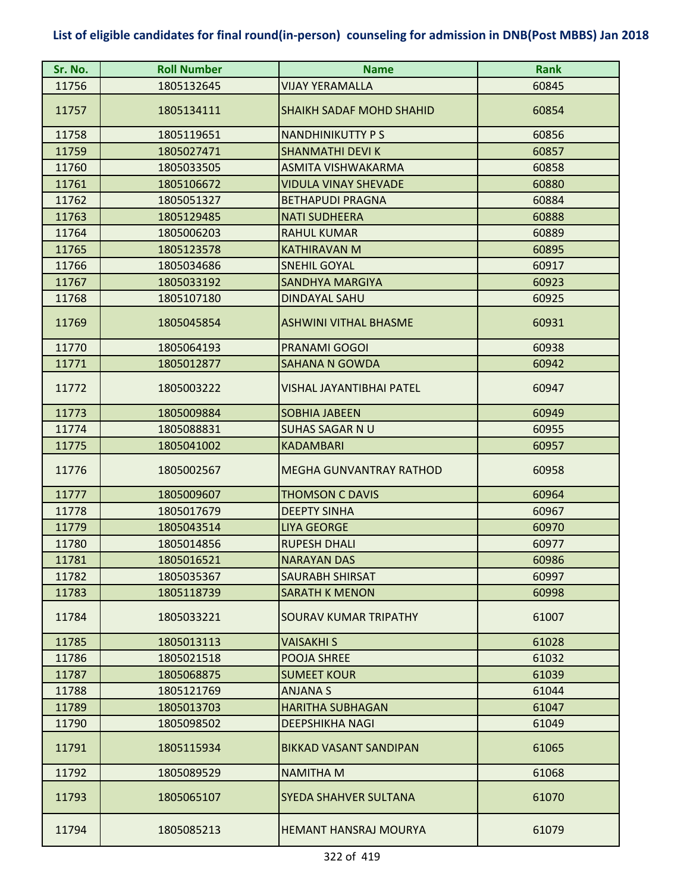# List of eligible candidates for final round(in-person) counseling for admission in DNB(Post MBBS) Jan 2018

| Sr. No. | Roll Number | Name | Rank |
|---|---|---|---|
| 11756 | 1805132645 | VIJAY YERAMALLA | 60845 |
| 11757 | 1805134111 | SHAIKH SADAF MOHD SHAHID | 60854 |
| 11758 | 1805119651 | NANDHINIKUTTY P S | 60856 |
| 11759 | 1805027471 | SHANMATHI DEVI K | 60857 |
| 11760 | 1805033505 | ASMITA VISHWAKARMA | 60858 |
| 11761 | 1805106672 | VIDULA VINAY SHEVADE | 60880 |
| 11762 | 1805051327 | BETHAPUDI PRAGNA | 60884 |
| 11763 | 1805129485 | NATI SUDHEERA | 60888 |
| 11764 | 1805006203 | RAHUL KUMAR | 60889 |
| 11765 | 1805123578 | KATHIRAVAN M | 60895 |
| 11766 | 1805034686 | SNEHIL GOYAL | 60917 |
| 11767 | 1805033192 | SANDHYA MARGIYA | 60923 |
| 11768 | 1805107180 | DINDAYAL SAHU | 60925 |
| 11769 | 1805045854 | ASHWINI VITHAL BHASME | 60931 |
| 11770 | 1805064193 | PRANAMI GOGOI | 60938 |
| 11771 | 1805012877 | SAHANA N GOWDA | 60942 |
| 11772 | 1805003222 | VISHAL JAYANTIBHAI PATEL | 60947 |
| 11773 | 1805009884 | SOBHIA JABEEN | 60949 |
| 11774 | 1805088831 | SUHAS SAGAR N U | 60955 |
| 11775 | 1805041002 | KADAMBARI | 60957 |
| 11776 | 1805002567 | MEGHA GUNVANTRAY RATHOD | 60958 |
| 11777 | 1805009607 | THOMSON C DAVIS | 60964 |
| 11778 | 1805017679 | DEEPTY SINHA | 60967 |
| 11779 | 1805043514 | LIYA GEORGE | 60970 |
| 11780 | 1805014856 | RUPESH DHALI | 60977 |
| 11781 | 1805016521 | NARAYAN DAS | 60986 |
| 11782 | 1805035367 | SAURABH SHIRSAT | 60997 |
| 11783 | 1805118739 | SARATH K MENON | 60998 |
| 11784 | 1805033221 | SOURAV KUMAR TRIPATHY | 61007 |
| 11785 | 1805013113 | VAISAKHI S | 61028 |
| 11786 | 1805021518 | POOJA SHREE | 61032 |
| 11787 | 1805068875 | SUMEET KOUR | 61039 |
| 11788 | 1805121769 | ANJANA S | 61044 |
| 11789 | 1805013703 | HARITHA SUBHAGAN | 61047 |
| 11790 | 1805098502 | DEEPSHIKHA NAGI | 61049 |
| 11791 | 1805115934 | BIKKAD VASANT SANDIPAN | 61065 |
| 11792 | 1805089529 | NAMITHA M | 61068 |
| 11793 | 1805065107 | SYEDA SHAHVER SULTANA | 61070 |
| 11794 | 1805085213 | HEMANT HANSRAJ MOURYA | 61079 |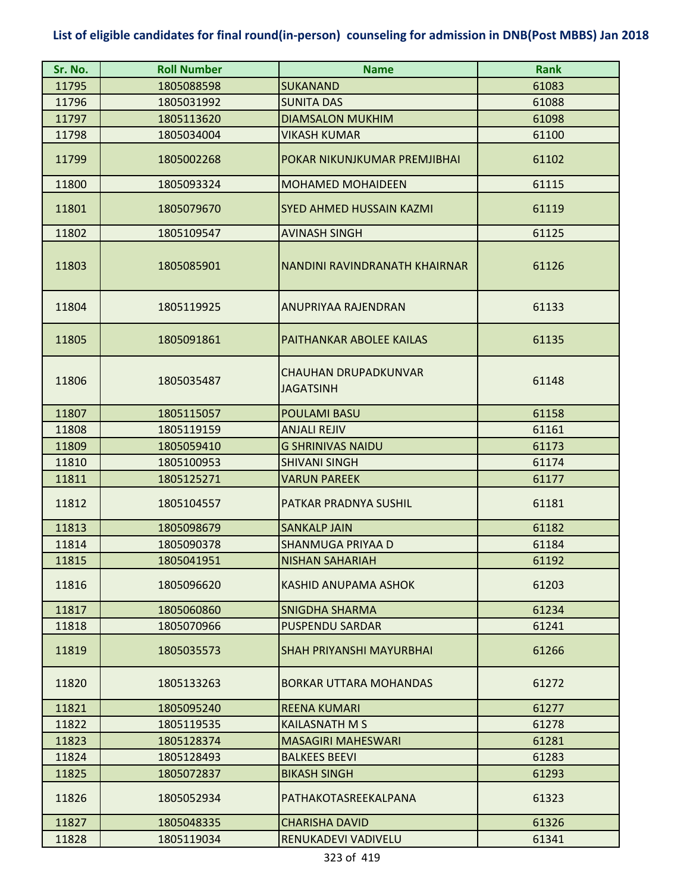## List of eligible candidates for final round(in-person) counseling for admission in DNB(Post MBBS) Jan 2018

| Sr. No. | Roll Number | Name | Rank |
|---|---|---|---|
| 11795 | 1805088598 | SUKANAND | 61083 |
| 11796 | 1805031992 | SUNITA DAS | 61088 |
| 11797 | 1805113620 | DIAMSALON MUKHIM | 61098 |
| 11798 | 1805034004 | VIKASH KUMAR | 61100 |
| 11799 | 1805002268 | POKAR NIKUNJKUMAR PREMJIBHAI | 61102 |
| 11800 | 1805093324 | MOHAMED MOHAIDEEN | 61115 |
| 11801 | 1805079670 | SYED AHMED HUSSAIN KAZMI | 61119 |
| 11802 | 1805109547 | AVINASH SINGH | 61125 |
| 11803 | 1805085901 | NANDINI RAVINDRANATH KHAIRNAR | 61126 |
| 11804 | 1805119925 | ANUPRIYAA RAJENDRAN | 61133 |
| 11805 | 1805091861 | PAITHANKAR ABOLEE KAILAS | 61135 |
| 11806 | 1805035487 | CHAUHAN DRUPADKUNVAR JAGATSINH | 61148 |
| 11807 | 1805115057 | POULAMI BASU | 61158 |
| 11808 | 1805119159 | ANJALI REJIV | 61161 |
| 11809 | 1805059410 | G SHRINIVAS NAIDU | 61173 |
| 11810 | 1805100953 | SHIVANI SINGH | 61174 |
| 11811 | 1805125271 | VARUN PAREEK | 61177 |
| 11812 | 1805104557 | PATKAR PRADNYA SUSHIL | 61181 |
| 11813 | 1805098679 | SANKALP JAIN | 61182 |
| 11814 | 1805090378 | SHANMUGA PRIYAA D | 61184 |
| 11815 | 1805041951 | NISHAN SAHARIAH | 61192 |
| 11816 | 1805096620 | KASHID ANUPAMA ASHOK | 61203 |
| 11817 | 1805060860 | SNIGDHA SHARMA | 61234 |
| 11818 | 1805070966 | PUSPENDU SARDAR | 61241 |
| 11819 | 1805035573 | SHAH PRIYANSHI MAYURBHAI | 61266 |
| 11820 | 1805133263 | BORKAR UTTARA MOHANDAS | 61272 |
| 11821 | 1805095240 | REENA KUMARI | 61277 |
| 11822 | 1805119535 | KAILASNATH M S | 61278 |
| 11823 | 1805128374 | MASAGIRI MAHESWARI | 61281 |
| 11824 | 1805128493 | BALKEES BEEVI | 61283 |
| 11825 | 1805072837 | BIKASH SINGH | 61293 |
| 11826 | 1805052934 | PATHAKOTASREEKALPANA | 61323 |
| 11827 | 1805048335 | CHARISHA DAVID | 61326 |
| 11828 | 1805119034 | RENUKADEVI VADIVELU | 61341 |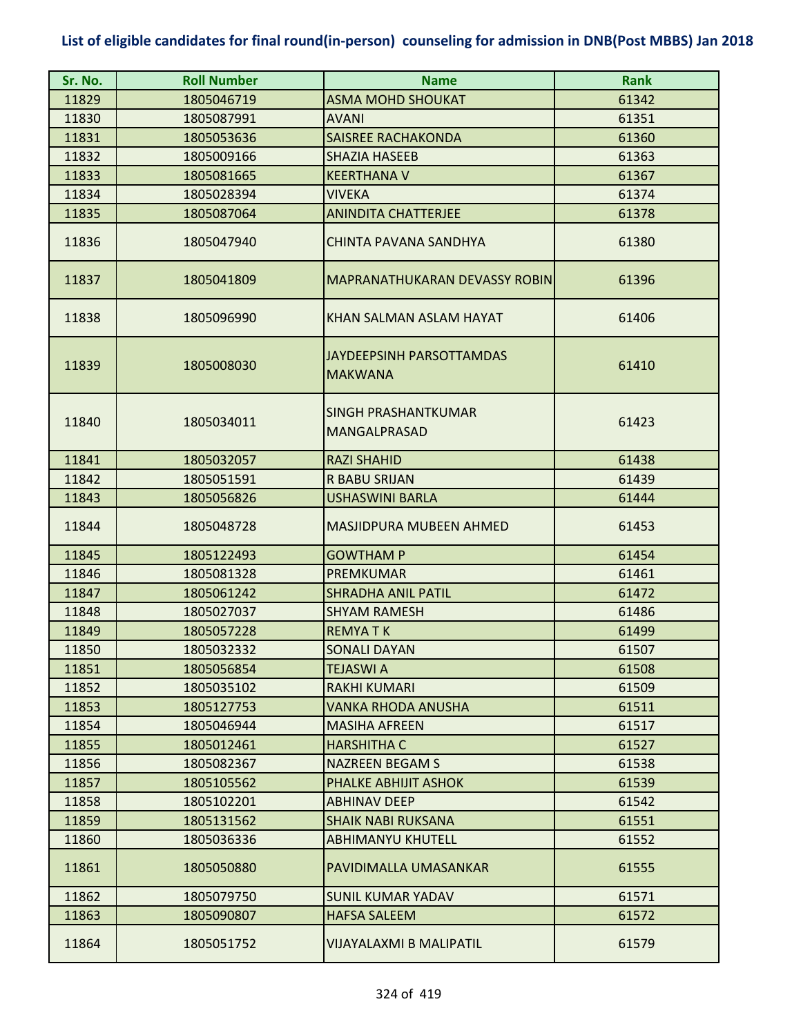## List of eligible candidates for final round(in-person) counseling for admission in DNB(Post MBBS) Jan 2018

| Sr. No. | Roll Number | Name | Rank |
|---|---|---|---|
| 11829 | 1805046719 | ASMA MOHD SHOUKAT | 61342 |
| 11830 | 1805087991 | AVANI | 61351 |
| 11831 | 1805053636 | SAISREE RACHAKONDA | 61360 |
| 11832 | 1805009166 | SHAZIA HASEEB | 61363 |
| 11833 | 1805081665 | KEERTHANA V | 61367 |
| 11834 | 1805028394 | VIVEKA | 61374 |
| 11835 | 1805087064 | ANINDITA CHATTERJEE | 61378 |
| 11836 | 1805047940 | CHINTA PAVANA SANDHYA | 61380 |
| 11837 | 1805041809 | MAPRANATHUKARAN DEVASSY ROBIN | 61396 |
| 11838 | 1805096990 | KHAN SALMAN ASLAM HAYAT | 61406 |
| 11839 | 1805008030 | JAYDEEPSINH PARSOTTAMDAS MAKWANA | 61410 |
| 11840 | 1805034011 | SINGH PRASHANTKUMAR MANGALPRASAD | 61423 |
| 11841 | 1805032057 | RAZI SHAHID | 61438 |
| 11842 | 1805051591 | R BABU SRIJAN | 61439 |
| 11843 | 1805056826 | USHASWINI BARLA | 61444 |
| 11844 | 1805048728 | MASJIDPURA MUBEEN AHMED | 61453 |
| 11845 | 1805122493 | GOWTHAM P | 61454 |
| 11846 | 1805081328 | PREMKUMAR | 61461 |
| 11847 | 1805061242 | SHRADHA ANIL PATIL | 61472 |
| 11848 | 1805027037 | SHYAM RAMESH | 61486 |
| 11849 | 1805057228 | REMYA T K | 61499 |
| 11850 | 1805032332 | SONALI DAYAN | 61507 |
| 11851 | 1805056854 | TEJASWI A | 61508 |
| 11852 | 1805035102 | RAKHI KUMARI | 61509 |
| 11853 | 1805127753 | VANKA RHODA ANUSHA | 61511 |
| 11854 | 1805046944 | MASIHA AFREEN | 61517 |
| 11855 | 1805012461 | HARSHITHA C | 61527 |
| 11856 | 1805082367 | NAZREEN BEGAM S | 61538 |
| 11857 | 1805105562 | PHALKE ABHIJIT ASHOK | 61539 |
| 11858 | 1805102201 | ABHINAV DEEP | 61542 |
| 11859 | 1805131562 | SHAIK NABI RUKSANA | 61551 |
| 11860 | 1805036336 | ABHIMANYU KHUTELL | 61552 |
| 11861 | 1805050880 | PAVIDIMALLA UMASANKAR | 61555 |
| 11862 | 1805079750 | SUNIL KUMAR YADAV | 61571 |
| 11863 | 1805090807 | HAFSA SALEEM | 61572 |
| 11864 | 1805051752 | VIJAYALAXMI B MALIPATIL | 61579 |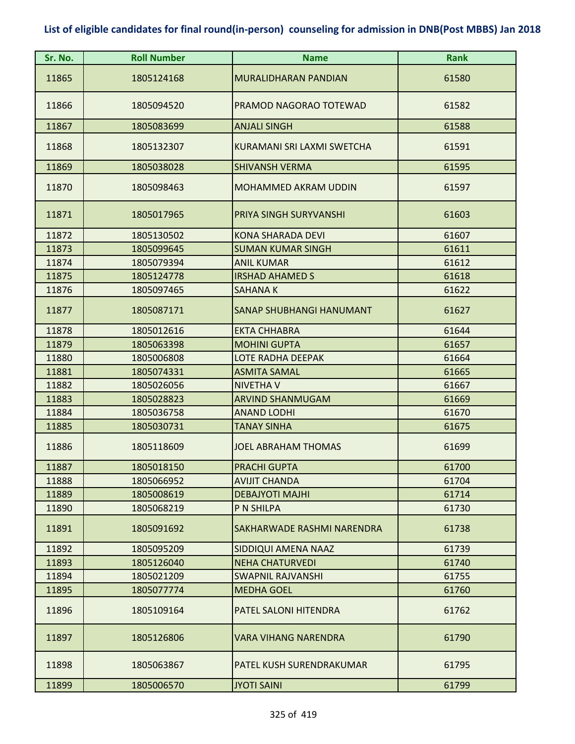## List of eligible candidates for final round(in-person) counseling for admission in DNB(Post MBBS) Jan 2018

| Sr. No. | Roll Number | Name | Rank |
|---|---|---|---|
| 11865 | 1805124168 | MURALIDHARAN PANDIAN | 61580 |
| 11866 | 1805094520 | PRAMOD NAGORAO TOTEWAD | 61582 |
| 11867 | 1805083699 | ANJALI SINGH | 61588 |
| 11868 | 1805132307 | KURAMANI SRI LAXMI SWETCHA | 61591 |
| 11869 | 1805038028 | SHIVANSH VERMA | 61595 |
| 11870 | 1805098463 | MOHAMMED AKRAM UDDIN | 61597 |
| 11871 | 1805017965 | PRIYA SINGH SURYVANSHI | 61603 |
| 11872 | 1805130502 | KONA SHARADA DEVI | 61607 |
| 11873 | 1805099645 | SUMAN KUMAR SINGH | 61611 |
| 11874 | 1805079394 | ANIL KUMAR | 61612 |
| 11875 | 1805124778 | IRSHAD AHAMED S | 61618 |
| 11876 | 1805097465 | SAHANA K | 61622 |
| 11877 | 1805087171 | SANAP SHUBHANGI HANUMANT | 61627 |
| 11878 | 1805012616 | EKTA CHHABRA | 61644 |
| 11879 | 1805063398 | MOHINI GUPTA | 61657 |
| 11880 | 1805006808 | LOTE RADHA DEEPAK | 61664 |
| 11881 | 1805074331 | ASMITA SAMAL | 61665 |
| 11882 | 1805026056 | NIVETHA V | 61667 |
| 11883 | 1805028823 | ARVIND SHANMUGAM | 61669 |
| 11884 | 1805036758 | ANAND LODHI | 61670 |
| 11885 | 1805030731 | TANAY SINHA | 61675 |
| 11886 | 1805118609 | JOEL ABRAHAM THOMAS | 61699 |
| 11887 | 1805018150 | PRACHI GUPTA | 61700 |
| 11888 | 1805066952 | AVIJIT CHANDA | 61704 |
| 11889 | 1805008619 | DEBAJYOTI MAJHI | 61714 |
| 11890 | 1805068219 | P N SHILPA | 61730 |
| 11891 | 1805091692 | SAKHARWADE RASHMI NARENDRA | 61738 |
| 11892 | 1805095209 | SIDDIQUI AMENA NAAZ | 61739 |
| 11893 | 1805126040 | NEHA CHATURVEDI | 61740 |
| 11894 | 1805021209 | SWAPNIL RAJVANSHI | 61755 |
| 11895 | 1805077774 | MEDHA GOEL | 61760 |
| 11896 | 1805109164 | PATEL SALONI HITENDRA | 61762 |
| 11897 | 1805126806 | VARA VIHANG NARENDRA | 61790 |
| 11898 | 1805063867 | PATEL KUSH SURENDRAKUMAR | 61795 |
| 11899 | 1805006570 | JYOTI SAINI | 61799 |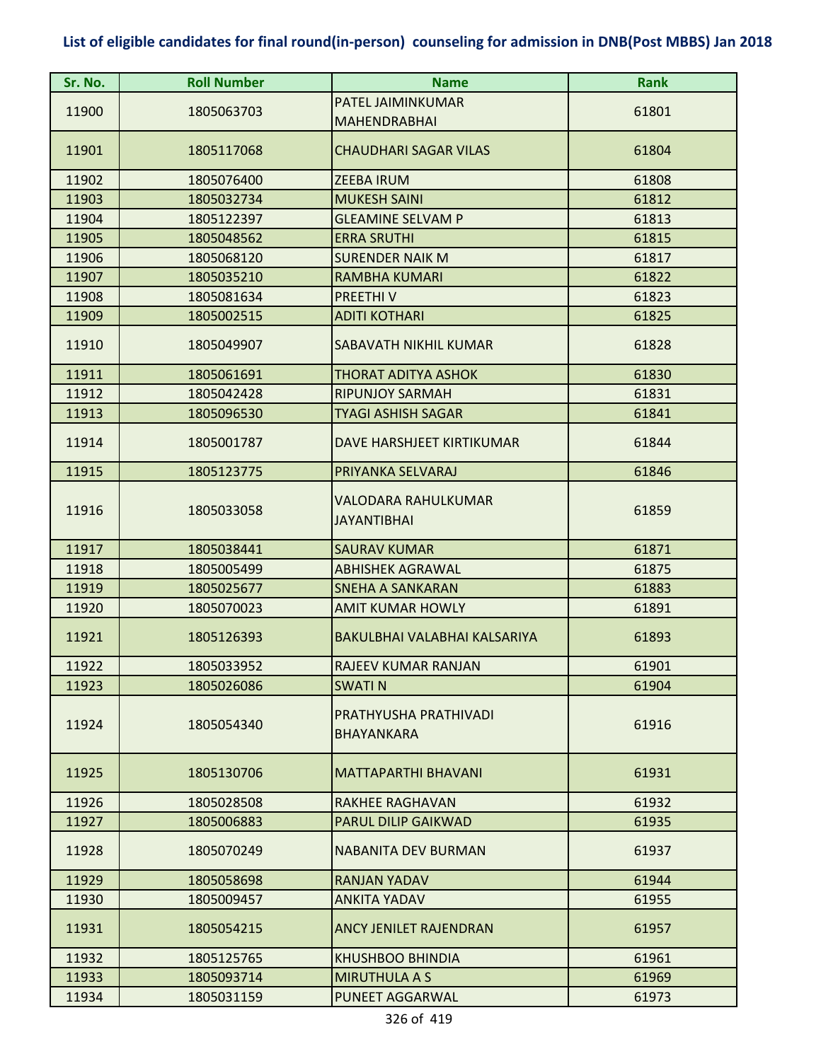# List of eligible candidates for final round(in-person) counseling for admission in DNB(Post MBBS) Jan 2018

| Sr. No. | Roll Number | Name | Rank |
|---|---|---|---|
| 11900 | 1805063703 | PATEL JAIMINKUMAR MAHENDRABHAI | 61801 |
| 11901 | 1805117068 | CHAUDHARI SAGAR VILAS | 61804 |
| 11902 | 1805076400 | ZEEBA IRUM | 61808 |
| 11903 | 1805032734 | MUKESH SAINI | 61812 |
| 11904 | 1805122397 | GLEAMINE SELVAM P | 61813 |
| 11905 | 1805048562 | ERRA SRUTHI | 61815 |
| 11906 | 1805068120 | SURENDER NAIK M | 61817 |
| 11907 | 1805035210 | RAMBHA KUMARI | 61822 |
| 11908 | 1805081634 | PREETHI V | 61823 |
| 11909 | 1805002515 | ADITI KOTHARI | 61825 |
| 11910 | 1805049907 | SABAVATH NIKHIL KUMAR | 61828 |
| 11911 | 1805061691 | THORAT ADITYA ASHOK | 61830 |
| 11912 | 1805042428 | RIPUNJOY SARMAH | 61831 |
| 11913 | 1805096530 | TYAGI ASHISH SAGAR | 61841 |
| 11914 | 1805001787 | DAVE HARSHJEET KIRTIKUMAR | 61844 |
| 11915 | 1805123775 | PRIYANKA SELVARAJ | 61846 |
| 11916 | 1805033058 | VALODARA RAHULKUMAR JAYANTIBHAI | 61859 |
| 11917 | 1805038441 | SAURAV KUMAR | 61871 |
| 11918 | 1805005499 | ABHISHEK AGRAWAL | 61875 |
| 11919 | 1805025677 | SNEHA A SANKARAN | 61883 |
| 11920 | 1805070023 | AMIT KUMAR HOWLY | 61891 |
| 11921 | 1805126393 | BAKULBHAI VALABHAI KALSARIYA | 61893 |
| 11922 | 1805033952 | RAJEEV KUMAR RANJAN | 61901 |
| 11923 | 1805026086 | SWATI N | 61904 |
| 11924 | 1805054340 | PRATHYUSHA PRATHIVADI BHAYANKARA | 61916 |
| 11925 | 1805130706 | MATTAPARTHI BHAVANI | 61931 |
| 11926 | 1805028508 | RAKHEE RAGHAVAN | 61932 |
| 11927 | 1805006883 | PARUL DILIP GAIKWAD | 61935 |
| 11928 | 1805070249 | NABANITA DEV BURMAN | 61937 |
| 11929 | 1805058698 | RANJAN YADAV | 61944 |
| 11930 | 1805009457 | ANKITA YADAV | 61955 |
| 11931 | 1805054215 | ANCY JENILET RAJENDRAN | 61957 |
| 11932 | 1805125765 | KHUSHBOO BHINDIA | 61961 |
| 11933 | 1805093714 | MIRUTHULA A S | 61969 |
| 11934 | 1805031159 | PUNEET AGGARWAL | 61973 |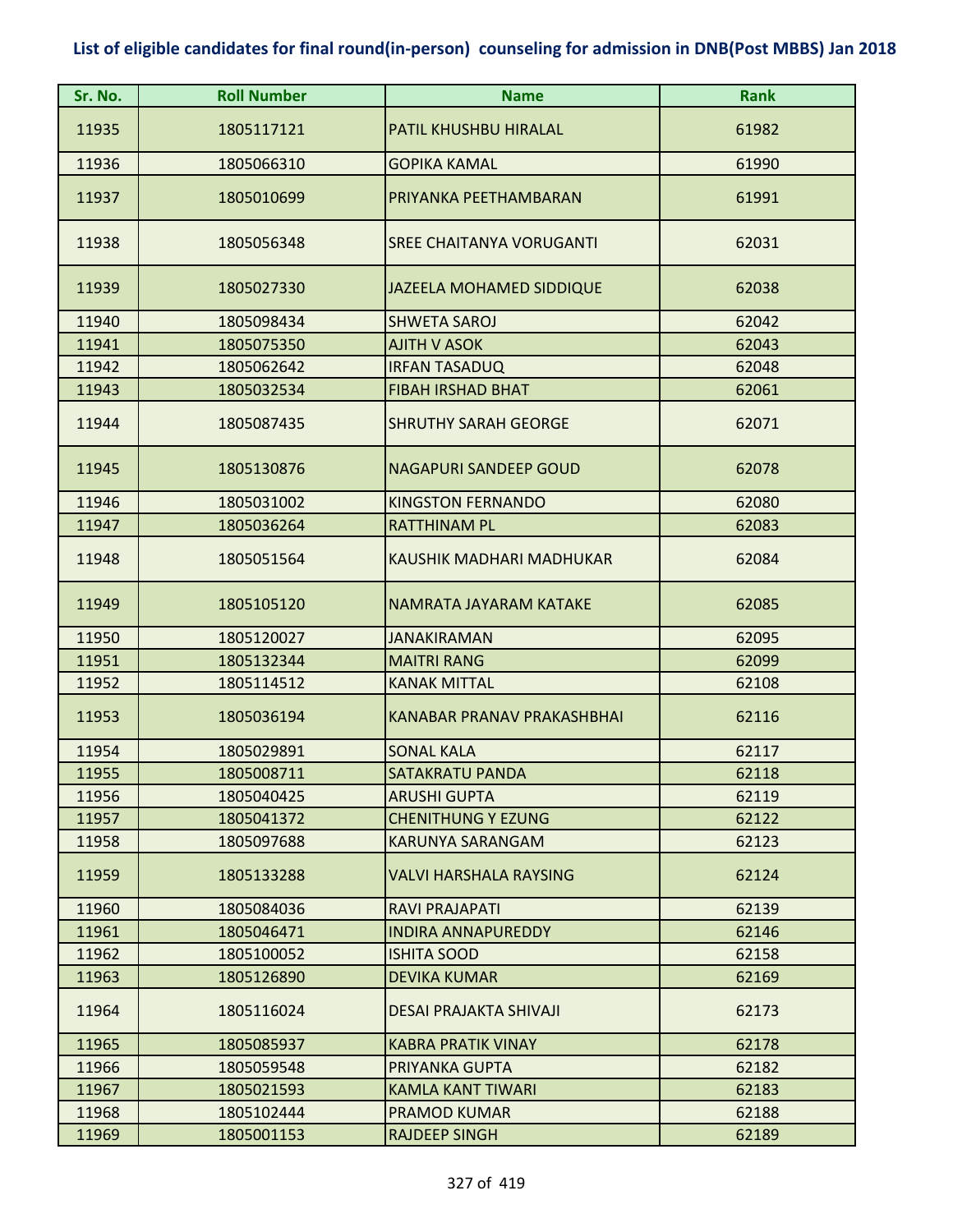## List of eligible candidates for final round(in-person) counseling for admission in DNB(Post MBBS) Jan 2018

| Sr. No. | Roll Number | Name | Rank |
|---|---|---|---|
| 11935 | 1805117121 | PATIL KHUSHBU HIRALAL | 61982 |
| 11936 | 1805066310 | GOPIKA KAMAL | 61990 |
| 11937 | 1805010699 | PRIYANKA PEETHAMBARAN | 61991 |
| 11938 | 1805056348 | SREE CHAITANYA VORUGANTI | 62031 |
| 11939 | 1805027330 | JAZEELA MOHAMED SIDDIQUE | 62038 |
| 11940 | 1805098434 | SHWETA SAROJ | 62042 |
| 11941 | 1805075350 | AJITH V ASOK | 62043 |
| 11942 | 1805062642 | IRFAN TASADUQ | 62048 |
| 11943 | 1805032534 | FIBAH IRSHAD BHAT | 62061 |
| 11944 | 1805087435 | SHRUTHY SARAH GEORGE | 62071 |
| 11945 | 1805130876 | NAGAPURI SANDEEP GOUD | 62078 |
| 11946 | 1805031002 | KINGSTON FERNANDO | 62080 |
| 11947 | 1805036264 | RATTHINAM PL | 62083 |
| 11948 | 1805051564 | KAUSHIK MADHARI MADHUKAR | 62084 |
| 11949 | 1805105120 | NAMRATA JAYARAM KATAKE | 62085 |
| 11950 | 1805120027 | JANAKIRAMAN | 62095 |
| 11951 | 1805132344 | MAITRI RANG | 62099 |
| 11952 | 1805114512 | KANAK MITTAL | 62108 |
| 11953 | 1805036194 | KANABAR PRANAV PRAKASHBHAI | 62116 |
| 11954 | 1805029891 | SONAL KALA | 62117 |
| 11955 | 1805008711 | SATAKRATU PANDA | 62118 |
| 11956 | 1805040425 | ARUSHI GUPTA | 62119 |
| 11957 | 1805041372 | CHENITHUNG Y EZUNG | 62122 |
| 11958 | 1805097688 | KARUNYA SARANGAM | 62123 |
| 11959 | 1805133288 | VALVI HARSHALA RAYSING | 62124 |
| 11960 | 1805084036 | RAVI PRAJAPATI | 62139 |
| 11961 | 1805046471 | INDIRA ANNAPUREDDY | 62146 |
| 11962 | 1805100052 | ISHITA SOOD | 62158 |
| 11963 | 1805126890 | DEVIKA KUMAR | 62169 |
| 11964 | 1805116024 | DESAI PRAJAKTA SHIVAJI | 62173 |
| 11965 | 1805085937 | KABRA PRATIK VINAY | 62178 |
| 11966 | 1805059548 | PRIYANKA GUPTA | 62182 |
| 11967 | 1805021593 | KAMLA KANT TIWARI | 62183 |
| 11968 | 1805102444 | PRAMOD KUMAR | 62188 |
| 11969 | 1805001153 | RAJDEEP SINGH | 62189 |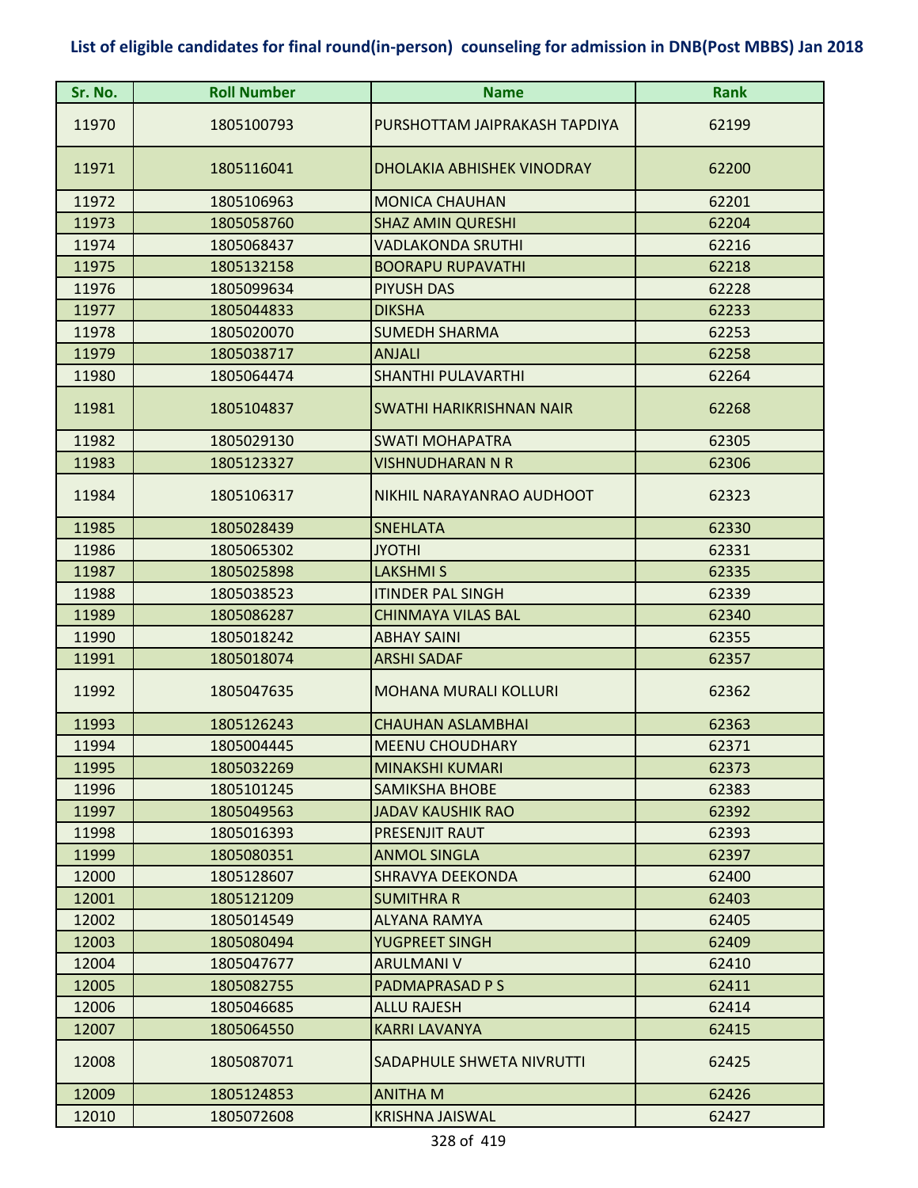## List of eligible candidates for final round(in-person) counseling for admission in DNB(Post MBBS) Jan 2018

| Sr. No. | Roll Number | Name | Rank |
|---|---|---|---|
| 11970 | 1805100793 | PURSHOTTAM JAIPRAKASH TAPDIYA | 62199 |
| 11971 | 1805116041 | DHOLAKIA ABHISHEK VINODRAY | 62200 |
| 11972 | 1805106963 | MONICA CHAUHAN | 62201 |
| 11973 | 1805058760 | SHAZ AMIN QURESHI | 62204 |
| 11974 | 1805068437 | VADLAKONDA SRUTHI | 62216 |
| 11975 | 1805132158 | BOORAPU RUPAVATHI | 62218 |
| 11976 | 1805099634 | PIYUSH DAS | 62228 |
| 11977 | 1805044833 | DIKSHA | 62233 |
| 11978 | 1805020070 | SUMEDH SHARMA | 62253 |
| 11979 | 1805038717 | ANJALI | 62258 |
| 11980 | 1805064474 | SHANTHI PULAVARTHI | 62264 |
| 11981 | 1805104837 | SWATHI HARIKRISHNAN NAIR | 62268 |
| 11982 | 1805029130 | SWATI MOHAPATRA | 62305 |
| 11983 | 1805123327 | VISHNUDHARAN N R | 62306 |
| 11984 | 1805106317 | NIKHIL NARAYANRAO AUDHOOT | 62323 |
| 11985 | 1805028439 | SNEHLATA | 62330 |
| 11986 | 1805065302 | JYOTHI | 62331 |
| 11987 | 1805025898 | LAKSHMI S | 62335 |
| 11988 | 1805038523 | ITINDER PAL SINGH | 62339 |
| 11989 | 1805086287 | CHINMAYA VILAS BAL | 62340 |
| 11990 | 1805018242 | ABHAY SAINI | 62355 |
| 11991 | 1805018074 | ARSHI SADAF | 62357 |
| 11992 | 1805047635 | MOHANA MURALI KOLLURI | 62362 |
| 11993 | 1805126243 | CHAUHAN ASLAMBHAI | 62363 |
| 11994 | 1805004445 | MEENU CHOUDHARY | 62371 |
| 11995 | 1805032269 | MINAKSHI KUMARI | 62373 |
| 11996 | 1805101245 | SAMIKSHA BHOBE | 62383 |
| 11997 | 1805049563 | JADAV KAUSHIK RAO | 62392 |
| 11998 | 1805016393 | PRESENJIT RAUT | 62393 |
| 11999 | 1805080351 | ANMOL SINGLA | 62397 |
| 12000 | 1805128607 | SHRAVYA DEEKONDA | 62400 |
| 12001 | 1805121209 | SUMITHRA R | 62403 |
| 12002 | 1805014549 | ALYANA RAMYA | 62405 |
| 12003 | 1805080494 | YUGPREET SINGH | 62409 |
| 12004 | 1805047677 | ARULMANI V | 62410 |
| 12005 | 1805082755 | PADMAPRASAD P S | 62411 |
| 12006 | 1805046685 | ALLU RAJESH | 62414 |
| 12007 | 1805064550 | KARRI LAVANYA | 62415 |
| 12008 | 1805087071 | SADAPHULE SHWETA NIVRUTTI | 62425 |
| 12009 | 1805124853 | ANITHA M | 62426 |
| 12010 | 1805072608 | KRISHNA JAISWAL | 62427 |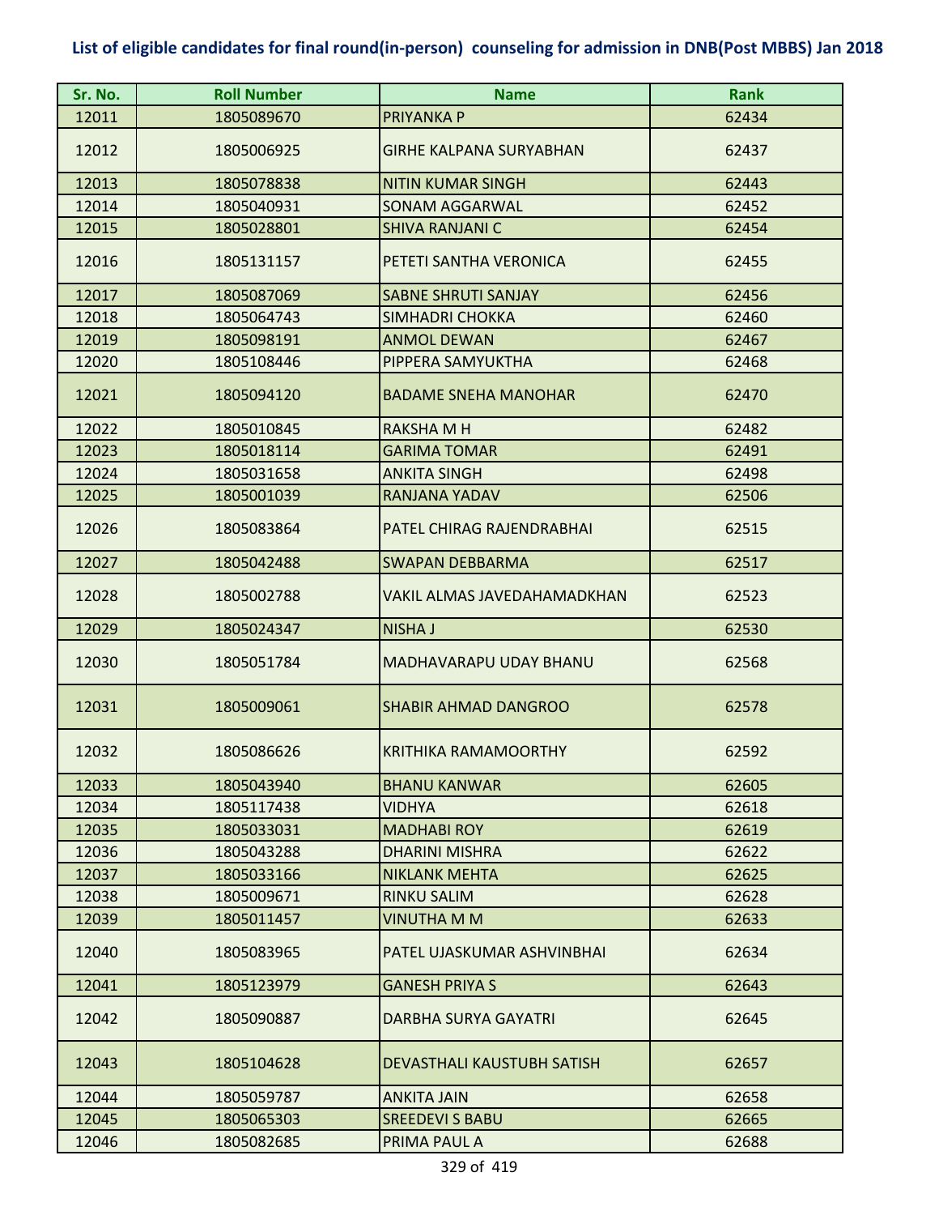# List of eligible candidates for final round(in-person) counseling for admission in DNB(Post MBBS) Jan 2018

| Sr. No. | Roll Number | Name | Rank |
|---|---|---|---|
| 12011 | 1805089670 | PRIYANKA P | 62434 |
| 12012 | 1805006925 | GIRHE KALPANA SURYABHAN | 62437 |
| 12013 | 1805078838 | NITIN KUMAR SINGH | 62443 |
| 12014 | 1805040931 | SONAM AGGARWAL | 62452 |
| 12015 | 1805028801 | SHIVA RANJANI C | 62454 |
| 12016 | 1805131157 | PETETI SANTHA VERONICA | 62455 |
| 12017 | 1805087069 | SABNE SHRUTI SANJAY | 62456 |
| 12018 | 1805064743 | SIMHADRI CHOKKA | 62460 |
| 12019 | 1805098191 | ANMOL DEWAN | 62467 |
| 12020 | 1805108446 | PIPPERA SAMYUKTHA | 62468 |
| 12021 | 1805094120 | BADAME SNEHA MANOHAR | 62470 |
| 12022 | 1805010845 | RAKSHA M H | 62482 |
| 12023 | 1805018114 | GARIMA TOMAR | 62491 |
| 12024 | 1805031658 | ANKITA SINGH | 62498 |
| 12025 | 1805001039 | RANJANA YADAV | 62506 |
| 12026 | 1805083864 | PATEL CHIRAG RAJENDRABHAI | 62515 |
| 12027 | 1805042488 | SWAPAN DEBBARMA | 62517 |
| 12028 | 1805002788 | VAKIL ALMAS JAVEDAHAMADKHAN | 62523 |
| 12029 | 1805024347 | NISHA J | 62530 |
| 12030 | 1805051784 | MADHAVARAPU UDAY BHANU | 62568 |
| 12031 | 1805009061 | SHABIR AHMAD DANGROO | 62578 |
| 12032 | 1805086626 | KRITHIKA RAMAMOORTHY | 62592 |
| 12033 | 1805043940 | BHANU KANWAR | 62605 |
| 12034 | 1805117438 | VIDHYA | 62618 |
| 12035 | 1805033031 | MADHABI ROY | 62619 |
| 12036 | 1805043288 | DHARINI MISHRA | 62622 |
| 12037 | 1805033166 | NIKLANK MEHTA | 62625 |
| 12038 | 1805009671 | RINKU SALIM | 62628 |
| 12039 | 1805011457 | VINUTHA M M | 62633 |
| 12040 | 1805083965 | PATEL UJASKUMAR ASHVINBHAI | 62634 |
| 12041 | 1805123979 | GANESH PRIYA S | 62643 |
| 12042 | 1805090887 | DARBHA SURYA GAYATRI | 62645 |
| 12043 | 1805104628 | DEVASTHALI KAUSTUBH SATISH | 62657 |
| 12044 | 1805059787 | ANKITA JAIN | 62658 |
| 12045 | 1805065303 | SREEDEVI S BABU | 62665 |
| 12046 | 1805082685 | PRIMA PAUL A | 62688 |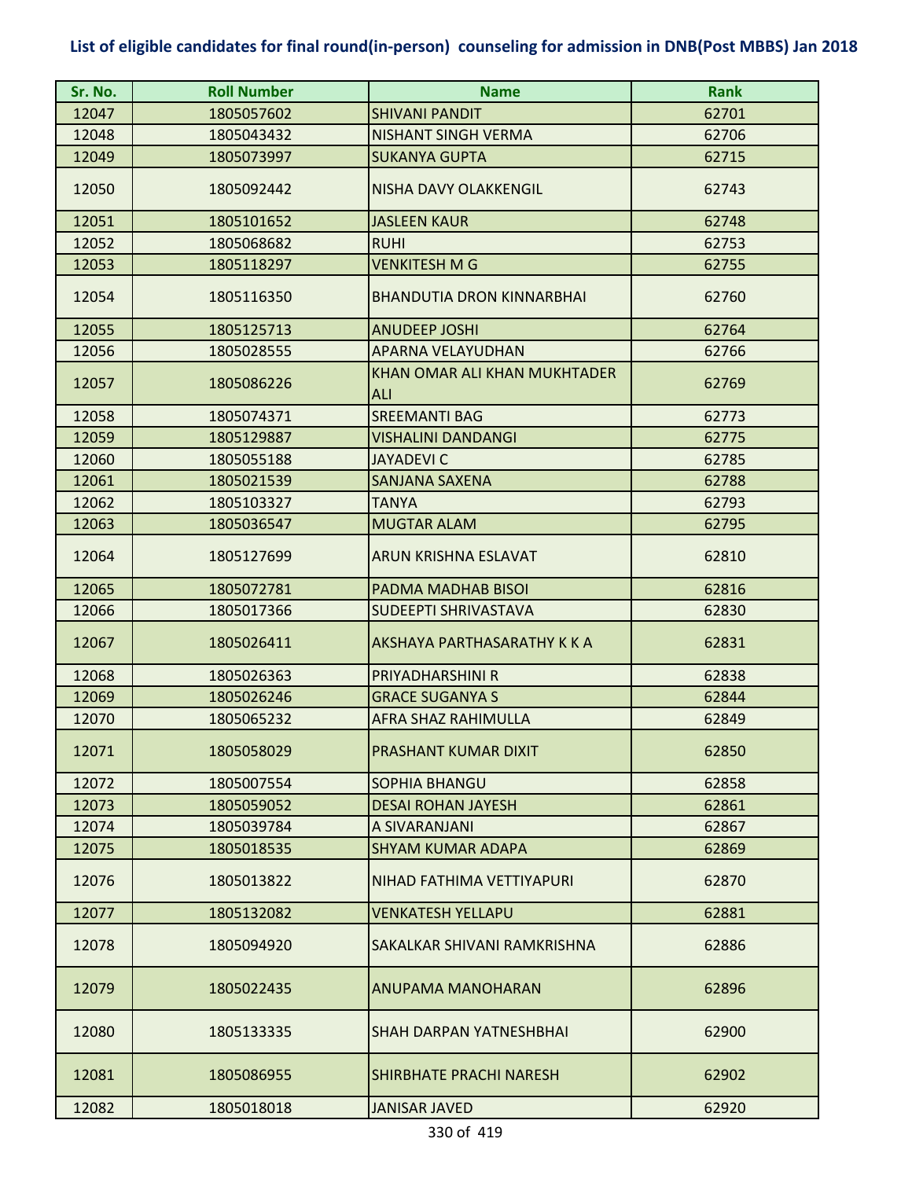## List of eligible candidates for final round(in-person) counseling for admission in DNB(Post MBBS) Jan 2018

| Sr. No. | Roll Number | Name | Rank |
|---|---|---|---|
| 12047 | 1805057602 | SHIVANI PANDIT | 62701 |
| 12048 | 1805043432 | NISHANT SINGH VERMA | 62706 |
| 12049 | 1805073997 | SUKANYA GUPTA | 62715 |
| 12050 | 1805092442 | NISHA DAVY OLAKKENGIL | 62743 |
| 12051 | 1805101652 | JASLEEN KAUR | 62748 |
| 12052 | 1805068682 | RUHI | 62753 |
| 12053 | 1805118297 | VENKITESH M G | 62755 |
| 12054 | 1805116350 | BHANDUTIA DRON KINNARBHAI | 62760 |
| 12055 | 1805125713 | ANUDEEP JOSHI | 62764 |
| 12056 | 1805028555 | APARNA VELAYUDHAN | 62766 |
| 12057 | 1805086226 | KHAN OMAR ALI KHAN MUKHTADER ALI | 62769 |
| 12058 | 1805074371 | SREEMANTI BAG | 62773 |
| 12059 | 1805129887 | VISHALINI DANDANGI | 62775 |
| 12060 | 1805055188 | JAYADEVI C | 62785 |
| 12061 | 1805021539 | SANJANA SAXENA | 62788 |
| 12062 | 1805103327 | TANYA | 62793 |
| 12063 | 1805036547 | MUGTAR ALAM | 62795 |
| 12064 | 1805127699 | ARUN KRISHNA ESLAVAT | 62810 |
| 12065 | 1805072781 | PADMA MADHAB BISOI | 62816 |
| 12066 | 1805017366 | SUDEEPTI SHRIVASTAVA | 62830 |
| 12067 | 1805026411 | AKSHAYA PARTHASARATHY K K A | 62831 |
| 12068 | 1805026363 | PRIYADHARSHINI R | 62838 |
| 12069 | 1805026246 | GRACE SUGANYA S | 62844 |
| 12070 | 1805065232 | AFRA SHAZ RAHIMULLA | 62849 |
| 12071 | 1805058029 | PRASHANT KUMAR DIXIT | 62850 |
| 12072 | 1805007554 | SOPHIA BHANGU | 62858 |
| 12073 | 1805059052 | DESAI ROHAN JAYESH | 62861 |
| 12074 | 1805039784 | A SIVARANJANI | 62867 |
| 12075 | 1805018535 | SHYAM KUMAR ADAPA | 62869 |
| 12076 | 1805013822 | NIHAD FATHIMA VETTIYAPURI | 62870 |
| 12077 | 1805132082 | VENKATESH YELLAPU | 62881 |
| 12078 | 1805094920 | SAKALKAR SHIVANI RAMKRISHNA | 62886 |
| 12079 | 1805022435 | ANUPAMA MANOHARAN | 62896 |
| 12080 | 1805133335 | SHAH DARPAN YATNESHBHAI | 62900 |
| 12081 | 1805086955 | SHIRBHATE PRACHI NARESH | 62902 |
| 12082 | 1805018018 | JANISAR JAVED | 62920 |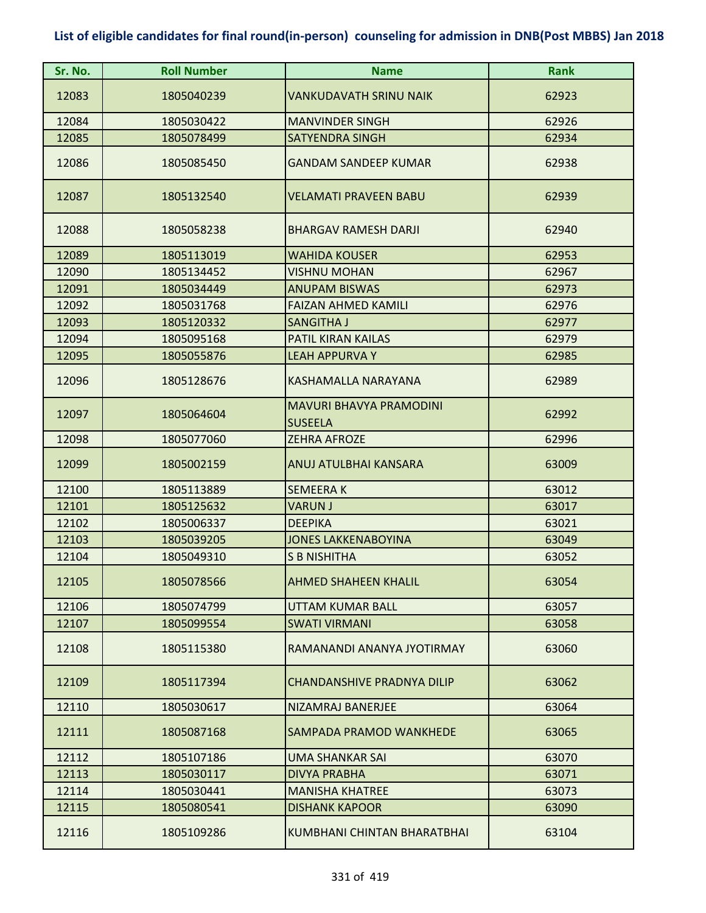## List of eligible candidates for final round(in-person) counseling for admission in DNB(Post MBBS) Jan 2018

| Sr. No. | Roll Number | Name | Rank |
|---|---|---|---|
| 12083 | 1805040239 | VANKUDAVATH SRINU NAIK | 62923 |
| 12084 | 1805030422 | MANVINDER SINGH | 62926 |
| 12085 | 1805078499 | SATYENDRA SINGH | 62934 |
| 12086 | 1805085450 | GANDAM SANDEEP KUMAR | 62938 |
| 12087 | 1805132540 | VELAMATI PRAVEEN BABU | 62939 |
| 12088 | 1805058238 | BHARGAV RAMESH DARJI | 62940 |
| 12089 | 1805113019 | WAHIDA KOUSER | 62953 |
| 12090 | 1805134452 | VISHNU MOHAN | 62967 |
| 12091 | 1805034449 | ANUPAM BISWAS | 62973 |
| 12092 | 1805031768 | FAIZAN AHMED KAMILI | 62976 |
| 12093 | 1805120332 | SANGITHA J | 62977 |
| 12094 | 1805095168 | PATIL KIRAN KAILAS | 62979 |
| 12095 | 1805055876 | LEAH APPURVA Y | 62985 |
| 12096 | 1805128676 | KASHAMALLA NARAYANA | 62989 |
| 12097 | 1805064604 | MAVURI BHAVYA PRAMODINI SUSEELA | 62992 |
| 12098 | 1805077060 | ZEHRA AFROZE | 62996 |
| 12099 | 1805002159 | ANUJ ATULBHAI KANSARA | 63009 |
| 12100 | 1805113889 | SEMEERA K | 63012 |
| 12101 | 1805125632 | VARUN J | 63017 |
| 12102 | 1805006337 | DEEPIKA | 63021 |
| 12103 | 1805039205 | JONES LAKKENABOYINA | 63049 |
| 12104 | 1805049310 | S B NISHITHA | 63052 |
| 12105 | 1805078566 | AHMED SHAHEEN KHALIL | 63054 |
| 12106 | 1805074799 | UTTAM KUMAR BALL | 63057 |
| 12107 | 1805099554 | SWATI VIRMANI | 63058 |
| 12108 | 1805115380 | RAMANANDI ANANYA JYOTIRMAY | 63060 |
| 12109 | 1805117394 | CHANDANSHIVE PRADNYA DILIP | 63062 |
| 12110 | 1805030617 | NIZAMRAJ BANERJEE | 63064 |
| 12111 | 1805087168 | SAMPADA PRAMOD WANKHEDE | 63065 |
| 12112 | 1805107186 | UMA SHANKAR SAI | 63070 |
| 12113 | 1805030117 | DIVYA PRABHA | 63071 |
| 12114 | 1805030441 | MANISHA KHATREE | 63073 |
| 12115 | 1805080541 | DISHANK KAPOOR | 63090 |
| 12116 | 1805109286 | KUMBHANI CHINTAN BHARATBHAI | 63104 |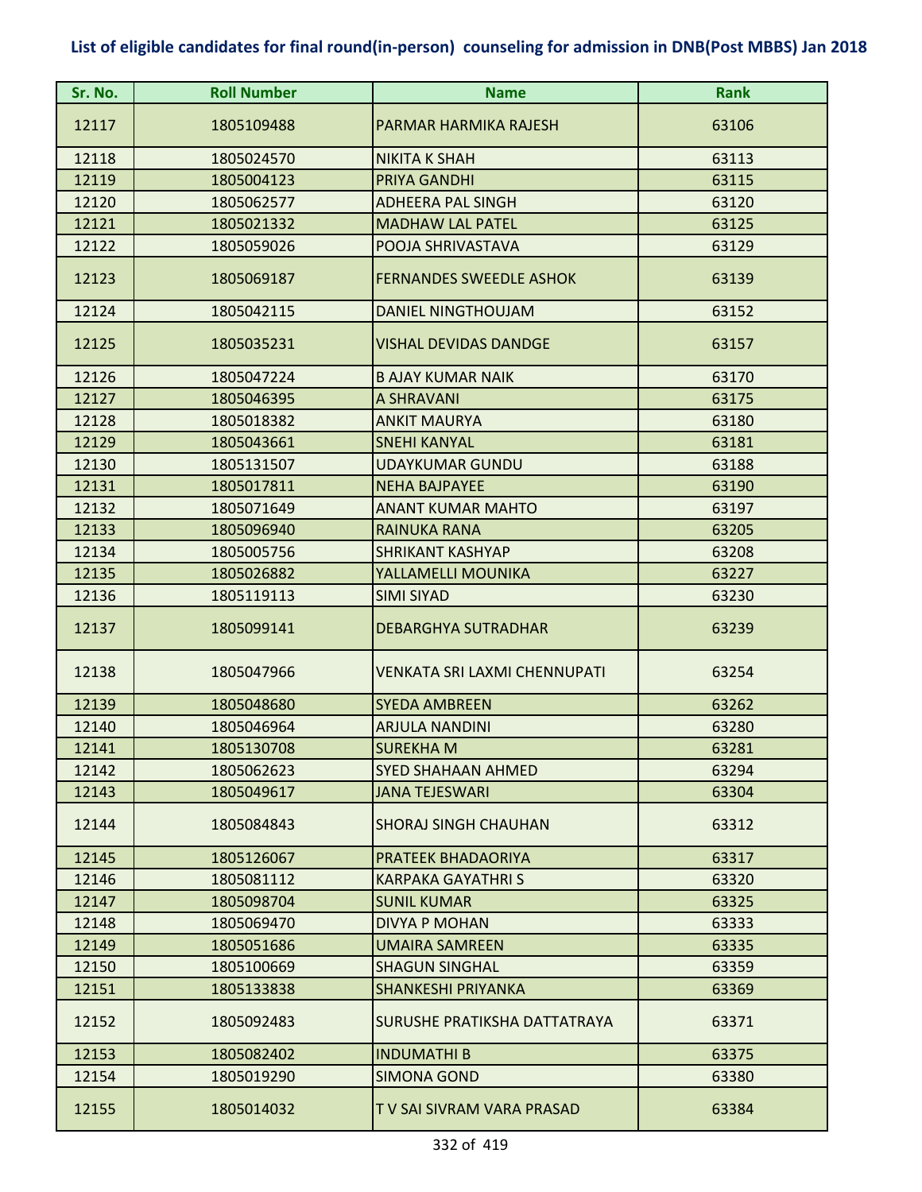## List of eligible candidates for final round(in-person) counseling for admission in DNB(Post MBBS) Jan 2018

| Sr. No. | Roll Number | Name | Rank |
|---|---|---|---|
| 12117 | 1805109488 | PARMAR HARMIKA RAJESH | 63106 |
| 12118 | 1805024570 | NIKITA K SHAH | 63113 |
| 12119 | 1805004123 | PRIYA GANDHI | 63115 |
| 12120 | 1805062577 | ADHEERA PAL SINGH | 63120 |
| 12121 | 1805021332 | MADHAW LAL PATEL | 63125 |
| 12122 | 1805059026 | POOJA SHRIVASTAVA | 63129 |
| 12123 | 1805069187 | FERNANDES SWEEDLE ASHOK | 63139 |
| 12124 | 1805042115 | DANIEL NINGTHOUJAM | 63152 |
| 12125 | 1805035231 | VISHAL DEVIDAS DANDGE | 63157 |
| 12126 | 1805047224 | B AJAY KUMAR NAIK | 63170 |
| 12127 | 1805046395 | A SHRAVANI | 63175 |
| 12128 | 1805018382 | ANKIT MAURYA | 63180 |
| 12129 | 1805043661 | SNEHI KANYAL | 63181 |
| 12130 | 1805131507 | UDAYKUMAR GUNDU | 63188 |
| 12131 | 1805017811 | NEHA BAJPAYEE | 63190 |
| 12132 | 1805071649 | ANANT KUMAR MAHTO | 63197 |
| 12133 | 1805096940 | RAINUKA RANA | 63205 |
| 12134 | 1805005756 | SHRIKANT KASHYAP | 63208 |
| 12135 | 1805026882 | YALLAMELLI MOUNIKA | 63227 |
| 12136 | 1805119113 | SIMI SIYAD | 63230 |
| 12137 | 1805099141 | DEBARGHYA SUTRADHAR | 63239 |
| 12138 | 1805047966 | VENKATA SRI LAXMI CHENNUPATI | 63254 |
| 12139 | 1805048680 | SYEDA AMBREEN | 63262 |
| 12140 | 1805046964 | ARJULA NANDINI | 63280 |
| 12141 | 1805130708 | SUREKHA M | 63281 |
| 12142 | 1805062623 | SYED SHAHAAN AHMED | 63294 |
| 12143 | 1805049617 | JANA TEJESWARI | 63304 |
| 12144 | 1805084843 | SHORAJ SINGH CHAUHAN | 63312 |
| 12145 | 1805126067 | PRATEEK BHADAORIYA | 63317 |
| 12146 | 1805081112 | KARPAKA GAYATHRI S | 63320 |
| 12147 | 1805098704 | SUNIL KUMAR | 63325 |
| 12148 | 1805069470 | DIVYA P MOHAN | 63333 |
| 12149 | 1805051686 | UMAIRA SAMREEN | 63335 |
| 12150 | 1805100669 | SHAGUN SINGHAL | 63359 |
| 12151 | 1805133838 | SHANKESHI PRIYANKA | 63369 |
| 12152 | 1805092483 | SURUSHE PRATIKSHA DATTATRAYA | 63371 |
| 12153 | 1805082402 | INDUMATHI B | 63375 |
| 12154 | 1805019290 | SIMONA GOND | 63380 |
| 12155 | 1805014032 | T V SAI SIVRAM VARA PRASAD | 63384 |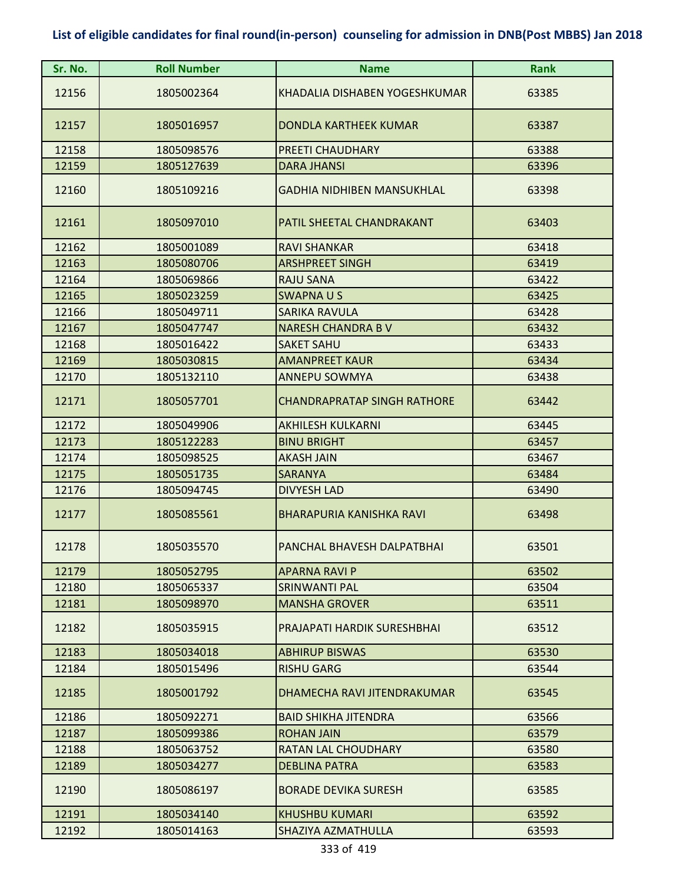## List of eligible candidates for final round(in-person) counseling for admission in DNB(Post MBBS) Jan 2018

| Sr. No. | Roll Number | Name | Rank |
|---|---|---|---|
| 12156 | 1805002364 | KHADALIA DISHABEN YOGESHKUMAR | 63385 |
| 12157 | 1805016957 | DONDLA KARTHEEK KUMAR | 63387 |
| 12158 | 1805098576 | PREETI CHAUDHARY | 63388 |
| 12159 | 1805127639 | DARA JHANSI | 63396 |
| 12160 | 1805109216 | GADHIA NIDHIBEN MANSUKHLAL | 63398 |
| 12161 | 1805097010 | PATIL SHEETAL CHANDRAKANT | 63403 |
| 12162 | 1805001089 | RAVI SHANKAR | 63418 |
| 12163 | 1805080706 | ARSHPREET SINGH | 63419 |
| 12164 | 1805069866 | RAJU SANA | 63422 |
| 12165 | 1805023259 | SWAPNA U S | 63425 |
| 12166 | 1805049711 | SARIKA RAVULA | 63428 |
| 12167 | 1805047747 | NARESH CHANDRA B V | 63432 |
| 12168 | 1805016422 | SAKET SAHU | 63433 |
| 12169 | 1805030815 | AMANPREET KAUR | 63434 |
| 12170 | 1805132110 | ANNEPU SOWMYA | 63438 |
| 12171 | 1805057701 | CHANDRAPRATAP SINGH RATHORE | 63442 |
| 12172 | 1805049906 | AKHILESH KULKARNI | 63445 |
| 12173 | 1805122283 | BINU BRIGHT | 63457 |
| 12174 | 1805098525 | AKASH JAIN | 63467 |
| 12175 | 1805051735 | SARANYA | 63484 |
| 12176 | 1805094745 | DIVYESH LAD | 63490 |
| 12177 | 1805085561 | BHARAPURIA KANISHKA RAVI | 63498 |
| 12178 | 1805035570 | PANCHAL BHAVESH DALPATBHAI | 63501 |
| 12179 | 1805052795 | APARNA RAVI P | 63502 |
| 12180 | 1805065337 | SRINWANTI PAL | 63504 |
| 12181 | 1805098970 | MANSHA GROVER | 63511 |
| 12182 | 1805035915 | PRAJAPATI HARDIK SURESHBHAI | 63512 |
| 12183 | 1805034018 | ABHIRUP BISWAS | 63530 |
| 12184 | 1805015496 | RISHU GARG | 63544 |
| 12185 | 1805001792 | DHAMECHA RAVI JITENDRAKUMAR | 63545 |
| 12186 | 1805092271 | BAID SHIKHA JITENDRA | 63566 |
| 12187 | 1805099386 | ROHAN JAIN | 63579 |
| 12188 | 1805063752 | RATAN LAL CHOUDHARY | 63580 |
| 12189 | 1805034277 | DEBLINA PATRA | 63583 |
| 12190 | 1805086197 | BORADE DEVIKA SURESH | 63585 |
| 12191 | 1805034140 | KHUSHBU KUMARI | 63592 |
| 12192 | 1805014163 | SHAZIYA AZMATHULLA | 63593 |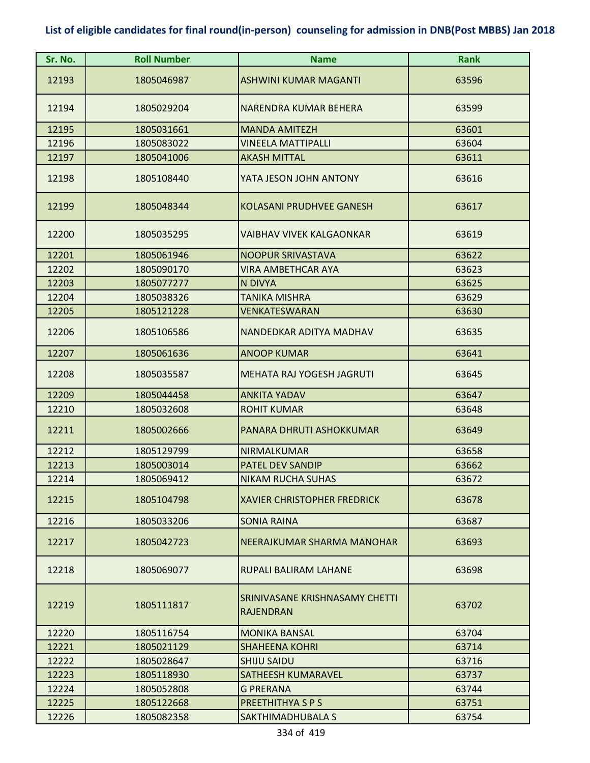**List of eligible candidates for final round(in-person) counseling for admission in DNB(Post MBBS) Jan 2018**

| Sr. No. | Roll Number | Name | Rank |
|---|---|---|---|
| 12193 | 1805046987 | ASHWINI KUMAR MAGANTI | 63596 |
| 12194 | 1805029204 | NARENDRA KUMAR BEHERA | 63599 |
| 12195 | 1805031661 | MANDA AMITEZH | 63601 |
| 12196 | 1805083022 | VINEELA MATTIPALLI | 63604 |
| 12197 | 1805041006 | AKASH MITTAL | 63611 |
| 12198 | 1805108440 | YATA JESON JOHN ANTONY | 63616 |
| 12199 | 1805048344 | KOLASANI PRUDHVEE GANESH | 63617 |
| 12200 | 1805035295 | VAIBHAV VIVEK KALGAONKAR | 63619 |
| 12201 | 1805061946 | NOOPUR SRIVASTAVA | 63622 |
| 12202 | 1805090170 | VIRA AMBETHCAR AYA | 63623 |
| 12203 | 1805077277 | N DIVYA | 63625 |
| 12204 | 1805038326 | TANIKA MISHRA | 63629 |
| 12205 | 1805121228 | VENKATESWARAN | 63630 |
| 12206 | 1805106586 | NANDEDKAR ADITYA MADHAV | 63635 |
| 12207 | 1805061636 | ANOOP KUMAR | 63641 |
| 12208 | 1805035587 | MEHATA RAJ YOGESH JAGRUTI | 63645 |
| 12209 | 1805044458 | ANKITA YADAV | 63647 |
| 12210 | 1805032608 | ROHIT KUMAR | 63648 |
| 12211 | 1805002666 | PANARA DHRUTI ASHOKKUMAR | 63649 |
| 12212 | 1805129799 | NIRMALKUMAR | 63658 |
| 12213 | 1805003014 | PATEL DEV SANDIP | 63662 |
| 12214 | 1805069412 | NIKAM RUCHA SUHAS | 63672 |
| 12215 | 1805104798 | XAVIER CHRISTOPHER FREDRICK | 63678 |
| 12216 | 1805033206 | SONIA RAINA | 63687 |
| 12217 | 1805042723 | NEERAJKUMAR SHARMA MANOHAR | 63693 |
| 12218 | 1805069077 | RUPALI BALIRAM LAHANE | 63698 |
| 12219 | 1805111817 | SRINIVASANE KRISHNASAMY CHETTI RAJENDRAN | 63702 |
| 12220 | 1805116754 | MONIKA BANSAL | 63704 |
| 12221 | 1805021129 | SHAHEENA KOHRI | 63714 |
| 12222 | 1805028647 | SHIJU SAIDU | 63716 |
| 12223 | 1805118930 | SATHEESH KUMARAVEL | 63737 |
| 12224 | 1805052808 | G PRERANA | 63744 |
| 12225 | 1805122668 | PREETHITHYA S P S | 63751 |
| 12226 | 1805082358 | SAKTHIMADHUBALA S | 63754 |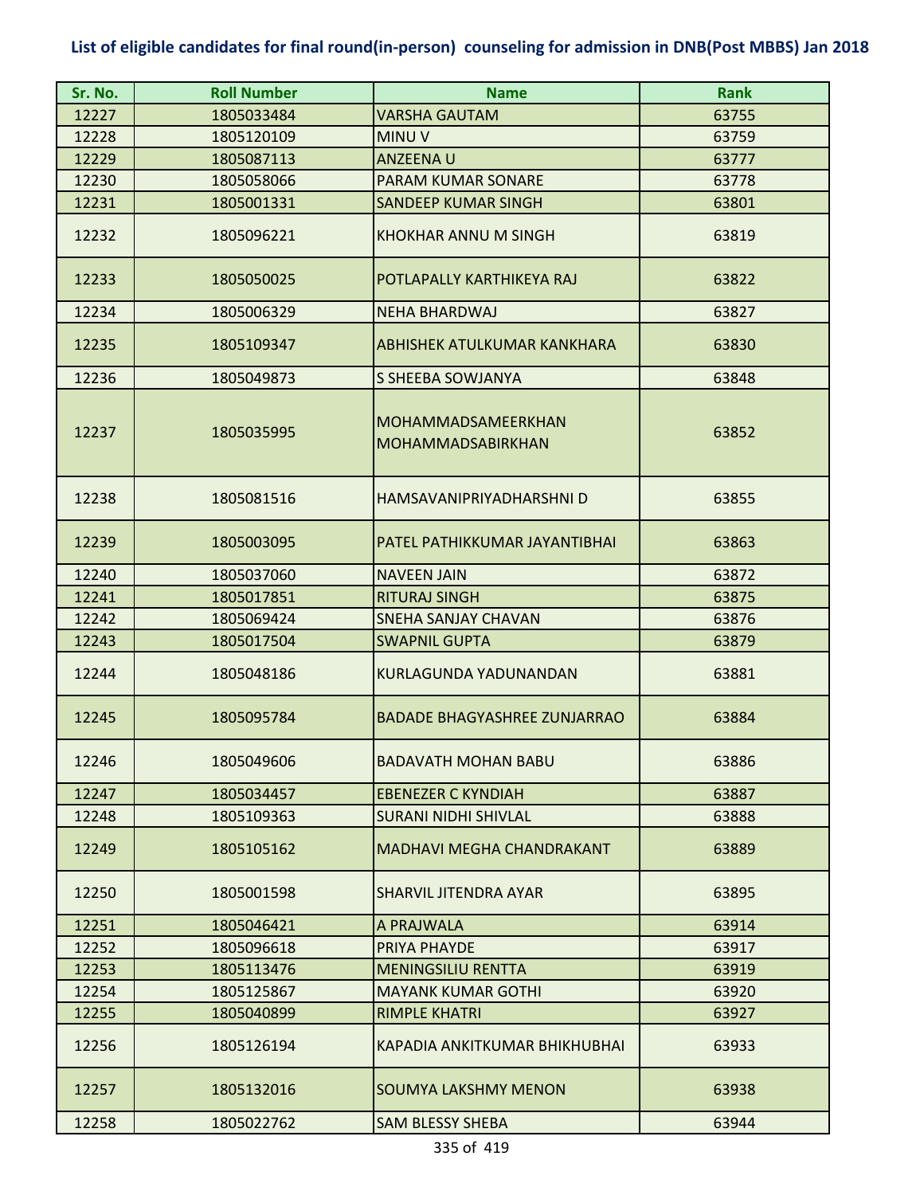# List of eligible candidates for final round(in-person) counseling for admission in DNB(Post MBBS) Jan 2018

| Sr. No. | Roll Number | Name | Rank |
|---|---|---|---|
| 12227 | 1805033484 | VARSHA GAUTAM | 63755 |
| 12228 | 1805120109 | MINU V | 63759 |
| 12229 | 1805087113 | ANZEENA U | 63777 |
| 12230 | 1805058066 | PARAM KUMAR SONARE | 63778 |
| 12231 | 1805001331 | SANDEEP KUMAR SINGH | 63801 |
| 12232 | 1805096221 | KHOKHAR ANNU M SINGH | 63819 |
| 12233 | 1805050025 | POTLAPALLY KARTHIKEYA RAJ | 63822 |
| 12234 | 1805006329 | NEHA BHARDWAJ | 63827 |
| 12235 | 1805109347 | ABHISHEK ATULKUMAR KANKHARA | 63830 |
| 12236 | 1805049873 | S SHEEBA SOWJANYA | 63848 |
| 12237 | 1805035995 | MOHAMMADSAMEERKHAN MOHAMMADSABIRKHAN | 63852 |
| 12238 | 1805081516 | HAMSAVANIPRIYADHARSHNI D | 63855 |
| 12239 | 1805003095 | PATEL PATHIKKUMAR JAYANTIBHAI | 63863 |
| 12240 | 1805037060 | NAVEEN JAIN | 63872 |
| 12241 | 1805017851 | RITURAJ SINGH | 63875 |
| 12242 | 1805069424 | SNEHA SANJAY CHAVAN | 63876 |
| 12243 | 1805017504 | SWAPNIL GUPTA | 63879 |
| 12244 | 1805048186 | KURLAGUNDA YADUNANDAN | 63881 |
| 12245 | 1805095784 | BADADE BHAGYASHREE ZUNJARRAO | 63884 |
| 12246 | 1805049606 | BADAVATH MOHAN BABU | 63886 |
| 12247 | 1805034457 | EBENEZER C KYNDIAH | 63887 |
| 12248 | 1805109363 | SURANI NIDHI SHIVLAL | 63888 |
| 12249 | 1805105162 | MADHAVI MEGHA CHANDRAKANT | 63889 |
| 12250 | 1805001598 | SHARVIL JITENDRA AYAR | 63895 |
| 12251 | 1805046421 | A PRAJWALA | 63914 |
| 12252 | 1805096618 | PRIYA PHAYDE | 63917 |
| 12253 | 1805113476 | MENINGSILIU RENTTA | 63919 |
| 12254 | 1805125867 | MAYANK KUMAR GOTHI | 63920 |
| 12255 | 1805040899 | RIMPLE KHATRI | 63927 |
| 12256 | 1805126194 | KAPADIA ANKITKUMAR BHIKHUBHAI | 63933 |
| 12257 | 1805132016 | SOUMYA LAKSHMY MENON | 63938 |
| 12258 | 1805022762 | SAM BLESSY SHEBA | 63944 |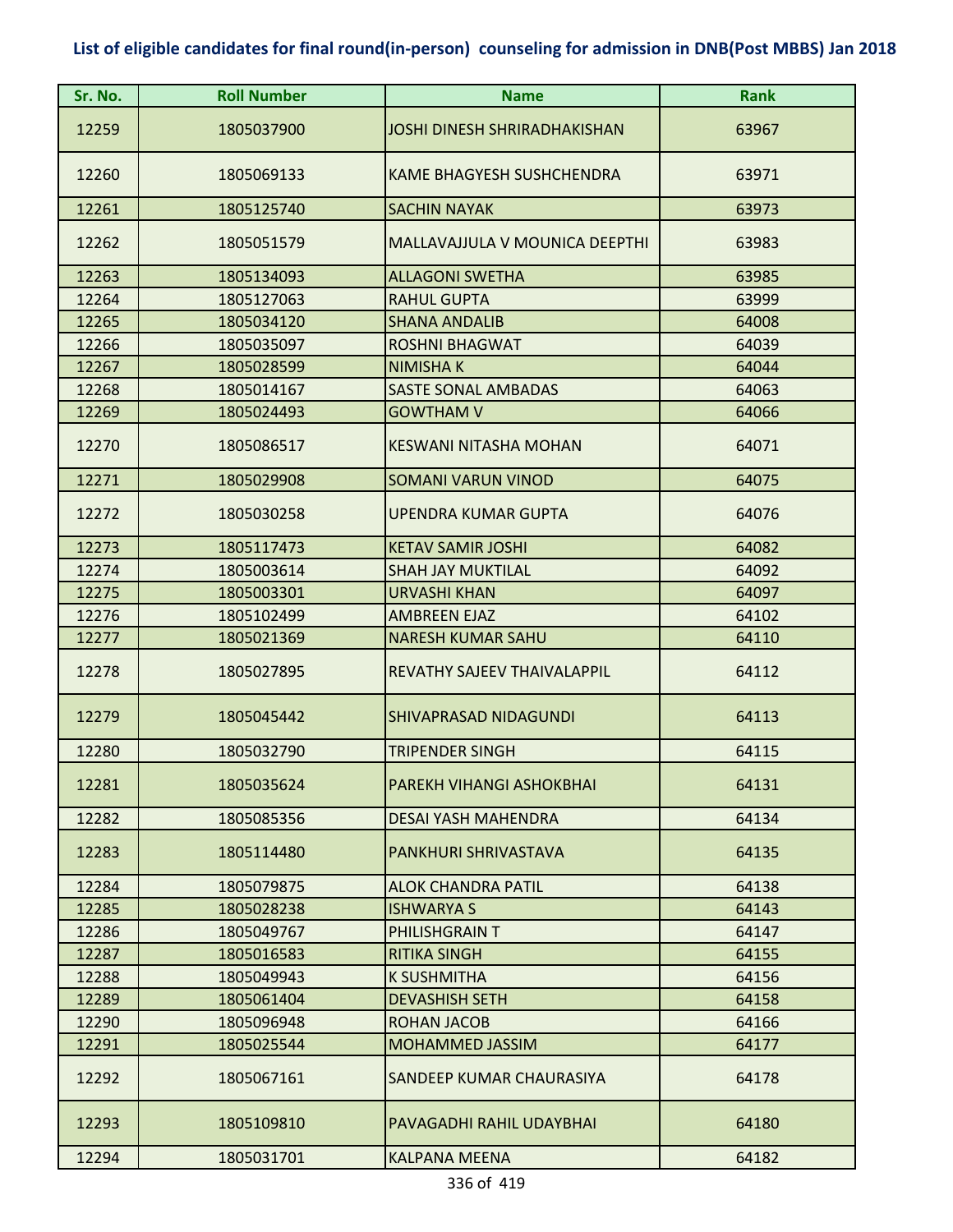**List of eligible candidates for final round(in-person) counseling for admission in DNB(Post MBBS) Jan 2018**

| Sr. No. | Roll Number | Name | Rank |
|---|---|---|---|
| 12259 | 1805037900 | JOSHI DINESH SHRIRADHAKISHAN | 63967 |
| 12260 | 1805069133 | KAME BHAGYESH SUSHCHENDRA | 63971 |
| 12261 | 1805125740 | SACHIN NAYAK | 63973 |
| 12262 | 1805051579 | MALLAVAJJULA V MOUNICA DEEPTHI | 63983 |
| 12263 | 1805134093 | ALLAGONI SWETHA | 63985 |
| 12264 | 1805127063 | RAHUL GUPTA | 63999 |
| 12265 | 1805034120 | SHANA ANDALIB | 64008 |
| 12266 | 1805035097 | ROSHNI BHAGWAT | 64039 |
| 12267 | 1805028599 | NIMISHA K | 64044 |
| 12268 | 1805014167 | SASTE SONAL AMBADAS | 64063 |
| 12269 | 1805024493 | GOWTHAM V | 64066 |
| 12270 | 1805086517 | KESWANI NITASHA MOHAN | 64071 |
| 12271 | 1805029908 | SOMANI VARUN VINOD | 64075 |
| 12272 | 1805030258 | UPENDRA KUMAR GUPTA | 64076 |
| 12273 | 1805117473 | KETAV SAMIR JOSHI | 64082 |
| 12274 | 1805003614 | SHAH JAY MUKTILAL | 64092 |
| 12275 | 1805003301 | URVASHI KHAN | 64097 |
| 12276 | 1805102499 | AMBREEN EJAZ | 64102 |
| 12277 | 1805021369 | NARESH KUMAR SAHU | 64110 |
| 12278 | 1805027895 | REVATHY SAJEEV THAIVALAPPIL | 64112 |
| 12279 | 1805045442 | SHIVAPRASAD NIDAGUNDI | 64113 |
| 12280 | 1805032790 | TRIPENDER SINGH | 64115 |
| 12281 | 1805035624 | PAREKH VIHANGI ASHOKBHAI | 64131 |
| 12282 | 1805085356 | DESAI YASH MAHENDRA | 64134 |
| 12283 | 1805114480 | PANKHURI SHRIVASTAVA | 64135 |
| 12284 | 1805079875 | ALOK CHANDRA PATIL | 64138 |
| 12285 | 1805028238 | ISHWARYA S | 64143 |
| 12286 | 1805049767 | PHILISHGRAIN T | 64147 |
| 12287 | 1805016583 | RITIKA SINGH | 64155 |
| 12288 | 1805049943 | K SUSHMITHA | 64156 |
| 12289 | 1805061404 | DEVASHISH SETH | 64158 |
| 12290 | 1805096948 | ROHAN JACOB | 64166 |
| 12291 | 1805025544 | MOHAMMED JASSIM | 64177 |
| 12292 | 1805067161 | SANDEEP KUMAR CHAURASIYA | 64178 |
| 12293 | 1805109810 | PAVAGADHI RAHIL UDAYBHAI | 64180 |
| 12294 | 1805031701 | KALPANA MEENA | 64182 |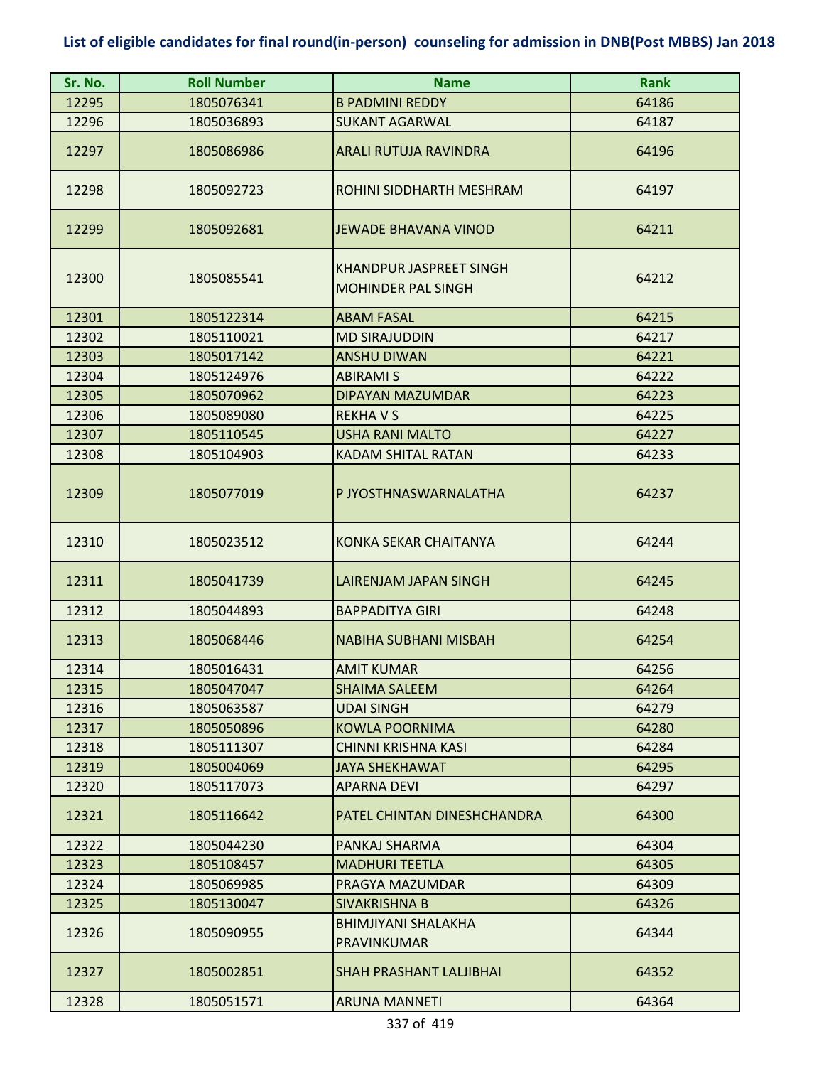# List of eligible candidates for final round(in-person) counseling for admission in DNB(Post MBBS) Jan 2018

| Sr. No. | Roll Number | Name | Rank |
|---|---|---|---|
| 12295 | 1805076341 | B PADMINI REDDY | 64186 |
| 12296 | 1805036893 | SUKANT AGARWAL | 64187 |
| 12297 | 1805086986 | ARALI RUTUJA RAVINDRA | 64196 |
| 12298 | 1805092723 | ROHINI SIDDHARTH MESHRAM | 64197 |
| 12299 | 1805092681 | JEWADE BHAVANA VINOD | 64211 |
| 12300 | 1805085541 | KHANDPUR JASPREET SINGH MOHINDER PAL SINGH | 64212 |
| 12301 | 1805122314 | ABAM FASAL | 64215 |
| 12302 | 1805110021 | MD SIRAJUDDIN | 64217 |
| 12303 | 1805017142 | ANSHU DIWAN | 64221 |
| 12304 | 1805124976 | ABIRAMI S | 64222 |
| 12305 | 1805070962 | DIPAYAN MAZUMDAR | 64223 |
| 12306 | 1805089080 | REKHA V S | 64225 |
| 12307 | 1805110545 | USHA RANI MALTO | 64227 |
| 12308 | 1805104903 | KADAM SHITAL RATAN | 64233 |
| 12309 | 1805077019 | P JYOSTHNASWARNALATHA | 64237 |
| 12310 | 1805023512 | KONKA SEKAR CHAITANYA | 64244 |
| 12311 | 1805041739 | LAIRENJAM JAPAN SINGH | 64245 |
| 12312 | 1805044893 | BAPPADITYA GIRI | 64248 |
| 12313 | 1805068446 | NABIHA SUBHANI MISBAH | 64254 |
| 12314 | 1805016431 | AMIT KUMAR | 64256 |
| 12315 | 1805047047 | SHAIMA SALEEM | 64264 |
| 12316 | 1805063587 | UDAI SINGH | 64279 |
| 12317 | 1805050896 | KOWLA POORNIMA | 64280 |
| 12318 | 1805111307 | CHINNI KRISHNA KASI | 64284 |
| 12319 | 1805004069 | JAYA SHEKHAWAT | 64295 |
| 12320 | 1805117073 | APARNA DEVI | 64297 |
| 12321 | 1805116642 | PATEL CHINTAN DINESHCHANDRA | 64300 |
| 12322 | 1805044230 | PANKAJ SHARMA | 64304 |
| 12323 | 1805108457 | MADHURI TEETLA | 64305 |
| 12324 | 1805069985 | PRAGYA MAZUMDAR | 64309 |
| 12325 | 1805130047 | SIVAKRISHNA B | 64326 |
| 12326 | 1805090955 | BHIMJIYANI SHALAKHA PRAVINKUMAR | 64344 |
| 12327 | 1805002851 | SHAH PRASHANT LALJIBHAI | 64352 |
| 12328 | 1805051571 | ARUNA MANNETI | 64364 |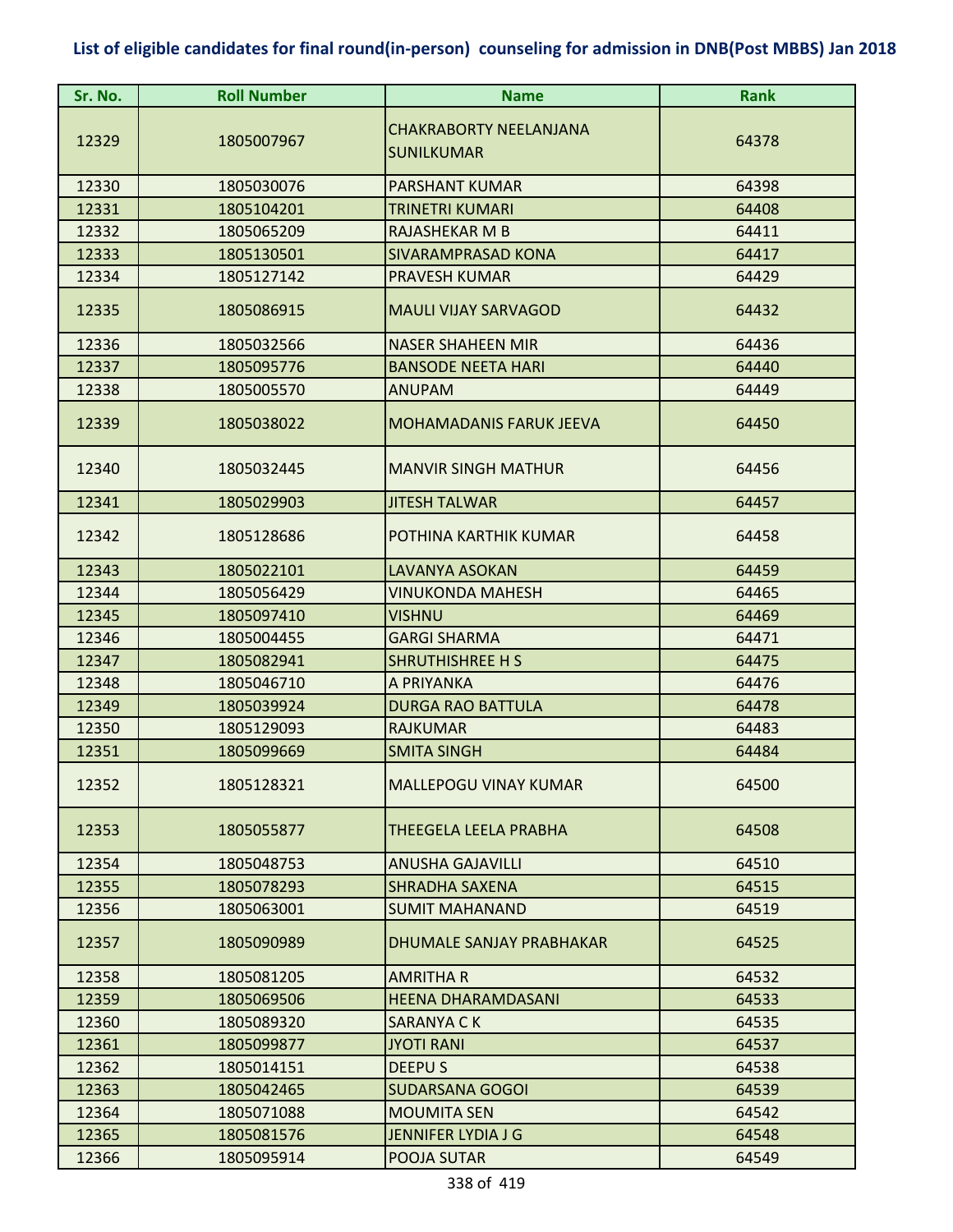**List of eligible candidates for final round(in-person) counseling for admission in DNB(Post MBBS) Jan 2018**

| Sr. No. | Roll Number | Name | Rank |
|---|---|---|---|
| 12329 | 1805007967 | CHAKRABORTY NEELANJANA SUNILKUMAR | 64378 |
| 12330 | 1805030076 | PARSHANT KUMAR | 64398 |
| 12331 | 1805104201 | TRINETRI KUMARI | 64408 |
| 12332 | 1805065209 | RAJASHEKAR M B | 64411 |
| 12333 | 1805130501 | SIVARAMPRASAD KONA | 64417 |
| 12334 | 1805127142 | PRAVESH KUMAR | 64429 |
| 12335 | 1805086915 | MAULI VIJAY SARVAGOD | 64432 |
| 12336 | 1805032566 | NASER SHAHEEN MIR | 64436 |
| 12337 | 1805095776 | BANSODE NEETA HARI | 64440 |
| 12338 | 1805005570 | ANUPAM | 64449 |
| 12339 | 1805038022 | MOHAMADANIS FARUK JEEVA | 64450 |
| 12340 | 1805032445 | MANVIR SINGH MATHUR | 64456 |
| 12341 | 1805029903 | JITESH TALWAR | 64457 |
| 12342 | 1805128686 | POTHINA KARTHIK KUMAR | 64458 |
| 12343 | 1805022101 | LAVANYA ASOKAN | 64459 |
| 12344 | 1805056429 | VINUKONDA MAHESH | 64465 |
| 12345 | 1805097410 | VISHNU | 64469 |
| 12346 | 1805004455 | GARGI SHARMA | 64471 |
| 12347 | 1805082941 | SHRUTHISHREE H S | 64475 |
| 12348 | 1805046710 | A PRIYANKA | 64476 |
| 12349 | 1805039924 | DURGA RAO BATTULA | 64478 |
| 12350 | 1805129093 | RAJKUMAR | 64483 |
| 12351 | 1805099669 | SMITA SINGH | 64484 |
| 12352 | 1805128321 | MALLEPOGU VINAY KUMAR | 64500 |
| 12353 | 1805055877 | THEEGELA LEELA PRABHA | 64508 |
| 12354 | 1805048753 | ANUSHA GAJAVILLI | 64510 |
| 12355 | 1805078293 | SHRADHA SAXENA | 64515 |
| 12356 | 1805063001 | SUMIT MAHANAND | 64519 |
| 12357 | 1805090989 | DHUMALE SANJAY PRABHAKAR | 64525 |
| 12358 | 1805081205 | AMRITHA R | 64532 |
| 12359 | 1805069506 | HEENA DHARAMDASANI | 64533 |
| 12360 | 1805089320 | SARANYA C K | 64535 |
| 12361 | 1805099877 | JYOTI RANI | 64537 |
| 12362 | 1805014151 | DEEPU S | 64538 |
| 12363 | 1805042465 | SUDARSANA GOGOI | 64539 |
| 12364 | 1805071088 | MOUMITA SEN | 64542 |
| 12365 | 1805081576 | JENNIFER LYDIA J G | 64548 |
| 12366 | 1805095914 | POOJA SUTAR | 64549 |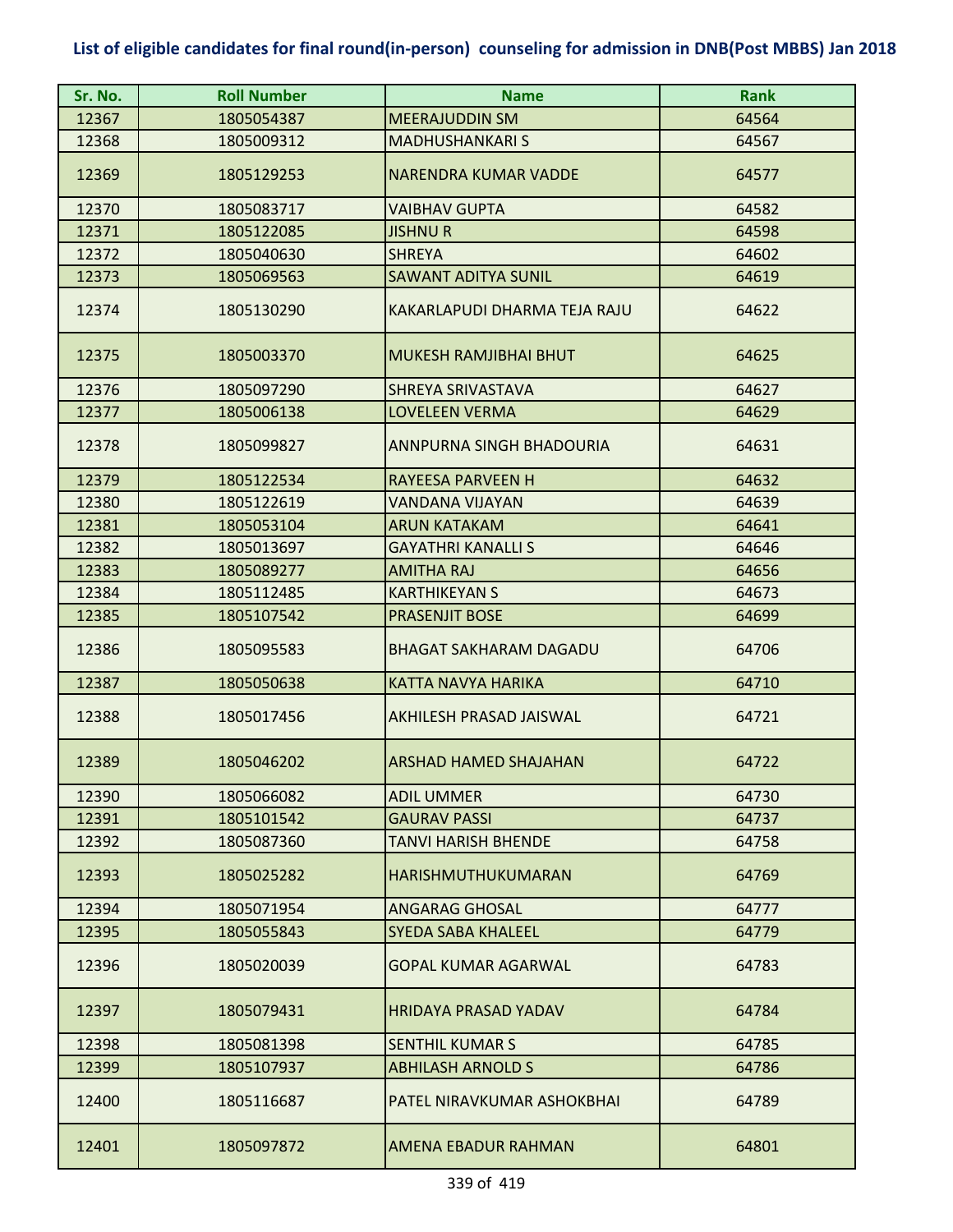## List of eligible candidates for final round(in-person) counseling for admission in DNB(Post MBBS) Jan 2018

| Sr. No. | Roll Number | Name | Rank |
|---|---|---|---|
| 12367 | 1805054387 | MEERAJUDDIN SM | 64564 |
| 12368 | 1805009312 | MADHUSHANKARI S | 64567 |
| 12369 | 1805129253 | NARENDRA KUMAR VADDE | 64577 |
| 12370 | 1805083717 | VAIBHAV GUPTA | 64582 |
| 12371 | 1805122085 | JISHNU R | 64598 |
| 12372 | 1805040630 | SHREYA | 64602 |
| 12373 | 1805069563 | SAWANT ADITYA SUNIL | 64619 |
| 12374 | 1805130290 | KAKARLAPUDI DHARMA TEJA RAJU | 64622 |
| 12375 | 1805003370 | MUKESH RAMJIBHAI BHUT | 64625 |
| 12376 | 1805097290 | SHREYA SRIVASTAVA | 64627 |
| 12377 | 1805006138 | LOVELEEN VERMA | 64629 |
| 12378 | 1805099827 | ANNPURNA SINGH BHADOURIA | 64631 |
| 12379 | 1805122534 | RAYEESA PARVEEN H | 64632 |
| 12380 | 1805122619 | VANDANA VIJAYAN | 64639 |
| 12381 | 1805053104 | ARUN KATAKAM | 64641 |
| 12382 | 1805013697 | GAYATHRI KANALLI S | 64646 |
| 12383 | 1805089277 | AMITHA RAJ | 64656 |
| 12384 | 1805112485 | KARTHIKEYAN S | 64673 |
| 12385 | 1805107542 | PRASENJIT BOSE | 64699 |
| 12386 | 1805095583 | BHAGAT SAKHARAM DAGADU | 64706 |
| 12387 | 1805050638 | KATTA NAVYA HARIKA | 64710 |
| 12388 | 1805017456 | AKHILESH PRASAD JAISWAL | 64721 |
| 12389 | 1805046202 | ARSHAD HAMED SHAJAHAN | 64722 |
| 12390 | 1805066082 | ADIL UMMER | 64730 |
| 12391 | 1805101542 | GAURAV PASSI | 64737 |
| 12392 | 1805087360 | TANVI HARISH BHENDE | 64758 |
| 12393 | 1805025282 | HARISHMUTHUKUMARAN | 64769 |
| 12394 | 1805071954 | ANGARAG GHOSAL | 64777 |
| 12395 | 1805055843 | SYEDA SABA KHALEEL | 64779 |
| 12396 | 1805020039 | GOPAL KUMAR AGARWAL | 64783 |
| 12397 | 1805079431 | HRIDAYA PRASAD YADAV | 64784 |
| 12398 | 1805081398 | SENTHIL KUMAR S | 64785 |
| 12399 | 1805107937 | ABHILASH ARNOLD S | 64786 |
| 12400 | 1805116687 | PATEL NIRAVKUMAR ASHOKBHAI | 64789 |
| 12401 | 1805097872 | AMENA EBADUR RAHMAN | 64801 |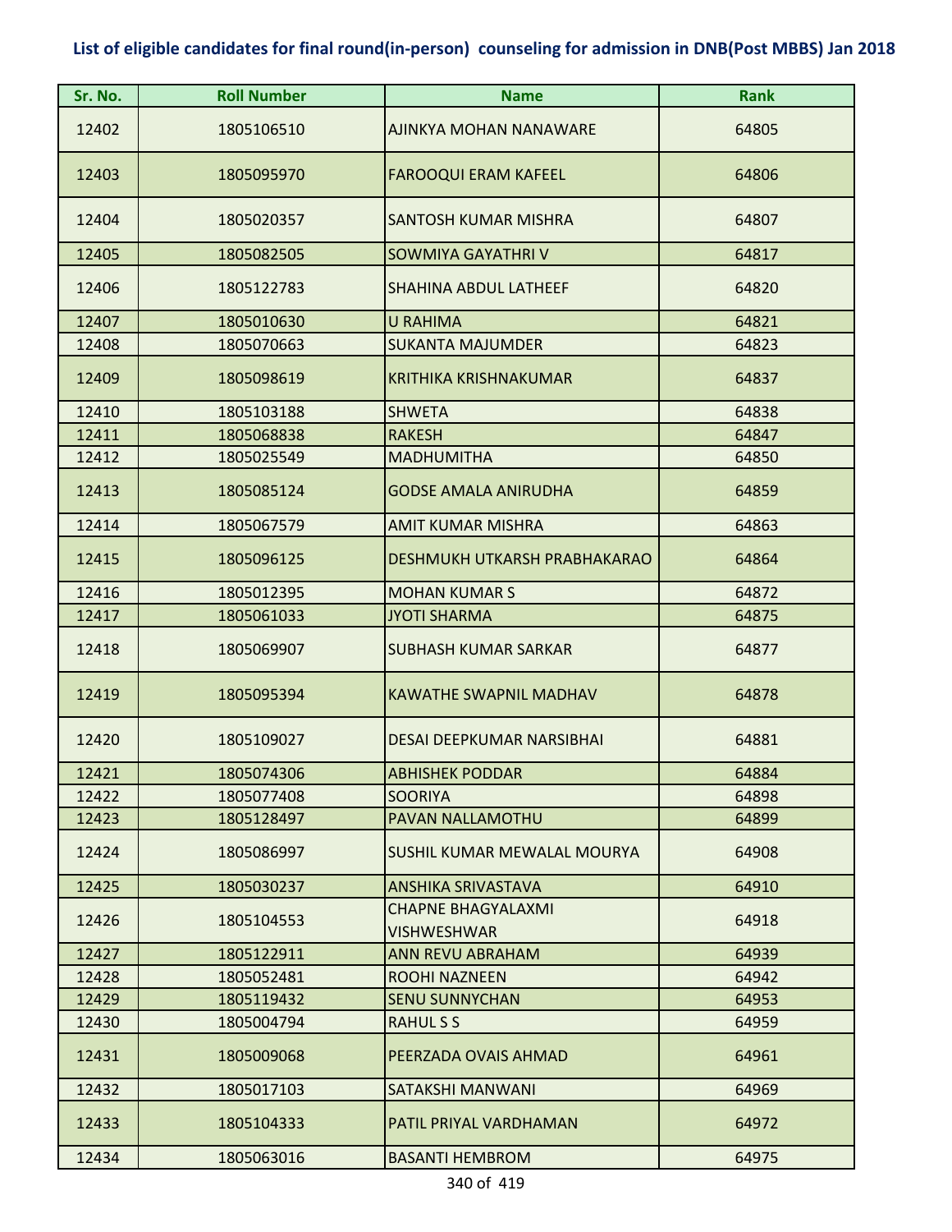# List of eligible candidates for final round(in-person) counseling for admission in DNB(Post MBBS) Jan 2018

| Sr. No. | Roll Number | Name | Rank |
|---|---|---|---|
| 12402 | 1805106510 | AJINKYA MOHAN NANAWARE | 64805 |
| 12403 | 1805095970 | FAROOQUI ERAM KAFEEL | 64806 |
| 12404 | 1805020357 | SANTOSH KUMAR MISHRA | 64807 |
| 12405 | 1805082505 | SOWMIYA GAYATHRI V | 64817 |
| 12406 | 1805122783 | SHAHINA ABDUL LATHEEF | 64820 |
| 12407 | 1805010630 | U RAHIMA | 64821 |
| 12408 | 1805070663 | SUKANTA MAJUMDER | 64823 |
| 12409 | 1805098619 | KRITHIKA KRISHNAKUMAR | 64837 |
| 12410 | 1805103188 | SHWETA | 64838 |
| 12411 | 1805068838 | RAKESH | 64847 |
| 12412 | 1805025549 | MADHUMITHA | 64850 |
| 12413 | 1805085124 | GODSE AMALA ANIRUDHA | 64859 |
| 12414 | 1805067579 | AMIT KUMAR MISHRA | 64863 |
| 12415 | 1805096125 | DESHMUKH UTKARSH PRABHAKARAO | 64864 |
| 12416 | 1805012395 | MOHAN KUMAR S | 64872 |
| 12417 | 1805061033 | JYOTI SHARMA | 64875 |
| 12418 | 1805069907 | SUBHASH KUMAR SARKAR | 64877 |
| 12419 | 1805095394 | KAWATHE SWAPNIL MADHAV | 64878 |
| 12420 | 1805109027 | DESAI DEEPKUMAR NARSIBHAI | 64881 |
| 12421 | 1805074306 | ABHISHEK PODDAR | 64884 |
| 12422 | 1805077408 | SOORIYA | 64898 |
| 12423 | 1805128497 | PAVAN NALLAMOTHU | 64899 |
| 12424 | 1805086997 | SUSHIL KUMAR MEWALAL MOURYA | 64908 |
| 12425 | 1805030237 | ANSHIKA SRIVASTAVA | 64910 |
| 12426 | 1805104553 | CHAPNE BHAGYALAXMI VISHWESHWAR | 64918 |
| 12427 | 1805122911 | ANN REVU ABRAHAM | 64939 |
| 12428 | 1805052481 | ROOHI NAZNEEN | 64942 |
| 12429 | 1805119432 | SENU SUNNYCHAN | 64953 |
| 12430 | 1805004794 | RAHUL S S | 64959 |
| 12431 | 1805009068 | PEERZADA OVAIS AHMAD | 64961 |
| 12432 | 1805017103 | SATAKSHI MANWANI | 64969 |
| 12433 | 1805104333 | PATIL PRIYAL VARDHAMAN | 64972 |
| 12434 | 1805063016 | BASANTI HEMBROM | 64975 |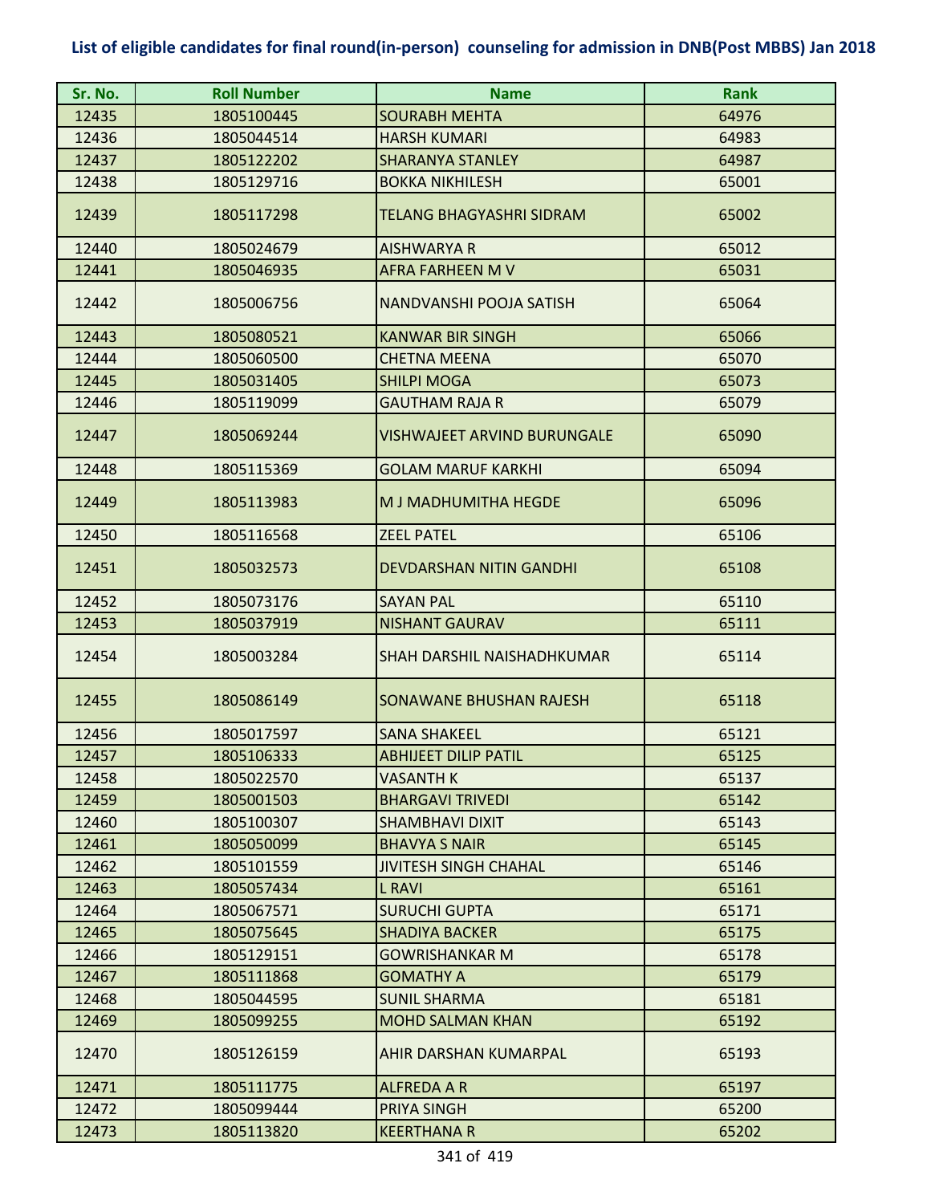**List of eligible candidates for final round(in-person) counseling for admission in DNB(Post MBBS) Jan 2018**

| Sr. No. | Roll Number | Name | Rank |
|---|---|---|---|
| 12435 | 1805100445 | SOURABH MEHTA | 64976 |
| 12436 | 1805044514 | HARSH KUMARI | 64983 |
| 12437 | 1805122202 | SHARANYA STANLEY | 64987 |
| 12438 | 1805129716 | BOKKA NIKHILESH | 65001 |
| 12439 | 1805117298 | TELANG BHAGYASHRI SIDRAM | 65002 |
| 12440 | 1805024679 | AISHWARYA R | 65012 |
| 12441 | 1805046935 | AFRA FARHEEN M V | 65031 |
| 12442 | 1805006756 | NANDVANSHI POOJA SATISH | 65064 |
| 12443 | 1805080521 | KANWAR BIR SINGH | 65066 |
| 12444 | 1805060500 | CHETNA MEENA | 65070 |
| 12445 | 1805031405 | SHILPI MOGA | 65073 |
| 12446 | 1805119099 | GAUTHAM RAJA R | 65079 |
| 12447 | 1805069244 | VISHWAJEET ARVIND BURUNGALE | 65090 |
| 12448 | 1805115369 | GOLAM MARUF KARKHI | 65094 |
| 12449 | 1805113983 | M J MADHUMITHA HEGDE | 65096 |
| 12450 | 1805116568 | ZEEL PATEL | 65106 |
| 12451 | 1805032573 | DEVDARSHAN NITIN GANDHI | 65108 |
| 12452 | 1805073176 | SAYAN PAL | 65110 |
| 12453 | 1805037919 | NISHANT GAURAV | 65111 |
| 12454 | 1805003284 | SHAH DARSHIL NAISHADHKUMAR | 65114 |
| 12455 | 1805086149 | SONAWANE BHUSHAN RAJESH | 65118 |
| 12456 | 1805017597 | SANA SHAKEEL | 65121 |
| 12457 | 1805106333 | ABHIJEET DILIP PATIL | 65125 |
| 12458 | 1805022570 | VASANTH K | 65137 |
| 12459 | 1805001503 | BHARGAVI TRIVEDI | 65142 |
| 12460 | 1805100307 | SHAMBHAVI DIXIT | 65143 |
| 12461 | 1805050099 | BHAVYA S NAIR | 65145 |
| 12462 | 1805101559 | JIVITESH SINGH CHAHAL | 65146 |
| 12463 | 1805057434 | L RAVI | 65161 |
| 12464 | 1805067571 | SURUCHI GUPTA | 65171 |
| 12465 | 1805075645 | SHADIYA BACKER | 65175 |
| 12466 | 1805129151 | GOWRISHANKAR M | 65178 |
| 12467 | 1805111868 | GOMATHY A | 65179 |
| 12468 | 1805044595 | SUNIL SHARMA | 65181 |
| 12469 | 1805099255 | MOHD SALMAN KHAN | 65192 |
| 12470 | 1805126159 | AHIR DARSHAN KUMARPAL | 65193 |
| 12471 | 1805111775 | ALFREDA A R | 65197 |
| 12472 | 1805099444 | PRIYA SINGH | 65200 |
| 12473 | 1805113820 | KEERTHANA R | 65202 |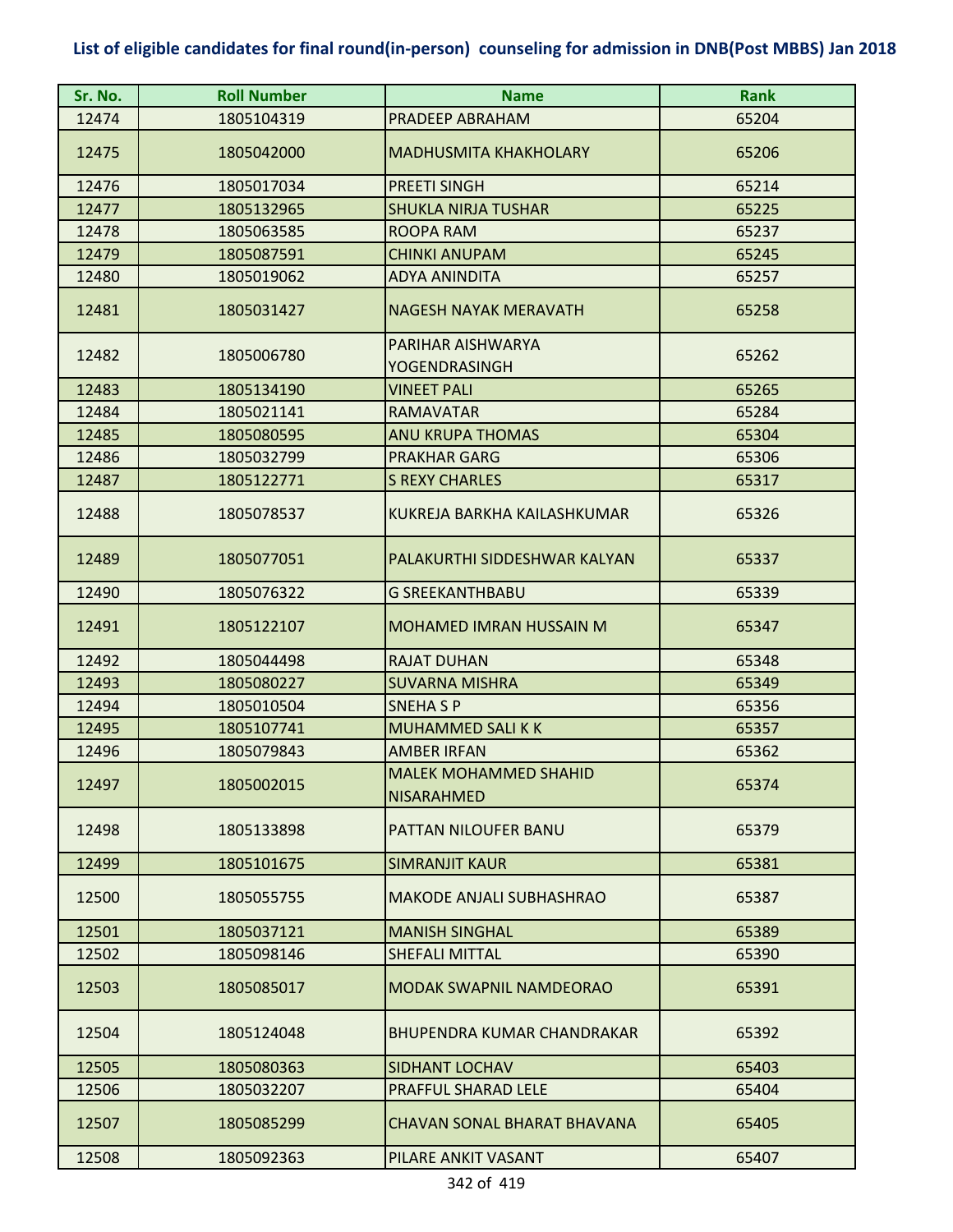# List of eligible candidates for final round(in-person) counseling for admission in DNB(Post MBBS) Jan 2018

| Sr. No. | Roll Number | Name | Rank |
|---|---|---|---|
| 12474 | 1805104319 | PRADEEP ABRAHAM | 65204 |
| 12475 | 1805042000 | MADHUSMITA KHAKHOLARY | 65206 |
| 12476 | 1805017034 | PREETI SINGH | 65214 |
| 12477 | 1805132965 | SHUKLA NIRJA TUSHAR | 65225 |
| 12478 | 1805063585 | ROOPA RAM | 65237 |
| 12479 | 1805087591 | CHINKI ANUPAM | 65245 |
| 12480 | 1805019062 | ADYA ANINDITA | 65257 |
| 12481 | 1805031427 | NAGESH NAYAK MERAVATH | 65258 |
| 12482 | 1805006780 | PARIHAR AISHWARYA YOGENDRASINGH | 65262 |
| 12483 | 1805134190 | VINEET PALI | 65265 |
| 12484 | 1805021141 | RAMAVATAR | 65284 |
| 12485 | 1805080595 | ANU KRUPA THOMAS | 65304 |
| 12486 | 1805032799 | PRAKHAR GARG | 65306 |
| 12487 | 1805122771 | S REXY CHARLES | 65317 |
| 12488 | 1805078537 | KUKREJA BARKHA KAILASHKUMAR | 65326 |
| 12489 | 1805077051 | PALAKURTHI SIDDESHWAR KALYAN | 65337 |
| 12490 | 1805076322 | G SREEKANTHBABU | 65339 |
| 12491 | 1805122107 | MOHAMED IMRAN HUSSAIN M | 65347 |
| 12492 | 1805044498 | RAJAT DUHAN | 65348 |
| 12493 | 1805080227 | SUVARNA MISHRA | 65349 |
| 12494 | 1805010504 | SNEHA S P | 65356 |
| 12495 | 1805107741 | MUHAMMED SALI K K | 65357 |
| 12496 | 1805079843 | AMBER IRFAN | 65362 |
| 12497 | 1805002015 | MALEK MOHAMMED SHAHID NISARAHMED | 65374 |
| 12498 | 1805133898 | PATTAN NILOUFER BANU | 65379 |
| 12499 | 1805101675 | SIMRANJIT KAUR | 65381 |
| 12500 | 1805055755 | MAKODE ANJALI SUBHASHRAO | 65387 |
| 12501 | 1805037121 | MANISH SINGHAL | 65389 |
| 12502 | 1805098146 | SHEFALI MITTAL | 65390 |
| 12503 | 1805085017 | MODAK SWAPNIL NAMDEORAO | 65391 |
| 12504 | 1805124048 | BHUPENDRA KUMAR CHANDRAKAR | 65392 |
| 12505 | 1805080363 | SIDHANT LOCHAV | 65403 |
| 12506 | 1805032207 | PRAFFUL SHARAD LELE | 65404 |
| 12507 | 1805085299 | CHAVAN SONAL BHARAT BHAVANA | 65405 |
| 12508 | 1805092363 | PILARE ANKIT VASANT | 65407 |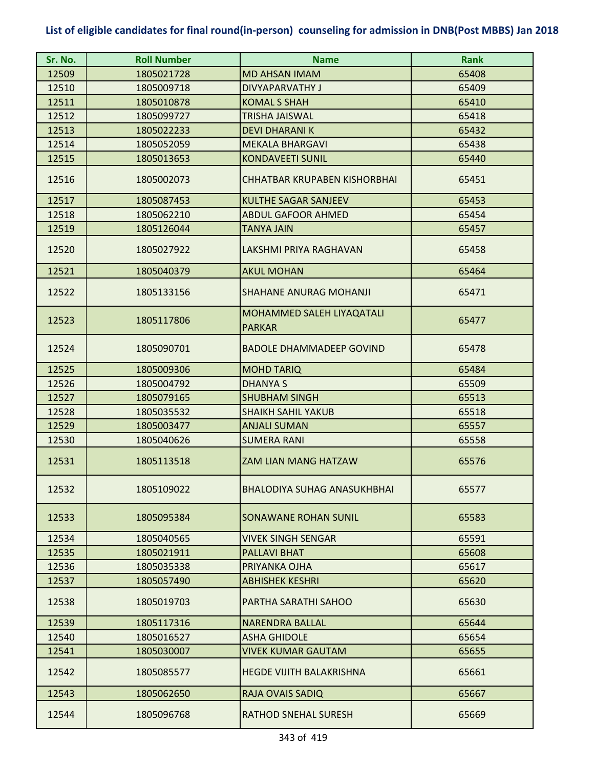# List of eligible candidates for final round(in-person) counseling for admission in DNB(Post MBBS) Jan 2018

| Sr. No. | Roll Number | Name | Rank |
|---|---|---|---|
| 12509 | 1805021728 | MD AHSAN IMAM | 65408 |
| 12510 | 1805009718 | DIVYAPARVATHY J | 65409 |
| 12511 | 1805010878 | KOMAL S SHAH | 65410 |
| 12512 | 1805099727 | TRISHA JAISWAL | 65418 |
| 12513 | 1805022233 | DEVI DHARANI K | 65432 |
| 12514 | 1805052059 | MEKALA BHARGAVI | 65438 |
| 12515 | 1805013653 | KONDAVEETI SUNIL | 65440 |
| 12516 | 1805002073 | CHHATBAR KRUPABEN KISHORBHAI | 65451 |
| 12517 | 1805087453 | KULTHE SAGAR SANJEEV | 65453 |
| 12518 | 1805062210 | ABDUL GAFOOR AHMED | 65454 |
| 12519 | 1805126044 | TANYA JAIN | 65457 |
| 12520 | 1805027922 | LAKSHMI PRIYA RAGHAVAN | 65458 |
| 12521 | 1805040379 | AKUL MOHAN | 65464 |
| 12522 | 1805133156 | SHAHANE ANURAG MOHANJI | 65471 |
| 12523 | 1805117806 | MOHAMMED SALEH LIYAQATALI PARKAR | 65477 |
| 12524 | 1805090701 | BADOLE DHAMMADEEP GOVIND | 65478 |
| 12525 | 1805009306 | MOHD TARIQ | 65484 |
| 12526 | 1805004792 | DHANYA S | 65509 |
| 12527 | 1805079165 | SHUBHAM SINGH | 65513 |
| 12528 | 1805035532 | SHAIKH SAHIL YAKUB | 65518 |
| 12529 | 1805003477 | ANJALI SUMAN | 65557 |
| 12530 | 1805040626 | SUMERA RANI | 65558 |
| 12531 | 1805113518 | ZAM LIAN MANG HATZAW | 65576 |
| 12532 | 1805109022 | BHALODIYA SUHAG ANASUKHBHAI | 65577 |
| 12533 | 1805095384 | SONAWANE ROHAN SUNIL | 65583 |
| 12534 | 1805040565 | VIVEK SINGH SENGAR | 65591 |
| 12535 | 1805021911 | PALLAVI BHAT | 65608 |
| 12536 | 1805035338 | PRIYANKA OJHA | 65617 |
| 12537 | 1805057490 | ABHISHEK KESHRI | 65620 |
| 12538 | 1805019703 | PARTHA SARATHI SAHOO | 65630 |
| 12539 | 1805117316 | NARENDRA BALLAL | 65644 |
| 12540 | 1805016527 | ASHA GHIDOLE | 65654 |
| 12541 | 1805030007 | VIVEK KUMAR GAUTAM | 65655 |
| 12542 | 1805085577 | HEGDE VIJITH BALAKRISHNA | 65661 |
| 12543 | 1805062650 | RAJA OVAIS SADIQ | 65667 |
| 12544 | 1805096768 | RATHOD SNEHAL SURESH | 65669 |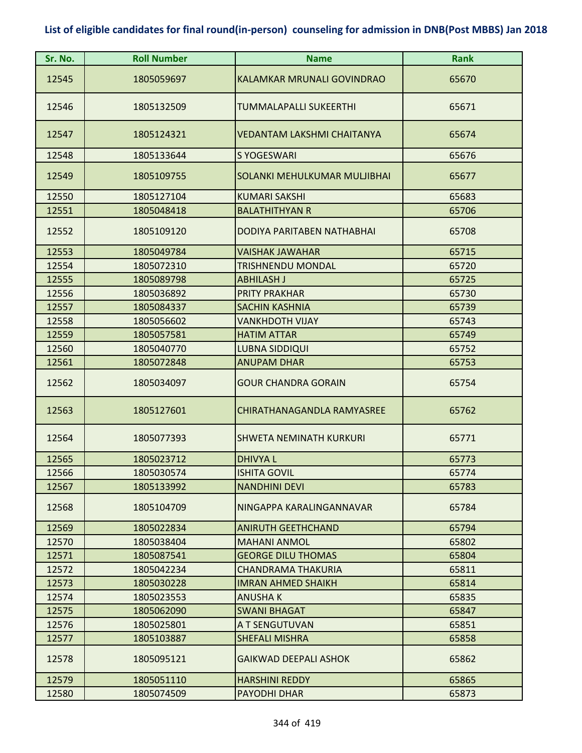## List of eligible candidates for final round(in-person) counseling for admission in DNB(Post MBBS) Jan 2018

| Sr. No. | Roll Number | Name | Rank |
|---|---|---|---|
| 12545 | 1805059697 | KALAMKAR MRUNALI GOVINDRAO | 65670 |
| 12546 | 1805132509 | TUMMALAPALLI SUKEERTHI | 65671 |
| 12547 | 1805124321 | VEDANTAM LAKSHMI CHAITANYA | 65674 |
| 12548 | 1805133644 | S YOGESWARI | 65676 |
| 12549 | 1805109755 | SOLANKI MEHULKUMAR MULJIBHAI | 65677 |
| 12550 | 1805127104 | KUMARI SAKSHI | 65683 |
| 12551 | 1805048418 | BALATHITHYAN R | 65706 |
| 12552 | 1805109120 | DODIYA PARITABEN NATHABHAI | 65708 |
| 12553 | 1805049784 | VAISHAK JAWAHAR | 65715 |
| 12554 | 1805072310 | TRISHNENDU MONDAL | 65720 |
| 12555 | 1805089798 | ABHILASH J | 65725 |
| 12556 | 1805036892 | PRITY PRAKHAR | 65730 |
| 12557 | 1805084337 | SACHIN KASHNIA | 65739 |
| 12558 | 1805056602 | VANKHDOTH VIJAY | 65743 |
| 12559 | 1805057581 | HATIM ATTAR | 65749 |
| 12560 | 1805040770 | LUBNA SIDDIQUI | 65752 |
| 12561 | 1805072848 | ANUPAM DHAR | 65753 |
| 12562 | 1805034097 | GOUR CHANDRA GORAIN | 65754 |
| 12563 | 1805127601 | CHIRATHANAGANDLA RAMYASREE | 65762 |
| 12564 | 1805077393 | SHWETA NEMINATH KURKURI | 65771 |
| 12565 | 1805023712 | DHIVYA L | 65773 |
| 12566 | 1805030574 | ISHITA GOVIL | 65774 |
| 12567 | 1805133992 | NANDHINI DEVI | 65783 |
| 12568 | 1805104709 | NINGAPPA KARALINGANNAVAR | 65784 |
| 12569 | 1805022834 | ANIRUTH GEETHCHAND | 65794 |
| 12570 | 1805038404 | MAHANI ANMOL | 65802 |
| 12571 | 1805087541 | GEORGE DILU THOMAS | 65804 |
| 12572 | 1805042234 | CHANDRAMA THAKURIA | 65811 |
| 12573 | 1805030228 | IMRAN AHMED SHAIKH | 65814 |
| 12574 | 1805023553 | ANUSHA K | 65835 |
| 12575 | 1805062090 | SWANI BHAGAT | 65847 |
| 12576 | 1805025801 | A T SENGUTUVAN | 65851 |
| 12577 | 1805103887 | SHEFALI MISHRA | 65858 |
| 12578 | 1805095121 | GAIKWAD DEEPALI ASHOK | 65862 |
| 12579 | 1805051110 | HARSHINI REDDY | 65865 |
| 12580 | 1805074509 | PAYODHI DHAR | 65873 |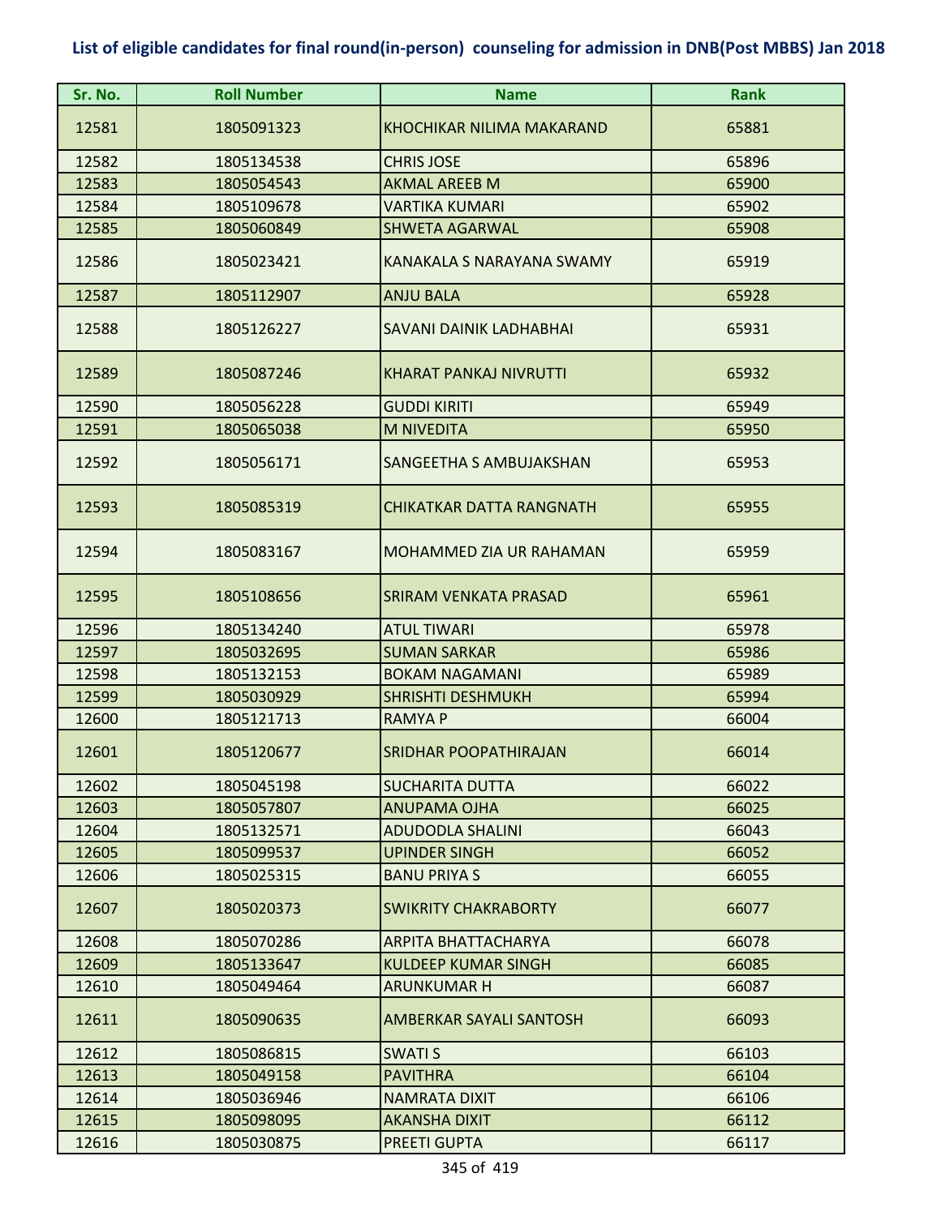## List of eligible candidates for final round(in-person) counseling for admission in DNB(Post MBBS) Jan 2018

| Sr. No. | Roll Number | Name | Rank |
|---|---|---|---|
| 12581 | 1805091323 | KHOCHIKAR NILIMA MAKARAND | 65881 |
| 12582 | 1805134538 | CHRIS JOSE | 65896 |
| 12583 | 1805054543 | AKMAL AREEB M | 65900 |
| 12584 | 1805109678 | VARTIKA KUMARI | 65902 |
| 12585 | 1805060849 | SHWETA AGARWAL | 65908 |
| 12586 | 1805023421 | KANAKALA S NARAYANA SWAMY | 65919 |
| 12587 | 1805112907 | ANJU BALA | 65928 |
| 12588 | 1805126227 | SAVANI DAINIK LADHABHAI | 65931 |
| 12589 | 1805087246 | KHARAT PANKAJ NIVRUTTI | 65932 |
| 12590 | 1805056228 | GUDDI KIRITI | 65949 |
| 12591 | 1805065038 | M NIVEDITA | 65950 |
| 12592 | 1805056171 | SANGEETHA S AMBUJAKSHAN | 65953 |
| 12593 | 1805085319 | CHIKATKAR DATTA RANGNATH | 65955 |
| 12594 | 1805083167 | MOHAMMED ZIA UR RAHAMAN | 65959 |
| 12595 | 1805108656 | SRIRAM VENKATA PRASAD | 65961 |
| 12596 | 1805134240 | ATUL TIWARI | 65978 |
| 12597 | 1805032695 | SUMAN SARKAR | 65986 |
| 12598 | 1805132153 | BOKAM NAGAMANI | 65989 |
| 12599 | 1805030929 | SHRISHTI DESHMUKH | 65994 |
| 12600 | 1805121713 | RAMYA P | 66004 |
| 12601 | 1805120677 | SRIDHAR POOPATHIRAJAN | 66014 |
| 12602 | 1805045198 | SUCHARITA DUTTA | 66022 |
| 12603 | 1805057807 | ANUPAMA OJHA | 66025 |
| 12604 | 1805132571 | ADUDODLA SHALINI | 66043 |
| 12605 | 1805099537 | UPINDER SINGH | 66052 |
| 12606 | 1805025315 | BANU PRIYA S | 66055 |
| 12607 | 1805020373 | SWIKRITY CHAKRABORTY | 66077 |
| 12608 | 1805070286 | ARPITA BHATTACHARYA | 66078 |
| 12609 | 1805133647 | KULDEEP KUMAR SINGH | 66085 |
| 12610 | 1805049464 | ARUNKUMAR H | 66087 |
| 12611 | 1805090635 | AMBERKAR SAYALI SANTOSH | 66093 |
| 12612 | 1805086815 | SWATI S | 66103 |
| 12613 | 1805049158 | PAVITHRA | 66104 |
| 12614 | 1805036946 | NAMRATA DIXIT | 66106 |
| 12615 | 1805098095 | AKANSHA DIXIT | 66112 |
| 12616 | 1805030875 | PREETI GUPTA | 66117 |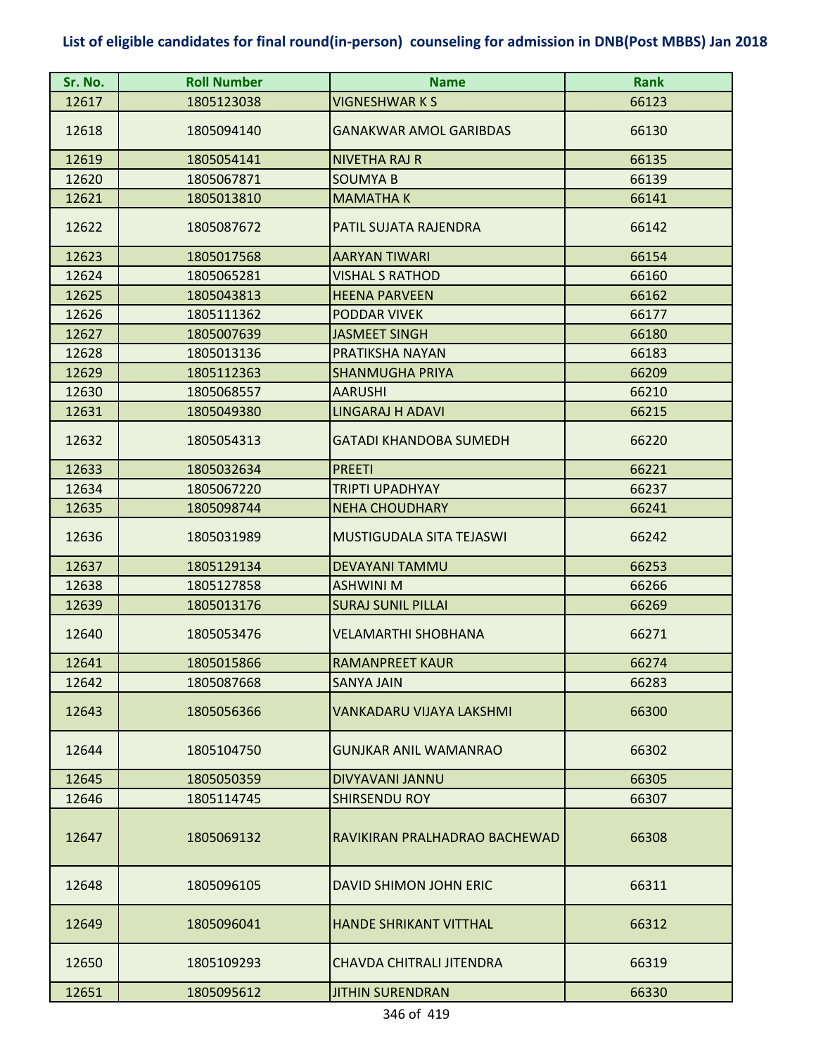## List of eligible candidates for final round(in-person) counseling for admission in DNB(Post MBBS) Jan 2018

| Sr. No. | Roll Number | Name | Rank |
|---|---|---|---|
| 12617 | 1805123038 | VIGNESHWAR K S | 66123 |
| 12618 | 1805094140 | GANAKWAR AMOL GARIBDAS | 66130 |
| 12619 | 1805054141 | NIVETHA RAJ R | 66135 |
| 12620 | 1805067871 | SOUMYA B | 66139 |
| 12621 | 1805013810 | MAMATHA K | 66141 |
| 12622 | 1805087672 | PATIL SUJATA RAJENDRA | 66142 |
| 12623 | 1805017568 | AARYAN TIWARI | 66154 |
| 12624 | 1805065281 | VISHAL S RATHOD | 66160 |
| 12625 | 1805043813 | HEENA PARVEEN | 66162 |
| 12626 | 1805111362 | PODDAR VIVEK | 66177 |
| 12627 | 1805007639 | JASMEET SINGH | 66180 |
| 12628 | 1805013136 | PRATIKSHA NAYAN | 66183 |
| 12629 | 1805112363 | SHANMUGHA PRIYA | 66209 |
| 12630 | 1805068557 | AARUSHI | 66210 |
| 12631 | 1805049380 | LINGARAJ H ADAVI | 66215 |
| 12632 | 1805054313 | GATADI KHANDOBA SUMEDH | 66220 |
| 12633 | 1805032634 | PREETI | 66221 |
| 12634 | 1805067220 | TRIPTI UPADHYAY | 66237 |
| 12635 | 1805098744 | NEHA CHOUDHARY | 66241 |
| 12636 | 1805031989 | MUSTIGUDALA SITA TEJASWI | 66242 |
| 12637 | 1805129134 | DEVAYANI TAMMU | 66253 |
| 12638 | 1805127858 | ASHWINI M | 66266 |
| 12639 | 1805013176 | SURAJ SUNIL PILLAI | 66269 |
| 12640 | 1805053476 | VELAMARTHI SHOBHANA | 66271 |
| 12641 | 1805015866 | RAMANPREET KAUR | 66274 |
| 12642 | 1805087668 | SANYA JAIN | 66283 |
| 12643 | 1805056366 | VANKADARU VIJAYA LAKSHMI | 66300 |
| 12644 | 1805104750 | GUNJKAR ANIL WAMANRAO | 66302 |
| 12645 | 1805050359 | DIVYAVANI JANNU | 66305 |
| 12646 | 1805114745 | SHIRSENDU ROY | 66307 |
| 12647 | 1805069132 | RAVIKIRAN PRALHADRAO BACHEWAD | 66308 |
| 12648 | 1805096105 | DAVID SHIMON JOHN ERIC | 66311 |
| 12649 | 1805096041 | HANDE SHRIKANT VITTHAL | 66312 |
| 12650 | 1805109293 | CHAVDA CHITRALI JITENDRA | 66319 |
| 12651 | 1805095612 | JITHIN SURENDRAN | 66330 |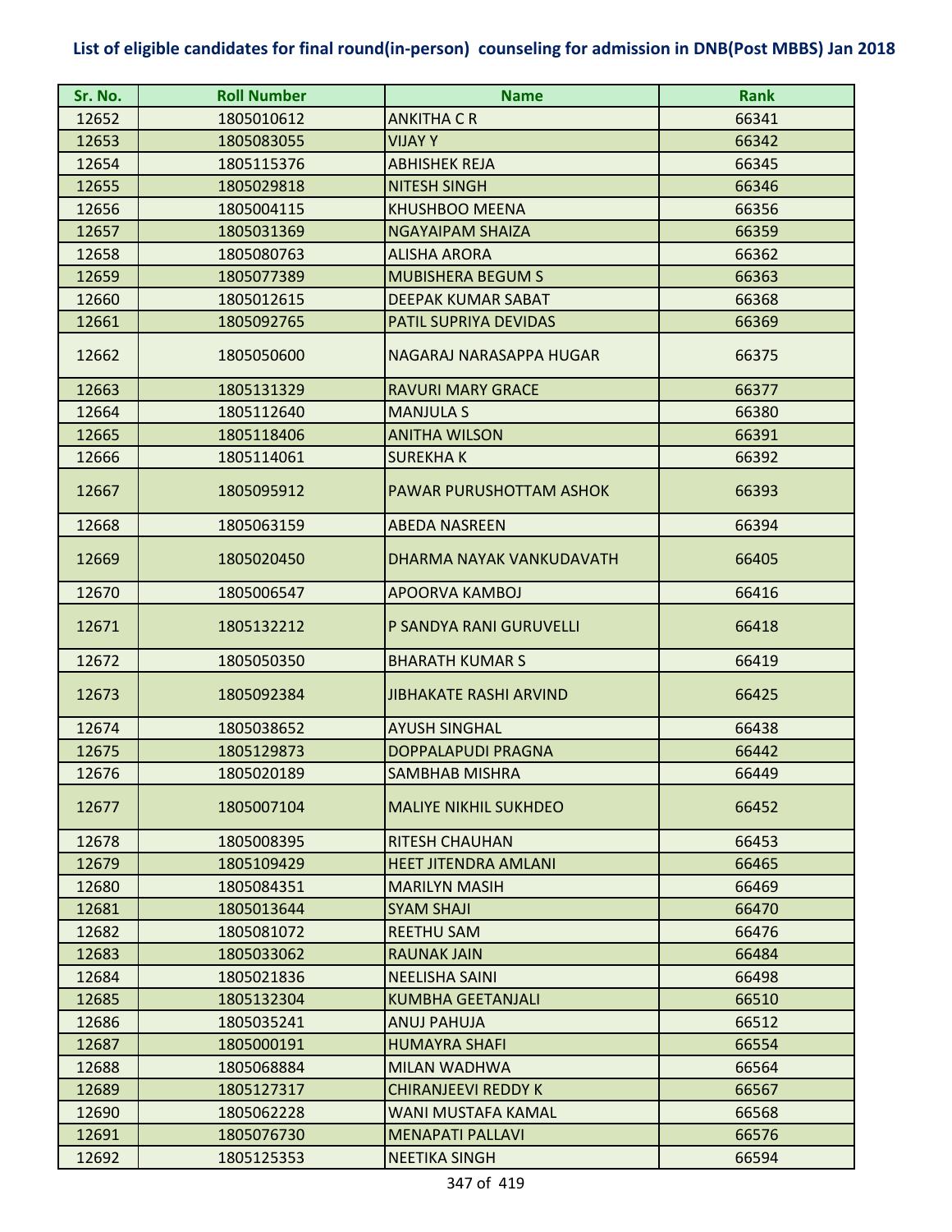# List of eligible candidates for final round(in-person) counseling for admission in DNB(Post MBBS) Jan 2018

| Sr. No. | Roll Number | Name | Rank |
|---|---|---|---|
| 12652 | 1805010612 | ANKITHA C R | 66341 |
| 12653 | 1805083055 | VIJAY Y | 66342 |
| 12654 | 1805115376 | ABHISHEK REJA | 66345 |
| 12655 | 1805029818 | NITESH SINGH | 66346 |
| 12656 | 1805004115 | KHUSHBOO MEENA | 66356 |
| 12657 | 1805031369 | NGAYAIPAM SHAIZA | 66359 |
| 12658 | 1805080763 | ALISHA ARORA | 66362 |
| 12659 | 1805077389 | MUBISHERA BEGUM S | 66363 |
| 12660 | 1805012615 | DEEPAK KUMAR SABAT | 66368 |
| 12661 | 1805092765 | PATIL SUPRIYA DEVIDAS | 66369 |
| 12662 | 1805050600 | NAGARAJ NARASAPPA HUGAR | 66375 |
| 12663 | 1805131329 | RAVURI MARY GRACE | 66377 |
| 12664 | 1805112640 | MANJULA S | 66380 |
| 12665 | 1805118406 | ANITHA WILSON | 66391 |
| 12666 | 1805114061 | SUREKHA K | 66392 |
| 12667 | 1805095912 | PAWAR PURUSHOTTAM ASHOK | 66393 |
| 12668 | 1805063159 | ABEDA NASREEN | 66394 |
| 12669 | 1805020450 | DHARMA NAYAK VANKUDAVATH | 66405 |
| 12670 | 1805006547 | APOORVA KAMBOJ | 66416 |
| 12671 | 1805132212 | P SANDYA RANI GURUVELLI | 66418 |
| 12672 | 1805050350 | BHARATH KUMAR S | 66419 |
| 12673 | 1805092384 | JIBHAKATE RASHI ARVIND | 66425 |
| 12674 | 1805038652 | AYUSH SINGHAL | 66438 |
| 12675 | 1805129873 | DOPPALAPUDI PRAGNA | 66442 |
| 12676 | 1805020189 | SAMBHAB MISHRA | 66449 |
| 12677 | 1805007104 | MALIYE NIKHIL SUKHDEO | 66452 |
| 12678 | 1805008395 | RITESH CHAUHAN | 66453 |
| 12679 | 1805109429 | HEET JITENDRA AMLANI | 66465 |
| 12680 | 1805084351 | MARILYN MASIH | 66469 |
| 12681 | 1805013644 | SYAM SHAJI | 66470 |
| 12682 | 1805081072 | REETHU SAM | 66476 |
| 12683 | 1805033062 | RAUNAK JAIN | 66484 |
| 12684 | 1805021836 | NEELISHA SAINI | 66498 |
| 12685 | 1805132304 | KUMBHA GEETANJALI | 66510 |
| 12686 | 1805035241 | ANUJ PAHUJA | 66512 |
| 12687 | 1805000191 | HUMAYRA SHAFI | 66554 |
| 12688 | 1805068884 | MILAN WADHWA | 66564 |
| 12689 | 1805127317 | CHIRANJEEVI REDDY K | 66567 |
| 12690 | 1805062228 | WANI MUSTAFA KAMAL | 66568 |
| 12691 | 1805076730 | MENAPATI PALLAVI | 66576 |
| 12692 | 1805125353 | NEETIKA SINGH | 66594 |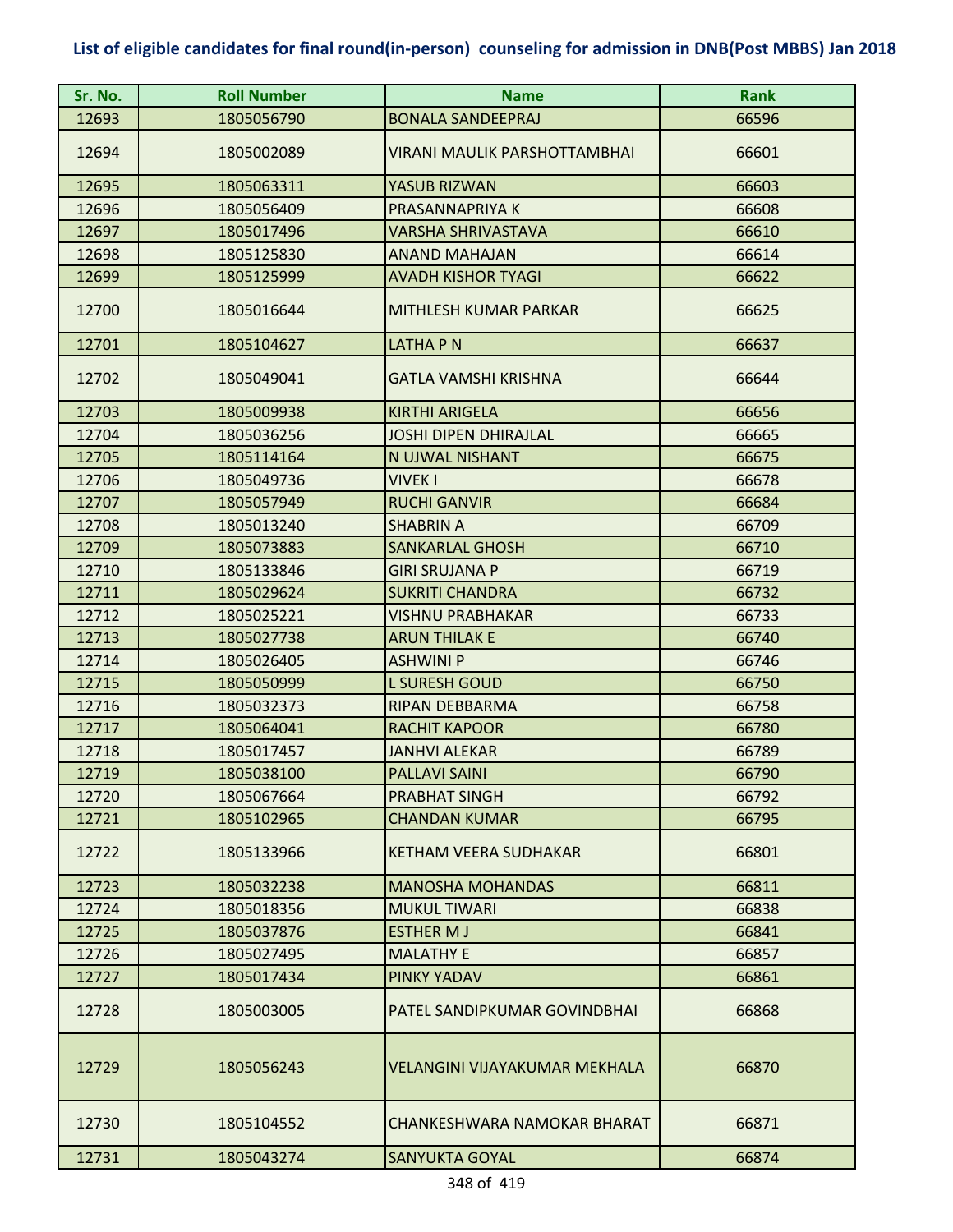## List of eligible candidates for final round(in-person) counseling for admission in DNB(Post MBBS) Jan 2018

| Sr. No. | Roll Number | Name | Rank |
|---|---|---|---|
| 12693 | 1805056790 | BONALA SANDEEPRAJ | 66596 |
| 12694 | 1805002089 | VIRANI MAULIK PARSHOTTAMBHAI | 66601 |
| 12695 | 1805063311 | YASUB RIZWAN | 66603 |
| 12696 | 1805056409 | PRASANNAPRIYA K | 66608 |
| 12697 | 1805017496 | VARSHA SHRIVASTAVA | 66610 |
| 12698 | 1805125830 | ANAND MAHAJAN | 66614 |
| 12699 | 1805125999 | AVADH KISHOR TYAGI | 66622 |
| 12700 | 1805016644 | MITHLESH KUMAR PARKAR | 66625 |
| 12701 | 1805104627 | LATHA P N | 66637 |
| 12702 | 1805049041 | GATLA VAMSHI KRISHNA | 66644 |
| 12703 | 1805009938 | KIRTHI ARIGELA | 66656 |
| 12704 | 1805036256 | JOSHI DIPEN DHIRAJLAL | 66665 |
| 12705 | 1805114164 | N UJWAL NISHANT | 66675 |
| 12706 | 1805049736 | VIVEK I | 66678 |
| 12707 | 1805057949 | RUCHI GANVIR | 66684 |
| 12708 | 1805013240 | SHABRIN A | 66709 |
| 12709 | 1805073883 | SANKARLAL GHOSH | 66710 |
| 12710 | 1805133846 | GIRI SRUJANA P | 66719 |
| 12711 | 1805029624 | SUKRITI CHANDRA | 66732 |
| 12712 | 1805025221 | VISHNU PRABHAKAR | 66733 |
| 12713 | 1805027738 | ARUN THILAK E | 66740 |
| 12714 | 1805026405 | ASHWINI P | 66746 |
| 12715 | 1805050999 | L SURESH GOUD | 66750 |
| 12716 | 1805032373 | RIPAN DEBBARMA | 66758 |
| 12717 | 1805064041 | RACHIT KAPOOR | 66780 |
| 12718 | 1805017457 | JANHVI ALEKAR | 66789 |
| 12719 | 1805038100 | PALLAVI SAINI | 66790 |
| 12720 | 1805067664 | PRABHAT SINGH | 66792 |
| 12721 | 1805102965 | CHANDAN KUMAR | 66795 |
| 12722 | 1805133966 | KETHAM VEERA SUDHAKAR | 66801 |
| 12723 | 1805032238 | MANOSHA MOHANDAS | 66811 |
| 12724 | 1805018356 | MUKUL TIWARI | 66838 |
| 12725 | 1805037876 | ESTHER M J | 66841 |
| 12726 | 1805027495 | MALATHY E | 66857 |
| 12727 | 1805017434 | PINKY YADAV | 66861 |
| 12728 | 1805003005 | PATEL SANDIPKUMAR GOVINDBHAI | 66868 |
| 12729 | 1805056243 | VELANGINI VIJAYAKUMAR MEKHALA | 66870 |
| 12730 | 1805104552 | CHANKESHWARA NAMOKAR BHARAT | 66871 |
| 12731 | 1805043274 | SANYUKTA GOYAL | 66874 |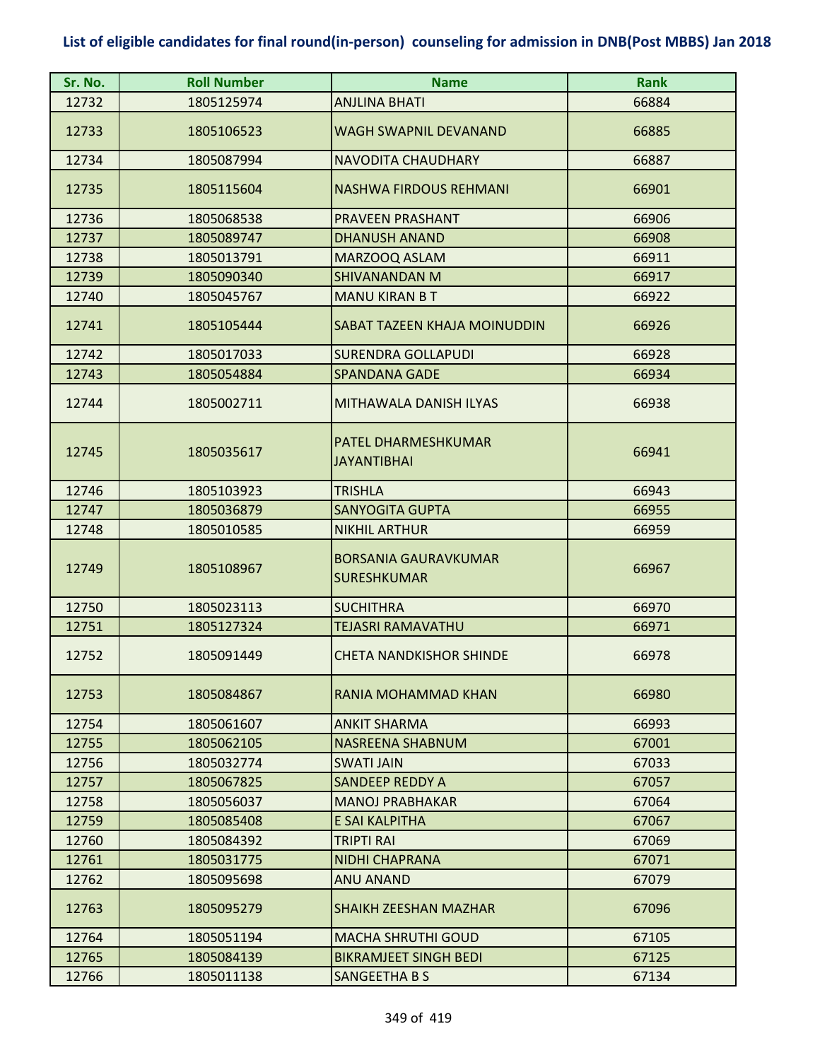## List of eligible candidates for final round(in-person) counseling for admission in DNB(Post MBBS) Jan 2018

| Sr. No. | Roll Number | Name | Rank |
|---|---|---|---|
| 12732 | 1805125974 | ANJLINA BHATI | 66884 |
| 12733 | 1805106523 | WAGH SWAPNIL DEVANAND | 66885 |
| 12734 | 1805087994 | NAVODITA CHAUDHARY | 66887 |
| 12735 | 1805115604 | NASHWA FIRDOUS REHMANI | 66901 |
| 12736 | 1805068538 | PRAVEEN PRASHANT | 66906 |
| 12737 | 1805089747 | DHANUSH ANAND | 66908 |
| 12738 | 1805013791 | MARZOOQ ASLAM | 66911 |
| 12739 | 1805090340 | SHIVANANDAN M | 66917 |
| 12740 | 1805045767 | MANU KIRAN B T | 66922 |
| 12741 | 1805105444 | SABAT TAZEEN KHAJA MOINUDDIN | 66926 |
| 12742 | 1805017033 | SURENDRA GOLLAPUDI | 66928 |
| 12743 | 1805054884 | SPANDANA GADE | 66934 |
| 12744 | 1805002711 | MITHAWALA DANISH ILYAS | 66938 |
| 12745 | 1805035617 | PATEL DHARMESHKUMAR JAYANTIBHAI | 66941 |
| 12746 | 1805103923 | TRISHLA | 66943 |
| 12747 | 1805036879 | SANYOGITA GUPTA | 66955 |
| 12748 | 1805010585 | NIKHIL ARTHUR | 66959 |
| 12749 | 1805108967 | BORSANIA GAURAVKUMAR SURESHKUMAR | 66967 |
| 12750 | 1805023113 | SUCHITHRA | 66970 |
| 12751 | 1805127324 | TEJASRI RAMAVATHU | 66971 |
| 12752 | 1805091449 | CHETA NANDKISHOR SHINDE | 66978 |
| 12753 | 1805084867 | RANIA MOHAMMAD KHAN | 66980 |
| 12754 | 1805061607 | ANKIT SHARMA | 66993 |
| 12755 | 1805062105 | NASREENA SHABNUM | 67001 |
| 12756 | 1805032774 | SWATI JAIN | 67033 |
| 12757 | 1805067825 | SANDEEP REDDY A | 67057 |
| 12758 | 1805056037 | MANOJ PRABHAKAR | 67064 |
| 12759 | 1805085408 | E SAI KALPITHA | 67067 |
| 12760 | 1805084392 | TRIPTI RAI | 67069 |
| 12761 | 1805031775 | NIDHI CHAPRANA | 67071 |
| 12762 | 1805095698 | ANU ANAND | 67079 |
| 12763 | 1805095279 | SHAIKH ZEESHAN MAZHAR | 67096 |
| 12764 | 1805051194 | MACHA SHRUTHI GOUD | 67105 |
| 12765 | 1805084139 | BIKRAMJEET SINGH BEDI | 67125 |
| 12766 | 1805011138 | SANGEETHA B S | 67134 |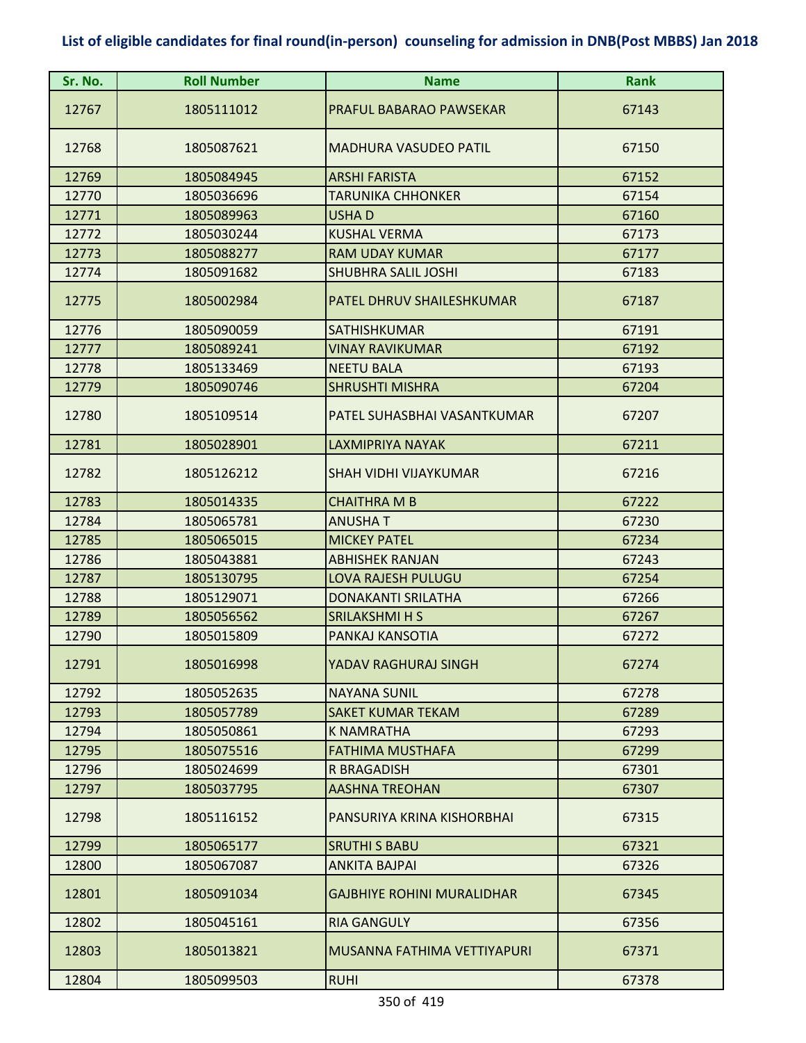## List of eligible candidates for final round(in-person) counseling for admission in DNB(Post MBBS) Jan 2018

| Sr. No. | Roll Number | Name | Rank |
|---|---|---|---|
| 12767 | 1805111012 | PRAFUL BABARAO PAWSEKAR | 67143 |
| 12768 | 1805087621 | MADHURA VASUDEO PATIL | 67150 |
| 12769 | 1805084945 | ARSHI FARISTA | 67152 |
| 12770 | 1805036696 | TARUNIKA CHHONKER | 67154 |
| 12771 | 1805089963 | USHA D | 67160 |
| 12772 | 1805030244 | KUSHAL VERMA | 67173 |
| 12773 | 1805088277 | RAM UDAY KUMAR | 67177 |
| 12774 | 1805091682 | SHUBHRA SALIL JOSHI | 67183 |
| 12775 | 1805002984 | PATEL DHRUV SHAILESHKUMAR | 67187 |
| 12776 | 1805090059 | SATHISHKUMAR | 67191 |
| 12777 | 1805089241 | VINAY RAVIKUMAR | 67192 |
| 12778 | 1805133469 | NEETU BALA | 67193 |
| 12779 | 1805090746 | SHRUSHTI MISHRA | 67204 |
| 12780 | 1805109514 | PATEL SUHASBHAI VASANTKUMAR | 67207 |
| 12781 | 1805028901 | LAXMIPRIYA NAYAK | 67211 |
| 12782 | 1805126212 | SHAH VIDHI VIJAYKUMAR | 67216 |
| 12783 | 1805014335 | CHAITHRA M B | 67222 |
| 12784 | 1805065781 | ANUSHA T | 67230 |
| 12785 | 1805065015 | MICKEY PATEL | 67234 |
| 12786 | 1805043881 | ABHISHEK RANJAN | 67243 |
| 12787 | 1805130795 | LOVA RAJESH PULUGU | 67254 |
| 12788 | 1805129071 | DONAKANTI SRILATHA | 67266 |
| 12789 | 1805056562 | SRILAKSHMI H S | 67267 |
| 12790 | 1805015809 | PANKAJ KANSOTIA | 67272 |
| 12791 | 1805016998 | YADAV RAGHURAJ SINGH | 67274 |
| 12792 | 1805052635 | NAYANA SUNIL | 67278 |
| 12793 | 1805057789 | SAKET KUMAR TEKAM | 67289 |
| 12794 | 1805050861 | K NAMRATHA | 67293 |
| 12795 | 1805075516 | FATHIMA MUSTHAFA | 67299 |
| 12796 | 1805024699 | R BRAGADISH | 67301 |
| 12797 | 1805037795 | AASHNA TREOHAN | 67307 |
| 12798 | 1805116152 | PANSURIYA KRINA KISHORBHAI | 67315 |
| 12799 | 1805065177 | SRUTHI S BABU | 67321 |
| 12800 | 1805067087 | ANKITA BAJPAI | 67326 |
| 12801 | 1805091034 | GAJBHIYE ROHINI MURALIDHAR | 67345 |
| 12802 | 1805045161 | RIA GANGULY | 67356 |
| 12803 | 1805013821 | MUSANNA FATHIMA VETTIYAPURI | 67371 |
| 12804 | 1805099503 | RUHI | 67378 |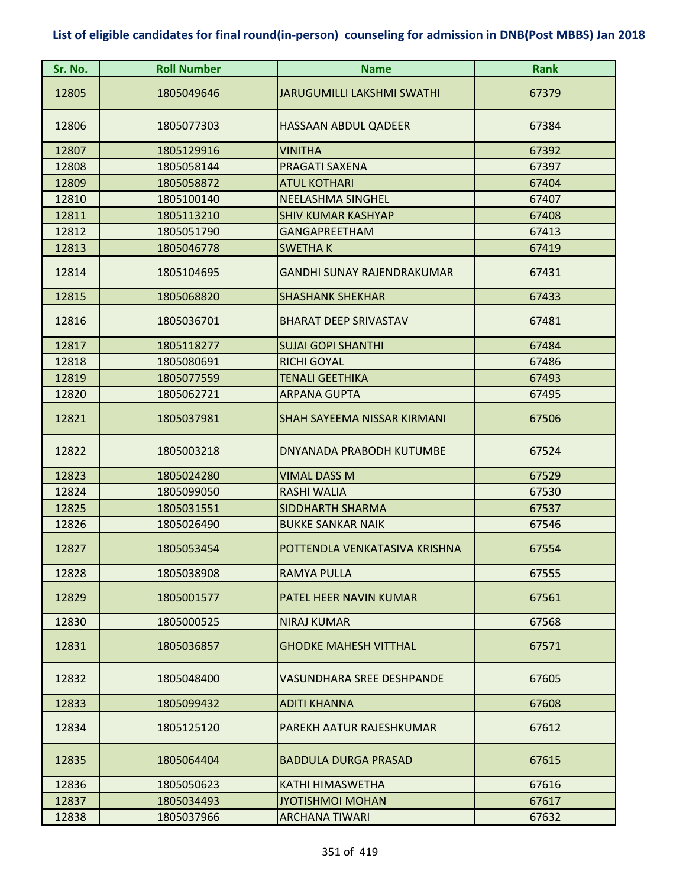# List of eligible candidates for final round(in-person) counseling for admission in DNB(Post MBBS) Jan 2018

| Sr. No. | Roll Number | Name | Rank |
|---|---|---|---|
| 12805 | 1805049646 | JARUGUMILLI LAKSHMI SWATHI | 67379 |
| 12806 | 1805077303 | HASSAAN ABDUL QADEER | 67384 |
| 12807 | 1805129916 | VINITHA | 67392 |
| 12808 | 1805058144 | PRAGATI SAXENA | 67397 |
| 12809 | 1805058872 | ATUL KOTHARI | 67404 |
| 12810 | 1805100140 | NEELASHMA SINGHEL | 67407 |
| 12811 | 1805113210 | SHIV KUMAR KASHYAP | 67408 |
| 12812 | 1805051790 | GANGAPREETHAM | 67413 |
| 12813 | 1805046778 | SWETHA K | 67419 |
| 12814 | 1805104695 | GANDHI SUNAY RAJENDRAKUMAR | 67431 |
| 12815 | 1805068820 | SHASHANK SHEKHAR | 67433 |
| 12816 | 1805036701 | BHARAT DEEP SRIVASTAV | 67481 |
| 12817 | 1805118277 | SUJAI GOPI SHANTHI | 67484 |
| 12818 | 1805080691 | RICHI GOYAL | 67486 |
| 12819 | 1805077559 | TENALI GEETHIKA | 67493 |
| 12820 | 1805062721 | ARPANA GUPTA | 67495 |
| 12821 | 1805037981 | SHAH SAYEEMA NISSAR KIRMANI | 67506 |
| 12822 | 1805003218 | DNYANADA PRABODH KUTUMBE | 67524 |
| 12823 | 1805024280 | VIMAL DASS M | 67529 |
| 12824 | 1805099050 | RASHI WALIA | 67530 |
| 12825 | 1805031551 | SIDDHARTH SHARMA | 67537 |
| 12826 | 1805026490 | BUKKE SANKAR NAIK | 67546 |
| 12827 | 1805053454 | POTTENDLA VENKATASIVA KRISHNA | 67554 |
| 12828 | 1805038908 | RAMYA PULLA | 67555 |
| 12829 | 1805001577 | PATEL HEER NAVIN KUMAR | 67561 |
| 12830 | 1805000525 | NIRAJ KUMAR | 67568 |
| 12831 | 1805036857 | GHODKE MAHESH VITTHAL | 67571 |
| 12832 | 1805048400 | VASUNDHARA SREE DESHPANDE | 67605 |
| 12833 | 1805099432 | ADITI KHANNA | 67608 |
| 12834 | 1805125120 | PAREKH AATUR RAJESHKUMAR | 67612 |
| 12835 | 1805064404 | BADDULA DURGA PRASAD | 67615 |
| 12836 | 1805050623 | KATHI HIMASWETHA | 67616 |
| 12837 | 1805034493 | JYOTISHMOI MOHAN | 67617 |
| 12838 | 1805037966 | ARCHANA TIWARI | 67632 |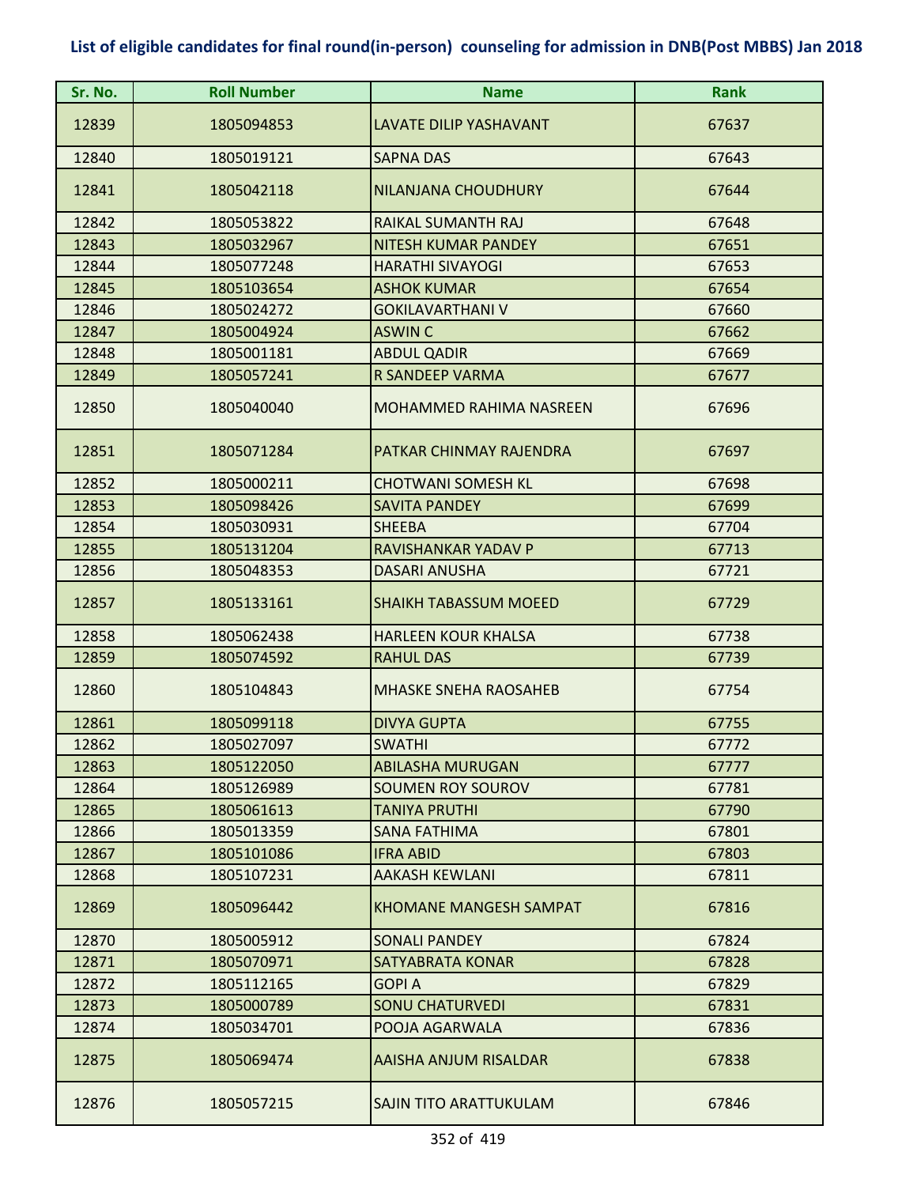**List of eligible candidates for final round(in-person) counseling for admission in DNB(Post MBBS) Jan 2018**

| Sr. No. | Roll Number | Name | Rank |
|---|---|---|---|
| 12839 | 1805094853 | LAVATE DILIP YASHAVANT | 67637 |
| 12840 | 1805019121 | SAPNA DAS | 67643 |
| 12841 | 1805042118 | NILANJANA CHOUDHURY | 67644 |
| 12842 | 1805053822 | RAIKAL SUMANTH RAJ | 67648 |
| 12843 | 1805032967 | NITESH KUMAR PANDEY | 67651 |
| 12844 | 1805077248 | HARATHI SIVAYOGI | 67653 |
| 12845 | 1805103654 | ASHOK KUMAR | 67654 |
| 12846 | 1805024272 | GOKILAVARTHANI V | 67660 |
| 12847 | 1805004924 | ASWIN C | 67662 |
| 12848 | 1805001181 | ABDUL QADIR | 67669 |
| 12849 | 1805057241 | R SANDEEP VARMA | 67677 |
| 12850 | 1805040040 | MOHAMMED RAHIMA NASREEN | 67696 |
| 12851 | 1805071284 | PATKAR CHINMAY RAJENDRA | 67697 |
| 12852 | 1805000211 | CHOTWANI SOMESH KL | 67698 |
| 12853 | 1805098426 | SAVITA PANDEY | 67699 |
| 12854 | 1805030931 | SHEEBA | 67704 |
| 12855 | 1805131204 | RAVISHANKAR YADAV P | 67713 |
| 12856 | 1805048353 | DASARI ANUSHA | 67721 |
| 12857 | 1805133161 | SHAIKH TABASSUM MOEED | 67729 |
| 12858 | 1805062438 | HARLEEN KOUR KHALSA | 67738 |
| 12859 | 1805074592 | RAHUL DAS | 67739 |
| 12860 | 1805104843 | MHASKE SNEHA RAOSAHEB | 67754 |
| 12861 | 1805099118 | DIVYA GUPTA | 67755 |
| 12862 | 1805027097 | SWATHI | 67772 |
| 12863 | 1805122050 | ABILASHA MURUGAN | 67777 |
| 12864 | 1805126989 | SOUMEN ROY SOUROV | 67781 |
| 12865 | 1805061613 | TANIYA PRUTHI | 67790 |
| 12866 | 1805013359 | SANA FATHIMA | 67801 |
| 12867 | 1805101086 | IFRA ABID | 67803 |
| 12868 | 1805107231 | AAKASH KEWLANI | 67811 |
| 12869 | 1805096442 | KHOMANE MANGESH SAMPAT | 67816 |
| 12870 | 1805005912 | SONALI PANDEY | 67824 |
| 12871 | 1805070971 | SATYABRATA KONAR | 67828 |
| 12872 | 1805112165 | GOPI A | 67829 |
| 12873 | 1805000789 | SONU CHATURVEDI | 67831 |
| 12874 | 1805034701 | POOJA AGARWALA | 67836 |
| 12875 | 1805069474 | AAISHA ANJUM RISALDAR | 67838 |
| 12876 | 1805057215 | SAJIN TITO ARATTUKULAM | 67846 |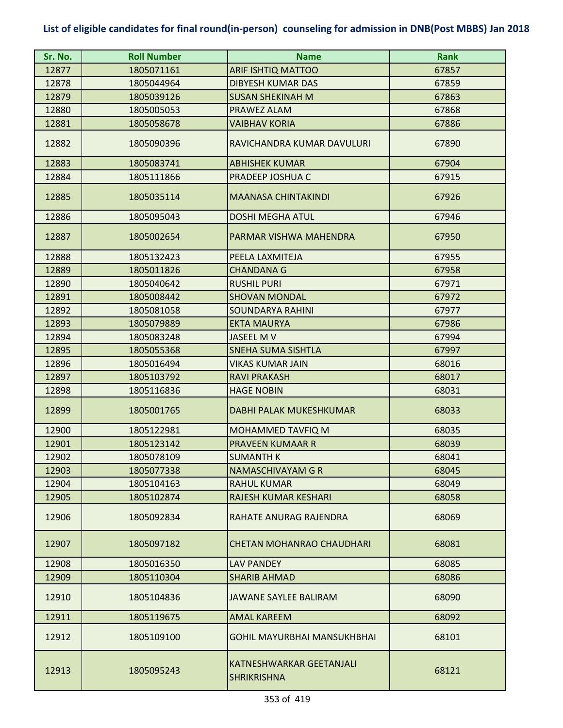**List of eligible candidates for final round(in-person) counseling for admission in DNB(Post MBBS) Jan 2018**

| Sr. No. | Roll Number | Name | Rank |
|---|---|---|---|
| 12877 | 1805071161 | ARIF ISHTIQ MATTOO | 67857 |
| 12878 | 1805044964 | DIBYESH KUMAR DAS | 67859 |
| 12879 | 1805039126 | SUSAN SHEKINAH M | 67863 |
| 12880 | 1805005053 | PRAWEZ ALAM | 67868 |
| 12881 | 1805058678 | VAIBHAV KORIA | 67886 |
| 12882 | 1805090396 | RAVICHANDRA KUMAR DAVULURI | 67890 |
| 12883 | 1805083741 | ABHISHEK KUMAR | 67904 |
| 12884 | 1805111866 | PRADEEP JOSHUA C | 67915 |
| 12885 | 1805035114 | MAANASA CHINTAKINDI | 67926 |
| 12886 | 1805095043 | DOSHI MEGHA ATUL | 67946 |
| 12887 | 1805002654 | PARMAR VISHWA MAHENDRA | 67950 |
| 12888 | 1805132423 | PEELA LAXMITEJA | 67955 |
| 12889 | 1805011826 | CHANDANA G | 67958 |
| 12890 | 1805040642 | RUSHIL PURI | 67971 |
| 12891 | 1805008442 | SHOVAN MONDAL | 67972 |
| 12892 | 1805081058 | SOUNDARYA RAHINI | 67977 |
| 12893 | 1805079889 | EKTA MAURYA | 67986 |
| 12894 | 1805083248 | JASEEL M V | 67994 |
| 12895 | 1805055368 | SNEHA SUMA SISHTLA | 67997 |
| 12896 | 1805016494 | VIKAS KUMAR JAIN | 68016 |
| 12897 | 1805103792 | RAVI PRAKASH | 68017 |
| 12898 | 1805116836 | HAGE NOBIN | 68031 |
| 12899 | 1805001765 | DABHI PALAK MUKESHKUMAR | 68033 |
| 12900 | 1805122981 | MOHAMMED TAVFIQ M | 68035 |
| 12901 | 1805123142 | PRAVEEN KUMAAR R | 68039 |
| 12902 | 1805078109 | SUMANTH K | 68041 |
| 12903 | 1805077338 | NAMASCHIVAYAM G R | 68045 |
| 12904 | 1805104163 | RAHUL KUMAR | 68049 |
| 12905 | 1805102874 | RAJESH KUMAR KESHARI | 68058 |
| 12906 | 1805092834 | RAHATE ANURAG RAJENDRA | 68069 |
| 12907 | 1805097182 | CHETAN MOHANRAO CHAUDHARI | 68081 |
| 12908 | 1805016350 | LAV PANDEY | 68085 |
| 12909 | 1805110304 | SHARIB AHMAD | 68086 |
| 12910 | 1805104836 | JAWANE SAYLEE BALIRAM | 68090 |
| 12911 | 1805119675 | AMAL KAREEM | 68092 |
| 12912 | 1805109100 | GOHIL MAYURBHAI MANSUKHBHAI | 68101 |
| 12913 | 1805095243 | KATNESHWARKAR GEETANJALI SHRIKRISHNA | 68121 |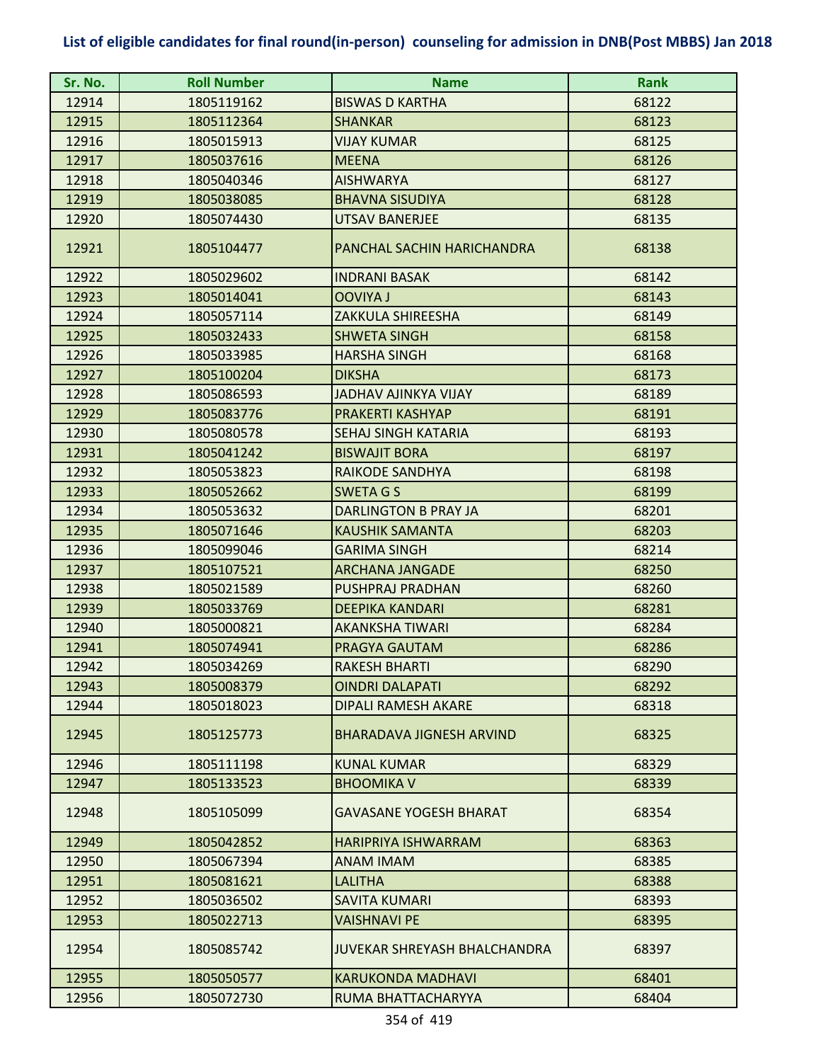# List of eligible candidates for final round(in-person) counseling for admission in DNB(Post MBBS) Jan 2018

| Sr. No. | Roll Number | Name | Rank |
|---|---|---|---|
| 12914 | 1805119162 | BISWAS D KARTHA | 68122 |
| 12915 | 1805112364 | SHANKAR | 68123 |
| 12916 | 1805015913 | VIJAY KUMAR | 68125 |
| 12917 | 1805037616 | MEENA | 68126 |
| 12918 | 1805040346 | AISHWARYA | 68127 |
| 12919 | 1805038085 | BHAVNA SISUDIYA | 68128 |
| 12920 | 1805074430 | UTSAV BANERJEE | 68135 |
| 12921 | 1805104477 | PANCHAL SACHIN HARICHANDRA | 68138 |
| 12922 | 1805029602 | INDRANI BASAK | 68142 |
| 12923 | 1805014041 | OOVIYA J | 68143 |
| 12924 | 1805057114 | ZAKKULA SHIREESHA | 68149 |
| 12925 | 1805032433 | SHWETA SINGH | 68158 |
| 12926 | 1805033985 | HARSHA SINGH | 68168 |
| 12927 | 1805100204 | DIKSHA | 68173 |
| 12928 | 1805086593 | JADHAV AJINKYA VIJAY | 68189 |
| 12929 | 1805083776 | PRAKERTI KASHYAP | 68191 |
| 12930 | 1805080578 | SEHAJ SINGH KATARIA | 68193 |
| 12931 | 1805041242 | BISWAJIT BORA | 68197 |
| 12932 | 1805053823 | RAIKODE SANDHYA | 68198 |
| 12933 | 1805052662 | SWETA G S | 68199 |
| 12934 | 1805053632 | DARLINGTON B PRAY JA | 68201 |
| 12935 | 1805071646 | KAUSHIK SAMANTA | 68203 |
| 12936 | 1805099046 | GARIMA SINGH | 68214 |
| 12937 | 1805107521 | ARCHANA JANGADE | 68250 |
| 12938 | 1805021589 | PUSHPRAJ PRADHAN | 68260 |
| 12939 | 1805033769 | DEEPIKA KANDARI | 68281 |
| 12940 | 1805000821 | AKANKSHA TIWARI | 68284 |
| 12941 | 1805074941 | PRAGYA GAUTAM | 68286 |
| 12942 | 1805034269 | RAKESH BHARTI | 68290 |
| 12943 | 1805008379 | OINDRI DALAPATI | 68292 |
| 12944 | 1805018023 | DIPALI RAMESH AKARE | 68318 |
| 12945 | 1805125773 | BHARADAVA JIGNESH ARVIND | 68325 |
| 12946 | 1805111198 | KUNAL KUMAR | 68329 |
| 12947 | 1805133523 | BHOOMIKA V | 68339 |
| 12948 | 1805105099 | GAVASANE YOGESH BHARAT | 68354 |
| 12949 | 1805042852 | HARIPRIYA ISHWARRAM | 68363 |
| 12950 | 1805067394 | ANAM IMAM | 68385 |
| 12951 | 1805081621 | LALITHA | 68388 |
| 12952 | 1805036502 | SAVITA KUMARI | 68393 |
| 12953 | 1805022713 | VAISHNAVI PE | 68395 |
| 12954 | 1805085742 | JUVEKAR SHREYASH BHALCHANDRA | 68397 |
| 12955 | 1805050577 | KARUKONDA MADHAVI | 68401 |
| 12956 | 1805072730 | RUMA BHATTACHARYYA | 68404 |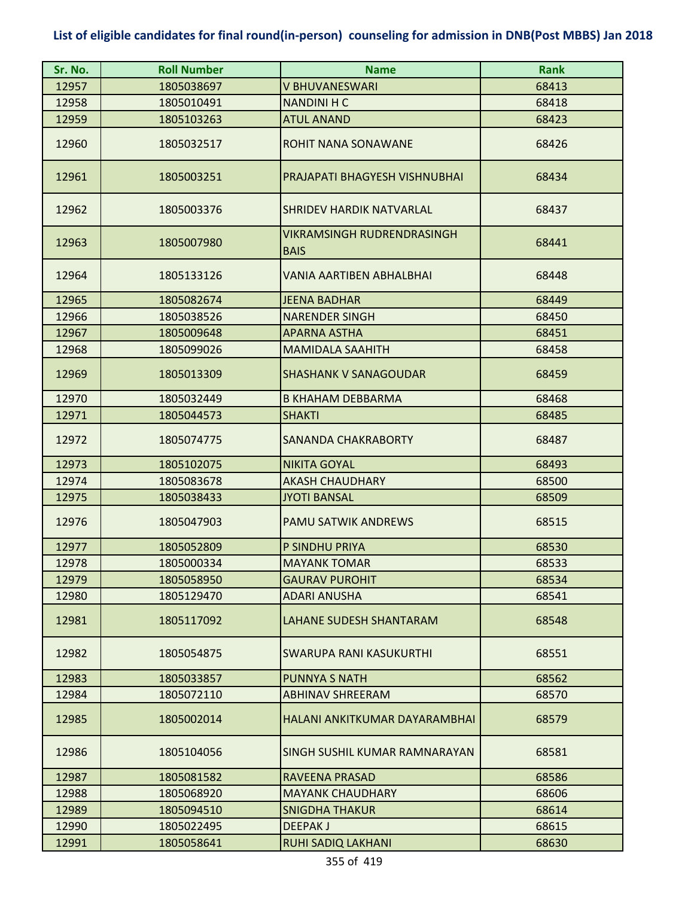## List of eligible candidates for final round(in-person) counseling for admission in DNB(Post MBBS) Jan 2018

| Sr. No. | Roll Number | Name | Rank |
|---|---|---|---|
| 12957 | 1805038697 | V BHUVANESWARI | 68413 |
| 12958 | 1805010491 | NANDINI H C | 68418 |
| 12959 | 1805103263 | ATUL ANAND | 68423 |
| 12960 | 1805032517 | ROHIT NANA SONAWANE | 68426 |
| 12961 | 1805003251 | PRAJAPATI BHAGYESH VISHNUBHAI | 68434 |
| 12962 | 1805003376 | SHRIDEV HARDIK NATVARLAL | 68437 |
| 12963 | 1805007980 | VIKRAMSINGH RUDRENDRASINGH BAIS | 68441 |
| 12964 | 1805133126 | VANIA AARTIBEN ABHALBHAI | 68448 |
| 12965 | 1805082674 | JEENA BADHAR | 68449 |
| 12966 | 1805038526 | NARENDER SINGH | 68450 |
| 12967 | 1805009648 | APARNA ASTHA | 68451 |
| 12968 | 1805099026 | MAMIDALA SAAHITH | 68458 |
| 12969 | 1805013309 | SHASHANK V SANAGOUDAR | 68459 |
| 12970 | 1805032449 | B KHAHAM DEBBARMA | 68468 |
| 12971 | 1805044573 | SHAKTI | 68485 |
| 12972 | 1805074775 | SANANDA CHAKRABORTY | 68487 |
| 12973 | 1805102075 | NIKITA GOYAL | 68493 |
| 12974 | 1805083678 | AKASH CHAUDHARY | 68500 |
| 12975 | 1805038433 | JYOTI BANSAL | 68509 |
| 12976 | 1805047903 | PAMU SATWIK ANDREWS | 68515 |
| 12977 | 1805052809 | P SINDHU PRIYA | 68530 |
| 12978 | 1805000334 | MAYANK TOMAR | 68533 |
| 12979 | 1805058950 | GAURAV PUROHIT | 68534 |
| 12980 | 1805129470 | ADARI ANUSHA | 68541 |
| 12981 | 1805117092 | LAHANE SUDESH SHANTARAM | 68548 |
| 12982 | 1805054875 | SWARUPA RANI KASUKURTHI | 68551 |
| 12983 | 1805033857 | PUNNYA S NATH | 68562 |
| 12984 | 1805072110 | ABHINAV SHREERAM | 68570 |
| 12985 | 1805002014 | HALANI ANKITKUMAR DAYARAMBHAI | 68579 |
| 12986 | 1805104056 | SINGH SUSHIL KUMAR RAMNARAYAN | 68581 |
| 12987 | 1805081582 | RAVEENA PRASAD | 68586 |
| 12988 | 1805068920 | MAYANK CHAUDHARY | 68606 |
| 12989 | 1805094510 | SNIGDHA THAKUR | 68614 |
| 12990 | 1805022495 | DEEPAK J | 68615 |
| 12991 | 1805058641 | RUHI SADIQ LAKHANI | 68630 |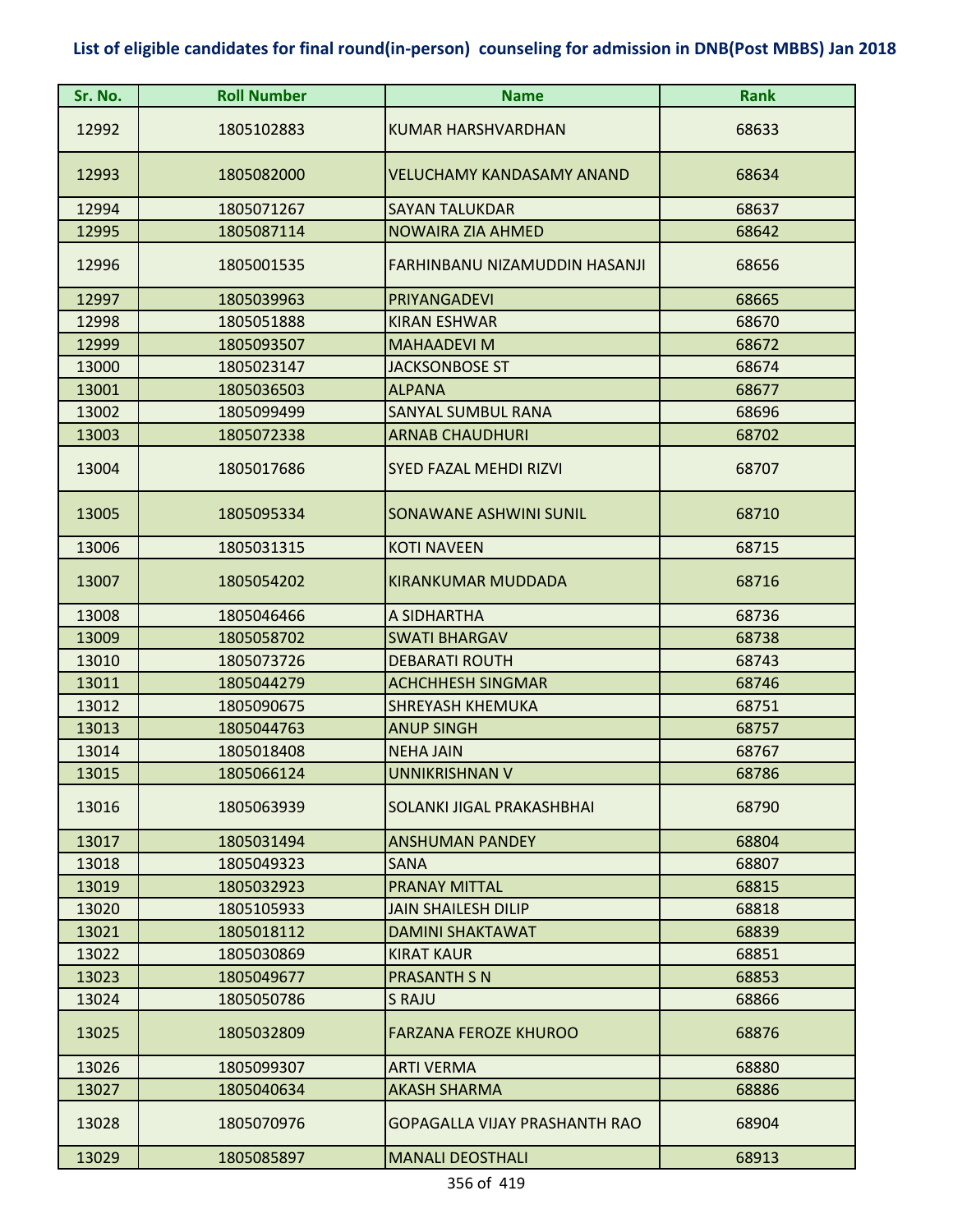## List of eligible candidates for final round(in-person) counseling for admission in DNB(Post MBBS) Jan 2018

| Sr. No. | Roll Number | Name | Rank |
|---|---|---|---|
| 12992 | 1805102883 | KUMAR HARSHVARDHAN | 68633 |
| 12993 | 1805082000 | VELUCHAMY KANDASAMY ANAND | 68634 |
| 12994 | 1805071267 | SAYAN TALUKDAR | 68637 |
| 12995 | 1805087114 | NOWAIRA ZIA AHMED | 68642 |
| 12996 | 1805001535 | FARHINBANU NIZAMUDDIN HASANJI | 68656 |
| 12997 | 1805039963 | PRIYANGADEVI | 68665 |
| 12998 | 1805051888 | KIRAN ESHWAR | 68670 |
| 12999 | 1805093507 | MAHAADEVI M | 68672 |
| 13000 | 1805023147 | JACKSONBOSE ST | 68674 |
| 13001 | 1805036503 | ALPANA | 68677 |
| 13002 | 1805099499 | SANYAL SUMBUL RANA | 68696 |
| 13003 | 1805072338 | ARNAB CHAUDHURI | 68702 |
| 13004 | 1805017686 | SYED FAZAL MEHDI RIZVI | 68707 |
| 13005 | 1805095334 | SONAWANE ASHWINI SUNIL | 68710 |
| 13006 | 1805031315 | KOTI NAVEEN | 68715 |
| 13007 | 1805054202 | KIRANKUMAR MUDDADA | 68716 |
| 13008 | 1805046466 | A SIDHARTHA | 68736 |
| 13009 | 1805058702 | SWATI BHARGAV | 68738 |
| 13010 | 1805073726 | DEBARATI ROUTH | 68743 |
| 13011 | 1805044279 | ACHCHHESH SINGMAR | 68746 |
| 13012 | 1805090675 | SHREYASH KHEMUKA | 68751 |
| 13013 | 1805044763 | ANUP SINGH | 68757 |
| 13014 | 1805018408 | NEHA JAIN | 68767 |
| 13015 | 1805066124 | UNNIKRISHNAN V | 68786 |
| 13016 | 1805063939 | SOLANKI JIGAL PRAKASHBHAI | 68790 |
| 13017 | 1805031494 | ANSHUMAN PANDEY | 68804 |
| 13018 | 1805049323 | SANA | 68807 |
| 13019 | 1805032923 | PRANAY MITTAL | 68815 |
| 13020 | 1805105933 | JAIN SHAILESH DILIP | 68818 |
| 13021 | 1805018112 | DAMINI SHAKTAWAT | 68839 |
| 13022 | 1805030869 | KIRAT KAUR | 68851 |
| 13023 | 1805049677 | PRASANTH S N | 68853 |
| 13024 | 1805050786 | S RAJU | 68866 |
| 13025 | 1805032809 | FARZANA FEROZE KHUROO | 68876 |
| 13026 | 1805099307 | ARTI VERMA | 68880 |
| 13027 | 1805040634 | AKASH SHARMA | 68886 |
| 13028 | 1805070976 | GOPAGALLA VIJAY PRASHANTH RAO | 68904 |
| 13029 | 1805085897 | MANALI DEOSTHALI | 68913 |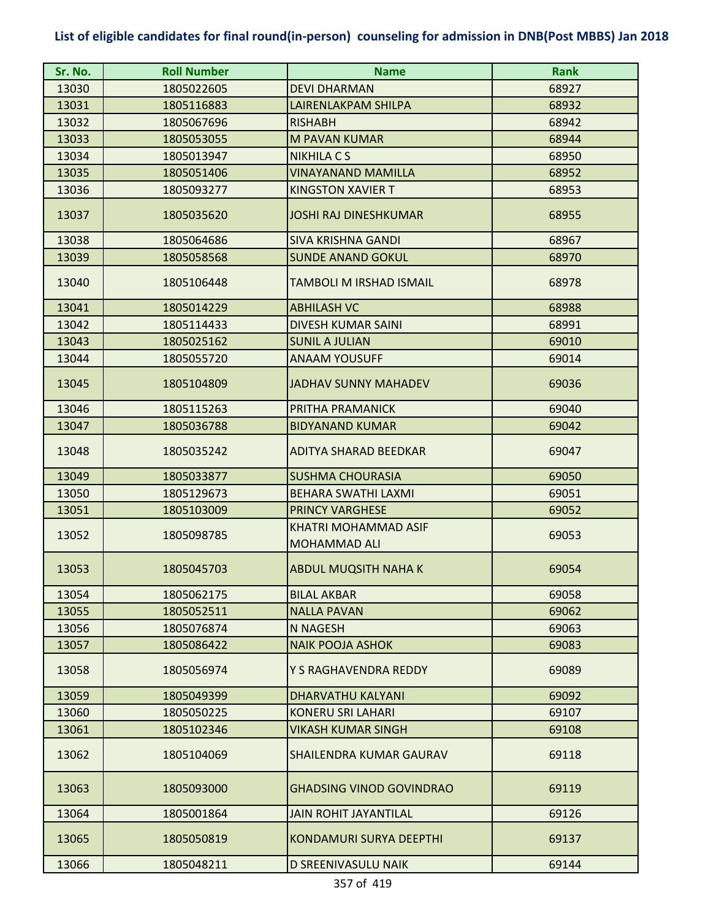## List of eligible candidates for final round(in-person) counseling for admission in DNB(Post MBBS) Jan 2018

| Sr. No. | Roll Number | Name | Rank |
|---|---|---|---|
| 13030 | 1805022605 | DEVI DHARMAN | 68927 |
| 13031 | 1805116883 | LAIRENLAKPAM SHILPA | 68932 |
| 13032 | 1805067696 | RISHABH | 68942 |
| 13033 | 1805053055 | M PAVAN KUMAR | 68944 |
| 13034 | 1805013947 | NIKHILA C S | 68950 |
| 13035 | 1805051406 | VINAYANAND MAMILLA | 68952 |
| 13036 | 1805093277 | KINGSTON XAVIER T | 68953 |
| 13037 | 1805035620 | JOSHI RAJ DINESHKUMAR | 68955 |
| 13038 | 1805064686 | SIVA KRISHNA GANDI | 68967 |
| 13039 | 1805058568 | SUNDE ANAND GOKUL | 68970 |
| 13040 | 1805106448 | TAMBOLI M IRSHAD ISMAIL | 68978 |
| 13041 | 1805014229 | ABHILASH VC | 68988 |
| 13042 | 1805114433 | DIVESH KUMAR SAINI | 68991 |
| 13043 | 1805025162 | SUNIL A JULIAN | 69010 |
| 13044 | 1805055720 | ANAAM YOUSUFF | 69014 |
| 13045 | 1805104809 | JADHAV SUNNY MAHADEV | 69036 |
| 13046 | 1805115263 | PRITHA PRAMANICK | 69040 |
| 13047 | 1805036788 | BIDYANAND KUMAR | 69042 |
| 13048 | 1805035242 | ADITYA SHARAD BEEDKAR | 69047 |
| 13049 | 1805033877 | SUSHMA CHOURASIA | 69050 |
| 13050 | 1805129673 | BEHARA SWATHI LAXMI | 69051 |
| 13051 | 1805103009 | PRINCY VARGHESE | 69052 |
| 13052 | 1805098785 | KHATRI MOHAMMAD ASIF MOHAMMAD ALI | 69053 |
| 13053 | 1805045703 | ABDUL MUQSITH NAHA K | 69054 |
| 13054 | 1805062175 | BILAL AKBAR | 69058 |
| 13055 | 1805052511 | NALLA PAVAN | 69062 |
| 13056 | 1805076874 | N NAGESH | 69063 |
| 13057 | 1805086422 | NAIK POOJA ASHOK | 69083 |
| 13058 | 1805056974 | Y S RAGHAVENDRA REDDY | 69089 |
| 13059 | 1805049399 | DHARVATHU KALYANI | 69092 |
| 13060 | 1805050225 | KONERU SRI LAHARI | 69107 |
| 13061 | 1805102346 | VIKASH KUMAR SINGH | 69108 |
| 13062 | 1805104069 | SHAILENDRA KUMAR GAURAV | 69118 |
| 13063 | 1805093000 | GHADSING VINOD GOVINDRAO | 69119 |
| 13064 | 1805001864 | JAIN ROHIT JAYANTILAL | 69126 |
| 13065 | 1805050819 | KONDAMURI SURYA DEEPTHI | 69137 |
| 13066 | 1805048211 | D SREENIVASULU NAIK | 69144 |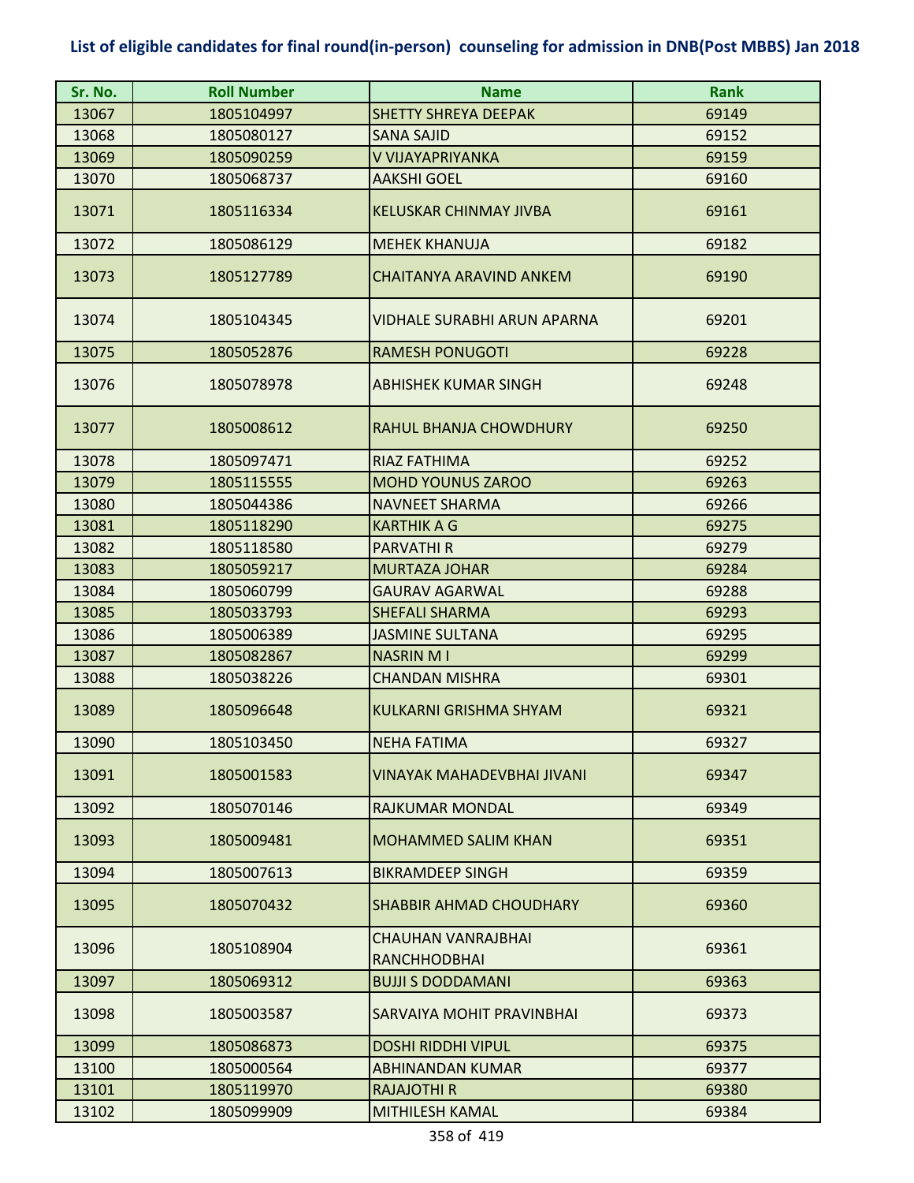# List of eligible candidates for final round(in-person) counseling for admission in DNB(Post MBBS) Jan 2018

| Sr. No. | Roll Number | Name | Rank |
|---|---|---|---|
| 13067 | 1805104997 | SHETTY SHREYA DEEPAK | 69149 |
| 13068 | 1805080127 | SANA SAJID | 69152 |
| 13069 | 1805090259 | V VIJAYAPRIYANKA | 69159 |
| 13070 | 1805068737 | AAKSHI GOEL | 69160 |
| 13071 | 1805116334 | KELUSKAR CHINMAY JIVBA | 69161 |
| 13072 | 1805086129 | MEHEK KHANUJA | 69182 |
| 13073 | 1805127789 | CHAITANYA ARAVIND ANKEM | 69190 |
| 13074 | 1805104345 | VIDHALE SURABHI ARUN APARNA | 69201 |
| 13075 | 1805052876 | RAMESH PONUGOTI | 69228 |
| 13076 | 1805078978 | ABHISHEK KUMAR SINGH | 69248 |
| 13077 | 1805008612 | RAHUL BHANJA CHOWDHURY | 69250 |
| 13078 | 1805097471 | RIAZ FATHIMA | 69252 |
| 13079 | 1805115555 | MOHD YOUNUS ZAROO | 69263 |
| 13080 | 1805044386 | NAVNEET SHARMA | 69266 |
| 13081 | 1805118290 | KARTHIK A G | 69275 |
| 13082 | 1805118580 | PARVATHI R | 69279 |
| 13083 | 1805059217 | MURTAZA JOHAR | 69284 |
| 13084 | 1805060799 | GAURAV AGARWAL | 69288 |
| 13085 | 1805033793 | SHEFALI SHARMA | 69293 |
| 13086 | 1805006389 | JASMINE SULTANA | 69295 |
| 13087 | 1805082867 | NASRIN M I | 69299 |
| 13088 | 1805038226 | CHANDAN MISHRA | 69301 |
| 13089 | 1805096648 | KULKARNI GRISHMA SHYAM | 69321 |
| 13090 | 1805103450 | NEHA FATIMA | 69327 |
| 13091 | 1805001583 | VINAYAK MAHADEVBHAI JIVANI | 69347 |
| 13092 | 1805070146 | RAJKUMAR MONDAL | 69349 |
| 13093 | 1805009481 | MOHAMMED SALIM KHAN | 69351 |
| 13094 | 1805007613 | BIKRAMDEEP SINGH | 69359 |
| 13095 | 1805070432 | SHABBIR AHMAD CHOUDHARY | 69360 |
| 13096 | 1805108904 | CHAUHAN VANRAJBHAI RANCHHODBHAI | 69361 |
| 13097 | 1805069312 | BUJJI S DODDAMANI | 69363 |
| 13098 | 1805003587 | SARVAIYA MOHIT PRAVINBHAI | 69373 |
| 13099 | 1805086873 | DOSHI RIDDHI VIPUL | 69375 |
| 13100 | 1805000564 | ABHINANDAN KUMAR | 69377 |
| 13101 | 1805119970 | RAJAJOTHI R | 69380 |
| 13102 | 1805099909 | MITHILESH KAMAL | 69384 |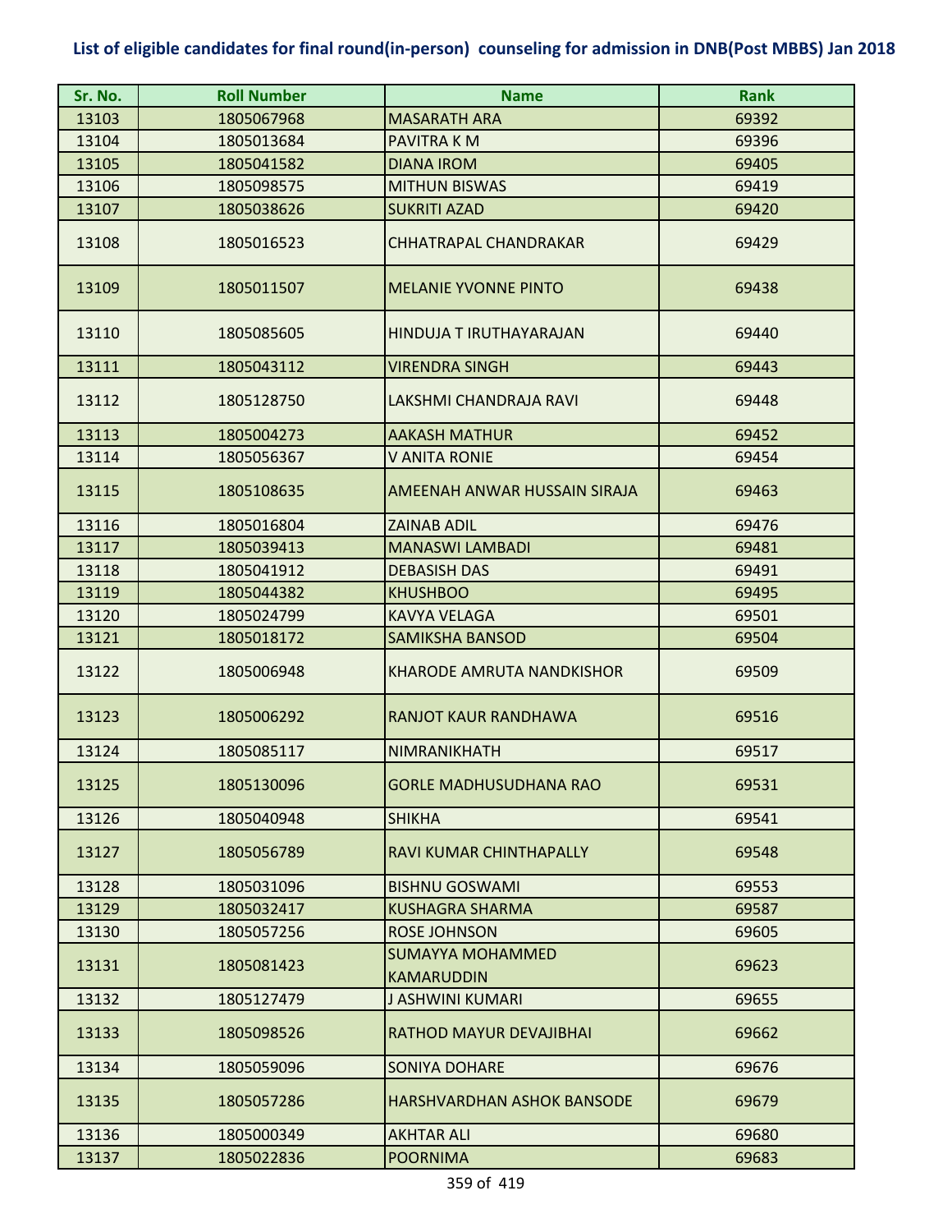## List of eligible candidates for final round(in-person) counseling for admission in DNB(Post MBBS) Jan 2018

| Sr. No. | Roll Number | Name | Rank |
|---|---|---|---|
| 13103 | 1805067968 | MASARATH ARA | 69392 |
| 13104 | 1805013684 | PAVITRA K M | 69396 |
| 13105 | 1805041582 | DIANA IROM | 69405 |
| 13106 | 1805098575 | MITHUN BISWAS | 69419 |
| 13107 | 1805038626 | SUKRITI AZAD | 69420 |
| 13108 | 1805016523 | CHHATRAPAL CHANDRAKAR | 69429 |
| 13109 | 1805011507 | MELANIE YVONNE PINTO | 69438 |
| 13110 | 1805085605 | HINDUJA T IRUTHAYARAJAN | 69440 |
| 13111 | 1805043112 | VIRENDRA SINGH | 69443 |
| 13112 | 1805128750 | LAKSHMI CHANDRAJA RAVI | 69448 |
| 13113 | 1805004273 | AAKASH MATHUR | 69452 |
| 13114 | 1805056367 | V ANITA RONIE | 69454 |
| 13115 | 1805108635 | AMEENAH ANWAR HUSSAIN SIRAJA | 69463 |
| 13116 | 1805016804 | ZAINAB ADIL | 69476 |
| 13117 | 1805039413 | MANASWI LAMBADI | 69481 |
| 13118 | 1805041912 | DEBASISH DAS | 69491 |
| 13119 | 1805044382 | KHUSHBOO | 69495 |
| 13120 | 1805024799 | KAVYA VELAGA | 69501 |
| 13121 | 1805018172 | SAMIKSHA BANSOD | 69504 |
| 13122 | 1805006948 | KHARODE AMRUTA NANDKISHOR | 69509 |
| 13123 | 1805006292 | RANJOT KAUR RANDHAWA | 69516 |
| 13124 | 1805085117 | NIMRANIKHATH | 69517 |
| 13125 | 1805130096 | GORLE MADHUSUDHANA RAO | 69531 |
| 13126 | 1805040948 | SHIKHA | 69541 |
| 13127 | 1805056789 | RAVI KUMAR CHINTHAPALLY | 69548 |
| 13128 | 1805031096 | BISHNU GOSWAMI | 69553 |
| 13129 | 1805032417 | KUSHAGRA SHARMA | 69587 |
| 13130 | 1805057256 | ROSE JOHNSON | 69605 |
| 13131 | 1805081423 | SUMAYYA MOHAMMED KAMARUDDIN | 69623 |
| 13132 | 1805127479 | J ASHWINI KUMARI | 69655 |
| 13133 | 1805098526 | RATHOD MAYUR DEVAJIBHAI | 69662 |
| 13134 | 1805059096 | SONIYA DOHARE | 69676 |
| 13135 | 1805057286 | HARSHVARDHAN ASHOK BANSODE | 69679 |
| 13136 | 1805000349 | AKHTAR ALI | 69680 |
| 13137 | 1805022836 | POORNIMA | 69683 |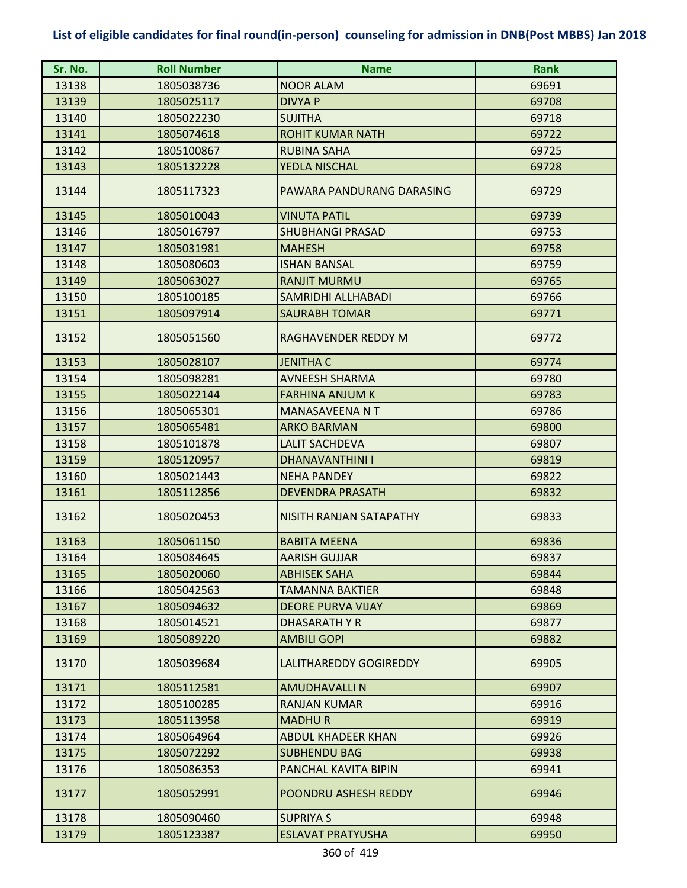# List of eligible candidates for final round(in-person) counseling for admission in DNB(Post MBBS) Jan 2018

| Sr. No. | Roll Number | Name | Rank |
|---|---|---|---|
| 13138 | 1805038736 | NOOR ALAM | 69691 |
| 13139 | 1805025117 | DIVYA P | 69708 |
| 13140 | 1805022230 | SUJITHA | 69718 |
| 13141 | 1805074618 | ROHIT KUMAR NATH | 69722 |
| 13142 | 1805100867 | RUBINA SAHA | 69725 |
| 13143 | 1805132228 | YEDLA NISCHAL | 69728 |
| 13144 | 1805117323 | PAWARA PANDURANG DARASING | 69729 |
| 13145 | 1805010043 | VINUTA PATIL | 69739 |
| 13146 | 1805016797 | SHUBHANGI PRASAD | 69753 |
| 13147 | 1805031981 | MAHESH | 69758 |
| 13148 | 1805080603 | ISHAN BANSAL | 69759 |
| 13149 | 1805063027 | RANJIT MURMU | 69765 |
| 13150 | 1805100185 | SAMRIDHI ALLHABADI | 69766 |
| 13151 | 1805097914 | SAURABH TOMAR | 69771 |
| 13152 | 1805051560 | RAGHAVENDER REDDY M | 69772 |
| 13153 | 1805028107 | JENITHA C | 69774 |
| 13154 | 1805098281 | AVNEESH SHARMA | 69780 |
| 13155 | 1805022144 | FARHINA ANJUM K | 69783 |
| 13156 | 1805065301 | MANASAVEENA N T | 69786 |
| 13157 | 1805065481 | ARKO BARMAN | 69800 |
| 13158 | 1805101878 | LALIT SACHDEVA | 69807 |
| 13159 | 1805120957 | DHANAVANTHINI I | 69819 |
| 13160 | 1805021443 | NEHA PANDEY | 69822 |
| 13161 | 1805112856 | DEVENDRA PRASATH | 69832 |
| 13162 | 1805020453 | NISITH RANJAN SATAPATHY | 69833 |
| 13163 | 1805061150 | BABITA MEENA | 69836 |
| 13164 | 1805084645 | AARISH GUJJAR | 69837 |
| 13165 | 1805020060 | ABHISEK SAHA | 69844 |
| 13166 | 1805042563 | TAMANNA BAKTIER | 69848 |
| 13167 | 1805094632 | DEORE PURVA VIJAY | 69869 |
| 13168 | 1805014521 | DHASARATH Y R | 69877 |
| 13169 | 1805089220 | AMBILI GOPI | 69882 |
| 13170 | 1805039684 | LALITHAREDDY GOGIREDDY | 69905 |
| 13171 | 1805112581 | AMUDHAVALLI N | 69907 |
| 13172 | 1805100285 | RANJAN KUMAR | 69916 |
| 13173 | 1805113958 | MADHU R | 69919 |
| 13174 | 1805064964 | ABDUL KHADEER KHAN | 69926 |
| 13175 | 1805072292 | SUBHENDU BAG | 69938 |
| 13176 | 1805086353 | PANCHAL KAVITA BIPIN | 69941 |
| 13177 | 1805052991 | POONDRU ASHESH REDDY | 69946 |
| 13178 | 1805090460 | SUPRIYA S | 69948 |
| 13179 | 1805123387 | ESLAVAT PRATYUSHA | 69950 |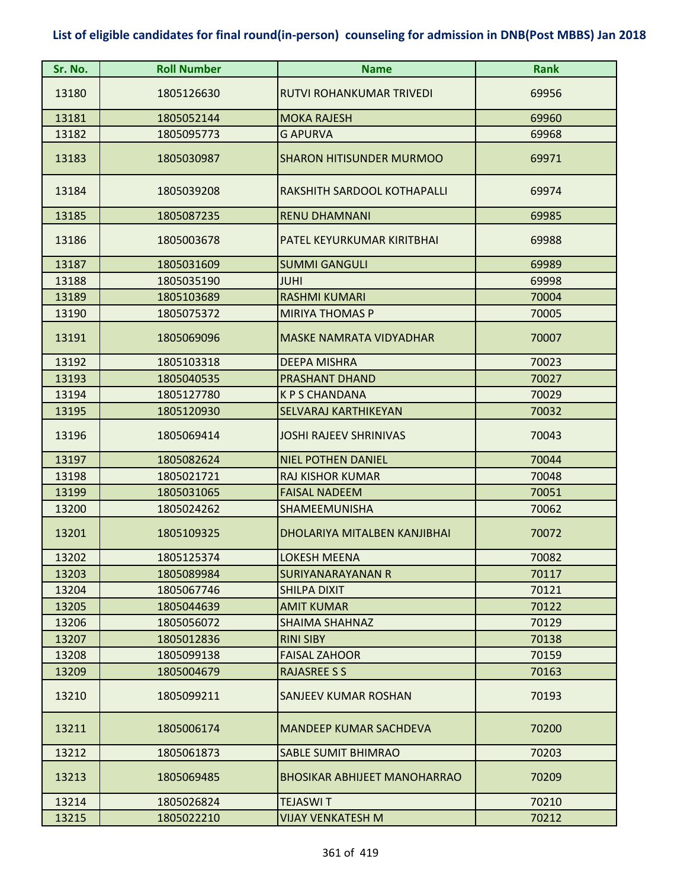# List of eligible candidates for final round(in-person) counseling for admission in DNB(Post MBBS) Jan 2018

| Sr. No. | Roll Number | Name | Rank |
|---|---|---|---|
| 13180 | 1805126630 | RUTVI ROHANKUMAR TRIVEDI | 69956 |
| 13181 | 1805052144 | MOKA RAJESH | 69960 |
| 13182 | 1805095773 | G APURVA | 69968 |
| 13183 | 1805030987 | SHARON HITISUNDER MURMOO | 69971 |
| 13184 | 1805039208 | RAKSHITH SARDOOL KOTHAPALLI | 69974 |
| 13185 | 1805087235 | RENU DHAMNANI | 69985 |
| 13186 | 1805003678 | PATEL KEYURKUMAR KIRITBHAI | 69988 |
| 13187 | 1805031609 | SUMMI GANGULI | 69989 |
| 13188 | 1805035190 | JUHI | 69998 |
| 13189 | 1805103689 | RASHMI KUMARI | 70004 |
| 13190 | 1805075372 | MIRIYA THOMAS P | 70005 |
| 13191 | 1805069096 | MASKE NAMRATA VIDYADHAR | 70007 |
| 13192 | 1805103318 | DEEPA MISHRA | 70023 |
| 13193 | 1805040535 | PRASHANT DHAND | 70027 |
| 13194 | 1805127780 | K P S CHANDANA | 70029 |
| 13195 | 1805120930 | SELVARAJ KARTHIKEYAN | 70032 |
| 13196 | 1805069414 | JOSHI RAJEEV SHRINIVAS | 70043 |
| 13197 | 1805082624 | NIEL POTHEN DANIEL | 70044 |
| 13198 | 1805021721 | RAJ KISHOR KUMAR | 70048 |
| 13199 | 1805031065 | FAISAL NADEEM | 70051 |
| 13200 | 1805024262 | SHAMEEMUNISHA | 70062 |
| 13201 | 1805109325 | DHOLARIYA MITALBEN KANJIBHAI | 70072 |
| 13202 | 1805125374 | LOKESH MEENA | 70082 |
| 13203 | 1805089984 | SURIYANARAYANAN R | 70117 |
| 13204 | 1805067746 | SHILPA DIXIT | 70121 |
| 13205 | 1805044639 | AMIT KUMAR | 70122 |
| 13206 | 1805056072 | SHAIMA SHAHNAZ | 70129 |
| 13207 | 1805012836 | RINI SIBY | 70138 |
| 13208 | 1805099138 | FAISAL ZAHOOR | 70159 |
| 13209 | 1805004679 | RAJASREE S S | 70163 |
| 13210 | 1805099211 | SANJEEV KUMAR ROSHAN | 70193 |
| 13211 | 1805006174 | MANDEEP KUMAR SACHDEVA | 70200 |
| 13212 | 1805061873 | SABLE SUMIT BHIMRAO | 70203 |
| 13213 | 1805069485 | BHOSIKAR ABHIJEET MANOHARRAO | 70209 |
| 13214 | 1805026824 | TEJASWI T | 70210 |
| 13215 | 1805022210 | VIJAY VENKATESH M | 70212 |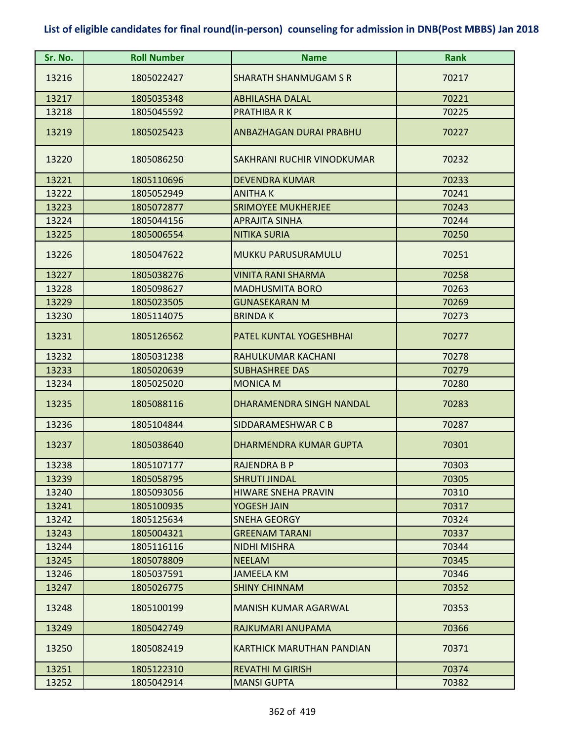# List of eligible candidates for final round(in-person) counseling for admission in DNB(Post MBBS) Jan 2018

| Sr. No. | Roll Number | Name | Rank |
|---|---|---|---|
| 13216 | 1805022427 | SHARATH SHANMUGAM S R | 70217 |
| 13217 | 1805035348 | ABHILASHA DALAL | 70221 |
| 13218 | 1805045592 | PRATHIBA R K | 70225 |
| 13219 | 1805025423 | ANBAZHAGAN DURAI PRABHU | 70227 |
| 13220 | 1805086250 | SAKHRANI RUCHIR VINODKUMAR | 70232 |
| 13221 | 1805110696 | DEVENDRA KUMAR | 70233 |
| 13222 | 1805052949 | ANITHA K | 70241 |
| 13223 | 1805072877 | SRIMOYEE MUKHERJEE | 70243 |
| 13224 | 1805044156 | APRAJITA SINHA | 70244 |
| 13225 | 1805006554 | NITIKA SURIA | 70250 |
| 13226 | 1805047622 | MUKKU PARUSURAMULU | 70251 |
| 13227 | 1805038276 | VINITA RANI SHARMA | 70258 |
| 13228 | 1805098627 | MADHUSMITA BORO | 70263 |
| 13229 | 1805023505 | GUNASEKARAN M | 70269 |
| 13230 | 1805114075 | BRINDA K | 70273 |
| 13231 | 1805126562 | PATEL KUNTAL YOGESHBHAI | 70277 |
| 13232 | 1805031238 | RAHULKUMAR KACHANI | 70278 |
| 13233 | 1805020639 | SUBHASHREE DAS | 70279 |
| 13234 | 1805025020 | MONICA M | 70280 |
| 13235 | 1805088116 | DHARAMENDRA SINGH NANDAL | 70283 |
| 13236 | 1805104844 | SIDDARAMESHWAR C B | 70287 |
| 13237 | 1805038640 | DHARMENDRA KUMAR GUPTA | 70301 |
| 13238 | 1805107177 | RAJENDRA B P | 70303 |
| 13239 | 1805058795 | SHRUTI JINDAL | 70305 |
| 13240 | 1805093056 | HIWARE SNEHA PRAVIN | 70310 |
| 13241 | 1805100935 | YOGESH JAIN | 70317 |
| 13242 | 1805125634 | SNEHA GEORGY | 70324 |
| 13243 | 1805004321 | GREENAM TARANI | 70337 |
| 13244 | 1805116116 | NIDHI MISHRA | 70344 |
| 13245 | 1805078809 | NEELAM | 70345 |
| 13246 | 1805037591 | JAMEELA KM | 70346 |
| 13247 | 1805026775 | SHINY CHINNAM | 70352 |
| 13248 | 1805100199 | MANISH KUMAR AGARWAL | 70353 |
| 13249 | 1805042749 | RAJKUMARI ANUPAMA | 70366 |
| 13250 | 1805082419 | KARTHICK MARUTHAN PANDIAN | 70371 |
| 13251 | 1805122310 | REVATHI M GIRISH | 70374 |
| 13252 | 1805042914 | MANSI GUPTA | 70382 |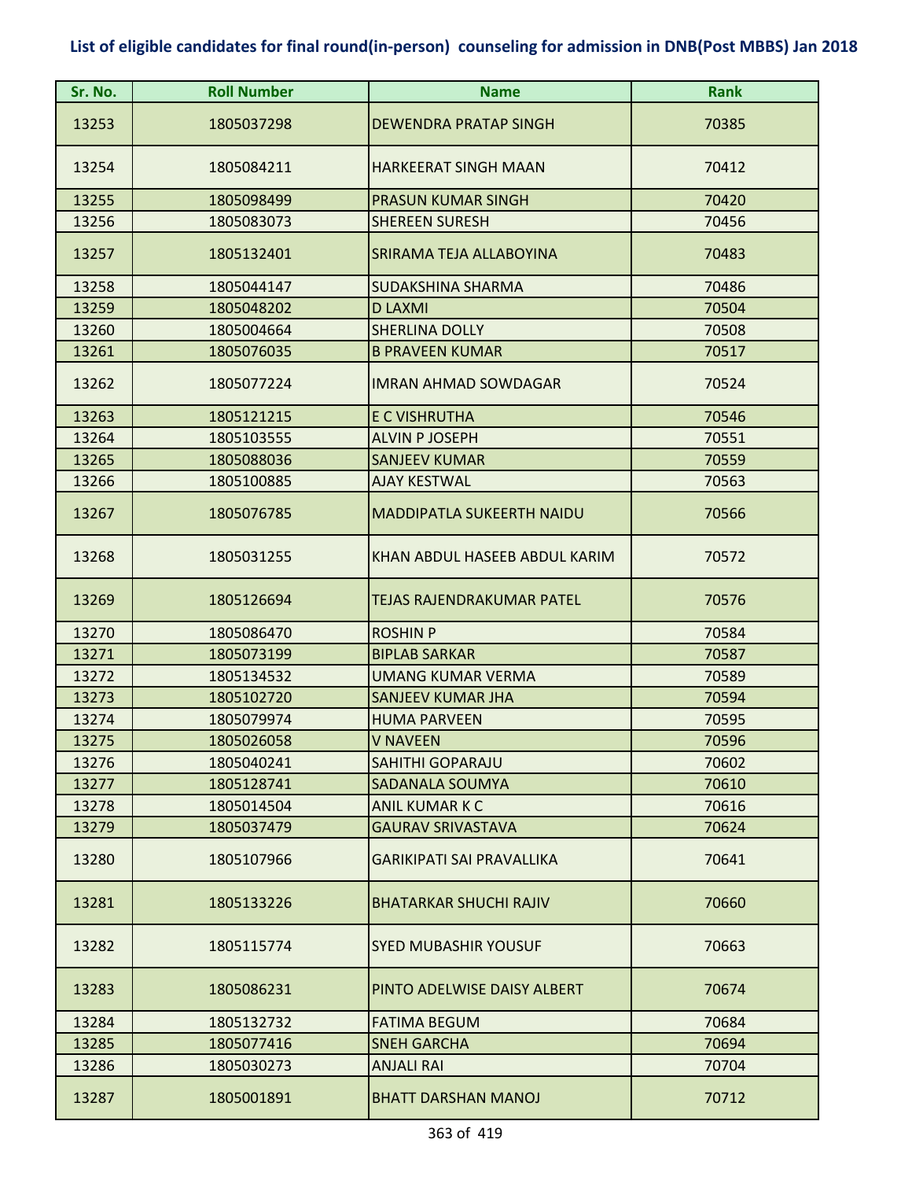## List of eligible candidates for final round(in-person) counseling for admission in DNB(Post MBBS) Jan 2018

| Sr. No. | Roll Number | Name | Rank |
|---|---|---|---|
| 13253 | 1805037298 | DEWENDRA PRATAP SINGH | 70385 |
| 13254 | 1805084211 | HARKEERAT SINGH MAAN | 70412 |
| 13255 | 1805098499 | PRASUN KUMAR SINGH | 70420 |
| 13256 | 1805083073 | SHEREEN SURESH | 70456 |
| 13257 | 1805132401 | SRIRAMA TEJA ALLABOYINA | 70483 |
| 13258 | 1805044147 | SUDAKSHINA SHARMA | 70486 |
| 13259 | 1805048202 | D LAXMI | 70504 |
| 13260 | 1805004664 | SHERLINA DOLLY | 70508 |
| 13261 | 1805076035 | B PRAVEEN KUMAR | 70517 |
| 13262 | 1805077224 | IMRAN AHMAD SOWDAGAR | 70524 |
| 13263 | 1805121215 | E C VISHRUTHA | 70546 |
| 13264 | 1805103555 | ALVIN P JOSEPH | 70551 |
| 13265 | 1805088036 | SANJEEV KUMAR | 70559 |
| 13266 | 1805100885 | AJAY KESTWAL | 70563 |
| 13267 | 1805076785 | MADDIPATLA SUKEERTH NAIDU | 70566 |
| 13268 | 1805031255 | KHAN ABDUL HASEEB ABDUL KARIM | 70572 |
| 13269 | 1805126694 | TEJAS RAJENDRAKUMAR PATEL | 70576 |
| 13270 | 1805086470 | ROSHIN P | 70584 |
| 13271 | 1805073199 | BIPLAB SARKAR | 70587 |
| 13272 | 1805134532 | UMANG KUMAR VERMA | 70589 |
| 13273 | 1805102720 | SANJEEV KUMAR JHA | 70594 |
| 13274 | 1805079974 | HUMA PARVEEN | 70595 |
| 13275 | 1805026058 | V NAVEEN | 70596 |
| 13276 | 1805040241 | SAHITHI GOPARAJU | 70602 |
| 13277 | 1805128741 | SADANALA SOUMYA | 70610 |
| 13278 | 1805014504 | ANIL KUMAR K C | 70616 |
| 13279 | 1805037479 | GAURAV SRIVASTAVA | 70624 |
| 13280 | 1805107966 | GARIKIPATI SAI PRAVALLIKA | 70641 |
| 13281 | 1805133226 | BHATARKAR SHUCHI RAJIV | 70660 |
| 13282 | 1805115774 | SYED MUBASHIR YOUSUF | 70663 |
| 13283 | 1805086231 | PINTO ADELWISE DAISY ALBERT | 70674 |
| 13284 | 1805132732 | FATIMA BEGUM | 70684 |
| 13285 | 1805077416 | SNEH GARCHA | 70694 |
| 13286 | 1805030273 | ANJALI RAI | 70704 |
| 13287 | 1805001891 | BHATT DARSHAN MANOJ | 70712 |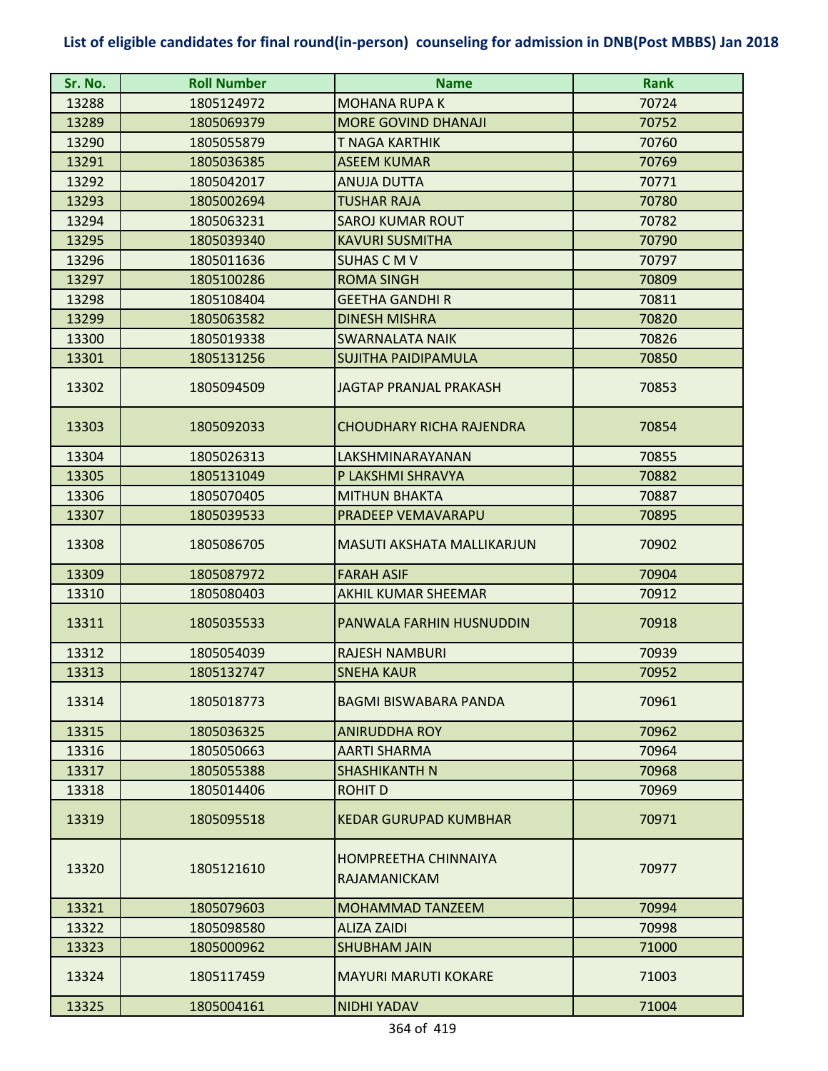## List of eligible candidates for final round(in-person) counseling for admission in DNB(Post MBBS) Jan 2018

| Sr. No. | Roll Number | Name | Rank |
|---|---|---|---|
| 13288 | 1805124972 | MOHANA RUPA K | 70724 |
| 13289 | 1805069379 | MORE GOVIND DHANAJI | 70752 |
| 13290 | 1805055879 | T NAGA KARTHIK | 70760 |
| 13291 | 1805036385 | ASEEM KUMAR | 70769 |
| 13292 | 1805042017 | ANUJA DUTTA | 70771 |
| 13293 | 1805002694 | TUSHAR RAJA | 70780 |
| 13294 | 1805063231 | SAROJ KUMAR ROUT | 70782 |
| 13295 | 1805039340 | KAVURI SUSMITHA | 70790 |
| 13296 | 1805011636 | SUHAS C M V | 70797 |
| 13297 | 1805100286 | ROMA SINGH | 70809 |
| 13298 | 1805108404 | GEETHA GANDHI R | 70811 |
| 13299 | 1805063582 | DINESH MISHRA | 70820 |
| 13300 | 1805019338 | SWARNALATA NAIK | 70826 |
| 13301 | 1805131256 | SUJITHA PAIDIPAMULA | 70850 |
| 13302 | 1805094509 | JAGTAP PRANJAL PRAKASH | 70853 |
| 13303 | 1805092033 | CHOUDHARY RICHA RAJENDRA | 70854 |
| 13304 | 1805026313 | LAKSHMINARAYANAN | 70855 |
| 13305 | 1805131049 | P LAKSHMI SHRAVYA | 70882 |
| 13306 | 1805070405 | MITHUN BHAKTA | 70887 |
| 13307 | 1805039533 | PRADEEP VEMAVARAPU | 70895 |
| 13308 | 1805086705 | MASUTI AKSHATA MALLIKARJUN | 70902 |
| 13309 | 1805087972 | FARAH ASIF | 70904 |
| 13310 | 1805080403 | AKHIL KUMAR SHEEMAR | 70912 |
| 13311 | 1805035533 | PANWALA FARHIN HUSNUDDIN | 70918 |
| 13312 | 1805054039 | RAJESH NAMBURI | 70939 |
| 13313 | 1805132747 | SNEHA KAUR | 70952 |
| 13314 | 1805018773 | BAGMI BISWABARA PANDA | 70961 |
| 13315 | 1805036325 | ANIRUDDHA ROY | 70962 |
| 13316 | 1805050663 | AARTI SHARMA | 70964 |
| 13317 | 1805055388 | SHASHIKANTH N | 70968 |
| 13318 | 1805014406 | ROHIT D | 70969 |
| 13319 | 1805095518 | KEDAR GURUPAD KUMBHAR | 70971 |
| 13320 | 1805121610 | HOMPREETHA CHINNAIYA RAJAMANICKAM | 70977 |
| 13321 | 1805079603 | MOHAMMAD TANZEEM | 70994 |
| 13322 | 1805098580 | ALIZA ZAIDI | 70998 |
| 13323 | 1805000962 | SHUBHAM JAIN | 71000 |
| 13324 | 1805117459 | MAYURI MARUTI KOKARE | 71003 |
| 13325 | 1805004161 | NIDHI YADAV | 71004 |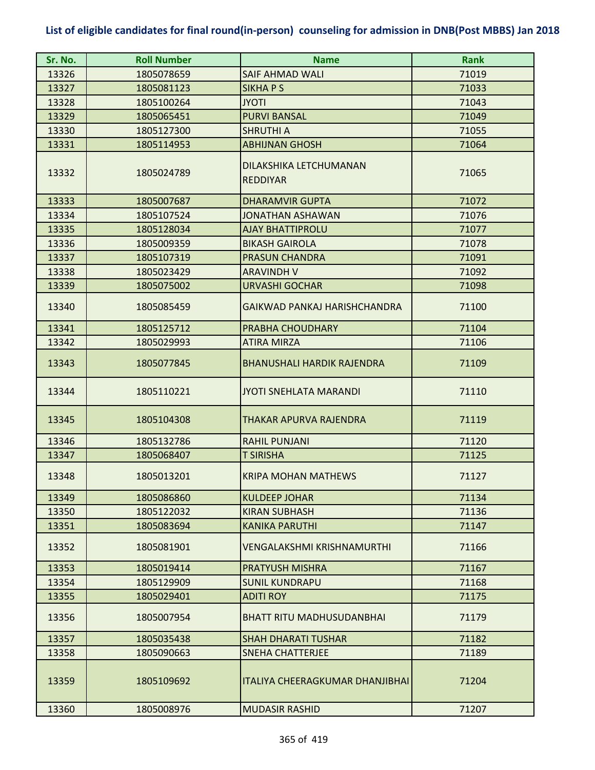**List of eligible candidates for final round(in-person) counseling for admission in DNB(Post MBBS) Jan 2018**

| Sr. No. | Roll Number | Name | Rank |
|---|---|---|---|
| 13326 | 1805078659 | SAIF AHMAD WALI | 71019 |
| 13327 | 1805081123 | SIKHA P S | 71033 |
| 13328 | 1805100264 | JYOTI | 71043 |
| 13329 | 1805065451 | PURVI BANSAL | 71049 |
| 13330 | 1805127300 | SHRUTHI A | 71055 |
| 13331 | 1805114953 | ABHIJNAN GHOSH | 71064 |
| 13332 | 1805024789 | DILAKSHIKA LETCHUMANAN REDDIYAR | 71065 |
| 13333 | 1805007687 | DHARAMVIR GUPTA | 71072 |
| 13334 | 1805107524 | JONATHAN ASHAWAN | 71076 |
| 13335 | 1805128034 | AJAY BHATTIPROLU | 71077 |
| 13336 | 1805009359 | BIKASH GAIROLA | 71078 |
| 13337 | 1805107319 | PRASUN CHANDRA | 71091 |
| 13338 | 1805023429 | ARAVINDH V | 71092 |
| 13339 | 1805075002 | URVASHI GOCHAR | 71098 |
| 13340 | 1805085459 | GAIKWAD PANKAJ HARISHCHANDRA | 71100 |
| 13341 | 1805125712 | PRABHA CHOUDHARY | 71104 |
| 13342 | 1805029993 | ATIRA MIRZA | 71106 |
| 13343 | 1805077845 | BHANUSHALI HARDIK RAJENDRA | 71109 |
| 13344 | 1805110221 | JYOTI SNEHLATA MARANDI | 71110 |
| 13345 | 1805104308 | THAKAR APURVA RAJENDRA | 71119 |
| 13346 | 1805132786 | RAHIL PUNJANI | 71120 |
| 13347 | 1805068407 | T SIRISHA | 71125 |
| 13348 | 1805013201 | KRIPA MOHAN MATHEWS | 71127 |
| 13349 | 1805086860 | KULDEEP JOHAR | 71134 |
| 13350 | 1805122032 | KIRAN SUBHASH | 71136 |
| 13351 | 1805083694 | KANIKA PARUTHI | 71147 |
| 13352 | 1805081901 | VENGALAKSHMI KRISHNAMURTHI | 71166 |
| 13353 | 1805019414 | PRATYUSH MISHRA | 71167 |
| 13354 | 1805129909 | SUNIL KUNDRAPU | 71168 |
| 13355 | 1805029401 | ADITI ROY | 71175 |
| 13356 | 1805007954 | BHATT RITU MADHUSUDANBHAI | 71179 |
| 13357 | 1805035438 | SHAH DHARATI TUSHAR | 71182 |
| 13358 | 1805090663 | SNEHA CHATTERJEE | 71189 |
| 13359 | 1805109692 | ITALIYA CHEERAGKUMAR DHANJIBHAI | 71204 |
| 13360 | 1805008976 | MUDASIR RASHID | 71207 |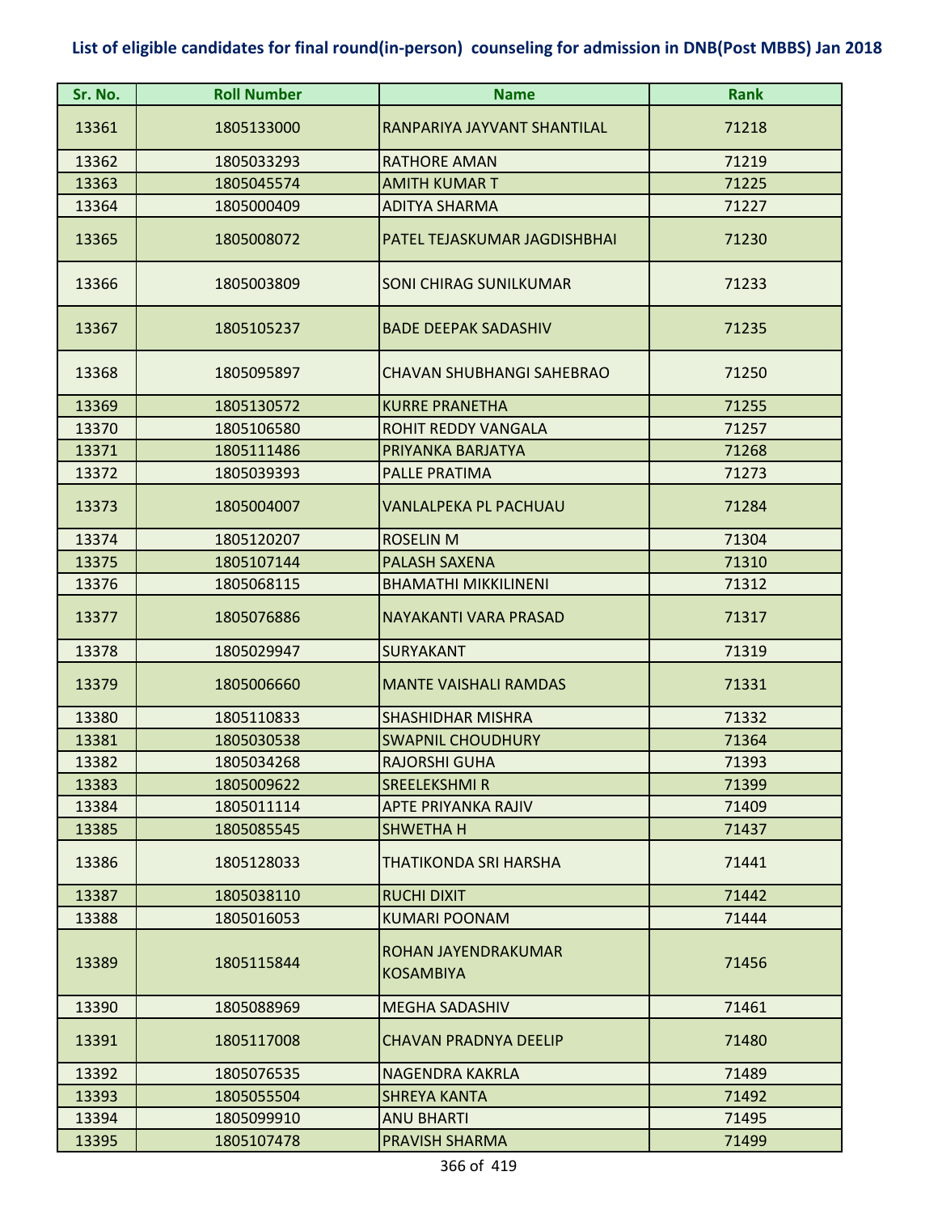## List of eligible candidates for final round(in-person) counseling for admission in DNB(Post MBBS) Jan 2018

| Sr. No. | Roll Number | Name | Rank |
|---|---|---|---|
| 13361 | 1805133000 | RANPARIYA JAYVANT SHANTILAL | 71218 |
| 13362 | 1805033293 | RATHORE AMAN | 71219 |
| 13363 | 1805045574 | AMITH KUMAR T | 71225 |
| 13364 | 1805000409 | ADITYA SHARMA | 71227 |
| 13365 | 1805008072 | PATEL TEJASKUMAR JAGDISHBHAI | 71230 |
| 13366 | 1805003809 | SONI CHIRAG SUNILKUMAR | 71233 |
| 13367 | 1805105237 | BADE DEEPAK SADASHIV | 71235 |
| 13368 | 1805095897 | CHAVAN SHUBHANGI SAHEBRAO | 71250 |
| 13369 | 1805130572 | KURRE PRANETHA | 71255 |
| 13370 | 1805106580 | ROHIT REDDY VANGALA | 71257 |
| 13371 | 1805111486 | PRIYANKA BARJATYA | 71268 |
| 13372 | 1805039393 | PALLE PRATIMA | 71273 |
| 13373 | 1805004007 | VANLALPEKA PL PACHUAU | 71284 |
| 13374 | 1805120207 | ROSELIN M | 71304 |
| 13375 | 1805107144 | PALASH SAXENA | 71310 |
| 13376 | 1805068115 | BHAMATHI MIKKILINENI | 71312 |
| 13377 | 1805076886 | NAYAKANTI VARA PRASAD | 71317 |
| 13378 | 1805029947 | SURYAKANT | 71319 |
| 13379 | 1805006660 | MANTE VAISHALI RAMDAS | 71331 |
| 13380 | 1805110833 | SHASHIDHAR MISHRA | 71332 |
| 13381 | 1805030538 | SWAPNIL CHOUDHURY | 71364 |
| 13382 | 1805034268 | RAJORSHI GUHA | 71393 |
| 13383 | 1805009622 | SREELEKSHMI R | 71399 |
| 13384 | 1805011114 | APTE PRIYANKA RAJIV | 71409 |
| 13385 | 1805085545 | SHWETHA H | 71437 |
| 13386 | 1805128033 | THATIKONDA SRI HARSHA | 71441 |
| 13387 | 1805038110 | RUCHI DIXIT | 71442 |
| 13388 | 1805016053 | KUMARI POONAM | 71444 |
| 13389 | 1805115844 | ROHAN JAYENDRAKUMAR KOSAMBIYA | 71456 |
| 13390 | 1805088969 | MEGHA SADASHIV | 71461 |
| 13391 | 1805117008 | CHAVAN PRADNYA DEELIP | 71480 |
| 13392 | 1805076535 | NAGENDRA KAKRLA | 71489 |
| 13393 | 1805055504 | SHREYA KANTA | 71492 |
| 13394 | 1805099910 | ANU BHARTI | 71495 |
| 13395 | 1805107478 | PRAVISH SHARMA | 71499 |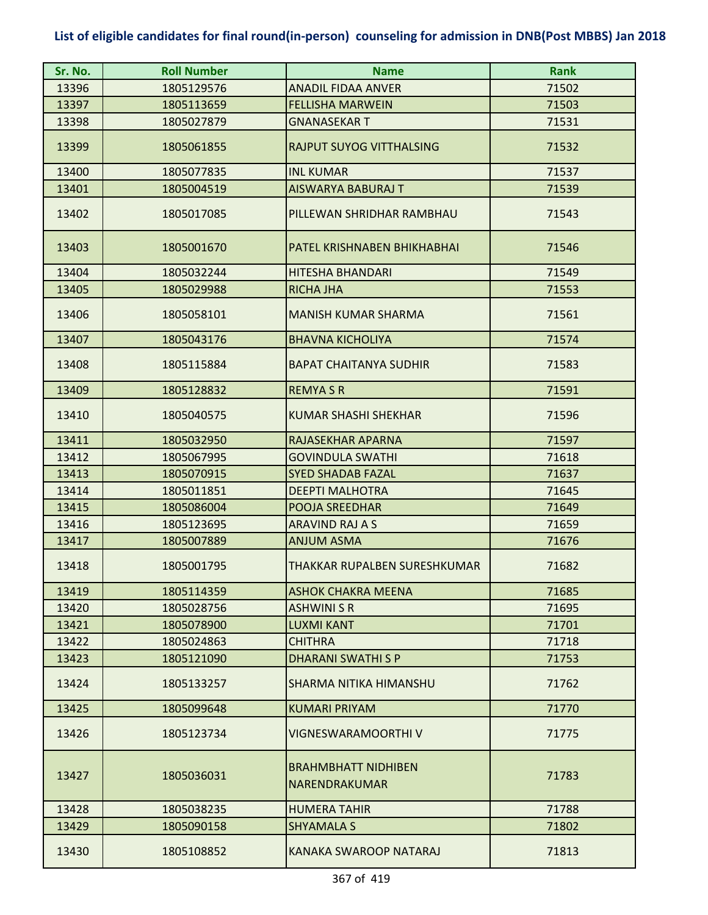# List of eligible candidates for final round(in-person) counseling for admission in DNB(Post MBBS) Jan 2018

| Sr. No. | Roll Number | Name | Rank |
|---|---|---|---|
| 13396 | 1805129576 | ANADIL FIDAA ANVER | 71502 |
| 13397 | 1805113659 | FELLISHA MARWEIN | 71503 |
| 13398 | 1805027879 | GNANASEKAR T | 71531 |
| 13399 | 1805061855 | RAJPUT SUYOG VITTHALSING | 71532 |
| 13400 | 1805077835 | INL KUMAR | 71537 |
| 13401 | 1805004519 | AISWARYA BABURAJ T | 71539 |
| 13402 | 1805017085 | PILLEWAN SHRIDHAR RAMBHAU | 71543 |
| 13403 | 1805001670 | PATEL KRISHNABEN BHIKHABHAI | 71546 |
| 13404 | 1805032244 | HITESHA BHANDARI | 71549 |
| 13405 | 1805029988 | RICHA JHA | 71553 |
| 13406 | 1805058101 | MANISH KUMAR SHARMA | 71561 |
| 13407 | 1805043176 | BHAVNA KICHOLIYA | 71574 |
| 13408 | 1805115884 | BAPAT CHAITANYA SUDHIR | 71583 |
| 13409 | 1805128832 | REMYA S R | 71591 |
| 13410 | 1805040575 | KUMAR SHASHI SHEKHAR | 71596 |
| 13411 | 1805032950 | RAJASEKHAR APARNA | 71597 |
| 13412 | 1805067995 | GOVINDULA SWATHI | 71618 |
| 13413 | 1805070915 | SYED SHADAB FAZAL | 71637 |
| 13414 | 1805011851 | DEEPTI MALHOTRA | 71645 |
| 13415 | 1805086004 | POOJA SREEDHAR | 71649 |
| 13416 | 1805123695 | ARAVIND RAJ A S | 71659 |
| 13417 | 1805007889 | ANJUM ASMA | 71676 |
| 13418 | 1805001795 | THAKKAR RUPALBEN SURESHKUMAR | 71682 |
| 13419 | 1805114359 | ASHOK CHAKRA MEENA | 71685 |
| 13420 | 1805028756 | ASHWINI S R | 71695 |
| 13421 | 1805078900 | LUXMI KANT | 71701 |
| 13422 | 1805024863 | CHITHRA | 71718 |
| 13423 | 1805121090 | DHARANI SWATHI S P | 71753 |
| 13424 | 1805133257 | SHARMA NITIKA HIMANSHU | 71762 |
| 13425 | 1805099648 | KUMARI PRIYAM | 71770 |
| 13426 | 1805123734 | VIGNESWARAMOORTHI V | 71775 |
| 13427 | 1805036031 | BRAHMBHATT NIDHIBEN NARENDRAKUMAR | 71783 |
| 13428 | 1805038235 | HUMERA TAHIR | 71788 |
| 13429 | 1805090158 | SHYAMALA S | 71802 |
| 13430 | 1805108852 | KANAKA SWAROOP NATARAJ | 71813 |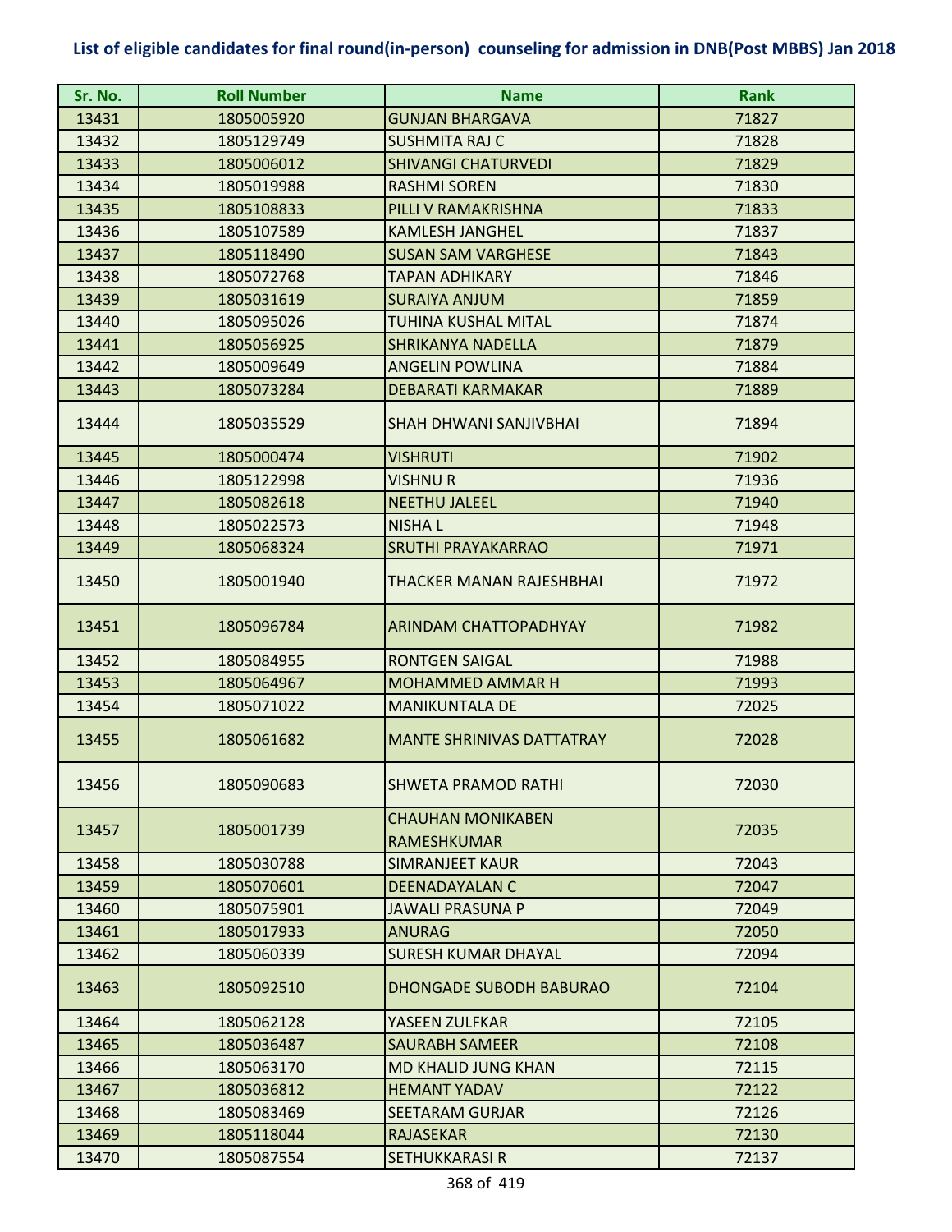**List of eligible candidates for final round(in-person) counseling for admission in DNB(Post MBBS) Jan 2018**

| Sr. No. | Roll Number | Name | Rank |
|---|---|---|---|
| 13431 | 1805005920 | GUNJAN BHARGAVA | 71827 |
| 13432 | 1805129749 | SUSHMITA RAJ C | 71828 |
| 13433 | 1805006012 | SHIVANGI CHATURVEDI | 71829 |
| 13434 | 1805019988 | RASHMI SOREN | 71830 |
| 13435 | 1805108833 | PILLI V RAMAKRISHNA | 71833 |
| 13436 | 1805107589 | KAMLESH JANGHEL | 71837 |
| 13437 | 1805118490 | SUSAN SAM VARGHESE | 71843 |
| 13438 | 1805072768 | TAPAN ADHIKARY | 71846 |
| 13439 | 1805031619 | SURAIYA ANJUM | 71859 |
| 13440 | 1805095026 | TUHINA KUSHAL MITAL | 71874 |
| 13441 | 1805056925 | SHRIKANYA NADELLA | 71879 |
| 13442 | 1805009649 | ANGELIN POWLINA | 71884 |
| 13443 | 1805073284 | DEBARATI KARMAKAR | 71889 |
| 13444 | 1805035529 | SHAH DHWANI SANJIVBHAI | 71894 |
| 13445 | 1805000474 | VISHRUTI | 71902 |
| 13446 | 1805122998 | VISHNU R | 71936 |
| 13447 | 1805082618 | NEETHU JALEEL | 71940 |
| 13448 | 1805022573 | NISHA L | 71948 |
| 13449 | 1805068324 | SRUTHI PRAYAKARRAO | 71971 |
| 13450 | 1805001940 | THACKER MANAN RAJESHBHAI | 71972 |
| 13451 | 1805096784 | ARINDAM CHATTOPADHYAY | 71982 |
| 13452 | 1805084955 | RONTGEN SAIGAL | 71988 |
| 13453 | 1805064967 | MOHAMMED AMMAR H | 71993 |
| 13454 | 1805071022 | MANIKUNTALA DE | 72025 |
| 13455 | 1805061682 | MANTE SHRINIVAS DATTATRAY | 72028 |
| 13456 | 1805090683 | SHWETA PRAMOD RATHI | 72030 |
| 13457 | 1805001739 | CHAUHAN MONIKABEN RAMESHKUMAR | 72035 |
| 13458 | 1805030788 | SIMRANJEET KAUR | 72043 |
| 13459 | 1805070601 | DEENADAYALAN C | 72047 |
| 13460 | 1805075901 | JAWALI PRASUNA P | 72049 |
| 13461 | 1805017933 | ANURAG | 72050 |
| 13462 | 1805060339 | SURESH KUMAR DHAYAL | 72094 |
| 13463 | 1805092510 | DHONGADE SUBODH BABURAO | 72104 |
| 13464 | 1805062128 | YASEEN ZULFKAR | 72105 |
| 13465 | 1805036487 | SAURABH SAMEER | 72108 |
| 13466 | 1805063170 | MD KHALID JUNG KHAN | 72115 |
| 13467 | 1805036812 | HEMANT YADAV | 72122 |
| 13468 | 1805083469 | SEETARAM GURJAR | 72126 |
| 13469 | 1805118044 | RAJASEKAR | 72130 |
| 13470 | 1805087554 | SETHUKKARASI R | 72137 |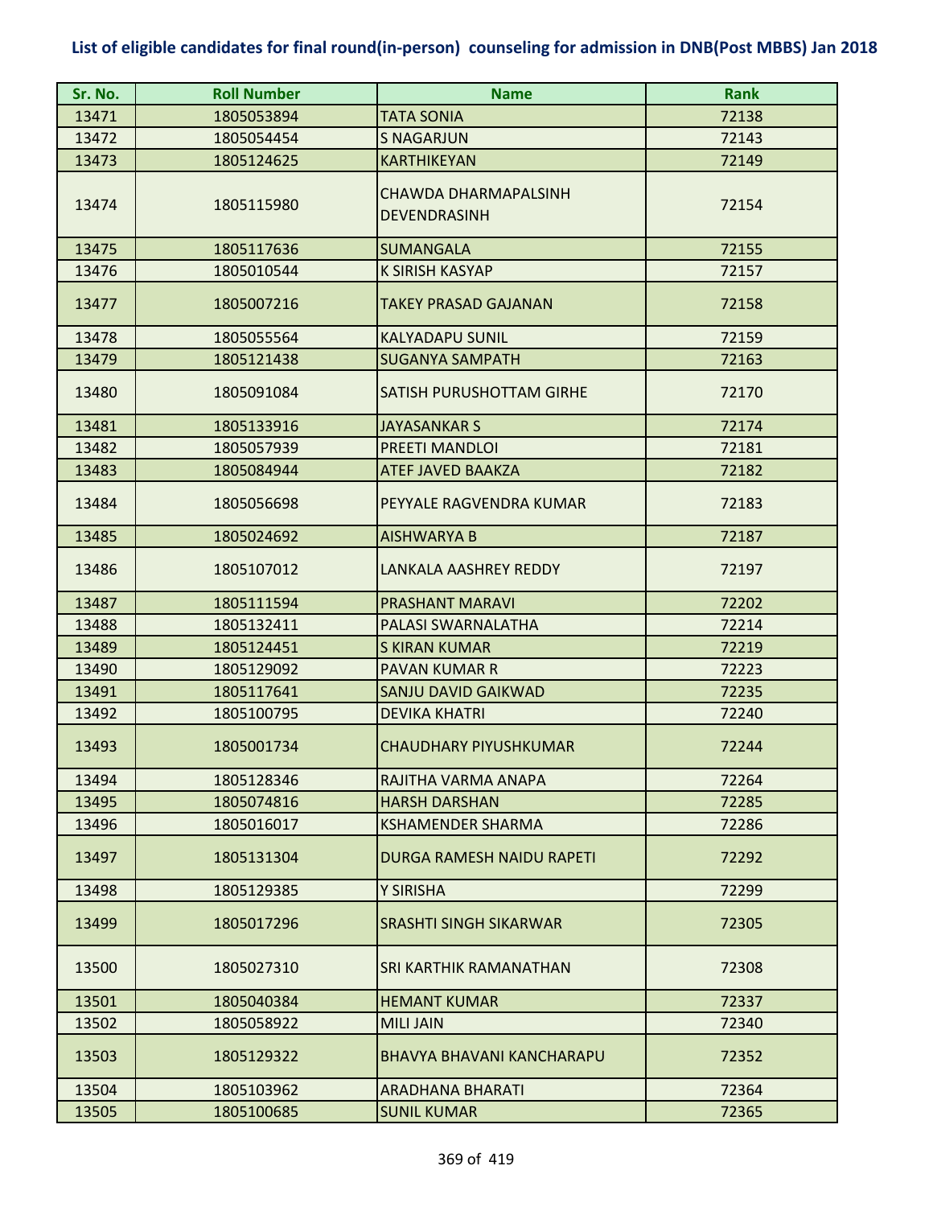# List of eligible candidates for final round(in-person) counseling for admission in DNB(Post MBBS) Jan 2018

| Sr. No. | Roll Number | Name | Rank |
|---|---|---|---|
| 13471 | 1805053894 | TATA SONIA | 72138 |
| 13472 | 1805054454 | S NAGARJUN | 72143 |
| 13473 | 1805124625 | KARTHIKEYAN | 72149 |
| 13474 | 1805115980 | CHAWDA DHARMAPALSINH DEVENDRASINH | 72154 |
| 13475 | 1805117636 | SUMANGALA | 72155 |
| 13476 | 1805010544 | K SIRISH KASYAP | 72157 |
| 13477 | 1805007216 | TAKEY PRASAD GAJANAN | 72158 |
| 13478 | 1805055564 | KALYADAPU SUNIL | 72159 |
| 13479 | 1805121438 | SUGANYA SAMPATH | 72163 |
| 13480 | 1805091084 | SATISH PURUSHOTTAM GIRHE | 72170 |
| 13481 | 1805133916 | JAYASANKAR S | 72174 |
| 13482 | 1805057939 | PREETI MANDLOI | 72181 |
| 13483 | 1805084944 | ATEF JAVED BAAKZA | 72182 |
| 13484 | 1805056698 | PEYYALE RAGVENDRA KUMAR | 72183 |
| 13485 | 1805024692 | AISHWARYA B | 72187 |
| 13486 | 1805107012 | LANKALA AASHREY REDDY | 72197 |
| 13487 | 1805111594 | PRASHANT MARAVI | 72202 |
| 13488 | 1805132411 | PALASI SWARNALATHA | 72214 |
| 13489 | 1805124451 | S KIRAN KUMAR | 72219 |
| 13490 | 1805129092 | PAVAN KUMAR R | 72223 |
| 13491 | 1805117641 | SANJU DAVID GAIKWAD | 72235 |
| 13492 | 1805100795 | DEVIKA KHATRI | 72240 |
| 13493 | 1805001734 | CHAUDHARY PIYUSHKUMAR | 72244 |
| 13494 | 1805128346 | RAJITHA VARMA ANAPA | 72264 |
| 13495 | 1805074816 | HARSH DARSHAN | 72285 |
| 13496 | 1805016017 | KSHAMENDER SHARMA | 72286 |
| 13497 | 1805131304 | DURGA RAMESH NAIDU RAPETI | 72292 |
| 13498 | 1805129385 | Y SIRISHA | 72299 |
| 13499 | 1805017296 | SRASHTI SINGH SIKARWAR | 72305 |
| 13500 | 1805027310 | SRI KARTHIK RAMANATHAN | 72308 |
| 13501 | 1805040384 | HEMANT KUMAR | 72337 |
| 13502 | 1805058922 | MILI JAIN | 72340 |
| 13503 | 1805129322 | BHAVYA BHAVANI KANCHARAPU | 72352 |
| 13504 | 1805103962 | ARADHANA BHARATI | 72364 |
| 13505 | 1805100685 | SUNIL KUMAR | 72365 |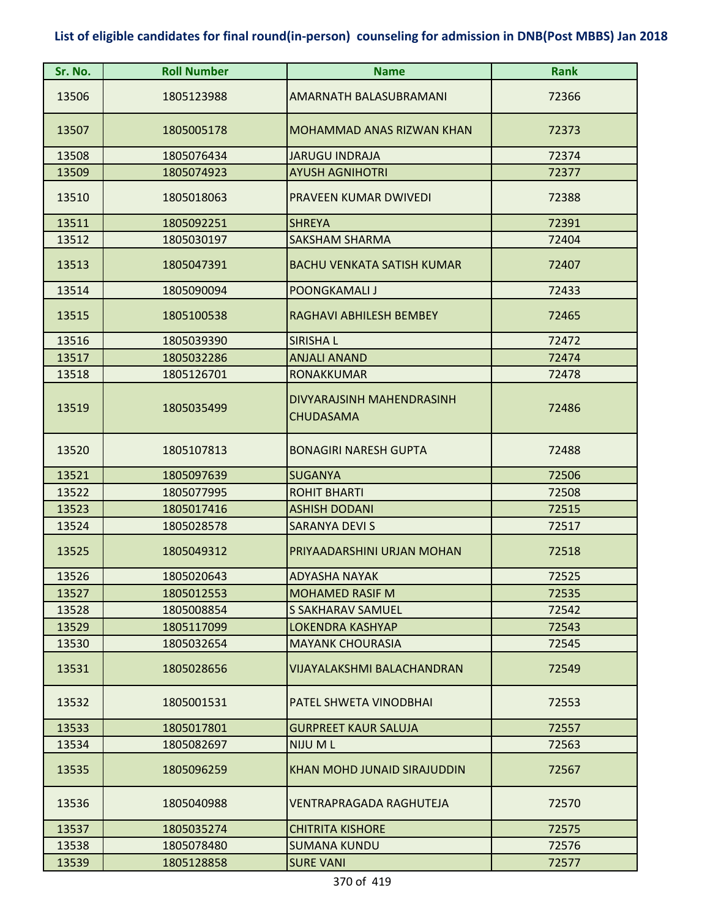## List of eligible candidates for final round(in-person) counseling for admission in DNB(Post MBBS) Jan 2018

| Sr. No. | Roll Number | Name | Rank |
|---|---|---|---|
| 13506 | 1805123988 | AMARNATH BALASUBRAMANI | 72366 |
| 13507 | 1805005178 | MOHAMMAD ANAS RIZWAN KHAN | 72373 |
| 13508 | 1805076434 | JARUGU INDRAJA | 72374 |
| 13509 | 1805074923 | AYUSH AGNIHOTRI | 72377 |
| 13510 | 1805018063 | PRAVEEN KUMAR DWIVEDI | 72388 |
| 13511 | 1805092251 | SHREYA | 72391 |
| 13512 | 1805030197 | SAKSHAM SHARMA | 72404 |
| 13513 | 1805047391 | BACHU VENKATA SATISH KUMAR | 72407 |
| 13514 | 1805090094 | POONGKAMALI J | 72433 |
| 13515 | 1805100538 | RAGHAVI ABHILESH BEMBEY | 72465 |
| 13516 | 1805039390 | SIRISHA L | 72472 |
| 13517 | 1805032286 | ANJALI ANAND | 72474 |
| 13518 | 1805126701 | RONAKKUMAR | 72478 |
| 13519 | 1805035499 | DIVYARAJSINH MAHENDRASINH CHUDASAMA | 72486 |
| 13520 | 1805107813 | BONAGIRI NARESH GUPTA | 72488 |
| 13521 | 1805097639 | SUGANYA | 72506 |
| 13522 | 1805077995 | ROHIT BHARTI | 72508 |
| 13523 | 1805017416 | ASHISH DODANI | 72515 |
| 13524 | 1805028578 | SARANYA DEVI S | 72517 |
| 13525 | 1805049312 | PRIYAADARSHINI URJAN MOHAN | 72518 |
| 13526 | 1805020643 | ADYASHA NAYAK | 72525 |
| 13527 | 1805012553 | MOHAMED RASIF M | 72535 |
| 13528 | 1805008854 | S SAKHARAV SAMUEL | 72542 |
| 13529 | 1805117099 | LOKENDRA KASHYAP | 72543 |
| 13530 | 1805032654 | MAYANK CHOURASIA | 72545 |
| 13531 | 1805028656 | VIJAYALAKSHMI BALACHANDRAN | 72549 |
| 13532 | 1805001531 | PATEL SHWETA VINODBHAI | 72553 |
| 13533 | 1805017801 | GURPREET KAUR SALUJA | 72557 |
| 13534 | 1805082697 | NIJU M L | 72563 |
| 13535 | 1805096259 | KHAN MOHD JUNAID SIRAJUDDIN | 72567 |
| 13536 | 1805040988 | VENTRAPRAGADA RAGHUTEJA | 72570 |
| 13537 | 1805035274 | CHITRITA KISHORE | 72575 |
| 13538 | 1805078480 | SUMANA KUNDU | 72576 |
| 13539 | 1805128858 | SURE VANI | 72577 |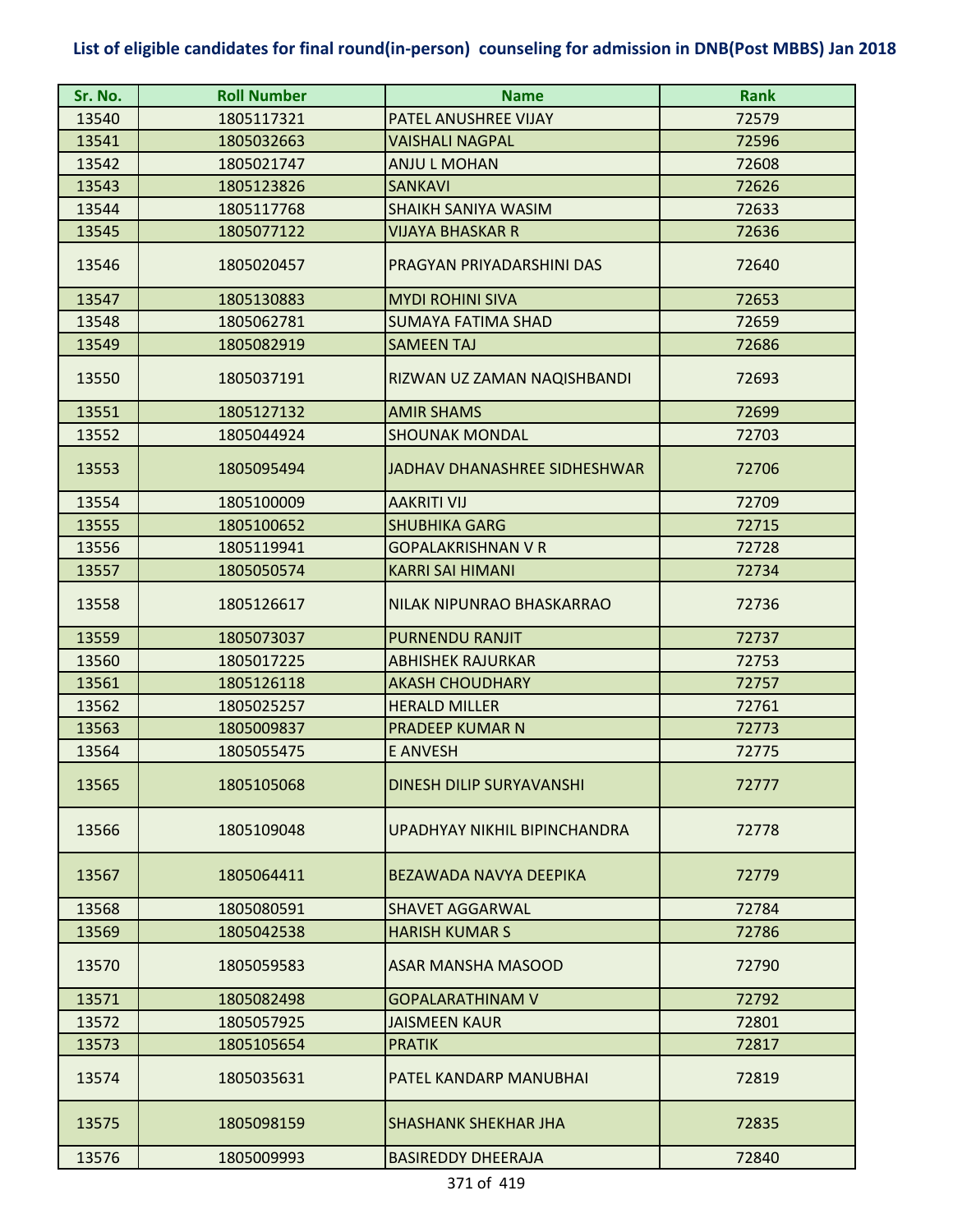# List of eligible candidates for final round(in-person) counseling for admission in DNB(Post MBBS) Jan 2018

| Sr. No. | Roll Number | Name | Rank |
|---|---|---|---|
| 13540 | 1805117321 | PATEL ANUSHREE VIJAY | 72579 |
| 13541 | 1805032663 | VAISHALI NAGPAL | 72596 |
| 13542 | 1805021747 | ANJU L MOHAN | 72608 |
| 13543 | 1805123826 | SANKAVI | 72626 |
| 13544 | 1805117768 | SHAIKH SANIYA WASIM | 72633 |
| 13545 | 1805077122 | VIJAYA BHASKAR R | 72636 |
| 13546 | 1805020457 | PRAGYAN PRIYADARSHINI DAS | 72640 |
| 13547 | 1805130883 | MYDI ROHINI SIVA | 72653 |
| 13548 | 1805062781 | SUMAYA FATIMA SHAD | 72659 |
| 13549 | 1805082919 | SAMEEN TAJ | 72686 |
| 13550 | 1805037191 | RIZWAN UZ ZAMAN NAQISHBANDI | 72693 |
| 13551 | 1805127132 | AMIR SHAMS | 72699 |
| 13552 | 1805044924 | SHOUNAK MONDAL | 72703 |
| 13553 | 1805095494 | JADHAV DHANASHREE SIDHESHWAR | 72706 |
| 13554 | 1805100009 | AAKRITI VIJ | 72709 |
| 13555 | 1805100652 | SHUBHIKA GARG | 72715 |
| 13556 | 1805119941 | GOPALAKRISHNAN V R | 72728 |
| 13557 | 1805050574 | KARRI SAI HIMANI | 72734 |
| 13558 | 1805126617 | NILAK NIPUNRAO BHASKARRAO | 72736 |
| 13559 | 1805073037 | PURNENDU RANJIT | 72737 |
| 13560 | 1805017225 | ABHISHEK RAJURKAR | 72753 |
| 13561 | 1805126118 | AKASH CHOUDHARY | 72757 |
| 13562 | 1805025257 | HERALD MILLER | 72761 |
| 13563 | 1805009837 | PRADEEP KUMAR N | 72773 |
| 13564 | 1805055475 | E ANVESH | 72775 |
| 13565 | 1805105068 | DINESH DILIP SURYAVANSHI | 72777 |
| 13566 | 1805109048 | UPADHYAY NIKHIL BIPINCHANDRA | 72778 |
| 13567 | 1805064411 | BEZAWADA NAVYA DEEPIKA | 72779 |
| 13568 | 1805080591 | SHAVET AGGARWAL | 72784 |
| 13569 | 1805042538 | HARISH KUMAR S | 72786 |
| 13570 | 1805059583 | ASAR MANSHA MASOOD | 72790 |
| 13571 | 1805082498 | GOPALARATHINAM V | 72792 |
| 13572 | 1805057925 | JAISMEEN KAUR | 72801 |
| 13573 | 1805105654 | PRATIK | 72817 |
| 13574 | 1805035631 | PATEL KANDARP MANUBHAI | 72819 |
| 13575 | 1805098159 | SHASHANK SHEKHAR JHA | 72835 |
| 13576 | 1805009993 | BASIREDDY DHEERAJA | 72840 |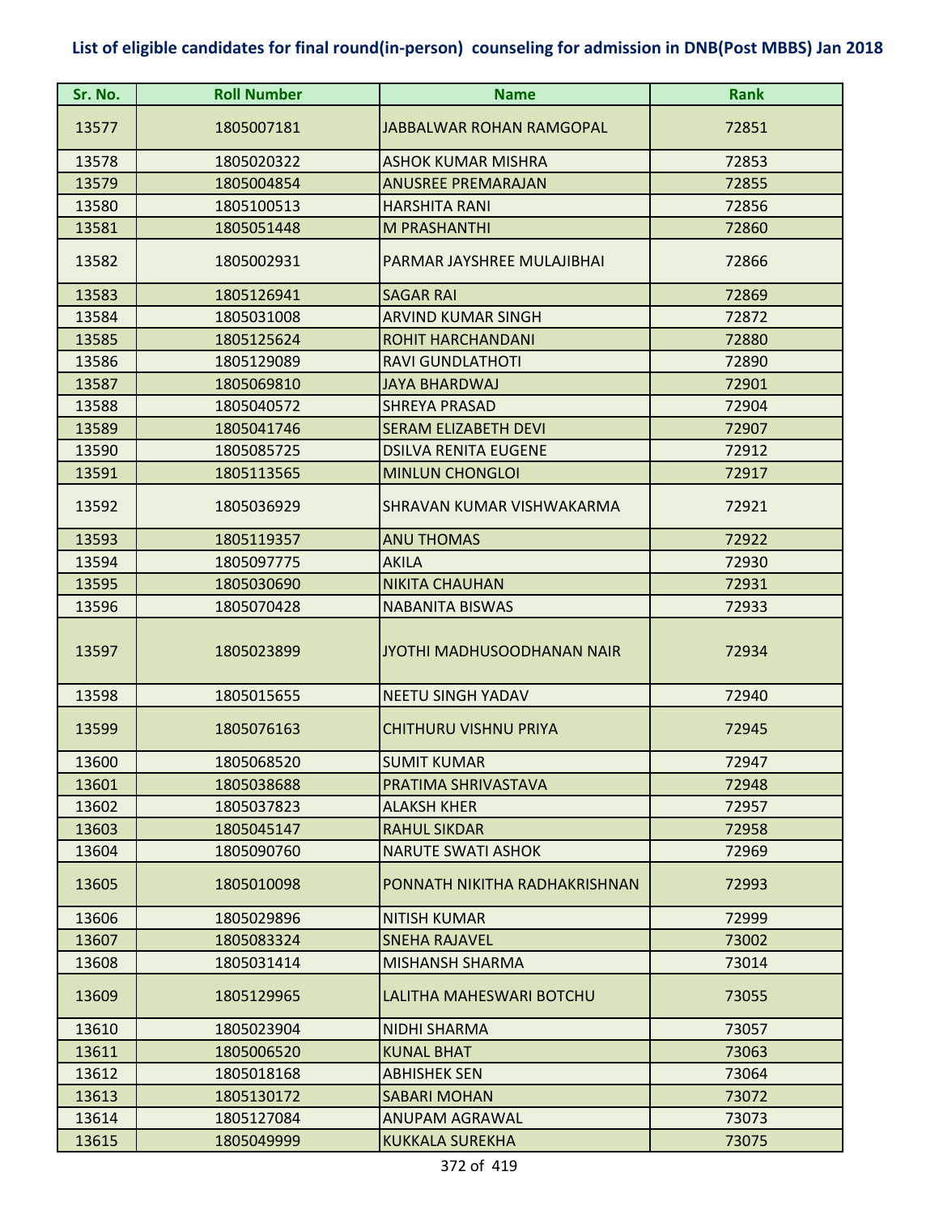## List of eligible candidates for final round(in-person) counseling for admission in DNB(Post MBBS) Jan 2018

| Sr. No. | Roll Number | Name | Rank |
|---|---|---|---|
| 13577 | 1805007181 | JABBALWAR ROHAN RAMGOPAL | 72851 |
| 13578 | 1805020322 | ASHOK KUMAR MISHRA | 72853 |
| 13579 | 1805004854 | ANUSREE PREMARAJAN | 72855 |
| 13580 | 1805100513 | HARSHITA RANI | 72856 |
| 13581 | 1805051448 | M PRASHANTHI | 72860 |
| 13582 | 1805002931 | PARMAR JAYSHREE MULAJIBHAI | 72866 |
| 13583 | 1805126941 | SAGAR RAI | 72869 |
| 13584 | 1805031008 | ARVIND KUMAR SINGH | 72872 |
| 13585 | 1805125624 | ROHIT HARCHANDANI | 72880 |
| 13586 | 1805129089 | RAVI GUNDLATHOTI | 72890 |
| 13587 | 1805069810 | JAYA BHARDWAJ | 72901 |
| 13588 | 1805040572 | SHREYA PRASAD | 72904 |
| 13589 | 1805041746 | SERAM ELIZABETH DEVI | 72907 |
| 13590 | 1805085725 | DSILVA RENITA EUGENE | 72912 |
| 13591 | 1805113565 | MINLUN CHONGLOI | 72917 |
| 13592 | 1805036929 | SHRAVAN KUMAR VISHWAKARMA | 72921 |
| 13593 | 1805119357 | ANU THOMAS | 72922 |
| 13594 | 1805097775 | AKILA | 72930 |
| 13595 | 1805030690 | NIKITA CHAUHAN | 72931 |
| 13596 | 1805070428 | NABANITA BISWAS | 72933 |
| 13597 | 1805023899 | JYOTHI MADHUSOODHANAN NAIR | 72934 |
| 13598 | 1805015655 | NEETU SINGH YADAV | 72940 |
| 13599 | 1805076163 | CHITHURU VISHNU PRIYA | 72945 |
| 13600 | 1805068520 | SUMIT KUMAR | 72947 |
| 13601 | 1805038688 | PRATIMA SHRIVASTAVA | 72948 |
| 13602 | 1805037823 | ALAKSH KHER | 72957 |
| 13603 | 1805045147 | RAHUL SIKDAR | 72958 |
| 13604 | 1805090760 | NARUTE SWATI ASHOK | 72969 |
| 13605 | 1805010098 | PONNATH NIKITHA RADHAKRISHNAN | 72993 |
| 13606 | 1805029896 | NITISH KUMAR | 72999 |
| 13607 | 1805083324 | SNEHA RAJAVEL | 73002 |
| 13608 | 1805031414 | MISHANSH SHARMA | 73014 |
| 13609 | 1805129965 | LALITHA MAHESWARI BOTCHU | 73055 |
| 13610 | 1805023904 | NIDHI SHARMA | 73057 |
| 13611 | 1805006520 | KUNAL BHAT | 73063 |
| 13612 | 1805018168 | ABHISHEK SEN | 73064 |
| 13613 | 1805130172 | SABARI MOHAN | 73072 |
| 13614 | 1805127084 | ANUPAM AGRAWAL | 73073 |
| 13615 | 1805049999 | KUKKALA SUREKHA | 73075 |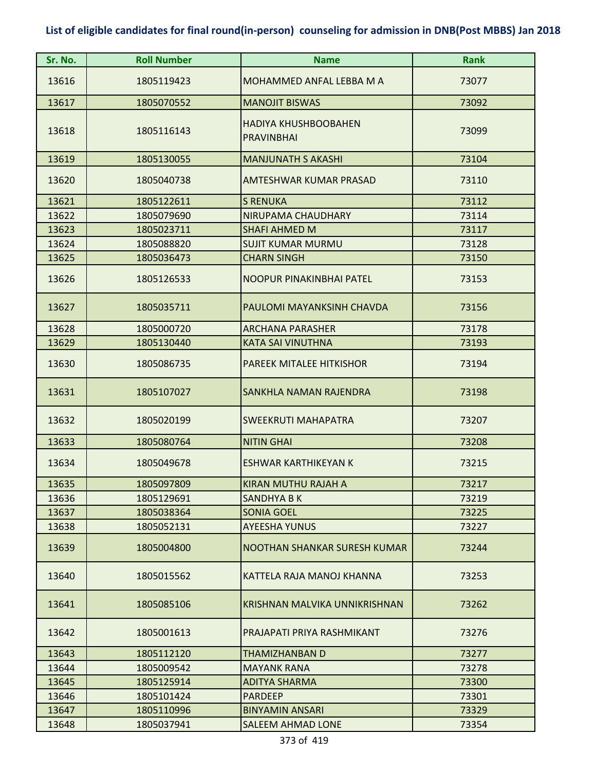## List of eligible candidates for final round(in-person) counseling for admission in DNB(Post MBBS) Jan 2018

| Sr. No. | Roll Number | Name | Rank |
|---|---|---|---|
| 13616 | 1805119423 | MOHAMMED ANFAL LEBBA M A | 73077 |
| 13617 | 1805070552 | MANOJIT BISWAS | 73092 |
| 13618 | 1805116143 | HADIYA KHUSHBOOBAHEN PRAVINBHAI | 73099 |
| 13619 | 1805130055 | MANJUNATH S AKASHI | 73104 |
| 13620 | 1805040738 | AMTESHWAR KUMAR PRASAD | 73110 |
| 13621 | 1805122611 | S RENUKA | 73112 |
| 13622 | 1805079690 | NIRUPAMA CHAUDHARY | 73114 |
| 13623 | 1805023711 | SHAFI AHMED M | 73117 |
| 13624 | 1805088820 | SUJIT KUMAR MURMU | 73128 |
| 13625 | 1805036473 | CHARN SINGH | 73150 |
| 13626 | 1805126533 | NOOPUR PINAKINBHAI PATEL | 73153 |
| 13627 | 1805035711 | PAULOMI MAYANKSINH CHAVDA | 73156 |
| 13628 | 1805000720 | ARCHANA PARASHER | 73178 |
| 13629 | 1805130440 | KATA SAI VINUTHNA | 73193 |
| 13630 | 1805086735 | PAREEK MITALEE HITKISHOR | 73194 |
| 13631 | 1805107027 | SANKHLA NAMAN RAJENDRA | 73198 |
| 13632 | 1805020199 | SWEEKRUTI MAHAPATRA | 73207 |
| 13633 | 1805080764 | NITIN GHAI | 73208 |
| 13634 | 1805049678 | ESHWAR KARTHIKEYAN K | 73215 |
| 13635 | 1805097809 | KIRAN MUTHU RAJAH A | 73217 |
| 13636 | 1805129691 | SANDHYA B K | 73219 |
| 13637 | 1805038364 | SONIA GOEL | 73225 |
| 13638 | 1805052131 | AYEESHA YUNUS | 73227 |
| 13639 | 1805004800 | NOOTHAN SHANKAR SURESH KUMAR | 73244 |
| 13640 | 1805015562 | KATTELA RAJA MANOJ KHANNA | 73253 |
| 13641 | 1805085106 | KRISHNAN MALVIKA UNNIKRISHNAN | 73262 |
| 13642 | 1805001613 | PRAJAPATI PRIYA RASHMIKANT | 73276 |
| 13643 | 1805112120 | THAMIZHANBAN D | 73277 |
| 13644 | 1805009542 | MAYANK RANA | 73278 |
| 13645 | 1805125914 | ADITYA SHARMA | 73300 |
| 13646 | 1805101424 | PARDEEP | 73301 |
| 13647 | 1805110996 | BINYAMIN ANSARI | 73329 |
| 13648 | 1805037941 | SALEEM AHMAD LONE | 73354 |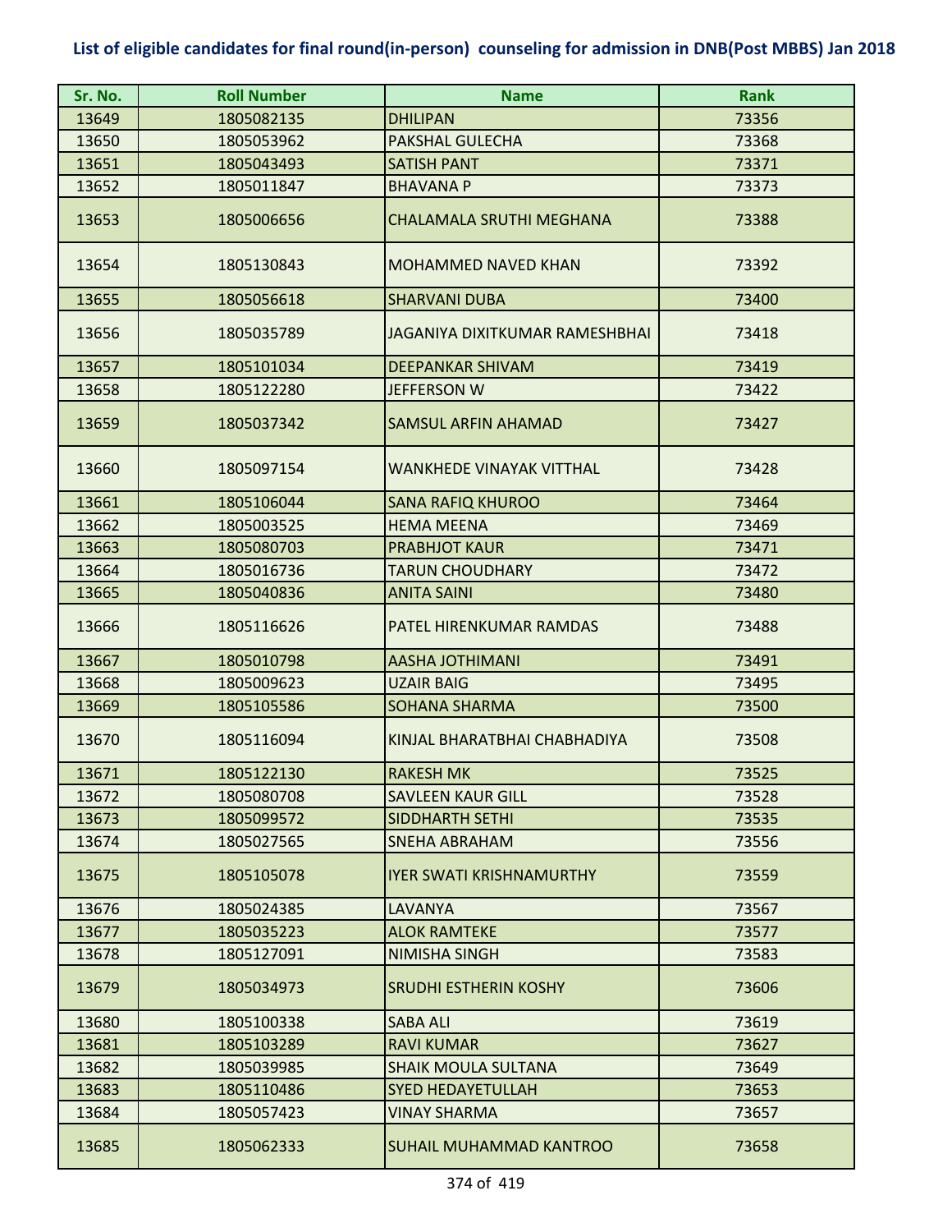# List of eligible candidates for final round(in-person) counseling for admission in DNB(Post MBBS) Jan 2018

| Sr. No. | Roll Number | Name | Rank |
|---|---|---|---|
| 13649 | 1805082135 | DHILIPAN | 73356 |
| 13650 | 1805053962 | PAKSHAL GULECHA | 73368 |
| 13651 | 1805043493 | SATISH PANT | 73371 |
| 13652 | 1805011847 | BHAVANA P | 73373 |
| 13653 | 1805006656 | CHALAMALA SRUTHI MEGHANA | 73388 |
| 13654 | 1805130843 | MOHAMMED NAVED KHAN | 73392 |
| 13655 | 1805056618 | SHARVANI DUBA | 73400 |
| 13656 | 1805035789 | JAGANIYA DIXITKUMAR RAMESHBHAI | 73418 |
| 13657 | 1805101034 | DEEPANKAR SHIVAM | 73419 |
| 13658 | 1805122280 | JEFFERSON W | 73422 |
| 13659 | 1805037342 | SAMSUL ARFIN AHAMAD | 73427 |
| 13660 | 1805097154 | WANKHEDE VINAYAK VITTHAL | 73428 |
| 13661 | 1805106044 | SANA RAFIQ KHUROO | 73464 |
| 13662 | 1805003525 | HEMA MEENA | 73469 |
| 13663 | 1805080703 | PRABHJOT KAUR | 73471 |
| 13664 | 1805016736 | TARUN CHOUDHARY | 73472 |
| 13665 | 1805040836 | ANITA SAINI | 73480 |
| 13666 | 1805116626 | PATEL HIRENKUMAR RAMDAS | 73488 |
| 13667 | 1805010798 | AASHA JOTHIMANI | 73491 |
| 13668 | 1805009623 | UZAIR BAIG | 73495 |
| 13669 | 1805105586 | SOHANA SHARMA | 73500 |
| 13670 | 1805116094 | KINJAL BHARATBHAI CHABHADIYA | 73508 |
| 13671 | 1805122130 | RAKESH MK | 73525 |
| 13672 | 1805080708 | SAVLEEN KAUR GILL | 73528 |
| 13673 | 1805099572 | SIDDHARTH SETHI | 73535 |
| 13674 | 1805027565 | SNEHA ABRAHAM | 73556 |
| 13675 | 1805105078 | IYER SWATI KRISHNAMURTHY | 73559 |
| 13676 | 1805024385 | LAVANYA | 73567 |
| 13677 | 1805035223 | ALOK RAMTEKE | 73577 |
| 13678 | 1805127091 | NIMISHA SINGH | 73583 |
| 13679 | 1805034973 | SRUDHI ESTHERIN KOSHY | 73606 |
| 13680 | 1805100338 | SABA ALI | 73619 |
| 13681 | 1805103289 | RAVI KUMAR | 73627 |
| 13682 | 1805039985 | SHAIK MOULA SULTANA | 73649 |
| 13683 | 1805110486 | SYED HEDAYETULLAH | 73653 |
| 13684 | 1805057423 | VINAY SHARMA | 73657 |
| 13685 | 1805062333 | SUHAIL MUHAMMAD KANTROO | 73658 |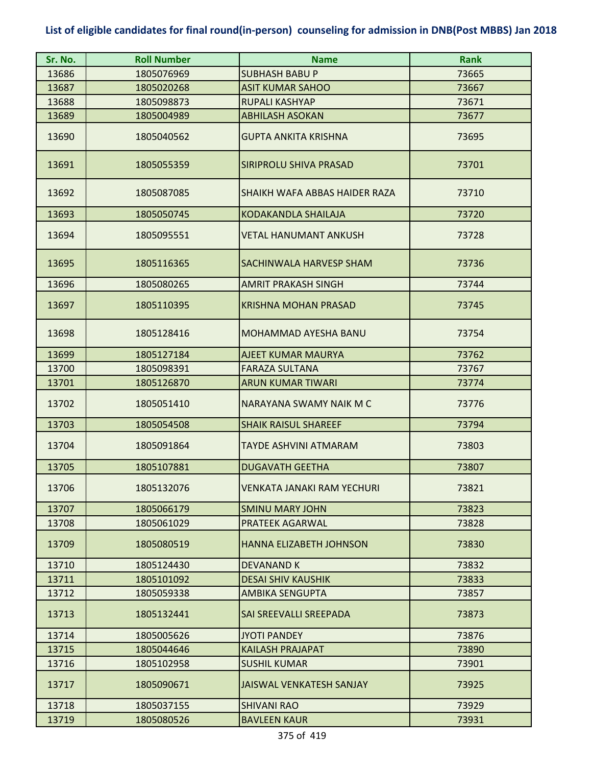## List of eligible candidates for final round(in-person) counseling for admission in DNB(Post MBBS) Jan 2018

| Sr. No. | Roll Number | Name | Rank |
|---|---|---|---|
| 13686 | 1805076969 | SUBHASH BABU P | 73665 |
| 13687 | 1805020268 | ASIT KUMAR SAHOO | 73667 |
| 13688 | 1805098873 | RUPALI KASHYAP | 73671 |
| 13689 | 1805004989 | ABHILASH ASOKAN | 73677 |
| 13690 | 1805040562 | GUPTA ANKITA KRISHNA | 73695 |
| 13691 | 1805055359 | SIRIPROLU SHIVA PRASAD | 73701 |
| 13692 | 1805087085 | SHAIKH WAFA ABBAS HAIDER RAZA | 73710 |
| 13693 | 1805050745 | KODAKANDLA SHAILAJA | 73720 |
| 13694 | 1805095551 | VETAL HANUMANT ANKUSH | 73728 |
| 13695 | 1805116365 | SACHINWALA HARVESP SHAM | 73736 |
| 13696 | 1805080265 | AMRIT PRAKASH SINGH | 73744 |
| 13697 | 1805110395 | KRISHNA MOHAN PRASAD | 73745 |
| 13698 | 1805128416 | MOHAMMAD AYESHA BANU | 73754 |
| 13699 | 1805127184 | AJEET KUMAR MAURYA | 73762 |
| 13700 | 1805098391 | FARAZA SULTANA | 73767 |
| 13701 | 1805126870 | ARUN KUMAR TIWARI | 73774 |
| 13702 | 1805051410 | NARAYANA SWAMY NAIK M C | 73776 |
| 13703 | 1805054508 | SHAIK RAISUL SHAREEF | 73794 |
| 13704 | 1805091864 | TAYDE ASHVINI ATMARAM | 73803 |
| 13705 | 1805107881 | DUGAVATH GEETHA | 73807 |
| 13706 | 1805132076 | VENKATA JANAKI RAM YECHURI | 73821 |
| 13707 | 1805066179 | SMINU MARY JOHN | 73823 |
| 13708 | 1805061029 | PRATEEK AGARWAL | 73828 |
| 13709 | 1805080519 | HANNA ELIZABETH JOHNSON | 73830 |
| 13710 | 1805124430 | DEVANAND K | 73832 |
| 13711 | 1805101092 | DESAI SHIV KAUSHIK | 73833 |
| 13712 | 1805059338 | AMBIKA SENGUPTA | 73857 |
| 13713 | 1805132441 | SAI SREEVALLI SREEPADA | 73873 |
| 13714 | 1805005626 | JYOTI PANDEY | 73876 |
| 13715 | 1805044646 | KAILASH PRAJAPAT | 73890 |
| 13716 | 1805102958 | SUSHIL KUMAR | 73901 |
| 13717 | 1805090671 | JAISWAL VENKATESH SANJAY | 73925 |
| 13718 | 1805037155 | SHIVANI RAO | 73929 |
| 13719 | 1805080526 | BAVLEEN KAUR | 73931 |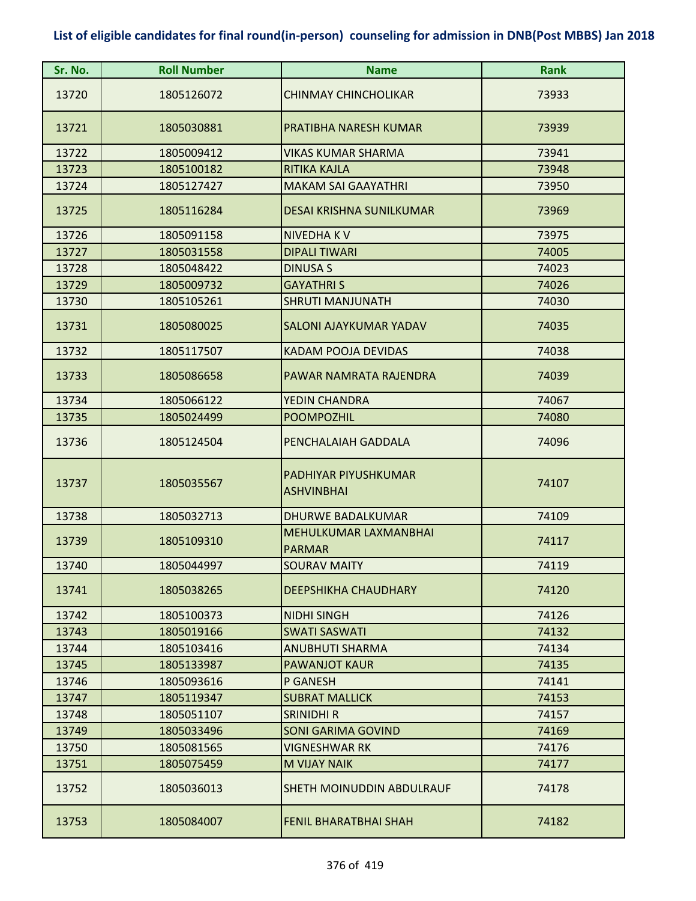## List of eligible candidates for final round(in-person) counseling for admission in DNB(Post MBBS) Jan 2018

| Sr. No. | Roll Number | Name | Rank |
|---|---|---|---|
| 13720 | 1805126072 | CHINMAY CHINCHOLIKAR | 73933 |
| 13721 | 1805030881 | PRATIBHA NARESH KUMAR | 73939 |
| 13722 | 1805009412 | VIKAS KUMAR SHARMA | 73941 |
| 13723 | 1805100182 | RITIKA KAJLA | 73948 |
| 13724 | 1805127427 | MAKAM SAI GAAYATHRI | 73950 |
| 13725 | 1805116284 | DESAI KRISHNA SUNILKUMAR | 73969 |
| 13726 | 1805091158 | NIVEDHA K V | 73975 |
| 13727 | 1805031558 | DIPALI TIWARI | 74005 |
| 13728 | 1805048422 | DINUSA S | 74023 |
| 13729 | 1805009732 | GAYATHRI S | 74026 |
| 13730 | 1805105261 | SHRUTI MANJUNATH | 74030 |
| 13731 | 1805080025 | SALONI AJAYKUMAR YADAV | 74035 |
| 13732 | 1805117507 | KADAM POOJA DEVIDAS | 74038 |
| 13733 | 1805086658 | PAWAR NAMRATA RAJENDRA | 74039 |
| 13734 | 1805066122 | YEDIN CHANDRA | 74067 |
| 13735 | 1805024499 | POOMPOZHIL | 74080 |
| 13736 | 1805124504 | PENCHALAIAH GADDALA | 74096 |
| 13737 | 1805035567 | PADHIYAR PIYUSHKUMAR ASHVINBHAI | 74107 |
| 13738 | 1805032713 | DHURWE BADALKUMAR | 74109 |
| 13739 | 1805109310 | MEHULKUMAR LAXMANBHAI PARMAR | 74117 |
| 13740 | 1805044997 | SOURAV MAITY | 74119 |
| 13741 | 1805038265 | DEEPSHIKHA CHAUDHARY | 74120 |
| 13742 | 1805100373 | NIDHI SINGH | 74126 |
| 13743 | 1805019166 | SWATI SASWATI | 74132 |
| 13744 | 1805103416 | ANUBHUTI SHARMA | 74134 |
| 13745 | 1805133987 | PAWANJOT KAUR | 74135 |
| 13746 | 1805093616 | P GANESH | 74141 |
| 13747 | 1805119347 | SUBRAT MALLICK | 74153 |
| 13748 | 1805051107 | SRINIDHI R | 74157 |
| 13749 | 1805033496 | SONI GARIMA GOVIND | 74169 |
| 13750 | 1805081565 | VIGNESHWAR RK | 74176 |
| 13751 | 1805075459 | M VIJAY NAIK | 74177 |
| 13752 | 1805036013 | SHETH MOINUDDIN ABDULRAUF | 74178 |
| 13753 | 1805084007 | FENIL BHARATBHAI SHAH | 74182 |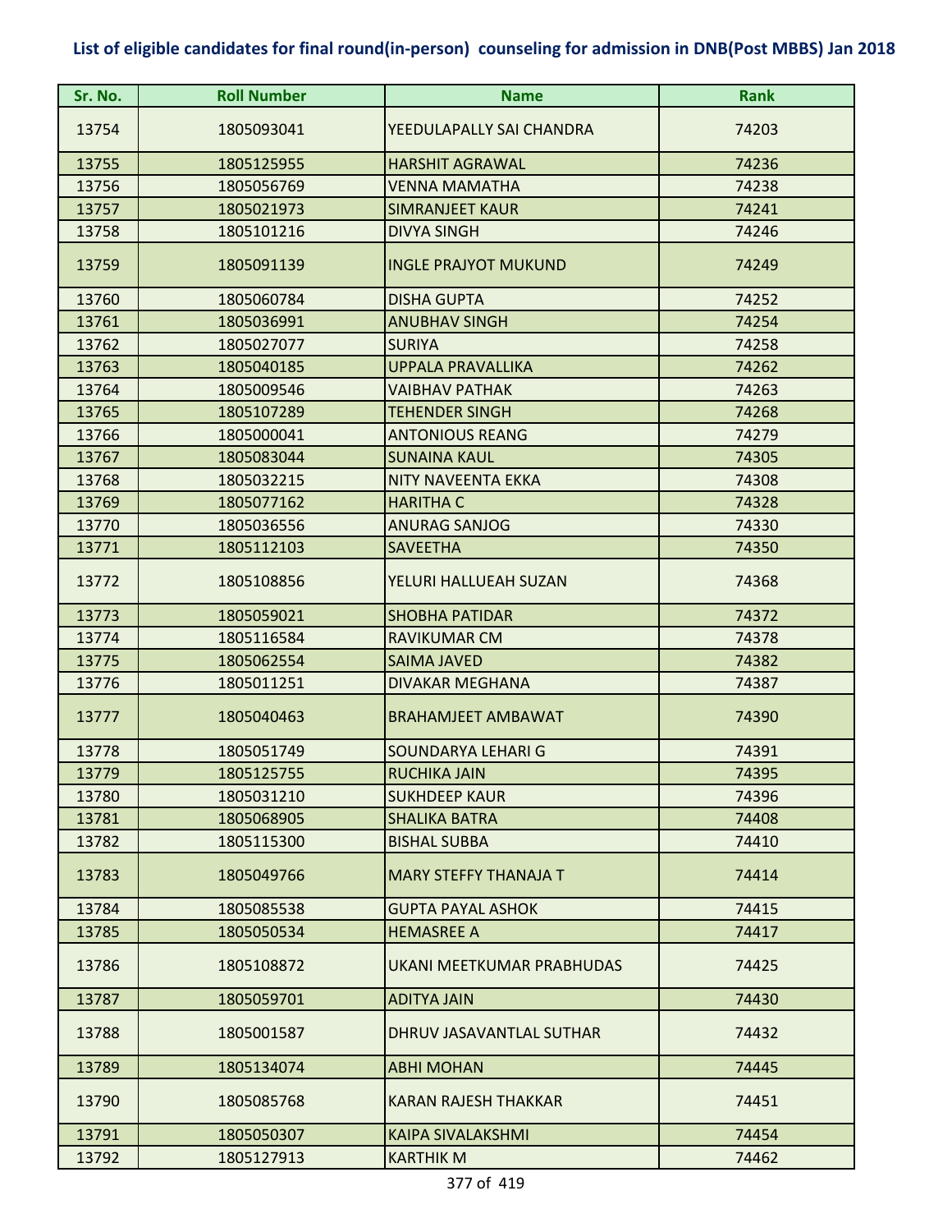# List of eligible candidates for final round(in-person) counseling for admission in DNB(Post MBBS) Jan 2018

| Sr. No. | Roll Number | Name | Rank |
|---|---|---|---|
| 13754 | 1805093041 | YEEDULAPALLY SAI CHANDRA | 74203 |
| 13755 | 1805125955 | HARSHIT AGRAWAL | 74236 |
| 13756 | 1805056769 | VENNA MAMATHA | 74238 |
| 13757 | 1805021973 | SIMRANJEET KAUR | 74241 |
| 13758 | 1805101216 | DIVYA SINGH | 74246 |
| 13759 | 1805091139 | INGLE PRAJYOT MUKUND | 74249 |
| 13760 | 1805060784 | DISHA GUPTA | 74252 |
| 13761 | 1805036991 | ANUBHAV SINGH | 74254 |
| 13762 | 1805027077 | SURIYA | 74258 |
| 13763 | 1805040185 | UPPALA PRAVALLIKA | 74262 |
| 13764 | 1805009546 | VAIBHAV PATHAK | 74263 |
| 13765 | 1805107289 | TEHENDER SINGH | 74268 |
| 13766 | 1805000041 | ANTONIOUS REANG | 74279 |
| 13767 | 1805083044 | SUNAINA KAUL | 74305 |
| 13768 | 1805032215 | NITY NAVEENTA EKKA | 74308 |
| 13769 | 1805077162 | HARITHA C | 74328 |
| 13770 | 1805036556 | ANURAG SANJOG | 74330 |
| 13771 | 1805112103 | SAVEETHA | 74350 |
| 13772 | 1805108856 | YELURI HALLUEAH SUZAN | 74368 |
| 13773 | 1805059021 | SHOBHA PATIDAR | 74372 |
| 13774 | 1805116584 | RAVIKUMAR CM | 74378 |
| 13775 | 1805062554 | SAIMA JAVED | 74382 |
| 13776 | 1805011251 | DIVAKAR MEGHANA | 74387 |
| 13777 | 1805040463 | BRAHAMJEET AMBAWAT | 74390 |
| 13778 | 1805051749 | SOUNDARYA LEHARI G | 74391 |
| 13779 | 1805125755 | RUCHIKA JAIN | 74395 |
| 13780 | 1805031210 | SUKHDEEP KAUR | 74396 |
| 13781 | 1805068905 | SHALIKA BATRA | 74408 |
| 13782 | 1805115300 | BISHAL SUBBA | 74410 |
| 13783 | 1805049766 | MARY STEFFY THANAJA T | 74414 |
| 13784 | 1805085538 | GUPTA PAYAL ASHOK | 74415 |
| 13785 | 1805050534 | HEMASREE A | 74417 |
| 13786 | 1805108872 | UKANI MEETKUMAR PRABHUDAS | 74425 |
| 13787 | 1805059701 | ADITYA JAIN | 74430 |
| 13788 | 1805001587 | DHRUV JASAVANTLAL SUTHAR | 74432 |
| 13789 | 1805134074 | ABHI MOHAN | 74445 |
| 13790 | 1805085768 | KARAN RAJESH THAKKAR | 74451 |
| 13791 | 1805050307 | KAIPA SIVALAKSHMI | 74454 |
| 13792 | 1805127913 | KARTHIK M | 74462 |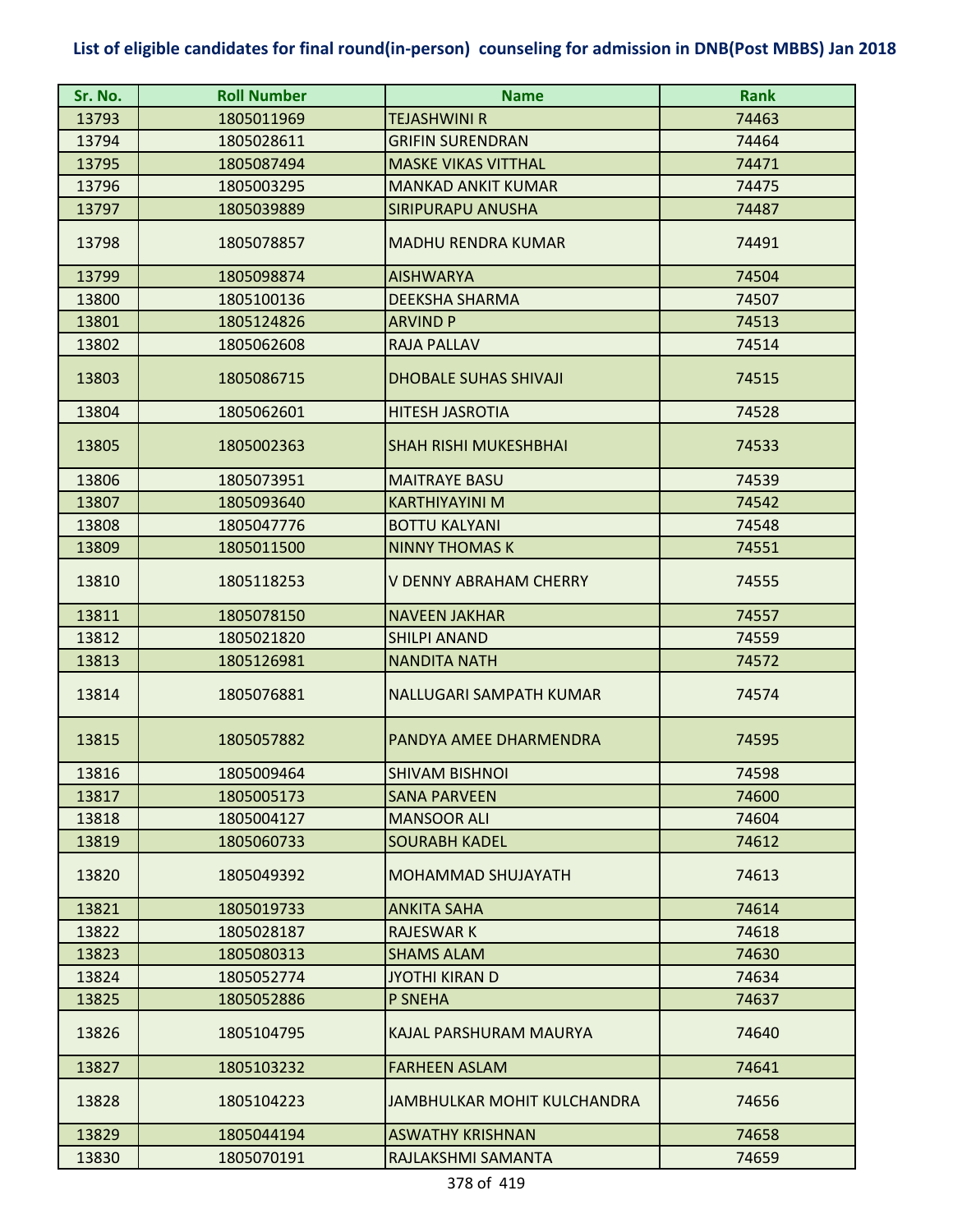**List of eligible candidates for final round(in-person) counseling for admission in DNB(Post MBBS) Jan 2018**

| Sr. No. | Roll Number | Name | Rank |
|---|---|---|---|
| 13793 | 1805011969 | TEJASHWINI R | 74463 |
| 13794 | 1805028611 | GRIFIN SURENDRAN | 74464 |
| 13795 | 1805087494 | MASKE VIKAS VITTHAL | 74471 |
| 13796 | 1805003295 | MANKAD ANKIT KUMAR | 74475 |
| 13797 | 1805039889 | SIRIPURAPU ANUSHA | 74487 |
| 13798 | 1805078857 | MADHU RENDRA KUMAR | 74491 |
| 13799 | 1805098874 | AISHWARYA | 74504 |
| 13800 | 1805100136 | DEEKSHA SHARMA | 74507 |
| 13801 | 1805124826 | ARVIND P | 74513 |
| 13802 | 1805062608 | RAJA PALLAV | 74514 |
| 13803 | 1805086715 | DHOBALE SUHAS SHIVAJI | 74515 |
| 13804 | 1805062601 | HITESH JASROTIA | 74528 |
| 13805 | 1805002363 | SHAH RISHI MUKESHBHAI | 74533 |
| 13806 | 1805073951 | MAITRAYE BASU | 74539 |
| 13807 | 1805093640 | KARTHIYAYINI M | 74542 |
| 13808 | 1805047776 | BOTTU KALYANI | 74548 |
| 13809 | 1805011500 | NINNY THOMAS K | 74551 |
| 13810 | 1805118253 | V DENNY ABRAHAM CHERRY | 74555 |
| 13811 | 1805078150 | NAVEEN JAKHAR | 74557 |
| 13812 | 1805021820 | SHILPI ANAND | 74559 |
| 13813 | 1805126981 | NANDITA NATH | 74572 |
| 13814 | 1805076881 | NALLUGARI SAMPATH KUMAR | 74574 |
| 13815 | 1805057882 | PANDYA AMEE DHARMENDRA | 74595 |
| 13816 | 1805009464 | SHIVAM BISHNOI | 74598 |
| 13817 | 1805005173 | SANA PARVEEN | 74600 |
| 13818 | 1805004127 | MANSOOR ALI | 74604 |
| 13819 | 1805060733 | SOURABH KADEL | 74612 |
| 13820 | 1805049392 | MOHAMMAD SHUJAYATH | 74613 |
| 13821 | 1805019733 | ANKITA SAHA | 74614 |
| 13822 | 1805028187 | RAJESWAR K | 74618 |
| 13823 | 1805080313 | SHAMS ALAM | 74630 |
| 13824 | 1805052774 | JYOTHI KIRAN D | 74634 |
| 13825 | 1805052886 | P SNEHA | 74637 |
| 13826 | 1805104795 | KAJAL PARSHURAM MAURYA | 74640 |
| 13827 | 1805103232 | FARHEEN ASLAM | 74641 |
| 13828 | 1805104223 | JAMBHULKAR MOHIT KULCHANDRA | 74656 |
| 13829 | 1805044194 | ASWATHY KRISHNAN | 74658 |
| 13830 | 1805070191 | RAJLAKSHMI SAMANTA | 74659 |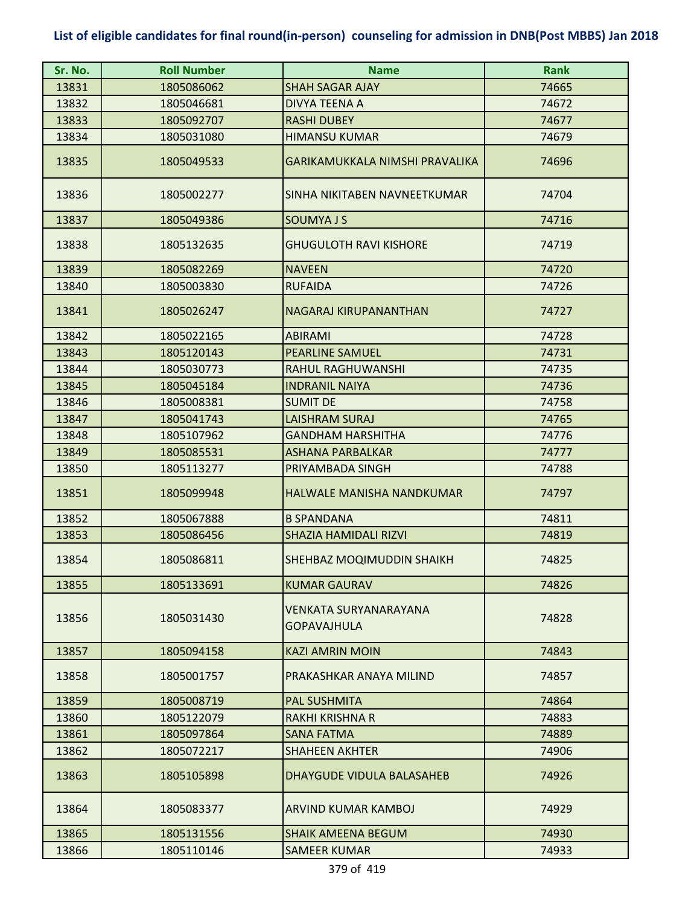## List of eligible candidates for final round(in-person) counseling for admission in DNB(Post MBBS) Jan 2018

| Sr. No. | Roll Number | Name | Rank |
|---|---|---|---|
| 13831 | 1805086062 | SHAH SAGAR AJAY | 74665 |
| 13832 | 1805046681 | DIVYA TEENA A | 74672 |
| 13833 | 1805092707 | RASHI DUBEY | 74677 |
| 13834 | 1805031080 | HIMANSU KUMAR | 74679 |
| 13835 | 1805049533 | GARIKAMUKKALA NIMSHI PRAVALIKA | 74696 |
| 13836 | 1805002277 | SINHA NIKITABEN NAVNEETKUMAR | 74704 |
| 13837 | 1805049386 | SOUMYA J S | 74716 |
| 13838 | 1805132635 | GHUGULOTH RAVI KISHORE | 74719 |
| 13839 | 1805082269 | NAVEEN | 74720 |
| 13840 | 1805003830 | RUFAIDA | 74726 |
| 13841 | 1805026247 | NAGARAJ KIRUPANANTHAN | 74727 |
| 13842 | 1805022165 | ABIRAMI | 74728 |
| 13843 | 1805120143 | PEARLINE SAMUEL | 74731 |
| 13844 | 1805030773 | RAHUL RAGHUWANSHI | 74735 |
| 13845 | 1805045184 | INDRANIL NAIYA | 74736 |
| 13846 | 1805008381 | SUMIT DE | 74758 |
| 13847 | 1805041743 | LAISHRAM SURAJ | 74765 |
| 13848 | 1805107962 | GANDHAM HARSHITHA | 74776 |
| 13849 | 1805085531 | ASHANA PARBALKAR | 74777 |
| 13850 | 1805113277 | PRIYAMBADA SINGH | 74788 |
| 13851 | 1805099948 | HALWALE MANISHA NANDKUMAR | 74797 |
| 13852 | 1805067888 | B SPANDANA | 74811 |
| 13853 | 1805086456 | SHAZIA HAMIDALI RIZVI | 74819 |
| 13854 | 1805086811 | SHEHBAZ MOQIMUDDIN SHAIKH | 74825 |
| 13855 | 1805133691 | KUMAR GAURAV | 74826 |
| 13856 | 1805031430 | VENKATA SURYANARAYANA GOPAVAJHULA | 74828 |
| 13857 | 1805094158 | KAZI AMRIN MOIN | 74843 |
| 13858 | 1805001757 | PRAKASHKAR ANAYA MILIND | 74857 |
| 13859 | 1805008719 | PAL SUSHMITA | 74864 |
| 13860 | 1805122079 | RAKHI KRISHNA R | 74883 |
| 13861 | 1805097864 | SANA FATMA | 74889 |
| 13862 | 1805072217 | SHAHEEN AKHTER | 74906 |
| 13863 | 1805105898 | DHAYGUDE VIDULA BALASAHEB | 74926 |
| 13864 | 1805083377 | ARVIND KUMAR KAMBOJ | 74929 |
| 13865 | 1805131556 | SHAIK AMEENA BEGUM | 74930 |
| 13866 | 1805110146 | SAMEER KUMAR | 74933 |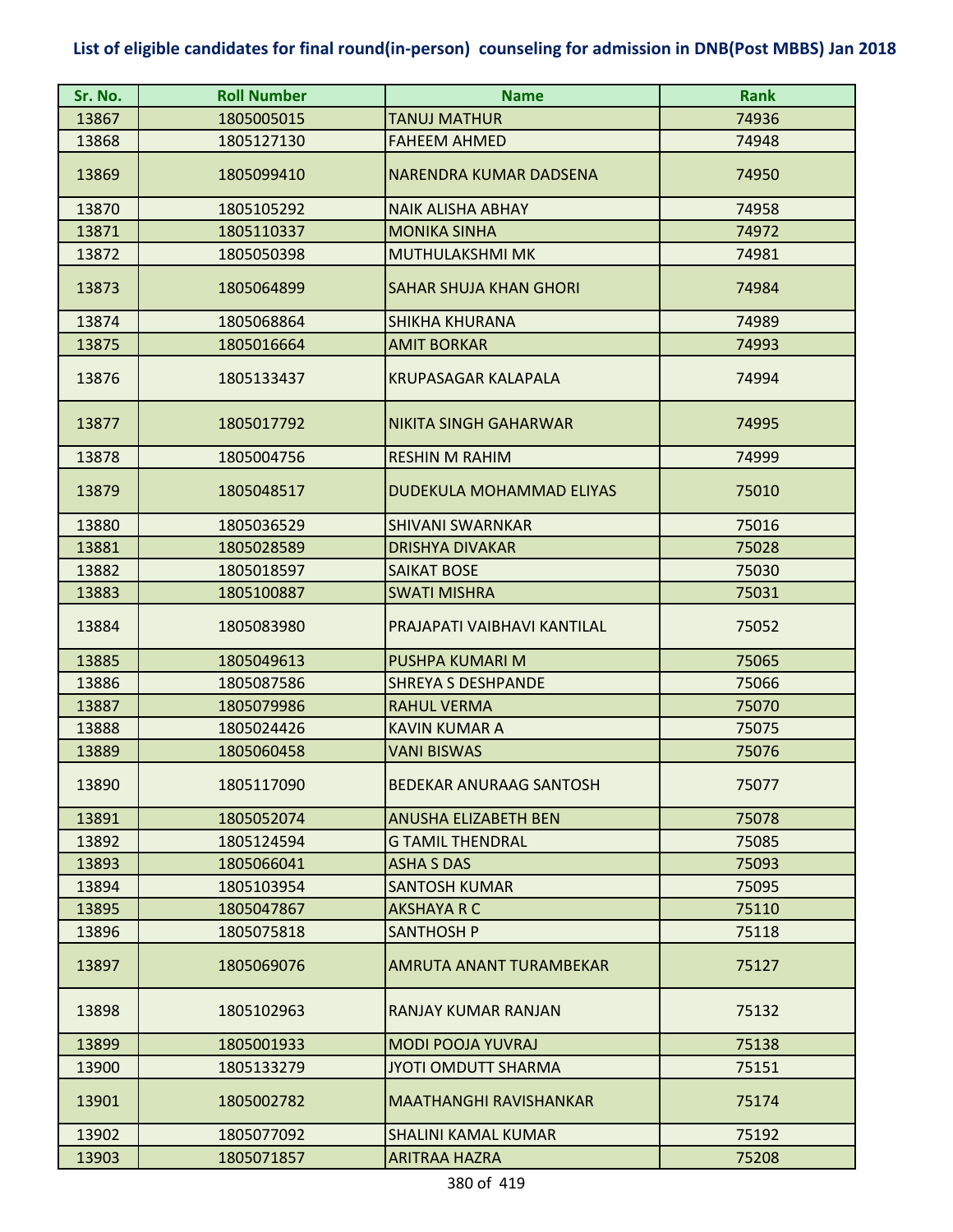## List of eligible candidates for final round(in-person) counseling for admission in DNB(Post MBBS) Jan 2018

| Sr. No. | Roll Number | Name | Rank |
|---|---|---|---|
| 13867 | 1805005015 | TANUJ MATHUR | 74936 |
| 13868 | 1805127130 | FAHEEM AHMED | 74948 |
| 13869 | 1805099410 | NARENDRA KUMAR DADSENA | 74950 |
| 13870 | 1805105292 | NAIK ALISHA ABHAY | 74958 |
| 13871 | 1805110337 | MONIKA SINHA | 74972 |
| 13872 | 1805050398 | MUTHULAKSHMI MK | 74981 |
| 13873 | 1805064899 | SAHAR SHUJA KHAN GHORI | 74984 |
| 13874 | 1805068864 | SHIKHA KHURANA | 74989 |
| 13875 | 1805016664 | AMIT BORKAR | 74993 |
| 13876 | 1805133437 | KRUPASAGAR KALAPALA | 74994 |
| 13877 | 1805017792 | NIKITA SINGH GAHARWAR | 74995 |
| 13878 | 1805004756 | RESHIN M RAHIM | 74999 |
| 13879 | 1805048517 | DUDEKULA MOHAMMAD ELIYAS | 75010 |
| 13880 | 1805036529 | SHIVANI SWARNKAR | 75016 |
| 13881 | 1805028589 | DRISHYA DIVAKAR | 75028 |
| 13882 | 1805018597 | SAIKAT BOSE | 75030 |
| 13883 | 1805100887 | SWATI MISHRA | 75031 |
| 13884 | 1805083980 | PRAJAPATI VAIBHAVI KANTILAL | 75052 |
| 13885 | 1805049613 | PUSHPA KUMARI M | 75065 |
| 13886 | 1805087586 | SHREYA S DESHPANDE | 75066 |
| 13887 | 1805079986 | RAHUL VERMA | 75070 |
| 13888 | 1805024426 | KAVIN KUMAR A | 75075 |
| 13889 | 1805060458 | VANI BISWAS | 75076 |
| 13890 | 1805117090 | BEDEKAR ANURAAG SANTOSH | 75077 |
| 13891 | 1805052074 | ANUSHA ELIZABETH BEN | 75078 |
| 13892 | 1805124594 | G TAMIL THENDRAL | 75085 |
| 13893 | 1805066041 | ASHA S DAS | 75093 |
| 13894 | 1805103954 | SANTOSH KUMAR | 75095 |
| 13895 | 1805047867 | AKSHAYA R C | 75110 |
| 13896 | 1805075818 | SANTHOSH P | 75118 |
| 13897 | 1805069076 | AMRUTA ANANT TURAMBEKAR | 75127 |
| 13898 | 1805102963 | RANJAY KUMAR RANJAN | 75132 |
| 13899 | 1805001933 | MODI POOJA YUVRAJ | 75138 |
| 13900 | 1805133279 | JYOTI OMDUTT SHARMA | 75151 |
| 13901 | 1805002782 | MAATHANGHI RAVISHANKAR | 75174 |
| 13902 | 1805077092 | SHALINI KAMAL KUMAR | 75192 |
| 13903 | 1805071857 | ARITRAA HAZRA | 75208 |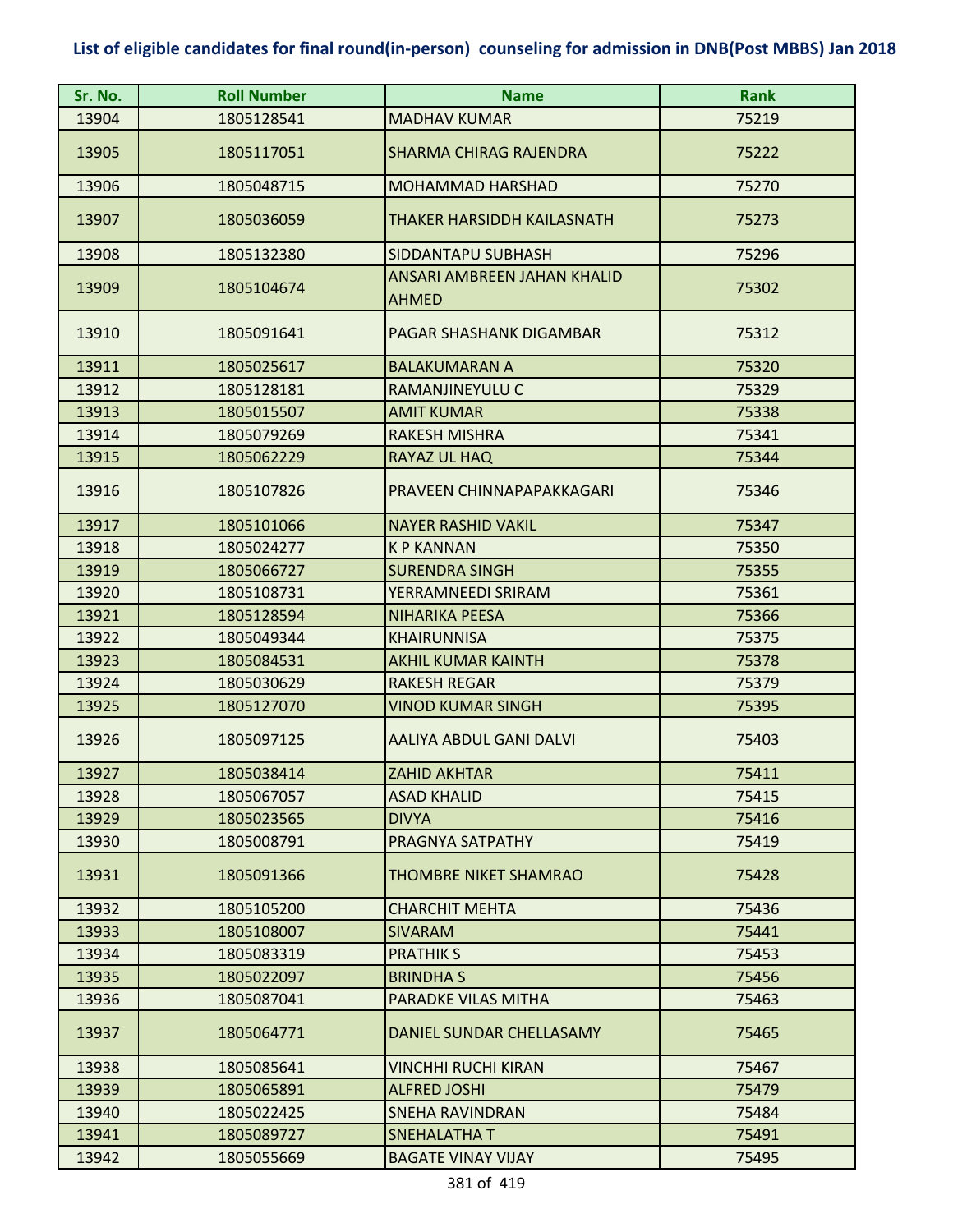**List of eligible candidates for final round(in-person) counseling for admission in DNB(Post MBBS) Jan 2018**

| Sr. No. | Roll Number | Name | Rank |
|---|---|---|---|
| 13904 | 1805128541 | MADHAV KUMAR | 75219 |
| 13905 | 1805117051 | SHARMA CHIRAG RAJENDRA | 75222 |
| 13906 | 1805048715 | MOHAMMAD HARSHAD | 75270 |
| 13907 | 1805036059 | THAKER HARSIDDH KAILASNATH | 75273 |
| 13908 | 1805132380 | SIDDANTAPU SUBHASH | 75296 |
| 13909 | 1805104674 | ANSARI AMBREEN JAHAN KHALID AHMED | 75302 |
| 13910 | 1805091641 | PAGAR SHASHANK DIGAMBAR | 75312 |
| 13911 | 1805025617 | BALAKUMARAN A | 75320 |
| 13912 | 1805128181 | RAMANJINEYULU C | 75329 |
| 13913 | 1805015507 | AMIT KUMAR | 75338 |
| 13914 | 1805079269 | RAKESH MISHRA | 75341 |
| 13915 | 1805062229 | RAYAZ UL HAQ | 75344 |
| 13916 | 1805107826 | PRAVEEN CHINNAPAPAKKAGARI | 75346 |
| 13917 | 1805101066 | NAYER RASHID VAKIL | 75347 |
| 13918 | 1805024277 | K P KANNAN | 75350 |
| 13919 | 1805066727 | SURENDRA SINGH | 75355 |
| 13920 | 1805108731 | YERRAMNEEDI SRIRAM | 75361 |
| 13921 | 1805128594 | NIHARIKA PEESA | 75366 |
| 13922 | 1805049344 | KHAIRUNNISA | 75375 |
| 13923 | 1805084531 | AKHIL KUMAR KAINTH | 75378 |
| 13924 | 1805030629 | RAKESH REGAR | 75379 |
| 13925 | 1805127070 | VINOD KUMAR SINGH | 75395 |
| 13926 | 1805097125 | AALIYA ABDUL GANI DALVI | 75403 |
| 13927 | 1805038414 | ZAHID AKHTAR | 75411 |
| 13928 | 1805067057 | ASAD KHALID | 75415 |
| 13929 | 1805023565 | DIVYA | 75416 |
| 13930 | 1805008791 | PRAGNYA SATPATHY | 75419 |
| 13931 | 1805091366 | THOMBRE NIKET SHAMRAO | 75428 |
| 13932 | 1805105200 | CHARCHIT MEHTA | 75436 |
| 13933 | 1805108007 | SIVARAM | 75441 |
| 13934 | 1805083319 | PRATHIK S | 75453 |
| 13935 | 1805022097 | BRINDHA S | 75456 |
| 13936 | 1805087041 | PARADKE VILAS MITHA | 75463 |
| 13937 | 1805064771 | DANIEL SUNDAR CHELLASAMY | 75465 |
| 13938 | 1805085641 | VINCHHI RUCHI KIRAN | 75467 |
| 13939 | 1805065891 | ALFRED JOSHI | 75479 |
| 13940 | 1805022425 | SNEHA RAVINDRAN | 75484 |
| 13941 | 1805089727 | SNEHALATHA T | 75491 |
| 13942 | 1805055669 | BAGATE VINAY VIJAY | 75495 |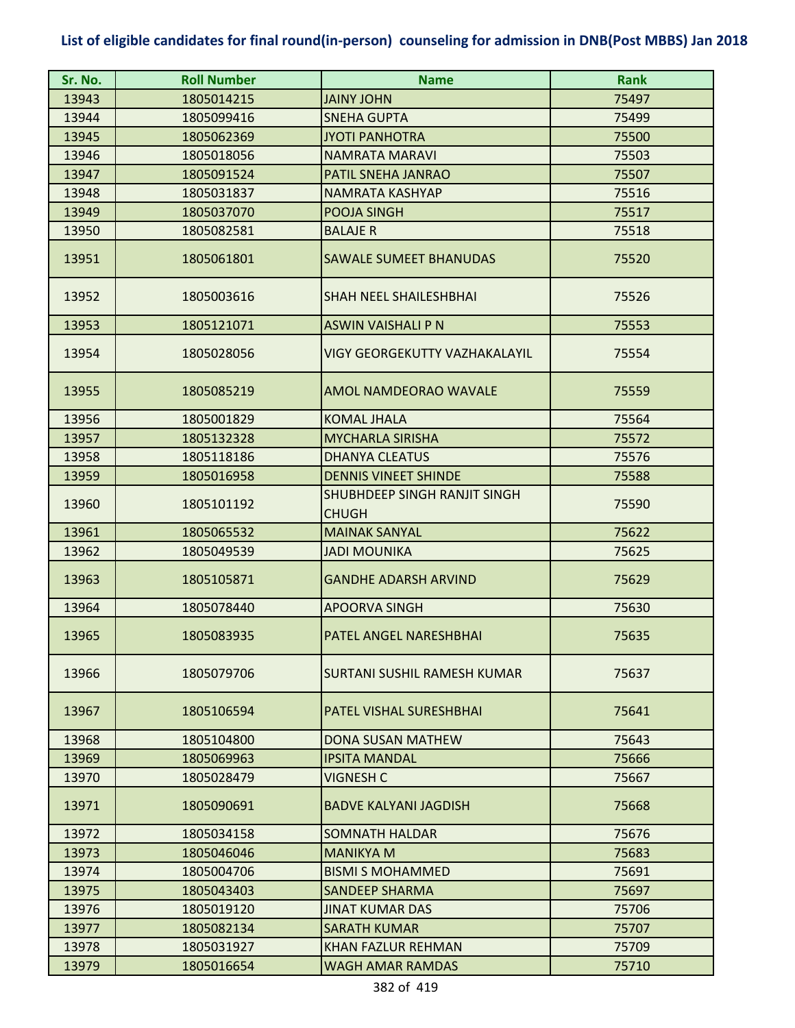# List of eligible candidates for final round(in-person) counseling for admission in DNB(Post MBBS) Jan 2018

| Sr. No. | Roll Number | Name | Rank |
|---|---|---|---|
| 13943 | 1805014215 | JAINY JOHN | 75497 |
| 13944 | 1805099416 | SNEHA GUPTA | 75499 |
| 13945 | 1805062369 | JYOTI PANHOTRA | 75500 |
| 13946 | 1805018056 | NAMRATA MARAVI | 75503 |
| 13947 | 1805091524 | PATIL SNEHA JANRAO | 75507 |
| 13948 | 1805031837 | NAMRATA KASHYAP | 75516 |
| 13949 | 1805037070 | POOJA SINGH | 75517 |
| 13950 | 1805082581 | BALAJE R | 75518 |
| 13951 | 1805061801 | SAWALE SUMEET BHANUDAS | 75520 |
| 13952 | 1805003616 | SHAH NEEL SHAILESHBHAI | 75526 |
| 13953 | 1805121071 | ASWIN VAISHALI P N | 75553 |
| 13954 | 1805028056 | VIGY GEORGEKUTTY VAZHAKALAYIL | 75554 |
| 13955 | 1805085219 | AMOL NAMDEORAO WAVALE | 75559 |
| 13956 | 1805001829 | KOMAL JHALA | 75564 |
| 13957 | 1805132328 | MYCHARLA SIRISHA | 75572 |
| 13958 | 1805118186 | DHANYA CLEATUS | 75576 |
| 13959 | 1805016958 | DENNIS VINEET SHINDE | 75588 |
| 13960 | 1805101192 | SHUBHDEEP SINGH RANJIT SINGH CHUGH | 75590 |
| 13961 | 1805065532 | MAINAK SANYAL | 75622 |
| 13962 | 1805049539 | JADI MOUNIKA | 75625 |
| 13963 | 1805105871 | GANDHE ADARSH ARVIND | 75629 |
| 13964 | 1805078440 | APOORVA SINGH | 75630 |
| 13965 | 1805083935 | PATEL ANGEL NARESHBHAI | 75635 |
| 13966 | 1805079706 | SURTANI SUSHIL RAMESH KUMAR | 75637 |
| 13967 | 1805106594 | PATEL VISHAL SURESHBHAI | 75641 |
| 13968 | 1805104800 | DONA SUSAN MATHEW | 75643 |
| 13969 | 1805069963 | IPSITA MANDAL | 75666 |
| 13970 | 1805028479 | VIGNESH C | 75667 |
| 13971 | 1805090691 | BADVE KALYANI JAGDISH | 75668 |
| 13972 | 1805034158 | SOMNATH HALDAR | 75676 |
| 13973 | 1805046046 | MANIKYA M | 75683 |
| 13974 | 1805004706 | BISMI S MOHAMMED | 75691 |
| 13975 | 1805043403 | SANDEEP SHARMA | 75697 |
| 13976 | 1805019120 | JINAT KUMAR DAS | 75706 |
| 13977 | 1805082134 | SARATH KUMAR | 75707 |
| 13978 | 1805031927 | KHAN FAZLUR REHMAN | 75709 |
| 13979 | 1805016654 | WAGH AMAR RAMDAS | 75710 |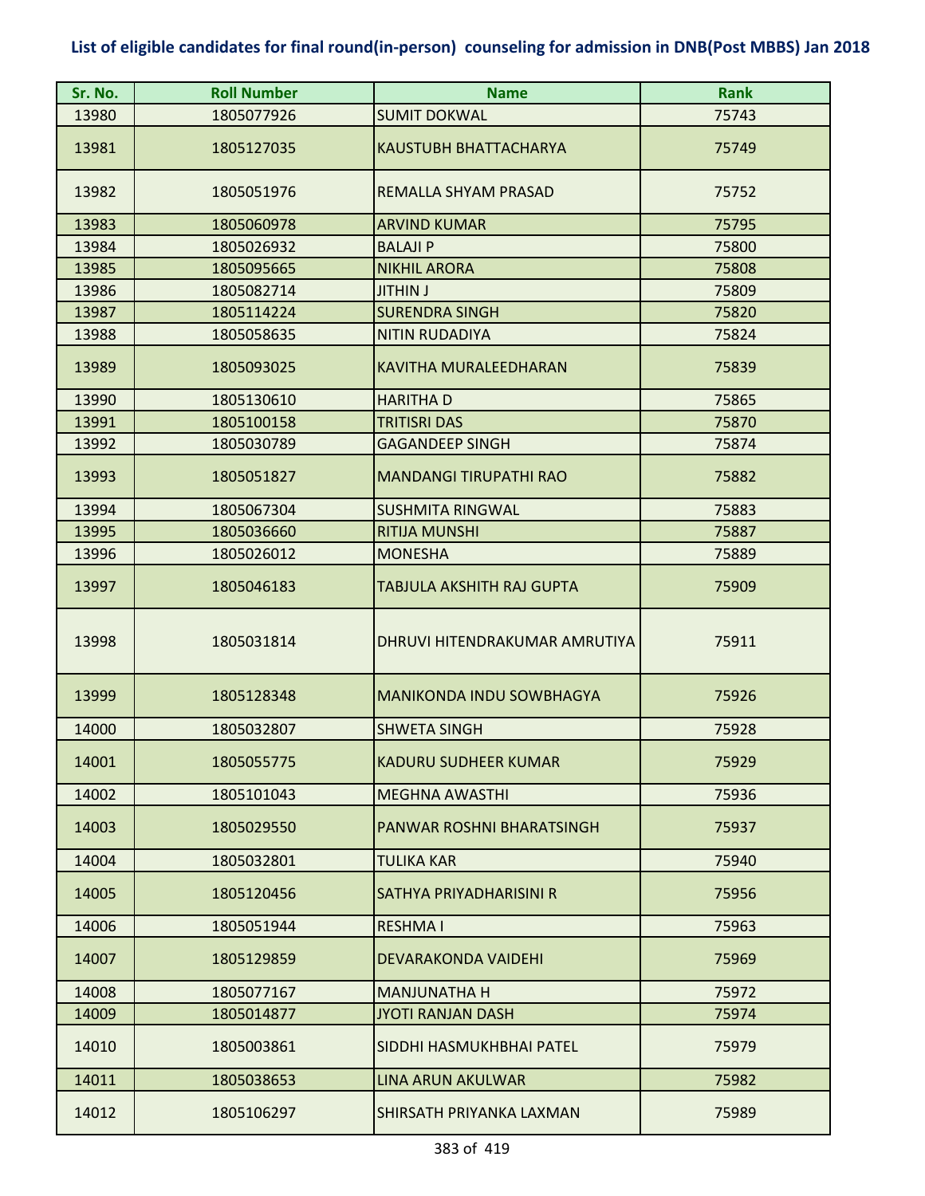**List of eligible candidates for final round(in-person) counseling for admission in DNB(Post MBBS) Jan 2018**

| Sr. No. | Roll Number | Name | Rank |
|---|---|---|---|
| 13980 | 1805077926 | SUMIT DOKWAL | 75743 |
| 13981 | 1805127035 | KAUSTUBH BHATTACHARYA | 75749 |
| 13982 | 1805051976 | REMALLA SHYAM PRASAD | 75752 |
| 13983 | 1805060978 | ARVIND KUMAR | 75795 |
| 13984 | 1805026932 | BALAJI P | 75800 |
| 13985 | 1805095665 | NIKHIL ARORA | 75808 |
| 13986 | 1805082714 | JITHIN J | 75809 |
| 13987 | 1805114224 | SURENDRA SINGH | 75820 |
| 13988 | 1805058635 | NITIN RUDADIYA | 75824 |
| 13989 | 1805093025 | KAVITHA MURALEEDHARAN | 75839 |
| 13990 | 1805130610 | HARITHA D | 75865 |
| 13991 | 1805100158 | TRITISRI DAS | 75870 |
| 13992 | 1805030789 | GAGANDEEP SINGH | 75874 |
| 13993 | 1805051827 | MANDANGI TIRUPATHI RAO | 75882 |
| 13994 | 1805067304 | SUSHMITA RINGWAL | 75883 |
| 13995 | 1805036660 | RITIJA MUNSHI | 75887 |
| 13996 | 1805026012 | MONESHA | 75889 |
| 13997 | 1805046183 | TABJULA AKSHITH RAJ GUPTA | 75909 |
| 13998 | 1805031814 | DHRUVI HITENDRAKUMAR AMRUTIYA | 75911 |
| 13999 | 1805128348 | MANIKONDA INDU SOWBHAGYA | 75926 |
| 14000 | 1805032807 | SHWETA SINGH | 75928 |
| 14001 | 1805055775 | KADURU SUDHEER KUMAR | 75929 |
| 14002 | 1805101043 | MEGHNA AWASTHI | 75936 |
| 14003 | 1805029550 | PANWAR ROSHNI BHARATSINGH | 75937 |
| 14004 | 1805032801 | TULIKA KAR | 75940 |
| 14005 | 1805120456 | SATHYA PRIYADHARISINI R | 75956 |
| 14006 | 1805051944 | RESHMA I | 75963 |
| 14007 | 1805129859 | DEVARAKONDA VAIDEHI | 75969 |
| 14008 | 1805077167 | MANJUNATHA H | 75972 |
| 14009 | 1805014877 | JYOTI RANJAN DASH | 75974 |
| 14010 | 1805003861 | SIDDHI HASMUKHBHAI PATEL | 75979 |
| 14011 | 1805038653 | LINA ARUN AKULWAR | 75982 |
| 14012 | 1805106297 | SHIRSATH PRIYANKA LAXMAN | 75989 |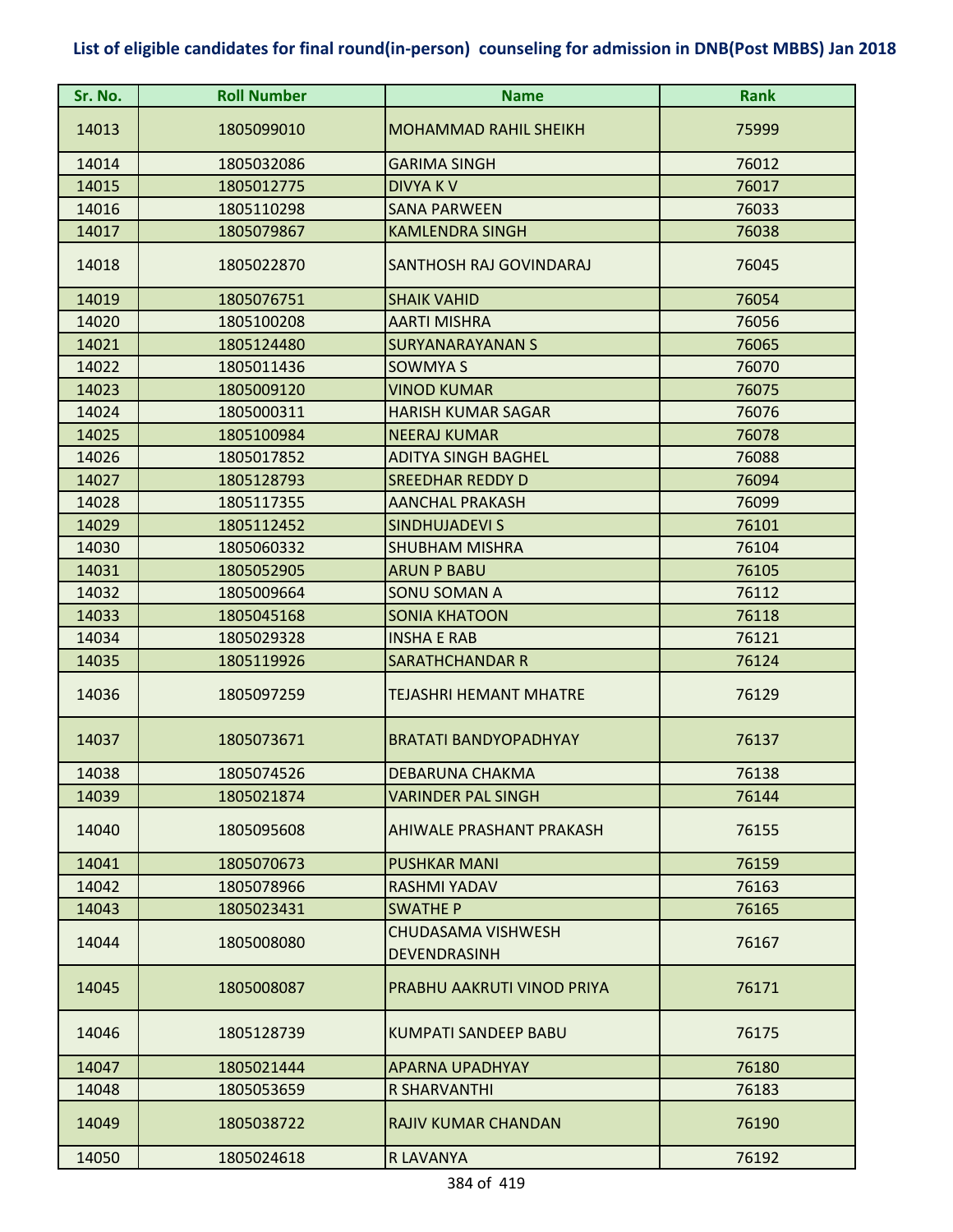## List of eligible candidates for final round(in-person) counseling for admission in DNB(Post MBBS) Jan 2018

| Sr. No. | Roll Number | Name | Rank |
|---|---|---|---|
| 14013 | 1805099010 | MOHAMMAD RAHIL SHEIKH | 75999 |
| 14014 | 1805032086 | GARIMA SINGH | 76012 |
| 14015 | 1805012775 | DIVYA K V | 76017 |
| 14016 | 1805110298 | SANA PARWEEN | 76033 |
| 14017 | 1805079867 | KAMLENDRA SINGH | 76038 |
| 14018 | 1805022870 | SANTHOSH RAJ GOVINDARAJ | 76045 |
| 14019 | 1805076751 | SHAIK VAHID | 76054 |
| 14020 | 1805100208 | AARTI MISHRA | 76056 |
| 14021 | 1805124480 | SURYANARAYANAN S | 76065 |
| 14022 | 1805011436 | SOWMYA S | 76070 |
| 14023 | 1805009120 | VINOD KUMAR | 76075 |
| 14024 | 1805000311 | HARISH KUMAR SAGAR | 76076 |
| 14025 | 1805100984 | NEERAJ KUMAR | 76078 |
| 14026 | 1805017852 | ADITYA SINGH BAGHEL | 76088 |
| 14027 | 1805128793 | SREEDHAR REDDY D | 76094 |
| 14028 | 1805117355 | AANCHAL PRAKASH | 76099 |
| 14029 | 1805112452 | SINDHUJADEVI S | 76101 |
| 14030 | 1805060332 | SHUBHAM MISHRA | 76104 |
| 14031 | 1805052905 | ARUN P BABU | 76105 |
| 14032 | 1805009664 | SONU SOMAN A | 76112 |
| 14033 | 1805045168 | SONIA KHATOON | 76118 |
| 14034 | 1805029328 | INSHA E RAB | 76121 |
| 14035 | 1805119926 | SARATHCHANDAR R | 76124 |
| 14036 | 1805097259 | TEJASHRI HEMANT MHATRE | 76129 |
| 14037 | 1805073671 | BRATATI BANDYOPADHYAY | 76137 |
| 14038 | 1805074526 | DEBARUNA CHAKMA | 76138 |
| 14039 | 1805021874 | VARINDER PAL SINGH | 76144 |
| 14040 | 1805095608 | AHIWALE PRASHANT PRAKASH | 76155 |
| 14041 | 1805070673 | PUSHKAR MANI | 76159 |
| 14042 | 1805078966 | RASHMI YADAV | 76163 |
| 14043 | 1805023431 | SWATHE P | 76165 |
| 14044 | 1805008080 | CHUDASAMA VISHWESH DEVENDRASINH | 76167 |
| 14045 | 1805008087 | PRABHU AAKRUTI VINOD PRIYA | 76171 |
| 14046 | 1805128739 | KUMPATI SANDEEP BABU | 76175 |
| 14047 | 1805021444 | APARNA UPADHYAY | 76180 |
| 14048 | 1805053659 | R SHARVANTHI | 76183 |
| 14049 | 1805038722 | RAJIV KUMAR CHANDAN | 76190 |
| 14050 | 1805024618 | R LAVANYA | 76192 |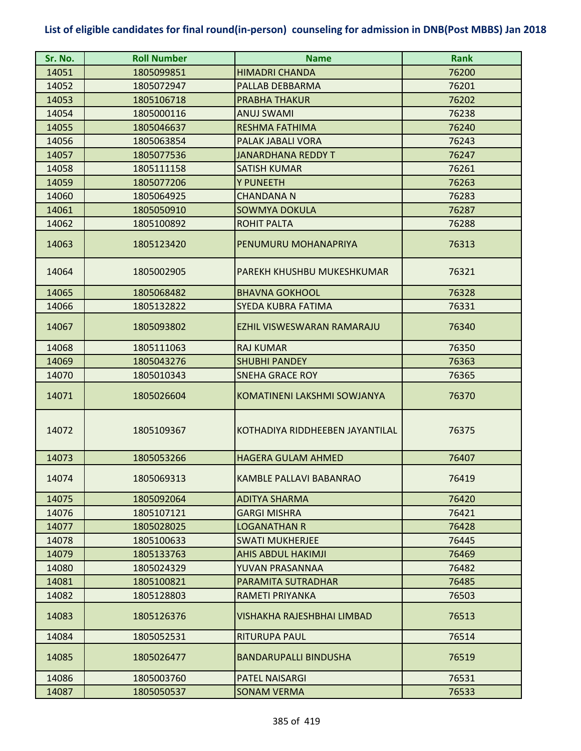# List of eligible candidates for final round(in-person) counseling for admission in DNB(Post MBBS) Jan 2018

| Sr. No. | Roll Number | Name | Rank |
|---|---|---|---|
| 14051 | 1805099851 | HIMADRI CHANDA | 76200 |
| 14052 | 1805072947 | PALLAB DEBBARMA | 76201 |
| 14053 | 1805106718 | PRABHA THAKUR | 76202 |
| 14054 | 1805000116 | ANUJ SWAMI | 76238 |
| 14055 | 1805046637 | RESHMA FATHIMA | 76240 |
| 14056 | 1805063854 | PALAK JABALI VORA | 76243 |
| 14057 | 1805077536 | JANARDHANA REDDY T | 76247 |
| 14058 | 1805111158 | SATISH KUMAR | 76261 |
| 14059 | 1805077206 | Y PUNEETH | 76263 |
| 14060 | 1805064925 | CHANDANA N | 76283 |
| 14061 | 1805050910 | SOWMYA DOKULA | 76287 |
| 14062 | 1805100892 | ROHIT PALTA | 76288 |
| 14063 | 1805123420 | PENUMURU MOHANAPRIYA | 76313 |
| 14064 | 1805002905 | PAREKH KHUSHBU MUKESHKUMAR | 76321 |
| 14065 | 1805068482 | BHAVNA GOKHOOL | 76328 |
| 14066 | 1805132822 | SYEDA KUBRA FATIMA | 76331 |
| 14067 | 1805093802 | EZHIL VISWESWARAN RAMARAJU | 76340 |
| 14068 | 1805111063 | RAJ KUMAR | 76350 |
| 14069 | 1805043276 | SHUBHI PANDEY | 76363 |
| 14070 | 1805010343 | SNEHA GRACE ROY | 76365 |
| 14071 | 1805026604 | KOMATINENI LAKSHMI SOWJANYA | 76370 |
| 14072 | 1805109367 | KOTHADIYA RIDDHEEBEN JAYANTILAL | 76375 |
| 14073 | 1805053266 | HAGERA GULAM AHMED | 76407 |
| 14074 | 1805069313 | KAMBLE PALLAVI BABANRAO | 76419 |
| 14075 | 1805092064 | ADITYA SHARMA | 76420 |
| 14076 | 1805107121 | GARGI MISHRA | 76421 |
| 14077 | 1805028025 | LOGANATHAN R | 76428 |
| 14078 | 1805100633 | SWATI MUKHERJEE | 76445 |
| 14079 | 1805133763 | AHIS ABDUL HAKIMJI | 76469 |
| 14080 | 1805024329 | YUVAN PRASANNAA | 76482 |
| 14081 | 1805100821 | PARAMITA SUTRADHAR | 76485 |
| 14082 | 1805128803 | RAMETI PRIYANKA | 76503 |
| 14083 | 1805126376 | VISHAKHA RAJESHBHAI LIMBAD | 76513 |
| 14084 | 1805052531 | RITURUPA PAUL | 76514 |
| 14085 | 1805026477 | BANDARUPALLI BINDUSHA | 76519 |
| 14086 | 1805003760 | PATEL NAISARGI | 76531 |
| 14087 | 1805050537 | SONAM VERMA | 76533 |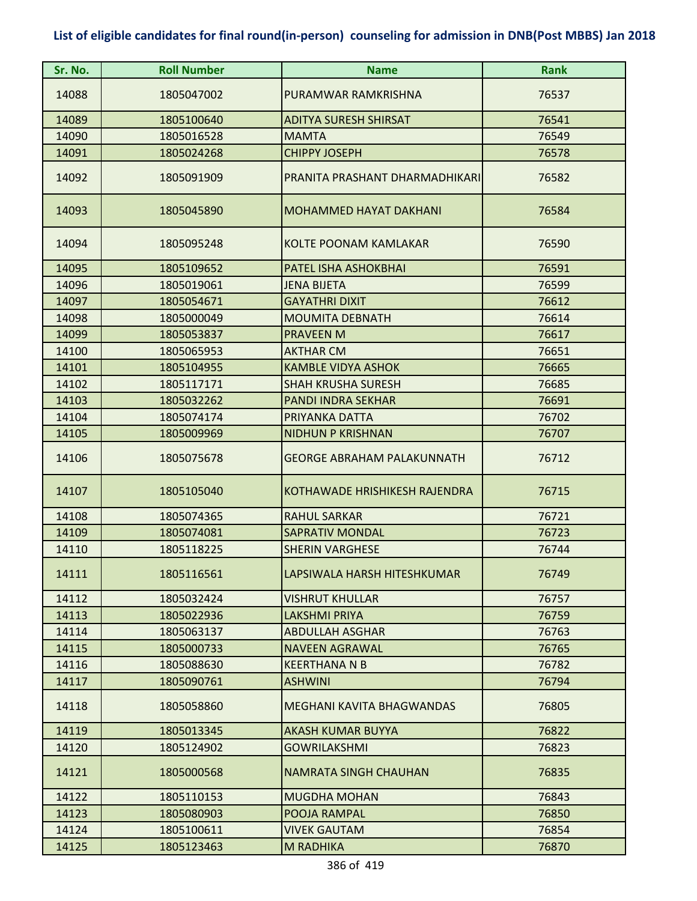## List of eligible candidates for final round(in-person) counseling for admission in DNB(Post MBBS) Jan 2018

| Sr. No. | Roll Number | Name | Rank |
|---|---|---|---|
| 14088 | 1805047002 | PURAMWAR RAMKRISHNA | 76537 |
| 14089 | 1805100640 | ADITYA SURESH SHIRSAT | 76541 |
| 14090 | 1805016528 | MAMTA | 76549 |
| 14091 | 1805024268 | CHIPPY JOSEPH | 76578 |
| 14092 | 1805091909 | PRANITA PRASHANT DHARMADHIKARI | 76582 |
| 14093 | 1805045890 | MOHAMMED HAYAT DAKHANI | 76584 |
| 14094 | 1805095248 | KOLTE POONAM KAMLAKAR | 76590 |
| 14095 | 1805109652 | PATEL ISHA ASHOKBHAI | 76591 |
| 14096 | 1805019061 | JENA BIJETA | 76599 |
| 14097 | 1805054671 | GAYATHRI DIXIT | 76612 |
| 14098 | 1805000049 | MOUMITA DEBNATH | 76614 |
| 14099 | 1805053837 | PRAVEEN M | 76617 |
| 14100 | 1805065953 | AKTHAR CM | 76651 |
| 14101 | 1805104955 | KAMBLE VIDYA ASHOK | 76665 |
| 14102 | 1805117171 | SHAH KRUSHA SURESH | 76685 |
| 14103 | 1805032262 | PANDI INDRA SEKHAR | 76691 |
| 14104 | 1805074174 | PRIYANKA DATTA | 76702 |
| 14105 | 1805009969 | NIDHUN P KRISHNAN | 76707 |
| 14106 | 1805075678 | GEORGE ABRAHAM PALAKUNNATH | 76712 |
| 14107 | 1805105040 | KOTHAWADE HRISHIKESH RAJENDRA | 76715 |
| 14108 | 1805074365 | RAHUL SARKAR | 76721 |
| 14109 | 1805074081 | SAPRATIV MONDAL | 76723 |
| 14110 | 1805118225 | SHERIN VARGHESE | 76744 |
| 14111 | 1805116561 | LAPSIWALA HARSH HITESHKUMAR | 76749 |
| 14112 | 1805032424 | VISHRUT KHULLAR | 76757 |
| 14113 | 1805022936 | LAKSHMI PRIYA | 76759 |
| 14114 | 1805063137 | ABDULLAH ASGHAR | 76763 |
| 14115 | 1805000733 | NAVEEN AGRAWAL | 76765 |
| 14116 | 1805088630 | KEERTHANA N B | 76782 |
| 14117 | 1805090761 | ASHWINI | 76794 |
| 14118 | 1805058860 | MEGHANI KAVITA BHAGWANDAS | 76805 |
| 14119 | 1805013345 | AKASH KUMAR BUYYA | 76822 |
| 14120 | 1805124902 | GOWRILAKSHMI | 76823 |
| 14121 | 1805000568 | NAMRATA SINGH CHAUHAN | 76835 |
| 14122 | 1805110153 | MUGDHA MOHAN | 76843 |
| 14123 | 1805080903 | POOJA RAMPAL | 76850 |
| 14124 | 1805100611 | VIVEK GAUTAM | 76854 |
| 14125 | 1805123463 | M RADHIKA | 76870 |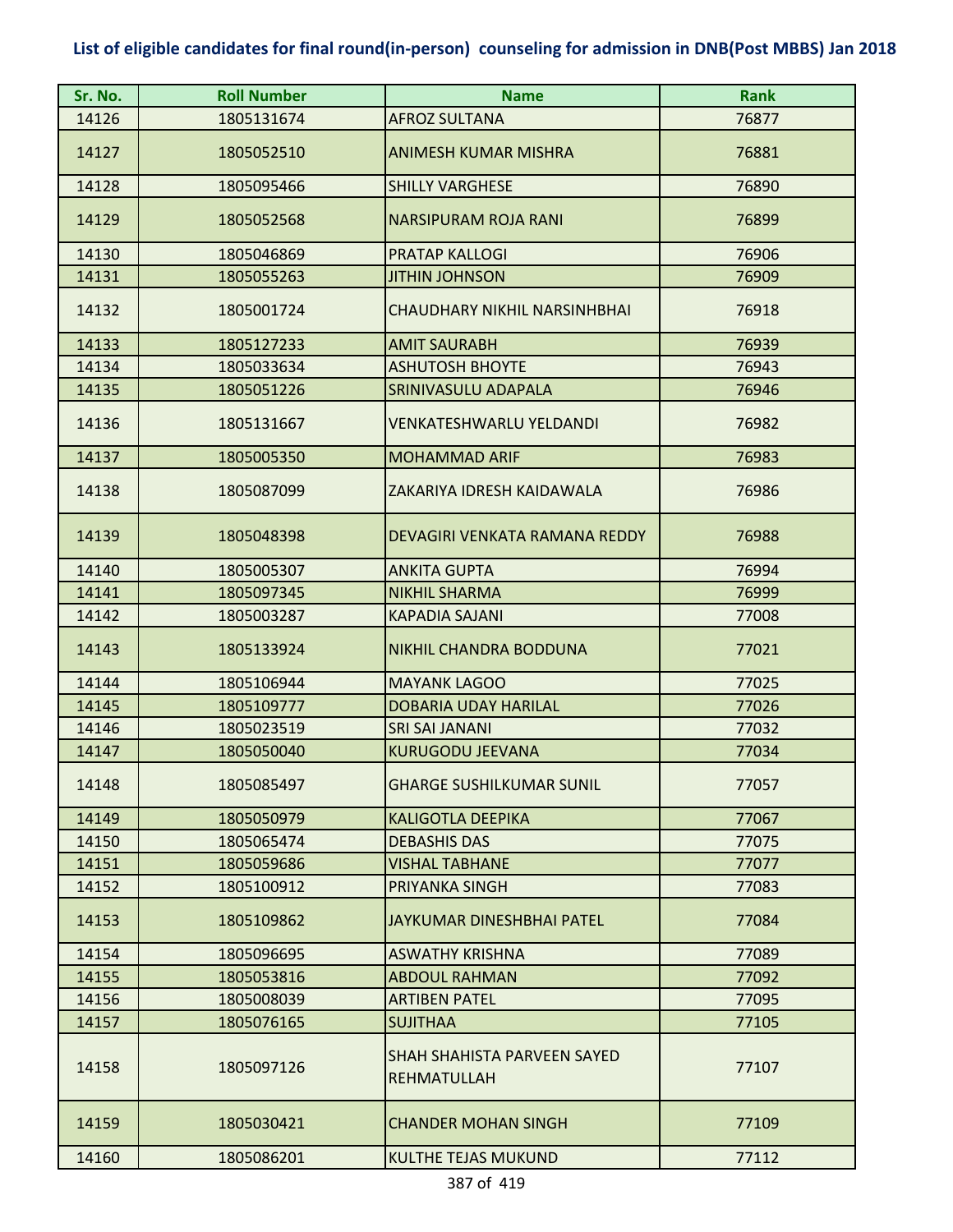## List of eligible candidates for final round(in-person) counseling for admission in DNB(Post MBBS) Jan 2018

| Sr. No. | Roll Number | Name | Rank |
|---|---|---|---|
| 14126 | 1805131674 | AFROZ SULTANA | 76877 |
| 14127 | 1805052510 | ANIMESH KUMAR MISHRA | 76881 |
| 14128 | 1805095466 | SHILLY VARGHESE | 76890 |
| 14129 | 1805052568 | NARSIPURAM ROJA RANI | 76899 |
| 14130 | 1805046869 | PRATAP KALLOGI | 76906 |
| 14131 | 1805055263 | JITHIN JOHNSON | 76909 |
| 14132 | 1805001724 | CHAUDHARY NIKHIL NARSINHBHAI | 76918 |
| 14133 | 1805127233 | AMIT SAURABH | 76939 |
| 14134 | 1805033634 | ASHUTOSH BHOYTE | 76943 |
| 14135 | 1805051226 | SRINIVASULU ADAPALA | 76946 |
| 14136 | 1805131667 | VENKATESHWARLU YELDANDI | 76982 |
| 14137 | 1805005350 | MOHAMMAD ARIF | 76983 |
| 14138 | 1805087099 | ZAKARIYA IDRESH KAIDAWALA | 76986 |
| 14139 | 1805048398 | DEVAGIRI VENKATA RAMANA REDDY | 76988 |
| 14140 | 1805005307 | ANKITA GUPTA | 76994 |
| 14141 | 1805097345 | NIKHIL SHARMA | 76999 |
| 14142 | 1805003287 | KAPADIA SAJANI | 77008 |
| 14143 | 1805133924 | NIKHIL CHANDRA BODDUNA | 77021 |
| 14144 | 1805106944 | MAYANK LAGOO | 77025 |
| 14145 | 1805109777 | DOBARIA UDAY HARILAL | 77026 |
| 14146 | 1805023519 | SRI SAI JANANI | 77032 |
| 14147 | 1805050040 | KURUGODU JEEVANA | 77034 |
| 14148 | 1805085497 | GHARGE SUSHILKUMAR SUNIL | 77057 |
| 14149 | 1805050979 | KALIGOTLA DEEPIKA | 77067 |
| 14150 | 1805065474 | DEBASHIS DAS | 77075 |
| 14151 | 1805059686 | VISHAL TABHANE | 77077 |
| 14152 | 1805100912 | PRIYANKA SINGH | 77083 |
| 14153 | 1805109862 | JAYKUMAR DINESHBHAI PATEL | 77084 |
| 14154 | 1805096695 | ASWATHY KRISHNA | 77089 |
| 14155 | 1805053816 | ABDOUL RAHMAN | 77092 |
| 14156 | 1805008039 | ARTIBEN PATEL | 77095 |
| 14157 | 1805076165 | SUJITHAA | 77105 |
| 14158 | 1805097126 | SHAH SHAHISTA PARVEEN SAYED REHMATULLAH | 77107 |
| 14159 | 1805030421 | CHANDER MOHAN SINGH | 77109 |
| 14160 | 1805086201 | KULTHE TEJAS MUKUND | 77112 |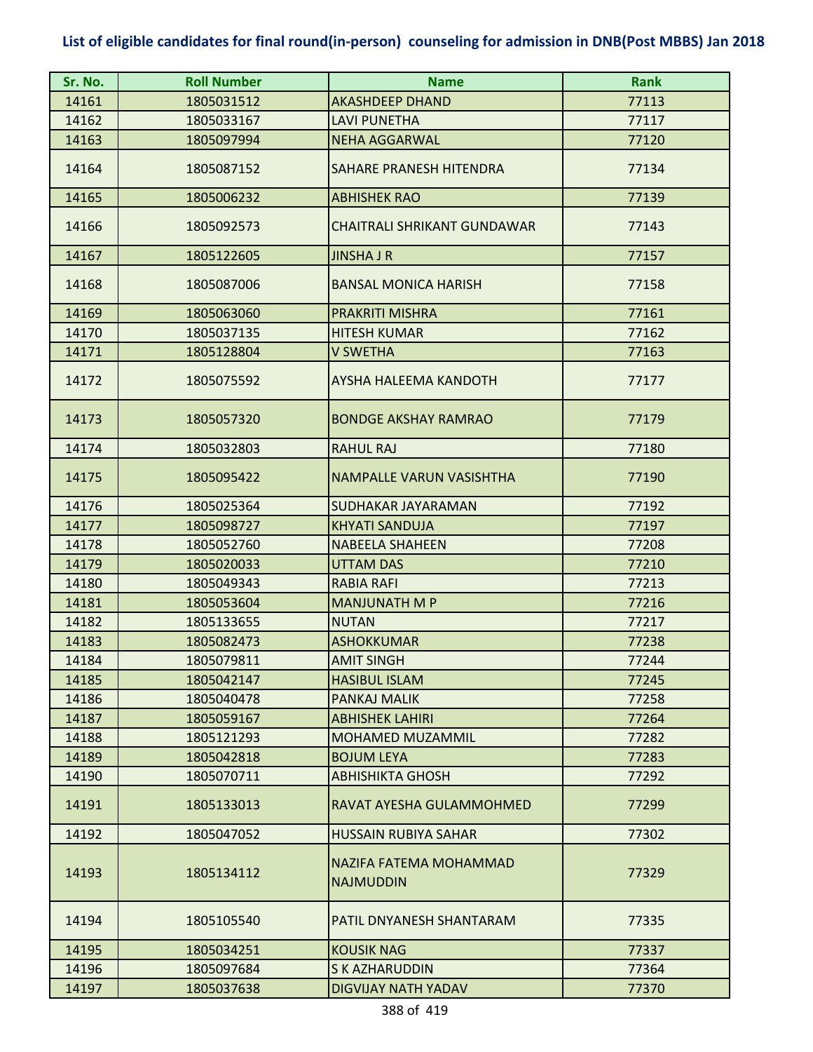# List of eligible candidates for final round(in-person) counseling for admission in DNB(Post MBBS) Jan 2018

| Sr. No. | Roll Number | Name | Rank |
|---|---|---|---|
| 14161 | 1805031512 | AKASHDEEP DHAND | 77113 |
| 14162 | 1805033167 | LAVI PUNETHA | 77117 |
| 14163 | 1805097994 | NEHA AGGARWAL | 77120 |
| 14164 | 1805087152 | SAHARE PRANESH HITENDRA | 77134 |
| 14165 | 1805006232 | ABHISHEK RAO | 77139 |
| 14166 | 1805092573 | CHAITRALI SHRIKANT GUNDAWAR | 77143 |
| 14167 | 1805122605 | JINSHA J R | 77157 |
| 14168 | 1805087006 | BANSAL MONICA HARISH | 77158 |
| 14169 | 1805063060 | PRAKRITI MISHRA | 77161 |
| 14170 | 1805037135 | HITESH KUMAR | 77162 |
| 14171 | 1805128804 | V SWETHA | 77163 |
| 14172 | 1805075592 | AYSHA HALEEMA KANDOTH | 77177 |
| 14173 | 1805057320 | BONDGE AKSHAY RAMRAO | 77179 |
| 14174 | 1805032803 | RAHUL RAJ | 77180 |
| 14175 | 1805095422 | NAMPALLE VARUN VASISHTHA | 77190 |
| 14176 | 1805025364 | SUDHAKAR JAYARAMAN | 77192 |
| 14177 | 1805098727 | KHYATI SANDUJA | 77197 |
| 14178 | 1805052760 | NABEELA SHAHEEN | 77208 |
| 14179 | 1805020033 | UTTAM DAS | 77210 |
| 14180 | 1805049343 | RABIA RAFI | 77213 |
| 14181 | 1805053604 | MANJUNATH M P | 77216 |
| 14182 | 1805133655 | NUTAN | 77217 |
| 14183 | 1805082473 | ASHOKKUMAR | 77238 |
| 14184 | 1805079811 | AMIT SINGH | 77244 |
| 14185 | 1805042147 | HASIBUL ISLAM | 77245 |
| 14186 | 1805040478 | PANKAJ MALIK | 77258 |
| 14187 | 1805059167 | ABHISHEK LAHIRI | 77264 |
| 14188 | 1805121293 | MOHAMED MUZAMMIL | 77282 |
| 14189 | 1805042818 | BOJUM LEYA | 77283 |
| 14190 | 1805070711 | ABHISHIKTA GHOSH | 77292 |
| 14191 | 1805133013 | RAVAT AYESHA GULAMMOHMED | 77299 |
| 14192 | 1805047052 | HUSSAIN RUBIYA SAHAR | 77302 |
| 14193 | 1805134112 | NAZIFA FATEMA MOHAMMAD NAJMUDDIN | 77329 |
| 14194 | 1805105540 | PATIL DNYANESH SHANTARAM | 77335 |
| 14195 | 1805034251 | KOUSIK NAG | 77337 |
| 14196 | 1805097684 | S K AZHARUDDIN | 77364 |
| 14197 | 1805037638 | DIGVIJAY NATH YADAV | 77370 |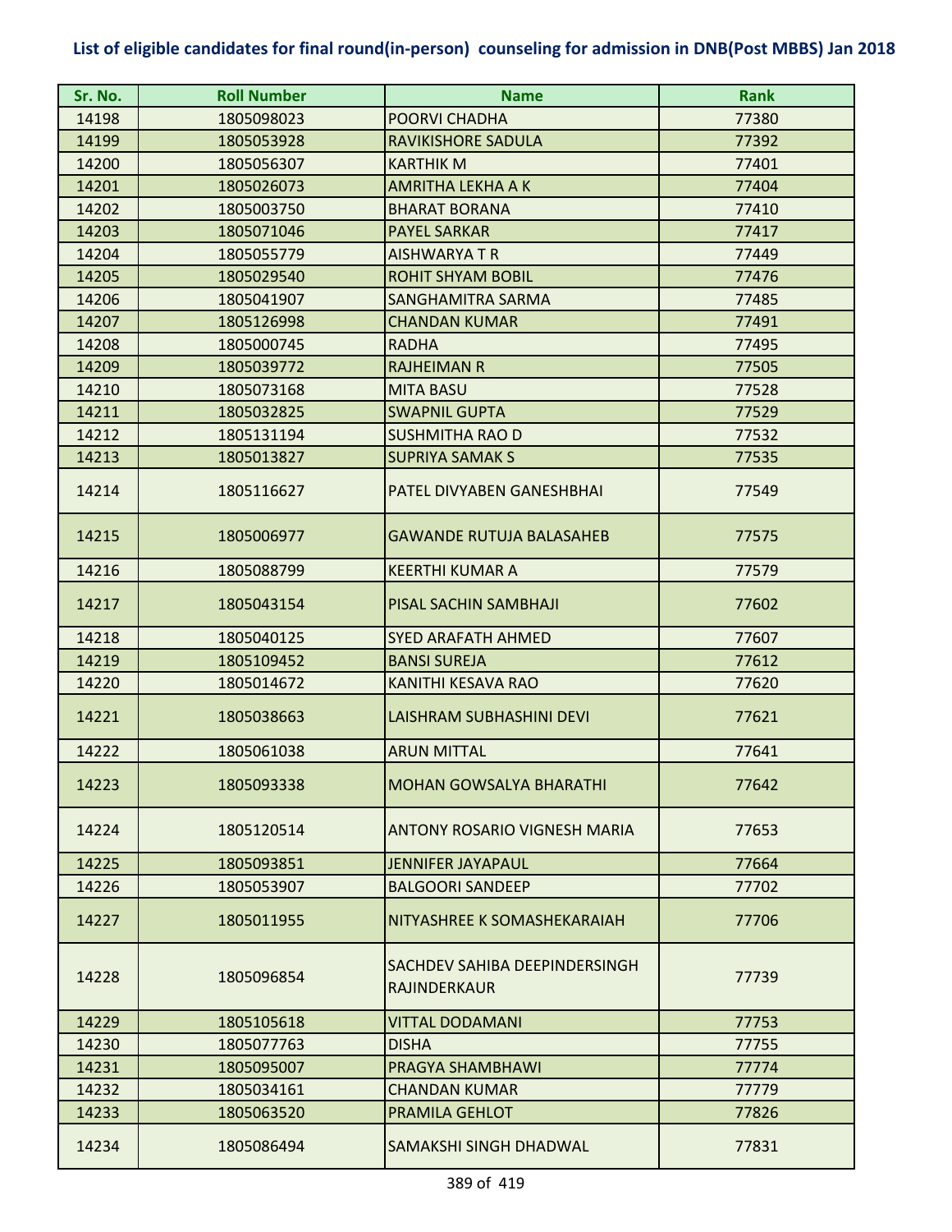**List of eligible candidates for final round(in-person) counseling for admission in DNB(Post MBBS) Jan 2018**

| Sr. No. | Roll Number | Name | Rank |
|---|---|---|---|
| 14198 | 1805098023 | POORVI CHADHA | 77380 |
| 14199 | 1805053928 | RAVIKISHORE SADULA | 77392 |
| 14200 | 1805056307 | KARTHIK M | 77401 |
| 14201 | 1805026073 | AMRITHA LEKHA A K | 77404 |
| 14202 | 1805003750 | BHARAT BORANA | 77410 |
| 14203 | 1805071046 | PAYEL SARKAR | 77417 |
| 14204 | 1805055779 | AISHWARYA T R | 77449 |
| 14205 | 1805029540 | ROHIT SHYAM BOBIL | 77476 |
| 14206 | 1805041907 | SANGHAMITRA SARMA | 77485 |
| 14207 | 1805126998 | CHANDAN KUMAR | 77491 |
| 14208 | 1805000745 | RADHA | 77495 |
| 14209 | 1805039772 | RAJHEIMAN R | 77505 |
| 14210 | 1805073168 | MITA BASU | 77528 |
| 14211 | 1805032825 | SWAPNIL GUPTA | 77529 |
| 14212 | 1805131194 | SUSHMITHA RAO D | 77532 |
| 14213 | 1805013827 | SUPRIYA SAMAK S | 77535 |
| 14214 | 1805116627 | PATEL DIVYABEN GANESHBHAI | 77549 |
| 14215 | 1805006977 | GAWANDE RUTUJA BALASAHEB | 77575 |
| 14216 | 1805088799 | KEERTHI KUMAR A | 77579 |
| 14217 | 1805043154 | PISAL SACHIN SAMBHAJI | 77602 |
| 14218 | 1805040125 | SYED ARAFATH AHMED | 77607 |
| 14219 | 1805109452 | BANSI SUREJA | 77612 |
| 14220 | 1805014672 | KANITHI KESAVA RAO | 77620 |
| 14221 | 1805038663 | LAISHRAM SUBHASHINI DEVI | 77621 |
| 14222 | 1805061038 | ARUN MITTAL | 77641 |
| 14223 | 1805093338 | MOHAN GOWSALYA BHARATHI | 77642 |
| 14224 | 1805120514 | ANTONY ROSARIO VIGNESH MARIA | 77653 |
| 14225 | 1805093851 | JENNIFER JAYAPAUL | 77664 |
| 14226 | 1805053907 | BALGOORI SANDEEP | 77702 |
| 14227 | 1805011955 | NITYASHREE K SOMASHEKARAIAH | 77706 |
| 14228 | 1805096854 | SACHDEV SAHIBA DEEPINDERSINGH RAJINDERKAUR | 77739 |
| 14229 | 1805105618 | VITTAL DODAMANI | 77753 |
| 14230 | 1805077763 | DISHA | 77755 |
| 14231 | 1805095007 | PRAGYA SHAMBHAWI | 77774 |
| 14232 | 1805034161 | CHANDAN KUMAR | 77779 |
| 14233 | 1805063520 | PRAMILA GEHLOT | 77826 |
| 14234 | 1805086494 | SAMAKSHI SINGH DHADWAL | 77831 |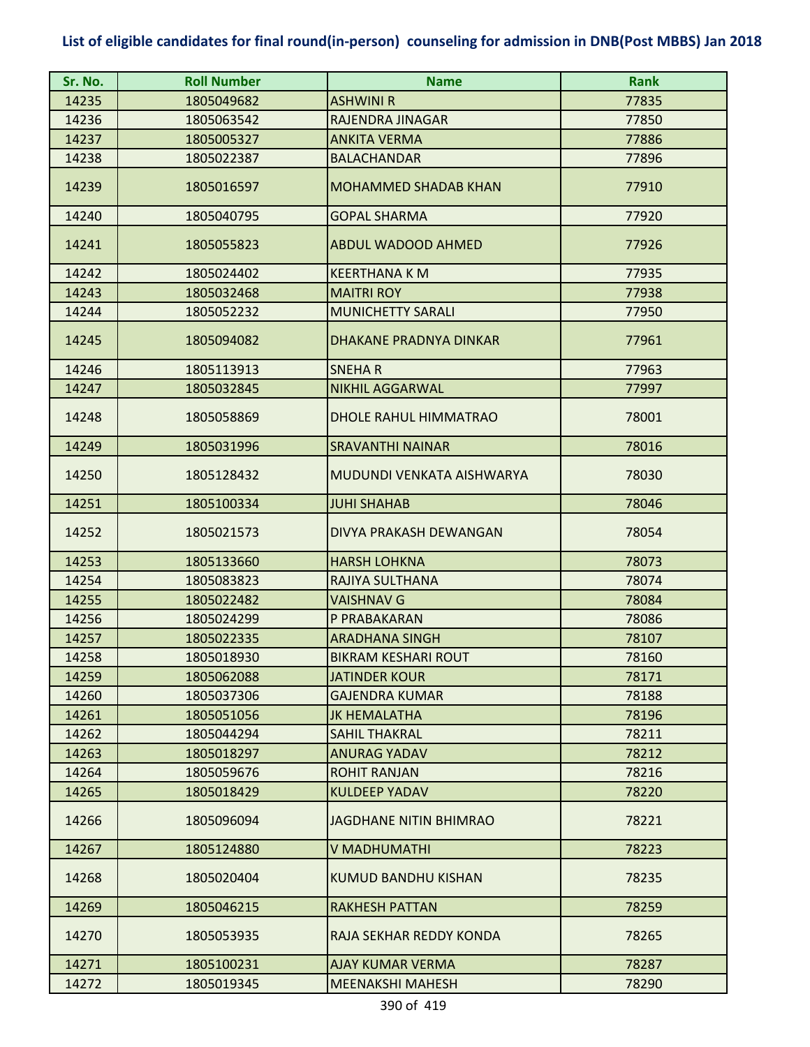**List of eligible candidates for final round(in-person) counseling for admission in DNB(Post MBBS) Jan 2018**

| Sr. No. | Roll Number | Name | Rank |
|---|---|---|---|
| 14235 | 1805049682 | ASHWINI R | 77835 |
| 14236 | 1805063542 | RAJENDRA JINAGAR | 77850 |
| 14237 | 1805005327 | ANKITA VERMA | 77886 |
| 14238 | 1805022387 | BALACHANDAR | 77896 |
| 14239 | 1805016597 | MOHAMMED SHADAB KHAN | 77910 |
| 14240 | 1805040795 | GOPAL SHARMA | 77920 |
| 14241 | 1805055823 | ABDUL WADOOD AHMED | 77926 |
| 14242 | 1805024402 | KEERTHANA K M | 77935 |
| 14243 | 1805032468 | MAITRI ROY | 77938 |
| 14244 | 1805052232 | MUNICHETTY SARALI | 77950 |
| 14245 | 1805094082 | DHAKANE PRADNYA DINKAR | 77961 |
| 14246 | 1805113913 | SNEHA R | 77963 |
| 14247 | 1805032845 | NIKHIL AGGARWAL | 77997 |
| 14248 | 1805058869 | DHOLE RAHUL HIMMATRAO | 78001 |
| 14249 | 1805031996 | SRAVANTHI NAINAR | 78016 |
| 14250 | 1805128432 | MUDUNDI VENKATA AISHWARYA | 78030 |
| 14251 | 1805100334 | JUHI SHAHAB | 78046 |
| 14252 | 1805021573 | DIVYA PRAKASH DEWANGAN | 78054 |
| 14253 | 1805133660 | HARSH LOHKNA | 78073 |
| 14254 | 1805083823 | RAJIYA SULTHANA | 78074 |
| 14255 | 1805022482 | VAISHNAV G | 78084 |
| 14256 | 1805024299 | P PRABAKARAN | 78086 |
| 14257 | 1805022335 | ARADHANA SINGH | 78107 |
| 14258 | 1805018930 | BIKRAM KESHARI ROUT | 78160 |
| 14259 | 1805062088 | JATINDER KOUR | 78171 |
| 14260 | 1805037306 | GAJENDRA KUMAR | 78188 |
| 14261 | 1805051056 | JK HEMALATHA | 78196 |
| 14262 | 1805044294 | SAHIL THAKRAL | 78211 |
| 14263 | 1805018297 | ANURAG YADAV | 78212 |
| 14264 | 1805059676 | ROHIT RANJAN | 78216 |
| 14265 | 1805018429 | KULDEEP YADAV | 78220 |
| 14266 | 1805096094 | JAGDHANE NITIN BHIMRAO | 78221 |
| 14267 | 1805124880 | V MADHUMATHI | 78223 |
| 14268 | 1805020404 | KUMUD BANDHU KISHAN | 78235 |
| 14269 | 1805046215 | RAKHESH PATTAN | 78259 |
| 14270 | 1805053935 | RAJA SEKHAR REDDY KONDA | 78265 |
| 14271 | 1805100231 | AJAY KUMAR VERMA | 78287 |
| 14272 | 1805019345 | MEENAKSHI MAHESH | 78290 |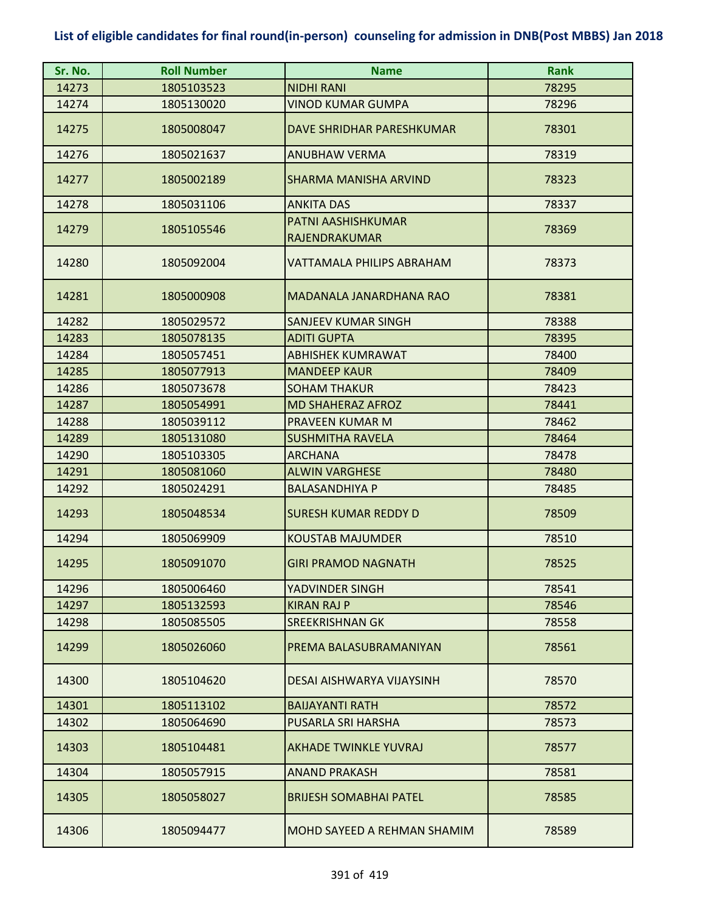# List of eligible candidates for final round(in-person) counseling for admission in DNB(Post MBBS) Jan 2018

| Sr. No. | Roll Number | Name | Rank |
|---|---|---|---|
| 14273 | 1805103523 | NIDHI RANI | 78295 |
| 14274 | 1805130020 | VINOD KUMAR GUMPA | 78296 |
| 14275 | 1805008047 | DAVE SHRIDHAR PARESHKUMAR | 78301 |
| 14276 | 1805021637 | ANUBHAW VERMA | 78319 |
| 14277 | 1805002189 | SHARMA MANISHA ARVIND | 78323 |
| 14278 | 1805031106 | ANKITA DAS | 78337 |
| 14279 | 1805105546 | PATNI AASHISHKUMAR RAJENDRAKUMAR | 78369 |
| 14280 | 1805092004 | VATTAMALA PHILIPS ABRAHAM | 78373 |
| 14281 | 1805000908 | MADANALA JANARDHANA RAO | 78381 |
| 14282 | 1805029572 | SANJEEV KUMAR SINGH | 78388 |
| 14283 | 1805078135 | ADITI GUPTA | 78395 |
| 14284 | 1805057451 | ABHISHEK KUMRAWAT | 78400 |
| 14285 | 1805077913 | MANDEEP KAUR | 78409 |
| 14286 | 1805073678 | SOHAM THAKUR | 78423 |
| 14287 | 1805054991 | MD SHAHERAZ AFROZ | 78441 |
| 14288 | 1805039112 | PRAVEEN KUMAR M | 78462 |
| 14289 | 1805131080 | SUSHMITHA RAVELA | 78464 |
| 14290 | 1805103305 | ARCHANA | 78478 |
| 14291 | 1805081060 | ALWIN VARGHESE | 78480 |
| 14292 | 1805024291 | BALASANDHIYA P | 78485 |
| 14293 | 1805048534 | SURESH KUMAR REDDY D | 78509 |
| 14294 | 1805069909 | KOUSTAB MAJUMDER | 78510 |
| 14295 | 1805091070 | GIRI PRAMOD NAGNATH | 78525 |
| 14296 | 1805006460 | YADVINDER SINGH | 78541 |
| 14297 | 1805132593 | KIRAN RAJ P | 78546 |
| 14298 | 1805085505 | SREEKRISHNAN GK | 78558 |
| 14299 | 1805026060 | PREMA BALASUBRAMANIYAN | 78561 |
| 14300 | 1805104620 | DESAI AISHWARYA VIJAYSINH | 78570 |
| 14301 | 1805113102 | BAIJAYANTI RATH | 78572 |
| 14302 | 1805064690 | PUSARLA SRI HARSHA | 78573 |
| 14303 | 1805104481 | AKHADE TWINKLE YUVRAJ | 78577 |
| 14304 | 1805057915 | ANAND PRAKASH | 78581 |
| 14305 | 1805058027 | BRIJESH SOMABHAI PATEL | 78585 |
| 14306 | 1805094477 | MOHD SAYEED A REHMAN SHAMIM | 78589 |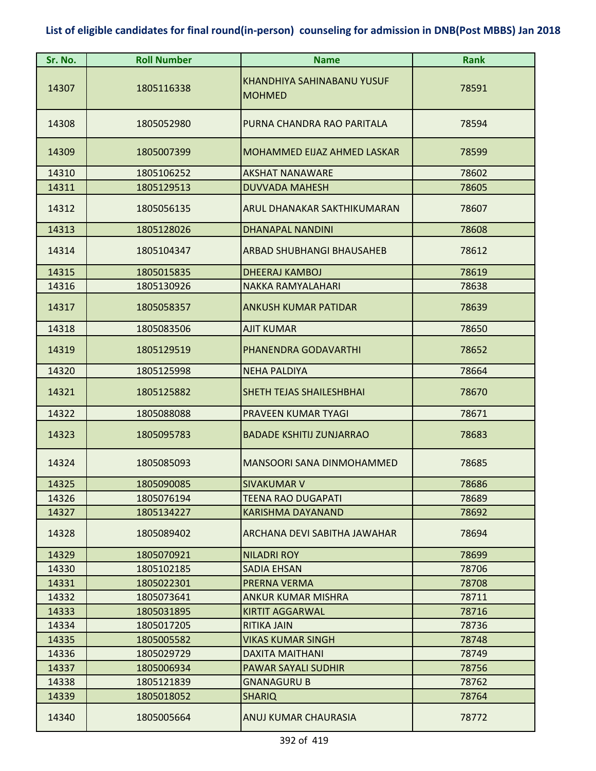## List of eligible candidates for final round(in-person) counseling for admission in DNB(Post MBBS) Jan 2018

| Sr. No. | Roll Number | Name | Rank |
|---|---|---|---|
| 14307 | 1805116338 | KHANDHIYA SAHINABANU YUSUF MOHMED | 78591 |
| 14308 | 1805052980 | PURNA CHANDRA RAO PARITALA | 78594 |
| 14309 | 1805007399 | MOHAMMED EIJAZ AHMED LASKAR | 78599 |
| 14310 | 1805106252 | AKSHAT NANAWARE | 78602 |
| 14311 | 1805129513 | DUVVADA MAHESH | 78605 |
| 14312 | 1805056135 | ARUL DHANAKAR SAKTHIKUMARAN | 78607 |
| 14313 | 1805128026 | DHANAPAL NANDINI | 78608 |
| 14314 | 1805104347 | ARBAD SHUBHANGI BHAUSAHEB | 78612 |
| 14315 | 1805015835 | DHEERAJ KAMBOJ | 78619 |
| 14316 | 1805130926 | NAKKA RAMYALAHARI | 78638 |
| 14317 | 1805058357 | ANKUSH KUMAR PATIDAR | 78639 |
| 14318 | 1805083506 | AJIT KUMAR | 78650 |
| 14319 | 1805129519 | PHANENDRA GODAVARTHI | 78652 |
| 14320 | 1805125998 | NEHA PALDIYA | 78664 |
| 14321 | 1805125882 | SHETH TEJAS SHAILESHBHAI | 78670 |
| 14322 | 1805088088 | PRAVEEN KUMAR TYAGI | 78671 |
| 14323 | 1805095783 | BADADE KSHITIJ ZUNJARRAO | 78683 |
| 14324 | 1805085093 | MANSOORI SANA DINMOHAMMED | 78685 |
| 14325 | 1805090085 | SIVAKUMAR V | 78686 |
| 14326 | 1805076194 | TEENA RAO DUGAPATI | 78689 |
| 14327 | 1805134227 | KARISHMA DAYANAND | 78692 |
| 14328 | 1805089402 | ARCHANA DEVI SABITHA JAWAHAR | 78694 |
| 14329 | 1805070921 | NILADRI ROY | 78699 |
| 14330 | 1805102185 | SADIA EHSAN | 78706 |
| 14331 | 1805022301 | PRERNA VERMA | 78708 |
| 14332 | 1805073641 | ANKUR KUMAR MISHRA | 78711 |
| 14333 | 1805031895 | KIRTIT AGGARWAL | 78716 |
| 14334 | 1805017205 | RITIKA JAIN | 78736 |
| 14335 | 1805005582 | VIKAS KUMAR SINGH | 78748 |
| 14336 | 1805029729 | DAXITA MAITHANI | 78749 |
| 14337 | 1805006934 | PAWAR SAYALI SUDHIR | 78756 |
| 14338 | 1805121839 | GNANAGURU B | 78762 |
| 14339 | 1805018052 | SHARIQ | 78764 |
| 14340 | 1805005664 | ANUJ KUMAR CHAURASIA | 78772 |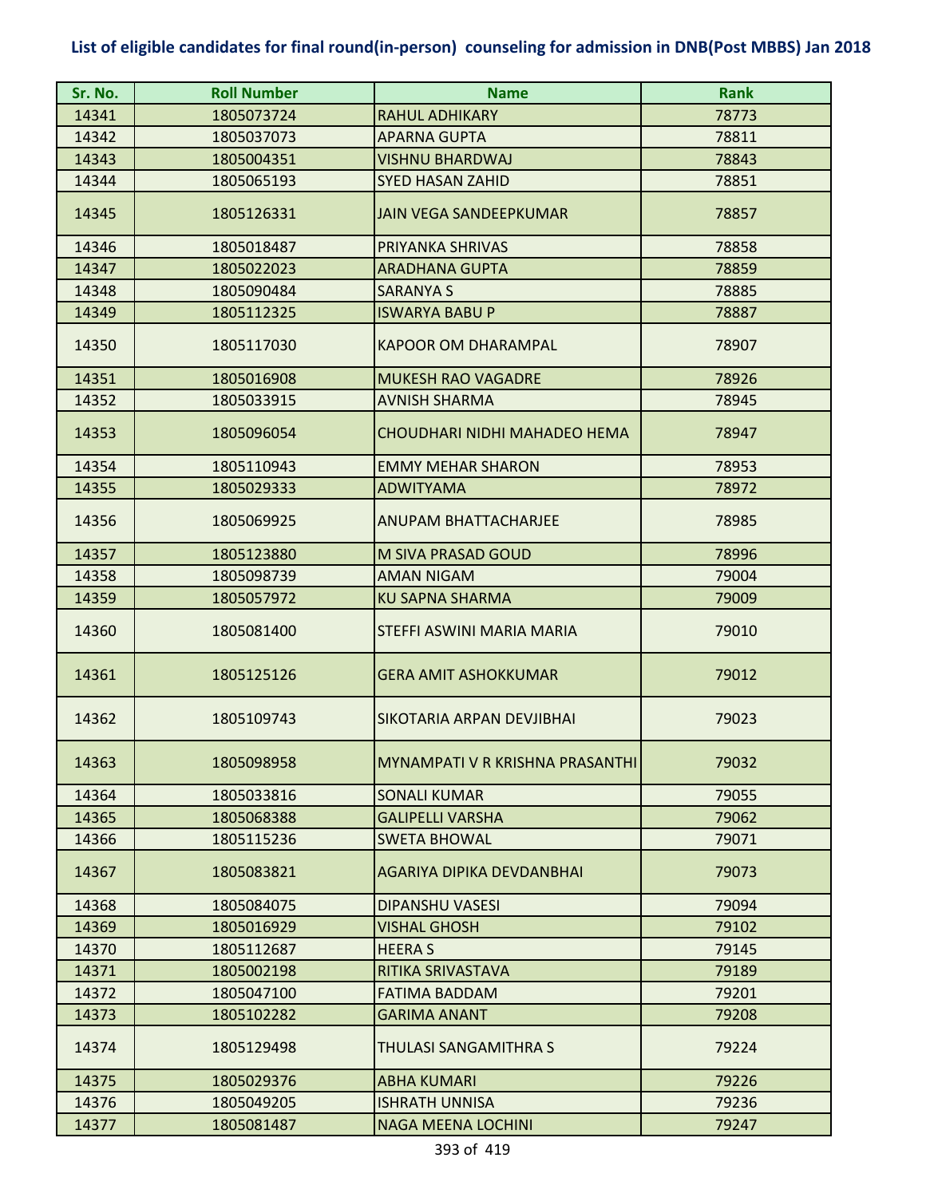# List of eligible candidates for final round(in-person) counseling for admission in DNB(Post MBBS) Jan 2018

| Sr. No. | Roll Number | Name | Rank |
|---|---|---|---|
| 14341 | 1805073724 | RAHUL ADHIKARY | 78773 |
| 14342 | 1805037073 | APARNA GUPTA | 78811 |
| 14343 | 1805004351 | VISHNU BHARDWAJ | 78843 |
| 14344 | 1805065193 | SYED HASAN ZAHID | 78851 |
| 14345 | 1805126331 | JAIN VEGA SANDEEPKUMAR | 78857 |
| 14346 | 1805018487 | PRIYANKA SHRIVAS | 78858 |
| 14347 | 1805022023 | ARADHANA GUPTA | 78859 |
| 14348 | 1805090484 | SARANYA S | 78885 |
| 14349 | 1805112325 | ISWARYA BABU P | 78887 |
| 14350 | 1805117030 | KAPOOR OM DHARAMPAL | 78907 |
| 14351 | 1805016908 | MUKESH RAO VAGADRE | 78926 |
| 14352 | 1805033915 | AVNISH SHARMA | 78945 |
| 14353 | 1805096054 | CHOUDHARI NIDHI MAHADEO HEMA | 78947 |
| 14354 | 1805110943 | EMMY MEHAR SHARON | 78953 |
| 14355 | 1805029333 | ADWITYAMA | 78972 |
| 14356 | 1805069925 | ANUPAM BHATTACHARJEE | 78985 |
| 14357 | 1805123880 | M SIVA PRASAD GOUD | 78996 |
| 14358 | 1805098739 | AMAN NIGAM | 79004 |
| 14359 | 1805057972 | KU SAPNA SHARMA | 79009 |
| 14360 | 1805081400 | STEFFI ASWINI MARIA MARIA | 79010 |
| 14361 | 1805125126 | GERA AMIT ASHOKKUMAR | 79012 |
| 14362 | 1805109743 | SIKOTARIA ARPAN DEVJIBHAI | 79023 |
| 14363 | 1805098958 | MYNAMPATI V R KRISHNA PRASANTHI | 79032 |
| 14364 | 1805033816 | SONALI KUMAR | 79055 |
| 14365 | 1805068388 | GALIPELLI VARSHA | 79062 |
| 14366 | 1805115236 | SWETA BHOWAL | 79071 |
| 14367 | 1805083821 | AGARIYA DIPIKA DEVDANBHAI | 79073 |
| 14368 | 1805084075 | DIPANSHU VASESI | 79094 |
| 14369 | 1805016929 | VISHAL GHOSH | 79102 |
| 14370 | 1805112687 | HEERA S | 79145 |
| 14371 | 1805002198 | RITIKA SRIVASTAVA | 79189 |
| 14372 | 1805047100 | FATIMA BADDAM | 79201 |
| 14373 | 1805102282 | GARIMA ANANT | 79208 |
| 14374 | 1805129498 | THULASI SANGAMITHRA S | 79224 |
| 14375 | 1805029376 | ABHA KUMARI | 79226 |
| 14376 | 1805049205 | ISHRATH UNNISA | 79236 |
| 14377 | 1805081487 | NAGA MEENA LOCHINI | 79247 |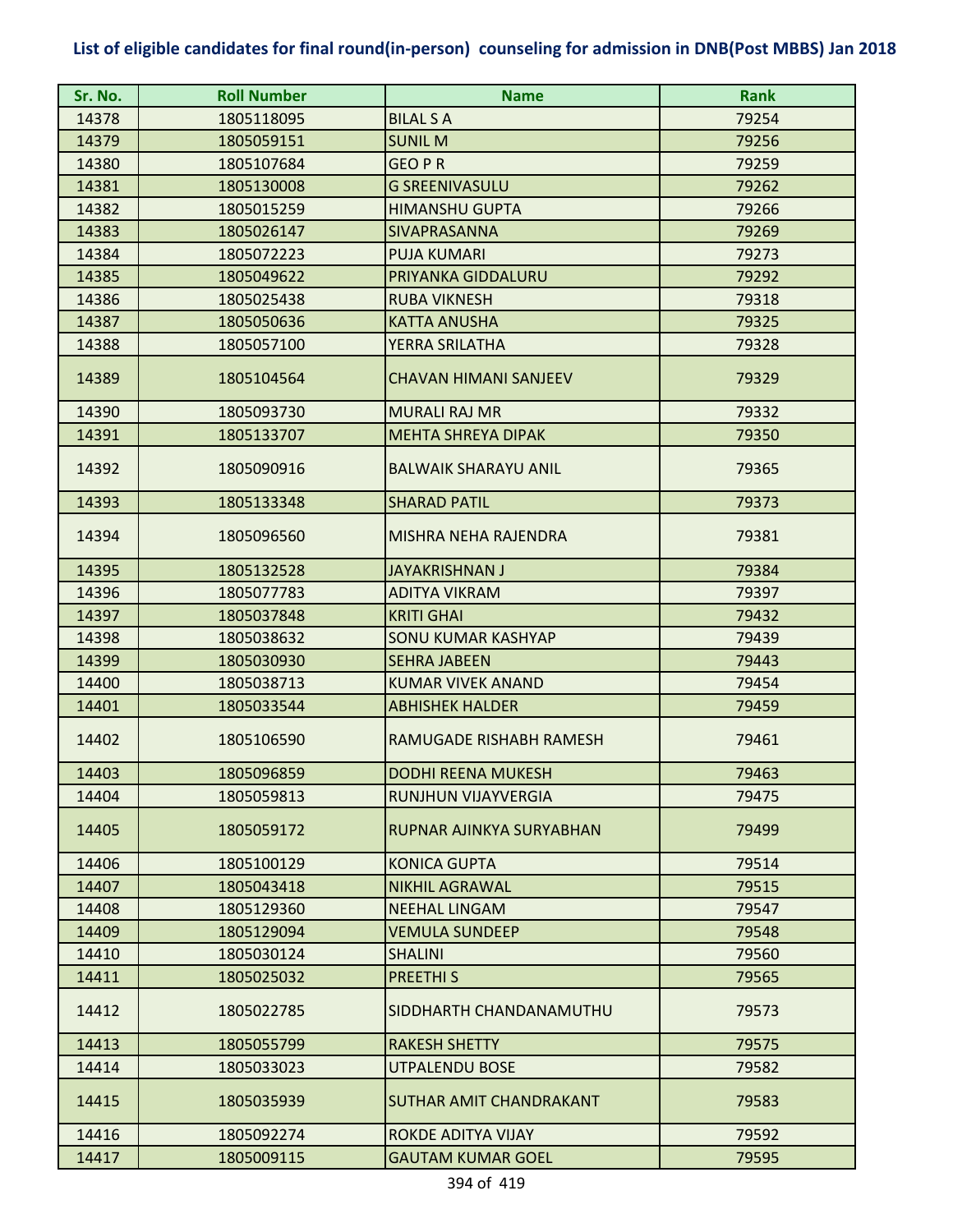**List of eligible candidates for final round(in-person) counseling for admission in DNB(Post MBBS) Jan 2018**

| Sr. No. | Roll Number | Name | Rank |
|---|---|---|---|
| 14378 | 1805118095 | BILAL S A | 79254 |
| 14379 | 1805059151 | SUNIL M | 79256 |
| 14380 | 1805107684 | GEO P R | 79259 |
| 14381 | 1805130008 | G SREENIVASULU | 79262 |
| 14382 | 1805015259 | HIMANSHU GUPTA | 79266 |
| 14383 | 1805026147 | SIVAPRASANNA | 79269 |
| 14384 | 1805072223 | PUJA KUMARI | 79273 |
| 14385 | 1805049622 | PRIYANKA GIDDALURU | 79292 |
| 14386 | 1805025438 | RUBA VIKNESH | 79318 |
| 14387 | 1805050636 | KATTA ANUSHA | 79325 |
| 14388 | 1805057100 | YERRA SRILATHA | 79328 |
| 14389 | 1805104564 | CHAVAN HIMANI SANJEEV | 79329 |
| 14390 | 1805093730 | MURALI RAJ MR | 79332 |
| 14391 | 1805133707 | MEHTA SHREYA DIPAK | 79350 |
| 14392 | 1805090916 | BALWAIK SHARAYU ANIL | 79365 |
| 14393 | 1805133348 | SHARAD PATIL | 79373 |
| 14394 | 1805096560 | MISHRA NEHA RAJENDRA | 79381 |
| 14395 | 1805132528 | JAYAKRISHNAN J | 79384 |
| 14396 | 1805077783 | ADITYA VIKRAM | 79397 |
| 14397 | 1805037848 | KRITI GHAI | 79432 |
| 14398 | 1805038632 | SONU KUMAR KASHYAP | 79439 |
| 14399 | 1805030930 | SEHRA JABEEN | 79443 |
| 14400 | 1805038713 | KUMAR VIVEK ANAND | 79454 |
| 14401 | 1805033544 | ABHISHEK HALDER | 79459 |
| 14402 | 1805106590 | RAMUGADE RISHABH RAMESH | 79461 |
| 14403 | 1805096859 | DODHI REENA MUKESH | 79463 |
| 14404 | 1805059813 | RUNJHUN VIJAYVERGIA | 79475 |
| 14405 | 1805059172 | RUPNAR AJINKYA SURYABHAN | 79499 |
| 14406 | 1805100129 | KONICA GUPTA | 79514 |
| 14407 | 1805043418 | NIKHIL AGRAWAL | 79515 |
| 14408 | 1805129360 | NEEHAL LINGAM | 79547 |
| 14409 | 1805129094 | VEMULA SUNDEEP | 79548 |
| 14410 | 1805030124 | SHALINI | 79560 |
| 14411 | 1805025032 | PREETHI S | 79565 |
| 14412 | 1805022785 | SIDDHARTH CHANDANAMUTHU | 79573 |
| 14413 | 1805055799 | RAKESH SHETTY | 79575 |
| 14414 | 1805033023 | UTPALENDU BOSE | 79582 |
| 14415 | 1805035939 | SUTHAR AMIT CHANDRAKANT | 79583 |
| 14416 | 1805092274 | ROKDE ADITYA VIJAY | 79592 |
| 14417 | 1805009115 | GAUTAM KUMAR GOEL | 79595 |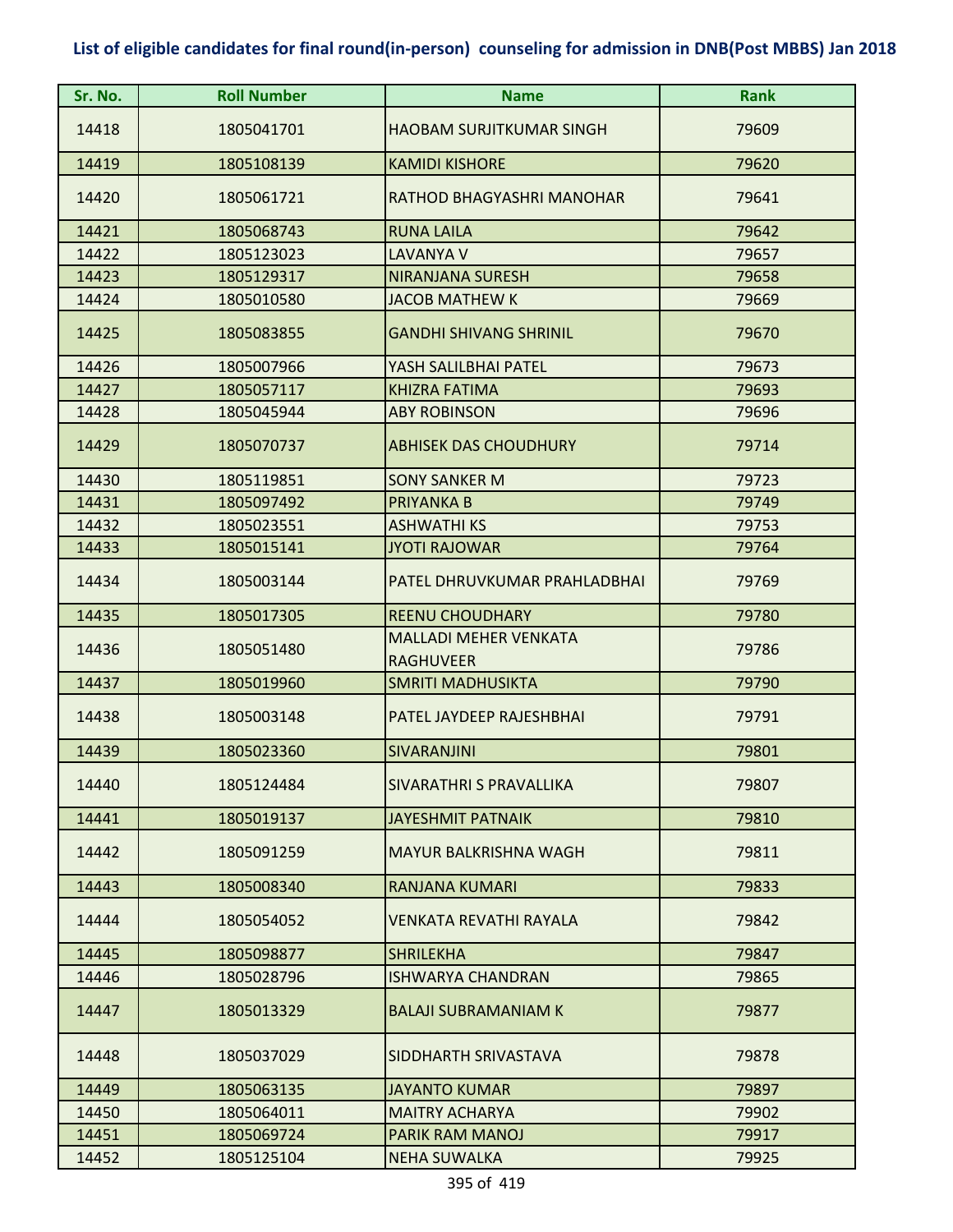## List of eligible candidates for final round(in-person) counseling for admission in DNB(Post MBBS) Jan 2018

| Sr. No. | Roll Number | Name | Rank |
|---|---|---|---|
| 14418 | 1805041701 | HAOBAM SURJITKUMAR SINGH | 79609 |
| 14419 | 1805108139 | KAMIDI KISHORE | 79620 |
| 14420 | 1805061721 | RATHOD BHAGYASHRI MANOHAR | 79641 |
| 14421 | 1805068743 | RUNA LAILA | 79642 |
| 14422 | 1805123023 | LAVANYA V | 79657 |
| 14423 | 1805129317 | NIRANJANA SURESH | 79658 |
| 14424 | 1805010580 | JACOB MATHEW K | 79669 |
| 14425 | 1805083855 | GANDHI SHIVANG SHRINIL | 79670 |
| 14426 | 1805007966 | YASH SALILBHAI PATEL | 79673 |
| 14427 | 1805057117 | KHIZRA FATIMA | 79693 |
| 14428 | 1805045944 | ABY ROBINSON | 79696 |
| 14429 | 1805070737 | ABHISEK DAS CHOUDHURY | 79714 |
| 14430 | 1805119851 | SONY SANKER M | 79723 |
| 14431 | 1805097492 | PRIYANKA B | 79749 |
| 14432 | 1805023551 | ASHWATHI KS | 79753 |
| 14433 | 1805015141 | JYOTI RAJOWAR | 79764 |
| 14434 | 1805003144 | PATEL DHRUVKUMAR PRAHLADBHAI | 79769 |
| 14435 | 1805017305 | REENU CHOUDHARY | 79780 |
| 14436 | 1805051480 | MALLADI MEHER VENKATA RAGHUVEER | 79786 |
| 14437 | 1805019960 | SMRITI MADHUSIKTA | 79790 |
| 14438 | 1805003148 | PATEL JAYDEEP RAJESHBHAI | 79791 |
| 14439 | 1805023360 | SIVARANJINI | 79801 |
| 14440 | 1805124484 | SIVARATHRI S PRAVALLIKA | 79807 |
| 14441 | 1805019137 | JAYESHMIT PATNAIK | 79810 |
| 14442 | 1805091259 | MAYUR BALKRISHNA WAGH | 79811 |
| 14443 | 1805008340 | RANJANA KUMARI | 79833 |
| 14444 | 1805054052 | VENKATA REVATHI RAYALA | 79842 |
| 14445 | 1805098877 | SHRILEKHA | 79847 |
| 14446 | 1805028796 | ISHWARYA CHANDRAN | 79865 |
| 14447 | 1805013329 | BALAJI SUBRAMANIAM K | 79877 |
| 14448 | 1805037029 | SIDDHARTH SRIVASTAVA | 79878 |
| 14449 | 1805063135 | JAYANTO KUMAR | 79897 |
| 14450 | 1805064011 | MAITRY ACHARYA | 79902 |
| 14451 | 1805069724 | PARIK RAM MANOJ | 79917 |
| 14452 | 1805125104 | NEHA SUWALKA | 79925 |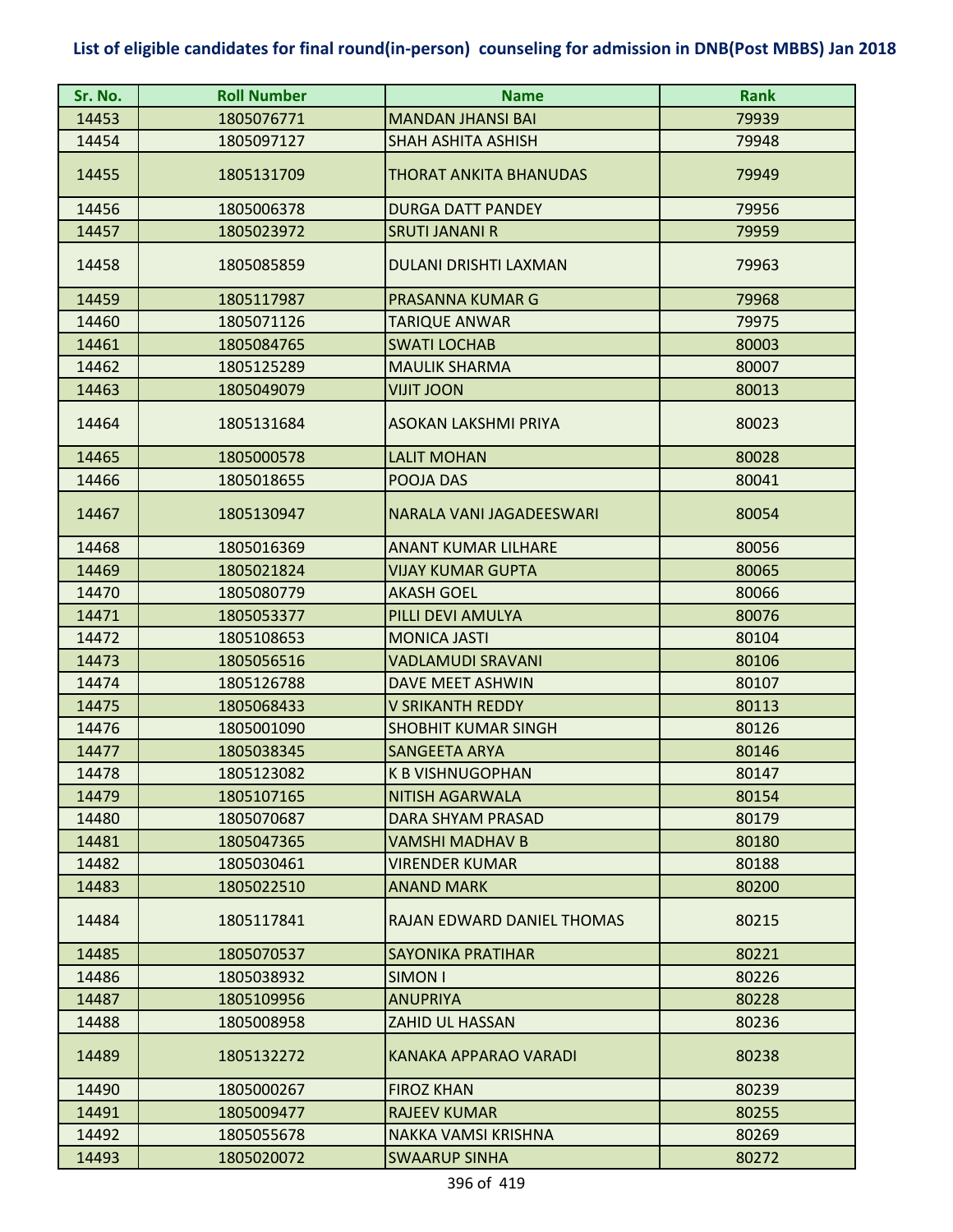# List of eligible candidates for final round(in-person) counseling for admission in DNB(Post MBBS) Jan 2018

| Sr. No. | Roll Number | Name | Rank |
|---|---|---|---|
| 14453 | 1805076771 | MANDAN JHANSI BAI | 79939 |
| 14454 | 1805097127 | SHAH ASHITA ASHISH | 79948 |
| 14455 | 1805131709 | THORAT ANKITA BHANUDAS | 79949 |
| 14456 | 1805006378 | DURGA DATT PANDEY | 79956 |
| 14457 | 1805023972 | SRUTI JANANI R | 79959 |
| 14458 | 1805085859 | DULANI DRISHTI LAXMAN | 79963 |
| 14459 | 1805117987 | PRASANNA KUMAR G | 79968 |
| 14460 | 1805071126 | TARIQUE ANWAR | 79975 |
| 14461 | 1805084765 | SWATI LOCHAB | 80003 |
| 14462 | 1805125289 | MAULIK SHARMA | 80007 |
| 14463 | 1805049079 | VIJIT JOON | 80013 |
| 14464 | 1805131684 | ASOKAN LAKSHMI PRIYA | 80023 |
| 14465 | 1805000578 | LALIT MOHAN | 80028 |
| 14466 | 1805018655 | POOJA DAS | 80041 |
| 14467 | 1805130947 | NARALA VANI JAGADEESWARI | 80054 |
| 14468 | 1805016369 | ANANT KUMAR LILHARE | 80056 |
| 14469 | 1805021824 | VIJAY KUMAR GUPTA | 80065 |
| 14470 | 1805080779 | AKASH GOEL | 80066 |
| 14471 | 1805053377 | PILLI DEVI AMULYA | 80076 |
| 14472 | 1805108653 | MONICA JASTI | 80104 |
| 14473 | 1805056516 | VADLAMUDI SRAVANI | 80106 |
| 14474 | 1805126788 | DAVE MEET ASHWIN | 80107 |
| 14475 | 1805068433 | V SRIKANTH REDDY | 80113 |
| 14476 | 1805001090 | SHOBHIT KUMAR SINGH | 80126 |
| 14477 | 1805038345 | SANGEETA ARYA | 80146 |
| 14478 | 1805123082 | K B VISHNUGOPHAN | 80147 |
| 14479 | 1805107165 | NITISH AGARWALA | 80154 |
| 14480 | 1805070687 | DARA SHYAM PRASAD | 80179 |
| 14481 | 1805047365 | VAMSHI MADHAV B | 80180 |
| 14482 | 1805030461 | VIRENDER KUMAR | 80188 |
| 14483 | 1805022510 | ANAND MARK | 80200 |
| 14484 | 1805117841 | RAJAN EDWARD DANIEL THOMAS | 80215 |
| 14485 | 1805070537 | SAYONIKA PRATIHAR | 80221 |
| 14486 | 1805038932 | SIMON I | 80226 |
| 14487 | 1805109956 | ANUPRIYA | 80228 |
| 14488 | 1805008958 | ZAHID UL HASSAN | 80236 |
| 14489 | 1805132272 | KANAKA APPARAO VARADI | 80238 |
| 14490 | 1805000267 | FIROZ KHAN | 80239 |
| 14491 | 1805009477 | RAJEEV KUMAR | 80255 |
| 14492 | 1805055678 | NAKKA VAMSI KRISHNA | 80269 |
| 14493 | 1805020072 | SWAARUP SINHA | 80272 |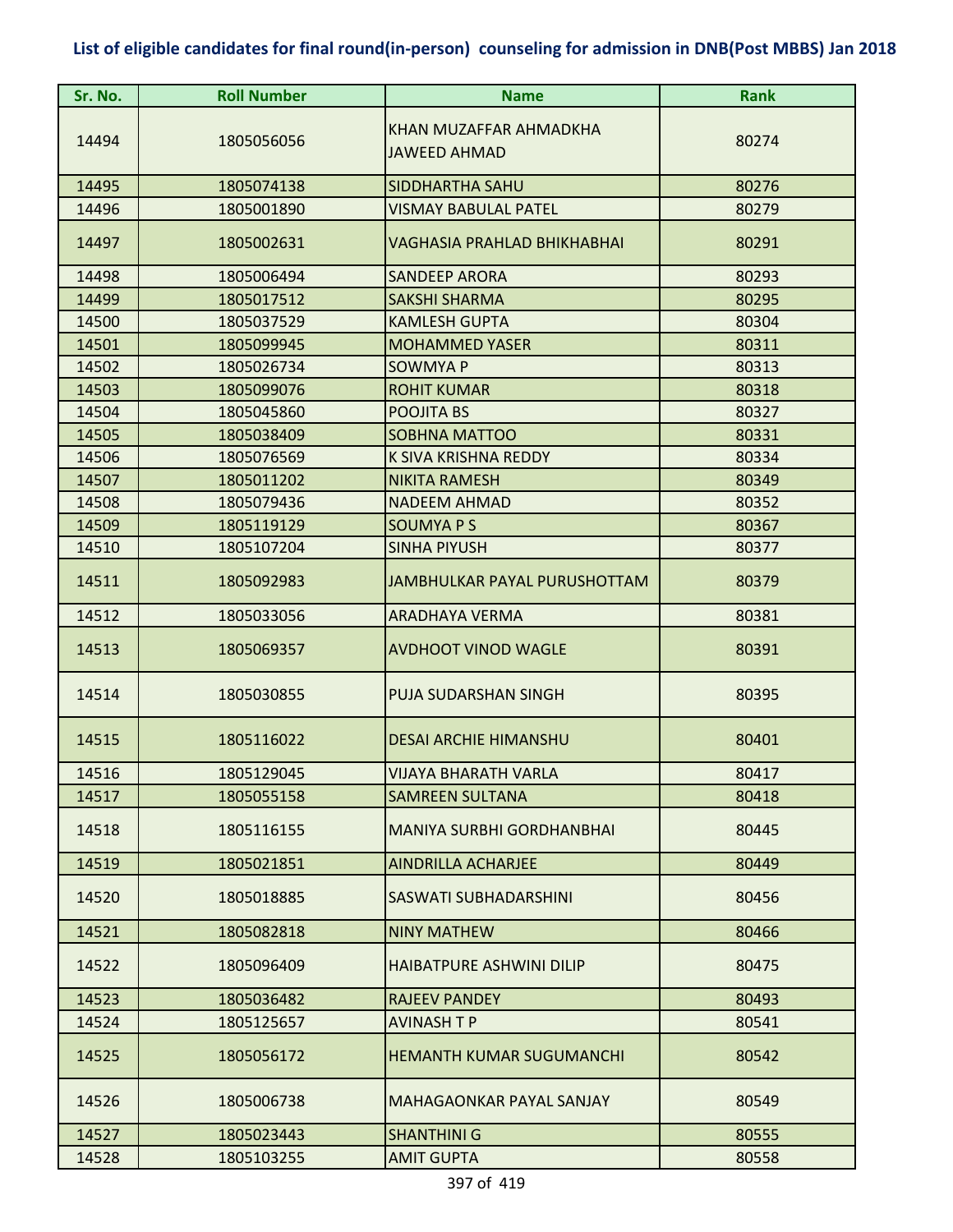## List of eligible candidates for final round(in-person) counseling for admission in DNB(Post MBBS) Jan 2018

| Sr. No. | Roll Number | Name | Rank |
|---|---|---|---|
| 14494 | 1805056056 | KHAN MUZAFFAR AHMADKHA JAWEED AHMAD | 80274 |
| 14495 | 1805074138 | SIDDHARTHA SAHU | 80276 |
| 14496 | 1805001890 | VISMAY BABULAL PATEL | 80279 |
| 14497 | 1805002631 | VAGHASIA PRAHLAD BHIKHABHAI | 80291 |
| 14498 | 1805006494 | SANDEEP ARORA | 80293 |
| 14499 | 1805017512 | SAKSHI SHARMA | 80295 |
| 14500 | 1805037529 | KAMLESH GUPTA | 80304 |
| 14501 | 1805099945 | MOHAMMED YASER | 80311 |
| 14502 | 1805026734 | SOWMYA P | 80313 |
| 14503 | 1805099076 | ROHIT KUMAR | 80318 |
| 14504 | 1805045860 | POOJITA BS | 80327 |
| 14505 | 1805038409 | SOBHNA MATTOO | 80331 |
| 14506 | 1805076569 | K SIVA KRISHNA REDDY | 80334 |
| 14507 | 1805011202 | NIKITA RAMESH | 80349 |
| 14508 | 1805079436 | NADEEM AHMAD | 80352 |
| 14509 | 1805119129 | SOUMYA P S | 80367 |
| 14510 | 1805107204 | SINHA PIYUSH | 80377 |
| 14511 | 1805092983 | JAMBHULKAR PAYAL PURUSHOTTAM | 80379 |
| 14512 | 1805033056 | ARADHAYA VERMA | 80381 |
| 14513 | 1805069357 | AVDHOOT VINOD WAGLE | 80391 |
| 14514 | 1805030855 | PUJA SUDARSHAN SINGH | 80395 |
| 14515 | 1805116022 | DESAI ARCHIE HIMANSHU | 80401 |
| 14516 | 1805129045 | VIJAYA BHARATH VARLA | 80417 |
| 14517 | 1805055158 | SAMREEN SULTANA | 80418 |
| 14518 | 1805116155 | MANIYA SURBHI GORDHANBHAI | 80445 |
| 14519 | 1805021851 | AINDRILLA ACHARJEE | 80449 |
| 14520 | 1805018885 | SASWATI SUBHADARSHINI | 80456 |
| 14521 | 1805082818 | NINY MATHEW | 80466 |
| 14522 | 1805096409 | HAIBATPURE ASHWINI DILIP | 80475 |
| 14523 | 1805036482 | RAJEEV PANDEY | 80493 |
| 14524 | 1805125657 | AVINASH T P | 80541 |
| 14525 | 1805056172 | HEMANTH KUMAR SUGUMANCHI | 80542 |
| 14526 | 1805006738 | MAHAGAONKAR PAYAL SANJAY | 80549 |
| 14527 | 1805023443 | SHANTHINI G | 80555 |
| 14528 | 1805103255 | AMIT GUPTA | 80558 |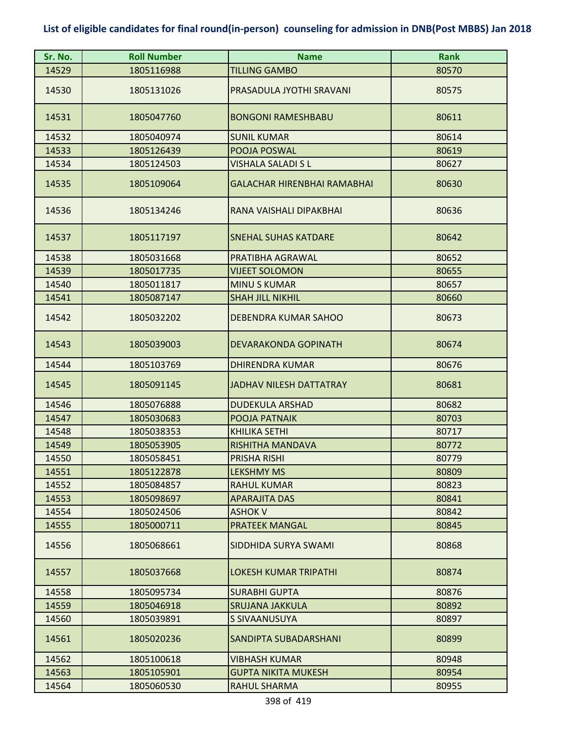## List of eligible candidates for final round(in-person) counseling for admission in DNB(Post MBBS) Jan 2018

| Sr. No. | Roll Number | Name | Rank |
|---|---|---|---|
| 14529 | 1805116988 | TILLING GAMBO | 80570 |
| 14530 | 1805131026 | PRASADULA JYOTHI SRAVANI | 80575 |
| 14531 | 1805047760 | BONGONI RAMESHBABU | 80611 |
| 14532 | 1805040974 | SUNIL KUMAR | 80614 |
| 14533 | 1805126439 | POOJA POSWAL | 80619 |
| 14534 | 1805124503 | VISHALA SALADI S L | 80627 |
| 14535 | 1805109064 | GALACHAR HIRENBHAI RAMABHAI | 80630 |
| 14536 | 1805134246 | RANA VAISHALI DIPAKBHAI | 80636 |
| 14537 | 1805117197 | SNEHAL SUHAS KATDARE | 80642 |
| 14538 | 1805031668 | PRATIBHA AGRAWAL | 80652 |
| 14539 | 1805017735 | VIJEET SOLOMON | 80655 |
| 14540 | 1805011817 | MINU S KUMAR | 80657 |
| 14541 | 1805087147 | SHAH JILL NIKHIL | 80660 |
| 14542 | 1805032202 | DEBENDRA KUMAR SAHOO | 80673 |
| 14543 | 1805039003 | DEVARAKONDA GOPINATH | 80674 |
| 14544 | 1805103769 | DHIRENDRA KUMAR | 80676 |
| 14545 | 1805091145 | JADHAV NILESH DATTATRAY | 80681 |
| 14546 | 1805076888 | DUDEKULA ARSHAD | 80682 |
| 14547 | 1805030683 | POOJA PATNAIK | 80703 |
| 14548 | 1805038353 | KHILIKA SETHI | 80717 |
| 14549 | 1805053905 | RISHITHA MANDAVA | 80772 |
| 14550 | 1805058451 | PRISHA RISHI | 80779 |
| 14551 | 1805122878 | LEKSHMY MS | 80809 |
| 14552 | 1805084857 | RAHUL KUMAR | 80823 |
| 14553 | 1805098697 | APARAJITA DAS | 80841 |
| 14554 | 1805024506 | ASHOK V | 80842 |
| 14555 | 1805000711 | PRATEEK MANGAL | 80845 |
| 14556 | 1805068661 | SIDDHIDA SURYA SWAMI | 80868 |
| 14557 | 1805037668 | LOKESH KUMAR TRIPATHI | 80874 |
| 14558 | 1805095734 | SURABHI GUPTA | 80876 |
| 14559 | 1805046918 | SRUJANA JAKKULA | 80892 |
| 14560 | 1805039891 | S SIVAANUSUYA | 80897 |
| 14561 | 1805020236 | SANDIPTA SUBADARSHANI | 80899 |
| 14562 | 1805100618 | VIBHASH KUMAR | 80948 |
| 14563 | 1805105901 | GUPTA NIKITA MUKESH | 80954 |
| 14564 | 1805060530 | RAHUL SHARMA | 80955 |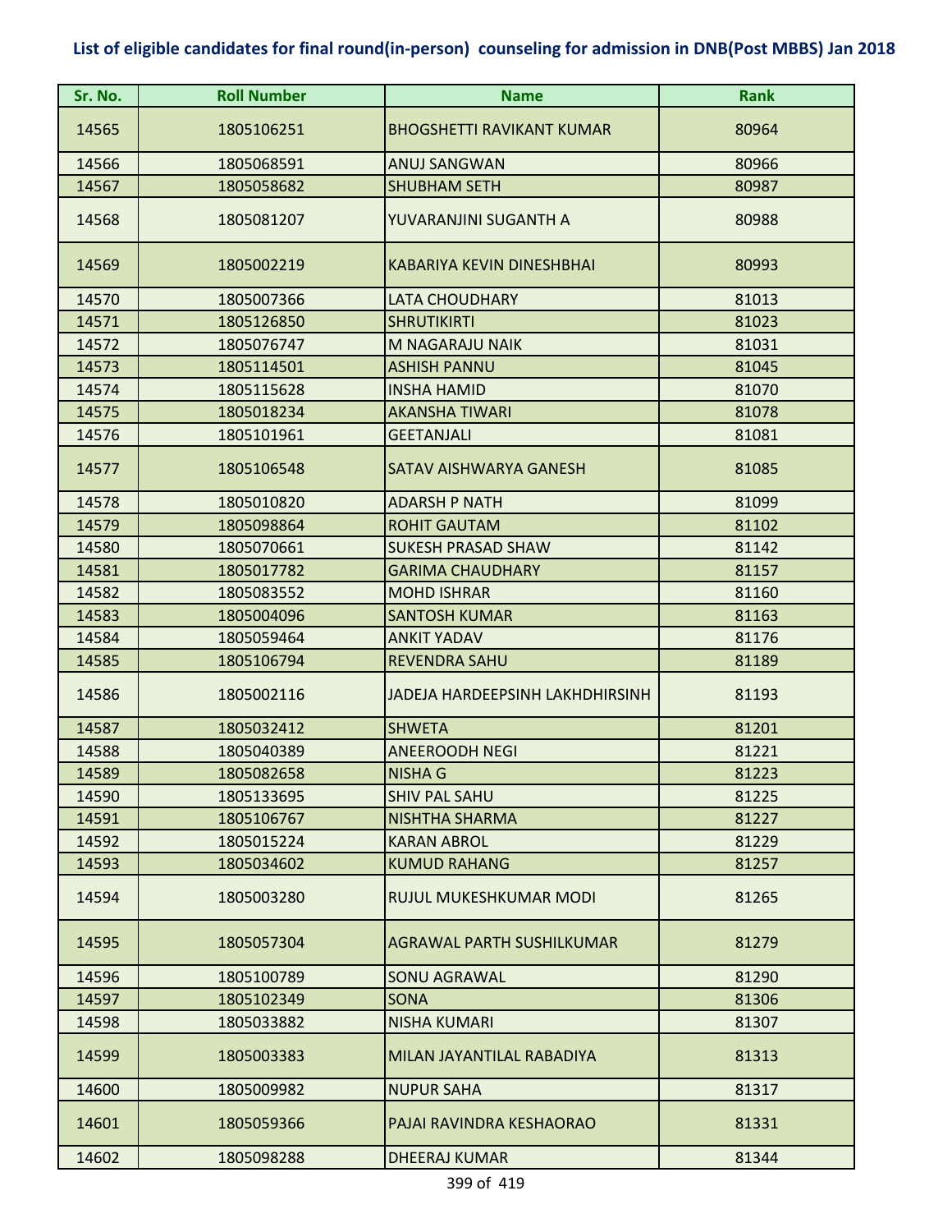# List of eligible candidates for final round(in-person) counseling for admission in DNB(Post MBBS) Jan 2018

| Sr. No. | Roll Number | Name | Rank |
|---|---|---|---|
| 14565 | 1805106251 | BHOGSHETTI RAVIKANT KUMAR | 80964 |
| 14566 | 1805068591 | ANUJ SANGWAN | 80966 |
| 14567 | 1805058682 | SHUBHAM SETH | 80987 |
| 14568 | 1805081207 | YUVARANJINI SUGANTH A | 80988 |
| 14569 | 1805002219 | KABARIYA KEVIN DINESHBHAI | 80993 |
| 14570 | 1805007366 | LATA CHOUDHARY | 81013 |
| 14571 | 1805126850 | SHRUTIKIRTI | 81023 |
| 14572 | 1805076747 | M NAGARAJU NAIK | 81031 |
| 14573 | 1805114501 | ASHISH PANNU | 81045 |
| 14574 | 1805115628 | INSHA HAMID | 81070 |
| 14575 | 1805018234 | AKANSHA TIWARI | 81078 |
| 14576 | 1805101961 | GEETANJALI | 81081 |
| 14577 | 1805106548 | SATAV AISHWARYA GANESH | 81085 |
| 14578 | 1805010820 | ADARSH P NATH | 81099 |
| 14579 | 1805098864 | ROHIT GAUTAM | 81102 |
| 14580 | 1805070661 | SUKESH PRASAD SHAW | 81142 |
| 14581 | 1805017782 | GARIMA CHAUDHARY | 81157 |
| 14582 | 1805083552 | MOHD ISHRAR | 81160 |
| 14583 | 1805004096 | SANTOSH KUMAR | 81163 |
| 14584 | 1805059464 | ANKIT YADAV | 81176 |
| 14585 | 1805106794 | REVENDRA SAHU | 81189 |
| 14586 | 1805002116 | JADEJA HARDEEPSINH LAKHDHIRSINH | 81193 |
| 14587 | 1805032412 | SHWETA | 81201 |
| 14588 | 1805040389 | ANEEROODH NEGI | 81221 |
| 14589 | 1805082658 | NISHA G | 81223 |
| 14590 | 1805133695 | SHIV PAL SAHU | 81225 |
| 14591 | 1805106767 | NISHTHA SHARMA | 81227 |
| 14592 | 1805015224 | KARAN ABROL | 81229 |
| 14593 | 1805034602 | KUMUD RAHANG | 81257 |
| 14594 | 1805003280 | RUJUL MUKESHKUMAR MODI | 81265 |
| 14595 | 1805057304 | AGRAWAL PARTH SUSHILKUMAR | 81279 |
| 14596 | 1805100789 | SONU AGRAWAL | 81290 |
| 14597 | 1805102349 | SONA | 81306 |
| 14598 | 1805033882 | NISHA KUMARI | 81307 |
| 14599 | 1805003383 | MILAN JAYANTILAL RABADIYA | 81313 |
| 14600 | 1805009982 | NUPUR SAHA | 81317 |
| 14601 | 1805059366 | PAJAI RAVINDRA KESHAORAO | 81331 |
| 14602 | 1805098288 | DHEERAJ KUMAR | 81344 |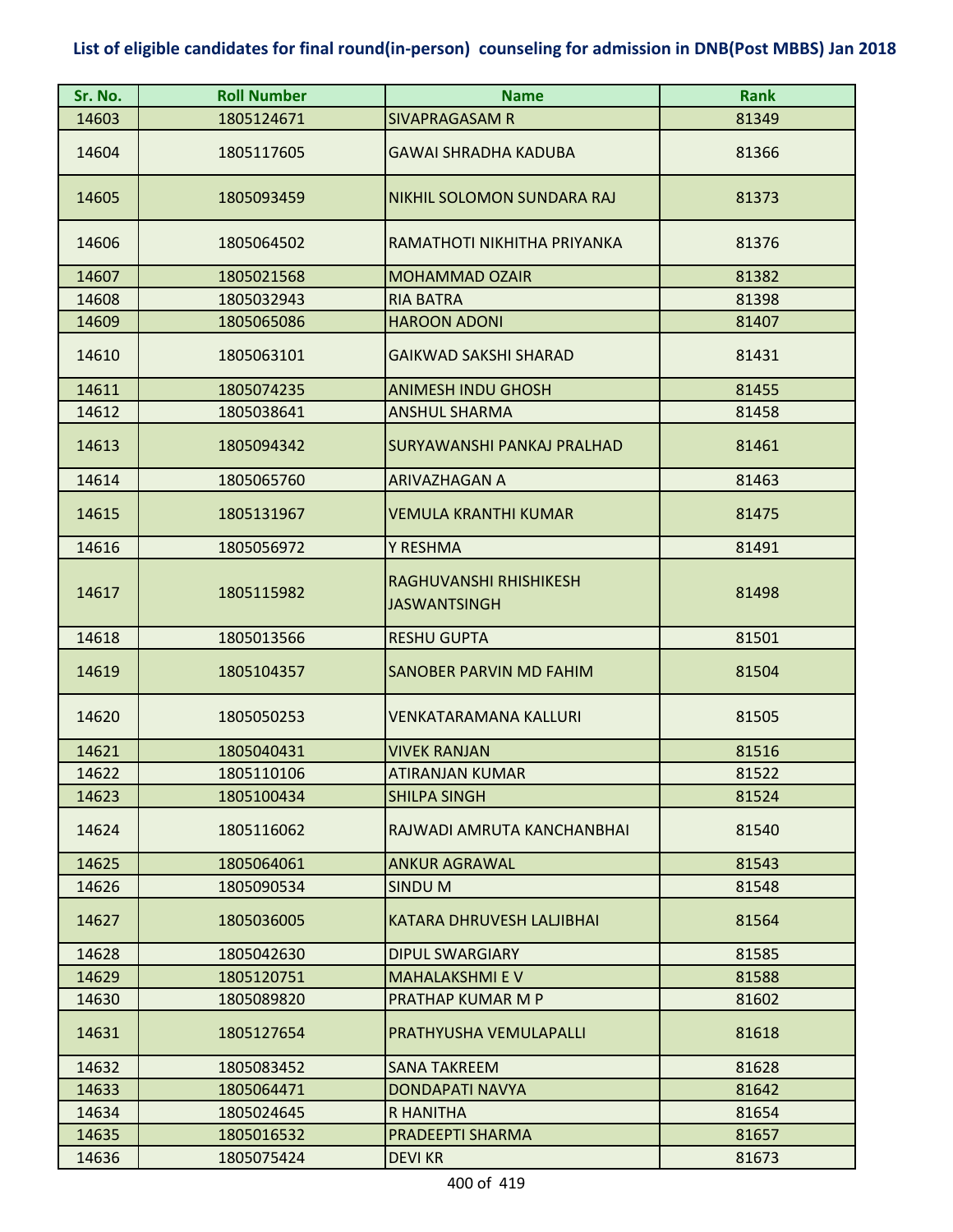# List of eligible candidates for final round(in-person) counseling for admission in DNB(Post MBBS) Jan 2018

| Sr. No. | Roll Number | Name | Rank |
|---|---|---|---|
| 14603 | 1805124671 | SIVAPRAGASAM R | 81349 |
| 14604 | 1805117605 | GAWAI SHRADHA KADUBA | 81366 |
| 14605 | 1805093459 | NIKHIL SOLOMON SUNDARA RAJ | 81373 |
| 14606 | 1805064502 | RAMATHOTI NIKHITHA PRIYANKA | 81376 |
| 14607 | 1805021568 | MOHAMMAD OZAIR | 81382 |
| 14608 | 1805032943 | RIA BATRA | 81398 |
| 14609 | 1805065086 | HAROON ADONI | 81407 |
| 14610 | 1805063101 | GAIKWAD SAKSHI SHARAD | 81431 |
| 14611 | 1805074235 | ANIMESH INDU GHOSH | 81455 |
| 14612 | 1805038641 | ANSHUL SHARMA | 81458 |
| 14613 | 1805094342 | SURYAWANSHI PANKAJ PRALHAD | 81461 |
| 14614 | 1805065760 | ARIVAZHAGAN A | 81463 |
| 14615 | 1805131967 | VEMULA KRANTHI KUMAR | 81475 |
| 14616 | 1805056972 | Y RESHMA | 81491 |
| 14617 | 1805115982 | RAGHUVANSHI RHISHIKESH JASWANTSINGH | 81498 |
| 14618 | 1805013566 | RESHU GUPTA | 81501 |
| 14619 | 1805104357 | SANOBER PARVIN MD FAHIM | 81504 |
| 14620 | 1805050253 | VENKATARAMANA KALLURI | 81505 |
| 14621 | 1805040431 | VIVEK RANJAN | 81516 |
| 14622 | 1805110106 | ATIRANJAN KUMAR | 81522 |
| 14623 | 1805100434 | SHILPA SINGH | 81524 |
| 14624 | 1805116062 | RAJWADI AMRUTA KANCHANBHAI | 81540 |
| 14625 | 1805064061 | ANKUR AGRAWAL | 81543 |
| 14626 | 1805090534 | SINDU M | 81548 |
| 14627 | 1805036005 | KATARA DHRUVESH LALJIBHAI | 81564 |
| 14628 | 1805042630 | DIPUL SWARGIARY | 81585 |
| 14629 | 1805120751 | MAHALAKSHMI E V | 81588 |
| 14630 | 1805089820 | PRATHAP KUMAR M P | 81602 |
| 14631 | 1805127654 | PRATHYUSHA VEMULAPALLI | 81618 |
| 14632 | 1805083452 | SANA TAKREEM | 81628 |
| 14633 | 1805064471 | DONDAPATI NAVYA | 81642 |
| 14634 | 1805024645 | R HANITHA | 81654 |
| 14635 | 1805016532 | PRADEEPTI SHARMA | 81657 |
| 14636 | 1805075424 | DEVI KR | 81673 |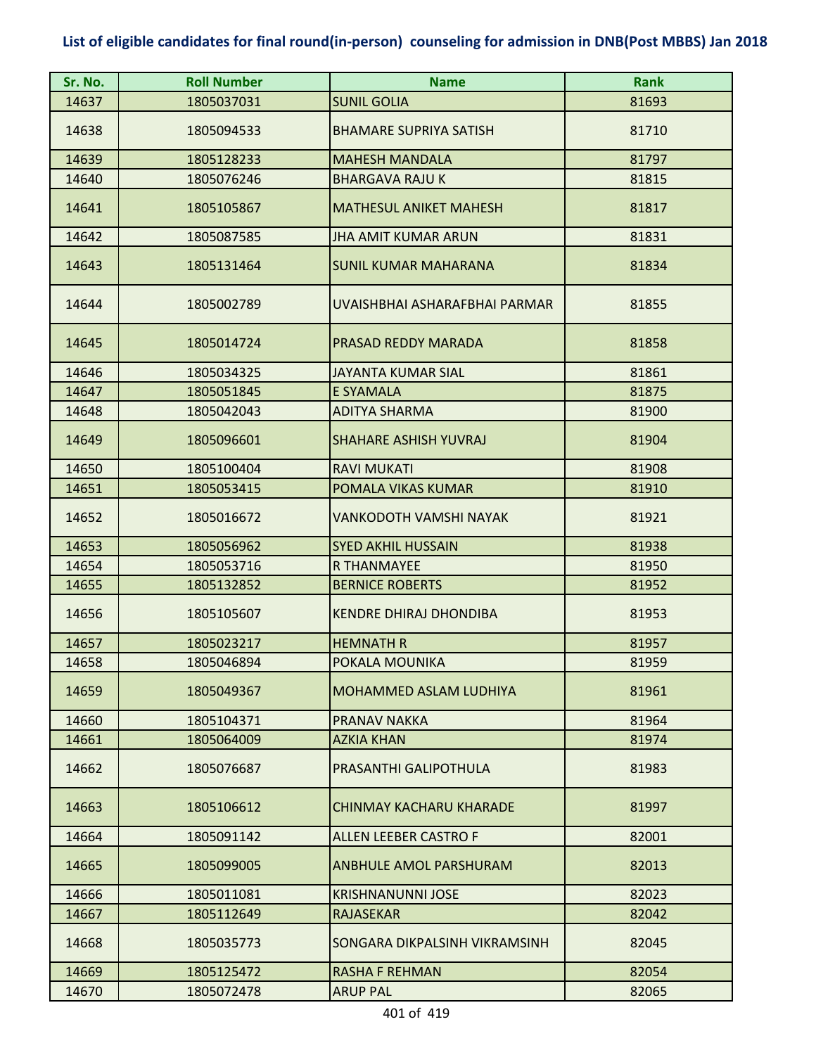**List of eligible candidates for final round(in-person) counseling for admission in DNB(Post MBBS) Jan 2018**

| Sr. No. | Roll Number | Name | Rank |
|---|---|---|---|
| 14637 | 1805037031 | SUNIL GOLIA | 81693 |
| 14638 | 1805094533 | BHAMARE SUPRIYA SATISH | 81710 |
| 14639 | 1805128233 | MAHESH MANDALA | 81797 |
| 14640 | 1805076246 | BHARGAVA RAJU K | 81815 |
| 14641 | 1805105867 | MATHESUL ANIKET MAHESH | 81817 |
| 14642 | 1805087585 | JHA AMIT KUMAR ARUN | 81831 |
| 14643 | 1805131464 | SUNIL KUMAR MAHARANA | 81834 |
| 14644 | 1805002789 | UVAISHBHAI ASHARAFBHAI PARMAR | 81855 |
| 14645 | 1805014724 | PRASAD REDDY MARADA | 81858 |
| 14646 | 1805034325 | JAYANTA KUMAR SIAL | 81861 |
| 14647 | 1805051845 | E SYAMALA | 81875 |
| 14648 | 1805042043 | ADITYA SHARMA | 81900 |
| 14649 | 1805096601 | SHAHARE ASHISH YUVRAJ | 81904 |
| 14650 | 1805100404 | RAVI MUKATI | 81908 |
| 14651 | 1805053415 | POMALA VIKAS KUMAR | 81910 |
| 14652 | 1805016672 | VANKODOTH VAMSHI NAYAK | 81921 |
| 14653 | 1805056962 | SYED AKHIL HUSSAIN | 81938 |
| 14654 | 1805053716 | R THANMAYEE | 81950 |
| 14655 | 1805132852 | BERNICE ROBERTS | 81952 |
| 14656 | 1805105607 | KENDRE DHIRAJ DHONDIBA | 81953 |
| 14657 | 1805023217 | HEMNATH R | 81957 |
| 14658 | 1805046894 | POKALA MOUNIKA | 81959 |
| 14659 | 1805049367 | MOHAMMED ASLAM LUDHIYA | 81961 |
| 14660 | 1805104371 | PRANAV NAKKA | 81964 |
| 14661 | 1805064009 | AZKIA KHAN | 81974 |
| 14662 | 1805076687 | PRASANTHI GALIPOTHULA | 81983 |
| 14663 | 1805106612 | CHINMAY KACHARU KHARADE | 81997 |
| 14664 | 1805091142 | ALLEN LEEBER CASTRO F | 82001 |
| 14665 | 1805099005 | ANBHULE AMOL PARSHURAM | 82013 |
| 14666 | 1805011081 | KRISHNANUNNI JOSE | 82023 |
| 14667 | 1805112649 | RAJASEKAR | 82042 |
| 14668 | 1805035773 | SONGARA DIKPALSINH VIKRAMSINH | 82045 |
| 14669 | 1805125472 | RASHA F REHMAN | 82054 |
| 14670 | 1805072478 | ARUP PAL | 82065 |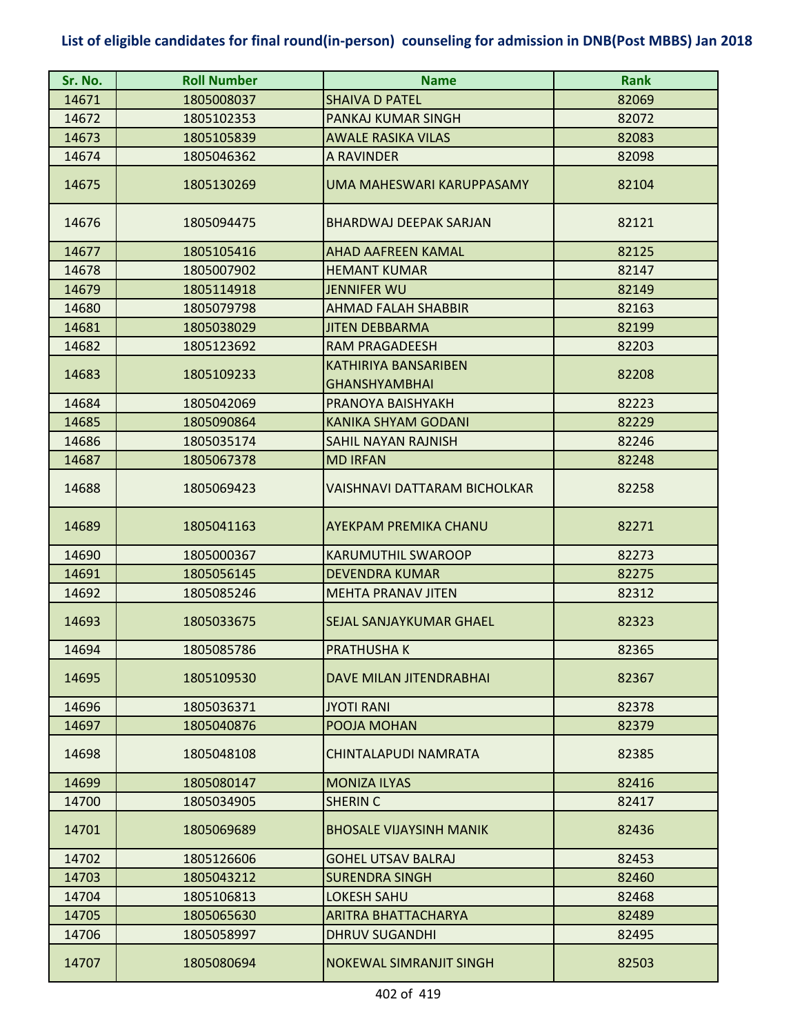# List of eligible candidates for final round(in-person) counseling for admission in DNB(Post MBBS) Jan 2018

| Sr. No. | Roll Number | Name | Rank |
|---|---|---|---|
| 14671 | 1805008037 | SHAIVA D PATEL | 82069 |
| 14672 | 1805102353 | PANKAJ KUMAR SINGH | 82072 |
| 14673 | 1805105839 | AWALE RASIKA VILAS | 82083 |
| 14674 | 1805046362 | A RAVINDER | 82098 |
| 14675 | 1805130269 | UMA MAHESWARI KARUPPASAMY | 82104 |
| 14676 | 1805094475 | BHARDWAJ DEEPAK SARJAN | 82121 |
| 14677 | 1805105416 | AHAD AAFREEN KAMAL | 82125 |
| 14678 | 1805007902 | HEMANT KUMAR | 82147 |
| 14679 | 1805114918 | JENNIFER WU | 82149 |
| 14680 | 1805079798 | AHMAD FALAH SHABBIR | 82163 |
| 14681 | 1805038029 | JITEN DEBBARMA | 82199 |
| 14682 | 1805123692 | RAM PRAGADEESH | 82203 |
| 14683 | 1805109233 | KATHIRIYA BANSARIBEN GHANSHYAMBHAI | 82208 |
| 14684 | 1805042069 | PRANOYA BAISHYAKH | 82223 |
| 14685 | 1805090864 | KANIKA SHYAM GODANI | 82229 |
| 14686 | 1805035174 | SAHIL NAYAN RAJNISH | 82246 |
| 14687 | 1805067378 | MD IRFAN | 82248 |
| 14688 | 1805069423 | VAISHNAVI DATTARAM BICHOLKAR | 82258 |
| 14689 | 1805041163 | AYEKPAM PREMIKA CHANU | 82271 |
| 14690 | 1805000367 | KARUMUTHIL SWAROOP | 82273 |
| 14691 | 1805056145 | DEVENDRA KUMAR | 82275 |
| 14692 | 1805085246 | MEHTA PRANAV JITEN | 82312 |
| 14693 | 1805033675 | SEJAL SANJAYKUMAR GHAEL | 82323 |
| 14694 | 1805085786 | PRATHUSHA K | 82365 |
| 14695 | 1805109530 | DAVE MILAN JITENDRABHAI | 82367 |
| 14696 | 1805036371 | JYOTI RANI | 82378 |
| 14697 | 1805040876 | POOJA MOHAN | 82379 |
| 14698 | 1805048108 | CHINTALAPUDI NAMRATA | 82385 |
| 14699 | 1805080147 | MONIZA ILYAS | 82416 |
| 14700 | 1805034905 | SHERIN C | 82417 |
| 14701 | 1805069689 | BHOSALE VIJAYSINH MANIK | 82436 |
| 14702 | 1805126606 | GOHEL UTSAV BALRAJ | 82453 |
| 14703 | 1805043212 | SURENDRA SINGH | 82460 |
| 14704 | 1805106813 | LOKESH SAHU | 82468 |
| 14705 | 1805065630 | ARITRA BHATTACHARYA | 82489 |
| 14706 | 1805058997 | DHRUV SUGANDHI | 82495 |
| 14707 | 1805080694 | NOKEWAL SIMRANJIT SINGH | 82503 |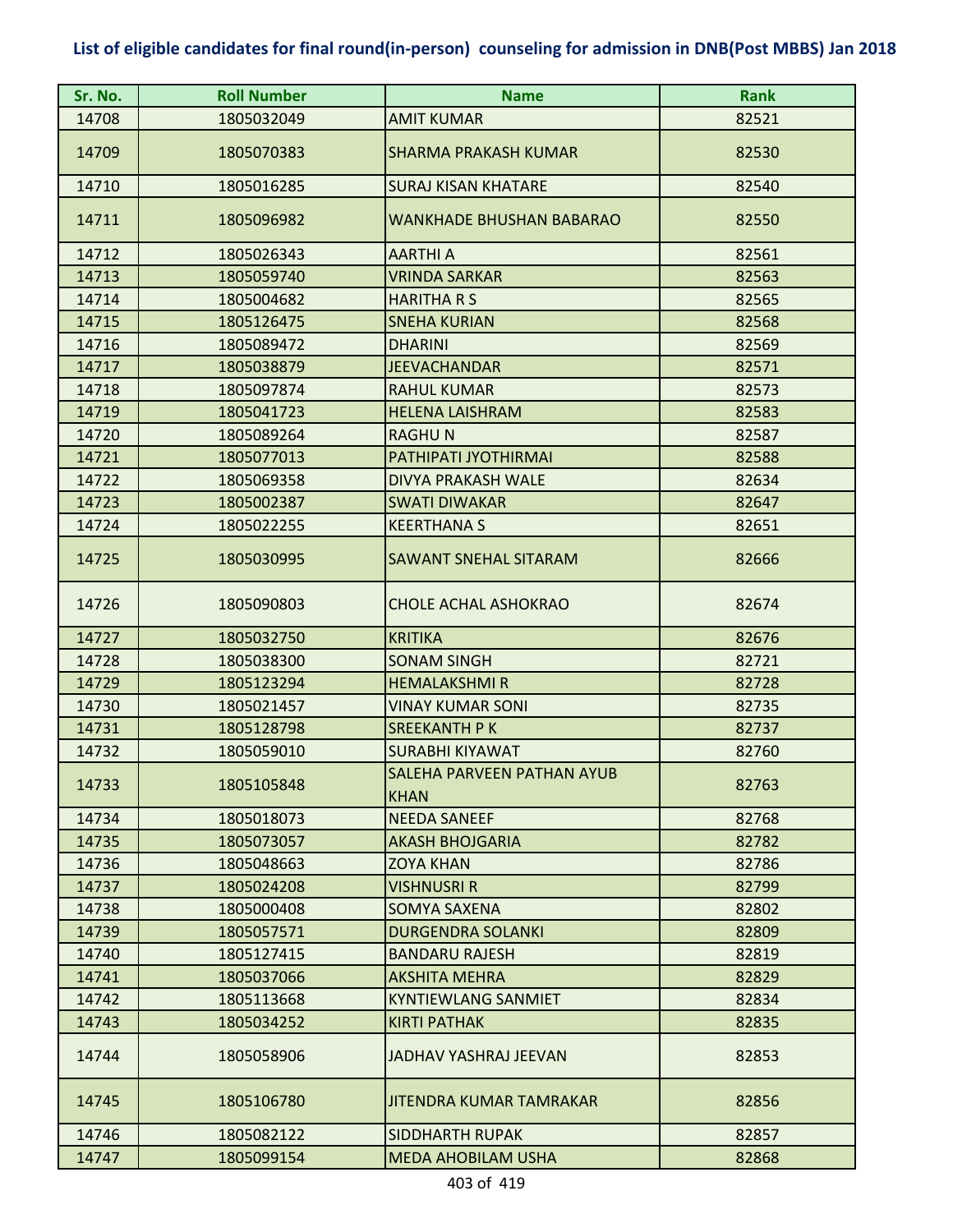**List of eligible candidates for final round(in-person) counseling for admission in DNB(Post MBBS) Jan 2018**

| Sr. No. | Roll Number | Name | Rank |
|---|---|---|---|
| 14708 | 1805032049 | AMIT KUMAR | 82521 |
| 14709 | 1805070383 | SHARMA PRAKASH KUMAR | 82530 |
| 14710 | 1805016285 | SURAJ KISAN KHATARE | 82540 |
| 14711 | 1805096982 | WANKHADE BHUSHAN BABARAO | 82550 |
| 14712 | 1805026343 | AARTHI A | 82561 |
| 14713 | 1805059740 | VRINDA SARKAR | 82563 |
| 14714 | 1805004682 | HARITHA R S | 82565 |
| 14715 | 1805126475 | SNEHA KURIAN | 82568 |
| 14716 | 1805089472 | DHARINI | 82569 |
| 14717 | 1805038879 | JEEVACHANDAR | 82571 |
| 14718 | 1805097874 | RAHUL KUMAR | 82573 |
| 14719 | 1805041723 | HELENA LAISHRAM | 82583 |
| 14720 | 1805089264 | RAGHU N | 82587 |
| 14721 | 1805077013 | PATHIPATI JYOTHIRMAI | 82588 |
| 14722 | 1805069358 | DIVYA PRAKASH WALE | 82634 |
| 14723 | 1805002387 | SWATI DIWAKAR | 82647 |
| 14724 | 1805022255 | KEERTHANA S | 82651 |
| 14725 | 1805030995 | SAWANT SNEHAL SITARAM | 82666 |
| 14726 | 1805090803 | CHOLE ACHAL ASHOKRAO | 82674 |
| 14727 | 1805032750 | KRITIKA | 82676 |
| 14728 | 1805038300 | SONAM SINGH | 82721 |
| 14729 | 1805123294 | HEMALAKSHMI R | 82728 |
| 14730 | 1805021457 | VINAY KUMAR SONI | 82735 |
| 14731 | 1805128798 | SREEKANTH P K | 82737 |
| 14732 | 1805059010 | SURABHI KIYAWAT | 82760 |
| 14733 | 1805105848 | SALEHA PARVEEN PATHAN AYUB KHAN | 82763 |
| 14734 | 1805018073 | NEEDA SANEEF | 82768 |
| 14735 | 1805073057 | AKASH BHOJGARIA | 82782 |
| 14736 | 1805048663 | ZOYA KHAN | 82786 |
| 14737 | 1805024208 | VISHNUSRI R | 82799 |
| 14738 | 1805000408 | SOMYA SAXENA | 82802 |
| 14739 | 1805057571 | DURGENDRA SOLANKI | 82809 |
| 14740 | 1805127415 | BANDARU RAJESH | 82819 |
| 14741 | 1805037066 | AKSHITA MEHRA | 82829 |
| 14742 | 1805113668 | KYNTIEWLANG SANMIET | 82834 |
| 14743 | 1805034252 | KIRTI PATHAK | 82835 |
| 14744 | 1805058906 | JADHAV YASHRAJ JEEVAN | 82853 |
| 14745 | 1805106780 | JITENDRA KUMAR TAMRAKAR | 82856 |
| 14746 | 1805082122 | SIDDHARTH RUPAK | 82857 |
| 14747 | 1805099154 | MEDA AHOBILAM USHA | 82868 |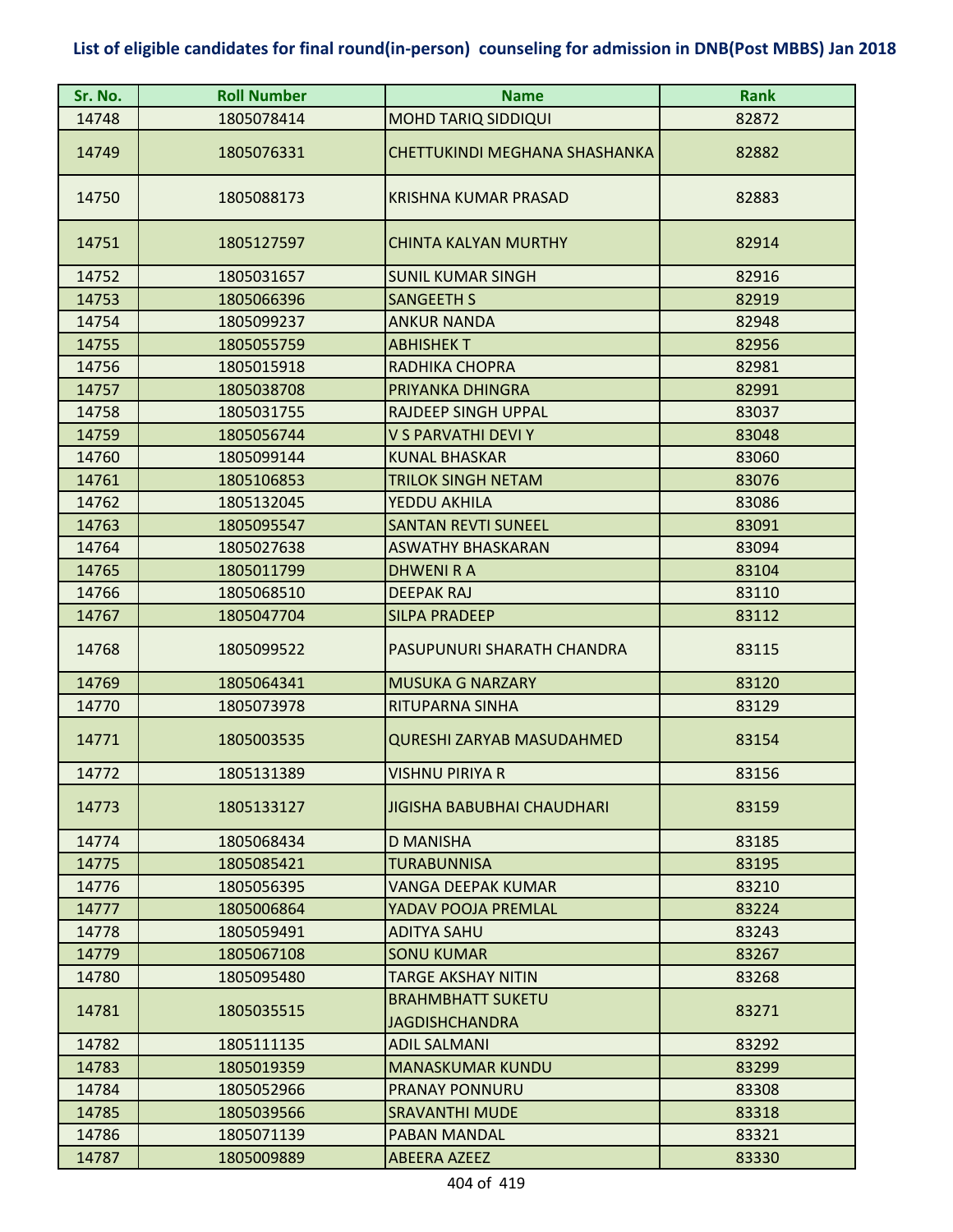# List of eligible candidates for final round(in-person) counseling for admission in DNB(Post MBBS) Jan 2018

| Sr. No. | Roll Number | Name | Rank |
|---|---|---|---|
| 14748 | 1805078414 | MOHD TARIQ SIDDIQUI | 82872 |
| 14749 | 1805076331 | CHETTUKINDI MEGHANA SHASHANKA | 82882 |
| 14750 | 1805088173 | KRISHNA KUMAR PRASAD | 82883 |
| 14751 | 1805127597 | CHINTA KALYAN MURTHY | 82914 |
| 14752 | 1805031657 | SUNIL KUMAR SINGH | 82916 |
| 14753 | 1805066396 | SANGEETH S | 82919 |
| 14754 | 1805099237 | ANKUR NANDA | 82948 |
| 14755 | 1805055759 | ABHISHEK T | 82956 |
| 14756 | 1805015918 | RADHIKA CHOPRA | 82981 |
| 14757 | 1805038708 | PRIYANKA DHINGRA | 82991 |
| 14758 | 1805031755 | RAJDEEP SINGH UPPAL | 83037 |
| 14759 | 1805056744 | V S PARVATHI DEVI Y | 83048 |
| 14760 | 1805099144 | KUNAL BHASKAR | 83060 |
| 14761 | 1805106853 | TRILOK SINGH NETAM | 83076 |
| 14762 | 1805132045 | YEDDU AKHILA | 83086 |
| 14763 | 1805095547 | SANTAN REVTI SUNEEL | 83091 |
| 14764 | 1805027638 | ASWATHY BHASKARAN | 83094 |
| 14765 | 1805011799 | DHWENI R A | 83104 |
| 14766 | 1805068510 | DEEPAK RAJ | 83110 |
| 14767 | 1805047704 | SILPA PRADEEP | 83112 |
| 14768 | 1805099522 | PASUPUNURI SHARATH CHANDRA | 83115 |
| 14769 | 1805064341 | MUSUKA G NARZARY | 83120 |
| 14770 | 1805073978 | RITUPARNA SINHA | 83129 |
| 14771 | 1805003535 | QURESHI ZARYAB MASUDAHMED | 83154 |
| 14772 | 1805131389 | VISHNU PIRIYA R | 83156 |
| 14773 | 1805133127 | JIGISHA BABUBHAI CHAUDHARI | 83159 |
| 14774 | 1805068434 | D MANISHA | 83185 |
| 14775 | 1805085421 | TURABUNNISA | 83195 |
| 14776 | 1805056395 | VANGA DEEPAK KUMAR | 83210 |
| 14777 | 1805006864 | YADAV POOJA PREMLAL | 83224 |
| 14778 | 1805059491 | ADITYA SAHU | 83243 |
| 14779 | 1805067108 | SONU KUMAR | 83267 |
| 14780 | 1805095480 | TARGE AKSHAY NITIN | 83268 |
| 14781 | 1805035515 | BRAHMBHATT SUKETU JAGDISHCHANDRA | 83271 |
| 14782 | 1805111135 | ADIL SALMANI | 83292 |
| 14783 | 1805019359 | MANASKUMAR KUNDU | 83299 |
| 14784 | 1805052966 | PRANAY PONNURU | 83308 |
| 14785 | 1805039566 | SRAVANTHI MUDE | 83318 |
| 14786 | 1805071139 | PABAN MANDAL | 83321 |
| 14787 | 1805009889 | ABEERA AZEEZ | 83330 |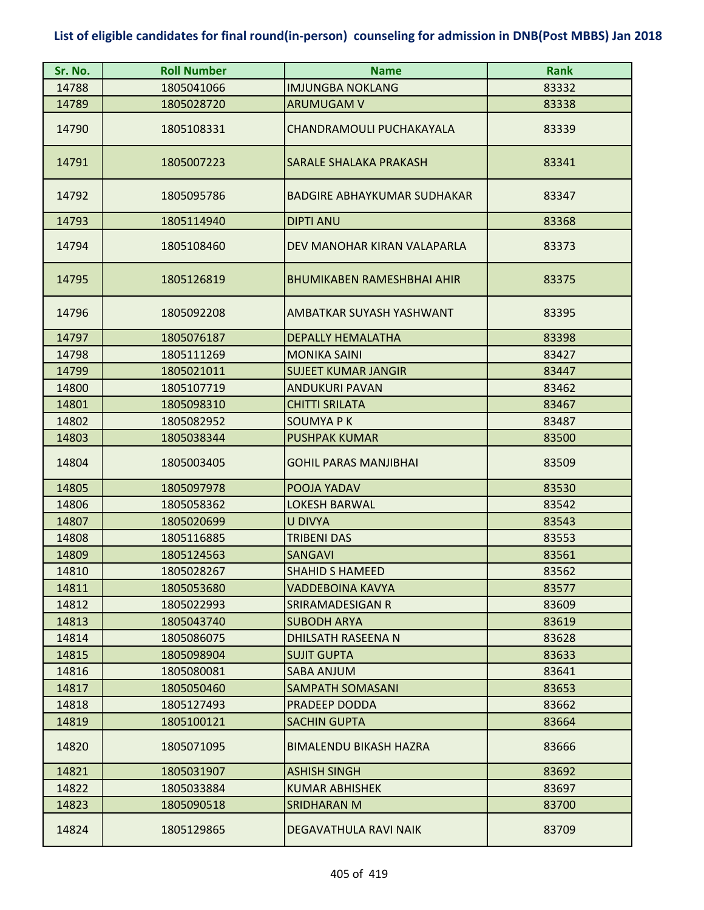**List of eligible candidates for final round(in-person) counseling for admission in DNB(Post MBBS) Jan 2018**

| Sr. No. | Roll Number | Name | Rank |
|---|---|---|---|
| 14788 | 1805041066 | IMJUNGBA NOKLANG | 83332 |
| 14789 | 1805028720 | ARUMUGAM V | 83338 |
| 14790 | 1805108331 | CHANDRAMOULI PUCHAKAYALA | 83339 |
| 14791 | 1805007223 | SARALE SHALAKA PRAKASH | 83341 |
| 14792 | 1805095786 | BADGIRE ABHAYKUMAR SUDHAKAR | 83347 |
| 14793 | 1805114940 | DIPTI ANU | 83368 |
| 14794 | 1805108460 | DEV MANOHAR KIRAN VALAPARLA | 83373 |
| 14795 | 1805126819 | BHUMIKABEN RAMESHBHAI AHIR | 83375 |
| 14796 | 1805092208 | AMBATKAR SUYASH YASHWANT | 83395 |
| 14797 | 1805076187 | DEPALLY HEMALATHA | 83398 |
| 14798 | 1805111269 | MONIKA SAINI | 83427 |
| 14799 | 1805021011 | SUJEET KUMAR JANGIR | 83447 |
| 14800 | 1805107719 | ANDUKURI PAVAN | 83462 |
| 14801 | 1805098310 | CHITTI SRILATA | 83467 |
| 14802 | 1805082952 | SOUMYA P K | 83487 |
| 14803 | 1805038344 | PUSHPAK KUMAR | 83500 |
| 14804 | 1805003405 | GOHIL PARAS MANJIBHAI | 83509 |
| 14805 | 1805097978 | POOJA YADAV | 83530 |
| 14806 | 1805058362 | LOKESH BARWAL | 83542 |
| 14807 | 1805020699 | U DIVYA | 83543 |
| 14808 | 1805116885 | TRIBENI DAS | 83553 |
| 14809 | 1805124563 | SANGAVI | 83561 |
| 14810 | 1805028267 | SHAHID S HAMEED | 83562 |
| 14811 | 1805053680 | VADDEBOINA KAVYA | 83577 |
| 14812 | 1805022993 | SRIRAMADESIGAN R | 83609 |
| 14813 | 1805043740 | SUBODH ARYA | 83619 |
| 14814 | 1805086075 | DHILSATH RASEENA N | 83628 |
| 14815 | 1805098904 | SUJIT GUPTA | 83633 |
| 14816 | 1805080081 | SABA ANJUM | 83641 |
| 14817 | 1805050460 | SAMPATH SOMASANI | 83653 |
| 14818 | 1805127493 | PRADEEP DODDA | 83662 |
| 14819 | 1805100121 | SACHIN GUPTA | 83664 |
| 14820 | 1805071095 | BIMALENDU BIKASH HAZRA | 83666 |
| 14821 | 1805031907 | ASHISH SINGH | 83692 |
| 14822 | 1805033884 | KUMAR ABHISHEK | 83697 |
| 14823 | 1805090518 | SRIDHARAN M | 83700 |
| 14824 | 1805129865 | DEGAVATHULA RAVI NAIK | 83709 |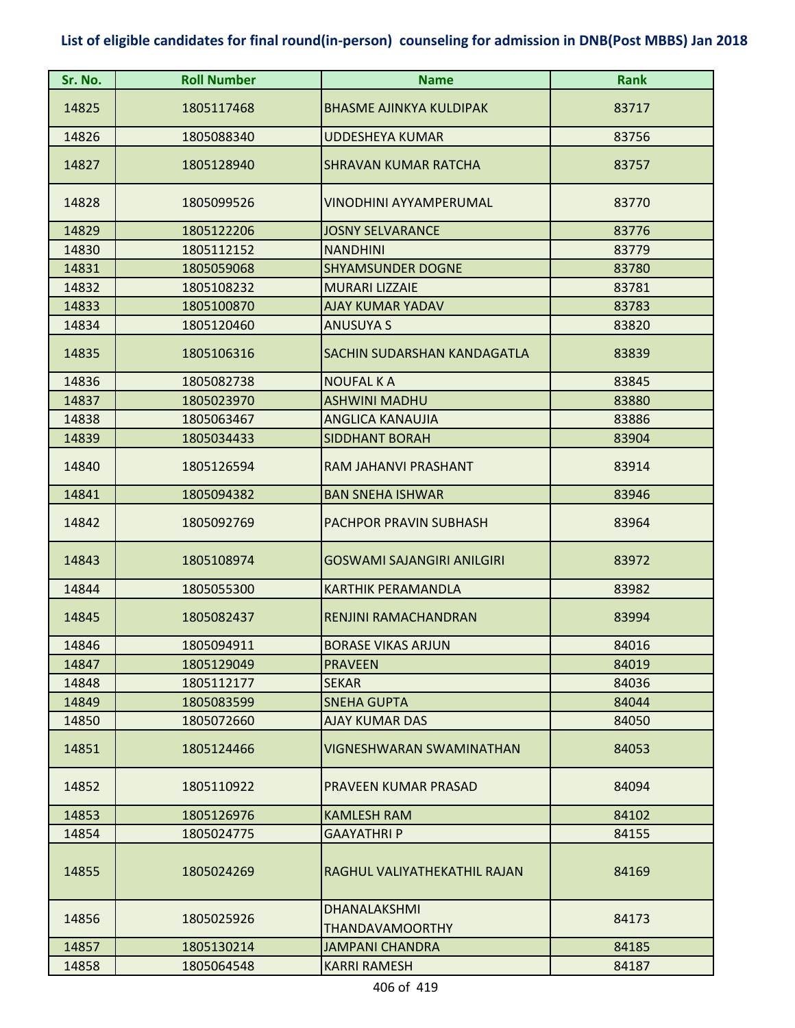# List of eligible candidates for final round(in-person) counseling for admission in DNB(Post MBBS) Jan 2018

| Sr. No. | Roll Number | Name | Rank |
|---|---|---|---|
| 14825 | 1805117468 | BHASME AJINKYA KULDIPAK | 83717 |
| 14826 | 1805088340 | UDDESHEYA KUMAR | 83756 |
| 14827 | 1805128940 | SHRAVAN KUMAR RATCHA | 83757 |
| 14828 | 1805099526 | VINODHINI AYYAMPERUMAL | 83770 |
| 14829 | 1805122206 | JOSNY SELVARANCE | 83776 |
| 14830 | 1805112152 | NANDHINI | 83779 |
| 14831 | 1805059068 | SHYAMSUNDER DOGNE | 83780 |
| 14832 | 1805108232 | MURARI LIZZAIE | 83781 |
| 14833 | 1805100870 | AJAY KUMAR YADAV | 83783 |
| 14834 | 1805120460 | ANUSUYA S | 83820 |
| 14835 | 1805106316 | SACHIN SUDARSHAN KANDAGATLA | 83839 |
| 14836 | 1805082738 | NOUFAL K A | 83845 |
| 14837 | 1805023970 | ASHWINI MADHU | 83880 |
| 14838 | 1805063467 | ANGLICA KANAUJIA | 83886 |
| 14839 | 1805034433 | SIDDHANT BORAH | 83904 |
| 14840 | 1805126594 | RAM JAHANVI PRASHANT | 83914 |
| 14841 | 1805094382 | BAN SNEHA ISHWAR | 83946 |
| 14842 | 1805092769 | PACHPOR PRAVIN SUBHASH | 83964 |
| 14843 | 1805108974 | GOSWAMI SAJANGIRI ANILGIRI | 83972 |
| 14844 | 1805055300 | KARTHIK PERAMANDLA | 83982 |
| 14845 | 1805082437 | RENJINI RAMACHANDRAN | 83994 |
| 14846 | 1805094911 | BORASE VIKAS ARJUN | 84016 |
| 14847 | 1805129049 | PRAVEEN | 84019 |
| 14848 | 1805112177 | SEKAR | 84036 |
| 14849 | 1805083599 | SNEHA GUPTA | 84044 |
| 14850 | 1805072660 | AJAY KUMAR DAS | 84050 |
| 14851 | 1805124466 | VIGNESHWARAN SWAMINATHAN | 84053 |
| 14852 | 1805110922 | PRAVEEN KUMAR PRASAD | 84094 |
| 14853 | 1805126976 | KAMLESH RAM | 84102 |
| 14854 | 1805024775 | GAAYATHRI P | 84155 |
| 14855 | 1805024269 | RAGHUL VALIYATHEKATHIL RAJAN | 84169 |
| 14856 | 1805025926 | DHANALAKSHMI THANDAVAMOORTHY | 84173 |
| 14857 | 1805130214 | JAMPANI CHANDRA | 84185 |
| 14858 | 1805064548 | KARRI RAMESH | 84187 |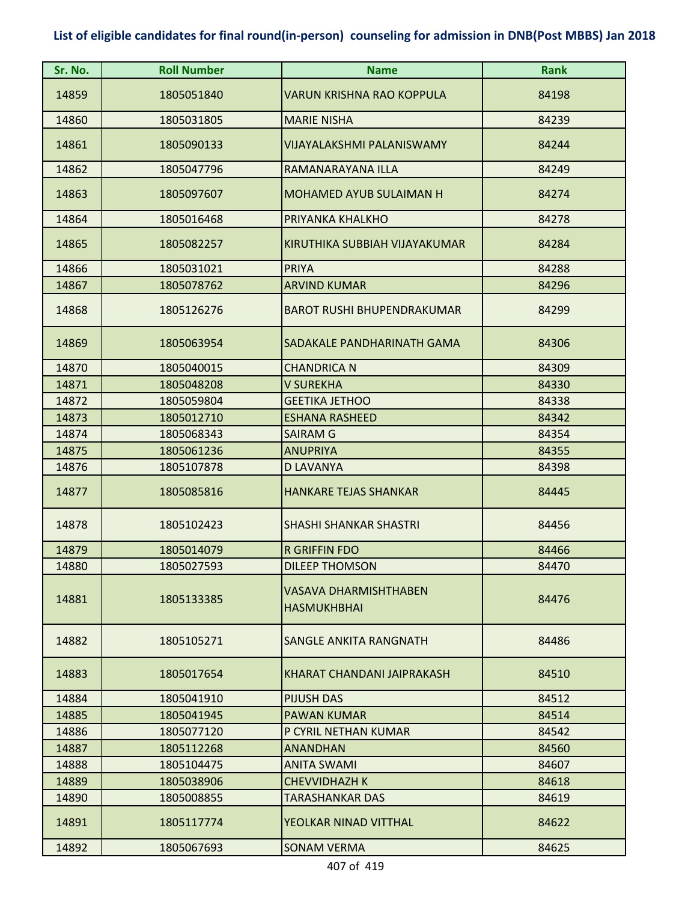**List of eligible candidates for final round(in-person) counseling for admission in DNB(Post MBBS) Jan 2018**

| Sr. No. | Roll Number | Name | Rank |
|---|---|---|---|
| 14859 | 1805051840 | VARUN KRISHNA RAO KOPPULA | 84198 |
| 14860 | 1805031805 | MARIE NISHA | 84239 |
| 14861 | 1805090133 | VIJAYALAKSHMI PALANISWAMY | 84244 |
| 14862 | 1805047796 | RAMANARAYANA ILLA | 84249 |
| 14863 | 1805097607 | MOHAMED AYUB SULAIMAN H | 84274 |
| 14864 | 1805016468 | PRIYANKA KHALKHO | 84278 |
| 14865 | 1805082257 | KIRUTHIKA SUBBIAH VIJAYAKUMAR | 84284 |
| 14866 | 1805031021 | PRIYA | 84288 |
| 14867 | 1805078762 | ARVIND KUMAR | 84296 |
| 14868 | 1805126276 | BAROT RUSHI BHUPENDRAKUMAR | 84299 |
| 14869 | 1805063954 | SADAKALE PANDHARINATH GAMA | 84306 |
| 14870 | 1805040015 | CHANDRICA N | 84309 |
| 14871 | 1805048208 | V SUREKHA | 84330 |
| 14872 | 1805059804 | GEETIKA JETHOO | 84338 |
| 14873 | 1805012710 | ESHANA RASHEED | 84342 |
| 14874 | 1805068343 | SAIRAM G | 84354 |
| 14875 | 1805061236 | ANUPRIYA | 84355 |
| 14876 | 1805107878 | D LAVANYA | 84398 |
| 14877 | 1805085816 | HANKARE TEJAS SHANKAR | 84445 |
| 14878 | 1805102423 | SHASHI SHANKAR SHASTRI | 84456 |
| 14879 | 1805014079 | R GRIFFIN FDO | 84466 |
| 14880 | 1805027593 | DILEEP THOMSON | 84470 |
| 14881 | 1805133385 | VASAVA DHARMISHTHABEN HASMUKHBHAI | 84476 |
| 14882 | 1805105271 | SANGLE ANKITA RANGNATH | 84486 |
| 14883 | 1805017654 | KHARAT CHANDANI JAIPRAKASH | 84510 |
| 14884 | 1805041910 | PIJUSH DAS | 84512 |
| 14885 | 1805041945 | PAWAN KUMAR | 84514 |
| 14886 | 1805077120 | P CYRIL NETHAN KUMAR | 84542 |
| 14887 | 1805112268 | ANANDHAN | 84560 |
| 14888 | 1805104475 | ANITA SWAMI | 84607 |
| 14889 | 1805038906 | CHEVVIDHAZH K | 84618 |
| 14890 | 1805008855 | TARASHANKAR DAS | 84619 |
| 14891 | 1805117774 | YEOLKAR NINAD VITTHAL | 84622 |
| 14892 | 1805067693 | SONAM VERMA | 84625 |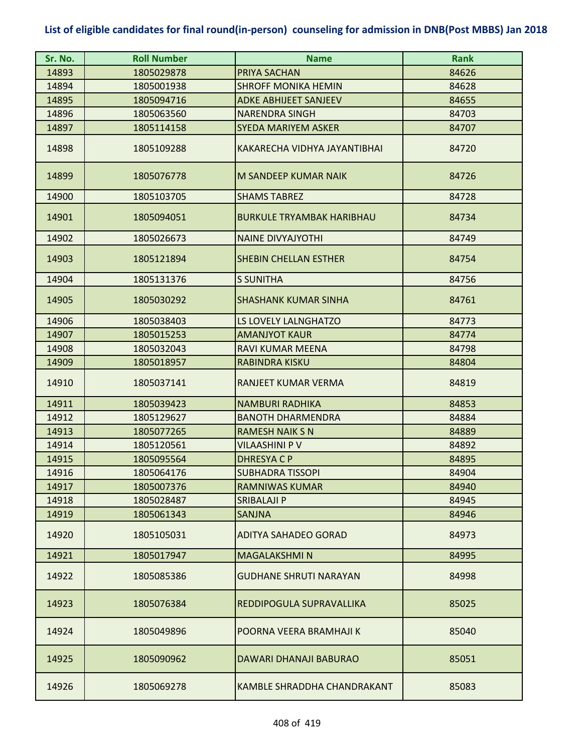## List of eligible candidates for final round(in-person) counseling for admission in DNB(Post MBBS) Jan 2018

| Sr. No. | Roll Number | Name | Rank |
|---|---|---|---|
| 14893 | 1805029878 | PRIYA SACHAN | 84626 |
| 14894 | 1805001938 | SHROFF MONIKA HEMIN | 84628 |
| 14895 | 1805094716 | ADKE ABHIJEET SANJEEV | 84655 |
| 14896 | 1805063560 | NARENDRA SINGH | 84703 |
| 14897 | 1805114158 | SYEDA MARIYEM ASKER | 84707 |
| 14898 | 1805109288 | KAKARECHA VIDHYA JAYANTIBHAI | 84720 |
| 14899 | 1805076778 | M SANDEEP KUMAR NAIK | 84726 |
| 14900 | 1805103705 | SHAMS TABREZ | 84728 |
| 14901 | 1805094051 | BURKULE TRYAMBAK HARIBHAU | 84734 |
| 14902 | 1805026673 | NAINE DIVYAJYOTHI | 84749 |
| 14903 | 1805121894 | SHEBIN CHELLAN ESTHER | 84754 |
| 14904 | 1805131376 | S SUNITHA | 84756 |
| 14905 | 1805030292 | SHASHANK KUMAR SINHA | 84761 |
| 14906 | 1805038403 | LS LOVELY LALNGHATZO | 84773 |
| 14907 | 1805015253 | AMANJYOT KAUR | 84774 |
| 14908 | 1805032043 | RAVI KUMAR MEENA | 84798 |
| 14909 | 1805018957 | RABINDRA KISKU | 84804 |
| 14910 | 1805037141 | RANJEET KUMAR VERMA | 84819 |
| 14911 | 1805039423 | NAMBURI RADHIKA | 84853 |
| 14912 | 1805129627 | BANOTH DHARMENDRA | 84884 |
| 14913 | 1805077265 | RAMESH NAIK S N | 84889 |
| 14914 | 1805120561 | VILAASHINI P V | 84892 |
| 14915 | 1805095564 | DHRESYA C P | 84895 |
| 14916 | 1805064176 | SUBHADRA TISSOPI | 84904 |
| 14917 | 1805007376 | RAMNIWAS KUMAR | 84940 |
| 14918 | 1805028487 | SRIBALAJI P | 84945 |
| 14919 | 1805061343 | SANJNA | 84946 |
| 14920 | 1805105031 | ADITYA SAHADEO GORAD | 84973 |
| 14921 | 1805017947 | MAGALAKSHMI N | 84995 |
| 14922 | 1805085386 | GUDHANE SHRUTI NARAYAN | 84998 |
| 14923 | 1805076384 | REDDIPOGULA SUPRAVALLIKA | 85025 |
| 14924 | 1805049896 | POORNA VEERA BRAMHAJI K | 85040 |
| 14925 | 1805090962 | DAWARI DHANAJI BABURAO | 85051 |
| 14926 | 1805069278 | KAMBLE SHRADDHA CHANDRAKANT | 85083 |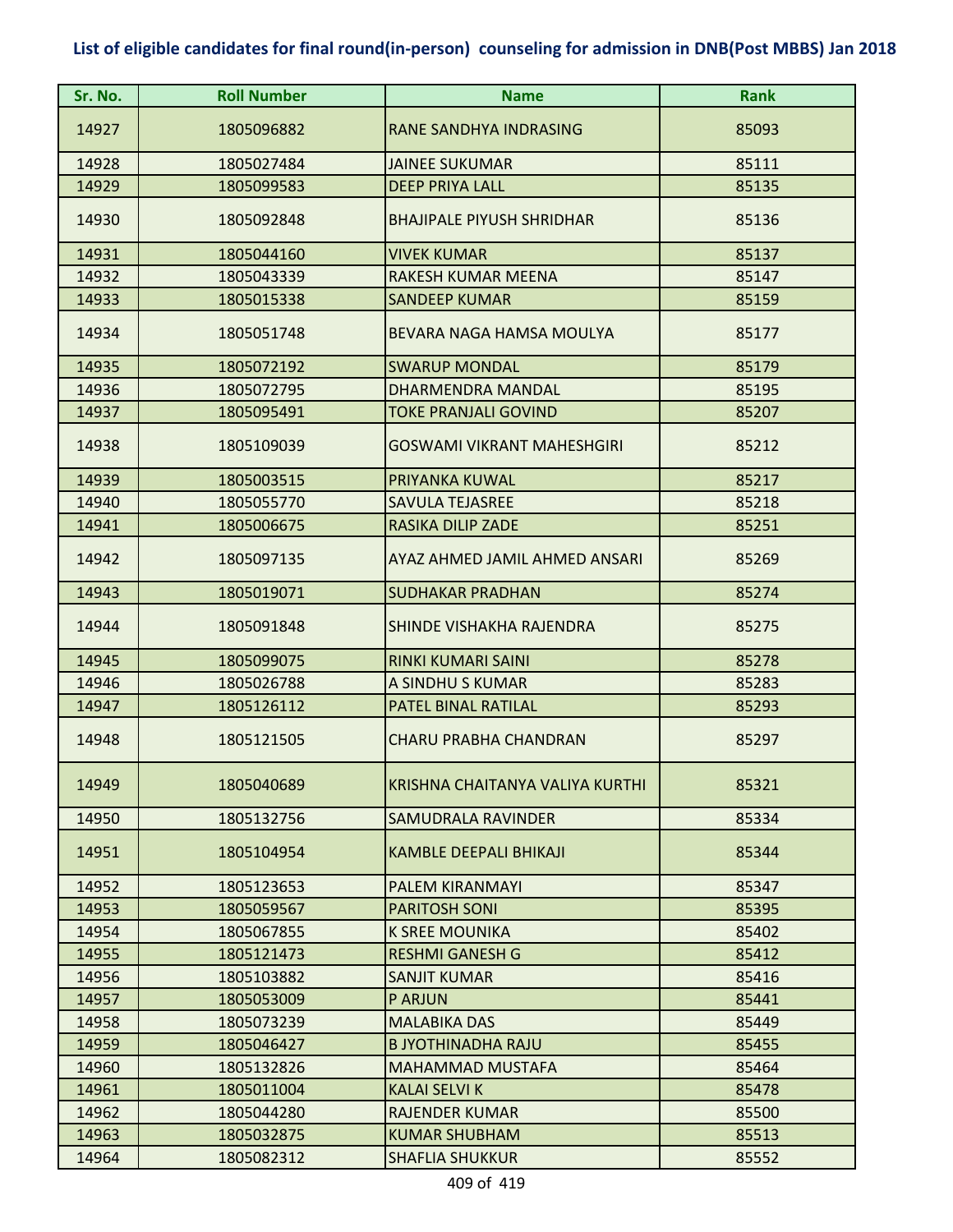# List of eligible candidates for final round(in-person) counseling for admission in DNB(Post MBBS) Jan 2018

| Sr. No. | Roll Number | Name | Rank |
|---|---|---|---|
| 14927 | 1805096882 | RANE SANDHYA INDRASING | 85093 |
| 14928 | 1805027484 | JAINEE SUKUMAR | 85111 |
| 14929 | 1805099583 | DEEP PRIYA LALL | 85135 |
| 14930 | 1805092848 | BHAJIPALE PIYUSH SHRIDHAR | 85136 |
| 14931 | 1805044160 | VIVEK KUMAR | 85137 |
| 14932 | 1805043339 | RAKESH KUMAR MEENA | 85147 |
| 14933 | 1805015338 | SANDEEP KUMAR | 85159 |
| 14934 | 1805051748 | BEVARA NAGA HAMSA MOULYA | 85177 |
| 14935 | 1805072192 | SWARUP MONDAL | 85179 |
| 14936 | 1805072795 | DHARMENDRA MANDAL | 85195 |
| 14937 | 1805095491 | TOKE PRANJALI GOVIND | 85207 |
| 14938 | 1805109039 | GOSWAMI VIKRANT MAHESHGIRI | 85212 |
| 14939 | 1805003515 | PRIYANKA KUWAL | 85217 |
| 14940 | 1805055770 | SAVULA TEJASREE | 85218 |
| 14941 | 1805006675 | RASIKA DILIP ZADE | 85251 |
| 14942 | 1805097135 | AYAZ AHMED JAMIL AHMED ANSARI | 85269 |
| 14943 | 1805019071 | SUDHAKAR PRADHAN | 85274 |
| 14944 | 1805091848 | SHINDE VISHAKHA RAJENDRA | 85275 |
| 14945 | 1805099075 | RINKI KUMARI SAINI | 85278 |
| 14946 | 1805026788 | A SINDHU S KUMAR | 85283 |
| 14947 | 1805126112 | PATEL BINAL RATILAL | 85293 |
| 14948 | 1805121505 | CHARU PRABHA CHANDRAN | 85297 |
| 14949 | 1805040689 | KRISHNA CHAITANYA VALIYA KURTHI | 85321 |
| 14950 | 1805132756 | SAMUDRALA RAVINDER | 85334 |
| 14951 | 1805104954 | KAMBLE DEEPALI BHIKAJI | 85344 |
| 14952 | 1805123653 | PALEM KIRANMAYI | 85347 |
| 14953 | 1805059567 | PARITOSH SONI | 85395 |
| 14954 | 1805067855 | K SREE MOUNIKA | 85402 |
| 14955 | 1805121473 | RESHMI GANESH G | 85412 |
| 14956 | 1805103882 | SANJIT KUMAR | 85416 |
| 14957 | 1805053009 | P ARJUN | 85441 |
| 14958 | 1805073239 | MALABIKA DAS | 85449 |
| 14959 | 1805046427 | B JYOTHINADHA RAJU | 85455 |
| 14960 | 1805132826 | MAHAMMAD MUSTAFA | 85464 |
| 14961 | 1805011004 | KALAI SELVI K | 85478 |
| 14962 | 1805044280 | RAJENDER KUMAR | 85500 |
| 14963 | 1805032875 | KUMAR SHUBHAM | 85513 |
| 14964 | 1805082312 | SHAFLIA SHUKKUR | 85552 |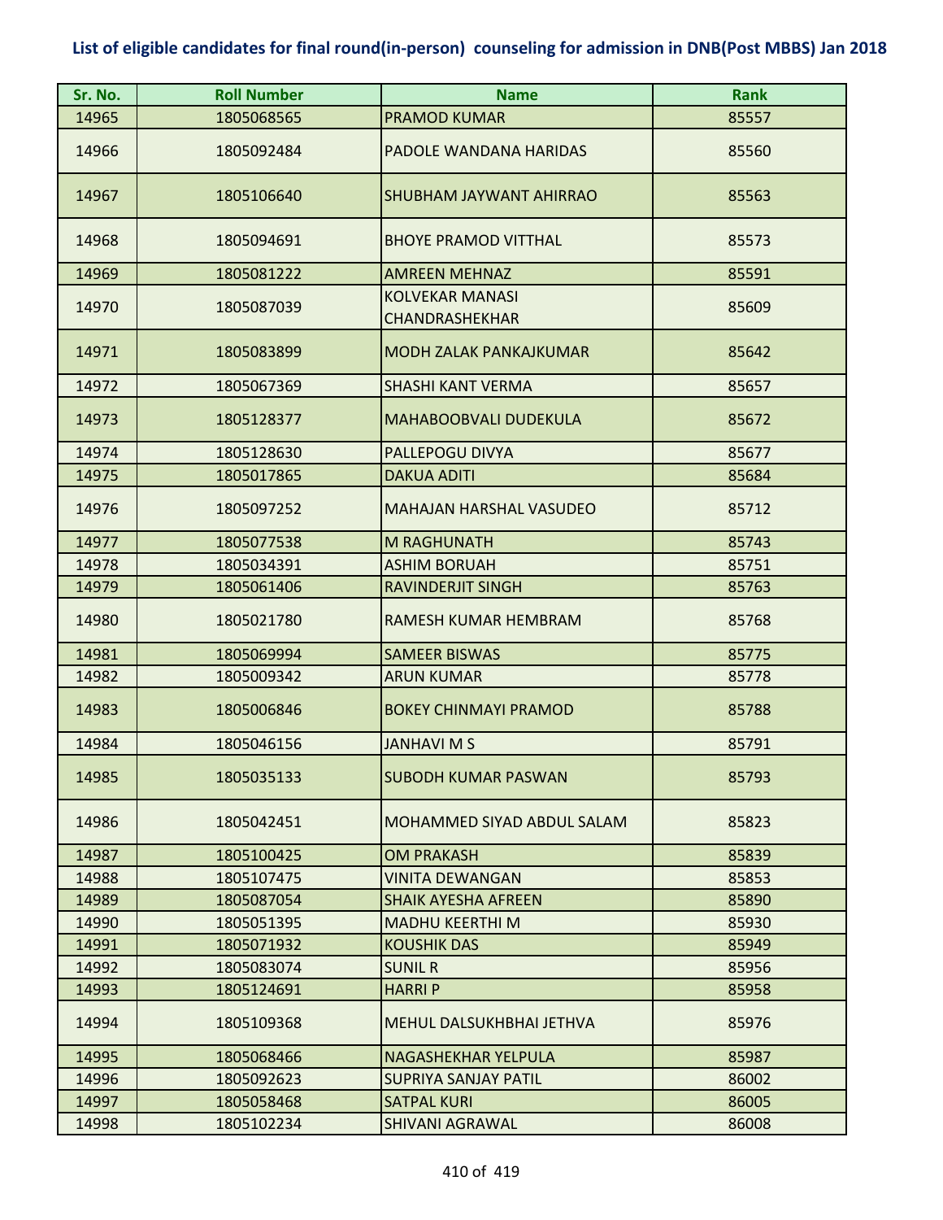**List of eligible candidates for final round(in-person) counseling for admission in DNB(Post MBBS) Jan 2018**

| Sr. No. | Roll Number | Name | Rank |
|---|---|---|---|
| 14965 | 1805068565 | PRAMOD KUMAR | 85557 |
| 14966 | 1805092484 | PADOLE WANDANA HARIDAS | 85560 |
| 14967 | 1805106640 | SHUBHAM JAYWANT AHIRRAO | 85563 |
| 14968 | 1805094691 | BHOYE PRAMOD VITTHAL | 85573 |
| 14969 | 1805081222 | AMREEN MEHNAZ | 85591 |
| 14970 | 1805087039 | KOLVEKAR MANASI CHANDRASHEKHAR | 85609 |
| 14971 | 1805083899 | MODH ZALAK PANKAJKUMAR | 85642 |
| 14972 | 1805067369 | SHASHI KANT VERMA | 85657 |
| 14973 | 1805128377 | MAHABOOBVALI DUDEKULA | 85672 |
| 14974 | 1805128630 | PALLEPOGU DIVYA | 85677 |
| 14975 | 1805017865 | DAKUA ADITI | 85684 |
| 14976 | 1805097252 | MAHAJAN HARSHAL VASUDEO | 85712 |
| 14977 | 1805077538 | M RAGHUNATH | 85743 |
| 14978 | 1805034391 | ASHIM BORUAH | 85751 |
| 14979 | 1805061406 | RAVINDERJIT SINGH | 85763 |
| 14980 | 1805021780 | RAMESH KUMAR HEMBRAM | 85768 |
| 14981 | 1805069994 | SAMEER BISWAS | 85775 |
| 14982 | 1805009342 | ARUN KUMAR | 85778 |
| 14983 | 1805006846 | BOKEY CHINMAYI PRAMOD | 85788 |
| 14984 | 1805046156 | JANHAVI M S | 85791 |
| 14985 | 1805035133 | SUBODH KUMAR PASWAN | 85793 |
| 14986 | 1805042451 | MOHAMMED SIYAD ABDUL SALAM | 85823 |
| 14987 | 1805100425 | OM PRAKASH | 85839 |
| 14988 | 1805107475 | VINITA DEWANGAN | 85853 |
| 14989 | 1805087054 | SHAIK AYESHA AFREEN | 85890 |
| 14990 | 1805051395 | MADHU KEERTHI M | 85930 |
| 14991 | 1805071932 | KOUSHIK DAS | 85949 |
| 14992 | 1805083074 | SUNIL R | 85956 |
| 14993 | 1805124691 | HARRI P | 85958 |
| 14994 | 1805109368 | MEHUL DALSUKHBHAI JETHVA | 85976 |
| 14995 | 1805068466 | NAGASHEKHAR YELPULA | 85987 |
| 14996 | 1805092623 | SUPRIYA SANJAY PATIL | 86002 |
| 14997 | 1805058468 | SATPAL KURI | 86005 |
| 14998 | 1805102234 | SHIVANI AGRAWAL | 86008 |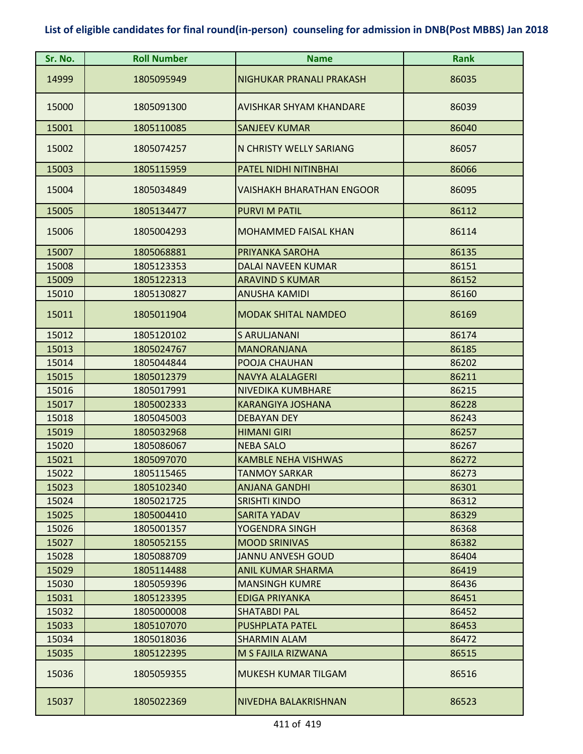**List of eligible candidates for final round(in-person) counseling for admission in DNB(Post MBBS) Jan 2018**

| Sr. No. | Roll Number | Name | Rank |
|---|---|---|---|
| 14999 | 1805095949 | NIGHUKAR PRANALI PRAKASH | 86035 |
| 15000 | 1805091300 | AVISHKAR SHYAM KHANDARE | 86039 |
| 15001 | 1805110085 | SANJEEV KUMAR | 86040 |
| 15002 | 1805074257 | N CHRISTY WELLY SARIANG | 86057 |
| 15003 | 1805115959 | PATEL NIDHI NITINBHAI | 86066 |
| 15004 | 1805034849 | VAISHAKH BHARATHAN ENGOOR | 86095 |
| 15005 | 1805134477 | PURVI M PATIL | 86112 |
| 15006 | 1805004293 | MOHAMMED FAISAL KHAN | 86114 |
| 15007 | 1805068881 | PRIYANKA SAROHA | 86135 |
| 15008 | 1805123353 | DALAI NAVEEN KUMAR | 86151 |
| 15009 | 1805122313 | ARAVIND S KUMAR | 86152 |
| 15010 | 1805130827 | ANUSHA KAMIDI | 86160 |
| 15011 | 1805011904 | MODAK SHITAL NAMDEO | 86169 |
| 15012 | 1805120102 | S ARULJANANI | 86174 |
| 15013 | 1805024767 | MANORANJANA | 86185 |
| 15014 | 1805044844 | POOJA CHAUHAN | 86202 |
| 15015 | 1805012379 | NAVYA ALALAGERI | 86211 |
| 15016 | 1805017991 | NIVEDIKA KUMBHARE | 86215 |
| 15017 | 1805002333 | KARANGIYA JOSHANA | 86228 |
| 15018 | 1805045003 | DEBAYAN DEY | 86243 |
| 15019 | 1805032968 | HIMANI GIRI | 86257 |
| 15020 | 1805086067 | NEBA SALO | 86267 |
| 15021 | 1805097070 | KAMBLE NEHA VISHWAS | 86272 |
| 15022 | 1805115465 | TANMOY SARKAR | 86273 |
| 15023 | 1805102340 | ANJANA GANDHI | 86301 |
| 15024 | 1805021725 | SRISHTI KINDO | 86312 |
| 15025 | 1805004410 | SARITA YADAV | 86329 |
| 15026 | 1805001357 | YOGENDRA SINGH | 86368 |
| 15027 | 1805052155 | MOOD SRINIVAS | 86382 |
| 15028 | 1805088709 | JANNU ANVESH GOUD | 86404 |
| 15029 | 1805114488 | ANIL KUMAR SHARMA | 86419 |
| 15030 | 1805059396 | MANSINGH KUMRE | 86436 |
| 15031 | 1805123395 | EDIGA PRIYANKA | 86451 |
| 15032 | 1805000008 | SHATABDI PAL | 86452 |
| 15033 | 1805107070 | PUSHPLATA PATEL | 86453 |
| 15034 | 1805018036 | SHARMIN ALAM | 86472 |
| 15035 | 1805122395 | M S FAJILA RIZWANA | 86515 |
| 15036 | 1805059355 | MUKESH KUMAR TILGAM | 86516 |
| 15037 | 1805022369 | NIVEDHA BALAKRISHNAN | 86523 |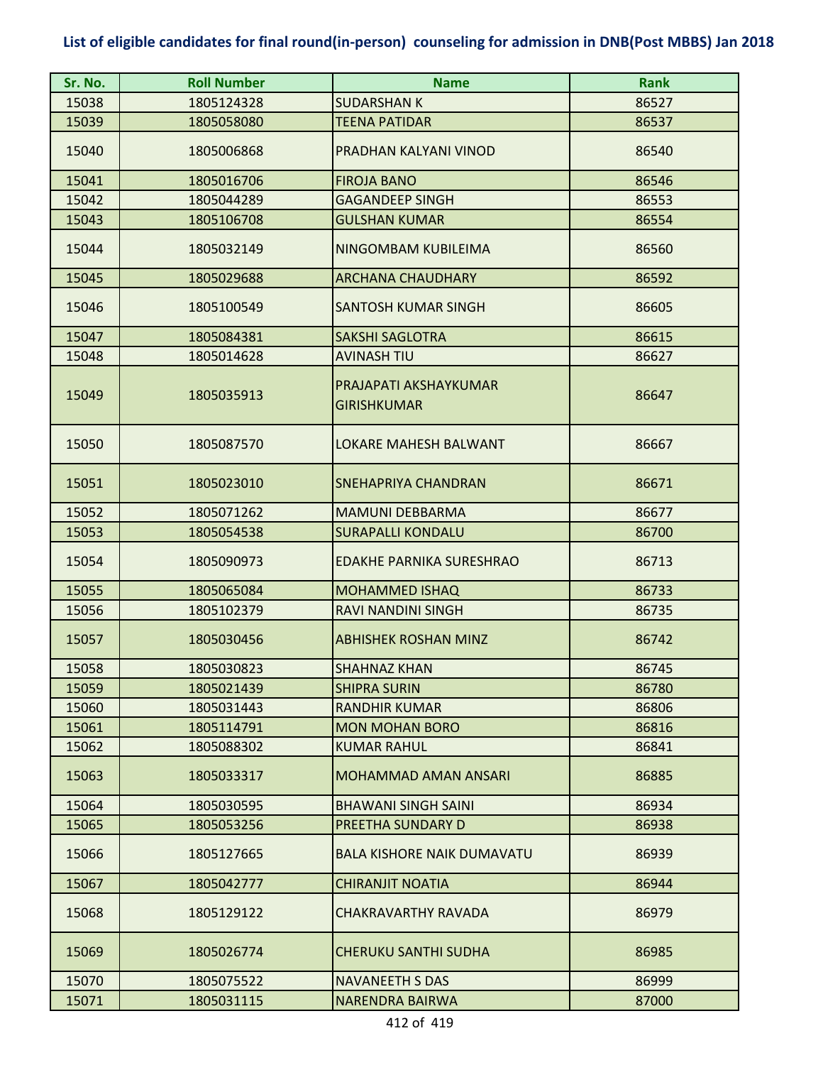**List of eligible candidates for final round(in-person) counseling for admission in DNB(Post MBBS) Jan 2018**

| Sr. No. | Roll Number | Name | Rank |
|---|---|---|---|
| 15038 | 1805124328 | SUDARSHAN K | 86527 |
| 15039 | 1805058080 | TEENA PATIDAR | 86537 |
| 15040 | 1805006868 | PRADHAN KALYANI VINOD | 86540 |
| 15041 | 1805016706 | FIROJA BANO | 86546 |
| 15042 | 1805044289 | GAGANDEEP SINGH | 86553 |
| 15043 | 1805106708 | GULSHAN KUMAR | 86554 |
| 15044 | 1805032149 | NINGOMBAM KUBILEIMA | 86560 |
| 15045 | 1805029688 | ARCHANA CHAUDHARY | 86592 |
| 15046 | 1805100549 | SANTOSH KUMAR SINGH | 86605 |
| 15047 | 1805084381 | SAKSHI SAGLOTRA | 86615 |
| 15048 | 1805014628 | AVINASH TIU | 86627 |
| 15049 | 1805035913 | PRAJAPATI AKSHAYKUMAR GIRISHKUMAR | 86647 |
| 15050 | 1805087570 | LOKARE MAHESH BALWANT | 86667 |
| 15051 | 1805023010 | SNEHAPRIYA CHANDRAN | 86671 |
| 15052 | 1805071262 | MAMUNI DEBBARMA | 86677 |
| 15053 | 1805054538 | SURAPALLI KONDALU | 86700 |
| 15054 | 1805090973 | EDAKHE PARNIKA SURESHRAO | 86713 |
| 15055 | 1805065084 | MOHAMMED ISHAQ | 86733 |
| 15056 | 1805102379 | RAVI NANDINI SINGH | 86735 |
| 15057 | 1805030456 | ABHISHEK ROSHAN MINZ | 86742 |
| 15058 | 1805030823 | SHAHNAZ KHAN | 86745 |
| 15059 | 1805021439 | SHIPRA SURIN | 86780 |
| 15060 | 1805031443 | RANDHIR KUMAR | 86806 |
| 15061 | 1805114791 | MON MOHAN BORO | 86816 |
| 15062 | 1805088302 | KUMAR RAHUL | 86841 |
| 15063 | 1805033317 | MOHAMMAD AMAN ANSARI | 86885 |
| 15064 | 1805030595 | BHAWANI SINGH SAINI | 86934 |
| 15065 | 1805053256 | PREETHA SUNDARY D | 86938 |
| 15066 | 1805127665 | BALA KISHORE NAIK DUMAVATU | 86939 |
| 15067 | 1805042777 | CHIRANJIT NOATIA | 86944 |
| 15068 | 1805129122 | CHAKRAVARTHY RAVADA | 86979 |
| 15069 | 1805026774 | CHERUKU SANTHI SUDHA | 86985 |
| 15070 | 1805075522 | NAVANEETH S DAS | 86999 |
| 15071 | 1805031115 | NARENDRA BAIRWA | 87000 |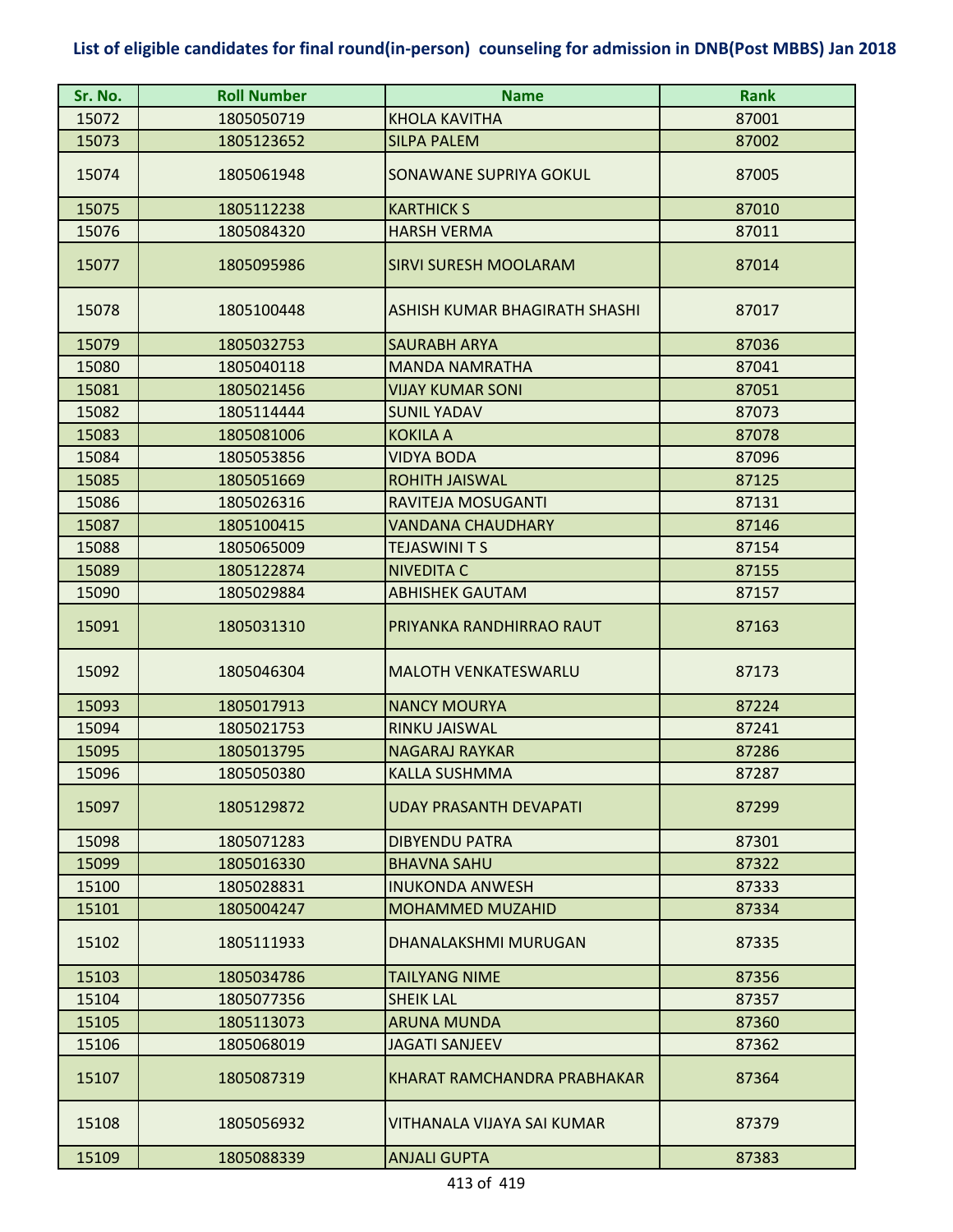**List of eligible candidates for final round(in-person) counseling for admission in DNB(Post MBBS) Jan 2018**

| Sr. No. | Roll Number | Name | Rank |
|---|---|---|---|
| 15072 | 1805050719 | KHOLA KAVITHA | 87001 |
| 15073 | 1805123652 | SILPA PALEM | 87002 |
| 15074 | 1805061948 | SONAWANE SUPRIYA GOKUL | 87005 |
| 15075 | 1805112238 | KARTHICK S | 87010 |
| 15076 | 1805084320 | HARSH VERMA | 87011 |
| 15077 | 1805095986 | SIRVI SURESH MOOLARAM | 87014 |
| 15078 | 1805100448 | ASHISH KUMAR BHAGIRATH SHASHI | 87017 |
| 15079 | 1805032753 | SAURABH ARYA | 87036 |
| 15080 | 1805040118 | MANDA NAMRATHA | 87041 |
| 15081 | 1805021456 | VIJAY KUMAR SONI | 87051 |
| 15082 | 1805114444 | SUNIL YADAV | 87073 |
| 15083 | 1805081006 | KOKILA A | 87078 |
| 15084 | 1805053856 | VIDYA BODA | 87096 |
| 15085 | 1805051669 | ROHITH JAISWAL | 87125 |
| 15086 | 1805026316 | RAVITEJA MOSUGANTI | 87131 |
| 15087 | 1805100415 | VANDANA CHAUDHARY | 87146 |
| 15088 | 1805065009 | TEJASWINI T S | 87154 |
| 15089 | 1805122874 | NIVEDITA C | 87155 |
| 15090 | 1805029884 | ABHISHEK GAUTAM | 87157 |
| 15091 | 1805031310 | PRIYANKA RANDHIRRAO RAUT | 87163 |
| 15092 | 1805046304 | MALOTH VENKATESWARLU | 87173 |
| 15093 | 1805017913 | NANCY MOURYA | 87224 |
| 15094 | 1805021753 | RINKU JAISWAL | 87241 |
| 15095 | 1805013795 | NAGARAJ RAYKAR | 87286 |
| 15096 | 1805050380 | KALLA SUSHMMA | 87287 |
| 15097 | 1805129872 | UDAY PRASANTH DEVAPATI | 87299 |
| 15098 | 1805071283 | DIBYENDU PATRA | 87301 |
| 15099 | 1805016330 | BHAVNA SAHU | 87322 |
| 15100 | 1805028831 | INUKONDA ANWESH | 87333 |
| 15101 | 1805004247 | MOHAMMED MUZAHID | 87334 |
| 15102 | 1805111933 | DHANALAKSHMI MURUGAN | 87335 |
| 15103 | 1805034786 | TAILYANG NIME | 87356 |
| 15104 | 1805077356 | SHEIK LAL | 87357 |
| 15105 | 1805113073 | ARUNA MUNDA | 87360 |
| 15106 | 1805068019 | JAGATI SANJEEV | 87362 |
| 15107 | 1805087319 | KHARAT RAMCHANDRA PRABHAKAR | 87364 |
| 15108 | 1805056932 | VITHANALA VIJAYA SAI KUMAR | 87379 |
| 15109 | 1805088339 | ANJALI GUPTA | 87383 |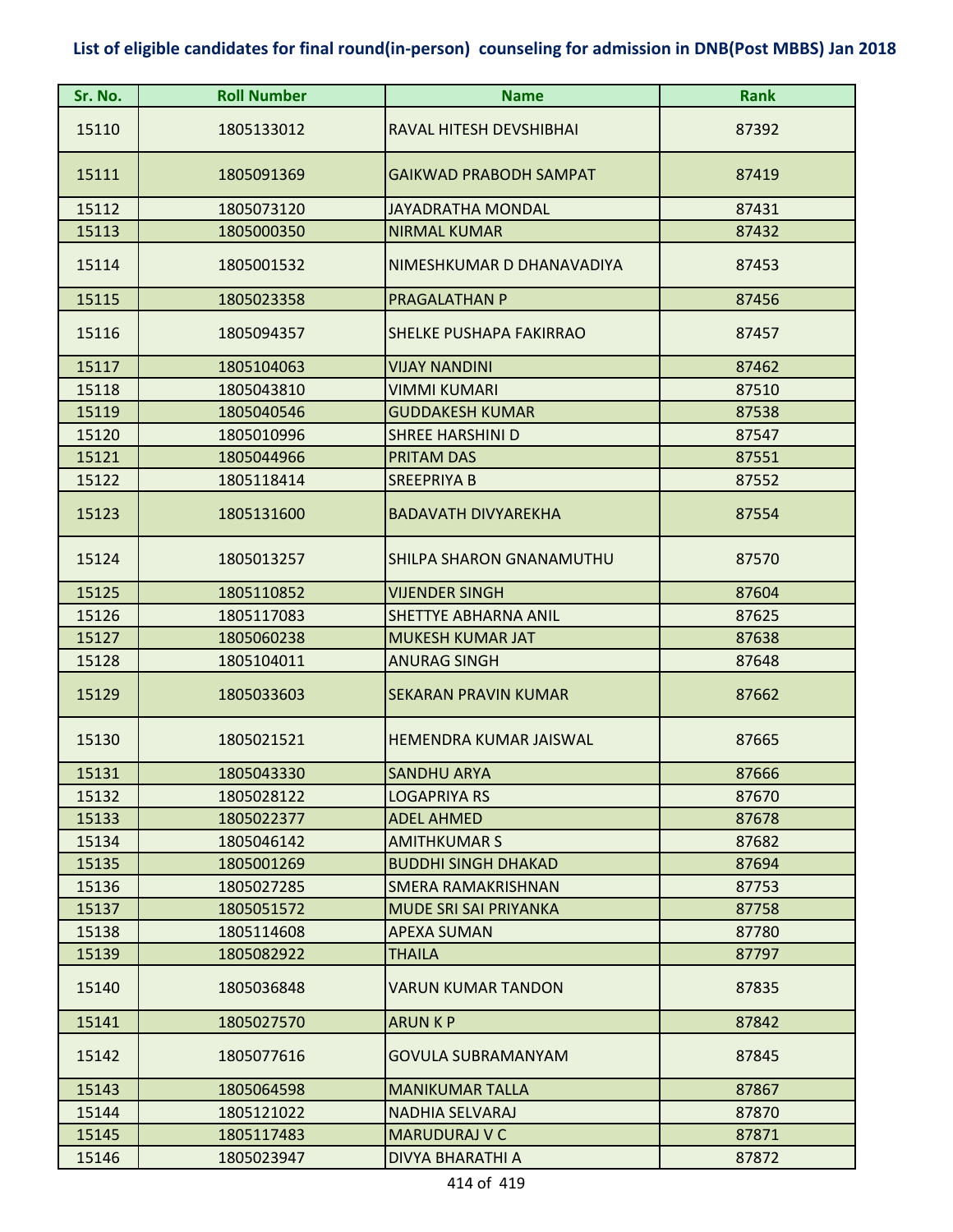# List of eligible candidates for final round(in-person) counseling for admission in DNB(Post MBBS) Jan 2018

| Sr. No. | Roll Number | Name | Rank |
|---|---|---|---|
| 15110 | 1805133012 | RAVAL HITESH DEVSHIBHAI | 87392 |
| 15111 | 1805091369 | GAIKWAD PRABODH SAMPAT | 87419 |
| 15112 | 1805073120 | JAYADRATHA MONDAL | 87431 |
| 15113 | 1805000350 | NIRMAL KUMAR | 87432 |
| 15114 | 1805001532 | NIMESHKUMAR D DHANAVADIYA | 87453 |
| 15115 | 1805023358 | PRAGALATHAN P | 87456 |
| 15116 | 1805094357 | SHELKE PUSHAPA FAKIRRAO | 87457 |
| 15117 | 1805104063 | VIJAY NANDINI | 87462 |
| 15118 | 1805043810 | VIMMI KUMARI | 87510 |
| 15119 | 1805040546 | GUDDAKESH KUMAR | 87538 |
| 15120 | 1805010996 | SHREE HARSHINI D | 87547 |
| 15121 | 1805044966 | PRITAM DAS | 87551 |
| 15122 | 1805118414 | SREEPRIYA B | 87552 |
| 15123 | 1805131600 | BADAVATH DIVYAREKHA | 87554 |
| 15124 | 1805013257 | SHILPA SHARON GNANAMUTHU | 87570 |
| 15125 | 1805110852 | VIJENDER SINGH | 87604 |
| 15126 | 1805117083 | SHETTYE ABHARNA ANIL | 87625 |
| 15127 | 1805060238 | MUKESH KUMAR JAT | 87638 |
| 15128 | 1805104011 | ANURAG SINGH | 87648 |
| 15129 | 1805033603 | SEKARAN PRAVIN KUMAR | 87662 |
| 15130 | 1805021521 | HEMENDRA KUMAR JAISWAL | 87665 |
| 15131 | 1805043330 | SANDHU ARYA | 87666 |
| 15132 | 1805028122 | LOGAPRIYA RS | 87670 |
| 15133 | 1805022377 | ADEL AHMED | 87678 |
| 15134 | 1805046142 | AMITHKUMAR S | 87682 |
| 15135 | 1805001269 | BUDDHI SINGH DHAKAD | 87694 |
| 15136 | 1805027285 | SMERA RAMAKRISHNAN | 87753 |
| 15137 | 1805051572 | MUDE SRI SAI PRIYANKA | 87758 |
| 15138 | 1805114608 | APEXA SUMAN | 87780 |
| 15139 | 1805082922 | THAILA | 87797 |
| 15140 | 1805036848 | VARUN KUMAR TANDON | 87835 |
| 15141 | 1805027570 | ARUN K P | 87842 |
| 15142 | 1805077616 | GOVULA SUBRAMANYAM | 87845 |
| 15143 | 1805064598 | MANIKUMAR TALLA | 87867 |
| 15144 | 1805121022 | NADHIA SELVARAJ | 87870 |
| 15145 | 1805117483 | MARUDURAJ V C | 87871 |
| 15146 | 1805023947 | DIVYA BHARATHI A | 87872 |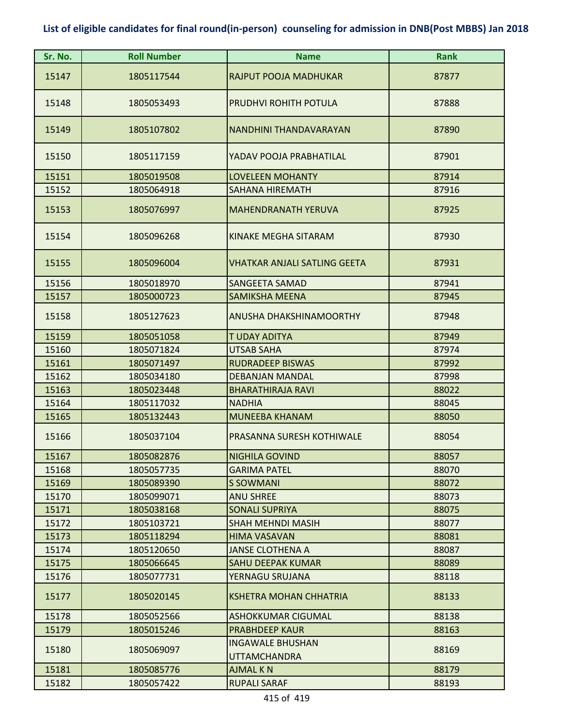**List of eligible candidates for final round(in-person) counseling for admission in DNB(Post MBBS) Jan 2018**

| Sr. No. | Roll Number | Name | Rank |
|---|---|---|---|
| 15147 | 1805117544 | RAJPUT POOJA MADHUKAR | 87877 |
| 15148 | 1805053493 | PRUDHVI ROHITH POTULA | 87888 |
| 15149 | 1805107802 | NANDHINI THANDAVARAYAN | 87890 |
| 15150 | 1805117159 | YADAV POOJA PRABHATILAL | 87901 |
| 15151 | 1805019508 | LOVELEEN MOHANTY | 87914 |
| 15152 | 1805064918 | SAHANA HIREMATH | 87916 |
| 15153 | 1805076997 | MAHENDRANATH YERUVA | 87925 |
| 15154 | 1805096268 | KINAKE MEGHA SITARAM | 87930 |
| 15155 | 1805096004 | VHATKAR ANJALI SATLING GEETA | 87931 |
| 15156 | 1805018970 | SANGEETA SAMAD | 87941 |
| 15157 | 1805000723 | SAMIKSHA MEENA | 87945 |
| 15158 | 1805127623 | ANUSHA DHAKSHINAMOORTHY | 87948 |
| 15159 | 1805051058 | T UDAY ADITYA | 87949 |
| 15160 | 1805071824 | UTSAB SAHA | 87974 |
| 15161 | 1805071497 | RUDRADEEP BISWAS | 87992 |
| 15162 | 1805034180 | DEBANJAN MANDAL | 87998 |
| 15163 | 1805023448 | BHARATHIRAJA RAVI | 88022 |
| 15164 | 1805117032 | NADHIA | 88045 |
| 15165 | 1805132443 | MUNEEBA KHANAM | 88050 |
| 15166 | 1805037104 | PRASANNA SURESH KOTHIWALE | 88054 |
| 15167 | 1805082876 | NIGHILA GOVIND | 88057 |
| 15168 | 1805057735 | GARIMA PATEL | 88070 |
| 15169 | 1805089390 | S SOWMANI | 88072 |
| 15170 | 1805099071 | ANU SHREE | 88073 |
| 15171 | 1805038168 | SONALI SUPRIYA | 88075 |
| 15172 | 1805103721 | SHAH MEHNDI MASIH | 88077 |
| 15173 | 1805118294 | HIMA VASAVAN | 88081 |
| 15174 | 1805120650 | JANSE CLOTHENA A | 88087 |
| 15175 | 1805066645 | SAHU DEEPAK KUMAR | 88089 |
| 15176 | 1805077731 | YERNAGU SRUJANA | 88118 |
| 15177 | 1805020145 | KSHETRA MOHAN CHHATRIA | 88133 |
| 15178 | 1805052566 | ASHOKKUMAR CIGUMAL | 88138 |
| 15179 | 1805015246 | PRABHDEEP KAUR | 88163 |
| 15180 | 1805069097 | INGAWALE BHUSHAN UTTAMCHANDRA | 88169 |
| 15181 | 1805085776 | AJMAL K N | 88179 |
| 15182 | 1805057422 | RUPALI SARAF | 88193 |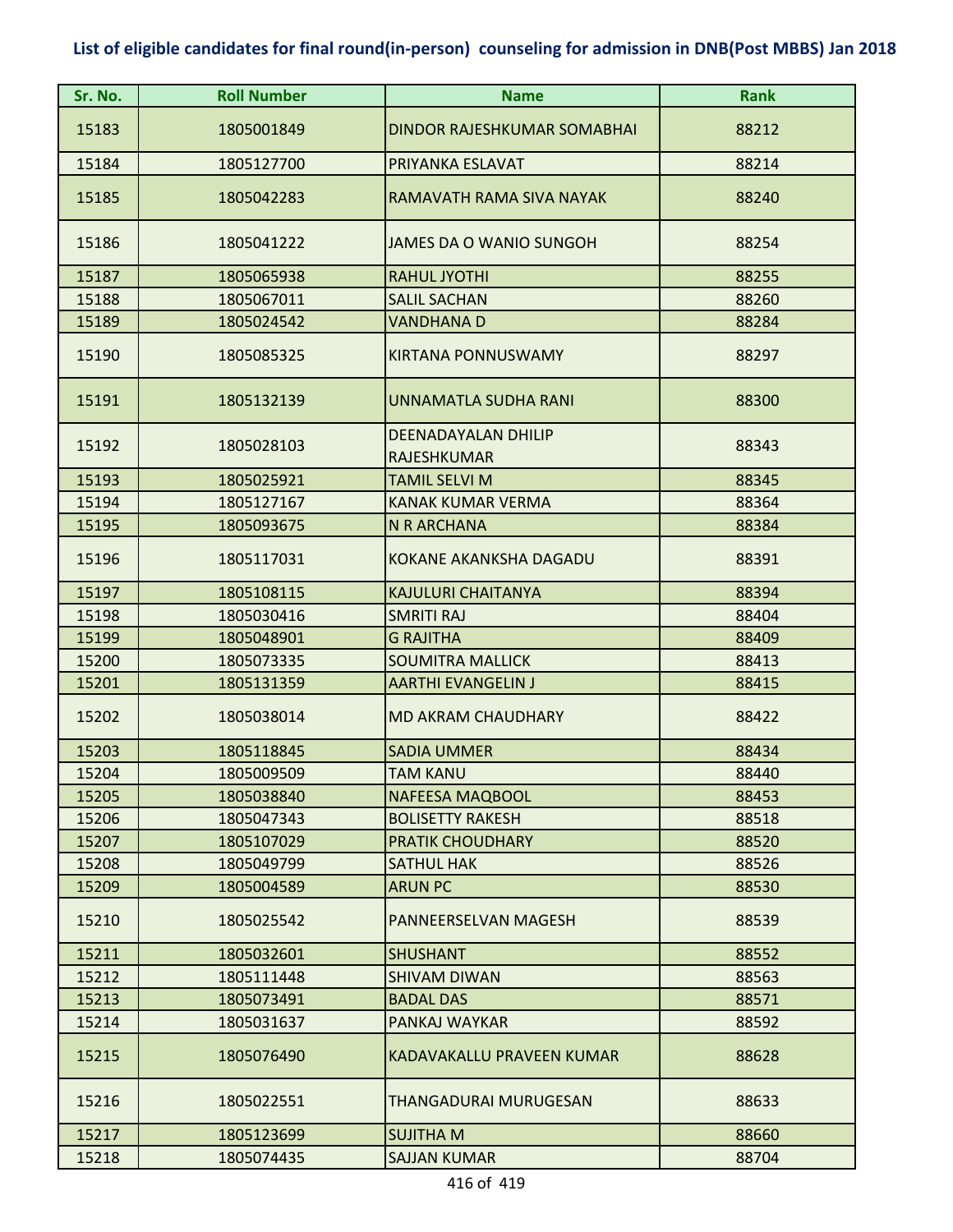## List of eligible candidates for final round(in-person) counseling for admission in DNB(Post MBBS) Jan 2018

| Sr. No. | Roll Number | Name | Rank |
|---|---|---|---|
| 15183 | 1805001849 | DINDOR RAJESHKUMAR SOMABHAI | 88212 |
| 15184 | 1805127700 | PRIYANKA ESLAVAT | 88214 |
| 15185 | 1805042283 | RAMAVATH RAMA SIVA NAYAK | 88240 |
| 15186 | 1805041222 | JAMES DA O WANIO SUNGOH | 88254 |
| 15187 | 1805065938 | RAHUL JYOTHI | 88255 |
| 15188 | 1805067011 | SALIL SACHAN | 88260 |
| 15189 | 1805024542 | VANDHANA D | 88284 |
| 15190 | 1805085325 | KIRTANA PONNUSWAMY | 88297 |
| 15191 | 1805132139 | UNNAMATLA SUDHA RANI | 88300 |
| 15192 | 1805028103 | DEENADAYALAN DHILIP RAJESHKUMAR | 88343 |
| 15193 | 1805025921 | TAMIL SELVI M | 88345 |
| 15194 | 1805127167 | KANAK KUMAR VERMA | 88364 |
| 15195 | 1805093675 | N R ARCHANA | 88384 |
| 15196 | 1805117031 | KOKANE AKANKSHA DAGADU | 88391 |
| 15197 | 1805108115 | KAJULURI CHAITANYA | 88394 |
| 15198 | 1805030416 | SMRITI RAJ | 88404 |
| 15199 | 1805048901 | G RAJITHA | 88409 |
| 15200 | 1805073335 | SOUMITRA MALLICK | 88413 |
| 15201 | 1805131359 | AARTHI EVANGELIN J | 88415 |
| 15202 | 1805038014 | MD AKRAM CHAUDHARY | 88422 |
| 15203 | 1805118845 | SADIA UMMER | 88434 |
| 15204 | 1805009509 | TAM KANU | 88440 |
| 15205 | 1805038840 | NAFEESA MAQBOOL | 88453 |
| 15206 | 1805047343 | BOLISETTY RAKESH | 88518 |
| 15207 | 1805107029 | PRATIK CHOUDHARY | 88520 |
| 15208 | 1805049799 | SATHUL HAK | 88526 |
| 15209 | 1805004589 | ARUN PC | 88530 |
| 15210 | 1805025542 | PANNEERSELVAN MAGESH | 88539 |
| 15211 | 1805032601 | SHUSHANT | 88552 |
| 15212 | 1805111448 | SHIVAM DIWAN | 88563 |
| 15213 | 1805073491 | BADAL DAS | 88571 |
| 15214 | 1805031637 | PANKAJ WAYKAR | 88592 |
| 15215 | 1805076490 | KADAVAKALLU PRAVEEN KUMAR | 88628 |
| 15216 | 1805022551 | THANGADURAI MURUGESAN | 88633 |
| 15217 | 1805123699 | SUJITHA M | 88660 |
| 15218 | 1805074435 | SAJJAN KUMAR | 88704 |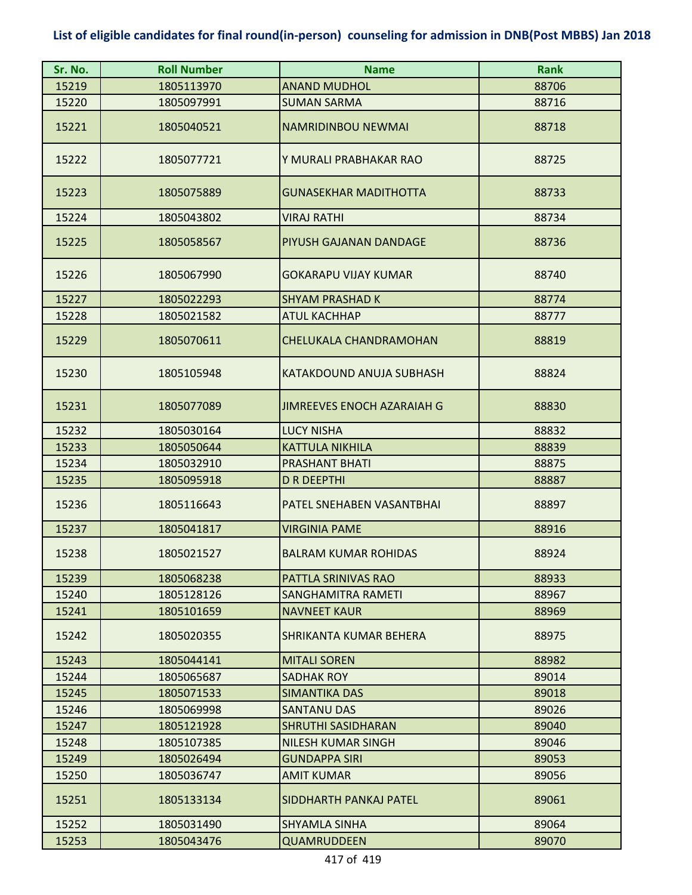**List of eligible candidates for final round(in-person) counseling for admission in DNB(Post MBBS) Jan 2018**

| Sr. No. | Roll Number | Name | Rank |
|---|---|---|---|
| 15219 | 1805113970 | ANAND MUDHOL | 88706 |
| 15220 | 1805097991 | SUMAN SARMA | 88716 |
| 15221 | 1805040521 | NAMRIDINBOU NEWMAI | 88718 |
| 15222 | 1805077721 | Y MURALI PRABHAKAR RAO | 88725 |
| 15223 | 1805075889 | GUNASEKHAR MADITHOTTA | 88733 |
| 15224 | 1805043802 | VIRAJ RATHI | 88734 |
| 15225 | 1805058567 | PIYUSH GAJANAN DANDAGE | 88736 |
| 15226 | 1805067990 | GOKARAPU VIJAY KUMAR | 88740 |
| 15227 | 1805022293 | SHYAM PRASHAD K | 88774 |
| 15228 | 1805021582 | ATUL KACHHAP | 88777 |
| 15229 | 1805070611 | CHELUKALA CHANDRAMOHAN | 88819 |
| 15230 | 1805105948 | KATAKDOUND ANUJA SUBHASH | 88824 |
| 15231 | 1805077089 | JIMREEVES ENOCH AZARAIAH G | 88830 |
| 15232 | 1805030164 | LUCY NISHA | 88832 |
| 15233 | 1805050644 | KATTULA NIKHILA | 88839 |
| 15234 | 1805032910 | PRASHANT BHATI | 88875 |
| 15235 | 1805095918 | D R DEEPTHI | 88887 |
| 15236 | 1805116643 | PATEL SNEHABEN VASANTBHAI | 88897 |
| 15237 | 1805041817 | VIRGINIA PAME | 88916 |
| 15238 | 1805021527 | BALRAM KUMAR ROHIDAS | 88924 |
| 15239 | 1805068238 | PATTLA SRINIVAS RAO | 88933 |
| 15240 | 1805128126 | SANGHAMITRA RAMETI | 88967 |
| 15241 | 1805101659 | NAVNEET KAUR | 88969 |
| 15242 | 1805020355 | SHRIKANTA KUMAR BEHERA | 88975 |
| 15243 | 1805044141 | MITALI SOREN | 88982 |
| 15244 | 1805065687 | SADHAK ROY | 89014 |
| 15245 | 1805071533 | SIMANTIKA DAS | 89018 |
| 15246 | 1805069998 | SANTANU DAS | 89026 |
| 15247 | 1805121928 | SHRUTHI SASIDHARAN | 89040 |
| 15248 | 1805107385 | NILESH KUMAR SINGH | 89046 |
| 15249 | 1805026494 | GUNDAPPA SIRI | 89053 |
| 15250 | 1805036747 | AMIT KUMAR | 89056 |
| 15251 | 1805133134 | SIDDHARTH PANKAJ PATEL | 89061 |
| 15252 | 1805031490 | SHYAMLA SINHA | 89064 |
| 15253 | 1805043476 | QUAMRUDDEEN | 89070 |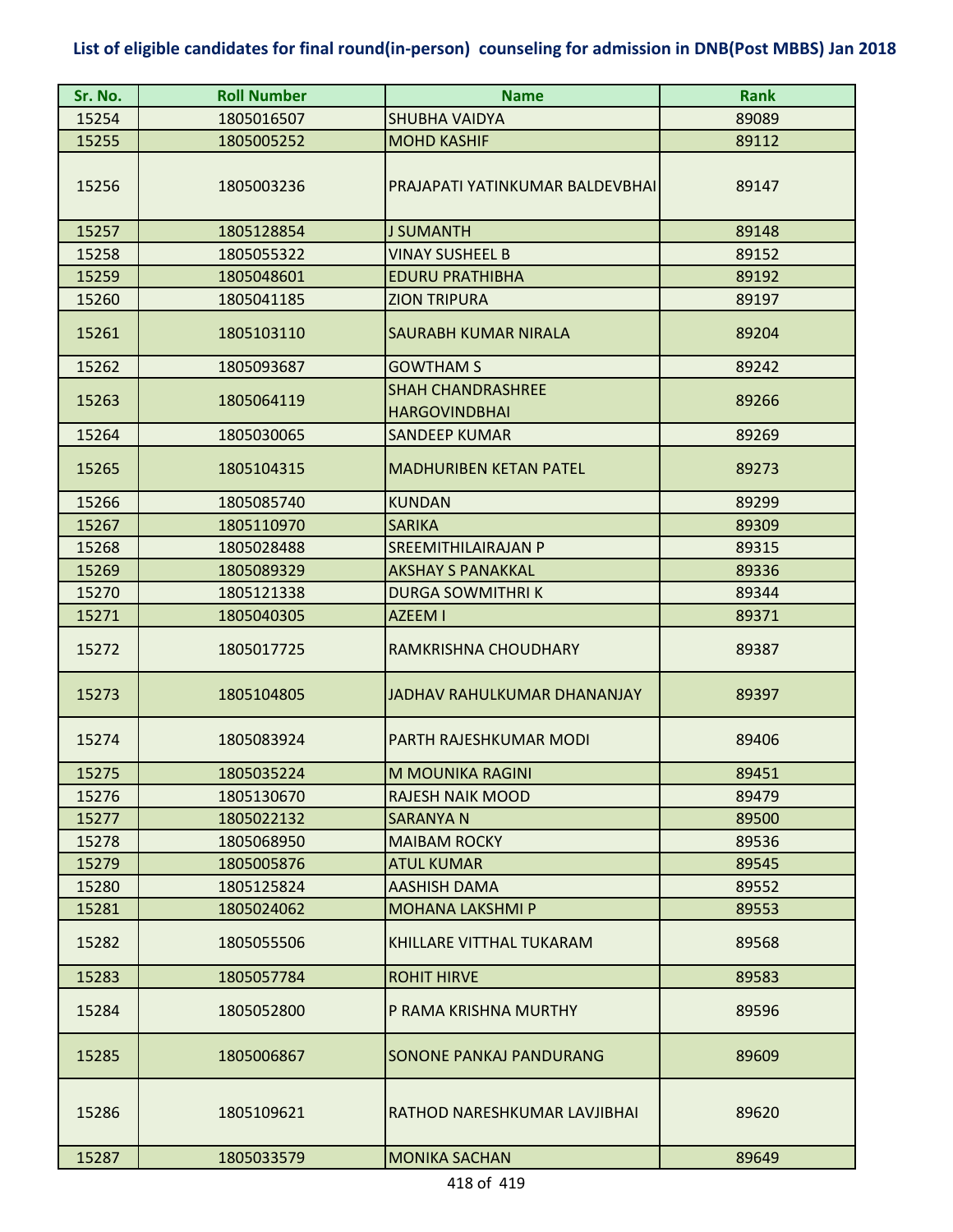## List of eligible candidates for final round(in-person) counseling for admission in DNB(Post MBBS) Jan 2018

| Sr. No. | Roll Number | Name | Rank |
|---|---|---|---|
| 15254 | 1805016507 | SHUBHA VAIDYA | 89089 |
| 15255 | 1805005252 | MOHD KASHIF | 89112 |
| 15256 | 1805003236 | PRAJAPATI YATINKUMAR BALDEVBHAI | 89147 |
| 15257 | 1805128854 | J SUMANTH | 89148 |
| 15258 | 1805055322 | VINAY SUSHEEL B | 89152 |
| 15259 | 1805048601 | EDURU PRATHIBHA | 89192 |
| 15260 | 1805041185 | ZION TRIPURA | 89197 |
| 15261 | 1805103110 | SAURABH KUMAR NIRALA | 89204 |
| 15262 | 1805093687 | GOWTHAM S | 89242 |
| 15263 | 1805064119 | SHAH CHANDRASHREE HARGOVINDBHAI | 89266 |
| 15264 | 1805030065 | SANDEEP KUMAR | 89269 |
| 15265 | 1805104315 | MADHURIBEN KETAN PATEL | 89273 |
| 15266 | 1805085740 | KUNDAN | 89299 |
| 15267 | 1805110970 | SARIKA | 89309 |
| 15268 | 1805028488 | SREEMITHILAIRAJAN P | 89315 |
| 15269 | 1805089329 | AKSHAY S PANAKKAL | 89336 |
| 15270 | 1805121338 | DURGA SOWMITHRI K | 89344 |
| 15271 | 1805040305 | AZEEM I | 89371 |
| 15272 | 1805017725 | RAMKRISHNA CHOUDHARY | 89387 |
| 15273 | 1805104805 | JADHAV RAHULKUMAR DHANANJAY | 89397 |
| 15274 | 1805083924 | PARTH RAJESHKUMAR MODI | 89406 |
| 15275 | 1805035224 | M MOUNIKA RAGINI | 89451 |
| 15276 | 1805130670 | RAJESH NAIK MOOD | 89479 |
| 15277 | 1805022132 | SARANYA N | 89500 |
| 15278 | 1805068950 | MAIBAM ROCKY | 89536 |
| 15279 | 1805005876 | ATUL KUMAR | 89545 |
| 15280 | 1805125824 | AASHISH DAMA | 89552 |
| 15281 | 1805024062 | MOHANA LAKSHMI P | 89553 |
| 15282 | 1805055506 | KHILLARE VITTHAL TUKARAM | 89568 |
| 15283 | 1805057784 | ROHIT HIRVE | 89583 |
| 15284 | 1805052800 | P RAMA KRISHNA MURTHY | 89596 |
| 15285 | 1805006867 | SONONE PANKAJ PANDURANG | 89609 |
| 15286 | 1805109621 | RATHOD NARESHKUMAR LAVJIBHAI | 89620 |
| 15287 | 1805033579 | MONIKA SACHAN | 89649 |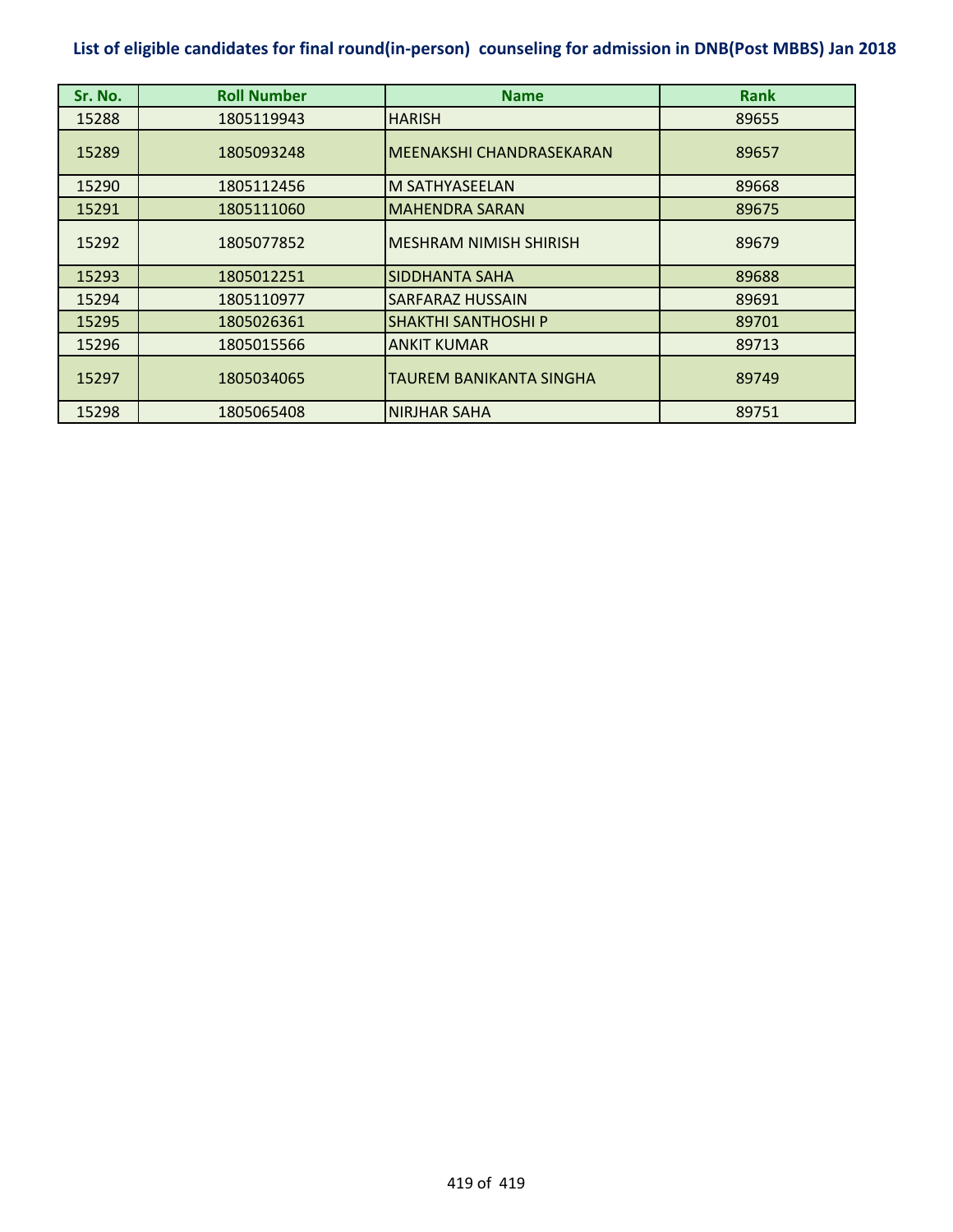**List of eligible candidates for final round(in-person) counseling for admission in DNB(Post MBBS) Jan 2018**

| Sr. No. | Roll Number | Name | Rank |
|---|---|---|---|
| 15288 | 1805119943 | HARISH | 89655 |
| 15289 | 1805093248 | MEENAKSHI CHANDRASEKARAN | 89657 |
| 15290 | 1805112456 | M SATHYASEELAN | 89668 |
| 15291 | 1805111060 | MAHENDRA SARAN | 89675 |
| 15292 | 1805077852 | MESHRAM NIMISH SHIRISH | 89679 |
| 15293 | 1805012251 | SIDDHANTA SAHA | 89688 |
| 15294 | 1805110977 | SARFARAZ HUSSAIN | 89691 |
| 15295 | 1805026361 | SHAKTHI SANTHOSHI P | 89701 |
| 15296 | 1805015566 | ANKIT KUMAR | 89713 |
| 15297 | 1805034065 | TAUREM BANIKANTA SINGHA | 89749 |
| 15298 | 1805065408 | NIRJHAR SAHA | 89751 |